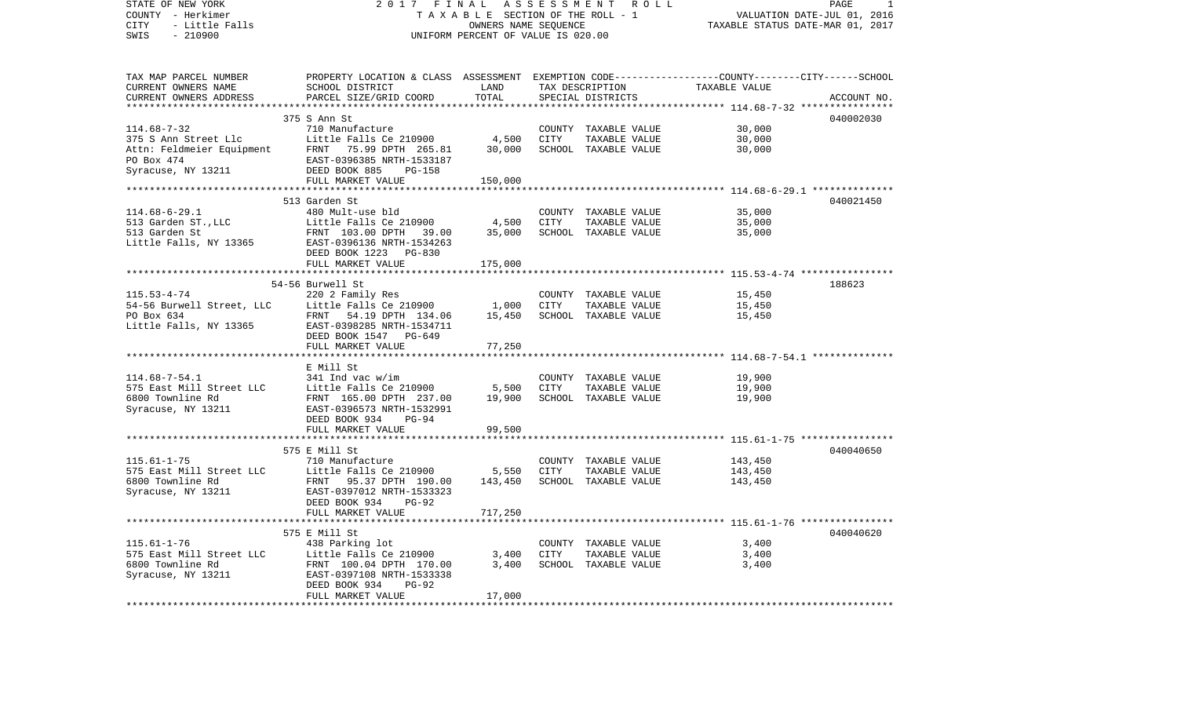STATE OF NEW YORK
COUNTY - Herkimer
CITY - Little Falls
SWIS - 210900

2017 FINAL ASSESSMENT ROLL
TAXABLE SECTION OF THE ROLL - 1
OWNERS NAME SEQUENCE
UNIFORM PERCENT OF VALUE IS 020.00

VALUATION DATE-JUL 01, 2016
TAXABLE STATUS DATE-MAR 01, 2017

| TAX MAP PARCEL NUMBER<br>CURRENT OWNERS NAME<br>CURRENT OWNERS ADDRESS | PROPERTY LOCATION & CLASS<br>SCHOOL DISTRICT<br>PARCEL SIZE/GRID COORD | ASSESSMENT<br>LAND<br>TOTAL | EXEMPTION CODE<br>TAX DESCRIPTION<br>SPECIAL DISTRICTS | COUNTY--------CITY------SCHOOL<br>TAXABLE VALUE | ACCOUNT NO. |
|---|---|---|---|---|---|
| 114.68-7-32 | 375 S Ann St | | | | 040002030 |
| 114.68-7-32 | 710 Manufacture | | COUNTY TAXABLE VALUE | 30,000 | |
| 375 S Ann Street Llc | Little Falls Ce 210900 | 4,500 | CITY TAXABLE VALUE | 30,000 | |
| Attn: Feldmeier Equipment | FRNT 75.99 DPTH 265.81 | 30,000 | SCHOOL TAXABLE VALUE | 30,000 | |
| PO Box 474 | EAST-0396385 NRTH-1533187 | | | | |
| Syracuse, NY 13211 | DEED BOOK 885 PG-158 | | | | |
| | FULL MARKET VALUE | 150,000 | | | |
| 114.68-6-29.1 | 513 Garden St | | | | 040021450 |
| 114.68-6-29.1 | 480 Mult-use bld | | COUNTY TAXABLE VALUE | 35,000 | |
| 513 Garden ST.,LLC | Little Falls Ce 210900 | 4,500 | CITY TAXABLE VALUE | 35,000 | |
| 513 Garden St | FRNT 103.00 DPTH 39.00 | 35,000 | SCHOOL TAXABLE VALUE | 35,000 | |
| Little Falls, NY 13365 | EAST-0396136 NRTH-1534263 | | | | |
| | DEED BOOK 1223 PG-830 | | | | |
| | FULL MARKET VALUE | 175,000 | | | |
| 115.53-4-74 | 54-56 Burwell St | | | | 188623 |
| 115.53-4-74 | 220 2 Family Res | | COUNTY TAXABLE VALUE | 15,450 | |
| 54-56 Burwell Street, LLC | Little Falls Ce 210900 | 1,000 | CITY TAXABLE VALUE | 15,450 | |
| PO Box 634 | FRNT 54.19 DPTH 134.06 | 15,450 | SCHOOL TAXABLE VALUE | 15,450 | |
| Little Falls, NY 13365 | EAST-0398285 NRTH-1534711 | | | | |
| | DEED BOOK 1547 PG-649 | | | | |
| | FULL MARKET VALUE | 77,250 | | | |
| 114.68-7-54.1 | E Mill St | | | | |
| 114.68-7-54.1 | 341 Ind vac w/im | | COUNTY TAXABLE VALUE | 19,900 | |
| 575 East Mill Street LLC | Little Falls Ce 210900 | 5,500 | CITY TAXABLE VALUE | 19,900 | |
| 6800 Townline Rd | FRNT 165.00 DPTH 237.00 | 19,900 | SCHOOL TAXABLE VALUE | 19,900 | |
| Syracuse, NY 13211 | EAST-0396573 NRTH-1532991 | | | | |
| | DEED BOOK 934 PG-94 | | | | |
| | FULL MARKET VALUE | 99,500 | | | |
| 115.61-1-75 | 575 E Mill St | | | | 040040650 |
| 115.61-1-75 | 710 Manufacture | | COUNTY TAXABLE VALUE | 143,450 | |
| 575 East Mill Street LLC | Little Falls Ce 210900 | 5,550 | CITY TAXABLE VALUE | 143,450 | |
| 6800 Townline Rd | FRNT 95.37 DPTH 190.00 | 143,450 | SCHOOL TAXABLE VALUE | 143,450 | |
| Syracuse, NY 13211 | EAST-0397012 NRTH-1533323 | | | | |
| | DEED BOOK 934 PG-92 | | | | |
| | FULL MARKET VALUE | 717,250 | | | |
| 115.61-1-76 | 575 E Mill St | | | | 040040620 |
| 115.61-1-76 | 438 Parking lot | | COUNTY TAXABLE VALUE | 3,400 | |
| 575 East Mill Street LLC | Little Falls Ce 210900 | 3,400 | CITY TAXABLE VALUE | 3,400 | |
| 6800 Townline Rd | FRNT 100.04 DPTH 170.00 | 3,400 | SCHOOL TAXABLE VALUE | 3,400 | |
| Syracuse, NY 13211 | EAST-0397108 NRTH-1533338 | | | | |
| | DEED BOOK 934 PG-92 | | | | |
| | FULL MARKET VALUE | 17,000 | | | |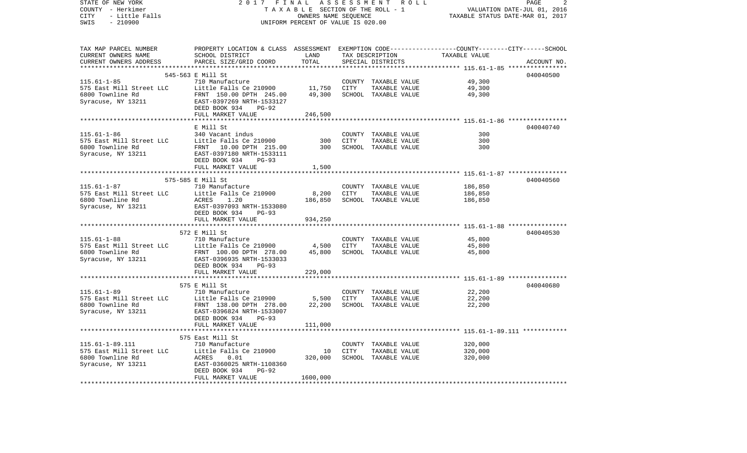STATE OF NEW YORK
COUNTY - Herkimer
CITY - Little Falls
SWIS - 210900

2 0 1 7 F I N A L A S S E S S M E N T R O L L
T A X A B L E SECTION OF THE ROLL - 1
OWNERS NAME SEQUENCE
UNIFORM PERCENT OF VALUE IS 020.00

VALUATION DATE-JUL 01, 2016
TAXABLE STATUS DATE-MAR 01, 2017

| TAX MAP PARCEL NUMBER / CURRENT OWNERS NAME / CURRENT OWNERS ADDRESS | PROPERTY LOCATION & CLASS / SCHOOL DISTRICT / PARCEL SIZE/GRID COORD | ASSESSMENT LAND / TOTAL | EXEMPTION CODE / TAX DESCRIPTION / SPECIAL DISTRICTS | TAXABLE VALUE (COUNTY--CITY--SCHOOL) | ACCOUNT NO. |
|---|---|---|---|---|---|
| **115.61-1-85** | 545-563 E Mill St | | | | 040040500 |
| 115.61-1-85 | 710 Manufacture | | COUNTY TAXABLE VALUE | 49,300 | |
| 575 East Mill Street LLC | Little Falls Ce 210900 | 11,750 | CITY TAXABLE VALUE | 49,300 | |
| 6800 Townline Rd | FRNT 150.00 DPTH 245.00 | 49,300 | SCHOOL TAXABLE VALUE | 49,300 | |
| Syracuse, NY 13211 | EAST-0397269 NRTH-1533127 | | | | |
| | DEED BOOK 934 PG-92 | | | | |
| | FULL MARKET VALUE | 246,500 | | | |
| **115.61-1-86** | E Mill St | | | | 040040740 |
| 115.61-1-86 | 340 Vacant indus | | COUNTY TAXABLE VALUE | 300 | |
| 575 East Mill Street LLC | Little Falls Ce 210900 | 300 | CITY TAXABLE VALUE | 300 | |
| 6800 Townline Rd | FRNT 10.00 DPTH 215.00 | 300 | SCHOOL TAXABLE VALUE | 300 | |
| Syracuse, NY 13211 | EAST-0397180 NRTH-1533111 | | | | |
| | DEED BOOK 934 PG-93 | | | | |
| | FULL MARKET VALUE | 1,500 | | | |
| **115.61-1-87** | 575-585 E Mill St | | | | 040040560 |
| 115.61-1-87 | 710 Manufacture | | COUNTY TAXABLE VALUE | 186,850 | |
| 575 East Mill Street LLC | Little Falls Ce 210900 | 8,200 | CITY TAXABLE VALUE | 186,850 | |
| 6800 Townline Rd | ACRES 1.20 | 186,850 | SCHOOL TAXABLE VALUE | 186,850 | |
| Syracuse, NY 13211 | EAST-0397093 NRTH-1533080 | | | | |
| | DEED BOOK 934 PG-93 | | | | |
| | FULL MARKET VALUE | 934,250 | | | |
| **115.61-1-88** | 572 E Mill St | | | | 040040530 |
| 115.61-1-88 | 710 Manufacture | | COUNTY TAXABLE VALUE | 45,800 | |
| 575 East Mill Street LLC | Little Falls Ce 210900 | 4,500 | CITY TAXABLE VALUE | 45,800 | |
| 6800 Townline Rd | FRNT 100.00 DPTH 278.00 | 45,800 | SCHOOL TAXABLE VALUE | 45,800 | |
| Syracuse, NY 13211 | EAST-0396935 NRTH-1533033 | | | | |
| | DEED BOOK 934 PG-93 | | | | |
| | FULL MARKET VALUE | 229,000 | | | |
| **115.61-1-89** | 575 E Mill St | | | | 040040680 |
| 115.61-1-89 | 710 Manufacture | | COUNTY TAXABLE VALUE | 22,200 | |
| 575 East Mill Street LLC | Little Falls Ce 210900 | 5,500 | CITY TAXABLE VALUE | 22,200 | |
| 6800 Townline Rd | FRNT 138.00 DPTH 278.00 | 22,200 | SCHOOL TAXABLE VALUE | 22,200 | |
| Syracuse, NY 13211 | EAST-0396824 NRTH-1533007 | | | | |
| | DEED BOOK 934 PG-93 | | | | |
| | FULL MARKET VALUE | 111,000 | | | |
| **115.61-1-89.111** | 575 East Mill St | | | | |
| 115.61-1-89.111 | 710 Manufacture | | COUNTY TAXABLE VALUE | 320,000 | |
| 575 East Mill Street LLC | Little Falls Ce 210900 | 10 | CITY TAXABLE VALUE | 320,000 | |
| 6800 Townline Rd | ACRES 0.01 | 320,000 | SCHOOL TAXABLE VALUE | 320,000 | |
| Syracuse, NY 13211 | EAST-0360025 NRTH-1108360 | | | | |
| | DEED BOOK 934 PG-92 | | | | |
| | FULL MARKET VALUE | 1600,000 | | | |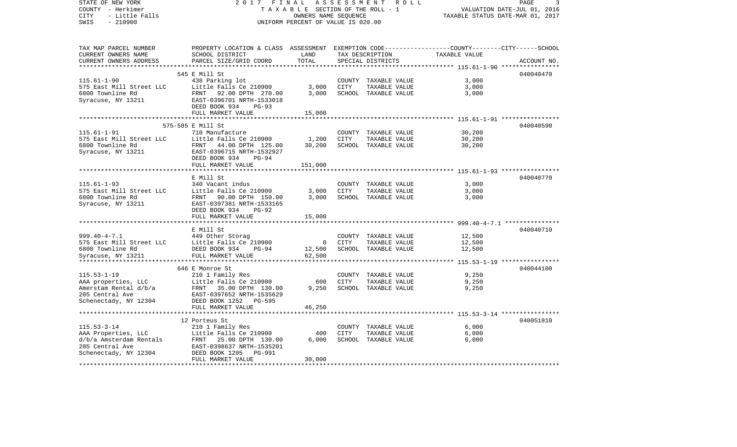STATE OF NEW YORK | 2 0 1 7 F I N A L A S S E S S M E N T R O L L
COUNTY - Herkimer | T A X A B L E SECTION OF THE ROLL - 1 | VALUATION DATE-JUL 01, 2016
CITY - Little Falls | OWNERS NAME SEQUENCE | TAXABLE STATUS DATE-MAR 01, 2017
SWIS - 210900 | UNIFORM PERCENT OF VALUE IS 020.00

| TAX MAP PARCEL NUMBER / CURRENT OWNERS NAME / CURRENT OWNERS ADDRESS | PROPERTY LOCATION & CLASS / SCHOOL DISTRICT / PARCEL SIZE/GRID COORD | ASSESSMENT LAND | TOTAL | EXEMPTION CODE / TAX DESCRIPTION / SPECIAL DISTRICTS | TAXABLE VALUE (COUNTY--------CITY------SCHOOL) | ACCOUNT NO. |
|---|---|---|---|---|---|---|
| **115.61-1-90** | 545 E Mill St | | | | | 040040470 |
| 575 East Mill Street LLC | 438 Parking lot | | | COUNTY TAXABLE VALUE | 3,000 | |
| 6800 Townline Rd | Little Falls Ce 210900 | 3,000 | | CITY TAXABLE VALUE | 3,000 | |
| Syracuse, NY 13211 | FRNT 92.00 DPTH 270.00 | | 3,000 | SCHOOL TAXABLE VALUE | 3,000 | |
| | EAST-0396701 NRTH-1533018 | | | | | |
| | DEED BOOK 934 PG-93 | | | | | |
| | FULL MARKET VALUE | | 15,000 | | | |
| **115.61-1-91** | 575-585 E Mill St | | | | | 040040590 |
| 575 East Mill Street LLC | 710 Manufacture | | | COUNTY TAXABLE VALUE | 30,200 | |
| 6800 Townline Rd | Little Falls Ce 210900 | 1,200 | | CITY TAXABLE VALUE | 30,200 | |
| Syracuse, NY 13211 | FRNT 44.00 DPTH 125.00 | | 30,200 | SCHOOL TAXABLE VALUE | 30,200 | |
| | EAST-0396715 NRTH-1532927 | | | | | |
| | DEED BOOK 934 PG-94 | | | | | |
| | FULL MARKET VALUE | | 151,000 | | | |
| **115.61-1-93** | E Mill St | | | | | 040040770 |
| 575 East Mill Street LLC | 340 Vacant indus | | | COUNTY TAXABLE VALUE | 3,000 | |
| 6800 Townline Rd | Little Falls Ce 210900 | 3,000 | | CITY TAXABLE VALUE | 3,000 | |
| Syracuse, NY 13211 | FRNT 90.00 DPTH 150.00 | | 3,000 | SCHOOL TAXABLE VALUE | 3,000 | |
| | EAST-0397381 NRTH-1533165 | | | | | |
| | DEED BOOK 934 PG-92 | | | | | |
| | FULL MARKET VALUE | | 15,000 | | | |
| **999.40-4-7.1** | E Mill St | | | | | 040040710 |
| 575 East Mill Street LLC | 449 Other Storag | | | COUNTY TAXABLE VALUE | 12,500 | |
| 6800 Townline Rd | Little Falls Ce 210900 | 0 | | CITY TAXABLE VALUE | 12,500 | |
| Syracuse, NY 13211 | DEED BOOK 934 PG-94 | | 12,500 | SCHOOL TAXABLE VALUE | 12,500 | |
| | FULL MARKET VALUE | | 62,500 | | | |
| **115.53-1-19** | 646 E Monroe St | | | | | 040044100 |
| AAA properties, LLC | 210 1 Family Res | | | COUNTY TAXABLE VALUE | 9,250 | |
| Amerstam Rental d/b/a | Little Falls Ce 210900 | 600 | | CITY TAXABLE VALUE | 9,250 | |
| 205 Central Ave | FRNT 35.00 DPTH 130.00 | | 9,250 | SCHOOL TAXABLE VALUE | 9,250 | |
| Schenectady, NY 12304 | EAST-0397652 NRTH-1535629 | | | | | |
| | DEED BOOK 1252 PG-595 | | | | | |
| | FULL MARKET VALUE | | 46,250 | | | |
| **115.53-3-14** | 12 Porteus St | | | | | 040051810 |
| AAA Properties, LLC | 210 1 Family Res | | | COUNTY TAXABLE VALUE | 6,000 | |
| d/b/a Amsterdam Rentals | Little Falls Ce 210900 | 400 | | CITY TAXABLE VALUE | 6,000 | |
| 205 Central Ave | FRNT 25.00 DPTH 130.00 | | 6,000 | SCHOOL TAXABLE VALUE | 6,000 | |
| Schenectady, NY 12304 | EAST-0398637 NRTH-1535201 | | | | | |
| | DEED BOOK 1205 PG-991 | | | | | |
| | FULL MARKET VALUE | | 30,000 | | | |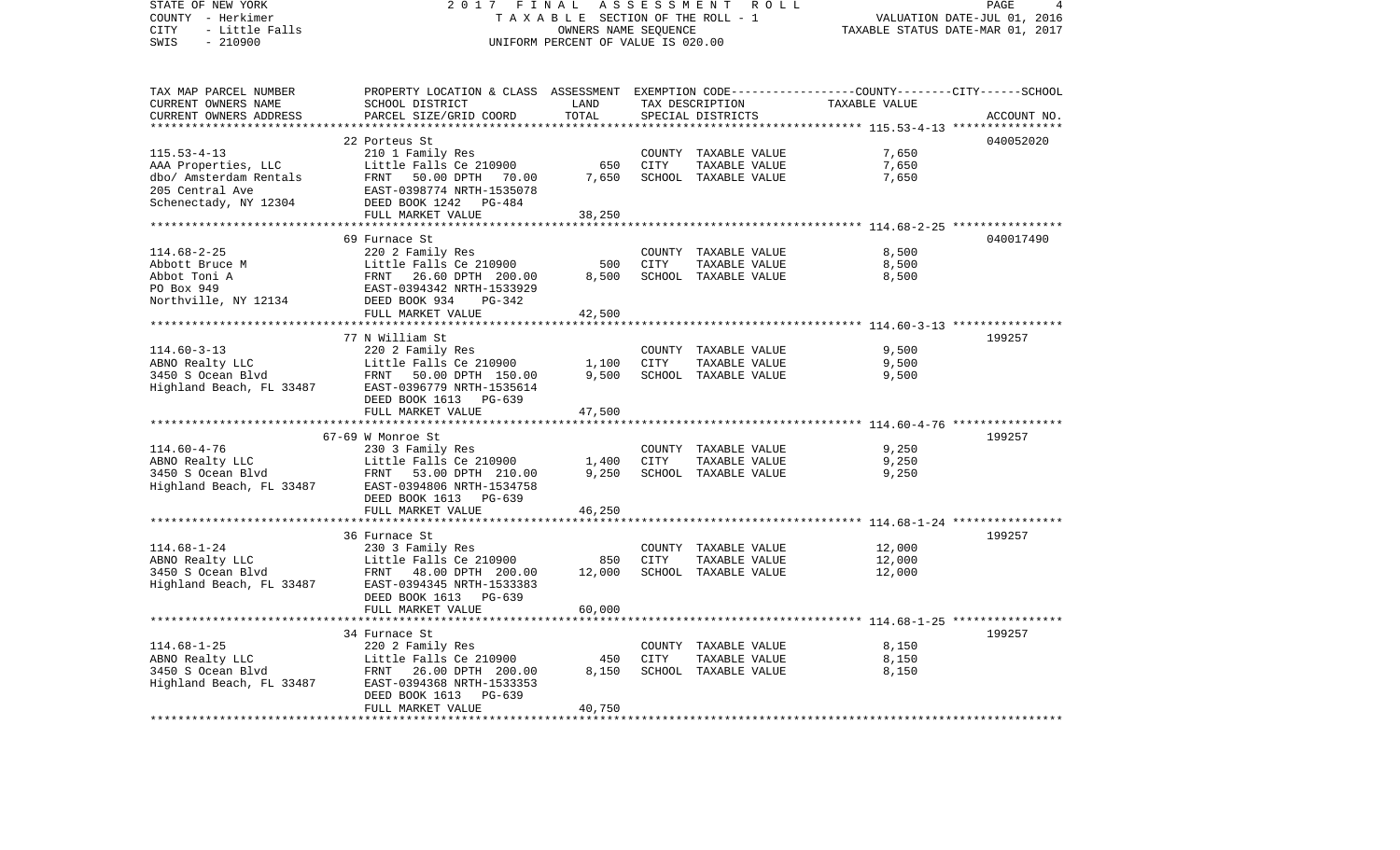STATE OF NEW YORK 2 0 1 7 F I N A L A S S E S S M E N T R O L L
COUNTY - Herkimer T A X A B L E SECTION OF THE ROLL - 1 VALUATION DATE-JUL 01, 2016
CITY - Little Falls OWNERS NAME SEQUENCE TAXABLE STATUS DATE-MAR 01, 2017
SWIS - 210900 UNIFORM PERCENT OF VALUE IS 020.00

| TAX MAP PARCEL NUMBER<br>CURRENT OWNERS NAME<br>CURRENT OWNERS ADDRESS | PROPERTY LOCATION & CLASS<br>SCHOOL DISTRICT<br>PARCEL SIZE/GRID COORD | ASSESSMENT<br>LAND<br>TOTAL | EXEMPTION CODE-----COUNTY--------CITY------SCHOOL<br>TAX DESCRIPTION<br>SPECIAL DISTRICTS | TAXABLE VALUE | ACCOUNT NO. |
|---|---|---|---|---|---|
| | 22 Porteus St | | | | 040052020 |
| 115.53-4-13 | 210 1 Family Res | | COUNTY TAXABLE VALUE | 7,650 | |
| AAA Properties, LLC | Little Falls Ce 210900 | 650 | CITY TAXABLE VALUE | 7,650 | |
| dbo/ Amsterdam Rentals | FRNT 50.00 DPTH 70.00 | 7,650 | SCHOOL TAXABLE VALUE | 7,650 | |
| 205 Central Ave | EAST-0398774 NRTH-1535078 | | | | |
| Schenectady, NY 12304 | DEED BOOK 1242 PG-484 | | | | |
| | FULL MARKET VALUE | 38,250 | | | |
| | 69 Furnace St | | | | 040017490 |
| 114.68-2-25 | 220 2 Family Res | | COUNTY TAXABLE VALUE | 8,500 | |
| Abbott Bruce M | Little Falls Ce 210900 | 500 | CITY TAXABLE VALUE | 8,500 | |
| Abbot Toni A | FRNT 26.60 DPTH 200.00 | 8,500 | SCHOOL TAXABLE VALUE | 8,500 | |
| PO Box 949 | EAST-0394342 NRTH-1533929 | | | | |
| Northville, NY 12134 | DEED BOOK 934 PG-342 | | | | |
| | FULL MARKET VALUE | 42,500 | | | |
| | 77 N William St | | | | 199257 |
| 114.60-3-13 | 220 2 Family Res | | COUNTY TAXABLE VALUE | 9,500 | |
| ABNO Realty LLC | Little Falls Ce 210900 | 1,100 | CITY TAXABLE VALUE | 9,500 | |
| 3450 S Ocean Blvd | FRNT 50.00 DPTH 150.00 | 9,500 | SCHOOL TAXABLE VALUE | 9,500 | |
| Highland Beach, FL 33487 | EAST-0396779 NRTH-1535614 | | | | |
| | DEED BOOK 1613 PG-639 | | | | |
| | FULL MARKET VALUE | 47,500 | | | |
| | 67-69 W Monroe St | | | | 199257 |
| 114.60-4-76 | 230 3 Family Res | | COUNTY TAXABLE VALUE | 9,250 | |
| ABNO Realty LLC | Little Falls Ce 210900 | 1,400 | CITY TAXABLE VALUE | 9,250 | |
| 3450 S Ocean Blvd | FRNT 53.00 DPTH 210.00 | 9,250 | SCHOOL TAXABLE VALUE | 9,250 | |
| Highland Beach, FL 33487 | EAST-0394806 NRTH-1534758 | | | | |
| | DEED BOOK 1613 PG-639 | | | | |
| | FULL MARKET VALUE | 46,250 | | | |
| | 36 Furnace St | | | | 199257 |
| 114.68-1-24 | 230 3 Family Res | | COUNTY TAXABLE VALUE | 12,000 | |
| ABNO Realty LLC | Little Falls Ce 210900 | 850 | CITY TAXABLE VALUE | 12,000 | |
| 3450 S Ocean Blvd | FRNT 48.00 DPTH 200.00 | 12,000 | SCHOOL TAXABLE VALUE | 12,000 | |
| Highland Beach, FL 33487 | EAST-0394345 NRTH-1533383 | | | | |
| | DEED BOOK 1613 PG-639 | | | | |
| | FULL MARKET VALUE | 60,000 | | | |
| | 34 Furnace St | | | | 199257 |
| 114.68-1-25 | 220 2 Family Res | | COUNTY TAXABLE VALUE | 8,150 | |
| ABNO Realty LLC | Little Falls Ce 210900 | 450 | CITY TAXABLE VALUE | 8,150 | |
| 3450 S Ocean Blvd | FRNT 26.00 DPTH 200.00 | 8,150 | SCHOOL TAXABLE VALUE | 8,150 | |
| Highland Beach, FL 33487 | EAST-0394368 NRTH-1533353 | | | | |
| | DEED BOOK 1613 PG-639 | | | | |
| | FULL MARKET VALUE | 40,750 | | | |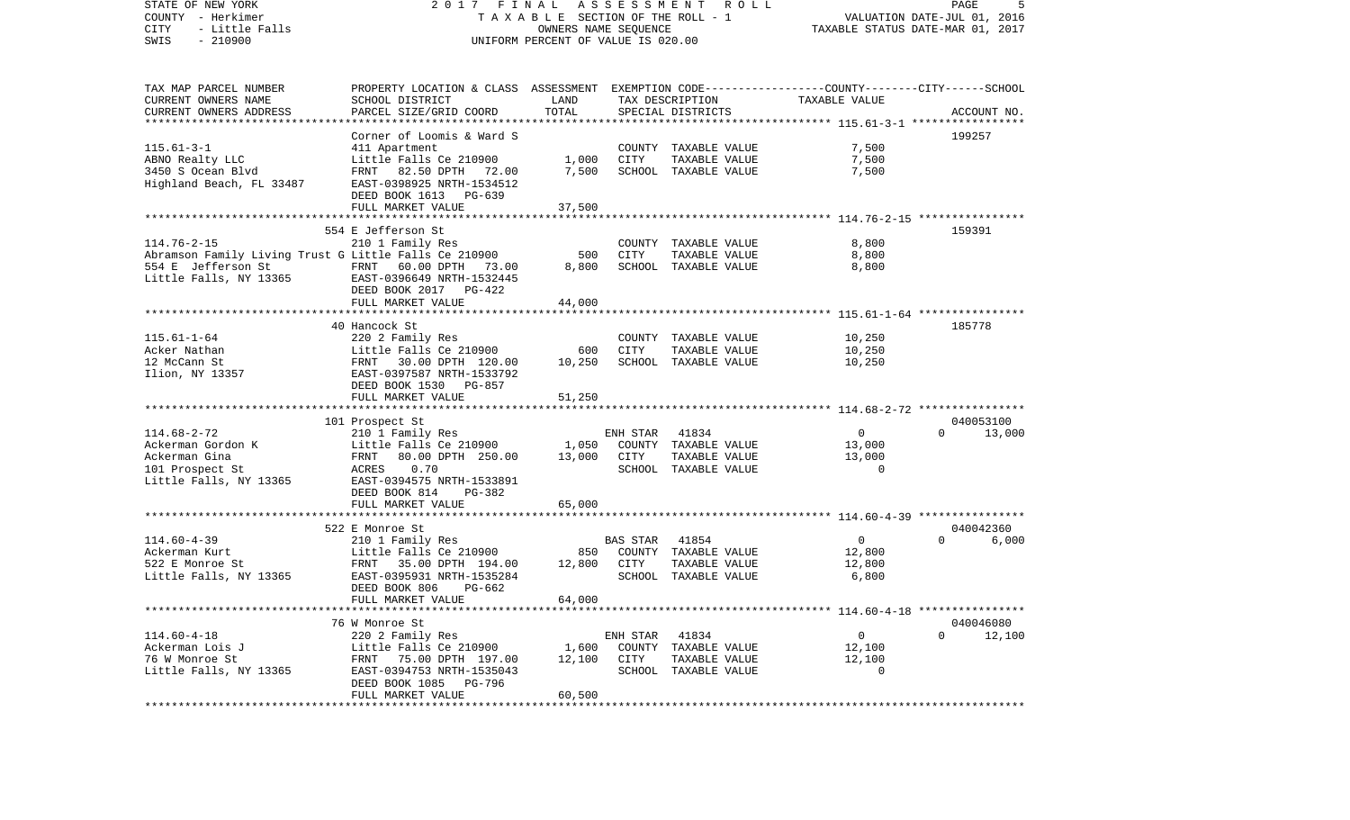STATE OF NEW YORK — COUNTY - Herkimer — CITY - Little Falls — SWIS - 210900

2017 FINAL ASSESSMENT ROLL
TAXABLE SECTION OF THE ROLL - 1
OWNERS NAME SEQUENCE
UNIFORM PERCENT OF VALUE IS 020.00

VALUATION DATE-JUL 01, 2016
TAXABLE STATUS DATE-MAR 01, 2017

| TAX MAP PARCEL NUMBER / CURRENT OWNERS NAME / CURRENT OWNERS ADDRESS | PROPERTY LOCATION & CLASS / SCHOOL DISTRICT / PARCEL SIZE/GRID COORD | ASSESSMENT LAND / TOTAL | EXEMPTION CODE / TAX DESCRIPTION / SPECIAL DISTRICTS | TAXABLE VALUE (COUNTY / CITY / SCHOOL) | ACCOUNT NO. |
|---|---|---|---|---|---|
| **115.61-3-1** | Corner of Loomis & Ward S | | | | 199257 |
| ABNO Realty LLC | 411 Apartment | | COUNTY TAXABLE VALUE | 7,500 | |
| 3450 S Ocean Blvd | Little Falls Ce 210900 | 1,000 | CITY TAXABLE VALUE | 7,500 | |
| Highland Beach, FL 33487 | FRNT 82.50 DPTH 72.00 | 7,500 | SCHOOL TAXABLE VALUE | 7,500 | |
| | EAST-0398925 NRTH-1534512 | | | | |
| | DEED BOOK 1613 PG-639 | | | | |
| | FULL MARKET VALUE | 37,500 | | | |
| **114.76-2-15** | 554 E Jefferson St | | | | 159391 |
| Abramson Family Living Trust G | 210 1 Family Res | | COUNTY TAXABLE VALUE | 8,800 | |
| 554 E Jefferson St | Little Falls Ce 210900 | 500 | CITY TAXABLE VALUE | 8,800 | |
| Little Falls, NY 13365 | FRNT 60.00 DPTH 73.00 | 8,800 | SCHOOL TAXABLE VALUE | 8,800 | |
| | EAST-0396649 NRTH-1532445 | | | | |
| | DEED BOOK 2017 PG-422 | | | | |
| | FULL MARKET VALUE | 44,000 | | | |
| **115.61-1-64** | 40 Hancock St | | | | 185778 |
| Acker Nathan | 220 2 Family Res | | COUNTY TAXABLE VALUE | 10,250 | |
| 12 McCann St | Little Falls Ce 210900 | 600 | CITY TAXABLE VALUE | 10,250 | |
| Ilion, NY 13357 | FRNT 30.00 DPTH 120.00 | 10,250 | SCHOOL TAXABLE VALUE | 10,250 | |
| | EAST-0397587 NRTH-1533792 | | | | |
| | DEED BOOK 1530 PG-857 | | | | |
| | FULL MARKET VALUE | 51,250 | | | |
| **114.68-2-72** | 101 Prospect St | | | | 040053100 |
| Ackerman Gordon K | 210 1 Family Res | | ENH STAR 41834 | 0 / 0 / 13,000 | |
| Ackerman Gina | Little Falls Ce 210900 | 1,050 | COUNTY TAXABLE VALUE | 13,000 | |
| 101 Prospect St | FRNT 80.00 DPTH 250.00 | 13,000 | CITY TAXABLE VALUE | 13,000 | |
| Little Falls, NY 13365 | ACRES 0.70 | | SCHOOL TAXABLE VALUE | 0 | |
| | EAST-0394575 NRTH-1533891 | | | | |
| | DEED BOOK 814 PG-382 | | | | |
| | FULL MARKET VALUE | 65,000 | | | |
| **114.60-4-39** | 522 E Monroe St | | | | 040042360 |
| Ackerman Kurt | 210 1 Family Res | | BAS STAR 41854 | 0 / 0 / 6,000 | |
| 522 E Monroe St | Little Falls Ce 210900 | 850 | COUNTY TAXABLE VALUE | 12,800 | |
| Little Falls, NY 13365 | FRNT 35.00 DPTH 194.00 | 12,800 | CITY TAXABLE VALUE | 12,800 | |
| | EAST-0395931 NRTH-1535284 | | SCHOOL TAXABLE VALUE | 6,800 | |
| | DEED BOOK 806 PG-662 | | | | |
| | FULL MARKET VALUE | 64,000 | | | |
| **114.60-4-18** | 76 W Monroe St | | | | 040046080 |
| Ackerman Lois J | 220 2 Family Res | | ENH STAR 41834 | 0 / 0 / 12,100 | |
| 76 W Monroe St | Little Falls Ce 210900 | 1,600 | COUNTY TAXABLE VALUE | 12,100 | |
| Little Falls, NY 13365 | FRNT 75.00 DPTH 197.00 | 12,100 | CITY TAXABLE VALUE | 12,100 | |
| | EAST-0394753 NRTH-1535043 | | SCHOOL TAXABLE VALUE | 0 | |
| | DEED BOOK 1085 PG-796 | | | | |
| | FULL MARKET VALUE | 60,500 | | | |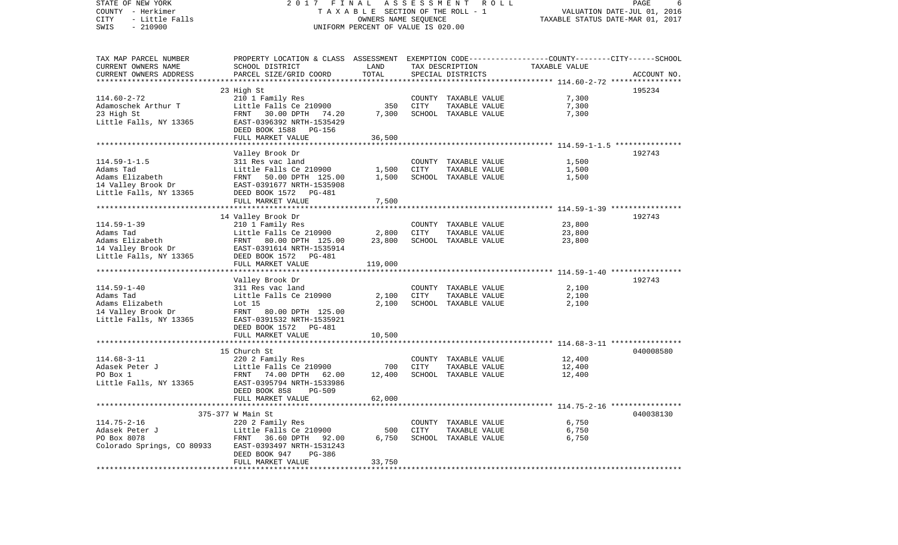STATE OF NEW YORK
COUNTY - Herkimer
CITY - Little Falls
SWIS - 210900

2017 FINAL ASSESSMENT ROLL
TAXABLE SECTION OF THE ROLL - 1
OWNERS NAME SEQUENCE
UNIFORM PERCENT OF VALUE IS 020.00

VALUATION DATE-JUL 01, 2016
TAXABLE STATUS DATE-MAR 01, 2017

| TAX MAP PARCEL NUMBER / CURRENT OWNERS NAME / CURRENT OWNERS ADDRESS | PROPERTY LOCATION & CLASS / SCHOOL DISTRICT / PARCEL SIZE/GRID COORD | ASSESSMENT LAND / TOTAL | EXEMPTION CODE / TAX DESCRIPTION / SPECIAL DISTRICTS | TAXABLE VALUE (COUNTY / CITY / SCHOOL) | ACCOUNT NO. |
|---|---|---|---|---|---|
| 114.60-2-72 | 23 High St | | | | 195234 |
| Adamoschek Arthur T | 210 1 Family Res | | COUNTY TAXABLE VALUE | 7,300 | |
| 23 High St | Little Falls Ce 210900 | 350 | CITY TAXABLE VALUE | 7,300 | |
| Little Falls, NY 13365 | FRNT 30.00 DPTH 74.20 | 7,300 | SCHOOL TAXABLE VALUE | 7,300 | |
| | EAST-0396392 NRTH-1535429 | | | | |
| | DEED BOOK 1588 PG-156 | | | | |
| | FULL MARKET VALUE | 36,500 | | | |
| 114.59-1-1.5 | Valley Brook Dr | | | | 192743 |
| Adams Tad | 311 Res vac land | | COUNTY TAXABLE VALUE | 1,500 | |
| Adams Elizabeth | Little Falls Ce 210900 | 1,500 | CITY TAXABLE VALUE | 1,500 | |
| 14 Valley Brook Dr | FRNT 50.00 DPTH 125.00 | 1,500 | SCHOOL TAXABLE VALUE | 1,500 | |
| Little Falls, NY 13365 | EAST-0391677 NRTH-1535908 | | | | |
| | DEED BOOK 1572 PG-481 | | | | |
| | FULL MARKET VALUE | 7,500 | | | |
| 114.59-1-39 | 14 Valley Brook Dr | | | | 192743 |
| Adams Tad | 210 1 Family Res | | COUNTY TAXABLE VALUE | 23,800 | |
| Adams Elizabeth | Little Falls Ce 210900 | 2,800 | CITY TAXABLE VALUE | 23,800 | |
| 14 Valley Brook Dr | FRNT 80.00 DPTH 125.00 | 23,800 | SCHOOL TAXABLE VALUE | 23,800 | |
| Little Falls, NY 13365 | EAST-0391614 NRTH-1535914 | | | | |
| | DEED BOOK 1572 PG-481 | | | | |
| | FULL MARKET VALUE | 119,000 | | | |
| 114.59-1-40 | Valley Brook Dr | | | | 192743 |
| Adams Tad | 311 Res vac land | | COUNTY TAXABLE VALUE | 2,100 | |
| Adams Elizabeth | Little Falls Ce 210900 | 2,100 | CITY TAXABLE VALUE | 2,100 | |
| 14 Valley Brook Dr | Lot 15 | 2,100 | SCHOOL TAXABLE VALUE | 2,100 | |
| Little Falls, NY 13365 | FRNT 80.00 DPTH 125.00 | | | | |
| | EAST-0391532 NRTH-1535921 | | | | |
| | DEED BOOK 1572 PG-481 | | | | |
| | FULL MARKET VALUE | 10,500 | | | |
| 114.68-3-11 | 15 Church St | | | | 040008580 |
| Adasek Peter J | 220 2 Family Res | | COUNTY TAXABLE VALUE | 12,400 | |
| PO Box 1 | Little Falls Ce 210900 | 700 | CITY TAXABLE VALUE | 12,400 | |
| Little Falls, NY 13365 | FRNT 74.00 DPTH 62.00 | 12,400 | SCHOOL TAXABLE VALUE | 12,400 | |
| | EAST-0395794 NRTH-1533986 | | | | |
| | DEED BOOK 858 PG-509 | | | | |
| | FULL MARKET VALUE | 62,000 | | | |
| 114.75-2-16 | 375-377 W Main St | | | | 040038130 |
| Adasek Peter J | 220 2 Family Res | | COUNTY TAXABLE VALUE | 6,750 | |
| PO Box 8078 | Little Falls Ce 210900 | 500 | CITY TAXABLE VALUE | 6,750 | |
| Colorado Springs, CO 80933 | FRNT 36.60 DPTH 92.00 | 6,750 | SCHOOL TAXABLE VALUE | 6,750 | |
| | EAST-0393497 NRTH-1531243 | | | | |
| | DEED BOOK 947 PG-386 | | | | |
| | FULL MARKET VALUE | 33,750 | | | |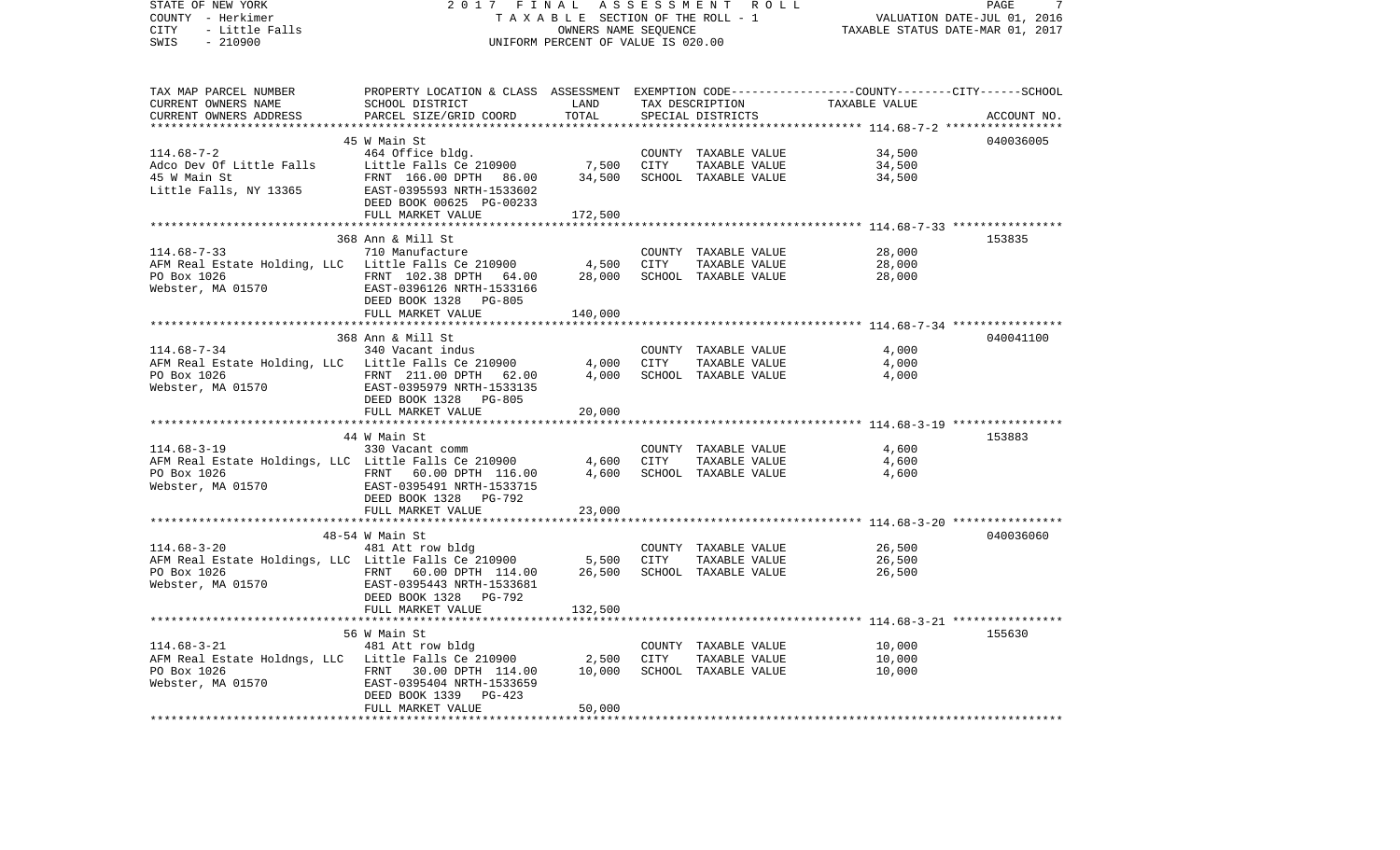STATE OF NEW YORK | COUNTY - Herkimer | CITY - Little Falls | SWIS - 210900

2017 FINAL ASSESSMENT ROLL
TAXABLE SECTION OF THE ROLL - 1
OWNERS NAME SEQUENCE
UNIFORM PERCENT OF VALUE IS 020.00

VALUATION DATE-JUL 01, 2016
TAXABLE STATUS DATE-MAR 01, 2017

| TAX MAP PARCEL NUMBER / CURRENT OWNERS NAME / CURRENT OWNERS ADDRESS | PROPERTY LOCATION & CLASS / SCHOOL DISTRICT / PARCEL SIZE/GRID COORD | ASSESSMENT LAND | TOTAL | EXEMPTION CODE / TAX DESCRIPTION / SPECIAL DISTRICTS | TAXABLE VALUE (COUNTY / CITY / SCHOOL) | ACCOUNT NO. |
|---|---|---|---|---|---|---|
| 114.68-7-2 | 45 W Main St | | | | | 040036005 |
| | 464 Office bldg. | | | COUNTY TAXABLE VALUE | 34,500 | |
| Adco Dev Of Little Falls | Little Falls Ce 210900 | 7,500 | | CITY TAXABLE VALUE | 34,500 | |
| 45 W Main St | FRNT 166.00 DPTH 86.00 | | 34,500 | SCHOOL TAXABLE VALUE | 34,500 | |
| Little Falls, NY 13365 | EAST-0395593 NRTH-1533602 | | | | | |
| | DEED BOOK 00625 PG-00233 | | | | | |
| | FULL MARKET VALUE | | 172,500 | | | |
| 114.68-7-33 | 368 Ann & Mill St | | | | | 153835 |
| | 710 Manufacture | | | COUNTY TAXABLE VALUE | 28,000 | |
| AFM Real Estate Holding, LLC | Little Falls Ce 210900 | 4,500 | | CITY TAXABLE VALUE | 28,000 | |
| PO Box 1026 | FRNT 102.38 DPTH 64.00 | | 28,000 | SCHOOL TAXABLE VALUE | 28,000 | |
| Webster, MA 01570 | EAST-0396126 NRTH-1533166 | | | | | |
| | DEED BOOK 1328 PG-805 | | | | | |
| | FULL MARKET VALUE | | 140,000 | | | |
| 114.68-7-34 | 368 Ann & Mill St | | | | | 040041100 |
| | 340 Vacant indus | | | COUNTY TAXABLE VALUE | 4,000 | |
| AFM Real Estate Holding, LLC | Little Falls Ce 210900 | 4,000 | | CITY TAXABLE VALUE | 4,000 | |
| PO Box 1026 | FRNT 211.00 DPTH 62.00 | | 4,000 | SCHOOL TAXABLE VALUE | 4,000 | |
| Webster, MA 01570 | EAST-0395979 NRTH-1533135 | | | | | |
| | DEED BOOK 1328 PG-805 | | | | | |
| | FULL MARKET VALUE | | 20,000 | | | |
| 114.68-3-19 | 44 W Main St | | | | | 153883 |
| | 330 Vacant comm | | | COUNTY TAXABLE VALUE | 4,600 | |
| AFM Real Estate Holdings, LLC | Little Falls Ce 210900 | 4,600 | | CITY TAXABLE VALUE | 4,600 | |
| PO Box 1026 | FRNT 60.00 DPTH 116.00 | | 4,600 | SCHOOL TAXABLE VALUE | 4,600 | |
| Webster, MA 01570 | EAST-0395491 NRTH-1533715 | | | | | |
| | DEED BOOK 1328 PG-792 | | | | | |
| | FULL MARKET VALUE | | 23,000 | | | |
| 114.68-3-20 | 48-54 W Main St | | | | | 040036060 |
| | 481 Att row bldg | | | COUNTY TAXABLE VALUE | 26,500 | |
| AFM Real Estate Holdings, LLC | Little Falls Ce 210900 | 5,500 | | CITY TAXABLE VALUE | 26,500 | |
| PO Box 1026 | FRNT 60.00 DPTH 114.00 | | 26,500 | SCHOOL TAXABLE VALUE | 26,500 | |
| Webster, MA 01570 | EAST-0395443 NRTH-1533681 | | | | | |
| | DEED BOOK 1328 PG-792 | | | | | |
| | FULL MARKET VALUE | | 132,500 | | | |
| 114.68-3-21 | 56 W Main St | | | | | 155630 |
| | 481 Att row bldg | | | COUNTY TAXABLE VALUE | 10,000 | |
| AFM Real Estate Holdngs, LLC | Little Falls Ce 210900 | 2,500 | | CITY TAXABLE VALUE | 10,000 | |
| PO Box 1026 | FRNT 30.00 DPTH 114.00 | | 10,000 | SCHOOL TAXABLE VALUE | 10,000 | |
| Webster, MA 01570 | EAST-0395404 NRTH-1533659 | | | | | |
| | DEED BOOK 1339 PG-423 | | | | | |
| | FULL MARKET VALUE | | 50,000 | | | |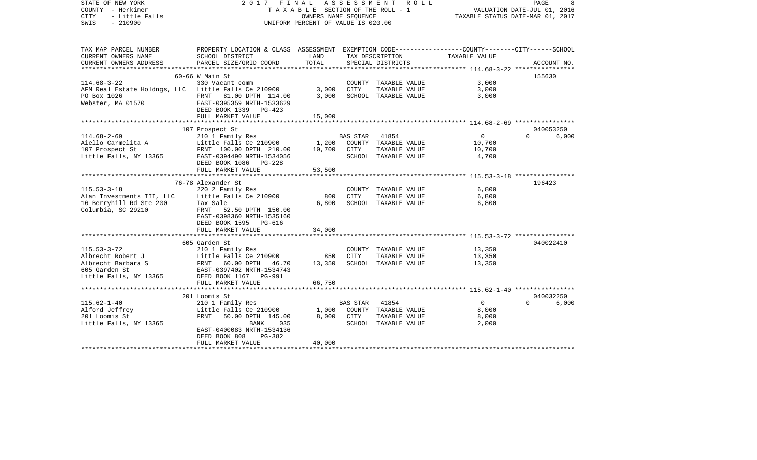STATE OF NEW YORK
COUNTY - Herkimer
CITY - Little Falls
SWIS - 210900

2017 FINAL ASSESSMENT ROLL
TAXABLE SECTION OF THE ROLL - 1
OWNERS NAME SEQUENCE
UNIFORM PERCENT OF VALUE IS 020.00

VALUATION DATE-JUL 01, 2016
TAXABLE STATUS DATE-MAR 01, 2017

| TAX MAP PARCEL NUMBER / CURRENT OWNERS NAME / CURRENT OWNERS ADDRESS | PROPERTY LOCATION & CLASS / SCHOOL DISTRICT / PARCEL SIZE/GRID COORD | ASSESSMENT LAND | ASSESSMENT TOTAL | EXEMPTION CODE / TAX DESCRIPTION / SPECIAL DISTRICTS | COUNTY | CITY | SCHOOL | ACCOUNT NO. |
|---|---|---|---|---|---|---|---|---|
| **114.68-3-22** | 60-66 W Main St | | | | | | | 155630 |
| AFM Real Estate Holdngs, LLC | 330 Vacant comm | | | COUNTY TAXABLE VALUE | 3,000 | | | |
| PO Box 1026 | Little Falls Ce 210900 | 3,000 | | CITY TAXABLE VALUE | | 3,000 | | |
| Webster, MA 01570 | FRNT 81.00 DPTH 114.00 | | 3,000 | SCHOOL TAXABLE VALUE | | | 3,000 | |
| | EAST-0395359 NRTH-1533629 | | | | | | | |
| | DEED BOOK 1339 PG-423 | | | | | | | |
| | FULL MARKET VALUE | | 15,000 | | | | | |
| **114.68-2-69** | 107 Prospect St | | | | | | | 040053250 |
| Aiello Carmelita A | 210 1 Family Res | | | BAS STAR 41854 | 0 | 0 | 6,000 | |
| 107 Prospect St | Little Falls Ce 210900 | 1,200 | | COUNTY TAXABLE VALUE | 10,700 | | | |
| Little Falls, NY 13365 | FRNT 100.00 DPTH 210.00 | | 10,700 | CITY TAXABLE VALUE | | 10,700 | | |
| | EAST-0394490 NRTH-1534056 | | | SCHOOL TAXABLE VALUE | | | 4,700 | |
| | DEED BOOK 1086 PG-228 | | | | | | | |
| | FULL MARKET VALUE | | 53,500 | | | | | |
| **115.53-3-18** | 76-78 Alexander St | | | | | | | 196423 |
| Alan Investments III, LLC | 220 2 Family Res | | | COUNTY TAXABLE VALUE | 6,800 | | | |
| 16 Berryhill Rd Ste 200 | Little Falls Ce 210900 | 800 | | CITY TAXABLE VALUE | | 6,800 | | |
| Columbia, SC 29210 | Tax Sale | | 6,800 | SCHOOL TAXABLE VALUE | | | 6,800 | |
| | FRNT 52.50 DPTH 150.00 | | | | | | | |
| | EAST-0398360 NRTH-1535160 | | | | | | | |
| | DEED BOOK 1595 PG-616 | | | | | | | |
| | FULL MARKET VALUE | | 34,000 | | | | | |
| **115.53-3-72** | 605 Garden St | | | | | | | 040022410 |
| Albrecht Robert J | 210 1 Family Res | | | COUNTY TAXABLE VALUE | 13,350 | | | |
| Albrecht Barbara S | Little Falls Ce 210900 | 850 | | CITY TAXABLE VALUE | | 13,350 | | |
| 605 Garden St | FRNT 60.00 DPTH 46.70 | | 13,350 | SCHOOL TAXABLE VALUE | | | 13,350 | |
| Little Falls, NY 13365 | EAST-0397402 NRTH-1534743 | | | | | | | |
| | DEED BOOK 1167 PG-991 | | | | | | | |
| | FULL MARKET VALUE | | 66,750 | | | | | |
| **115.62-1-40** | 201 Loomis St | | | | | | | 040032250 |
| Alford Jeffrey | 210 1 Family Res | | | BAS STAR 41854 | 0 | 0 | 6,000 | |
| 201 Loomis St | Little Falls Ce 210900 | 1,000 | | COUNTY TAXABLE VALUE | 8,000 | | | |
| Little Falls, NY 13365 | FRNT 50.00 DPTH 145.00 | | 8,000 | CITY TAXABLE VALUE | | 8,000 | | |
| | BANK 035 | | | SCHOOL TAXABLE VALUE | | | 2,000 | |
| | EAST-0400083 NRTH-1534136 | | | | | | | |
| | DEED BOOK 808 PG-382 | | | | | | | |
| | FULL MARKET VALUE | | 40,000 | | | | | |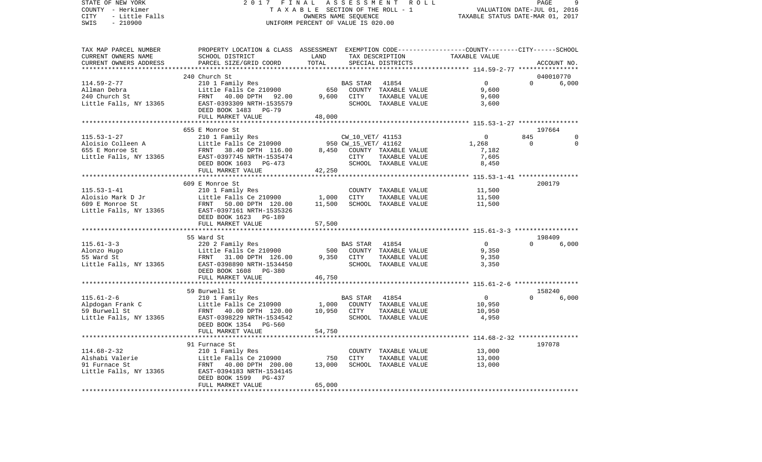STATE OF NEW YORK — 2017 FINAL ASSESSMENT ROLL
COUNTY - Herkimer — TAXABLE SECTION OF THE ROLL - 1 — VALUATION DATE-JUL 01, 2016
CITY - Little Falls — OWNERS NAME SEQUENCE — TAXABLE STATUS DATE-MAR 01, 2017
SWIS - 210900 — UNIFORM PERCENT OF VALUE IS 020.00

| TAX MAP PARCEL NUMBER / CURRENT OWNERS NAME / CURRENT OWNERS ADDRESS | PROPERTY LOCATION & CLASS / SCHOOL DISTRICT / PARCEL SIZE/GRID COORD | ASSESSMENT LAND / TOTAL | EXEMPTION CODE / TAX DESCRIPTION / SPECIAL DISTRICTS | COUNTY TAXABLE VALUE | CITY | SCHOOL / ACCOUNT NO. |
|---|---|---|---|---|---|---|
| **114.59-2-77** | 240 Church St | | | | | 040010770 |
| Allman Debra | 210 1 Family Res | | BAS STAR 41854 | 0 | 0 | 6,000 |
| 240 Church St | Little Falls Ce 210900 | 650 | COUNTY TAXABLE VALUE | 9,600 | | |
| Little Falls, NY 13365 | FRNT 40.00 DPTH 92.00 | 9,600 | CITY TAXABLE VALUE | 9,600 | | |
| | EAST-0393309 NRTH-1535579 | | SCHOOL TAXABLE VALUE | 3,600 | | |
| | DEED BOOK 1483 PG-79 | | | | | |
| | FULL MARKET VALUE | 48,000 | | | | |
| **115.53-1-27** | 655 E Monroe St | | | | | 197664 |
| Aloisio Colleen A | 210 1 Family Res | | CW_10_VET/ 41153 | 0 | 845 | 0 |
| 655 E Monroe St | Little Falls Ce 210900 | 950 | CW_15_VET/ 41162 | 1,268 | 0 | 0 |
| Little Falls, NY 13365 | FRNT 38.40 DPTH 116.00 | 8,450 | COUNTY TAXABLE VALUE | 7,182 | | |
| | EAST-0397745 NRTH-1535474 | | CITY TAXABLE VALUE | 7,605 | | |
| | DEED BOOK 1603 PG-473 | | SCHOOL TAXABLE VALUE | 8,450 | | |
| | FULL MARKET VALUE | 42,250 | | | | |
| **115.53-1-41** | 609 E Monroe St | | | | | 200179 |
| Aloisio Mark D Jr | 210 1 Family Res | | COUNTY TAXABLE VALUE | 11,500 | | |
| 609 E Monroe St | Little Falls Ce 210900 | 1,000 | CITY TAXABLE VALUE | 11,500 | | |
| Little Falls, NY 13365 | FRNT 50.00 DPTH 120.00 | 11,500 | SCHOOL TAXABLE VALUE | 11,500 | | |
| | EAST-0397161 NRTH-1535326 | | | | | |
| | DEED BOOK 1623 PG-189 | | | | | |
| | FULL MARKET VALUE | 57,500 | | | | |
| **115.61-3-3** | 55 Ward St | | | | | 198409 |
| Alonzo Hugo | 220 2 Family Res | | BAS STAR 41854 | 0 | 0 | 6,000 |
| 55 Ward St | Little Falls Ce 210900 | 500 | COUNTY TAXABLE VALUE | 9,350 | | |
| Little Falls, NY 13365 | FRNT 31.00 DPTH 126.00 | 9,350 | CITY TAXABLE VALUE | 9,350 | | |
| | EAST-0398890 NRTH-1534450 | | SCHOOL TAXABLE VALUE | 3,350 | | |
| | DEED BOOK 1608 PG-380 | | | | | |
| | FULL MARKET VALUE | 46,750 | | | | |
| **115.61-2-6** | 59 Burwell St | | | | | 158240 |
| Alpdogan Frank C | 210 1 Family Res | | BAS STAR 41854 | 0 | 0 | 6,000 |
| 59 Burwell St | Little Falls Ce 210900 | 1,000 | COUNTY TAXABLE VALUE | 10,950 | | |
| Little Falls, NY 13365 | FRNT 40.00 DPTH 120.00 | 10,950 | CITY TAXABLE VALUE | 10,950 | | |
| | EAST-0398229 NRTH-1534542 | | SCHOOL TAXABLE VALUE | 4,950 | | |
| | DEED BOOK 1354 PG-560 | | | | | |
| | FULL MARKET VALUE | 54,750 | | | | |
| **114.68-2-32** | 91 Furnace St | | | | | 197078 |
| Alshabi Valerie | 210 1 Family Res | | COUNTY TAXABLE VALUE | 13,000 | | |
| 91 Furnace St | Little Falls Ce 210900 | 750 | CITY TAXABLE VALUE | 13,000 | | |
| Little Falls, NY 13365 | FRNT 40.00 DPTH 200.00 | 13,000 | SCHOOL TAXABLE VALUE | 13,000 | | |
| | EAST-0394183 NRTH-1534145 | | | | | |
| | DEED BOOK 1599 PG-437 | | | | | |
| | FULL MARKET VALUE | 65,000 | | | | |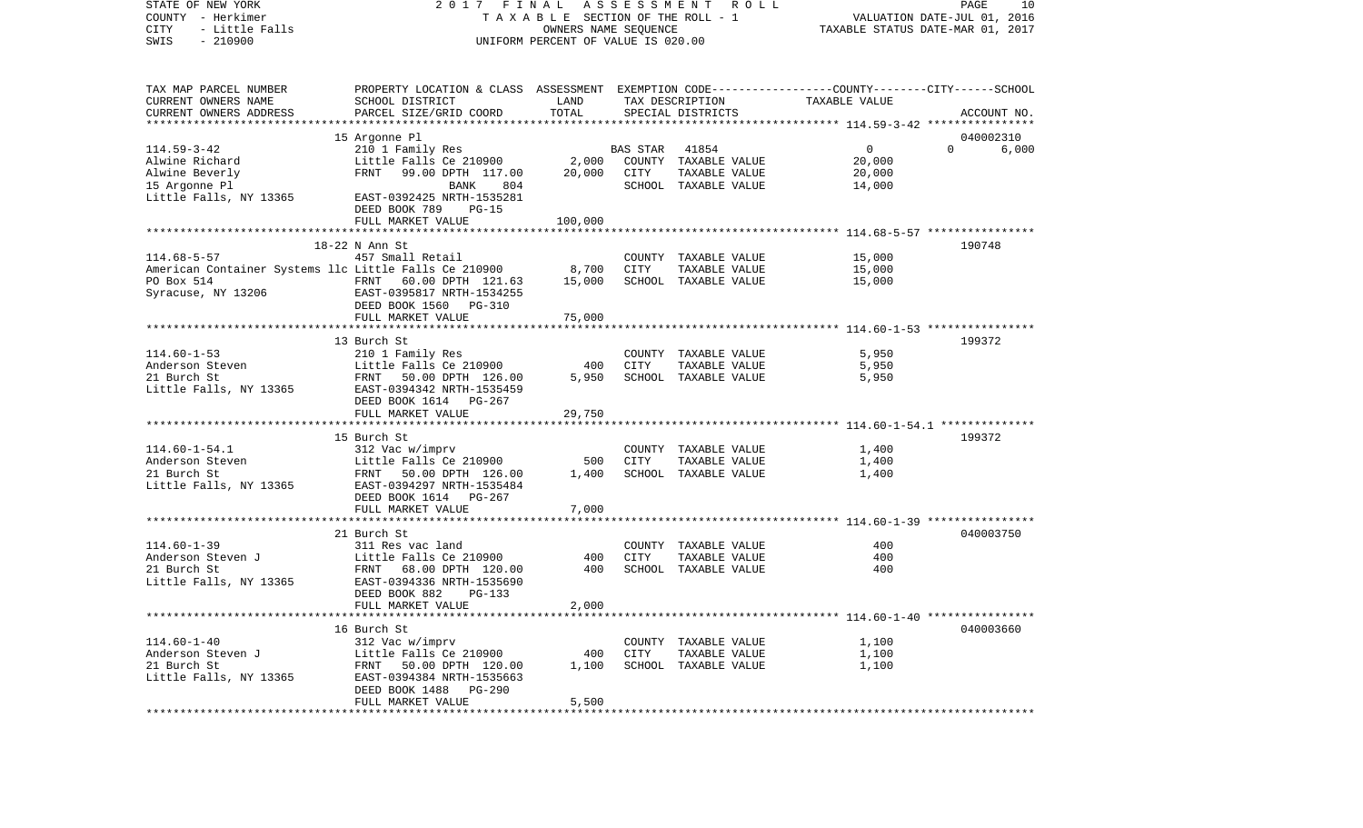STATE OF NEW YORK
COUNTY - Herkimer
CITY - Little Falls
SWIS - 210900

2017 FINAL ASSESSMENT ROLL
TAXABLE SECTION OF THE ROLL - 1
OWNERS NAME SEQUENCE
UNIFORM PERCENT OF VALUE IS 020.00

VALUATION DATE-JUL 01, 2016
TAXABLE STATUS DATE-MAR 01, 2017

| TAX MAP PARCEL NUMBER / CURRENT OWNERS NAME / CURRENT OWNERS ADDRESS | PROPERTY LOCATION & CLASS / SCHOOL DISTRICT / PARCEL SIZE/GRID COORD | ASSESSMENT LAND | ASSESSMENT TOTAL | EXEMPTION CODE / TAX DESCRIPTION / SPECIAL DISTRICTS | COUNTY TAXABLE VALUE | CITY | SCHOOL | ACCOUNT NO. |
|---|---|---|---|---|---|---|---|---|
| 114.59-3-42 | 15 Argonne Pl | | | | | | | 040002310 |
| Alwine Richard | 210 1 Family Res | | | BAS STAR 41854 | 0 | 0 | 6,000 | |
| Alwine Beverly | Little Falls Ce 210900 | 2,000 | | COUNTY TAXABLE VALUE | 20,000 | | | |
| 15 Argonne Pl | FRNT 99.00 DPTH 117.00 | | 20,000 | CITY TAXABLE VALUE | 20,000 | | | |
| Little Falls, NY 13365 | BANK 804 | | | SCHOOL TAXABLE VALUE | 14,000 | | | |
| | EAST-0392425 NRTH-1535281 | | | | | | | |
| | DEED BOOK 789 PG-15 | | | | | | | |
| | FULL MARKET VALUE | | 100,000 | | | | | |
| 114.68-5-57 | 18-22 N Ann St | | | | | | | 190748 |
| American Container Systems llc | 457 Small Retail | | | COUNTY TAXABLE VALUE | 15,000 | | | |
| PO Box 514 | Little Falls Ce 210900 | 8,700 | | CITY TAXABLE VALUE | 15,000 | | | |
| Syracuse, NY 13206 | FRNT 60.00 DPTH 121.63 | | 15,000 | SCHOOL TAXABLE VALUE | 15,000 | | | |
| | EAST-0395817 NRTH-1534255 | | | | | | | |
| | DEED BOOK 1560 PG-310 | | | | | | | |
| | FULL MARKET VALUE | | 75,000 | | | | | |
| 114.60-1-53 | 13 Burch St | | | | | | | 199372 |
| Anderson Steven | 210 1 Family Res | | | COUNTY TAXABLE VALUE | 5,950 | | | |
| 21 Burch St | Little Falls Ce 210900 | 400 | | CITY TAXABLE VALUE | 5,950 | | | |
| Little Falls, NY 13365 | FRNT 50.00 DPTH 126.00 | | 5,950 | SCHOOL TAXABLE VALUE | 5,950 | | | |
| | EAST-0394342 NRTH-1535459 | | | | | | | |
| | DEED BOOK 1614 PG-267 | | | | | | | |
| | FULL MARKET VALUE | | 29,750 | | | | | |
| 114.60-1-54.1 | 15 Burch St | | | | | | | 199372 |
| Anderson Steven | 312 Vac w/imprv | | | COUNTY TAXABLE VALUE | 1,400 | | | |
| 21 Burch St | Little Falls Ce 210900 | 500 | | CITY TAXABLE VALUE | 1,400 | | | |
| Little Falls, NY 13365 | FRNT 50.00 DPTH 126.00 | | 1,400 | SCHOOL TAXABLE VALUE | 1,400 | | | |
| | EAST-0394297 NRTH-1535484 | | | | | | | |
| | DEED BOOK 1614 PG-267 | | | | | | | |
| | FULL MARKET VALUE | | 7,000 | | | | | |
| 114.60-1-39 | 21 Burch St | | | | | | | 040003750 |
| Anderson Steven J | 311 Res vac land | | | COUNTY TAXABLE VALUE | 400 | | | |
| 21 Burch St | Little Falls Ce 210900 | 400 | | CITY TAXABLE VALUE | 400 | | | |
| Little Falls, NY 13365 | FRNT 68.00 DPTH 120.00 | | 400 | SCHOOL TAXABLE VALUE | 400 | | | |
| | EAST-0394336 NRTH-1535690 | | | | | | | |
| | DEED BOOK 882 PG-133 | | | | | | | |
| | FULL MARKET VALUE | | 2,000 | | | | | |
| 114.60-1-40 | 16 Burch St | | | | | | | 040003660 |
| Anderson Steven J | 312 Vac w/imprv | | | COUNTY TAXABLE VALUE | 1,100 | | | |
| 21 Burch St | Little Falls Ce 210900 | 400 | | CITY TAXABLE VALUE | 1,100 | | | |
| Little Falls, NY 13365 | FRNT 50.00 DPTH 120.00 | | 1,100 | SCHOOL TAXABLE VALUE | 1,100 | | | |
| | EAST-0394384 NRTH-1535663 | | | | | | | |
| | DEED BOOK 1488 PG-290 | | | | | | | |
| | FULL MARKET VALUE | | 5,500 | | | | | |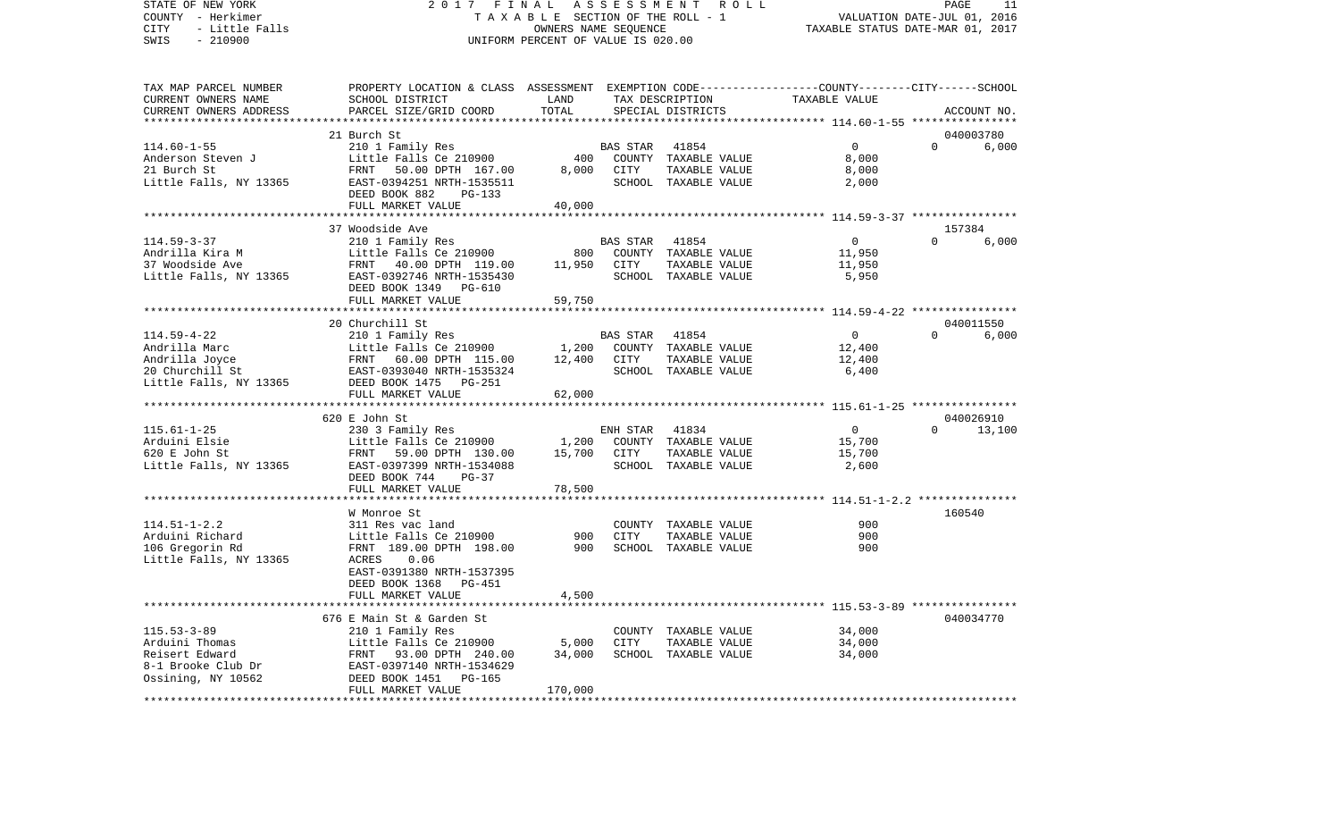STATE OF NEW YORK — 2017 FINAL ASSESSMENT ROLL — PAGE 11
COUNTY - Herkimer — TAXABLE SECTION OF THE ROLL - 1 — VALUATION DATE-JUL 01, 2016
CITY - Little Falls — OWNERS NAME SEQUENCE — TAXABLE STATUS DATE-MAR 01, 2017
SWIS - 210900 — UNIFORM PERCENT OF VALUE IS 020.00

| TAX MAP PARCEL NUMBER / CURRENT OWNERS NAME / CURRENT OWNERS ADDRESS | PROPERTY LOCATION & CLASS / SCHOOL DISTRICT / PARCEL SIZE/GRID COORD | ASSESSMENT LAND | TOTAL | EXEMPTION CODE / TAX DESCRIPTION / SPECIAL DISTRICTS | COUNTY | CITY | SCHOOL | ACCOUNT NO. |
|---|---|---|---|---|---|---|---|---|
| 114.60-1-55 | 21 Burch St | | | | | | | 040003780 |
| Anderson Steven J | 210 1 Family Res | | | BAS STAR 41854 | 0 | 0 | 6,000 | |
| 21 Burch St | Little Falls Ce 210900 | 400 | | COUNTY TAXABLE VALUE | 8,000 | | | |
| Little Falls, NY 13365 | FRNT 50.00 DPTH 167.00 | | 8,000 | CITY TAXABLE VALUE | | 8,000 | | |
| | EAST-0394251 NRTH-1535511 | | | SCHOOL TAXABLE VALUE | | | 2,000 | |
| | DEED BOOK 882 PG-133 | | | | | | | |
| | FULL MARKET VALUE | | 40,000 | | | | | |
| 114.59-3-37 | 37 Woodside Ave | | | | | | | 157384 |
| Andrilla Kira M | 210 1 Family Res | | | BAS STAR 41854 | 0 | 0 | 6,000 | |
| 37 Woodside Ave | Little Falls Ce 210900 | 800 | | COUNTY TAXABLE VALUE | 11,950 | | | |
| Little Falls, NY 13365 | FRNT 40.00 DPTH 119.00 | | 11,950 | CITY TAXABLE VALUE | | 11,950 | | |
| | EAST-0392746 NRTH-1535430 | | | SCHOOL TAXABLE VALUE | | | 5,950 | |
| | DEED BOOK 1349 PG-610 | | | | | | | |
| | FULL MARKET VALUE | | 59,750 | | | | | |
| 114.59-4-22 | 20 Churchill St | | | | | | | 040011550 |
| Andrilla Marc | 210 1 Family Res | | | BAS STAR 41854 | 0 | 0 | 6,000 | |
| Andrilla Joyce | Little Falls Ce 210900 | 1,200 | | COUNTY TAXABLE VALUE | 12,400 | | | |
| 20 Churchill St | FRNT 60.00 DPTH 115.00 | | 12,400 | CITY TAXABLE VALUE | | 12,400 | | |
| Little Falls, NY 13365 | EAST-0393040 NRTH-1535324 | | | SCHOOL TAXABLE VALUE | | | 6,400 | |
| | DEED BOOK 1475 PG-251 | | | | | | | |
| | FULL MARKET VALUE | | 62,000 | | | | | |
| 115.61-1-25 | 620 E John St | | | | | | | 040026910 |
| Arduini Elsie | 230 3 Family Res | | | ENH STAR 41834 | 0 | 0 | 13,100 | |
| 620 E John St | Little Falls Ce 210900 | 1,200 | | COUNTY TAXABLE VALUE | 15,700 | | | |
| Little Falls, NY 13365 | FRNT 59.00 DPTH 130.00 | | 15,700 | CITY TAXABLE VALUE | | 15,700 | | |
| | EAST-0397399 NRTH-1534088 | | | SCHOOL TAXABLE VALUE | | | 2,600 | |
| | DEED BOOK 744 PG-37 | | | | | | | |
| | FULL MARKET VALUE | | 78,500 | | | | | |
| 114.51-1-2.2 | W Monroe St | | | | | | | 160540 |
| Arduini Richard | 311 Res vac land | | | COUNTY TAXABLE VALUE | 900 | | | |
| 106 Gregorin Rd | Little Falls Ce 210900 | 900 | | CITY TAXABLE VALUE | | 900 | | |
| Little Falls, NY 13365 | FRNT 189.00 DPTH 198.00 | | 900 | SCHOOL TAXABLE VALUE | | | 900 | |
| | ACRES 0.06 | | | | | | | |
| | EAST-0391380 NRTH-1537395 | | | | | | | |
| | DEED BOOK 1368 PG-451 | | | | | | | |
| | FULL MARKET VALUE | | 4,500 | | | | | |
| 115.53-3-89 | 676 E Main St & Garden St | | | | | | | 040034770 |
| Arduini Thomas | 210 1 Family Res | | | COUNTY TAXABLE VALUE | 34,000 | | | |
| Reisert Edward | Little Falls Ce 210900 | 5,000 | | CITY TAXABLE VALUE | | 34,000 | | |
| 8-1 Brooke Club Dr | FRNT 93.00 DPTH 240.00 | | 34,000 | SCHOOL TAXABLE VALUE | | | 34,000 | |
| Ossining, NY 10562 | EAST-0397140 NRTH-1534629 | | | | | | | |
| | DEED BOOK 1451 PG-165 | | | | | | | |
| | FULL MARKET VALUE | | 170,000 | | | | | |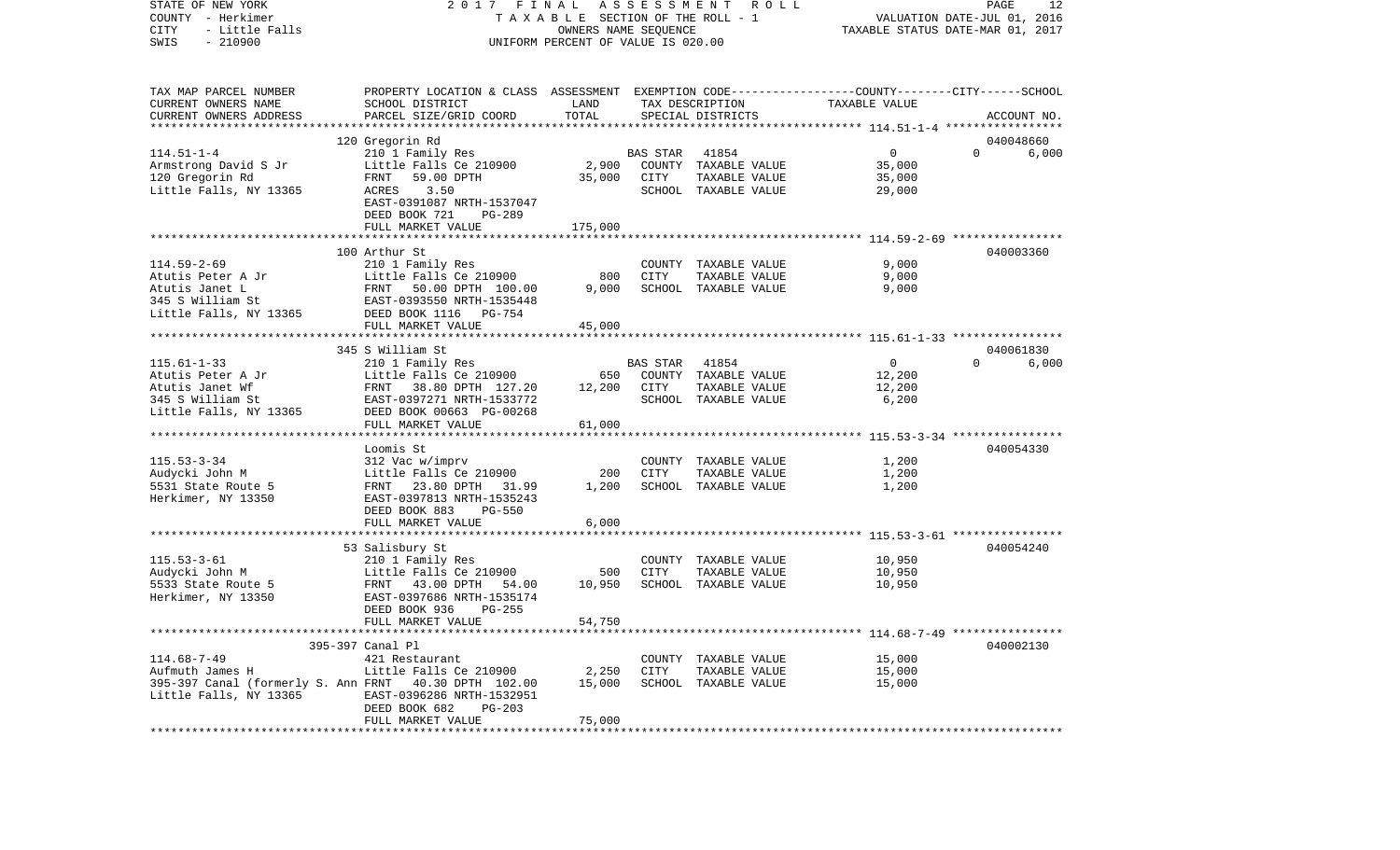STATE OF NEW YORK — 2017 FINAL ASSESSMENT ROLL
COUNTY - Herkimer — TAXABLE SECTION OF THE ROLL - 1 — VALUATION DATE-JUL 01, 2016
CITY - Little Falls — OWNERS NAME SEQUENCE — TAXABLE STATUS DATE-MAR 01, 2017
SWIS - 210900 — UNIFORM PERCENT OF VALUE IS 020.00

| TAX MAP PARCEL NUMBER / CURRENT OWNERS NAME / CURRENT OWNERS ADDRESS | PROPERTY LOCATION & CLASS / SCHOOL DISTRICT / PARCEL SIZE/GRID COORD | ASSESSMENT LAND | TOTAL | EXEMPTION CODE / TAX DESCRIPTION / SPECIAL DISTRICTS | COUNTY | CITY | SCHOOL TAXABLE VALUE | ACCOUNT NO. |
|---|---|---|---|---|---|---|---|---|
| **114.51-1-4** | 120 Gregorin Rd | | | | | | | 040048660 |
| | 210 1 Family Res | | | BAS STAR 41854 | 0 | 0 | 6,000 | |
| Armstrong David S Jr | Little Falls Ce 210900 | 2,900 | | COUNTY TAXABLE VALUE | 35,000 | | | |
| 120 Gregorin Rd | FRNT 59.00 DPTH | | 35,000 | CITY TAXABLE VALUE | | 35,000 | | |
| Little Falls, NY 13365 | ACRES 3.50 | | | SCHOOL TAXABLE VALUE | | | 29,000 | |
| | EAST-0391087 NRTH-1537047 | | | | | | | |
| | DEED BOOK 721 PG-289 | | | | | | | |
| | FULL MARKET VALUE | | 175,000 | | | | | |
| **114.59-2-69** | 100 Arthur St | | | | | | | 040003360 |
| | 210 1 Family Res | | | COUNTY TAXABLE VALUE | 9,000 | | | |
| Atutis Peter A Jr | Little Falls Ce 210900 | 800 | | CITY TAXABLE VALUE | | 9,000 | | |
| Atutis Janet L | FRNT 50.00 DPTH 100.00 | | 9,000 | SCHOOL TAXABLE VALUE | | | 9,000 | |
| 345 S William St | EAST-0393550 NRTH-1535448 | | | | | | | |
| Little Falls, NY 13365 | DEED BOOK 1116 PG-754 | | | | | | | |
| | FULL MARKET VALUE | | 45,000 | | | | | |
| **115.61-1-33** | 345 S William St | | | | | | | 040061830 |
| | 210 1 Family Res | | | BAS STAR 41854 | 0 | 0 | 6,000 | |
| Atutis Peter A Jr | Little Falls Ce 210900 | 650 | | COUNTY TAXABLE VALUE | 12,200 | | | |
| Atutis Janet Wf | FRNT 38.80 DPTH 127.20 | | 12,200 | CITY TAXABLE VALUE | | 12,200 | | |
| 345 S William St | EAST-0397271 NRTH-1533772 | | | SCHOOL TAXABLE VALUE | | | 6,200 | |
| Little Falls, NY 13365 | DEED BOOK 00663 PG-00268 | | | | | | | |
| | FULL MARKET VALUE | | 61,000 | | | | | |
| **115.53-3-34** | Loomis St | | | | | | | 040054330 |
| | 312 Vac w/imprv | | | COUNTY TAXABLE VALUE | 1,200 | | | |
| Audycki John M | Little Falls Ce 210900 | 200 | | CITY TAXABLE VALUE | | 1,200 | | |
| 5531 State Route 5 | FRNT 23.80 DPTH 31.99 | | 1,200 | SCHOOL TAXABLE VALUE | | | 1,200 | |
| Herkimer, NY 13350 | EAST-0397813 NRTH-1535243 | | | | | | | |
| | DEED BOOK 883 PG-550 | | | | | | | |
| | FULL MARKET VALUE | | 6,000 | | | | | |
| **115.53-3-61** | 53 Salisbury St | | | | | | | 040054240 |
| | 210 1 Family Res | | | COUNTY TAXABLE VALUE | 10,950 | | | |
| Audycki John M | Little Falls Ce 210900 | 500 | | CITY TAXABLE VALUE | | 10,950 | | |
| 5533 State Route 5 | FRNT 43.00 DPTH 54.00 | | 10,950 | SCHOOL TAXABLE VALUE | | | 10,950 | |
| Herkimer, NY 13350 | EAST-0397686 NRTH-1535174 | | | | | | | |
| | DEED BOOK 936 PG-255 | | | | | | | |
| | FULL MARKET VALUE | | 54,750 | | | | | |
| **114.68-7-49** | 395-397 Canal Pl | | | | | | | 040002130 |
| | 421 Restaurant | | | COUNTY TAXABLE VALUE | 15,000 | | | |
| Aufmuth James H | Little Falls Ce 210900 | 2,250 | | CITY TAXABLE VALUE | | 15,000 | | |
| 395-397 Canal (formerly S. Ann | FRNT 40.30 DPTH 102.00 | | 15,000 | SCHOOL TAXABLE VALUE | | | 15,000 | |
| Little Falls, NY 13365 | EAST-0396286 NRTH-1532951 | | | | | | | |
| | DEED BOOK 682 PG-203 | | | | | | | |
| | FULL MARKET VALUE | | 75,000 | | | | | |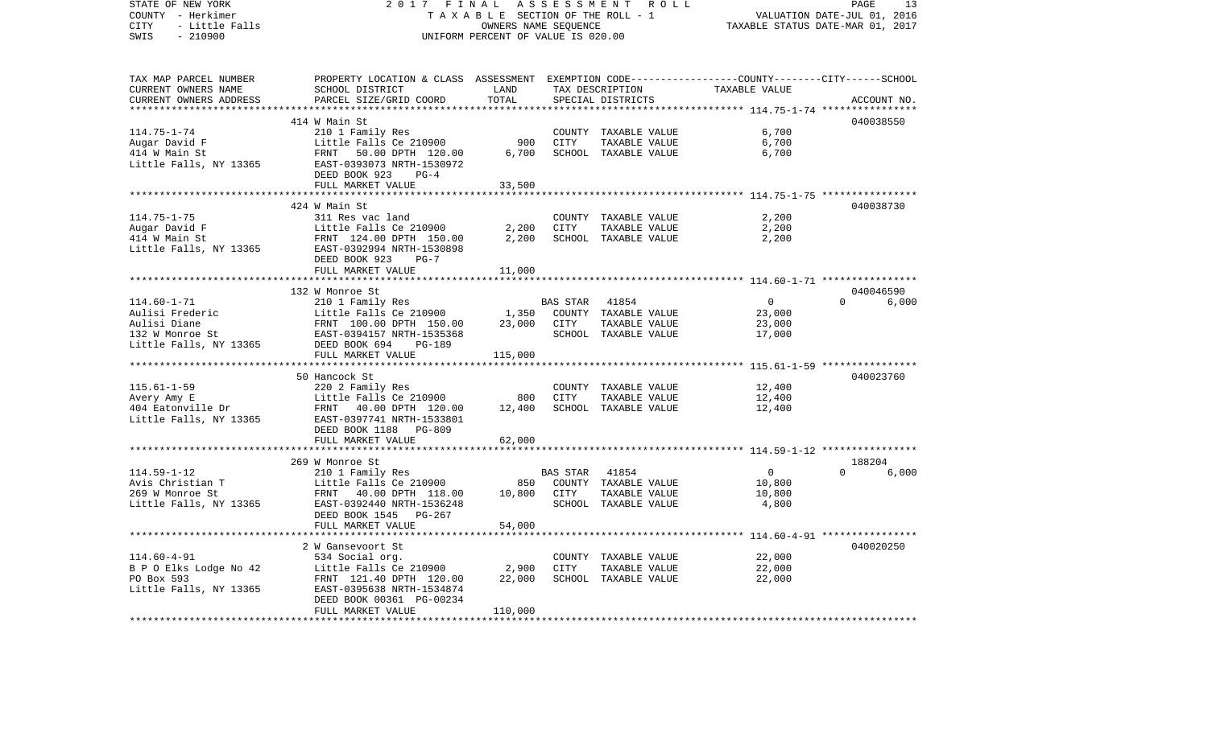STATE OF NEW YORK | 2017 FINAL ASSESSMENT ROLL | PAGE 13
COUNTY - Herkimer | TAXABLE SECTION OF THE ROLL - 1 | VALUATION DATE-JUL 01, 2016
CITY - Little Falls | OWNERS NAME SEQUENCE | TAXABLE STATUS DATE-MAR 01, 2017
SWIS - 210900 | UNIFORM PERCENT OF VALUE IS 020.00

| TAX MAP PARCEL NUMBER / CURRENT OWNERS NAME / CURRENT OWNERS ADDRESS | PROPERTY LOCATION & CLASS / SCHOOL DISTRICT / PARCEL SIZE/GRID COORD | ASSESSMENT LAND | TOTAL | EXEMPTION CODE / TAX DESCRIPTION / SPECIAL DISTRICTS | COUNTY | CITY | SCHOOL | ACCOUNT NO. |
|---|---|---|---|---|---|---|---|---|
| **114.75-1-74** | 414 W Main St | | | | | | | 040038550 |
| Augar David F | 210 1 Family Res | | | COUNTY TAXABLE VALUE | 6,700 | | | |
| 414 W Main St | Little Falls Ce 210900 | 900 | | CITY TAXABLE VALUE | | 6,700 | | |
| Little Falls, NY 13365 | FRNT 50.00 DPTH 120.00 | | 6,700 | SCHOOL TAXABLE VALUE | | | 6,700 | |
| | EAST-0393073 NRTH-1530972 | | | | | | | |
| | DEED BOOK 923 PG-4 | | | | | | | |
| | FULL MARKET VALUE | | 33,500 | | | | | |
| **114.75-1-75** | 424 W Main St | | | | | | | 040038730 |
| Augar David F | 311 Res vac land | | | COUNTY TAXABLE VALUE | 2,200 | | | |
| 414 W Main St | Little Falls Ce 210900 | 2,200 | | CITY TAXABLE VALUE | | 2,200 | | |
| Little Falls, NY 13365 | FRNT 124.00 DPTH 150.00 | | 2,200 | SCHOOL TAXABLE VALUE | | | 2,200 | |
| | EAST-0392994 NRTH-1530898 | | | | | | | |
| | DEED BOOK 923 PG-7 | | | | | | | |
| | FULL MARKET VALUE | | 11,000 | | | | | |
| **114.60-1-71** | 132 W Monroe St | | | | | | | 040046590 |
| Aulisi Frederic | 210 1 Family Res | | | BAS STAR 41854 | 0 | 0 | 6,000 | |
| Aulisi Diane | Little Falls Ce 210900 | 1,350 | | COUNTY TAXABLE VALUE | 23,000 | | | |
| 132 W Monroe St | FRNT 100.00 DPTH 150.00 | | 23,000 | CITY TAXABLE VALUE | | 23,000 | | |
| Little Falls, NY 13365 | EAST-0394157 NRTH-1535368 | | | SCHOOL TAXABLE VALUE | | | 17,000 | |
| | DEED BOOK 694 PG-189 | | | | | | | |
| | FULL MARKET VALUE | | 115,000 | | | | | |
| **115.61-1-59** | 50 Hancock St | | | | | | | 040023760 |
| Avery Amy E | 220 2 Family Res | | | COUNTY TAXABLE VALUE | 12,400 | | | |
| 404 Eatonville Dr | Little Falls Ce 210900 | 800 | | CITY TAXABLE VALUE | | 12,400 | | |
| Little Falls, NY 13365 | FRNT 40.00 DPTH 120.00 | | 12,400 | SCHOOL TAXABLE VALUE | | | 12,400 | |
| | EAST-0397741 NRTH-1533801 | | | | | | | |
| | DEED BOOK 1188 PG-809 | | | | | | | |
| | FULL MARKET VALUE | | 62,000 | | | | | |
| **114.59-1-12** | 269 W Monroe St | | | | | | | 188204 |
| Avis Christian T | 210 1 Family Res | | | BAS STAR 41854 | 0 | 0 | 6,000 | |
| 269 W Monroe St | Little Falls Ce 210900 | 850 | | COUNTY TAXABLE VALUE | 10,800 | | | |
| Little Falls, NY 13365 | FRNT 40.00 DPTH 118.00 | | 10,800 | CITY TAXABLE VALUE | | 10,800 | | |
| | EAST-0392440 NRTH-1536248 | | | SCHOOL TAXABLE VALUE | | | 4,800 | |
| | DEED BOOK 1545 PG-267 | | | | | | | |
| | FULL MARKET VALUE | | 54,000 | | | | | |
| **114.60-4-91** | 2 W Gansevoort St | | | | | | | 040020250 |
| B P O Elks Lodge No 42 | 534 Social org. | | | COUNTY TAXABLE VALUE | 22,000 | | | |
| PO Box 593 | Little Falls Ce 210900 | 2,900 | | CITY TAXABLE VALUE | | 22,000 | | |
| Little Falls, NY 13365 | FRNT 121.40 DPTH 120.00 | | 22,000 | SCHOOL TAXABLE VALUE | | | 22,000 | |
| | EAST-0395638 NRTH-1534874 | | | | | | | |
| | DEED BOOK 00361 PG-00234 | | | | | | | |
| | FULL MARKET VALUE | | 110,000 | | | | | |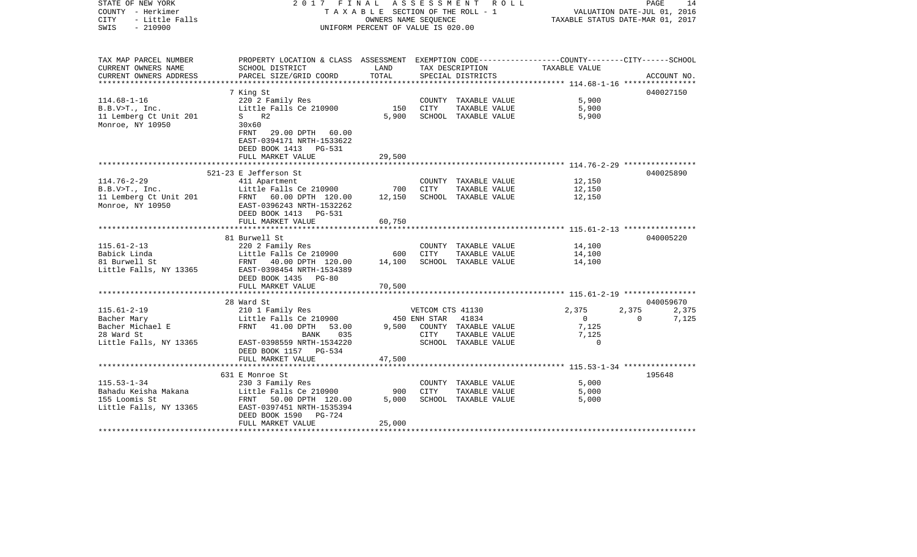STATE OF NEW YORK — 2017 FINAL ASSESSMENT ROLL
COUNTY - Herkimer — TAXABLE SECTION OF THE ROLL - 1 — VALUATION DATE-JUL 01, 2016
CITY - Little Falls — OWNERS NAME SEQUENCE — TAXABLE STATUS DATE-MAR 01, 2017
SWIS - 210900 — UNIFORM PERCENT OF VALUE IS 020.00

| TAX MAP PARCEL NUMBER / CURRENT OWNERS NAME / CURRENT OWNERS ADDRESS | PROPERTY LOCATION & CLASS / SCHOOL DISTRICT / PARCEL SIZE/GRID COORD | ASSESSMENT LAND / TOTAL | EXEMPTION CODE / TAX DESCRIPTION / SPECIAL DISTRICTS | COUNTY | CITY | SCHOOL TAXABLE VALUE | ACCOUNT NO. |
|---|---|---|---|---|---|---|---|
| 114.68-1-16 | 7 King St | | | | | | 040027150 |
| B.B.V>T., Inc. | 220 2 Family Res | | COUNTY TAXABLE VALUE | 5,900 | | | |
| 11 Lemberg Ct Unit 201 | Little Falls Ce 210900 | 150 | CITY TAXABLE VALUE | | 5,900 | | |
| Monroe, NY 10950 | S R2 | 5,900 | SCHOOL TAXABLE VALUE | | | 5,900 | |
| | 30x60 | | | | | | |
| | FRNT 29.00 DPTH 60.00 | | | | | | |
| | EAST-0394171 NRTH-1533622 | | | | | | |
| | DEED BOOK 1413 PG-531 | | | | | | |
| | FULL MARKET VALUE | 29,500 | | | | | |
| 114.76-2-29 | 521-23 E Jefferson St | | | | | | 040025890 |
| B.B.V>T., Inc. | 411 Apartment | | COUNTY TAXABLE VALUE | 12,150 | | | |
| 11 Lemberg Ct Unit 201 | Little Falls Ce 210900 | 700 | CITY TAXABLE VALUE | | 12,150 | | |
| Monroe, NY 10950 | FRNT 60.00 DPTH 120.00 | 12,150 | SCHOOL TAXABLE VALUE | | | 12,150 | |
| | EAST-0396243 NRTH-1532262 | | | | | | |
| | DEED BOOK 1413 PG-531 | | | | | | |
| | FULL MARKET VALUE | 60,750 | | | | | |
| 115.61-2-13 | 81 Burwell St | | | | | | 040005220 |
| Babick Linda | 220 2 Family Res | | COUNTY TAXABLE VALUE | 14,100 | | | |
| 81 Burwell St | Little Falls Ce 210900 | 600 | CITY TAXABLE VALUE | | 14,100 | | |
| Little Falls, NY 13365 | FRNT 40.00 DPTH 120.00 | 14,100 | SCHOOL TAXABLE VALUE | | | 14,100 | |
| | EAST-0398454 NRTH-1534389 | | | | | | |
| | DEED BOOK 1435 PG-80 | | | | | | |
| | FULL MARKET VALUE | 70,500 | | | | | |
| 115.61-2-19 | 28 Ward St | | | | | | 040059670 |
| Bacher Mary | 210 1 Family Res | | VETCOM CTS 41130 | 2,375 | 2,375 | 2,375 | |
| Bacher Michael E | Little Falls Ce 210900 | 450 | ENH STAR 41834 | 0 | 0 | 7,125 | |
| 28 Ward St | FRNT 41.00 DPTH 53.00 | 9,500 | COUNTY TAXABLE VALUE | 7,125 | | | |
| Little Falls, NY 13365 | BANK 035 | | CITY TAXABLE VALUE | | 7,125 | | |
| | EAST-0398559 NRTH-1534220 | | SCHOOL TAXABLE VALUE | | | 0 | |
| | DEED BOOK 1157 PG-534 | | | | | | |
| | FULL MARKET VALUE | 47,500 | | | | | |
| 115.53-1-34 | 631 E Monroe St | | | | | | 195648 |
| Bahadu Keisha Makana | 230 3 Family Res | | COUNTY TAXABLE VALUE | 5,000 | | | |
| 155 Loomis St | Little Falls Ce 210900 | 900 | CITY TAXABLE VALUE | | 5,000 | | |
| Little Falls, NY 13365 | FRNT 50.00 DPTH 120.00 | 5,000 | SCHOOL TAXABLE VALUE | | | 5,000 | |
| | EAST-0397451 NRTH-1535394 | | | | | | |
| | DEED BOOK 1590 PG-724 | | | | | | |
| | FULL MARKET VALUE | 25,000 | | | | | |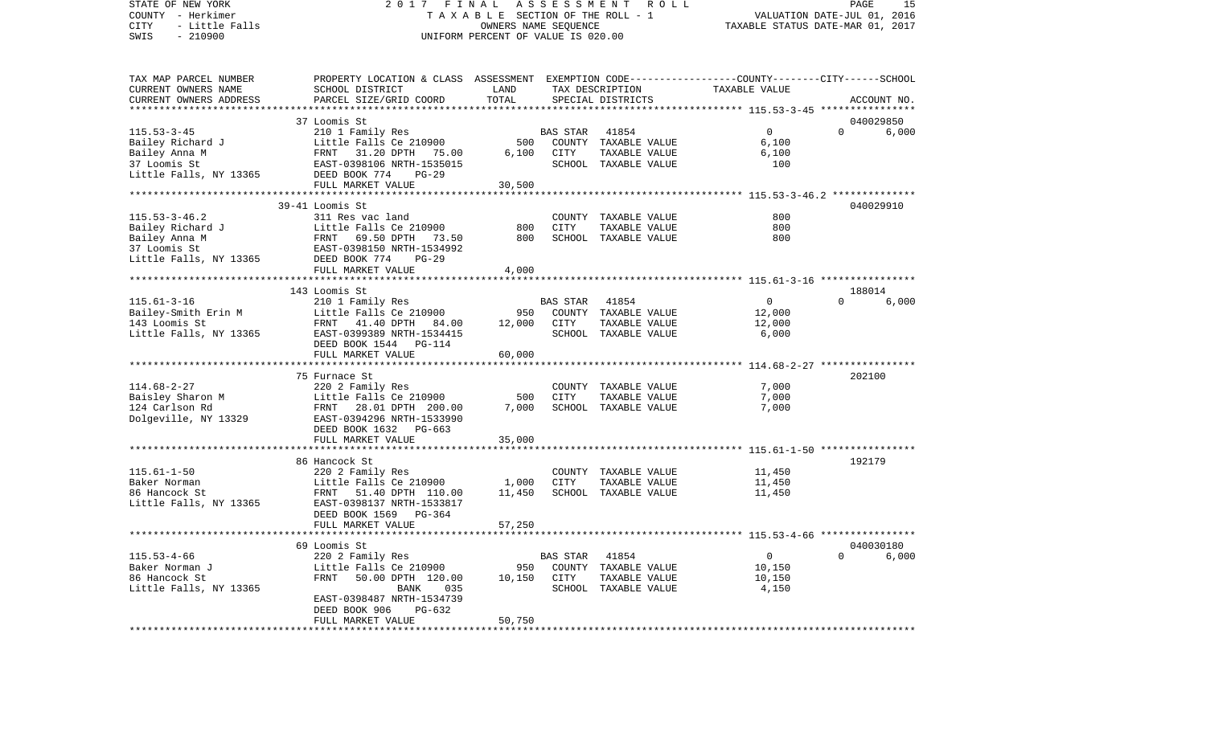| TAX MAP PARCEL NUMBER<br>CURRENT OWNERS NAME<br>CURRENT OWNERS ADDRESS | PROPERTY LOCATION & CLASS<br>SCHOOL DISTRICT<br>PARCEL SIZE/GRID COORD | ASSESSMENT<br>LAND<br>TOTAL | EXEMPTION CODE<br>TAX DESCRIPTION<br>SPECIAL DISTRICTS | COUNTY--------CITY------SCHOOL<br>TAXABLE VALUE | ACCOUNT NO. |
|---|---|---|---|---|---|
| **115.53-3-45** | 37 Loomis St | | | | 040029850 |
| 115.53-3-45 | 210 1 Family Res | | BAS STAR 41854 | 0 0 6,000 | |
| Bailey Richard J | Little Falls Ce 210900 | 500 | COUNTY TAXABLE VALUE | 6,100 | |
| Bailey Anna M | FRNT 31.20 DPTH 75.00 | 6,100 | CITY TAXABLE VALUE | 6,100 | |
| 37 Loomis St | EAST-0398106 NRTH-1535015 | | SCHOOL TAXABLE VALUE | 100 | |
| Little Falls, NY 13365 | DEED BOOK 774 PG-29 | | | | |
| | FULL MARKET VALUE | 30,500 | | | |
| **115.53-3-46.2** | 39-41 Loomis St | | | | 040029910 |
| 115.53-3-46.2 | 311 Res vac land | | COUNTY TAXABLE VALUE | 800 | |
| Bailey Richard J | Little Falls Ce 210900 | 800 | CITY TAXABLE VALUE | 800 | |
| Bailey Anna M | FRNT 69.50 DPTH 73.50 | 800 | SCHOOL TAXABLE VALUE | 800 | |
| 37 Loomis St | EAST-0398150 NRTH-1534992 | | | | |
| Little Falls, NY 13365 | DEED BOOK 774 PG-29 | | | | |
| | FULL MARKET VALUE | 4,000 | | | |
| **115.61-3-16** | 143 Loomis St | | | | 188014 |
| 115.61-3-16 | 210 1 Family Res | | BAS STAR 41854 | 0 0 6,000 | |
| Bailey-Smith Erin M | Little Falls Ce 210900 | 950 | COUNTY TAXABLE VALUE | 12,000 | |
| 143 Loomis St | FRNT 41.40 DPTH 84.00 | 12,000 | CITY TAXABLE VALUE | 12,000 | |
| Little Falls, NY 13365 | EAST-0399389 NRTH-1534415 | | SCHOOL TAXABLE VALUE | 6,000 | |
| | DEED BOOK 1544 PG-114 | | | | |
| | FULL MARKET VALUE | 60,000 | | | |
| **114.68-2-27** | 75 Furnace St | | | | 202100 |
| 114.68-2-27 | 220 2 Family Res | | COUNTY TAXABLE VALUE | 7,000 | |
| Baisley Sharon M | Little Falls Ce 210900 | 500 | CITY TAXABLE VALUE | 7,000 | |
| 124 Carlson Rd | FRNT 28.01 DPTH 200.00 | 7,000 | SCHOOL TAXABLE VALUE | 7,000 | |
| Dolgeville, NY 13329 | EAST-0394296 NRTH-1533990 | | | | |
| | DEED BOOK 1632 PG-663 | | | | |
| | FULL MARKET VALUE | 35,000 | | | |
| **115.61-1-50** | 86 Hancock St | | | | 192179 |
| 115.61-1-50 | 220 2 Family Res | | COUNTY TAXABLE VALUE | 11,450 | |
| Baker Norman | Little Falls Ce 210900 | 1,000 | CITY TAXABLE VALUE | 11,450 | |
| 86 Hancock St | FRNT 51.40 DPTH 110.00 | 11,450 | SCHOOL TAXABLE VALUE | 11,450 | |
| Little Falls, NY 13365 | EAST-0398137 NRTH-1533817 | | | | |
| | DEED BOOK 1569 PG-364 | | | | |
| | FULL MARKET VALUE | 57,250 | | | |
| **115.53-4-66** | 69 Loomis St | | | | 040030180 |
| 115.53-4-66 | 220 2 Family Res | | BAS STAR 41854 | 0 0 6,000 | |
| Baker Norman J | Little Falls Ce 210900 | 950 | COUNTY TAXABLE VALUE | 10,150 | |
| 86 Hancock St | FRNT 50.00 DPTH 120.00 | 10,150 | CITY TAXABLE VALUE | 10,150 | |
| Little Falls, NY 13365 | BANK 035 | | SCHOOL TAXABLE VALUE | 4,150 | |
| | EAST-0398487 NRTH-1534739 | | | | |
| | DEED BOOK 906 PG-632 | | | | |
| | FULL MARKET VALUE | 50,750 | | | |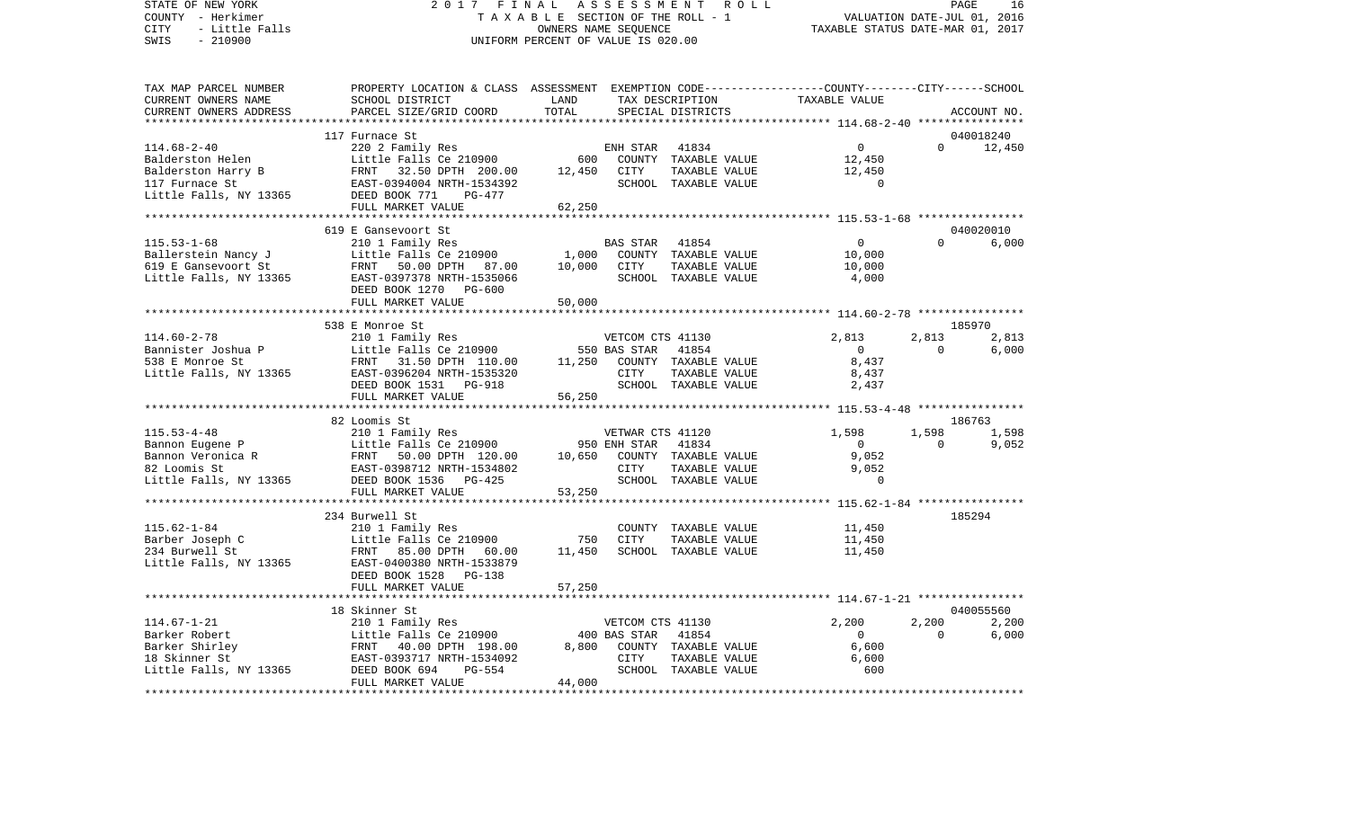STATE OF NEW YORK | 2017 FINAL ASSESSMENT ROLL | VALUATION DATE-JUL 01, 2016
COUNTY - Herkimer | TAXABLE SECTION OF THE ROLL - 1 | TAXABLE STATUS DATE-MAR 01, 2017
CITY - Little Falls | OWNERS NAME SEQUENCE
SWIS - 210900 | UNIFORM PERCENT OF VALUE IS 020.00

| TAX MAP PARCEL NUMBER / CURRENT OWNERS NAME / CURRENT OWNERS ADDRESS | PROPERTY LOCATION & CLASS / SCHOOL DISTRICT / PARCEL SIZE/GRID COORD | ASSESSMENT LAND | TOTAL | EXEMPTION CODE / TAX DESCRIPTION / SPECIAL DISTRICTS | COUNTY | CITY | SCHOOL / ACCOUNT NO. |
|---|---|---|---|---|---|---|---|
| 114.68-2-40 | 117 Furnace St | | | | | | 040018240 |
| 114.68-2-40 | 220 2 Family Res | | | ENH STAR 41834 | 0 | 0 | 12,450 |
| Balderston Helen | Little Falls Ce 210900 | 600 | | COUNTY TAXABLE VALUE | 12,450 | | |
| Balderston Harry B | FRNT 32.50 DPTH 200.00 | | 12,450 | CITY TAXABLE VALUE | | 12,450 | |
| 117 Furnace St | EAST-0394004 NRTH-1534392 | | | SCHOOL TAXABLE VALUE | | | 0 |
| Little Falls, NY 13365 | DEED BOOK 771 PG-477 | | | | | | |
| | FULL MARKET VALUE | | 62,250 | | | | |
| 115.53-1-68 | 619 E Gansevoort St | | | | | | 040020010 |
| 115.53-1-68 | 210 1 Family Res | | | BAS STAR 41854 | 0 | 0 | 6,000 |
| Ballerstein Nancy J | Little Falls Ce 210900 | 1,000 | | COUNTY TAXABLE VALUE | 10,000 | | |
| 619 E Gansevoort St | FRNT 50.00 DPTH 87.00 | | 10,000 | CITY TAXABLE VALUE | | 10,000 | |
| Little Falls, NY 13365 | EAST-0397378 NRTH-1535066 | | | SCHOOL TAXABLE VALUE | | | 4,000 |
| | DEED BOOK 1270 PG-600 | | | | | | |
| | FULL MARKET VALUE | | 50,000 | | | | |
| 114.60-2-78 | 538 E Monroe St | | | | | | 185970 |
| 114.60-2-78 | 210 1 Family Res | | | VETCOM CTS 41130 | 2,813 | 2,813 | 2,813 |
| Bannister Joshua P | Little Falls Ce 210900 | 550 | | BAS STAR 41854 | 0 | 0 | 6,000 |
| 538 E Monroe St | FRNT 31.50 DPTH 110.00 | | 11,250 | COUNTY TAXABLE VALUE | 8,437 | | |
| Little Falls, NY 13365 | EAST-0396204 NRTH-1535320 | | | CITY TAXABLE VALUE | | 8,437 | |
| | DEED BOOK 1531 PG-918 | | | SCHOOL TAXABLE VALUE | | | 2,437 |
| | FULL MARKET VALUE | | 56,250 | | | | |
| 115.53-4-48 | 82 Loomis St | | | | | | 186763 |
| 115.53-4-48 | 210 1 Family Res | | | VETWAR CTS 41120 | 1,598 | 1,598 | 1,598 |
| Bannon Eugene P | Little Falls Ce 210900 | 950 | | ENH STAR 41834 | 0 | 0 | 9,052 |
| Bannon Veronica R | FRNT 50.00 DPTH 120.00 | | 10,650 | COUNTY TAXABLE VALUE | 9,052 | | |
| 82 Loomis St | EAST-0398712 NRTH-1534802 | | | CITY TAXABLE VALUE | | 9,052 | |
| Little Falls, NY 13365 | DEED BOOK 1536 PG-425 | | | SCHOOL TAXABLE VALUE | | | 0 |
| | FULL MARKET VALUE | | 53,250 | | | | |
| 115.62-1-84 | 234 Burwell St | | | | | | 185294 |
| 115.62-1-84 | 210 1 Family Res | | | COUNTY TAXABLE VALUE | 11,450 | | |
| Barber Joseph C | Little Falls Ce 210900 | 750 | | CITY TAXABLE VALUE | | 11,450 | |
| 234 Burwell St | FRNT 85.00 DPTH 60.00 | | 11,450 | SCHOOL TAXABLE VALUE | | | 11,450 |
| Little Falls, NY 13365 | EAST-0400380 NRTH-1533879 | | | | | | |
| | DEED BOOK 1528 PG-138 | | | | | | |
| | FULL MARKET VALUE | | 57,250 | | | | |
| 114.67-1-21 | 18 Skinner St | | | | | | 040055560 |
| 114.67-1-21 | 210 1 Family Res | | | VETCOM CTS 41130 | 2,200 | 2,200 | 2,200 |
| Barker Robert | Little Falls Ce 210900 | 400 | | BAS STAR 41854 | 0 | 0 | 6,000 |
| Barker Shirley | FRNT 40.00 DPTH 198.00 | | 8,800 | COUNTY TAXABLE VALUE | 6,600 | | |
| 18 Skinner St | EAST-0393717 NRTH-1534092 | | | CITY TAXABLE VALUE | | 6,600 | |
| Little Falls, NY 13365 | DEED BOOK 694 PG-554 | | | SCHOOL TAXABLE VALUE | | | 600 |
| | FULL MARKET VALUE | | 44,000 | | | | |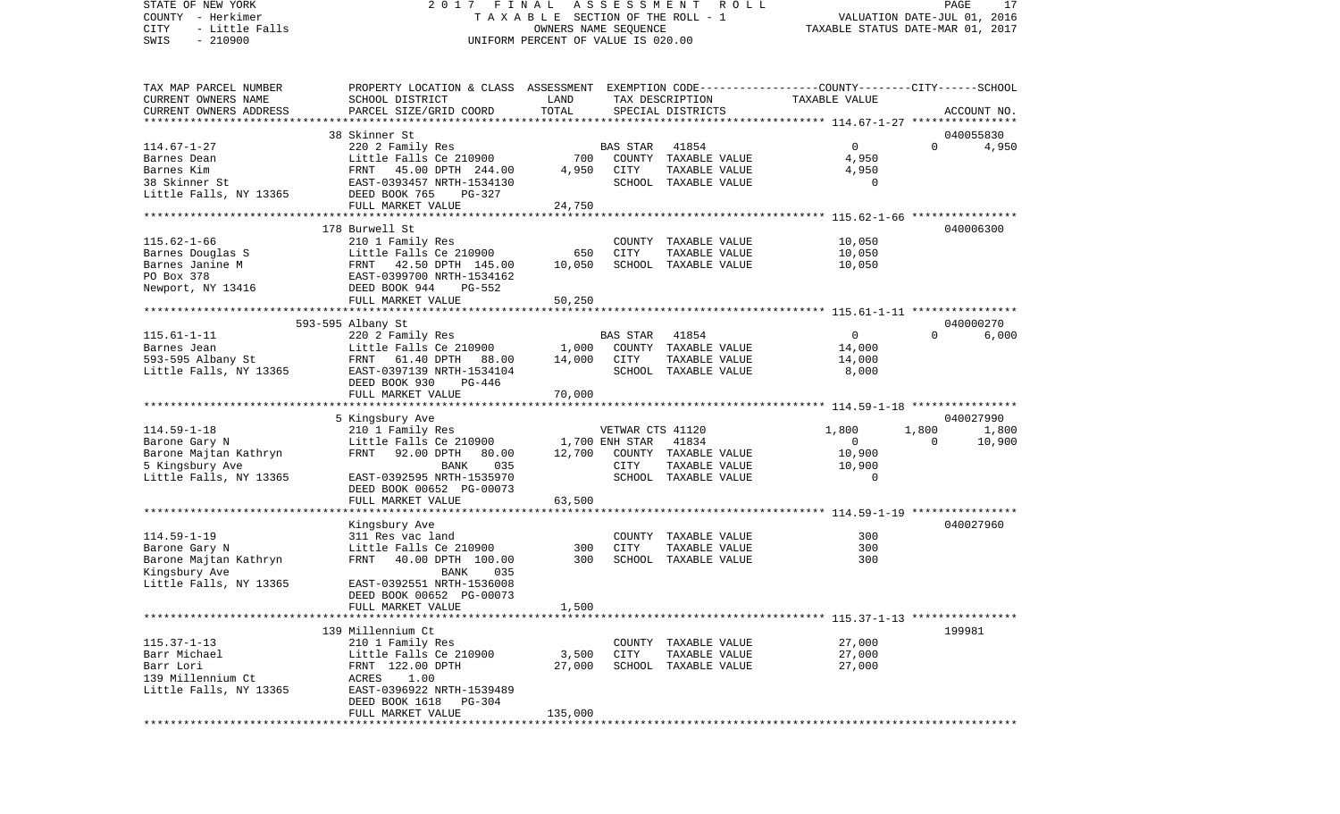STATE OF NEW YORK 2017 FINAL ASSESSMENT ROLL
COUNTY - Herkimer TAXABLE SECTION OF THE ROLL - 1 VALUATION DATE-JUL 01, 2016
CITY - Little Falls OWNERS NAME SEQUENCE TAXABLE STATUS DATE-MAR 01, 2017
SWIS - 210900 UNIFORM PERCENT OF VALUE IS 020.00

| TAX MAP PARCEL NUMBER / CURRENT OWNERS NAME / CURRENT OWNERS ADDRESS | PROPERTY LOCATION & CLASS / SCHOOL DISTRICT / PARCEL SIZE/GRID COORD | ASSESSMENT LAND / TOTAL | EXEMPTION CODE / TAX DESCRIPTION / SPECIAL DISTRICTS | COUNTY | CITY | SCHOOL / ACCOUNT NO. |
|---|---|---|---|---|---|---|
| **114.67-1-27** | 38 Skinner St | | | | | 040055830 |
| Barnes Dean | 220 2 Family Res | | BAS STAR 41854 | 0 | 0 | 4,950 |
| Barnes Kim | Little Falls Ce 210900 | 700 | COUNTY TAXABLE VALUE | 4,950 | | |
| 38 Skinner St | FRNT 45.00 DPTH 244.00 | 4,950 | CITY TAXABLE VALUE | | 4,950 | |
| Little Falls, NY 13365 | EAST-0393457 NRTH-1534130 | | SCHOOL TAXABLE VALUE | | | 0 |
| | DEED BOOK 765 PG-327 | | | | | |
| | FULL MARKET VALUE | 24,750 | | | | |
| **115.62-1-66** | 178 Burwell St | | | | | 040006300 |
| Barnes Douglas S | 210 1 Family Res | | COUNTY TAXABLE VALUE | 10,050 | | |
| Barnes Janine M | Little Falls Ce 210900 | 650 | CITY TAXABLE VALUE | | 10,050 | |
| PO Box 378 | FRNT 42.50 DPTH 145.00 | 10,050 | SCHOOL TAXABLE VALUE | | | 10,050 |
| Newport, NY 13416 | EAST-0399700 NRTH-1534162 | | | | | |
| | DEED BOOK 944 PG-552 | | | | | |
| | FULL MARKET VALUE | 50,250 | | | | |
| **115.61-1-11** | 593-595 Albany St | | | | | 040000270 |
| Barnes Jean | 220 2 Family Res | | BAS STAR 41854 | 0 | 0 | 6,000 |
| 593-595 Albany St | Little Falls Ce 210900 | 1,000 | COUNTY TAXABLE VALUE | 14,000 | | |
| Little Falls, NY 13365 | FRNT 61.40 DPTH 88.00 | 14,000 | CITY TAXABLE VALUE | | 14,000 | |
| | EAST-0397139 NRTH-1534104 | | SCHOOL TAXABLE VALUE | | | 8,000 |
| | DEED BOOK 930 PG-446 | | | | | |
| | FULL MARKET VALUE | 70,000 | | | | |
| **114.59-1-18** | 5 Kingsbury Ave | | | | | 040027990 |
| Barone Gary N | 210 1 Family Res | | VETWAR CTS 41120 | 1,800 | 1,800 | 1,800 |
| Barone Majtan Kathryn | Little Falls Ce 210900 | 1,700 | ENH STAR 41834 | 0 | 0 | 10,900 |
| 5 Kingsbury Ave | FRNT 92.00 DPTH 80.00 | 12,700 | COUNTY TAXABLE VALUE | 10,900 | | |
| Little Falls, NY 13365 | BANK 035 | | CITY TAXABLE VALUE | | 10,900 | |
| | EAST-0392595 NRTH-1535970 | | SCHOOL TAXABLE VALUE | | | 0 |
| | DEED BOOK 00652 PG-00073 | | | | | |
| | FULL MARKET VALUE | 63,500 | | | | |
| **114.59-1-19** | Kingsbury Ave | | | | | 040027960 |
| Barone Gary N | 311 Res vac land | | COUNTY TAXABLE VALUE | 300 | | |
| Barone Majtan Kathryn | Little Falls Ce 210900 | 300 | CITY TAXABLE VALUE | | 300 | |
| Kingsbury Ave | FRNT 40.00 DPTH 100.00 | 300 | SCHOOL TAXABLE VALUE | | | 300 |
| Little Falls, NY 13365 | BANK 035 | | | | | |
| | EAST-0392551 NRTH-1536008 | | | | | |
| | DEED BOOK 00652 PG-00073 | | | | | |
| | FULL MARKET VALUE | 1,500 | | | | |
| **115.37-1-13** | 139 Millennium Ct | | | | | 199981 |
| Barr Michael | 210 1 Family Res | | COUNTY TAXABLE VALUE | 27,000 | | |
| Barr Lori | Little Falls Ce 210900 | 3,500 | CITY TAXABLE VALUE | | 27,000 | |
| 139 Millennium Ct | FRNT 122.00 DPTH | 27,000 | SCHOOL TAXABLE VALUE | | | 27,000 |
| Little Falls, NY 13365 | ACRES 1.00 | | | | | |
| | EAST-0396922 NRTH-1539489 | | | | | |
| | DEED BOOK 1618 PG-304 | | | | | |
| | FULL MARKET VALUE | 135,000 | | | | |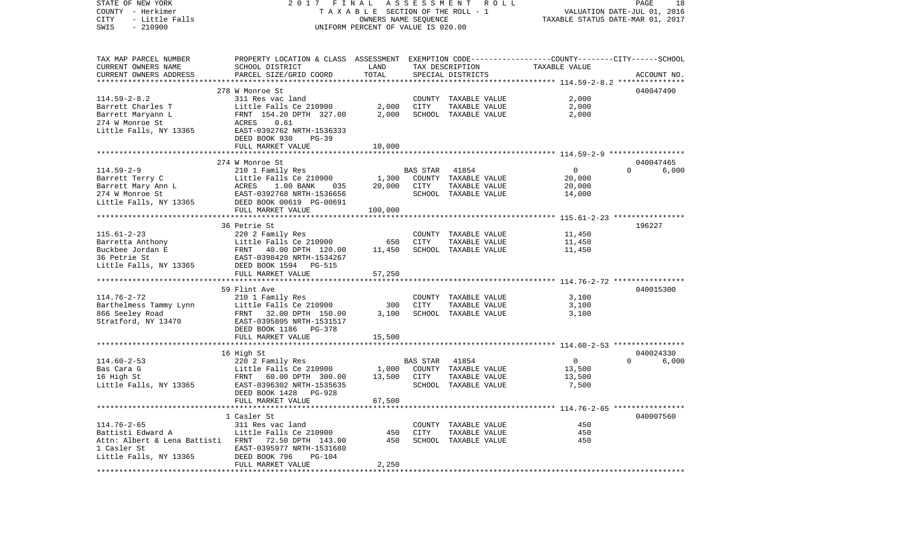STATE OF NEW YORK
COUNTY - Herkimer
CITY - Little Falls
SWIS - 210900

# 2017 FINAL ASSESSMENT ROLL

TAXABLE SECTION OF THE ROLL - 1
OWNERS NAME SEQUENCE
UNIFORM PERCENT OF VALUE IS 020.00

VALUATION DATE-JUL 01, 2016
TAXABLE STATUS DATE-MAR 01, 2017

| TAX MAP PARCEL NUMBER<br>CURRENT OWNERS NAME<br>CURRENT OWNERS ADDRESS | PROPERTY LOCATION & CLASS<br>SCHOOL DISTRICT<br>PARCEL SIZE/GRID COORD | ASSESSMENT<br>LAND<br>TOTAL | EXEMPTION CODE<br>TAX DESCRIPTION<br>SPECIAL DISTRICTS | COUNTY / CITY / SCHOOL<br>TAXABLE VALUE | ACCOUNT NO. |
|---|---|---|---|---|---|
| **114.59-2-8.2** | 278 W Monroe St | | | | 040047490 |
| 114.59-2-8.2 | 311 Res vac land | | COUNTY TAXABLE VALUE | 2,000 | |
| Barrett Charles T | Little Falls Ce 210900 | 2,000 | CITY TAXABLE VALUE | 2,000 | |
| Barrett Maryann L | FRNT 154.20 DPTH 327.00 | 2,000 | SCHOOL TAXABLE VALUE | 2,000 | |
| 274 W Monroe St | ACRES 0.61 | | | | |
| Little Falls, NY 13365 | EAST-0392762 NRTH-1536333 | | | | |
| | DEED BOOK 930 PG-39 | | | | |
| | FULL MARKET VALUE | 10,000 | | | |
| **114.59-2-9** | 274 W Monroe St | | | | 040047465 |
| 114.59-2-9 | 210 1 Family Res | | BAS STAR 41854 | 0 0 6,000 | |
| Barrett Terry C | Little Falls Ce 210900 | 1,300 | COUNTY TAXABLE VALUE | 20,000 | |
| Barrett Mary Ann L | ACRES 1.00 BANK 035 | 20,000 | CITY TAXABLE VALUE | 20,000 | |
| 274 W Monroe St | EAST-0392768 NRTH-1536656 | | SCHOOL TAXABLE VALUE | 14,000 | |
| Little Falls, NY 13365 | DEED BOOK 00619 PG-00691 | | | | |
| | FULL MARKET VALUE | 100,000 | | | |
| **115.61-2-23** | 36 Petrie St | | | | 196227 |
| 115.61-2-23 | 220 2 Family Res | | COUNTY TAXABLE VALUE | 11,450 | |
| Barretta Anthony | Little Falls Ce 210900 | 650 | CITY TAXABLE VALUE | 11,450 | |
| Buckbee Jordan E | FRNT 40.00 DPTH 120.00 | 11,450 | SCHOOL TAXABLE VALUE | 11,450 | |
| 36 Petrie St | EAST-0398420 NRTH-1534267 | | | | |
| Little Falls, NY 13365 | DEED BOOK 1594 PG-515 | | | | |
| | FULL MARKET VALUE | 57,250 | | | |
| **114.76-2-72** | 59 Flint Ave | | | | 040015300 |
| 114.76-2-72 | 210 1 Family Res | | COUNTY TAXABLE VALUE | 3,100 | |
| Barthelmess Tammy Lynn | Little Falls Ce 210900 | 300 | CITY TAXABLE VALUE | 3,100 | |
| 866 Seeley Road | FRNT 32.00 DPTH 150.00 | 3,100 | SCHOOL TAXABLE VALUE | 3,100 | |
| Stratford, NY 13470 | EAST-0395805 NRTH-1531517 | | | | |
| | DEED BOOK 1186 PG-378 | | | | |
| | FULL MARKET VALUE | 15,500 | | | |
| **114.60-2-53** | 16 High St | | | | 040024330 |
| 114.60-2-53 | 220 2 Family Res | | BAS STAR 41854 | 0 0 6,000 | |
| Bas Cara G | Little Falls Ce 210900 | 1,000 | COUNTY TAXABLE VALUE | 13,500 | |
| 16 High St | FRNT 60.00 DPTH 300.00 | 13,500 | CITY TAXABLE VALUE | 13,500 | |
| Little Falls, NY 13365 | EAST-0396302 NRTH-1535635 | | SCHOOL TAXABLE VALUE | 7,500 | |
| | DEED BOOK 1428 PG-928 | | | | |
| | FULL MARKET VALUE | 67,500 | | | |
| **114.76-2-65** | 1 Casler St | | | | 040007560 |
| 114.76-2-65 | 311 Res vac land | | COUNTY TAXABLE VALUE | 450 | |
| Battisti Edward A | Little Falls Ce 210900 | 450 | CITY TAXABLE VALUE | 450 | |
| Attn: Albert & Lena Battisti | FRNT 72.50 DPTH 143.00 | 450 | SCHOOL TAXABLE VALUE | 450 | |
| 1 Casler St | EAST-0395977 NRTH-1531680 | | | | |
| Little Falls, NY 13365 | DEED BOOK 796 PG-104 | | | | |
| | FULL MARKET VALUE | 2,250 | | | |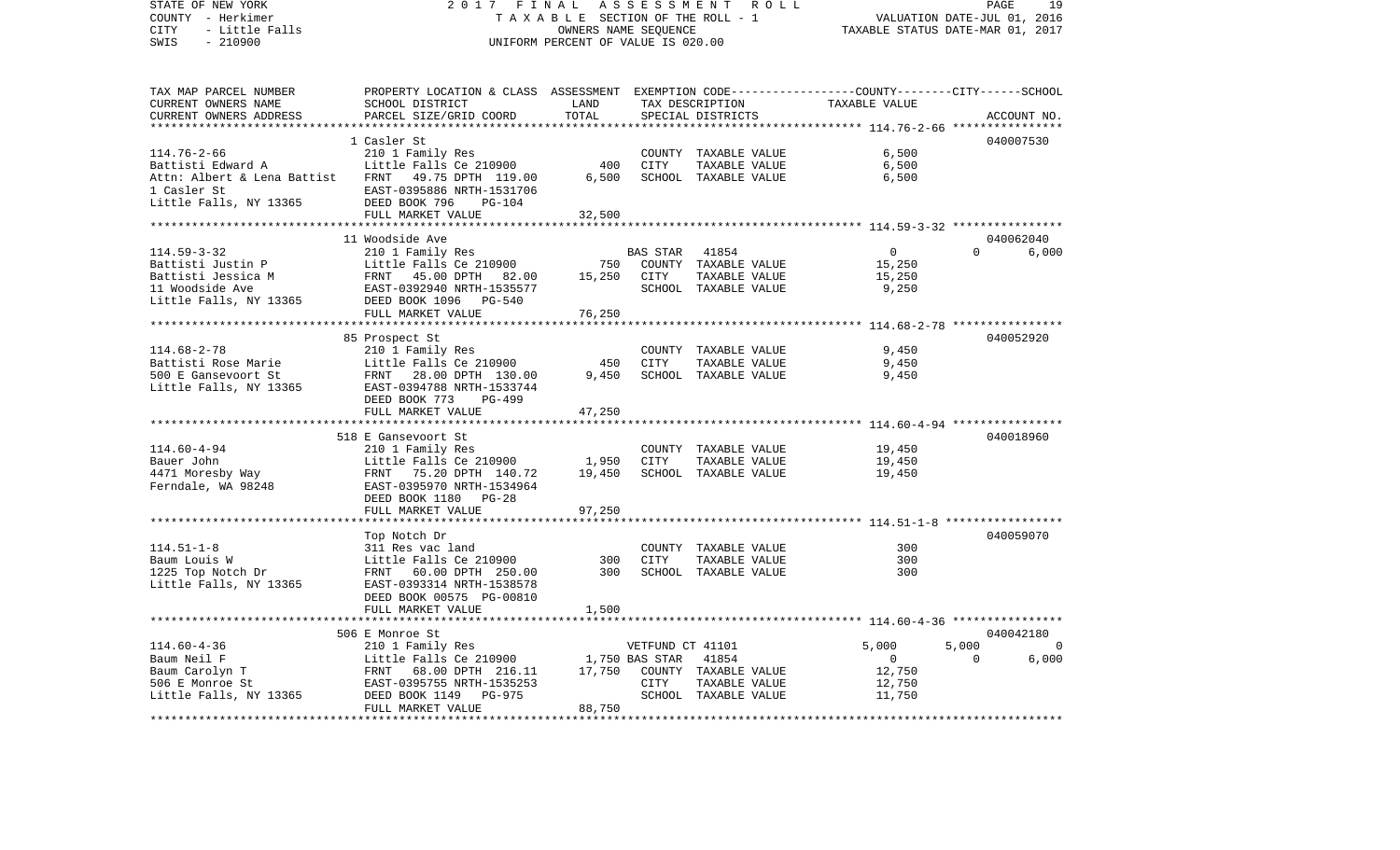STATE OF NEW YORK | 2017 FINAL ASSESSMENT ROLL
COUNTY - Herkimer | TAXABLE SECTION OF THE ROLL - 1 | VALUATION DATE-JUL 01, 2016
CITY - Little Falls | OWNERS NAME SEQUENCE | TAXABLE STATUS DATE-MAR 01, 2017
SWIS - 210900 | UNIFORM PERCENT OF VALUE IS 020.00

| TAX MAP PARCEL NUMBER / CURRENT OWNERS NAME / CURRENT OWNERS ADDRESS | PROPERTY LOCATION & CLASS / SCHOOL DISTRICT / PARCEL SIZE/GRID COORD | ASSESSMENT LAND / TOTAL | EXEMPTION CODE / TAX DESCRIPTION / SPECIAL DISTRICTS | COUNTY TAXABLE VALUE | CITY | SCHOOL | ACCOUNT NO. |
|---|---|---|---|---|---|---|---|
| 114.76-2-66 | 1 Casler St | | | | | | 040007530 |
| 114.76-2-66 | 210 1 Family Res | | COUNTY TAXABLE VALUE | 6,500 | | | |
| Battisti Edward A | Little Falls Ce 210900 | 400 | CITY TAXABLE VALUE | 6,500 | | | |
| Attn: Albert & Lena Battist | FRNT 49.75 DPTH 119.00 | 6,500 | SCHOOL TAXABLE VALUE | 6,500 | | | |
| 1 Casler St | EAST-0395886 NRTH-1531706 | | | | | | |
| Little Falls, NY 13365 | DEED BOOK 796 PG-104 | | | | | | |
| | FULL MARKET VALUE | 32,500 | | | | | |
| 114.59-3-32 | 11 Woodside Ave | | | | | | 040062040 |
| 114.59-3-32 | 210 1 Family Res | | BAS STAR 41854 | 0 | 0 | 6,000 | |
| Battisti Justin P | Little Falls Ce 210900 | 750 | COUNTY TAXABLE VALUE | 15,250 | | | |
| Battisti Jessica M | FRNT 45.00 DPTH 82.00 | 15,250 | CITY TAXABLE VALUE | 15,250 | | | |
| 11 Woodside Ave | EAST-0392940 NRTH-1535577 | | SCHOOL TAXABLE VALUE | 9,250 | | | |
| Little Falls, NY 13365 | DEED BOOK 1096 PG-540 | | | | | | |
| | FULL MARKET VALUE | 76,250 | | | | | |
| 114.68-2-78 | 85 Prospect St | | | | | | 040052920 |
| 114.68-2-78 | 210 1 Family Res | | COUNTY TAXABLE VALUE | 9,450 | | | |
| Battisti Rose Marie | Little Falls Ce 210900 | 450 | CITY TAXABLE VALUE | 9,450 | | | |
| 500 E Gansevoort St | FRNT 28.00 DPTH 130.00 | 9,450 | SCHOOL TAXABLE VALUE | 9,450 | | | |
| Little Falls, NY 13365 | EAST-0394788 NRTH-1533744 | | | | | | |
| | DEED BOOK 773 PG-499 | | | | | | |
| | FULL MARKET VALUE | 47,250 | | | | | |
| 114.60-4-94 | 518 E Gansevoort St | | | | | | 040018960 |
| 114.60-4-94 | 210 1 Family Res | | COUNTY TAXABLE VALUE | 19,450 | | | |
| Bauer John | Little Falls Ce 210900 | 1,950 | CITY TAXABLE VALUE | 19,450 | | | |
| 4471 Moresby Way | FRNT 75.20 DPTH 140.72 | 19,450 | SCHOOL TAXABLE VALUE | 19,450 | | | |
| Ferndale, WA 98248 | EAST-0395970 NRTH-1534964 | | | | | | |
| | DEED BOOK 1180 PG-28 | | | | | | |
| | FULL MARKET VALUE | 97,250 | | | | | |
| 114.51-1-8 | Top Notch Dr | | | | | | 040059070 |
| 114.51-1-8 | 311 Res vac land | | COUNTY TAXABLE VALUE | 300 | | | |
| Baum Louis W | Little Falls Ce 210900 | 300 | CITY TAXABLE VALUE | 300 | | | |
| 1225 Top Notch Dr | FRNT 60.00 DPTH 250.00 | 300 | SCHOOL TAXABLE VALUE | 300 | | | |
| Little Falls, NY 13365 | EAST-0393314 NRTH-1538578 | | | | | | |
| | DEED BOOK 00575 PG-00810 | | | | | | |
| | FULL MARKET VALUE | 1,500 | | | | | |
| 114.60-4-36 | 506 E Monroe St | | | | | | 040042180 |
| 114.60-4-36 | 210 1 Family Res | | VETFUND CT 41101 | 5,000 | 5,000 | 0 | |
| Baum Neil F | Little Falls Ce 210900 | 1,750 | BAS STAR 41854 | 0 | 0 | 6,000 | |
| Baum Carolyn T | FRNT 68.00 DPTH 216.11 | 17,750 | COUNTY TAXABLE VALUE | 12,750 | | | |
| 506 E Monroe St | EAST-0395755 NRTH-1535253 | | CITY TAXABLE VALUE | 12,750 | | | |
| Little Falls, NY 13365 | DEED BOOK 1149 PG-975 | | SCHOOL TAXABLE VALUE | 11,750 | | | |
| | FULL MARKET VALUE | 88,750 | | | | | |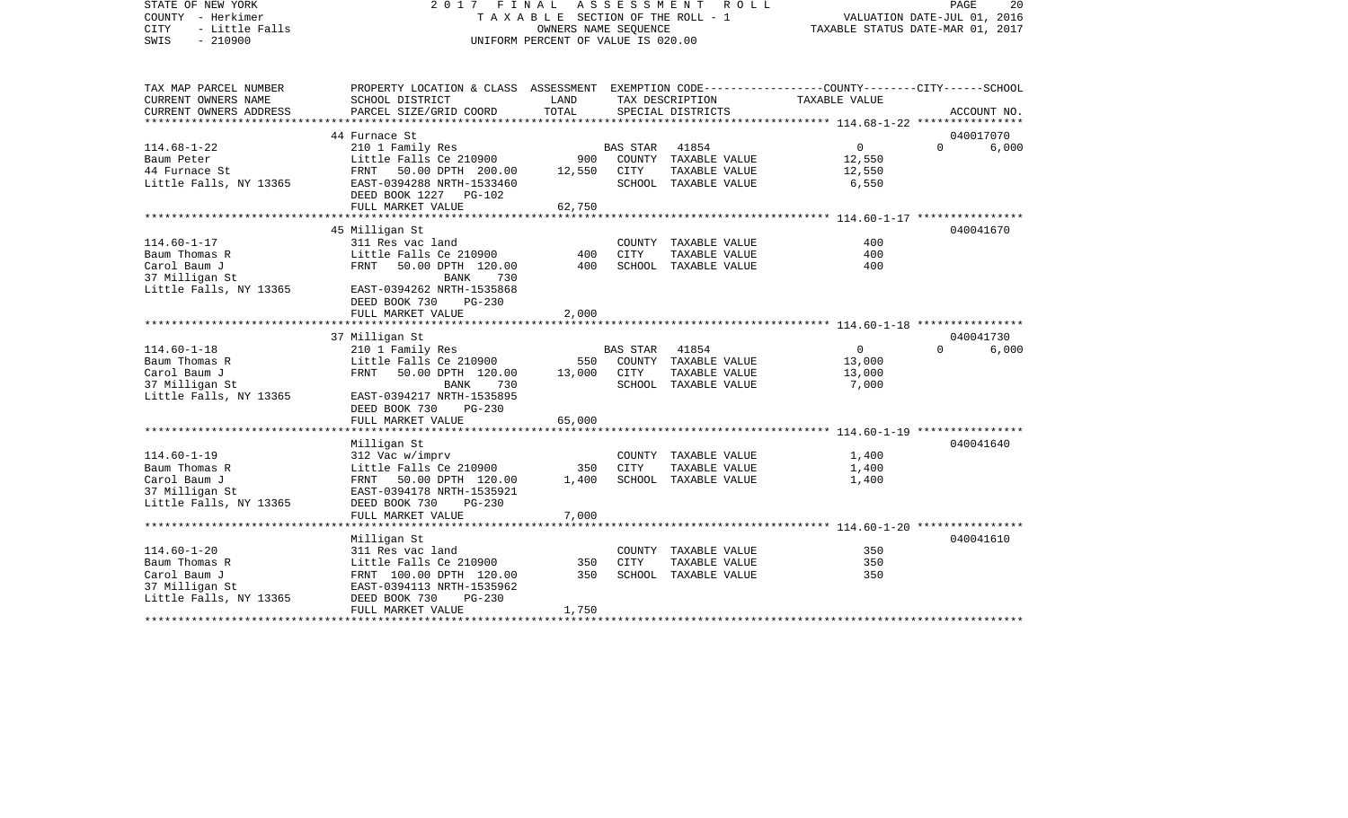STATE OF NEW YORK — 2017 FINAL ASSESSMENT ROLL
COUNTY - Herkimer — TAXABLE SECTION OF THE ROLL - 1 — VALUATION DATE-JUL 01, 2016
CITY - Little Falls — OWNERS NAME SEQUENCE — TAXABLE STATUS DATE-MAR 01, 2017
SWIS - 210900 — UNIFORM PERCENT OF VALUE IS 020.00

| TAX MAP PARCEL NUMBER / CURRENT OWNERS NAME / CURRENT OWNERS ADDRESS | PROPERTY LOCATION & CLASS / SCHOOL DISTRICT / PARCEL SIZE/GRID COORD | ASSESSMENT LAND / TOTAL | EXEMPTION CODE / TAX DESCRIPTION / SPECIAL DISTRICTS | COUNTY TAXABLE VALUE | CITY | SCHOOL | ACCOUNT NO. |
|---|---|---|---|---|---|---|---|
| | 44 Furnace St | | | | | | 040017070 |
| 114.68-1-22 | 210 1 Family Res | | BAS STAR 41854 | 0 | 0 | 6,000 | |
| Baum Peter | Little Falls Ce 210900 | 900 | COUNTY TAXABLE VALUE | 12,550 | | | |
| 44 Furnace St | FRNT 50.00 DPTH 200.00 | 12,550 | CITY TAXABLE VALUE | 12,550 | | | |
| Little Falls, NY 13365 | EAST-0394288 NRTH-1533460 | | SCHOOL TAXABLE VALUE | 6,550 | | | |
| | DEED BOOK 1227 PG-102 | | | | | | |
| | FULL MARKET VALUE | 62,750 | | | | | |
| | 45 Milligan St | | | | | | 040041670 |
| 114.60-1-17 | 311 Res vac land | | COUNTY TAXABLE VALUE | 400 | | | |
| Baum Thomas R | Little Falls Ce 210900 | 400 | CITY TAXABLE VALUE | 400 | | | |
| Carol Baum J | FRNT 50.00 DPTH 120.00 | 400 | SCHOOL TAXABLE VALUE | 400 | | | |
| 37 Milligan St | BANK 730 | | | | | | |
| Little Falls, NY 13365 | EAST-0394262 NRTH-1535868 | | | | | | |
| | DEED BOOK 730 PG-230 | | | | | | |
| | FULL MARKET VALUE | 2,000 | | | | | |
| | 37 Milligan St | | | | | | 040041730 |
| 114.60-1-18 | 210 1 Family Res | | BAS STAR 41854 | 0 | 0 | 6,000 | |
| Baum Thomas R | Little Falls Ce 210900 | 550 | COUNTY TAXABLE VALUE | 13,000 | | | |
| Carol Baum J | FRNT 50.00 DPTH 120.00 | 13,000 | CITY TAXABLE VALUE | 13,000 | | | |
| 37 Milligan St | BANK 730 | | SCHOOL TAXABLE VALUE | 7,000 | | | |
| Little Falls, NY 13365 | EAST-0394217 NRTH-1535895 | | | | | | |
| | DEED BOOK 730 PG-230 | | | | | | |
| | FULL MARKET VALUE | 65,000 | | | | | |
| | Milligan St | | | | | | 040041640 |
| 114.60-1-19 | 312 Vac w/imprv | | COUNTY TAXABLE VALUE | 1,400 | | | |
| Baum Thomas R | Little Falls Ce 210900 | 350 | CITY TAXABLE VALUE | 1,400 | | | |
| Carol Baum J | FRNT 50.00 DPTH 120.00 | 1,400 | SCHOOL TAXABLE VALUE | 1,400 | | | |
| 37 Milligan St | EAST-0394178 NRTH-1535921 | | | | | | |
| Little Falls, NY 13365 | DEED BOOK 730 PG-230 | | | | | | |
| | FULL MARKET VALUE | 7,000 | | | | | |
| | Milligan St | | | | | | 040041610 |
| 114.60-1-20 | 311 Res vac land | | COUNTY TAXABLE VALUE | 350 | | | |
| Baum Thomas R | Little Falls Ce 210900 | 350 | CITY TAXABLE VALUE | 350 | | | |
| Carol Baum J | FRNT 100.00 DPTH 120.00 | 350 | SCHOOL TAXABLE VALUE | 350 | | | |
| 37 Milligan St | EAST-0394113 NRTH-1535962 | | | | | | |
| Little Falls, NY 13365 | DEED BOOK 730 PG-230 | | | | | | |
| | FULL MARKET VALUE | 1,750 | | | | | |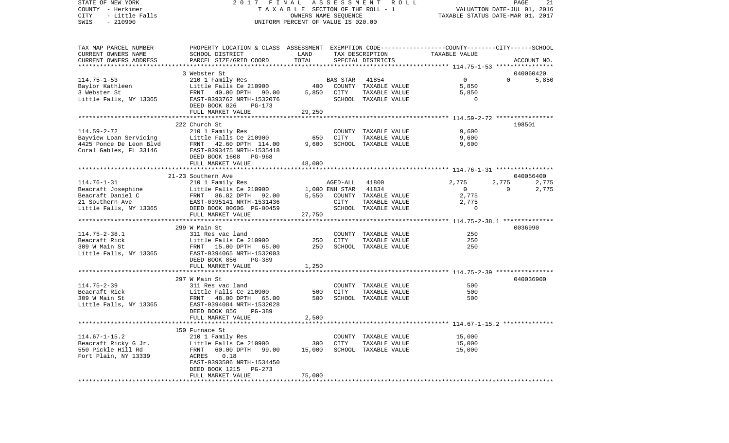STATE OF NEW YORK
COUNTY - Herkimer
CITY - Little Falls
SWIS - 210900

2017 FINAL ASSESSMENT ROLL
TAXABLE SECTION OF THE ROLL - 1
OWNERS NAME SEQUENCE
UNIFORM PERCENT OF VALUE IS 020.00

VALUATION DATE-JUL 01, 2016
TAXABLE STATUS DATE-MAR 01, 2017

| TAX MAP PARCEL NUMBER / CURRENT OWNERS NAME / CURRENT OWNERS ADDRESS | PROPERTY LOCATION & CLASS / SCHOOL DISTRICT / PARCEL SIZE/GRID COORD | ASSESSMENT LAND | TOTAL | EXEMPTION CODE / TAX DESCRIPTION / SPECIAL DISTRICTS | COUNTY TAXABLE VALUE | CITY | SCHOOL / ACCOUNT NO. |
|---|---|---|---|---|---|---|---|
| **114.75-1-53** | 3 Webster St | | | | | | 040060420 |
| Baylor Kathleen | 210 1 Family Res | | | BAS STAR 41854 | 0 | 0 | 5,850 |
| 3 Webster St | Little Falls Ce 210900 | 400 | | COUNTY TAXABLE VALUE | 5,850 | | |
| Little Falls, NY 13365 | FRNT 40.00 DPTH 90.00 | | 5,850 | CITY TAXABLE VALUE | 5,850 | | |
| | EAST-0393762 NRTH-1532076 | | | SCHOOL TAXABLE VALUE | 0 | | |
| | DEED BOOK 826 PG-173 | | | | | | |
| | FULL MARKET VALUE | | 29,250 | | | | |
| **114.59-2-72** | 222 Church St | | | | | | 198501 |
| Bayview Loan Servicing | 210 1 Family Res | | | COUNTY TAXABLE VALUE | 9,600 | | |
| 4425 Ponce De Leon Blvd | Little Falls Ce 210900 | 650 | | CITY TAXABLE VALUE | 9,600 | | |
| Coral Gables, FL 33146 | FRNT 42.60 DPTH 114.00 | | 9,600 | SCHOOL TAXABLE VALUE | 9,600 | | |
| | EAST-0393475 NRTH-1535418 | | | | | | |
| | DEED BOOK 1608 PG-968 | | | | | | |
| | FULL MARKET VALUE | | 48,000 | | | | |
| **114.76-1-31** | 21-23 Southern Ave | | | | | | 040056400 |
| Beacraft Josephine | 210 1 Family Res | | | AGED-ALL 41800 | 2,775 | 2,775 | 2,775 |
| Beacraft Daniel C | Little Falls Ce 210900 | 1,000 | | ENH STAR 41834 | 0 | 0 | 2,775 |
| 21 Southern Ave | FRNT 86.82 DPTH 92.00 | | 5,550 | COUNTY TAXABLE VALUE | 2,775 | | |
| Little Falls, NY 13365 | EAST-0395141 NRTH-1531436 | | | CITY TAXABLE VALUE | 2,775 | | |
| | DEED BOOK 00606 PG-00459 | | | SCHOOL TAXABLE VALUE | 0 | | |
| | FULL MARKET VALUE | | 27,750 | | | | |
| **114.75-2-38.1** | 299 W Main St | | | | | | 0036990 |
| Beacraft Rick | 311 Res vac land | | | COUNTY TAXABLE VALUE | 250 | | |
| 309 W Main St | Little Falls Ce 210900 | 250 | | CITY TAXABLE VALUE | 250 | | |
| Little Falls, NY 13365 | FRNT 15.00 DPTH 65.00 | | 250 | SCHOOL TAXABLE VALUE | 250 | | |
| | EAST-0394065 NRTH-1532003 | | | | | | |
| | DEED BOOK 856 PG-389 | | | | | | |
| | FULL MARKET VALUE | | 1,250 | | | | |
| **114.75-2-39** | 297 W Main St | | | | | | 040036900 |
| Beacraft Rick | 311 Res vac land | | | COUNTY TAXABLE VALUE | 500 | | |
| 309 W Main St | Little Falls Ce 210900 | 500 | | CITY TAXABLE VALUE | 500 | | |
| Little Falls, NY 13365 | FRNT 48.00 DPTH 65.00 | | 500 | SCHOOL TAXABLE VALUE | 500 | | |
| | EAST-0394084 NRTH-1532028 | | | | | | |
| | DEED BOOK 856 PG-389 | | | | | | |
| | FULL MARKET VALUE | | 2,500 | | | | |
| **114.67-1-15.2** | 150 Furnace St | | | | | | |
| Beacraft Ricky G Jr. | 210 1 Family Res | | | COUNTY TAXABLE VALUE | 15,000 | | |
| 550 Pickle Hill Rd | Little Falls Ce 210900 | 300 | | CITY TAXABLE VALUE | 15,000 | | |
| Fort Plain, NY 13339 | FRNT 60.00 DPTH 99.00 | | 15,000 | SCHOOL TAXABLE VALUE | 15,000 | | |
| | ACRES 0.18 | | | | | | |
| | EAST-0393506 NRTH-1534450 | | | | | | |
| | DEED BOOK 1215 PG-273 | | | | | | |
| | FULL MARKET VALUE | | 75,000 | | | | |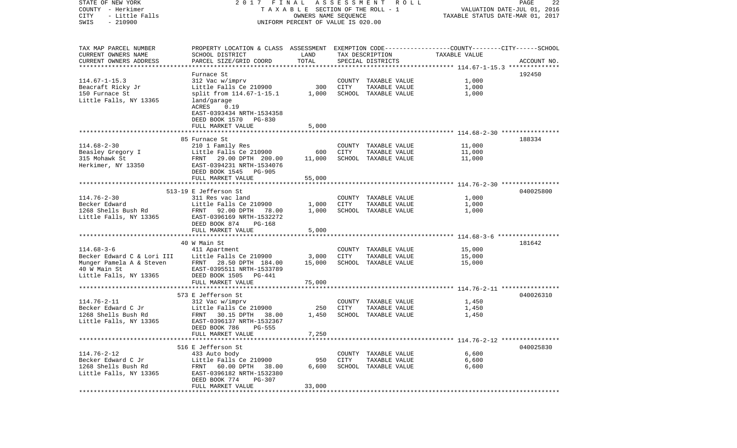STATE OF NEW YORK — 2017 FINAL ASSESSMENT ROLL — TAXABLE SECTION OF THE ROLL - 1 — VALUATION DATE-JUL 01, 2016
COUNTY - Herkimer — OWNERS NAME SEQUENCE — TAXABLE STATUS DATE-MAR 01, 2017
CITY - Little Falls — UNIFORM PERCENT OF VALUE IS 020.00
SWIS - 210900

| TAX MAP PARCEL NUMBER / CURRENT OWNERS NAME / CURRENT OWNERS ADDRESS | PROPERTY LOCATION & CLASS / SCHOOL DISTRICT / PARCEL SIZE/GRID COORD | ASSESSMENT LAND | TOTAL | EXEMPTION CODE / TAX DESCRIPTION / SPECIAL DISTRICTS | TAXABLE VALUE | ACCOUNT NO. |
|---|---|---|---|---|---|---|
| **114.67-1-15.3** | Furnace St | | | | | 192450 |
| 114.67-1-15.3 | 312 Vac w/imprv | | | COUNTY TAXABLE VALUE | 1,000 | |
| Beacraft Ricky Jr | Little Falls Ce 210900 | 300 | | CITY TAXABLE VALUE | 1,000 | |
| 150 Furnace St | split from 114.67-1-15.1 | | 1,000 | SCHOOL TAXABLE VALUE | 1,000 | |
| Little Falls, NY 13365 | land/garage | | | | | |
| | ACRES 0.19 | | | | | |
| | EAST-0393434 NRTH-1534358 | | | | | |
| | DEED BOOK 1570 PG-830 | | | | | |
| | FULL MARKET VALUE | | 5,000 | | | |
| **114.68-2-30** | 85 Furnace St | | | | | 188334 |
| 114.68-2-30 | 210 1 Family Res | | | COUNTY TAXABLE VALUE | 11,000 | |
| Beasley Gregory I | Little Falls Ce 210900 | 600 | | CITY TAXABLE VALUE | 11,000 | |
| 315 Mohawk St | FRNT 29.00 DPTH 200.00 | | 11,000 | SCHOOL TAXABLE VALUE | 11,000 | |
| Herkimer, NY 13350 | EAST-0394231 NRTH-1534076 | | | | | |
| | DEED BOOK 1545 PG-905 | | | | | |
| | FULL MARKET VALUE | | 55,000 | | | |
| **114.76-2-30** | 513-19 E Jefferson St | | | | | 040025800 |
| 114.76-2-30 | 311 Res vac land | | | COUNTY TAXABLE VALUE | 1,000 | |
| Becker Edward | Little Falls Ce 210900 | 1,000 | | CITY TAXABLE VALUE | 1,000 | |
| 1268 Shells Bush Rd | FRNT 92.00 DPTH 78.00 | | 1,000 | SCHOOL TAXABLE VALUE | 1,000 | |
| Little Falls, NY 13365 | EAST-0396169 NRTH-1532272 | | | | | |
| | DEED BOOK 874 PG-168 | | | | | |
| | FULL MARKET VALUE | | 5,000 | | | |
| **114.68-3-6** | 40 W Main St | | | | | 181642 |
| 114.68-3-6 | 411 Apartment | | | COUNTY TAXABLE VALUE | 15,000 | |
| Becker Edward C & Lori III | Little Falls Ce 210900 | 3,000 | | CITY TAXABLE VALUE | 15,000 | |
| Munger Pamela A & Steven | FRNT 28.50 DPTH 184.00 | | 15,000 | SCHOOL TAXABLE VALUE | 15,000 | |
| 40 W Main St | EAST-0395511 NRTH-1533789 | | | | | |
| Little Falls, NY 13365 | DEED BOOK 1505 PG-441 | | | | | |
| | FULL MARKET VALUE | | 75,000 | | | |
| **114.76-2-11** | 573 E Jefferson St | | | | | 040026310 |
| 114.76-2-11 | 312 Vac w/imprv | | | COUNTY TAXABLE VALUE | 1,450 | |
| Becker Edward C Jr | Little Falls Ce 210900 | 250 | | CITY TAXABLE VALUE | 1,450 | |
| 1268 Shells Bush Rd | FRNT 30.15 DPTH 38.00 | | 1,450 | SCHOOL TAXABLE VALUE | 1,450 | |
| Little Falls, NY 13365 | EAST-0396137 NRTH-1532367 | | | | | |
| | DEED BOOK 786 PG-555 | | | | | |
| | FULL MARKET VALUE | | 7,250 | | | |
| **114.76-2-12** | 516 E Jefferson St | | | | | 040025830 |
| 114.76-2-12 | 433 Auto body | | | COUNTY TAXABLE VALUE | 6,600 | |
| Becker Edward C Jr | Little Falls Ce 210900 | 950 | | CITY TAXABLE VALUE | 6,600 | |
| 1268 Shells Bush Rd | FRNT 60.00 DPTH 38.00 | | 6,600 | SCHOOL TAXABLE VALUE | 6,600 | |
| Little Falls, NY 13365 | EAST-0396182 NRTH-1532380 | | | | | |
| | DEED BOOK 774 PG-307 | | | | | |
| | FULL MARKET VALUE | | 33,000 | | | |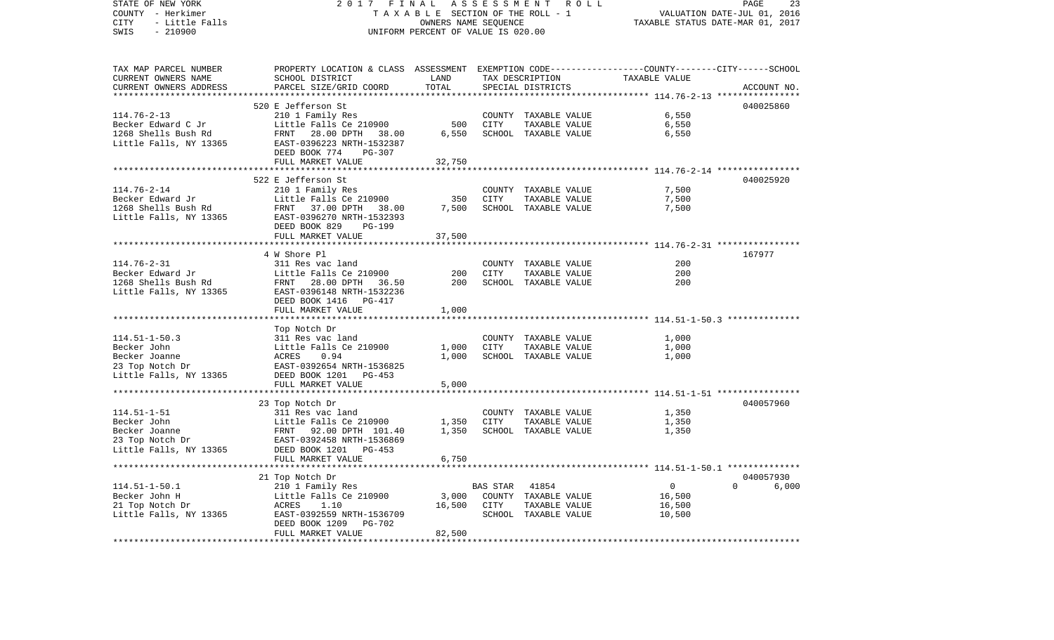STATE OF NEW YORK — 2017 FINAL ASSESSMENT ROLL — PAGE 23
COUNTY - Herkimer — TAXABLE SECTION OF THE ROLL - 1 — VALUATION DATE-JUL 01, 2016
CITY - Little Falls — OWNERS NAME SEQUENCE — TAXABLE STATUS DATE-MAR 01, 2017
SWIS - 210900 — UNIFORM PERCENT OF VALUE IS 020.00

| TAX MAP PARCEL NUMBER / CURRENT OWNERS NAME / CURRENT OWNERS ADDRESS | PROPERTY LOCATION & CLASS / SCHOOL DISTRICT / PARCEL SIZE/GRID COORD | ASSESSMENT LAND | TOTAL | EXEMPTION CODE / TAX DESCRIPTION / SPECIAL DISTRICTS | COUNTY-CITY-SCHOOL TAXABLE VALUE | ACCOUNT NO. |
|---|---|---|---|---|---|---|
| **114.76-2-13** | 520 E Jefferson St | | | | | 040025860 |
| 114.76-2-13 | 210 1 Family Res | | | COUNTY TAXABLE VALUE | 6,550 | |
| Becker Edward C Jr | Little Falls Ce 210900 | 500 | | CITY TAXABLE VALUE | 6,550 | |
| 1268 Shells Bush Rd | FRNT 28.00 DPTH 38.00 | | 6,550 | SCHOOL TAXABLE VALUE | 6,550 | |
| Little Falls, NY 13365 | EAST-0396223 NRTH-1532387 | | | | | |
| | DEED BOOK 774 PG-307 | | | | | |
| | FULL MARKET VALUE | | 32,750 | | | |
| **114.76-2-14** | 522 E Jefferson St | | | | | 040025920 |
| 114.76-2-14 | 210 1 Family Res | | | COUNTY TAXABLE VALUE | 7,500 | |
| Becker Edward Jr | Little Falls Ce 210900 | 350 | | CITY TAXABLE VALUE | 7,500 | |
| 1268 Shells Bush Rd | FRNT 37.00 DPTH 38.00 | | 7,500 | SCHOOL TAXABLE VALUE | 7,500 | |
| Little Falls, NY 13365 | EAST-0396270 NRTH-1532393 | | | | | |
| | DEED BOOK 829 PG-199 | | | | | |
| | FULL MARKET VALUE | | 37,500 | | | |
| **114.76-2-31** | 4 W Shore Pl | | | | | 167977 |
| 114.76-2-31 | 311 Res vac land | | | COUNTY TAXABLE VALUE | 200 | |
| Becker Edward Jr | Little Falls Ce 210900 | 200 | | CITY TAXABLE VALUE | 200 | |
| 1268 Shells Bush Rd | FRNT 28.00 DPTH 36.50 | | 200 | SCHOOL TAXABLE VALUE | 200 | |
| Little Falls, NY 13365 | EAST-0396148 NRTH-1532236 | | | | | |
| | DEED BOOK 1416 PG-417 | | | | | |
| | FULL MARKET VALUE | | 1,000 | | | |
| **114.51-1-50.3** | Top Notch Dr | | | | | |
| 114.51-1-50.3 | 311 Res vac land | | | COUNTY TAXABLE VALUE | 1,000 | |
| Becker John | Little Falls Ce 210900 | 1,000 | | CITY TAXABLE VALUE | 1,000 | |
| Becker Joanne | ACRES 0.94 | | 1,000 | SCHOOL TAXABLE VALUE | 1,000 | |
| 23 Top Notch Dr | EAST-0392654 NRTH-1536825 | | | | | |
| Little Falls, NY 13365 | DEED BOOK 1201 PG-453 | | | | | |
| | FULL MARKET VALUE | | 5,000 | | | |
| **114.51-1-51** | 23 Top Notch Dr | | | | | 040057960 |
| 114.51-1-51 | 311 Res vac land | | | COUNTY TAXABLE VALUE | 1,350 | |
| Becker John | Little Falls Ce 210900 | 1,350 | | CITY TAXABLE VALUE | 1,350 | |
| Becker Joanne | FRNT 92.00 DPTH 101.40 | | 1,350 | SCHOOL TAXABLE VALUE | 1,350 | |
| 23 Top Notch Dr | EAST-0392458 NRTH-1536869 | | | | | |
| Little Falls, NY 13365 | DEED BOOK 1201 PG-453 | | | | | |
| | FULL MARKET VALUE | | 6,750 | | | |
| **114.51-1-50.1** | 21 Top Notch Dr | | | | | 040057930 |
| 114.51-1-50.1 | 210 1 Family Res | | | BAS STAR 41854 | 0 0 | 6,000 |
| Becker John H | Little Falls Ce 210900 | 3,000 | | COUNTY TAXABLE VALUE | 16,500 | |
| 21 Top Notch Dr | ACRES 1.10 | | 16,500 | CITY TAXABLE VALUE | 16,500 | |
| Little Falls, NY 13365 | EAST-0392559 NRTH-1536709 | | | SCHOOL TAXABLE VALUE | 10,500 | |
| | DEED BOOK 1209 PG-702 | | | | | |
| | FULL MARKET VALUE | | 82,500 | | | |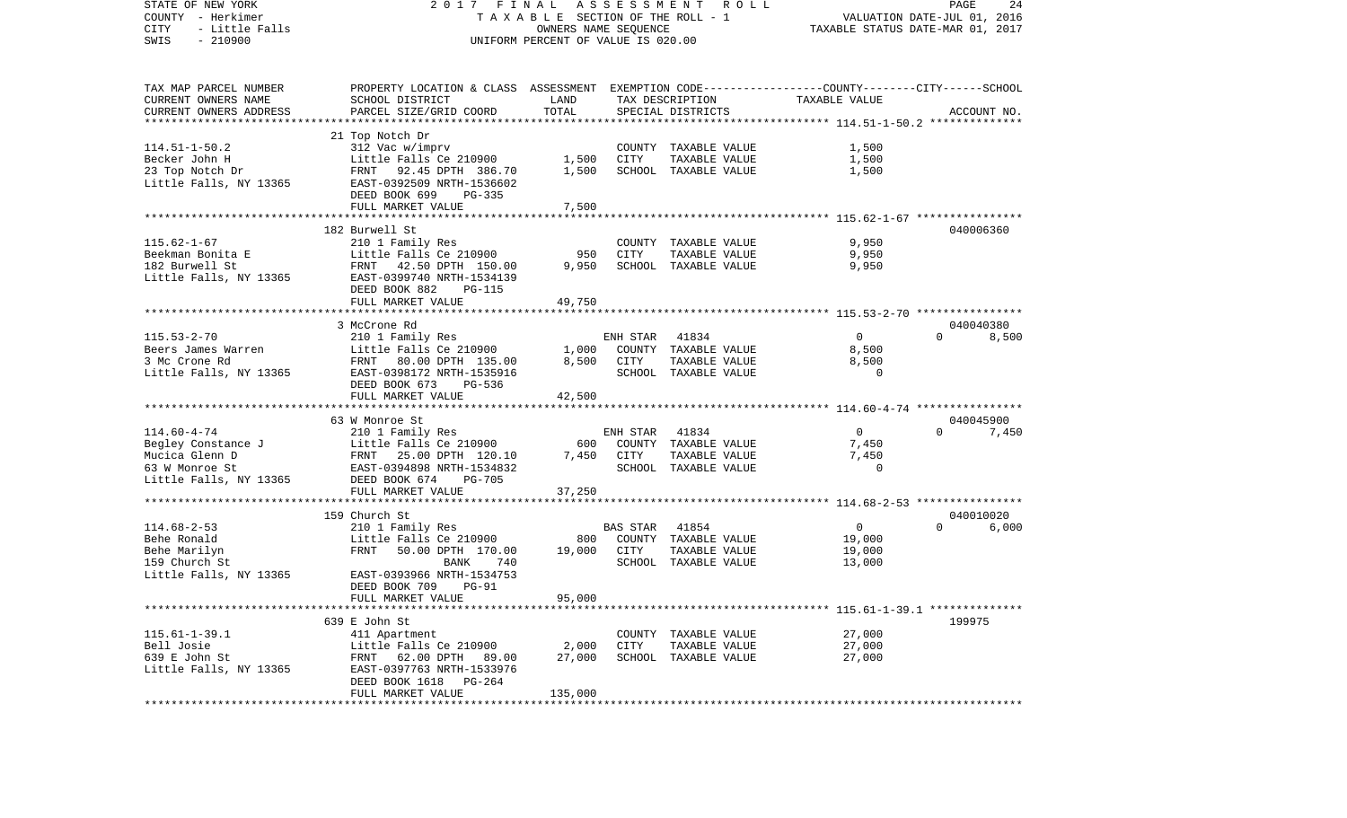STATE OF NEW YORK 2017 FINAL ASSESSMENT ROLL
COUNTY - Herkimer TAXABLE SECTION OF THE ROLL - 1 VALUATION DATE-JUL 01, 2016
CITY - Little Falls OWNERS NAME SEQUENCE TAXABLE STATUS DATE-MAR 01, 2017
SWIS - 210900 UNIFORM PERCENT OF VALUE IS 020.00

| TAX MAP PARCEL NUMBER / CURRENT OWNERS NAME / CURRENT OWNERS ADDRESS | PROPERTY LOCATION & CLASS / SCHOOL DISTRICT / PARCEL SIZE/GRID COORD | ASSESSMENT LAND | TOTAL | EXEMPTION CODE / TAX DESCRIPTION / SPECIAL DISTRICTS | COUNTY | CITY | SCHOOL | TAXABLE VALUE | ACCOUNT NO. |
|---|---|---|---|---|---|---|---|---|---|
| 114.51-1-50.2 | 21 Top Notch Dr | | | | | | | | |
| Becker John H | 312 Vac w/imprv | | | COUNTY TAXABLE VALUE | | | | 1,500 | |
| 23 Top Notch Dr | Little Falls Ce 210900 | 1,500 | | CITY TAXABLE VALUE | | | | 1,500 | |
| Little Falls, NY 13365 | FRNT 92.45 DPTH 386.70 | | 1,500 | SCHOOL TAXABLE VALUE | | | | 1,500 | |
| | EAST-0392509 NRTH-1536602 | | | | | | | | |
| | DEED BOOK 699 PG-335 | | | | | | | | |
| | FULL MARKET VALUE | | 7,500 | | | | | | |
| 115.62-1-67 | 182 Burwell St | | | | | | | | 040006360 |
| Beekman Bonita E | 210 1 Family Res | | | COUNTY TAXABLE VALUE | | | | 9,950 | |
| 182 Burwell St | Little Falls Ce 210900 | 950 | | CITY TAXABLE VALUE | | | | 9,950 | |
| Little Falls, NY 13365 | FRNT 42.50 DPTH 150.00 | | 9,950 | SCHOOL TAXABLE VALUE | | | | 9,950 | |
| | EAST-0399740 NRTH-1534139 | | | | | | | | |
| | DEED BOOK 882 PG-115 | | | | | | | | |
| | FULL MARKET VALUE | | 49,750 | | | | | | |
| 115.53-2-70 | 3 McCrone Rd | | | | | | | | 040040380 |
| Beers James Warren | 210 1 Family Res | | | ENH STAR 41834 | 0 | 0 | 8,500 | | |
| 3 Mc Crone Rd | Little Falls Ce 210900 | 1,000 | | COUNTY TAXABLE VALUE | | | | 8,500 | |
| Little Falls, NY 13365 | FRNT 80.00 DPTH 135.00 | | 8,500 | CITY TAXABLE VALUE | | | | 8,500 | |
| | EAST-0398172 NRTH-1535916 | | | SCHOOL TAXABLE VALUE | | | | 0 | |
| | DEED BOOK 673 PG-536 | | | | | | | | |
| | FULL MARKET VALUE | | 42,500 | | | | | | |
| 114.60-4-74 | 63 W Monroe St | | | | | | | | 040045900 |
| Begley Constance J | 210 1 Family Res | | | ENH STAR 41834 | 0 | 0 | 7,450 | | |
| Mucica Glenn D | Little Falls Ce 210900 | 600 | | COUNTY TAXABLE VALUE | | | | 7,450 | |
| 63 W Monroe St | FRNT 25.00 DPTH 120.10 | | 7,450 | CITY TAXABLE VALUE | | | | 7,450 | |
| Little Falls, NY 13365 | EAST-0394898 NRTH-1534832 | | | SCHOOL TAXABLE VALUE | | | | 0 | |
| | DEED BOOK 674 PG-705 | | | | | | | | |
| | FULL MARKET VALUE | | 37,250 | | | | | | |
| 114.68-2-53 | 159 Church St | | | | | | | | 040010020 |
| Behe Ronald | 210 1 Family Res | | | BAS STAR 41854 | 0 | 0 | 6,000 | | |
| Behe Marilyn | Little Falls Ce 210900 | 800 | | COUNTY TAXABLE VALUE | | | | 19,000 | |
| 159 Church St | FRNT 50.00 DPTH 170.00 | | 19,000 | CITY TAXABLE VALUE | | | | 19,000 | |
| Little Falls, NY 13365 | BANK 740 | | | SCHOOL TAXABLE VALUE | | | | 13,000 | |
| | EAST-0393966 NRTH-1534753 | | | | | | | | |
| | DEED BOOK 709 PG-91 | | | | | | | | |
| | FULL MARKET VALUE | | 95,000 | | | | | | |
| 115.61-1-39.1 | 639 E John St | | | | | | | | 199975 |
| Bell Josie | 411 Apartment | | | COUNTY TAXABLE VALUE | | | | 27,000 | |
| 639 E John St | Little Falls Ce 210900 | 2,000 | | CITY TAXABLE VALUE | | | | 27,000 | |
| Little Falls, NY 13365 | FRNT 62.00 DPTH 89.00 | | 27,000 | SCHOOL TAXABLE VALUE | | | | 27,000 | |
| | EAST-0397763 NRTH-1533976 | | | | | | | | |
| | DEED BOOK 1618 PG-264 | | | | | | | | |
| | FULL MARKET VALUE | | 135,000 | | | | | | |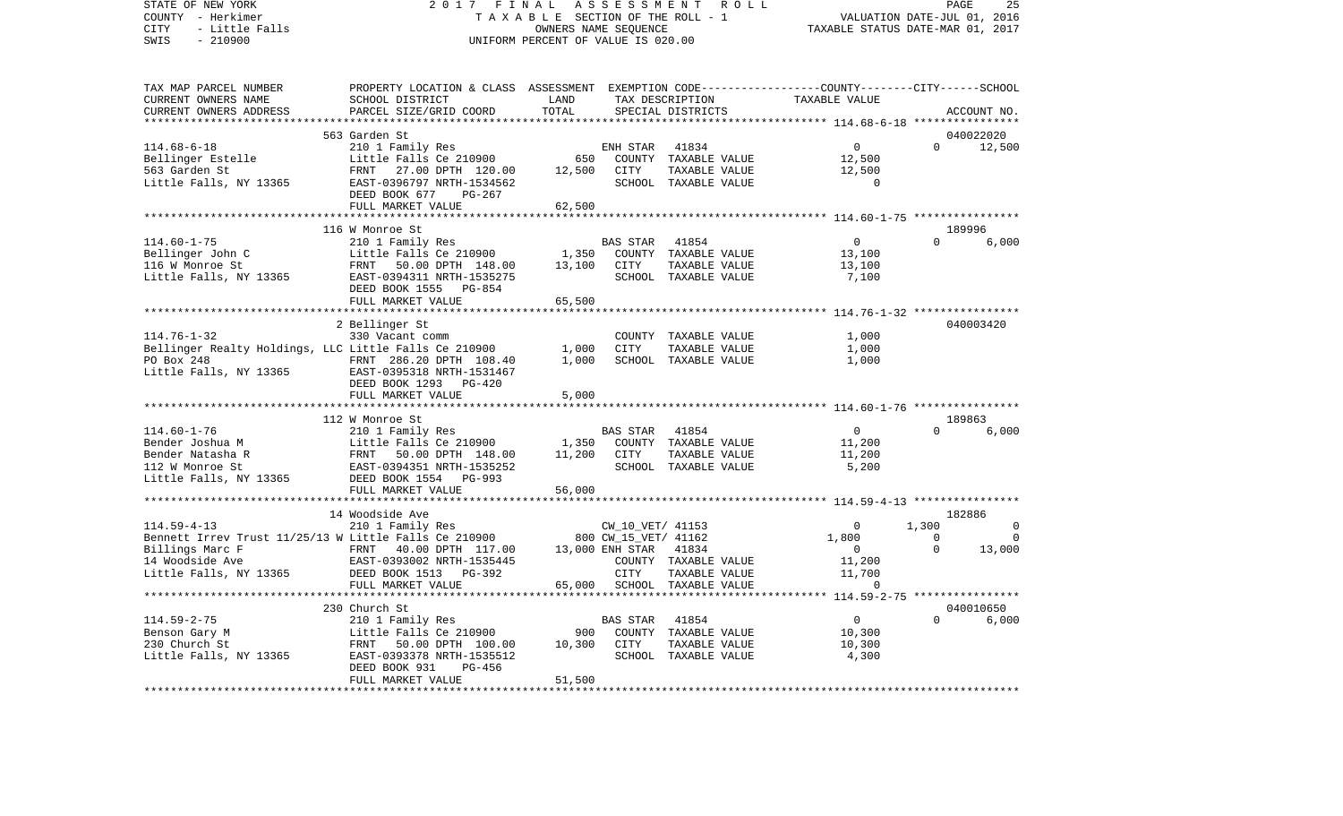STATE OF NEW YORK | 2017 FINAL ASSESSMENT ROLL | PAGE 25
COUNTY - Herkimer | TAXABLE SECTION OF THE ROLL - 1 | VALUATION DATE-JUL 01, 2016
CITY - Little Falls | OWNERS NAME SEQUENCE | TAXABLE STATUS DATE-MAR 01, 2017
SWIS - 210900 | UNIFORM PERCENT OF VALUE IS 020.00

```
TAX MAP PARCEL NUMBER     PROPERTY LOCATION & CLASS  ASSESSMENT  EXEMPTION CODE-----------------COUNTY--------CITY------SCHOOL
CURRENT OWNERS NAME       SCHOOL DISTRICT              LAND      TAX DESCRIPTION             TAXABLE VALUE
CURRENT OWNERS ADDRESS    PARCEL SIZE/GRID COORD      TOTAL      SPECIAL DISTRICTS                                   ACCOUNT NO.
*********************************************************************************************** 114.68-6-18 ****************
                          563 Garden St                                                                              040022020
114.68-6-18               210 1 Family Res                      ENH STAR   41834                  0           0       12,500
Bellinger Estelle         Little Falls Ce 210900         650    COUNTY  TAXABLE VALUE        12,500
563 Garden St             FRNT   27.00 DPTH 120.00    12,500    CITY    TAXABLE VALUE        12,500
Little Falls, NY 13365    EAST-0396797 NRTH-1534562             SCHOOL  TAXABLE VALUE             0
                          DEED BOOK 677    PG-267
                          FULL MARKET VALUE            62,500
*********************************************************************************************** 114.60-1-75 ****************
                          116 W Monroe St                                                                            189996
114.60-1-75               210 1 Family Res                      BAS STAR   41854                  0           0        6,000
Bellinger John C          Little Falls Ce 210900       1,350    COUNTY  TAXABLE VALUE        13,100
116 W Monroe St           FRNT   50.00 DPTH 148.00    13,100    CITY    TAXABLE VALUE        13,100
Little Falls, NY 13365    EAST-0394311 NRTH-1535275             SCHOOL  TAXABLE VALUE         7,100
                          DEED BOOK 1555   PG-854
                          FULL MARKET VALUE            65,500
*********************************************************************************************** 114.76-1-32 ****************
                          2 Bellinger St                                                                             040003420
114.76-1-32               330 Vacant comm                       COUNTY  TAXABLE VALUE         1,000
Bellinger Realty Holdings, LLC Little Falls Ce 210900  1,000    CITY    TAXABLE VALUE         1,000
PO Box 248                FRNT  286.20 DPTH 108.40     1,000    SCHOOL  TAXABLE VALUE         1,000
Little Falls, NY 13365    EAST-0395318 NRTH-1531467
                          DEED BOOK 1293   PG-420
                          FULL MARKET VALUE             5,000
*********************************************************************************************** 114.60-1-76 ****************
                          112 W Monroe St                                                                            189863
114.60-1-76               210 1 Family Res                      BAS STAR   41854                  0           0        6,000
Bender Joshua M           Little Falls Ce 210900       1,350    COUNTY  TAXABLE VALUE        11,200
Bender Natasha R          FRNT   50.00 DPTH 148.00    11,200    CITY    TAXABLE VALUE        11,200
112 W Monroe St           EAST-0394351 NRTH-1535252             SCHOOL  TAXABLE VALUE         5,200
Little Falls, NY 13365    DEED BOOK 1554   PG-993
                          FULL MARKET VALUE            56,000
*********************************************************************************************** 114.59-4-13 ****************
                          14 Woodside Ave                                                                            182886
114.59-4-13               210 1 Family Res                      CW_10_VET/ 41153                  0       1,300            0
Bennett Irrev Trust 11/25/13 W Little Falls Ce 210900    800 CW_15_VET/ 41162                 1,800           0            0
Billings Marc F           FRNT   40.00 DPTH 117.00    13,000 ENH STAR   41834                  0           0       13,000
14 Woodside Ave           EAST-0393002 NRTH-1535445             COUNTY  TAXABLE VALUE        11,200
Little Falls, NY 13365    DEED BOOK 1513   PG-392               CITY    TAXABLE VALUE        11,700
                          FULL MARKET VALUE            65,000   SCHOOL  TAXABLE VALUE             0
*********************************************************************************************** 114.59-2-75 ****************
                          230 Church St                                                                              040010650
114.59-2-75               210 1 Family Res                      BAS STAR   41854                  0           0        6,000
Benson Gary M             Little Falls Ce 210900         900    COUNTY  TAXABLE VALUE        10,300
230 Church St             FRNT   50.00 DPTH 100.00    10,300    CITY    TAXABLE VALUE        10,300
Little Falls, NY 13365    EAST-0393378 NRTH-1535512             SCHOOL  TAXABLE VALUE         4,300
                          DEED BOOK 931    PG-456
                          FULL MARKET VALUE            51,500
****************************************************************************************************************************
```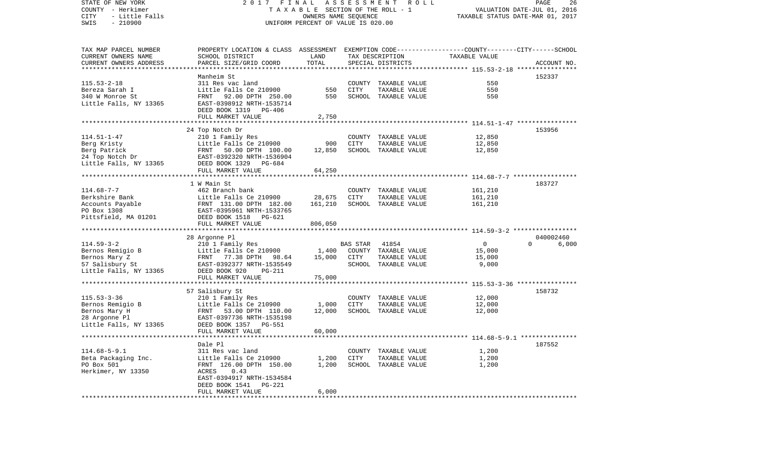STATE OF NEW YORK — 2017 FINAL ASSESSMENT ROLL — TAXABLE SECTION OF THE ROLL - 1

COUNTY - Herkimer — OWNERS NAME SEQUENCE — VALUATION DATE-JUL 01, 2016

CITY - Little Falls — UNIFORM PERCENT OF VALUE IS 020.00 — TAXABLE STATUS DATE-MAR 01, 2017

SWIS - 210900

| TAX MAP PARCEL NUMBER / CURRENT OWNERS NAME / CURRENT OWNERS ADDRESS | PROPERTY LOCATION & CLASS / SCHOOL DISTRICT / PARCEL SIZE/GRID COORD | ASSESSMENT LAND | TOTAL | EXEMPTION CODE / TAX DESCRIPTION / SPECIAL DISTRICTS | COUNTY / CITY / SCHOOL TAXABLE VALUE | ACCOUNT NO. |
|---|---|---|---|---|---|---|
| **115.53-2-18** | Manheim St | | | | | 152337 |
| Bereza Sarah I | 311 Res vac land | | | COUNTY TAXABLE VALUE | 550 | |
| 340 W Monroe St | Little Falls Ce 210900 | 550 | | CITY TAXABLE VALUE | 550 | |
| Little Falls, NY 13365 | FRNT 92.00 DPTH 250.00 | | 550 | SCHOOL TAXABLE VALUE | 550 | |
| | EAST-0398912 NRTH-1535714 | | | | | |
| | DEED BOOK 1319 PG-406 | | | | | |
| | FULL MARKET VALUE | | 2,750 | | | |
| **114.51-1-47** | 24 Top Notch Dr | | | | | 153956 |
| Berg Kristy | 210 1 Family Res | | | COUNTY TAXABLE VALUE | 12,850 | |
| Berg Patrick | Little Falls Ce 210900 | 900 | | CITY TAXABLE VALUE | 12,850 | |
| 24 Top Notch Dr | FRNT 50.00 DPTH 100.00 | | 12,850 | SCHOOL TAXABLE VALUE | 12,850 | |
| Little Falls, NY 13365 | EAST-0392320 NRTH-1536904 | | | | | |
| | DEED BOOK 1329 PG-684 | | | | | |
| | FULL MARKET VALUE | | 64,250 | | | |
| **114.68-7-7** | 1 W Main St | | | | | 183727 |
| Berkshire Bank | 462 Branch bank | | | COUNTY TAXABLE VALUE | 161,210 | |
| Accounts Payable | Little Falls Ce 210900 | 28,675 | | CITY TAXABLE VALUE | 161,210 | |
| PO Box 1308 | FRNT 131.00 DPTH 182.00 | | 161,210 | SCHOOL TAXABLE VALUE | 161,210 | |
| Pittsfield, MA 01201 | EAST-0395961 NRTH-1533765 | | | | | |
| | DEED BOOK 1518 PG-621 | | | | | |
| | FULL MARKET VALUE | | 806,050 | | | |
| **114.59-3-2** | 28 Argonne Pl | | | | | 040002460 |
| Bernos Remigio B | 210 1 Family Res | | | BAS STAR 41854 | 0 / 0 / 6,000 | |
| Bernos Mary Z | Little Falls Ce 210900 | 1,400 | | COUNTY TAXABLE VALUE | 15,000 | |
| 57 Salisbury St | FRNT 77.38 DPTH 98.64 | | 15,000 | CITY TAXABLE VALUE | 15,000 | |
| Little Falls, NY 13365 | EAST-0392377 NRTH-1535549 | | | SCHOOL TAXABLE VALUE | 9,000 | |
| | DEED BOOK 920 PG-211 | | | | | |
| | FULL MARKET VALUE | | 75,000 | | | |
| **115.53-3-36** | 57 Salisbury St | | | | | 158732 |
| Bernos Remigio B | 210 1 Family Res | | | COUNTY TAXABLE VALUE | 12,000 | |
| Bernos Mary H | Little Falls Ce 210900 | 1,000 | | CITY TAXABLE VALUE | 12,000 | |
| 28 Argonne Pl | FRNT 53.00 DPTH 110.00 | | 12,000 | SCHOOL TAXABLE VALUE | 12,000 | |
| Little Falls, NY 13365 | EAST-0397736 NRTH-1535198 | | | | | |
| | DEED BOOK 1357 PG-551 | | | | | |
| | FULL MARKET VALUE | | 60,000 | | | |
| **114.68-5-9.1** | Dale Pl | | | | | 187552 |
| Beta Packaging Inc. | 311 Res vac land | | | COUNTY TAXABLE VALUE | 1,200 | |
| PO Box 501 | Little Falls Ce 210900 | 1,200 | | CITY TAXABLE VALUE | 1,200 | |
| Herkimer, NY 13350 | FRNT 126.00 DPTH 150.00 | | 1,200 | SCHOOL TAXABLE VALUE | 1,200 | |
| | ACRES 0.43 | | | | | |
| | EAST-0394917 NRTH-1534584 | | | | | |
| | DEED BOOK 1541 PG-221 | | | | | |
| | FULL MARKET VALUE | | 6,000 | | | |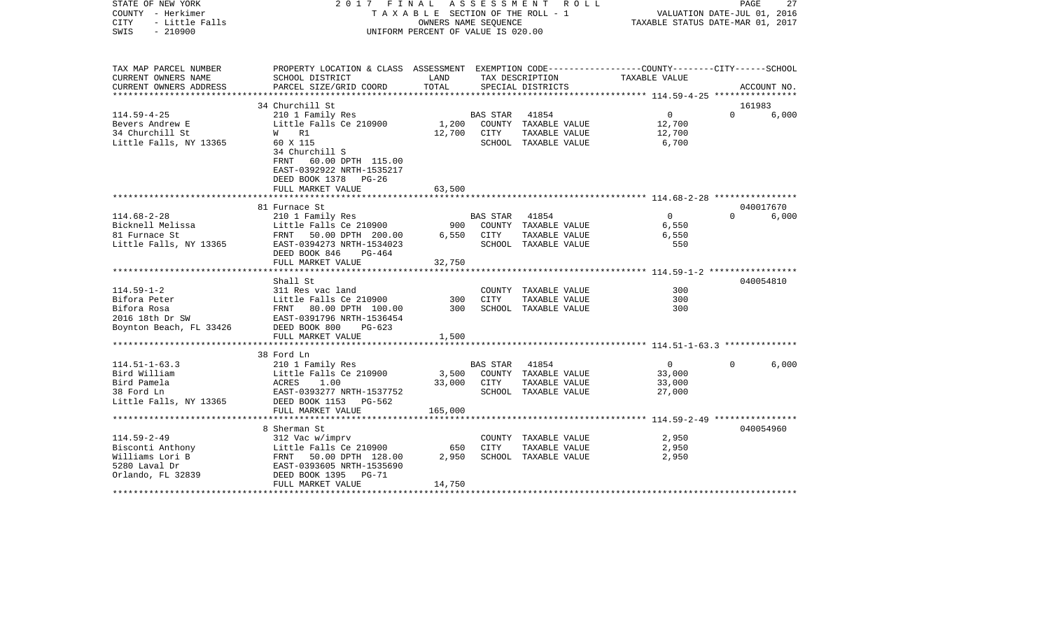STATE OF NEW YORK — 2017 FINAL ASSESSMENT ROLL
COUNTY - Herkimer — TAXABLE SECTION OF THE ROLL - 1 — VALUATION DATE-JUL 01, 2016
CITY - Little Falls — OWNERS NAME SEQUENCE — TAXABLE STATUS DATE-MAR 01, 2017
SWIS - 210900 — UNIFORM PERCENT OF VALUE IS 020.00

| TAX MAP PARCEL NUMBER / CURRENT OWNERS NAME / CURRENT OWNERS ADDRESS | PROPERTY LOCATION & CLASS / SCHOOL DISTRICT / PARCEL SIZE/GRID COORD | ASSESSMENT LAND / TOTAL | EXEMPTION CODE / TAX DESCRIPTION / SPECIAL DISTRICTS | COUNTY | CITY | SCHOOL / ACCOUNT NO. |
|---|---|---|---|---|---|---|
| 114.59-4-25 | 34 Churchill St | | | | | 161983 |
| | 210 1 Family Res | | BAS STAR 41854 | 0 | 0 | 6,000 |
| Bevers Andrew E | Little Falls Ce 210900 | 1,200 | COUNTY TAXABLE VALUE | 12,700 | | |
| 34 Churchill St | W R1 | 12,700 | CITY TAXABLE VALUE | | 12,700 | |
| Little Falls, NY 13365 | 60 X 115 | | SCHOOL TAXABLE VALUE | | | 6,700 |
| | 34 Churchill S | | | | | |
| | FRNT 60.00 DPTH 115.00 | | | | | |
| | EAST-0392922 NRTH-1535217 | | | | | |
| | DEED BOOK 1378 PG-26 | | | | | |
| | FULL MARKET VALUE | 63,500 | | | | |
| 114.68-2-28 | 81 Furnace St | | | | | 040017670 |
| | 210 1 Family Res | | BAS STAR 41854 | 0 | 0 | 6,000 |
| Bicknell Melissa | Little Falls Ce 210900 | 900 | COUNTY TAXABLE VALUE | 6,550 | | |
| 81 Furnace St | FRNT 50.00 DPTH 200.00 | 6,550 | CITY TAXABLE VALUE | | 6,550 | |
| Little Falls, NY 13365 | EAST-0394273 NRTH-1534023 | | SCHOOL TAXABLE VALUE | | | 550 |
| | DEED BOOK 846 PG-464 | | | | | |
| | FULL MARKET VALUE | 32,750 | | | | |
| 114.59-1-2 | Shall St | | | | | 040054810 |
| | 311 Res vac land | | COUNTY TAXABLE VALUE | 300 | | |
| Bifora Peter | Little Falls Ce 210900 | 300 | CITY TAXABLE VALUE | | 300 | |
| Bifora Rosa | FRNT 80.00 DPTH 100.00 | 300 | SCHOOL TAXABLE VALUE | | | 300 |
| 2016 18th Dr SW | EAST-0391796 NRTH-1536454 | | | | | |
| Boynton Beach, FL 33426 | DEED BOOK 800 PG-623 | | | | | |
| | FULL MARKET VALUE | 1,500 | | | | |
| 114.51-1-63.3 | 38 Ford Ln | | | | | |
| | 210 1 Family Res | | BAS STAR 41854 | 0 | 0 | 6,000 |
| Bird William | Little Falls Ce 210900 | 3,500 | COUNTY TAXABLE VALUE | 33,000 | | |
| Bird Pamela | ACRES 1.00 | 33,000 | CITY TAXABLE VALUE | | 33,000 | |
| 38 Ford Ln | EAST-0393277 NRTH-1537752 | | SCHOOL TAXABLE VALUE | | | 27,000 |
| Little Falls, NY 13365 | DEED BOOK 1153 PG-562 | | | | | |
| | FULL MARKET VALUE | 165,000 | | | | |
| 114.59-2-49 | 8 Sherman St | | | | | 040054960 |
| | 312 Vac w/imprv | | COUNTY TAXABLE VALUE | 2,950 | | |
| Bisconti Anthony | Little Falls Ce 210900 | 650 | CITY TAXABLE VALUE | | 2,950 | |
| Williams Lori B | FRNT 50.00 DPTH 128.00 | 2,950 | SCHOOL TAXABLE VALUE | | | 2,950 |
| 5280 Laval Dr | EAST-0393605 NRTH-1535690 | | | | | |
| Orlando, FL 32839 | DEED BOOK 1395 PG-71 | | | | | |
| | FULL MARKET VALUE | 14,750 | | | | |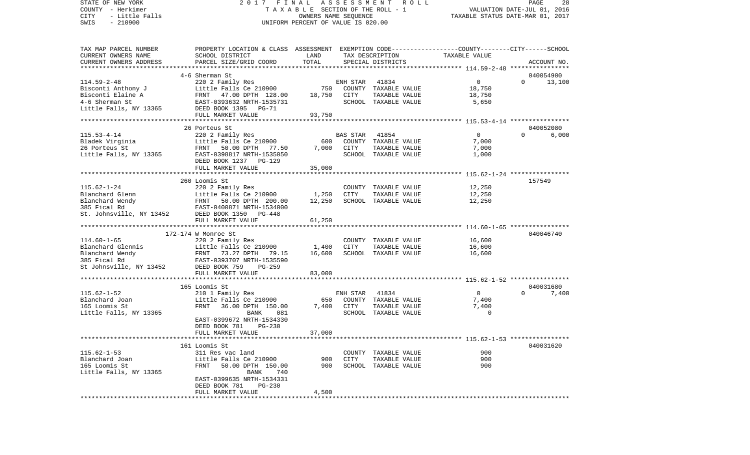STATE OF NEW YORK — 2017 FINAL ASSESSMENT ROLL
COUNTY - Herkimer — TAXABLE SECTION OF THE ROLL - 1 — VALUATION DATE-JUL 01, 2016
CITY - Little Falls — OWNERS NAME SEQUENCE — TAXABLE STATUS DATE-MAR 01, 2017
SWIS - 210900 — UNIFORM PERCENT OF VALUE IS 020.00

| TAX MAP PARCEL NUMBER / CURRENT OWNERS NAME / CURRENT OWNERS ADDRESS | PROPERTY LOCATION & CLASS / SCHOOL DISTRICT / PARCEL SIZE/GRID COORD | ASSESSMENT LAND | TOTAL | EXEMPTION CODE / TAX DESCRIPTION / SPECIAL DISTRICTS | COUNTY / CITY / SCHOOL TAXABLE VALUE | ACCOUNT NO. |
|---|---|---|---|---|---|---|
| **114.59-2-48** | 4-6 Sherman St | | | | | 040054900 |
| Bisconti Anthony J | 220 2 Family Res | | | ENH STAR 41834 | 0 | 0 13,100 |
| Bisconti Elaine A | Little Falls Ce 210900 | 750 | | COUNTY TAXABLE VALUE | 18,750 | |
| 4-6 Sherman St | FRNT 47.00 DPTH 128.00 | | 18,750 | CITY TAXABLE VALUE | 18,750 | |
| Little Falls, NY 13365 | EAST-0393632 NRTH-1535731 | | | SCHOOL TAXABLE VALUE | 5,650 | |
| | DEED BOOK 1395 PG-71 | | | | | |
| | FULL MARKET VALUE | | 93,750 | | | |
| **115.53-4-14** | 26 Porteus St | | | | | 040052080 |
| Bladek Virginia | 220 2 Family Res | | | BAS STAR 41854 | 0 | 0 6,000 |
| 26 Porteus St | Little Falls Ce 210900 | 600 | | COUNTY TAXABLE VALUE | 7,000 | |
| Little Falls, NY 13365 | FRNT 50.00 DPTH 77.50 | | 7,000 | CITY TAXABLE VALUE | 7,000 | |
| | EAST-0398817 NRTH-1535050 | | | SCHOOL TAXABLE VALUE | 1,000 | |
| | DEED BOOK 1237 PG-129 | | | | | |
| | FULL MARKET VALUE | | 35,000 | | | |
| **115.62-1-24** | 260 Loomis St | | | | | 157549 |
| Blanchard Glenn | 220 2 Family Res | | | COUNTY TAXABLE VALUE | 12,250 | |
| Blanchard Wendy | Little Falls Ce 210900 | 1,250 | | CITY TAXABLE VALUE | 12,250 | |
| 385 Fical Rd | FRNT 50.00 DPTH 200.00 | | 12,250 | SCHOOL TAXABLE VALUE | 12,250 | |
| St. Johnsville, NY 13452 | EAST-0400871 NRTH-1534000 | | | | | |
| | DEED BOOK 1350 PG-448 | | | | | |
| | FULL MARKET VALUE | | 61,250 | | | |
| **114.60-1-65** | 172-174 W Monroe St | | | | | 040046740 |
| Blanchard Glennis | 220 2 Family Res | | | COUNTY TAXABLE VALUE | 16,600 | |
| Blanchard Wendy | Little Falls Ce 210900 | 1,400 | | CITY TAXABLE VALUE | 16,600 | |
| 385 Fical Rd | FRNT 73.27 DPTH 79.15 | | 16,600 | SCHOOL TAXABLE VALUE | 16,600 | |
| St Johnsville, NY 13452 | EAST-0393707 NRTH-1535590 | | | | | |
| | DEED BOOK 759 PG-259 | | | | | |
| | FULL MARKET VALUE | | 83,000 | | | |
| **115.62-1-52** | 165 Loomis St | | | | | 040031680 |
| Blanchard Joan | 210 1 Family Res | | | ENH STAR 41834 | 0 | 0 7,400 |
| 165 Loomis St | Little Falls Ce 210900 | 650 | | COUNTY TAXABLE VALUE | 7,400 | |
| Little Falls, NY 13365 | FRNT 36.00 DPTH 150.00 | | 7,400 | CITY TAXABLE VALUE | 7,400 | |
| | BANK 081 | | | SCHOOL TAXABLE VALUE | 0 | |
| | EAST-0399672 NRTH-1534330 | | | | | |
| | DEED BOOK 781 PG-230 | | | | | |
| | FULL MARKET VALUE | | 37,000 | | | |
| **115.62-1-53** | 161 Loomis St | | | | | 040031620 |
| Blanchard Joan | 311 Res vac land | | | COUNTY TAXABLE VALUE | 900 | |
| 165 Loomis St | Little Falls Ce 210900 | 900 | | CITY TAXABLE VALUE | 900 | |
| Little Falls, NY 13365 | FRNT 50.00 DPTH 150.00 | | 900 | SCHOOL TAXABLE VALUE | 900 | |
| | BANK 740 | | | | | |
| | EAST-0399635 NRTH-1534331 | | | | | |
| | DEED BOOK 781 PG-230 | | | | | |
| | FULL MARKET VALUE | | 4,500 | | | |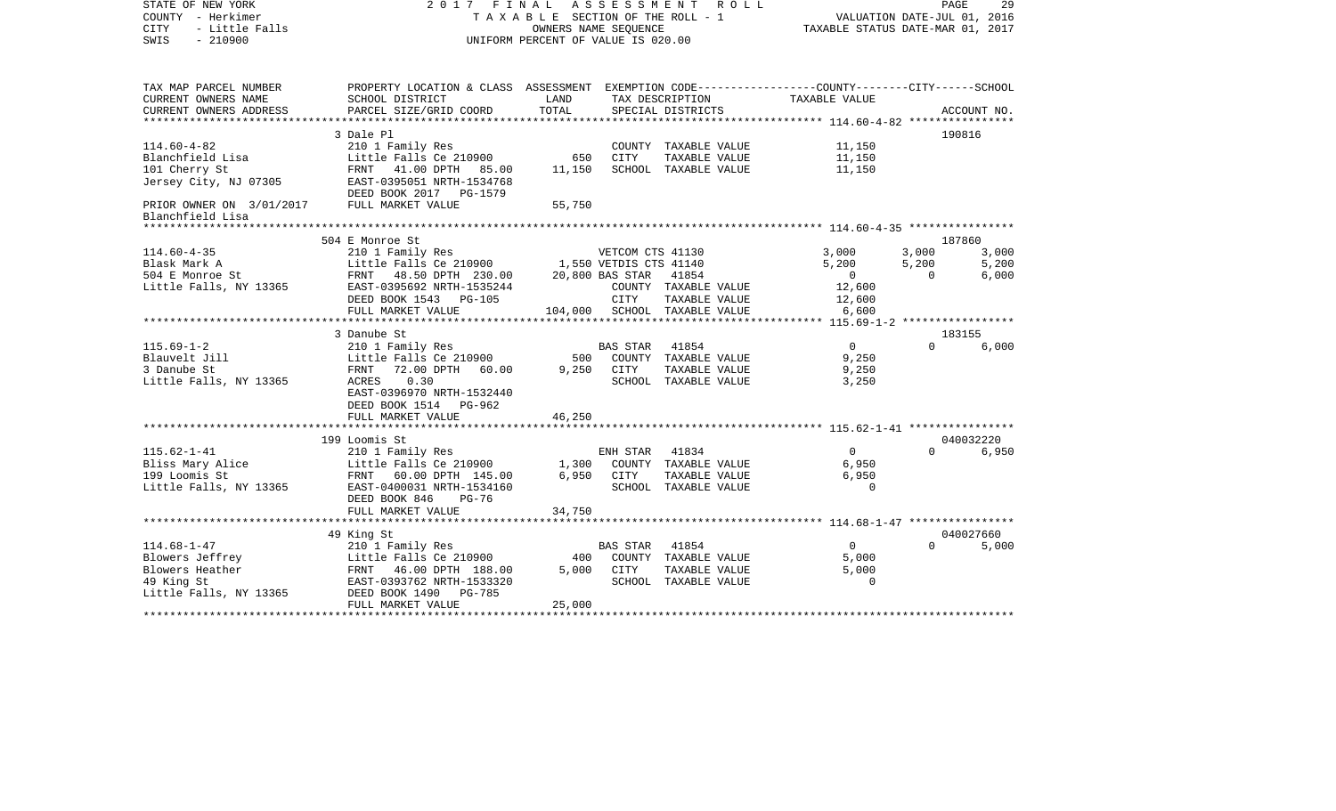STATE OF NEW YORK
COUNTY - Herkimer
CITY - Little Falls
SWIS - 210900

2017 FINAL ASSESSMENT ROLL
TAXABLE SECTION OF THE ROLL - 1
OWNERS NAME SEQUENCE
UNIFORM PERCENT OF VALUE IS 020.00

VALUATION DATE-JUL 01, 2016
TAXABLE STATUS DATE-MAR 01, 2017

```
TAX MAP PARCEL NUMBER     PROPERTY LOCATION & CLASS  ASSESSMENT  EXEMPTION CODE-----------------COUNTY--------CITY------SCHOOL
CURRENT OWNERS NAME       SCHOOL DISTRICT               LAND      TAX DESCRIPTION            TAXABLE VALUE
CURRENT OWNERS ADDRESS    PARCEL SIZE/GRID COORD        TOTAL     SPECIAL DISTRICTS                                  ACCOUNT NO.
******************************************************************************************* 114.60-4-82 ****************
                          3 Dale Pl                                                                            190816
114.60-4-82               210 1 Family Res                        COUNTY  TAXABLE VALUE         11,150
Blanchfield Lisa          Little Falls Ce 210900        650       CITY    TAXABLE VALUE         11,150
101 Cherry St             FRNT   41.00 DPTH   85.00   11,150      SCHOOL  TAXABLE VALUE         11,150
Jersey City, NJ 07305     EAST-0395051 NRTH-1534768
                          DEED BOOK 2017   PG-1579
PRIOR OWNER ON 3/01/2017  FULL MARKET VALUE             55,750
Blanchfield Lisa
******************************************************************************************* 114.60-4-35 ****************
                          504 E Monroe St                                                                      187860
114.60-4-35               210 1 Family Res                  VETCOM CTS 41130              3,000      3,000       3,000
Blask Mark A              Little Falls Ce 210900      1,550 VETDIS CTS 41140              5,200      5,200       5,200
504 E Monroe St           FRNT   48.50 DPTH  230.00  20,800 BAS STAR   41854                  0          0       6,000
Little Falls, NY 13365    EAST-0395692 NRTH-1535244         COUNTY  TAXABLE VALUE         12,600
                          DEED BOOK 1543   PG-105           CITY    TAXABLE VALUE         12,600
                          FULL MARKET VALUE            104,000 SCHOOL  TAXABLE VALUE           6,600
******************************************************************************************* 115.69-1-2 *****************
                          3 Danube St                                                                          183155
115.69-1-2                210 1 Family Res                  BAS STAR   41854                  0          0       6,000
Blauvelt Jill             Little Falls Ce 210900        500    COUNTY  TAXABLE VALUE          9,250
3 Danube St               FRNT   72.00 DPTH   60.00   9,250    CITY    TAXABLE VALUE          9,250
Little Falls, NY 13365    ACRES    0.30                        SCHOOL  TAXABLE VALUE          3,250
                          EAST-0396970 NRTH-1532440
                          DEED BOOK 1514   PG-962
                          FULL MARKET VALUE             46,250
******************************************************************************************* 115.62-1-41 ****************
                          199 Loomis St                                                                        040032220
115.62-1-41               210 1 Family Res                  ENH STAR   41834                  0          0       6,950
Bliss Mary Alice          Little Falls Ce 210900      1,300    COUNTY  TAXABLE VALUE          6,950
199 Loomis St             FRNT   60.00 DPTH  145.00   6,950    CITY    TAXABLE VALUE          6,950
Little Falls, NY 13365    EAST-0400031 NRTH-1534160            SCHOOL  TAXABLE VALUE              0
                          DEED BOOK 846    PG-76
                          FULL MARKET VALUE             34,750
******************************************************************************************* 114.68-1-47 ****************
                          49 King St                                                                           040027660
114.68-1-47               210 1 Family Res                  BAS STAR   41854                  0          0       5,000
Blowers Jeffrey           Little Falls Ce 210900        400    COUNTY  TAXABLE VALUE          5,000
Blowers Heather           FRNT   46.00 DPTH  188.00   5,000    CITY    TAXABLE VALUE          5,000
49 King St                EAST-0393762 NRTH-1533320            SCHOOL  TAXABLE VALUE              0
Little Falls, NY 13365    DEED BOOK 1490   PG-785
                          FULL MARKET VALUE             25,000
*************************************************************************************************************************
```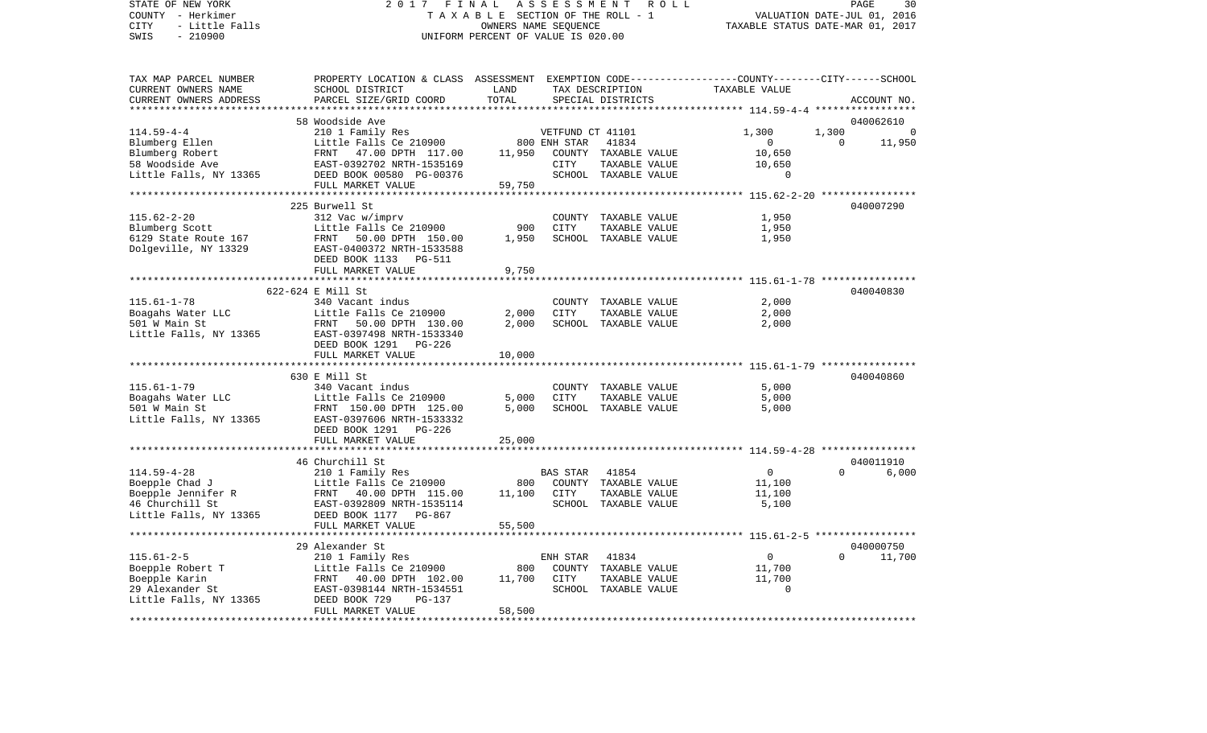STATE OF NEW YORK — 2017 FINAL ASSESSMENT ROLL
COUNTY - Herkimer — TAXABLE SECTION OF THE ROLL - 1 — VALUATION DATE-JUL 01, 2016
CITY - Little Falls — OWNERS NAME SEQUENCE — TAXABLE STATUS DATE-MAR 01, 2017
SWIS - 210900 — UNIFORM PERCENT OF VALUE IS 020.00

| TAX MAP PARCEL NUMBER / CURRENT OWNERS NAME / CURRENT OWNERS ADDRESS | PROPERTY LOCATION & CLASS / SCHOOL DISTRICT / PARCEL SIZE/GRID COORD | ASSESSMENT LAND | TOTAL | EXEMPTION CODE / TAX DESCRIPTION / SPECIAL DISTRICTS | COUNTY TAXABLE VALUE | CITY | SCHOOL | ACCOUNT NO. |
|---|---|---|---|---|---|---|---|---|
| 114.59-4-4 | 58 Woodside Ave | | | | | | | 040062610 |
| 114.59-4-4 | 210 1 Family Res | | | VETFUND CT 41101 | 1,300 | 1,300 | 0 | |
| Blumberg Ellen | Little Falls Ce 210900 | 800 | | ENH STAR 41834 | 0 | 0 | 11,950 | |
| Blumberg Robert | FRNT 47.00 DPTH 117.00 | | 11,950 | COUNTY TAXABLE VALUE | 10,650 | | | |
| 58 Woodside Ave | EAST-0392702 NRTH-1535169 | | | CITY TAXABLE VALUE | 10,650 | | | |
| Little Falls, NY 13365 | DEED BOOK 00580 PG-00376 | | | SCHOOL TAXABLE VALUE | 0 | | | |
| | FULL MARKET VALUE | | 59,750 | | | | | |
| 115.62-2-20 | 225 Burwell St | | | | | | | 040007290 |
| 115.62-2-20 | 312 Vac w/imprv | | | COUNTY TAXABLE VALUE | 1,950 | | | |
| Blumberg Scott | Little Falls Ce 210900 | 900 | | CITY TAXABLE VALUE | 1,950 | | | |
| 6129 State Route 167 | FRNT 50.00 DPTH 150.00 | | 1,950 | SCHOOL TAXABLE VALUE | 1,950 | | | |
| Dolgeville, NY 13329 | EAST-0400372 NRTH-1533588 | | | | | | | |
| | DEED BOOK 1133 PG-511 | | | | | | | |
| | FULL MARKET VALUE | | 9,750 | | | | | |
| 115.61-1-78 | 622-624 E Mill St | | | | | | | 040040830 |
| 115.61-1-78 | 340 Vacant indus | | | COUNTY TAXABLE VALUE | 2,000 | | | |
| Boagahs Water LLC | Little Falls Ce 210900 | 2,000 | | CITY TAXABLE VALUE | 2,000 | | | |
| 501 W Main St | FRNT 50.00 DPTH 130.00 | | 2,000 | SCHOOL TAXABLE VALUE | 2,000 | | | |
| Little Falls, NY 13365 | EAST-0397498 NRTH-1533340 | | | | | | | |
| | DEED BOOK 1291 PG-226 | | | | | | | |
| | FULL MARKET VALUE | | 10,000 | | | | | |
| 115.61-1-79 | 630 E Mill St | | | | | | | 040040860 |
| 115.61-1-79 | 340 Vacant indus | | | COUNTY TAXABLE VALUE | 5,000 | | | |
| Boagahs Water LLC | Little Falls Ce 210900 | 5,000 | | CITY TAXABLE VALUE | 5,000 | | | |
| 501 W Main St | FRNT 150.00 DPTH 125.00 | | 5,000 | SCHOOL TAXABLE VALUE | 5,000 | | | |
| Little Falls, NY 13365 | EAST-0397606 NRTH-1533332 | | | | | | | |
| | DEED BOOK 1291 PG-226 | | | | | | | |
| | FULL MARKET VALUE | | 25,000 | | | | | |
| 114.59-4-28 | 46 Churchill St | | | | | | | 040011910 |
| 114.59-4-28 | 210 1 Family Res | | | BAS STAR 41854 | 0 | 0 | 6,000 | |
| Boepple Chad J | Little Falls Ce 210900 | 800 | | COUNTY TAXABLE VALUE | 11,100 | | | |
| Boepple Jennifer R | FRNT 40.00 DPTH 115.00 | | 11,100 | CITY TAXABLE VALUE | 11,100 | | | |
| 46 Churchill St | EAST-0392809 NRTH-1535114 | | | SCHOOL TAXABLE VALUE | 5,100 | | | |
| Little Falls, NY 13365 | DEED BOOK 1177 PG-867 | | | | | | | |
| | FULL MARKET VALUE | | 55,500 | | | | | |
| 115.61-2-5 | 29 Alexander St | | | | | | | 040000750 |
| 115.61-2-5 | 210 1 Family Res | | | ENH STAR 41834 | 0 | 0 | 11,700 | |
| Boepple Robert T | Little Falls Ce 210900 | 800 | | COUNTY TAXABLE VALUE | 11,700 | | | |
| Boepple Karin | FRNT 40.00 DPTH 102.00 | | 11,700 | CITY TAXABLE VALUE | 11,700 | | | |
| 29 Alexander St | EAST-0398144 NRTH-1534551 | | | SCHOOL TAXABLE VALUE | 0 | | | |
| Little Falls, NY 13365 | DEED BOOK 729 PG-137 | | | | | | | |
| | FULL MARKET VALUE | | 58,500 | | | | | |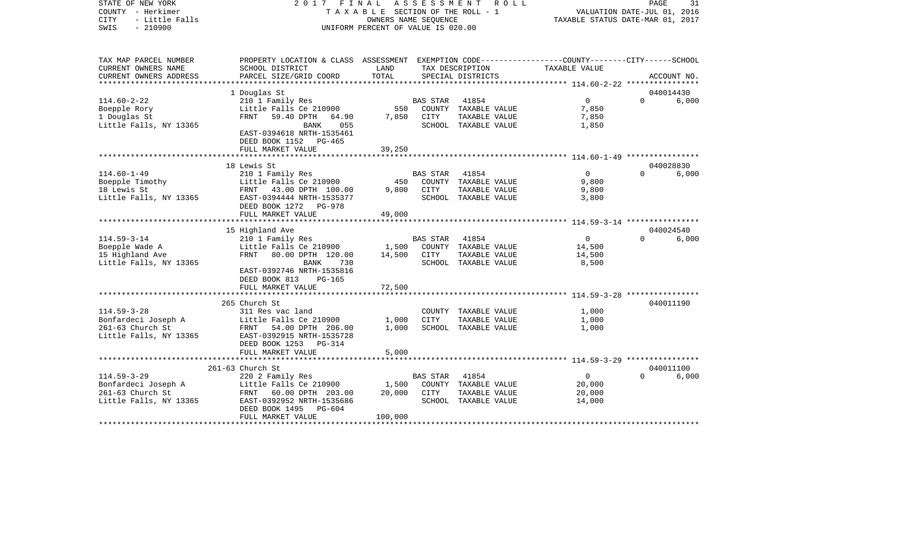STATE OF NEW YORK — 2017 FINAL ASSESSMENT ROLL
COUNTY - Herkimer — TAXABLE SECTION OF THE ROLL - 1 — VALUATION DATE-JUL 01, 2016
CITY - Little Falls — OWNERS NAME SEQUENCE — TAXABLE STATUS DATE-MAR 01, 2017
SWIS - 210900 — UNIFORM PERCENT OF VALUE IS 020.00

| TAX MAP PARCEL NUMBER / CURRENT OWNERS NAME / CURRENT OWNERS ADDRESS | PROPERTY LOCATION & CLASS / SCHOOL DISTRICT / PARCEL SIZE/GRID COORD | ASSESSMENT LAND | TOTAL | EXEMPTION CODE / TAX DESCRIPTION / SPECIAL DISTRICTS | COUNTY | CITY | SCHOOL | ACCOUNT NO. |
|---|---|---|---|---|---|---|---|---|
| 114.60-2-22 | 1 Douglas St | | | | | | | 040014430 |
| Boepple Rory | 210 1 Family Res | | | BAS STAR 41854 | 0 | 0 | 6,000 | |
| 1 Douglas St | Little Falls Ce 210900 | 550 | | COUNTY TAXABLE VALUE | 7,850 | | | |
| Little Falls, NY 13365 | FRNT 59.40 DPTH 64.90 | | 7,850 | CITY TAXABLE VALUE | | 7,850 | | |
| | BANK 055 | | | SCHOOL TAXABLE VALUE | | | 1,850 | |
| | EAST-0394618 NRTH-1535461 | | | | | | | |
| | DEED BOOK 1152 PG-465 | | | | | | | |
| | FULL MARKET VALUE | | 39,250 | | | | | |
| 114.60-1-49 | 18 Lewis St | | | | | | | 040028830 |
| Boepple Timothy | 210 1 Family Res | | | BAS STAR 41854 | 0 | 0 | 6,000 | |
| 18 Lewis St | Little Falls Ce 210900 | 450 | | COUNTY TAXABLE VALUE | 9,800 | | | |
| Little Falls, NY 13365 | FRNT 43.00 DPTH 100.00 | | 9,800 | CITY TAXABLE VALUE | | 9,800 | | |
| | EAST-0394444 NRTH-1535377 | | | SCHOOL TAXABLE VALUE | | | 3,800 | |
| | DEED BOOK 1272 PG-978 | | | | | | | |
| | FULL MARKET VALUE | | 49,000 | | | | | |
| 114.59-3-14 | 15 Highland Ave | | | | | | | 040024540 |
| Boepple Wade A | 210 1 Family Res | | | BAS STAR 41854 | 0 | 0 | 6,000 | |
| 15 Highland Ave | Little Falls Ce 210900 | 1,500 | | COUNTY TAXABLE VALUE | 14,500 | | | |
| Little Falls, NY 13365 | FRNT 80.00 DPTH 120.00 | | 14,500 | CITY TAXABLE VALUE | | 14,500 | | |
| | BANK 730 | | | SCHOOL TAXABLE VALUE | | | 8,500 | |
| | EAST-0392746 NRTH-1535816 | | | | | | | |
| | DEED BOOK 813 PG-165 | | | | | | | |
| | FULL MARKET VALUE | | 72,500 | | | | | |
| 114.59-3-28 | 265 Church St | | | | | | | 040011190 |
| Bonfardeci Joseph A | 311 Res vac land | | | COUNTY TAXABLE VALUE | 1,000 | | | |
| 261-63 Church St | Little Falls Ce 210900 | 1,000 | | CITY TAXABLE VALUE | | 1,000 | | |
| Little Falls, NY 13365 | FRNT 54.00 DPTH 206.00 | | 1,000 | SCHOOL TAXABLE VALUE | | | 1,000 | |
| | EAST-0392915 NRTH-1535728 | | | | | | | |
| | DEED BOOK 1253 PG-314 | | | | | | | |
| | FULL MARKET VALUE | | 5,000 | | | | | |
| 114.59-3-29 | 261-63 Church St | | | | | | | 040011100 |
| Bonfardeci Joseph A | 220 2 Family Res | | | BAS STAR 41854 | 0 | 0 | 6,000 | |
| 261-63 Church St | Little Falls Ce 210900 | 1,500 | | COUNTY TAXABLE VALUE | 20,000 | | | |
| Little Falls, NY 13365 | FRNT 60.00 DPTH 203.00 | | 20,000 | CITY TAXABLE VALUE | | 20,000 | | |
| | EAST-0392952 NRTH-1535686 | | | SCHOOL TAXABLE VALUE | | | 14,000 | |
| | DEED BOOK 1495 PG-604 | | | | | | | |
| | FULL MARKET VALUE | | 100,000 | | | | | |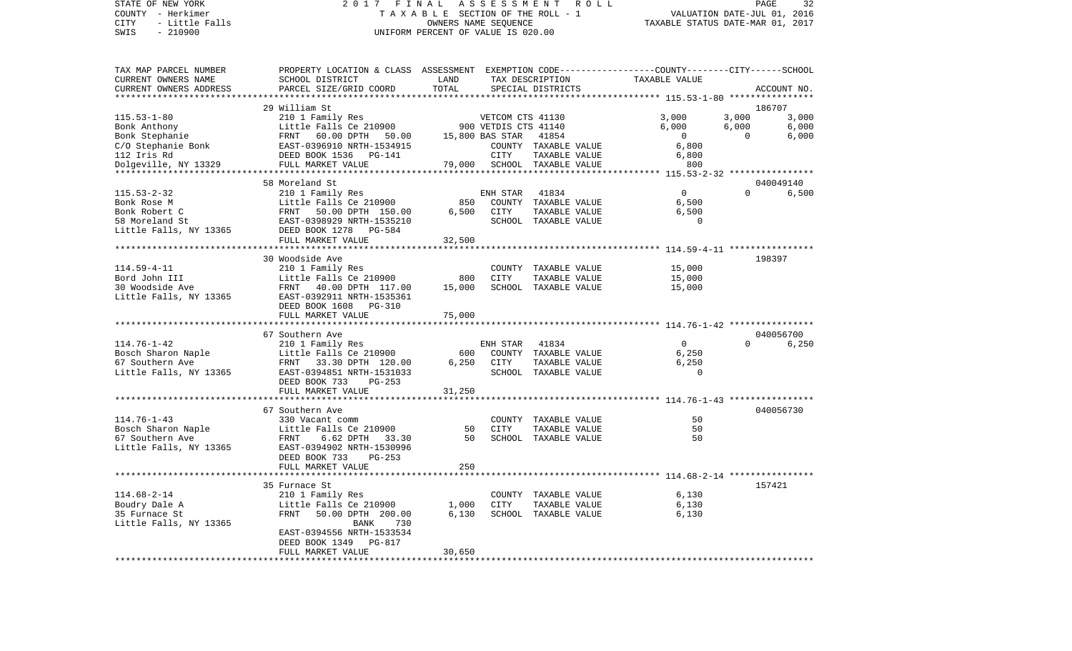STATE OF NEW YORK
COUNTY - Herkimer
CITY - Little Falls
SWIS - 210900

2017 FINAL ASSESSMENT ROLL
TAXABLE SECTION OF THE ROLL - 1
OWNERS NAME SEQUENCE
UNIFORM PERCENT OF VALUE IS 020.00

VALUATION DATE-JUL 01, 2016
TAXABLE STATUS DATE-MAR 01, 2017

```
TAX MAP PARCEL NUMBER     PROPERTY LOCATION & CLASS  ASSESSMENT  EXEMPTION CODE-----------------COUNTY--------CITY------SCHOOL
CURRENT OWNERS NAME       SCHOOL DISTRICT               LAND      TAX DESCRIPTION            TAXABLE VALUE
CURRENT OWNERS ADDRESS    PARCEL SIZE/GRID COORD        TOTAL     SPECIAL DISTRICTS                                    ACCOUNT NO.
******************************************************************************************************* 115.53-1-80 ****************
                          29 William St                                                                                186707
115.53-1-80               210 1 Family Res                   VETCOM CTS 41130               3,000       3,000        3,000
Bonk Anthony              Little Falls Ce 210900         900 VETDIS CTS 41140               6,000       6,000        6,000
Bonk Stephanie            FRNT    60.00 DPTH   50.00  15,800 BAS STAR   41854                   0           0        6,000
C/O Stephanie Bonk        EAST-0396910 NRTH-1534915          COUNTY  TAXABLE VALUE          6,800
112 Iris Rd               DEED BOOK 1536   PG-141            CITY    TAXABLE VALUE          6,800
Dolgeville, NY 13329      FULL MARKET VALUE            79,000  SCHOOL  TAXABLE VALUE            800
******************************************************************************************************* 115.53-2-32 ****************
                          58 Moreland St                                                                               040049140
115.53-2-32               210 1 Family Res                   ENH STAR   41834                   0           0        6,500
Bonk Rose M               Little Falls Ce 210900         850   COUNTY  TAXABLE VALUE          6,500
Bonk Robert C             FRNT    50.00 DPTH  150.00   6,500   CITY    TAXABLE VALUE          6,500
58 Moreland St            EAST-0398929 NRTH-1535210            SCHOOL  TAXABLE VALUE              0
Little Falls, NY 13365    DEED BOOK 1278   PG-584
                          FULL MARKET VALUE            32,500
******************************************************************************************************* 114.59-4-11 ****************
                          30 Woodside Ave                                                                              198397
114.59-4-11               210 1 Family Res                     COUNTY  TAXABLE VALUE         15,000
Bord John III             Little Falls Ce 210900         800   CITY    TAXABLE VALUE         15,000
30 Woodside Ave           FRNT    40.00 DPTH  117.00  15,000   SCHOOL  TAXABLE VALUE         15,000
Little Falls, NY 13365    EAST-0392911 NRTH-1535361
                          DEED BOOK 1608   PG-310
                          FULL MARKET VALUE            75,000
******************************************************************************************************* 114.76-1-42 ****************
                          67 Southern Ave                                                                              040056700
114.76-1-42               210 1 Family Res                   ENH STAR   41834                   0           0        6,250
Bosch Sharon Naple        Little Falls Ce 210900         600   COUNTY  TAXABLE VALUE          6,250
67 Southern Ave           FRNT    33.30 DPTH  120.00   6,250   CITY    TAXABLE VALUE          6,250
Little Falls, NY 13365    EAST-0394851 NRTH-1531033            SCHOOL  TAXABLE VALUE              0
                          DEED BOOK 733    PG-253
                          FULL MARKET VALUE            31,250
******************************************************************************************************* 114.76-1-43 ****************
                          67 Southern Ave                                                                              040056730
114.76-1-43               330 Vacant comm                      COUNTY  TAXABLE VALUE             50
Bosch Sharon Naple        Little Falls Ce 210900          50   CITY    TAXABLE VALUE             50
67 Southern Ave           FRNT     6.62 DPTH   33.30      50   SCHOOL  TAXABLE VALUE             50
Little Falls, NY 13365    EAST-0394902 NRTH-1530996
                          DEED BOOK 733    PG-253
                          FULL MARKET VALUE               250
******************************************************************************************************* 114.68-2-14 ****************
                          35 Furnace St                                                                                157421
114.68-2-14               210 1 Family Res                     COUNTY  TAXABLE VALUE          6,130
Boudry Dale A             Little Falls Ce 210900       1,000   CITY    TAXABLE VALUE          6,130
35 Furnace St             FRNT    50.00 DPTH  200.00   6,130   SCHOOL  TAXABLE VALUE          6,130
Little Falls, NY 13365              BANK     730
                          EAST-0394556 NRTH-1533534
                          DEED BOOK 1349   PG-817
                          FULL MARKET VALUE            30,650
************************************************************************************************************************************
```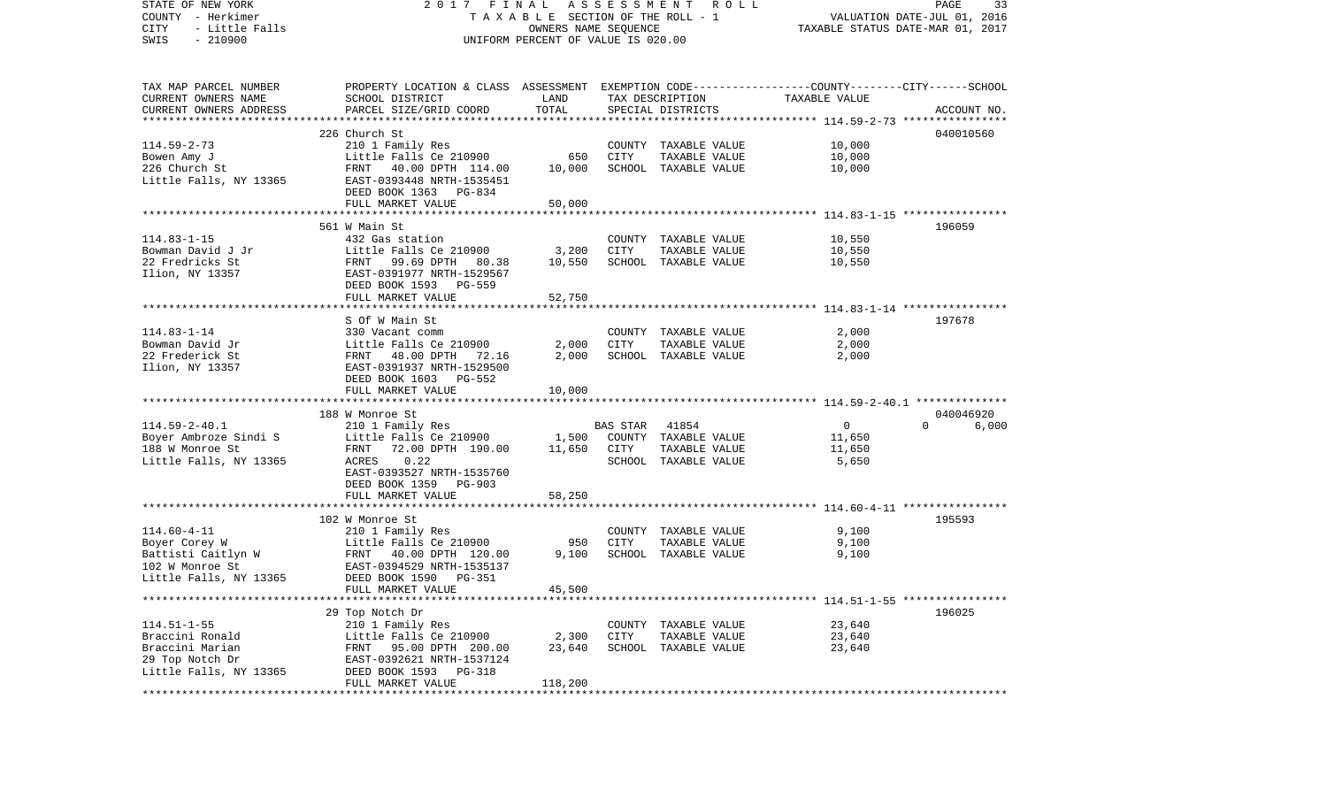STATE OF NEW YORK — 2017 FINAL ASSESSMENT ROLL
COUNTY - Herkimer — TAXABLE SECTION OF THE ROLL - 1 — VALUATION DATE-JUL 01, 2016
CITY - Little Falls — OWNERS NAME SEQUENCE — TAXABLE STATUS DATE-MAR 01, 2017
SWIS - 210900 — UNIFORM PERCENT OF VALUE IS 020.00

| TAX MAP PARCEL NUMBER / CURRENT OWNERS NAME / CURRENT OWNERS ADDRESS | PROPERTY LOCATION & CLASS / SCHOOL DISTRICT / PARCEL SIZE/GRID COORD | ASSESSMENT LAND | TOTAL | EXEMPTION CODE / TAX DESCRIPTION / SPECIAL DISTRICTS | COUNTY / CITY / SCHOOL TAXABLE VALUE | ACCOUNT NO. |
|---|---|---|---|---|---|---|
| **114.59-2-73** | 226 Church St | | | | | 040010560 |
| 114.59-2-73 | 210 1 Family Res | | | COUNTY TAXABLE VALUE | 10,000 | |
| Bowen Amy J | Little Falls Ce 210900 | 650 | | CITY TAXABLE VALUE | 10,000 | |
| 226 Church St | FRNT 40.00 DPTH 114.00 | | 10,000 | SCHOOL TAXABLE VALUE | 10,000 | |
| Little Falls, NY 13365 | EAST-0393448 NRTH-1535451 | | | | | |
| | DEED BOOK 1363 PG-834 | | | | | |
| | FULL MARKET VALUE | | 50,000 | | | |
| **114.83-1-15** | 561 W Main St | | | | | 196059 |
| 114.83-1-15 | 432 Gas station | | | COUNTY TAXABLE VALUE | 10,550 | |
| Bowman David J Jr | Little Falls Ce 210900 | 3,200 | | CITY TAXABLE VALUE | 10,550 | |
| 22 Fredricks St | FRNT 99.69 DPTH 80.38 | | 10,550 | SCHOOL TAXABLE VALUE | 10,550 | |
| Ilion, NY 13357 | EAST-0391977 NRTH-1529567 | | | | | |
| | DEED BOOK 1593 PG-559 | | | | | |
| | FULL MARKET VALUE | | 52,750 | | | |
| **114.83-1-14** | S Of W Main St | | | | | 197678 |
| 114.83-1-14 | 330 Vacant comm | | | COUNTY TAXABLE VALUE | 2,000 | |
| Bowman David Jr | Little Falls Ce 210900 | 2,000 | | CITY TAXABLE VALUE | 2,000 | |
| 22 Frederick St | FRNT 48.00 DPTH 72.16 | | 2,000 | SCHOOL TAXABLE VALUE | 2,000 | |
| Ilion, NY 13357 | EAST-0391937 NRTH-1529500 | | | | | |
| | DEED BOOK 1603 PG-552 | | | | | |
| | FULL MARKET VALUE | | 10,000 | | | |
| **114.59-2-40.1** | 188 W Monroe St | | | | | 040046920 |
| 114.59-2-40.1 | 210 1 Family Res | | | BAS STAR 41854 | 0 / 0 / 6,000 | |
| Boyer Ambroze Sindi S | Little Falls Ce 210900 | 1,500 | | COUNTY TAXABLE VALUE | 11,650 | |
| 188 W Monroe St | FRNT 72.00 DPTH 190.00 | | 11,650 | CITY TAXABLE VALUE | 11,650 | |
| Little Falls, NY 13365 | ACRES 0.22 | | | SCHOOL TAXABLE VALUE | 5,650 | |
| | EAST-0393527 NRTH-1535760 | | | | | |
| | DEED BOOK 1359 PG-903 | | | | | |
| | FULL MARKET VALUE | | 58,250 | | | |
| **114.60-4-11** | 102 W Monroe St | | | | | 195593 |
| 114.60-4-11 | 210 1 Family Res | | | COUNTY TAXABLE VALUE | 9,100 | |
| Boyer Corey W | Little Falls Ce 210900 | 950 | | CITY TAXABLE VALUE | 9,100 | |
| Battisti Caitlyn W | FRNT 40.00 DPTH 120.00 | | 9,100 | SCHOOL TAXABLE VALUE | 9,100 | |
| 102 W Monroe St | EAST-0394529 NRTH-1535137 | | | | | |
| Little Falls, NY 13365 | DEED BOOK 1590 PG-351 | | | | | |
| | FULL MARKET VALUE | | 45,500 | | | |
| **114.51-1-55** | 29 Top Notch Dr | | | | | 196025 |
| 114.51-1-55 | 210 1 Family Res | | | COUNTY TAXABLE VALUE | 23,640 | |
| Braccini Ronald | Little Falls Ce 210900 | 2,300 | | CITY TAXABLE VALUE | 23,640 | |
| Braccini Marian | FRNT 95.00 DPTH 200.00 | | 23,640 | SCHOOL TAXABLE VALUE | 23,640 | |
| 29 Top Notch Dr | EAST-0392621 NRTH-1537124 | | | | | |
| Little Falls, NY 13365 | DEED BOOK 1593 PG-318 | | | | | |
| | FULL MARKET VALUE | | 118,200 | | | |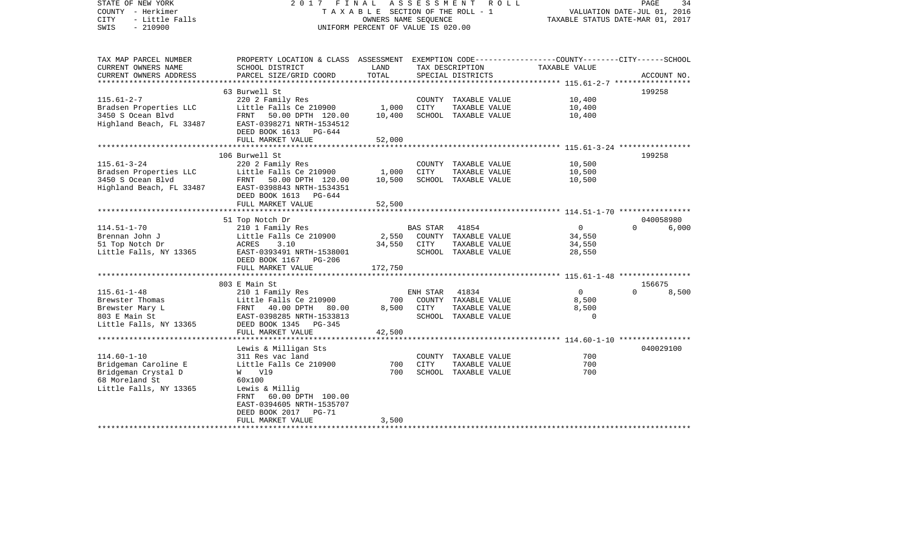STATE OF NEW YORK  
COUNTY - Herkimer  
CITY - Little Falls  
SWIS - 210900

2017 FINAL ASSESSMENT ROLL  
TAXABLE SECTION OF THE ROLL - 1  
OWNERS NAME SEQUENCE  
UNIFORM PERCENT OF VALUE IS 020.00

VALUATION DATE-JUL 01, 2016  
TAXABLE STATUS DATE-MAR 01, 2017

| TAX MAP PARCEL NUMBER / CURRENT OWNERS NAME / CURRENT OWNERS ADDRESS | PROPERTY LOCATION & CLASS / SCHOOL DISTRICT / PARCEL SIZE/GRID COORD | ASSESSMENT LAND | TOTAL | EXEMPTION CODE / TAX DESCRIPTION / SPECIAL DISTRICTS | COUNTY/CITY/SCHOOL TAXABLE VALUE | ACCOUNT NO. |
|---|---|---|---|---|---|---|
| **115.61-2-7** | 63 Burwell St | | | | | 199258 |
| 115.61-2-7 | 220 2 Family Res | | | COUNTY TAXABLE VALUE | 10,400 | |
| Bradsen Properties LLC | Little Falls Ce 210900 | 1,000 | | CITY TAXABLE VALUE | 10,400 | |
| 3450 S Ocean Blvd | FRNT 50.00 DPTH 120.00 | | 10,400 | SCHOOL TAXABLE VALUE | 10,400 | |
| Highland Beach, FL 33487 | EAST-0398271 NRTH-1534512 | | | | | |
| | DEED BOOK 1613 PG-644 | | | | | |
| | FULL MARKET VALUE | | 52,000 | | | |
| **115.61-3-24** | 106 Burwell St | | | | | 199258 |
| 115.61-3-24 | 220 2 Family Res | | | COUNTY TAXABLE VALUE | 10,500 | |
| Bradsen Properties LLC | Little Falls Ce 210900 | 1,000 | | CITY TAXABLE VALUE | 10,500 | |
| 3450 S Ocean Blvd | FRNT 50.00 DPTH 120.00 | | 10,500 | SCHOOL TAXABLE VALUE | 10,500 | |
| Highland Beach, FL 33487 | EAST-0398843 NRTH-1534351 | | | | | |
| | DEED BOOK 1613 PG-644 | | | | | |
| | FULL MARKET VALUE | | 52,500 | | | |
| **114.51-1-70** | 51 Top Notch Dr | | | | | 040058980 |
| 114.51-1-70 | 210 1 Family Res | | | BAS STAR 41854 | 0 0 6,000 | |
| Brennan John J | Little Falls Ce 210900 | 2,550 | | COUNTY TAXABLE VALUE | 34,550 | |
| 51 Top Notch Dr | ACRES 3.10 | | 34,550 | CITY TAXABLE VALUE | 34,550 | |
| Little Falls, NY 13365 | EAST-0393491 NRTH-1538001 | | | SCHOOL TAXABLE VALUE | 28,550 | |
| | DEED BOOK 1167 PG-206 | | | | | |
| | FULL MARKET VALUE | | 172,750 | | | |
| **115.61-1-48** | 803 E Main St | | | | | 156675 |
| 115.61-1-48 | 210 1 Family Res | | | ENH STAR 41834 | 0 0 8,500 | |
| Brewster Thomas | Little Falls Ce 210900 | 700 | | COUNTY TAXABLE VALUE | 8,500 | |
| Brewster Mary L | FRNT 40.00 DPTH 80.00 | | 8,500 | CITY TAXABLE VALUE | 8,500 | |
| 803 E Main St | EAST-0398285 NRTH-1533813 | | | SCHOOL TAXABLE VALUE | 0 | |
| Little Falls, NY 13365 | DEED BOOK 1345 PG-345 | | | | | |
| | FULL MARKET VALUE | | 42,500 | | | |
| **114.60-1-10** | Lewis & Milligan Sts | | | | | 040029100 |
| 114.60-1-10 | 311 Res vac land | | | COUNTY TAXABLE VALUE | 700 | |
| Bridgeman Caroline E | Little Falls Ce 210900 | 700 | | CITY TAXABLE VALUE | 700 | |
| Bridgeman Crystal D | W V19 | | 700 | SCHOOL TAXABLE VALUE | 700 | |
| 68 Moreland St | 60x100 | | | | | |
| Little Falls, NY 13365 | Lewis & Millig | | | | | |
| | FRNT 60.00 DPTH 100.00 | | | | | |
| | EAST-0394605 NRTH-1535707 | | | | | |
| | DEED BOOK 2017 PG-71 | | | | | |
| | FULL MARKET VALUE | | 3,500 | | | |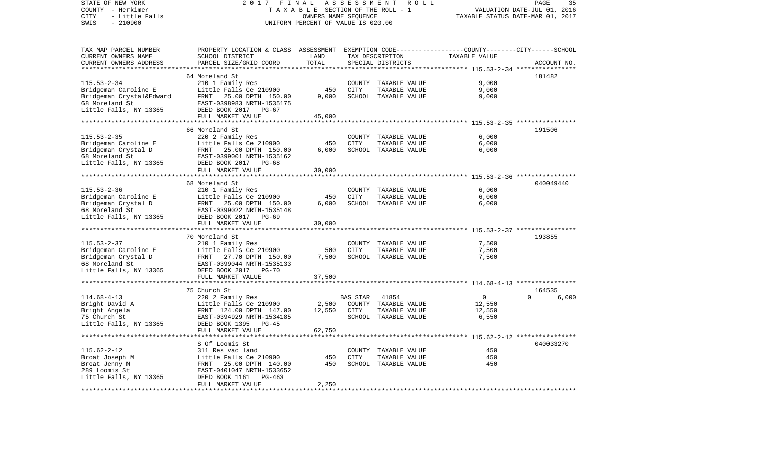STATE OF NEW YORK — 2017 FINAL ASSESSMENT ROLL
COUNTY - Herkimer — TAXABLE SECTION OF THE ROLL - 1 — VALUATION DATE-JUL 01, 2016
CITY - Little Falls — OWNERS NAME SEQUENCE — TAXABLE STATUS DATE-MAR 01, 2017
SWIS - 210900 — UNIFORM PERCENT OF VALUE IS 020.00

| TAX MAP PARCEL NUMBER / CURRENT OWNERS NAME / CURRENT OWNERS ADDRESS | PROPERTY LOCATION & CLASS / SCHOOL DISTRICT / PARCEL SIZE/GRID COORD | ASSESSMENT LAND | ASSESSMENT TOTAL | EXEMPTION CODE / TAX DESCRIPTION / SPECIAL DISTRICTS | COUNTY TAXABLE VALUE | CITY | SCHOOL | ACCOUNT NO. |
|---|---|---|---|---|---|---|---|---|
| **115.53-2-34** | 64 Moreland St | | | | | | | 181482 |
| Bridgeman Caroline E | 210 1 Family Res | | | COUNTY TAXABLE VALUE | 9,000 | | | |
| Bridgeman Crystal&Edward | Little Falls Ce 210900 | 450 | | CITY TAXABLE VALUE | 9,000 | | | |
| 68 Moreland St | FRNT 25.00 DPTH 150.00 | | 9,000 | SCHOOL TAXABLE VALUE | 9,000 | | | |
| Little Falls, NY 13365 | EAST-0398983 NRTH-1535175 | | | | | | | |
| | DEED BOOK 2017 PG-67 | | | | | | | |
| | FULL MARKET VALUE | | 45,000 | | | | | |
| **115.53-2-35** | 66 Moreland St | | | | | | | 191506 |
| Bridgeman Caroline E | 220 2 Family Res | | | COUNTY TAXABLE VALUE | 6,000 | | | |
| Bridgeman Crystal D | Little Falls Ce 210900 | 450 | | CITY TAXABLE VALUE | 6,000 | | | |
| 68 Moreland St | FRNT 25.00 DPTH 150.00 | | 6,000 | SCHOOL TAXABLE VALUE | 6,000 | | | |
| Little Falls, NY 13365 | EAST-0399001 NRTH-1535162 | | | | | | | |
| | DEED BOOK 2017 PG-68 | | | | | | | |
| | FULL MARKET VALUE | | 30,000 | | | | | |
| **115.53-2-36** | 68 Moreland St | | | | | | | 040049440 |
| Bridgeman Caroline E | 210 1 Family Res | | | COUNTY TAXABLE VALUE | 6,000 | | | |
| Bridgeman Crystal D | Little Falls Ce 210900 | 450 | | CITY TAXABLE VALUE | 6,000 | | | |
| 68 Moreland St | FRNT 25.00 DPTH 150.00 | | 6,000 | SCHOOL TAXABLE VALUE | 6,000 | | | |
| Little Falls, NY 13365 | EAST-0399022 NRTH-1535148 | | | | | | | |
| | DEED BOOK 2017 PG-69 | | | | | | | |
| | FULL MARKET VALUE | | 30,000 | | | | | |
| **115.53-2-37** | 70 Moreland St | | | | | | | 193855 |
| Bridgeman Caroline E | 210 1 Family Res | | | COUNTY TAXABLE VALUE | 7,500 | | | |
| Bridgeman Crystal D | Little Falls Ce 210900 | 500 | | CITY TAXABLE VALUE | 7,500 | | | |
| 68 Moreland St | FRNT 27.70 DPTH 150.00 | | 7,500 | SCHOOL TAXABLE VALUE | 7,500 | | | |
| Little Falls, NY 13365 | EAST-0399044 NRTH-1535133 | | | | | | | |
| | DEED BOOK 2017 PG-70 | | | | | | | |
| | FULL MARKET VALUE | | 37,500 | | | | | |
| **114.68-4-13** | 75 Church St | | | | | | | 164535 |
| Bright David A | 220 2 Family Res | | | BAS STAR 41854 | 0 | | 0 | 6,000 |
| Bright Angela | Little Falls Ce 210900 | 2,500 | | COUNTY TAXABLE VALUE | 12,550 | | | |
| 75 Church St | FRNT 124.00 DPTH 147.00 | | 12,550 | CITY TAXABLE VALUE | 12,550 | | | |
| Little Falls, NY 13365 | EAST-0394929 NRTH-1534185 | | | SCHOOL TAXABLE VALUE | 6,550 | | | |
| | DEED BOOK 1395 PG-45 | | | | | | | |
| | FULL MARKET VALUE | | 62,750 | | | | | |
| **115.62-2-12** | S Of Loomis St | | | | | | | 040033270 |
| Broat Joseph M | 311 Res vac land | | | COUNTY TAXABLE VALUE | 450 | | | |
| Broat Jenny M | Little Falls Ce 210900 | 450 | | CITY TAXABLE VALUE | 450 | | | |
| 289 Loomis St | FRNT 25.00 DPTH 140.00 | | 450 | SCHOOL TAXABLE VALUE | 450 | | | |
| Little Falls, NY 13365 | EAST-0401047 NRTH-1533652 | | | | | | | |
| | DEED BOOK 1161 PG-463 | | | | | | | |
| | FULL MARKET VALUE | | 2,250 | | | | | |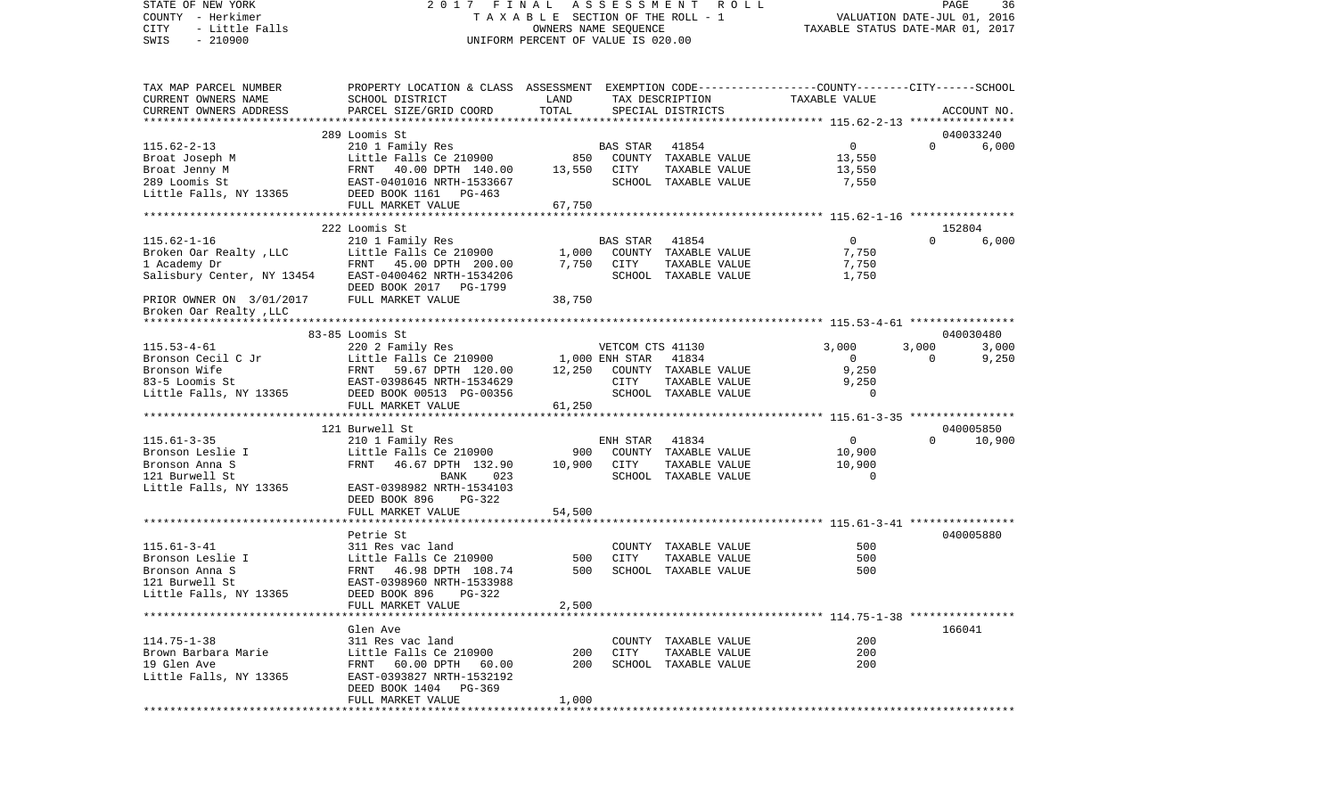STATE OF NEW YORK — 2017 FINAL ASSESSMENT ROLL — PAGE 36
COUNTY - Herkimer — TAXABLE SECTION OF THE ROLL - 1 — VALUATION DATE-JUL 01, 2016
CITY - Little Falls — OWNERS NAME SEQUENCE — TAXABLE STATUS DATE-MAR 01, 2017
SWIS - 210900 — UNIFORM PERCENT OF VALUE IS 020.00

| TAX MAP PARCEL NUMBER<br>CURRENT OWNERS NAME<br>CURRENT OWNERS ADDRESS | PROPERTY LOCATION & CLASS<br>SCHOOL DISTRICT<br>PARCEL SIZE/GRID COORD | ASSESSMENT<br>LAND<br>TOTAL | EXEMPTION CODE<br>TAX DESCRIPTION<br>SPECIAL DISTRICTS | COUNTY<br>TAXABLE VALUE | CITY | SCHOOL<br>ACCOUNT NO. |
|---|---|---|---|---|---|---|
| **115.62-2-13** | 289 Loomis St | | | | | 040033240 |
| 115.62-2-13 | 210 1 Family Res | | BAS STAR 41854 | 0 | 0 | 6,000 |
| Broat Joseph M | Little Falls Ce 210900 | 850 | COUNTY TAXABLE VALUE | 13,550 | | |
| Broat Jenny M | FRNT 40.00 DPTH 140.00 | 13,550 | CITY TAXABLE VALUE | 13,550 | | |
| 289 Loomis St | EAST-0401016 NRTH-1533667 | | SCHOOL TAXABLE VALUE | 7,550 | | |
| Little Falls, NY 13365 | DEED BOOK 1161 PG-463 | | | | | |
| | FULL MARKET VALUE | 67,750 | | | | |
| **115.62-1-16** | 222 Loomis St | | | | | 152804 |
| 115.62-1-16 | 210 1 Family Res | | BAS STAR 41854 | 0 | 0 | 6,000 |
| Broken Oar Realty ,LLC | Little Falls Ce 210900 | 1,000 | COUNTY TAXABLE VALUE | 7,750 | | |
| 1 Academy Dr | FRNT 45.00 DPTH 200.00 | 7,750 | CITY TAXABLE VALUE | 7,750 | | |
| Salisbury Center, NY 13454 | EAST-0400462 NRTH-1534206 | | SCHOOL TAXABLE VALUE | 1,750 | | |
| | DEED BOOK 2017 PG-1799 | | | | | |
| PRIOR OWNER ON 3/01/2017 | FULL MARKET VALUE | 38,750 | | | | |
| Broken Oar Realty ,LLC | | | | | | |
| **115.53-4-61** | 83-85 Loomis St | | | | | 040030480 |
| 115.53-4-61 | 220 2 Family Res | | VETCOM CTS 41130 | 3,000 | 3,000 | 3,000 |
| Bronson Cecil C Jr | Little Falls Ce 210900 | 1,000 | ENH STAR 41834 | 0 | 0 | 9,250 |
| Bronson Wife | FRNT 59.67 DPTH 120.00 | 12,250 | COUNTY TAXABLE VALUE | 9,250 | | |
| 83-5 Loomis St | EAST-0398645 NRTH-1534629 | | CITY TAXABLE VALUE | 9,250 | | |
| Little Falls, NY 13365 | DEED BOOK 00513 PG-00356 | | SCHOOL TAXABLE VALUE | 0 | | |
| | FULL MARKET VALUE | 61,250 | | | | |
| **115.61-3-35** | 121 Burwell St | | | | | 040005850 |
| 115.61-3-35 | 210 1 Family Res | | ENH STAR 41834 | 0 | 0 | 10,900 |
| Bronson Leslie I | Little Falls Ce 210900 | 900 | COUNTY TAXABLE VALUE | 10,900 | | |
| Bronson Anna S | FRNT 46.67 DPTH 132.90 | 10,900 | CITY TAXABLE VALUE | 10,900 | | |
| 121 Burwell St | BANK 023 | | SCHOOL TAXABLE VALUE | 0 | | |
| Little Falls, NY 13365 | EAST-0398982 NRTH-1534103 | | | | | |
| | DEED BOOK 896 PG-322 | | | | | |
| | FULL MARKET VALUE | 54,500 | | | | |
| **115.61-3-41** | Petrie St | | | | | 040005880 |
| 115.61-3-41 | 311 Res vac land | | COUNTY TAXABLE VALUE | 500 | | |
| Bronson Leslie I | Little Falls Ce 210900 | 500 | CITY TAXABLE VALUE | 500 | | |
| Bronson Anna S | FRNT 46.98 DPTH 108.74 | 500 | SCHOOL TAXABLE VALUE | 500 | | |
| 121 Burwell St | EAST-0398960 NRTH-1533988 | | | | | |
| Little Falls, NY 13365 | DEED BOOK 896 PG-322 | | | | | |
| | FULL MARKET VALUE | 2,500 | | | | |
| **114.75-1-38** | Glen Ave | | | | | 166041 |
| 114.75-1-38 | 311 Res vac land | | COUNTY TAXABLE VALUE | 200 | | |
| Brown Barbara Marie | Little Falls Ce 210900 | 200 | CITY TAXABLE VALUE | 200 | | |
| 19 Glen Ave | FRNT 60.00 DPTH 60.00 | 200 | SCHOOL TAXABLE VALUE | 200 | | |
| Little Falls, NY 13365 | EAST-0393827 NRTH-1532192 | | | | | |
| | DEED BOOK 1404 PG-369 | | | | | |
| | FULL MARKET VALUE | 1,000 | | | | |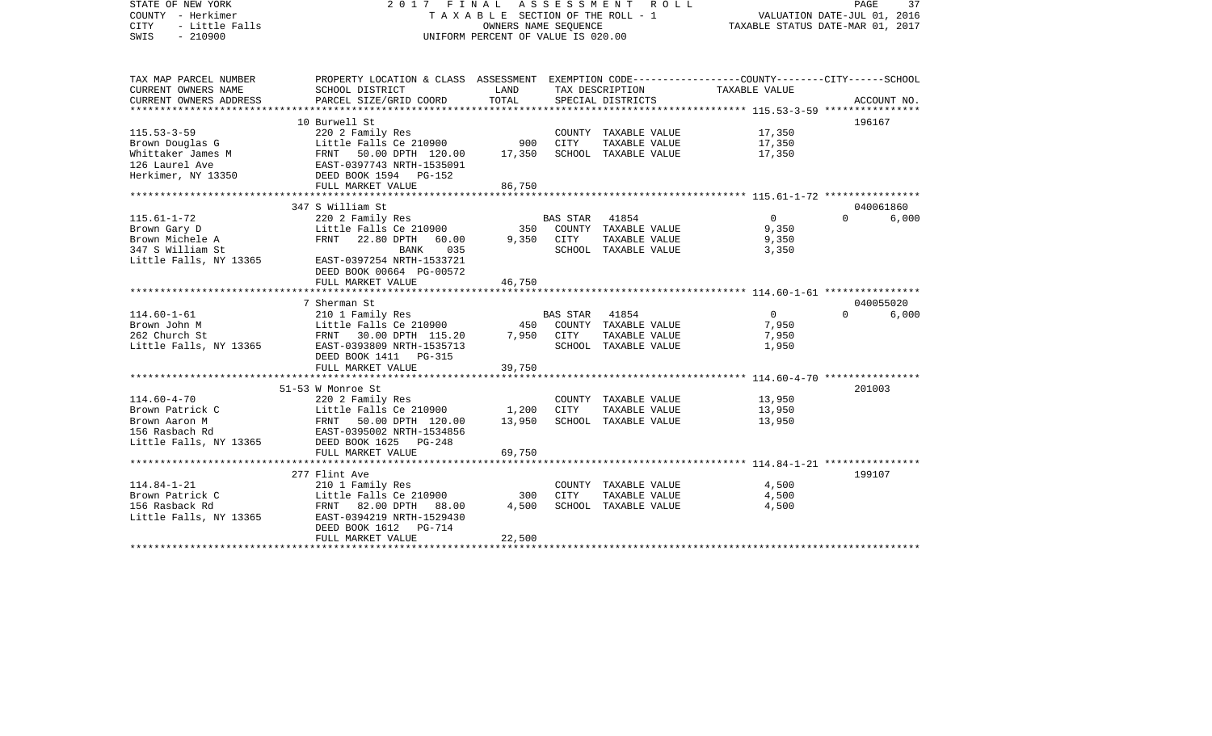STATE OF NEW YORK — 2017 FINAL ASSESSMENT ROLL
COUNTY - Herkimer — TAXABLE SECTION OF THE ROLL - 1 — VALUATION DATE-JUL 01, 2016
CITY - Little Falls — OWNERS NAME SEQUENCE — TAXABLE STATUS DATE-MAR 01, 2017
SWIS - 210900 — UNIFORM PERCENT OF VALUE IS 020.00

| TAX MAP PARCEL NUMBER / CURRENT OWNERS NAME / CURRENT OWNERS ADDRESS | PROPERTY LOCATION & CLASS / SCHOOL DISTRICT / PARCEL SIZE/GRID COORD | ASSESSMENT LAND | TOTAL | EXEMPTION CODE / TAX DESCRIPTION / SPECIAL DISTRICTS | COUNTY TAXABLE VALUE | CITY | SCHOOL / ACCOUNT NO. |
|---|---|---|---|---|---|---|---|
| 115.53-3-59 | 10 Burwell St | | | | | | 196167 |
| Brown Douglas G | 220 2 Family Res | | | COUNTY TAXABLE VALUE | 17,350 | | |
| Whittaker James M | Little Falls Ce 210900 | 900 | | CITY TAXABLE VALUE | 17,350 | | |
| 126 Laurel Ave | FRNT 50.00 DPTH 120.00 | | 17,350 | SCHOOL TAXABLE VALUE | 17,350 | | |
| Herkimer, NY 13350 | EAST-0397743 NRTH-1535091 | | | | | | |
| | DEED BOOK 1594 PG-152 | | | | | | |
| | FULL MARKET VALUE | | 86,750 | | | | |
| 115.61-1-72 | 347 S William St | | | | | | 040061860 |
| Brown Gary D | 220 2 Family Res | | | BAS STAR 41854 | 0 | 0 | 6,000 |
| Brown Michele A | Little Falls Ce 210900 | 350 | | COUNTY TAXABLE VALUE | 9,350 | | |
| 347 S William St | FRNT 22.80 DPTH 60.00 | | 9,350 | CITY TAXABLE VALUE | 9,350 | | |
| Little Falls, NY 13365 | BANK 035 | | | SCHOOL TAXABLE VALUE | 3,350 | | |
| | EAST-0397254 NRTH-1533721 | | | | | | |
| | DEED BOOK 00664 PG-00572 | | | | | | |
| | FULL MARKET VALUE | | 46,750 | | | | |
| 114.60-1-61 | 7 Sherman St | | | | | | 040055020 |
| Brown John M | 210 1 Family Res | | | BAS STAR 41854 | 0 | 0 | 6,000 |
| 262 Church St | Little Falls Ce 210900 | 450 | | COUNTY TAXABLE VALUE | 7,950 | | |
| Little Falls, NY 13365 | FRNT 30.00 DPTH 115.20 | | 7,950 | CITY TAXABLE VALUE | 7,950 | | |
| | EAST-0393809 NRTH-1535713 | | | SCHOOL TAXABLE VALUE | 1,950 | | |
| | DEED BOOK 1411 PG-315 | | | | | | |
| | FULL MARKET VALUE | | 39,750 | | | | |
| 114.60-4-70 | 51-53 W Monroe St | | | | | | 201003 |
| Brown Patrick C | 220 2 Family Res | | | COUNTY TAXABLE VALUE | 13,950 | | |
| Brown Aaron M | Little Falls Ce 210900 | 1,200 | | CITY TAXABLE VALUE | 13,950 | | |
| 156 Rasbach Rd | FRNT 50.00 DPTH 120.00 | | 13,950 | SCHOOL TAXABLE VALUE | 13,950 | | |
| Little Falls, NY 13365 | EAST-0395002 NRTH-1534856 | | | | | | |
| | DEED BOOK 1625 PG-248 | | | | | | |
| | FULL MARKET VALUE | | 69,750 | | | | |
| 114.84-1-21 | 277 Flint Ave | | | | | | 199107 |
| Brown Patrick C | 210 1 Family Res | | | COUNTY TAXABLE VALUE | 4,500 | | |
| 156 Rasback Rd | Little Falls Ce 210900 | 300 | | CITY TAXABLE VALUE | 4,500 | | |
| Little Falls, NY 13365 | FRNT 82.00 DPTH 88.00 | | 4,500 | SCHOOL TAXABLE VALUE | 4,500 | | |
| | EAST-0394219 NRTH-1529430 | | | | | | |
| | DEED BOOK 1612 PG-714 | | | | | | |
| | FULL MARKET VALUE | | 22,500 | | | | |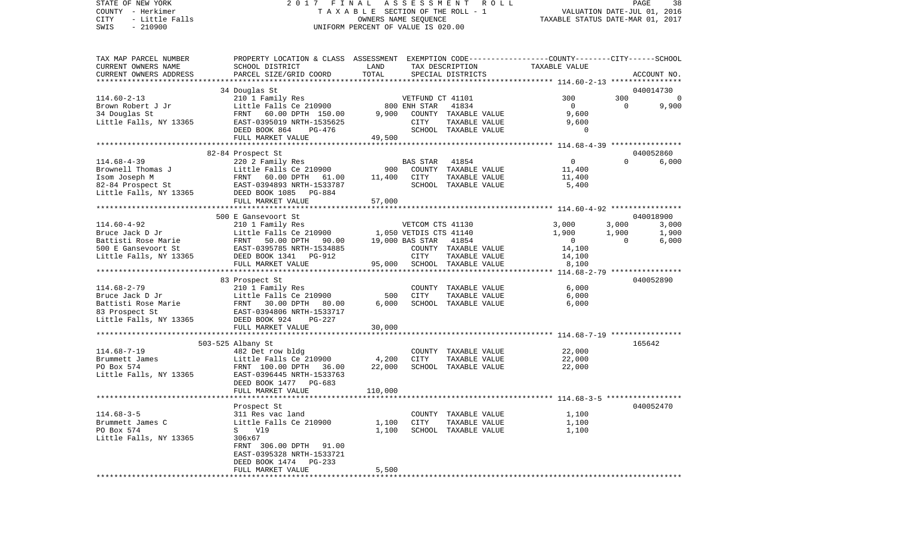STATE OF NEW YORK 2017 FINAL ASSESSMENT ROLL
COUNTY - Herkimer TAXABLE SECTION OF THE ROLL - 1 VALUATION DATE-JUL 01, 2016
CITY - Little Falls OWNERS NAME SEQUENCE TAXABLE STATUS DATE-MAR 01, 2017
SWIS - 210900 UNIFORM PERCENT OF VALUE IS 020.00

| TAX MAP PARCEL NUMBER / CURRENT OWNERS NAME / CURRENT OWNERS ADDRESS | PROPERTY LOCATION & CLASS / SCHOOL DISTRICT / PARCEL SIZE/GRID COORD | ASSESSMENT LAND / TOTAL | EXEMPTION CODE / TAX DESCRIPTION / SPECIAL DISTRICTS | COUNTY TAXABLE VALUE | CITY | SCHOOL / ACCOUNT NO. |
|---|---|---|---|---|---|---|
| | 34 Douglas St | | | | | 040014730 |
| 114.60-2-13 | 210 1 Family Res | | VETFUND CT 41101 | 300 | 300 | 0 |
| Brown Robert J Jr | Little Falls Ce 210900 | 800 | ENH STAR 41834 | 0 | 0 | 9,900 |
| 34 Douglas St | FRNT 60.00 DPTH 150.00 | 9,900 | COUNTY TAXABLE VALUE | 9,600 | | |
| Little Falls, NY 13365 | EAST-0395019 NRTH-1535625 | | CITY TAXABLE VALUE | 9,600 | | |
| | DEED BOOK 864 PG-476 | | SCHOOL TAXABLE VALUE | 0 | | |
| | FULL MARKET VALUE | 49,500 | | | | |
| | 82-84 Prospect St | | | | | 040052860 |
| 114.68-4-39 | 220 2 Family Res | | BAS STAR 41854 | 0 | 0 | 6,000 |
| Brownell Thomas J | Little Falls Ce 210900 | 900 | COUNTY TAXABLE VALUE | 11,400 | | |
| Isom Joseph M | FRNT 60.00 DPTH 61.00 | 11,400 | CITY TAXABLE VALUE | 11,400 | | |
| 82-84 Prospect St | EAST-0394893 NRTH-1533787 | | SCHOOL TAXABLE VALUE | 5,400 | | |
| Little Falls, NY 13365 | DEED BOOK 1085 PG-884 | | | | | |
| | FULL MARKET VALUE | 57,000 | | | | |
| | 500 E Gansevoort St | | | | | 040018900 |
| 114.60-4-92 | 210 1 Family Res | | VETCOM CTS 41130 | 3,000 | 3,000 | 3,000 |
| Bruce Jack D Jr | Little Falls Ce 210900 | 1,050 | VETDIS CTS 41140 | 1,900 | 1,900 | 1,900 |
| Battisti Rose Marie | FRNT 50.00 DPTH 90.00 | 19,000 | BAS STAR 41854 | 0 | 0 | 6,000 |
| 500 E Gansevoort St | EAST-0395785 NRTH-1534885 | | COUNTY TAXABLE VALUE | 14,100 | | |
| Little Falls, NY 13365 | DEED BOOK 1341 PG-912 | | CITY TAXABLE VALUE | 14,100 | | |
| | FULL MARKET VALUE | 95,000 | SCHOOL TAXABLE VALUE | 8,100 | | |
| | 83 Prospect St | | | | | 040052890 |
| 114.68-2-79 | 210 1 Family Res | | COUNTY TAXABLE VALUE | 6,000 | | |
| Bruce Jack D Jr | Little Falls Ce 210900 | 500 | CITY TAXABLE VALUE | 6,000 | | |
| Battisti Rose Marie | FRNT 30.00 DPTH 80.00 | 6,000 | SCHOOL TAXABLE VALUE | 6,000 | | |
| 83 Prospect St | EAST-0394806 NRTH-1533717 | | | | | |
| Little Falls, NY 13365 | DEED BOOK 924 PG-227 | | | | | |
| | FULL MARKET VALUE | 30,000 | | | | |
| | 503-525 Albany St | | | | | 165642 |
| 114.68-7-19 | 482 Det row bldg | | COUNTY TAXABLE VALUE | 22,000 | | |
| Brummett James | Little Falls Ce 210900 | 4,200 | CITY TAXABLE VALUE | 22,000 | | |
| PO Box 574 | FRNT 100.00 DPTH 36.00 | 22,000 | SCHOOL TAXABLE VALUE | 22,000 | | |
| Little Falls, NY 13365 | EAST-0396445 NRTH-1533763 | | | | | |
| | DEED BOOK 1477 PG-683 | | | | | |
| | FULL MARKET VALUE | 110,000 | | | | |
| | Prospect St | | | | | 040052470 |
| 114.68-3-5 | 311 Res vac land | | COUNTY TAXABLE VALUE | 1,100 | | |
| Brummett James C | Little Falls Ce 210900 | 1,100 | CITY TAXABLE VALUE | 1,100 | | |
| PO Box 574 | S V19 | 1,100 | SCHOOL TAXABLE VALUE | 1,100 | | |
| Little Falls, NY 13365 | 306x67 | | | | | |
| | FRNT 306.00 DPTH 91.00 | | | | | |
| | EAST-0395328 NRTH-1533721 | | | | | |
| | DEED BOOK 1474 PG-233 | | | | | |
| | FULL MARKET VALUE | 5,500 | | | | |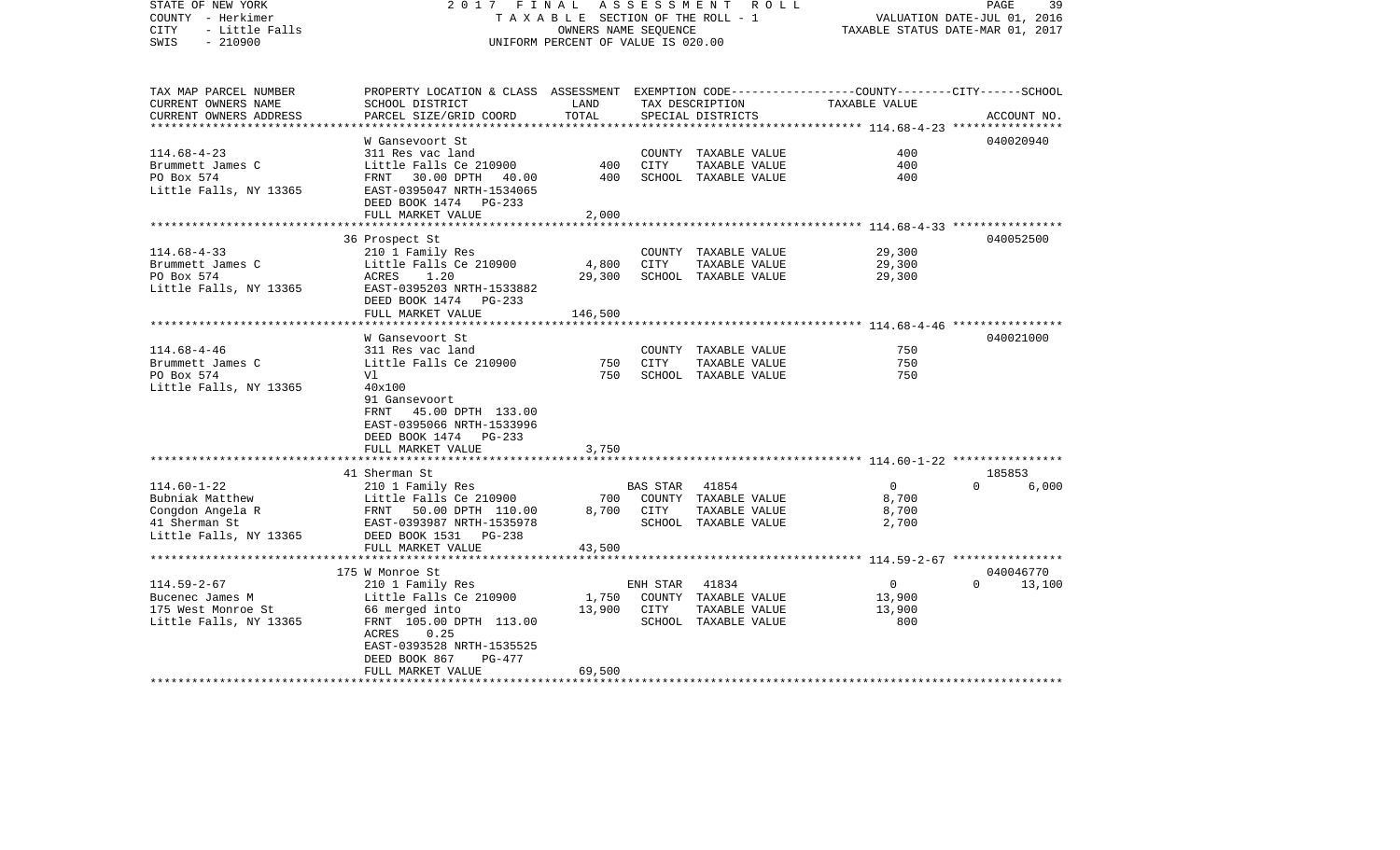STATE OF NEW YORK 2 0 1 7 F I N A L A S S E S S M E N T R O L L
COUNTY - Herkimer T A X A B L E SECTION OF THE ROLL - 1 VALUATION DATE-JUL 01, 2016
CITY - Little Falls OWNERS NAME SEQUENCE TAXABLE STATUS DATE-MAR 01, 2017
SWIS - 210900 UNIFORM PERCENT OF VALUE IS 020.00

| TAX MAP PARCEL NUMBER<br>CURRENT OWNERS NAME<br>CURRENT OWNERS ADDRESS | PROPERTY LOCATION & CLASS<br>SCHOOL DISTRICT<br>PARCEL SIZE/GRID COORD | ASSESSMENT<br>LAND<br>TOTAL | EXEMPTION CODE<br>TAX DESCRIPTION<br>SPECIAL DISTRICTS | COUNTY--------CITY------SCHOOL<br>TAXABLE VALUE | ACCOUNT NO. |
|---|---|---|---|---|---|
| **114.68-4-23** | W Gansevoort St | | | | 040020940 |
| 114.68-4-23 | 311 Res vac land | | COUNTY TAXABLE VALUE | 400 | |
| Brummett James C | Little Falls Ce 210900 | 400 | CITY TAXABLE VALUE | 400 | |
| PO Box 574 | FRNT 30.00 DPTH 40.00 | 400 | SCHOOL TAXABLE VALUE | 400 | |
| Little Falls, NY 13365 | EAST-0395047 NRTH-1534065 | | | | |
| | DEED BOOK 1474 PG-233 | | | | |
| | FULL MARKET VALUE | 2,000 | | | |
| **114.68-4-33** | 36 Prospect St | | | | 040052500 |
| 114.68-4-33 | 210 1 Family Res | | COUNTY TAXABLE VALUE | 29,300 | |
| Brummett James C | Little Falls Ce 210900 | 4,800 | CITY TAXABLE VALUE | 29,300 | |
| PO Box 574 | ACRES 1.20 | 29,300 | SCHOOL TAXABLE VALUE | 29,300 | |
| Little Falls, NY 13365 | EAST-0395203 NRTH-1533882 | | | | |
| | DEED BOOK 1474 PG-233 | | | | |
| | FULL MARKET VALUE | 146,500 | | | |
| **114.68-4-46** | W Gansevoort St | | | | 040021000 |
| 114.68-4-46 | 311 Res vac land | | COUNTY TAXABLE VALUE | 750 | |
| Brummett James C | Little Falls Ce 210900 | 750 | CITY TAXABLE VALUE | 750 | |
| PO Box 574 | Vl | 750 | SCHOOL TAXABLE VALUE | 750 | |
| Little Falls, NY 13365 | 40x100 | | | | |
| | 91 Gansevoort | | | | |
| | FRNT 45.00 DPTH 133.00 | | | | |
| | EAST-0395066 NRTH-1533996 | | | | |
| | DEED BOOK 1474 PG-233 | | | | |
| | FULL MARKET VALUE | 3,750 | | | |
| **114.60-1-22** | 41 Sherman St | | | | 185853 |
| 114.60-1-22 | 210 1 Family Res | | BAS STAR 41854 | 0 0 | 6,000 |
| Bubniak Matthew | Little Falls Ce 210900 | 700 | COUNTY TAXABLE VALUE | 8,700 | |
| Congdon Angela R | FRNT 50.00 DPTH 110.00 | 8,700 | CITY TAXABLE VALUE | 8,700 | |
| 41 Sherman St | EAST-0393987 NRTH-1535978 | | SCHOOL TAXABLE VALUE | 2,700 | |
| Little Falls, NY 13365 | DEED BOOK 1531 PG-238 | | | | |
| | FULL MARKET VALUE | 43,500 | | | |
| **114.59-2-67** | 175 W Monroe St | | | | 040046770 |
| 114.59-2-67 | 210 1 Family Res | | ENH STAR 41834 | 0 0 | 13,100 |
| Bucenec James M | Little Falls Ce 210900 | 1,750 | COUNTY TAXABLE VALUE | 13,900 | |
| 175 West Monroe St | 66 merged into | 13,900 | CITY TAXABLE VALUE | 13,900 | |
| Little Falls, NY 13365 | FRNT 105.00 DPTH 113.00 | | SCHOOL TAXABLE VALUE | 800 | |
| | ACRES 0.25 | | | | |
| | EAST-0393528 NRTH-1535525 | | | | |
| | DEED BOOK 867 PG-477 | | | | |
| | FULL MARKET VALUE | 69,500 | | | |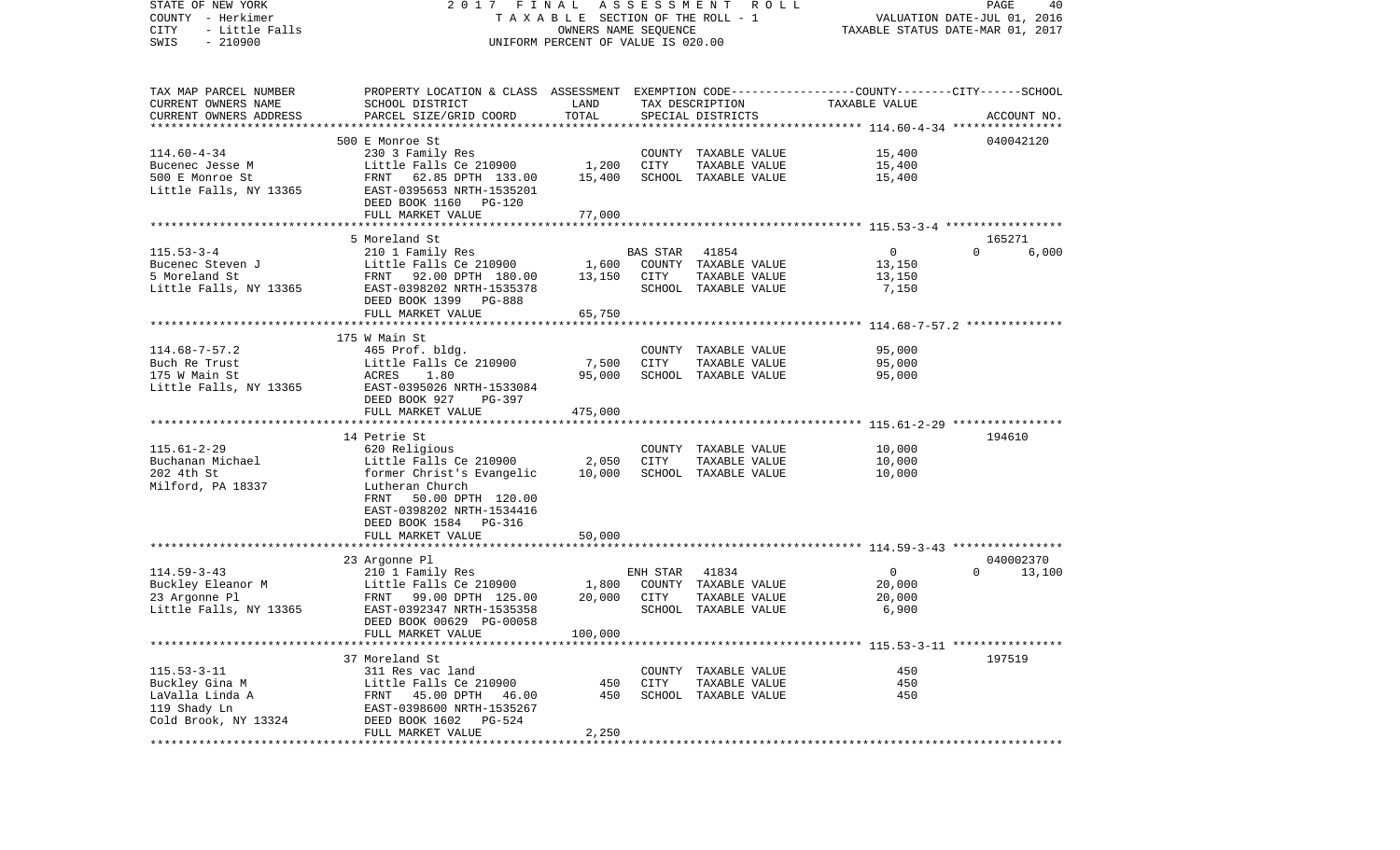STATE OF NEW YORK — 2017 FINAL ASSESSMENT ROLL
COUNTY - Herkimer — TAXABLE SECTION OF THE ROLL - 1 — VALUATION DATE-JUL 01, 2016
CITY - Little Falls — OWNERS NAME SEQUENCE — TAXABLE STATUS DATE-MAR 01, 2017
SWIS - 210900 — UNIFORM PERCENT OF VALUE IS 020.00

| TAX MAP PARCEL NUMBER / CURRENT OWNERS NAME / CURRENT OWNERS ADDRESS | PROPERTY LOCATION & CLASS / SCHOOL DISTRICT / PARCEL SIZE/GRID COORD | ASSESSMENT LAND | TOTAL | EXEMPTION CODE / TAX DESCRIPTION / SPECIAL DISTRICTS | COUNTY/CITY/SCHOOL TAXABLE VALUE | ACCOUNT NO. |
|---|---|---|---|---|---|---|
| 114.60-4-34 | 500 E Monroe St | | | | | 040042120 |
| Bucenec Jesse M | 230 3 Family Res | | | COUNTY TAXABLE VALUE | 15,400 | |
| 500 E Monroe St | Little Falls Ce 210900 | 1,200 | | CITY TAXABLE VALUE | 15,400 | |
| Little Falls, NY 13365 | FRNT 62.85 DPTH 133.00 | | 15,400 | SCHOOL TAXABLE VALUE | 15,400 | |
| | EAST-0395653 NRTH-1535201 | | | | | |
| | DEED BOOK 1160 PG-120 | | | | | |
| | FULL MARKET VALUE | | 77,000 | | | |
| 115.53-3-4 | 5 Moreland St | | | | | 165271 |
| Bucenec Steven J | 210 1 Family Res | | | BAS STAR 41854 | 0 0 6,000 | |
| 5 Moreland St | Little Falls Ce 210900 | 1,600 | | COUNTY TAXABLE VALUE | 13,150 | |
| Little Falls, NY 13365 | FRNT 92.00 DPTH 180.00 | | 13,150 | CITY TAXABLE VALUE | 13,150 | |
| | EAST-0398202 NRTH-1535378 | | | SCHOOL TAXABLE VALUE | 7,150 | |
| | DEED BOOK 1399 PG-888 | | | | | |
| | FULL MARKET VALUE | | 65,750 | | | |
| 114.68-7-57.2 | 175 W Main St | | | | | |
| Buch Re Trust | 465 Prof. bldg. | | | COUNTY TAXABLE VALUE | 95,000 | |
| 175 W Main St | Little Falls Ce 210900 | 7,500 | | CITY TAXABLE VALUE | 95,000 | |
| Little Falls, NY 13365 | ACRES 1.80 | | 95,000 | SCHOOL TAXABLE VALUE | 95,000 | |
| | EAST-0395026 NRTH-1533084 | | | | | |
| | DEED BOOK 927 PG-397 | | | | | |
| | FULL MARKET VALUE | | 475,000 | | | |
| 115.61-2-29 | 14 Petrie St | | | | | 194610 |
| Buchanan Michael | 620 Religious | | | COUNTY TAXABLE VALUE | 10,000 | |
| 202 4th St | Little Falls Ce 210900 | 2,050 | | CITY TAXABLE VALUE | 10,000 | |
| Milford, PA 18337 | former Christ's Evangelic | | 10,000 | SCHOOL TAXABLE VALUE | 10,000 | |
| | Lutheran Church | | | | | |
| | FRNT 50.00 DPTH 120.00 | | | | | |
| | EAST-0398202 NRTH-1534416 | | | | | |
| | DEED BOOK 1584 PG-316 | | | | | |
| | FULL MARKET VALUE | | 50,000 | | | |
| 114.59-3-43 | 23 Argonne Pl | | | | | 040002370 |
| Buckley Eleanor M | 210 1 Family Res | | | ENH STAR 41834 | 0 0 13,100 | |
| 23 Argonne Pl | Little Falls Ce 210900 | 1,800 | | COUNTY TAXABLE VALUE | 20,000 | |
| Little Falls, NY 13365 | FRNT 99.00 DPTH 125.00 | | 20,000 | CITY TAXABLE VALUE | 20,000 | |
| | EAST-0392347 NRTH-1535358 | | | SCHOOL TAXABLE VALUE | 6,900 | |
| | DEED BOOK 00629 PG-00058 | | | | | |
| | FULL MARKET VALUE | | 100,000 | | | |
| 115.53-3-11 | 37 Moreland St | | | | | 197519 |
| Buckley Gina M | 311 Res vac land | | | COUNTY TAXABLE VALUE | 450 | |
| LaValla Linda A | Little Falls Ce 210900 | 450 | | CITY TAXABLE VALUE | 450 | |
| 119 Shady Ln | FRNT 45.00 DPTH 46.00 | | 450 | SCHOOL TAXABLE VALUE | 450 | |
| Cold Brook, NY 13324 | EAST-0398600 NRTH-1535267 | | | | | |
| | DEED BOOK 1602 PG-524 | | | | | |
| | FULL MARKET VALUE | | 2,250 | | | |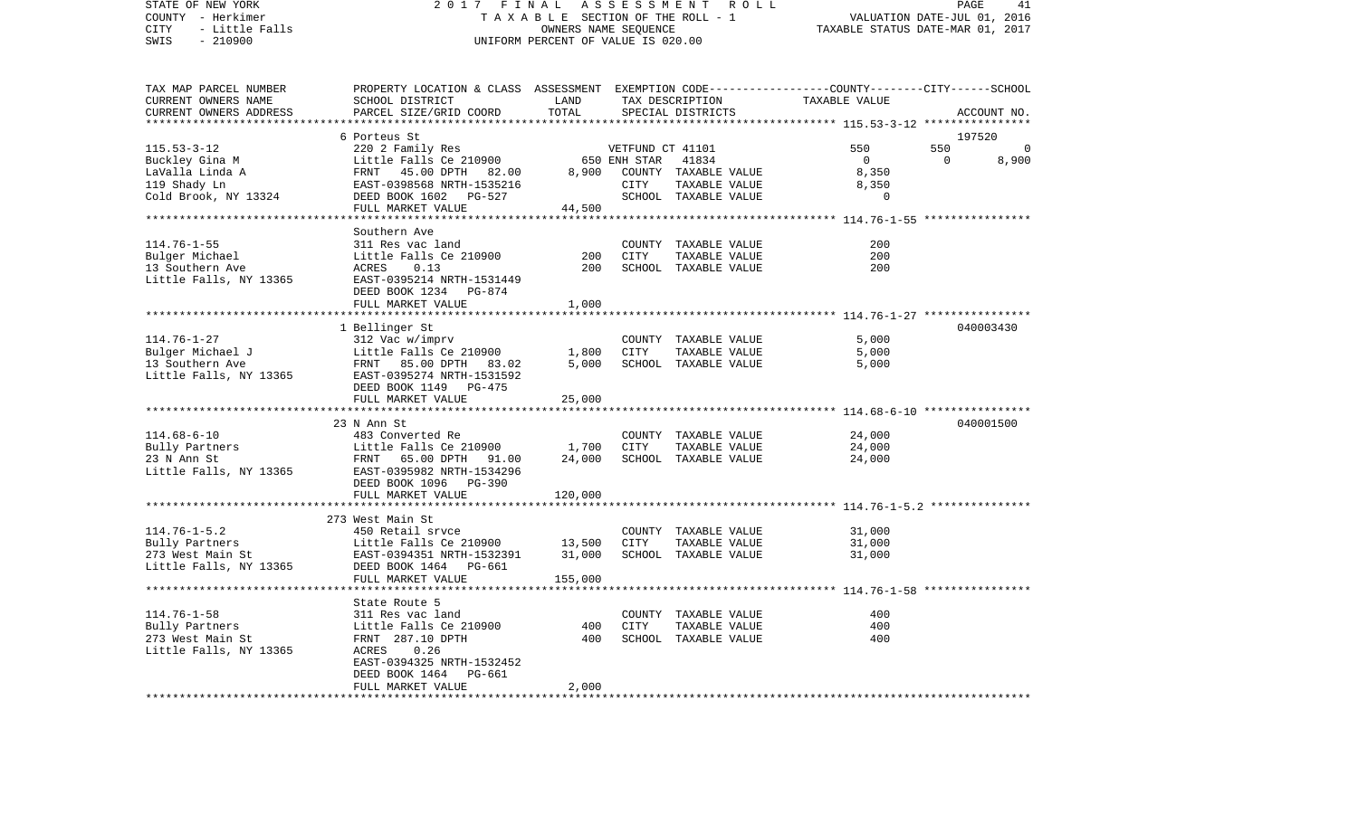STATE OF NEW YORK | 2017 FINAL ASSESSMENT ROLL
COUNTY - Herkimer | TAXABLE SECTION OF THE ROLL - 1 | VALUATION DATE-JUL 01, 2016
CITY - Little Falls | OWNERS NAME SEQUENCE | TAXABLE STATUS DATE-MAR 01, 2017
SWIS - 210900 | UNIFORM PERCENT OF VALUE IS 020.00

| TAX MAP PARCEL NUMBER<br>CURRENT OWNERS NAME<br>CURRENT OWNERS ADDRESS | PROPERTY LOCATION & CLASS<br>SCHOOL DISTRICT<br>PARCEL SIZE/GRID COORD | ASSESSMENT<br>LAND<br>TOTAL | EXEMPTION CODE<br>TAX DESCRIPTION<br>SPECIAL DISTRICTS | COUNTY | CITY | SCHOOL<br>ACCOUNT NO. |
|---|---|---|---|---|---|---|
| **115.53-3-12** | 6 Porteus St | | | | | 197520 |
| 115.53-3-12 | 220 2 Family Res | | VETFUND CT 41101 | 550 | 550 | 0 |
| Buckley Gina M | Little Falls Ce 210900 | 650 | ENH STAR 41834 | 0 | 0 | 8,900 |
| LaValla Linda A | FRNT 45.00 DPTH 82.00 | 8,900 | COUNTY TAXABLE VALUE | 8,350 | | |
| 119 Shady Ln | EAST-0398568 NRTH-1535216 | | CITY TAXABLE VALUE | | 8,350 | |
| Cold Brook, NY 13324 | DEED BOOK 1602 PG-527 | | SCHOOL TAXABLE VALUE | | | 0 |
| | FULL MARKET VALUE | 44,500 | | | | |
| **114.76-1-55** | Southern Ave | | | | | |
| 114.76-1-55 | 311 Res vac land | | COUNTY TAXABLE VALUE | 200 | | |
| Bulger Michael | Little Falls Ce 210900 | 200 | CITY TAXABLE VALUE | | 200 | |
| 13 Southern Ave | ACRES 0.13 | 200 | SCHOOL TAXABLE VALUE | | | 200 |
| Little Falls, NY 13365 | EAST-0395214 NRTH-1531449 | | | | | |
| | DEED BOOK 1234 PG-874 | | | | | |
| | FULL MARKET VALUE | 1,000 | | | | |
| **114.76-1-27** | 1 Bellinger St | | | | | 040003430 |
| 114.76-1-27 | 312 Vac w/imprv | | COUNTY TAXABLE VALUE | 5,000 | | |
| Bulger Michael J | Little Falls Ce 210900 | 1,800 | CITY TAXABLE VALUE | | 5,000 | |
| 13 Southern Ave | FRNT 85.00 DPTH 83.02 | 5,000 | SCHOOL TAXABLE VALUE | | | 5,000 |
| Little Falls, NY 13365 | EAST-0395274 NRTH-1531592 | | | | | |
| | DEED BOOK 1149 PG-475 | | | | | |
| | FULL MARKET VALUE | 25,000 | | | | |
| **114.68-6-10** | 23 N Ann St | | | | | 040001500 |
| 114.68-6-10 | 483 Converted Re | | COUNTY TAXABLE VALUE | 24,000 | | |
| Bully Partners | Little Falls Ce 210900 | 1,700 | CITY TAXABLE VALUE | | 24,000 | |
| 23 N Ann St | FRNT 65.00 DPTH 91.00 | 24,000 | SCHOOL TAXABLE VALUE | | | 24,000 |
| Little Falls, NY 13365 | EAST-0395982 NRTH-1534296 | | | | | |
| | DEED BOOK 1096 PG-390 | | | | | |
| | FULL MARKET VALUE | 120,000 | | | | |
| **114.76-1-5.2** | 273 West Main St | | | | | |
| 114.76-1-5.2 | 450 Retail srvce | | COUNTY TAXABLE VALUE | 31,000 | | |
| Bully Partners | Little Falls Ce 210900 | 13,500 | CITY TAXABLE VALUE | | 31,000 | |
| 273 West Main St | EAST-0394351 NRTH-1532391 | 31,000 | SCHOOL TAXABLE VALUE | | | 31,000 |
| Little Falls, NY 13365 | DEED BOOK 1464 PG-661 | | | | | |
| | FULL MARKET VALUE | 155,000 | | | | |
| **114.76-1-58** | State Route 5 | | | | | |
| 114.76-1-58 | 311 Res vac land | | COUNTY TAXABLE VALUE | 400 | | |
| Bully Partners | Little Falls Ce 210900 | 400 | CITY TAXABLE VALUE | | 400 | |
| 273 West Main St | FRNT 287.10 DPTH | 400 | SCHOOL TAXABLE VALUE | | | 400 |
| Little Falls, NY 13365 | ACRES 0.26 | | | | | |
| | EAST-0394325 NRTH-1532452 | | | | | |
| | DEED BOOK 1464 PG-661 | | | | | |
| | FULL MARKET VALUE | 2,000 | | | | |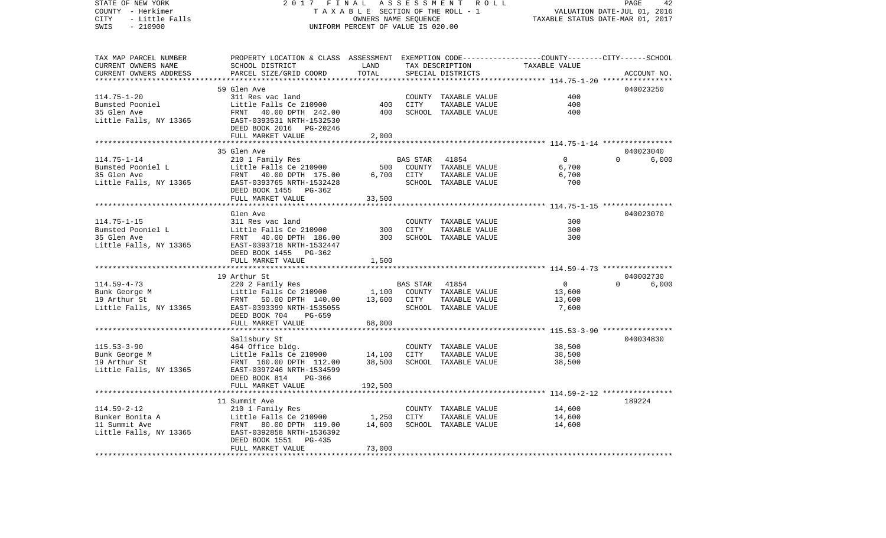STATE OF NEW YORK — 2017 FINAL ASSESSMENT ROLL
COUNTY - Herkimer — TAXABLE SECTION OF THE ROLL - 1 — VALUATION DATE-JUL 01, 2016
CITY - Little Falls — OWNERS NAME SEQUENCE — TAXABLE STATUS DATE-MAR 01, 2017
SWIS - 210900 — UNIFORM PERCENT OF VALUE IS 020.00

| TAX MAP PARCEL NUMBER / CURRENT OWNERS NAME / CURRENT OWNERS ADDRESS | PROPERTY LOCATION & CLASS / SCHOOL DISTRICT / PARCEL SIZE/GRID COORD | ASSESSMENT LAND / TOTAL | EXEMPTION CODE / TAX DESCRIPTION / SPECIAL DISTRICTS | TAXABLE VALUE (COUNTY / CITY / SCHOOL) | ACCOUNT NO. |
|---|---|---|---|---|---|
| 114.75-1-20 | 59 Glen Ave | | | | 040023250 |
| | 311 Res vac land | | COUNTY TAXABLE VALUE | 400 | |
| Bumsted Pooniel | Little Falls Ce 210900 | 400 | CITY TAXABLE VALUE | 400 | |
| 35 Glen Ave | FRNT 40.00 DPTH 242.00 | 400 | SCHOOL TAXABLE VALUE | 400 | |
| Little Falls, NY 13365 | EAST-0393531 NRTH-1532530 | | | | |
| | DEED BOOK 2016 PG-20246 | | | | |
| | FULL MARKET VALUE | 2,000 | | | |
| 114.75-1-14 | 35 Glen Ave | | | | 040023040 |
| | 210 1 Family Res | | BAS STAR 41854 | 0 / 0 / 6,000 | |
| Bumsted Pooniel L | Little Falls Ce 210900 | 500 | COUNTY TAXABLE VALUE | 6,700 | |
| 35 Glen Ave | FRNT 40.00 DPTH 175.00 | 6,700 | CITY TAXABLE VALUE | 6,700 | |
| Little Falls, NY 13365 | EAST-0393765 NRTH-1532428 | | SCHOOL TAXABLE VALUE | 700 | |
| | DEED BOOK 1455 PG-362 | | | | |
| | FULL MARKET VALUE | 33,500 | | | |
| 114.75-1-15 | Glen Ave | | | | 040023070 |
| | 311 Res vac land | | COUNTY TAXABLE VALUE | 300 | |
| Bumsted Pooniel L | Little Falls Ce 210900 | 300 | CITY TAXABLE VALUE | 300 | |
| 35 Glen Ave | FRNT 40.00 DPTH 186.00 | 300 | SCHOOL TAXABLE VALUE | 300 | |
| Little Falls, NY 13365 | EAST-0393718 NRTH-1532447 | | | | |
| | DEED BOOK 1455 PG-362 | | | | |
| | FULL MARKET VALUE | 1,500 | | | |
| 114.59-4-73 | 19 Arthur St | | | | 040002730 |
| | 220 2 Family Res | | BAS STAR 41854 | 0 / 0 / 6,000 | |
| Bunk George M | Little Falls Ce 210900 | 1,100 | COUNTY TAXABLE VALUE | 13,600 | |
| 19 Arthur St | FRNT 50.00 DPTH 140.00 | 13,600 | CITY TAXABLE VALUE | 13,600 | |
| Little Falls, NY 13365 | EAST-0393399 NRTH-1535055 | | SCHOOL TAXABLE VALUE | 7,600 | |
| | DEED BOOK 704 PG-659 | | | | |
| | FULL MARKET VALUE | 68,000 | | | |
| 115.53-3-90 | Salisbury St | | | | 040034830 |
| | 464 Office bldg. | | COUNTY TAXABLE VALUE | 38,500 | |
| Bunk George M | Little Falls Ce 210900 | 14,100 | CITY TAXABLE VALUE | 38,500 | |
| 19 Arthur St | FRNT 160.00 DPTH 112.00 | 38,500 | SCHOOL TAXABLE VALUE | 38,500 | |
| Little Falls, NY 13365 | EAST-0397246 NRTH-1534599 | | | | |
| | DEED BOOK 814 PG-366 | | | | |
| | FULL MARKET VALUE | 192,500 | | | |
| 114.59-2-12 | 11 Summit Ave | | | | 189224 |
| | 210 1 Family Res | | COUNTY TAXABLE VALUE | 14,600 | |
| Bunker Bonita A | Little Falls Ce 210900 | 1,250 | CITY TAXABLE VALUE | 14,600 | |
| 11 Summit Ave | FRNT 80.00 DPTH 119.00 | 14,600 | SCHOOL TAXABLE VALUE | 14,600 | |
| Little Falls, NY 13365 | EAST-0392858 NRTH-1536392 | | | | |
| | DEED BOOK 1551 PG-435 | | | | |
| | FULL MARKET VALUE | 73,000 | | | |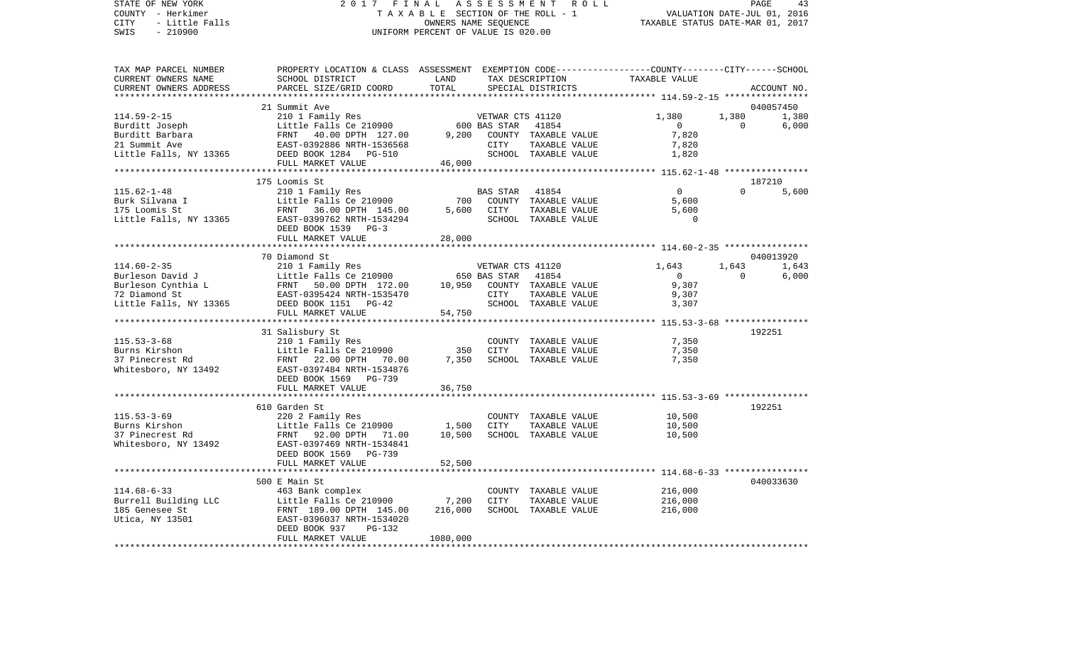STATE OF NEW YORK 2017 FINAL ASSESSMENT ROLL
COUNTY - Herkimer TAXABLE SECTION OF THE ROLL - 1 VALUATION DATE-JUL 01, 2016
CITY - Little Falls OWNERS NAME SEQUENCE TAXABLE STATUS DATE-MAR 01, 2017
SWIS - 210900 UNIFORM PERCENT OF VALUE IS 020.00

| TAX MAP PARCEL NUMBER / CURRENT OWNERS NAME / CURRENT OWNERS ADDRESS | PROPERTY LOCATION & CLASS / SCHOOL DISTRICT / PARCEL SIZE/GRID COORD | ASSESSMENT LAND / TOTAL | EXEMPTION CODE / TAX DESCRIPTION / SPECIAL DISTRICTS | COUNTY TAXABLE VALUE | CITY | SCHOOL / ACCOUNT NO. |
|---|---|---|---|---|---|---|
| | 21 Summit Ave | | | | | 040057450 |
| 114.59-2-15 | 210 1 Family Res | | VETWAR CTS 41120 | 1,380 | 1,380 | 1,380 |
| Burditt Joseph | Little Falls Ce 210900 | 600 | BAS STAR 41854 | 0 | 0 | 6,000 |
| Burditt Barbara | FRNT 40.00 DPTH 127.00 | 9,200 | COUNTY TAXABLE VALUE | 7,820 | | |
| 21 Summit Ave | EAST-0392886 NRTH-1536568 | | CITY TAXABLE VALUE | 7,820 | | |
| Little Falls, NY 13365 | DEED BOOK 1284 PG-510 | | SCHOOL TAXABLE VALUE | 1,820 | | |
| | FULL MARKET VALUE | 46,000 | | | | |
| | 175 Loomis St | | | | | 187210 |
| 115.62-1-48 | 210 1 Family Res | | BAS STAR 41854 | 0 | 0 | 5,600 |
| Burk Silvana I | Little Falls Ce 210900 | 700 | COUNTY TAXABLE VALUE | 5,600 | | |
| 175 Loomis St | FRNT 36.00 DPTH 145.00 | 5,600 | CITY TAXABLE VALUE | 5,600 | | |
| Little Falls, NY 13365 | EAST-0399762 NRTH-1534294 | | SCHOOL TAXABLE VALUE | 0 | | |
| | DEED BOOK 1539 PG-3 | | | | | |
| | FULL MARKET VALUE | 28,000 | | | | |
| | 70 Diamond St | | | | | 040013920 |
| 114.60-2-35 | 210 1 Family Res | | VETWAR CTS 41120 | 1,643 | 1,643 | 1,643 |
| Burleson David J | Little Falls Ce 210900 | 650 | BAS STAR 41854 | 0 | 0 | 6,000 |
| Burleson Cynthia L | FRNT 50.00 DPTH 172.00 | 10,950 | COUNTY TAXABLE VALUE | 9,307 | | |
| 72 Diamond St | EAST-0395424 NRTH-1535470 | | CITY TAXABLE VALUE | 9,307 | | |
| Little Falls, NY 13365 | DEED BOOK 1151 PG-42 | | SCHOOL TAXABLE VALUE | 3,307 | | |
| | FULL MARKET VALUE | 54,750 | | | | |
| | 31 Salisbury St | | | | | 192251 |
| 115.53-3-68 | 210 1 Family Res | | COUNTY TAXABLE VALUE | 7,350 | | |
| Burns Kirshon | Little Falls Ce 210900 | 350 | CITY TAXABLE VALUE | 7,350 | | |
| 37 Pinecrest Rd | FRNT 22.00 DPTH 70.00 | 7,350 | SCHOOL TAXABLE VALUE | 7,350 | | |
| Whitesboro, NY 13492 | EAST-0397484 NRTH-1534876 | | | | | |
| | DEED BOOK 1569 PG-739 | | | | | |
| | FULL MARKET VALUE | 36,750 | | | | |
| | 610 Garden St | | | | | 192251 |
| 115.53-3-69 | 220 2 Family Res | | COUNTY TAXABLE VALUE | 10,500 | | |
| Burns Kirshon | Little Falls Ce 210900 | 1,500 | CITY TAXABLE VALUE | 10,500 | | |
| 37 Pinecrest Rd | FRNT 92.00 DPTH 71.00 | 10,500 | SCHOOL TAXABLE VALUE | 10,500 | | |
| Whitesboro, NY 13492 | EAST-0397469 NRTH-1534841 | | | | | |
| | DEED BOOK 1569 PG-739 | | | | | |
| | FULL MARKET VALUE | 52,500 | | | | |
| | 500 E Main St | | | | | 040033630 |
| 114.68-6-33 | 463 Bank complex | | COUNTY TAXABLE VALUE | 216,000 | | |
| Burrell Building LLC | Little Falls Ce 210900 | 7,200 | CITY TAXABLE VALUE | 216,000 | | |
| 185 Genesee St | FRNT 189.00 DPTH 145.00 | 216,000 | SCHOOL TAXABLE VALUE | 216,000 | | |
| Utica, NY 13501 | EAST-0396037 NRTH-1534020 | | | | | |
| | DEED BOOK 937 PG-132 | | | | | |
| | FULL MARKET VALUE | 1080,000 | | | | |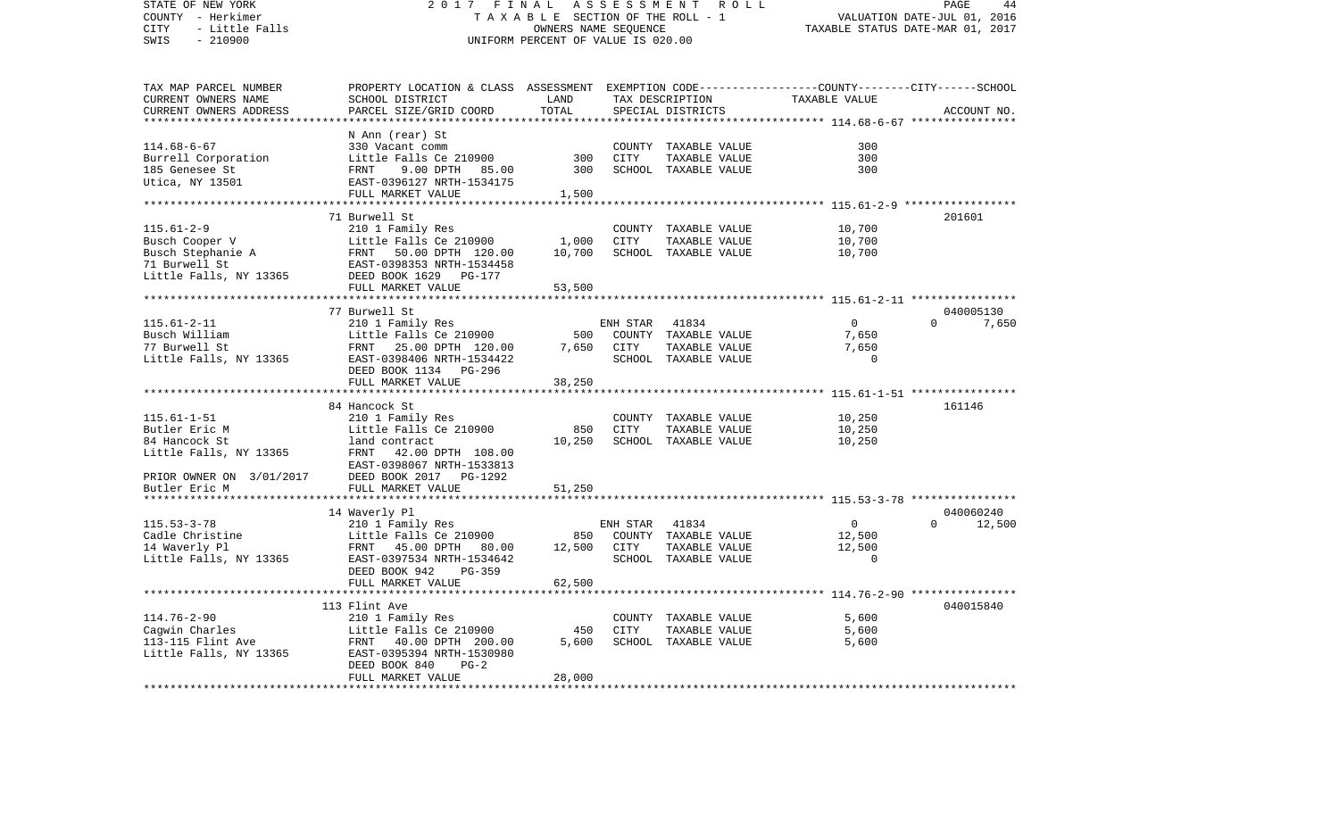STATE OF NEW YORK — 2017 FINAL ASSESSMENT ROLL
COUNTY - Herkimer — TAXABLE SECTION OF THE ROLL - 1 — VALUATION DATE-JUL 01, 2016
CITY - Little Falls — OWNERS NAME SEQUENCE — TAXABLE STATUS DATE-MAR 01, 2017
SWIS - 210900 — UNIFORM PERCENT OF VALUE IS 020.00

| TAX MAP PARCEL NUMBER / CURRENT OWNERS NAME / CURRENT OWNERS ADDRESS | PROPERTY LOCATION & CLASS / SCHOOL DISTRICT / PARCEL SIZE/GRID COORD | ASSESSMENT LAND / TOTAL | EXEMPTION CODE / TAX DESCRIPTION / SPECIAL DISTRICTS | COUNTY / CITY TAXABLE VALUE | SCHOOL / ACCOUNT NO. |
|---|---|---|---|---|---|
| **114.68-6-67** | N Ann (rear) St | | | | |
| 114.68-6-67 | 330 Vacant comm | | COUNTY TAXABLE VALUE | 300 | |
| Burrell Corporation | Little Falls Ce 210900 | 300 | CITY TAXABLE VALUE | 300 | |
| 185 Genesee St | FRNT 9.00 DPTH 85.00 | 300 | SCHOOL TAXABLE VALUE | 300 | |
| Utica, NY 13501 | EAST-0396127 NRTH-1534175 | | | | |
| | FULL MARKET VALUE | 1,500 | | | |
| **115.61-2-9** | 71 Burwell St | | | | 201601 |
| 115.61-2-9 | 210 1 Family Res | | COUNTY TAXABLE VALUE | 10,700 | |
| Busch Cooper V | Little Falls Ce 210900 | 1,000 | CITY TAXABLE VALUE | 10,700 | |
| Busch Stephanie A | FRNT 50.00 DPTH 120.00 | 10,700 | SCHOOL TAXABLE VALUE | 10,700 | |
| 71 Burwell St | EAST-0398353 NRTH-1534458 | | | | |
| Little Falls, NY 13365 | DEED BOOK 1629 PG-177 | | | | |
| | FULL MARKET VALUE | 53,500 | | | |
| **115.61-2-11** | 77 Burwell St | | | | 040005130 |
| 115.61-2-11 | 210 1 Family Res | | ENH STAR 41834 | 0 | 0 / 7,650 |
| Busch William | Little Falls Ce 210900 | 500 | COUNTY TAXABLE VALUE | 7,650 | |
| 77 Burwell St | FRNT 25.00 DPTH 120.00 | 7,650 | CITY TAXABLE VALUE | 7,650 | |
| Little Falls, NY 13365 | EAST-0398406 NRTH-1534422 | | SCHOOL TAXABLE VALUE | 0 | |
| | DEED BOOK 1134 PG-296 | | | | |
| | FULL MARKET VALUE | 38,250 | | | |
| **115.61-1-51** | 84 Hancock St | | | | 161146 |
| 115.61-1-51 | 210 1 Family Res | | COUNTY TAXABLE VALUE | 10,250 | |
| Butler Eric M | Little Falls Ce 210900 | 850 | CITY TAXABLE VALUE | 10,250 | |
| 84 Hancock St | land contract | 10,250 | SCHOOL TAXABLE VALUE | 10,250 | |
| Little Falls, NY 13365 | FRNT 42.00 DPTH 108.00 | | | | |
| | EAST-0398067 NRTH-1533813 | | | | |
| PRIOR OWNER ON 3/01/2017 | DEED BOOK 2017 PG-1292 | | | | |
| Butler Eric M | FULL MARKET VALUE | 51,250 | | | |
| **115.53-3-78** | 14 Waverly Pl | | | | 040060240 |
| 115.53-3-78 | 210 1 Family Res | | ENH STAR 41834 | 0 | 0 / 12,500 |
| Cadle Christine | Little Falls Ce 210900 | 850 | COUNTY TAXABLE VALUE | 12,500 | |
| 14 Waverly Pl | FRNT 45.00 DPTH 80.00 | 12,500 | CITY TAXABLE VALUE | 12,500 | |
| Little Falls, NY 13365 | EAST-0397534 NRTH-1534642 | | SCHOOL TAXABLE VALUE | 0 | |
| | DEED BOOK 942 PG-359 | | | | |
| | FULL MARKET VALUE | 62,500 | | | |
| **114.76-2-90** | 113 Flint Ave | | | | 040015840 |
| 114.76-2-90 | 210 1 Family Res | | COUNTY TAXABLE VALUE | 5,600 | |
| Cagwin Charles | Little Falls Ce 210900 | 450 | CITY TAXABLE VALUE | 5,600 | |
| 113-115 Flint Ave | FRNT 40.00 DPTH 200.00 | 5,600 | SCHOOL TAXABLE VALUE | 5,600 | |
| Little Falls, NY 13365 | EAST-0395394 NRTH-1530980 | | | | |
| | DEED BOOK 840 PG-2 | | | | |
| | FULL MARKET VALUE | 28,000 | | | |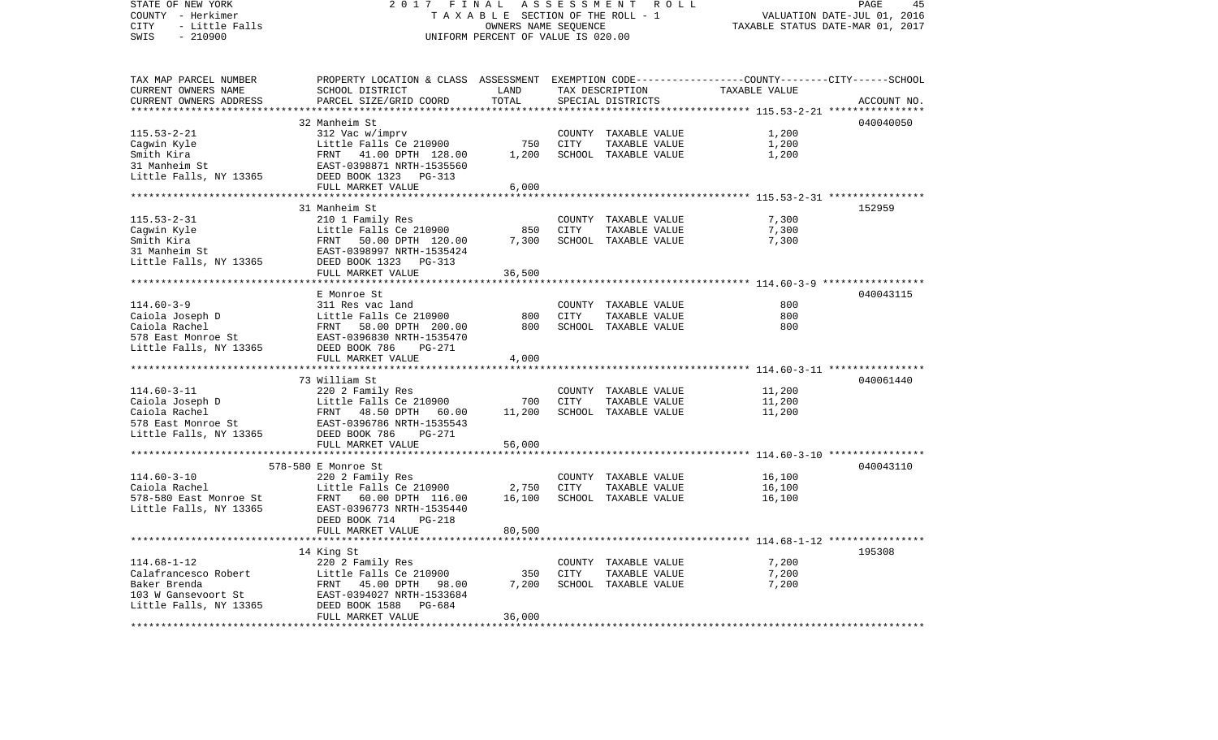STATE OF NEW YORK — 2017 FINAL ASSESSMENT ROLL
COUNTY - Herkimer — TAXABLE SECTION OF THE ROLL - 1 — VALUATION DATE-JUL 01, 2016
CITY - Little Falls — OWNERS NAME SEQUENCE — TAXABLE STATUS DATE-MAR 01, 2017
SWIS - 210900 — UNIFORM PERCENT OF VALUE IS 020.00

| TAX MAP PARCEL NUMBER / CURRENT OWNERS NAME / CURRENT OWNERS ADDRESS | PROPERTY LOCATION & CLASS / SCHOOL DISTRICT / PARCEL SIZE/GRID COORD | ASSESSMENT LAND | TOTAL | EXEMPTION CODE / TAX DESCRIPTION / SPECIAL DISTRICTS | COUNTY--------CITY------SCHOOL TAXABLE VALUE | ACCOUNT NO. |
|---|---|---|---|---|---|---|
| 115.53-2-21 | 32 Manheim St | | | | | 040040050 |
| | 312 Vac w/imprv | | | COUNTY TAXABLE VALUE | 1,200 | |
| Cagwin Kyle | Little Falls Ce 210900 | 750 | | CITY TAXABLE VALUE | 1,200 | |
| Smith Kira | FRNT 41.00 DPTH 128.00 | | 1,200 | SCHOOL TAXABLE VALUE | 1,200 | |
| 31 Manheim St | EAST-0398871 NRTH-1535560 | | | | | |
| Little Falls, NY 13365 | DEED BOOK 1323 PG-313 | | | | | |
| | FULL MARKET VALUE | | 6,000 | | | |
| 115.53-2-31 | 31 Manheim St | | | | | 152959 |
| | 210 1 Family Res | | | COUNTY TAXABLE VALUE | 7,300 | |
| Cagwin Kyle | Little Falls Ce 210900 | 850 | | CITY TAXABLE VALUE | 7,300 | |
| Smith Kira | FRNT 50.00 DPTH 120.00 | | 7,300 | SCHOOL TAXABLE VALUE | 7,300 | |
| 31 Manheim St | EAST-0398997 NRTH-1535424 | | | | | |
| Little Falls, NY 13365 | DEED BOOK 1323 PG-313 | | | | | |
| | FULL MARKET VALUE | | 36,500 | | | |
| 114.60-3-9 | E Monroe St | | | | | 040043115 |
| | 311 Res vac land | | | COUNTY TAXABLE VALUE | 800 | |
| Caiola Joseph D | Little Falls Ce 210900 | 800 | | CITY TAXABLE VALUE | 800 | |
| Caiola Rachel | FRNT 58.00 DPTH 200.00 | | 800 | SCHOOL TAXABLE VALUE | 800 | |
| 578 East Monroe St | EAST-0396830 NRTH-1535470 | | | | | |
| Little Falls, NY 13365 | DEED BOOK 786 PG-271 | | | | | |
| | FULL MARKET VALUE | | 4,000 | | | |
| 114.60-3-11 | 73 William St | | | | | 040061440 |
| | 220 2 Family Res | | | COUNTY TAXABLE VALUE | 11,200 | |
| Caiola Joseph D | Little Falls Ce 210900 | 700 | | CITY TAXABLE VALUE | 11,200 | |
| Caiola Rachel | FRNT 48.50 DPTH 60.00 | | 11,200 | SCHOOL TAXABLE VALUE | 11,200 | |
| 578 East Monroe St | EAST-0396786 NRTH-1535543 | | | | | |
| Little Falls, NY 13365 | DEED BOOK 786 PG-271 | | | | | |
| | FULL MARKET VALUE | | 56,000 | | | |
| 114.60-3-10 | 578-580 E Monroe St | | | | | 040043110 |
| | 220 2 Family Res | | | COUNTY TAXABLE VALUE | 16,100 | |
| Caiola Rachel | Little Falls Ce 210900 | 2,750 | | CITY TAXABLE VALUE | 16,100 | |
| 578-580 East Monroe St | FRNT 60.00 DPTH 116.00 | | 16,100 | SCHOOL TAXABLE VALUE | 16,100 | |
| Little Falls, NY 13365 | EAST-0396773 NRTH-1535440 | | | | | |
| | DEED BOOK 714 PG-218 | | | | | |
| | FULL MARKET VALUE | | 80,500 | | | |
| 114.68-1-12 | 14 King St | | | | | 195308 |
| | 220 2 Family Res | | | COUNTY TAXABLE VALUE | 7,200 | |
| Calafrancesco Robert | Little Falls Ce 210900 | 350 | | CITY TAXABLE VALUE | 7,200 | |
| Baker Brenda | FRNT 45.00 DPTH 98.00 | | 7,200 | SCHOOL TAXABLE VALUE | 7,200 | |
| 103 W Gansevoort St | EAST-0394027 NRTH-1533684 | | | | | |
| Little Falls, NY 13365 | DEED BOOK 1588 PG-684 | | | | | |
| | FULL MARKET VALUE | | 36,000 | | | |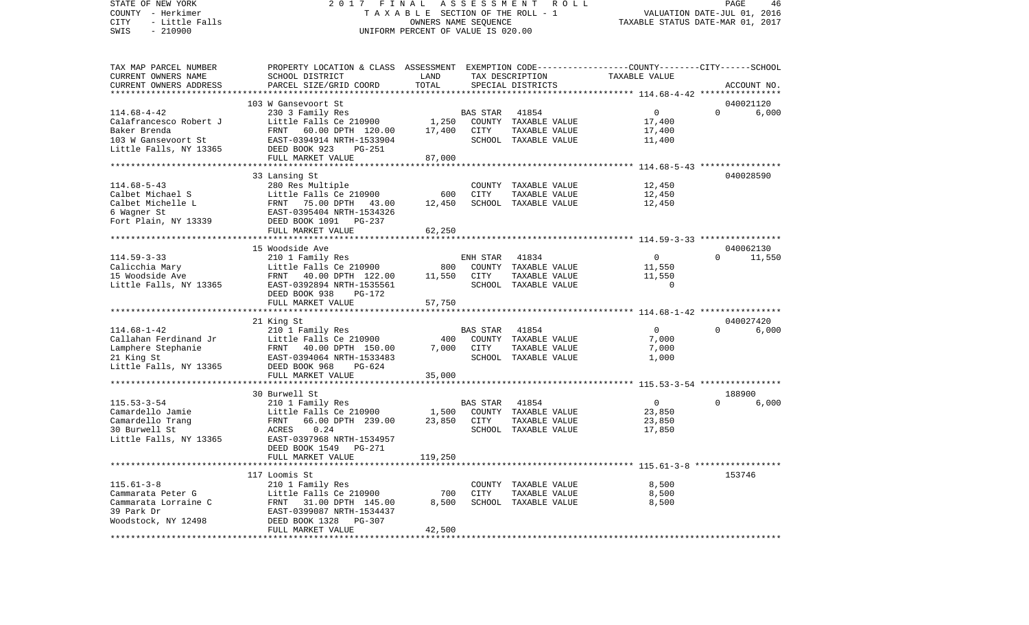STATE OF NEW YORK — COUNTY - Herkimer — CITY - Little Falls — SWIS - 210900

2017 FINAL ASSESSMENT ROLL
TAXABLE SECTION OF THE ROLL - 1
OWNERS NAME SEQUENCE
UNIFORM PERCENT OF VALUE IS 020.00

VALUATION DATE-JUL 01, 2016
TAXABLE STATUS DATE-MAR 01, 2017

| TAX MAP PARCEL NUMBER / CURRENT OWNERS NAME / CURRENT OWNERS ADDRESS | PROPERTY LOCATION & CLASS / SCHOOL DISTRICT / PARCEL SIZE/GRID COORD | LAND | ASSESSMENT TOTAL | EXEMPTION CODE / TAX DESCRIPTION / SPECIAL DISTRICTS | COUNTY | CITY | SCHOOL | ACCOUNT NO. |
|---|---|---|---|---|---|---|---|---|
| 114.68-4-42 | 103 W Gansevoort St | | | | | | | 040021120 |
| Calafrancesco Robert J | 230 3 Family Res | | | BAS STAR 41854 | 0 | 0 | 6,000 | |
| Baker Brenda | Little Falls Ce 210900 | 1,250 | | COUNTY TAXABLE VALUE | 17,400 | | | |
| 103 W Gansevoort St | FRNT 60.00 DPTH 120.00 | | 17,400 | CITY TAXABLE VALUE | | 17,400 | | |
| Little Falls, NY 13365 | EAST-0394914 NRTH-1533904 | | | SCHOOL TAXABLE VALUE | | | 11,400 | |
| | DEED BOOK 923 PG-251 | | | | | | | |
| | FULL MARKET VALUE | | 87,000 | | | | | |
| 114.68-5-43 | 33 Lansing St | | | | | | | 040028590 |
| Calbet Michael S | 280 Res Multiple | | | COUNTY TAXABLE VALUE | 12,450 | | | |
| Calbet Michelle L | Little Falls Ce 210900 | 600 | | CITY TAXABLE VALUE | | 12,450 | | |
| 6 Wagner St | FRNT 75.00 DPTH 43.00 | | 12,450 | SCHOOL TAXABLE VALUE | | | 12,450 | |
| Fort Plain, NY 13339 | EAST-0395404 NRTH-1534326 | | | | | | | |
| | DEED BOOK 1091 PG-237 | | | | | | | |
| | FULL MARKET VALUE | | 62,250 | | | | | |
| 114.59-3-33 | 15 Woodside Ave | | | | | | | 040062130 |
| Calicchia Mary | 210 1 Family Res | | | ENH STAR 41834 | 0 | 0 | 11,550 | |
| 15 Woodside Ave | Little Falls Ce 210900 | 800 | | COUNTY TAXABLE VALUE | 11,550 | | | |
| Little Falls, NY 13365 | FRNT 40.00 DPTH 122.00 | | 11,550 | CITY TAXABLE VALUE | | 11,550 | | |
| | EAST-0392894 NRTH-1535561 | | | SCHOOL TAXABLE VALUE | | | 0 | |
| | DEED BOOK 938 PG-172 | | | | | | | |
| | FULL MARKET VALUE | | 57,750 | | | | | |
| 114.68-1-42 | 21 King St | | | | | | | 040027420 |
| Callahan Ferdinand Jr | 210 1 Family Res | | | BAS STAR 41854 | 0 | 0 | 6,000 | |
| Lamphere Stephanie | Little Falls Ce 210900 | 400 | | COUNTY TAXABLE VALUE | 7,000 | | | |
| 21 King St | FRNT 40.00 DPTH 150.00 | | 7,000 | CITY TAXABLE VALUE | | 7,000 | | |
| Little Falls, NY 13365 | EAST-0394064 NRTH-1533483 | | | SCHOOL TAXABLE VALUE | | | 1,000 | |
| | DEED BOOK 968 PG-624 | | | | | | | |
| | FULL MARKET VALUE | | 35,000 | | | | | |
| 115.53-3-54 | 30 Burwell St | | | | | | | 188900 |
| Camardello Jamie | 210 1 Family Res | | | BAS STAR 41854 | 0 | 0 | 6,000 | |
| Camardello Trang | Little Falls Ce 210900 | 1,500 | | COUNTY TAXABLE VALUE | 23,850 | | | |
| 30 Burwell St | FRNT 66.00 DPTH 239.00 | | 23,850 | CITY TAXABLE VALUE | | 23,850 | | |
| Little Falls, NY 13365 | ACRES 0.24 | | | SCHOOL TAXABLE VALUE | | | 17,850 | |
| | EAST-0397968 NRTH-1534957 | | | | | | | |
| | DEED BOOK 1549 PG-271 | | | | | | | |
| | FULL MARKET VALUE | | 119,250 | | | | | |
| 115.61-3-8 | 117 Loomis St | | | | | | | 153746 |
| Cammarata Peter G | 210 1 Family Res | | | COUNTY TAXABLE VALUE | 8,500 | | | |
| Cammarata Lorraine C | Little Falls Ce 210900 | 700 | | CITY TAXABLE VALUE | | 8,500 | | |
| 39 Park Dr | FRNT 31.00 DPTH 145.00 | | 8,500 | SCHOOL TAXABLE VALUE | | | 8,500 | |
| Woodstock, NY 12498 | EAST-0399087 NRTH-1534437 | | | | | | | |
| | DEED BOOK 1328 PG-307 | | | | | | | |
| | FULL MARKET VALUE | | 42,500 | | | | | |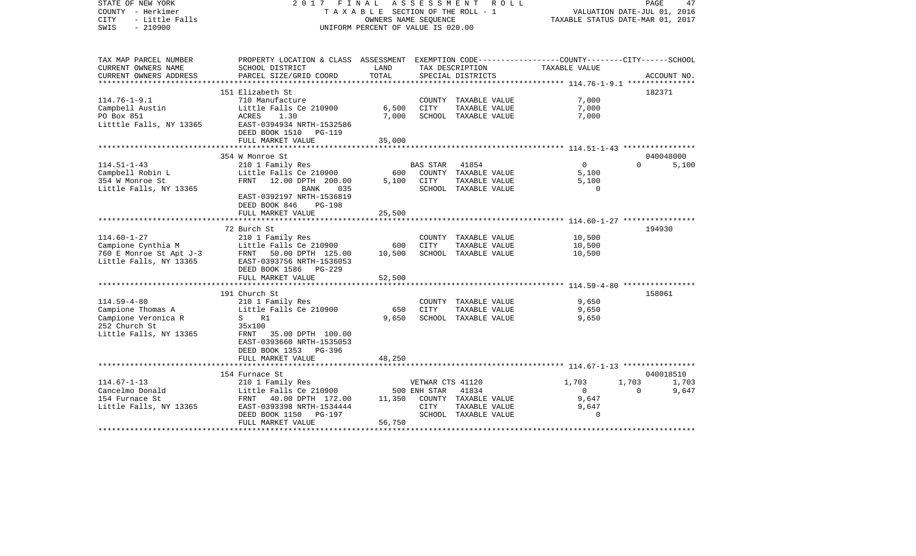STATE OF NEW YORK | 2017 FINAL ASSESSMENT ROLL | PAGE 47
COUNTY - Herkimer | TAXABLE SECTION OF THE ROLL - 1 | VALUATION DATE-JUL 01, 2016
CITY - Little Falls | OWNERS NAME SEQUENCE | TAXABLE STATUS DATE-MAR 01, 2017
SWIS - 210900 | UNIFORM PERCENT OF VALUE IS 020.00

| TAX MAP PARCEL NUMBER<br>CURRENT OWNERS NAME<br>CURRENT OWNERS ADDRESS | PROPERTY LOCATION & CLASS<br>SCHOOL DISTRICT<br>PARCEL SIZE/GRID COORD | ASSESSMENT<br>LAND<br>TOTAL | EXEMPTION CODE<br>TAX DESCRIPTION<br>SPECIAL DISTRICTS | COUNTY<br>TAXABLE VALUE | CITY | SCHOOL<br>ACCOUNT NO. |
|---|---|---|---|---|---|---|
| **114.76-1-9.1** | 151 Elizabeth St | | | | | 182371 |
| 114.76-1-9.1 | 710 Manufacture | | COUNTY TAXABLE VALUE | 7,000 | | |
| Campbell Austin | Little Falls Ce 210900 | 6,500 | CITY TAXABLE VALUE | 7,000 | | |
| PO Box 851 | ACRES 1.30 | 7,000 | SCHOOL TAXABLE VALUE | 7,000 | | |
| Litttle Falls, NY 13365 | EAST-0394934 NRTH-1532586 | | | | | |
| | DEED BOOK 1510 PG-119 | | | | | |
| | FULL MARKET VALUE | 35,000 | | | | |
| **114.51-1-43** | 354 W Monroe St | | | | | 040048000 |
| 114.51-1-43 | 210 1 Family Res | | BAS STAR 41854 | 0 | 0 | 5,100 |
| Campbell Robin L | Little Falls Ce 210900 | 600 | COUNTY TAXABLE VALUE | 5,100 | | |
| 354 W Monroe St | FRNT 12.00 DPTH 200.00 | 5,100 | CITY TAXABLE VALUE | 5,100 | | |
| Little Falls, NY 13365 | BANK 035 | | SCHOOL TAXABLE VALUE | 0 | | |
| | EAST-0392197 NRTH-1536819 | | | | | |
| | DEED BOOK 846 PG-198 | | | | | |
| | FULL MARKET VALUE | 25,500 | | | | |
| **114.60-1-27** | 72 Burch St | | | | | 194930 |
| 114.60-1-27 | 210 1 Family Res | | COUNTY TAXABLE VALUE | 10,500 | | |
| Campione Cynthia M | Little Falls Ce 210900 | 600 | CITY TAXABLE VALUE | 10,500 | | |
| 760 E Monroe St Apt J-3 | FRNT 50.00 DPTH 125.00 | 10,500 | SCHOOL TAXABLE VALUE | 10,500 | | |
| Little Falls, NY 13365 | EAST-0393756 NRTH-1536053 | | | | | |
| | DEED BOOK 1586 PG-229 | | | | | |
| | FULL MARKET VALUE | 52,500 | | | | |
| **114.59-4-80** | 191 Church St | | | | | 158061 |
| 114.59-4-80 | 210 1 Family Res | | COUNTY TAXABLE VALUE | 9,650 | | |
| Campione Thomas A | Little Falls Ce 210900 | 650 | CITY TAXABLE VALUE | 9,650 | | |
| Campione Veronica R | S R1 | 9,650 | SCHOOL TAXABLE VALUE | 9,650 | | |
| 252 Church St | 35x100 | | | | | |
| Little Falls, NY 13365 | FRNT 35.00 DPTH 100.00 | | | | | |
| | EAST-0393660 NRTH-1535053 | | | | | |
| | DEED BOOK 1353 PG-396 | | | | | |
| | FULL MARKET VALUE | 48,250 | | | | |
| **114.67-1-13** | 154 Furnace St | | | | | 040018510 |
| 114.67-1-13 | 210 1 Family Res | | VETWAR CTS 41120 | 1,703 | 1,703 | 1,703 |
| Cancelmo Donald | Little Falls Ce 210900 | 500 | ENH STAR 41834 | 0 | 0 | 9,647 |
| 154 Furnace St | FRNT 40.00 DPTH 172.00 | 11,350 | COUNTY TAXABLE VALUE | 9,647 | | |
| Little Falls, NY 13365 | EAST-0393398 NRTH-1534444 | | CITY TAXABLE VALUE | 9,647 | | |
| | DEED BOOK 1150 PG-197 | | SCHOOL TAXABLE VALUE | 0 | | |
| | FULL MARKET VALUE | 56,750 | | | | |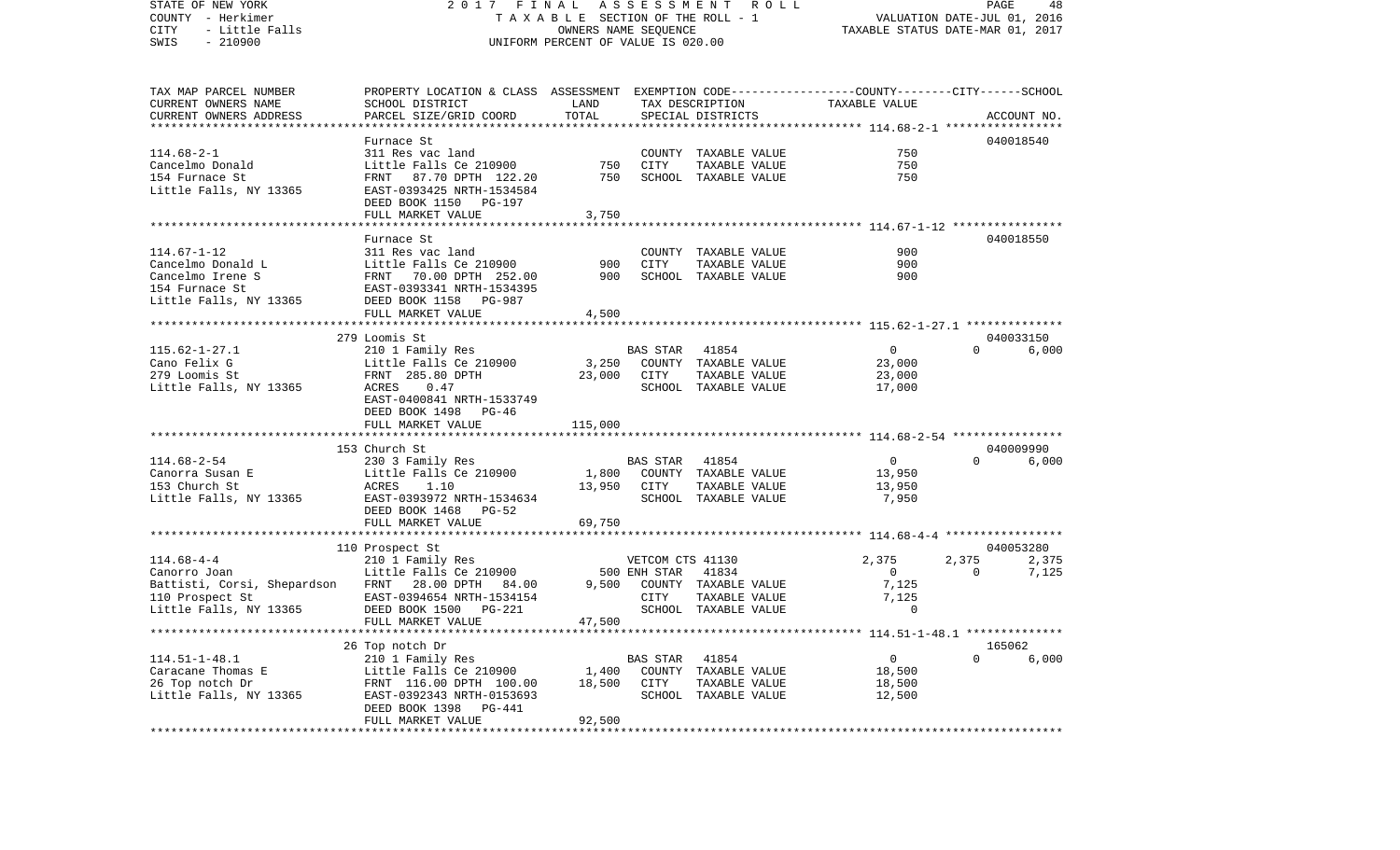STATE OF NEW YORK — 2017 FINAL ASSESSMENT ROLL
COUNTY - Herkimer — TAXABLE SECTION OF THE ROLL - 1 — VALUATION DATE-JUL 01, 2016
CITY - Little Falls — OWNERS NAME SEQUENCE — TAXABLE STATUS DATE-MAR 01, 2017
SWIS - 210900 — UNIFORM PERCENT OF VALUE IS 020.00

| TAX MAP PARCEL NUMBER / CURRENT OWNERS NAME / CURRENT OWNERS ADDRESS | PROPERTY LOCATION & CLASS / SCHOOL DISTRICT / PARCEL SIZE/GRID COORD | ASSESSMENT LAND / TOTAL | EXEMPTION CODE / TAX DESCRIPTION / SPECIAL DISTRICTS | COUNTY | CITY | SCHOOL / ACCOUNT NO. |
|---|---|---|---|---|---|---|
| **114.68-2-1** | Furnace St | | | | | 040018540 |
| Cancelmo Donald | 311 Res vac land | | COUNTY TAXABLE VALUE | 750 | | |
| 154 Furnace St | Little Falls Ce 210900 | 750 | CITY TAXABLE VALUE | | 750 | |
| Little Falls, NY 13365 | FRNT 87.70 DPTH 122.20 | 750 | SCHOOL TAXABLE VALUE | | | 750 |
| | EAST-0393425 NRTH-1534584 | | | | | |
| | DEED BOOK 1150 PG-197 | | | | | |
| | FULL MARKET VALUE | 3,750 | | | | |
| **114.67-1-12** | Furnace St | | | | | 040018550 |
| Cancelmo Donald L | 311 Res vac land | | COUNTY TAXABLE VALUE | 900 | | |
| Cancelmo Irene S | Little Falls Ce 210900 | 900 | CITY TAXABLE VALUE | | 900 | |
| 154 Furnace St | FRNT 70.00 DPTH 252.00 | 900 | SCHOOL TAXABLE VALUE | | | 900 |
| Little Falls, NY 13365 | EAST-0393341 NRTH-1534395 | | | | | |
| | DEED BOOK 1158 PG-987 | | | | | |
| | FULL MARKET VALUE | 4,500 | | | | |
| **115.62-1-27.1** | 279 Loomis St | | | | | 040033150 |
| Cano Felix G | 210 1 Family Res | | BAS STAR 41854 | 0 | 0 | 6,000 |
| 279 Loomis St | Little Falls Ce 210900 | 3,250 | COUNTY TAXABLE VALUE | 23,000 | | |
| Little Falls, NY 13365 | FRNT 285.80 DPTH | 23,000 | CITY TAXABLE VALUE | | 23,000 | |
| | ACRES 0.47 | | SCHOOL TAXABLE VALUE | | | 17,000 |
| | EAST-0400841 NRTH-1533749 | | | | | |
| | DEED BOOK 1498 PG-46 | | | | | |
| | FULL MARKET VALUE | 115,000 | | | | |
| **114.68-2-54** | 153 Church St | | | | | 040009990 |
| Canorra Susan E | 230 3 Family Res | | BAS STAR 41854 | 0 | 0 | 6,000 |
| 153 Church St | Little Falls Ce 210900 | 1,800 | COUNTY TAXABLE VALUE | 13,950 | | |
| Little Falls, NY 13365 | ACRES 1.10 | 13,950 | CITY TAXABLE VALUE | | 13,950 | |
| | EAST-0393972 NRTH-1534634 | | SCHOOL TAXABLE VALUE | | | 7,950 |
| | DEED BOOK 1468 PG-52 | | | | | |
| | FULL MARKET VALUE | 69,750 | | | | |
| **114.68-4-4** | 110 Prospect St | | | | | 040053280 |
| Canorro Joan | 210 1 Family Res | | VETCOM CTS 41130 | 2,375 | 2,375 | 2,375 |
| Battisti, Corsi, Shepardson | Little Falls Ce 210900 | 500 | ENH STAR 41834 | 0 | 0 | 7,125 |
| 110 Prospect St | FRNT 28.00 DPTH 84.00 | 9,500 | COUNTY TAXABLE VALUE | 7,125 | | |
| Little Falls, NY 13365 | EAST-0394654 NRTH-1534154 | | CITY TAXABLE VALUE | | 7,125 | |
| | DEED BOOK 1500 PG-221 | | SCHOOL TAXABLE VALUE | | | 0 |
| | FULL MARKET VALUE | 47,500 | | | | |
| **114.51-1-48.1** | 26 Top notch Dr | | | | | 165062 |
| Caracane Thomas E | 210 1 Family Res | | BAS STAR 41854 | 0 | 0 | 6,000 |
| 26 Top notch Dr | Little Falls Ce 210900 | 1,400 | COUNTY TAXABLE VALUE | 18,500 | | |
| Little Falls, NY 13365 | FRNT 116.00 DPTH 100.00 | 18,500 | CITY TAXABLE VALUE | | 18,500 | |
| | EAST-0392343 NRTH-0153693 | | SCHOOL TAXABLE VALUE | | | 12,500 |
| | DEED BOOK 1398 PG-441 | | | | | |
| | FULL MARKET VALUE | 92,500 | | | | |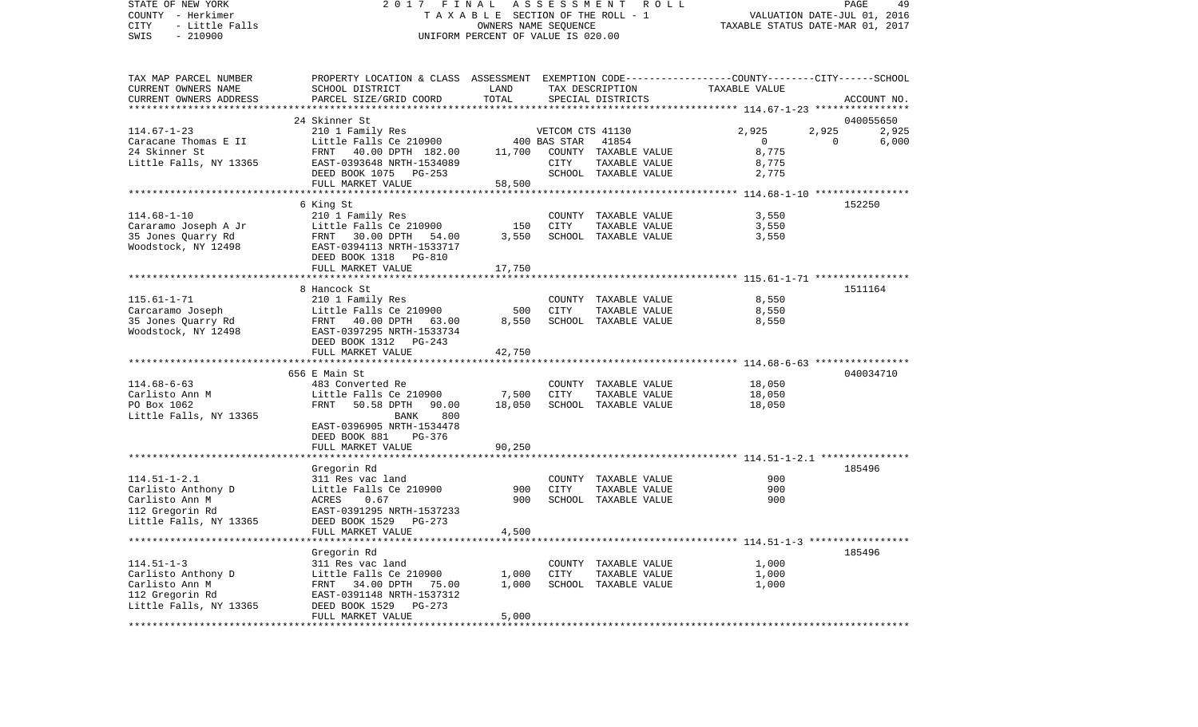STATE OF NEW YORK
COUNTY - Herkimer
CITY - Little Falls
SWIS - 210900

2017 FINAL ASSESSMENT ROLL
TAXABLE SECTION OF THE ROLL - 1
OWNERS NAME SEQUENCE
UNIFORM PERCENT OF VALUE IS 020.00

VALUATION DATE-JUL 01, 2016
TAXABLE STATUS DATE-MAR 01, 2017

| TAX MAP PARCEL NUMBER / CURRENT OWNERS NAME / CURRENT OWNERS ADDRESS | PROPERTY LOCATION & CLASS / SCHOOL DISTRICT / PARCEL SIZE/GRID COORD | ASSESSMENT LAND | TOTAL | EXEMPTION CODE / TAX DESCRIPTION / SPECIAL DISTRICTS | COUNTY TAXABLE VALUE | CITY | SCHOOL / ACCOUNT NO. |
|---|---|---|---|---|---|---|---|
| 114.67-1-23 | 24 Skinner St | | | | | | 040055650 |
| 114.67-1-23 | 210 1 Family Res | | | VETCOM CTS 41130 | 2,925 | 2,925 | 2,925 |
| Caracane Thomas E II | Little Falls Ce 210900 | 400 | | BAS STAR 41854 | 0 | 0 | 6,000 |
| 24 Skinner St | FRNT 40.00 DPTH 182.00 | | 11,700 | COUNTY TAXABLE VALUE | 8,775 | | |
| Little Falls, NY 13365 | EAST-0393648 NRTH-1534089 | | | CITY TAXABLE VALUE | 8,775 | | |
| | DEED BOOK 1075 PG-253 | | | SCHOOL TAXABLE VALUE | 2,775 | | |
| | FULL MARKET VALUE | | 58,500 | | | | |
| 114.68-1-10 | 6 King St | | | | | | 152250 |
| 114.68-1-10 | 210 1 Family Res | | | COUNTY TAXABLE VALUE | 3,550 | | |
| Cararamo Joseph A Jr | Little Falls Ce 210900 | 150 | | CITY TAXABLE VALUE | 3,550 | | |
| 35 Jones Quarry Rd | FRNT 30.00 DPTH 54.00 | | 3,550 | SCHOOL TAXABLE VALUE | 3,550 | | |
| Woodstock, NY 12498 | EAST-0394113 NRTH-1533717 | | | | | | |
| | DEED BOOK 1318 PG-810 | | | | | | |
| | FULL MARKET VALUE | | 17,750 | | | | |
| 115.61-1-71 | 8 Hancock St | | | | | | 1511164 |
| 115.61-1-71 | 210 1 Family Res | | | COUNTY TAXABLE VALUE | 8,550 | | |
| Carcaramo Joseph | Little Falls Ce 210900 | 500 | | CITY TAXABLE VALUE | 8,550 | | |
| 35 Jones Quarry Rd | FRNT 40.00 DPTH 63.00 | | 8,550 | SCHOOL TAXABLE VALUE | 8,550 | | |
| Woodstock, NY 12498 | EAST-0397295 NRTH-1533734 | | | | | | |
| | DEED BOOK 1312 PG-243 | | | | | | |
| | FULL MARKET VALUE | | 42,750 | | | | |
| 114.68-6-63 | 656 E Main St | | | | | | 040034710 |
| 114.68-6-63 | 483 Converted Re | | | COUNTY TAXABLE VALUE | 18,050 | | |
| Carlisto Ann M | Little Falls Ce 210900 | 7,500 | | CITY TAXABLE VALUE | 18,050 | | |
| PO Box 1062 | FRNT 50.58 DPTH 90.00 | | 18,050 | SCHOOL TAXABLE VALUE | 18,050 | | |
| Little Falls, NY 13365 | BANK 800 | | | | | | |
| | EAST-0396905 NRTH-1534478 | | | | | | |
| | DEED BOOK 881 PG-376 | | | | | | |
| | FULL MARKET VALUE | | 90,250 | | | | |
| 114.51-1-2.1 | Gregorin Rd | | | | | | 185496 |
| 114.51-1-2.1 | 311 Res vac land | | | COUNTY TAXABLE VALUE | 900 | | |
| Carlisto Anthony D | Little Falls Ce 210900 | 900 | | CITY TAXABLE VALUE | 900 | | |
| Carlisto Ann M | ACRES 0.67 | | 900 | SCHOOL TAXABLE VALUE | 900 | | |
| 112 Gregorin Rd | EAST-0391295 NRTH-1537233 | | | | | | |
| Little Falls, NY 13365 | DEED BOOK 1529 PG-273 | | | | | | |
| | FULL MARKET VALUE | | 4,500 | | | | |
| 114.51-1-3 | Gregorin Rd | | | | | | 185496 |
| 114.51-1-3 | 311 Res vac land | | | COUNTY TAXABLE VALUE | 1,000 | | |
| Carlisto Anthony D | Little Falls Ce 210900 | 1,000 | | CITY TAXABLE VALUE | 1,000 | | |
| Carlisto Ann M | FRNT 34.00 DPTH 75.00 | | 1,000 | SCHOOL TAXABLE VALUE | 1,000 | | |
| 112 Gregorin Rd | EAST-0391148 NRTH-1537312 | | | | | | |
| Little Falls, NY 13365 | DEED BOOK 1529 PG-273 | | | | | | |
| | FULL MARKET VALUE | | 5,000 | | | | |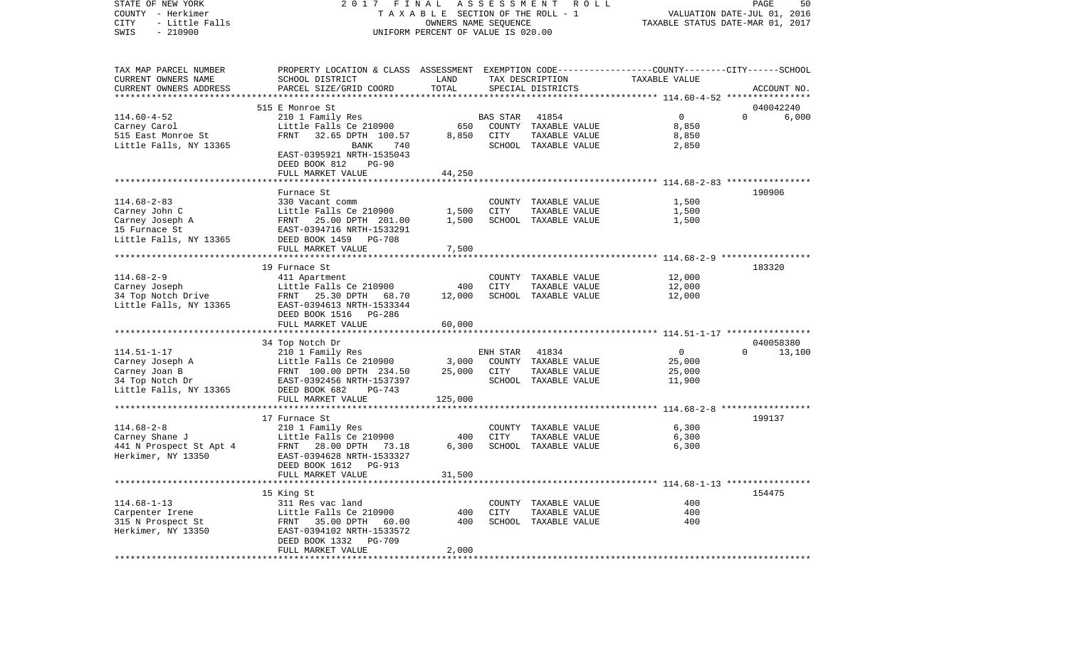STATE OF NEW YORK — 2017 FINAL ASSESSMENT ROLL — PAGE 50
COUNTY - Herkimer — TAXABLE SECTION OF THE ROLL - 1 — VALUATION DATE-JUL 01, 2016
CITY - Little Falls — OWNERS NAME SEQUENCE — TAXABLE STATUS DATE-MAR 01, 2017
SWIS - 210900 — UNIFORM PERCENT OF VALUE IS 020.00

| TAX MAP PARCEL NUMBER / CURRENT OWNERS NAME / CURRENT OWNERS ADDRESS | PROPERTY LOCATION & CLASS / SCHOOL DISTRICT / PARCEL SIZE/GRID COORD | ASSESSMENT LAND / TOTAL | EXEMPTION CODE / TAX DESCRIPTION / SPECIAL DISTRICTS | TAXABLE VALUE (COUNTY / CITY / SCHOOL) | ACCOUNT NO. |
|---|---|---|---|---|---|
| 114.60-4-52 | 515 E Monroe St | | | | 040042240 |
| Carney Carol | 210 1 Family Res | | BAS STAR 41854 | 0 0 6,000 | |
| 515 East Monroe St | Little Falls Ce 210900 | 650 | COUNTY TAXABLE VALUE | 8,850 | |
| Little Falls, NY 13365 | FRNT 32.65 DPTH 100.57 | 8,850 | CITY TAXABLE VALUE | 8,850 | |
| | BANK 740 | | SCHOOL TAXABLE VALUE | 2,850 | |
| | EAST-0395921 NRTH-1535043 | | | | |
| | DEED BOOK 812 PG-90 | | | | |
| | FULL MARKET VALUE | 44,250 | | | |
| 114.68-2-83 | Furnace St | | | | 190906 |
| Carney John C | 330 Vacant comm | | COUNTY TAXABLE VALUE | 1,500 | |
| Carney Joseph A | Little Falls Ce 210900 | 1,500 | CITY TAXABLE VALUE | 1,500 | |
| 15 Furnace St | FRNT 25.00 DPTH 201.00 | 1,500 | SCHOOL TAXABLE VALUE | 1,500 | |
| Little Falls, NY 13365 | EAST-0394716 NRTH-1533291 | | | | |
| | DEED BOOK 1459 PG-708 | | | | |
| | FULL MARKET VALUE | 7,500 | | | |
| 114.68-2-9 | 19 Furnace St | | | | 183320 |
| Carney Joseph | 411 Apartment | | COUNTY TAXABLE VALUE | 12,000 | |
| 34 Top Notch Drive | Little Falls Ce 210900 | 400 | CITY TAXABLE VALUE | 12,000 | |
| Little Falls, NY 13365 | FRNT 25.30 DPTH 68.70 | 12,000 | SCHOOL TAXABLE VALUE | 12,000 | |
| | EAST-0394613 NRTH-1533344 | | | | |
| | DEED BOOK 1516 PG-286 | | | | |
| | FULL MARKET VALUE | 60,000 | | | |
| 114.51-1-17 | 34 Top Notch Dr | | | | 040058380 |
| Carney Joseph A | 210 1 Family Res | | ENH STAR 41834 | 0 0 13,100 | |
| Carney Joan B | Little Falls Ce 210900 | 3,000 | COUNTY TAXABLE VALUE | 25,000 | |
| 34 Top Notch Dr | FRNT 100.00 DPTH 234.50 | 25,000 | CITY TAXABLE VALUE | 25,000 | |
| Little Falls, NY 13365 | EAST-0392456 NRTH-1537397 | | SCHOOL TAXABLE VALUE | 11,900 | |
| | DEED BOOK 682 PG-743 | | | | |
| | FULL MARKET VALUE | 125,000 | | | |
| 114.68-2-8 | 17 Furnace St | | | | 199137 |
| Carney Shane J | 210 1 Family Res | | COUNTY TAXABLE VALUE | 6,300 | |
| 441 N Prospect St Apt 4 | Little Falls Ce 210900 | 400 | CITY TAXABLE VALUE | 6,300 | |
| Herkimer, NY 13350 | FRNT 28.00 DPTH 73.18 | 6,300 | SCHOOL TAXABLE VALUE | 6,300 | |
| | EAST-0394628 NRTH-1533327 | | | | |
| | DEED BOOK 1612 PG-913 | | | | |
| | FULL MARKET VALUE | 31,500 | | | |
| 114.68-1-13 | 15 King St | | | | 154475 |
| Carpenter Irene | 311 Res vac land | | COUNTY TAXABLE VALUE | 400 | |
| 315 N Prospect St | Little Falls Ce 210900 | 400 | CITY TAXABLE VALUE | 400 | |
| Herkimer, NY 13350 | FRNT 35.00 DPTH 60.00 | 400 | SCHOOL TAXABLE VALUE | 400 | |
| | EAST-0394102 NRTH-1533572 | | | | |
| | DEED BOOK 1332 PG-709 | | | | |
| | FULL MARKET VALUE | 2,000 | | | |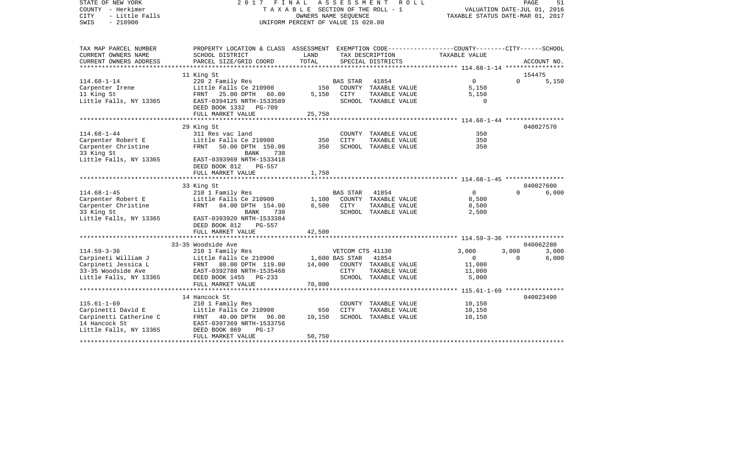STATE OF NEW YORK — 2017 FINAL ASSESSMENT ROLL
COUNTY - Herkimer — TAXABLE SECTION OF THE ROLL - 1 — VALUATION DATE-JUL 01, 2016
CITY - Little Falls — OWNERS NAME SEQUENCE — TAXABLE STATUS DATE-MAR 01, 2017
SWIS - 210900 — UNIFORM PERCENT OF VALUE IS 020.00

| TAX MAP PARCEL NUMBER / CURRENT OWNERS NAME / CURRENT OWNERS ADDRESS | PROPERTY LOCATION & CLASS / SCHOOL DISTRICT / PARCEL SIZE/GRID COORD | ASSESSMENT LAND | TOTAL | EXEMPTION CODE / TAX DESCRIPTION / SPECIAL DISTRICTS | COUNTY TAXABLE VALUE | CITY | SCHOOL | ACCOUNT NO. |
|---|---|---|---|---|---|---|---|---|
| | 11 King St | | | | | | | 154475 |
| 114.68-1-14 | 220 2 Family Res | | | BAS STAR 41854 | 0 | 0 | 5,150 | |
| Carpenter Irene | Little Falls Ce 210900 | 150 | | COUNTY TAXABLE VALUE | 5,150 | | | |
| 11 King St | FRNT 25.00 DPTH 60.00 | | 5,150 | CITY TAXABLE VALUE | 5,150 | | | |
| Little Falls, NY 13365 | EAST-0394125 NRTH-1533589 | | | SCHOOL TAXABLE VALUE | 0 | | | |
| | DEED BOOK 1332 PG-709 | | | | | | | |
| | FULL MARKET VALUE | | 25,750 | | | | | |
| | 29 King St | | | | | | | 040027570 |
| 114.68-1-44 | 311 Res vac land | | | COUNTY TAXABLE VALUE | 350 | | | |
| Carpenter Robert E | Little Falls Ce 210900 | 350 | | CITY TAXABLE VALUE | 350 | | | |
| Carpenter Christine | FRNT 50.00 DPTH 150.00 | | 350 | SCHOOL TAXABLE VALUE | 350 | | | |
| 33 King St | BANK 730 | | | | | | | |
| Little Falls, NY 13365 | EAST-0393969 NRTH-1533418 | | | | | | | |
| | DEED BOOK 812 PG-557 | | | | | | | |
| | FULL MARKET VALUE | | 1,750 | | | | | |
| | 33 King St | | | | | | | 040027600 |
| 114.68-1-45 | 210 1 Family Res | | | BAS STAR 41854 | 0 | 0 | 6,000 | |
| Carpenter Robert E | Little Falls Ce 210900 | 1,100 | | COUNTY TAXABLE VALUE | 8,500 | | | |
| Carpenter Christine | FRNT 84.00 DPTH 154.00 | | 8,500 | CITY TAXABLE VALUE | 8,500 | | | |
| 33 King St | BANK 730 | | | SCHOOL TAXABLE VALUE | 2,500 | | | |
| Little Falls, NY 13365 | EAST-0393920 NRTH-1533384 | | | | | | | |
| | DEED BOOK 812 PG-557 | | | | | | | |
| | FULL MARKET VALUE | | 42,500 | | | | | |
| | 33-35 Woodside Ave | | | | | | | 040062280 |
| 114.59-3-36 | 210 1 Family Res | | | VETCOM CTS 41130 | 3,000 | 3,000 | 3,000 | |
| Carpineti William J | Little Falls Ce 210900 | 1,600 | | BAS STAR 41854 | 0 | 0 | 6,000 | |
| Carpineti Jessica L | FRNT 80.00 DPTH 119.00 | | 14,000 | COUNTY TAXABLE VALUE | 11,000 | | | |
| 33-35 Woodside Ave | EAST-0392788 NRTH-1535468 | | | CITY TAXABLE VALUE | 11,000 | | | |
| Little Falls, NY 13365 | DEED BOOK 1455 PG-233 | | | SCHOOL TAXABLE VALUE | 5,000 | | | |
| | FULL MARKET VALUE | | 70,000 | | | | | |
| | 14 Hancock St | | | | | | | 040023490 |
| 115.61-1-69 | 210 1 Family Res | | | COUNTY TAXABLE VALUE | 10,150 | | | |
| Carpinetti David E | Little Falls Ce 210900 | 650 | | CITY TAXABLE VALUE | 10,150 | | | |
| Carpinetti Catherine C | FRNT 40.00 DPTH 96.00 | | 10,150 | SCHOOL TAXABLE VALUE | 10,150 | | | |
| 14 Hancock St | EAST-0397369 NRTH-1533756 | | | | | | | |
| Little Falls, NY 13365 | DEED BOOK 869 PG-17 | | | | | | | |
| | FULL MARKET VALUE | | 50,750 | | | | | |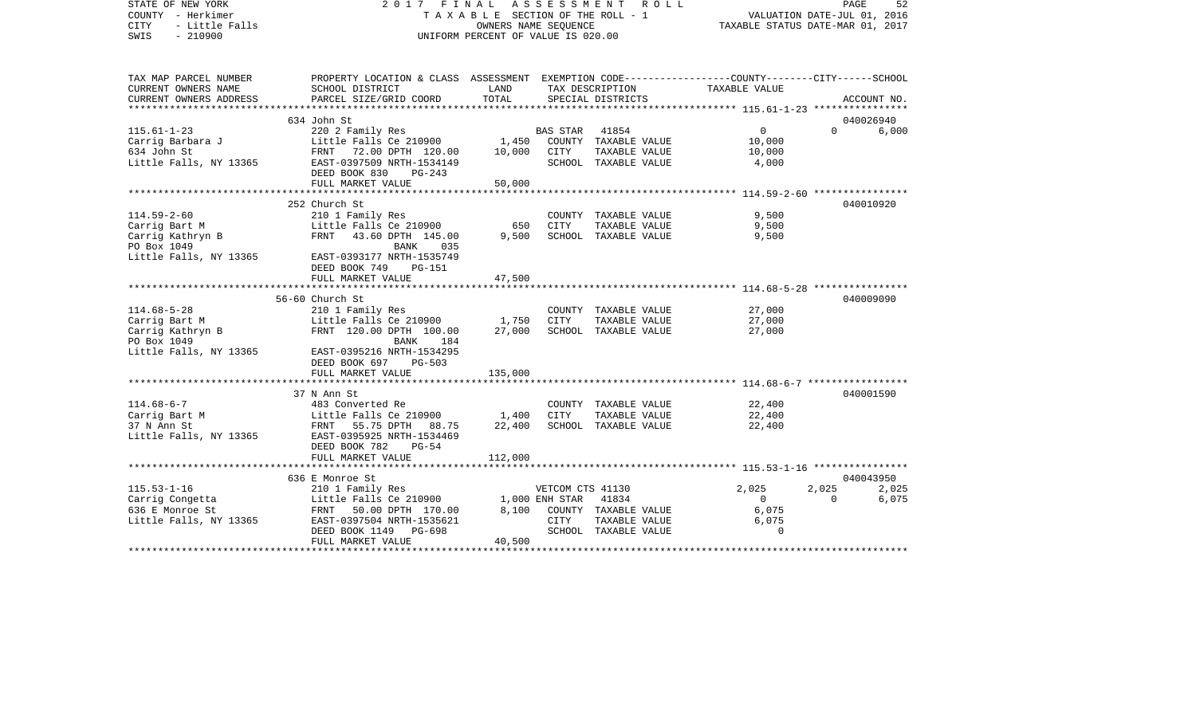STATE OF NEW YORK | 2017 FINAL ASSESSMENT ROLL | VALUATION DATE-JUL 01, 2016
COUNTY - Herkimer | TAXABLE SECTION OF THE ROLL - 1 | TAXABLE STATUS DATE-MAR 01, 2017
CITY - Little Falls | OWNERS NAME SEQUENCE
SWIS - 210900 | UNIFORM PERCENT OF VALUE IS 020.00

| TAX MAP PARCEL NUMBER / CURRENT OWNERS NAME / CURRENT OWNERS ADDRESS | PROPERTY LOCATION & CLASS / SCHOOL DISTRICT / PARCEL SIZE/GRID COORD | ASSESSMENT LAND / TOTAL | EXEMPTION CODE / TAX DESCRIPTION / SPECIAL DISTRICTS | COUNTY TAXABLE VALUE | CITY | SCHOOL / ACCOUNT NO. |
|---|---|---|---|---|---|---|
| | 634 John St | | | | | 040026940 |
| 115.61-1-23 | 220 2 Family Res | | BAS STAR 41854 | 0 | 0 | 6,000 |
| Carrig Barbara J | Little Falls Ce 210900 | 1,450 | COUNTY TAXABLE VALUE | 10,000 | | |
| 634 John St | FRNT 72.00 DPTH 120.00 | 10,000 | CITY TAXABLE VALUE | 10,000 | | |
| Little Falls, NY 13365 | EAST-0397509 NRTH-1534149 | | SCHOOL TAXABLE VALUE | 4,000 | | |
| | DEED BOOK 830 PG-243 | | | | | |
| | FULL MARKET VALUE | 50,000 | | | | |
| | 252 Church St | | | | | 040010920 |
| 114.59-2-60 | 210 1 Family Res | | COUNTY TAXABLE VALUE | 9,500 | | |
| Carrig Bart M | Little Falls Ce 210900 | 650 | CITY TAXABLE VALUE | 9,500 | | |
| Carrig Kathryn B | FRNT 43.60 DPTH 145.00 | 9,500 | SCHOOL TAXABLE VALUE | 9,500 | | |
| PO Box 1049 | BANK 035 | | | | | |
| Little Falls, NY 13365 | EAST-0393177 NRTH-1535749 | | | | | |
| | DEED BOOK 749 PG-151 | | | | | |
| | FULL MARKET VALUE | 47,500 | | | | |
| | 56-60 Church St | | | | | 040009090 |
| 114.68-5-28 | 210 1 Family Res | | COUNTY TAXABLE VALUE | 27,000 | | |
| Carrig Bart M | Little Falls Ce 210900 | 1,750 | CITY TAXABLE VALUE | 27,000 | | |
| Carrig Kathryn B | FRNT 120.00 DPTH 100.00 | 27,000 | SCHOOL TAXABLE VALUE | 27,000 | | |
| PO Box 1049 | BANK 184 | | | | | |
| Little Falls, NY 13365 | EAST-0395216 NRTH-1534295 | | | | | |
| | DEED BOOK 697 PG-503 | | | | | |
| | FULL MARKET VALUE | 135,000 | | | | |
| | 37 N Ann St | | | | | 040001590 |
| 114.68-6-7 | 483 Converted Re | | COUNTY TAXABLE VALUE | 22,400 | | |
| Carrig Bart M | Little Falls Ce 210900 | 1,400 | CITY TAXABLE VALUE | 22,400 | | |
| 37 N Ann St | FRNT 55.75 DPTH 88.75 | 22,400 | SCHOOL TAXABLE VALUE | 22,400 | | |
| Little Falls, NY 13365 | EAST-0395925 NRTH-1534469 | | | | | |
| | DEED BOOK 782 PG-54 | | | | | |
| | FULL MARKET VALUE | 112,000 | | | | |
| | 636 E Monroe St | | | | | 040043950 |
| 115.53-1-16 | 210 1 Family Res | | VETCOM CTS 41130 | 2,025 | 2,025 | 2,025 |
| Carrig Congetta | Little Falls Ce 210900 | 1,000 | ENH STAR 41834 | 0 | 0 | 6,075 |
| 636 E Monroe St | FRNT 50.00 DPTH 170.00 | 8,100 | COUNTY TAXABLE VALUE | 6,075 | | |
| Little Falls, NY 13365 | EAST-0397504 NRTH-1535621 | | CITY TAXABLE VALUE | 6,075 | | |
| | DEED BOOK 1149 PG-698 | | SCHOOL TAXABLE VALUE | 0 | | |
| | FULL MARKET VALUE | 40,500 | | | | |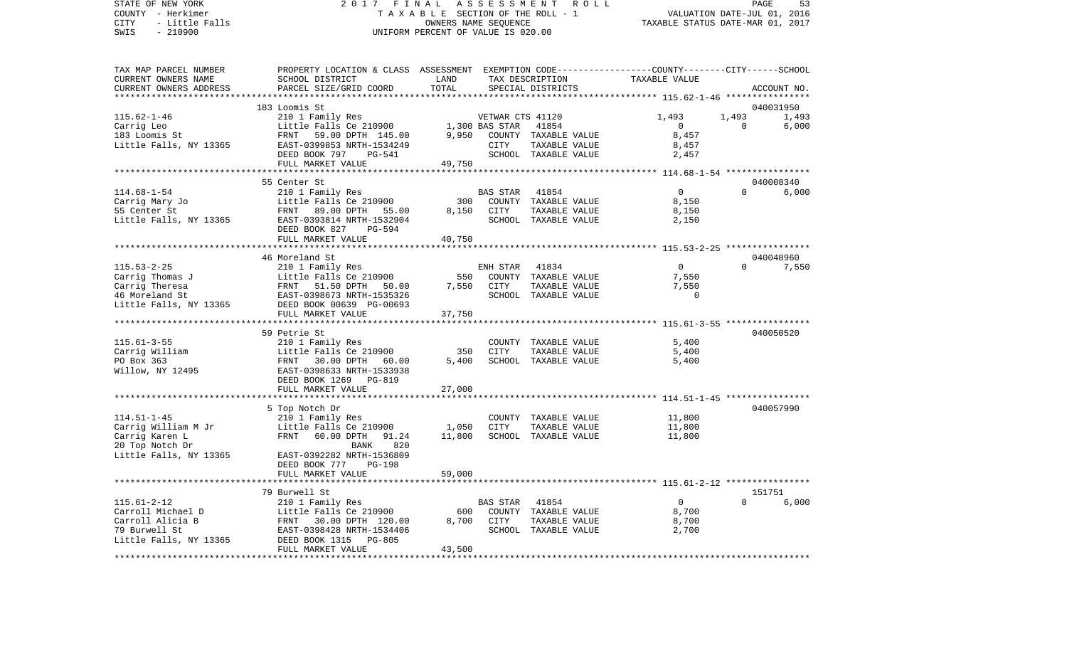STATE OF NEW YORK 2017 FINAL ASSESSMENT ROLL
COUNTY - Herkimer TAXABLE SECTION OF THE ROLL - 1 VALUATION DATE-JUL 01, 2016
CITY - Little Falls OWNERS NAME SEQUENCE TAXABLE STATUS DATE-MAR 01, 2017
SWIS - 210900 UNIFORM PERCENT OF VALUE IS 020.00

```
TAX MAP PARCEL NUMBER     PROPERTY LOCATION & CLASS  ASSESSMENT  EXEMPTION CODE-----------------COUNTY--------CITY------SCHOOL
CURRENT OWNERS NAME       SCHOOL DISTRICT             LAND        TAX DESCRIPTION             TAXABLE VALUE
CURRENT OWNERS ADDRESS    PARCEL SIZE/GRID COORD      TOTAL       SPECIAL DISTRICTS                                       ACCOUNT NO.
******************************************************************************************************* 115.62-1-46 ****************
                          183 Loomis St                                                                                040031950
115.62-1-46               210 1 Family Res                        VETWAR CTS 41120          1,493          1,493          1,493
Carrig Leo                Little Falls Ce 210900      1,300 BAS STAR   41854                   0              0          6,000
183 Loomis St             FRNT    59.00 DPTH  145.00  9,950    COUNTY  TAXABLE VALUE          8,457
Little Falls, NY 13365    EAST-0399853 NRTH-1534249            CITY    TAXABLE VALUE          8,457
                          DEED BOOK 797    PG-541              SCHOOL  TAXABLE VALUE          2,457
                          FULL MARKET VALUE           49,750
******************************************************************************************************* 114.68-1-54 ****************
                          55 Center St                                                                                 040008340
114.68-1-54               210 1 Family Res                        BAS STAR   41854                   0              0          6,000
Carrig Mary Jo            Little Falls Ce 210900        300    COUNTY  TAXABLE VALUE          8,150
55 Center St              FRNT    89.00 DPTH   55.00  8,150    CITY    TAXABLE VALUE          8,150
Little Falls, NY 13365    EAST-0393814 NRTH-1532904            SCHOOL  TAXABLE VALUE          2,150
                          DEED BOOK 827    PG-594
                          FULL MARKET VALUE           40,750
******************************************************************************************************* 115.53-2-25 ****************
                          46 Moreland St                                                                               040048960
115.53-2-25               210 1 Family Res                        ENH STAR   41834                   0              0          7,550
Carrig Thomas J           Little Falls Ce 210900        550    COUNTY  TAXABLE VALUE          7,550
Carrig Theresa            FRNT    51.50 DPTH   50.00  7,550    CITY    TAXABLE VALUE          7,550
46 Moreland St            EAST-0398673 NRTH-1535326            SCHOOL  TAXABLE VALUE              0
Little Falls, NY 13365    DEED BOOK 00639 PG-00693
                          FULL MARKET VALUE           37,750
******************************************************************************************************* 115.61-3-55 ****************
                          59 Petrie St                                                                                 040050520
115.61-3-55               210 1 Family Res                        COUNTY  TAXABLE VALUE          5,400
Carrig William            Little Falls Ce 210900        350    CITY    TAXABLE VALUE          5,400
PO Box 363                FRNT    30.00 DPTH   60.00  5,400    SCHOOL  TAXABLE VALUE          5,400
Willow, NY 12495          EAST-0398633 NRTH-1533938
                          DEED BOOK 1269   PG-819
                          FULL MARKET VALUE           27,000
******************************************************************************************************* 114.51-1-45 ****************
                          5 Top Notch Dr                                                                               040057990
114.51-1-45               210 1 Family Res                        COUNTY  TAXABLE VALUE         11,800
Carrig William M Jr       Little Falls Ce 210900      1,050    CITY    TAXABLE VALUE         11,800
Carrig Karen L            FRNT    60.00 DPTH   91.24 11,800    SCHOOL  TAXABLE VALUE         11,800
20 Top Notch Dr                     BANK     820
Little Falls, NY 13365    EAST-0392282 NRTH-1536809
                          DEED BOOK 777    PG-198
                          FULL MARKET VALUE           59,000
******************************************************************************************************* 115.61-2-12 ****************
                          79 Burwell St                                                                                151751
115.61-2-12               210 1 Family Res                        BAS STAR   41854                   0              0          6,000
Carroll Michael D         Little Falls Ce 210900        600    COUNTY  TAXABLE VALUE          8,700
Carroll Alicia B          FRNT    30.00 DPTH  120.00  8,700    CITY    TAXABLE VALUE          8,700
79 Burwell St             EAST-0398428 NRTH-1534406            SCHOOL  TAXABLE VALUE          2,700
Little Falls, NY 13365    DEED BOOK 1315   PG-805
                          FULL MARKET VALUE           43,500
************************************************************************************************************************************
```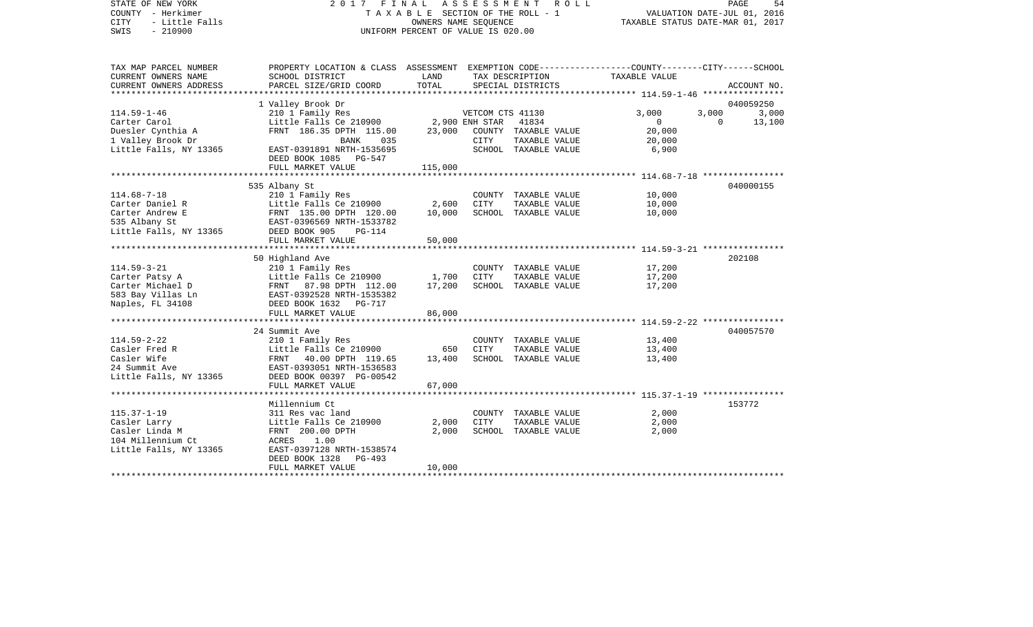STATE OF NEW YORK — 2017 FINAL ASSESSMENT ROLL
COUNTY - Herkimer — TAXABLE SECTION OF THE ROLL - 1 — VALUATION DATE-JUL 01, 2016
CITY - Little Falls — OWNERS NAME SEQUENCE — TAXABLE STATUS DATE-MAR 01, 2017
SWIS - 210900 — UNIFORM PERCENT OF VALUE IS 020.00

| TAX MAP PARCEL NUMBER / CURRENT OWNERS NAME / CURRENT OWNERS ADDRESS | PROPERTY LOCATION & CLASS / SCHOOL DISTRICT / PARCEL SIZE/GRID COORD | ASSESSMENT LAND | TOTAL | EXEMPTION CODE / TAX DESCRIPTION / SPECIAL DISTRICTS | COUNTY TAXABLE VALUE | CITY | SCHOOL | ACCOUNT NO. |
|---|---|---|---|---|---|---|---|---|
| **114.59-1-46** | 1 Valley Brook Dr | | | | | | | 040059250 |
| 114.59-1-46 | 210 1 Family Res | | | VETCOM CTS 41130 | 3,000 | 3,000 | 3,000 | |
| Carter Carol | Little Falls Ce 210900 | 2,900 | | ENH STAR 41834 | 0 | 0 | 13,100 | |
| Duesler Cynthia A | FRNT 186.35 DPTH 115.00 | | 23,000 | COUNTY TAXABLE VALUE | 20,000 | | | |
| 1 Valley Brook Dr | BANK 035 | | | CITY TAXABLE VALUE | 20,000 | | | |
| Little Falls, NY 13365 | EAST-0391891 NRTH-1535695 | | | SCHOOL TAXABLE VALUE | 6,900 | | | |
| | DEED BOOK 1085 PG-547 | | | | | | | |
| | FULL MARKET VALUE | | 115,000 | | | | | |
| **114.68-7-18** | 535 Albany St | | | | | | | 040000155 |
| 114.68-7-18 | 210 1 Family Res | | | COUNTY TAXABLE VALUE | 10,000 | | | |
| Carter Daniel R | Little Falls Ce 210900 | 2,600 | | CITY TAXABLE VALUE | 10,000 | | | |
| Carter Andrew E | FRNT 135.00 DPTH 120.00 | | 10,000 | SCHOOL TAXABLE VALUE | 10,000 | | | |
| 535 Albany St | EAST-0396569 NRTH-1533782 | | | | | | | |
| Little Falls, NY 13365 | DEED BOOK 905 PG-114 | | | | | | | |
| | FULL MARKET VALUE | | 50,000 | | | | | |
| **114.59-3-21** | 50 Highland Ave | | | | | | | 202108 |
| 114.59-3-21 | 210 1 Family Res | | | COUNTY TAXABLE VALUE | 17,200 | | | |
| Carter Patsy A | Little Falls Ce 210900 | 1,700 | | CITY TAXABLE VALUE | 17,200 | | | |
| Carter Michael D | FRNT 87.98 DPTH 112.00 | | 17,200 | SCHOOL TAXABLE VALUE | 17,200 | | | |
| 583 Bay Villas Ln | EAST-0392528 NRTH-1535382 | | | | | | | |
| Naples, FL 34108 | DEED BOOK 1632 PG-717 | | | | | | | |
| | FULL MARKET VALUE | | 86,000 | | | | | |
| **114.59-2-22** | 24 Summit Ave | | | | | | | 040057570 |
| 114.59-2-22 | 210 1 Family Res | | | COUNTY TAXABLE VALUE | 13,400 | | | |
| Casler Fred R | Little Falls Ce 210900 | 650 | | CITY TAXABLE VALUE | 13,400 | | | |
| Casler Wife | FRNT 40.00 DPTH 119.65 | | 13,400 | SCHOOL TAXABLE VALUE | 13,400 | | | |
| 24 Summit Ave | EAST-0393051 NRTH-1536583 | | | | | | | |
| Little Falls, NY 13365 | DEED BOOK 00397 PG-00542 | | | | | | | |
| | FULL MARKET VALUE | | 67,000 | | | | | |
| **115.37-1-19** | Millennium Ct | | | | | | | 153772 |
| 115.37-1-19 | 311 Res vac land | | | COUNTY TAXABLE VALUE | 2,000 | | | |
| Casler Larry | Little Falls Ce 210900 | 2,000 | | CITY TAXABLE VALUE | 2,000 | | | |
| Casler Linda M | FRNT 200.00 DPTH | | 2,000 | SCHOOL TAXABLE VALUE | 2,000 | | | |
| 104 Millennium Ct | ACRES 1.00 | | | | | | | |
| Little Falls, NY 13365 | EAST-0397128 NRTH-1538574 | | | | | | | |
| | DEED BOOK 1328 PG-493 | | | | | | | |
| | FULL MARKET VALUE | | 10,000 | | | | | |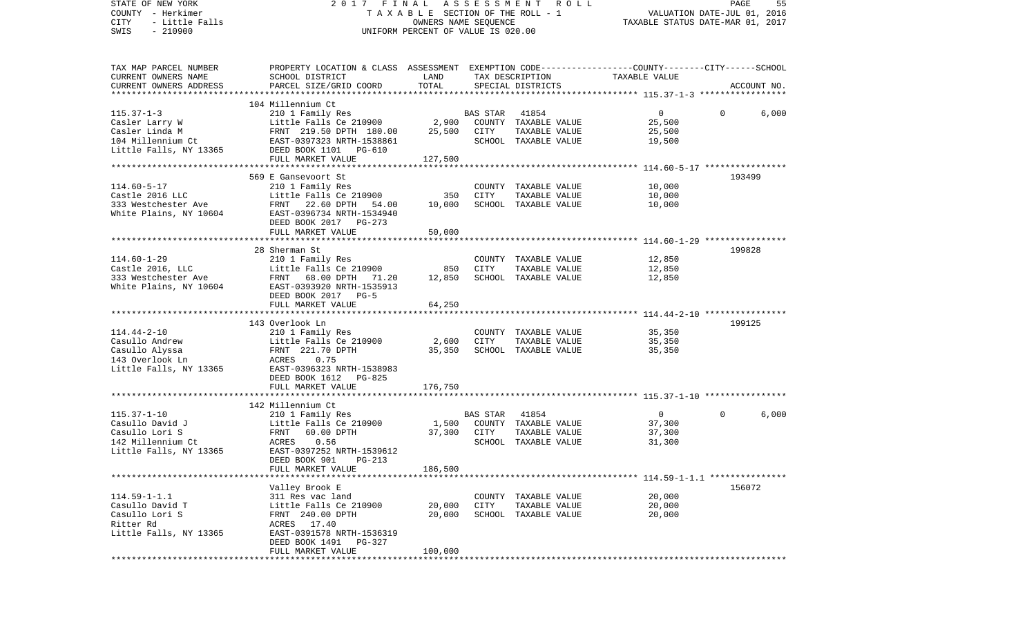| TAX MAP PARCEL NUMBER<br>CURRENT OWNERS NAME<br>CURRENT OWNERS ADDRESS | PROPERTY LOCATION & CLASS<br>SCHOOL DISTRICT<br>PARCEL SIZE/GRID COORD | ASSESSMENT<br>LAND<br>TOTAL | EXEMPTION CODE<br>TAX DESCRIPTION<br>SPECIAL DISTRICTS | COUNTY | CITY | SCHOOL<br>TAXABLE VALUE<br>ACCOUNT NO. |
|---|---|---|---|---|---|---|
| **115.37-1-3** | 104 Millennium Ct | | | | | |
| 115.37-1-3 | 210 1 Family Res | | BAS STAR 41854 | 0 | 0 | 6,000 |
| Casler Larry W | Little Falls Ce 210900 | 2,900 | COUNTY TAXABLE VALUE | 25,500 | | |
| Casler Linda M | FRNT 219.50 DPTH 180.00 | 25,500 | CITY TAXABLE VALUE | 25,500 | | |
| 104 Millennium Ct | EAST-0397323 NRTH-1538861 | | SCHOOL TAXABLE VALUE | 19,500 | | |
| Little Falls, NY 13365 | DEED BOOK 1101 PG-610 | | | | | |
| | FULL MARKET VALUE | 127,500 | | | | |
| **114.60-5-17** | 569 E Gansevoort St | | | | | 193499 |
| 114.60-5-17 | 210 1 Family Res | | COUNTY TAXABLE VALUE | 10,000 | | |
| Castle 2016 LLC | Little Falls Ce 210900 | 350 | CITY TAXABLE VALUE | 10,000 | | |
| 333 Westchester Ave | FRNT 22.60 DPTH 54.00 | 10,000 | SCHOOL TAXABLE VALUE | 10,000 | | |
| White Plains, NY 10604 | EAST-0396734 NRTH-1534940 | | | | | |
| | DEED BOOK 2017 PG-273 | | | | | |
| | FULL MARKET VALUE | 50,000 | | | | |
| **114.60-1-29** | 28 Sherman St | | | | | 199828 |
| 114.60-1-29 | 210 1 Family Res | | COUNTY TAXABLE VALUE | 12,850 | | |
| Castle 2016, LLC | Little Falls Ce 210900 | 850 | CITY TAXABLE VALUE | 12,850 | | |
| 333 Westchester Ave | FRNT 68.00 DPTH 71.20 | 12,850 | SCHOOL TAXABLE VALUE | 12,850 | | |
| White Plains, NY 10604 | EAST-0393920 NRTH-1535913 | | | | | |
| | DEED BOOK 2017 PG-5 | | | | | |
| | FULL MARKET VALUE | 64,250 | | | | |
| **114.44-2-10** | 143 Overlook Ln | | | | | 199125 |
| 114.44-2-10 | 210 1 Family Res | | COUNTY TAXABLE VALUE | 35,350 | | |
| Casullo Andrew | Little Falls Ce 210900 | 2,600 | CITY TAXABLE VALUE | 35,350 | | |
| Casullo Alyssa | FRNT 221.70 DPTH | 35,350 | SCHOOL TAXABLE VALUE | 35,350 | | |
| 143 Overlook Ln | ACRES 0.75 | | | | | |
| Little Falls, NY 13365 | EAST-0396323 NRTH-1538983 | | | | | |
| | DEED BOOK 1612 PG-825 | | | | | |
| | FULL MARKET VALUE | 176,750 | | | | |
| **115.37-1-10** | 142 Millennium Ct | | | | | |
| 115.37-1-10 | 210 1 Family Res | | BAS STAR 41854 | 0 | 0 | 6,000 |
| Casullo David J | Little Falls Ce 210900 | 1,500 | COUNTY TAXABLE VALUE | 37,300 | | |
| Casullo Lori S | FRNT 60.00 DPTH | 37,300 | CITY TAXABLE VALUE | 37,300 | | |
| 142 Millennium Ct | ACRES 0.56 | | SCHOOL TAXABLE VALUE | 31,300 | | |
| Little Falls, NY 13365 | EAST-0397252 NRTH-1539612 | | | | | |
| | DEED BOOK 901 PG-213 | | | | | |
| | FULL MARKET VALUE | 186,500 | | | | |
| **114.59-1-1.1** | Valley Brook E | | | | | 156072 |
| 114.59-1-1.1 | 311 Res vac land | | COUNTY TAXABLE VALUE | 20,000 | | |
| Casullo David T | Little Falls Ce 210900 | 20,000 | CITY TAXABLE VALUE | 20,000 | | |
| Casullo Lori S | FRNT 240.00 DPTH | 20,000 | SCHOOL TAXABLE VALUE | 20,000 | | |
| Ritter Rd | ACRES 17.40 | | | | | |
| Little Falls, NY 13365 | EAST-0391578 NRTH-1536319 | | | | | |
| | DEED BOOK 1491 PG-327 | | | | | |
| | FULL MARKET VALUE | 100,000 | | | | |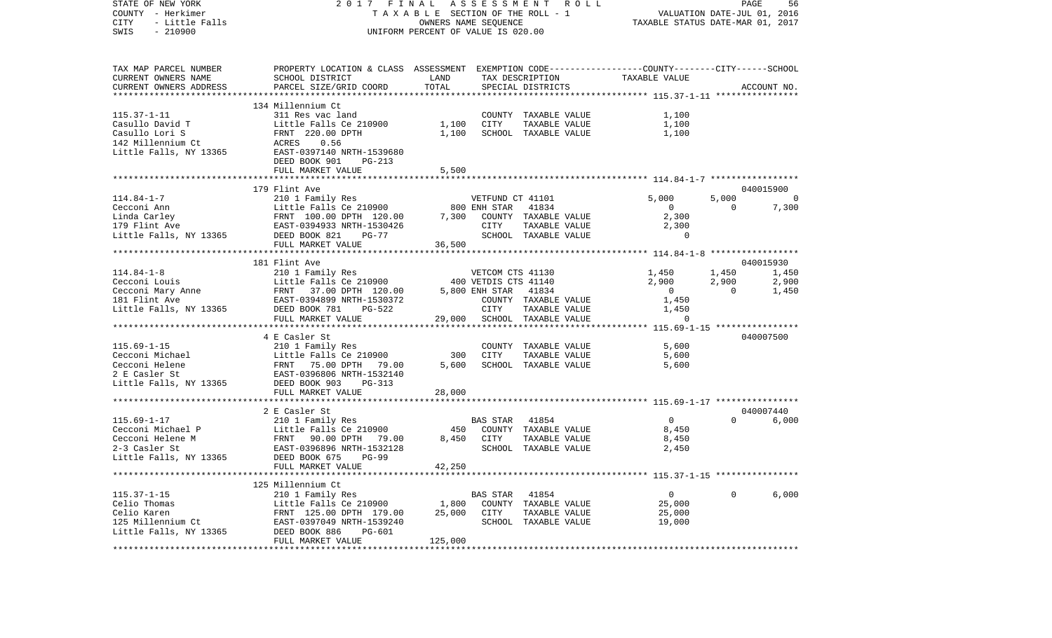STATE OF NEW YORK | COUNTY - Herkimer | CITY - Little Falls | SWIS - 210900

**2017 FINAL ASSESSMENT ROLL**
TAXABLE SECTION OF THE ROLL - 1
OWNERS NAME SEQUENCE
UNIFORM PERCENT OF VALUE IS 020.00

VALUATION DATE-JUL 01, 2016
TAXABLE STATUS DATE-MAR 01, 2017

```
TAX MAP PARCEL NUMBER     PROPERTY LOCATION & CLASS  ASSESSMENT  EXEMPTION CODE-----------------COUNTY--------CITY------SCHOOL
CURRENT OWNERS NAME       SCHOOL DISTRICT             LAND       TAX DESCRIPTION              TAXABLE VALUE
CURRENT OWNERS ADDRESS    PARCEL SIZE/GRID COORD      TOTAL      SPECIAL DISTRICTS                                     ACCOUNT NO.
******************************************************************************************************************************
                          134 Millennium Ct
115.37-1-11               311 Res vac land                       COUNTY  TAXABLE VALUE             1,100
Casullo David T           Little Falls Ce 210900      1,100      CITY    TAXABLE VALUE             1,100
Casullo Lori S            FRNT 220.00 DPTH            1,100      SCHOOL  TAXABLE VALUE             1,100
142 Millennium Ct         ACRES    0.56
Little Falls, NY 13365    EAST-0397140 NRTH-1539680
                          DEED BOOK 901    PG-213
                          FULL MARKET VALUE           5,500
******************************************************************************************************************************
                          179 Flint Ave                                                                            040015900
114.84-1-7                210 1 Family Res                  VETFUND CT 41101                5,000      5,000           0
Cecconi Ann               Little Falls Ce 210900        800 ENH STAR   41834                    0          0       7,300
Linda Carley              FRNT 100.00 DPTH 120.00     7,300  COUNTY  TAXABLE VALUE           2,300
179 Flint Ave             EAST-0394933 NRTH-1530426          CITY    TAXABLE VALUE           2,300
Little Falls, NY 13365    DEED BOOK 821    PG-77             SCHOOL  TAXABLE VALUE               0
                          FULL MARKET VALUE          36,500
******************************************************************************************************************************
                          181 Flint Ave                                                                            040015930
114.84-1-8                210 1 Family Res                  VETCOM CTS 41130                1,450      1,450       1,450
Cecconi Louis             Little Falls Ce 210900        400 VETDIS CTS 41140                2,900      2,900       2,900
Cecconi Mary Anne         FRNT  37.00 DPTH 120.00     5,800 ENH STAR   41834                    0          0       1,450
181 Flint Ave             EAST-0394899 NRTH-1530372          COUNTY  TAXABLE VALUE           1,450
Little Falls, NY 13365    DEED BOOK 781    PG-522            CITY    TAXABLE VALUE           1,450
                          FULL MARKET VALUE          29,000  SCHOOL  TAXABLE VALUE               0
******************************************************************************************************************************
                          4 E Casler St                                                                            040007500
115.69-1-15               210 1 Family Res                       COUNTY  TAXABLE VALUE             5,600
Cecconi Michael           Little Falls Ce 210900        300      CITY    TAXABLE VALUE             5,600
Cecconi Helene            FRNT  75.00 DPTH  79.00     5,600      SCHOOL  TAXABLE VALUE             5,600
2 E Casler St             EAST-0396806 NRTH-1532140
Little Falls, NY 13365    DEED BOOK 903    PG-313
                          FULL MARKET VALUE          28,000
******************************************************************************************************************************
                          2 E Casler St                                                                            040007440
115.69-1-17               210 1 Family Res                  BAS STAR   41854                    0          0       6,000
Cecconi Michael P         Little Falls Ce 210900        450  COUNTY  TAXABLE VALUE           8,450
Cecconi Helene M          FRNT  90.00 DPTH  79.00     8,450  CITY    TAXABLE VALUE           8,450
2-3 Casler St             EAST-0396896 NRTH-1532128          SCHOOL  TAXABLE VALUE           2,450
Little Falls, NY 13365    DEED BOOK 675    PG-99
                          FULL MARKET VALUE          42,250
******************************************************************************************************************************
                          125 Millennium Ct
115.37-1-15               210 1 Family Res                  BAS STAR   41854                    0          0       6,000
Celio Thomas              Little Falls Ce 210900      1,800  COUNTY  TAXABLE VALUE          25,000
Celio Karen               FRNT 125.00 DPTH 179.00    25,000  CITY    TAXABLE VALUE          25,000
125 Millennium Ct         EAST-0397049 NRTH-1539240          SCHOOL  TAXABLE VALUE          19,000
Little Falls, NY 13365    DEED BOOK 886    PG-601
                          FULL MARKET VALUE         125,000
******************************************************************************************************************************
```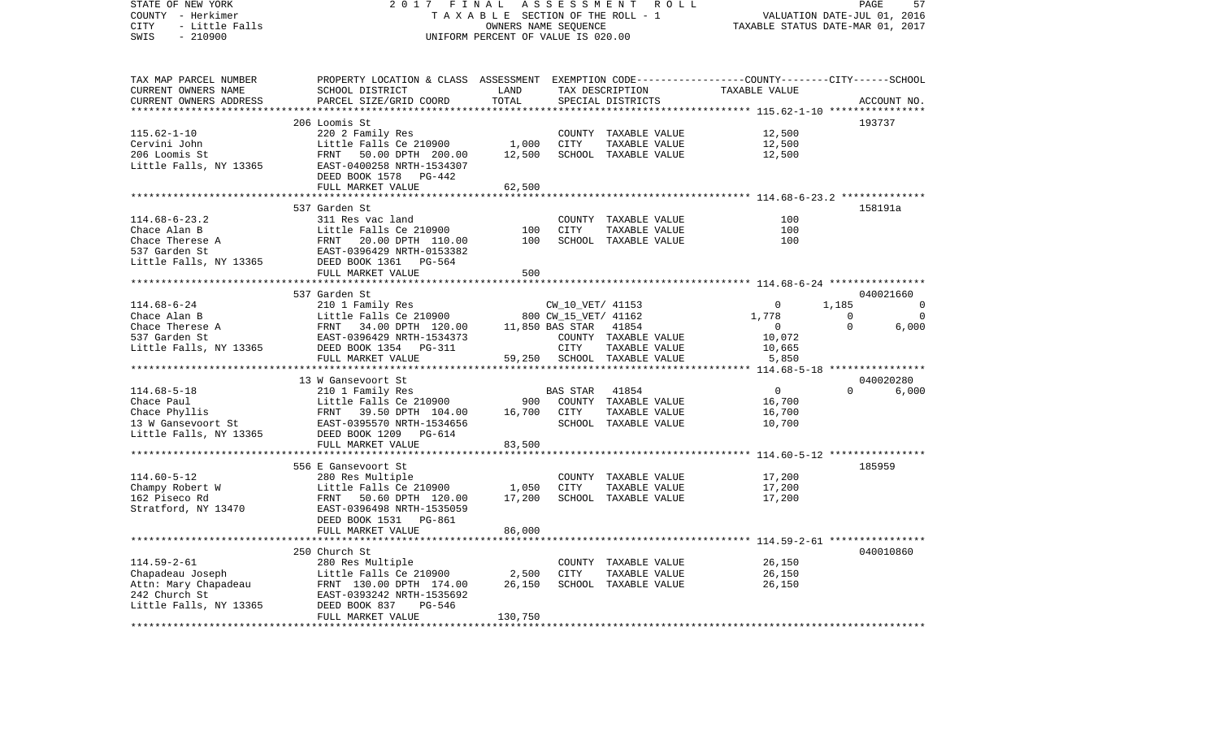STATE OF NEW YORK | 2017 FINAL ASSESSMENT ROLL
COUNTY - Herkimer | TAXABLE SECTION OF THE ROLL - 1 | VALUATION DATE-JUL 01, 2016
CITY - Little Falls | OWNERS NAME SEQUENCE | TAXABLE STATUS DATE-MAR 01, 2017
SWIS - 210900 | UNIFORM PERCENT OF VALUE IS 020.00

| TAX MAP PARCEL NUMBER<br>CURRENT OWNERS NAME<br>CURRENT OWNERS ADDRESS | PROPERTY LOCATION & CLASS<br>SCHOOL DISTRICT<br>PARCEL SIZE/GRID COORD | ASSESSMENT<br>LAND<br>TOTAL | EXEMPTION CODE<br>TAX DESCRIPTION<br>SPECIAL DISTRICTS | COUNTY<br>TAXABLE VALUE | CITY | SCHOOL<br>ACCOUNT NO. |
|---|---|---|---|---|---|---|
| | 206 Loomis St | | | | | 193737 |
| 115.62-1-10 | 220 2 Family Res | | COUNTY TAXABLE VALUE | 12,500 | | |
| Cervini John | Little Falls Ce 210900 | 1,000 | CITY TAXABLE VALUE | 12,500 | | |
| 206 Loomis St | FRNT 50.00 DPTH 200.00 | 12,500 | SCHOOL TAXABLE VALUE | 12,500 | | |
| Little Falls, NY 13365 | EAST-0400258 NRTH-1534307 | | | | | |
| | DEED BOOK 1578 PG-442 | | | | | |
| | FULL MARKET VALUE | 62,500 | | | | |
| | 537 Garden St | | | | | 158191a |
| 114.68-6-23.2 | 311 Res vac land | | COUNTY TAXABLE VALUE | 100 | | |
| Chace Alan B | Little Falls Ce 210900 | 100 | CITY TAXABLE VALUE | 100 | | |
| Chace Therese A | FRNT 20.00 DPTH 110.00 | 100 | SCHOOL TAXABLE VALUE | 100 | | |
| 537 Garden St | EAST-0396429 NRTH-0153382 | | | | | |
| Little Falls, NY 13365 | DEED BOOK 1361 PG-564 | | | | | |
| | FULL MARKET VALUE | 500 | | | | |
| | 537 Garden St | | | | | 040021660 |
| 114.68-6-24 | 210 1 Family Res | | CW_10_VET/ 41153 | 0 | 1,185 | 0 |
| Chace Alan B | Little Falls Ce 210900 | 800 | CW_15_VET/ 41162 | 1,778 | 0 | 0 |
| Chace Therese A | FRNT 34.00 DPTH 120.00 | 11,850 | BAS STAR 41854 | 0 | 0 | 6,000 |
| 537 Garden St | EAST-0396429 NRTH-1534373 | | COUNTY TAXABLE VALUE | 10,072 | | |
| Little Falls, NY 13365 | DEED BOOK 1354 PG-311 | | CITY TAXABLE VALUE | 10,665 | | |
| | FULL MARKET VALUE | 59,250 | SCHOOL TAXABLE VALUE | 5,850 | | |
| | 13 W Gansevoort St | | | | | 040020280 |
| 114.68-5-18 | 210 1 Family Res | | BAS STAR 41854 | 0 | 0 | 6,000 |
| Chace Paul | Little Falls Ce 210900 | 900 | COUNTY TAXABLE VALUE | 16,700 | | |
| Chace Phyllis | FRNT 39.50 DPTH 104.00 | 16,700 | CITY TAXABLE VALUE | 16,700 | | |
| 13 W Gansevoort St | EAST-0395570 NRTH-1534656 | | SCHOOL TAXABLE VALUE | 10,700 | | |
| Little Falls, NY 13365 | DEED BOOK 1209 PG-614 | | | | | |
| | FULL MARKET VALUE | 83,500 | | | | |
| | 556 E Gansevoort St | | | | | 185959 |
| 114.60-5-12 | 280 Res Multiple | | COUNTY TAXABLE VALUE | 17,200 | | |
| Champy Robert W | Little Falls Ce 210900 | 1,050 | CITY TAXABLE VALUE | 17,200 | | |
| 162 Piseco Rd | FRNT 50.60 DPTH 120.00 | 17,200 | SCHOOL TAXABLE VALUE | 17,200 | | |
| Stratford, NY 13470 | EAST-0396498 NRTH-1535059 | | | | | |
| | DEED BOOK 1531 PG-861 | | | | | |
| | FULL MARKET VALUE | 86,000 | | | | |
| | 250 Church St | | | | | 040010860 |
| 114.59-2-61 | 280 Res Multiple | | COUNTY TAXABLE VALUE | 26,150 | | |
| Chapadeau Joseph | Little Falls Ce 210900 | 2,500 | CITY TAXABLE VALUE | 26,150 | | |
| Attn: Mary Chapadeau | FRNT 130.00 DPTH 174.00 | 26,150 | SCHOOL TAXABLE VALUE | 26,150 | | |
| 242 Church St | EAST-0393242 NRTH-1535692 | | | | | |
| Little Falls, NY 13365 | DEED BOOK 837 PG-546 | | | | | |
| | FULL MARKET VALUE | 130,750 | | | | |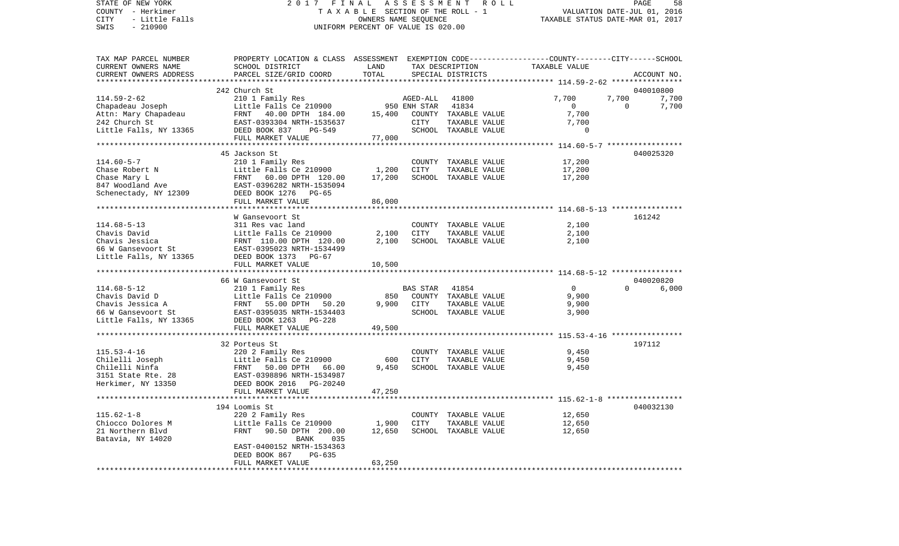STATE OF NEW YORK — 2017 FINAL ASSESSMENT ROLL — TAXABLE SECTION OF THE ROLL - 1 — VALUATION DATE-JUL 01, 2016
COUNTY - Herkimer — OWNERS NAME SEQUENCE — TAXABLE STATUS DATE-MAR 01, 2017
CITY - Little Falls — UNIFORM PERCENT OF VALUE IS 020.00
SWIS - 210900

| TAX MAP PARCEL NUMBER / CURRENT OWNERS NAME / CURRENT OWNERS ADDRESS | PROPERTY LOCATION & CLASS / SCHOOL DISTRICT / PARCEL SIZE/GRID COORD | ASSESSMENT LAND | TOTAL | EXEMPTION CODE / TAX DESCRIPTION / SPECIAL DISTRICTS | COUNTY TAXABLE VALUE | CITY | SCHOOL | ACCOUNT NO. |
|---|---|---|---|---|---|---|---|---|
| | 242 Church St | | | | | | | 040010800 |
| 114.59-2-62 | 210 1 Family Res | | | AGED-ALL 41800 | 7,700 | 7,700 | 7,700 | |
| Chapadeau Joseph | Little Falls Ce 210900 | 950 | | ENH STAR 41834 | 0 | 0 | 7,700 | |
| Attn: Mary Chapadeau | FRNT 40.00 DPTH 184.00 | | 15,400 | COUNTY TAXABLE VALUE | 7,700 | | | |
| 242 Church St | EAST-0393304 NRTH-1535637 | | | CITY TAXABLE VALUE | 7,700 | | | |
| Little Falls, NY 13365 | DEED BOOK 837 PG-549 | | | SCHOOL TAXABLE VALUE | 0 | | | |
| | FULL MARKET VALUE | | 77,000 | | | | | |
| | 45 Jackson St | | | | | | | 040025320 |
| 114.60-5-7 | 210 1 Family Res | | | COUNTY TAXABLE VALUE | 17,200 | | | |
| Chase Robert N | Little Falls Ce 210900 | 1,200 | | CITY TAXABLE VALUE | 17,200 | | | |
| Chase Mary L | FRNT 60.00 DPTH 120.00 | | 17,200 | SCHOOL TAXABLE VALUE | 17,200 | | | |
| 847 Woodland Ave | EAST-0396282 NRTH-1535094 | | | | | | | |
| Schenectady, NY 12309 | DEED BOOK 1276 PG-65 | | | | | | | |
| | FULL MARKET VALUE | | 86,000 | | | | | |
| | W Gansevoort St | | | | | | | 161242 |
| 114.68-5-13 | 311 Res vac land | | | COUNTY TAXABLE VALUE | 2,100 | | | |
| Chavis David | Little Falls Ce 210900 | 2,100 | | CITY TAXABLE VALUE | 2,100 | | | |
| Chavis Jessica | FRNT 110.00 DPTH 120.00 | | 2,100 | SCHOOL TAXABLE VALUE | 2,100 | | | |
| 66 W Gansevoort St | EAST-0395023 NRTH-1534499 | | | | | | | |
| Little Falls, NY 13365 | DEED BOOK 1373 PG-67 | | | | | | | |
| | FULL MARKET VALUE | | 10,500 | | | | | |
| | 66 W Gansevoort St | | | | | | | 040020820 |
| 114.68-5-12 | 210 1 Family Res | | | BAS STAR 41854 | 0 | 0 | 6,000 | |
| Chavis David D | Little Falls Ce 210900 | 850 | | COUNTY TAXABLE VALUE | 9,900 | | | |
| Chavis Jessica A | FRNT 55.00 DPTH 50.20 | | 9,900 | CITY TAXABLE VALUE | 9,900 | | | |
| 66 W Gansevoort St | EAST-0395035 NRTH-1534403 | | | SCHOOL TAXABLE VALUE | 3,900 | | | |
| Little Falls, NY 13365 | DEED BOOK 1263 PG-228 | | | | | | | |
| | FULL MARKET VALUE | | 49,500 | | | | | |
| | 32 Porteus St | | | | | | | 197112 |
| 115.53-4-16 | 220 2 Family Res | | | COUNTY TAXABLE VALUE | 9,450 | | | |
| Chilelli Joseph | Little Falls Ce 210900 | 600 | | CITY TAXABLE VALUE | 9,450 | | | |
| Chilelli Ninfa | FRNT 50.00 DPTH 66.00 | | 9,450 | SCHOOL TAXABLE VALUE | 9,450 | | | |
| 3151 State Rte. 28 | EAST-0398896 NRTH-1534987 | | | | | | | |
| Herkimer, NY 13350 | DEED BOOK 2016 PG-20240 | | | | | | | |
| | FULL MARKET VALUE | | 47,250 | | | | | |
| | 194 Loomis St | | | | | | | 040032130 |
| 115.62-1-8 | 220 2 Family Res | | | COUNTY TAXABLE VALUE | 12,650 | | | |
| Chiocco Dolores M | Little Falls Ce 210900 | 1,900 | | CITY TAXABLE VALUE | 12,650 | | | |
| 21 Northern Blvd | FRNT 90.50 DPTH 200.00 | | 12,650 | SCHOOL TAXABLE VALUE | 12,650 | | | |
| Batavia, NY 14020 | BANK 035 | | | | | | | |
| | EAST-0400152 NRTH-1534363 | | | | | | | |
| | DEED BOOK 867 PG-635 | | | | | | | |
| | FULL MARKET VALUE | | 63,250 | | | | | |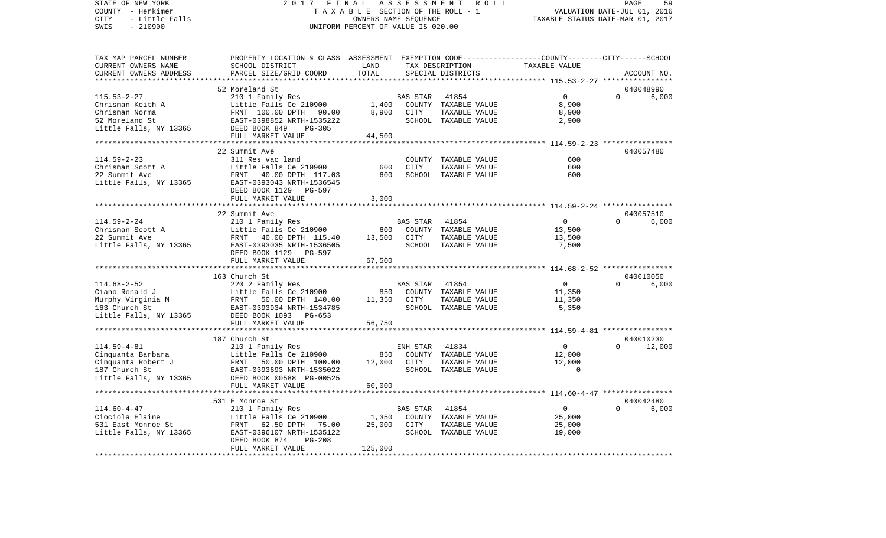STATE OF NEW YORK 2017 FINAL ASSESSMENT ROLL

COUNTY - Herkimer  TAXABLE SECTION OF THE ROLL - 1  VALUATION DATE-JUL 01, 2016

CITY - Little Falls  OWNERS NAME SEQUENCE  TAXABLE STATUS DATE-MAR 01, 2017

SWIS - 210900  UNIFORM PERCENT OF VALUE IS 020.00

| TAX MAP PARCEL NUMBER / CURRENT OWNERS NAME / CURRENT OWNERS ADDRESS | PROPERTY LOCATION & CLASS / SCHOOL DISTRICT / PARCEL SIZE/GRID COORD | ASSESSMENT LAND | TOTAL | EXEMPTION CODE / TAX DESCRIPTION / SPECIAL DISTRICTS | COUNTY | CITY | SCHOOL | TAXABLE VALUE / ACCOUNT NO. |
|---|---|---|---|---|---|---|---|---|
| 115.53-2-27 | 52 Moreland St | | | | | | | 040048990 |
| 115.53-2-27 | 210 1 Family Res | | | BAS STAR 41854 | 0 | 0 | 6,000 | |
| Chrisman Keith A | Little Falls Ce 210900 | 1,400 | | COUNTY TAXABLE VALUE | | | | 8,900 |
| Chrisman Norma | FRNT 100.00 DPTH 90.00 | | 8,900 | CITY TAXABLE VALUE | | | | 8,900 |
| 52 Moreland St | EAST-0398852 NRTH-1535222 | | | SCHOOL TAXABLE VALUE | | | | 2,900 |
| Little Falls, NY 13365 | DEED BOOK 849 PG-305 | | | | | | | |
| | FULL MARKET VALUE | | 44,500 | | | | | |
| 114.59-2-23 | 22 Summit Ave | | | | | | | 040057480 |
| 114.59-2-23 | 311 Res vac land | | | COUNTY TAXABLE VALUE | | | | 600 |
| Chrisman Scott A | Little Falls Ce 210900 | 600 | | CITY TAXABLE VALUE | | | | 600 |
| 22 Summit Ave | FRNT 40.00 DPTH 117.03 | | 600 | SCHOOL TAXABLE VALUE | | | | 600 |
| Little Falls, NY 13365 | EAST-0393043 NRTH-1536545 | | | | | | | |
| | DEED BOOK 1129 PG-597 | | | | | | | |
| | FULL MARKET VALUE | | 3,000 | | | | | |
| 114.59-2-24 | 22 Summit Ave | | | | | | | 040057510 |
| 114.59-2-24 | 210 1 Family Res | | | BAS STAR 41854 | 0 | 0 | 6,000 | |
| Chrisman Scott A | Little Falls Ce 210900 | 600 | | COUNTY TAXABLE VALUE | | | | 13,500 |
| 22 Summit Ave | FRNT 40.00 DPTH 115.40 | | 13,500 | CITY TAXABLE VALUE | | | | 13,500 |
| Little Falls, NY 13365 | EAST-0393035 NRTH-1536505 | | | SCHOOL TAXABLE VALUE | | | | 7,500 |
| | DEED BOOK 1129 PG-597 | | | | | | | |
| | FULL MARKET VALUE | | 67,500 | | | | | |
| 114.68-2-52 | 163 Church St | | | | | | | 040010050 |
| 114.68-2-52 | 220 2 Family Res | | | BAS STAR 41854 | 0 | 0 | 6,000 | |
| Ciano Ronald J | Little Falls Ce 210900 | 850 | | COUNTY TAXABLE VALUE | | | | 11,350 |
| Murphy Virginia M | FRNT 50.00 DPTH 140.00 | | 11,350 | CITY TAXABLE VALUE | | | | 11,350 |
| 163 Church St | EAST-0393934 NRTH-1534785 | | | SCHOOL TAXABLE VALUE | | | | 5,350 |
| Little Falls, NY 13365 | DEED BOOK 1093 PG-653 | | | | | | | |
| | FULL MARKET VALUE | | 56,750 | | | | | |
| 114.59-4-81 | 187 Church St | | | | | | | 040010230 |
| 114.59-4-81 | 210 1 Family Res | | | ENH STAR 41834 | 0 | 0 | 12,000 | |
| Cinquanta Barbara | Little Falls Ce 210900 | 850 | | COUNTY TAXABLE VALUE | | | | 12,000 |
| Cinquanta Robert J | FRNT 50.00 DPTH 100.00 | | 12,000 | CITY TAXABLE VALUE | | | | 12,000 |
| 187 Church St | EAST-0393693 NRTH-1535022 | | | SCHOOL TAXABLE VALUE | | | | 0 |
| Little Falls, NY 13365 | DEED BOOK 00588 PG-00525 | | | | | | | |
| | FULL MARKET VALUE | | 60,000 | | | | | |
| 114.60-4-47 | 531 E Monroe St | | | | | | | 040042480 |
| 114.60-4-47 | 210 1 Family Res | | | BAS STAR 41854 | 0 | 0 | 6,000 | |
| Ciociola Elaine | Little Falls Ce 210900 | 1,350 | | COUNTY TAXABLE VALUE | | | | 25,000 |
| 531 East Monroe St | FRNT 62.50 DPTH 75.00 | | 25,000 | CITY TAXABLE VALUE | | | | 25,000 |
| Little Falls, NY 13365 | EAST-0396107 NRTH-1535122 | | | SCHOOL TAXABLE VALUE | | | | 19,000 |
| | DEED BOOK 874 PG-208 | | | | | | | |
| | FULL MARKET VALUE | | 125,000 | | | | | |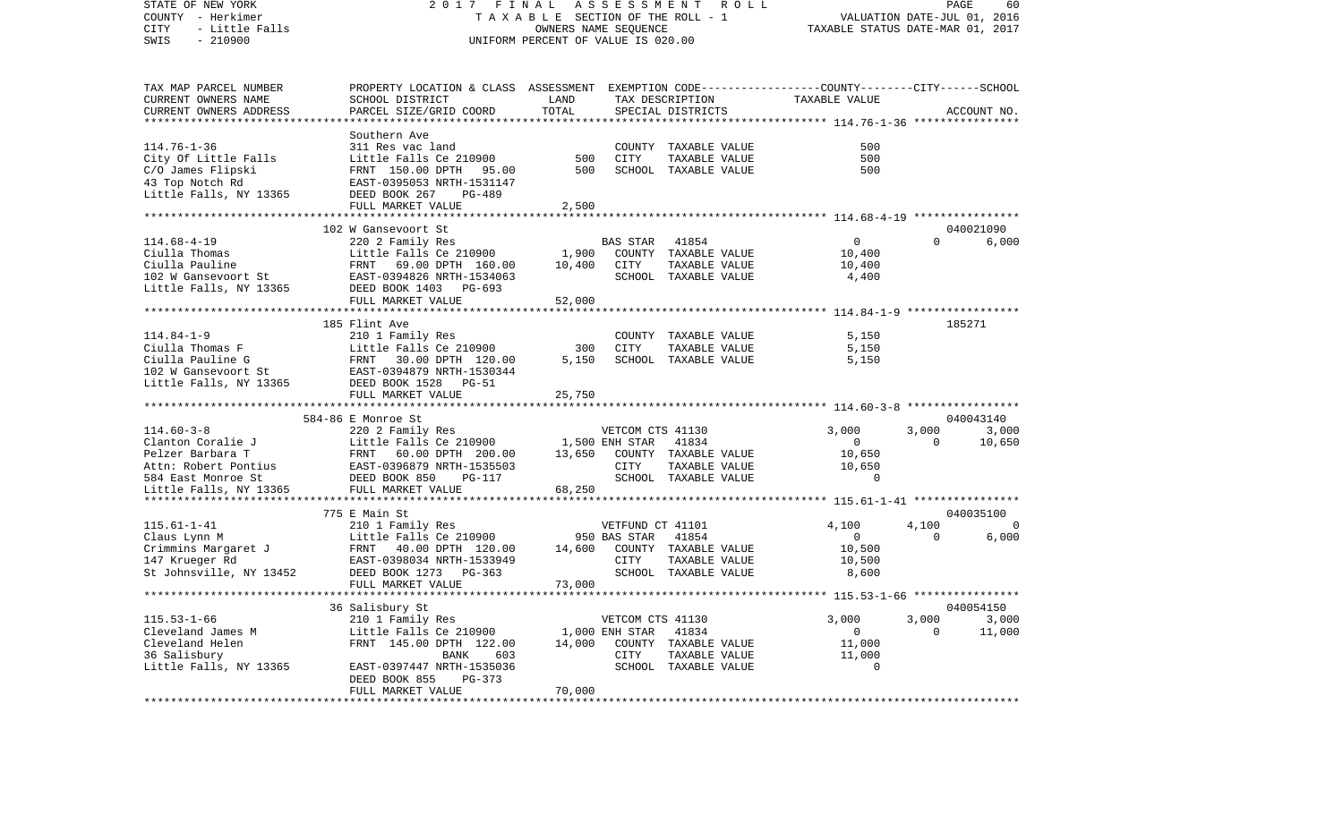STATE OF NEW YORK
COUNTY - Herkimer
CITY - Little Falls
SWIS - 210900

2017 FINAL ASSESSMENT ROLL
TAXABLE SECTION OF THE ROLL - 1
OWNERS NAME SEQUENCE
UNIFORM PERCENT OF VALUE IS 020.00

VALUATION DATE-JUL 01, 2016
TAXABLE STATUS DATE-MAR 01, 2017

```
TAX MAP PARCEL NUMBER     PROPERTY LOCATION & CLASS  ASSESSMENT  EXEMPTION CODE-----------------COUNTY--------CITY------SCHOOL
CURRENT OWNERS NAME       SCHOOL DISTRICT              LAND       TAX DESCRIPTION            TAXABLE VALUE
CURRENT OWNERS ADDRESS    PARCEL SIZE/GRID COORD       TOTAL      SPECIAL DISTRICTS                                   ACCOUNT NO.
******************************************************************************************** 114.76-1-36 ****************
                          Southern Ave
114.76-1-36               311 Res vac land                         COUNTY  TAXABLE VALUE            500
City Of Little Falls      Little Falls Ce 210900         500       CITY    TAXABLE VALUE            500
C/O James Flipski         FRNT  150.00 DPTH   95.00      500       SCHOOL  TAXABLE VALUE            500
43 Top Notch Rd           EAST-0395053 NRTH-1531147
Little Falls, NY 13365    DEED BOOK 267     PG-489
                          FULL MARKET VALUE            2,500
******************************************************************************************** 114.68-4-19 ****************
                          102 W Gansevoort St                                                                040021090
114.68-4-19               220 2 Family Res                         BAS STAR   41854                0          0       6,000
Ciulla Thomas             Little Falls Ce 210900       1,900       COUNTY  TAXABLE VALUE         10,400
Ciulla Pauline            FRNT   69.00 DPTH  160.00   10,400       CITY    TAXABLE VALUE         10,400
102 W Gansevoort St       EAST-0394826 NRTH-1534063                SCHOOL  TAXABLE VALUE          4,400
Little Falls, NY 13365    DEED BOOK 1403    PG-693
                          FULL MARKET VALUE           52,000
******************************************************************************************** 114.84-1-9 *****************
                          185 Flint Ave                                                                      185271
114.84-1-9                210 1 Family Res                         COUNTY  TAXABLE VALUE          5,150
Ciulla Thomas F           Little Falls Ce 210900         300       CITY    TAXABLE VALUE          5,150
Ciulla Pauline G          FRNT   30.00 DPTH  120.00    5,150       SCHOOL  TAXABLE VALUE          5,150
102 W Gansevoort St       EAST-0394879 NRTH-1530344
Little Falls, NY 13365    DEED BOOK 1528    PG-51
                          FULL MARKET VALUE           25,750
******************************************************************************************** 114.60-3-8 *****************
                          584-86 E Monroe St                                                                 040043140
114.60-3-8                220 2 Family Res                         VETCOM CTS 41130             3,000      3,000       3,000
Clanton Coralie J         Little Falls Ce 210900       1,500 ENH STAR   41834                  0          0      10,650
Pelzer Barbara T          FRNT   60.00 DPTH  200.00   13,650       COUNTY  TAXABLE VALUE         10,650
Attn: Robert Pontius      EAST-0396879 NRTH-1535503                CITY    TAXABLE VALUE         10,650
584 East Monroe St        DEED BOOK 850     PG-117                 SCHOOL  TAXABLE VALUE              0
Little Falls, NY 13365    FULL MARKET VALUE           68,250
******************************************************************************************** 115.61-1-41 ****************
                          775 E Main St                                                                      040035100
115.61-1-41               210 1 Family Res                         VETFUND CT 41101             4,100      4,100           0
Claus Lynn M              Little Falls Ce 210900         950 BAS STAR   41854                  0          0       6,000
Crimmins Margaret J       FRNT   40.00 DPTH  120.00   14,600       COUNTY  TAXABLE VALUE         10,500
147 Krueger Rd            EAST-0398034 NRTH-1533949                CITY    TAXABLE VALUE         10,500
St Johnsville, NY 13452   DEED BOOK 1273    PG-363                 SCHOOL  TAXABLE VALUE          8,600
                          FULL MARKET VALUE           73,000
******************************************************************************************** 115.53-1-66 ****************
                          36 Salisbury St                                                                    040054150
115.53-1-66               210 1 Family Res                         VETCOM CTS 41130             3,000      3,000       3,000
Cleveland James M         Little Falls Ce 210900       1,000 ENH STAR   41834                  0          0      11,000
Cleveland Helen           FRNT  145.00 DPTH  122.00   14,000       COUNTY  TAXABLE VALUE         11,000
36 Salisbury                    BANK     603                       CITY    TAXABLE VALUE         11,000
Little Falls, NY 13365    EAST-0397447 NRTH-1535036                SCHOOL  TAXABLE VALUE              0
                          DEED BOOK 855     PG-373
                          FULL MARKET VALUE           70,000
****************************************************************************************************************************
```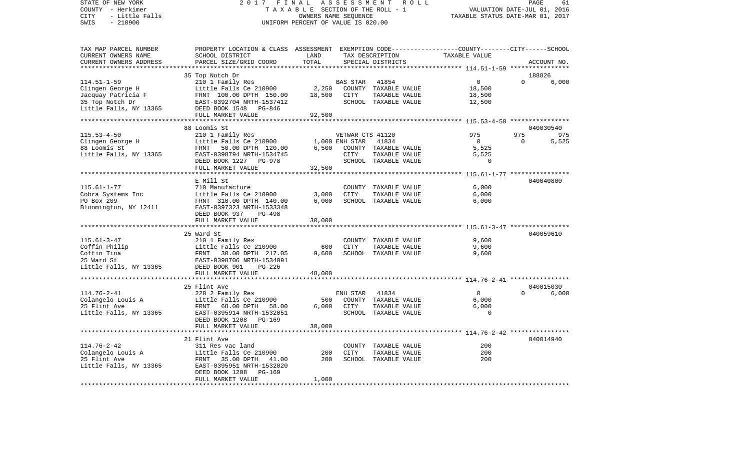STATE OF NEW YORK
COUNTY - Herkimer
CITY - Little Falls
SWIS - 210900

2017 FINAL ASSESSMENT ROLL
TAXABLE SECTION OF THE ROLL - 1
OWNERS NAME SEQUENCE
UNIFORM PERCENT OF VALUE IS 020.00

VALUATION DATE-JUL 01, 2016
TAXABLE STATUS DATE-MAR 01, 2017

```
TAX MAP PARCEL NUMBER     PROPERTY LOCATION & CLASS  ASSESSMENT  EXEMPTION CODE-----------------COUNTY--------CITY------SCHOOL
CURRENT OWNERS NAME       SCHOOL DISTRICT               LAND      TAX DESCRIPTION            TAXABLE VALUE
CURRENT OWNERS ADDRESS    PARCEL SIZE/GRID COORD        TOTAL     SPECIAL DISTRICTS                                      ACCOUNT NO.
******************************************************************************************************* 114.51-1-59 ****************
                         35 Top Notch Dr                                                                            188826
114.51-1-59              210 1 Family Res                     BAS STAR   41854                  0             0       6,000
Clingen George H         Little Falls Ce 210900         2,250   COUNTY  TAXABLE VALUE          18,500
Jacquay Patricia F       FRNT 100.00 DPTH 150.00       18,500   CITY    TAXABLE VALUE          18,500
35 Top Notch Dr          EAST-0392704 NRTH-1537412              SCHOOL  TAXABLE VALUE          12,500
Little Falls, NY 13365   DEED BOOK 1548   PG-846
                         FULL MARKET VALUE              92,500
******************************************************************************************************* 115.53-4-50 ****************
                         88 Loomis St                                                                               040030540
115.53-4-50              210 1 Family Res                     VETWAR CTS 41120                975           975         975
Clingen George H         Little Falls Ce 210900         1,000 ENH STAR   41834                  0             0       5,525
88 Loomis St             FRNT  50.00 DPTH 120.00        6,500   COUNTY  TAXABLE VALUE           5,525
Little Falls, NY 13365   EAST-0398794 NRTH-1534745              CITY    TAXABLE VALUE           5,525
                         DEED BOOK 1227   PG-978                SCHOOL  TAXABLE VALUE               0
                         FULL MARKET VALUE              32,500
******************************************************************************************************* 115.61-1-77 ****************
                         E Mill St                                                                                  040040800
115.61-1-77              710 Manufacture                        COUNTY  TAXABLE VALUE           6,000
Cobra Systems Inc        Little Falls Ce 210900         3,000   CITY    TAXABLE VALUE           6,000
PO Box 209               FRNT 310.00 DPTH 140.00        6,000   SCHOOL  TAXABLE VALUE           6,000
Bloomington, NY 12411    EAST-0397323 NRTH-1533348
                         DEED BOOK 937    PG-498
                         FULL MARKET VALUE              30,000
******************************************************************************************************* 115.61-3-47 ****************
                         25 Ward St                                                                                 040059610
115.61-3-47              210 1 Family Res                       COUNTY  TAXABLE VALUE           9,600
Coffin Philip            Little Falls Ce 210900           600   CITY    TAXABLE VALUE           9,600
Coffin Tina              FRNT  30.00 DPTH 217.05        9,600   SCHOOL  TAXABLE VALUE           9,600
25 Ward St               EAST-0398706 NRTH-1534091
Little Falls, NY 13365   DEED BOOK 901    PG-226
                         FULL MARKET VALUE              48,000
******************************************************************************************************* 114.76-2-41 ****************
                         25 Flint Ave                                                                               040015030
114.76-2-41              220 2 Family Res                     ENH STAR   41834                  0             0       6,000
Colangelo Louis A        Little Falls Ce 210900           500   COUNTY  TAXABLE VALUE           6,000
25 Flint Ave             FRNT  68.00 DPTH  58.00        6,000   CITY    TAXABLE VALUE           6,000
Little Falls, NY 13365   EAST-0395914 NRTH-1532051              SCHOOL  TAXABLE VALUE               0
                         DEED BOOK 1208   PG-169
                         FULL MARKET VALUE              30,000
******************************************************************************************************* 114.76-2-42 ****************
                         21 Flint Ave                                                                               040014940
114.76-2-42              311 Res vac land                       COUNTY  TAXABLE VALUE             200
Colangelo Louis A        Little Falls Ce 210900           200   CITY    TAXABLE VALUE             200
25 Flint Ave             FRNT  35.00 DPTH  41.00          200   SCHOOL  TAXABLE VALUE             200
Little Falls, NY 13365   EAST-0395951 NRTH-1532020
                         DEED BOOK 1208   PG-169
                         FULL MARKET VALUE               1,000
************************************************************************************************************************************
```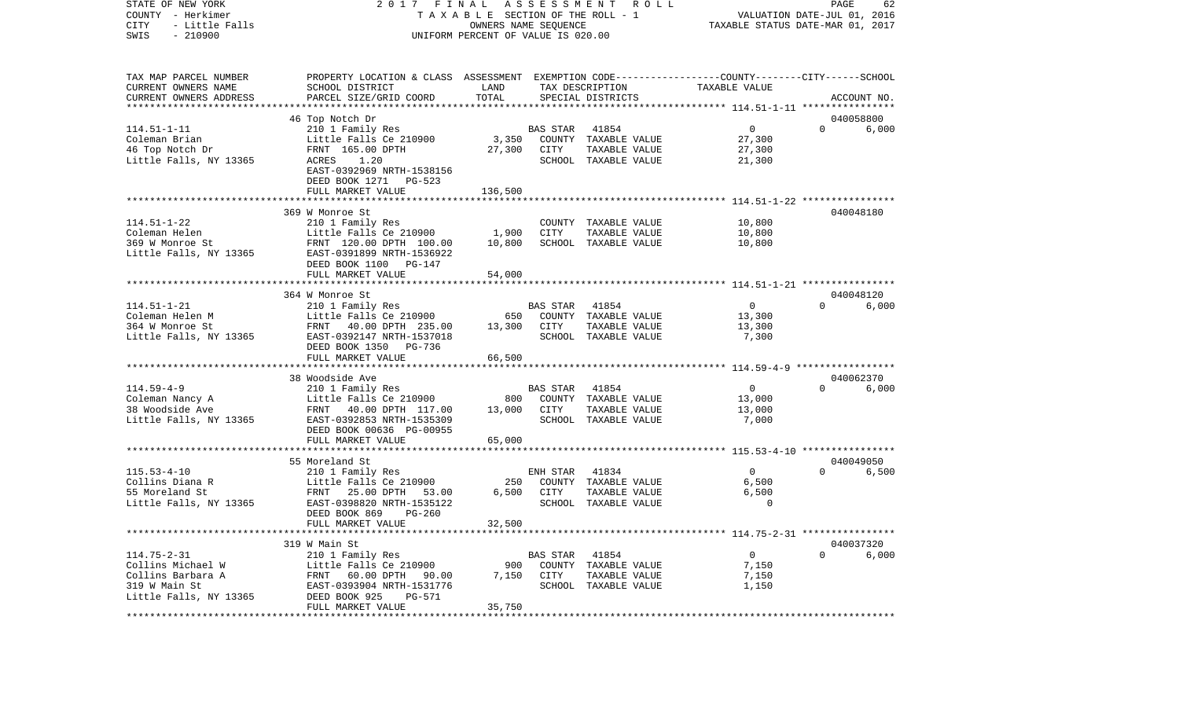STATE OF NEW YORK — 2017 FINAL ASSESSMENT ROLL — PAGE 62
COUNTY - Herkimer — TAXABLE SECTION OF THE ROLL - 1 — VALUATION DATE-JUL 01, 2016
CITY - Little Falls — OWNERS NAME SEQUENCE — TAXABLE STATUS DATE-MAR 01, 2017
SWIS - 210900 — UNIFORM PERCENT OF VALUE IS 020.00

| TAX MAP PARCEL NUMBER / CURRENT OWNERS NAME / CURRENT OWNERS ADDRESS | PROPERTY LOCATION & CLASS / SCHOOL DISTRICT / PARCEL SIZE/GRID COORD | ASSESSMENT LAND | TOTAL | EXEMPTION CODE / TAX DESCRIPTION / SPECIAL DISTRICTS | COUNTY | CITY | SCHOOL | TAXABLE VALUE | ACCOUNT NO. |
|---|---|---|---|---|---|---|---|---|---|
| **114.51-1-11** | 46 Top Notch Dr | | | | | | | | 040058800 |
| Coleman Brian | 210 1 Family Res | | | BAS STAR 41854 | 0 | 0 | 6,000 | | |
| 46 Top Notch Dr | Little Falls Ce 210900 | 3,350 | | COUNTY TAXABLE VALUE | | | | 27,300 | |
| Little Falls, NY 13365 | FRNT 165.00 DPTH | | 27,300 | CITY TAXABLE VALUE | | | | 27,300 | |
| | ACRES 1.20 | | | SCHOOL TAXABLE VALUE | | | | 21,300 | |
| | EAST-0392969 NRTH-1538156 | | | | | | | | |
| | DEED BOOK 1271 PG-523 | | | | | | | | |
| | FULL MARKET VALUE | | 136,500 | | | | | | |
| **114.51-1-22** | 369 W Monroe St | | | | | | | | 040048180 |
| Coleman Helen | 210 1 Family Res | | | COUNTY TAXABLE VALUE | | | | 10,800 | |
| 369 W Monroe St | Little Falls Ce 210900 | 1,900 | | CITY TAXABLE VALUE | | | | 10,800 | |
| Little Falls, NY 13365 | FRNT 120.00 DPTH 100.00 | | 10,800 | SCHOOL TAXABLE VALUE | | | | 10,800 | |
| | EAST-0391899 NRTH-1536922 | | | | | | | | |
| | DEED BOOK 1100 PG-147 | | | | | | | | |
| | FULL MARKET VALUE | | 54,000 | | | | | | |
| **114.51-1-21** | 364 W Monroe St | | | | | | | | 040048120 |
| Coleman Helen M | 210 1 Family Res | | | BAS STAR 41854 | 0 | 0 | 6,000 | | |
| 364 W Monroe St | Little Falls Ce 210900 | 650 | | COUNTY TAXABLE VALUE | | | | 13,300 | |
| Little Falls, NY 13365 | FRNT 40.00 DPTH 235.00 | | 13,300 | CITY TAXABLE VALUE | | | | 13,300 | |
| | EAST-0392147 NRTH-1537018 | | | SCHOOL TAXABLE VALUE | | | | 7,300 | |
| | DEED BOOK 1350 PG-736 | | | | | | | | |
| | FULL MARKET VALUE | | 66,500 | | | | | | |
| **114.59-4-9** | 38 Woodside Ave | | | | | | | | 040062370 |
| Coleman Nancy A | 210 1 Family Res | | | BAS STAR 41854 | 0 | 0 | 6,000 | | |
| 38 Woodside Ave | Little Falls Ce 210900 | 800 | | COUNTY TAXABLE VALUE | | | | 13,000 | |
| Little Falls, NY 13365 | FRNT 40.00 DPTH 117.00 | | 13,000 | CITY TAXABLE VALUE | | | | 13,000 | |
| | EAST-0392853 NRTH-1535309 | | | SCHOOL TAXABLE VALUE | | | | 7,000 | |
| | DEED BOOK 00636 PG-00955 | | | | | | | | |
| | FULL MARKET VALUE | | 65,000 | | | | | | |
| **115.53-4-10** | 55 Moreland St | | | | | | | | 040049050 |
| Collins Diana R | 210 1 Family Res | | | ENH STAR 41834 | 0 | 0 | 6,500 | | |
| 55 Moreland St | Little Falls Ce 210900 | 250 | | COUNTY TAXABLE VALUE | | | | 6,500 | |
| Little Falls, NY 13365 | FRNT 25.00 DPTH 53.00 | | 6,500 | CITY TAXABLE VALUE | | | | 6,500 | |
| | EAST-0398820 NRTH-1535122 | | | SCHOOL TAXABLE VALUE | | | | 0 | |
| | DEED BOOK 869 PG-260 | | | | | | | | |
| | FULL MARKET VALUE | | 32,500 | | | | | | |
| **114.75-2-31** | 319 W Main St | | | | | | | | 040037320 |
| Collins Michael W | 210 1 Family Res | | | BAS STAR 41854 | 0 | 0 | 6,000 | | |
| Collins Barbara A | Little Falls Ce 210900 | 900 | | COUNTY TAXABLE VALUE | | | | 7,150 | |
| 319 W Main St | FRNT 60.00 DPTH 90.00 | | 7,150 | CITY TAXABLE VALUE | | | | 7,150 | |
| Little Falls, NY 13365 | EAST-0393904 NRTH-1531776 | | | SCHOOL TAXABLE VALUE | | | | 1,150 | |
| | DEED BOOK 925 PG-571 | | | | | | | | |
| | FULL MARKET VALUE | | 35,750 | | | | | | |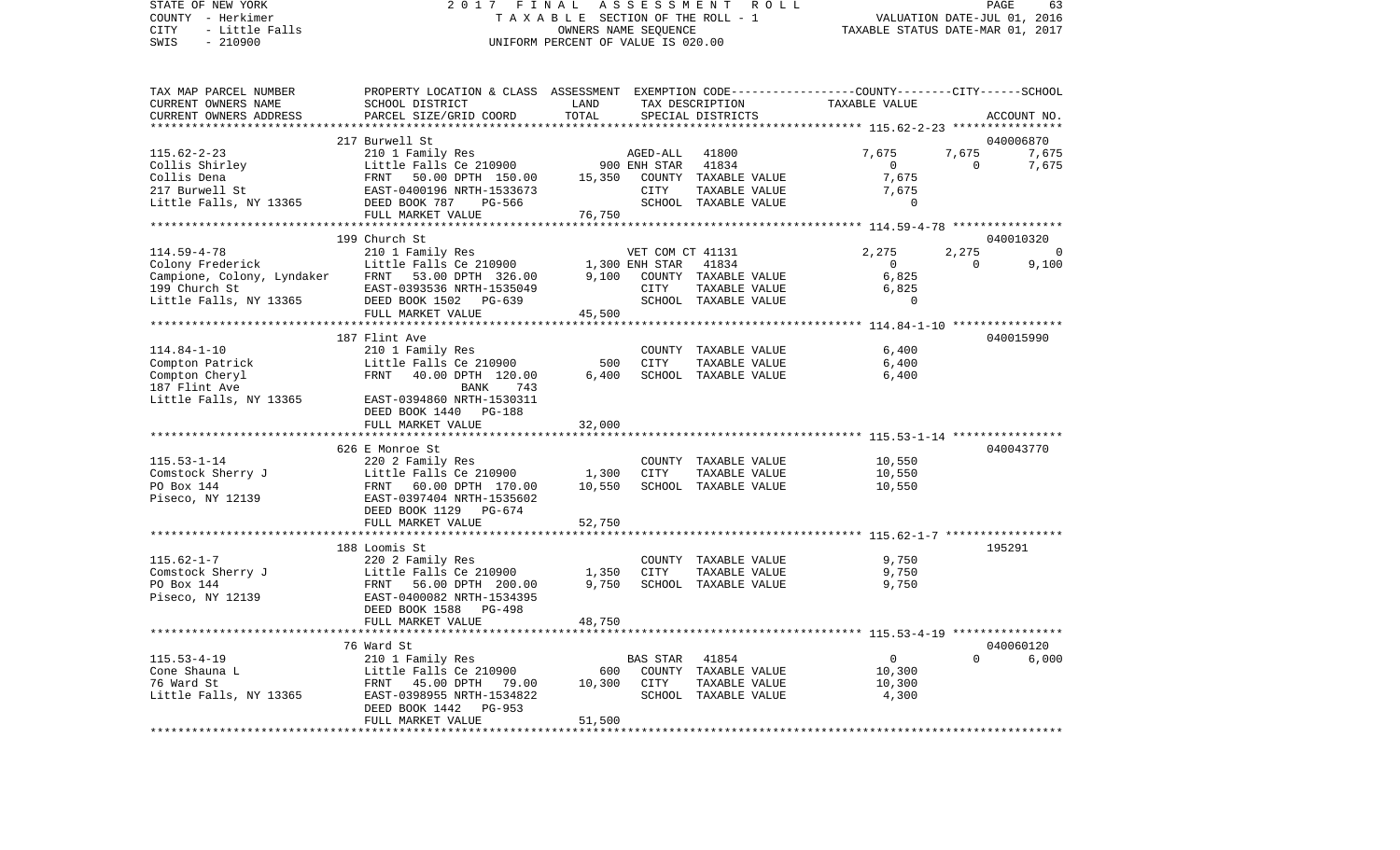STATE OF NEW YORK — 2017 FINAL ASSESSMENT ROLL — TAXABLE SECTION OF THE ROLL - 1 — VALUATION DATE-JUL 01, 2016
COUNTY - Herkimer — OWNERS NAME SEQUENCE — TAXABLE STATUS DATE-MAR 01, 2017
CITY - Little Falls — UNIFORM PERCENT OF VALUE IS 020.00
SWIS - 210900

```
TAX MAP PARCEL NUMBER       PROPERTY LOCATION & CLASS  ASSESSMENT  EXEMPTION CODE-----------------COUNTY--------CITY------SCHOOL
CURRENT OWNERS NAME         SCHOOL DISTRICT              LAND      TAX DESCRIPTION             TAXABLE VALUE
CURRENT OWNERS ADDRESS      PARCEL SIZE/GRID COORD       TOTAL     SPECIAL DISTRICTS                                     ACCOUNT NO.
******************************************************************************************* 115.62-2-23 ****************
                            217 Burwell St                                                                              040006870
115.62-2-23                 210 1 Family Res                       AGED-ALL    41800          7,675       7,675       7,675
Collis Shirley              Little Falls Ce 210900         900 ENH STAR    41834              0           0       7,675
Collis Dena                 FRNT   50.00 DPTH 150.00    15,350     COUNTY  TAXABLE VALUE       7,675
217 Burwell St              EAST-0400196 NRTH-1533673              CITY    TAXABLE VALUE       7,675
Little Falls, NY 13365      DEED BOOK 787    PG-566                SCHOOL  TAXABLE VALUE           0
                            FULL MARKET VALUE           76,750
******************************************************************************************* 114.59-4-78 ****************
                            199 Church St                                                                               040010320
114.59-4-78                 210 1 Family Res                       VET COM CT 41131           2,275       2,275           0
Colony Frederick            Little Falls Ce 210900       1,300 ENH STAR    41834              0           0       9,100
Campione, Colony, Lyndaker  FRNT   53.00 DPTH 326.00     9,100     COUNTY  TAXABLE VALUE       6,825
199 Church St               EAST-0393536 NRTH-1535049              CITY    TAXABLE VALUE       6,825
Little Falls, NY 13365      DEED BOOK 1502   PG-639                SCHOOL  TAXABLE VALUE           0
                            FULL MARKET VALUE           45,500
******************************************************************************************* 114.84-1-10 ****************
                            187 Flint Ave                                                                               040015990
114.84-1-10                 210 1 Family Res                       COUNTY  TAXABLE VALUE       6,400
Compton Patrick             Little Falls Ce 210900         500     CITY    TAXABLE VALUE       6,400
Compton Cheryl              FRNT   40.00 DPTH 120.00     6,400     SCHOOL  TAXABLE VALUE       6,400
187 Flint Ave                            BANK     743
Little Falls, NY 13365      EAST-0394860 NRTH-1530311
                            DEED BOOK 1440   PG-188
                            FULL MARKET VALUE           32,000
******************************************************************************************* 115.53-1-14 ****************
                            626 E Monroe St                                                                             040043770
115.53-1-14                 220 2 Family Res                       COUNTY  TAXABLE VALUE      10,550
Comstock Sherry J           Little Falls Ce 210900       1,300     CITY    TAXABLE VALUE      10,550
PO Box 144                  FRNT   60.00 DPTH 170.00    10,550     SCHOOL  TAXABLE VALUE      10,550
Piseco, NY 12139            EAST-0397404 NRTH-1535602
                            DEED BOOK 1129   PG-674
                            FULL MARKET VALUE           52,750
******************************************************************************************* 115.62-1-7 *****************
                            188 Loomis St                                                                               195291
115.62-1-7                  220 2 Family Res                       COUNTY  TAXABLE VALUE       9,750
Comstock Sherry J           Little Falls Ce 210900       1,350     CITY    TAXABLE VALUE       9,750
PO Box 144                  FRNT   56.00 DPTH 200.00     9,750     SCHOOL  TAXABLE VALUE       9,750
Piseco, NY 12139            EAST-0400082 NRTH-1534395
                            DEED BOOK 1588   PG-498
                            FULL MARKET VALUE           48,750
******************************************************************************************* 115.53-4-19 ****************
                            76 Ward St                                                                                  040060120
115.53-4-19                 210 1 Family Res                       BAS STAR    41854              0           0       6,000
Cone Shauna L               Little Falls Ce 210900         600     COUNTY  TAXABLE VALUE      10,300
76 Ward St                  FRNT   45.00 DPTH  79.00    10,300     CITY    TAXABLE VALUE      10,300
Little Falls, NY 13365      EAST-0398955 NRTH-1534822              SCHOOL  TAXABLE VALUE       4,300
                            DEED BOOK 1442   PG-953
                            FULL MARKET VALUE           51,500
****************************************************************************************************************************
```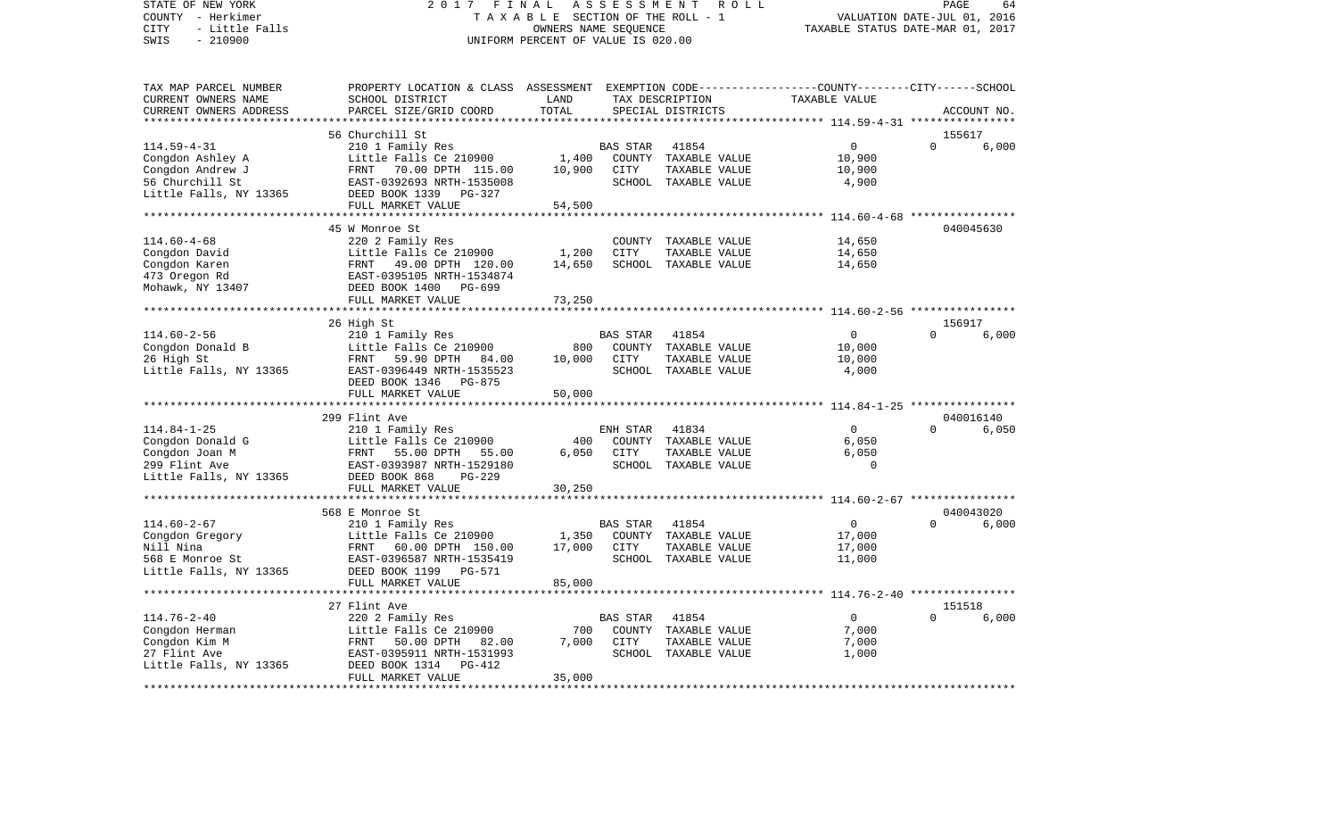STATE OF NEW YORK 2017 FINAL ASSESSMENT ROLL
COUNTY - Herkimer TAXABLE SECTION OF THE ROLL - 1 VALUATION DATE-JUL 01, 2016
CITY - Little Falls OWNERS NAME SEQUENCE TAXABLE STATUS DATE-MAR 01, 2017
SWIS - 210900 UNIFORM PERCENT OF VALUE IS 020.00

| TAX MAP PARCEL NUMBER / CURRENT OWNERS NAME / CURRENT OWNERS ADDRESS | PROPERTY LOCATION & CLASS / SCHOOL DISTRICT / PARCEL SIZE/GRID COORD | ASSESSMENT LAND | TOTAL | EXEMPTION CODE / TAX DESCRIPTION / SPECIAL DISTRICTS | COUNTY--------CITY------SCHOOL TAXABLE VALUE | ACCOUNT NO. |
|---|---|---|---|---|---|---|
| | 56 Churchill St | | | | | 155617 |
| 114.59-4-31 | 210 1 Family Res | | | BAS STAR 41854 | 0 0 | 6,000 |
| Congdon Ashley A | Little Falls Ce 210900 | 1,400 | | COUNTY TAXABLE VALUE | 10,900 | |
| Congdon Andrew J | FRNT 70.00 DPTH 115.00 | | 10,900 | CITY TAXABLE VALUE | 10,900 | |
| 56 Churchill St | EAST-0392693 NRTH-1535008 | | | SCHOOL TAXABLE VALUE | 4,900 | |
| Little Falls, NY 13365 | DEED BOOK 1339 PG-327 | | | | | |
| | FULL MARKET VALUE | | 54,500 | | | |
| | 45 W Monroe St | | | | | 040045630 |
| 114.60-4-68 | 220 2 Family Res | | | COUNTY TAXABLE VALUE | 14,650 | |
| Congdon David | Little Falls Ce 210900 | 1,200 | | CITY TAXABLE VALUE | 14,650 | |
| Congdon Karen | FRNT 49.00 DPTH 120.00 | | 14,650 | SCHOOL TAXABLE VALUE | 14,650 | |
| 473 Oregon Rd | EAST-0395105 NRTH-1534874 | | | | | |
| Mohawk, NY 13407 | DEED BOOK 1400 PG-699 | | | | | |
| | FULL MARKET VALUE | | 73,250 | | | |
| | 26 High St | | | | | 156917 |
| 114.60-2-56 | 210 1 Family Res | | | BAS STAR 41854 | 0 0 | 6,000 |
| Congdon Donald B | Little Falls Ce 210900 | 800 | | COUNTY TAXABLE VALUE | 10,000 | |
| 26 High St | FRNT 59.90 DPTH 84.00 | | 10,000 | CITY TAXABLE VALUE | 10,000 | |
| Little Falls, NY 13365 | EAST-0396449 NRTH-1535523 | | | SCHOOL TAXABLE VALUE | 4,000 | |
| | DEED BOOK 1346 PG-875 | | | | | |
| | FULL MARKET VALUE | | 50,000 | | | |
| | 299 Flint Ave | | | | | 040016140 |
| 114.84-1-25 | 210 1 Family Res | | | ENH STAR 41834 | 0 0 | 6,050 |
| Congdon Donald G | Little Falls Ce 210900 | 400 | | COUNTY TAXABLE VALUE | 6,050 | |
| Congdon Joan M | FRNT 55.00 DPTH 55.00 | | 6,050 | CITY TAXABLE VALUE | 6,050 | |
| 299 Flint Ave | EAST-0393987 NRTH-1529180 | | | SCHOOL TAXABLE VALUE | 0 | |
| Little Falls, NY 13365 | DEED BOOK 868 PG-229 | | | | | |
| | FULL MARKET VALUE | | 30,250 | | | |
| | 568 E Monroe St | | | | | 040043020 |
| 114.60-2-67 | 210 1 Family Res | | | BAS STAR 41854 | 0 0 | 6,000 |
| Congdon Gregory | Little Falls Ce 210900 | 1,350 | | COUNTY TAXABLE VALUE | 17,000 | |
| Nill Nina | FRNT 60.00 DPTH 150.00 | | 17,000 | CITY TAXABLE VALUE | 17,000 | |
| 568 E Monroe St | EAST-0396587 NRTH-1535419 | | | SCHOOL TAXABLE VALUE | 11,000 | |
| Little Falls, NY 13365 | DEED BOOK 1199 PG-571 | | | | | |
| | FULL MARKET VALUE | | 85,000 | | | |
| | 27 Flint Ave | | | | | 151518 |
| 114.76-2-40 | 220 2 Family Res | | | BAS STAR 41854 | 0 0 | 6,000 |
| Congdon Herman | Little Falls Ce 210900 | 700 | | COUNTY TAXABLE VALUE | 7,000 | |
| Congdon Kim M | FRNT 50.00 DPTH 82.00 | | 7,000 | CITY TAXABLE VALUE | 7,000 | |
| 27 Flint Ave | EAST-0395911 NRTH-1531993 | | | SCHOOL TAXABLE VALUE | 1,000 | |
| Little Falls, NY 13365 | DEED BOOK 1314 PG-412 | | | | | |
| | FULL MARKET VALUE | | 35,000 | | | |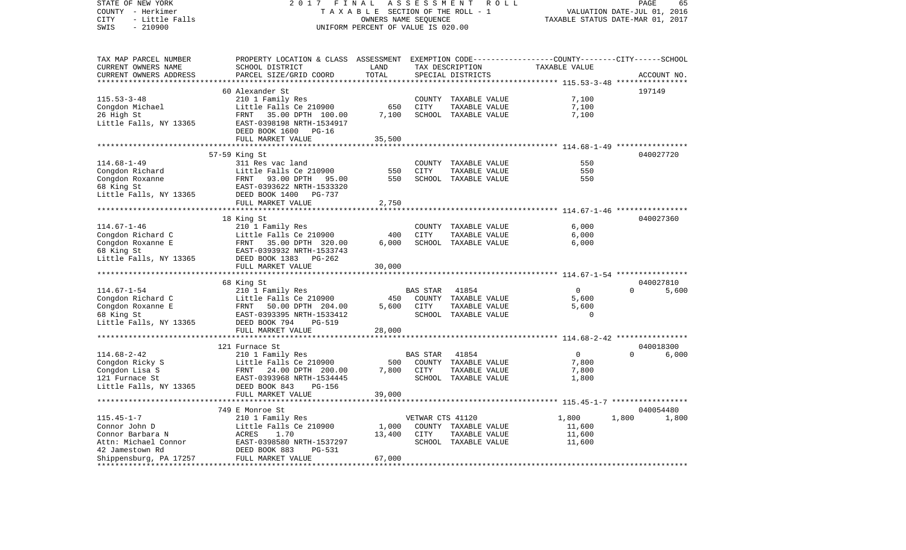STATE OF NEW YORK — 2017 FINAL ASSESSMENT ROLL
COUNTY - Herkimer — TAXABLE SECTION OF THE ROLL - 1 — VALUATION DATE-JUL 01, 2016
CITY - Little Falls — OWNERS NAME SEQUENCE — TAXABLE STATUS DATE-MAR 01, 2017
SWIS - 210900 — UNIFORM PERCENT OF VALUE IS 020.00

```
TAX MAP PARCEL NUMBER     PROPERTY LOCATION & CLASS  ASSESSMENT  EXEMPTION CODE-----------------COUNTY--------CITY------SCHOOL
CURRENT OWNERS NAME       SCHOOL DISTRICT              LAND      TAX DESCRIPTION             TAXABLE VALUE
CURRENT OWNERS ADDRESS    PARCEL SIZE/GRID COORD       TOTAL     SPECIAL DISTRICTS                                  ACCOUNT NO.
******************************************************************************************** 115.53-3-48 ****************
                          60 Alexander St                                                                           197149
115.53-3-48               210 1 Family Res                       COUNTY  TAXABLE VALUE          7,100
Congdon Michael           Little Falls Ce 210900         650     CITY    TAXABLE VALUE          7,100
26 High St                FRNT   35.00 DPTH 100.00     7,100     SCHOOL  TAXABLE VALUE          7,100
Little Falls, NY 13365    EAST-0398198 NRTH-1534917
                          DEED BOOK 1600   PG-16
                          FULL MARKET VALUE           35,500
******************************************************************************************** 114.68-1-49 ****************
                          57-59 King St                                                                             040027720
114.68-1-49               311 Res vac land                       COUNTY  TAXABLE VALUE            550
Congdon Richard           Little Falls Ce 210900         550     CITY    TAXABLE VALUE            550
Congdon Roxanne           FRNT   93.00 DPTH  95.00       550     SCHOOL  TAXABLE VALUE            550
68 King St                EAST-0393622 NRTH-1533320
Little Falls, NY 13365    DEED BOOK 1400   PG-737
                          FULL MARKET VALUE            2,750
******************************************************************************************** 114.67-1-46 ****************
                          18 King St                                                                                040027360
114.67-1-46               210 1 Family Res                       COUNTY  TAXABLE VALUE          6,000
Congdon Richard C         Little Falls Ce 210900         400     CITY    TAXABLE VALUE          6,000
Congdon Roxanne E         FRNT   35.00 DPTH 320.00     6,000     SCHOOL  TAXABLE VALUE          6,000
68 King St                EAST-0393932 NRTH-1533743
Little Falls, NY 13365    DEED BOOK 1383   PG-262
                          FULL MARKET VALUE           30,000
******************************************************************************************** 114.67-1-54 ****************
                          68 King St                                                                                040027810
114.67-1-54               210 1 Family Res                       BAS STAR   41854                  0          0       5,600
Congdon Richard C         Little Falls Ce 210900         450     COUNTY  TAXABLE VALUE          5,600
Congdon Roxanne E         FRNT   50.00 DPTH 204.00     5,600     CITY    TAXABLE VALUE          5,600
68 King St                EAST-0393395 NRTH-1533412              SCHOOL  TAXABLE VALUE              0
Little Falls, NY 13365    DEED BOOK 794    PG-519
                          FULL MARKET VALUE           28,000
******************************************************************************************** 114.68-2-42 ****************
                          121 Furnace St                                                                            040018300
114.68-2-42               210 1 Family Res                       BAS STAR   41854                  0          0       6,000
Congdon Ricky S           Little Falls Ce 210900         500     COUNTY  TAXABLE VALUE          7,800
Congdon Lisa S            FRNT   24.00 DPTH 200.00     7,800     CITY    TAXABLE VALUE          7,800
121 Furnace St            EAST-0393968 NRTH-1534445              SCHOOL  TAXABLE VALUE          1,800
Little Falls, NY 13365    DEED BOOK 843    PG-156
                          FULL MARKET VALUE           39,000
******************************************************************************************** 115.45-1-7 *****************
                          749 E Monroe St                                                                           040054480
115.45-1-7                210 1 Family Res                       VETWAR CTS 41120              1,800      1,800       1,800
Connor John D             Little Falls Ce 210900       1,000     COUNTY  TAXABLE VALUE         11,600
Connor Barbara N          ACRES    1.70               13,400     CITY    TAXABLE VALUE         11,600
Attn: Michael Connor      EAST-0398580 NRTH-1537297              SCHOOL  TAXABLE VALUE         11,600
42 Jamestown Rd           DEED BOOK 883    PG-531
Shippensburg, PA 17257    FULL MARKET VALUE           67,000
****************************************************************************************************************************
```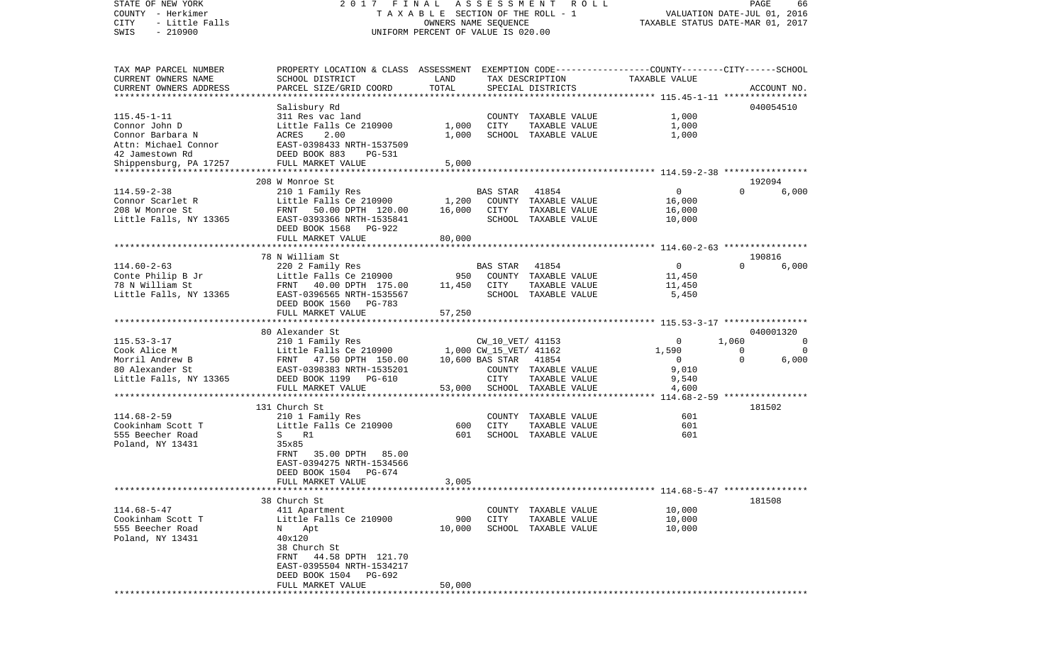STATE OF NEW YORK　　2 0 1 7　F I N A L　A S S E S S M E N T　R O L L
COUNTY - Herkimer　　T A X A B L E SECTION OF THE ROLL - 1　　VALUATION DATE-JUL 01, 2016
CITY - Little Falls　　OWNERS NAME SEQUENCE　　TAXABLE STATUS DATE-MAR 01, 2017
SWIS - 210900　　UNIFORM PERCENT OF VALUE IS 020.00

| TAX MAP PARCEL NUMBER / CURRENT OWNERS NAME / CURRENT OWNERS ADDRESS | PROPERTY LOCATION & CLASS / SCHOOL DISTRICT / PARCEL SIZE/GRID COORD | ASSESSMENT LAND | TOTAL | EXEMPTION CODE / TAX DESCRIPTION / SPECIAL DISTRICTS | COUNTY TAXABLE VALUE | CITY | SCHOOL | ACCOUNT NO. |
|---|---|---|---|---|---|---|---|---|
| **115.45-1-11** | Salisbury Rd | | | | | | | 040054510 |
| 115.45-1-11 | 311 Res vac land | | | COUNTY TAXABLE VALUE | 1,000 | | | |
| Connor John D | Little Falls Ce 210900 | 1,000 | | CITY TAXABLE VALUE | 1,000 | | | |
| Connor Barbara N | ACRES 2.00 | | 1,000 | SCHOOL TAXABLE VALUE | 1,000 | | | |
| Attn: Michael Connor | EAST-0398433 NRTH-1537509 | | | | | | | |
| 42 Jamestown Rd | DEED BOOK 883 PG-531 | | | | | | | |
| Shippensburg, PA 17257 | FULL MARKET VALUE | | 5,000 | | | | | |
| **114.59-2-38** | 208 W Monroe St | | | | | | | 192094 |
| 114.59-2-38 | 210 1 Family Res | | | BAS STAR 41854 | 0 | 0 | 6,000 | |
| Connor Scarlet R | Little Falls Ce 210900 | 1,200 | | COUNTY TAXABLE VALUE | 16,000 | | | |
| 208 W Monroe St | FRNT 50.00 DPTH 120.00 | | 16,000 | CITY TAXABLE VALUE | 16,000 | | | |
| Little Falls, NY 13365 | EAST-0393366 NRTH-1535841 | | | SCHOOL TAXABLE VALUE | 10,000 | | | |
| | DEED BOOK 1568 PG-922 | | | | | | | |
| | FULL MARKET VALUE | | 80,000 | | | | | |
| **114.60-2-63** | 78 N William St | | | | | | | 190816 |
| 114.60-2-63 | 220 2 Family Res | | | BAS STAR 41854 | 0 | 0 | 6,000 | |
| Conte Philip B Jr | Little Falls Ce 210900 | 950 | | COUNTY TAXABLE VALUE | 11,450 | | | |
| 78 N William St | FRNT 40.00 DPTH 175.00 | | 11,450 | CITY TAXABLE VALUE | 11,450 | | | |
| Little Falls, NY 13365 | EAST-0396565 NRTH-1535567 | | | SCHOOL TAXABLE VALUE | 5,450 | | | |
| | DEED BOOK 1560 PG-783 | | | | | | | |
| | FULL MARKET VALUE | | 57,250 | | | | | |
| **115.53-3-17** | 80 Alexander St | | | | | | | 040001320 |
| 115.53-3-17 | 210 1 Family Res | | | CW_10_VET/ 41153 | 0 | 1,060 | 0 | |
| Cook Alice M | Little Falls Ce 210900 | 1,000 | | CW_15_VET/ 41162 | 1,590 | 0 | 0 | |
| Morril Andrew B | FRNT 47.50 DPTH 150.00 | | 10,600 | BAS STAR 41854 | 0 | 0 | 6,000 | |
| 80 Alexander St | EAST-0398383 NRTH-1535201 | | | COUNTY TAXABLE VALUE | 9,010 | | | |
| Little Falls, NY 13365 | DEED BOOK 1199 PG-610 | | | CITY TAXABLE VALUE | 9,540 | | | |
| | FULL MARKET VALUE | | 53,000 | SCHOOL TAXABLE VALUE | 4,600 | | | |
| **114.68-2-59** | 131 Church St | | | | | | | 181502 |
| 114.68-2-59 | 210 1 Family Res | | | COUNTY TAXABLE VALUE | 601 | | | |
| Cookinham Scott T | Little Falls Ce 210900 | 600 | | CITY TAXABLE VALUE | 601 | | | |
| 555 Beecher Road | S R1 | | 601 | SCHOOL TAXABLE VALUE | 601 | | | |
| Poland, NY 13431 | 35x85 | | | | | | | |
| | FRNT 35.00 DPTH 85.00 | | | | | | | |
| | EAST-0394275 NRTH-1534566 | | | | | | | |
| | DEED BOOK 1504 PG-674 | | | | | | | |
| | FULL MARKET VALUE | | 3,005 | | | | | |
| **114.68-5-47** | 38 Church St | | | | | | | 181508 |
| 114.68-5-47 | 411 Apartment | | | COUNTY TAXABLE VALUE | 10,000 | | | |
| Cookinham Scott T | Little Falls Ce 210900 | 900 | | CITY TAXABLE VALUE | 10,000 | | | |
| 555 Beecher Road | N Apt | | 10,000 | SCHOOL TAXABLE VALUE | 10,000 | | | |
| Poland, NY 13431 | 40x120 | | | | | | | |
| | 38 Church St | | | | | | | |
| | FRNT 44.58 DPTH 121.70 | | | | | | | |
| | EAST-0395504 NRTH-1534217 | | | | | | | |
| | DEED BOOK 1504 PG-692 | | | | | | | |
| | FULL MARKET VALUE | | 50,000 | | | | | |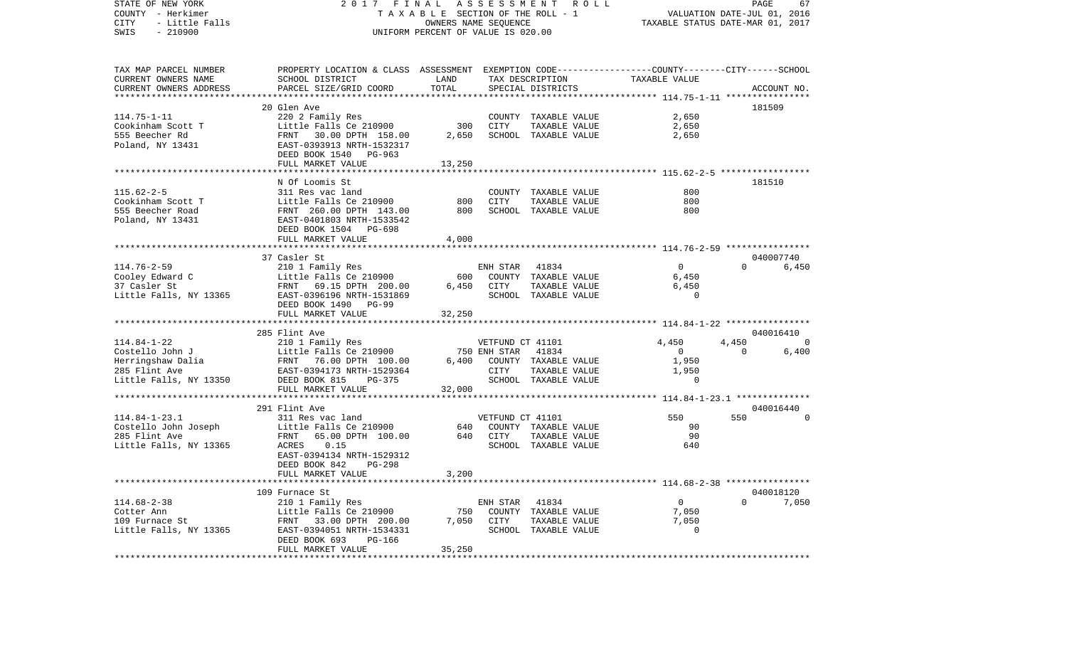STATE OF NEW YORK
COUNTY - Herkimer
CITY - Little Falls
SWIS - 210900

2017 FINAL ASSESSMENT ROLL
TAXABLE SECTION OF THE ROLL - 1
OWNERS NAME SEQUENCE
UNIFORM PERCENT OF VALUE IS 020.00

VALUATION DATE-JUL 01, 2016
TAXABLE STATUS DATE-MAR 01, 2017

| TAX MAP PARCEL NUMBER<br>CURRENT OWNERS NAME<br>CURRENT OWNERS ADDRESS | PROPERTY LOCATION & CLASS<br>SCHOOL DISTRICT<br>PARCEL SIZE/GRID COORD | ASSESSMENT<br>LAND<br>TOTAL | EXEMPTION CODE<br>TAX DESCRIPTION<br>SPECIAL DISTRICTS | COUNTY | CITY | SCHOOL<br>ACCOUNT NO. |
|---|---|---|---|---|---|---|
| | 20 Glen Ave | | | | | 181509 |
| 114.75-1-11 | 220 2 Family Res | | COUNTY TAXABLE VALUE | 2,650 | | |
| Cookinham Scott T | Little Falls Ce 210900 | 300 | CITY TAXABLE VALUE | | 2,650 | |
| 555 Beecher Rd | FRNT 30.00 DPTH 158.00 | 2,650 | SCHOOL TAXABLE VALUE | | | 2,650 |
| Poland, NY 13431 | EAST-0393913 NRTH-1532317 | | | | | |
| | DEED BOOK 1540 PG-963 | | | | | |
| | FULL MARKET VALUE | 13,250 | | | | |
| | N Of Loomis St | | | | | 181510 |
| 115.62-2-5 | 311 Res vac land | | COUNTY TAXABLE VALUE | 800 | | |
| Cookinham Scott T | Little Falls Ce 210900 | 800 | CITY TAXABLE VALUE | | 800 | |
| 555 Beecher Road | FRNT 260.00 DPTH 143.00 | 800 | SCHOOL TAXABLE VALUE | | | 800 |
| Poland, NY 13431 | EAST-0401803 NRTH-1533542 | | | | | |
| | DEED BOOK 1504 PG-698 | | | | | |
| | FULL MARKET VALUE | 4,000 | | | | |
| | 37 Casler St | | | | | 040007740 |
| 114.76-2-59 | 210 1 Family Res | | ENH STAR 41834 | 0 | 0 | 6,450 |
| Cooley Edward C | Little Falls Ce 210900 | 600 | COUNTY TAXABLE VALUE | 6,450 | | |
| 37 Casler St | FRNT 69.15 DPTH 200.00 | 6,450 | CITY TAXABLE VALUE | | 6,450 | |
| Little Falls, NY 13365 | EAST-0396196 NRTH-1531869 | | SCHOOL TAXABLE VALUE | | | 0 |
| | DEED BOOK 1490 PG-99 | | | | | |
| | FULL MARKET VALUE | 32,250 | | | | |
| | 285 Flint Ave | | | | | 040016410 |
| 114.84-1-22 | 210 1 Family Res | | VETFUND CT 41101 | 4,450 | 4,450 | 0 |
| Costello John J | Little Falls Ce 210900 | 750 | ENH STAR 41834 | 0 | 0 | 6,400 |
| Herringshaw Dalia | FRNT 76.00 DPTH 100.00 | 6,400 | COUNTY TAXABLE VALUE | 1,950 | | |
| 285 Flint Ave | EAST-0394173 NRTH-1529364 | | CITY TAXABLE VALUE | | 1,950 | |
| Little Falls, NY 13350 | DEED BOOK 815 PG-375 | | SCHOOL TAXABLE VALUE | | | 0 |
| | FULL MARKET VALUE | 32,000 | | | | |
| | 291 Flint Ave | | | | | 040016440 |
| 114.84-1-23.1 | 311 Res vac land | | VETFUND CT 41101 | 550 | 550 | 0 |
| Costello John Joseph | Little Falls Ce 210900 | 640 | COUNTY TAXABLE VALUE | 90 | | |
| 285 Flint Ave | FRNT 65.00 DPTH 100.00 | 640 | CITY TAXABLE VALUE | | 90 | |
| Little Falls, NY 13365 | ACRES 0.15 | | SCHOOL TAXABLE VALUE | | | 640 |
| | EAST-0394134 NRTH-1529312 | | | | | |
| | DEED BOOK 842 PG-298 | | | | | |
| | FULL MARKET VALUE | 3,200 | | | | |
| | 109 Furnace St | | | | | 040018120 |
| 114.68-2-38 | 210 1 Family Res | | ENH STAR 41834 | 0 | 0 | 7,050 |
| Cotter Ann | Little Falls Ce 210900 | 750 | COUNTY TAXABLE VALUE | 7,050 | | |
| 109 Furnace St | FRNT 33.00 DPTH 200.00 | 7,050 | CITY TAXABLE VALUE | | 7,050 | |
| Little Falls, NY 13365 | EAST-0394051 NRTH-1534331 | | SCHOOL TAXABLE VALUE | | | 0 |
| | DEED BOOK 693 PG-166 | | | | | |
| | FULL MARKET VALUE | 35,250 | | | | |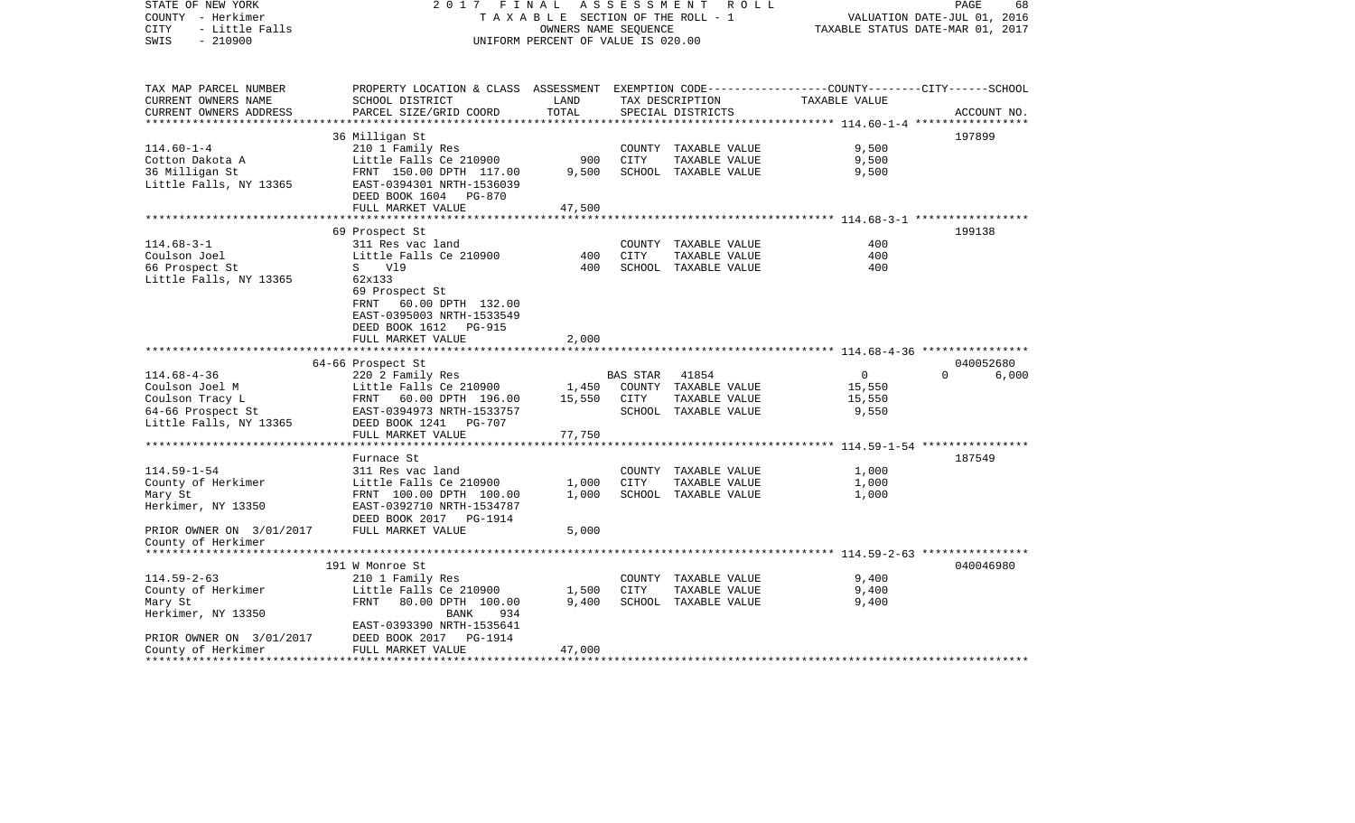STATE OF NEW YORK 2017 FINAL ASSESSMENT ROLL
COUNTY - Herkimer  T A X A B L E SECTION OF THE ROLL - 1  VALUATION DATE-JUL 01, 2016
CITY - Little Falls  OWNERS NAME SEQUENCE  TAXABLE STATUS DATE-MAR 01, 2017
SWIS - 210900  UNIFORM PERCENT OF VALUE IS 020.00

| TAX MAP PARCEL NUMBER / CURRENT OWNERS NAME / CURRENT OWNERS ADDRESS | PROPERTY LOCATION & CLASS / SCHOOL DISTRICT / PARCEL SIZE/GRID COORD | ASSESSMENT LAND | TOTAL | EXEMPTION CODE / TAX DESCRIPTION / SPECIAL DISTRICTS | COUNTY | CITY | SCHOOL (TAXABLE VALUE) | ACCOUNT NO. |
|---|---|---|---|---|---|---|---|---|
| **114.60-1-4** | 36 Milligan St | | | | | | | 197899 |
| Cotton Dakota A | 210 1 Family Res | | | COUNTY TAXABLE VALUE | 9,500 | | | |
| 36 Milligan St | Little Falls Ce 210900 | 900 | | CITY TAXABLE VALUE | | 9,500 | | |
| Little Falls, NY 13365 | FRNT 150.00 DPTH 117.00 | | 9,500 | SCHOOL TAXABLE VALUE | | | 9,500 | |
| | EAST-0394301 NRTH-1536039 | | | | | | | |
| | DEED BOOK 1604 PG-870 | | | | | | | |
| | FULL MARKET VALUE | | 47,500 | | | | | |
| **114.68-3-1** | 69 Prospect St | | | | | | | 199138 |
| Coulson Joel | 311 Res vac land | | | COUNTY TAXABLE VALUE | 400 | | | |
| 66 Prospect St | Little Falls Ce 210900 | 400 | | CITY TAXABLE VALUE | | 400 | | |
| Little Falls, NY 13365 | S V19 | | 400 | SCHOOL TAXABLE VALUE | | | 400 | |
| | 62x133 | | | | | | | |
| | 69 Prospect St | | | | | | | |
| | FRNT 60.00 DPTH 132.00 | | | | | | | |
| | EAST-0395003 NRTH-1533549 | | | | | | | |
| | DEED BOOK 1612 PG-915 | | | | | | | |
| | FULL MARKET VALUE | | 2,000 | | | | | |
| **114.68-4-36** | 64-66 Prospect St | | | | | | | 040052680 |
| Coulson Joel M | 220 2 Family Res | | | BAS STAR 41854 | 0 | 0 | 6,000 | |
| Coulson Tracy L | Little Falls Ce 210900 | 1,450 | | COUNTY TAXABLE VALUE | 15,550 | | | |
| 64-66 Prospect St | FRNT 60.00 DPTH 196.00 | | 15,550 | CITY TAXABLE VALUE | | 15,550 | | |
| Little Falls, NY 13365 | EAST-0394973 NRTH-1533757 | | | SCHOOL TAXABLE VALUE | | | 9,550 | |
| | DEED BOOK 1241 PG-707 | | | | | | | |
| | FULL MARKET VALUE | | 77,750 | | | | | |
| **114.59-1-54** | Furnace St | | | | | | | 187549 |
| County of Herkimer | 311 Res vac land | | | COUNTY TAXABLE VALUE | 1,000 | | | |
| Mary St | Little Falls Ce 210900 | 1,000 | | CITY TAXABLE VALUE | | 1,000 | | |
| Herkimer, NY 13350 | FRNT 100.00 DPTH 100.00 | | 1,000 | SCHOOL TAXABLE VALUE | | | 1,000 | |
| | EAST-0392710 NRTH-1534787 | | | | | | | |
| | DEED BOOK 2017 PG-1914 | | | | | | | |
| PRIOR OWNER ON 3/01/2017 | FULL MARKET VALUE | | 5,000 | | | | | |
| County of Herkimer | | | | | | | | |
| **114.59-2-63** | 191 W Monroe St | | | | | | | 040046980 |
| County of Herkimer | 210 1 Family Res | | | COUNTY TAXABLE VALUE | 9,400 | | | |
| Mary St | Little Falls Ce 210900 | 1,500 | | CITY TAXABLE VALUE | | 9,400 | | |
| Herkimer, NY 13350 | FRNT 80.00 DPTH 100.00 | | 9,400 | SCHOOL TAXABLE VALUE | | | 9,400 | |
| | BANK 934 | | | | | | | |
| | EAST-0393390 NRTH-1535641 | | | | | | | |
| PRIOR OWNER ON 3/01/2017 | DEED BOOK 2017 PG-1914 | | | | | | | |
| County of Herkimer | FULL MARKET VALUE | | 47,000 | | | | | |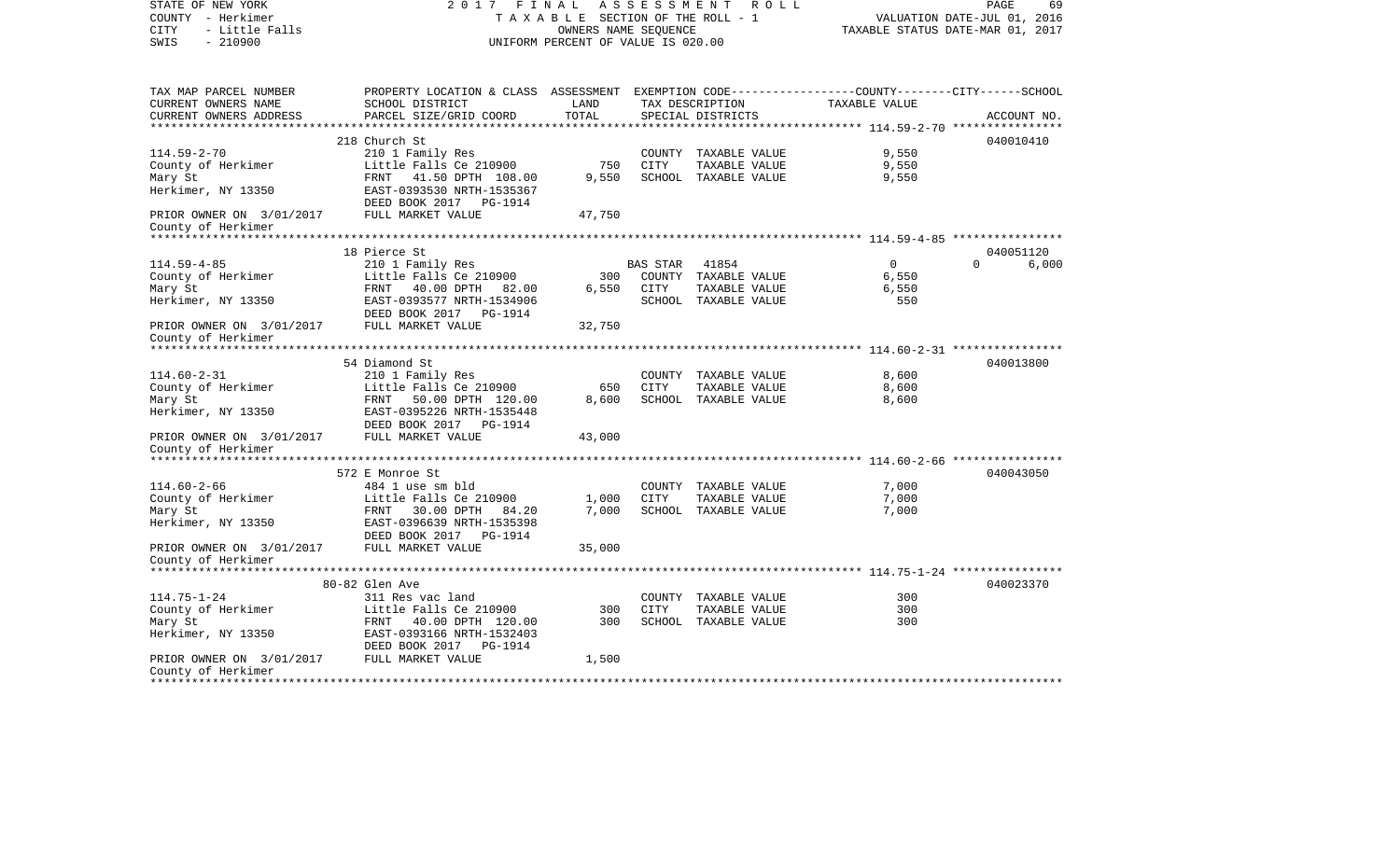STATE OF NEW YORK — 2017 FINAL ASSESSMENT ROLL — TAXABLE SECTION OF THE ROLL - 1
COUNTY - Herkimer — OWNERS NAME SEQUENCE — VALUATION DATE-JUL 01, 2016
CITY - Little Falls — UNIFORM PERCENT OF VALUE IS 020.00 — TAXABLE STATUS DATE-MAR 01, 2017
SWIS - 210900

| TAX MAP PARCEL NUMBER / CURRENT OWNERS NAME / CURRENT OWNERS ADDRESS | PROPERTY LOCATION & CLASS / SCHOOL DISTRICT / PARCEL SIZE/GRID COORD | ASSESSMENT LAND | ASSESSMENT TOTAL | EXEMPTION CODE / TAX DESCRIPTION / SPECIAL DISTRICTS | COUNTY TAXABLE VALUE | CITY | SCHOOL / ACCOUNT NO. |
|---|---|---|---|---|---|---|---|
| **114.59-2-70** | 218 Church St | | | | | | 040010410 |
| 114.59-2-70 | 210 1 Family Res | | | COUNTY TAXABLE VALUE | 9,550 | | |
| County of Herkimer | Little Falls Ce 210900 | 750 | | CITY TAXABLE VALUE | 9,550 | | |
| Mary St | FRNT 41.50 DPTH 108.00 | | 9,550 | SCHOOL TAXABLE VALUE | 9,550 | | |
| Herkimer, NY 13350 | EAST-0393530 NRTH-1535367 | | | | | | |
| | DEED BOOK 2017 PG-1914 | | | | | | |
| PRIOR OWNER ON 3/01/2017 County of Herkimer | FULL MARKET VALUE | | 47,750 | | | | |
| **114.59-4-85** | 18 Pierce St | | | | | | 040051120 |
| 114.59-4-85 | 210 1 Family Res | | | BAS STAR 41854 | 0 | 0 | 6,000 |
| County of Herkimer | Little Falls Ce 210900 | 300 | | COUNTY TAXABLE VALUE | 6,550 | | |
| Mary St | FRNT 40.00 DPTH 82.00 | | 6,550 | CITY TAXABLE VALUE | 6,550 | | |
| Herkimer, NY 13350 | EAST-0393577 NRTH-1534906 | | | SCHOOL TAXABLE VALUE | 550 | | |
| | DEED BOOK 2017 PG-1914 | | | | | | |
| PRIOR OWNER ON 3/01/2017 County of Herkimer | FULL MARKET VALUE | | 32,750 | | | | |
| **114.60-2-31** | 54 Diamond St | | | | | | 040013800 |
| 114.60-2-31 | 210 1 Family Res | | | COUNTY TAXABLE VALUE | 8,600 | | |
| County of Herkimer | Little Falls Ce 210900 | 650 | | CITY TAXABLE VALUE | 8,600 | | |
| Mary St | FRNT 50.00 DPTH 120.00 | | 8,600 | SCHOOL TAXABLE VALUE | 8,600 | | |
| Herkimer, NY 13350 | EAST-0395226 NRTH-1535448 | | | | | | |
| | DEED BOOK 2017 PG-1914 | | | | | | |
| PRIOR OWNER ON 3/01/2017 County of Herkimer | FULL MARKET VALUE | | 43,000 | | | | |
| **114.60-2-66** | 572 E Monroe St | | | | | | 040043050 |
| 114.60-2-66 | 484 1 use sm bld | | | COUNTY TAXABLE VALUE | 7,000 | | |
| County of Herkimer | Little Falls Ce 210900 | 1,000 | | CITY TAXABLE VALUE | 7,000 | | |
| Mary St | FRNT 30.00 DPTH 84.20 | | 7,000 | SCHOOL TAXABLE VALUE | 7,000 | | |
| Herkimer, NY 13350 | EAST-0396639 NRTH-1535398 | | | | | | |
| | DEED BOOK 2017 PG-1914 | | | | | | |
| PRIOR OWNER ON 3/01/2017 County of Herkimer | FULL MARKET VALUE | | 35,000 | | | | |
| **114.75-1-24** | 80-82 Glen Ave | | | | | | 040023370 |
| 114.75-1-24 | 311 Res vac land | | | COUNTY TAXABLE VALUE | 300 | | |
| County of Herkimer | Little Falls Ce 210900 | 300 | | CITY TAXABLE VALUE | 300 | | |
| Mary St | FRNT 40.00 DPTH 120.00 | | 300 | SCHOOL TAXABLE VALUE | 300 | | |
| Herkimer, NY 13350 | EAST-0393166 NRTH-1532403 | | | | | | |
| | DEED BOOK 2017 PG-1914 | | | | | | |
| PRIOR OWNER ON 3/01/2017 County of Herkimer | FULL MARKET VALUE | | 1,500 | | | | |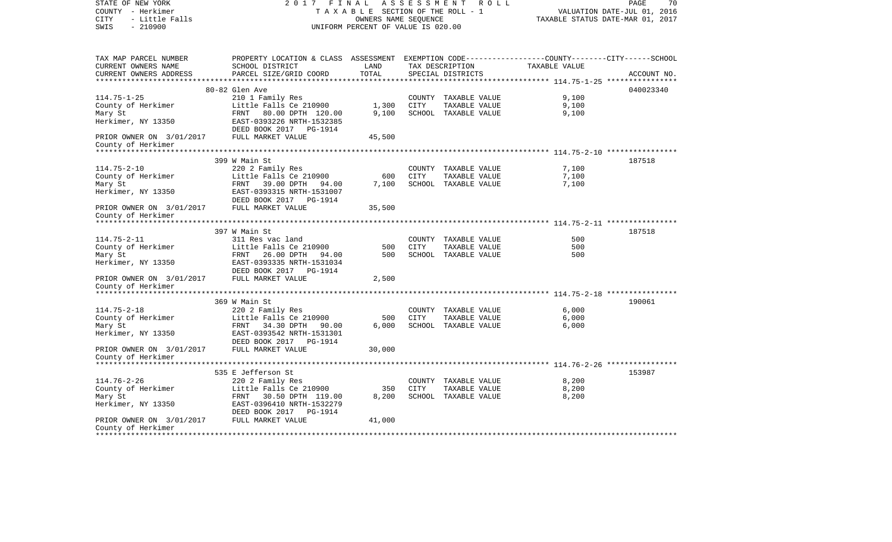STATE OF NEW YORK — 2017 FINAL ASSESSMENT ROLL
COUNTY - Herkimer — TAXABLE SECTION OF THE ROLL - 1 — VALUATION DATE-JUL 01, 2016
CITY - Little Falls — OWNERS NAME SEQUENCE — TAXABLE STATUS DATE-MAR 01, 2017
SWIS - 210900 — UNIFORM PERCENT OF VALUE IS 020.00

| TAX MAP PARCEL NUMBER / CURRENT OWNERS NAME / CURRENT OWNERS ADDRESS | PROPERTY LOCATION & CLASS / SCHOOL DISTRICT / PARCEL SIZE/GRID COORD | ASSESSMENT LAND | TOTAL | EXEMPTION CODE / TAX DESCRIPTION / SPECIAL DISTRICTS | TAXABLE VALUE (COUNTY / CITY / SCHOOL) | ACCOUNT NO. |
|---|---|---|---|---|---|---|
| **114.75-1-25** | 80-82 Glen Ave | | | | | 040023340 |
| County of Herkimer | 210 1 Family Res | | | COUNTY TAXABLE VALUE | 9,100 | |
| Mary St | Little Falls Ce 210900 | 1,300 | | CITY TAXABLE VALUE | 9,100 | |
| Herkimer, NY 13350 | FRNT 80.00 DPTH 120.00 | | 9,100 | SCHOOL TAXABLE VALUE | 9,100 | |
| | EAST-0393226 NRTH-1532385 | | | | | |
| | DEED BOOK 2017 PG-1914 | | | | | |
| PRIOR OWNER ON 3/01/2017 | FULL MARKET VALUE | | 45,500 | | | |
| County of Herkimer | | | | | | |
| **114.75-2-10** | 399 W Main St | | | | | 187518 |
| County of Herkimer | 220 2 Family Res | | | COUNTY TAXABLE VALUE | 7,100 | |
| Mary St | Little Falls Ce 210900 | 600 | | CITY TAXABLE VALUE | 7,100 | |
| Herkimer, NY 13350 | FRNT 39.00 DPTH 94.00 | | 7,100 | SCHOOL TAXABLE VALUE | 7,100 | |
| | EAST-0393315 NRTH-1531007 | | | | | |
| | DEED BOOK 2017 PG-1914 | | | | | |
| PRIOR OWNER ON 3/01/2017 | FULL MARKET VALUE | | 35,500 | | | |
| County of Herkimer | | | | | | |
| **114.75-2-11** | 397 W Main St | | | | | 187518 |
| County of Herkimer | 311 Res vac land | | | COUNTY TAXABLE VALUE | 500 | |
| Mary St | Little Falls Ce 210900 | 500 | | CITY TAXABLE VALUE | 500 | |
| Herkimer, NY 13350 | FRNT 26.00 DPTH 94.00 | | 500 | SCHOOL TAXABLE VALUE | 500 | |
| | EAST-0393335 NRTH-1531034 | | | | | |
| | DEED BOOK 2017 PG-1914 | | | | | |
| PRIOR OWNER ON 3/01/2017 | FULL MARKET VALUE | | 2,500 | | | |
| County of Herkimer | | | | | | |
| **114.75-2-18** | 369 W Main St | | | | | 190061 |
| County of Herkimer | 220 2 Family Res | | | COUNTY TAXABLE VALUE | 6,000 | |
| Mary St | Little Falls Ce 210900 | 500 | | CITY TAXABLE VALUE | 6,000 | |
| Herkimer, NY 13350 | FRNT 34.30 DPTH 90.00 | | 6,000 | SCHOOL TAXABLE VALUE | 6,000 | |
| | EAST-0393542 NRTH-1531301 | | | | | |
| | DEED BOOK 2017 PG-1914 | | | | | |
| PRIOR OWNER ON 3/01/2017 | FULL MARKET VALUE | | 30,000 | | | |
| County of Herkimer | | | | | | |
| **114.76-2-26** | 535 E Jefferson St | | | | | 153987 |
| County of Herkimer | 220 2 Family Res | | | COUNTY TAXABLE VALUE | 8,200 | |
| Mary St | Little Falls Ce 210900 | 350 | | CITY TAXABLE VALUE | 8,200 | |
| Herkimer, NY 13350 | FRNT 30.50 DPTH 119.00 | | 8,200 | SCHOOL TAXABLE VALUE | 8,200 | |
| | EAST-0396410 NRTH-1532279 | | | | | |
| | DEED BOOK 2017 PG-1914 | | | | | |
| PRIOR OWNER ON 3/01/2017 | FULL MARKET VALUE | | 41,000 | | | |
| County of Herkimer | | | | | | |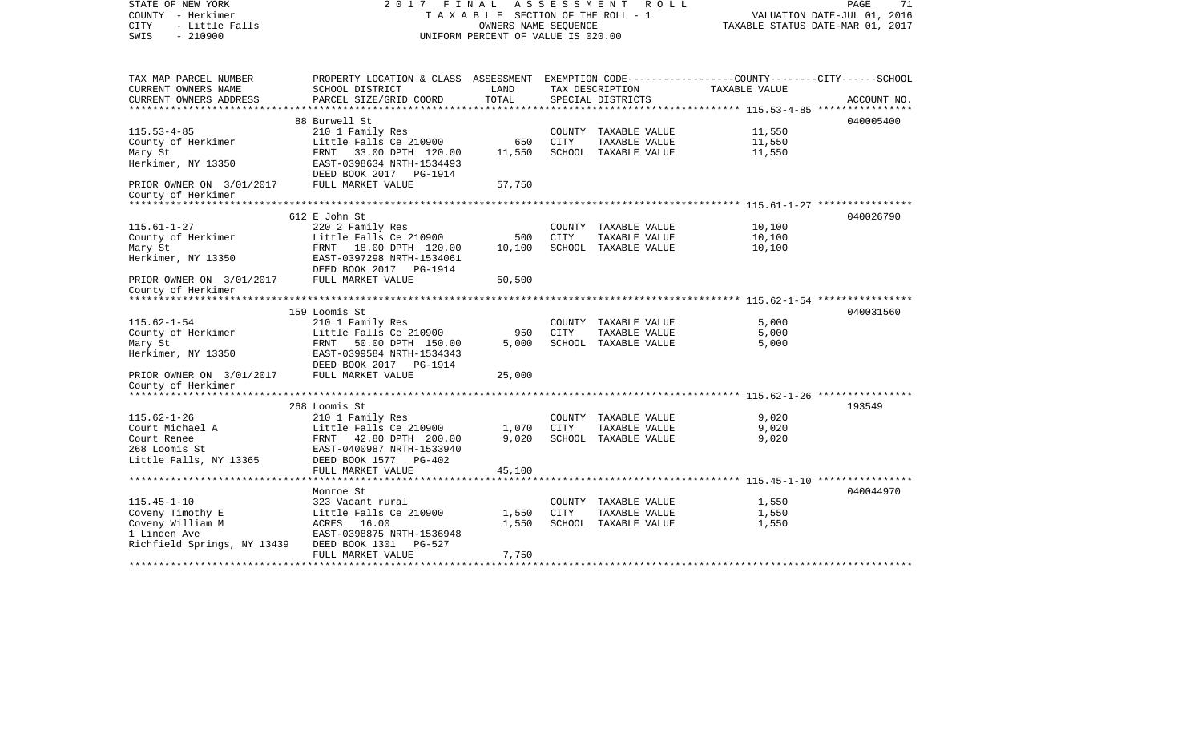STATE OF NEW YORK | COUNTY - Herkimer | CITY - Little Falls | SWIS - 210900

**2017 FINAL ASSESSMENT ROLL**
TAXABLE SECTION OF THE ROLL - 1
OWNERS NAME SEQUENCE
UNIFORM PERCENT OF VALUE IS 020.00

VALUATION DATE-JUL 01, 2016
TAXABLE STATUS DATE-MAR 01, 2017

| TAX MAP PARCEL NUMBER / CURRENT OWNERS NAME / CURRENT OWNERS ADDRESS | PROPERTY LOCATION & CLASS / SCHOOL DISTRICT / PARCEL SIZE/GRID COORD | ASSESSMENT LAND | ASSESSMENT TOTAL | EXEMPTION CODE / TAX DESCRIPTION / SPECIAL DISTRICTS | TAXABLE VALUE | ACCOUNT NO. |
|---|---|---|---|---|---|---|
| | 88 Burwell St | | | | | 040005400 |
| 115.53-4-85 | 210 1 Family Res | | | COUNTY TAXABLE VALUE | 11,550 | |
| County of Herkimer | Little Falls Ce 210900 | 650 | | CITY TAXABLE VALUE | 11,550 | |
| Mary St | FRNT 33.00 DPTH 120.00 | | 11,550 | SCHOOL TAXABLE VALUE | 11,550 | |
| Herkimer, NY 13350 | EAST-0398634 NRTH-1534493 | | | | | |
| | DEED BOOK 2017 PG-1914 | | | | | |
| PRIOR OWNER ON 3/01/2017 | FULL MARKET VALUE | | 57,750 | | | |
| County of Herkimer | | | | | | |
| | 612 E John St | | | | | 040026790 |
| 115.61-1-27 | 220 2 Family Res | | | COUNTY TAXABLE VALUE | 10,100 | |
| County of Herkimer | Little Falls Ce 210900 | 500 | | CITY TAXABLE VALUE | 10,100 | |
| Mary St | FRNT 18.00 DPTH 120.00 | | 10,100 | SCHOOL TAXABLE VALUE | 10,100 | |
| Herkimer, NY 13350 | EAST-0397298 NRTH-1534061 | | | | | |
| | DEED BOOK 2017 PG-1914 | | | | | |
| PRIOR OWNER ON 3/01/2017 | FULL MARKET VALUE | | 50,500 | | | |
| County of Herkimer | | | | | | |
| | 159 Loomis St | | | | | 040031560 |
| 115.62-1-54 | 210 1 Family Res | | | COUNTY TAXABLE VALUE | 5,000 | |
| County of Herkimer | Little Falls Ce 210900 | 950 | | CITY TAXABLE VALUE | 5,000 | |
| Mary St | FRNT 50.00 DPTH 150.00 | | 5,000 | SCHOOL TAXABLE VALUE | 5,000 | |
| Herkimer, NY 13350 | EAST-0399584 NRTH-1534343 | | | | | |
| | DEED BOOK 2017 PG-1914 | | | | | |
| PRIOR OWNER ON 3/01/2017 | FULL MARKET VALUE | | 25,000 | | | |
| County of Herkimer | | | | | | |
| | 268 Loomis St | | | | | 193549 |
| 115.62-1-26 | 210 1 Family Res | | | COUNTY TAXABLE VALUE | 9,020 | |
| Court Michael A | Little Falls Ce 210900 | 1,070 | | CITY TAXABLE VALUE | 9,020 | |
| Court Renee | FRNT 42.80 DPTH 200.00 | | 9,020 | SCHOOL TAXABLE VALUE | 9,020 | |
| 268 Loomis St | EAST-0400987 NRTH-1533940 | | | | | |
| Little Falls, NY 13365 | DEED BOOK 1577 PG-402 | | | | | |
| | FULL MARKET VALUE | | 45,100 | | | |
| | Monroe St | | | | | 040044970 |
| 115.45-1-10 | 323 Vacant rural | | | COUNTY TAXABLE VALUE | 1,550 | |
| Coveny Timothy E | Little Falls Ce 210900 | 1,550 | | CITY TAXABLE VALUE | 1,550 | |
| Coveny William M | ACRES 16.00 | | 1,550 | SCHOOL TAXABLE VALUE | 1,550 | |
| 1 Linden Ave | EAST-0398875 NRTH-1536948 | | | | | |
| Richfield Springs, NY 13439 | DEED BOOK 1301 PG-527 | | | | | |
| | FULL MARKET VALUE | | 7,750 | | | |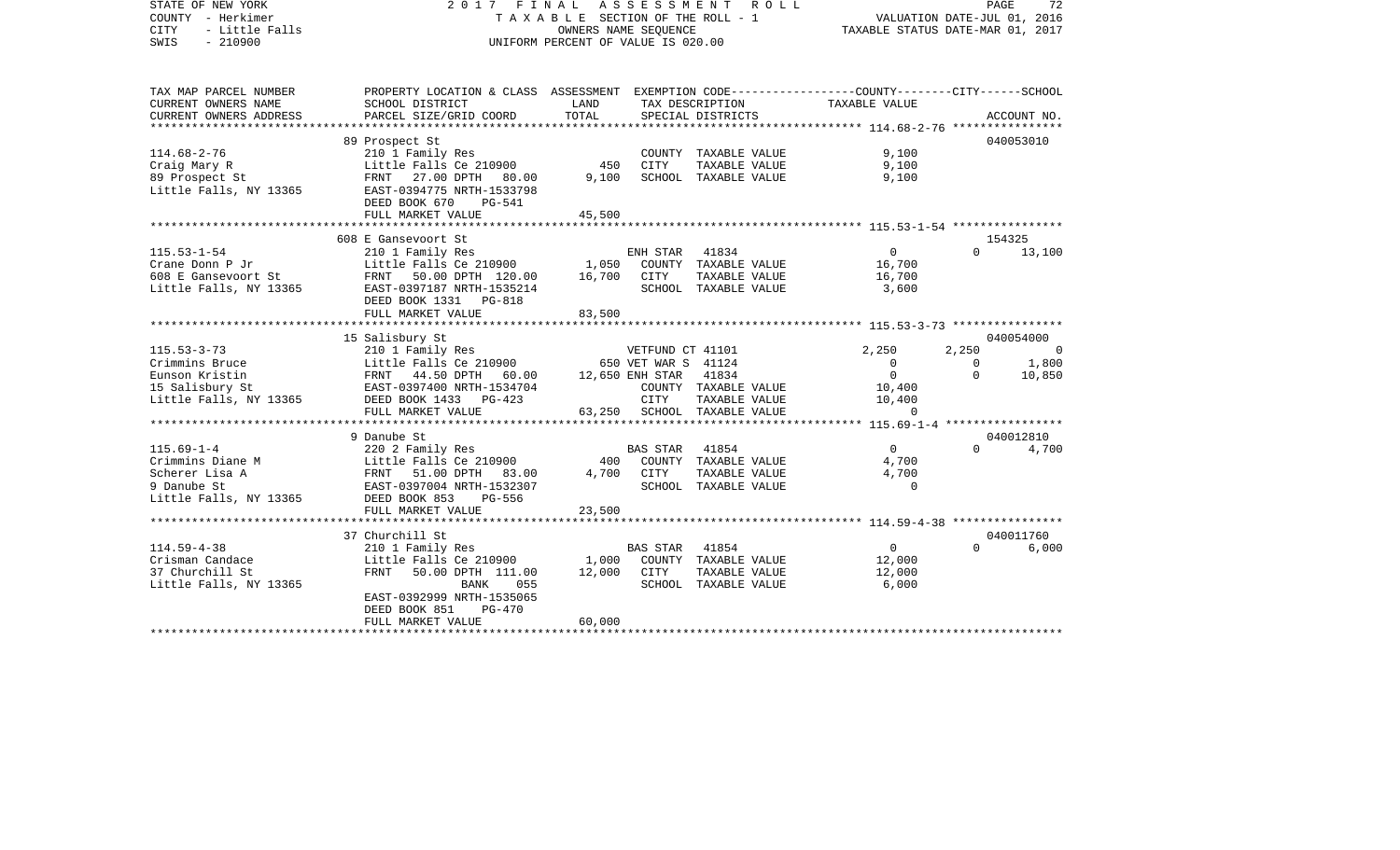STATE OF NEW YORK
COUNTY - Herkimer
CITY - Little Falls
SWIS - 210900

2017 FINAL ASSESSMENT ROLL
TAXABLE SECTION OF THE ROLL - 1
OWNERS NAME SEQUENCE
UNIFORM PERCENT OF VALUE IS 020.00

VALUATION DATE-JUL 01, 2016
TAXABLE STATUS DATE-MAR 01, 2017

| TAX MAP PARCEL NUMBER / CURRENT OWNERS NAME / CURRENT OWNERS ADDRESS | PROPERTY LOCATION & CLASS / SCHOOL DISTRICT / PARCEL SIZE/GRID COORD | ASSESSMENT LAND | TOTAL | EXEMPTION CODE / TAX DESCRIPTION / SPECIAL DISTRICTS | COUNTY | CITY | SCHOOL | ACCOUNT NO. |
|---|---|---|---|---|---|---|---|---|
| **114.68-2-76** | 89 Prospect St | | | | | | | 040053010 |
| Craig Mary R | 210 1 Family Res | | | COUNTY TAXABLE VALUE | 9,100 | | | |
| 89 Prospect St | Little Falls Ce 210900 | 450 | | CITY TAXABLE VALUE | | 9,100 | | |
| Little Falls, NY 13365 | FRNT 27.00 DPTH 80.00 | | 9,100 | SCHOOL TAXABLE VALUE | | | 9,100 | |
| | EAST-0394775 NRTH-1533798 | | | | | | | |
| | DEED BOOK 670 PG-541 | | | | | | | |
| | FULL MARKET VALUE | | 45,500 | | | | | |
| **115.53-1-54** | 608 E Gansevoort St | | | | | | | 154325 |
| Crane Donn P Jr | 210 1 Family Res | | | ENH STAR 41834 | 0 | 0 | 13,100 | |
| 608 E Gansevoort St | Little Falls Ce 210900 | 1,050 | | COUNTY TAXABLE VALUE | 16,700 | | | |
| Little Falls, NY 13365 | FRNT 50.00 DPTH 120.00 | | 16,700 | CITY TAXABLE VALUE | | 16,700 | | |
| | EAST-0397187 NRTH-1535214 | | | SCHOOL TAXABLE VALUE | | | 3,600 | |
| | DEED BOOK 1331 PG-818 | | | | | | | |
| | FULL MARKET VALUE | | 83,500 | | | | | |
| **115.53-3-73** | 15 Salisbury St | | | | | | | 040054000 |
| Crimmins Bruce | 210 1 Family Res | | | VETFUND CT 41101 | 2,250 | 2,250 | 0 | |
| Eunson Kristin | Little Falls Ce 210900 | 650 | | VET WAR S 41124 | 0 | 0 | 1,800 | |
| 15 Salisbury St | FRNT 44.50 DPTH 60.00 | | 12,650 | ENH STAR 41834 | 0 | 0 | 10,850 | |
| Little Falls, NY 13365 | EAST-0397400 NRTH-1534704 | | | COUNTY TAXABLE VALUE | 10,400 | | | |
| | DEED BOOK 1433 PG-423 | | | CITY TAXABLE VALUE | | 10,400 | | |
| | FULL MARKET VALUE | | 63,250 | SCHOOL TAXABLE VALUE | | | 0 | |
| **115.69-1-4** | 9 Danube St | | | | | | | 040012810 |
| Crimmins Diane M | 220 2 Family Res | | | BAS STAR 41854 | 0 | 0 | 4,700 | |
| Scherer Lisa A | Little Falls Ce 210900 | 400 | | COUNTY TAXABLE VALUE | 4,700 | | | |
| 9 Danube St | FRNT 51.00 DPTH 83.00 | | 4,700 | CITY TAXABLE VALUE | | 4,700 | | |
| Little Falls, NY 13365 | EAST-0397004 NRTH-1532307 | | | SCHOOL TAXABLE VALUE | | | 0 | |
| | DEED BOOK 853 PG-556 | | | | | | | |
| | FULL MARKET VALUE | | 23,500 | | | | | |
| **114.59-4-38** | 37 Churchill St | | | | | | | 040011760 |
| Crisman Candace | 210 1 Family Res | | | BAS STAR 41854 | 0 | 0 | 6,000 | |
| 37 Churchill St | Little Falls Ce 210900 | 1,000 | | COUNTY TAXABLE VALUE | 12,000 | | | |
| Little Falls, NY 13365 | FRNT 50.00 DPTH 111.00 | | 12,000 | CITY TAXABLE VALUE | | 12,000 | | |
| | BANK 055 | | | SCHOOL TAXABLE VALUE | | | 6,000 | |
| | EAST-0392999 NRTH-1535065 | | | | | | | |
| | DEED BOOK 851 PG-470 | | | | | | | |
| | FULL MARKET VALUE | | 60,000 | | | | | |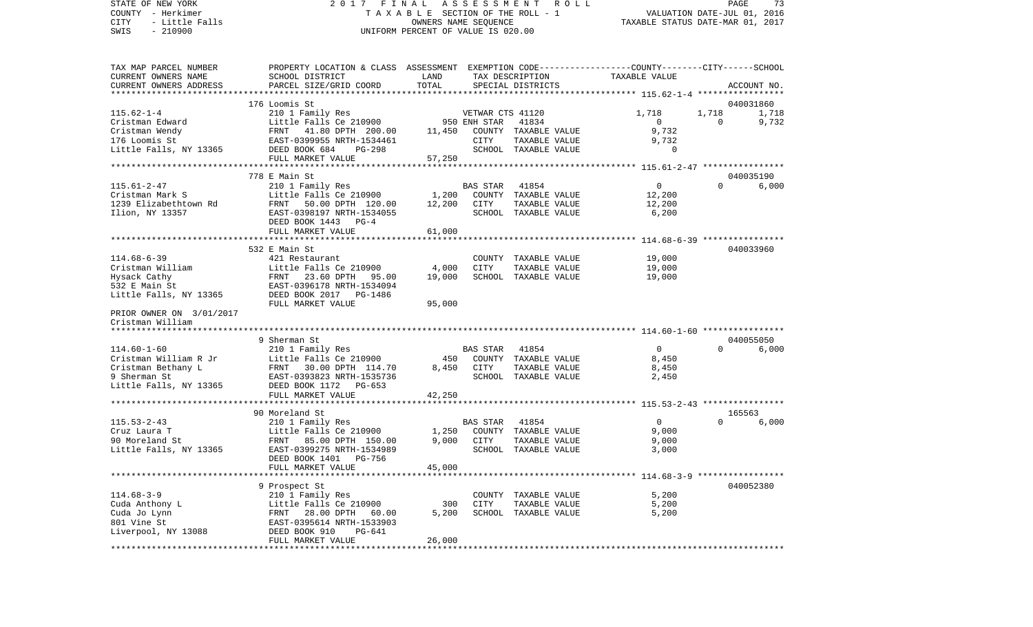STATE OF NEW YORK — 2017 FINAL ASSESSMENT ROLL — PAGE 73
COUNTY - Herkimer — TAXABLE SECTION OF THE ROLL - 1 — VALUATION DATE-JUL 01, 2016
CITY - Little Falls — OWNERS NAME SEQUENCE — TAXABLE STATUS DATE-MAR 01, 2017
SWIS - 210900 — UNIFORM PERCENT OF VALUE IS 020.00

| TAX MAP PARCEL NUMBER / CURRENT OWNERS NAME / CURRENT OWNERS ADDRESS | PROPERTY LOCATION & CLASS / SCHOOL DISTRICT / PARCEL SIZE/GRID COORD | ASSESSMENT LAND | TOTAL | EXEMPTION CODE / TAX DESCRIPTION / SPECIAL DISTRICTS | COUNTY TAXABLE VALUE | CITY | SCHOOL / ACCOUNT NO. |
|---|---|---|---|---|---|---|---|
| | 176 Loomis St | | | | | | 040031860 |
| 115.62-1-4 | 210 1 Family Res | | | VETWAR CTS 41120 | 1,718 | 1,718 | 1,718 |
| Cristman Edward | Little Falls Ce 210900 | 950 | | ENH STAR 41834 | 0 | 0 | 9,732 |
| Cristman Wendy | FRNT 41.80 DPTH 200.00 | | 11,450 | COUNTY TAXABLE VALUE | 9,732 | | |
| 176 Loomis St | EAST-0399955 NRTH-1534461 | | | CITY TAXABLE VALUE | 9,732 | | |
| Little Falls, NY 13365 | DEED BOOK 684 PG-298 | | | SCHOOL TAXABLE VALUE | 0 | | |
| | FULL MARKET VALUE | | 57,250 | | | | |
| | 778 E Main St | | | | | | 040035190 |
| 115.61-2-47 | 210 1 Family Res | | | BAS STAR 41854 | 0 | 0 | 6,000 |
| Cristman Mark S | Little Falls Ce 210900 | 1,200 | | COUNTY TAXABLE VALUE | 12,200 | | |
| 1239 Elizabethtown Rd | FRNT 50.00 DPTH 120.00 | | 12,200 | CITY TAXABLE VALUE | 12,200 | | |
| Ilion, NY 13357 | EAST-0398197 NRTH-1534055 | | | SCHOOL TAXABLE VALUE | 6,200 | | |
| | DEED BOOK 1443 PG-4 | | | | | | |
| | FULL MARKET VALUE | | 61,000 | | | | |
| | 532 E Main St | | | | | | 040033960 |
| 114.68-6-39 | 421 Restaurant | | | COUNTY TAXABLE VALUE | 19,000 | | |
| Cristman William | Little Falls Ce 210900 | 4,000 | | CITY TAXABLE VALUE | 19,000 | | |
| Hysack Cathy | FRNT 23.60 DPTH 95.00 | | 19,000 | SCHOOL TAXABLE VALUE | 19,000 | | |
| 532 E Main St | EAST-0396178 NRTH-1534094 | | | | | | |
| Little Falls, NY 13365 | DEED BOOK 2017 PG-1486 | | | | | | |
| | FULL MARKET VALUE | | 95,000 | | | | |
| PRIOR OWNER ON 3/01/2017 | | | | | | | |
| Cristman William | | | | | | | |
| | 9 Sherman St | | | | | | 040055050 |
| 114.60-1-60 | 210 1 Family Res | | | BAS STAR 41854 | 0 | 0 | 6,000 |
| Cristman William R Jr | Little Falls Ce 210900 | 450 | | COUNTY TAXABLE VALUE | 8,450 | | |
| Cristman Bethany L | FRNT 30.00 DPTH 114.70 | | 8,450 | CITY TAXABLE VALUE | 8,450 | | |
| 9 Sherman St | EAST-0393823 NRTH-1535736 | | | SCHOOL TAXABLE VALUE | 2,450 | | |
| Little Falls, NY 13365 | DEED BOOK 1172 PG-653 | | | | | | |
| | FULL MARKET VALUE | | 42,250 | | | | |
| | 90 Moreland St | | | | | | 165563 |
| 115.53-2-43 | 210 1 Family Res | | | BAS STAR 41854 | 0 | 0 | 6,000 |
| Cruz Laura T | Little Falls Ce 210900 | 1,250 | | COUNTY TAXABLE VALUE | 9,000 | | |
| 90 Moreland St | FRNT 85.00 DPTH 150.00 | | 9,000 | CITY TAXABLE VALUE | 9,000 | | |
| Little Falls, NY 13365 | EAST-0399275 NRTH-1534989 | | | SCHOOL TAXABLE VALUE | 3,000 | | |
| | DEED BOOK 1401 PG-756 | | | | | | |
| | FULL MARKET VALUE | | 45,000 | | | | |
| | 9 Prospect St | | | | | | 040052380 |
| 114.68-3-9 | 210 1 Family Res | | | COUNTY TAXABLE VALUE | 5,200 | | |
| Cuda Anthony L | Little Falls Ce 210900 | 300 | | CITY TAXABLE VALUE | 5,200 | | |
| Cuda Jo Lynn | FRNT 28.00 DPTH 60.00 | | 5,200 | SCHOOL TAXABLE VALUE | 5,200 | | |
| 801 Vine St | EAST-0395614 NRTH-1533903 | | | | | | |
| Liverpool, NY 13088 | DEED BOOK 910 PG-641 | | | | | | |
| | FULL MARKET VALUE | | 26,000 | | | | |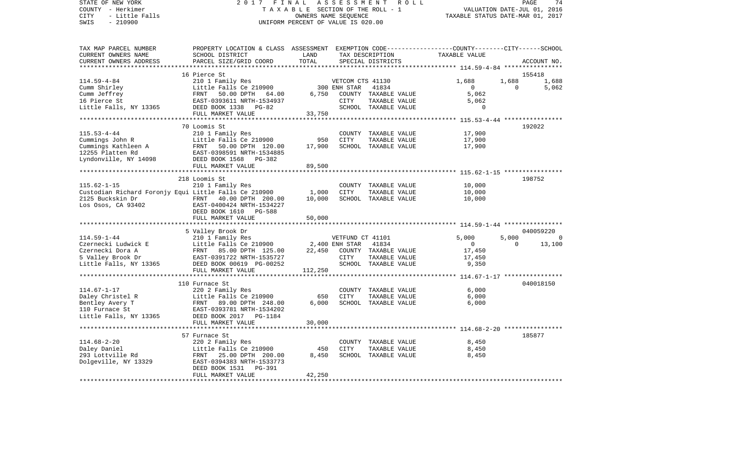STATE OF NEW YORK
COUNTY - Herkimer
CITY - Little Falls
SWIS - 210900

2017 FINAL ASSESSMENT ROLL
TAXABLE SECTION OF THE ROLL - 1
OWNERS NAME SEQUENCE
UNIFORM PERCENT OF VALUE IS 020.00

VALUATION DATE-JUL 01, 2016
TAXABLE STATUS DATE-MAR 01, 2017

| TAX MAP PARCEL NUMBER / CURRENT OWNERS NAME / CURRENT OWNERS ADDRESS | PROPERTY LOCATION & CLASS / SCHOOL DISTRICT / PARCEL SIZE/GRID COORD | ASSESSMENT LAND | TOTAL | EXEMPTION CODE / TAX DESCRIPTION / SPECIAL DISTRICTS | COUNTY | CITY | SCHOOL | ACCOUNT NO. |
|---|---|---|---|---|---|---|---|---|
| 114.59-4-84 | 16 Pierce St | | | | | | | 155418 |
| | 210 1 Family Res | | | VETCOM CTS 41130 | 1,688 | 1,688 | 1,688 | |
| Cumm Shirley | Little Falls Ce 210900 | 300 | | ENH STAR 41834 | 0 | 0 | 5,062 | |
| Cumm Jeffrey | FRNT 50.00 DPTH 64.00 | | 6,750 | COUNTY TAXABLE VALUE | 5,062 | | | |
| 16 Pierce St | EAST-0393611 NRTH-1534937 | | | CITY TAXABLE VALUE | | 5,062 | | |
| Little Falls, NY 13365 | DEED BOOK 1338 PG-82 | | | SCHOOL TAXABLE VALUE | | | 0 | |
| | FULL MARKET VALUE | | 33,750 | | | | | |
| 115.53-4-44 | 70 Loomis St | | | | | | | 192022 |
| | 210 1 Family Res | | | COUNTY TAXABLE VALUE | 17,900 | | | |
| Cummings John R | Little Falls Ce 210900 | 950 | | CITY TAXABLE VALUE | | 17,900 | | |
| Cummings Kathleen A | FRNT 50.00 DPTH 120.00 | | 17,900 | SCHOOL TAXABLE VALUE | | | 17,900 | |
| 12255 Platten Rd | EAST-0398591 NRTH-1534885 | | | | | | | |
| Lyndonville, NY 14098 | DEED BOOK 1568 PG-382 | | | | | | | |
| | FULL MARKET VALUE | | 89,500 | | | | | |
| 115.62-1-15 | 218 Loomis St | | | | | | | 198752 |
| | 210 1 Family Res | | | COUNTY TAXABLE VALUE | 10,000 | | | |
| Custodian Richard Foronjy Equi | Little Falls Ce 210900 | 1,000 | | CITY TAXABLE VALUE | | 10,000 | | |
| 2125 Buckskin Dr | FRNT 40.00 DPTH 200.00 | | 10,000 | SCHOOL TAXABLE VALUE | | | 10,000 | |
| Los Osos, CA 93402 | EAST-0400424 NRTH-1534227 | | | | | | | |
| | DEED BOOK 1610 PG-588 | | | | | | | |
| | FULL MARKET VALUE | | 50,000 | | | | | |
| 114.59-1-44 | 5 Valley Brook Dr | | | | | | | 040059220 |
| | 210 1 Family Res | | | VETFUND CT 41101 | 5,000 | 5,000 | 0 | |
| Czernecki Ludwick E | Little Falls Ce 210900 | 2,400 | | ENH STAR 41834 | 0 | 0 | 13,100 | |
| Czernecki Dora A | FRNT 85.00 DPTH 125.00 | | 22,450 | COUNTY TAXABLE VALUE | 17,450 | | | |
| 5 Valley Brook Dr | EAST-0391722 NRTH-1535727 | | | CITY TAXABLE VALUE | | 17,450 | | |
| Little Falls, NY 13365 | DEED BOOK 00619 PG-00252 | | | SCHOOL TAXABLE VALUE | | | 9,350 | |
| | FULL MARKET VALUE | | 112,250 | | | | | |
| 114.67-1-17 | 110 Furnace St | | | | | | | 040018150 |
| | 220 2 Family Res | | | COUNTY TAXABLE VALUE | 6,000 | | | |
| Daley Christel R | Little Falls Ce 210900 | 650 | | CITY TAXABLE VALUE | | 6,000 | | |
| Bentley Avery T | FRNT 89.00 DPTH 248.00 | | 6,000 | SCHOOL TAXABLE VALUE | | | 6,000 | |
| 110 Furnace St | EAST-0393781 NRTH-1534202 | | | | | | | |
| Little Falls, NY 13365 | DEED BOOK 2017 PG-1184 | | | | | | | |
| | FULL MARKET VALUE | | 30,000 | | | | | |
| 114.68-2-20 | 57 Furnace St | | | | | | | 185877 |
| | 220 2 Family Res | | | COUNTY TAXABLE VALUE | 8,450 | | | |
| Daley Daniel | Little Falls Ce 210900 | 450 | | CITY TAXABLE VALUE | | 8,450 | | |
| 293 Lottville Rd | FRNT 25.00 DPTH 200.00 | | 8,450 | SCHOOL TAXABLE VALUE | | | 8,450 | |
| Dolgeville, NY 13329 | EAST-0394383 NRTH-1533773 | | | | | | | |
| | DEED BOOK 1531 PG-391 | | | | | | | |
| | FULL MARKET VALUE | | 42,250 | | | | | |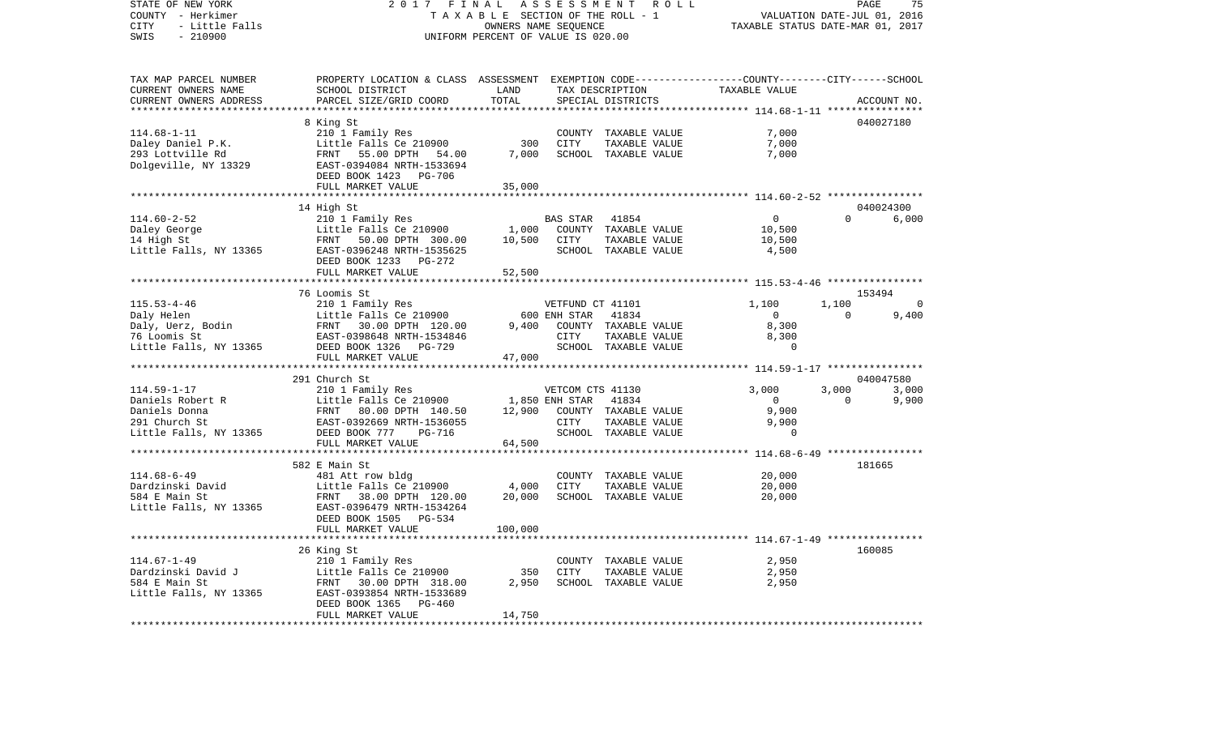STATE OF NEW YORK 2017 FINAL ASSESSMENT ROLL
COUNTY - Herkimer TAXABLE SECTION OF THE ROLL - 1 VALUATION DATE-JUL 01, 2016
CITY - Little Falls OWNERS NAME SEQUENCE TAXABLE STATUS DATE-MAR 01, 2017
SWIS - 210900 UNIFORM PERCENT OF VALUE IS 020.00

| TAX MAP PARCEL NUMBER / CURRENT OWNERS NAME / CURRENT OWNERS ADDRESS | PROPERTY LOCATION & CLASS / SCHOOL DISTRICT / PARCEL SIZE/GRID COORD | ASSESSMENT LAND | TOTAL | EXEMPTION CODE / TAX DESCRIPTION / SPECIAL DISTRICTS | COUNTY | CITY | SCHOOL | ACCOUNT NO. |
|---|---|---|---|---|---|---|---|---|
| 114.68-1-11 | 8 King St | | | | | | | 040027180 |
| Daley Daniel P.K. | 210 1 Family Res | | | COUNTY TAXABLE VALUE | 7,000 | | | |
| 293 Lottville Rd | Little Falls Ce 210900 | 300 | | CITY TAXABLE VALUE | | 7,000 | | |
| Dolgeville, NY 13329 | FRNT 55.00 DPTH 54.00 | | 7,000 | SCHOOL TAXABLE VALUE | | | 7,000 | |
| | EAST-0394084 NRTH-1533694 | | | | | | | |
| | DEED BOOK 1423 PG-706 | | | | | | | |
| | FULL MARKET VALUE | | 35,000 | | | | | |
| 114.60-2-52 | 14 High St | | | | | | | 040024300 |
| Daley George | 210 1 Family Res | | | BAS STAR 41854 | 0 | 0 | 6,000 | |
| 14 High St | Little Falls Ce 210900 | 1,000 | | COUNTY TAXABLE VALUE | 10,500 | | | |
| Little Falls, NY 13365 | FRNT 50.00 DPTH 300.00 | | 10,500 | CITY TAXABLE VALUE | | 10,500 | | |
| | EAST-0396248 NRTH-1535625 | | | SCHOOL TAXABLE VALUE | | | 4,500 | |
| | DEED BOOK 1233 PG-272 | | | | | | | |
| | FULL MARKET VALUE | | 52,500 | | | | | |
| 115.53-4-46 | 76 Loomis St | | | | | | | 153494 |
| Daly Helen | 210 1 Family Res | | | VETFUND CT 41101 | 1,100 | 1,100 | 0 | |
| Daly, Uerz, Bodin | Little Falls Ce 210900 | 600 | | ENH STAR 41834 | 0 | 0 | 9,400 | |
| 76 Loomis St | FRNT 30.00 DPTH 120.00 | | 9,400 | COUNTY TAXABLE VALUE | 8,300 | | | |
| Little Falls, NY 13365 | EAST-0398648 NRTH-1534846 | | | CITY TAXABLE VALUE | | 8,300 | | |
| | DEED BOOK 1326 PG-729 | | | SCHOOL TAXABLE VALUE | | | 0 | |
| | FULL MARKET VALUE | | 47,000 | | | | | |
| 114.59-1-17 | 291 Church St | | | | | | | 040047580 |
| Daniels Robert R | 210 1 Family Res | | | VETCOM CTS 41130 | 3,000 | 3,000 | 3,000 | |
| Daniels Donna | Little Falls Ce 210900 | 1,850 | | ENH STAR 41834 | 0 | 0 | 9,900 | |
| 291 Church St | FRNT 80.00 DPTH 140.50 | | 12,900 | COUNTY TAXABLE VALUE | 9,900 | | | |
| Little Falls, NY 13365 | EAST-0392669 NRTH-1536055 | | | CITY TAXABLE VALUE | | 9,900 | | |
| | DEED BOOK 777 PG-716 | | | SCHOOL TAXABLE VALUE | | | 0 | |
| | FULL MARKET VALUE | | 64,500 | | | | | |
| 114.68-6-49 | 582 E Main St | | | | | | | 181665 |
| Dardzinski David | 481 Att row bldg | | | COUNTY TAXABLE VALUE | 20,000 | | | |
| 584 E Main St | Little Falls Ce 210900 | 4,000 | | CITY TAXABLE VALUE | | 20,000 | | |
| Little Falls, NY 13365 | FRNT 38.00 DPTH 120.00 | | 20,000 | SCHOOL TAXABLE VALUE | | | 20,000 | |
| | EAST-0396479 NRTH-1534264 | | | | | | | |
| | DEED BOOK 1505 PG-534 | | | | | | | |
| | FULL MARKET VALUE | | 100,000 | | | | | |
| 114.67-1-49 | 26 King St | | | | | | | 160085 |
| Dardzinski David J | 210 1 Family Res | | | COUNTY TAXABLE VALUE | 2,950 | | | |
| 584 E Main St | Little Falls Ce 210900 | 350 | | CITY TAXABLE VALUE | | 2,950 | | |
| Little Falls, NY 13365 | FRNT 30.00 DPTH 318.00 | | 2,950 | SCHOOL TAXABLE VALUE | | | 2,950 | |
| | EAST-0393854 NRTH-1533689 | | | | | | | |
| | DEED BOOK 1365 PG-460 | | | | | | | |
| | FULL MARKET VALUE | | 14,750 | | | | | |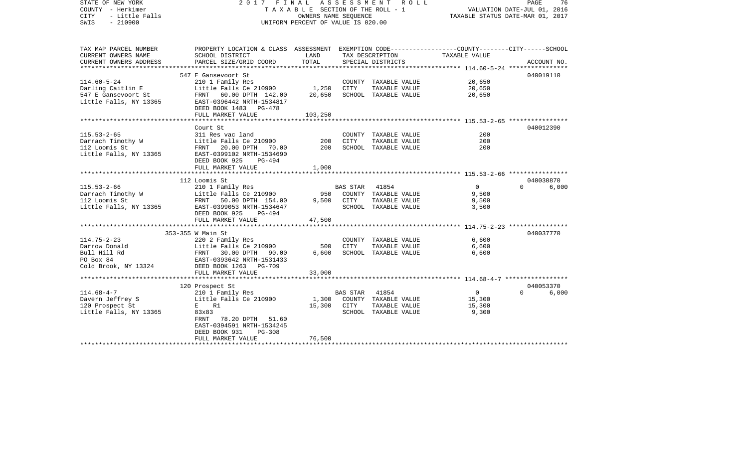STATE OF NEW YORK — 2017 FINAL ASSESSMENT ROLL
COUNTY - Herkimer — TAXABLE SECTION OF THE ROLL - 1 — VALUATION DATE-JUL 01, 2016
CITY - Little Falls — OWNERS NAME SEQUENCE — TAXABLE STATUS DATE-MAR 01, 2017
SWIS - 210900 — UNIFORM PERCENT OF VALUE IS 020.00

| TAX MAP PARCEL NUMBER / CURRENT OWNERS NAME / CURRENT OWNERS ADDRESS | PROPERTY LOCATION & CLASS / SCHOOL DISTRICT / PARCEL SIZE/GRID COORD | ASSESSMENT LAND | TOTAL | EXEMPTION CODE / TAX DESCRIPTION / SPECIAL DISTRICTS | COUNTY / CITY / SCHOOL TAXABLE VALUE | ACCOUNT NO. |
|---|---|---|---|---|---|---|
| 114.60-5-24 | 547 E Gansevoort St | | | | | 040019110 |
| Darling Caitlin E | 210 1 Family Res | | | COUNTY TAXABLE VALUE | 20,650 | |
| 547 E Gansevoort St | Little Falls Ce 210900 | 1,250 | | CITY TAXABLE VALUE | 20,650 | |
| Little Falls, NY 13365 | FRNT 60.00 DPTH 142.00 | | 20,650 | SCHOOL TAXABLE VALUE | 20,650 | |
| | EAST-0396442 NRTH-1534817 | | | | | |
| | DEED BOOK 1483 PG-478 | | | | | |
| | FULL MARKET VALUE | | 103,250 | | | |
| 115.53-2-65 | Court St | | | | | 040012390 |
| Darrach Timothy W | 311 Res vac land | | | COUNTY TAXABLE VALUE | 200 | |
| 112 Loomis St | Little Falls Ce 210900 | 200 | | CITY TAXABLE VALUE | 200 | |
| Little Falls, NY 13365 | FRNT 20.00 DPTH 70.00 | | 200 | SCHOOL TAXABLE VALUE | 200 | |
| | EAST-0399102 NRTH-1534690 | | | | | |
| | DEED BOOK 925 PG-494 | | | | | |
| | FULL MARKET VALUE | | 1,000 | | | |
| 115.53-2-66 | 112 Loomis St | | | | | 040030870 |
| Darrach Timothy W | 210 1 Family Res | | | BAS STAR 41854 | 0 0 6,000 | |
| 112 Loomis St | Little Falls Ce 210900 | 950 | | COUNTY TAXABLE VALUE | 9,500 | |
| Little Falls, NY 13365 | FRNT 50.00 DPTH 154.00 | | 9,500 | CITY TAXABLE VALUE | 9,500 | |
| | EAST-0399053 NRTH-1534647 | | | SCHOOL TAXABLE VALUE | 3,500 | |
| | DEED BOOK 925 PG-494 | | | | | |
| | FULL MARKET VALUE | | 47,500 | | | |
| 114.75-2-23 | 353-355 W Main St | | | | | 040037770 |
| Darrow Donald | 220 2 Family Res | | | COUNTY TAXABLE VALUE | 6,600 | |
| Bull Hill Rd | Little Falls Ce 210900 | 500 | | CITY TAXABLE VALUE | 6,600 | |
| PO Box 84 | FRNT 30.00 DPTH 90.00 | | 6,600 | SCHOOL TAXABLE VALUE | 6,600 | |
| Cold Brook, NY 13324 | EAST-0393642 NRTH-1531433 | | | | | |
| | DEED BOOK 1263 PG-709 | | | | | |
| | FULL MARKET VALUE | | 33,000 | | | |
| 114.68-4-7 | 120 Prospect St | | | | | 040053370 |
| Davern Jeffrey S | 210 1 Family Res | | | BAS STAR 41854 | 0 0 6,000 | |
| 120 Prospect St | Little Falls Ce 210900 | 1,300 | | COUNTY TAXABLE VALUE | 15,300 | |
| Little Falls, NY 13365 | E R1 | | 15,300 | CITY TAXABLE VALUE | 15,300 | |
| | 83x83 | | | SCHOOL TAXABLE VALUE | 9,300 | |
| | FRNT 78.20 DPTH 51.60 | | | | | |
| | EAST-0394591 NRTH-1534245 | | | | | |
| | DEED BOOK 931 PG-308 | | | | | |
| | FULL MARKET VALUE | | 76,500 | | | |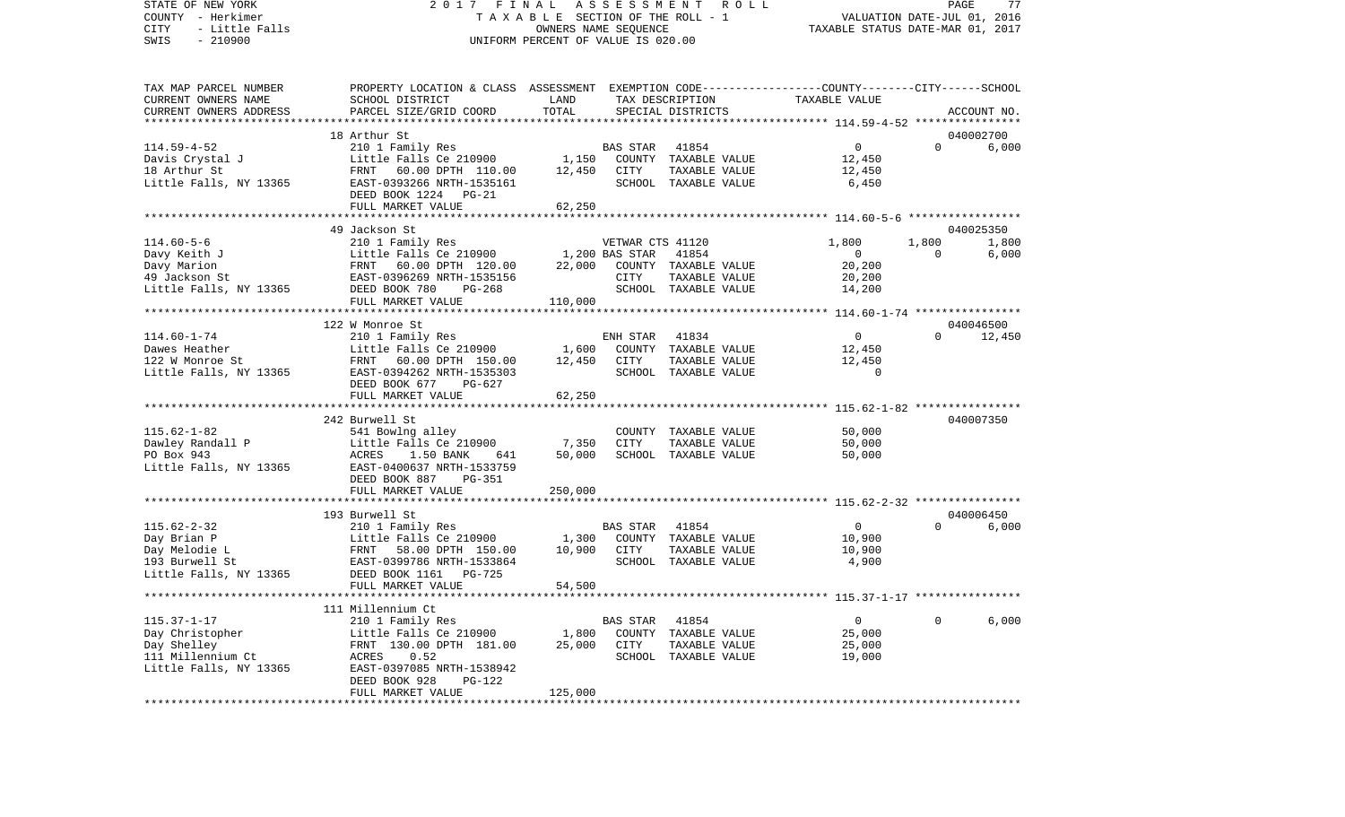STATE OF NEW YORK 2017 FINAL ASSESSMENT ROLL
COUNTY - Herkimer TAXABLE SECTION OF THE ROLL - 1 VALUATION DATE-JUL 01, 2016
CITY - Little Falls OWNERS NAME SEQUENCE TAXABLE STATUS DATE-MAR 01, 2017
SWIS - 210900 UNIFORM PERCENT OF VALUE IS 020.00

| TAX MAP PARCEL NUMBER / CURRENT OWNERS NAME / CURRENT OWNERS ADDRESS | PROPERTY LOCATION & CLASS / SCHOOL DISTRICT / PARCEL SIZE/GRID COORD | ASSESSMENT LAND | TOTAL | EXEMPTION CODE / TAX DESCRIPTION / SPECIAL DISTRICTS | COUNTY TAXABLE VALUE | CITY | SCHOOL | ACCOUNT NO. |
|---|---|---|---|---|---|---|---|---|
| | 18 Arthur St | | | | | | | 040002700 |
| 114.59-4-52 | 210 1 Family Res | | | BAS STAR 41854 | 0 | 0 | 6,000 | |
| Davis Crystal J | Little Falls Ce 210900 | 1,150 | | COUNTY TAXABLE VALUE | 12,450 | | | |
| 18 Arthur St | FRNT 60.00 DPTH 110.00 | | 12,450 | CITY TAXABLE VALUE | 12,450 | | | |
| Little Falls, NY 13365 | EAST-0393266 NRTH-1535161 | | | SCHOOL TAXABLE VALUE | 6,450 | | | |
| | DEED BOOK 1224 PG-21 | | | | | | | |
| | FULL MARKET VALUE | | 62,250 | | | | | |
| | 49 Jackson St | | | | | | | 040025350 |
| 114.60-5-6 | 210 1 Family Res | | | VETWAR CTS 41120 | 1,800 | 1,800 | 1,800 | |
| Davy Keith J | Little Falls Ce 210900 | 1,200 | | BAS STAR 41854 | 0 | 0 | 6,000 | |
| Davy Marion | FRNT 60.00 DPTH 120.00 | | 22,000 | COUNTY TAXABLE VALUE | 20,200 | | | |
| 49 Jackson St | EAST-0396269 NRTH-1535156 | | | CITY TAXABLE VALUE | 20,200 | | | |
| Little Falls, NY 13365 | DEED BOOK 780 PG-268 | | | SCHOOL TAXABLE VALUE | 14,200 | | | |
| | FULL MARKET VALUE | | 110,000 | | | | | |
| | 122 W Monroe St | | | | | | | 040046500 |
| 114.60-1-74 | 210 1 Family Res | | | ENH STAR 41834 | 0 | 0 | 12,450 | |
| Dawes Heather | Little Falls Ce 210900 | 1,600 | | COUNTY TAXABLE VALUE | 12,450 | | | |
| 122 W Monroe St | FRNT 60.00 DPTH 150.00 | | 12,450 | CITY TAXABLE VALUE | 12,450 | | | |
| Little Falls, NY 13365 | EAST-0394262 NRTH-1535303 | | | SCHOOL TAXABLE VALUE | 0 | | | |
| | DEED BOOK 677 PG-627 | | | | | | | |
| | FULL MARKET VALUE | | 62,250 | | | | | |
| | 242 Burwell St | | | | | | | 040007350 |
| 115.62-1-82 | 541 Bowlng alley | | | COUNTY TAXABLE VALUE | 50,000 | | | |
| Dawley Randall P | Little Falls Ce 210900 | 7,350 | | CITY TAXABLE VALUE | 50,000 | | | |
| PO Box 943 | ACRES 1.50 BANK 641 | | 50,000 | SCHOOL TAXABLE VALUE | 50,000 | | | |
| Little Falls, NY 13365 | EAST-0400637 NRTH-1533759 | | | | | | | |
| | DEED BOOK 887 PG-351 | | | | | | | |
| | FULL MARKET VALUE | | 250,000 | | | | | |
| | 193 Burwell St | | | | | | | 040006450 |
| 115.62-2-32 | 210 1 Family Res | | | BAS STAR 41854 | 0 | 0 | 6,000 | |
| Day Brian P | Little Falls Ce 210900 | 1,300 | | COUNTY TAXABLE VALUE | 10,900 | | | |
| Day Melodie L | FRNT 58.00 DPTH 150.00 | | 10,900 | CITY TAXABLE VALUE | 10,900 | | | |
| 193 Burwell St | EAST-0399786 NRTH-1533864 | | | SCHOOL TAXABLE VALUE | 4,900 | | | |
| Little Falls, NY 13365 | DEED BOOK 1161 PG-725 | | | | | | | |
| | FULL MARKET VALUE | | 54,500 | | | | | |
| | 111 Millennium Ct | | | | | | | |
| 115.37-1-17 | 210 1 Family Res | | | BAS STAR 41854 | 0 | 0 | 6,000 | |
| Day Christopher | Little Falls Ce 210900 | 1,800 | | COUNTY TAXABLE VALUE | 25,000 | | | |
| Day Shelley | FRNT 130.00 DPTH 181.00 | | 25,000 | CITY TAXABLE VALUE | 25,000 | | | |
| 111 Millennium Ct | ACRES 0.52 | | | SCHOOL TAXABLE VALUE | 19,000 | | | |
| Little Falls, NY 13365 | EAST-0397085 NRTH-1538942 | | | | | | | |
| | DEED BOOK 928 PG-122 | | | | | | | |
| | FULL MARKET VALUE | | 125,000 | | | | | |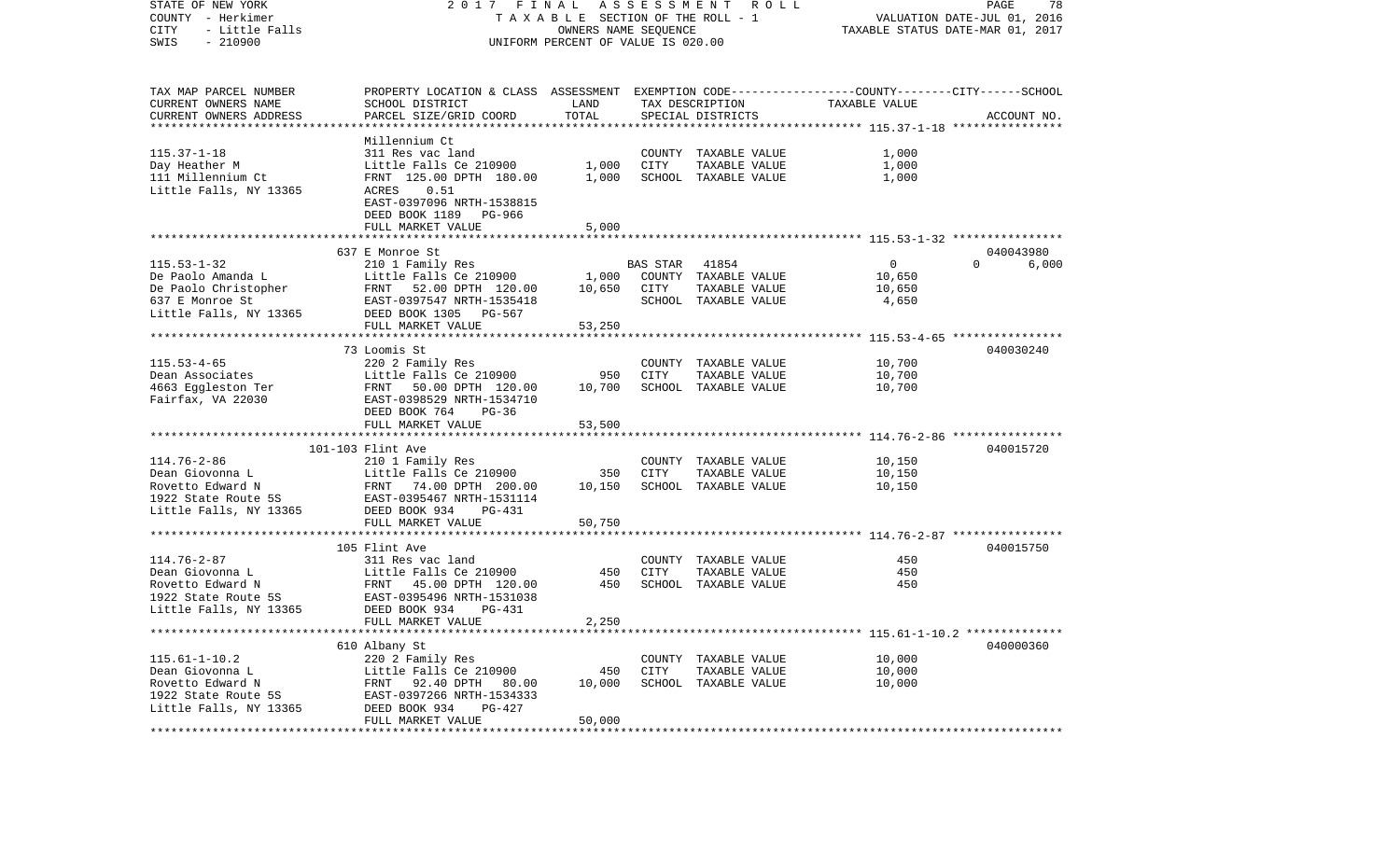STATE OF NEW YORK | 2017 FINAL ASSESSMENT ROLL | VALUATION DATE-JUL 01, 2016
COUNTY - Herkimer | TAXABLE SECTION OF THE ROLL - 1 | TAXABLE STATUS DATE-MAR 01, 2017
CITY - Little Falls | OWNERS NAME SEQUENCE
SWIS - 210900 | UNIFORM PERCENT OF VALUE IS 020.00

| TAX MAP PARCEL NUMBER / CURRENT OWNERS NAME / CURRENT OWNERS ADDRESS | PROPERTY LOCATION & CLASS / SCHOOL DISTRICT / PARCEL SIZE/GRID COORD | ASSESSMENT LAND | TOTAL | EXEMPTION CODE / TAX DESCRIPTION / SPECIAL DISTRICTS | COUNTY | CITY | SCHOOL | TAXABLE VALUE | ACCOUNT NO. |
|---|---|---|---|---|---|---|---|---|---|
| 115.37-1-18 | Millennium Ct | | | | | | | | |
| 115.37-1-18 | 311 Res vac land | | | COUNTY TAXABLE VALUE | | | | 1,000 | |
| Day Heather M | Little Falls Ce 210900 | 1,000 | | CITY TAXABLE VALUE | | | | 1,000 | |
| 111 Millennium Ct | FRNT 125.00 DPTH 180.00 | | 1,000 | SCHOOL TAXABLE VALUE | | | | 1,000 | |
| Little Falls, NY 13365 | ACRES 0.51 | | | | | | | | |
| | EAST-0397096 NRTH-1538815 | | | | | | | | |
| | DEED BOOK 1189 PG-966 | | | | | | | | |
| | FULL MARKET VALUE | | 5,000 | | | | | | |
| 115.53-1-32 | 637 E Monroe St | | | | | | | | 040043980 |
| 115.53-1-32 | 210 1 Family Res | | | BAS STAR 41854 | 0 | | 0 | 6,000 | |
| De Paolo Amanda L | Little Falls Ce 210900 | 1,000 | | COUNTY TAXABLE VALUE | | | | 10,650 | |
| De Paolo Christopher | FRNT 52.00 DPTH 120.00 | | 10,650 | CITY TAXABLE VALUE | | | | 10,650 | |
| 637 E Monroe St | EAST-0397547 NRTH-1535418 | | | SCHOOL TAXABLE VALUE | | | | 4,650 | |
| Little Falls, NY 13365 | DEED BOOK 1305 PG-567 | | | | | | | | |
| | FULL MARKET VALUE | | 53,250 | | | | | | |
| 115.53-4-65 | 73 Loomis St | | | | | | | | 040030240 |
| 115.53-4-65 | 220 2 Family Res | | | COUNTY TAXABLE VALUE | | | | 10,700 | |
| Dean Associates | Little Falls Ce 210900 | 950 | | CITY TAXABLE VALUE | | | | 10,700 | |
| 4663 Eggleston Ter | FRNT 50.00 DPTH 120.00 | | 10,700 | SCHOOL TAXABLE VALUE | | | | 10,700 | |
| Fairfax, VA 22030 | EAST-0398529 NRTH-1534710 | | | | | | | | |
| | DEED BOOK 764 PG-36 | | | | | | | | |
| | FULL MARKET VALUE | | 53,500 | | | | | | |
| 114.76-2-86 | 101-103 Flint Ave | | | | | | | | 040015720 |
| 114.76-2-86 | 210 1 Family Res | | | COUNTY TAXABLE VALUE | | | | 10,150 | |
| Dean Giovonna L | Little Falls Ce 210900 | 350 | | CITY TAXABLE VALUE | | | | 10,150 | |
| Rovetto Edward N | FRNT 74.00 DPTH 200.00 | | 10,150 | SCHOOL TAXABLE VALUE | | | | 10,150 | |
| 1922 State Route 5S | EAST-0395467 NRTH-1531114 | | | | | | | | |
| Little Falls, NY 13365 | DEED BOOK 934 PG-431 | | | | | | | | |
| | FULL MARKET VALUE | | 50,750 | | | | | | |
| 114.76-2-87 | 105 Flint Ave | | | | | | | | 040015750 |
| 114.76-2-87 | 311 Res vac land | | | COUNTY TAXABLE VALUE | | | | 450 | |
| Dean Giovonna L | Little Falls Ce 210900 | 450 | | CITY TAXABLE VALUE | | | | 450 | |
| Rovetto Edward N | FRNT 45.00 DPTH 120.00 | | 450 | SCHOOL TAXABLE VALUE | | | | 450 | |
| 1922 State Route 5S | EAST-0395496 NRTH-1531038 | | | | | | | | |
| Little Falls, NY 13365 | DEED BOOK 934 PG-431 | | | | | | | | |
| | FULL MARKET VALUE | | 2,250 | | | | | | |
| 115.61-1-10.2 | 610 Albany St | | | | | | | | 040000360 |
| 115.61-1-10.2 | 220 2 Family Res | | | COUNTY TAXABLE VALUE | | | | 10,000 | |
| Dean Giovonna L | Little Falls Ce 210900 | 450 | | CITY TAXABLE VALUE | | | | 10,000 | |
| Rovetto Edward N | FRNT 92.40 DPTH 80.00 | | 10,000 | SCHOOL TAXABLE VALUE | | | | 10,000 | |
| 1922 State Route 5S | EAST-0397266 NRTH-1534333 | | | | | | | | |
| Little Falls, NY 13365 | DEED BOOK 934 PG-427 | | | | | | | | |
| | FULL MARKET VALUE | | 50,000 | | | | | | |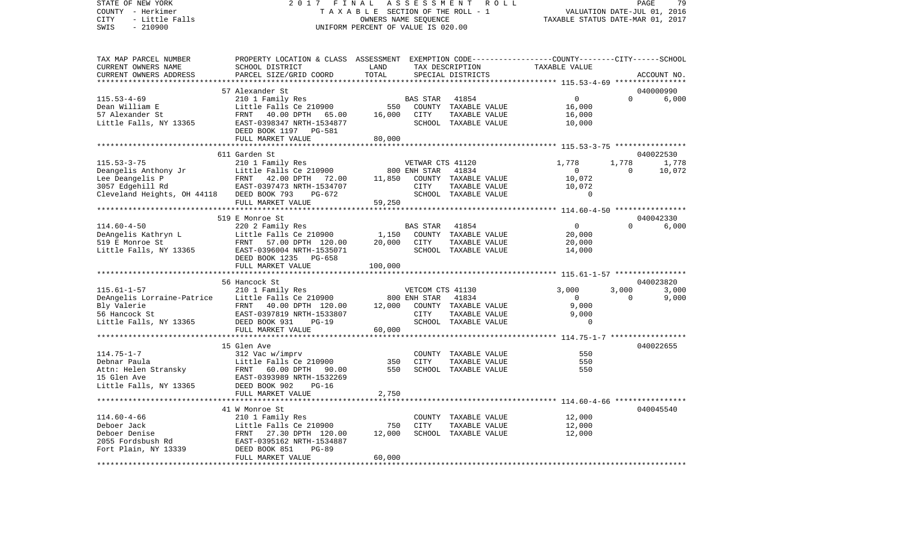STATE OF NEW YORK — 2017 FINAL ASSESSMENT ROLL
COUNTY - Herkimer — TAXABLE SECTION OF THE ROLL - 1 — VALUATION DATE-JUL 01, 2016
CITY - Little Falls — OWNERS NAME SEQUENCE — TAXABLE STATUS DATE-MAR 01, 2017
SWIS - 210900 — UNIFORM PERCENT OF VALUE IS 020.00

| TAX MAP PARCEL NUMBER / CURRENT OWNERS NAME / CURRENT OWNERS ADDRESS | PROPERTY LOCATION & CLASS / SCHOOL DISTRICT / PARCEL SIZE/GRID COORD | ASSESSMENT LAND | TOTAL | EXEMPTION CODE / TAX DESCRIPTION / SPECIAL DISTRICTS | COUNTY | CITY | SCHOOL / TAXABLE VALUE | ACCOUNT NO. |
|---|---|---|---|---|---|---|---|---|
| 115.53-4-69 | 57 Alexander St | | | | | | | 040000990 |
| 115.53-4-69 | 210 1 Family Res | | | BAS STAR 41854 | 0 | 0 | 6,000 | |
| Dean William E | Little Falls Ce 210900 | 550 | | COUNTY TAXABLE VALUE | 16,000 | | | |
| 57 Alexander St | FRNT 40.00 DPTH 65.00 | | 16,000 | CITY TAXABLE VALUE | | 16,000 | | |
| Little Falls, NY 13365 | EAST-0398347 NRTH-1534877 | | | SCHOOL TAXABLE VALUE | | | 10,000 | |
| | DEED BOOK 1197 PG-581 | | | | | | | |
| | FULL MARKET VALUE | | 80,000 | | | | | |
| 115.53-3-75 | 611 Garden St | | | | | | | 040022530 |
| 115.53-3-75 | 210 1 Family Res | | | VETWAR CTS 41120 | 1,778 | 1,778 | 1,778 | |
| Deangelis Anthony Jr | Little Falls Ce 210900 | 800 | | ENH STAR 41834 | 0 | 0 | 10,072 | |
| Lee Deangelis P | FRNT 42.00 DPTH 72.00 | | 11,850 | COUNTY TAXABLE VALUE | 10,072 | | | |
| 3057 Edgehill Rd | EAST-0397473 NRTH-1534707 | | | CITY TAXABLE VALUE | | 10,072 | | |
| Cleveland Heights, OH 44118 | DEED BOOK 793 PG-672 | | | SCHOOL TAXABLE VALUE | | | 0 | |
| | FULL MARKET VALUE | | 59,250 | | | | | |
| 114.60-4-50 | 519 E Monroe St | | | | | | | 040042330 |
| 114.60-4-50 | 220 2 Family Res | | | BAS STAR 41854 | 0 | 0 | 6,000 | |
| DeAngelis Kathryn L | Little Falls Ce 210900 | 1,150 | | COUNTY TAXABLE VALUE | 20,000 | | | |
| 519 E Monroe St | FRNT 57.00 DPTH 120.00 | | 20,000 | CITY TAXABLE VALUE | | 20,000 | | |
| Little Falls, NY 13365 | EAST-0396004 NRTH-1535071 | | | SCHOOL TAXABLE VALUE | | | 14,000 | |
| | DEED BOOK 1235 PG-658 | | | | | | | |
| | FULL MARKET VALUE | | 100,000 | | | | | |
| 115.61-1-57 | 56 Hancock St | | | | | | | 040023820 |
| 115.61-1-57 | 210 1 Family Res | | | VETCOM CTS 41130 | 3,000 | 3,000 | 3,000 | |
| DeAngelis Lorraine-Patrice | Little Falls Ce 210900 | 800 | | ENH STAR 41834 | 0 | 0 | 9,000 | |
| Bly Valerie | FRNT 40.00 DPTH 120.00 | | 12,000 | COUNTY TAXABLE VALUE | 9,000 | | | |
| 56 Hancock St | EAST-0397819 NRTH-1533807 | | | CITY TAXABLE VALUE | | 9,000 | | |
| Little Falls, NY 13365 | DEED BOOK 931 PG-19 | | | SCHOOL TAXABLE VALUE | | | 0 | |
| | FULL MARKET VALUE | | 60,000 | | | | | |
| 114.75-1-7 | 15 Glen Ave | | | | | | | 040022655 |
| 114.75-1-7 | 312 Vac w/imprv | | | COUNTY TAXABLE VALUE | 550 | | | |
| Debnar Paula | Little Falls Ce 210900 | 350 | | CITY TAXABLE VALUE | | 550 | | |
| Attn: Helen Stransky | FRNT 60.00 DPTH 90.00 | | 550 | SCHOOL TAXABLE VALUE | | | 550 | |
| 15 Glen Ave | EAST-0393989 NRTH-1532269 | | | | | | | |
| Little Falls, NY 13365 | DEED BOOK 902 PG-16 | | | | | | | |
| | FULL MARKET VALUE | | 2,750 | | | | | |
| 114.60-4-66 | 41 W Monroe St | | | | | | | 040045540 |
| 114.60-4-66 | 210 1 Family Res | | | COUNTY TAXABLE VALUE | 12,000 | | | |
| Deboer Jack | Little Falls Ce 210900 | 750 | | CITY TAXABLE VALUE | | 12,000 | | |
| Deboer Denise | FRNT 27.30 DPTH 120.00 | | 12,000 | SCHOOL TAXABLE VALUE | | | 12,000 | |
| 2055 Fordsbush Rd | EAST-0395162 NRTH-1534887 | | | | | | | |
| Fort Plain, NY 13339 | DEED BOOK 851 PG-89 | | | | | | | |
| | FULL MARKET VALUE | | 60,000 | | | | | |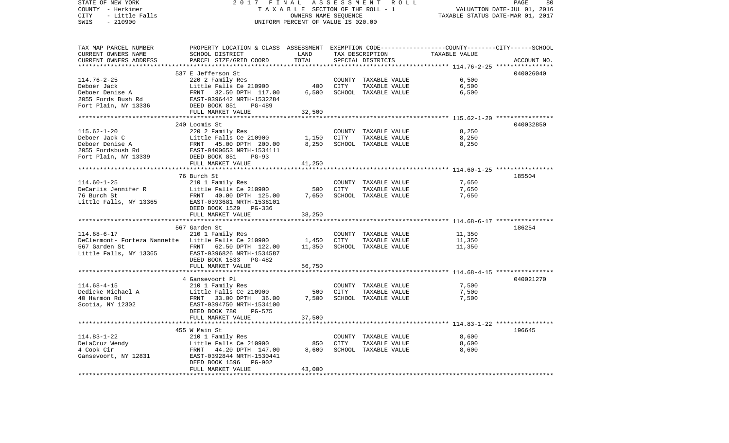STATE OF NEW YORK 2017 FINAL ASSESSMENT ROLL
COUNTY - Herkimer TAXABLE SECTION OF THE ROLL - 1 VALUATION DATE-JUL 01, 2016
CITY - Little Falls OWNERS NAME SEQUENCE TAXABLE STATUS DATE-MAR 01, 2017
SWIS - 210900 UNIFORM PERCENT OF VALUE IS 020.00

| TAX MAP PARCEL NUMBER<br>CURRENT OWNERS NAME<br>CURRENT OWNERS ADDRESS | PROPERTY LOCATION & CLASS<br>SCHOOL DISTRICT<br>PARCEL SIZE/GRID COORD | ASSESSMENT<br>LAND<br>TOTAL | EXEMPTION CODE<br>TAX DESCRIPTION<br>SPECIAL DISTRICTS | COUNTY--------CITY------SCHOOL<br>TAXABLE VALUE | ACCOUNT NO. |
|---|---|---|---|---|---|
| | 537 E Jefferson St | | | | 040026040 |
| 114.76-2-25 | 220 2 Family Res | | COUNTY TAXABLE VALUE | 6,500 | |
| Deboer Jack | Little Falls Ce 210900 | 400 | CITY TAXABLE VALUE | 6,500 | |
| Deboer Denise A | FRNT 32.50 DPTH 117.00 | 6,500 | SCHOOL TAXABLE VALUE | 6,500 | |
| 2055 Fords Bush Rd | EAST-0396442 NRTH-1532284 | | | | |
| Fort Plain, NY 13336 | DEED BOOK 851 PG-489 | | | | |
| | FULL MARKET VALUE | 32,500 | | | |
| | 240 Loomis St | | | | 040032850 |
| 115.62-1-20 | 220 2 Family Res | | COUNTY TAXABLE VALUE | 8,250 | |
| Deboer Jack C | Little Falls Ce 210900 | 1,150 | CITY TAXABLE VALUE | 8,250 | |
| Deboer Denise A | FRNT 45.00 DPTH 200.00 | 8,250 | SCHOOL TAXABLE VALUE | 8,250 | |
| 2055 Fordsbush Rd | EAST-0400653 NRTH-1534111 | | | | |
| Fort Plain, NY 13339 | DEED BOOK 851 PG-93 | | | | |
| | FULL MARKET VALUE | 41,250 | | | |
| | 76 Burch St | | | | 185504 |
| 114.60-1-25 | 210 1 Family Res | | COUNTY TAXABLE VALUE | 7,650 | |
| DeCarlis Jennifer R | Little Falls Ce 210900 | 500 | CITY TAXABLE VALUE | 7,650 | |
| 76 Burch St | FRNT 40.00 DPTH 125.00 | 7,650 | SCHOOL TAXABLE VALUE | 7,650 | |
| Little Falls, NY 13365 | EAST-0393681 NRTH-1536101 | | | | |
| | DEED BOOK 1529 PG-336 | | | | |
| | FULL MARKET VALUE | 38,250 | | | |
| | 567 Garden St | | | | 186254 |
| 114.68-6-17 | 210 1 Family Res | | COUNTY TAXABLE VALUE | 11,350 | |
| DeClermont- Forteza Nannette | Little Falls Ce 210900 | 1,450 | CITY TAXABLE VALUE | 11,350 | |
| 567 Garden St | FRNT 62.50 DPTH 122.00 | 11,350 | SCHOOL TAXABLE VALUE | 11,350 | |
| Little Falls, NY 13365 | EAST-0396826 NRTH-1534587 | | | | |
| | DEED BOOK 1533 PG-482 | | | | |
| | FULL MARKET VALUE | 56,750 | | | |
| | 4 Gansevoort Pl | | | | 040021270 |
| 114.68-4-15 | 210 1 Family Res | | COUNTY TAXABLE VALUE | 7,500 | |
| Dedicke Michael A | Little Falls Ce 210900 | 500 | CITY TAXABLE VALUE | 7,500 | |
| 40 Harmon Rd | FRNT 33.00 DPTH 36.00 | 7,500 | SCHOOL TAXABLE VALUE | 7,500 | |
| Scotia, NY 12302 | EAST-0394750 NRTH-1534100 | | | | |
| | DEED BOOK 780 PG-575 | | | | |
| | FULL MARKET VALUE | 37,500 | | | |
| | 455 W Main St | | | | 196645 |
| 114.83-1-22 | 210 1 Family Res | | COUNTY TAXABLE VALUE | 8,600 | |
| DeLaCruz Wendy | Little Falls Ce 210900 | 850 | CITY TAXABLE VALUE | 8,600 | |
| 4 Cook Cir | FRNT 44.20 DPTH 147.00 | 8,600 | SCHOOL TAXABLE VALUE | 8,600 | |
| Gansevoort, NY 12831 | EAST-0392844 NRTH-1530441 | | | | |
| | DEED BOOK 1596 PG-902 | | | | |
| | FULL MARKET VALUE | 43,000 | | | |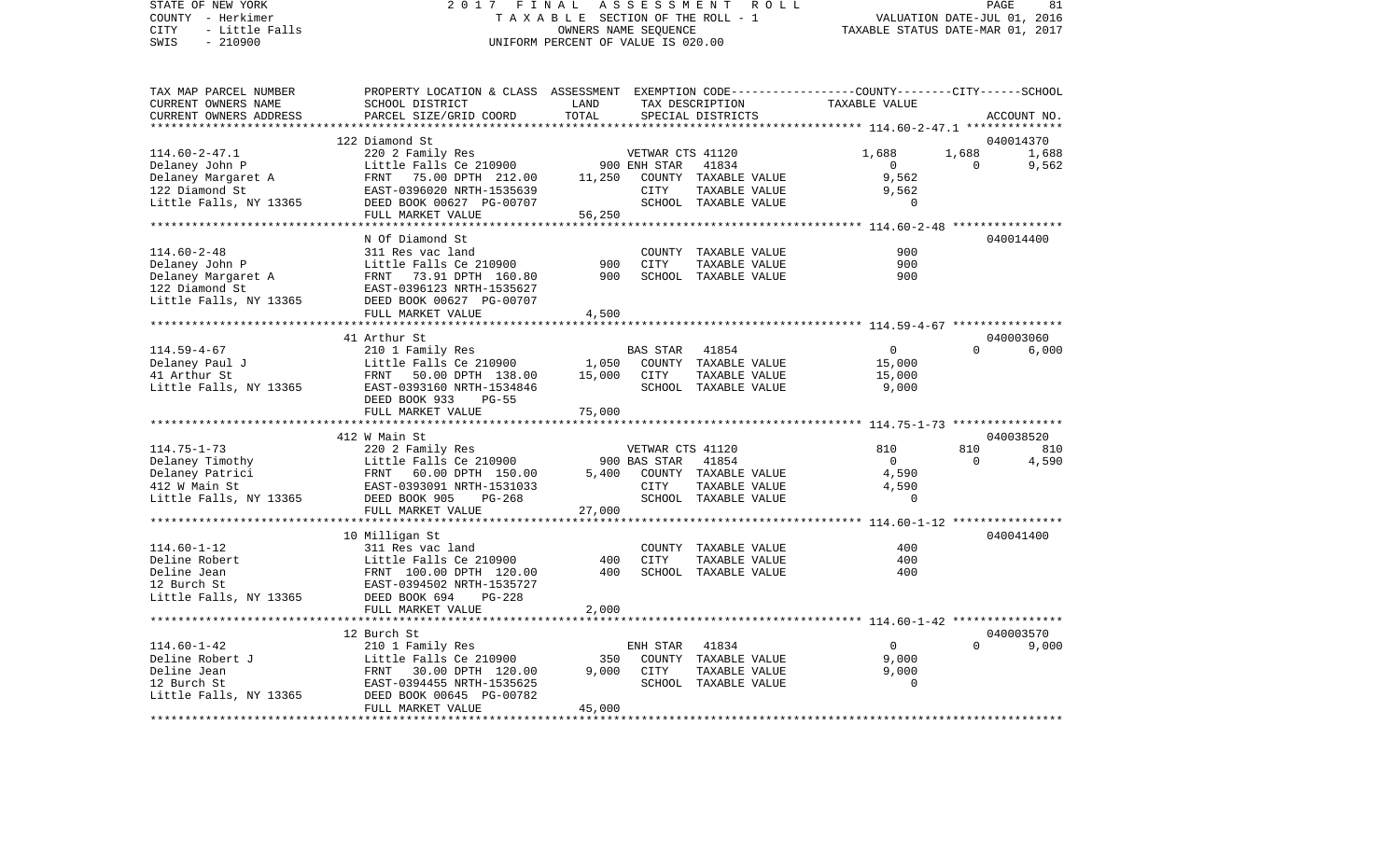STATE OF NEW YORK 2017 FINAL ASSESSMENT ROLL
COUNTY - Herkimer TAXABLE SECTION OF THE ROLL - 1 VALUATION DATE-JUL 01, 2016
CITY - Little Falls OWNERS NAME SEQUENCE TAXABLE STATUS DATE-MAR 01, 2017
SWIS - 210900 UNIFORM PERCENT OF VALUE IS 020.00

| TAX MAP PARCEL NUMBER / CURRENT OWNERS NAME / CURRENT OWNERS ADDRESS | PROPERTY LOCATION & CLASS / SCHOOL DISTRICT / PARCEL SIZE/GRID COORD | ASSESSMENT LAND / TOTAL | EXEMPTION CODE / TAX DESCRIPTION / SPECIAL DISTRICTS | COUNTY TAXABLE VALUE | CITY | SCHOOL | ACCOUNT NO. |
|---|---|---|---|---|---|---|---|
| 114.60-2-47.1 | 122 Diamond St | | | | | | 040014370 |
| Delaney John P | 220 2 Family Res | | VETWAR CTS 41120 | 1,688 | 1,688 | 1,688 | |
| Delaney Margaret A | Little Falls Ce 210900 | 900 | ENH STAR 41834 | 0 | 0 | 9,562 | |
| 122 Diamond St | FRNT 75.00 DPTH 212.00 | 11,250 | COUNTY TAXABLE VALUE | 9,562 | | | |
| Little Falls, NY 13365 | EAST-0396020 NRTH-1535639 | | CITY TAXABLE VALUE | 9,562 | | | |
| | DEED BOOK 00627 PG-00707 | | SCHOOL TAXABLE VALUE | 0 | | | |
| | FULL MARKET VALUE | 56,250 | | | | | |
| 114.60-2-48 | N Of Diamond St | | | | | | 040014400 |
| Delaney John P | 311 Res vac land | | COUNTY TAXABLE VALUE | 900 | | | |
| Delaney Margaret A | Little Falls Ce 210900 | 900 | CITY TAXABLE VALUE | 900 | | | |
| 122 Diamond St | FRNT 73.91 DPTH 160.80 | 900 | SCHOOL TAXABLE VALUE | 900 | | | |
| Little Falls, NY 13365 | EAST-0396123 NRTH-1535627 | | | | | | |
| | DEED BOOK 00627 PG-00707 | | | | | | |
| | FULL MARKET VALUE | 4,500 | | | | | |
| 114.59-4-67 | 41 Arthur St | | | | | | 040003060 |
| Delaney Paul J | 210 1 Family Res | | BAS STAR 41854 | 0 | 0 | 6,000 | |
| 41 Arthur St | Little Falls Ce 210900 | 1,050 | COUNTY TAXABLE VALUE | 15,000 | | | |
| Little Falls, NY 13365 | FRNT 50.00 DPTH 138.00 | 15,000 | CITY TAXABLE VALUE | 15,000 | | | |
| | EAST-0393160 NRTH-1534846 | | SCHOOL TAXABLE VALUE | 9,000 | | | |
| | DEED BOOK 933 PG-55 | | | | | | |
| | FULL MARKET VALUE | 75,000 | | | | | |
| 114.75-1-73 | 412 W Main St | | | | | | 040038520 |
| Delaney Timothy | 220 2 Family Res | | VETWAR CTS 41120 | 810 | 810 | 810 | |
| Delaney Patrici | Little Falls Ce 210900 | 900 | BAS STAR 41854 | 0 | 0 | 4,590 | |
| 412 W Main St | FRNT 60.00 DPTH 150.00 | 5,400 | COUNTY TAXABLE VALUE | 4,590 | | | |
| Little Falls, NY 13365 | EAST-0393091 NRTH-1531033 | | CITY TAXABLE VALUE | 4,590 | | | |
| | DEED BOOK 905 PG-268 | | SCHOOL TAXABLE VALUE | 0 | | | |
| | FULL MARKET VALUE | 27,000 | | | | | |
| 114.60-1-12 | 10 Milligan St | | | | | | 040041400 |
| Deline Robert | 311 Res vac land | | COUNTY TAXABLE VALUE | 400 | | | |
| Deline Jean | Little Falls Ce 210900 | 400 | CITY TAXABLE VALUE | 400 | | | |
| 12 Burch St | FRNT 100.00 DPTH 120.00 | 400 | SCHOOL TAXABLE VALUE | 400 | | | |
| Little Falls, NY 13365 | EAST-0394502 NRTH-1535727 | | | | | | |
| | DEED BOOK 694 PG-228 | | | | | | |
| | FULL MARKET VALUE | 2,000 | | | | | |
| 114.60-1-42 | 12 Burch St | | | | | | 040003570 |
| Deline Robert J | 210 1 Family Res | | ENH STAR 41834 | 0 | 0 | 9,000 | |
| Deline Jean | Little Falls Ce 210900 | 350 | COUNTY TAXABLE VALUE | 9,000 | | | |
| 12 Burch St | FRNT 30.00 DPTH 120.00 | 9,000 | CITY TAXABLE VALUE | 9,000 | | | |
| Little Falls, NY 13365 | EAST-0394455 NRTH-1535625 | | SCHOOL TAXABLE VALUE | 0 | | | |
| | DEED BOOK 00645 PG-00782 | | | | | | |
| | FULL MARKET VALUE | 45,000 | | | | | |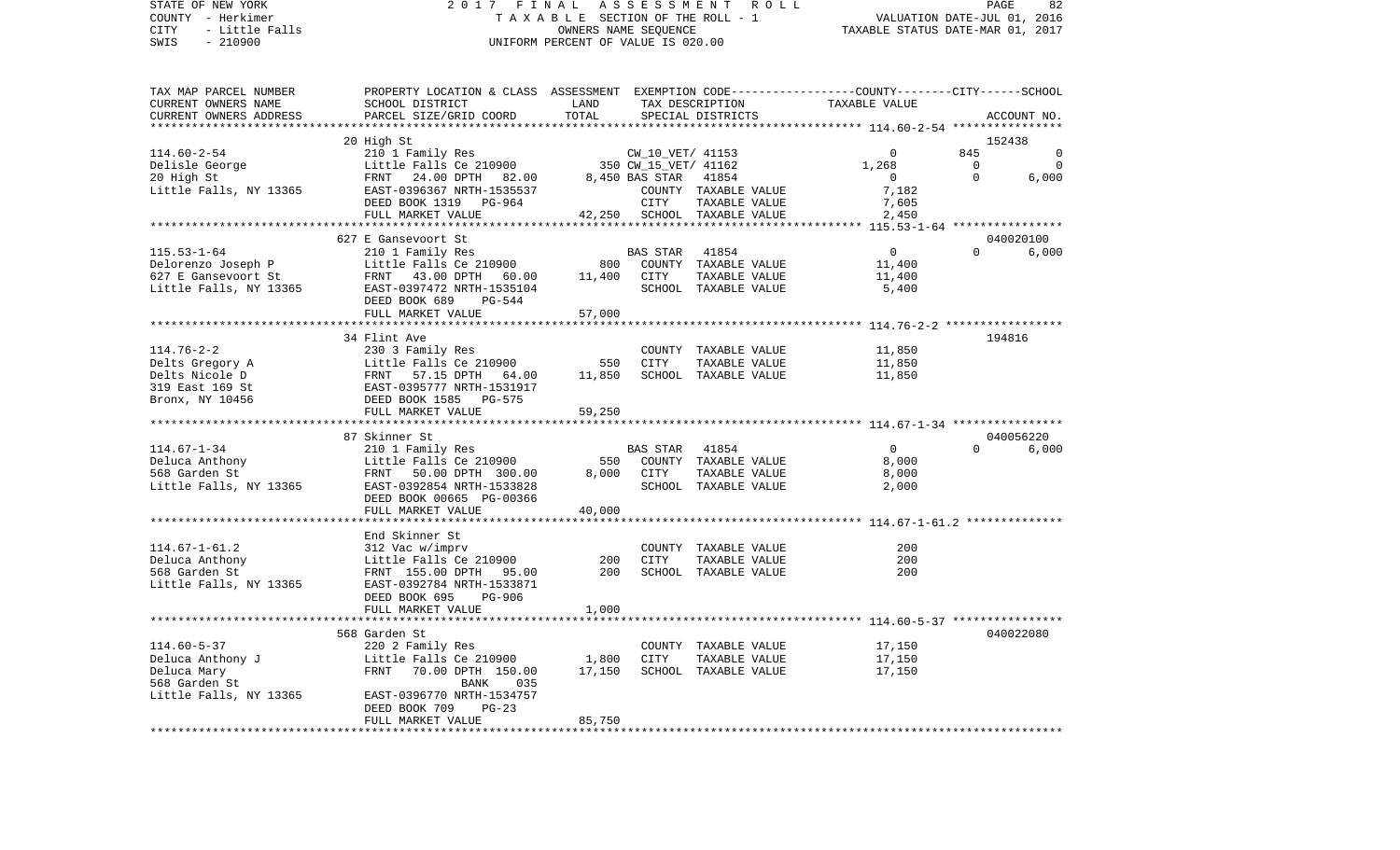STATE OF NEW YORK | 2017 FINAL ASSESSMENT ROLL | PAGE 82
COUNTY - Herkimer | TAXABLE SECTION OF THE ROLL - 1 | VALUATION DATE-JUL 01, 2016
CITY - Little Falls | OWNERS NAME SEQUENCE | TAXABLE STATUS DATE-MAR 01, 2017
SWIS - 210900 | UNIFORM PERCENT OF VALUE IS 020.00

```
TAX MAP PARCEL NUMBER     PROPERTY LOCATION & CLASS  ASSESSMENT  EXEMPTION CODE-----------------COUNTY--------CITY------SCHOOL
CURRENT OWNERS NAME       SCHOOL DISTRICT              LAND      TAX DESCRIPTION              TAXABLE VALUE
CURRENT OWNERS ADDRESS    PARCEL SIZE/GRID COORD       TOTAL     SPECIAL DISTRICTS                                    ACCOUNT NO.
******************************************************************************************************* 114.60-2-54 ****************
                          20 High St                                                                                  152438
114.60-2-54               210 1 Family Res                   CW_10_VET/ 41153                 0         845             0
Delisle George            Little Falls Ce 210900        350 CW_15_VET/ 41162             1,268           0             0
20 High St                FRNT    24.00 DPTH   82.00  8,450 BAS STAR   41854                 0           0         6,000
Little Falls, NY 13365    EAST-0396367 NRTH-1535537          COUNTY  TAXABLE VALUE          7,182
                          DEED BOOK 1319   PG-964            CITY    TAXABLE VALUE          7,605
                          FULL MARKET VALUE            42,250 SCHOOL  TAXABLE VALUE          2,450
******************************************************************************************************* 115.53-1-64 ****************
                          627 E Gansevoort St                                                                         040020100
115.53-1-64               210 1 Family Res                   BAS STAR  41854                 0           0         6,000
Delorenzo Joseph P        Little Falls Ce 210900        800  COUNTY  TAXABLE VALUE         11,400
627 E Gansevoort St       FRNT    43.00 DPTH   60.00  11,400 CITY    TAXABLE VALUE         11,400
Little Falls, NY 13365    EAST-0397472 NRTH-1535104          SCHOOL  TAXABLE VALUE          5,400
                          DEED BOOK 689    PG-544
                          FULL MARKET VALUE            57,000
******************************************************************************************************* 114.76-2-2 *****************
                          34 Flint Ave                                                                                194816
114.76-2-2                230 3 Family Res                   COUNTY  TAXABLE VALUE         11,850
Delts Gregory A           Little Falls Ce 210900        550  CITY    TAXABLE VALUE         11,850
Delts Nicole D            FRNT    57.15 DPTH   64.00  11,850 SCHOOL  TAXABLE VALUE         11,850
319 East 169 St           EAST-0395777 NRTH-1531917
Bronx, NY 10456           DEED BOOK 1585   PG-575
                          FULL MARKET VALUE            59,250
******************************************************************************************************* 114.67-1-34 ****************
                          87 Skinner St                                                                               040056220
114.67-1-34               210 1 Family Res                   BAS STAR  41854                 0           0         6,000
Deluca Anthony            Little Falls Ce 210900        550  COUNTY  TAXABLE VALUE          8,000
568 Garden St             FRNT    50.00 DPTH  300.00   8,000 CITY    TAXABLE VALUE          8,000
Little Falls, NY 13365    EAST-0392854 NRTH-1533828          SCHOOL  TAXABLE VALUE          2,000
                          DEED BOOK 00665 PG-00366
                          FULL MARKET VALUE            40,000
******************************************************************************************************* 114.67-1-61.2 **************
                          End Skinner St
114.67-1-61.2             312 Vac w/imprv                    COUNTY  TAXABLE VALUE            200
Deluca Anthony            Little Falls Ce 210900        200  CITY    TAXABLE VALUE            200
568 Garden St             FRNT   155.00 DPTH   95.00     200 SCHOOL  TAXABLE VALUE            200
Little Falls, NY 13365    EAST-0392784 NRTH-1533871
                          DEED BOOK 695    PG-906
                          FULL MARKET VALUE             1,000
******************************************************************************************************* 114.60-5-37 ****************
                          568 Garden St                                                                               040022080
114.60-5-37               220 2 Family Res                   COUNTY  TAXABLE VALUE         17,150
Deluca Anthony J          Little Falls Ce 210900      1,800  CITY    TAXABLE VALUE         17,150
Deluca Mary               FRNT    70.00 DPTH  150.00  17,150 SCHOOL  TAXABLE VALUE         17,150
568 Garden St                       BANK     035
Little Falls, NY 13365    EAST-0396770 NRTH-1534757
                          DEED BOOK 709    PG-23
                          FULL MARKET VALUE            85,750
************************************************************************************************************************************
```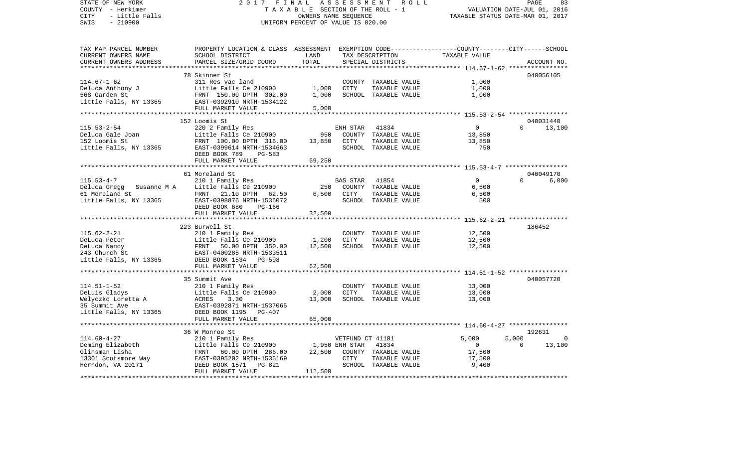STATE OF NEW YORK | 2017 FINAL ASSESSMENT ROLL | PAGE 83
COUNTY - Herkimer | TAXABLE SECTION OF THE ROLL - 1 | VALUATION DATE-JUL 01, 2016
CITY - Little Falls | OWNERS NAME SEQUENCE | TAXABLE STATUS DATE-MAR 01, 2017
SWIS - 210900 | UNIFORM PERCENT OF VALUE IS 020.00

| TAX MAP PARCEL NUMBER / CURRENT OWNERS NAME / CURRENT OWNERS ADDRESS | PROPERTY LOCATION & CLASS / SCHOOL DISTRICT / PARCEL SIZE/GRID COORD | ASSESSMENT LAND | ASSESSMENT TOTAL | EXEMPTION CODE / TAX DESCRIPTION / SPECIAL DISTRICTS | COUNTY TAXABLE VALUE | CITY | SCHOOL | ACCOUNT NO. |
|---|---|---|---|---|---|---|---|---|
| **114.67-1-62** | 78 Skinner St | | | | | | | 040056105 |
| Deluca Anthony J | 311 Res vac land | | | COUNTY TAXABLE VALUE | 1,000 | | | |
| 568 Garden St | Little Falls Ce 210900 | 1,000 | | CITY TAXABLE VALUE | 1,000 | | | |
| Little Falls, NY 13365 | FRNT 150.00 DPTH 302.00 | | 1,000 | SCHOOL TAXABLE VALUE | 1,000 | | | |
| | EAST-0392910 NRTH-1534122 | | | | | | | |
| | FULL MARKET VALUE | | 5,000 | | | | | |
| **115.53-2-54** | 152 Loomis St | | | | | | | 040031440 |
| Deluca Gale Joan | 220 2 Family Res | | | ENH STAR 41834 | 0 | 0 | 13,100 | |
| 152 Loomis St | Little Falls Ce 210900 | 950 | | COUNTY TAXABLE VALUE | 13,850 | | | |
| Little Falls, NY 13365 | FRNT 100.00 DPTH 316.00 | | 13,850 | CITY TAXABLE VALUE | 13,850 | | | |
| | EAST-0399614 NRTH-1534663 | | | SCHOOL TAXABLE VALUE | 750 | | | |
| | DEED BOOK 789 PG-583 | | | | | | | |
| | FULL MARKET VALUE | | 69,250 | | | | | |
| **115.53-4-7** | 61 Moreland St | | | | | | | 040049170 |
| Deluca Gregg Susanne M A | 210 1 Family Res | | | BAS STAR 41854 | 0 | 0 | 6,000 | |
| 61 Moreland St | Little Falls Ce 210900 | 250 | | COUNTY TAXABLE VALUE | 6,500 | | | |
| Little Falls, NY 13365 | FRNT 21.10 DPTH 62.50 | | 6,500 | CITY TAXABLE VALUE | 6,500 | | | |
| | EAST-0398876 NRTH-1535072 | | | SCHOOL TAXABLE VALUE | 500 | | | |
| | DEED BOOK 680 PG-166 | | | | | | | |
| | FULL MARKET VALUE | | 32,500 | | | | | |
| **115.62-2-21** | 223 Burwell St | | | | | | | 186452 |
| DeLuca Peter | 210 1 Family Res | | | COUNTY TAXABLE VALUE | 12,500 | | | |
| DeLuca Nancy | Little Falls Ce 210900 | 1,200 | | CITY TAXABLE VALUE | 12,500 | | | |
| 243 Church St | FRNT 50.00 DPTH 350.00 | | 12,500 | SCHOOL TAXABLE VALUE | 12,500 | | | |
| Little Falls, NY 13365 | EAST-0400285 NRTH-1533511 | | | | | | | |
| | DEED BOOK 1534 PG-598 | | | | | | | |
| | FULL MARKET VALUE | | 62,500 | | | | | |
| **114.51-1-52** | 35 Summit Ave | | | | | | | 040057720 |
| DeLuis Gladys | 210 1 Family Res | | | COUNTY TAXABLE VALUE | 13,000 | | | |
| Welyczko Loretta A | Little Falls Ce 210900 | 2,000 | | CITY TAXABLE VALUE | 13,000 | | | |
| 35 Summit Ave | ACRES 3.30 | | 13,000 | SCHOOL TAXABLE VALUE | 13,000 | | | |
| Little Falls, NY 13365 | EAST-0392871 NRTH-1537065 | | | | | | | |
| | DEED BOOK 1195 PG-407 | | | | | | | |
| | FULL MARKET VALUE | | 65,000 | | | | | |
| **114.60-4-27** | 36 W Monroe St | | | | | | | 192631 |
| Deming Elizabeth | 210 1 Family Res | | | VETFUND CT 41101 | 5,000 | 5,000 | 0 | |
| Glinsman Lisha | Little Falls Ce 210900 | 1,950 | | ENH STAR 41834 | 0 | 0 | 13,100 | |
| 13301 Scotsmore Way | FRNT 60.00 DPTH 286.00 | | 22,500 | COUNTY TAXABLE VALUE | 17,500 | | | |
| Herndon, VA 20171 | EAST-0395202 NRTH-1535169 | | | CITY TAXABLE VALUE | 17,500 | | | |
| | DEED BOOK 1571 PG-821 | | | SCHOOL TAXABLE VALUE | 9,400 | | | |
| | FULL MARKET VALUE | | 112,500 | | | | | |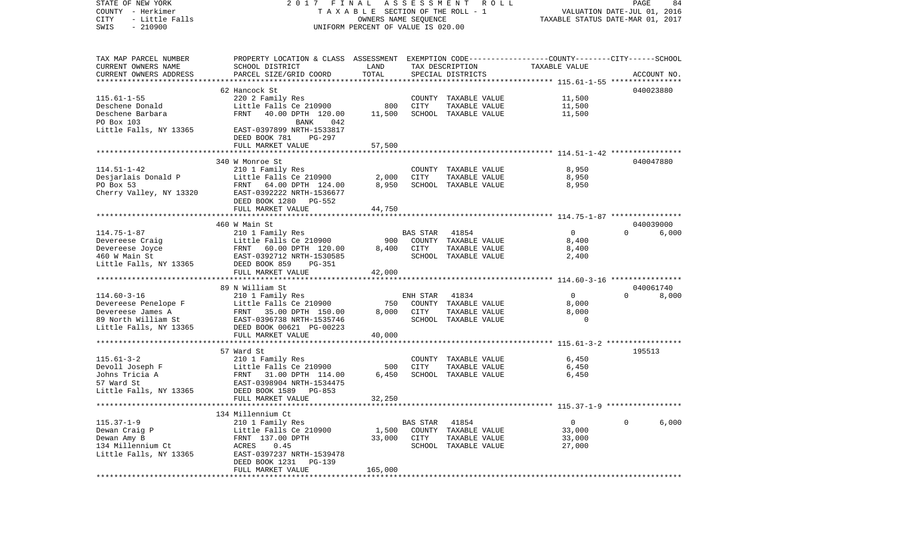STATE OF NEW YORK
COUNTY - Herkimer
CITY - Little Falls
SWIS - 210900

2017 FINAL ASSESSMENT ROLL
TAXABLE SECTION OF THE ROLL - 1
OWNERS NAME SEQUENCE
UNIFORM PERCENT OF VALUE IS 020.00

VALUATION DATE-JUL 01, 2016
TAXABLE STATUS DATE-MAR 01, 2017

| TAX MAP PARCEL NUMBER / CURRENT OWNERS NAME / CURRENT OWNERS ADDRESS | PROPERTY LOCATION & CLASS / SCHOOL DISTRICT / PARCEL SIZE/GRID COORD | ASSESSMENT LAND | TOTAL | EXEMPTION CODE / TAX DESCRIPTION / SPECIAL DISTRICTS | | COUNTY / CITY / SCHOOL TAXABLE VALUE | | ACCOUNT NO. |
|---|---|---|---|---|---|---|---|---|
| **115.61-1-55** | 62 Hancock St | | | | | | | 040023880 |
| 115.61-1-55 | 220 2 Family Res | | | COUNTY | TAXABLE VALUE | 11,500 | | |
| Deschene Donald | Little Falls Ce 210900 | 800 | | CITY | TAXABLE VALUE | 11,500 | | |
| Deschene Barbara | FRNT 40.00 DPTH 120.00 | | 11,500 | SCHOOL | TAXABLE VALUE | 11,500 | | |
| PO Box 103 | BANK 042 | | | | | | | |
| Little Falls, NY 13365 | EAST-0397899 NRTH-1533817 | | | | | | | |
| | DEED BOOK 781 PG-297 | | | | | | | |
| | FULL MARKET VALUE | | 57,500 | | | | | |
| **114.51-1-42** | 340 W Monroe St | | | | | | | 040047880 |
| 114.51-1-42 | 210 1 Family Res | | | COUNTY | TAXABLE VALUE | 8,950 | | |
| Desjarlais Donald P | Little Falls Ce 210900 | 2,000 | | CITY | TAXABLE VALUE | 8,950 | | |
| PO Box 53 | FRNT 64.00 DPTH 124.00 | | 8,950 | SCHOOL | TAXABLE VALUE | 8,950 | | |
| Cherry Valley, NY 13320 | EAST-0392222 NRTH-1536677 | | | | | | | |
| | DEED BOOK 1280 PG-552 | | | | | | | |
| | FULL MARKET VALUE | | 44,750 | | | | | |
| **114.75-1-87** | 460 W Main St | | | | | | | 040039000 |
| 114.75-1-87 | 210 1 Family Res | | | BAS STAR | 41854 | 0 | 0 | 6,000 |
| Devereese Craig | Little Falls Ce 210900 | 900 | | COUNTY | TAXABLE VALUE | 8,400 | | |
| Devereese Joyce | FRNT 60.00 DPTH 120.00 | | 8,400 | CITY | TAXABLE VALUE | 8,400 | | |
| 460 W Main St | EAST-0392712 NRTH-1530585 | | | SCHOOL | TAXABLE VALUE | 2,400 | | |
| Little Falls, NY 13365 | DEED BOOK 859 PG-351 | | | | | | | |
| | FULL MARKET VALUE | | 42,000 | | | | | |
| **114.60-3-16** | 89 N William St | | | | | | | 040061740 |
| 114.60-3-16 | 210 1 Family Res | | | ENH STAR | 41834 | 0 | 0 | 8,000 |
| Devereese Penelope F | Little Falls Ce 210900 | 750 | | COUNTY | TAXABLE VALUE | 8,000 | | |
| Devereese James A | FRNT 35.00 DPTH 150.00 | | 8,000 | CITY | TAXABLE VALUE | 8,000 | | |
| 89 North William St | EAST-0396738 NRTH-1535746 | | | SCHOOL | TAXABLE VALUE | 0 | | |
| Little Falls, NY 13365 | DEED BOOK 00621 PG-00223 | | | | | | | |
| | FULL MARKET VALUE | | 40,000 | | | | | |
| **115.61-3-2** | 57 Ward St | | | | | | | 195513 |
| 115.61-3-2 | 210 1 Family Res | | | COUNTY | TAXABLE VALUE | 6,450 | | |
| Devoll Joseph F | Little Falls Ce 210900 | 500 | | CITY | TAXABLE VALUE | 6,450 | | |
| Johns Tricia A | FRNT 31.00 DPTH 114.00 | | 6,450 | SCHOOL | TAXABLE VALUE | 6,450 | | |
| 57 Ward St | EAST-0398904 NRTH-1534475 | | | | | | | |
| Little Falls, NY 13365 | DEED BOOK 1589 PG-853 | | | | | | | |
| | FULL MARKET VALUE | | 32,250 | | | | | |
| **115.37-1-9** | 134 Millennium Ct | | | | | | | |
| 115.37-1-9 | 210 1 Family Res | | | BAS STAR | 41854 | 0 | 0 | 6,000 |
| Dewan Craig P | Little Falls Ce 210900 | 1,500 | | COUNTY | TAXABLE VALUE | 33,000 | | |
| Dewan Amy B | FRNT 137.00 DPTH | | 33,000 | CITY | TAXABLE VALUE | 33,000 | | |
| 134 Millennium Ct | ACRES 0.45 | | | SCHOOL | TAXABLE VALUE | 27,000 | | |
| Little Falls, NY 13365 | EAST-0397237 NRTH-1539478 | | | | | | | |
| | DEED BOOK 1231 PG-139 | | | | | | | |
| | FULL MARKET VALUE | | 165,000 | | | | | |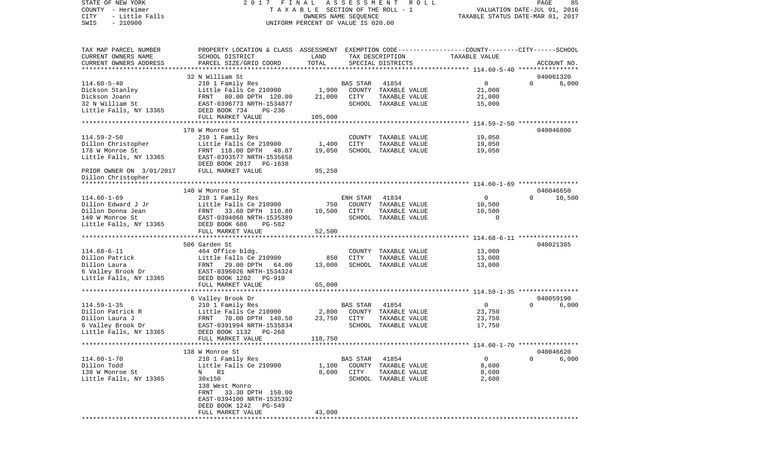STATE OF NEW YORK — 2017 FINAL ASSESSMENT ROLL
COUNTY - Herkimer — TAXABLE SECTION OF THE ROLL - 1 — VALUATION DATE-JUL 01, 2016
CITY - Little Falls — OWNERS NAME SEQUENCE — TAXABLE STATUS DATE-MAR 01, 2017
SWIS - 210900 — UNIFORM PERCENT OF VALUE IS 020.00

| TAX MAP PARCEL NUMBER / CURRENT OWNERS NAME / CURRENT OWNERS ADDRESS | PROPERTY LOCATION & CLASS / SCHOOL DISTRICT / PARCEL SIZE/GRID COORD | ASSESSMENT LAND | TOTAL | EXEMPTION CODE / TAX DESCRIPTION / SPECIAL DISTRICTS | COUNTY | CITY | SCHOOL | ACCOUNT NO. |
|---|---|---|---|---|---|---|---|---|
| 114.60-5-40 | 32 N William St | | | | | | | 040061320 |
| Dickson Stanley | 210 1 Family Res | | | BAS STAR 41854 | 0 | 0 | 6,000 | |
| Dickson Joann | Little Falls Ce 210900 | 1,900 | | COUNTY TAXABLE VALUE | 21,000 | | | |
| 32 N William St | FRNT 80.00 DPTH 120.00 | | 21,000 | CITY TAXABLE VALUE | | 21,000 | | |
| Little Falls, NY 13365 | EAST-0396773 NRTH-1534877 | | | SCHOOL TAXABLE VALUE | | | 15,000 | |
| | DEED BOOK 734 PG-236 | | | | | | | |
| | FULL MARKET VALUE | | 105,000 | | | | | |
| 114.59-2-50 | 178 W Monroe St | | | | | | | 040046800 |
| Dillon Christopher | 210 1 Family Res | | | COUNTY TAXABLE VALUE | 19,050 | | | |
| 178 W Monroe St | Little Falls Ce 210900 | 1,400 | | CITY TAXABLE VALUE | | 19,050 | | |
| Little Falls, NY 13365 | FRNT 118.00 DPTH 48.87 | | 19,050 | SCHOOL TAXABLE VALUE | | | 19,050 | |
| | EAST-0393577 NRTH-1535658 | | | | | | | |
| | DEED BOOK 2017 PG-1638 | | | | | | | |
| PRIOR OWNER ON 3/01/2017 | FULL MARKET VALUE | | 95,250 | | | | | |
| Dillon Christopher | | | | | | | | |
| 114.60-1-69 | 140 W Monroe St | | | | | | | 040046650 |
| Dillon Edward J Jr | 210 1 Family Res | | | ENH STAR 41834 | 0 | 0 | 10,500 | |
| Dillon Donna Jean | Little Falls Ce 210900 | 750 | | COUNTY TAXABLE VALUE | 10,500 | | | |
| 140 W Monroe St | FRNT 33.60 DPTH 110.80 | | 10,500 | CITY TAXABLE VALUE | | 10,500 | | |
| Little Falls, NY 13365 | EAST-0394068 NRTH-1535389 | | | SCHOOL TAXABLE VALUE | | | 0 | |
| | DEED BOOK 686 PG-582 | | | | | | | |
| | FULL MARKET VALUE | | 52,500 | | | | | |
| 114.68-6-11 | 506 Garden St | | | | | | | 040021365 |
| Dillon Patrick | 464 Office bldg. | | | COUNTY TAXABLE VALUE | 13,000 | | | |
| Dillon Laura | Little Falls Ce 210900 | 850 | | CITY TAXABLE VALUE | | 13,000 | | |
| 6 Valley Brook Dr | FRNT 29.00 DPTH 64.00 | | 13,000 | SCHOOL TAXABLE VALUE | | | 13,000 | |
| Little Falls, NY 13365 | EAST-0396026 NRTH-1534324 | | | | | | | |
| | DEED BOOK 1202 PG-910 | | | | | | | |
| | FULL MARKET VALUE | | 65,000 | | | | | |
| 114.59-1-35 | 6 Valley Brook Dr | | | | | | | 040059190 |
| Dillon Patrick R | 210 1 Family Res | | | BAS STAR 41854 | 0 | 0 | 6,000 | |
| Dillon Laura J | Little Falls Ce 210900 | 2,800 | | COUNTY TAXABLE VALUE | 23,750 | | | |
| 6 Valley Brook Dr | FRNT 70.00 DPTH 140.50 | | 23,750 | CITY TAXABLE VALUE | | 23,750 | | |
| Little Falls, NY 13365 | EAST-0391994 NRTH-1535834 | | | SCHOOL TAXABLE VALUE | | | 17,750 | |
| | DEED BOOK 1132 PG-268 | | | | | | | |
| | FULL MARKET VALUE | | 118,750 | | | | | |
| 114.60-1-70 | 138 W Monroe St | | | | | | | 040046620 |
| Dillon Todd | 210 1 Family Res | | | BAS STAR 41854 | 0 | 0 | 6,000 | |
| 138 W Monroe St | Little Falls Ce 210900 | 1,100 | | COUNTY TAXABLE VALUE | 8,600 | | | |
| Little Falls, NY 13365 | N R1 | | 8,600 | CITY TAXABLE VALUE | | 8,600 | | |
| | 30x150 | | | SCHOOL TAXABLE VALUE | | | 2,600 | |
| | 138 West Monro | | | | | | | |
| | FRNT 33.30 DPTH 150.00 | | | | | | | |
| | EAST-0394100 NRTH-1535392 | | | | | | | |
| | DEED BOOK 1242 PG-549 | | | | | | | |
| | FULL MARKET VALUE | | 43,000 | | | | | |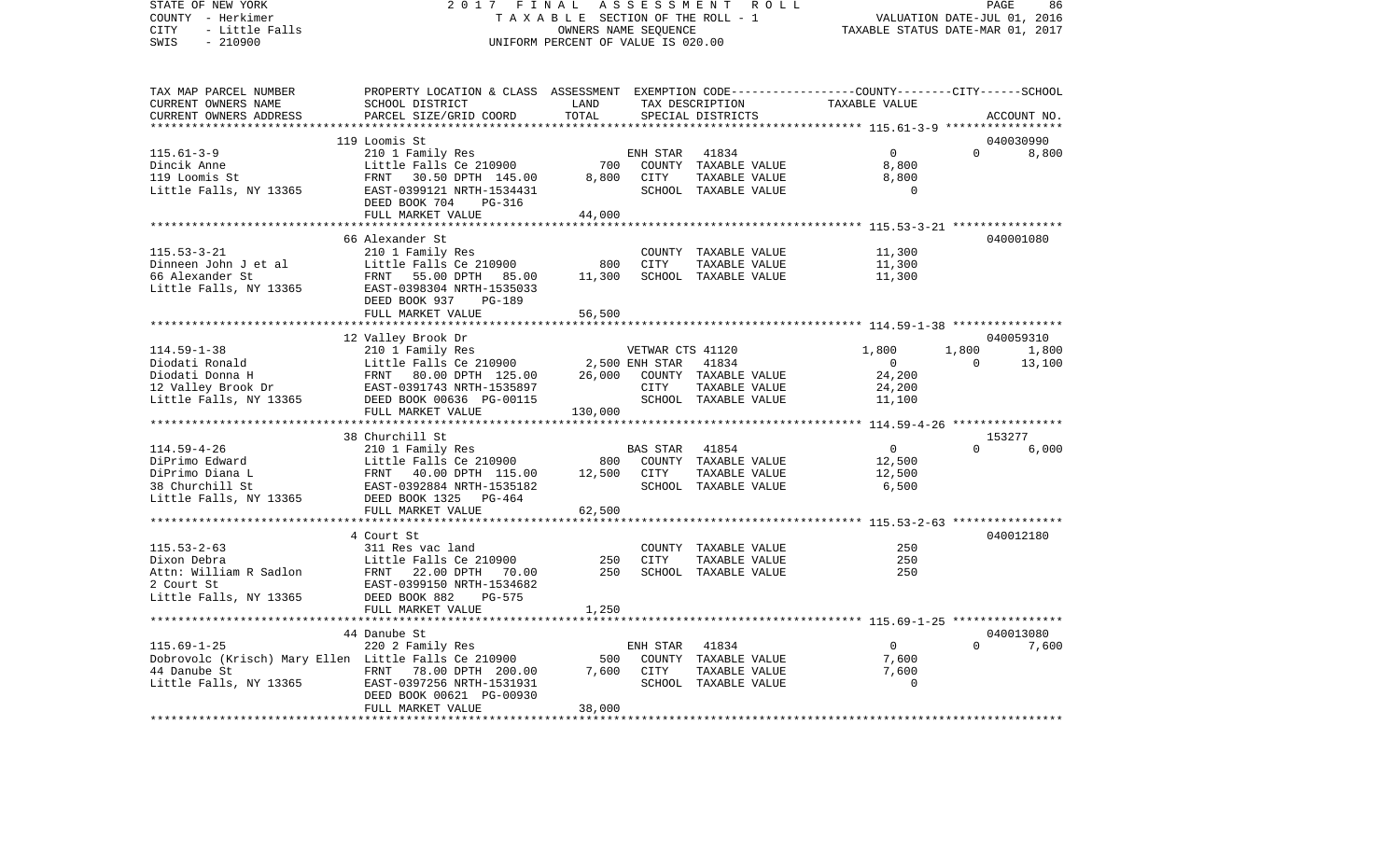STATE OF NEW YORK 2017 FINAL ASSESSMENT ROLL
COUNTY - Herkimer TAXABLE SECTION OF THE ROLL - 1 VALUATION DATE-JUL 01, 2016
CITY - Little Falls OWNERS NAME SEQUENCE TAXABLE STATUS DATE-MAR 01, 2017
SWIS - 210900 UNIFORM PERCENT OF VALUE IS 020.00

| TAX MAP PARCEL NUMBER / CURRENT OWNERS NAME / CURRENT OWNERS ADDRESS | PROPERTY LOCATION & CLASS / SCHOOL DISTRICT / PARCEL SIZE/GRID COORD | ASSESSMENT LAND / TOTAL | EXEMPTION CODE / TAX DESCRIPTION / SPECIAL DISTRICTS | COUNTY TAXABLE VALUE | CITY | SCHOOL / ACCOUNT NO. |
|---|---|---|---|---|---|---|
| | 119 Loomis St | | | | | 040030990 |
| 115.61-3-9 | 210 1 Family Res | | ENH STAR 41834 | 0 | 0 | 8,800 |
| Dincik Anne | Little Falls Ce 210900 | 700 | COUNTY TAXABLE VALUE | 8,800 | | |
| 119 Loomis St | FRNT 30.50 DPTH 145.00 | 8,800 | CITY TAXABLE VALUE | 8,800 | | |
| Little Falls, NY 13365 | EAST-0399121 NRTH-1534431 | | SCHOOL TAXABLE VALUE | 0 | | |
| | DEED BOOK 704 PG-316 | | | | | |
| | FULL MARKET VALUE | 44,000 | | | | |
| | 66 Alexander St | | | | | 040001080 |
| 115.53-3-21 | 210 1 Family Res | | COUNTY TAXABLE VALUE | 11,300 | | |
| Dinneen John J et al | Little Falls Ce 210900 | 800 | CITY TAXABLE VALUE | 11,300 | | |
| 66 Alexander St | FRNT 55.00 DPTH 85.00 | 11,300 | SCHOOL TAXABLE VALUE | 11,300 | | |
| Little Falls, NY 13365 | EAST-0398304 NRTH-1535033 | | | | | |
| | DEED BOOK 937 PG-189 | | | | | |
| | FULL MARKET VALUE | 56,500 | | | | |
| | 12 Valley Brook Dr | | | | | 040059310 |
| 114.59-1-38 | 210 1 Family Res | | VETWAR CTS 41120 | 1,800 | 1,800 | 1,800 |
| Diodati Ronald | Little Falls Ce 210900 | 2,500 | ENH STAR 41834 | 0 | 0 | 13,100 |
| Diodati Donna H | FRNT 80.00 DPTH 125.00 | 26,000 | COUNTY TAXABLE VALUE | 24,200 | | |
| 12 Valley Brook Dr | EAST-0391743 NRTH-1535897 | | CITY TAXABLE VALUE | 24,200 | | |
| Little Falls, NY 13365 | DEED BOOK 00636 PG-00115 | | SCHOOL TAXABLE VALUE | 11,100 | | |
| | FULL MARKET VALUE | 130,000 | | | | |
| | 38 Churchill St | | | | | 153277 |
| 114.59-4-26 | 210 1 Family Res | | BAS STAR 41854 | 0 | 0 | 6,000 |
| DiPrimo Edward | Little Falls Ce 210900 | 800 | COUNTY TAXABLE VALUE | 12,500 | | |
| DiPrimo Diana L | FRNT 40.00 DPTH 115.00 | 12,500 | CITY TAXABLE VALUE | 12,500 | | |
| 38 Churchill St | EAST-0392884 NRTH-1535182 | | SCHOOL TAXABLE VALUE | 6,500 | | |
| Little Falls, NY 13365 | DEED BOOK 1325 PG-464 | | | | | |
| | FULL MARKET VALUE | 62,500 | | | | |
| | 4 Court St | | | | | 040012180 |
| 115.53-2-63 | 311 Res vac land | | COUNTY TAXABLE VALUE | 250 | | |
| Dixon Debra | Little Falls Ce 210900 | 250 | CITY TAXABLE VALUE | 250 | | |
| Attn: William R Sadlon | FRNT 22.00 DPTH 70.00 | 250 | SCHOOL TAXABLE VALUE | 250 | | |
| 2 Court St | EAST-0399150 NRTH-1534682 | | | | | |
| Little Falls, NY 13365 | DEED BOOK 882 PG-575 | | | | | |
| | FULL MARKET VALUE | 1,250 | | | | |
| | 44 Danube St | | | | | 040013080 |
| 115.69-1-25 | 220 2 Family Res | | ENH STAR 41834 | 0 | 0 | 7,600 |
| Dobrovolc (Krisch) Mary Ellen | Little Falls Ce 210900 | 500 | COUNTY TAXABLE VALUE | 7,600 | | |
| 44 Danube St | FRNT 78.00 DPTH 200.00 | 7,600 | CITY TAXABLE VALUE | 7,600 | | |
| Little Falls, NY 13365 | EAST-0397256 NRTH-1531931 | | SCHOOL TAXABLE VALUE | 0 | | |
| | DEED BOOK 00621 PG-00930 | | | | | |
| | FULL MARKET VALUE | 38,000 | | | | |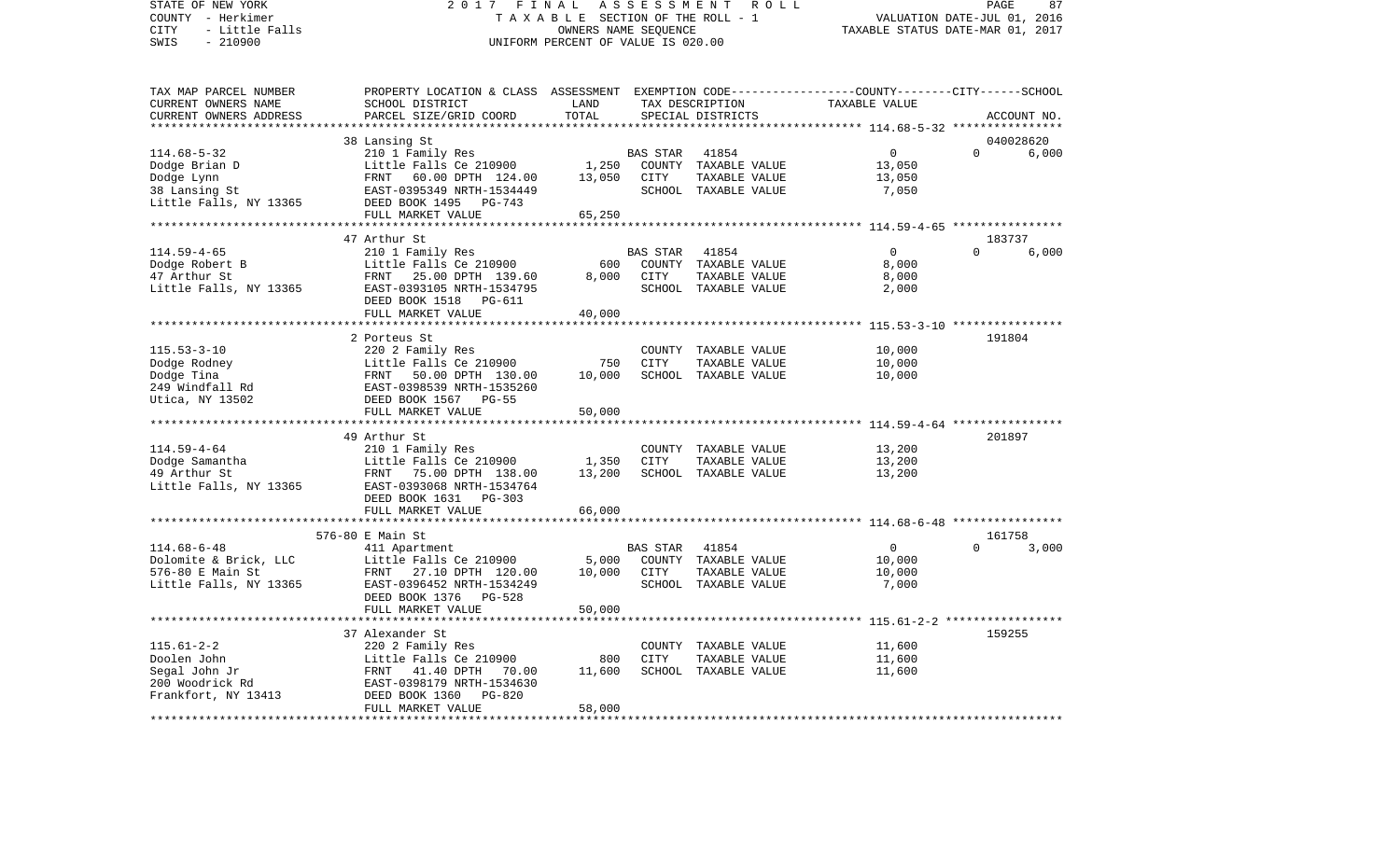STATE OF NEW YORK — 2017 FINAL ASSESSMENT ROLL — TAXABLE SECTION OF THE ROLL - 1 — OWNERS NAME SEQUENCE — UNIFORM PERCENT OF VALUE IS 020.00

COUNTY - Herkimer
CITY - Little Falls
SWIS - 210900

VALUATION DATE-JUL 01, 2016
TAXABLE STATUS DATE-MAR 01, 2017

| TAX MAP PARCEL NUMBER / CURRENT OWNERS NAME / CURRENT OWNERS ADDRESS | PROPERTY LOCATION & CLASS / SCHOOL DISTRICT / PARCEL SIZE/GRID COORD | ASSESSMENT LAND | TOTAL | EXEMPTION CODE / TAX DESCRIPTION / SPECIAL DISTRICTS | COUNTY-CITY TAXABLE VALUE | SCHOOL / ACCOUNT NO. |
|---|---|---|---|---|---|---|
| 114.68-5-32 | 38 Lansing St | | | | | 040028620 |
| | 210 1 Family Res | | | BAS STAR 41854 | 0 | 0 6,000 |
| Dodge Brian D | Little Falls Ce 210900 | 1,250 | | COUNTY TAXABLE VALUE | 13,050 | |
| Dodge Lynn | FRNT 60.00 DPTH 124.00 | | 13,050 | CITY TAXABLE VALUE | 13,050 | |
| 38 Lansing St | EAST-0395349 NRTH-1534449 | | | SCHOOL TAXABLE VALUE | 7,050 | |
| Little Falls, NY 13365 | DEED BOOK 1495 PG-743 | | | | | |
| | FULL MARKET VALUE | | 65,250 | | | |
| 114.59-4-65 | 47 Arthur St | | | | | 183737 |
| | 210 1 Family Res | | | BAS STAR 41854 | 0 | 0 6,000 |
| Dodge Robert B | Little Falls Ce 210900 | 600 | | COUNTY TAXABLE VALUE | 8,000 | |
| 47 Arthur St | FRNT 25.00 DPTH 139.60 | | 8,000 | CITY TAXABLE VALUE | 8,000 | |
| Little Falls, NY 13365 | EAST-0393105 NRTH-1534795 | | | SCHOOL TAXABLE VALUE | 2,000 | |
| | DEED BOOK 1518 PG-611 | | | | | |
| | FULL MARKET VALUE | | 40,000 | | | |
| 115.53-3-10 | 2 Porteus St | | | | | 191804 |
| | 220 2 Family Res | | | COUNTY TAXABLE VALUE | 10,000 | |
| Dodge Rodney | Little Falls Ce 210900 | 750 | | CITY TAXABLE VALUE | 10,000 | |
| Dodge Tina | FRNT 50.00 DPTH 130.00 | | 10,000 | SCHOOL TAXABLE VALUE | 10,000 | |
| 249 Windfall Rd | EAST-0398539 NRTH-1535260 | | | | | |
| Utica, NY 13502 | DEED BOOK 1567 PG-55 | | | | | |
| | FULL MARKET VALUE | | 50,000 | | | |
| 114.59-4-64 | 49 Arthur St | | | | | 201897 |
| | 210 1 Family Res | | | COUNTY TAXABLE VALUE | 13,200 | |
| Dodge Samantha | Little Falls Ce 210900 | 1,350 | | CITY TAXABLE VALUE | 13,200 | |
| 49 Arthur St | FRNT 75.00 DPTH 138.00 | | 13,200 | SCHOOL TAXABLE VALUE | 13,200 | |
| Little Falls, NY 13365 | EAST-0393068 NRTH-1534764 | | | | | |
| | DEED BOOK 1631 PG-303 | | | | | |
| | FULL MARKET VALUE | | 66,000 | | | |
| 114.68-6-48 | 576-80 E Main St | | | | | 161758 |
| | 411 Apartment | | | BAS STAR 41854 | 0 | 0 3,000 |
| Dolomite & Brick, LLC | Little Falls Ce 210900 | 5,000 | | COUNTY TAXABLE VALUE | 10,000 | |
| 576-80 E Main St | FRNT 27.10 DPTH 120.00 | | 10,000 | CITY TAXABLE VALUE | 10,000 | |
| Little Falls, NY 13365 | EAST-0396452 NRTH-1534249 | | | SCHOOL TAXABLE VALUE | 7,000 | |
| | DEED BOOK 1376 PG-528 | | | | | |
| | FULL MARKET VALUE | | 50,000 | | | |
| 115.61-2-2 | 37 Alexander St | | | | | 159255 |
| | 220 2 Family Res | | | COUNTY TAXABLE VALUE | 11,600 | |
| Doolen John | Little Falls Ce 210900 | 800 | | CITY TAXABLE VALUE | 11,600 | |
| Segal John Jr | FRNT 41.40 DPTH 70.00 | | 11,600 | SCHOOL TAXABLE VALUE | 11,600 | |
| 200 Woodrick Rd | EAST-0398179 NRTH-1534630 | | | | | |
| Frankfort, NY 13413 | DEED BOOK 1360 PG-820 | | | | | |
| | FULL MARKET VALUE | | 58,000 | | | |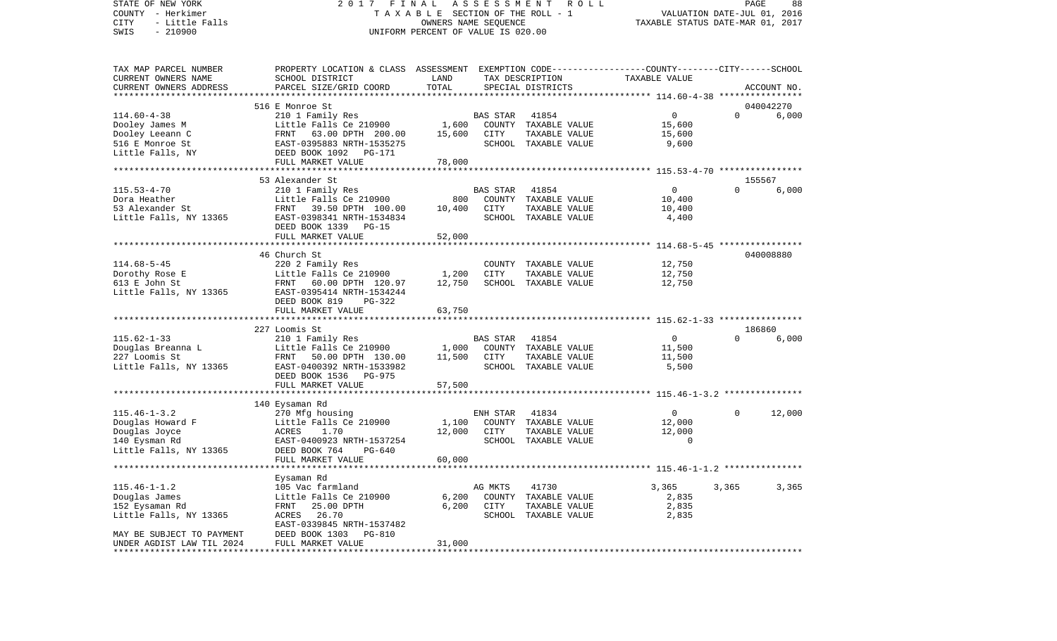STATE OF NEW YORK — 2017 FINAL ASSESSMENT ROLL — PAGE 88
COUNTY - Herkimer — TAXABLE SECTION OF THE ROLL - 1 — VALUATION DATE-JUL 01, 2016
CITY - Little Falls — OWNERS NAME SEQUENCE — TAXABLE STATUS DATE-MAR 01, 2017
SWIS - 210900 — UNIFORM PERCENT OF VALUE IS 020.00

| TAX MAP PARCEL NUMBER / CURRENT OWNERS NAME / CURRENT OWNERS ADDRESS | PROPERTY LOCATION & CLASS / SCHOOL DISTRICT / PARCEL SIZE/GRID COORD | ASSESSMENT LAND | TOTAL | EXEMPTION CODE / TAX DESCRIPTION / SPECIAL DISTRICTS | COUNTY | CITY | SCHOOL / ACCOUNT NO. |
|---|---|---|---|---|---|---|---|
| **114.60-4-38** | 516 E Monroe St | | | | | | 040042270 |
| 114.60-4-38 | 210 1 Family Res | | | BAS STAR 41854 | 0 | 0 | 6,000 |
| Dooley James M | Little Falls Ce 210900 | 1,600 | | COUNTY TAXABLE VALUE | 15,600 | | |
| Dooley Leeann C | FRNT 63.00 DPTH 200.00 | | 15,600 | CITY TAXABLE VALUE | | 15,600 | |
| 516 E Monroe St | EAST-0395883 NRTH-1535275 | | | SCHOOL TAXABLE VALUE | | | 9,600 |
| Little Falls, NY | DEED BOOK 1092 PG-171 | | | | | | |
| | FULL MARKET VALUE | | 78,000 | | | | |
| **115.53-4-70** | 53 Alexander St | | | | | | 155567 |
| 115.53-4-70 | 210 1 Family Res | | | BAS STAR 41854 | 0 | 0 | 6,000 |
| Dora Heather | Little Falls Ce 210900 | 800 | | COUNTY TAXABLE VALUE | 10,400 | | |
| 53 Alexander St | FRNT 39.50 DPTH 100.00 | | 10,400 | CITY TAXABLE VALUE | | 10,400 | |
| Little Falls, NY 13365 | EAST-0398341 NRTH-1534834 | | | SCHOOL TAXABLE VALUE | | | 4,400 |
| | DEED BOOK 1339 PG-15 | | | | | | |
| | FULL MARKET VALUE | | 52,000 | | | | |
| **114.68-5-45** | 46 Church St | | | | | | 040008880 |
| 114.68-5-45 | 220 2 Family Res | | | COUNTY TAXABLE VALUE | 12,750 | | |
| Dorothy Rose E | Little Falls Ce 210900 | 1,200 | | CITY TAXABLE VALUE | | 12,750 | |
| 613 E John St | FRNT 60.00 DPTH 120.97 | | 12,750 | SCHOOL TAXABLE VALUE | | | 12,750 |
| Little Falls, NY 13365 | EAST-0395414 NRTH-1534244 | | | | | | |
| | DEED BOOK 819 PG-322 | | | | | | |
| | FULL MARKET VALUE | | 63,750 | | | | |
| **115.62-1-33** | 227 Loomis St | | | | | | 186860 |
| 115.62-1-33 | 210 1 Family Res | | | BAS STAR 41854 | 0 | 0 | 6,000 |
| Douglas Breanna L | Little Falls Ce 210900 | 1,000 | | COUNTY TAXABLE VALUE | 11,500 | | |
| 227 Loomis St | FRNT 50.00 DPTH 130.00 | | 11,500 | CITY TAXABLE VALUE | | 11,500 | |
| Little Falls, NY 13365 | EAST-0400392 NRTH-1533982 | | | SCHOOL TAXABLE VALUE | | | 5,500 |
| | DEED BOOK 1536 PG-975 | | | | | | |
| | FULL MARKET VALUE | | 57,500 | | | | |
| **115.46-1-3.2** | 140 Eysaman Rd | | | | | | |
| 115.46-1-3.2 | 270 Mfg housing | | | ENH STAR 41834 | 0 | 0 | 12,000 |
| Douglas Howard F | Little Falls Ce 210900 | 1,100 | | COUNTY TAXABLE VALUE | 12,000 | | |
| Douglas Joyce | ACRES 1.70 | | 12,000 | CITY TAXABLE VALUE | | 12,000 | |
| 140 Eysman Rd | EAST-0400923 NRTH-1537254 | | | SCHOOL TAXABLE VALUE | | | 0 |
| Little Falls, NY 13365 | DEED BOOK 764 PG-640 | | | | | | |
| | FULL MARKET VALUE | | 60,000 | | | | |
| **115.46-1-1.2** | Eysaman Rd | | | | | | |
| 115.46-1-1.2 | 105 Vac farmland | | | AG MKTS 41730 | 3,365 | 3,365 | 3,365 |
| Douglas James | Little Falls Ce 210900 | 6,200 | | COUNTY TAXABLE VALUE | 2,835 | | |
| 152 Eysaman Rd | FRNT 25.00 DPTH | | 6,200 | CITY TAXABLE VALUE | | 2,835 | |
| Little Falls, NY 13365 | ACRES 26.70 | | | SCHOOL TAXABLE VALUE | | | 2,835 |
| | EAST-0339845 NRTH-1537482 | | | | | | |
| MAY BE SUBJECT TO PAYMENT | DEED BOOK 1303 PG-810 | | | | | | |
| UNDER AGDIST LAW TIL 2024 | FULL MARKET VALUE | | 31,000 | | | | |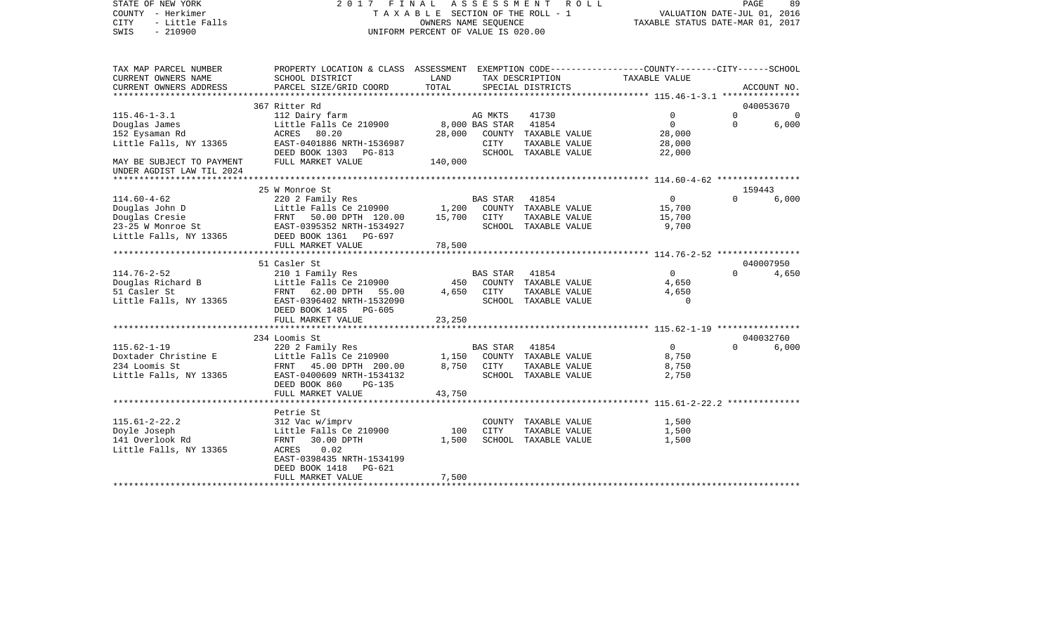STATE OF NEW YORK
COUNTY - Herkimer
CITY - Little Falls
SWIS - 210900

2 0 1 7 F I N A L A S S E S S M E N T R O L L
T A X A B L E SECTION OF THE ROLL - 1
OWNERS NAME SEQUENCE
UNIFORM PERCENT OF VALUE IS 020.00

VALUATION DATE-JUL 01, 2016
TAXABLE STATUS DATE-MAR 01, 2017

| TAX MAP PARCEL NUMBER / CURRENT OWNERS NAME / CURRENT OWNERS ADDRESS | PROPERTY LOCATION & CLASS / SCHOOL DISTRICT / PARCEL SIZE/GRID COORD | ASSESSMENT LAND | TOTAL | EXEMPTION CODE / TAX DESCRIPTION / SPECIAL DISTRICTS | COUNTY | CITY | SCHOOL | ACCOUNT NO. |
|---|---|---|---|---|---|---|---|---|
| **115.46-1-3.1** | 367 Ritter Rd | | | | | | | 040053670 |
| 115.46-1-3.1 | 112 Dairy farm | | | AG MKTS 41730 | 0 | 0 | 0 | |
| Douglas James | Little Falls Ce 210900 | 8,000 | | BAS STAR 41854 | 0 | 0 | 6,000 | |
| 152 Eysaman Rd | ACRES 80.20 | | 28,000 | COUNTY TAXABLE VALUE | 28,000 | | | |
| Little Falls, NY 13365 | EAST-0401886 NRTH-1536987 | | | CITY TAXABLE VALUE | | 28,000 | | |
| | DEED BOOK 1303 PG-813 | | | SCHOOL TAXABLE VALUE | | | 22,000 | |
| MAY BE SUBJECT TO PAYMENT | FULL MARKET VALUE | | 140,000 | | | | | |
| UNDER AGDIST LAW TIL 2024 | | | | | | | | |
| **114.60-4-62** | 25 W Monroe St | | | | | | | 159443 |
| 114.60-4-62 | 220 2 Family Res | | | BAS STAR 41854 | 0 | 0 | 6,000 | |
| Douglas John D | Little Falls Ce 210900 | 1,200 | | COUNTY TAXABLE VALUE | 15,700 | | | |
| Douglas Cresie | FRNT 50.00 DPTH 120.00 | | 15,700 | CITY TAXABLE VALUE | | 15,700 | | |
| 23-25 W Monroe St | EAST-0395352 NRTH-1534927 | | | SCHOOL TAXABLE VALUE | | | 9,700 | |
| Little Falls, NY 13365 | DEED BOOK 1361 PG-697 | | | | | | | |
| | FULL MARKET VALUE | | 78,500 | | | | | |
| **114.76-2-52** | 51 Casler St | | | | | | | 040007950 |
| 114.76-2-52 | 210 1 Family Res | | | BAS STAR 41854 | 0 | 0 | 4,650 | |
| Douglas Richard B | Little Falls Ce 210900 | 450 | | COUNTY TAXABLE VALUE | 4,650 | | | |
| 51 Casler St | FRNT 62.00 DPTH 55.00 | | 4,650 | CITY TAXABLE VALUE | | 4,650 | | |
| Little Falls, NY 13365 | EAST-0396402 NRTH-1532090 | | | SCHOOL TAXABLE VALUE | | | 0 | |
| | DEED BOOK 1485 PG-605 | | | | | | | |
| | FULL MARKET VALUE | | 23,250 | | | | | |
| **115.62-1-19** | 234 Loomis St | | | | | | | 040032760 |
| 115.62-1-19 | 220 2 Family Res | | | BAS STAR 41854 | 0 | 0 | 6,000 | |
| Doxtader Christine E | Little Falls Ce 210900 | 1,150 | | COUNTY TAXABLE VALUE | 8,750 | | | |
| 234 Loomis St | FRNT 45.00 DPTH 200.00 | | 8,750 | CITY TAXABLE VALUE | | 8,750 | | |
| Little Falls, NY 13365 | EAST-0400609 NRTH-1534132 | | | SCHOOL TAXABLE VALUE | | | 2,750 | |
| | DEED BOOK 860 PG-135 | | | | | | | |
| | FULL MARKET VALUE | | 43,750 | | | | | |
| **115.61-2-22.2** | Petrie St | | | | | | | |
| 115.61-2-22.2 | 312 Vac w/imprv | | | COUNTY TAXABLE VALUE | 1,500 | | | |
| Doyle Joseph | Little Falls Ce 210900 | 100 | | CITY TAXABLE VALUE | | 1,500 | | |
| 141 Overlook Rd | FRNT 30.00 DPTH | | 1,500 | SCHOOL TAXABLE VALUE | | | 1,500 | |
| Little Falls, NY 13365 | ACRES 0.02 | | | | | | | |
| | EAST-0398435 NRTH-1534199 | | | | | | | |
| | DEED BOOK 1418 PG-621 | | | | | | | |
| | FULL MARKET VALUE | | 7,500 | | | | | |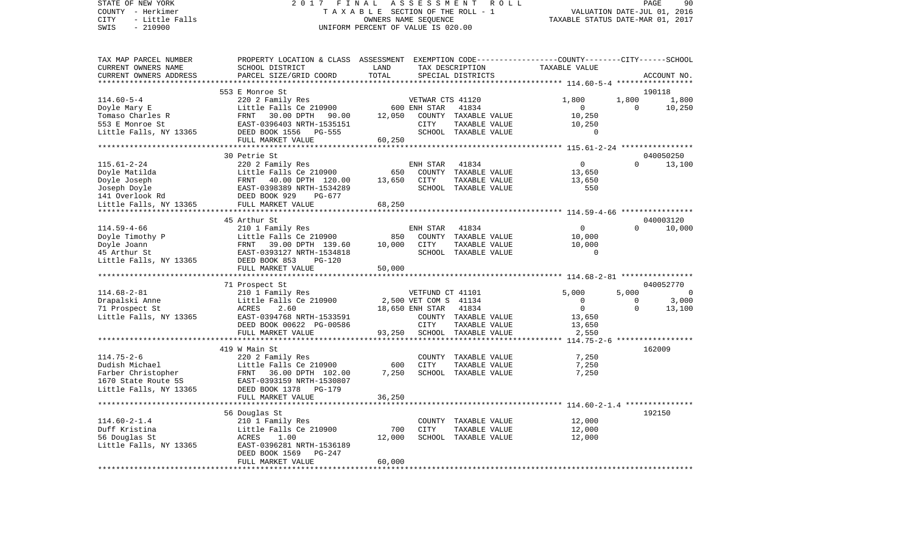STATE OF NEW YORK — 2017 FINAL ASSESSMENT ROLL
COUNTY - Herkimer — TAXABLE SECTION OF THE ROLL - 1 — VALUATION DATE-JUL 01, 2016
CITY - Little Falls — OWNERS NAME SEQUENCE — TAXABLE STATUS DATE-MAR 01, 2017
SWIS - 210900 — UNIFORM PERCENT OF VALUE IS 020.00

| TAX MAP PARCEL NUMBER / CURRENT OWNERS NAME / CURRENT OWNERS ADDRESS | PROPERTY LOCATION & CLASS / SCHOOL DISTRICT / PARCEL SIZE/GRID COORD | ASSESSMENT LAND / TOTAL | EXEMPTION CODE / TAX DESCRIPTION / SPECIAL DISTRICTS | COUNTY TAXABLE VALUE | CITY | SCHOOL / ACCOUNT NO. |
|---|---|---|---|---|---|---|
| **114.60-5-4** | 553 E Monroe St | | | | | 190118 |
| | 220 2 Family Res | | VETWAR CTS 41120 | 1,800 | 1,800 | 1,800 |
| Doyle Mary E | Little Falls Ce 210900 | 600 | ENH STAR 41834 | 0 | 0 | 10,250 |
| Tomaso Charles R | FRNT 30.00 DPTH 90.00 | 12,050 | COUNTY TAXABLE VALUE | 10,250 | | |
| 553 E Monroe St | EAST-0396403 NRTH-1535151 | | CITY TAXABLE VALUE | 10,250 | | |
| Little Falls, NY 13365 | DEED BOOK 1556 PG-555 | | SCHOOL TAXABLE VALUE | 0 | | |
| | FULL MARKET VALUE | 60,250 | | | | |
| **115.61-2-24** | 30 Petrie St | | | | | 040050250 |
| | 220 2 Family Res | | ENH STAR 41834 | 0 | 0 | 13,100 |
| Doyle Matilda | Little Falls Ce 210900 | 650 | COUNTY TAXABLE VALUE | 13,650 | | |
| Doyle Joseph | FRNT 40.00 DPTH 120.00 | 13,650 | CITY TAXABLE VALUE | 13,650 | | |
| Joseph Doyle | EAST-0398389 NRTH-1534289 | | SCHOOL TAXABLE VALUE | 550 | | |
| 141 Overlook Rd | DEED BOOK 929 PG-677 | | | | | |
| Little Falls, NY 13365 | FULL MARKET VALUE | 68,250 | | | | |
| **114.59-4-66** | 45 Arthur St | | | | | 040003120 |
| | 210 1 Family Res | | ENH STAR 41834 | 0 | 0 | 10,000 |
| Doyle Timothy P | Little Falls Ce 210900 | 850 | COUNTY TAXABLE VALUE | 10,000 | | |
| Doyle Joann | FRNT 39.00 DPTH 139.60 | 10,000 | CITY TAXABLE VALUE | 10,000 | | |
| 45 Arthur St | EAST-0393127 NRTH-1534818 | | SCHOOL TAXABLE VALUE | 0 | | |
| Little Falls, NY 13365 | DEED BOOK 853 PG-120 | | | | | |
| | FULL MARKET VALUE | 50,000 | | | | |
| **114.68-2-81** | 71 Prospect St | | | | | 040052770 |
| | 210 1 Family Res | | VETFUND CT 41101 | 5,000 | 5,000 | 0 |
| Drapalski Anne | Little Falls Ce 210900 | 2,500 | VET COM S 41134 | 0 | 0 | 3,000 |
| 71 Prospect St | ACRES 2.60 | 18,650 | ENH STAR 41834 | 0 | 0 | 13,100 |
| Little Falls, NY 13365 | EAST-0394768 NRTH-1533591 | | COUNTY TAXABLE VALUE | 13,650 | | |
| | DEED BOOK 00622 PG-00586 | | CITY TAXABLE VALUE | 13,650 | | |
| | FULL MARKET VALUE | 93,250 | SCHOOL TAXABLE VALUE | 2,550 | | |
| **114.75-2-6** | 419 W Main St | | | | | 162009 |
| | 220 2 Family Res | | COUNTY TAXABLE VALUE | 7,250 | | |
| Dudish Michael | Little Falls Ce 210900 | 600 | CITY TAXABLE VALUE | 7,250 | | |
| Farber Christopher | FRNT 36.00 DPTH 102.00 | 7,250 | SCHOOL TAXABLE VALUE | 7,250 | | |
| 1670 State Route 5S | EAST-0393159 NRTH-1530807 | | | | | |
| Little Falls, NY 13365 | DEED BOOK 1378 PG-179 | | | | | |
| | FULL MARKET VALUE | 36,250 | | | | |
| **114.60-2-1.4** | 56 Douglas St | | | | | 192150 |
| | 210 1 Family Res | | COUNTY TAXABLE VALUE | 12,000 | | |
| Duff Kristina | Little Falls Ce 210900 | 700 | CITY TAXABLE VALUE | 12,000 | | |
| 56 Douglas St | ACRES 1.00 | 12,000 | SCHOOL TAXABLE VALUE | 12,000 | | |
| Little Falls, NY 13365 | EAST-0396281 NRTH-1536189 | | | | | |
| | DEED BOOK 1569 PG-247 | | | | | |
| | FULL MARKET VALUE | 60,000 | | | | |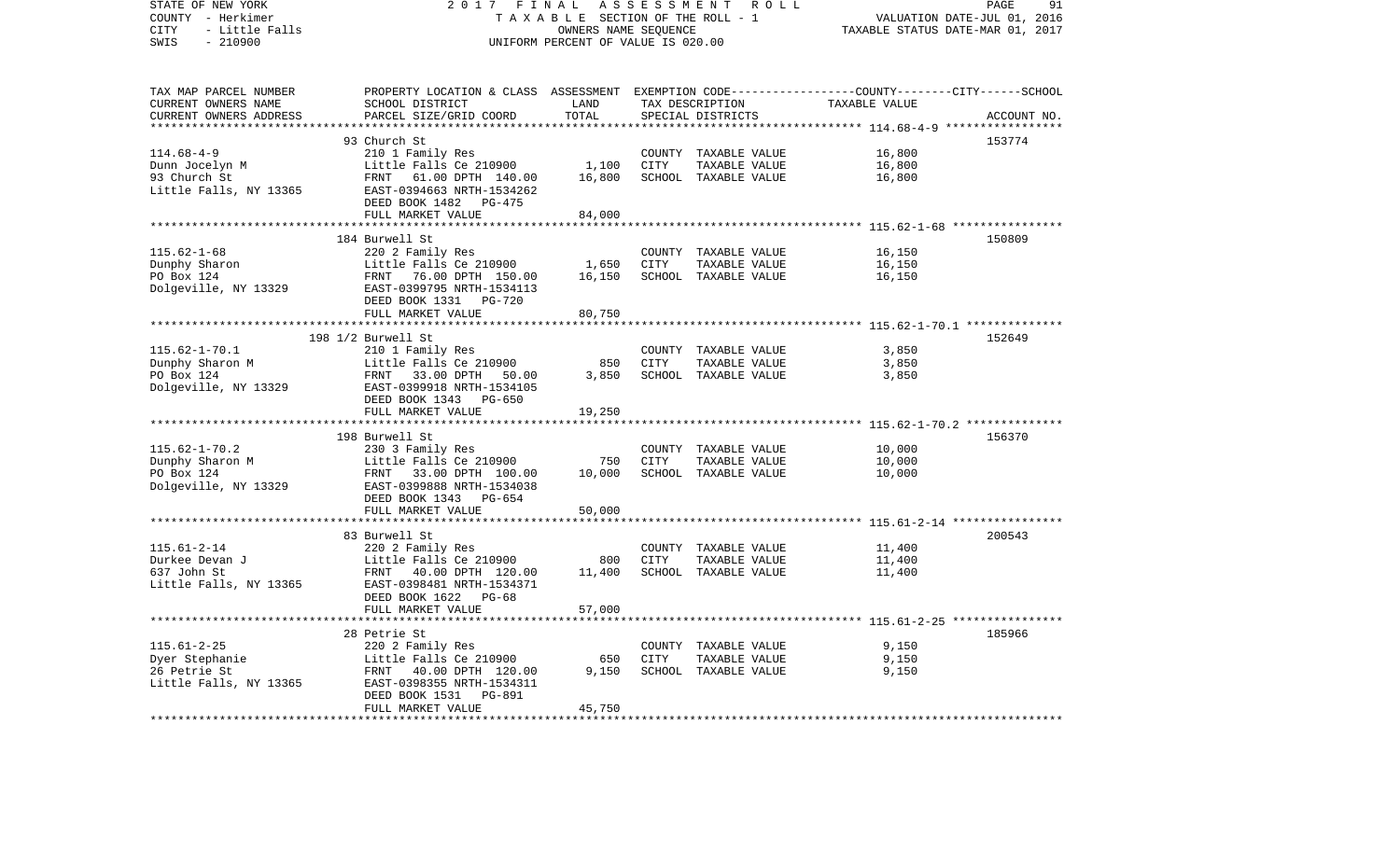STATE OF NEW YORK — 2017 FINAL ASSESSMENT ROLL
COUNTY - Herkimer — TAXABLE SECTION OF THE ROLL - 1 — VALUATION DATE-JUL 01, 2016
CITY - Little Falls — OWNERS NAME SEQUENCE — TAXABLE STATUS DATE-MAR 01, 2017
SWIS - 210900 — UNIFORM PERCENT OF VALUE IS 020.00

| TAX MAP PARCEL NUMBER / CURRENT OWNERS NAME / CURRENT OWNERS ADDRESS | PROPERTY LOCATION & CLASS / SCHOOL DISTRICT / PARCEL SIZE/GRID COORD | ASSESSMENT LAND | TOTAL | EXEMPTION CODE / TAX DESCRIPTION / SPECIAL DISTRICTS | TAXABLE VALUE (COUNTY / CITY / SCHOOL) | ACCOUNT NO. |
|---|---|---|---|---|---|---|
| 114.68-4-9 | 93 Church St | | | | | 153774 |
| 114.68-4-9 | 210 1 Family Res | | | COUNTY TAXABLE VALUE | 16,800 | |
| Dunn Jocelyn M | Little Falls Ce 210900 | 1,100 | | CITY TAXABLE VALUE | 16,800 | |
| 93 Church St | FRNT 61.00 DPTH 140.00 | | 16,800 | SCHOOL TAXABLE VALUE | 16,800 | |
| Little Falls, NY 13365 | EAST-0394663 NRTH-1534262 | | | | | |
| | DEED BOOK 1482 PG-475 | | | | | |
| | FULL MARKET VALUE | | 84,000 | | | |
| 115.62-1-68 | 184 Burwell St | | | | | 150809 |
| 115.62-1-68 | 220 2 Family Res | | | COUNTY TAXABLE VALUE | 16,150 | |
| Dunphy Sharon | Little Falls Ce 210900 | 1,650 | | CITY TAXABLE VALUE | 16,150 | |
| PO Box 124 | FRNT 76.00 DPTH 150.00 | | 16,150 | SCHOOL TAXABLE VALUE | 16,150 | |
| Dolgeville, NY 13329 | EAST-0399795 NRTH-1534113 | | | | | |
| | DEED BOOK 1331 PG-720 | | | | | |
| | FULL MARKET VALUE | | 80,750 | | | |
| 115.62-1-70.1 | 198 1/2 Burwell St | | | | | 152649 |
| 115.62-1-70.1 | 210 1 Family Res | | | COUNTY TAXABLE VALUE | 3,850 | |
| Dunphy Sharon M | Little Falls Ce 210900 | 850 | | CITY TAXABLE VALUE | 3,850 | |
| PO Box 124 | FRNT 33.00 DPTH 50.00 | | 3,850 | SCHOOL TAXABLE VALUE | 3,850 | |
| Dolgeville, NY 13329 | EAST-0399918 NRTH-1534105 | | | | | |
| | DEED BOOK 1343 PG-650 | | | | | |
| | FULL MARKET VALUE | | 19,250 | | | |
| 115.62-1-70.2 | 198 Burwell St | | | | | 156370 |
| 115.62-1-70.2 | 230 3 Family Res | | | COUNTY TAXABLE VALUE | 10,000 | |
| Dunphy Sharon M | Little Falls Ce 210900 | 750 | | CITY TAXABLE VALUE | 10,000 | |
| PO Box 124 | FRNT 33.00 DPTH 100.00 | | 10,000 | SCHOOL TAXABLE VALUE | 10,000 | |
| Dolgeville, NY 13329 | EAST-0399888 NRTH-1534038 | | | | | |
| | DEED BOOK 1343 PG-654 | | | | | |
| | FULL MARKET VALUE | | 50,000 | | | |
| 115.61-2-14 | 83 Burwell St | | | | | 200543 |
| 115.61-2-14 | 220 2 Family Res | | | COUNTY TAXABLE VALUE | 11,400 | |
| Durkee Devan J | Little Falls Ce 210900 | 800 | | CITY TAXABLE VALUE | 11,400 | |
| 637 John St | FRNT 40.00 DPTH 120.00 | | 11,400 | SCHOOL TAXABLE VALUE | 11,400 | |
| Little Falls, NY 13365 | EAST-0398481 NRTH-1534371 | | | | | |
| | DEED BOOK 1622 PG-68 | | | | | |
| | FULL MARKET VALUE | | 57,000 | | | |
| 115.61-2-25 | 28 Petrie St | | | | | 185966 |
| 115.61-2-25 | 220 2 Family Res | | | COUNTY TAXABLE VALUE | 9,150 | |
| Dyer Stephanie | Little Falls Ce 210900 | 650 | | CITY TAXABLE VALUE | 9,150 | |
| 26 Petrie St | FRNT 40.00 DPTH 120.00 | | 9,150 | SCHOOL TAXABLE VALUE | 9,150 | |
| Little Falls, NY 13365 | EAST-0398355 NRTH-1534311 | | | | | |
| | DEED BOOK 1531 PG-891 | | | | | |
| | FULL MARKET VALUE | | 45,750 | | | |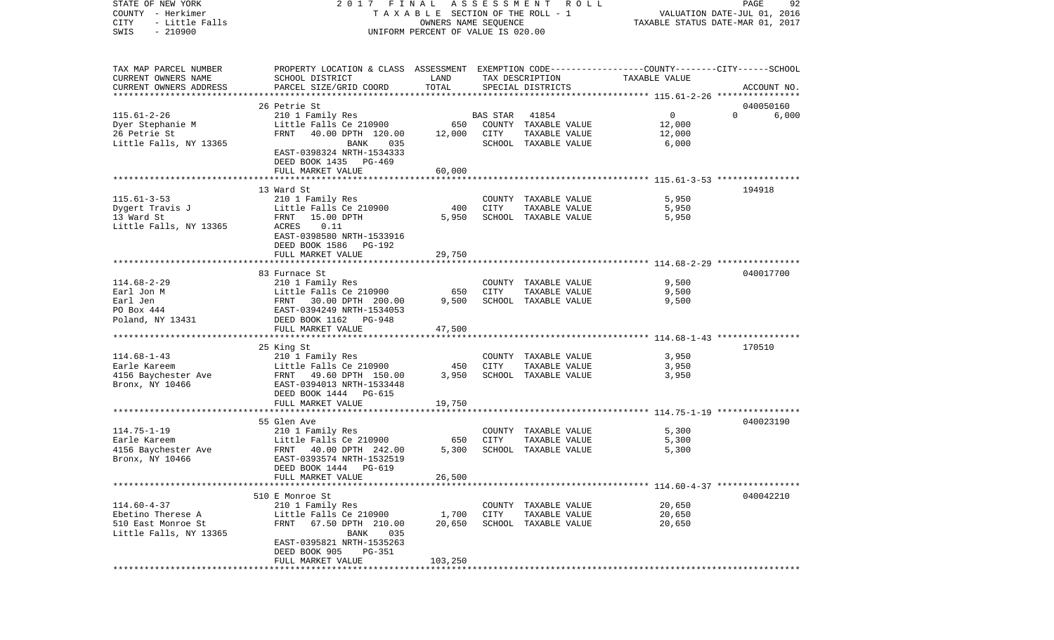STATE OF NEW YORK | COUNTY - Herkimer | CITY - Little Falls | SWIS - 210900

2017 FINAL ASSESSMENT ROLL
TAXABLE SECTION OF THE ROLL - 1
OWNERS NAME SEQUENCE
UNIFORM PERCENT OF VALUE IS 020.00

VALUATION DATE-JUL 01, 2016
TAXABLE STATUS DATE-MAR 01, 2017

| TAX MAP PARCEL NUMBER / CURRENT OWNERS NAME / CURRENT OWNERS ADDRESS | PROPERTY LOCATION & CLASS / SCHOOL DISTRICT / PARCEL SIZE/GRID COORD | ASSESSMENT LAND | TOTAL | EXEMPTION CODE / TAX DESCRIPTION / SPECIAL DISTRICTS | COUNTY TAXABLE VALUE | CITY | SCHOOL | ACCOUNT NO. |
|---|---|---|---|---|---|---|---|---|
| 115.61-2-26 | 26 Petrie St | | | | | | | 040050160 |
| Dyer Stephanie M | 210 1 Family Res | | | BAS STAR 41854 | 0 | 0 | 6,000 | |
| 26 Petrie St | Little Falls Ce 210900 | 650 | | COUNTY TAXABLE VALUE | 12,000 | | | |
| Little Falls, NY 13365 | FRNT 40.00 DPTH 120.00 | | 12,000 | CITY TAXABLE VALUE | 12,000 | | | |
| | BANK 035 | | | SCHOOL TAXABLE VALUE | 6,000 | | | |
| | EAST-0398324 NRTH-1534333 | | | | | | | |
| | DEED BOOK 1435 PG-469 | | | | | | | |
| | FULL MARKET VALUE | | 60,000 | | | | | |
| 115.61-3-53 | 13 Ward St | | | | | | | 194918 |
| Dygert Travis J | 210 1 Family Res | | | COUNTY TAXABLE VALUE | 5,950 | | | |
| 13 Ward St | Little Falls Ce 210900 | 400 | | CITY TAXABLE VALUE | 5,950 | | | |
| Little Falls, NY 13365 | FRNT 15.00 DPTH | | 5,950 | SCHOOL TAXABLE VALUE | 5,950 | | | |
| | ACRES 0.11 | | | | | | | |
| | EAST-0398580 NRTH-1533916 | | | | | | | |
| | DEED BOOK 1586 PG-192 | | | | | | | |
| | FULL MARKET VALUE | | 29,750 | | | | | |
| 114.68-2-29 | 83 Furnace St | | | | | | | 040017700 |
| Earl Jon M | 210 1 Family Res | | | COUNTY TAXABLE VALUE | 9,500 | | | |
| Earl Jen | Little Falls Ce 210900 | 650 | | CITY TAXABLE VALUE | 9,500 | | | |
| PO Box 444 | FRNT 30.00 DPTH 200.00 | | 9,500 | SCHOOL TAXABLE VALUE | 9,500 | | | |
| Poland, NY 13431 | EAST-0394249 NRTH-1534053 | | | | | | | |
| | DEED BOOK 1162 PG-948 | | | | | | | |
| | FULL MARKET VALUE | | 47,500 | | | | | |
| 114.68-1-43 | 25 King St | | | | | | | 170510 |
| Earle Kareem | 210 1 Family Res | | | COUNTY TAXABLE VALUE | 3,950 | | | |
| 4156 Baychester Ave | Little Falls Ce 210900 | 450 | | CITY TAXABLE VALUE | 3,950 | | | |
| Bronx, NY 10466 | FRNT 49.60 DPTH 150.00 | | 3,950 | SCHOOL TAXABLE VALUE | 3,950 | | | |
| | EAST-0394013 NRTH-1533448 | | | | | | | |
| | DEED BOOK 1444 PG-615 | | | | | | | |
| | FULL MARKET VALUE | | 19,750 | | | | | |
| 114.75-1-19 | 55 Glen Ave | | | | | | | 040023190 |
| Earle Kareem | 210 1 Family Res | | | COUNTY TAXABLE VALUE | 5,300 | | | |
| 4156 Baychester Ave | Little Falls Ce 210900 | 650 | | CITY TAXABLE VALUE | 5,300 | | | |
| Bronx, NY 10466 | FRNT 40.00 DPTH 242.00 | | 5,300 | SCHOOL TAXABLE VALUE | 5,300 | | | |
| | EAST-0393574 NRTH-1532519 | | | | | | | |
| | DEED BOOK 1444 PG-619 | | | | | | | |
| | FULL MARKET VALUE | | 26,500 | | | | | |
| 114.60-4-37 | 510 E Monroe St | | | | | | | 040042210 |
| Ebetino Therese A | 210 1 Family Res | | | COUNTY TAXABLE VALUE | 20,650 | | | |
| 510 East Monroe St | Little Falls Ce 210900 | 1,700 | | CITY TAXABLE VALUE | 20,650 | | | |
| Little Falls, NY 13365 | FRNT 67.50 DPTH 210.00 | | 20,650 | SCHOOL TAXABLE VALUE | 20,650 | | | |
| | BANK 035 | | | | | | | |
| | EAST-0395821 NRTH-1535263 | | | | | | | |
| | DEED BOOK 905 PG-351 | | | | | | | |
| | FULL MARKET VALUE | | 103,250 | | | | | |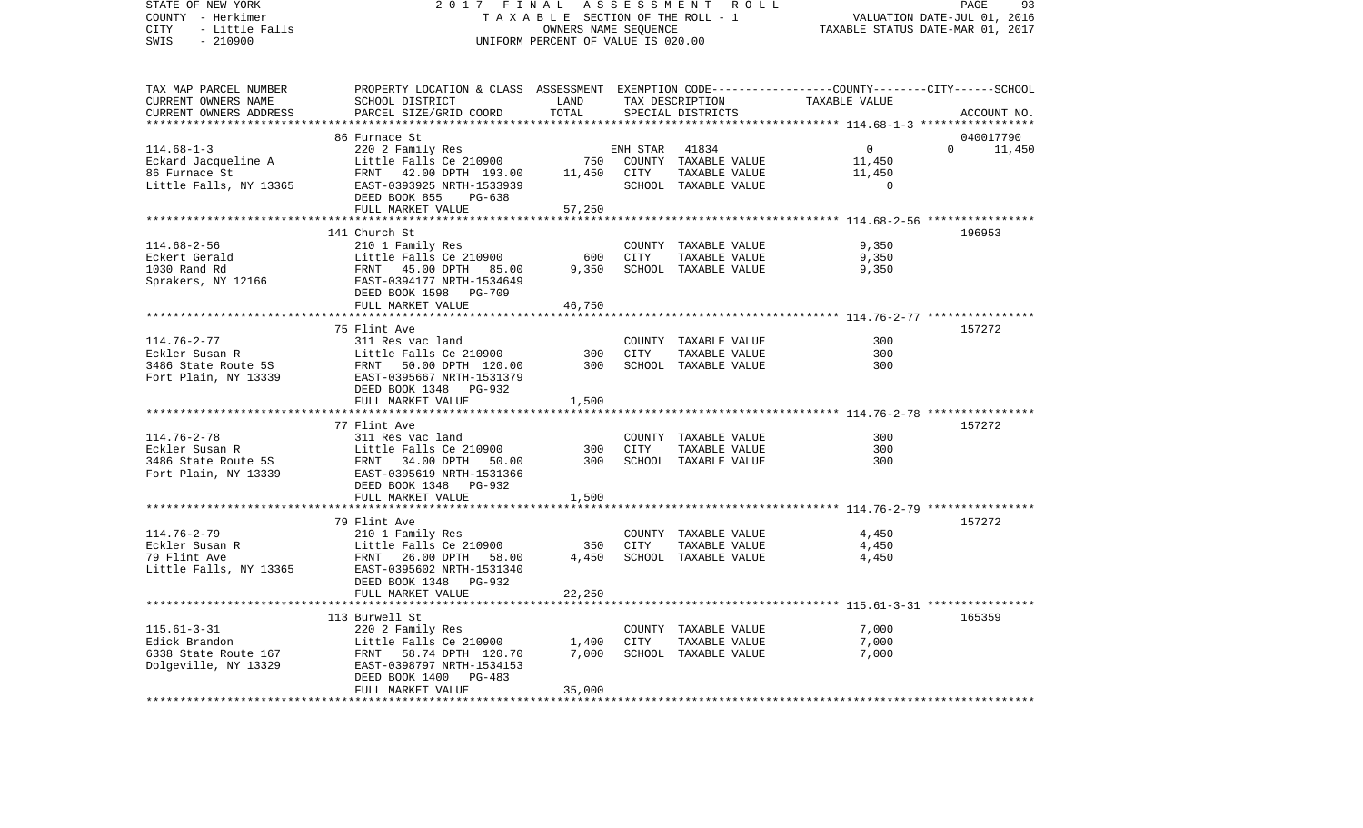STATE OF NEW YORK 2 0 1 7 F I N A L A S S E S S M E N T R O L L PAGE 93
COUNTY - Herkimer T A X A B L E SECTION OF THE ROLL - 1 VALUATION DATE-JUL 01, 2016
CITY - Little Falls OWNERS NAME SEQUENCE TAXABLE STATUS DATE-MAR 01, 2017
SWIS - 210900 UNIFORM PERCENT OF VALUE IS 020.00

```
TAX MAP PARCEL NUMBER     PROPERTY LOCATION & CLASS  ASSESSMENT  EXEMPTION CODE-----------------COUNTY--------CITY------SCHOOL
CURRENT OWNERS NAME       SCHOOL DISTRICT             LAND       TAX DESCRIPTION            TAXABLE VALUE
CURRENT OWNERS ADDRESS    PARCEL SIZE/GRID COORD      TOTAL      SPECIAL DISTRICTS                                    ACCOUNT NO.
******************************************************************************************************* 114.68-1-3 *****************
                          86 Furnace St                                                                               040017790
114.68-1-3                220 2 Family Res                     ENH STAR  41834                 0             0        11,450
Eckard Jacqueline A       Little Falls Ce 210900        750    COUNTY  TAXABLE VALUE          11,450
86 Furnace St             FRNT   42.00 DPTH 193.00   11,450    CITY    TAXABLE VALUE          11,450
Little Falls, NY 13365    EAST-0393925 NRTH-1533939            SCHOOL  TAXABLE VALUE               0
                          DEED BOOK 855    PG-638
                          FULL MARKET VALUE            57,250
******************************************************************************************************* 114.68-2-56 ****************
                          141 Church St                                                                               196953
114.68-2-56               210 1 Family Res                     COUNTY  TAXABLE VALUE           9,350
Eckert Gerald             Little Falls Ce 210900        600    CITY    TAXABLE VALUE           9,350
1030 Rand Rd              FRNT   45.00 DPTH  85.00    9,350    SCHOOL  TAXABLE VALUE           9,350
Sprakers, NY 12166        EAST-0394177 NRTH-1534649
                          DEED BOOK 1598   PG-709
                          FULL MARKET VALUE            46,750
******************************************************************************************************* 114.76-2-77 ****************
                          75 Flint Ave                                                                                157272
114.76-2-77               311 Res vac land                     COUNTY  TAXABLE VALUE             300
Eckler Susan R            Little Falls Ce 210900        300    CITY    TAXABLE VALUE             300
3486 State Route 5S       FRNT   50.00 DPTH 120.00      300    SCHOOL  TAXABLE VALUE             300
Fort Plain, NY 13339      EAST-0395667 NRTH-1531379
                          DEED BOOK 1348   PG-932
                          FULL MARKET VALUE             1,500
******************************************************************************************************* 114.76-2-78 ****************
                          77 Flint Ave                                                                                157272
114.76-2-78               311 Res vac land                     COUNTY  TAXABLE VALUE             300
Eckler Susan R            Little Falls Ce 210900        300    CITY    TAXABLE VALUE             300
3486 State Route 5S       FRNT   34.00 DPTH  50.00      300    SCHOOL  TAXABLE VALUE             300
Fort Plain, NY 13339      EAST-0395619 NRTH-1531366
                          DEED BOOK 1348   PG-932
                          FULL MARKET VALUE             1,500
******************************************************************************************************* 114.76-2-79 ****************
                          79 Flint Ave                                                                                157272
114.76-2-79               210 1 Family Res                     COUNTY  TAXABLE VALUE           4,450
Eckler Susan R            Little Falls Ce 210900        350    CITY    TAXABLE VALUE           4,450
79 Flint Ave              FRNT   26.00 DPTH  58.00    4,450    SCHOOL  TAXABLE VALUE           4,450
Little Falls, NY 13365    EAST-0395602 NRTH-1531340
                          DEED BOOK 1348   PG-932
                          FULL MARKET VALUE            22,250
******************************************************************************************************* 115.61-3-31 ****************
                          113 Burwell St                                                                              165359
115.61-3-31               220 2 Family Res                     COUNTY  TAXABLE VALUE           7,000
Edick Brandon             Little Falls Ce 210900      1,400    CITY    TAXABLE VALUE           7,000
6338 State Route 167      FRNT   58.74 DPTH 120.70    7,000    SCHOOL  TAXABLE VALUE           7,000
Dolgeville, NY 13329      EAST-0398797 NRTH-1534153
                          DEED BOOK 1400   PG-483
                          FULL MARKET VALUE            35,000
************************************************************************************************************************************
```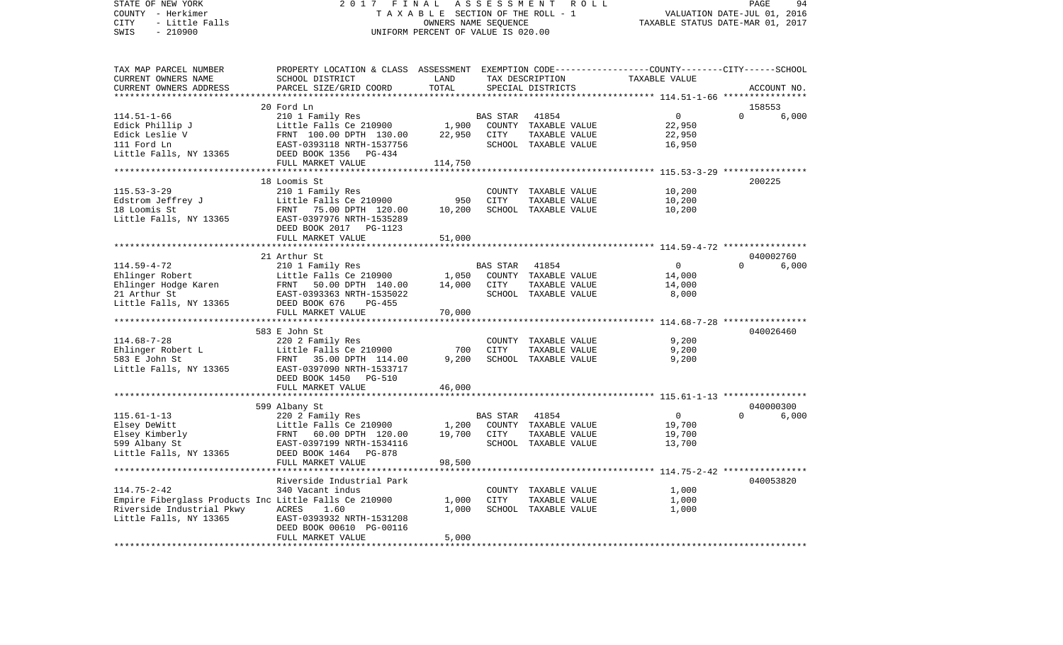STATE OF NEW YORK — 2017 FINAL ASSESSMENT ROLL — TAXABLE SECTION OF THE ROLL - 1 — VALUATION DATE-JUL 01, 2016
COUNTY - Herkimer — OWNERS NAME SEQUENCE — TAXABLE STATUS DATE-MAR 01, 2017
CITY - Little Falls — UNIFORM PERCENT OF VALUE IS 020.00
SWIS - 210900

| TAX MAP PARCEL NUMBER / CURRENT OWNERS NAME / CURRENT OWNERS ADDRESS | PROPERTY LOCATION & CLASS / SCHOOL DISTRICT / PARCEL SIZE/GRID COORD | ASSESSMENT LAND | TOTAL | EXEMPTION CODE / TAX DESCRIPTION / SPECIAL DISTRICTS | COUNTY | CITY | SCHOOL | ACCOUNT NO. |
|---|---|---|---|---|---|---|---|---|
| 114.51-1-66 | 20 Ford Ln | | | | | | | 158553 |
| Edick Phillip J | 210 1 Family Res | | | BAS STAR 41854 | 0 | 0 | 6,000 | |
| Edick Leslie V | Little Falls Ce 210900 | 1,900 | | COUNTY TAXABLE VALUE | 22,950 | | | |
| 111 Ford Ln | FRNT 100.00 DPTH 130.00 | | 22,950 | CITY TAXABLE VALUE | | 22,950 | | |
| Little Falls, NY 13365 | EAST-0393118 NRTH-1537756 | | | SCHOOL TAXABLE VALUE | | | 16,950 | |
| | DEED BOOK 1356 PG-434 | | | | | | | |
| | FULL MARKET VALUE | | 114,750 | | | | | |
| 115.53-3-29 | 18 Loomis St | | | | | | | 200225 |
| Edstrom Jeffrey J | 210 1 Family Res | | | COUNTY TAXABLE VALUE | 10,200 | | | |
| 18 Loomis St | Little Falls Ce 210900 | 950 | | CITY TAXABLE VALUE | | 10,200 | | |
| Little Falls, NY 13365 | FRNT 75.00 DPTH 120.00 | | 10,200 | SCHOOL TAXABLE VALUE | | | 10,200 | |
| | EAST-0397976 NRTH-1535289 | | | | | | | |
| | DEED BOOK 2017 PG-1123 | | | | | | | |
| | FULL MARKET VALUE | | 51,000 | | | | | |
| 114.59-4-72 | 21 Arthur St | | | | | | | 040002760 |
| Ehlinger Robert | 210 1 Family Res | | | BAS STAR 41854 | 0 | 0 | 6,000 | |
| Ehlinger Hodge Karen | Little Falls Ce 210900 | 1,050 | | COUNTY TAXABLE VALUE | 14,000 | | | |
| 21 Arthur St | FRNT 50.00 DPTH 140.00 | | 14,000 | CITY TAXABLE VALUE | | 14,000 | | |
| Little Falls, NY 13365 | EAST-0393363 NRTH-1535022 | | | SCHOOL TAXABLE VALUE | | | 8,000 | |
| | DEED BOOK 676 PG-455 | | | | | | | |
| | FULL MARKET VALUE | | 70,000 | | | | | |
| 114.68-7-28 | 583 E John St | | | | | | | 040026460 |
| Ehlinger Robert L | 220 2 Family Res | | | COUNTY TAXABLE VALUE | 9,200 | | | |
| 583 E John St | Little Falls Ce 210900 | 700 | | CITY TAXABLE VALUE | | 9,200 | | |
| Little Falls, NY 13365 | FRNT 35.00 DPTH 114.00 | | 9,200 | SCHOOL TAXABLE VALUE | | | 9,200 | |
| | EAST-0397090 NRTH-1533717 | | | | | | | |
| | DEED BOOK 1450 PG-510 | | | | | | | |
| | FULL MARKET VALUE | | 46,000 | | | | | |
| 115.61-1-13 | 599 Albany St | | | | | | | 040000300 |
| Elsey DeWitt | 220 2 Family Res | | | BAS STAR 41854 | 0 | 0 | 6,000 | |
| Elsey Kimberly | Little Falls Ce 210900 | 1,200 | | COUNTY TAXABLE VALUE | 19,700 | | | |
| 599 Albany St | FRNT 60.00 DPTH 120.00 | | 19,700 | CITY TAXABLE VALUE | | 19,700 | | |
| Little Falls, NY 13365 | EAST-0397199 NRTH-1534116 | | | SCHOOL TAXABLE VALUE | | | 13,700 | |
| | DEED BOOK 1464 PG-878 | | | | | | | |
| | FULL MARKET VALUE | | 98,500 | | | | | |
| 114.75-2-42 | Riverside Industrial Park | | | | | | | 040053820 |
| Empire Fiberglass Products Inc | 340 Vacant indus | | | COUNTY TAXABLE VALUE | 1,000 | | | |
| Riverside Industrial Pkwy | Little Falls Ce 210900 | 1,000 | | CITY TAXABLE VALUE | | 1,000 | | |
| Little Falls, NY 13365 | ACRES 1.60 | | 1,000 | SCHOOL TAXABLE VALUE | | | 1,000 | |
| | EAST-0393932 NRTH-1531208 | | | | | | | |
| | DEED BOOK 00610 PG-00116 | | | | | | | |
| | FULL MARKET VALUE | | 5,000 | | | | | |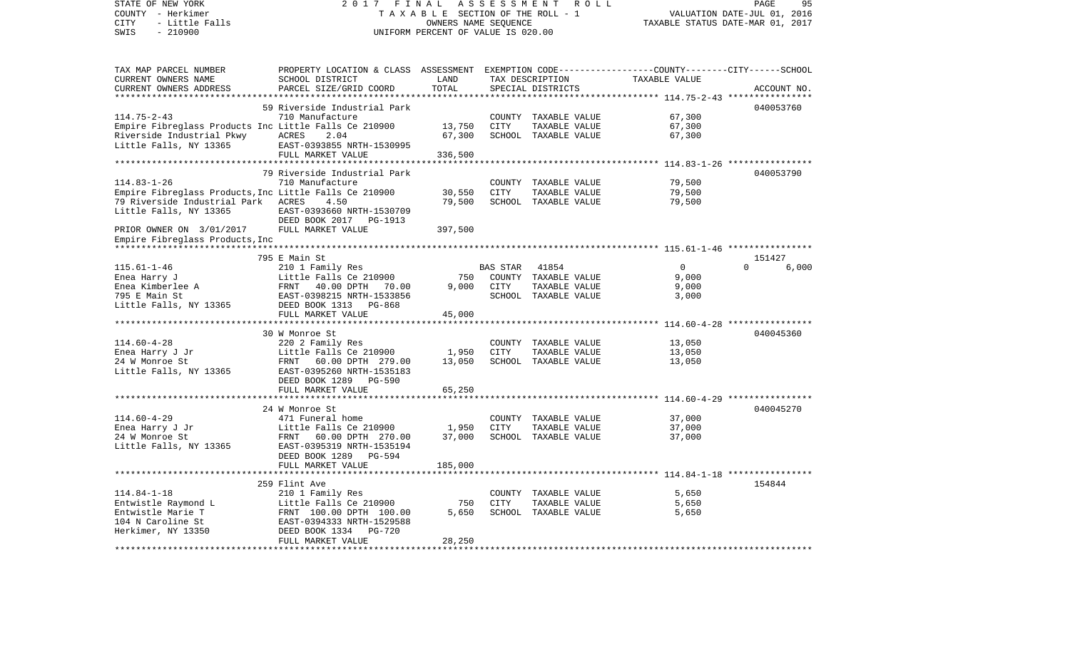STATE OF NEW YORK
COUNTY - Herkimer
CITY - Little Falls
SWIS - 210900

2017 FINAL ASSESSMENT ROLL
TAXABLE SECTION OF THE ROLL - 1
OWNERS NAME SEQUENCE
UNIFORM PERCENT OF VALUE IS 020.00

VALUATION DATE-JUL 01, 2016
TAXABLE STATUS DATE-MAR 01, 2017

| TAX MAP PARCEL NUMBER / CURRENT OWNERS NAME / CURRENT OWNERS ADDRESS | PROPERTY LOCATION & CLASS / SCHOOL DISTRICT / PARCEL SIZE/GRID COORD | ASSESSMENT LAND | TOTAL | EXEMPTION CODE / TAX DESCRIPTION / SPECIAL DISTRICTS | COUNTY-CITY TAXABLE VALUE | SCHOOL | ACCOUNT NO. |
|---|---|---|---|---|---|---|---|
| **114.75-2-43** | 59 Riverside Industrial Park | | | | | | 040053760 |
| 114.75-2-43 | 710 Manufacture | | | COUNTY TAXABLE VALUE | 67,300 | | |
| Empire Fibreglass Products Inc | Little Falls Ce 210900 | 13,750 | | CITY TAXABLE VALUE | 67,300 | | |
| Riverside Industrial Pkwy | ACRES 2.04 | | 67,300 | SCHOOL TAXABLE VALUE | 67,300 | | |
| Little Falls, NY 13365 | EAST-0393855 NRTH-1530995 | | | | | | |
| | FULL MARKET VALUE | | 336,500 | | | | |
| **114.83-1-26** | 79 Riverside Industrial Park | | | | | | 040053790 |
| 114.83-1-26 | 710 Manufacture | | | COUNTY TAXABLE VALUE | 79,500 | | |
| Empire Fibreglass Products,Inc | Little Falls Ce 210900 | 30,550 | | CITY TAXABLE VALUE | 79,500 | | |
| 79 Riverside Industrial Park | ACRES 4.50 | | 79,500 | SCHOOL TAXABLE VALUE | 79,500 | | |
| Little Falls, NY 13365 | EAST-0393660 NRTH-1530709 | | | | | | |
| | DEED BOOK 2017 PG-1913 | | | | | | |
| PRIOR OWNER ON 3/01/2017 | FULL MARKET VALUE | | 397,500 | | | | |
| Empire Fibreglass Products,Inc | | | | | | | |
| **115.61-1-46** | 795 E Main St | | | | | | 151427 |
| 115.61-1-46 | 210 1 Family Res | | | BAS STAR 41854 | 0 | 0 | 6,000 |
| Enea Harry J | Little Falls Ce 210900 | 750 | | COUNTY TAXABLE VALUE | 9,000 | | |
| Enea Kimberlee A | FRNT 40.00 DPTH 70.00 | | 9,000 | CITY TAXABLE VALUE | 9,000 | | |
| 795 E Main St | EAST-0398215 NRTH-1533856 | | | SCHOOL TAXABLE VALUE | | 3,000 | |
| Little Falls, NY 13365 | DEED BOOK 1313 PG-868 | | | | | | |
| | FULL MARKET VALUE | | 45,000 | | | | |
| **114.60-4-28** | 30 W Monroe St | | | | | | 040045360 |
| 114.60-4-28 | 220 2 Family Res | | | COUNTY TAXABLE VALUE | 13,050 | | |
| Enea Harry J Jr | Little Falls Ce 210900 | 1,950 | | CITY TAXABLE VALUE | 13,050 | | |
| 24 W Monroe St | FRNT 60.00 DPTH 279.00 | | 13,050 | SCHOOL TAXABLE VALUE | 13,050 | | |
| Little Falls, NY 13365 | EAST-0395260 NRTH-1535183 | | | | | | |
| | DEED BOOK 1289 PG-590 | | | | | | |
| | FULL MARKET VALUE | | 65,250 | | | | |
| **114.60-4-29** | 24 W Monroe St | | | | | | 040045270 |
| 114.60-4-29 | 471 Funeral home | | | COUNTY TAXABLE VALUE | 37,000 | | |
| Enea Harry J Jr | Little Falls Ce 210900 | 1,950 | | CITY TAXABLE VALUE | 37,000 | | |
| 24 W Monroe St | FRNT 60.00 DPTH 270.00 | | 37,000 | SCHOOL TAXABLE VALUE | 37,000 | | |
| Little Falls, NY 13365 | EAST-0395319 NRTH-1535194 | | | | | | |
| | DEED BOOK 1289 PG-594 | | | | | | |
| | FULL MARKET VALUE | | 185,000 | | | | |
| **114.84-1-18** | 259 Flint Ave | | | | | | 154844 |
| 114.84-1-18 | 210 1 Family Res | | | COUNTY TAXABLE VALUE | 5,650 | | |
| Entwistle Raymond L | Little Falls Ce 210900 | 750 | | CITY TAXABLE VALUE | 5,650 | | |
| Entwistle Marie T | FRNT 100.00 DPTH 100.00 | | 5,650 | SCHOOL TAXABLE VALUE | 5,650 | | |
| 104 N Caroline St | EAST-0394333 NRTH-1529588 | | | | | | |
| Herkimer, NY 13350 | DEED BOOK 1334 PG-720 | | | | | | |
| | FULL MARKET VALUE | | 28,250 | | | | |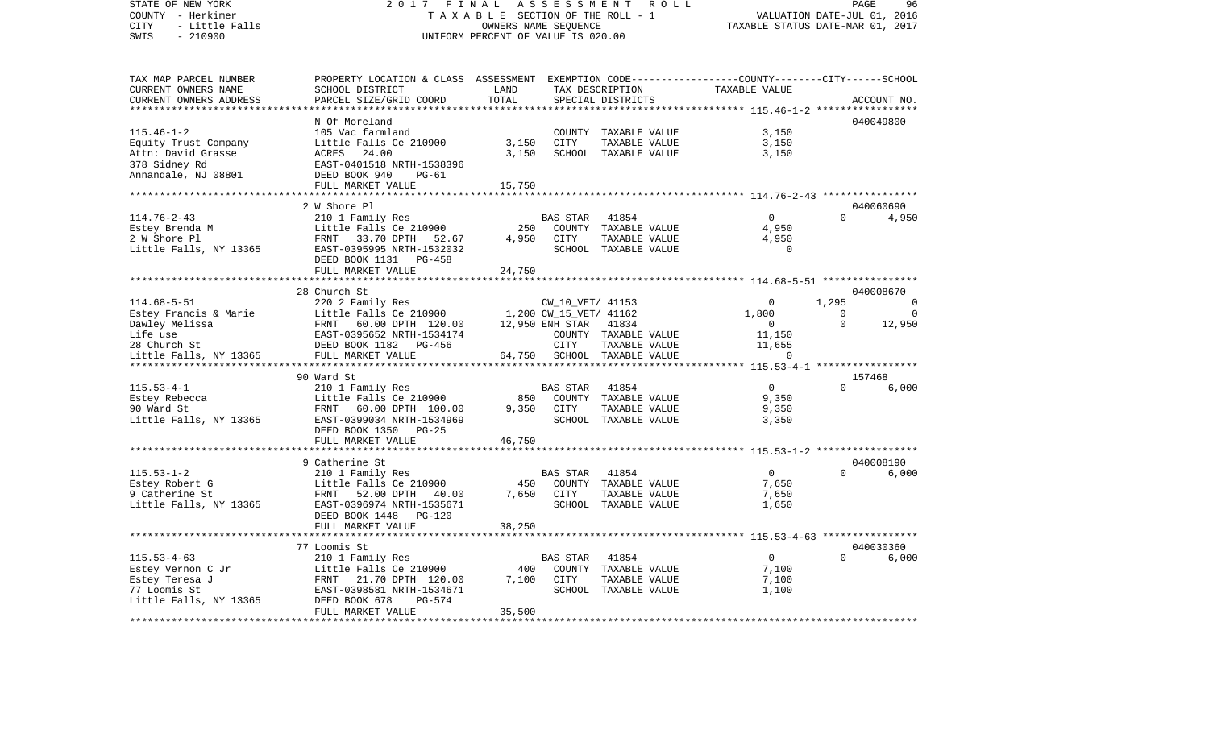STATE OF NEW YORK — 2017 FINAL ASSESSMENT ROLL
COUNTY - Herkimer — TAXABLE SECTION OF THE ROLL - 1 — VALUATION DATE-JUL 01, 2016
CITY - Little Falls — OWNERS NAME SEQUENCE — TAXABLE STATUS DATE-MAR 01, 2017
SWIS - 210900 — UNIFORM PERCENT OF VALUE IS 020.00

```
TAX MAP PARCEL NUMBER     PROPERTY LOCATION & CLASS  ASSESSMENT  EXEMPTION CODE-----------------COUNTY--------CITY------SCHOOL
CURRENT OWNERS NAME       SCHOOL DISTRICT               LAND      TAX DESCRIPTION             TAXABLE VALUE
CURRENT OWNERS ADDRESS    PARCEL SIZE/GRID COORD        TOTAL     SPECIAL DISTRICTS                                   ACCOUNT NO.
******************************************************************************************** 115.46-1-2 *****************
                          N Of Moreland                                                                         040049800
115.46-1-2                105 Vac farmland                        COUNTY  TAXABLE VALUE            3,150
Equity Trust Company      Little Falls Ce 210900       3,150      CITY    TAXABLE VALUE            3,150
Attn: David Grasse        ACRES    24.00               3,150      SCHOOL  TAXABLE VALUE            3,150
378 Sidney Rd             EAST-0401518 NRTH-1538396
Annandale, NJ 08801       DEED BOOK 940    PG-61
                          FULL MARKET VALUE           15,750
******************************************************************************************** 114.76-2-43 ****************
                          2 W Shore Pl                                                                          040060690
114.76-2-43               210 1 Family Res                        BAS STAR   41854                0             0       4,950
Estey Brenda M            Little Falls Ce 210900         250      COUNTY  TAXABLE VALUE            4,950
2 W Shore Pl              FRNT    33.70 DPTH   52.67   4,950      CITY    TAXABLE VALUE            4,950
Little Falls, NY 13365    EAST-0395995 NRTH-1532032               SCHOOL  TAXABLE VALUE                0
                          DEED BOOK 1131   PG-458
                          FULL MARKET VALUE           24,750
******************************************************************************************** 114.68-5-51 ****************
                          28 Church St                                                                          040008670
114.68-5-51               220 2 Family Res                        CW_10_VET/ 41153                0         1,295           0
Estey Francis & Marie     Little Falls Ce 210900       1,200 CW_15_VET/ 41162                 1,800             0           0
Dawley Melissa            FRNT    60.00 DPTH  120.00  12,950 ENH STAR   41834                     0             0      12,950
Life use                  EAST-0395652 NRTH-1534174               COUNTY  TAXABLE VALUE           11,150
28 Church St              DEED BOOK 1182   PG-456                 CITY    TAXABLE VALUE           11,655
Little Falls, NY 13365    FULL MARKET VALUE           64,750      SCHOOL  TAXABLE VALUE                0
******************************************************************************************** 115.53-4-1 *****************
                          90 Ward St                                                                            157468
115.53-4-1                210 1 Family Res                        BAS STAR   41854                0             0       6,000
Estey Rebecca             Little Falls Ce 210900         850      COUNTY  TAXABLE VALUE            9,350
90 Ward St                FRNT    60.00 DPTH  100.00   9,350      CITY    TAXABLE VALUE            9,350
Little Falls, NY 13365    EAST-0399034 NRTH-1534969               SCHOOL  TAXABLE VALUE            3,350
                          DEED BOOK 1350   PG-25
                          FULL MARKET VALUE           46,750
******************************************************************************************** 115.53-1-2 *****************
                          9 Catherine St                                                                        040008190
115.53-1-2                210 1 Family Res                        BAS STAR   41854                0             0       6,000
Estey Robert G            Little Falls Ce 210900         450      COUNTY  TAXABLE VALUE            7,650
9 Catherine St            FRNT    52.00 DPTH   40.00   7,650      CITY    TAXABLE VALUE            7,650
Little Falls, NY 13365    EAST-0396974 NRTH-1535671               SCHOOL  TAXABLE VALUE            1,650
                          DEED BOOK 1448   PG-120
                          FULL MARKET VALUE           38,250
******************************************************************************************** 115.53-4-63 ****************
                          77 Loomis St                                                                          040030360
115.53-4-63               210 1 Family Res                        BAS STAR   41854                0             0       6,000
Estey Vernon C Jr         Little Falls Ce 210900         400      COUNTY  TAXABLE VALUE            7,100
Estey Teresa J            FRNT    21.70 DPTH  120.00   7,100      CITY    TAXABLE VALUE            7,100
77 Loomis St              EAST-0398581 NRTH-1534671               SCHOOL  TAXABLE VALUE            1,100
Little Falls, NY 13365    DEED BOOK 678    PG-574
                          FULL MARKET VALUE           35,500
****************************************************************************************************************************
```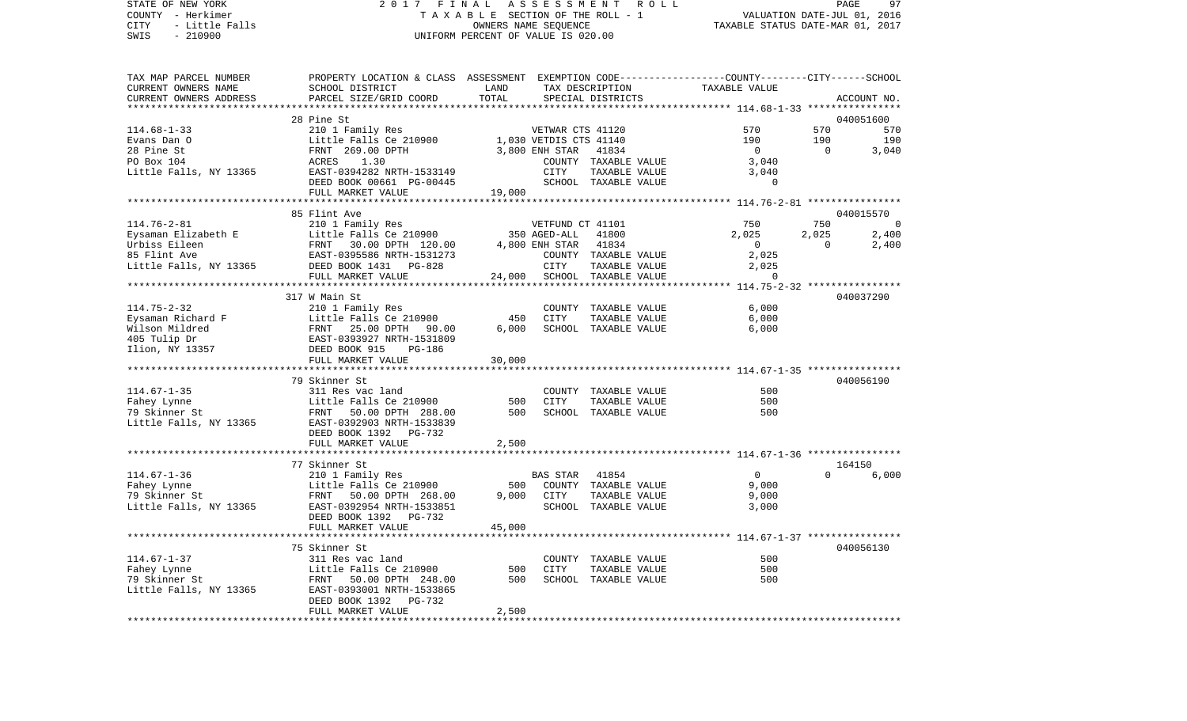STATE OF NEW YORK | COUNTY - Herkimer | CITY - Little Falls | SWIS - 210900

2017 FINAL ASSESSMENT ROLL
TAXABLE SECTION OF THE ROLL - 1
OWNERS NAME SEQUENCE
UNIFORM PERCENT OF VALUE IS 020.00

VALUATION DATE-JUL 01, 2016
TAXABLE STATUS DATE-MAR 01, 2017

| TAX MAP PARCEL NUMBER / CURRENT OWNERS NAME / CURRENT OWNERS ADDRESS | PROPERTY LOCATION & CLASS / SCHOOL DISTRICT / PARCEL SIZE/GRID COORD | ASSESSMENT LAND | TOTAL | EXEMPTION CODE / TAX DESCRIPTION / SPECIAL DISTRICTS | COUNTY TAXABLE VALUE | CITY | SCHOOL | ACCOUNT NO. |
|---|---|---|---|---|---|---|---|---|
| 114.68-1-33 | 28 Pine St | | | | | | | 040051600 |
| Evans Dan O | 210 1 Family Res | | | VETWAR CTS 41120 | 570 | 570 | 570 | |
| 28 Pine St | Little Falls Ce 210900 | 1,030 | | VETDIS CTS 41140 | 190 | 190 | 190 | |
| PO Box 104 | FRNT 269.00 DPTH | | 3,800 | ENH STAR 41834 | 0 | 0 | 3,040 | |
| Little Falls, NY 13365 | ACRES 1.30 | | | COUNTY TAXABLE VALUE | 3,040 | | | |
| | EAST-0394282 NRTH-1533149 | | | CITY TAXABLE VALUE | 3,040 | | | |
| | DEED BOOK 00661 PG-00445 | | | SCHOOL TAXABLE VALUE | 0 | | | |
| | FULL MARKET VALUE | 19,000 | | | | | | |
| 114.76-2-81 | 85 Flint Ave | | | | | | | 040015570 |
| Eysaman Elizabeth E | 210 1 Family Res | | | VETFUND CT 41101 | 750 | 750 | 0 | |
| Urbiss Eileen | Little Falls Ce 210900 | 350 | | AGED-ALL 41800 | 2,025 | 2,025 | 2,400 | |
| 85 Flint Ave | FRNT 30.00 DPTH 120.00 | | 4,800 | ENH STAR 41834 | 0 | 0 | 2,400 | |
| Little Falls, NY 13365 | EAST-0395586 NRTH-1531273 | | | COUNTY TAXABLE VALUE | 2,025 | | | |
| | DEED BOOK 1431 PG-828 | | | CITY TAXABLE VALUE | 2,025 | | | |
| | FULL MARKET VALUE | 24,000 | | SCHOOL TAXABLE VALUE | 0 | | | |
| 114.75-2-32 | 317 W Main St | | | | | | | 040037290 |
| Eysaman Richard F | 210 1 Family Res | | | COUNTY TAXABLE VALUE | 6,000 | | | |
| Wilson Mildred | Little Falls Ce 210900 | 450 | | CITY TAXABLE VALUE | 6,000 | | | |
| 405 Tulip Dr | FRNT 25.00 DPTH 90.00 | | 6,000 | SCHOOL TAXABLE VALUE | 6,000 | | | |
| Ilion, NY 13357 | EAST-0393927 NRTH-1531809 | | | | | | | |
| | DEED BOOK 915 PG-186 | | | | | | | |
| | FULL MARKET VALUE | 30,000 | | | | | | |
| 114.67-1-35 | 79 Skinner St | | | | | | | 040056190 |
| Fahey Lynne | 311 Res vac land | | | COUNTY TAXABLE VALUE | 500 | | | |
| 79 Skinner St | Little Falls Ce 210900 | 500 | | CITY TAXABLE VALUE | 500 | | | |
| Little Falls, NY 13365 | FRNT 50.00 DPTH 288.00 | | 500 | SCHOOL TAXABLE VALUE | 500 | | | |
| | EAST-0392903 NRTH-1533839 | | | | | | | |
| | DEED BOOK 1392 PG-732 | | | | | | | |
| | FULL MARKET VALUE | 2,500 | | | | | | |
| 114.67-1-36 | 77 Skinner St | | | | | | | 164150 |
| Fahey Lynne | 210 1 Family Res | | | BAS STAR 41854 | 0 | 0 | 6,000 | |
| 79 Skinner St | Little Falls Ce 210900 | 500 | | COUNTY TAXABLE VALUE | 9,000 | | | |
| Little Falls, NY 13365 | FRNT 50.00 DPTH 268.00 | | 9,000 | CITY TAXABLE VALUE | 9,000 | | | |
| | EAST-0392954 NRTH-1533851 | | | SCHOOL TAXABLE VALUE | 3,000 | | | |
| | DEED BOOK 1392 PG-732 | | | | | | | |
| | FULL MARKET VALUE | 45,000 | | | | | | |
| 114.67-1-37 | 75 Skinner St | | | | | | | 040056130 |
| Fahey Lynne | 311 Res vac land | | | COUNTY TAXABLE VALUE | 500 | | | |
| 79 Skinner St | Little Falls Ce 210900 | 500 | | CITY TAXABLE VALUE | 500 | | | |
| Little Falls, NY 13365 | FRNT 50.00 DPTH 248.00 | | 500 | SCHOOL TAXABLE VALUE | 500 | | | |
| | EAST-0393001 NRTH-1533865 | | | | | | | |
| | DEED BOOK 1392 PG-732 | | | | | | | |
| | FULL MARKET VALUE | 2,500 | | | | | | |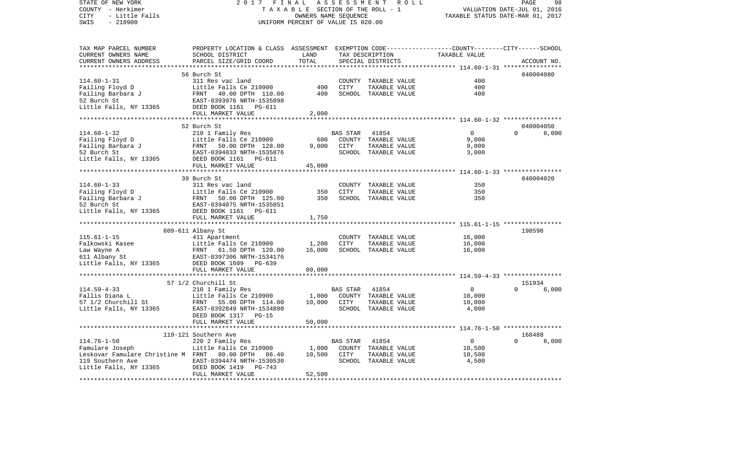STATE OF NEW YORK — 2017 FINAL ASSESSMENT ROLL — PAGE 98
COUNTY - Herkimer — TAXABLE SECTION OF THE ROLL - 1 — VALUATION DATE-JUL 01, 2016
CITY - Little Falls — OWNERS NAME SEQUENCE — TAXABLE STATUS DATE-MAR 01, 2017
SWIS - 210900 — UNIFORM PERCENT OF VALUE IS 020.00

| TAX MAP PARCEL NUMBER / CURRENT OWNERS NAME / CURRENT OWNERS ADDRESS | PROPERTY LOCATION & CLASS / SCHOOL DISTRICT / PARCEL SIZE/GRID COORD | ASSESSMENT LAND | TOTAL | EXEMPTION CODE / TAX DESCRIPTION / SPECIAL DISTRICTS | COUNTY | CITY | SCHOOL | ACCOUNT NO. |
|---|---|---|---|---|---|---|---|---|
| **114.60-1-31** | 56 Burch St | | | | | | | 040004080 |
| Failing Floyd D | 311 Res vac land | | | | | | | |
| Failing Barbara J | Little Falls Ce 210900 | 400 | | COUNTY TAXABLE VALUE | 400 | | | |
| 52 Burch St | FRNT 40.00 DPTH 110.00 | | 400 | CITY TAXABLE VALUE | | 400 | | |
| Little Falls, NY 13365 | EAST-0393976 NRTH-1535898 | | | SCHOOL TAXABLE VALUE | | | 400 | |
| | DEED BOOK 1161 PG-611 | | | | | | | |
| | FULL MARKET VALUE | | 2,000 | | | | | |
| **114.60-1-32** | 52 Burch St | | | | | | | 040004050 |
| Failing Floyd D | 210 1 Family Res | | | BAS STAR 41854 | 0 | 0 | 6,000 | |
| Failing Barbara J | Little Falls Ce 210900 | 600 | | COUNTY TAXABLE VALUE | 9,000 | | | |
| 52 Burch St | FRNT 50.00 DPTH 128.00 | | 9,000 | CITY TAXABLE VALUE | | 9,000 | | |
| Little Falls, NY 13365 | EAST-0394033 NRTH-1535876 | | | SCHOOL TAXABLE VALUE | | | 3,000 | |
| | DEED BOOK 1161 PG-611 | | | | | | | |
| | FULL MARKET VALUE | | 45,000 | | | | | |
| **114.60-1-33** | 39 Burch St | | | | | | | 040004020 |
| Failing Floyd D | 311 Res vac land | | | | | | | |
| Failing Barbara J | Little Falls Ce 210900 | 350 | | COUNTY TAXABLE VALUE | 350 | | | |
| 52 Burch St | FRNT 50.00 DPTH 125.00 | | 350 | CITY TAXABLE VALUE | | 350 | | |
| Little Falls, NY 13365 | EAST-0394075 NRTH-1535851 | | | SCHOOL TAXABLE VALUE | | | 350 | |
| | DEED BOOK 1161 PG-611 | | | | | | | |
| | FULL MARKET VALUE | | 1,750 | | | | | |
| **115.61-1-15** | 609-611 Albany St | | | | | | | 198598 |
| Falkowski Kasee | 411 Apartment | | | | | | | |
| Law Wayne A | Little Falls Ce 210900 | 1,200 | | COUNTY TAXABLE VALUE | 16,000 | | | |
| 611 Albany St | FRNT 61.50 DPTH 120.00 | | 16,000 | CITY TAXABLE VALUE | | 16,000 | | |
| Little Falls, NY 13365 | EAST-0397306 NRTH-1534176 | | | SCHOOL TAXABLE VALUE | | | 16,000 | |
| | DEED BOOK 1609 PG-639 | | | | | | | |
| | FULL MARKET VALUE | | 80,000 | | | | | |
| **114.59-4-33** | 57 1/2 Churchill St | | | | | | | 151934 |
| Fallis Diana L | 210 1 Family Res | | | BAS STAR 41854 | 0 | 0 | 6,000 | |
| 57 1/2 Churchill St | Little Falls Ce 210900 | 1,000 | | COUNTY TAXABLE VALUE | 10,000 | | | |
| Little Falls, NY 13365 | FRNT 55.00 DPTH 114.00 | | 10,000 | CITY TAXABLE VALUE | | 10,000 | | |
| | EAST-0392849 NRTH-1534890 | | | SCHOOL TAXABLE VALUE | | | 4,000 | |
| | DEED BOOK 1317 PG-15 | | | | | | | |
| | FULL MARKET VALUE | | 50,000 | | | | | |
| **114.76-1-50** | 119-121 Southern Ave | | | | | | | 168488 |
| Famulare Joseph | 220 2 Family Res | | | BAS STAR 41854 | 0 | 0 | 6,000 | |
| Leskovar Famulare Christine M | Little Falls Ce 210900 | 1,000 | | COUNTY TAXABLE VALUE | 10,500 | | | |
| 119 Southern Ave | FRNT 80.00 DPTH 86.40 | | 10,500 | CITY TAXABLE VALUE | | 10,500 | | |
| Little Falls, NY 13365 | EAST-0394474 NRTH-1530530 | | | SCHOOL TAXABLE VALUE | | | 4,500 | |
| | DEED BOOK 1419 PG-743 | | | | | | | |
| | FULL MARKET VALUE | | 52,500 | | | | | |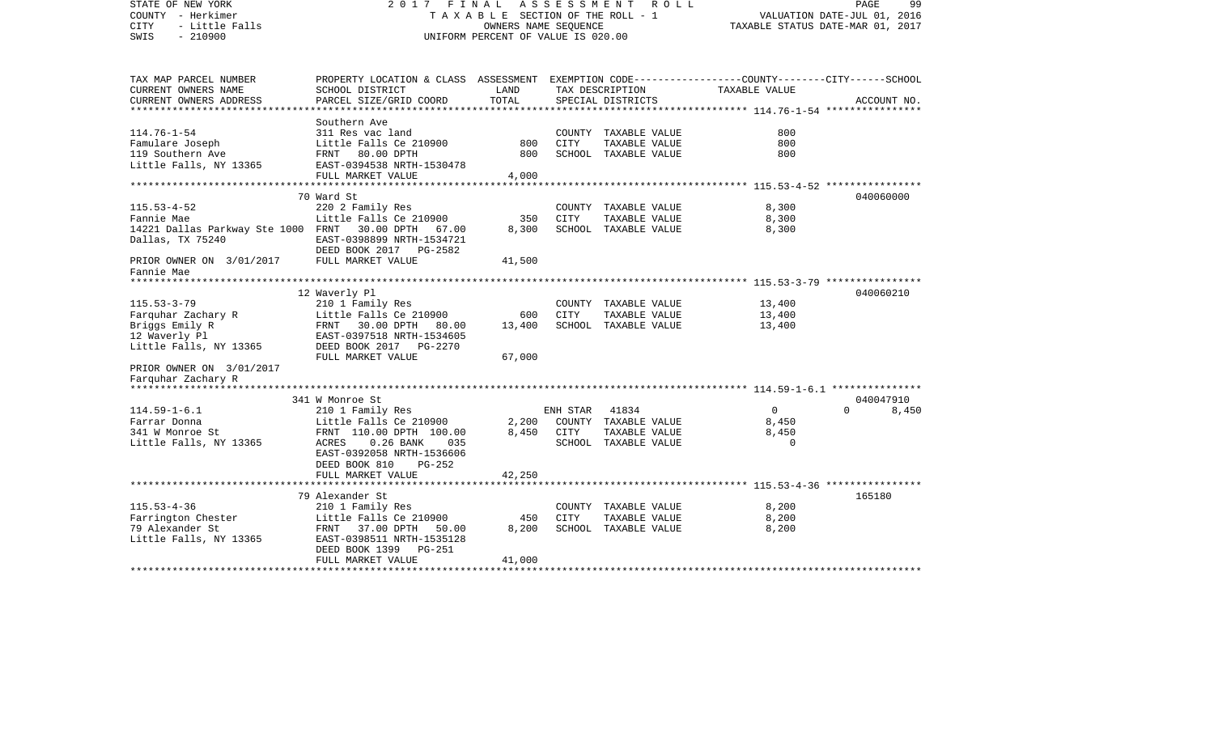STATE OF NEW YORK
COUNTY - Herkimer
CITY - Little Falls
SWIS - 210900

2 0 1 7 F I N A L A S S E S S M E N T R O L L
T A X A B L E SECTION OF THE ROLL - 1
OWNERS NAME SEQUENCE
UNIFORM PERCENT OF VALUE IS 020.00

VALUATION DATE-JUL 01, 2016
TAXABLE STATUS DATE-MAR 01, 2017

| TAX MAP PARCEL NUMBER / CURRENT OWNERS NAME / CURRENT OWNERS ADDRESS | PROPERTY LOCATION & CLASS / SCHOOL DISTRICT / PARCEL SIZE/GRID COORD | ASSESSMENT LAND / TOTAL | EXEMPTION CODE / TAX DESCRIPTION / SPECIAL DISTRICTS | COUNTY / CITY / SCHOOL TAXABLE VALUE | ACCOUNT NO. |
|---|---|---|---|---|---|
| 114.76-1-54 | Southern Ave | | | | |
| 114.76-1-54 | 311 Res vac land | | COUNTY TAXABLE VALUE | 800 | |
| Famulare Joseph | Little Falls Ce 210900 | 800 | CITY TAXABLE VALUE | 800 | |
| 119 Southern Ave | FRNT 80.00 DPTH | 800 | SCHOOL TAXABLE VALUE | 800 | |
| Little Falls, NY 13365 | EAST-0394538 NRTH-1530478 | | | | |
| | FULL MARKET VALUE | 4,000 | | | |
| 115.53-4-52 | 70 Ward St | | | | 040060000 |
| 115.53-4-52 | 220 2 Family Res | | COUNTY TAXABLE VALUE | 8,300 | |
| Fannie Mae | Little Falls Ce 210900 | 350 | CITY TAXABLE VALUE | 8,300 | |
| 14221 Dallas Parkway Ste 1000 | FRNT 30.00 DPTH 67.00 | 8,300 | SCHOOL TAXABLE VALUE | 8,300 | |
| Dallas, TX 75240 | EAST-0398899 NRTH-1534721 | | | | |
| | DEED BOOK 2017 PG-2582 | | | | |
| PRIOR OWNER ON 3/01/2017 | FULL MARKET VALUE | 41,500 | | | |
| Fannie Mae | | | | | |
| 115.53-3-79 | 12 Waverly Pl | | | | 040060210 |
| 115.53-3-79 | 210 1 Family Res | | COUNTY TAXABLE VALUE | 13,400 | |
| Farquhar Zachary R | Little Falls Ce 210900 | 600 | CITY TAXABLE VALUE | 13,400 | |
| Briggs Emily R | FRNT 30.00 DPTH 80.00 | 13,400 | SCHOOL TAXABLE VALUE | 13,400 | |
| 12 Waverly Pl | EAST-0397518 NRTH-1534605 | | | | |
| Little Falls, NY 13365 | DEED BOOK 2017 PG-2270 | | | | |
| | FULL MARKET VALUE | 67,000 | | | |
| PRIOR OWNER ON 3/01/2017 | | | | | |
| Farquhar Zachary R | | | | | |
| 114.59-1-6.1 | 341 W Monroe St | | | | 040047910 |
| 114.59-1-6.1 | 210 1 Family Res | | ENH STAR 41834 | 0 / 0 | 8,450 |
| Farrar Donna | Little Falls Ce 210900 | 2,200 | COUNTY TAXABLE VALUE | 8,450 | |
| 341 W Monroe St | FRNT 110.00 DPTH 100.00 | 8,450 | CITY TAXABLE VALUE | 8,450 | |
| Little Falls, NY 13365 | ACRES 0.26 BANK 035 | | SCHOOL TAXABLE VALUE | 0 | |
| | EAST-0392058 NRTH-1536606 | | | | |
| | DEED BOOK 810 PG-252 | | | | |
| | FULL MARKET VALUE | 42,250 | | | |
| 115.53-4-36 | 79 Alexander St | | | | 165180 |
| 115.53-4-36 | 210 1 Family Res | | COUNTY TAXABLE VALUE | 8,200 | |
| Farrington Chester | Little Falls Ce 210900 | 450 | CITY TAXABLE VALUE | 8,200 | |
| 79 Alexander St | FRNT 37.00 DPTH 50.00 | 8,200 | SCHOOL TAXABLE VALUE | 8,200 | |
| Little Falls, NY 13365 | EAST-0398511 NRTH-1535128 | | | | |
| | DEED BOOK 1399 PG-251 | | | | |
| | FULL MARKET VALUE | 41,000 | | | |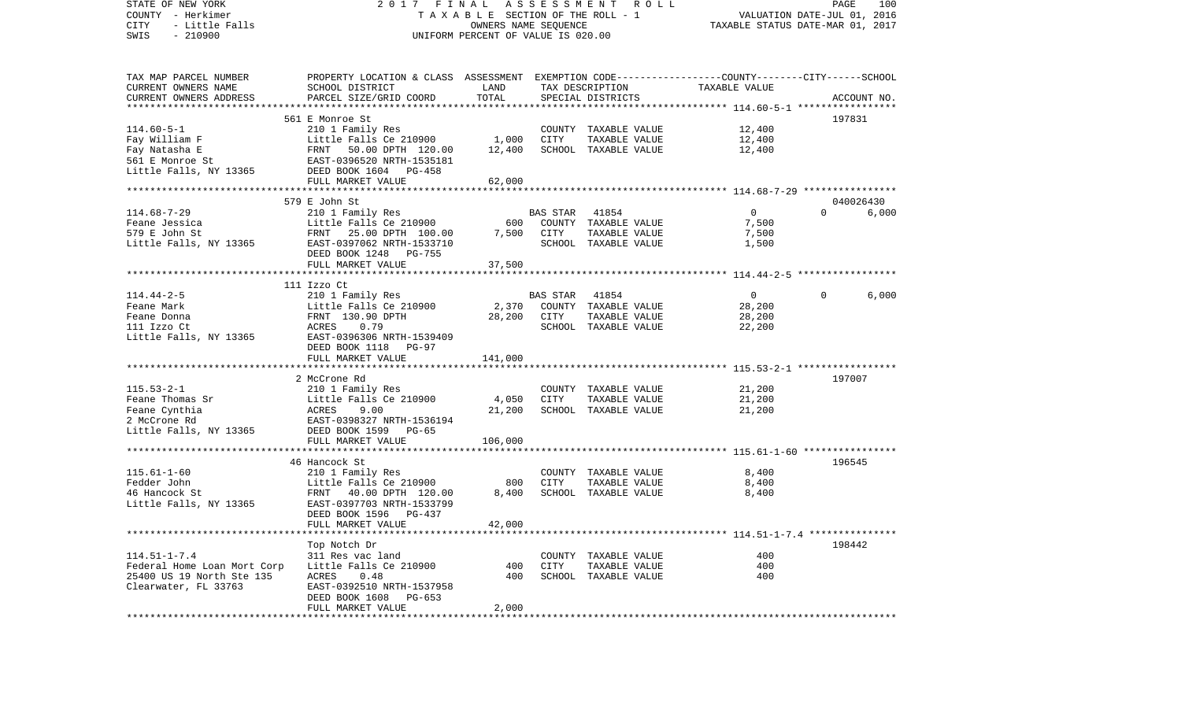STATE OF NEW YORK — 2017 FINAL ASSESSMENT ROLL
COUNTY - Herkimer — TAXABLE SECTION OF THE ROLL - 1 — VALUATION DATE-JUL 01, 2016
CITY - Little Falls — OWNERS NAME SEQUENCE — TAXABLE STATUS DATE-MAR 01, 2017
SWIS - 210900 — UNIFORM PERCENT OF VALUE IS 020.00

| TAX MAP PARCEL NUMBER / CURRENT OWNERS NAME / CURRENT OWNERS ADDRESS | PROPERTY LOCATION & CLASS / SCHOOL DISTRICT / PARCEL SIZE/GRID COORD | ASSESSMENT LAND | TOTAL | EXEMPTION CODE / TAX DESCRIPTION / SPECIAL DISTRICTS | TAXABLE VALUE (COUNTY / CITY / SCHOOL) | ACCOUNT NO. |
|---|---|---|---|---|---|---|
| **114.60-5-1** | 561 E Monroe St | | | | | 197831 |
| 114.60-5-1 | 210 1 Family Res | | | COUNTY TAXABLE VALUE | 12,400 | |
| Fay William F | Little Falls Ce 210900 | 1,000 | | CITY TAXABLE VALUE | 12,400 | |
| Fay Natasha E | FRNT 50.00 DPTH 120.00 | | 12,400 | SCHOOL TAXABLE VALUE | 12,400 | |
| 561 E Monroe St | EAST-0396520 NRTH-1535181 | | | | | |
| Little Falls, NY 13365 | DEED BOOK 1604 PG-458 | | | | | |
| | FULL MARKET VALUE | | 62,000 | | | |
| **114.68-7-29** | 579 E John St | | | | | 040026430 |
| 114.68-7-29 | 210 1 Family Res | | | BAS STAR 41854 | 0 0 6,000 | |
| Feane Jessica | Little Falls Ce 210900 | 600 | | COUNTY TAXABLE VALUE | 7,500 | |
| 579 E John St | FRNT 25.00 DPTH 100.00 | | 7,500 | CITY TAXABLE VALUE | 7,500 | |
| Little Falls, NY 13365 | EAST-0397062 NRTH-1533710 | | | SCHOOL TAXABLE VALUE | 1,500 | |
| | DEED BOOK 1248 PG-755 | | | | | |
| | FULL MARKET VALUE | | 37,500 | | | |
| **114.44-2-5** | 111 Izzo Ct | | | | | |
| 114.44-2-5 | 210 1 Family Res | | | BAS STAR 41854 | 0 0 6,000 | |
| Feane Mark | Little Falls Ce 210900 | 2,370 | | COUNTY TAXABLE VALUE | 28,200 | |
| Feane Donna | FRNT 130.90 DPTH | | 28,200 | CITY TAXABLE VALUE | 28,200 | |
| 111 Izzo Ct | ACRES 0.79 | | | SCHOOL TAXABLE VALUE | 22,200 | |
| Little Falls, NY 13365 | EAST-0396306 NRTH-1539409 | | | | | |
| | DEED BOOK 1118 PG-97 | | | | | |
| | FULL MARKET VALUE | | 141,000 | | | |
| **115.53-2-1** | 2 McCrone Rd | | | | | 197007 |
| 115.53-2-1 | 210 1 Family Res | | | COUNTY TAXABLE VALUE | 21,200 | |
| Feane Thomas Sr | Little Falls Ce 210900 | 4,050 | | CITY TAXABLE VALUE | 21,200 | |
| Feane Cynthia | ACRES 9.00 | | 21,200 | SCHOOL TAXABLE VALUE | 21,200 | |
| 2 McCrone Rd | EAST-0398327 NRTH-1536194 | | | | | |
| Little Falls, NY 13365 | DEED BOOK 1599 PG-65 | | | | | |
| | FULL MARKET VALUE | | 106,000 | | | |
| **115.61-1-60** | 46 Hancock St | | | | | 196545 |
| 115.61-1-60 | 210 1 Family Res | | | COUNTY TAXABLE VALUE | 8,400 | |
| Fedder John | Little Falls Ce 210900 | 800 | | CITY TAXABLE VALUE | 8,400 | |
| 46 Hancock St | FRNT 40.00 DPTH 120.00 | | 8,400 | SCHOOL TAXABLE VALUE | 8,400 | |
| Little Falls, NY 13365 | EAST-0397703 NRTH-1533799 | | | | | |
| | DEED BOOK 1596 PG-437 | | | | | |
| | FULL MARKET VALUE | | 42,000 | | | |
| **114.51-1-7.4** | Top Notch Dr | | | | | 198442 |
| 114.51-1-7.4 | 311 Res vac land | | | COUNTY TAXABLE VALUE | 400 | |
| Federal Home Loan Mort Corp | Little Falls Ce 210900 | 400 | | CITY TAXABLE VALUE | 400 | |
| 25400 US 19 North Ste 135 | ACRES 0.48 | | 400 | SCHOOL TAXABLE VALUE | 400 | |
| Clearwater, FL 33763 | EAST-0392510 NRTH-1537958 | | | | | |
| | DEED BOOK 1608 PG-653 | | | | | |
| | FULL MARKET VALUE | | 2,000 | | | |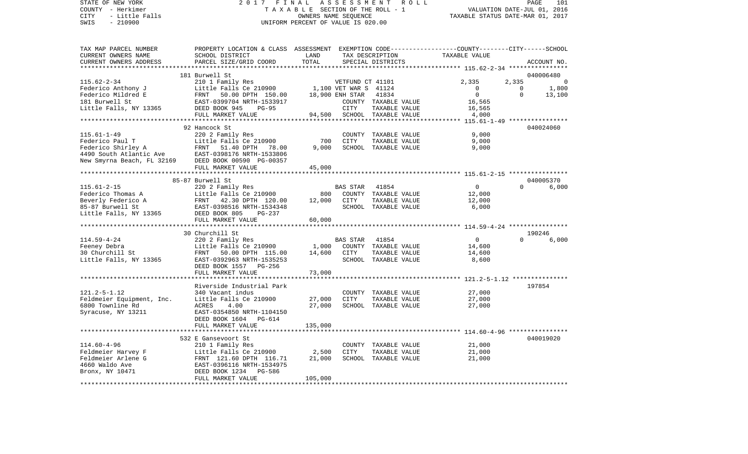STATE OF NEW YORK
COUNTY - Herkimer
CITY - Little Falls
SWIS - 210900

2017 FINAL ASSESSMENT ROLL
TAXABLE SECTION OF THE ROLL - 1
OWNERS NAME SEQUENCE
UNIFORM PERCENT OF VALUE IS 020.00

VALUATION DATE-JUL 01, 2016
TAXABLE STATUS DATE-MAR 01, 2017

| TAX MAP PARCEL NUMBER / CURRENT OWNERS NAME / CURRENT OWNERS ADDRESS | PROPERTY LOCATION & CLASS / SCHOOL DISTRICT / PARCEL SIZE/GRID COORD | ASSESSMENT LAND / TOTAL | EXEMPTION CODE / TAX DESCRIPTION / SPECIAL DISTRICTS | COUNTY TAXABLE VALUE | CITY | SCHOOL / ACCOUNT NO. |
|---|---|---|---|---|---|---|
| | 181 Burwell St | | | | | 040006480 |
| 115.62-2-34 | 210 1 Family Res | | VETFUND CT 41101 | 2,335 | 2,335 | 0 |
| Federico Anthony J | Little Falls Ce 210900 | 1,100 | VET WAR S 41124 | 0 | 0 | 1,800 |
| Federico Mildred E | FRNT 50.00 DPTH 150.00 | 18,900 | ENH STAR 41834 | 0 | 0 | 13,100 |
| 181 Burwell St | EAST-0399704 NRTH-1533917 | | COUNTY TAXABLE VALUE | 16,565 | | |
| Little Falls, NY 13365 | DEED BOOK 945 PG-95 | | CITY TAXABLE VALUE | 16,565 | | |
| | FULL MARKET VALUE | 94,500 | SCHOOL TAXABLE VALUE | 4,000 | | |
| | 92 Hancock St | | | | | 040024060 |
| 115.61-1-49 | 220 2 Family Res | | COUNTY TAXABLE VALUE | 9,000 | | |
| Federico Paul T | Little Falls Ce 210900 | 700 | CITY TAXABLE VALUE | 9,000 | | |
| Federico Shirley A | FRNT 51.40 DPTH 78.00 | 9,000 | SCHOOL TAXABLE VALUE | 9,000 | | |
| 4490 South Atlantic Ave | EAST-0398176 NRTH-1533806 | | | | | |
| New Smyrna Beach, FL 32169 | DEED BOOK 00590 PG-00357 | | | | | |
| | FULL MARKET VALUE | 45,000 | | | | |
| | 85-87 Burwell St | | | | | 040005370 |
| 115.61-2-15 | 220 2 Family Res | | BAS STAR 41854 | 0 | 0 | 6,000 |
| Federico Thomas A | Little Falls Ce 210900 | 800 | COUNTY TAXABLE VALUE | 12,000 | | |
| Beverly Federico A | FRNT 42.30 DPTH 120.00 | 12,000 | CITY TAXABLE VALUE | 12,000 | | |
| 85-87 Burwell St | EAST-0398516 NRTH-1534348 | | SCHOOL TAXABLE VALUE | 6,000 | | |
| Little Falls, NY 13365 | DEED BOOK 805 PG-237 | | | | | |
| | FULL MARKET VALUE | 60,000 | | | | |
| | 30 Churchill St | | | | | 190246 |
| 114.59-4-24 | 220 2 Family Res | | BAS STAR 41854 | 0 | 0 | 6,000 |
| Feeney Debra | Little Falls Ce 210900 | 1,000 | COUNTY TAXABLE VALUE | 14,600 | | |
| 30 Churchill St | FRNT 50.00 DPTH 115.00 | 14,600 | CITY TAXABLE VALUE | 14,600 | | |
| Little Falls, NY 13365 | EAST-0392963 NRTH-1535253 | | SCHOOL TAXABLE VALUE | 8,600 | | |
| | DEED BOOK 1557 PG-256 | | | | | |
| | FULL MARKET VALUE | 73,000 | | | | |
| | Riverside Industrial Park | | | | | 197854 |
| 121.2-5-1.12 | 340 Vacant indus | | COUNTY TAXABLE VALUE | 27,000 | | |
| Feldmeier Equipment, Inc. | Little Falls Ce 210900 | 27,000 | CITY TAXABLE VALUE | 27,000 | | |
| 6800 Townline Rd | ACRES 4.00 | 27,000 | SCHOOL TAXABLE VALUE | 27,000 | | |
| Syracuse, NY 13211 | EAST-0354850 NRTH-1104150 | | | | | |
| | DEED BOOK 1604 PG-614 | | | | | |
| | FULL MARKET VALUE | 135,000 | | | | |
| | 532 E Gansevoort St | | | | | 040019020 |
| 114.60-4-96 | 210 1 Family Res | | COUNTY TAXABLE VALUE | 21,000 | | |
| Feldmeier Harvey F | Little Falls Ce 210900 | 2,500 | CITY TAXABLE VALUE | 21,000 | | |
| Feldmeier Arlene G | FRNT 121.60 DPTH 116.71 | 21,000 | SCHOOL TAXABLE VALUE | 21,000 | | |
| 4660 Waldo Ave | EAST-0396116 NRTH-1534975 | | | | | |
| Bronx, NY 10471 | DEED BOOK 1234 PG-586 | | | | | |
| | FULL MARKET VALUE | 105,000 | | | | |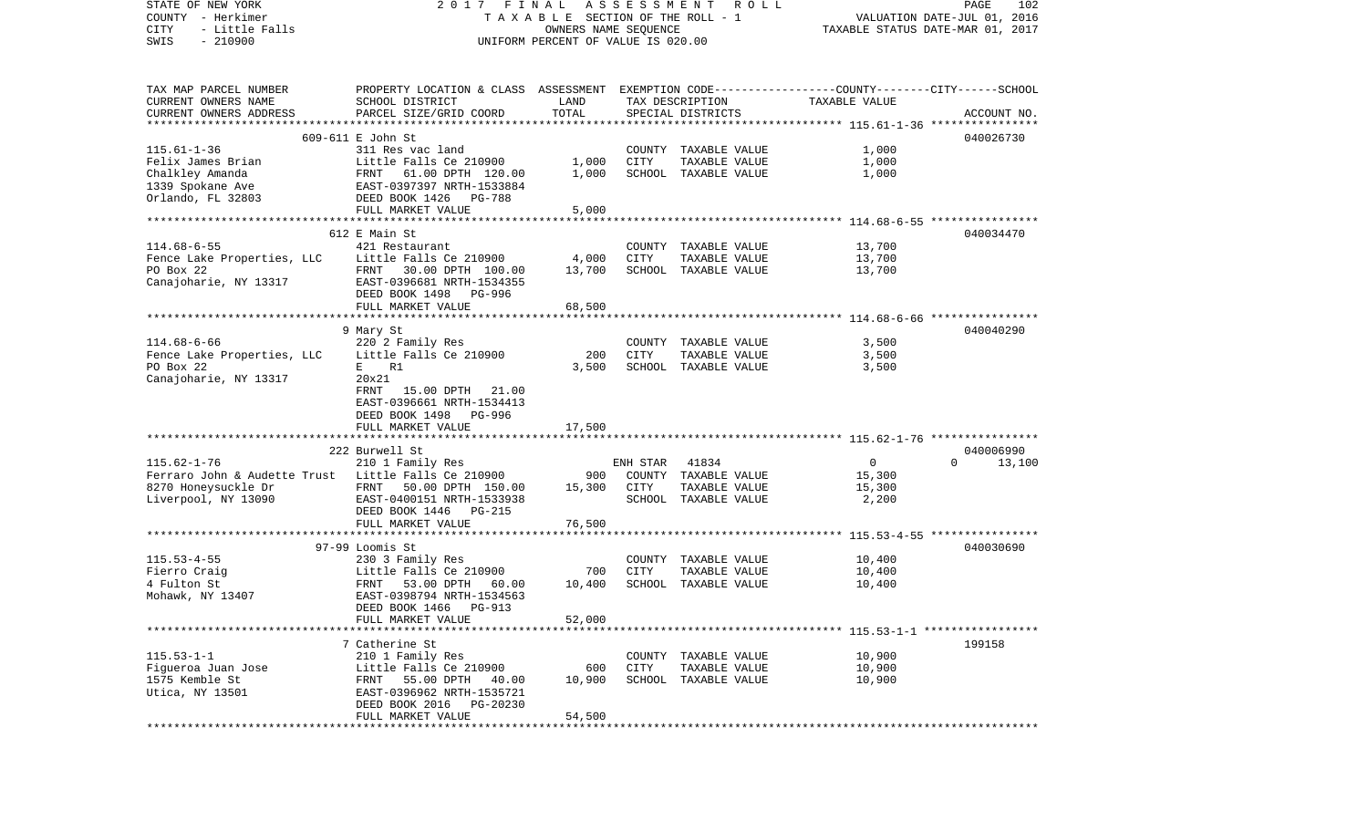STATE OF NEW YORK | 2017 FINAL ASSESSMENT ROLL | PAGE 102
COUNTY - Herkimer | TAXABLE SECTION OF THE ROLL - 1 | VALUATION DATE-JUL 01, 2016
CITY - Little Falls | OWNERS NAME SEQUENCE | TAXABLE STATUS DATE-MAR 01, 2017
SWIS - 210900 | UNIFORM PERCENT OF VALUE IS 020.00

| TAX MAP PARCEL NUMBER / CURRENT OWNERS NAME / CURRENT OWNERS ADDRESS | PROPERTY LOCATION & CLASS / SCHOOL DISTRICT / PARCEL SIZE/GRID COORD | ASSESSMENT LAND | TOTAL | EXEMPTION CODE / TAX DESCRIPTION / SPECIAL DISTRICTS | COUNTY | CITY | SCHOOL (TAXABLE VALUE) | ACCOUNT NO. |
|---|---|---|---|---|---|---|---|---|
| **115.61-1-36** | 609-611 E John St | | | | | | | 040026730 |
| Felix James Brian | 311 Res vac land | | | COUNTY TAXABLE VALUE | 1,000 | | | |
| Chalkley Amanda | Little Falls Ce 210900 | 1,000 | | CITY TAXABLE VALUE | | 1,000 | | |
| 1339 Spokane Ave | FRNT 61.00 DPTH 120.00 | | 1,000 | SCHOOL TAXABLE VALUE | | | 1,000 | |
| Orlando, FL 32803 | EAST-0397397 NRTH-1533884 | | | | | | | |
| | DEED BOOK 1426 PG-788 | | | | | | | |
| | FULL MARKET VALUE | | 5,000 | | | | | |
| **114.68-6-55** | 612 E Main St | | | | | | | 040034470 |
| Fence Lake Properties, LLC | 421 Restaurant | | | COUNTY TAXABLE VALUE | 13,700 | | | |
| PO Box 22 | Little Falls Ce 210900 | 4,000 | | CITY TAXABLE VALUE | | 13,700 | | |
| Canajoharie, NY 13317 | FRNT 30.00 DPTH 100.00 | | 13,700 | SCHOOL TAXABLE VALUE | | | 13,700 | |
| | EAST-0396681 NRTH-1534355 | | | | | | | |
| | DEED BOOK 1498 PG-996 | | | | | | | |
| | FULL MARKET VALUE | | 68,500 | | | | | |
| **114.68-6-66** | 9 Mary St | | | | | | | 040040290 |
| Fence Lake Properties, LLC | 220 2 Family Res | | | COUNTY TAXABLE VALUE | 3,500 | | | |
| PO Box 22 | Little Falls Ce 210900 | 200 | | CITY TAXABLE VALUE | | 3,500 | | |
| Canajoharie, NY 13317 | E R1 | | 3,500 | SCHOOL TAXABLE VALUE | | | 3,500 | |
| | 20x21 | | | | | | | |
| | FRNT 15.00 DPTH 21.00 | | | | | | | |
| | EAST-0396661 NRTH-1534413 | | | | | | | |
| | DEED BOOK 1498 PG-996 | | | | | | | |
| | FULL MARKET VALUE | | 17,500 | | | | | |
| **115.62-1-76** | 222 Burwell St | | | | | | | 040006990 |
| Ferraro John & Audette Trust | 210 1 Family Res | | | ENH STAR 41834 | 0 | 0 | 13,100 | |
| 8270 Honeysuckle Dr | Little Falls Ce 210900 | 900 | | COUNTY TAXABLE VALUE | 15,300 | | | |
| Liverpool, NY 13090 | FRNT 50.00 DPTH 150.00 | | 15,300 | CITY TAXABLE VALUE | | 15,300 | | |
| | EAST-0400151 NRTH-1533938 | | | SCHOOL TAXABLE VALUE | | | 2,200 | |
| | DEED BOOK 1446 PG-215 | | | | | | | |
| | FULL MARKET VALUE | | 76,500 | | | | | |
| **115.53-4-55** | 97-99 Loomis St | | | | | | | 040030690 |
| Fierro Craig | 230 3 Family Res | | | COUNTY TAXABLE VALUE | 10,400 | | | |
| 4 Fulton St | Little Falls Ce 210900 | 700 | | CITY TAXABLE VALUE | | 10,400 | | |
| Mohawk, NY 13407 | FRNT 53.00 DPTH 60.00 | | 10,400 | SCHOOL TAXABLE VALUE | | | 10,400 | |
| | EAST-0398794 NRTH-1534563 | | | | | | | |
| | DEED BOOK 1466 PG-913 | | | | | | | |
| | FULL MARKET VALUE | | 52,000 | | | | | |
| **115.53-1-1** | 7 Catherine St | | | | | | | 199158 |
| Figueroa Juan Jose | 210 1 Family Res | | | COUNTY TAXABLE VALUE | 10,900 | | | |
| 1575 Kemble St | Little Falls Ce 210900 | 600 | | CITY TAXABLE VALUE | | 10,900 | | |
| Utica, NY 13501 | FRNT 55.00 DPTH 40.00 | | 10,900 | SCHOOL TAXABLE VALUE | | | 10,900 | |
| | EAST-0396962 NRTH-1535721 | | | | | | | |
| | DEED BOOK 2016 PG-20230 | | | | | | | |
| | FULL MARKET VALUE | | 54,500 | | | | | |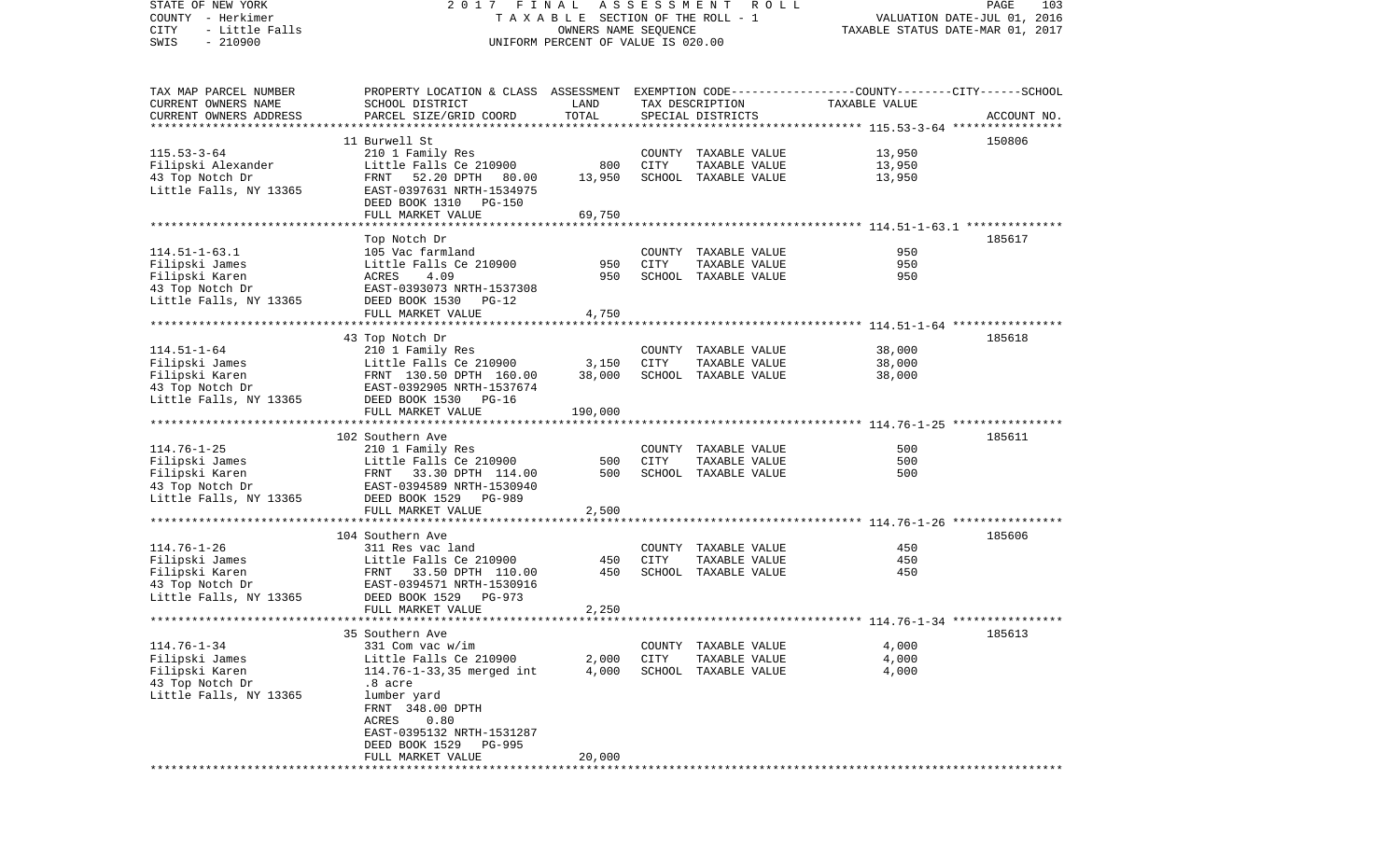STATE OF NEW YORK | 2017 FINAL ASSESSMENT ROLL | PAGE 103
COUNTY - Herkimer | TAXABLE SECTION OF THE ROLL - 1 | VALUATION DATE-JUL 01, 2016
CITY - Little Falls | OWNERS NAME SEQUENCE | TAXABLE STATUS DATE-MAR 01, 2017
SWIS - 210900 | UNIFORM PERCENT OF VALUE IS 020.00

| TAX MAP PARCEL NUMBER / CURRENT OWNERS NAME / CURRENT OWNERS ADDRESS | PROPERTY LOCATION & CLASS / SCHOOL DISTRICT / PARCEL SIZE/GRID COORD | ASSESSMENT LAND / TOTAL | EXEMPTION CODE / TAX DESCRIPTION / SPECIAL DISTRICTS | COUNTY--------CITY------SCHOOL TAXABLE VALUE | ACCOUNT NO. |
|---|---|---|---|---|---|
| | 11 Burwell St | | | | 150806 |
| 115.53-3-64 | 210 1 Family Res | | COUNTY TAXABLE VALUE | 13,950 | |
| Filipski Alexander | Little Falls Ce 210900 | 800 | CITY TAXABLE VALUE | 13,950 | |
| 43 Top Notch Dr | FRNT 52.20 DPTH 80.00 | 13,950 | SCHOOL TAXABLE VALUE | 13,950 | |
| Little Falls, NY 13365 | EAST-0397631 NRTH-1534975 | | | | |
| | DEED BOOK 1310 PG-150 | | | | |
| | FULL MARKET VALUE | 69,750 | | | |
| | Top Notch Dr | | | | 185617 |
| 114.51-1-63.1 | 105 Vac farmland | | COUNTY TAXABLE VALUE | 950 | |
| Filipski James | Little Falls Ce 210900 | 950 | CITY TAXABLE VALUE | 950 | |
| Filipski Karen | ACRES 4.09 | 950 | SCHOOL TAXABLE VALUE | 950 | |
| 43 Top Notch Dr | EAST-0393073 NRTH-1537308 | | | | |
| Little Falls, NY 13365 | DEED BOOK 1530 PG-12 | | | | |
| | FULL MARKET VALUE | 4,750 | | | |
| | 43 Top Notch Dr | | | | 185618 |
| 114.51-1-64 | 210 1 Family Res | | COUNTY TAXABLE VALUE | 38,000 | |
| Filipski James | Little Falls Ce 210900 | 3,150 | CITY TAXABLE VALUE | 38,000 | |
| Filipski Karen | FRNT 130.50 DPTH 160.00 | 38,000 | SCHOOL TAXABLE VALUE | 38,000 | |
| 43 Top Notch Dr | EAST-0392905 NRTH-1537674 | | | | |
| Little Falls, NY 13365 | DEED BOOK 1530 PG-16 | | | | |
| | FULL MARKET VALUE | 190,000 | | | |
| | 102 Southern Ave | | | | 185611 |
| 114.76-1-25 | 210 1 Family Res | | COUNTY TAXABLE VALUE | 500 | |
| Filipski James | Little Falls Ce 210900 | 500 | CITY TAXABLE VALUE | 500 | |
| Filipski Karen | FRNT 33.30 DPTH 114.00 | 500 | SCHOOL TAXABLE VALUE | 500 | |
| 43 Top Notch Dr | EAST-0394589 NRTH-1530940 | | | | |
| Little Falls, NY 13365 | DEED BOOK 1529 PG-989 | | | | |
| | FULL MARKET VALUE | 2,500 | | | |
| | 104 Southern Ave | | | | 185606 |
| 114.76-1-26 | 311 Res vac land | | COUNTY TAXABLE VALUE | 450 | |
| Filipski James | Little Falls Ce 210900 | 450 | CITY TAXABLE VALUE | 450 | |
| Filipski Karen | FRNT 33.50 DPTH 110.00 | 450 | SCHOOL TAXABLE VALUE | 450 | |
| 43 Top Notch Dr | EAST-0394571 NRTH-1530916 | | | | |
| Little Falls, NY 13365 | DEED BOOK 1529 PG-973 | | | | |
| | FULL MARKET VALUE | 2,250 | | | |
| | 35 Southern Ave | | | | 185613 |
| 114.76-1-34 | 331 Com vac w/im | | COUNTY TAXABLE VALUE | 4,000 | |
| Filipski James | Little Falls Ce 210900 | 2,000 | CITY TAXABLE VALUE | 4,000 | |
| Filipski Karen | 114.76-1-33,35 merged int | 4,000 | SCHOOL TAXABLE VALUE | 4,000 | |
| 43 Top Notch Dr | .8 acre | | | | |
| Little Falls, NY 13365 | lumber yard | | | | |
| | FRNT 348.00 DPTH | | | | |
| | ACRES 0.80 | | | | |
| | EAST-0395132 NRTH-1531287 | | | | |
| | DEED BOOK 1529 PG-995 | | | | |
| | FULL MARKET VALUE | 20,000 | | | |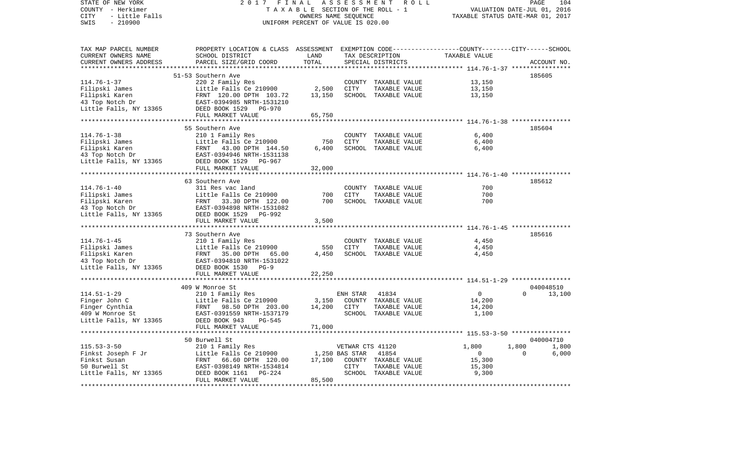STATE OF NEW YORK — 2017 FINAL ASSESSMENT ROLL
COUNTY - Herkimer — TAXABLE SECTION OF THE ROLL - 1 — VALUATION DATE-JUL 01, 2016
CITY - Little Falls — OWNERS NAME SEQUENCE — TAXABLE STATUS DATE-MAR 01, 2017
SWIS - 210900 — UNIFORM PERCENT OF VALUE IS 020.00

| TAX MAP PARCEL NUMBER / CURRENT OWNERS NAME / CURRENT OWNERS ADDRESS | PROPERTY LOCATION & CLASS / SCHOOL DISTRICT / PARCEL SIZE/GRID COORD | ASSESSMENT LAND | TOTAL | EXEMPTION CODE / TAX DESCRIPTION / SPECIAL DISTRICTS | COUNTY TAXABLE VALUE | CITY | SCHOOL | ACCOUNT NO. |
|---|---|---|---|---|---|---|---|---|
| | 51-53 Southern Ave | | | | | | | 185605 |
| 114.76-1-37 | 220 2 Family Res | | | COUNTY TAXABLE VALUE | 13,150 | | | |
| Filipski James | Little Falls Ce 210900 | 2,500 | | CITY TAXABLE VALUE | 13,150 | | | |
| Filipski Karen | FRNT 120.00 DPTH 103.72 | | 13,150 | SCHOOL TAXABLE VALUE | 13,150 | | | |
| 43 Top Notch Dr | EAST-0394985 NRTH-1531210 | | | | | | | |
| Little Falls, NY 13365 | DEED BOOK 1529 PG-970 | | | | | | | |
| | FULL MARKET VALUE | | 65,750 | | | | | |
| | 55 Southern Ave | | | | | | | 185604 |
| 114.76-1-38 | 210 1 Family Res | | | COUNTY TAXABLE VALUE | 6,400 | | | |
| Filipski James | Little Falls Ce 210900 | 750 | | CITY TAXABLE VALUE | 6,400 | | | |
| Filipski Karen | FRNT 43.00 DPTH 144.50 | | 6,400 | SCHOOL TAXABLE VALUE | 6,400 | | | |
| 43 Top Notch Dr | EAST-0394946 NRTH-1531138 | | | | | | | |
| Little Falls, NY 13365 | DEED BOOK 1529 PG-967 | | | | | | | |
| | FULL MARKET VALUE | | 32,000 | | | | | |
| | 63 Southern Ave | | | | | | | 185612 |
| 114.76-1-40 | 311 Res vac land | | | COUNTY TAXABLE VALUE | 700 | | | |
| Filipski James | Little Falls Ce 210900 | 700 | | CITY TAXABLE VALUE | 700 | | | |
| Filipski Karen | FRNT 33.30 DPTH 122.00 | | 700 | SCHOOL TAXABLE VALUE | 700 | | | |
| 43 Top Notch Dr | EAST-0394898 NRTH-1531082 | | | | | | | |
| Little Falls, NY 13365 | DEED BOOK 1529 PG-992 | | | | | | | |
| | FULL MARKET VALUE | | 3,500 | | | | | |
| | 73 Southern Ave | | | | | | | 185616 |
| 114.76-1-45 | 210 1 Family Res | | | COUNTY TAXABLE VALUE | 4,450 | | | |
| Filipski James | Little Falls Ce 210900 | 550 | | CITY TAXABLE VALUE | 4,450 | | | |
| Filipski Karen | FRNT 35.00 DPTH 65.00 | | 4,450 | SCHOOL TAXABLE VALUE | 4,450 | | | |
| 43 Top Notch Dr | EAST-0394810 NRTH-1531022 | | | | | | | |
| Little Falls, NY 13365 | DEED BOOK 1530 PG-9 | | | | | | | |
| | FULL MARKET VALUE | | 22,250 | | | | | |
| | 409 W Monroe St | | | | | | | 040048510 |
| 114.51-1-29 | 210 1 Family Res | | | ENH STAR 41834 | 0 | 0 | 13,100 | |
| Finger John C | Little Falls Ce 210900 | 3,150 | | COUNTY TAXABLE VALUE | 14,200 | | | |
| Finger Cynthia | FRNT 98.50 DPTH 203.00 | | 14,200 | CITY TAXABLE VALUE | 14,200 | | | |
| 409 W Monroe St | EAST-0391559 NRTH-1537179 | | | SCHOOL TAXABLE VALUE | 1,100 | | | |
| Little Falls, NY 13365 | DEED BOOK 943 PG-545 | | | | | | | |
| | FULL MARKET VALUE | | 71,000 | | | | | |
| | 50 Burwell St | | | | | | | 040004710 |
| 115.53-3-50 | 210 1 Family Res | | | VETWAR CTS 41120 | 1,800 | 1,800 | 1,800 | |
| Finkst Joseph F Jr | Little Falls Ce 210900 | 1,250 | | BAS STAR 41854 | 0 | 0 | 6,000 | |
| Finkst Susan | FRNT 66.60 DPTH 120.00 | | 17,100 | COUNTY TAXABLE VALUE | 15,300 | | | |
| 50 Burwell St | EAST-0398149 NRTH-1534814 | | | CITY TAXABLE VALUE | 15,300 | | | |
| Little Falls, NY 13365 | DEED BOOK 1161 PG-224 | | | SCHOOL TAXABLE VALUE | 9,300 | | | |
| | FULL MARKET VALUE | | 85,500 | | | | | |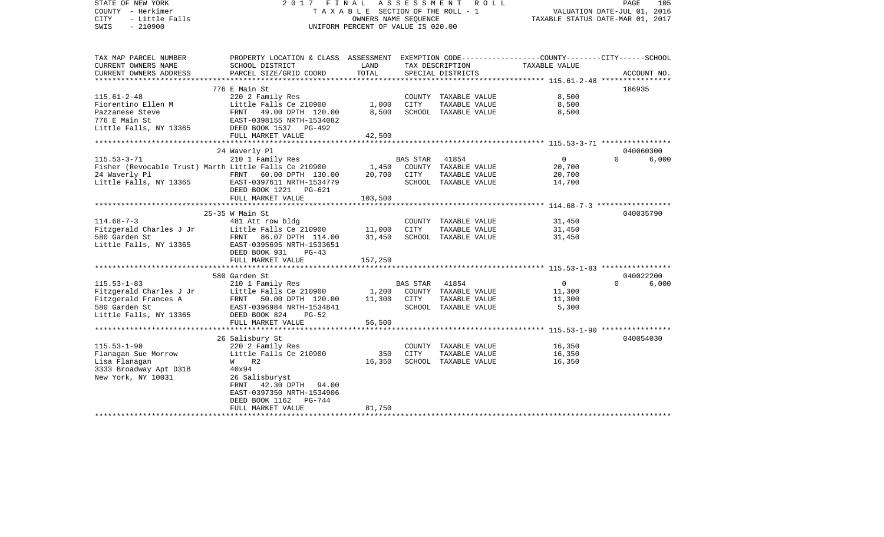STATE OF NEW YORK
COUNTY - Herkimer
CITY - Little Falls
SWIS - 210900

2 0 1 7 F I N A L A S S E S S M E N T R O L L
T A X A B L E SECTION OF THE ROLL - 1
OWNERS NAME SEQUENCE
UNIFORM PERCENT OF VALUE IS 020.00

VALUATION DATE-JUL 01, 2016
TAXABLE STATUS DATE-MAR 01, 2017

| TAX MAP PARCEL NUMBER<br>CURRENT OWNERS NAME<br>CURRENT OWNERS ADDRESS | PROPERTY LOCATION & CLASS<br>SCHOOL DISTRICT<br>PARCEL SIZE/GRID COORD | ASSESSMENT<br>LAND<br>TOTAL | EXEMPTION CODE-----COUNTY-----CITY-----SCHOOL<br>TAX DESCRIPTION<br>SPECIAL DISTRICTS | TAXABLE VALUE | ACCOUNT NO. |
|---|---|---|---|---|---|
| **115.61-2-48** | 776 E Main St | | | | 186935 |
| 115.61-2-48 | 220 2 Family Res | | COUNTY TAXABLE VALUE | 8,500 | |
| Fiorentino Ellen M | Little Falls Ce 210900 | 1,000 | CITY TAXABLE VALUE | 8,500 | |
| Pazzanese Steve | FRNT 49.00 DPTH 120.00 | 8,500 | SCHOOL TAXABLE VALUE | 8,500 | |
| 776 E Main St | EAST-0398155 NRTH-1534082 | | | | |
| Little Falls, NY 13365 | DEED BOOK 1537 PG-492 | | | | |
| | FULL MARKET VALUE | 42,500 | | | |
| **115.53-3-71** | 24 Waverly Pl | | | | 040060300 |
| 115.53-3-71 | 210 1 Family Res | | BAS STAR 41854 | 0 | 0 6,000 |
| Fisher (Revocable Trust) Marth | Little Falls Ce 210900 | 1,450 | COUNTY TAXABLE VALUE | 20,700 | |
| 24 Waverly Pl | FRNT 60.00 DPTH 130.00 | 20,700 | CITY TAXABLE VALUE | 20,700 | |
| Little Falls, NY 13365 | EAST-0397611 NRTH-1534779 | | SCHOOL TAXABLE VALUE | 14,700 | |
| | DEED BOOK 1221 PG-621 | | | | |
| | FULL MARKET VALUE | 103,500 | | | |
| **114.68-7-3** | 25-35 W Main St | | | | 040035790 |
| 114.68-7-3 | 481 Att row bldg | | COUNTY TAXABLE VALUE | 31,450 | |
| Fitzgerald Charles J Jr | Little Falls Ce 210900 | 11,000 | CITY TAXABLE VALUE | 31,450 | |
| 580 Garden St | FRNT 86.07 DPTH 114.00 | 31,450 | SCHOOL TAXABLE VALUE | 31,450 | |
| Little Falls, NY 13365 | EAST-0395695 NRTH-1533651 | | | | |
| | DEED BOOK 931 PG-43 | | | | |
| | FULL MARKET VALUE | 157,250 | | | |
| **115.53-1-83** | 580 Garden St | | | | 040022200 |
| 115.53-1-83 | 210 1 Family Res | | BAS STAR 41854 | 0 | 0 6,000 |
| Fitzgerald Charles J Jr | Little Falls Ce 210900 | 1,200 | COUNTY TAXABLE VALUE | 11,300 | |
| Fitzgerald Frances A | FRNT 50.00 DPTH 120.00 | 11,300 | CITY TAXABLE VALUE | 11,300 | |
| 580 Garden St | EAST-0396984 NRTH-1534841 | | SCHOOL TAXABLE VALUE | 5,300 | |
| Little Falls, NY 13365 | DEED BOOK 824 PG-52 | | | | |
| | FULL MARKET VALUE | 56,500 | | | |
| **115.53-1-90** | 26 Salisbury St | | | | 040054030 |
| 115.53-1-90 | 220 2 Family Res | | COUNTY TAXABLE VALUE | 16,350 | |
| Flanagan Sue Morrow | Little Falls Ce 210900 | 350 | CITY TAXABLE VALUE | 16,350 | |
| Lisa Flanagan | W R2 | 16,350 | SCHOOL TAXABLE VALUE | 16,350 | |
| 3333 Broadway Apt D31B | 40x94 | | | | |
| New York, NY 10031 | 26 Salisburyst | | | | |
| | FRNT 42.30 DPTH 94.00 | | | | |
| | EAST-0397350 NRTH-1534906 | | | | |
| | DEED BOOK 1162 PG-744 | | | | |
| | FULL MARKET VALUE | 81,750 | | | |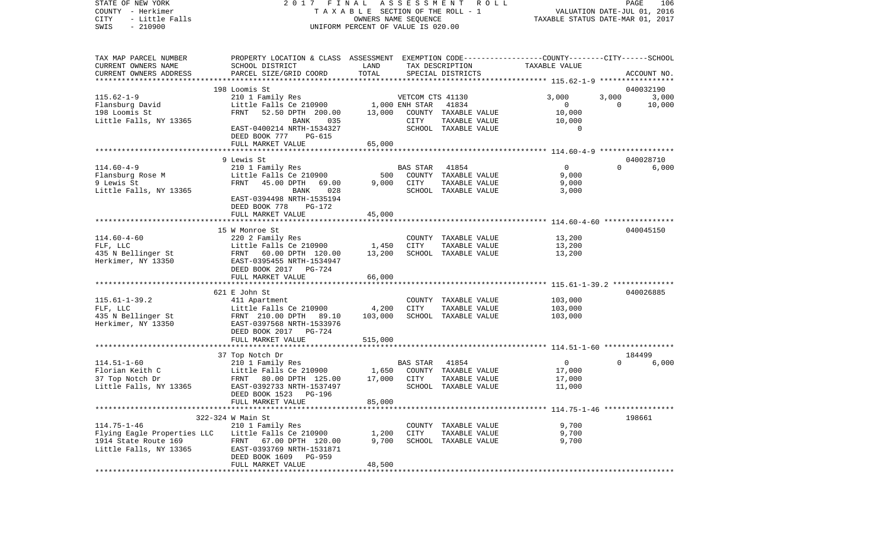STATE OF NEW YORK — 2017 FINAL ASSESSMENT ROLL
COUNTY - Herkimer — TAXABLE SECTION OF THE ROLL - 1 — VALUATION DATE-JUL 01, 2016
CITY - Little Falls — OWNERS NAME SEQUENCE — TAXABLE STATUS DATE-MAR 01, 2017
SWIS - 210900 — UNIFORM PERCENT OF VALUE IS 020.00

| TAX MAP PARCEL NUMBER / CURRENT OWNERS NAME / CURRENT OWNERS ADDRESS | PROPERTY LOCATION & CLASS / SCHOOL DISTRICT / PARCEL SIZE/GRID COORD | ASSESSMENT LAND | TOTAL | EXEMPTION CODE / TAX DESCRIPTION / SPECIAL DISTRICTS | COUNTY TAXABLE VALUE | CITY | SCHOOL | ACCOUNT NO. |
|---|---|---|---|---|---|---|---|---|
| **115.62-1-9** | 198 Loomis St | | | | | | | 040032190 |
| | 210 1 Family Res | | | VETCOM CTS 41130 | 3,000 | 3,000 | 3,000 | |
| Flansburg David | Little Falls Ce 210900 | 1,000 | | ENH STAR 41834 | 0 | 0 | 10,000 | |
| 198 Loomis St | FRNT 52.50 DPTH 200.00 | | 13,000 | COUNTY TAXABLE VALUE | 10,000 | | | |
| Little Falls, NY 13365 | BANK 035 | | | CITY TAXABLE VALUE | 10,000 | | | |
| | EAST-0400214 NRTH-1534327 | | | SCHOOL TAXABLE VALUE | 0 | | | |
| | DEED BOOK 777 PG-615 | | | | | | | |
| | FULL MARKET VALUE | | 65,000 | | | | | |
| **114.60-4-9** | 9 Lewis St | | | | | | | 040028710 |
| | 210 1 Family Res | | | BAS STAR 41854 | 0 | 0 | 6,000 | |
| Flansburg Rose M | Little Falls Ce 210900 | 500 | | COUNTY TAXABLE VALUE | 9,000 | | | |
| 9 Lewis St | FRNT 45.00 DPTH 69.00 | | 9,000 | CITY TAXABLE VALUE | 9,000 | | | |
| Little Falls, NY 13365 | BANK 028 | | | SCHOOL TAXABLE VALUE | 3,000 | | | |
| | EAST-0394498 NRTH-1535194 | | | | | | | |
| | DEED BOOK 778 PG-172 | | | | | | | |
| | FULL MARKET VALUE | | 45,000 | | | | | |
| **114.60-4-60** | 15 W Monroe St | | | | | | | 040045150 |
| | 220 2 Family Res | | | COUNTY TAXABLE VALUE | 13,200 | | | |
| FLF, LLC | Little Falls Ce 210900 | 1,450 | | CITY TAXABLE VALUE | 13,200 | | | |
| 435 N Bellinger St | FRNT 60.00 DPTH 120.00 | | 13,200 | SCHOOL TAXABLE VALUE | 13,200 | | | |
| Herkimer, NY 13350 | EAST-0395455 NRTH-1534947 | | | | | | | |
| | DEED BOOK 2017 PG-724 | | | | | | | |
| | FULL MARKET VALUE | | 66,000 | | | | | |
| **115.61-1-39.2** | 621 E John St | | | | | | | 040026885 |
| | 411 Apartment | | | COUNTY TAXABLE VALUE | 103,000 | | | |
| FLF, LLC | Little Falls Ce 210900 | 4,200 | | CITY TAXABLE VALUE | 103,000 | | | |
| 435 N Bellinger St | FRNT 210.00 DPTH 89.10 | | 103,000 | SCHOOL TAXABLE VALUE | 103,000 | | | |
| Herkimer, NY 13350 | EAST-0397568 NRTH-1533976 | | | | | | | |
| | DEED BOOK 2017 PG-724 | | | | | | | |
| | FULL MARKET VALUE | | 515,000 | | | | | |
| **114.51-1-60** | 37 Top Notch Dr | | | | | | | 184499 |
| | 210 1 Family Res | | | BAS STAR 41854 | 0 | 0 | 6,000 | |
| Florian Keith C | Little Falls Ce 210900 | 1,650 | | COUNTY TAXABLE VALUE | 17,000 | | | |
| 37 Top Notch Dr | FRNT 80.00 DPTH 125.00 | | 17,000 | CITY TAXABLE VALUE | 17,000 | | | |
| Little Falls, NY 13365 | EAST-0392733 NRTH-1537497 | | | SCHOOL TAXABLE VALUE | 11,000 | | | |
| | DEED BOOK 1523 PG-196 | | | | | | | |
| | FULL MARKET VALUE | | 85,000 | | | | | |
| **114.75-1-46** | 322-324 W Main St | | | | | | | 198661 |
| | 210 1 Family Res | | | COUNTY TAXABLE VALUE | 9,700 | | | |
| Flying Eagle Properties LLC | Little Falls Ce 210900 | 1,200 | | CITY TAXABLE VALUE | 9,700 | | | |
| 1914 State Route 169 | FRNT 67.00 DPTH 120.00 | | 9,700 | SCHOOL TAXABLE VALUE | 9,700 | | | |
| Little Falls, NY 13365 | EAST-0393769 NRTH-1531871 | | | | | | | |
| | DEED BOOK 1609 PG-959 | | | | | | | |
| | FULL MARKET VALUE | | 48,500 | | | | | |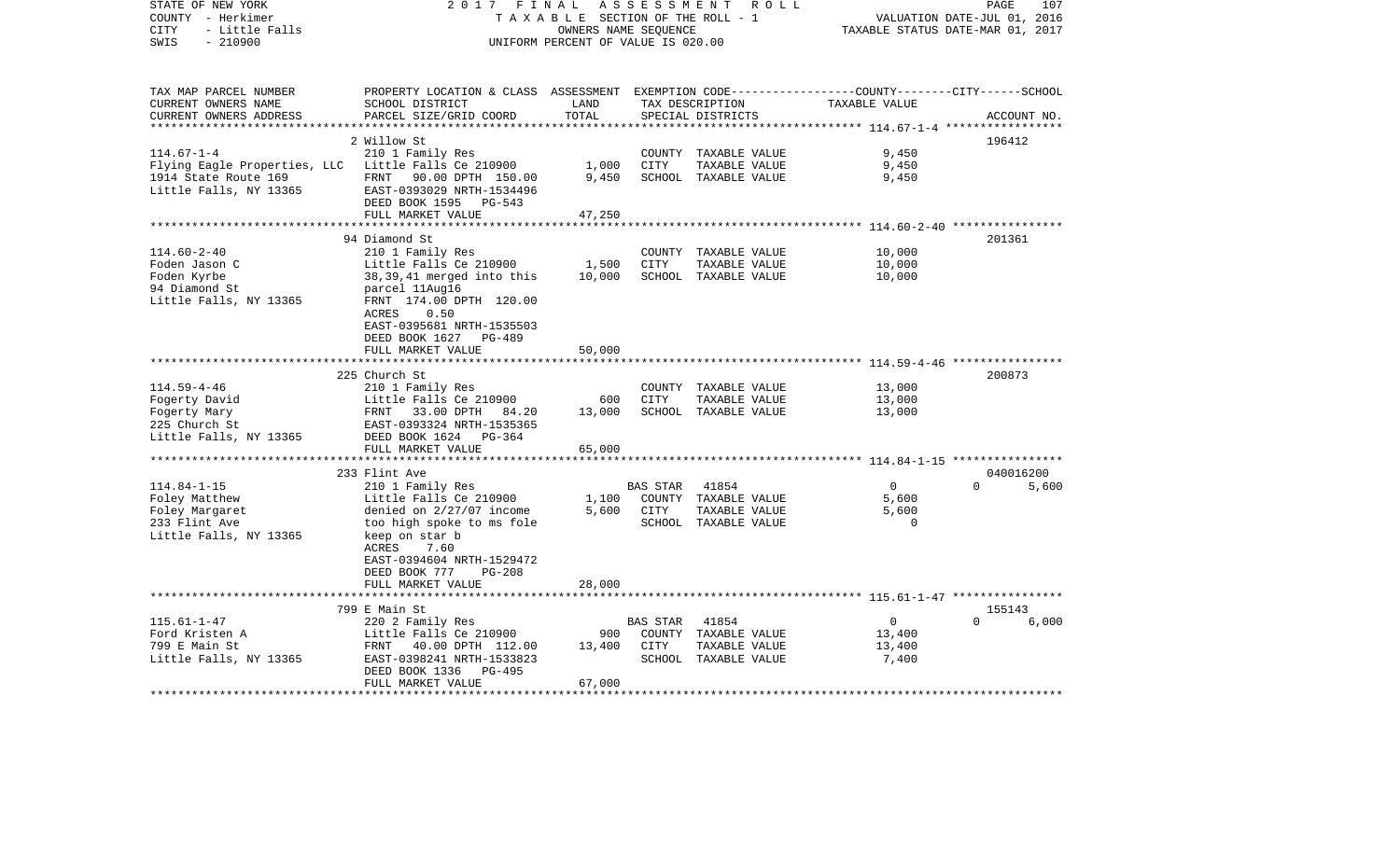STATE OF NEW YORK 2017 FINAL ASSESSMENT ROLL
COUNTY - Herkimer TAXABLE SECTION OF THE ROLL - 1 VALUATION DATE-JUL 01, 2016
CITY - Little Falls OWNERS NAME SEQUENCE TAXABLE STATUS DATE-MAR 01, 2017
SWIS - 210900 UNIFORM PERCENT OF VALUE IS 020.00

| TAX MAP PARCEL NUMBER<br>CURRENT OWNERS NAME<br>CURRENT OWNERS ADDRESS | PROPERTY LOCATION & CLASS<br>SCHOOL DISTRICT<br>PARCEL SIZE/GRID COORD | ASSESSMENT<br>LAND<br>TOTAL | EXEMPTION CODE<br>TAX DESCRIPTION<br>SPECIAL DISTRICTS | | COUNTY / CITY / SCHOOL<br>TAXABLE VALUE | ACCOUNT NO. |
|---|---|---|---|---|---|---|
| | 2 Willow St | | | | | 196412 |
| 114.67-1-4 | 210 1 Family Res | | COUNTY TAXABLE VALUE | | 9,450 | |
| Flying Eagle Properties, LLC | Little Falls Ce 210900 | 1,000 | CITY TAXABLE VALUE | | 9,450 | |
| 1914 State Route 169 | FRNT 90.00 DPTH 150.00 | 9,450 | SCHOOL TAXABLE VALUE | | 9,450 | |
| Little Falls, NY 13365 | EAST-0393029 NRTH-1534496 | | | | | |
| | DEED BOOK 1595 PG-543 | | | | | |
| | FULL MARKET VALUE | 47,250 | | | | |
| | 94 Diamond St | | | | | 201361 |
| 114.60-2-40 | 210 1 Family Res | | COUNTY TAXABLE VALUE | | 10,000 | |
| Foden Jason C | Little Falls Ce 210900 | 1,500 | CITY TAXABLE VALUE | | 10,000 | |
| Foden Kyrbe | 38,39,41 merged into this | 10,000 | SCHOOL TAXABLE VALUE | | 10,000 | |
| 94 Diamond St | parcel 11Aug16 | | | | | |
| Little Falls, NY 13365 | FRNT 174.00 DPTH 120.00 | | | | | |
| | ACRES 0.50 | | | | | |
| | EAST-0395681 NRTH-1535503 | | | | | |
| | DEED BOOK 1627 PG-489 | | | | | |
| | FULL MARKET VALUE | 50,000 | | | | |
| | 225 Church St | | | | | 200873 |
| 114.59-4-46 | 210 1 Family Res | | COUNTY TAXABLE VALUE | | 13,000 | |
| Fogerty David | Little Falls Ce 210900 | 600 | CITY TAXABLE VALUE | | 13,000 | |
| Fogerty Mary | FRNT 33.00 DPTH 84.20 | 13,000 | SCHOOL TAXABLE VALUE | | 13,000 | |
| 225 Church St | EAST-0393324 NRTH-1535365 | | | | | |
| Little Falls, NY 13365 | DEED BOOK 1624 PG-364 | | | | | |
| | FULL MARKET VALUE | 65,000 | | | | |
| | 233 Flint Ave | | | | | 040016200 |
| 114.84-1-15 | 210 1 Family Res | | BAS STAR 41854 | | 0 / 0 / 5,600 | |
| Foley Matthew | Little Falls Ce 210900 | 1,100 | COUNTY TAXABLE VALUE | | 5,600 | |
| Foley Margaret | denied on 2/27/07 income | 5,600 | CITY TAXABLE VALUE | | 5,600 | |
| 233 Flint Ave | too high spoke to ms fole | | SCHOOL TAXABLE VALUE | | 0 | |
| Little Falls, NY 13365 | keep on star b | | | | | |
| | ACRES 7.60 | | | | | |
| | EAST-0394604 NRTH-1529472 | | | | | |
| | DEED BOOK 777 PG-208 | | | | | |
| | FULL MARKET VALUE | 28,000 | | | | |
| | 799 E Main St | | | | | 155143 |
| 115.61-1-47 | 220 2 Family Res | | BAS STAR 41854 | | 0 / 0 / 6,000 | |
| Ford Kristen A | Little Falls Ce 210900 | 900 | COUNTY TAXABLE VALUE | | 13,400 | |
| 799 E Main St | FRNT 40.00 DPTH 112.00 | 13,400 | CITY TAXABLE VALUE | | 13,400 | |
| Little Falls, NY 13365 | EAST-0398241 NRTH-1533823 | | SCHOOL TAXABLE VALUE | | 7,400 | |
| | DEED BOOK 1336 PG-495 | | | | | |
| | FULL MARKET VALUE | 67,000 | | | | |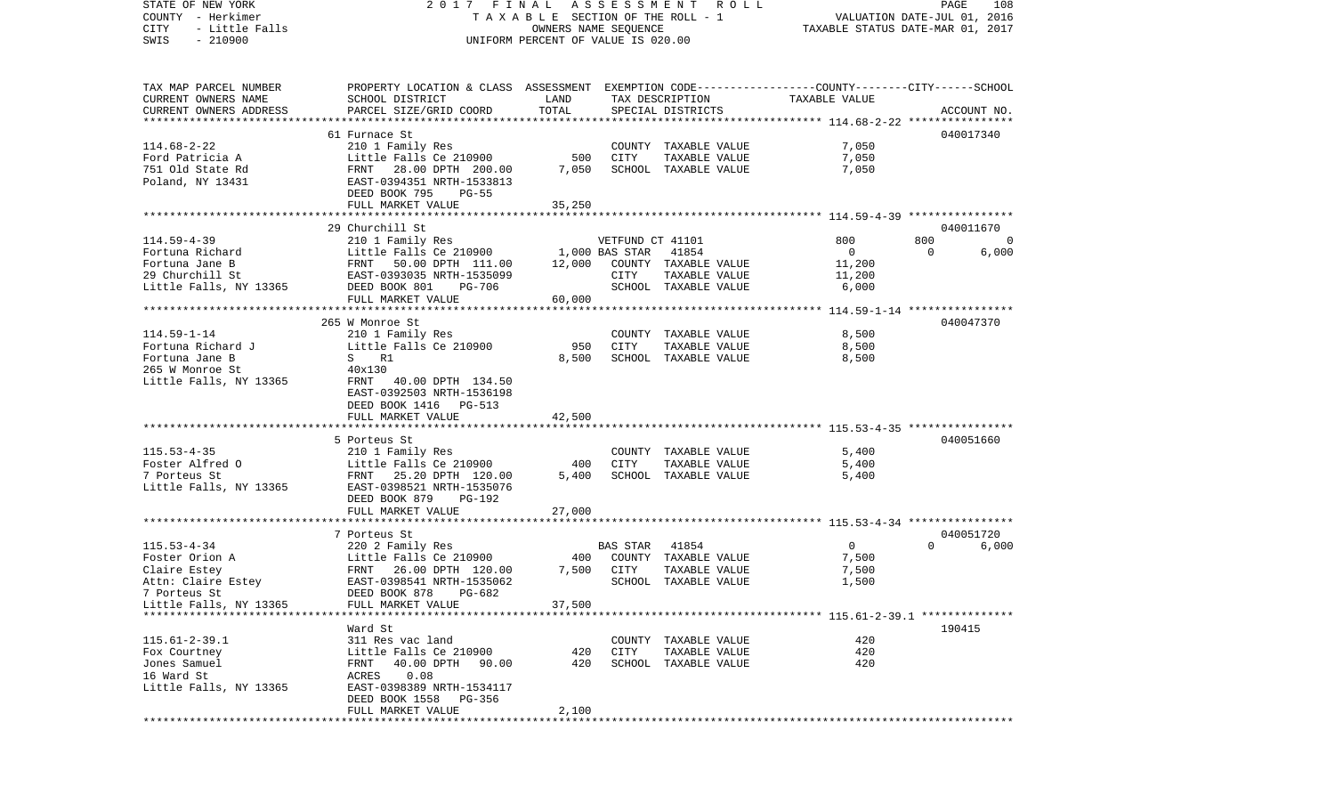STATE OF NEW YORK — 2017 FINAL ASSESSMENT ROLL — PAGE 108
COUNTY - Herkimer — TAXABLE SECTION OF THE ROLL - 1 — VALUATION DATE-JUL 01, 2016
CITY - Little Falls — OWNERS NAME SEQUENCE — TAXABLE STATUS DATE-MAR 01, 2017
SWIS - 210900 — UNIFORM PERCENT OF VALUE IS 020.00

| TAX MAP PARCEL NUMBER / CURRENT OWNERS NAME / CURRENT OWNERS ADDRESS | PROPERTY LOCATION & CLASS / SCHOOL DISTRICT / PARCEL SIZE/GRID COORD | ASSESSMENT LAND | TOTAL | EXEMPTION CODE / TAX DESCRIPTION / SPECIAL DISTRICTS | COUNTY | CITY | SCHOOL | ACCOUNT NO. |
|---|---|---|---|---|---|---|---|---|
| **114.68-2-22** | 61 Furnace St | | | | | | | 040017340 |
| Ford Patricia A | 210 1 Family Res | | | COUNTY TAXABLE VALUE | 7,050 | | | |
| 751 Old State Rd | Little Falls Ce 210900 | 500 | | CITY TAXABLE VALUE | | 7,050 | | |
| Poland, NY 13431 | FRNT 28.00 DPTH 200.00 | | 7,050 | SCHOOL TAXABLE VALUE | | | 7,050 | |
| | EAST-0394351 NRTH-1533813 | | | | | | | |
| | DEED BOOK 795 PG-55 | | | | | | | |
| | FULL MARKET VALUE | | 35,250 | | | | | |
| **114.59-4-39** | 29 Churchill St | | | | | | | 040011670 |
| Fortuna Richard | 210 1 Family Res | | | VETFUND CT 41101 | 800 | 800 | 0 | |
| Fortuna Jane B | Little Falls Ce 210900 | 1,000 | | BAS STAR 41854 | 0 | 0 | 6,000 | |
| 29 Churchill St | FRNT 50.00 DPTH 111.00 | | 12,000 | COUNTY TAXABLE VALUE | 11,200 | | | |
| Little Falls, NY 13365 | EAST-0393035 NRTH-1535099 | | | CITY TAXABLE VALUE | | 11,200 | | |
| | DEED BOOK 801 PG-706 | | | SCHOOL TAXABLE VALUE | | | 6,000 | |
| | FULL MARKET VALUE | | 60,000 | | | | | |
| **114.59-1-14** | 265 W Monroe St | | | | | | | 040047370 |
| Fortuna Richard J | 210 1 Family Res | | | COUNTY TAXABLE VALUE | 8,500 | | | |
| Fortuna Jane B | Little Falls Ce 210900 | 950 | | CITY TAXABLE VALUE | | 8,500 | | |
| 265 W Monroe St | S R1 | | 8,500 | SCHOOL TAXABLE VALUE | | | 8,500 | |
| Little Falls, NY 13365 | 40x130 | | | | | | | |
| | FRNT 40.00 DPTH 134.50 | | | | | | | |
| | EAST-0392503 NRTH-1536198 | | | | | | | |
| | DEED BOOK 1416 PG-513 | | | | | | | |
| | FULL MARKET VALUE | | 42,500 | | | | | |
| **115.53-4-35** | 5 Porteus St | | | | | | | 040051660 |
| Foster Alfred O | 210 1 Family Res | | | COUNTY TAXABLE VALUE | 5,400 | | | |
| 7 Porteus St | Little Falls Ce 210900 | 400 | | CITY TAXABLE VALUE | | 5,400 | | |
| Little Falls, NY 13365 | FRNT 25.20 DPTH 120.00 | | 5,400 | SCHOOL TAXABLE VALUE | | | 5,400 | |
| | EAST-0398521 NRTH-1535076 | | | | | | | |
| | DEED BOOK 879 PG-192 | | | | | | | |
| | FULL MARKET VALUE | | 27,000 | | | | | |
| **115.53-4-34** | 7 Porteus St | | | | | | | 040051720 |
| Foster Orion A | 220 2 Family Res | | | BAS STAR 41854 | 0 | 0 | 6,000 | |
| Claire Estey | Little Falls Ce 210900 | 400 | | COUNTY TAXABLE VALUE | 7,500 | | | |
| Attn: Claire Estey | FRNT 26.00 DPTH 120.00 | | 7,500 | CITY TAXABLE VALUE | | 7,500 | | |
| 7 Porteus St | EAST-0398541 NRTH-1535062 | | | SCHOOL TAXABLE VALUE | | | 1,500 | |
| Little Falls, NY 13365 | DEED BOOK 878 PG-682 | | | | | | | |
| | FULL MARKET VALUE | | 37,500 | | | | | |
| **115.61-2-39.1** | Ward St | | | | | | | 190415 |
| Fox Courtney | 311 Res vac land | | | COUNTY TAXABLE VALUE | 420 | | | |
| Jones Samuel | Little Falls Ce 210900 | 420 | | CITY TAXABLE VALUE | | 420 | | |
| 16 Ward St | FRNT 40.00 DPTH 90.00 | | 420 | SCHOOL TAXABLE VALUE | | | 420 | |
| Little Falls, NY 13365 | ACRES 0.08 | | | | | | | |
| | EAST-0398389 NRTH-1534117 | | | | | | | |
| | DEED BOOK 1558 PG-356 | | | | | | | |
| | FULL MARKET VALUE | | 2,100 | | | | | |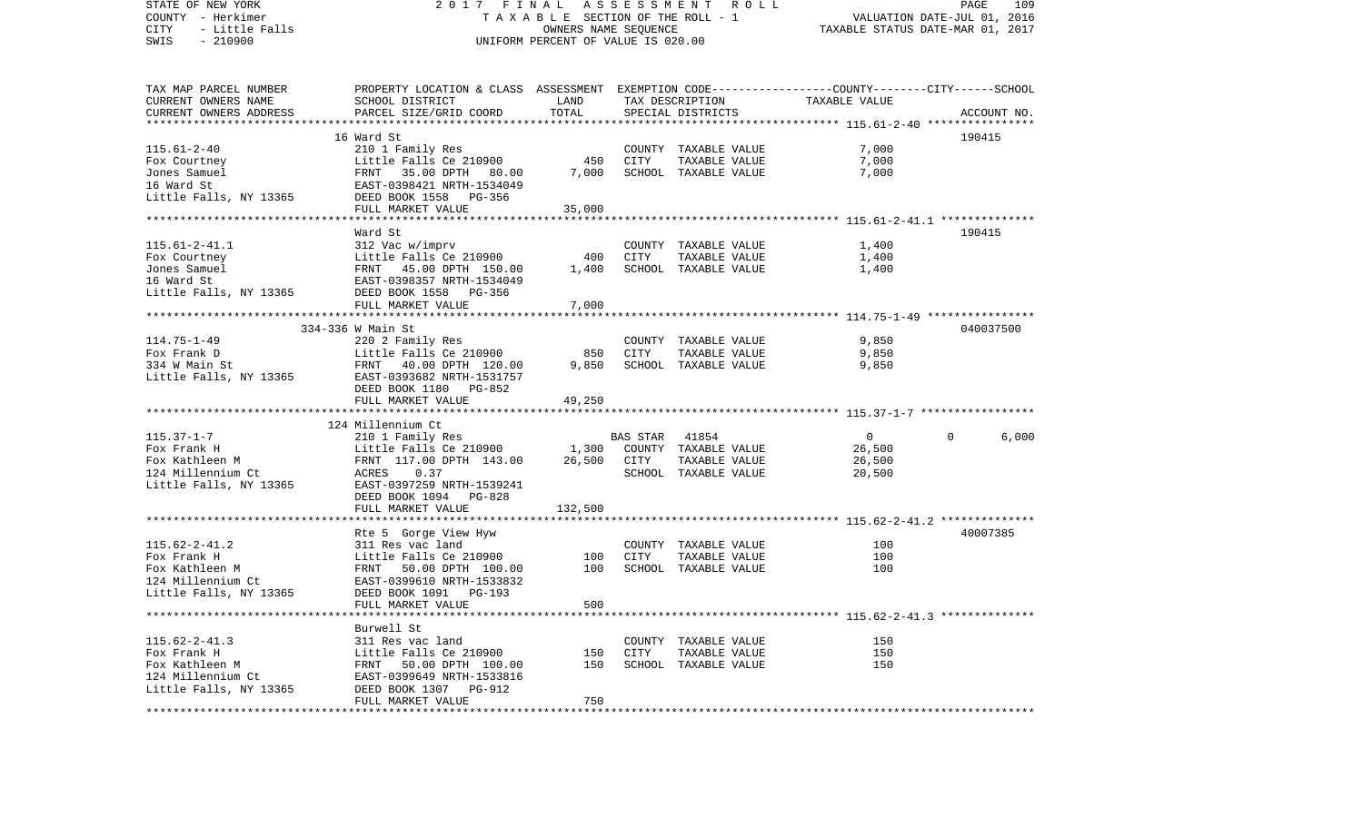STATE OF NEW YORK — 2017 FINAL ASSESSMENT ROLL
COUNTY - Herkimer — TAXABLE SECTION OF THE ROLL - 1 — VALUATION DATE-JUL 01, 2016
CITY - Little Falls — OWNERS NAME SEQUENCE — TAXABLE STATUS DATE-MAR 01, 2017
SWIS - 210900 — UNIFORM PERCENT OF VALUE IS 020.00

| TAX MAP PARCEL NUMBER / CURRENT OWNERS NAME / CURRENT OWNERS ADDRESS | PROPERTY LOCATION & CLASS / SCHOOL DISTRICT / PARCEL SIZE/GRID COORD | ASSESSMENT LAND | ASSESSMENT TOTAL | EXEMPTION CODE / TAX DESCRIPTION / SPECIAL DISTRICTS | COUNTY | CITY | SCHOOL | ACCOUNT NO. |
|---|---|---|---|---|---|---|---|---|
| 115.61-2-40 | 16 Ward St | | | | | | | 190415 |
| | 210 1 Family Res | | | COUNTY TAXABLE VALUE | 7,000 | | | |
| Fox Courtney | Little Falls Ce 210900 | 450 | | CITY TAXABLE VALUE | | 7,000 | | |
| Jones Samuel | FRNT 35.00 DPTH 80.00 | | 7,000 | SCHOOL TAXABLE VALUE | | | 7,000 | |
| 16 Ward St | EAST-0398421 NRTH-1534049 | | | | | | | |
| Little Falls, NY 13365 | DEED BOOK 1558 PG-356 | | | | | | | |
| | FULL MARKET VALUE | | 35,000 | | | | | |
| 115.61-2-41.1 | Ward St | | | | | | | 190415 |
| | 312 Vac w/imprv | | | COUNTY TAXABLE VALUE | 1,400 | | | |
| Fox Courtney | Little Falls Ce 210900 | 400 | | CITY TAXABLE VALUE | | 1,400 | | |
| Jones Samuel | FRNT 45.00 DPTH 150.00 | | 1,400 | SCHOOL TAXABLE VALUE | | | 1,400 | |
| 16 Ward St | EAST-0398357 NRTH-1534049 | | | | | | | |
| Little Falls, NY 13365 | DEED BOOK 1558 PG-356 | | | | | | | |
| | FULL MARKET VALUE | | 7,000 | | | | | |
| 114.75-1-49 | 334-336 W Main St | | | | | | | 040037500 |
| | 220 2 Family Res | | | COUNTY TAXABLE VALUE | 9,850 | | | |
| Fox Frank D | Little Falls Ce 210900 | 850 | | CITY TAXABLE VALUE | | 9,850 | | |
| 334 W Main St | FRNT 40.00 DPTH 120.00 | | 9,850 | SCHOOL TAXABLE VALUE | | | 9,850 | |
| Little Falls, NY 13365 | EAST-0393682 NRTH-1531757 | | | | | | | |
| | DEED BOOK 1180 PG-852 | | | | | | | |
| | FULL MARKET VALUE | | 49,250 | | | | | |
| 115.37-1-7 | 124 Millennium Ct | | | | | | | |
| | 210 1 Family Res | | | BAS STAR 41854 | 0 | 0 | 6,000 | |
| Fox Frank H | Little Falls Ce 210900 | 1,300 | | COUNTY TAXABLE VALUE | 26,500 | | | |
| Fox Kathleen M | FRNT 117.00 DPTH 143.00 | | 26,500 | CITY TAXABLE VALUE | | 26,500 | | |
| 124 Millennium Ct | ACRES 0.37 | | | SCHOOL TAXABLE VALUE | | | 20,500 | |
| Little Falls, NY 13365 | EAST-0397259 NRTH-1539241 | | | | | | | |
| | DEED BOOK 1094 PG-828 | | | | | | | |
| | FULL MARKET VALUE | | 132,500 | | | | | |
| 115.62-2-41.2 | Rte 5 Gorge View Hyw | | | | | | | 40007385 |
| | 311 Res vac land | | | COUNTY TAXABLE VALUE | 100 | | | |
| Fox Frank H | Little Falls Ce 210900 | 100 | | CITY TAXABLE VALUE | | 100 | | |
| Fox Kathleen M | FRNT 50.00 DPTH 100.00 | | 100 | SCHOOL TAXABLE VALUE | | | 100 | |
| 124 Millennium Ct | EAST-0399610 NRTH-1533832 | | | | | | | |
| Little Falls, NY 13365 | DEED BOOK 1091 PG-193 | | | | | | | |
| | FULL MARKET VALUE | | 500 | | | | | |
| 115.62-2-41.3 | Burwell St | | | | | | | |
| | 311 Res vac land | | | COUNTY TAXABLE VALUE | 150 | | | |
| Fox Frank H | Little Falls Ce 210900 | 150 | | CITY TAXABLE VALUE | | 150 | | |
| Fox Kathleen M | FRNT 50.00 DPTH 100.00 | | 150 | SCHOOL TAXABLE VALUE | | | 150 | |
| 124 Millennium Ct | EAST-0399649 NRTH-1533816 | | | | | | | |
| Little Falls, NY 13365 | DEED BOOK 1307 PG-912 | | | | | | | |
| | FULL MARKET VALUE | | 750 | | | | | |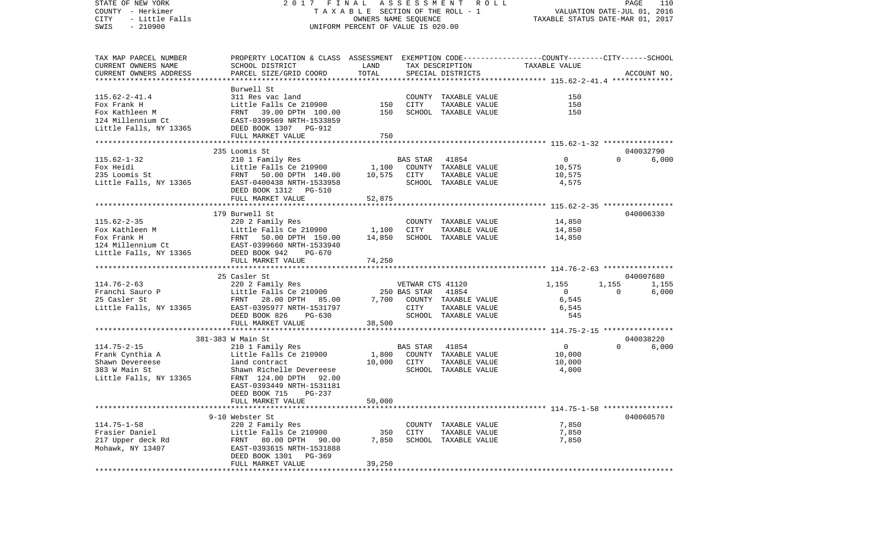STATE OF NEW YORK
COUNTY - Herkimer
CITY - Little Falls
SWIS - 210900

2017 FINAL ASSESSMENT ROLL
TAXABLE SECTION OF THE ROLL - 1
OWNERS NAME SEQUENCE
UNIFORM PERCENT OF VALUE IS 020.00

VALUATION DATE-JUL 01, 2016
TAXABLE STATUS DATE-MAR 01, 2017

| TAX MAP PARCEL NUMBER<br>CURRENT OWNERS NAME<br>CURRENT OWNERS ADDRESS | PROPERTY LOCATION & CLASS<br>SCHOOL DISTRICT<br>PARCEL SIZE/GRID COORD | ASSESSMENT<br>LAND<br>TOTAL | EXEMPTION CODE<br>TAX DESCRIPTION<br>SPECIAL DISTRICTS | COUNTY<br>TAXABLE VALUE | CITY | SCHOOL<br>ACCOUNT NO. |
|---|---|---|---|---|---|---|
| **115.62-2-41.4** | Burwell St | | | | | |
| 115.62-2-41.4 | 311 Res vac land | | COUNTY TAXABLE VALUE | 150 | | |
| Fox Frank H | Little Falls Ce 210900 | 150 | CITY TAXABLE VALUE | 150 | | |
| Fox Kathleen M | FRNT 39.00 DPTH 100.00 | 150 | SCHOOL TAXABLE VALUE | 150 | | |
| 124 Millennium Ct | EAST-0399569 NRTH-1533859 | | | | | |
| Little Falls, NY 13365 | DEED BOOK 1307 PG-912 | | | | | |
| | FULL MARKET VALUE | 750 | | | | |
| **115.62-1-32** | 235 Loomis St | | | | | 040032790 |
| 115.62-1-32 | 210 1 Family Res | | BAS STAR 41854 | 0 | 0 | 6,000 |
| Fox Heidi | Little Falls Ce 210900 | 1,100 | COUNTY TAXABLE VALUE | 10,575 | | |
| 235 Loomis St | FRNT 50.00 DPTH 140.00 | 10,575 | CITY TAXABLE VALUE | 10,575 | | |
| Little Falls, NY 13365 | EAST-0400438 NRTH-1533958 | | SCHOOL TAXABLE VALUE | 4,575 | | |
| | DEED BOOK 1312 PG-510 | | | | | |
| | FULL MARKET VALUE | 52,875 | | | | |
| **115.62-2-35** | 179 Burwell St | | | | | 040006330 |
| 115.62-2-35 | 220 2 Family Res | | COUNTY TAXABLE VALUE | 14,850 | | |
| Fox Kathleen M | Little Falls Ce 210900 | 1,100 | CITY TAXABLE VALUE | 14,850 | | |
| Fox Frank H | FRNT 50.00 DPTH 150.00 | 14,850 | SCHOOL TAXABLE VALUE | 14,850 | | |
| 124 Millennium Ct | EAST-0399660 NRTH-1533940 | | | | | |
| Little Falls, NY 13365 | DEED BOOK 942 PG-670 | | | | | |
| | FULL MARKET VALUE | 74,250 | | | | |
| **114.76-2-63** | 25 Casler St | | | | | 040007680 |
| 114.76-2-63 | 220 2 Family Res | | VETWAR CTS 41120 | 1,155 | 1,155 | 1,155 |
| Franchi Sauro P | Little Falls Ce 210900 | 250 | BAS STAR 41854 | 0 | 0 | 6,000 |
| 25 Casler St | FRNT 28.00 DPTH 85.00 | 7,700 | COUNTY TAXABLE VALUE | 6,545 | | |
| Little Falls, NY 13365 | EAST-0395977 NRTH-1531797 | | CITY TAXABLE VALUE | 6,545 | | |
| | DEED BOOK 826 PG-630 | | SCHOOL TAXABLE VALUE | 545 | | |
| | FULL MARKET VALUE | 38,500 | | | | |
| **114.75-2-15** | 381-383 W Main St | | | | | 040038220 |
| 114.75-2-15 | 210 1 Family Res | | BAS STAR 41854 | 0 | 0 | 6,000 |
| Frank Cynthia A | Little Falls Ce 210900 | 1,800 | COUNTY TAXABLE VALUE | 10,000 | | |
| Shawn Devereese | land contract | 10,000 | CITY TAXABLE VALUE | 10,000 | | |
| 383 W Main St | Shawn Richelle Devereese | | SCHOOL TAXABLE VALUE | 4,000 | | |
| Little Falls, NY 13365 | FRNT 124.00 DPTH 92.00 | | | | | |
| | EAST-0393449 NRTH-1531181 | | | | | |
| | DEED BOOK 715 PG-237 | | | | | |
| | FULL MARKET VALUE | 50,000 | | | | |
| **114.75-1-58** | 9-10 Webster St | | | | | 040060570 |
| 114.75-1-58 | 220 2 Family Res | | COUNTY TAXABLE VALUE | 7,850 | | |
| Frasier Daniel | Little Falls Ce 210900 | 350 | CITY TAXABLE VALUE | 7,850 | | |
| 217 Upper deck Rd | FRNT 80.00 DPTH 90.00 | 7,850 | SCHOOL TAXABLE VALUE | 7,850 | | |
| Mohawk, NY 13407 | EAST-0393615 NRTH-1531888 | | | | | |
| | DEED BOOK 1301 PG-369 | | | | | |
| | FULL MARKET VALUE | 39,250 | | | | |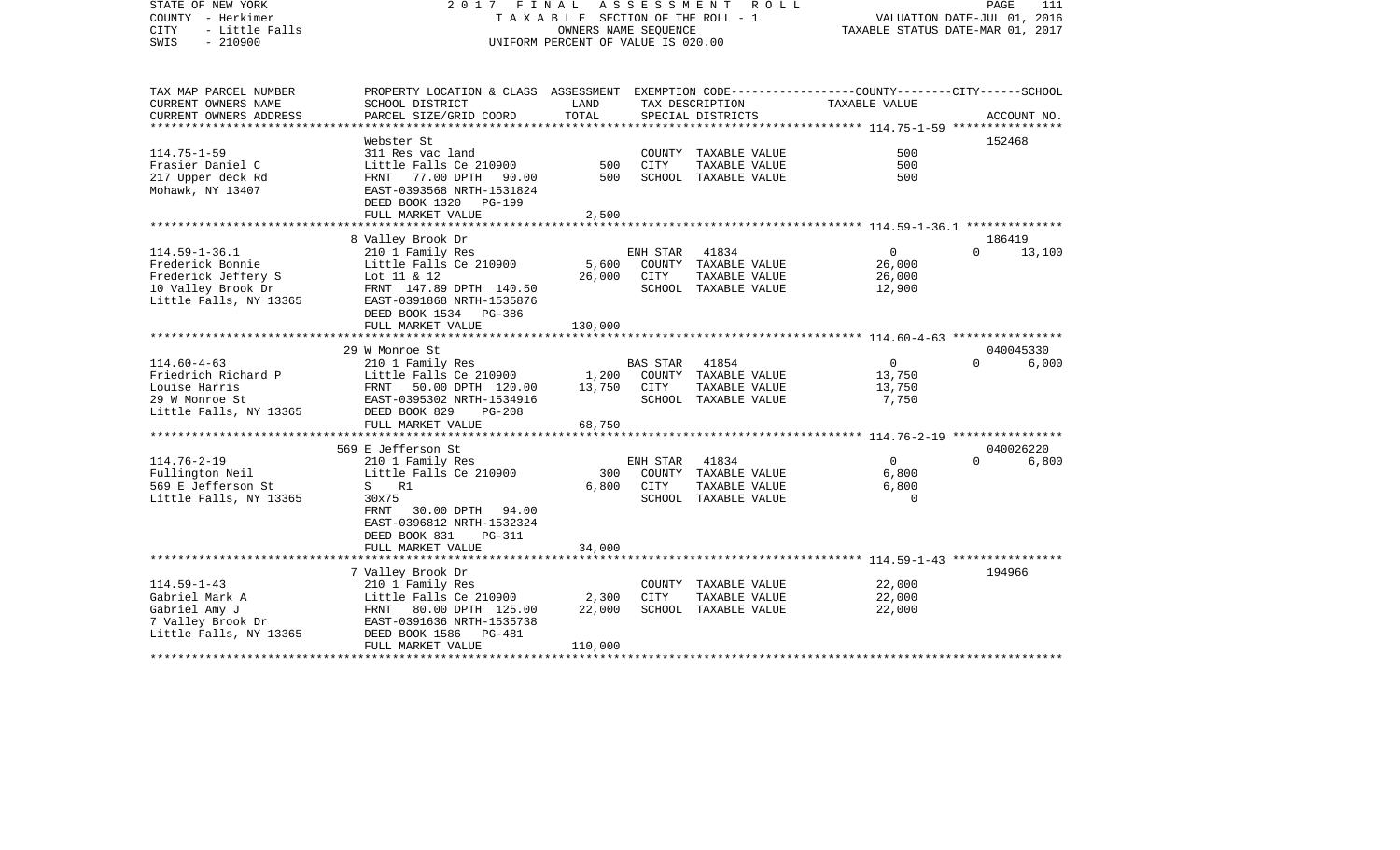STATE OF NEW YORK
COUNTY - Herkimer
CITY - Little Falls
SWIS - 210900

2017 FINAL ASSESSMENT ROLL
TAXABLE SECTION OF THE ROLL - 1
OWNERS NAME SEQUENCE
UNIFORM PERCENT OF VALUE IS 020.00

VALUATION DATE-JUL 01, 2016
TAXABLE STATUS DATE-MAR 01, 2017

| TAX MAP PARCEL NUMBER / CURRENT OWNERS NAME / CURRENT OWNERS ADDRESS | PROPERTY LOCATION & CLASS / SCHOOL DISTRICT / PARCEL SIZE/GRID COORD | ASSESSMENT LAND | TOTAL | EXEMPTION CODE / TAX DESCRIPTION / SPECIAL DISTRICTS | COUNTY TAXABLE VALUE | CITY | SCHOOL | ACCOUNT NO. |
|---|---|---|---|---|---|---|---|---|
| 114.75-1-59 | Webster St | | | | | | | 152468 |
| Frasier Daniel C | 311 Res vac land | | | COUNTY TAXABLE VALUE | 500 | | | |
| 217 Upper deck Rd | Little Falls Ce 210900 | 500 | | CITY TAXABLE VALUE | 500 | | | |
| Mohawk, NY 13407 | FRNT 77.00 DPTH 90.00 | | 500 | SCHOOL TAXABLE VALUE | 500 | | | |
| | EAST-0393568 NRTH-1531824 | | | | | | | |
| | DEED BOOK 1320 PG-199 | | | | | | | |
| | FULL MARKET VALUE | | 2,500 | | | | | |
| 114.59-1-36.1 | 8 Valley Brook Dr | | | | | | | 186419 |
| Frederick Bonnie | 210 1 Family Res | | | ENH STAR 41834 | 0 | 0 | 13,100 | |
| Frederick Jeffery S | Little Falls Ce 210900 | 5,600 | | COUNTY TAXABLE VALUE | 26,000 | | | |
| 10 Valley Brook Dr | Lot 11 & 12 | | 26,000 | CITY TAXABLE VALUE | 26,000 | | | |
| Little Falls, NY 13365 | FRNT 147.89 DPTH 140.50 | | | SCHOOL TAXABLE VALUE | 12,900 | | | |
| | EAST-0391868 NRTH-1535876 | | | | | | | |
| | DEED BOOK 1534 PG-386 | | | | | | | |
| | FULL MARKET VALUE | | 130,000 | | | | | |
| 114.60-4-63 | 29 W Monroe St | | | | | | | 040045330 |
| Friedrich Richard P | 210 1 Family Res | | | BAS STAR 41854 | 0 | 0 | 6,000 | |
| Louise Harris | Little Falls Ce 210900 | 1,200 | | COUNTY TAXABLE VALUE | 13,750 | | | |
| 29 W Monroe St | FRNT 50.00 DPTH 120.00 | | 13,750 | CITY TAXABLE VALUE | 13,750 | | | |
| Little Falls, NY 13365 | EAST-0395302 NRTH-1534916 | | | SCHOOL TAXABLE VALUE | 7,750 | | | |
| | DEED BOOK 829 PG-208 | | | | | | | |
| | FULL MARKET VALUE | | 68,750 | | | | | |
| 114.76-2-19 | 569 E Jefferson St | | | | | | | 040026220 |
| Fullington Neil | 210 1 Family Res | | | ENH STAR 41834 | 0 | 0 | 6,800 | |
| 569 E Jefferson St | Little Falls Ce 210900 | 300 | | COUNTY TAXABLE VALUE | 6,800 | | | |
| Little Falls, NY 13365 | S R1 | | 6,800 | CITY TAXABLE VALUE | 6,800 | | | |
| | 30x75 | | | SCHOOL TAXABLE VALUE | 0 | | | |
| | FRNT 30.00 DPTH 94.00 | | | | | | | |
| | EAST-0396812 NRTH-1532324 | | | | | | | |
| | DEED BOOK 831 PG-311 | | | | | | | |
| | FULL MARKET VALUE | | 34,000 | | | | | |
| 114.59-1-43 | 7 Valley Brook Dr | | | | | | | 194966 |
| Gabriel Mark A | 210 1 Family Res | | | COUNTY TAXABLE VALUE | 22,000 | | | |
| Gabriel Amy J | Little Falls Ce 210900 | 2,300 | | CITY TAXABLE VALUE | 22,000 | | | |
| 7 Valley Brook Dr | FRNT 80.00 DPTH 125.00 | | 22,000 | SCHOOL TAXABLE VALUE | 22,000 | | | |
| Little Falls, NY 13365 | EAST-0391636 NRTH-1535738 | | | | | | | |
| | DEED BOOK 1586 PG-481 | | | | | | | |
| | FULL MARKET VALUE | | 110,000 | | | | | |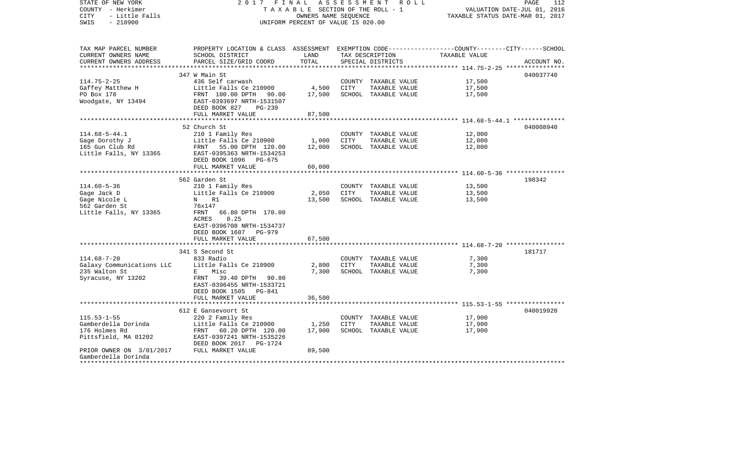STATE OF NEW YORK — 2017 FINAL ASSESSMENT ROLL
COUNTY - Herkimer — TAXABLE SECTION OF THE ROLL - 1 — VALUATION DATE-JUL 01, 2016
CITY - Little Falls — OWNERS NAME SEQUENCE — TAXABLE STATUS DATE-MAR 01, 2017
SWIS - 210900 — UNIFORM PERCENT OF VALUE IS 020.00

| TAX MAP PARCEL NUMBER / CURRENT OWNERS NAME / CURRENT OWNERS ADDRESS | PROPERTY LOCATION & CLASS / SCHOOL DISTRICT / PARCEL SIZE/GRID COORD | ASSESSMENT LAND | TOTAL | EXEMPTION CODE / TAX DESCRIPTION / SPECIAL DISTRICTS | COUNTY--------CITY------SCHOOL TAXABLE VALUE | ACCOUNT NO. |
|---|---|---|---|---|---|---|
| | 347 W Main St | | | | | 040037740 |
| 114.75-2-25 | 436 Self carwash | | | COUNTY TAXABLE VALUE | 17,500 | |
| Gaffey Matthew H | Little Falls Ce 210900 | 4,500 | | CITY TAXABLE VALUE | 17,500 | |
| PO Box 178 | FRNT 100.00 DPTH 90.00 | | 17,500 | SCHOOL TAXABLE VALUE | 17,500 | |
| Woodgate, NY 13494 | EAST-0393697 NRTH-1531507 | | | | | |
| | DEED BOOK 827 PG-239 | | | | | |
| | FULL MARKET VALUE | | 87,500 | | | |
| | 52 Church St | | | | | 040008940 |
| 114.68-5-44.1 | 210 1 Family Res | | | COUNTY TAXABLE VALUE | 12,000 | |
| Gage Dorothy J | Little Falls Ce 210900 | 1,000 | | CITY TAXABLE VALUE | 12,000 | |
| 165 Gun Club Rd | FRNT 55.00 DPTH 120.00 | | 12,000 | SCHOOL TAXABLE VALUE | 12,000 | |
| Little Falls, NY 13365 | EAST-0395363 NRTH-1534253 | | | | | |
| | DEED BOOK 1096 PG-675 | | | | | |
| | FULL MARKET VALUE | | 60,000 | | | |
| | 562 Garden St | | | | | 198342 |
| 114.60-5-36 | 210 1 Family Res | | | COUNTY TAXABLE VALUE | 13,500 | |
| Gage Jack D | Little Falls Ce 210900 | 2,050 | | CITY TAXABLE VALUE | 13,500 | |
| Gage Nicole L | N R1 | | 13,500 | SCHOOL TAXABLE VALUE | 13,500 | |
| 562 Garden St | 76x147 | | | | | |
| Little Falls, NY 13365 | FRNT 66.80 DPTH 170.00 | | | | | |
| | ACRES 0.25 | | | | | |
| | EAST-0396708 NRTH-1534737 | | | | | |
| | DEED BOOK 1607 PG-979 | | | | | |
| | FULL MARKET VALUE | | 67,500 | | | |
| | 341 S Second St | | | | | 181717 |
| 114.68-7-20 | 833 Radio | | | COUNTY TAXABLE VALUE | 7,300 | |
| Galaxy Communications LLC | Little Falls Ce 210900 | 2,800 | | CITY TAXABLE VALUE | 7,300 | |
| 235 Walton St | E Misc | | 7,300 | SCHOOL TAXABLE VALUE | 7,300 | |
| Syracuse, NY 13202 | FRNT 39.40 DPTH 90.80 | | | | | |
| | EAST-0396455 NRTH-1533721 | | | | | |
| | DEED BOOK 1505 PG-841 | | | | | |
| | FULL MARKET VALUE | | 36,500 | | | |
| | 612 E Gansevoort St | | | | | 040019920 |
| 115.53-1-55 | 220 2 Family Res | | | COUNTY TAXABLE VALUE | 17,900 | |
| Gamberdella Dorinda | Little Falls Ce 210900 | 1,250 | | CITY TAXABLE VALUE | 17,900 | |
| 176 Holmes Rd | FRNT 60.20 DPTH 120.00 | | 17,900 | SCHOOL TAXABLE VALUE | 17,900 | |
| Pittsfield, MA 01202 | EAST-0397241 NRTH-1535226 | | | | | |
| | DEED BOOK 2017 PG-1724 | | | | | |
| PRIOR OWNER ON 3/01/2017 | FULL MARKET VALUE | | 89,500 | | | |
| Gamberdella Dorinda | | | | | | |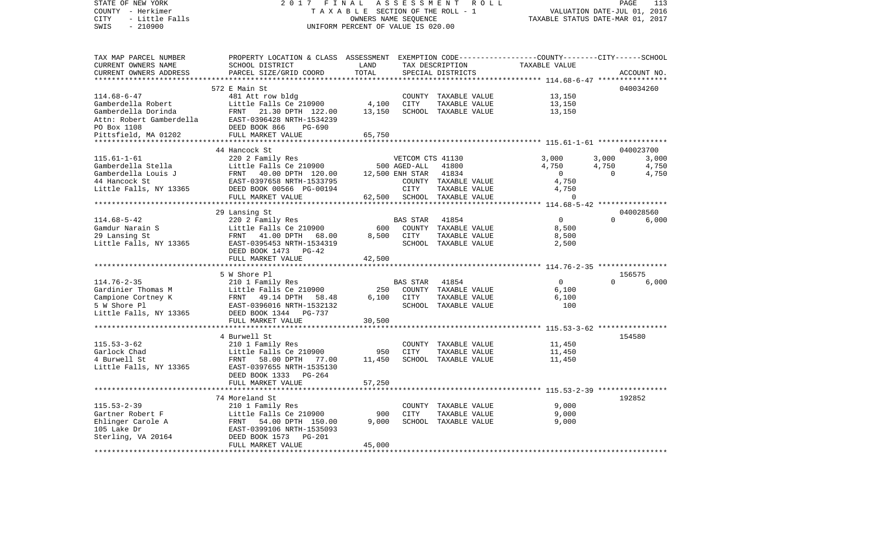STATE OF NEW YORK | 2017 FINAL ASSESSMENT ROLL | PAGE 113
COUNTY - Herkimer | TAXABLE SECTION OF THE ROLL - 1 | VALUATION DATE-JUL 01, 2016
CITY - Little Falls | OWNERS NAME SEQUENCE | TAXABLE STATUS DATE-MAR 01, 2017
SWIS - 210900 | UNIFORM PERCENT OF VALUE IS 020.00

| TAX MAP PARCEL NUMBER / CURRENT OWNERS NAME / CURRENT OWNERS ADDRESS | PROPERTY LOCATION & CLASS / SCHOOL DISTRICT / PARCEL SIZE/GRID COORD | ASSESSMENT LAND | TOTAL | EXEMPTION CODE / TAX DESCRIPTION / SPECIAL DISTRICTS | COUNTY TAXABLE VALUE | CITY | SCHOOL | ACCOUNT NO. |
|---|---|---|---|---|---|---|---|---|
| | 572 E Main St | | | | | | | 040034260 |
| 114.68-6-47 | 481 Att row bldg | | | COUNTY TAXABLE VALUE | 13,150 | | | |
| Gamberdella Robert | Little Falls Ce 210900 | 4,100 | | CITY TAXABLE VALUE | 13,150 | | | |
| Gamberdella Dorinda | FRNT 21.30 DPTH 122.00 | | 13,150 | SCHOOL TAXABLE VALUE | 13,150 | | | |
| Attn: Robert Gamberdella | EAST-0396428 NRTH-1534239 | | | | | | | |
| PO Box 1108 | DEED BOOK 866 PG-690 | | | | | | | |
| Pittsfield, MA 01202 | FULL MARKET VALUE | | 65,750 | | | | | |
| | 44 Hancock St | | | | | | | 040023700 |
| 115.61-1-61 | 220 2 Family Res | | | VETCOM CTS 41130 | 3,000 | 3,000 | 3,000 | |
| Gamberdella Stella | Little Falls Ce 210900 | 500 | | AGED-ALL 41800 | 4,750 | 4,750 | 4,750 | |
| Gamberdella Louis J | FRNT 40.00 DPTH 120.00 | | 12,500 | ENH STAR 41834 | 0 | 0 | 4,750 | |
| 44 Hancock St | EAST-0397658 NRTH-1533795 | | | COUNTY TAXABLE VALUE | 4,750 | | | |
| Little Falls, NY 13365 | DEED BOOK 00566 PG-00194 | | | CITY TAXABLE VALUE | 4,750 | | | |
| | FULL MARKET VALUE | | 62,500 | SCHOOL TAXABLE VALUE | 0 | | | |
| | 29 Lansing St | | | | | | | 040028560 |
| 114.68-5-42 | 220 2 Family Res | | | BAS STAR 41854 | 0 | 0 | 6,000 | |
| Gamdur Narain S | Little Falls Ce 210900 | 600 | | COUNTY TAXABLE VALUE | 8,500 | | | |
| 29 Lansing St | FRNT 41.00 DPTH 68.00 | | 8,500 | CITY TAXABLE VALUE | 8,500 | | | |
| Little Falls, NY 13365 | EAST-0395453 NRTH-1534319 | | | SCHOOL TAXABLE VALUE | 2,500 | | | |
| | DEED BOOK 1473 PG-42 | | | | | | | |
| | FULL MARKET VALUE | | 42,500 | | | | | |
| | 5 W Shore Pl | | | | | | | 156575 |
| 114.76-2-35 | 210 1 Family Res | | | BAS STAR 41854 | 0 | 0 | 6,000 | |
| Gardinier Thomas M | Little Falls Ce 210900 | 250 | | COUNTY TAXABLE VALUE | 6,100 | | | |
| Campione Cortney K | FRNT 49.14 DPTH 58.48 | | 6,100 | CITY TAXABLE VALUE | 6,100 | | | |
| 5 W Shore Pl | EAST-0396016 NRTH-1532132 | | | SCHOOL TAXABLE VALUE | 100 | | | |
| Little Falls, NY 13365 | DEED BOOK 1344 PG-737 | | | | | | | |
| | FULL MARKET VALUE | | 30,500 | | | | | |
| | 4 Burwell St | | | | | | | 154580 |
| 115.53-3-62 | 210 1 Family Res | | | COUNTY TAXABLE VALUE | 11,450 | | | |
| Garlock Chad | Little Falls Ce 210900 | 950 | | CITY TAXABLE VALUE | 11,450 | | | |
| 4 Burwell St | FRNT 58.00 DPTH 77.00 | | 11,450 | SCHOOL TAXABLE VALUE | 11,450 | | | |
| Little Falls, NY 13365 | EAST-0397655 NRTH-1535130 | | | | | | | |
| | DEED BOOK 1333 PG-264 | | | | | | | |
| | FULL MARKET VALUE | | 57,250 | | | | | |
| | 74 Moreland St | | | | | | | 192852 |
| 115.53-2-39 | 210 1 Family Res | | | COUNTY TAXABLE VALUE | 9,000 | | | |
| Gartner Robert F | Little Falls Ce 210900 | 900 | | CITY TAXABLE VALUE | 9,000 | | | |
| Ehlinger Carole A | FRNT 54.00 DPTH 150.00 | | 9,000 | SCHOOL TAXABLE VALUE | 9,000 | | | |
| 105 Lake Dr | EAST-0399106 NRTH-1535093 | | | | | | | |
| Sterling, VA 20164 | DEED BOOK 1573 PG-201 | | | | | | | |
| | FULL MARKET VALUE | | 45,000 | | | | | |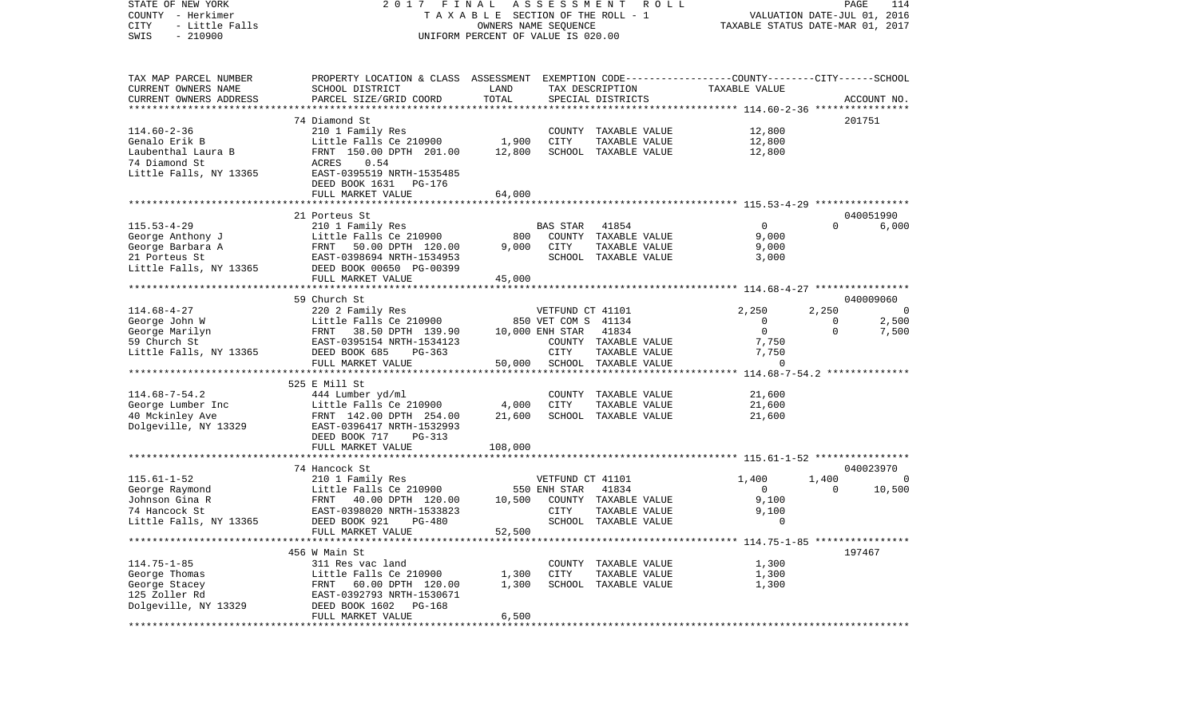STATE OF NEW YORK                2017 FINAL ASSESSMENT ROLL
COUNTY - Herkimer                TAXABLE SECTION OF THE ROLL - 1                VALUATION DATE-JUL 01, 2016
CITY - Little Falls              OWNERS NAME SEQUENCE                           TAXABLE STATUS DATE-MAR 01, 2017
SWIS - 210900                    UNIFORM PERCENT OF VALUE IS 020.00

| TAX MAP PARCEL NUMBER / CURRENT OWNERS NAME / CURRENT OWNERS ADDRESS | PROPERTY LOCATION & CLASS / SCHOOL DISTRICT / PARCEL SIZE/GRID COORD | ASSESSMENT LAND | TOTAL | EXEMPTION CODE / TAX DESCRIPTION / SPECIAL DISTRICTS | COUNTY | CITY | SCHOOL | ACCOUNT NO. |
|---|---|---|---|---|---|---|---|---|
| 114.60-2-36 | 74 Diamond St | | | | | | | 201751 |
| | 210 1 Family Res | | | COUNTY TAXABLE VALUE | 12,800 | | | |
| Genalo Erik B | Little Falls Ce 210900 | 1,900 | | CITY TAXABLE VALUE | | 12,800 | | |
| Laubenthal Laura B | FRNT 150.00 DPTH 201.00 | | 12,800 | SCHOOL TAXABLE VALUE | | | 12,800 | |
| 74 Diamond St | ACRES 0.54 | | | | | | | |
| Little Falls, NY 13365 | EAST-0395519 NRTH-1535485 | | | | | | | |
| | DEED BOOK 1631 PG-176 | | | | | | | |
| | FULL MARKET VALUE | | 64,000 | | | | | |
| 115.53-4-29 | 21 Porteus St | | | | | | | 040051990 |
| | 210 1 Family Res | | | BAS STAR 41854 | 0 | 0 | 6,000 | |
| George Anthony J | Little Falls Ce 210900 | 800 | | COUNTY TAXABLE VALUE | 9,000 | | | |
| George Barbara A | FRNT 50.00 DPTH 120.00 | | 9,000 | CITY TAXABLE VALUE | | 9,000 | | |
| 21 Porteus St | EAST-0398694 NRTH-1534953 | | | SCHOOL TAXABLE VALUE | | | 3,000 | |
| Little Falls, NY 13365 | DEED BOOK 00650 PG-00399 | | | | | | | |
| | FULL MARKET VALUE | | 45,000 | | | | | |
| 114.68-4-27 | 59 Church St | | | | | | | 040009060 |
| | 220 2 Family Res | | | VETFUND CT 41101 | 2,250 | 2,250 | 0 | |
| George John W | Little Falls Ce 210900 | 850 | | VET COM S 41134 | 0 | 0 | 2,500 | |
| George Marilyn | FRNT 38.50 DPTH 139.90 | | 10,000 | ENH STAR 41834 | 0 | 0 | 7,500 | |
| 59 Church St | EAST-0395154 NRTH-1534123 | | | COUNTY TAXABLE VALUE | 7,750 | | | |
| Little Falls, NY 13365 | DEED BOOK 685 PG-363 | | | CITY TAXABLE VALUE | | 7,750 | | |
| | FULL MARKET VALUE | | 50,000 | SCHOOL TAXABLE VALUE | | | 0 | |
| 114.68-7-54.2 | 525 E Mill St | | | | | | | |
| | 444 Lumber yd/ml | | | COUNTY TAXABLE VALUE | 21,600 | | | |
| George Lumber Inc | Little Falls Ce 210900 | 4,000 | | CITY TAXABLE VALUE | | 21,600 | | |
| 40 Mckinley Ave | FRNT 142.00 DPTH 254.00 | | 21,600 | SCHOOL TAXABLE VALUE | | | 21,600 | |
| Dolgeville, NY 13329 | EAST-0396417 NRTH-1532993 | | | | | | | |
| | DEED BOOK 717 PG-313 | | | | | | | |
| | FULL MARKET VALUE | | 108,000 | | | | | |
| 115.61-1-52 | 74 Hancock St | | | | | | | 040023970 |
| | 210 1 Family Res | | | VETFUND CT 41101 | 1,400 | 1,400 | 0 | |
| George Raymond | Little Falls Ce 210900 | 550 | | ENH STAR 41834 | 0 | 0 | 10,500 | |
| Johnson Gina R | FRNT 40.00 DPTH 120.00 | | 10,500 | COUNTY TAXABLE VALUE | 9,100 | | | |
| 74 Hancock St | EAST-0398020 NRTH-1533823 | | | CITY TAXABLE VALUE | | 9,100 | | |
| Little Falls, NY 13365 | DEED BOOK 921 PG-480 | | | SCHOOL TAXABLE VALUE | | | 0 | |
| | FULL MARKET VALUE | | 52,500 | | | | | |
| 114.75-1-85 | 456 W Main St | | | | | | | 197467 |
| | 311 Res vac land | | | COUNTY TAXABLE VALUE | 1,300 | | | |
| George Thomas | Little Falls Ce 210900 | 1,300 | | CITY TAXABLE VALUE | | 1,300 | | |
| George Stacey | FRNT 60.00 DPTH 120.00 | | 1,300 | SCHOOL TAXABLE VALUE | | | 1,300 | |
| 125 Zoller Rd | EAST-0392793 NRTH-1530671 | | | | | | | |
| Dolgeville, NY 13329 | DEED BOOK 1602 PG-168 | | | | | | | |
| | FULL MARKET VALUE | | 6,500 | | | | | |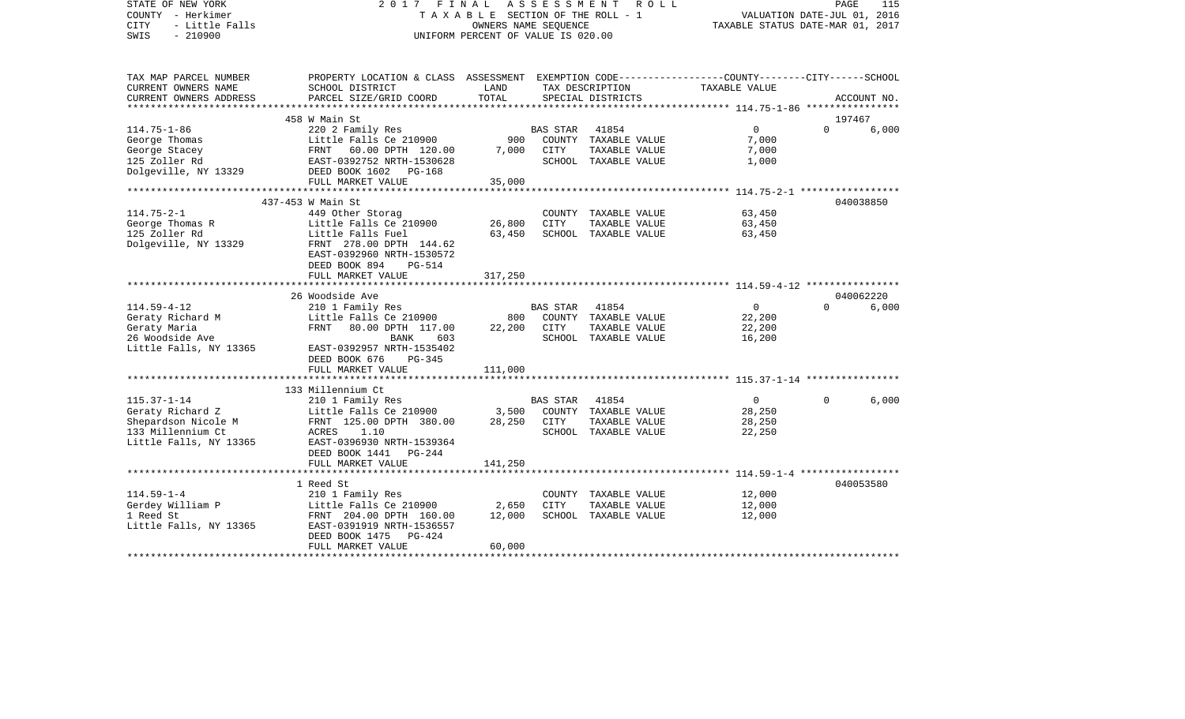STATE OF NEW YORK
COUNTY - Herkimer
CITY - Little Falls
SWIS - 210900

2017 FINAL ASSESSMENT ROLL
TAXABLE SECTION OF THE ROLL - 1
OWNERS NAME SEQUENCE
UNIFORM PERCENT OF VALUE IS 020.00

VALUATION DATE-JUL 01, 2016
TAXABLE STATUS DATE-MAR 01, 2017

| TAX MAP PARCEL NUMBER / CURRENT OWNERS NAME / CURRENT OWNERS ADDRESS | PROPERTY LOCATION & CLASS / SCHOOL DISTRICT / PARCEL SIZE/GRID COORD | ASSESSMENT LAND | TOTAL | EXEMPTION CODE / TAX DESCRIPTION / SPECIAL DISTRICTS | COUNTY | CITY | SCHOOL / ACCOUNT NO. |
|---|---|---|---|---|---|---|---|
| | 458 W Main St | | | | | | 197467 |
| 114.75-1-86 | 220 2 Family Res | | | BAS STAR 41854 | 0 | 0 | 6,000 |
| George Thomas | Little Falls Ce 210900 | 900 | | COUNTY TAXABLE VALUE | 7,000 | | |
| George Stacey | FRNT 60.00 DPTH 120.00 | | 7,000 | CITY TAXABLE VALUE | | 7,000 | |
| 125 Zoller Rd | EAST-0392752 NRTH-1530628 | | | SCHOOL TAXABLE VALUE | | | 1,000 |
| Dolgeville, NY 13329 | DEED BOOK 1602 PG-168 | | | | | | |
| | FULL MARKET VALUE | | 35,000 | | | | |
| | 437-453 W Main St | | | | | | 040038850 |
| 114.75-2-1 | 449 Other Storag | | | COUNTY TAXABLE VALUE | 63,450 | | |
| George Thomas R | Little Falls Ce 210900 | 26,800 | | CITY TAXABLE VALUE | | 63,450 | |
| 125 Zoller Rd | Little Falls Fuel | | 63,450 | SCHOOL TAXABLE VALUE | | | 63,450 |
| Dolgeville, NY 13329 | FRNT 278.00 DPTH 144.62 | | | | | | |
| | EAST-0392960 NRTH-1530572 | | | | | | |
| | DEED BOOK 894 PG-514 | | | | | | |
| | FULL MARKET VALUE | | 317,250 | | | | |
| | 26 Woodside Ave | | | | | | 040062220 |
| 114.59-4-12 | 210 1 Family Res | | | BAS STAR 41854 | 0 | 0 | 6,000 |
| Geraty Richard M | Little Falls Ce 210900 | 800 | | COUNTY TAXABLE VALUE | 22,200 | | |
| Geraty Maria | FRNT 80.00 DPTH 117.00 | | 22,200 | CITY TAXABLE VALUE | | 22,200 | |
| 26 Woodside Ave | BANK 603 | | | SCHOOL TAXABLE VALUE | | | 16,200 |
| Little Falls, NY 13365 | EAST-0392957 NRTH-1535402 | | | | | | |
| | DEED BOOK 676 PG-345 | | | | | | |
| | FULL MARKET VALUE | | 111,000 | | | | |
| | 133 Millennium Ct | | | | | | |
| 115.37-1-14 | 210 1 Family Res | | | BAS STAR 41854 | 0 | 0 | 6,000 |
| Geraty Richard Z | Little Falls Ce 210900 | 3,500 | | COUNTY TAXABLE VALUE | 28,250 | | |
| Shepardson Nicole M | FRNT 125.00 DPTH 380.00 | | 28,250 | CITY TAXABLE VALUE | | 28,250 | |
| 133 Millennium Ct | ACRES 1.10 | | | SCHOOL TAXABLE VALUE | | | 22,250 |
| Little Falls, NY 13365 | EAST-0396930 NRTH-1539364 | | | | | | |
| | DEED BOOK 1441 PG-244 | | | | | | |
| | FULL MARKET VALUE | | 141,250 | | | | |
| | 1 Reed St | | | | | | 040053580 |
| 114.59-1-4 | 210 1 Family Res | | | COUNTY TAXABLE VALUE | 12,000 | | |
| Gerdey William P | Little Falls Ce 210900 | 2,650 | | CITY TAXABLE VALUE | | 12,000 | |
| 1 Reed St | FRNT 204.00 DPTH 160.00 | | 12,000 | SCHOOL TAXABLE VALUE | | | 12,000 |
| Little Falls, NY 13365 | EAST-0391919 NRTH-1536557 | | | | | | |
| | DEED BOOK 1475 PG-424 | | | | | | |
| | FULL MARKET VALUE | | 60,000 | | | | |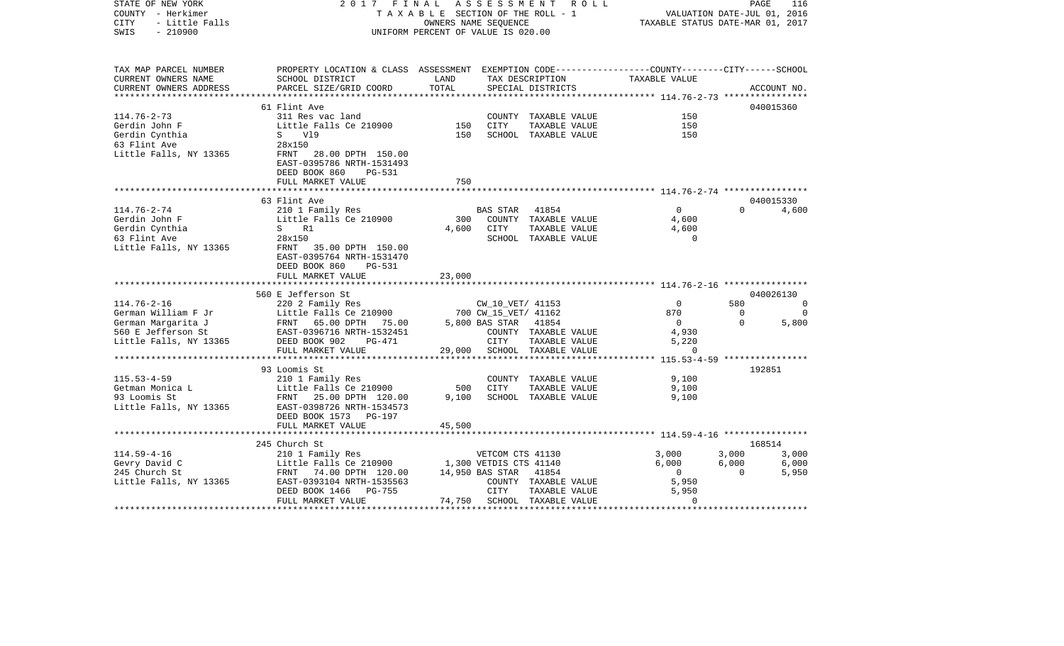STATE OF NEW YORK                    2017 FINAL ASSESSMENT ROLL
COUNTY - Herkimer                    TAXABLE SECTION OF THE ROLL - 1                VALUATION DATE-JUL 01, 2016
CITY - Little Falls                  OWNERS NAME SEQUENCE                           TAXABLE STATUS DATE-MAR 01, 2017
SWIS - 210900                        UNIFORM PERCENT OF VALUE IS 020.00

| TAX MAP PARCEL NUMBER / CURRENT OWNERS NAME / CURRENT OWNERS ADDRESS | PROPERTY LOCATION & CLASS / SCHOOL DISTRICT / PARCEL SIZE/GRID COORD | ASSESSMENT LAND | TOTAL | EXEMPTION CODE / TAX DESCRIPTION / SPECIAL DISTRICTS | COUNTY TAXABLE VALUE | CITY | SCHOOL / ACCOUNT NO. |
|---|---|---|---|---|---|---|---|
| 114.76-2-73 | 61 Flint Ave | | | | | | 040015360 |
| Gerdin John F | 311 Res vac land | | | COUNTY TAXABLE VALUE | 150 | | |
| Gerdin Cynthia | Little Falls Ce 210900 | 150 | | CITY TAXABLE VALUE | 150 | | |
| 63 Flint Ave | S V19 | | 150 | SCHOOL TAXABLE VALUE | 150 | | |
| Little Falls, NY 13365 | 28x150 | | | | | | |
| | FRNT 28.00 DPTH 150.00 | | | | | | |
| | EAST-0395786 NRTH-1531493 | | | | | | |
| | DEED BOOK 860 PG-531 | | | | | | |
| | FULL MARKET VALUE | | 750 | | | | |
| 114.76-2-74 | 63 Flint Ave | | | | | | 040015330 |
| Gerdin John F | 210 1 Family Res | | | BAS STAR 41854 | 0 | 0 | 4,600 |
| Gerdin Cynthia | Little Falls Ce 210900 | 300 | | COUNTY TAXABLE VALUE | 4,600 | | |
| 63 Flint Ave | S R1 | | 4,600 | CITY TAXABLE VALUE | 4,600 | | |
| Little Falls, NY 13365 | 28x150 | | | SCHOOL TAXABLE VALUE | 0 | | |
| | FRNT 35.00 DPTH 150.00 | | | | | | |
| | EAST-0395764 NRTH-1531470 | | | | | | |
| | DEED BOOK 860 PG-531 | | | | | | |
| | FULL MARKET VALUE | | 23,000 | | | | |
| 114.76-2-16 | 560 E Jefferson St | | | | | | 040026130 |
| German William F Jr | 220 2 Family Res | | | CW_10_VET/ 41153 | 0 | 580 | 0 |
| German Margarita J | Little Falls Ce 210900 | 700 | | CW_15_VET/ 41162 | 870 | 0 | 0 |
| 560 E Jefferson St | FRNT 65.00 DPTH 75.00 | | 5,800 | BAS STAR 41854 | 0 | 0 | 5,800 |
| Little Falls, NY 13365 | EAST-0396716 NRTH-1532451 | | | COUNTY TAXABLE VALUE | 4,930 | | |
| | DEED BOOK 902 PG-471 | | | CITY TAXABLE VALUE | 5,220 | | |
| | FULL MARKET VALUE | | 29,000 | SCHOOL TAXABLE VALUE | 0 | | |
| 115.53-4-59 | 93 Loomis St | | | | | | 192851 |
| Getman Monica L | 210 1 Family Res | | | COUNTY TAXABLE VALUE | 9,100 | | |
| 93 Loomis St | Little Falls Ce 210900 | 500 | | CITY TAXABLE VALUE | 9,100 | | |
| Little Falls, NY 13365 | FRNT 25.00 DPTH 120.00 | | 9,100 | SCHOOL TAXABLE VALUE | 9,100 | | |
| | EAST-0398726 NRTH-1534573 | | | | | | |
| | DEED BOOK 1573 PG-197 | | | | | | |
| | FULL MARKET VALUE | | 45,500 | | | | |
| 114.59-4-16 | 245 Church St | | | | | | 168514 |
| Gevry David C | 210 1 Family Res | | | VETCOM CTS 41130 | 3,000 | 3,000 | 3,000 |
| 245 Church St | Little Falls Ce 210900 | 1,300 | | VETDIS CTS 41140 | 6,000 | 6,000 | 6,000 |
| Little Falls, NY 13365 | FRNT 74.00 DPTH 120.00 | | 14,950 | BAS STAR 41854 | 0 | 0 | 5,950 |
| | EAST-0393104 NRTH-1535563 | | | COUNTY TAXABLE VALUE | 5,950 | | |
| | DEED BOOK 1466 PG-755 | | | CITY TAXABLE VALUE | 5,950 | | |
| | FULL MARKET VALUE | | 74,750 | SCHOOL TAXABLE VALUE | 0 | | |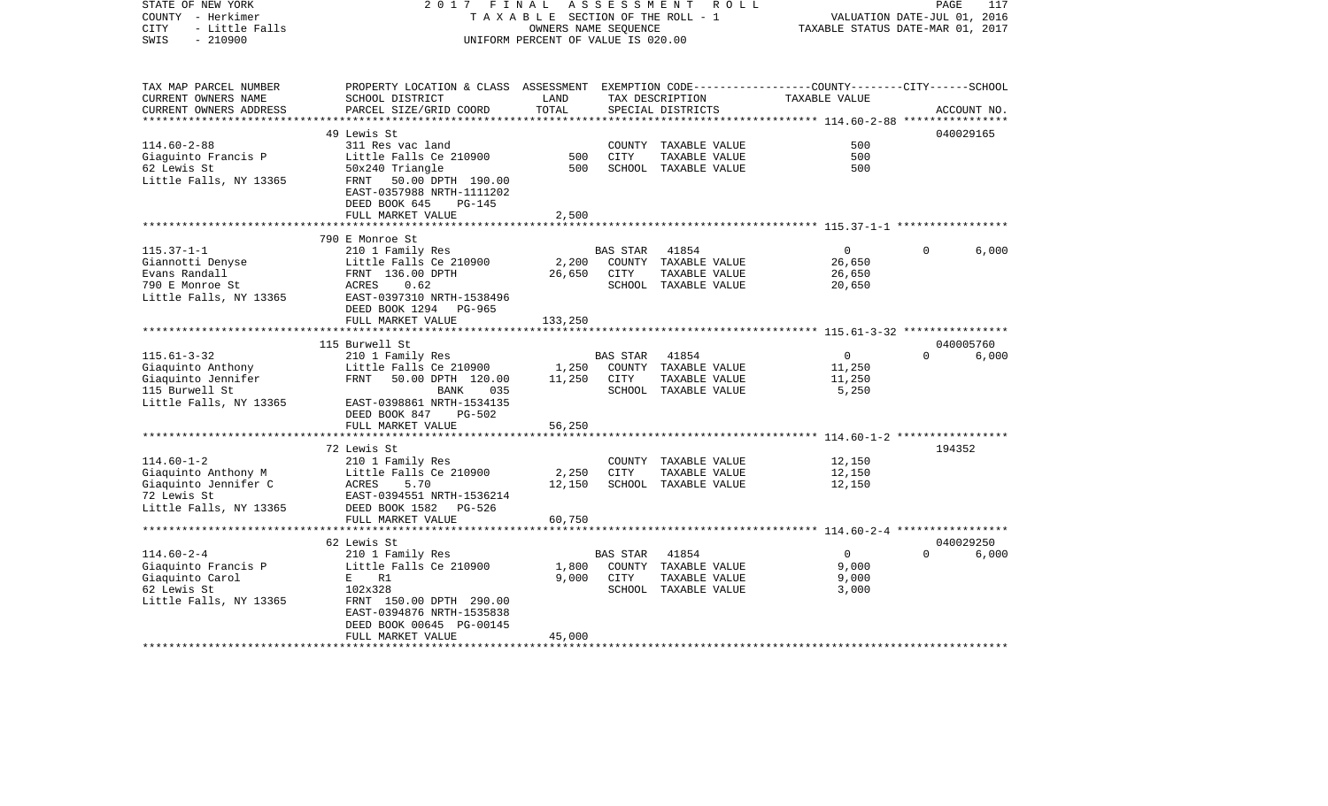STATE OF NEW YORK 2017 FINAL ASSESSMENT ROLL
COUNTY - Herkimer TAXABLE SECTION OF THE ROLL - 1 VALUATION DATE-JUL 01, 2016
CITY - Little Falls OWNERS NAME SEQUENCE TAXABLE STATUS DATE-MAR 01, 2017
SWIS - 210900 UNIFORM PERCENT OF VALUE IS 020.00

| TAX MAP PARCEL NUMBER / CURRENT OWNERS NAME / CURRENT OWNERS ADDRESS | PROPERTY LOCATION & CLASS / SCHOOL DISTRICT / PARCEL SIZE/GRID COORD | ASSESSMENT LAND | TOTAL | EXEMPTION CODE / TAX DESCRIPTION / SPECIAL DISTRICTS | COUNTY | CITY | SCHOOL | ACCOUNT NO. |
|---|---|---|---|---|---|---|---|---|
| 114.60-2-88 | 49 Lewis St | | | | | | | 040029165 |
| Giaguinto Francis P | 311 Res vac land | | | COUNTY TAXABLE VALUE | 500 | | | |
| 62 Lewis St | Little Falls Ce 210900 | 500 | | CITY TAXABLE VALUE | | 500 | | |
| Little Falls, NY 13365 | 50x240 Triangle | | 500 | SCHOOL TAXABLE VALUE | | | 500 | |
| | FRNT 50.00 DPTH 190.00 | | | | | | | |
| | EAST-0357988 NRTH-1111202 | | | | | | | |
| | DEED BOOK 645 PG-145 | | | | | | | |
| | FULL MARKET VALUE | | 2,500 | | | | | |
| 115.37-1-1 | 790 E Monroe St | | | | | | | |
| Giannotti Denyse | 210 1 Family Res | | | BAS STAR 41854 | 0 | 0 | 6,000 | |
| Evans Randall | Little Falls Ce 210900 | 2,200 | | COUNTY TAXABLE VALUE | 26,650 | | | |
| 790 E Monroe St | FRNT 136.00 DPTH | | 26,650 | CITY TAXABLE VALUE | | 26,650 | | |
| Little Falls, NY 13365 | ACRES 0.62 | | | SCHOOL TAXABLE VALUE | | | 20,650 | |
| | EAST-0397310 NRTH-1538496 | | | | | | | |
| | DEED BOOK 1294 PG-965 | | | | | | | |
| | FULL MARKET VALUE | | 133,250 | | | | | |
| 115.61-3-32 | 115 Burwell St | | | | | | | 040005760 |
| Giaquinto Anthony | 210 1 Family Res | | | BAS STAR 41854 | 0 | 0 | 6,000 | |
| Giaquinto Jennifer | Little Falls Ce 210900 | 1,250 | | COUNTY TAXABLE VALUE | 11,250 | | | |
| 115 Burwell St | FRNT 50.00 DPTH 120.00 | | 11,250 | CITY TAXABLE VALUE | | 11,250 | | |
| Little Falls, NY 13365 | BANK 035 | | | SCHOOL TAXABLE VALUE | | | 5,250 | |
| | EAST-0398861 NRTH-1534135 | | | | | | | |
| | DEED BOOK 847 PG-502 | | | | | | | |
| | FULL MARKET VALUE | | 56,250 | | | | | |
| 114.60-1-2 | 72 Lewis St | | | | | | | 194352 |
| Giaquinto Anthony M | 210 1 Family Res | | | COUNTY TAXABLE VALUE | 12,150 | | | |
| Giaquinto Jennifer C | Little Falls Ce 210900 | 2,250 | | CITY TAXABLE VALUE | | 12,150 | | |
| 72 Lewis St | ACRES 5.70 | | 12,150 | SCHOOL TAXABLE VALUE | | | 12,150 | |
| Little Falls, NY 13365 | EAST-0394551 NRTH-1536214 | | | | | | | |
| | DEED BOOK 1582 PG-526 | | | | | | | |
| | FULL MARKET VALUE | | 60,750 | | | | | |
| 114.60-2-4 | 62 Lewis St | | | | | | | 040029250 |
| Giaquinto Francis P | 210 1 Family Res | | | BAS STAR 41854 | 0 | 0 | 6,000 | |
| Giaquinto Carol | Little Falls Ce 210900 | 1,800 | | COUNTY TAXABLE VALUE | 9,000 | | | |
| 62 Lewis St | E R1 | | 9,000 | CITY TAXABLE VALUE | | 9,000 | | |
| Little Falls, NY 13365 | 102x328 | | | SCHOOL TAXABLE VALUE | | | 3,000 | |
| | FRNT 150.00 DPTH 290.00 | | | | | | | |
| | EAST-0394876 NRTH-1535838 | | | | | | | |
| | DEED BOOK 00645 PG-00145 | | | | | | | |
| | FULL MARKET VALUE | | 45,000 | | | | | |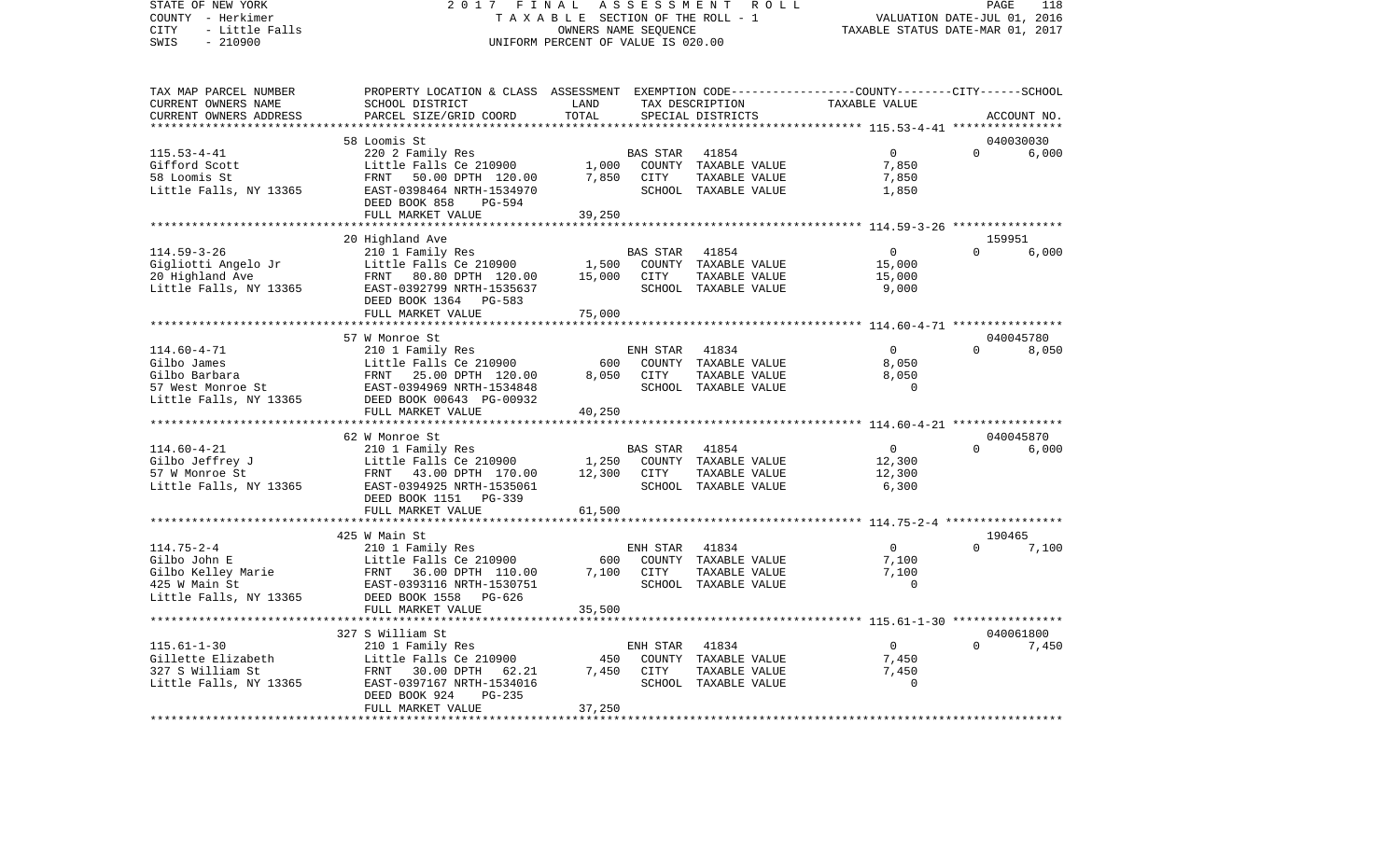STATE OF NEW YORK — 2017 FINAL ASSESSMENT ROLL
COUNTY - Herkimer — TAXABLE SECTION OF THE ROLL - 1 — VALUATION DATE-JUL 01, 2016
CITY - Little Falls — OWNERS NAME SEQUENCE — TAXABLE STATUS DATE-MAR 01, 2017
SWIS - 210900 — UNIFORM PERCENT OF VALUE IS 020.00

| TAX MAP PARCEL NUMBER / CURRENT OWNERS NAME / CURRENT OWNERS ADDRESS | PROPERTY LOCATION & CLASS / SCHOOL DISTRICT / PARCEL SIZE/GRID COORD | ASSESSMENT LAND | TOTAL | EXEMPTION CODE / TAX DESCRIPTION / SPECIAL DISTRICTS | COUNTY | CITY | SCHOOL | ACCOUNT NO. |
|---|---|---|---|---|---|---|---|---|
| 115.53-4-41 | 58 Loomis St | | | | | | | 040030030 |
| | 220 2 Family Res | | | BAS STAR 41854 | 0 | 0 | 6,000 | |
| Gifford Scott | Little Falls Ce 210900 | 1,000 | | COUNTY TAXABLE VALUE | 7,850 | | | |
| 58 Loomis St | FRNT 50.00 DPTH 120.00 | | 7,850 | CITY TAXABLE VALUE | | 7,850 | | |
| Little Falls, NY 13365 | EAST-0398464 NRTH-1534970 | | | SCHOOL TAXABLE VALUE | | | 1,850 | |
| | DEED BOOK 858 PG-594 | | | | | | | |
| | FULL MARKET VALUE | | 39,250 | | | | | |
| 114.59-3-26 | 20 Highland Ave | | | | | | | 159951 |
| | 210 1 Family Res | | | BAS STAR 41854 | 0 | 0 | 6,000 | |
| Gigliotti Angelo Jr | Little Falls Ce 210900 | 1,500 | | COUNTY TAXABLE VALUE | 15,000 | | | |
| 20 Highland Ave | FRNT 80.80 DPTH 120.00 | | 15,000 | CITY TAXABLE VALUE | | 15,000 | | |
| Little Falls, NY 13365 | EAST-0392799 NRTH-1535637 | | | SCHOOL TAXABLE VALUE | | | 9,000 | |
| | DEED BOOK 1364 PG-583 | | | | | | | |
| | FULL MARKET VALUE | | 75,000 | | | | | |
| 114.60-4-71 | 57 W Monroe St | | | | | | | 040045780 |
| | 210 1 Family Res | | | ENH STAR 41834 | 0 | 0 | 8,050 | |
| Gilbo James | Little Falls Ce 210900 | 600 | | COUNTY TAXABLE VALUE | 8,050 | | | |
| Gilbo Barbara | FRNT 25.00 DPTH 120.00 | | 8,050 | CITY TAXABLE VALUE | | 8,050 | | |
| 57 West Monroe St | EAST-0394969 NRTH-1534848 | | | SCHOOL TAXABLE VALUE | | | 0 | |
| Little Falls, NY 13365 | DEED BOOK 00643 PG-00932 | | | | | | | |
| | FULL MARKET VALUE | | 40,250 | | | | | |
| 114.60-4-21 | 62 W Monroe St | | | | | | | 040045870 |
| | 210 1 Family Res | | | BAS STAR 41854 | 0 | 0 | 6,000 | |
| Gilbo Jeffrey J | Little Falls Ce 210900 | 1,250 | | COUNTY TAXABLE VALUE | 12,300 | | | |
| 57 W Monroe St | FRNT 43.00 DPTH 170.00 | | 12,300 | CITY TAXABLE VALUE | | 12,300 | | |
| Little Falls, NY 13365 | EAST-0394925 NRTH-1535061 | | | SCHOOL TAXABLE VALUE | | | 6,300 | |
| | DEED BOOK 1151 PG-339 | | | | | | | |
| | FULL MARKET VALUE | | 61,500 | | | | | |
| 114.75-2-4 | 425 W Main St | | | | | | | 190465 |
| | 210 1 Family Res | | | ENH STAR 41834 | 0 | 0 | 7,100 | |
| Gilbo John E | Little Falls Ce 210900 | 600 | | COUNTY TAXABLE VALUE | 7,100 | | | |
| Gilbo Kelley Marie | FRNT 36.00 DPTH 110.00 | | 7,100 | CITY TAXABLE VALUE | | 7,100 | | |
| 425 W Main St | EAST-0393116 NRTH-1530751 | | | SCHOOL TAXABLE VALUE | | | 0 | |
| Little Falls, NY 13365 | DEED BOOK 1558 PG-626 | | | | | | | |
| | FULL MARKET VALUE | | 35,500 | | | | | |
| 115.61-1-30 | 327 S William St | | | | | | | 040061800 |
| | 210 1 Family Res | | | ENH STAR 41834 | 0 | 0 | 7,450 | |
| Gillette Elizabeth | Little Falls Ce 210900 | 450 | | COUNTY TAXABLE VALUE | 7,450 | | | |
| 327 S William St | FRNT 30.00 DPTH 62.21 | | 7,450 | CITY TAXABLE VALUE | | 7,450 | | |
| Little Falls, NY 13365 | EAST-0397167 NRTH-1534016 | | | SCHOOL TAXABLE VALUE | | | 0 | |
| | DEED BOOK 924 PG-235 | | | | | | | |
| | FULL MARKET VALUE | | 37,250 | | | | | |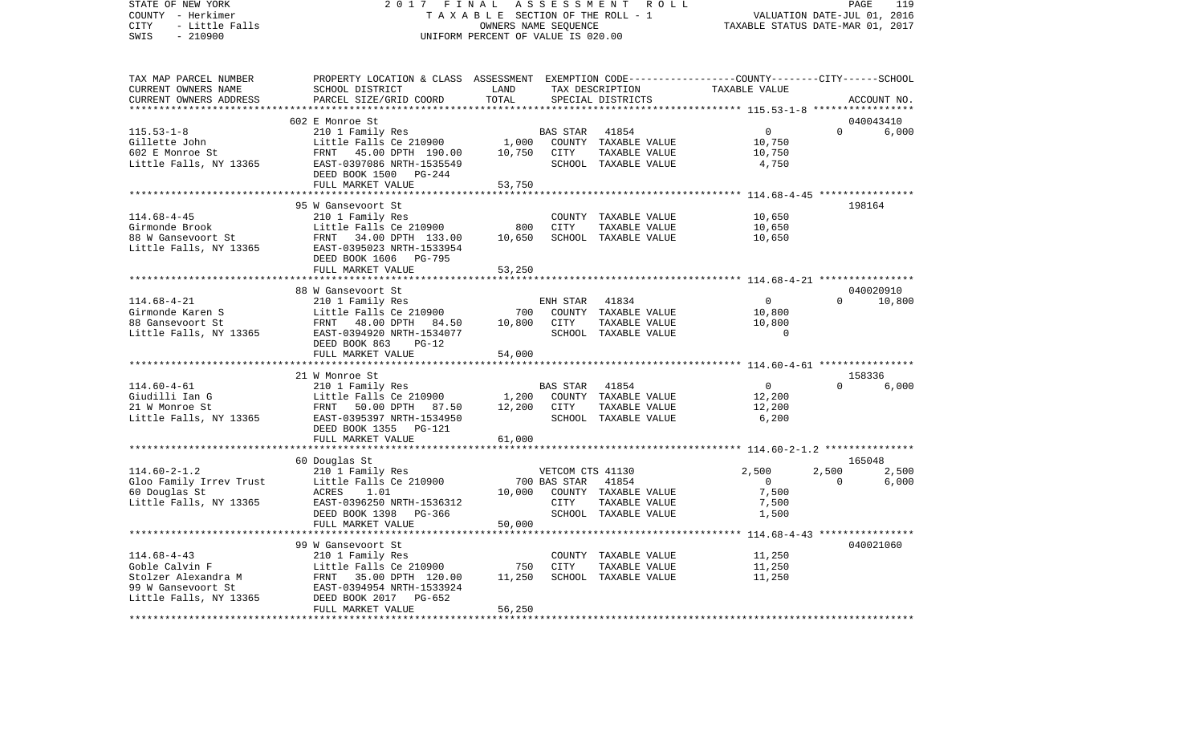STATE OF NEW YORK　　　2 0 1 7　F I N A L　A S S E S S M E N T　R O L L　　　PAGE 119
COUNTY - Herkimer　　　T A X A B L E SECTION OF THE ROLL - 1　　　VALUATION DATE-JUL 01, 2016
CITY - Little Falls　　　OWNERS NAME SEQUENCE　　　TAXABLE STATUS DATE-MAR 01, 2017
SWIS - 210900　　　UNIFORM PERCENT OF VALUE IS 020.00

| TAX MAP PARCEL NUMBER<br>CURRENT OWNERS NAME<br>CURRENT OWNERS ADDRESS | PROPERTY LOCATION & CLASS<br>SCHOOL DISTRICT<br>PARCEL SIZE/GRID COORD | ASSESSMENT<br>LAND<br>TOTAL | EXEMPTION CODE<br>TAX DESCRIPTION<br>SPECIAL DISTRICTS | COUNTY<br>TAXABLE VALUE | CITY | SCHOOL<br>ACCOUNT NO. |
|---|---|---|---|---|---|---|
| 115.53-1-8 | 602 E Monroe St | | | | | 040043410 |
| | 210 1 Family Res | | BAS STAR 41854 | 0 | 0 | 6,000 |
| Gillette John | Little Falls Ce 210900 | 1,000 | COUNTY TAXABLE VALUE | 10,750 | | |
| 602 E Monroe St | FRNT 45.00 DPTH 190.00 | 10,750 | CITY TAXABLE VALUE | 10,750 | | |
| Little Falls, NY 13365 | EAST-0397086 NRTH-1535549 | | SCHOOL TAXABLE VALUE | 4,750 | | |
| | DEED BOOK 1500 PG-244 | | | | | |
| | FULL MARKET VALUE | 53,750 | | | | |
| 114.68-4-45 | 95 W Gansevoort St | | | | | 198164 |
| | 210 1 Family Res | | COUNTY TAXABLE VALUE | 10,650 | | |
| Girmonde Brook | Little Falls Ce 210900 | 800 | CITY TAXABLE VALUE | 10,650 | | |
| 88 W Gansevoort St | FRNT 34.00 DPTH 133.00 | 10,650 | SCHOOL TAXABLE VALUE | 10,650 | | |
| Little Falls, NY 13365 | EAST-0395023 NRTH-1533954 | | | | | |
| | DEED BOOK 1606 PG-795 | | | | | |
| | FULL MARKET VALUE | 53,250 | | | | |
| 114.68-4-21 | 88 W Gansevoort St | | | | | 040020910 |
| | 210 1 Family Res | | ENH STAR 41834 | 0 | 0 | 10,800 |
| Girmonde Karen S | Little Falls Ce 210900 | 700 | COUNTY TAXABLE VALUE | 10,800 | | |
| 88 Gansevoort St | FRNT 48.00 DPTH 84.50 | 10,800 | CITY TAXABLE VALUE | 10,800 | | |
| Little Falls, NY 13365 | EAST-0394920 NRTH-1534077 | | SCHOOL TAXABLE VALUE | 0 | | |
| | DEED BOOK 863 PG-12 | | | | | |
| | FULL MARKET VALUE | 54,000 | | | | |
| 114.60-4-61 | 21 W Monroe St | | | | | 158336 |
| | 210 1 Family Res | | BAS STAR 41854 | 0 | 0 | 6,000 |
| Giudilli Ian G | Little Falls Ce 210900 | 1,200 | COUNTY TAXABLE VALUE | 12,200 | | |
| 21 W Monroe St | FRNT 50.00 DPTH 87.50 | 12,200 | CITY TAXABLE VALUE | 12,200 | | |
| Little Falls, NY 13365 | EAST-0395397 NRTH-1534950 | | SCHOOL TAXABLE VALUE | 6,200 | | |
| | DEED BOOK 1355 PG-121 | | | | | |
| | FULL MARKET VALUE | 61,000 | | | | |
| 114.60-2-1.2 | 60 Douglas St | | | | | 165048 |
| | 210 1 Family Res | | VETCOM CTS 41130 | 2,500 | 2,500 | 2,500 |
| Gloo Family Irrev Trust | Little Falls Ce 210900 | 700 | BAS STAR 41854 | 0 | 0 | 6,000 |
| 60 Douglas St | ACRES 1.01 | 10,000 | COUNTY TAXABLE VALUE | 7,500 | | |
| Little Falls, NY 13365 | EAST-0396250 NRTH-1536312 | | CITY TAXABLE VALUE | 7,500 | | |
| | DEED BOOK 1398 PG-366 | | SCHOOL TAXABLE VALUE | 1,500 | | |
| | FULL MARKET VALUE | 50,000 | | | | |
| 114.68-4-43 | 99 W Gansevoort St | | | | | 040021060 |
| | 210 1 Family Res | | COUNTY TAXABLE VALUE | 11,250 | | |
| Goble Calvin F | Little Falls Ce 210900 | 750 | CITY TAXABLE VALUE | 11,250 | | |
| Stolzer Alexandra M | FRNT 35.00 DPTH 120.00 | 11,250 | SCHOOL TAXABLE VALUE | 11,250 | | |
| 99 W Gansevoort St | EAST-0394954 NRTH-1533924 | | | | | |
| Little Falls, NY 13365 | DEED BOOK 2017 PG-652 | | | | | |
| | FULL MARKET VALUE | 56,250 | | | | |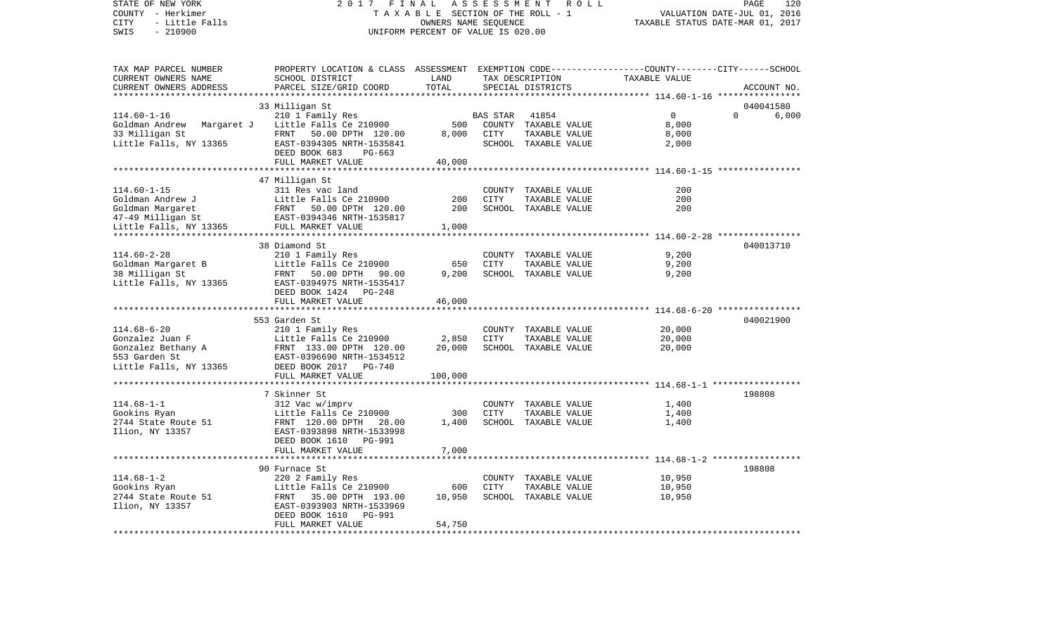STATE OF NEW YORK — COUNTY - Herkimer — CITY - Little Falls — SWIS - 210900

2017 FINAL ASSESSMENT ROLL
TAXABLE SECTION OF THE ROLL - 1
OWNERS NAME SEQUENCE
UNIFORM PERCENT OF VALUE IS 020.00

VALUATION DATE-JUL 01, 2016
TAXABLE STATUS DATE-MAR 01, 2017

| TAX MAP PARCEL NUMBER / CURRENT OWNERS NAME / CURRENT OWNERS ADDRESS | PROPERTY LOCATION & CLASS / SCHOOL DISTRICT / PARCEL SIZE/GRID COORD | ASSESSMENT LAND | TOTAL | EXEMPTION CODE / TAX DESCRIPTION / SPECIAL DISTRICTS | COUNTY / CITY TAXABLE VALUE | SCHOOL | ACCOUNT NO. |
|---|---|---|---|---|---|---|---|
| **114.60-1-16** | 33 Milligan St | | | | | | 040041580 |
| 114.60-1-16 | 210 1 Family Res | | | BAS STAR 41854 | 0 | 0 / 6,000 | |
| Goldman Andrew Margaret J | Little Falls Ce 210900 | 500 | | COUNTY TAXABLE VALUE | 8,000 | | |
| 33 Milligan St | FRNT 50.00 DPTH 120.00 | | 8,000 | CITY TAXABLE VALUE | 8,000 | | |
| Little Falls, NY 13365 | EAST-0394305 NRTH-1535841 | | | SCHOOL TAXABLE VALUE | 2,000 | | |
| | DEED BOOK 683 PG-663 | | | | | | |
| | FULL MARKET VALUE | | 40,000 | | | | |
| **114.60-1-15** | 47 Milligan St | | | | | | |
| 114.60-1-15 | 311 Res vac land | | | COUNTY TAXABLE VALUE | 200 | | |
| Goldman Andrew J | Little Falls Ce 210900 | 200 | | CITY TAXABLE VALUE | 200 | | |
| Goldman Margaret | FRNT 50.00 DPTH 120.00 | | 200 | SCHOOL TAXABLE VALUE | 200 | | |
| 47-49 Milligan St | EAST-0394346 NRTH-1535817 | | | | | | |
| Little Falls, NY 13365 | FULL MARKET VALUE | | 1,000 | | | | |
| **114.60-2-28** | 38 Diamond St | | | | | | 040013710 |
| 114.60-2-28 | 210 1 Family Res | | | COUNTY TAXABLE VALUE | 9,200 | | |
| Goldman Margaret B | Little Falls Ce 210900 | 650 | | CITY TAXABLE VALUE | 9,200 | | |
| 38 Milligan St | FRNT 50.00 DPTH 90.00 | | 9,200 | SCHOOL TAXABLE VALUE | 9,200 | | |
| Little Falls, NY 13365 | EAST-0394975 NRTH-1535417 | | | | | | |
| | DEED BOOK 1424 PG-248 | | | | | | |
| | FULL MARKET VALUE | | 46,000 | | | | |
| **114.68-6-20** | 553 Garden St | | | | | | 040021900 |
| 114.68-6-20 | 210 1 Family Res | | | COUNTY TAXABLE VALUE | 20,000 | | |
| Gonzalez Juan F | Little Falls Ce 210900 | 2,850 | | CITY TAXABLE VALUE | 20,000 | | |
| Gonzalez Bethany A | FRNT 133.00 DPTH 120.00 | | 20,000 | SCHOOL TAXABLE VALUE | 20,000 | | |
| 553 Garden St | EAST-0396690 NRTH-1534512 | | | | | | |
| Little Falls, NY 13365 | DEED BOOK 2017 PG-740 | | | | | | |
| | FULL MARKET VALUE | | 100,000 | | | | |
| **114.68-1-1** | 7 Skinner St | | | | | | 198808 |
| 114.68-1-1 | 312 Vac w/imprv | | | COUNTY TAXABLE VALUE | 1,400 | | |
| Gookins Ryan | Little Falls Ce 210900 | 300 | | CITY TAXABLE VALUE | 1,400 | | |
| 2744 State Route 51 | FRNT 120.00 DPTH 28.00 | | 1,400 | SCHOOL TAXABLE VALUE | 1,400 | | |
| Ilion, NY 13357 | EAST-0393898 NRTH-1533998 | | | | | | |
| | DEED BOOK 1610 PG-991 | | | | | | |
| | FULL MARKET VALUE | | 7,000 | | | | |
| **114.68-1-2** | 90 Furnace St | | | | | | 198808 |
| 114.68-1-2 | 220 2 Family Res | | | COUNTY TAXABLE VALUE | 10,950 | | |
| Gookins Ryan | Little Falls Ce 210900 | 600 | | CITY TAXABLE VALUE | 10,950 | | |
| 2744 State Route 51 | FRNT 35.00 DPTH 193.00 | | 10,950 | SCHOOL TAXABLE VALUE | 10,950 | | |
| Ilion, NY 13357 | EAST-0393903 NRTH-1533969 | | | | | | |
| | DEED BOOK 1610 PG-991 | | | | | | |
| | FULL MARKET VALUE | | 54,750 | | | | |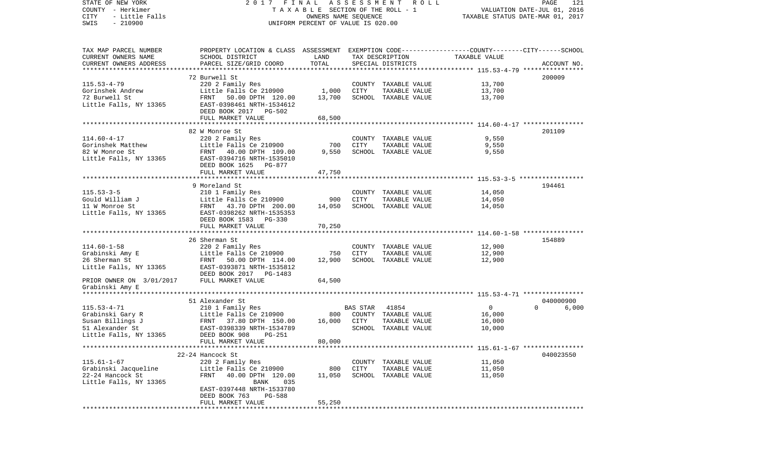STATE OF NEW YORK &nbsp;&nbsp;&nbsp;&nbsp; 2 0 1 7 &nbsp; F I N A L &nbsp; A S S E S S M E N T &nbsp; R O L L
COUNTY - Herkimer &nbsp;&nbsp;&nbsp;&nbsp; T A X A B L E SECTION OF THE ROLL - 1 &nbsp;&nbsp;&nbsp;&nbsp; VALUATION DATE-JUL 01, 2016
CITY - Little Falls &nbsp;&nbsp;&nbsp;&nbsp; OWNERS NAME SEQUENCE &nbsp;&nbsp;&nbsp;&nbsp; TAXABLE STATUS DATE-MAR 01, 2017
SWIS - 210900 &nbsp;&nbsp;&nbsp;&nbsp; UNIFORM PERCENT OF VALUE IS 020.00

| TAX MAP PARCEL NUMBER / CURRENT OWNERS NAME / CURRENT OWNERS ADDRESS | PROPERTY LOCATION & CLASS / SCHOOL DISTRICT / PARCEL SIZE/GRID COORD | ASSESSMENT LAND | TOTAL | EXEMPTION CODE / TAX DESCRIPTION / SPECIAL DISTRICTS | COUNTY / CITY / SCHOOL TAXABLE VALUE | ACCOUNT NO. |
|---|---|---|---|---|---|---|
| 115.53-4-79 | 72 Burwell St | | | | | 200009 |
| | 220 2 Family Res | | | COUNTY TAXABLE VALUE | 13,700 | |
| Gorinshek Andrew | Little Falls Ce 210900 | 1,000 | | CITY TAXABLE VALUE | 13,700 | |
| 72 Burwell St | FRNT 50.00 DPTH 120.00 | | 13,700 | SCHOOL TAXABLE VALUE | 13,700 | |
| Little Falls, NY 13365 | EAST-0398461 NRTH-1534612 | | | | | |
| | DEED BOOK 2017 PG-502 | | | | | |
| | FULL MARKET VALUE | | 68,500 | | | |
| 114.60-4-17 | 82 W Monroe St | | | | | 201109 |
| | 220 2 Family Res | | | COUNTY TAXABLE VALUE | 9,550 | |
| Gorinshek Matthew | Little Falls Ce 210900 | 700 | | CITY TAXABLE VALUE | 9,550 | |
| 82 W Monroe St | FRNT 40.00 DPTH 109.00 | | 9,550 | SCHOOL TAXABLE VALUE | 9,550 | |
| Little Falls, NY 13365 | EAST-0394716 NRTH-1535010 | | | | | |
| | DEED BOOK 1625 PG-877 | | | | | |
| | FULL MARKET VALUE | | 47,750 | | | |
| 115.53-3-5 | 9 Moreland St | | | | | 194461 |
| | 210 1 Family Res | | | COUNTY TAXABLE VALUE | 14,050 | |
| Gould William J | Little Falls Ce 210900 | 900 | | CITY TAXABLE VALUE | 14,050 | |
| 11 W Monroe St | FRNT 43.70 DPTH 200.00 | | 14,050 | SCHOOL TAXABLE VALUE | 14,050 | |
| Little Falls, NY 13365 | EAST-0398262 NRTH-1535353 | | | | | |
| | DEED BOOK 1583 PG-330 | | | | | |
| | FULL MARKET VALUE | | 70,250 | | | |
| 114.60-1-58 | 26 Sherman St | | | | | 154889 |
| | 220 2 Family Res | | | COUNTY TAXABLE VALUE | 12,900 | |
| Grabinski Amy E | Little Falls Ce 210900 | 750 | | CITY TAXABLE VALUE | 12,900 | |
| 26 Sherman St | FRNT 50.00 DPTH 114.00 | | 12,900 | SCHOOL TAXABLE VALUE | 12,900 | |
| Little Falls, NY 13365 | EAST-0393871 NRTH-1535812 | | | | | |
| | DEED BOOK 2017 PG-1483 | | | | | |
| PRIOR OWNER ON 3/01/2017 Grabinski Amy E | FULL MARKET VALUE | | 64,500 | | | |
| 115.53-4-71 | 51 Alexander St | | | | | 040000900 |
| | 210 1 Family Res | | | BAS STAR 41854 | 0 / 0 / 6,000 | |
| Grabinski Gary R | Little Falls Ce 210900 | 800 | | COUNTY TAXABLE VALUE | 16,000 | |
| Susan Billings J | FRNT 37.80 DPTH 150.00 | | 16,000 | CITY TAXABLE VALUE | 16,000 | |
| 51 Alexander St | EAST-0398339 NRTH-1534789 | | | SCHOOL TAXABLE VALUE | 10,000 | |
| Little Falls, NY 13365 | DEED BOOK 908 PG-251 | | | | | |
| | FULL MARKET VALUE | | 80,000 | | | |
| 115.61-1-67 | 22-24 Hancock St | | | | | 040023550 |
| | 220 2 Family Res | | | COUNTY TAXABLE VALUE | 11,050 | |
| Grabinski Jacqueline | Little Falls Ce 210900 | 800 | | CITY TAXABLE VALUE | 11,050 | |
| 22-24 Hancock St | FRNT 40.00 DPTH 120.00 | | 11,050 | SCHOOL TAXABLE VALUE | 11,050 | |
| Little Falls, NY 13365 | BANK 035 | | | | | |
| | EAST-0397448 NRTH-1533780 | | | | | |
| | DEED BOOK 763 PG-588 | | | | | |
| | FULL MARKET VALUE | | 55,250 | | | |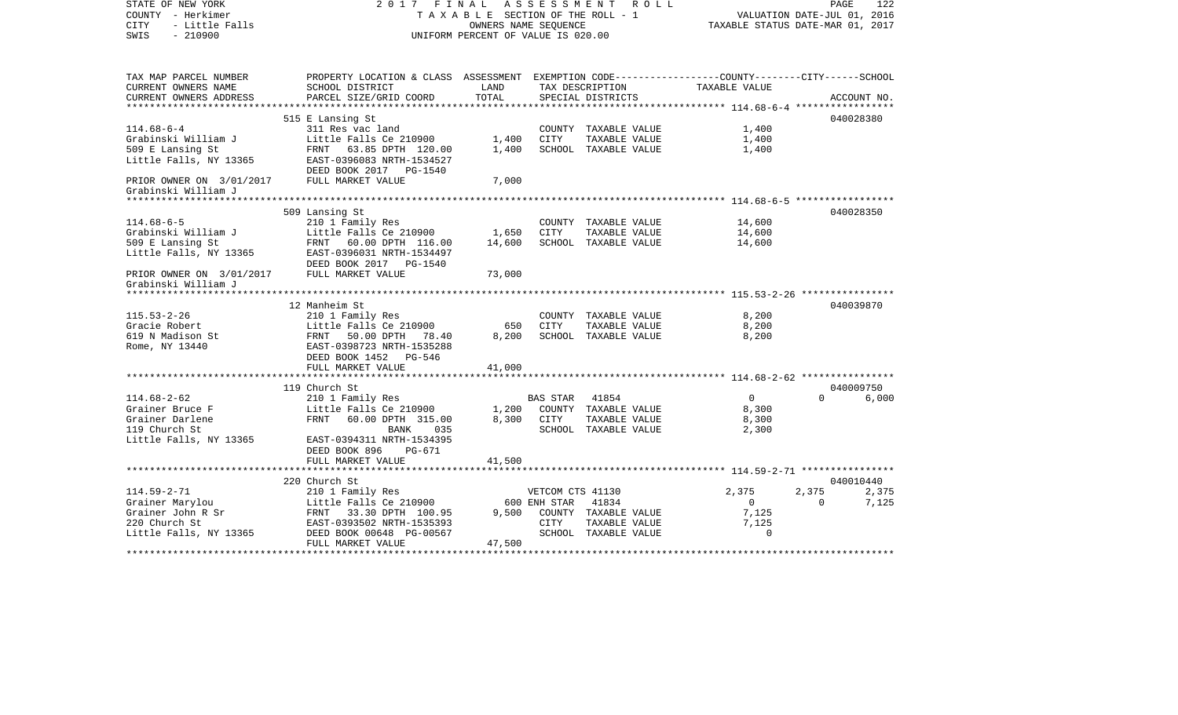STATE OF NEW YORK | 2017 FINAL ASSESSMENT ROLL | VALUATION DATE-JUL 01, 2016
COUNTY - Herkimer | TAXABLE SECTION OF THE ROLL - 1 | TAXABLE STATUS DATE-MAR 01, 2017
CITY - Little Falls | OWNERS NAME SEQUENCE
SWIS - 210900 | UNIFORM PERCENT OF VALUE IS 020.00

| TAX MAP PARCEL NUMBER / CURRENT OWNERS NAME / CURRENT OWNERS ADDRESS | PROPERTY LOCATION & CLASS / SCHOOL DISTRICT / PARCEL SIZE/GRID COORD | ASSESSMENT LAND / TOTAL | EXEMPTION CODE / TAX DESCRIPTION / SPECIAL DISTRICTS | COUNTY TAXABLE VALUE | CITY | SCHOOL | ACCOUNT NO. |
|---|---|---|---|---|---|---|---|
| | 515 E Lansing St | | | | | | 040028380 |
| 114.68-6-4 | 311 Res vac land | | COUNTY TAXABLE VALUE | 1,400 | | | |
| Grabinski William J | Little Falls Ce 210900 | 1,400 | CITY TAXABLE VALUE | 1,400 | | | |
| 509 E Lansing St | FRNT 63.85 DPTH 120.00 | 1,400 | SCHOOL TAXABLE VALUE | 1,400 | | | |
| Little Falls, NY 13365 | EAST-0396083 NRTH-1534527 | | | | | | |
| | DEED BOOK 2017 PG-1540 | | | | | | |
| PRIOR OWNER ON 3/01/2017 | FULL MARKET VALUE | 7,000 | | | | | |
| Grabinski William J | | | | | | | |
| | 509 Lansing St | | | | | | 040028350 |
| 114.68-6-5 | 210 1 Family Res | | COUNTY TAXABLE VALUE | 14,600 | | | |
| Grabinski William J | Little Falls Ce 210900 | 1,650 | CITY TAXABLE VALUE | 14,600 | | | |
| 509 E Lansing St | FRNT 60.00 DPTH 116.00 | 14,600 | SCHOOL TAXABLE VALUE | 14,600 | | | |
| Little Falls, NY 13365 | EAST-0396031 NRTH-1534497 | | | | | | |
| | DEED BOOK 2017 PG-1540 | | | | | | |
| PRIOR OWNER ON 3/01/2017 | FULL MARKET VALUE | 73,000 | | | | | |
| Grabinski William J | | | | | | | |
| | 12 Manheim St | | | | | | 040039870 |
| 115.53-2-26 | 210 1 Family Res | | COUNTY TAXABLE VALUE | 8,200 | | | |
| Gracie Robert | Little Falls Ce 210900 | 650 | CITY TAXABLE VALUE | 8,200 | | | |
| 619 N Madison St | FRNT 50.00 DPTH 78.40 | 8,200 | SCHOOL TAXABLE VALUE | 8,200 | | | |
| Rome, NY 13440 | EAST-0398723 NRTH-1535288 | | | | | | |
| | DEED BOOK 1452 PG-546 | | | | | | |
| | FULL MARKET VALUE | 41,000 | | | | | |
| | 119 Church St | | | | | | 040009750 |
| 114.68-2-62 | 210 1 Family Res | | BAS STAR 41854 | 0 | 0 | 6,000 | |
| Grainer Bruce F | Little Falls Ce 210900 | 1,200 | COUNTY TAXABLE VALUE | 8,300 | | | |
| Grainer Darlene | FRNT 60.00 DPTH 315.00 | 8,300 | CITY TAXABLE VALUE | 8,300 | | | |
| 119 Church St | BANK 035 | | SCHOOL TAXABLE VALUE | 2,300 | | | |
| Little Falls, NY 13365 | EAST-0394311 NRTH-1534395 | | | | | | |
| | DEED BOOK 896 PG-671 | | | | | | |
| | FULL MARKET VALUE | 41,500 | | | | | |
| | 220 Church St | | | | | | 040010440 |
| 114.59-2-71 | 210 1 Family Res | | VETCOM CTS 41130 | 2,375 | 2,375 | 2,375 | |
| Grainer Marylou | Little Falls Ce 210900 | 600 | ENH STAR 41834 | 0 | 0 | 7,125 | |
| Grainer John R Sr | FRNT 33.30 DPTH 100.95 | 9,500 | COUNTY TAXABLE VALUE | 7,125 | | | |
| 220 Church St | EAST-0393502 NRTH-1535393 | | CITY TAXABLE VALUE | 7,125 | | | |
| Little Falls, NY 13365 | DEED BOOK 00648 PG-00567 | | SCHOOL TAXABLE VALUE | 0 | | | |
| | FULL MARKET VALUE | 47,500 | | | | | |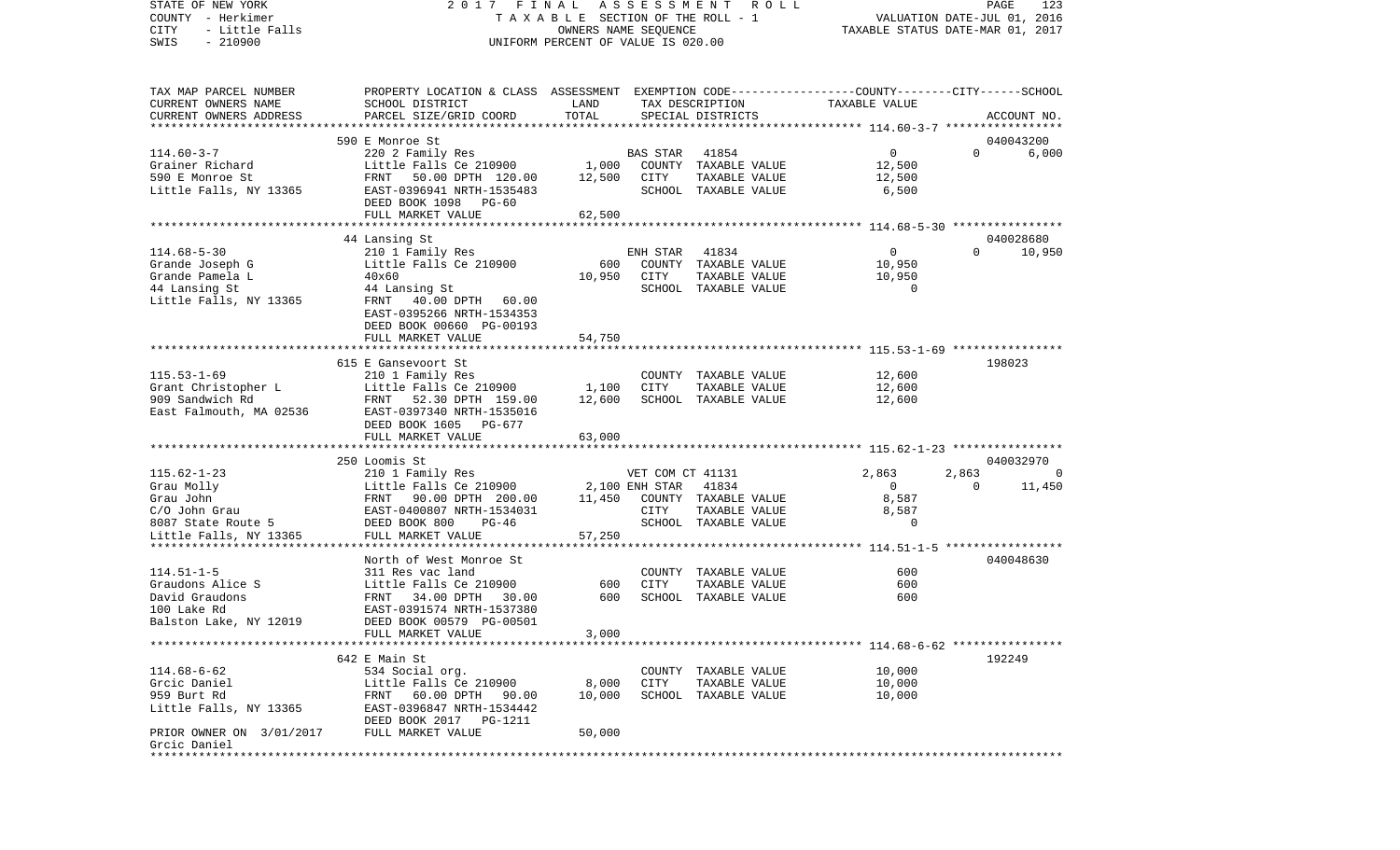STATE OF NEW YORK 2017 FINAL ASSESSMENT ROLL
COUNTY - Herkimer TAXABLE SECTION OF THE ROLL - 1 VALUATION DATE-JUL 01, 2016
CITY - Little Falls OWNERS NAME SEQUENCE TAXABLE STATUS DATE-MAR 01, 2017
SWIS - 210900 UNIFORM PERCENT OF VALUE IS 020.00

| TAX MAP PARCEL NUMBER / CURRENT OWNERS NAME / CURRENT OWNERS ADDRESS | PROPERTY LOCATION & CLASS / SCHOOL DISTRICT / PARCEL SIZE/GRID COORD | ASSESSMENT LAND / TOTAL | EXEMPTION CODE / TAX DESCRIPTION / SPECIAL DISTRICTS | COUNTY | CITY | SCHOOL / ACCOUNT NO. |
|---|---|---|---|---|---|---|
| **114.60-3-7** | 590 E Monroe St | | | | | 040043200 |
| 114.60-3-7 | 220 2 Family Res | | BAS STAR 41854 | 0 | 0 | 6,000 |
| Grainer Richard | Little Falls Ce 210900 | 1,000 | COUNTY TAXABLE VALUE | 12,500 | | |
| 590 E Monroe St | FRNT 50.00 DPTH 120.00 | 12,500 | CITY TAXABLE VALUE | | 12,500 | |
| Little Falls, NY 13365 | EAST-0396941 NRTH-1535483 | | SCHOOL TAXABLE VALUE | | | 6,500 |
| | DEED BOOK 1098 PG-60 | | | | | |
| | FULL MARKET VALUE | 62,500 | | | | |
| **114.68-5-30** | 44 Lansing St | | | | | 040028680 |
| 114.68-5-30 | 210 1 Family Res | | ENH STAR 41834 | 0 | 0 | 10,950 |
| Grande Joseph G | Little Falls Ce 210900 | 600 | COUNTY TAXABLE VALUE | 10,950 | | |
| Grande Pamela L | 40x60 | 10,950 | CITY TAXABLE VALUE | | 10,950 | |
| 44 Lansing St | 44 Lansing St | | SCHOOL TAXABLE VALUE | | | 0 |
| Little Falls, NY 13365 | FRNT 40.00 DPTH 60.00 | | | | | |
| | EAST-0395266 NRTH-1534353 | | | | | |
| | DEED BOOK 00660 PG-00193 | | | | | |
| | FULL MARKET VALUE | 54,750 | | | | |
| **115.53-1-69** | 615 E Gansevoort St | | | | | 198023 |
| 115.53-1-69 | 210 1 Family Res | | COUNTY TAXABLE VALUE | 12,600 | | |
| Grant Christopher L | Little Falls Ce 210900 | 1,100 | CITY TAXABLE VALUE | | 12,600 | |
| 909 Sandwich Rd | FRNT 52.30 DPTH 159.00 | 12,600 | SCHOOL TAXABLE VALUE | | | 12,600 |
| East Falmouth, MA 02536 | EAST-0397340 NRTH-1535016 | | | | | |
| | DEED BOOK 1605 PG-677 | | | | | |
| | FULL MARKET VALUE | 63,000 | | | | |
| **115.62-1-23** | 250 Loomis St | | | | | 040032970 |
| 115.62-1-23 | 210 1 Family Res | | VET COM CT 41131 | 2,863 | 2,863 | 0 |
| Grau Molly | Little Falls Ce 210900 | 2,100 | ENH STAR 41834 | 0 | 0 | 11,450 |
| Grau John | FRNT 90.00 DPTH 200.00 | 11,450 | COUNTY TAXABLE VALUE | 8,587 | | |
| C/O John Grau | EAST-0400807 NRTH-1534031 | | CITY TAXABLE VALUE | | 8,587 | |
| 8087 State Route 5 | DEED BOOK 800 PG-46 | | SCHOOL TAXABLE VALUE | | | 0 |
| Little Falls, NY 13365 | FULL MARKET VALUE | 57,250 | | | | |
| **114.51-1-5** | North of West Monroe St | | | | | 040048630 |
| 114.51-1-5 | 311 Res vac land | | COUNTY TAXABLE VALUE | 600 | | |
| Graudons Alice S | Little Falls Ce 210900 | 600 | CITY TAXABLE VALUE | | 600 | |
| David Graudons | FRNT 34.00 DPTH 30.00 | 600 | SCHOOL TAXABLE VALUE | | | 600 |
| 100 Lake Rd | EAST-0391574 NRTH-1537380 | | | | | |
| Balston Lake, NY 12019 | DEED BOOK 00579 PG-00501 | | | | | |
| | FULL MARKET VALUE | 3,000 | | | | |
| **114.68-6-62** | 642 E Main St | | | | | 192249 |
| 114.68-6-62 | 534 Social org. | | COUNTY TAXABLE VALUE | 10,000 | | |
| Grcic Daniel | Little Falls Ce 210900 | 8,000 | CITY TAXABLE VALUE | | 10,000 | |
| 959 Burt Rd | FRNT 60.00 DPTH 90.00 | 10,000 | SCHOOL TAXABLE VALUE | | | 10,000 |
| Little Falls, NY 13365 | EAST-0396847 NRTH-1534442 | | | | | |
| | DEED BOOK 2017 PG-1211 | | | | | |
| PRIOR OWNER ON 3/01/2017 | FULL MARKET VALUE | 50,000 | | | | |
| Grcic Daniel | | | | | | |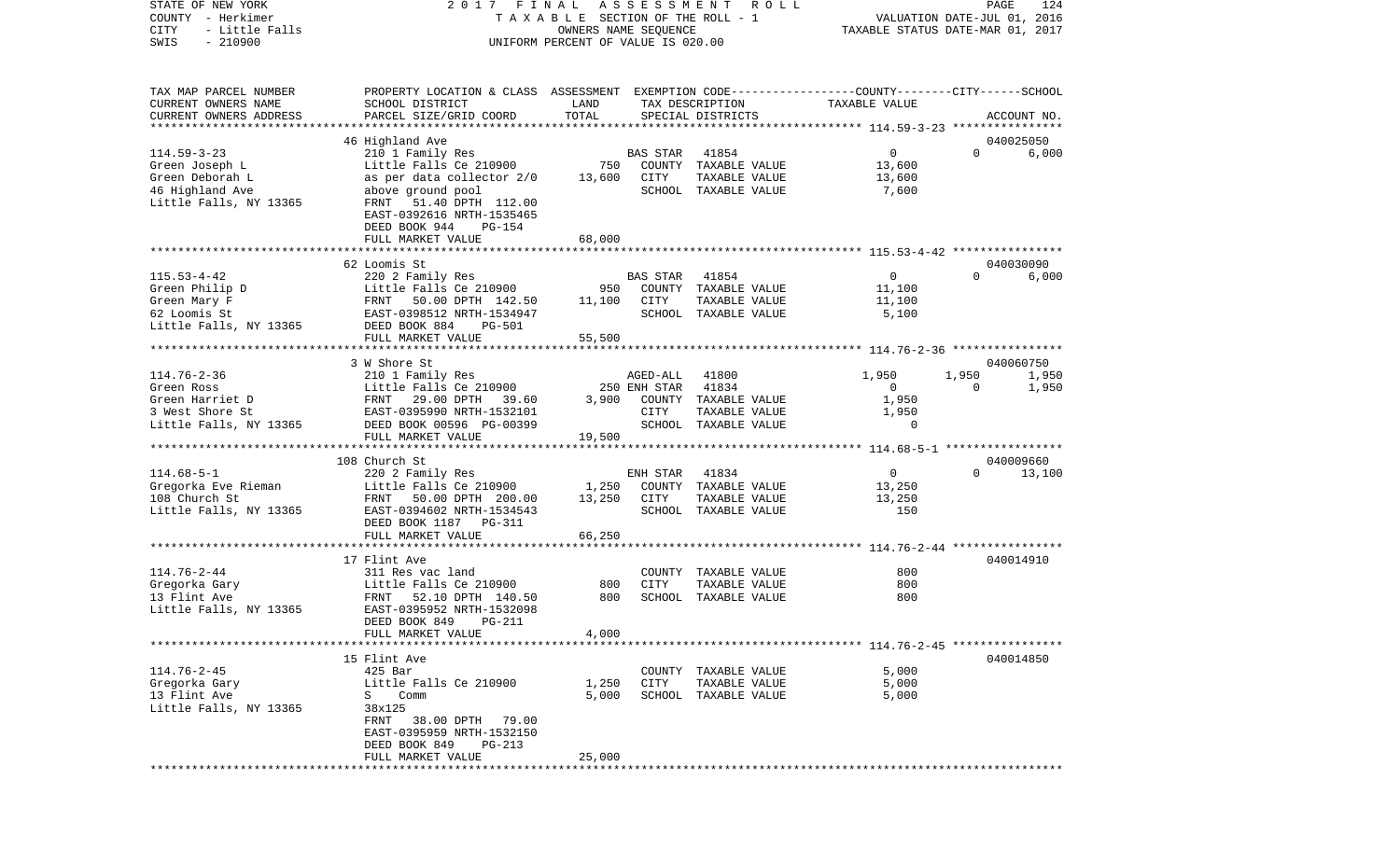STATE OF NEW YORK — 2017 FINAL ASSESSMENT ROLL — PAGE 124
COUNTY - Herkimer — TAXABLE SECTION OF THE ROLL - 1 — VALUATION DATE-JUL 01, 2016
CITY - Little Falls — OWNERS NAME SEQUENCE — TAXABLE STATUS DATE-MAR 01, 2017
SWIS - 210900 — UNIFORM PERCENT OF VALUE IS 020.00

| TAX MAP PARCEL NUMBER / CURRENT OWNERS NAME / CURRENT OWNERS ADDRESS | PROPERTY LOCATION & CLASS / SCHOOL DISTRICT / PARCEL SIZE/GRID COORD | ASSESSMENT LAND | TOTAL | EXEMPTION CODE / TAX DESCRIPTION / SPECIAL DISTRICTS | COUNTY | CITY | SCHOOL | ACCOUNT NO. |
|---|---|---|---|---|---|---|---|---|
| **114.59-3-23** | 46 Highland Ave | | | | | | | 040025050 |
| Green Joseph L | 210 1 Family Res | | | BAS STAR 41854 | 0 | 0 | 6,000 | |
| Green Deborah L | Little Falls Ce 210900 | 750 | | COUNTY TAXABLE VALUE | 13,600 | | | |
| 46 Highland Ave | as per data collector 2/0 | | 13,600 | CITY TAXABLE VALUE | | 13,600 | | |
| Little Falls, NY 13365 | above ground pool | | | SCHOOL TAXABLE VALUE | | | 7,600 | |
| | FRNT 51.40 DPTH 112.00 | | | | | | | |
| | EAST-0392616 NRTH-1535465 | | | | | | | |
| | DEED BOOK 944 PG-154 | | | | | | | |
| | FULL MARKET VALUE | | 68,000 | | | | | |
| **115.53-4-42** | 62 Loomis St | | | | | | | 040030090 |
| Green Philip D | 220 2 Family Res | | | BAS STAR 41854 | 0 | 0 | 6,000 | |
| Green Mary F | Little Falls Ce 210900 | 950 | | COUNTY TAXABLE VALUE | 11,100 | | | |
| 62 Loomis St | FRNT 50.00 DPTH 142.50 | | 11,100 | CITY TAXABLE VALUE | | 11,100 | | |
| Little Falls, NY 13365 | EAST-0398512 NRTH-1534947 | | | SCHOOL TAXABLE VALUE | | | 5,100 | |
| | DEED BOOK 884 PG-501 | | | | | | | |
| | FULL MARKET VALUE | | 55,500 | | | | | |
| **114.76-2-36** | 3 W Shore St | | | | | | | 040060750 |
| Green Ross | 210 1 Family Res | | | AGED-ALL 41800 | 1,950 | 1,950 | 1,950 | |
| Green Harriet D | Little Falls Ce 210900 | 250 | | ENH STAR 41834 | 0 | 0 | 1,950 | |
| 3 West Shore St | FRNT 29.00 DPTH 39.60 | | 3,900 | COUNTY TAXABLE VALUE | 1,950 | | | |
| Little Falls, NY 13365 | EAST-0395990 NRTH-1532101 | | | CITY TAXABLE VALUE | | 1,950 | | |
| | DEED BOOK 00596 PG-00399 | | | SCHOOL TAXABLE VALUE | | | 0 | |
| | FULL MARKET VALUE | | 19,500 | | | | | |
| **114.68-5-1** | 108 Church St | | | | | | | 040009660 |
| Gregorka Eve Rieman | 220 2 Family Res | | | ENH STAR 41834 | 0 | 0 | 13,100 | |
| 108 Church St | Little Falls Ce 210900 | 1,250 | | COUNTY TAXABLE VALUE | 13,250 | | | |
| Little Falls, NY 13365 | FRNT 50.00 DPTH 200.00 | | 13,250 | CITY TAXABLE VALUE | | 13,250 | | |
| | EAST-0394602 NRTH-1534543 | | | SCHOOL TAXABLE VALUE | | | 150 | |
| | DEED BOOK 1187 PG-311 | | | | | | | |
| | FULL MARKET VALUE | | 66,250 | | | | | |
| **114.76-2-44** | 17 Flint Ave | | | | | | | 040014910 |
| Gregorka Gary | 311 Res vac land | | | COUNTY TAXABLE VALUE | 800 | | | |
| 13 Flint Ave | Little Falls Ce 210900 | 800 | | CITY TAXABLE VALUE | | 800 | | |
| Little Falls, NY 13365 | FRNT 52.10 DPTH 140.50 | | 800 | SCHOOL TAXABLE VALUE | | | 800 | |
| | EAST-0395952 NRTH-1532098 | | | | | | | |
| | DEED BOOK 849 PG-211 | | | | | | | |
| | FULL MARKET VALUE | | 4,000 | | | | | |
| **114.76-2-45** | 15 Flint Ave | | | | | | | 040014850 |
| Gregorka Gary | 425 Bar | | | COUNTY TAXABLE VALUE | 5,000 | | | |
| 13 Flint Ave | Little Falls Ce 210900 | 1,250 | | CITY TAXABLE VALUE | | 5,000 | | |
| Little Falls, NY 13365 | S Comm | | 5,000 | SCHOOL TAXABLE VALUE | | | 5,000 | |
| | 38x125 | | | | | | | |
| | FRNT 38.00 DPTH 79.00 | | | | | | | |
| | EAST-0395959 NRTH-1532150 | | | | | | | |
| | DEED BOOK 849 PG-213 | | | | | | | |
| | FULL MARKET VALUE | | 25,000 | | | | | |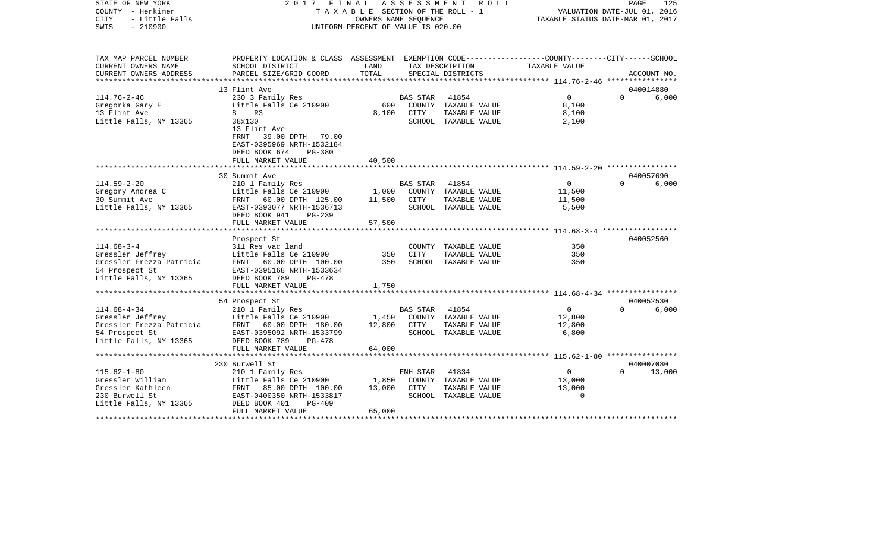STATE OF NEW YORK                2017 FINAL ASSESSMENT ROLL
COUNTY - Herkimer                TAXABLE SECTION OF THE ROLL - 1                VALUATION DATE-JUL 01, 2016
CITY - Little Falls              OWNERS NAME SEQUENCE                           TAXABLE STATUS DATE-MAR 01, 2017
SWIS - 210900                    UNIFORM PERCENT OF VALUE IS 020.00

```
TAX MAP PARCEL NUMBER     PROPERTY LOCATION & CLASS  ASSESSMENT  EXEMPTION CODE-----------------COUNTY--------CITY------SCHOOL
CURRENT OWNERS NAME       SCHOOL DISTRICT               LAND      TAX DESCRIPTION            TAXABLE VALUE
CURRENT OWNERS ADDRESS    PARCEL SIZE/GRID COORD        TOTAL     SPECIAL DISTRICTS                                    ACCOUNT NO.
******************************************************************************************* 114.76-2-46 ****************
                          13 Flint Ave                                                                               040014880
114.76-2-46               230 3 Family Res                     BAS STAR  41854                 0             0         6,000
Gregorka Gary E           Little Falls Ce 210900        600    COUNTY  TAXABLE VALUE         8,100
13 Flint Ave              S    R3                       8,100  CITY    TAXABLE VALUE         8,100
Little Falls, NY 13365    38x130                               SCHOOL  TAXABLE VALUE         2,100
                          13 Flint Ave
                          FRNT   39.00 DPTH   79.00
                          EAST-0395969 NRTH-1532184
                          DEED BOOK 674    PG-380
                          FULL MARKET VALUE            40,500
******************************************************************************************* 114.59-2-20 ****************
                          30 Summit Ave                                                                              040057690
114.59-2-20               210 1 Family Res                     BAS STAR  41854                 0             0         6,000
Gregory Andrea C          Little Falls Ce 210900      1,000    COUNTY  TAXABLE VALUE        11,500
30 Summit Ave             FRNT   60.00 DPTH  125.00   11,500   CITY    TAXABLE VALUE        11,500
Little Falls, NY 13365    EAST-0393077 NRTH-1536713            SCHOOL  TAXABLE VALUE         5,500
                          DEED BOOK 941    PG-239
                          FULL MARKET VALUE            57,500
******************************************************************************************* 114.68-3-4 *****************
                          Prospect St                                                                                040052560
114.68-3-4                311 Res vac land                     COUNTY  TAXABLE VALUE           350
Gressler Jeffrey          Little Falls Ce 210900        350    CITY    TAXABLE VALUE           350
Gressler Frezza Patricia  FRNT   60.00 DPTH  100.00     350    SCHOOL  TAXABLE VALUE           350
54 Prospect St            EAST-0395168 NRTH-1533634
Little Falls, NY 13365    DEED BOOK 789    PG-478
                          FULL MARKET VALUE             1,750
******************************************************************************************* 114.68-4-34 ****************
                          54 Prospect St                                                                             040052530
114.68-4-34               210 1 Family Res                     BAS STAR  41854                 0             0         6,000
Gressler Jeffrey          Little Falls Ce 210900      1,450    COUNTY  TAXABLE VALUE        12,800
Gressler Frezza Patricia  FRNT   60.00 DPTH  180.00   12,800   CITY    TAXABLE VALUE        12,800
54 Prospect St            EAST-0395092 NRTH-1533799            SCHOOL  TAXABLE VALUE         6,800
Little Falls, NY 13365    DEED BOOK 789    PG-478
                          FULL MARKET VALUE            64,000
******************************************************************************************* 115.62-1-80 ****************
                          230 Burwell St                                                                             040007080
115.62-1-80               210 1 Family Res                     ENH STAR  41834                 0             0        13,000
Gressler William          Little Falls Ce 210900      1,850    COUNTY  TAXABLE VALUE        13,000
Gressler Kathleen         FRNT   85.00 DPTH  100.00   13,000   CITY    TAXABLE VALUE        13,000
230 Burwell St            EAST-0400350 NRTH-1533817            SCHOOL  TAXABLE VALUE             0
Little Falls, NY 13365    DEED BOOK 401    PG-409
                          FULL MARKET VALUE            65,000
************************************************************************************************************************
```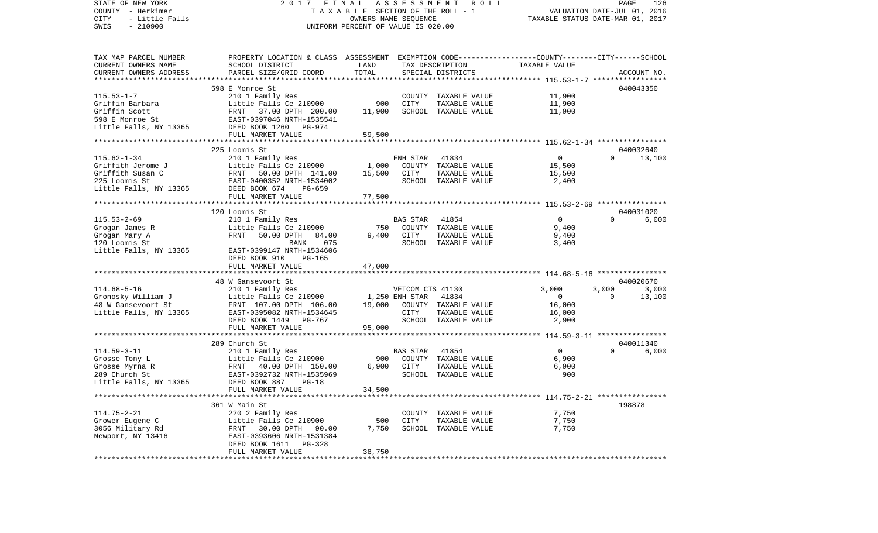STATE OF NEW YORK — 2017 FINAL ASSESSMENT ROLL — PAGE 126
COUNTY - Herkimer — TAXABLE SECTION OF THE ROLL - 1 — VALUATION DATE-JUL 01, 2016
CITY - Little Falls — OWNERS NAME SEQUENCE — TAXABLE STATUS DATE-MAR 01, 2017
SWIS - 210900 — UNIFORM PERCENT OF VALUE IS 020.00

| TAX MAP PARCEL NUMBER / CURRENT OWNERS NAME / CURRENT OWNERS ADDRESS | PROPERTY LOCATION & CLASS / SCHOOL DISTRICT / PARCEL SIZE/GRID COORD | ASSESSMENT LAND | TOTAL | EXEMPTION CODE / TAX DESCRIPTION / SPECIAL DISTRICTS | COUNTY TAXABLE VALUE | CITY | SCHOOL | ACCOUNT NO. |
|---|---|---|---|---|---|---|---|---|
| | 598 E Monroe St | | | | | | | 040043350 |
| 115.53-1-7 | 210 1 Family Res | | | COUNTY TAXABLE VALUE | 11,900 | | | |
| Griffin Barbara | Little Falls Ce 210900 | 900 | | CITY TAXABLE VALUE | 11,900 | | | |
| Griffin Scott | FRNT 37.00 DPTH 200.00 | | 11,900 | SCHOOL TAXABLE VALUE | 11,900 | | | |
| 598 E Monroe St | EAST-0397046 NRTH-1535541 | | | | | | | |
| Little Falls, NY 13365 | DEED BOOK 1260 PG-974 | | | | | | | |
| | FULL MARKET VALUE | | 59,500 | | | | | |
| | 225 Loomis St | | | | | | | 040032640 |
| 115.62-1-34 | 210 1 Family Res | | | ENH STAR 41834 | 0 | 0 | 13,100 | |
| Griffith Jerome J | Little Falls Ce 210900 | 1,000 | | COUNTY TAXABLE VALUE | 15,500 | | | |
| Griffith Susan C | FRNT 50.00 DPTH 141.00 | | 15,500 | CITY TAXABLE VALUE | 15,500 | | | |
| 225 Loomis St | EAST-0400352 NRTH-1534002 | | | SCHOOL TAXABLE VALUE | 2,400 | | | |
| Little Falls, NY 13365 | DEED BOOK 674 PG-659 | | | | | | | |
| | FULL MARKET VALUE | | 77,500 | | | | | |
| | 120 Loomis St | | | | | | | 040031020 |
| 115.53-2-69 | 210 1 Family Res | | | BAS STAR 41854 | 0 | 0 | 6,000 | |
| Grogan James R | Little Falls Ce 210900 | 750 | | COUNTY TAXABLE VALUE | 9,400 | | | |
| Grogan Mary A | FRNT 50.00 DPTH 84.00 | | 9,400 | CITY TAXABLE VALUE | 9,400 | | | |
| 120 Loomis St | BANK 075 | | | SCHOOL TAXABLE VALUE | 3,400 | | | |
| Little Falls, NY 13365 | EAST-0399147 NRTH-1534606 | | | | | | | |
| | DEED BOOK 910 PG-165 | | | | | | | |
| | FULL MARKET VALUE | | 47,000 | | | | | |
| | 48 W Gansevoort St | | | | | | | 040020670 |
| 114.68-5-16 | 210 1 Family Res | | | VETCOM CTS 41130 | 3,000 | 3,000 | 3,000 | |
| Gronosky William J | Little Falls Ce 210900 | 1,250 | | ENH STAR 41834 | 0 | 0 | 13,100 | |
| 48 W Gansevoort St | FRNT 107.00 DPTH 106.00 | | 19,000 | COUNTY TAXABLE VALUE | 16,000 | | | |
| Little Falls, NY 13365 | EAST-0395082 NRTH-1534645 | | | CITY TAXABLE VALUE | 16,000 | | | |
| | DEED BOOK 1449 PG-767 | | | SCHOOL TAXABLE VALUE | 2,900 | | | |
| | FULL MARKET VALUE | | 95,000 | | | | | |
| | 289 Church St | | | | | | | 040011340 |
| 114.59-3-11 | 210 1 Family Res | | | BAS STAR 41854 | 0 | 0 | 6,000 | |
| Grosse Tony L | Little Falls Ce 210900 | 900 | | COUNTY TAXABLE VALUE | 6,900 | | | |
| Grosse Myrna R | FRNT 40.00 DPTH 150.00 | | 6,900 | CITY TAXABLE VALUE | 6,900 | | | |
| 289 Church St | EAST-0392732 NRTH-1535969 | | | SCHOOL TAXABLE VALUE | 900 | | | |
| Little Falls, NY 13365 | DEED BOOK 887 PG-18 | | | | | | | |
| | FULL MARKET VALUE | | 34,500 | | | | | |
| | 361 W Main St | | | | | | | 198878 |
| 114.75-2-21 | 220 2 Family Res | | | COUNTY TAXABLE VALUE | 7,750 | | | |
| Grower Eugene C | Little Falls Ce 210900 | 500 | | CITY TAXABLE VALUE | 7,750 | | | |
| 3056 Military Rd | FRNT 30.00 DPTH 90.00 | | 7,750 | SCHOOL TAXABLE VALUE | 7,750 | | | |
| Newport, NY 13416 | EAST-0393606 NRTH-1531384 | | | | | | | |
| | DEED BOOK 1611 PG-328 | | | | | | | |
| | FULL MARKET VALUE | | 38,750 | | | | | |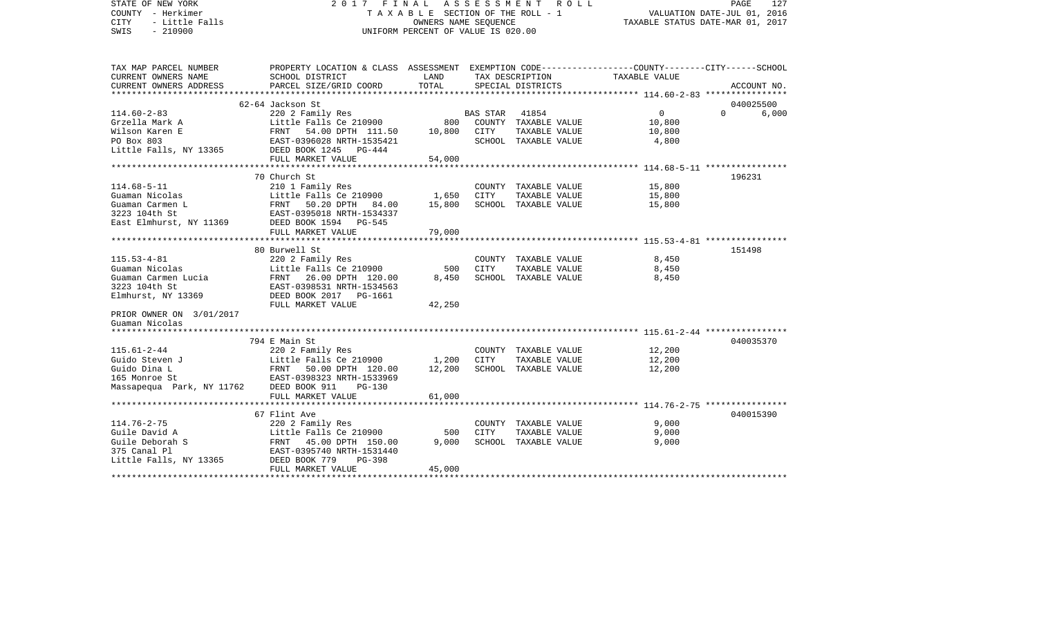STATE OF NEW YORK — 2017 FINAL ASSESSMENT ROLL — PAGE 127
COUNTY - Herkimer — TAXABLE SECTION OF THE ROLL - 1 — VALUATION DATE-JUL 01, 2016
CITY - Little Falls — OWNERS NAME SEQUENCE — TAXABLE STATUS DATE-MAR 01, 2017
SWIS - 210900 — UNIFORM PERCENT OF VALUE IS 020.00

| TAX MAP PARCEL NUMBER / CURRENT OWNERS NAME / CURRENT OWNERS ADDRESS | PROPERTY LOCATION & CLASS / SCHOOL DISTRICT / PARCEL SIZE/GRID COORD | ASSESSMENT LAND / TOTAL | EXEMPTION CODE / TAX DESCRIPTION / SPECIAL DISTRICTS | COUNTY | CITY | SCHOOL / TAXABLE VALUE | ACCOUNT NO. |
|---|---|---|---|---|---|---|---|
| | 62-64 Jackson St | | | | | | 040025500 |
| 114.60-2-83 | 220 2 Family Res | | BAS STAR 41854 | 0 | 0 | 6,000 | |
| Grzella Mark A | Little Falls Ce 210900 | 800 | COUNTY TAXABLE VALUE | 10,800 | | | |
| Wilson Karen E | FRNT 54.00 DPTH 111.50 | 10,800 | CITY TAXABLE VALUE | | 10,800 | | |
| PO Box 803 | EAST-0396028 NRTH-1535421 | | SCHOOL TAXABLE VALUE | | | 4,800 | |
| Little Falls, NY 13365 | DEED BOOK 1245 PG-444 | | | | | | |
| | FULL MARKET VALUE | 54,000 | | | | | |
| | 70 Church St | | | | | | 196231 |
| 114.68-5-11 | 210 1 Family Res | | COUNTY TAXABLE VALUE | 15,800 | | | |
| Guaman Nicolas | Little Falls Ce 210900 | 1,650 | CITY TAXABLE VALUE | | 15,800 | | |
| Guaman Carmen L | FRNT 50.20 DPTH 84.00 | 15,800 | SCHOOL TAXABLE VALUE | | | 15,800 | |
| 3223 104th St | EAST-0395018 NRTH-1534337 | | | | | | |
| East Elmhurst, NY 11369 | DEED BOOK 1594 PG-545 | | | | | | |
| | FULL MARKET VALUE | 79,000 | | | | | |
| | 80 Burwell St | | | | | | 151498 |
| 115.53-4-81 | 220 2 Family Res | | COUNTY TAXABLE VALUE | 8,450 | | | |
| Guaman Nicolas | Little Falls Ce 210900 | 500 | CITY TAXABLE VALUE | | 8,450 | | |
| Guaman Carmen Lucia | FRNT 26.00 DPTH 120.00 | 8,450 | SCHOOL TAXABLE VALUE | | | 8,450 | |
| 3223 104th St | EAST-0398531 NRTH-1534563 | | | | | | |
| Elmhurst, NY 13369 | DEED BOOK 2017 PG-1661 | | | | | | |
| | FULL MARKET VALUE | 42,250 | | | | | |
| PRIOR OWNER ON 3/01/2017 | | | | | | | |
| Guaman Nicolas | | | | | | | |
| | 794 E Main St | | | | | | 040035370 |
| 115.61-2-44 | 220 2 Family Res | | COUNTY TAXABLE VALUE | 12,200 | | | |
| Guido Steven J | Little Falls Ce 210900 | 1,200 | CITY TAXABLE VALUE | | 12,200 | | |
| Guido Dina L | FRNT 50.00 DPTH 120.00 | 12,200 | SCHOOL TAXABLE VALUE | | | 12,200 | |
| 165 Monroe St | EAST-0398323 NRTH-1533969 | | | | | | |
| Massapequa Park, NY 11762 | DEED BOOK 911 PG-130 | | | | | | |
| | FULL MARKET VALUE | 61,000 | | | | | |
| | 67 Flint Ave | | | | | | 040015390 |
| 114.76-2-75 | 220 2 Family Res | | COUNTY TAXABLE VALUE | 9,000 | | | |
| Guile David A | Little Falls Ce 210900 | 500 | CITY TAXABLE VALUE | | 9,000 | | |
| Guile Deborah S | FRNT 45.00 DPTH 150.00 | 9,000 | SCHOOL TAXABLE VALUE | | | 9,000 | |
| 375 Canal Pl | EAST-0395740 NRTH-1531440 | | | | | | |
| Little Falls, NY 13365 | DEED BOOK 779 PG-398 | | | | | | |
| | FULL MARKET VALUE | 45,000 | | | | | |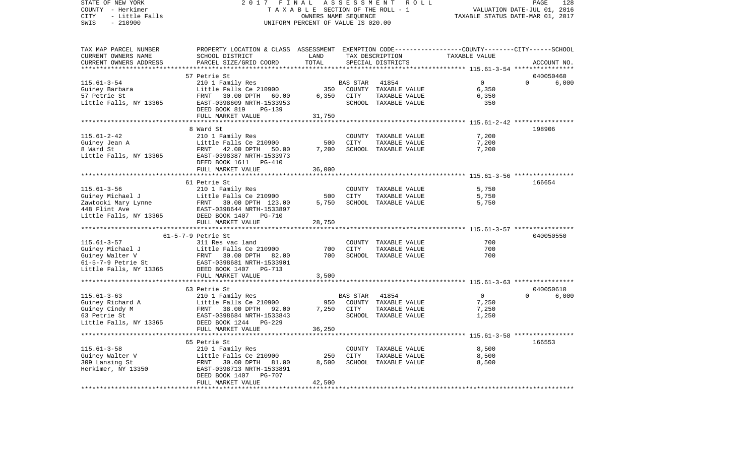| TAX MAP PARCEL NUMBER<br>CURRENT OWNERS NAME<br>CURRENT OWNERS ADDRESS | PROPERTY LOCATION & CLASS<br>SCHOOL DISTRICT<br>PARCEL SIZE/GRID COORD | ASSESSMENT<br>LAND<br>TOTAL | EXEMPTION CODE<br>TAX DESCRIPTION<br>SPECIAL DISTRICTS | | COUNTY-CITY TAXABLE VALUE | SCHOOL<br>ACCOUNT NO. |
|---|---|---|---|---|---|---|
| **115.61-3-54** | 57 Petrie St | | | | | 040050460 |
| 115.61-3-54 | 210 1 Family Res | | BAS STAR 41854 | | 0 | 0 6,000 |
| Guiney Barbara | Little Falls Ce 210900 | 350 | COUNTY TAXABLE VALUE | | 6,350 | |
| 57 Petrie St | FRNT 30.00 DPTH 60.00 | 6,350 | CITY TAXABLE VALUE | | 6,350 | |
| Little Falls, NY 13365 | EAST-0398609 NRTH-1533953 | | SCHOOL TAXABLE VALUE | | 350 | |
| | DEED BOOK 819 PG-139 | | | | | |
| | FULL MARKET VALUE | 31,750 | | | | |
| **115.61-2-42** | 8 Ward St | | | | | 198906 |
| 115.61-2-42 | 210 1 Family Res | | COUNTY TAXABLE VALUE | | 7,200 | |
| Guiney Jean A | Little Falls Ce 210900 | 500 | CITY TAXABLE VALUE | | 7,200 | |
| 8 Ward St | FRNT 42.00 DPTH 50.00 | 7,200 | SCHOOL TAXABLE VALUE | | 7,200 | |
| Little Falls, NY 13365 | EAST-0398387 NRTH-1533973 | | | | | |
| | DEED BOOK 1611 PG-410 | | | | | |
| | FULL MARKET VALUE | 36,000 | | | | |
| **115.61-3-56** | 61 Petrie St | | | | | 166654 |
| 115.61-3-56 | 210 1 Family Res | | COUNTY TAXABLE VALUE | | 5,750 | |
| Guiney Michael J | Little Falls Ce 210900 | 500 | CITY TAXABLE VALUE | | 5,750 | |
| Zawtocki Mary Lynne | FRNT 30.00 DPTH 123.00 | 5,750 | SCHOOL TAXABLE VALUE | | 5,750 | |
| 448 Flint Ave | EAST-0398644 NRTH-1533897 | | | | | |
| Little Falls, NY 13365 | DEED BOOK 1407 PG-710 | | | | | |
| | FULL MARKET VALUE | 28,750 | | | | |
| **115.61-3-57** | 61-5-7-9 Petrie St | | | | | 040050550 |
| 115.61-3-57 | 311 Res vac land | | COUNTY TAXABLE VALUE | | 700 | |
| Guiney Michael J | Little Falls Ce 210900 | 700 | CITY TAXABLE VALUE | | 700 | |
| Guiney Walter V | FRNT 30.00 DPTH 82.00 | 700 | SCHOOL TAXABLE VALUE | | 700 | |
| 61-5-7-9 Petrie St | EAST-0398681 NRTH-1533901 | | | | | |
| Little Falls, NY 13365 | DEED BOOK 1407 PG-713 | | | | | |
| | FULL MARKET VALUE | 3,500 | | | | |
| **115.61-3-63** | 63 Petrie St | | | | | 040050610 |
| 115.61-3-63 | 210 1 Family Res | | BAS STAR 41854 | | 0 | 0 6,000 |
| Guiney Richard A | Little Falls Ce 210900 | 950 | COUNTY TAXABLE VALUE | | 7,250 | |
| Guiney Cindy M | FRNT 38.00 DPTH 92.00 | 7,250 | CITY TAXABLE VALUE | | 7,250 | |
| 63 Petrie St | EAST-0398684 NRTH-1533843 | | SCHOOL TAXABLE VALUE | | 1,250 | |
| Little Falls, NY 13365 | DEED BOOK 1244 PG-229 | | | | | |
| | FULL MARKET VALUE | 36,250 | | | | |
| **115.61-3-58** | 65 Petrie St | | | | | 166553 |
| 115.61-3-58 | 210 1 Family Res | | COUNTY TAXABLE VALUE | | 8,500 | |
| Guiney Walter V | Little Falls Ce 210900 | 250 | CITY TAXABLE VALUE | | 8,500 | |
| 309 Lansing St | FRNT 30.00 DPTH 81.00 | 8,500 | SCHOOL TAXABLE VALUE | | 8,500 | |
| Herkimer, NY 13350 | EAST-0398713 NRTH-1533891 | | | | | |
| | DEED BOOK 1407 PG-707 | | | | | |
| | FULL MARKET VALUE | 42,500 | | | | |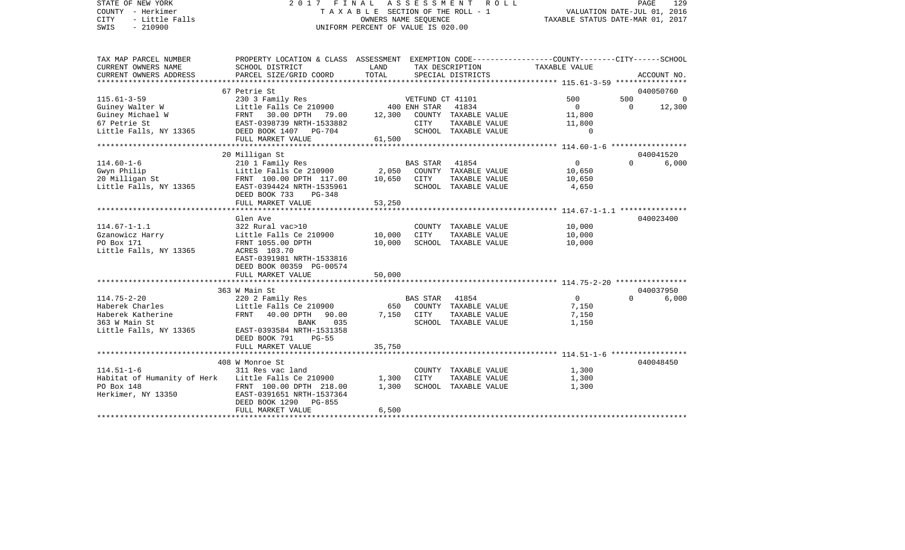STATE OF NEW YORK — 2017 FINAL ASSESSMENT ROLL
COUNTY - Herkimer — TAXABLE SECTION OF THE ROLL - 1 — VALUATION DATE-JUL 01, 2016
CITY - Little Falls — OWNERS NAME SEQUENCE — TAXABLE STATUS DATE-MAR 01, 2017
SWIS - 210900 — UNIFORM PERCENT OF VALUE IS 020.00

| TAX MAP PARCEL NUMBER / CURRENT OWNERS NAME / CURRENT OWNERS ADDRESS | PROPERTY LOCATION & CLASS / SCHOOL DISTRICT / PARCEL SIZE/GRID COORD | ASSESSMENT LAND | TOTAL | EXEMPTION CODE / TAX DESCRIPTION / SPECIAL DISTRICTS | COUNTY TAXABLE VALUE | CITY | SCHOOL | ACCOUNT NO. |
|---|---|---|---|---|---|---|---|---|
| 115.61-3-59 | 67 Petrie St | | | | | | | 040050760 |
| 115.61-3-59 | 230 3 Family Res | | | VETFUND CT 41101 | 500 | 500 | 0 | |
| Guiney Walter W | Little Falls Ce 210900 | 400 | | ENH STAR 41834 | 0 | 0 | 12,300 | |
| Guiney Michael W | FRNT 30.00 DPTH 79.00 | | 12,300 | COUNTY TAXABLE VALUE | 11,800 | | | |
| 67 Petrie St | EAST-0398739 NRTH-1533882 | | | CITY TAXABLE VALUE | 11,800 | | | |
| Little Falls, NY 13365 | DEED BOOK 1407 PG-704 | | | SCHOOL TAXABLE VALUE | 0 | | | |
| | FULL MARKET VALUE | | 61,500 | | | | | |
| 114.60-1-6 | 20 Milligan St | | | | | | | 040041520 |
| 114.60-1-6 | 210 1 Family Res | | | BAS STAR 41854 | 0 | 0 | 6,000 | |
| Gwyn Philip | Little Falls Ce 210900 | 2,050 | | COUNTY TAXABLE VALUE | 10,650 | | | |
| 20 Milligan St | FRNT 100.00 DPTH 117.00 | | 10,650 | CITY TAXABLE VALUE | 10,650 | | | |
| Little Falls, NY 13365 | EAST-0394424 NRTH-1535961 | | | SCHOOL TAXABLE VALUE | 4,650 | | | |
| | DEED BOOK 733 PG-348 | | | | | | | |
| | FULL MARKET VALUE | | 53,250 | | | | | |
| 114.67-1-1.1 | Glen Ave | | | | | | | 040023400 |
| 114.67-1-1.1 | 322 Rural vac>10 | | | COUNTY TAXABLE VALUE | 10,000 | | | |
| Gzanowicz Harry | Little Falls Ce 210900 | 10,000 | | CITY TAXABLE VALUE | 10,000 | | | |
| PO Box 171 | FRNT 1055.00 DPTH | | 10,000 | SCHOOL TAXABLE VALUE | 10,000 | | | |
| Little Falls, NY 13365 | ACRES 103.70 | | | | | | | |
| | EAST-0391981 NRTH-1533816 | | | | | | | |
| | DEED BOOK 00359 PG-00574 | | | | | | | |
| | FULL MARKET VALUE | | 50,000 | | | | | |
| 114.75-2-20 | 363 W Main St | | | | | | | 040037950 |
| 114.75-2-20 | 220 2 Family Res | | | BAS STAR 41854 | 0 | 0 | 6,000 | |
| Haberek Charles | Little Falls Ce 210900 | 650 | | COUNTY TAXABLE VALUE | 7,150 | | | |
| Haberek Katherine | FRNT 40.00 DPTH 90.00 | | 7,150 | CITY TAXABLE VALUE | 7,150 | | | |
| 363 W Main St | BANK 035 | | | SCHOOL TAXABLE VALUE | 1,150 | | | |
| Little Falls, NY 13365 | EAST-0393584 NRTH-1531358 | | | | | | | |
| | DEED BOOK 791 PG-55 | | | | | | | |
| | FULL MARKET VALUE | | 35,750 | | | | | |
| 114.51-1-6 | 408 W Monroe St | | | | | | | 040048450 |
| 114.51-1-6 | 311 Res vac land | | | COUNTY TAXABLE VALUE | 1,300 | | | |
| Habitat of Humanity of Herk | Little Falls Ce 210900 | 1,300 | | CITY TAXABLE VALUE | 1,300 | | | |
| PO Box 148 | FRNT 100.00 DPTH 218.00 | | 1,300 | SCHOOL TAXABLE VALUE | 1,300 | | | |
| Herkimer, NY 13350 | EAST-0391651 NRTH-1537364 | | | | | | | |
| | DEED BOOK 1290 PG-855 | | | | | | | |
| | FULL MARKET VALUE | | 6,500 | | | | | |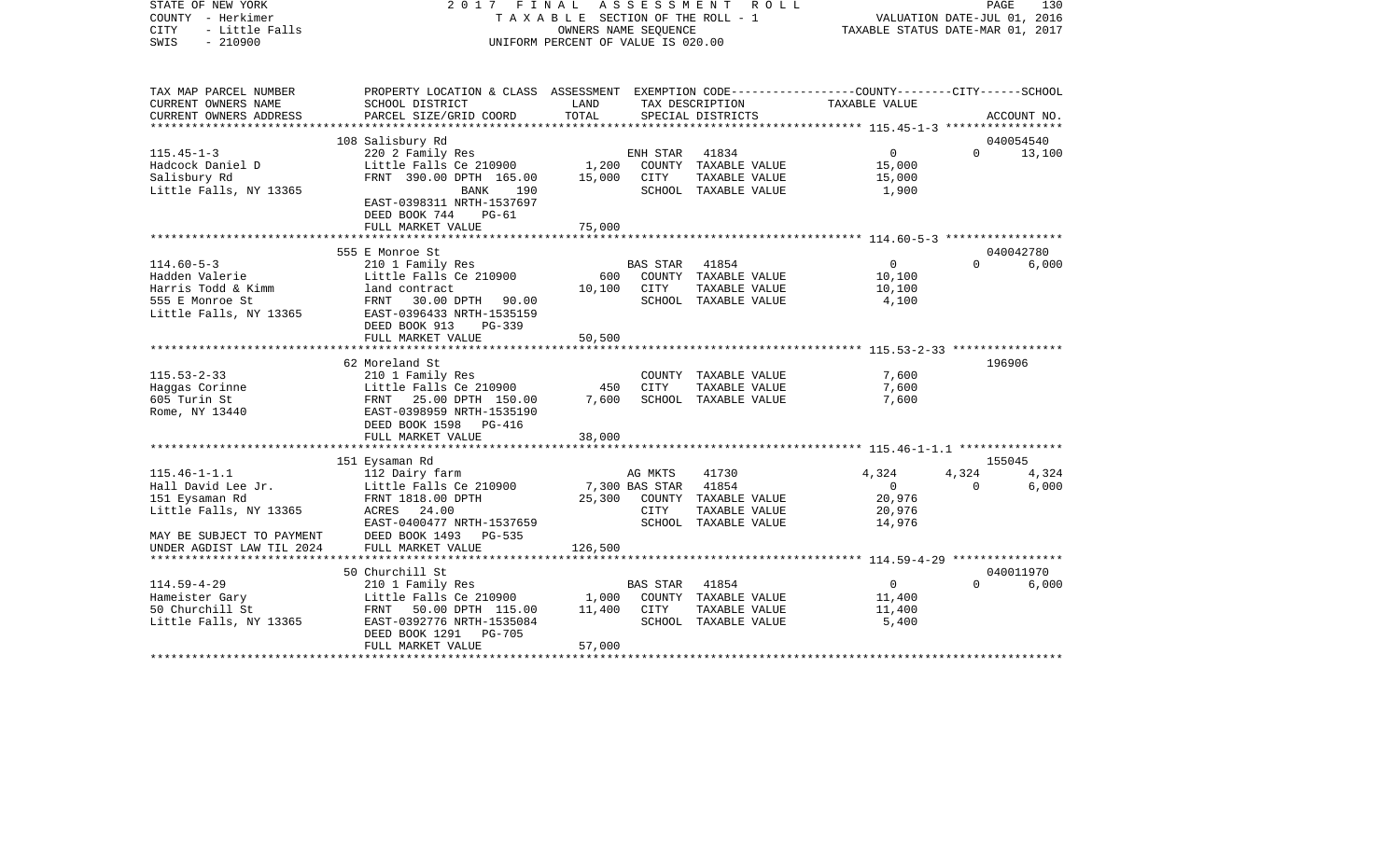STATE OF NEW YORK
COUNTY - Herkimer
CITY - Little Falls
SWIS - 210900

2017 FINAL ASSESSMENT ROLL
TAXABLE SECTION OF THE ROLL - 1
OWNERS NAME SEQUENCE
UNIFORM PERCENT OF VALUE IS 020.00

VALUATION DATE-JUL 01, 2016
TAXABLE STATUS DATE-MAR 01, 2017

```
TAX MAP PARCEL NUMBER     PROPERTY LOCATION & CLASS  ASSESSMENT  EXEMPTION CODE-----------------COUNTY--------CITY------SCHOOL
CURRENT OWNERS NAME       SCHOOL DISTRICT               LAND      TAX DESCRIPTION            TAXABLE VALUE
CURRENT OWNERS ADDRESS    PARCEL SIZE/GRID COORD        TOTAL     SPECIAL DISTRICTS                                    ACCOUNT NO.
******************************************************************************************************* 115.45-1-3 *****************
                          108 Salisbury Rd                                                                           040054540
115.45-1-3                220 2 Family Res                        ENH STAR  41834                0          0       13,100
Hadcock Daniel D          Little Falls Ce 210900        1,200     COUNTY  TAXABLE VALUE         15,000
Salisbury Rd              FRNT 390.00 DPTH 165.00      15,000     CITY    TAXABLE VALUE         15,000
Little Falls, NY 13365              BANK     190                  SCHOOL  TAXABLE VALUE          1,900
                          EAST-0398311 NRTH-1537697
                          DEED BOOK 744    PG-61
                          FULL MARKET VALUE            75,000
******************************************************************************************************* 114.60-5-3 *****************
                          555 E Monroe St                                                                            040042780
114.60-5-3                210 1 Family Res                        BAS STAR  41854                0          0        6,000
Hadden Valerie            Little Falls Ce 210900          600     COUNTY  TAXABLE VALUE         10,100
Harris Todd & Kimm        land contract                10,100     CITY    TAXABLE VALUE         10,100
555 E Monroe St           FRNT  30.00 DPTH  90.00                 SCHOOL  TAXABLE VALUE          4,100
Little Falls, NY 13365    EAST-0396433 NRTH-1535159
                          DEED BOOK 913    PG-339
                          FULL MARKET VALUE            50,500
******************************************************************************************************* 115.53-2-33 ****************
                          62 Moreland St                                                                             196906
115.53-2-33               210 1 Family Res                        COUNTY  TAXABLE VALUE          7,600
Haggas Corinne            Little Falls Ce 210900          450     CITY    TAXABLE VALUE          7,600
605 Turin St              FRNT  25.00 DPTH 150.00       7,600     SCHOOL  TAXABLE VALUE          7,600
Rome, NY 13440            EAST-0398959 NRTH-1535190
                          DEED BOOK 1598   PG-416
                          FULL MARKET VALUE            38,000
******************************************************************************************************* 115.46-1-1.1 ***************
                          151 Eysaman Rd                                                                             155045
115.46-1-1.1              112 Dairy farm                          AG MKTS   41730            4,324      4,324        4,324
Hall David Lee Jr.        Little Falls Ce 210900        7,300 BAS STAR  41854                0          0        6,000
151 Eysaman Rd            FRNT 1818.00 DPTH            25,300     COUNTY  TAXABLE VALUE         20,976
Little Falls, NY 13365    ACRES  24.00                            CITY    TAXABLE VALUE         20,976
                          EAST-0400477 NRTH-1537659               SCHOOL  TAXABLE VALUE         14,976
MAY BE SUBJECT TO PAYMENT DEED BOOK 1493   PG-535
UNDER AGDIST LAW TIL 2024 FULL MARKET VALUE           126,500
******************************************************************************************************* 114.59-4-29 ****************
                          50 Churchill St                                                                            040011970
114.59-4-29               210 1 Family Res                        BAS STAR  41854                0          0        6,000
Hameister Gary            Little Falls Ce 210900        1,000     COUNTY  TAXABLE VALUE         11,400
50 Churchill St           FRNT  50.00 DPTH 115.00      11,400     CITY    TAXABLE VALUE         11,400
Little Falls, NY 13365    EAST-0392776 NRTH-1535084               SCHOOL  TAXABLE VALUE          5,400
                          DEED BOOK 1291   PG-705
                          FULL MARKET VALUE            57,000
************************************************************************************************************************************
```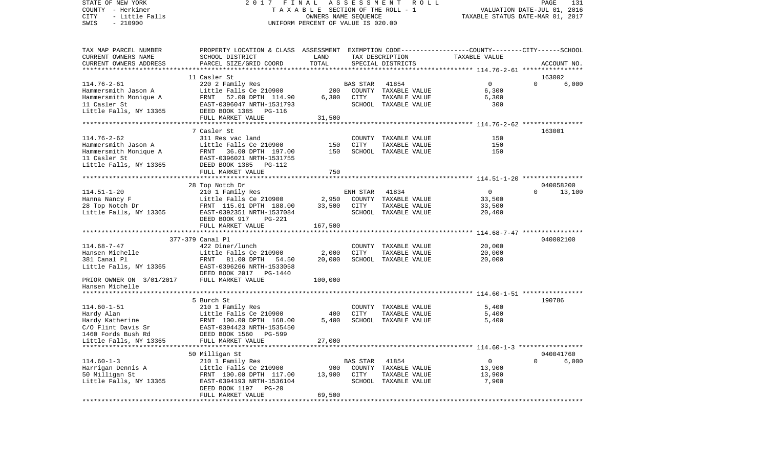STATE OF NEW YORK 2017 FINAL ASSESSMENT ROLL
COUNTY - Herkimer TAXABLE SECTION OF THE ROLL - 1 VALUATION DATE-JUL 01, 2016
CITY - Little Falls OWNERS NAME SEQUENCE TAXABLE STATUS DATE-MAR 01, 2017
SWIS - 210900 UNIFORM PERCENT OF VALUE IS 020.00

| TAX MAP PARCEL NUMBER / CURRENT OWNERS NAME / CURRENT OWNERS ADDRESS | PROPERTY LOCATION & CLASS / SCHOOL DISTRICT / PARCEL SIZE/GRID COORD | ASSESSMENT LAND | TOTAL | EXEMPTION CODE / TAX DESCRIPTION / SPECIAL DISTRICTS | COUNTY | CITY | SCHOOL | ACCOUNT NO. |
|---|---|---|---|---|---|---|---|---|
| **114.76-2-61** | 11 Casler St | | | | | | | 163002 |
| Hammersmith Jason A | 220 2 Family Res | | | BAS STAR 41854 | 0 | 0 | 6,000 | |
| Hammersmith Monique A | Little Falls Ce 210900 | 200 | | COUNTY TAXABLE VALUE | 6,300 | | | |
| 11 Casler St | FRNT 52.00 DPTH 114.90 | | 6,300 | CITY TAXABLE VALUE | | 6,300 | | |
| Little Falls, NY 13365 | EAST-0396047 NRTH-1531793 | | | SCHOOL TAXABLE VALUE | | | 300 | |
| | DEED BOOK 1385 PG-116 | | | | | | | |
| | FULL MARKET VALUE | | 31,500 | | | | | |
| **114.76-2-62** | 7 Casler St | | | | | | | 163001 |
| Hammersmith Jason A | 311 Res vac land | | | COUNTY TAXABLE VALUE | 150 | | | |
| Hammersmith Monique A | Little Falls Ce 210900 | 150 | | CITY TAXABLE VALUE | | 150 | | |
| 11 Casler St | FRNT 36.00 DPTH 197.00 | | 150 | SCHOOL TAXABLE VALUE | | | 150 | |
| Little Falls, NY 13365 | EAST-0396021 NRTH-1531755 | | | | | | | |
| | DEED BOOK 1385 PG-112 | | | | | | | |
| | FULL MARKET VALUE | | 750 | | | | | |
| **114.51-1-20** | 28 Top Notch Dr | | | | | | | 040058200 |
| Hanna Nancy F | 210 1 Family Res | | | ENH STAR 41834 | 0 | 0 | 13,100 | |
| 28 Top Notch Dr | Little Falls Ce 210900 | 2,950 | | COUNTY TAXABLE VALUE | 33,500 | | | |
| Little Falls, NY 13365 | FRNT 115.01 DPTH 188.00 | | 33,500 | CITY TAXABLE VALUE | | 33,500 | | |
| | EAST-0392351 NRTH-1537084 | | | SCHOOL TAXABLE VALUE | | | 20,400 | |
| | DEED BOOK 917 PG-221 | | | | | | | |
| | FULL MARKET VALUE | | 167,500 | | | | | |
| **114.68-7-47** | 377-379 Canal Pl | | | | | | | 040002100 |
| Hansen Michelle | 422 Diner/lunch | | | COUNTY TAXABLE VALUE | 20,000 | | | |
| 381 Canal Pl | Little Falls Ce 210900 | 2,000 | | CITY TAXABLE VALUE | | 20,000 | | |
| Little Falls, NY 13365 | FRNT 81.00 DPTH 54.50 | | 20,000 | SCHOOL TAXABLE VALUE | | | 20,000 | |
| | EAST-0396266 NRTH-1533058 | | | | | | | |
| | DEED BOOK 2017 PG-1440 | | | | | | | |
| PRIOR OWNER ON 3/01/2017 | FULL MARKET VALUE | | 100,000 | | | | | |
| Hansen Michelle | | | | | | | | |
| **114.60-1-51** | 5 Burch St | | | | | | | 190786 |
| Hardy Alan | 210 1 Family Res | | | COUNTY TAXABLE VALUE | 5,400 | | | |
| Hardy Katherine | Little Falls Ce 210900 | 400 | | CITY TAXABLE VALUE | | 5,400 | | |
| C/O Flint Davis Sr | FRNT 100.00 DPTH 168.00 | | 5,400 | SCHOOL TAXABLE VALUE | | | 5,400 | |
| 1460 Fords Bush Rd | EAST-0394423 NRTH-1535450 | | | | | | | |
| Little Falls, NY 13365 | DEED BOOK 1560 PG-599 | | | | | | | |
| | FULL MARKET VALUE | | 27,000 | | | | | |
| **114.60-1-3** | 50 Milligan St | | | | | | | 040041760 |
| Harrigan Dennis A | 210 1 Family Res | | | BAS STAR 41854 | 0 | 0 | 6,000 | |
| 50 Milligan St | Little Falls Ce 210900 | 900 | | COUNTY TAXABLE VALUE | 13,900 | | | |
| Little Falls, NY 13365 | FRNT 100.00 DPTH 117.00 | | 13,900 | CITY TAXABLE VALUE | | 13,900 | | |
| | EAST-0394193 NRTH-1536104 | | | SCHOOL TAXABLE VALUE | | | 7,900 | |
| | DEED BOOK 1197 PG-20 | | | | | | | |
| | FULL MARKET VALUE | | 69,500 | | | | | |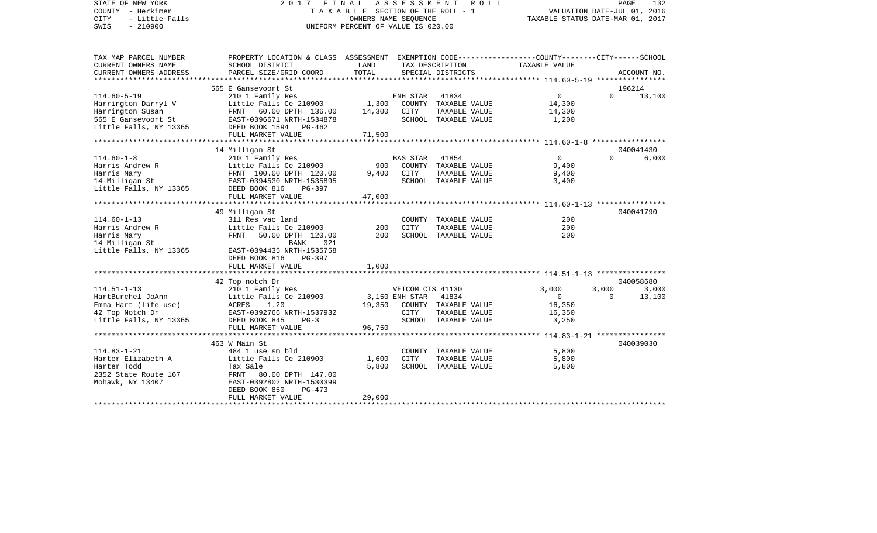STATE OF NEW YORK — 2017 FINAL ASSESSMENT ROLL
COUNTY - Herkimer — TAXABLE SECTION OF THE ROLL - 1 — VALUATION DATE-JUL 01, 2016
CITY - Little Falls — OWNERS NAME SEQUENCE — TAXABLE STATUS DATE-MAR 01, 2017
SWIS - 210900 — UNIFORM PERCENT OF VALUE IS 020.00

| TAX MAP PARCEL NUMBER / CURRENT OWNERS NAME / CURRENT OWNERS ADDRESS | PROPERTY LOCATION & CLASS / SCHOOL DISTRICT / PARCEL SIZE/GRID COORD | ASSESSMENT LAND | TOTAL | EXEMPTION CODE / TAX DESCRIPTION / SPECIAL DISTRICTS | COUNTY | CITY | SCHOOL / TAXABLE VALUE | ACCOUNT NO. |
|---|---|---|---|---|---|---|---|---|
| **114.60-5-19** | 565 E Gansevoort St | | | | | | | 196214 |
| 114.60-5-19 | 210 1 Family Res | | | ENH STAR 41834 | 0 | 0 | 13,100 | |
| Harrington Darryl V | Little Falls Ce 210900 | 1,300 | | COUNTY TAXABLE VALUE | 14,300 | | | |
| Harrington Susan | FRNT 60.00 DPTH 136.00 | | 14,300 | CITY TAXABLE VALUE | | 14,300 | | |
| 565 E Gansevoort St | EAST-0396671 NRTH-1534878 | | | SCHOOL TAXABLE VALUE | | | 1,200 | |
| Little Falls, NY 13365 | DEED BOOK 1594 PG-462 | | | | | | | |
| | FULL MARKET VALUE | | 71,500 | | | | | |
| **114.60-1-8** | 14 Milligan St | | | | | | | 040041430 |
| 114.60-1-8 | 210 1 Family Res | | | BAS STAR 41854 | 0 | 0 | 6,000 | |
| Harris Andrew R | Little Falls Ce 210900 | 900 | | COUNTY TAXABLE VALUE | 9,400 | | | |
| Harris Mary | FRNT 100.00 DPTH 120.00 | | 9,400 | CITY TAXABLE VALUE | | 9,400 | | |
| 14 Milligan St | EAST-0394530 NRTH-1535895 | | | SCHOOL TAXABLE VALUE | | | 3,400 | |
| Little Falls, NY 13365 | DEED BOOK 816 PG-397 | | | | | | | |
| | FULL MARKET VALUE | | 47,000 | | | | | |
| **114.60-1-13** | 49 Milligan St | | | | | | | 040041790 |
| 114.60-1-13 | 311 Res vac land | | | COUNTY TAXABLE VALUE | 200 | | | |
| Harris Andrew R | Little Falls Ce 210900 | 200 | | CITY TAXABLE VALUE | | 200 | | |
| Harris Mary | FRNT 50.00 DPTH 120.00 | | 200 | SCHOOL TAXABLE VALUE | | | 200 | |
| 14 Milligan St | BANK 021 | | | | | | | |
| Little Falls, NY 13365 | EAST-0394435 NRTH-1535758 | | | | | | | |
| | DEED BOOK 816 PG-397 | | | | | | | |
| | FULL MARKET VALUE | | 1,000 | | | | | |
| **114.51-1-13** | 42 Top notch Dr | | | | | | | 040058680 |
| 114.51-1-13 | 210 1 Family Res | | | VETCOM CTS 41130 | 3,000 | 3,000 | 3,000 | |
| HartBurchel JoAnn | Little Falls Ce 210900 | 3,150 | | ENH STAR 41834 | 0 | 0 | 13,100 | |
| Emma Hart (life use) | ACRES 1.20 | | 19,350 | COUNTY TAXABLE VALUE | 16,350 | | | |
| 42 Top Notch Dr | EAST-0392766 NRTH-1537932 | | | CITY TAXABLE VALUE | | 16,350 | | |
| Little Falls, NY 13365 | DEED BOOK 845 PG-3 | | | SCHOOL TAXABLE VALUE | | | 3,250 | |
| | FULL MARKET VALUE | | 96,750 | | | | | |
| **114.83-1-21** | 463 W Main St | | | | | | | 040039030 |
| 114.83-1-21 | 484 1 use sm bld | | | COUNTY TAXABLE VALUE | 5,800 | | | |
| Harter Elizabeth A | Little Falls Ce 210900 | 1,600 | | CITY TAXABLE VALUE | | 5,800 | | |
| Harter Todd | Tax Sale | | 5,800 | SCHOOL TAXABLE VALUE | | | 5,800 | |
| 2352 State Route 167 | FRNT 80.00 DPTH 147.00 | | | | | | | |
| Mohawk, NY 13407 | EAST-0392802 NRTH-1530399 | | | | | | | |
| | DEED BOOK 850 PG-473 | | | | | | | |
| | FULL MARKET VALUE | | 29,000 | | | | | |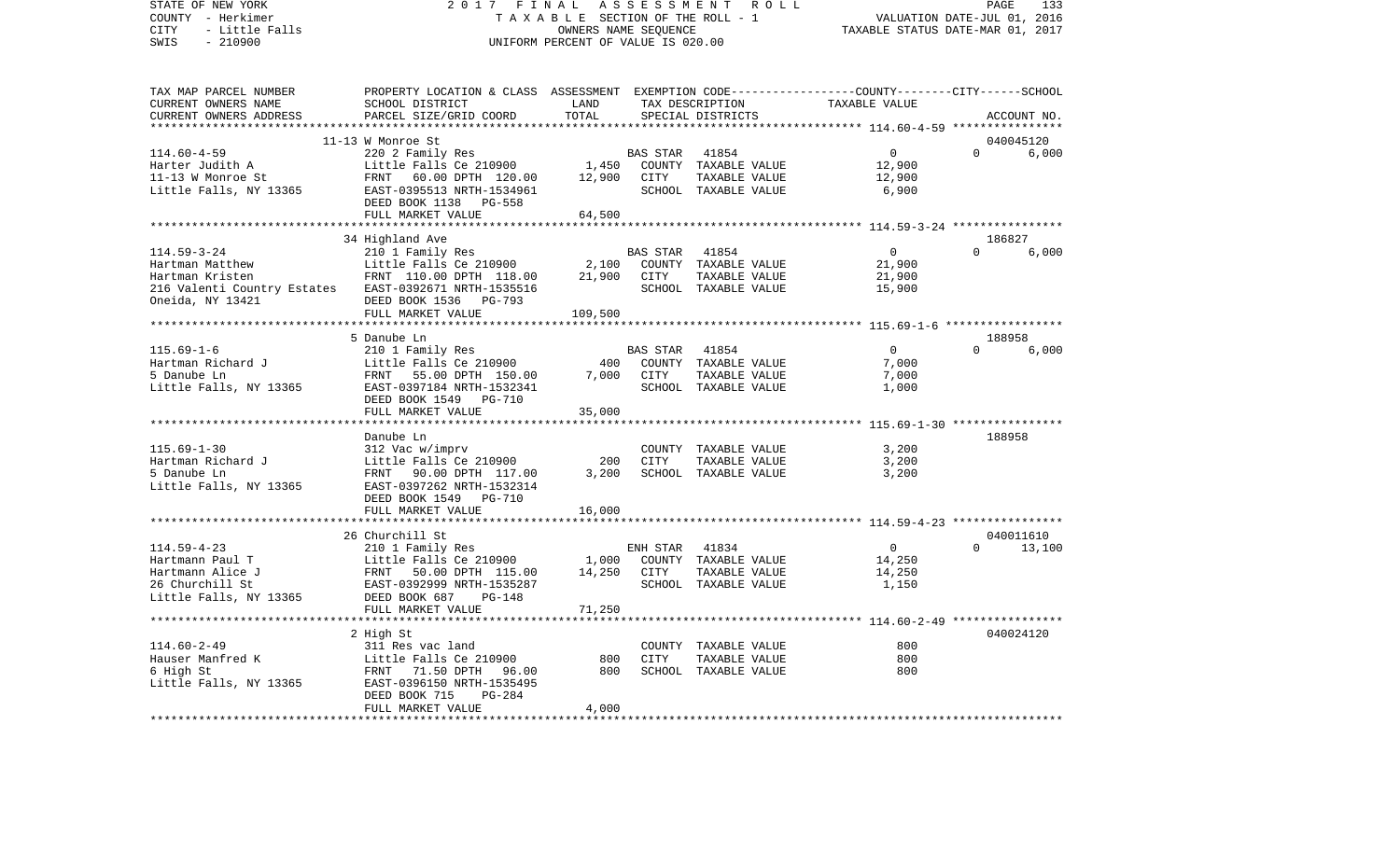STATE OF NEW YORK 2017 FINAL ASSESSMENT ROLL
COUNTY - Herkimer TAXABLE SECTION OF THE ROLL - 1 VALUATION DATE-JUL 01, 2016
CITY - Little Falls OWNERS NAME SEQUENCE TAXABLE STATUS DATE-MAR 01, 2017
SWIS - 210900 UNIFORM PERCENT OF VALUE IS 020.00

| TAX MAP PARCEL NUMBER / CURRENT OWNERS NAME / CURRENT OWNERS ADDRESS | PROPERTY LOCATION & CLASS / SCHOOL DISTRICT / PARCEL SIZE/GRID COORD | ASSESSMENT LAND | TOTAL | EXEMPTION CODE / TAX DESCRIPTION / SPECIAL DISTRICTS | COUNTY / CITY TAXABLE VALUE | SCHOOL / ACCOUNT NO. |
|---|---|---|---|---|---|---|
| | 11-13 W Monroe St | | | | | 040045120 |
| 114.60-4-59 | 220 2 Family Res | | | BAS STAR 41854 | 0 | 0 6,000 |
| Harter Judith A | Little Falls Ce 210900 | 1,450 | | COUNTY TAXABLE VALUE | 12,900 | |
| 11-13 W Monroe St | FRNT 60.00 DPTH 120.00 | | 12,900 | CITY TAXABLE VALUE | 12,900 | |
| Little Falls, NY 13365 | EAST-0395513 NRTH-1534961 | | | SCHOOL TAXABLE VALUE | 6,900 | |
| | DEED BOOK 1138 PG-558 | | | | | |
| | FULL MARKET VALUE | | 64,500 | | | |
| | 34 Highland Ave | | | | | 186827 |
| 114.59-3-24 | 210 1 Family Res | | | BAS STAR 41854 | 0 | 0 6,000 |
| Hartman Matthew | Little Falls Ce 210900 | 2,100 | | COUNTY TAXABLE VALUE | 21,900 | |
| Hartman Kristen | FRNT 110.00 DPTH 118.00 | | 21,900 | CITY TAXABLE VALUE | 21,900 | |
| 216 Valenti Country Estates | EAST-0392671 NRTH-1535516 | | | SCHOOL TAXABLE VALUE | 15,900 | |
| Oneida, NY 13421 | DEED BOOK 1536 PG-793 | | | | | |
| | FULL MARKET VALUE | | 109,500 | | | |
| | 5 Danube Ln | | | | | 188958 |
| 115.69-1-6 | 210 1 Family Res | | | BAS STAR 41854 | 0 | 0 6,000 |
| Hartman Richard J | Little Falls Ce 210900 | 400 | | COUNTY TAXABLE VALUE | 7,000 | |
| 5 Danube Ln | FRNT 55.00 DPTH 150.00 | | 7,000 | CITY TAXABLE VALUE | 7,000 | |
| Little Falls, NY 13365 | EAST-0397184 NRTH-1532341 | | | SCHOOL TAXABLE VALUE | 1,000 | |
| | DEED BOOK 1549 PG-710 | | | | | |
| | FULL MARKET VALUE | | 35,000 | | | |
| | Danube Ln | | | | | 188958 |
| 115.69-1-30 | 312 Vac w/imprv | | | COUNTY TAXABLE VALUE | 3,200 | |
| Hartman Richard J | Little Falls Ce 210900 | 200 | | CITY TAXABLE VALUE | 3,200 | |
| 5 Danube Ln | FRNT 90.00 DPTH 117.00 | | 3,200 | SCHOOL TAXABLE VALUE | 3,200 | |
| Little Falls, NY 13365 | EAST-0397262 NRTH-1532314 | | | | | |
| | DEED BOOK 1549 PG-710 | | | | | |
| | FULL MARKET VALUE | | 16,000 | | | |
| | 26 Churchill St | | | | | 040011610 |
| 114.59-4-23 | 210 1 Family Res | | | ENH STAR 41834 | 0 | 0 13,100 |
| Hartmann Paul T | Little Falls Ce 210900 | 1,000 | | COUNTY TAXABLE VALUE | 14,250 | |
| Hartmann Alice J | FRNT 50.00 DPTH 115.00 | | 14,250 | CITY TAXABLE VALUE | 14,250 | |
| 26 Churchill St | EAST-0392999 NRTH-1535287 | | | SCHOOL TAXABLE VALUE | 1,150 | |
| Little Falls, NY 13365 | DEED BOOK 687 PG-148 | | | | | |
| | FULL MARKET VALUE | | 71,250 | | | |
| | 2 High St | | | | | 040024120 |
| 114.60-2-49 | 311 Res vac land | | | COUNTY TAXABLE VALUE | 800 | |
| Hauser Manfred K | Little Falls Ce 210900 | 800 | | CITY TAXABLE VALUE | 800 | |
| 6 High St | FRNT 71.50 DPTH 96.00 | | 800 | SCHOOL TAXABLE VALUE | 800 | |
| Little Falls, NY 13365 | EAST-0396150 NRTH-1535495 | | | | | |
| | DEED BOOK 715 PG-284 | | | | | |
| | FULL MARKET VALUE | | 4,000 | | | |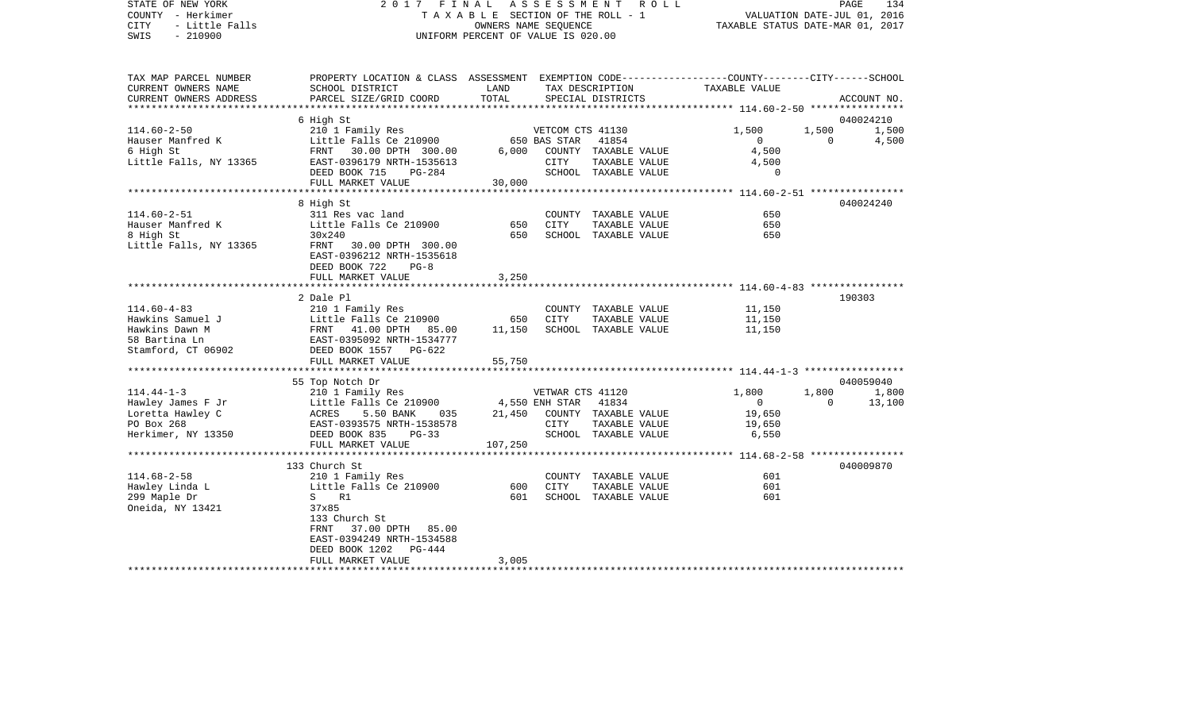STATE OF NEW YORK — 2017 FINAL ASSESSMENT ROLL
COUNTY - Herkimer — TAXABLE SECTION OF THE ROLL - 1 — VALUATION DATE-JUL 01, 2016
CITY - Little Falls — OWNERS NAME SEQUENCE — TAXABLE STATUS DATE-MAR 01, 2017
SWIS - 210900 — UNIFORM PERCENT OF VALUE IS 020.00

```
TAX MAP PARCEL NUMBER     PROPERTY LOCATION & CLASS  ASSESSMENT  EXEMPTION CODE-----------------COUNTY--------CITY------SCHOOL
CURRENT OWNERS NAME       SCHOOL DISTRICT             LAND       TAX DESCRIPTION              TAXABLE VALUE
CURRENT OWNERS ADDRESS    PARCEL SIZE/GRID COORD      TOTAL      SPECIAL DISTRICTS                                   ACCOUNT NO.
******************************************************************************************** 114.60-2-50 ****************
                          6 High St                                                                                  040024210
114.60-2-50               210 1 Family Res                      VETCOM CTS 41130              1,500      1,500        1,500
Hauser Manfred K          Little Falls Ce 210900          650 BAS STAR   41854                    0          0        4,500
6 High St                 FRNT   30.00 DPTH 300.00      6,000    COUNTY  TAXABLE VALUE           4,500
Little Falls, NY 13365    EAST-0396179 NRTH-1535613              CITY    TAXABLE VALUE           4,500
                          DEED BOOK 715    PG-284                SCHOOL  TAXABLE VALUE               0
                          FULL MARKET VALUE            30,000
******************************************************************************************** 114.60-2-51 ****************
                          8 High St                                                                                  040024240
114.60-2-51               311 Res vac land                       COUNTY  TAXABLE VALUE             650
Hauser Manfred K          Little Falls Ce 210900          650    CITY    TAXABLE VALUE             650
8 High St                 30x240                          650    SCHOOL  TAXABLE VALUE             650
Little Falls, NY 13365    FRNT   30.00 DPTH 300.00
                          EAST-0396212 NRTH-1535618
                          DEED BOOK 722    PG-8
                          FULL MARKET VALUE             3,250
******************************************************************************************** 114.60-4-83 ****************
                          2 Dale Pl                                                                                  190303
114.60-4-83               210 1 Family Res                       COUNTY  TAXABLE VALUE          11,150
Hawkins Samuel J          Little Falls Ce 210900          650    CITY    TAXABLE VALUE          11,150
Hawkins Dawn M            FRNT   41.00 DPTH  85.00     11,150    SCHOOL  TAXABLE VALUE          11,150
58 Bartina Ln             EAST-0395092 NRTH-1534777
Stamford, CT 06902        DEED BOOK 1557   PG-622
                          FULL MARKET VALUE            55,750
******************************************************************************************** 114.44-1-3 *****************
                          55 Top Notch Dr                                                                            040059040
114.44-1-3                210 1 Family Res                      VETWAR CTS 41120              1,800      1,800        1,800
Hawley James F Jr         Little Falls Ce 210900        4,550 ENH STAR   41834                    0          0       13,100
Loretta Hawley C          ACRES    5.50 BANK     035   21,450    COUNTY  TAXABLE VALUE          19,650
PO Box 268                EAST-0393575 NRTH-1538578              CITY    TAXABLE VALUE          19,650
Herkimer, NY 13350        DEED BOOK 835    PG-33                 SCHOOL  TAXABLE VALUE           6,550
                          FULL MARKET VALUE           107,250
******************************************************************************************** 114.68-2-58 ****************
                          133 Church St                                                                              040009870
114.68-2-58               210 1 Family Res                       COUNTY  TAXABLE VALUE             601
Hawley Linda L            Little Falls Ce 210900          600    CITY    TAXABLE VALUE             601
299 Maple Dr              S   R1                          601    SCHOOL  TAXABLE VALUE             601
Oneida, NY 13421          37x85
                          133 Church St
                          FRNT   37.00 DPTH  85.00
                          EAST-0394249 NRTH-1534588
                          DEED BOOK 1202   PG-444
                          FULL MARKET VALUE             3,005
****************************************************************************************************************************
```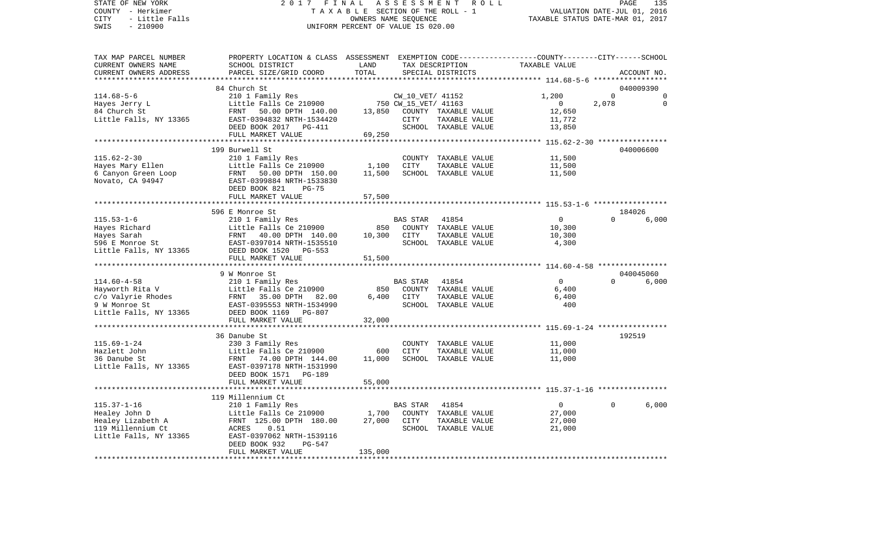STATE OF NEW YORK | 2017 FINAL ASSESSMENT ROLL | PAGE 135
COUNTY - Herkimer | TAXABLE SECTION OF THE ROLL - 1 | VALUATION DATE-JUL 01, 2016
CITY - Little Falls | OWNERS NAME SEQUENCE | TAXABLE STATUS DATE-MAR 01, 2017
SWIS - 210900 | UNIFORM PERCENT OF VALUE IS 020.00

| TAX MAP PARCEL NUMBER<br>CURRENT OWNERS NAME<br>CURRENT OWNERS ADDRESS | PROPERTY LOCATION & CLASS<br>SCHOOL DISTRICT<br>PARCEL SIZE/GRID COORD | ASSESSMENT<br>LAND<br>TOTAL | EXEMPTION CODE<br>TAX DESCRIPTION<br>SPECIAL DISTRICTS | COUNTY<br>TAXABLE VALUE | CITY | SCHOOL<br>ACCOUNT NO. |
|---|---|---|---|---|---|---|
| | 84 Church St | | | | | 040009390 |
| 114.68-5-6 | 210 1 Family Res | | CW_10_VET/ 41152 | 1,200 | 0 | 0 |
| Hayes Jerry L | Little Falls Ce 210900 | 750 | CW_15_VET/ 41163 | 0 | 2,078 | 0 |
| 84 Church St | FRNT 50.00 DPTH 140.00 | 13,850 | COUNTY TAXABLE VALUE | 12,650 | | |
| Little Falls, NY 13365 | EAST-0394832 NRTH-1534420 | | CITY TAXABLE VALUE | 11,772 | | |
| | DEED BOOK 2017 PG-411 | | SCHOOL TAXABLE VALUE | 13,850 | | |
| | FULL MARKET VALUE | 69,250 | | | | |
| | 199 Burwell St | | | | | 040006600 |
| 115.62-2-30 | 210 1 Family Res | | COUNTY TAXABLE VALUE | 11,500 | | |
| Hayes Mary Ellen | Little Falls Ce 210900 | 1,100 | CITY TAXABLE VALUE | 11,500 | | |
| 6 Canyon Green Loop | FRNT 50.00 DPTH 150.00 | 11,500 | SCHOOL TAXABLE VALUE | 11,500 | | |
| Novato, CA 94947 | EAST-0399884 NRTH-1533830 | | | | | |
| | DEED BOOK 821 PG-75 | | | | | |
| | FULL MARKET VALUE | 57,500 | | | | |
| | 596 E Monroe St | | | | | 184026 |
| 115.53-1-6 | 210 1 Family Res | | BAS STAR 41854 | 0 | 0 | 6,000 |
| Hayes Richard | Little Falls Ce 210900 | 850 | COUNTY TAXABLE VALUE | 10,300 | | |
| Hayes Sarah | FRNT 40.00 DPTH 140.00 | 10,300 | CITY TAXABLE VALUE | 10,300 | | |
| 596 E Monroe St | EAST-0397014 NRTH-1535510 | | SCHOOL TAXABLE VALUE | 4,300 | | |
| Little Falls, NY 13365 | DEED BOOK 1520 PG-553 | | | | | |
| | FULL MARKET VALUE | 51,500 | | | | |
| | 9 W Monroe St | | | | | 040045060 |
| 114.60-4-58 | 210 1 Family Res | | BAS STAR 41854 | 0 | 0 | 6,000 |
| Hayworth Rita V | Little Falls Ce 210900 | 850 | COUNTY TAXABLE VALUE | 6,400 | | |
| c/o Valyrie Rhodes | FRNT 35.00 DPTH 82.00 | 6,400 | CITY TAXABLE VALUE | 6,400 | | |
| 9 W Monroe St | EAST-0395553 NRTH-1534990 | | SCHOOL TAXABLE VALUE | 400 | | |
| Little Falls, NY 13365 | DEED BOOK 1169 PG-807 | | | | | |
| | FULL MARKET VALUE | 32,000 | | | | |
| | 36 Danube St | | | | | 192519 |
| 115.69-1-24 | 230 3 Family Res | | COUNTY TAXABLE VALUE | 11,000 | | |
| Hazlett John | Little Falls Ce 210900 | 600 | CITY TAXABLE VALUE | 11,000 | | |
| 36 Danube St | FRNT 74.00 DPTH 144.00 | 11,000 | SCHOOL TAXABLE VALUE | 11,000 | | |
| Little Falls, NY 13365 | EAST-0397178 NRTH-1531990 | | | | | |
| | DEED BOOK 1571 PG-189 | | | | | |
| | FULL MARKET VALUE | 55,000 | | | | |
| | 119 Millennium Ct | | | | | |
| 115.37-1-16 | 210 1 Family Res | | BAS STAR 41854 | 0 | 0 | 6,000 |
| Healey John D | Little Falls Ce 210900 | 1,700 | COUNTY TAXABLE VALUE | 27,000 | | |
| Healey Lizabeth A | FRNT 125.00 DPTH 180.00 | 27,000 | CITY TAXABLE VALUE | 27,000 | | |
| 119 Millennium Ct | ACRES 0.51 | | SCHOOL TAXABLE VALUE | 21,000 | | |
| Little Falls, NY 13365 | EAST-0397062 NRTH-1539116 | | | | | |
| | DEED BOOK 932 PG-547 | | | | | |
| | FULL MARKET VALUE | 135,000 | | | | |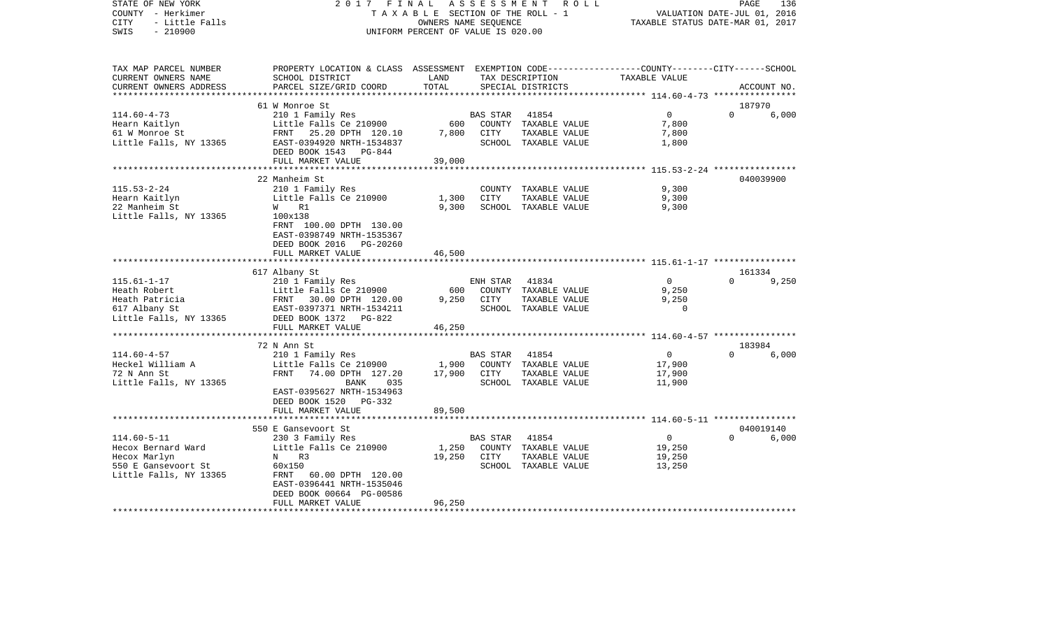STATE OF NEW YORK
COUNTY - Herkimer
CITY - Little Falls
SWIS - 210900

2017 FINAL ASSESSMENT ROLL
TAXABLE SECTION OF THE ROLL - 1
OWNERS NAME SEQUENCE
UNIFORM PERCENT OF VALUE IS 020.00

VALUATION DATE-JUL 01, 2016
TAXABLE STATUS DATE-MAR 01, 2017

| TAX MAP PARCEL NUMBER<br>CURRENT OWNERS NAME<br>CURRENT OWNERS ADDRESS | PROPERTY LOCATION & CLASS<br>SCHOOL DISTRICT<br>PARCEL SIZE/GRID COORD | ASSESSMENT<br>LAND<br>TOTAL | EXEMPTION CODE<br>TAX DESCRIPTION<br>SPECIAL DISTRICTS | | COUNTY<br>TAXABLE VALUE | CITY | SCHOOL<br>ACCOUNT NO. |
|---|---|---|---|---|---|---|---|
| **114.60-4-73** | 61 W Monroe St | | | | | | 187970 |
| 114.60-4-73 | 210 1 Family Res | | BAS STAR 41854 | | 0 | 0 | 6,000 |
| Hearn Kaitlyn | Little Falls Ce 210900 | 600 | COUNTY | TAXABLE VALUE | 7,800 | | |
| 61 W Monroe St | FRNT 25.20 DPTH 120.10 | 7,800 | CITY | TAXABLE VALUE | 7,800 | | |
| Little Falls, NY 13365 | EAST-0394920 NRTH-1534837 | | SCHOOL | TAXABLE VALUE | 1,800 | | |
| | DEED BOOK 1543 PG-844 | | | | | | |
| | FULL MARKET VALUE | 39,000 | | | | | |
| **115.53-2-24** | 22 Manheim St | | | | | | 040039900 |
| 115.53-2-24 | 210 1 Family Res | | COUNTY | TAXABLE VALUE | 9,300 | | |
| Hearn Kaitlyn | Little Falls Ce 210900 | 1,300 | CITY | TAXABLE VALUE | 9,300 | | |
| 22 Manheim St | W R1 | 9,300 | SCHOOL | TAXABLE VALUE | 9,300 | | |
| Little Falls, NY 13365 | 100x138 | | | | | | |
| | FRNT 100.00 DPTH 130.00 | | | | | | |
| | EAST-0398749 NRTH-1535367 | | | | | | |
| | DEED BOOK 2016 PG-20260 | | | | | | |
| | FULL MARKET VALUE | 46,500 | | | | | |
| **115.61-1-17** | 617 Albany St | | | | | | 161334 |
| 115.61-1-17 | 210 1 Family Res | | ENH STAR 41834 | | 0 | 0 | 9,250 |
| Heath Robert | Little Falls Ce 210900 | 600 | COUNTY | TAXABLE VALUE | 9,250 | | |
| Heath Patricia | FRNT 30.00 DPTH 120.00 | 9,250 | CITY | TAXABLE VALUE | 9,250 | | |
| 617 Albany St | EAST-0397371 NRTH-1534211 | | SCHOOL | TAXABLE VALUE | 0 | | |
| Little Falls, NY 13365 | DEED BOOK 1372 PG-822 | | | | | | |
| | FULL MARKET VALUE | 46,250 | | | | | |
| **114.60-4-57** | 72 N Ann St | | | | | | 183984 |
| 114.60-4-57 | 210 1 Family Res | | BAS STAR 41854 | | 0 | 0 | 6,000 |
| Heckel William A | Little Falls Ce 210900 | 1,900 | COUNTY | TAXABLE VALUE | 17,900 | | |
| 72 N Ann St | FRNT 74.00 DPTH 127.20 | 17,900 | CITY | TAXABLE VALUE | 17,900 | | |
| Little Falls, NY 13365 | BANK 035 | | SCHOOL | TAXABLE VALUE | 11,900 | | |
| | EAST-0395627 NRTH-1534963 | | | | | | |
| | DEED BOOK 1520 PG-332 | | | | | | |
| | FULL MARKET VALUE | 89,500 | | | | | |
| **114.60-5-11** | 550 E Gansevoort St | | | | | | 040019140 |
| 114.60-5-11 | 230 3 Family Res | | BAS STAR 41854 | | 0 | 0 | 6,000 |
| Hecox Bernard Ward | Little Falls Ce 210900 | 1,250 | COUNTY | TAXABLE VALUE | 19,250 | | |
| Hecox Marlyn | N R3 | 19,250 | CITY | TAXABLE VALUE | 19,250 | | |
| 550 E Gansevoort St | 60x150 | | SCHOOL | TAXABLE VALUE | 13,250 | | |
| Little Falls, NY 13365 | FRNT 60.00 DPTH 120.00 | | | | | | |
| | EAST-0396441 NRTH-1535046 | | | | | | |
| | DEED BOOK 00664 PG-00586 | | | | | | |
| | FULL MARKET VALUE | 96,250 | | | | | |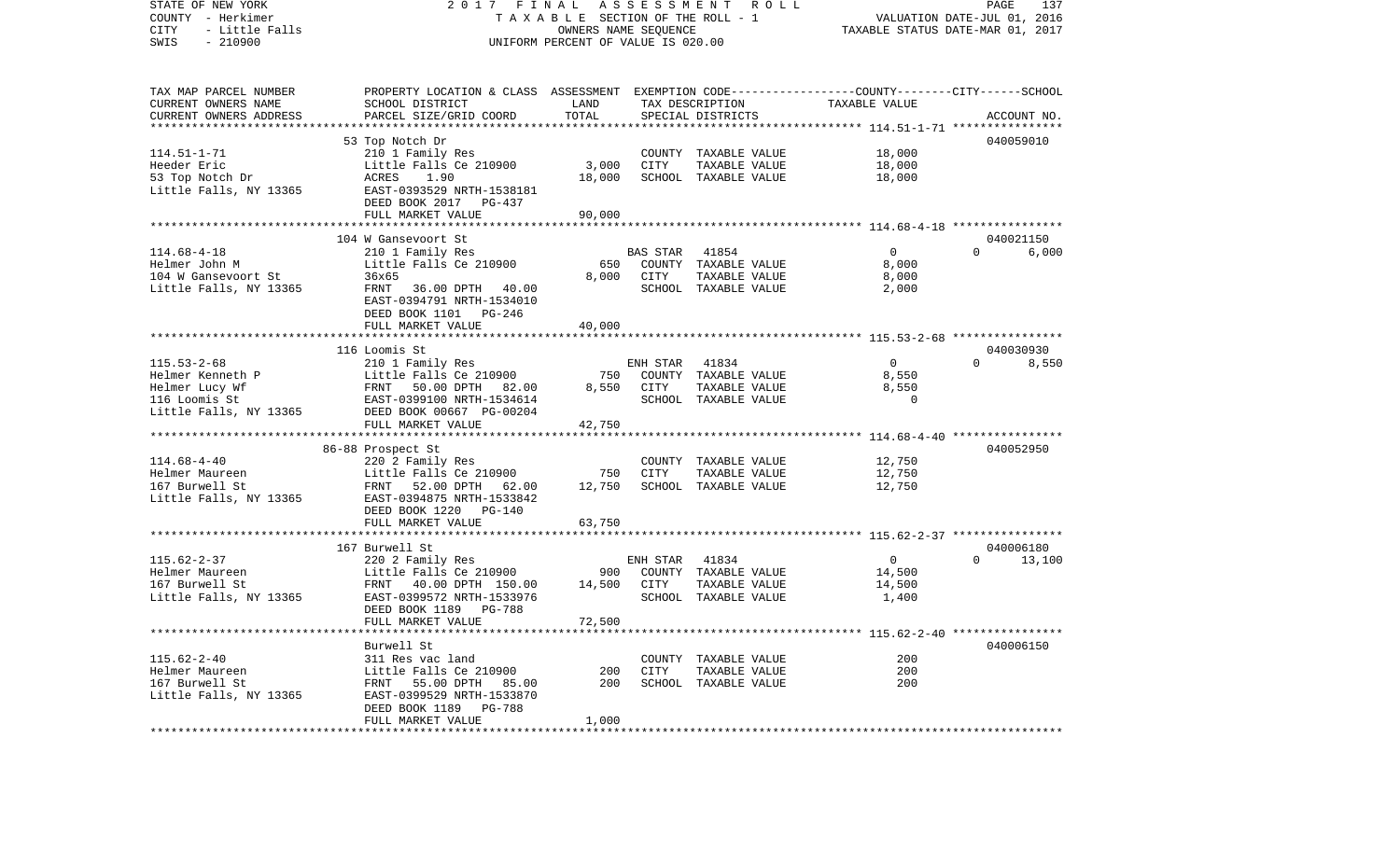STATE OF NEW YORK
COUNTY - Herkimer
CITY - Little Falls
SWIS - 210900

2017 FINAL ASSESSMENT ROLL
TAXABLE SECTION OF THE ROLL - 1
OWNERS NAME SEQUENCE
UNIFORM PERCENT OF VALUE IS 020.00

VALUATION DATE-JUL 01, 2016
TAXABLE STATUS DATE-MAR 01, 2017

| TAX MAP PARCEL NUMBER<br>CURRENT OWNERS NAME<br>CURRENT OWNERS ADDRESS | PROPERTY LOCATION & CLASS<br>SCHOOL DISTRICT<br>PARCEL SIZE/GRID COORD | ASSESSMENT<br>LAND<br>TOTAL | EXEMPTION CODE<br>TAX DESCRIPTION<br>SPECIAL DISTRICTS | COUNTY / CITY<br>TAXABLE VALUE | SCHOOL<br>ACCOUNT NO. |
|---|---|---|---|---|---|
| 114.51-1-71<br>Heeder Eric<br>53 Top Notch Dr<br>Little Falls, NY 13365 | 53 Top Notch Dr<br>210 1 Family Res<br>Little Falls Ce 210900<br>ACRES 1.90<br>EAST-0393529 NRTH-1538181<br>DEED BOOK 2017 PG-437<br>FULL MARKET VALUE | 3,000<br>18,000<br>90,000 | COUNTY TAXABLE VALUE<br>CITY TAXABLE VALUE<br>SCHOOL TAXABLE VALUE | 18,000<br>18,000<br>18,000 | 040059010 |
| 114.68-4-18<br>Helmer John M<br>104 W Gansevoort St<br>Little Falls, NY 13365 | 104 W Gansevoort St<br>210 1 Family Res<br>Little Falls Ce 210900<br>36x65<br>FRNT 36.00 DPTH 40.00<br>EAST-0394791 NRTH-1534010<br>DEED BOOK 1101 PG-246<br>FULL MARKET VALUE | 650<br>8,000<br>40,000 | BAS STAR 41854<br>COUNTY TAXABLE VALUE<br>CITY TAXABLE VALUE<br>SCHOOL TAXABLE VALUE | 0<br>8,000<br>8,000<br>2,000 | 040021150<br>0 6,000 |
| 115.53-2-68<br>Helmer Kenneth P<br>Helmer Lucy Wf<br>116 Loomis St<br>Little Falls, NY 13365 | 116 Loomis St<br>210 1 Family Res<br>Little Falls Ce 210900<br>FRNT 50.00 DPTH 82.00<br>EAST-0399100 NRTH-1534614<br>DEED BOOK 00667 PG-00204<br>FULL MARKET VALUE | 750<br>8,550<br>42,750 | ENH STAR 41834<br>COUNTY TAXABLE VALUE<br>CITY TAXABLE VALUE<br>SCHOOL TAXABLE VALUE | 0<br>8,550<br>8,550<br>0 | 040030930<br>0 8,550 |
| 114.68-4-40<br>Helmer Maureen<br>167 Burwell St<br>Little Falls, NY 13365 | 86-88 Prospect St<br>220 2 Family Res<br>Little Falls Ce 210900<br>FRNT 52.00 DPTH 62.00<br>EAST-0394875 NRTH-1533842<br>DEED BOOK 1220 PG-140<br>FULL MARKET VALUE | 750<br>12,750<br>63,750 | COUNTY TAXABLE VALUE<br>CITY TAXABLE VALUE<br>SCHOOL TAXABLE VALUE | 12,750<br>12,750<br>12,750 | 040052950 |
| 115.62-2-37<br>Helmer Maureen<br>167 Burwell St<br>Little Falls, NY 13365 | 167 Burwell St<br>220 2 Family Res<br>Little Falls Ce 210900<br>FRNT 40.00 DPTH 150.00<br>EAST-0399572 NRTH-1533976<br>DEED BOOK 1189 PG-788<br>FULL MARKET VALUE | 900<br>14,500<br>72,500 | ENH STAR 41834<br>COUNTY TAXABLE VALUE<br>CITY TAXABLE VALUE<br>SCHOOL TAXABLE VALUE | 0<br>14,500<br>14,500<br>1,400 | 040006180<br>0 13,100 |
| 115.62-2-40<br>Helmer Maureen<br>167 Burwell St<br>Little Falls, NY 13365 | Burwell St<br>311 Res vac land<br>Little Falls Ce 210900<br>FRNT 55.00 DPTH 85.00<br>EAST-0399529 NRTH-1533870<br>DEED BOOK 1189 PG-788<br>FULL MARKET VALUE | 200<br>200<br>1,000 | COUNTY TAXABLE VALUE<br>CITY TAXABLE VALUE<br>SCHOOL TAXABLE VALUE | 200<br>200<br>200 | 040006150 |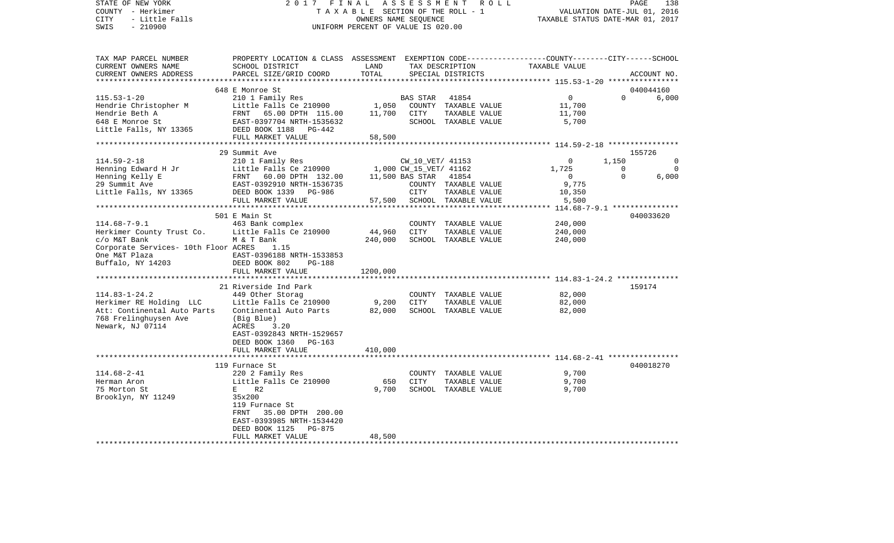STATE OF NEW YORK | 2017 FINAL ASSESSMENT ROLL | PAGE 138
COUNTY - Herkimer | TAXABLE SECTION OF THE ROLL - 1 | VALUATION DATE-JUL 01, 2016
CITY - Little Falls | OWNERS NAME SEQUENCE | TAXABLE STATUS DATE-MAR 01, 2017
SWIS - 210900 | UNIFORM PERCENT OF VALUE IS 020.00

```
TAX MAP PARCEL NUMBER          PROPERTY LOCATION & CLASS  ASSESSMENT  EXEMPTION CODE------------------COUNTY--------CITY------SCHOOL
CURRENT OWNERS NAME            SCHOOL DISTRICT               LAND      TAX DESCRIPTION            TAXABLE VALUE
CURRENT OWNERS ADDRESS         PARCEL SIZE/GRID COORD        TOTAL     SPECIAL DISTRICTS                                    ACCOUNT NO.
******************************************************************************************************* 115.53-1-20 ****************
                               648 E Monroe St                                                                            040044160
115.53-1-20                    210 1 Family Res                        BAS STAR   41854                  0            0        6,000
Hendrie Christopher M          Little Falls Ce 210900          1,050   COUNTY  TAXABLE VALUE         11,700
Hendrie Beth A                 FRNT   65.00 DPTH 115.00       11,700   CITY    TAXABLE VALUE         11,700
648 E Monroe St                EAST-0397704 NRTH-1535632               SCHOOL  TAXABLE VALUE          5,700
Little Falls, NY 13365         DEED BOOK 1188   PG-442
                               FULL MARKET VALUE              58,500
******************************************************************************************************* 114.59-2-18 ****************
                               29 Summit Ave                                                                              155726
114.59-2-18                    210 1 Family Res                        CW_10_VET/ 41153                  0        1,150            0
Henning Edward H Jr            Little Falls Ce 210900          1,000 CW_15_VET/ 41162              1,725            0            0
Henning Kelly E                FRNT   60.00 DPTH 132.00       11,500 BAS STAR   41854                  0            0        6,000
29 Summit Ave                  EAST-0392910 NRTH-1536735               COUNTY  TAXABLE VALUE          9,775
Little Falls, NY 13365         DEED BOOK 1339   PG-986                 CITY    TAXABLE VALUE         10,350
                               FULL MARKET VALUE              57,500   SCHOOL  TAXABLE VALUE          5,500
******************************************************************************************************* 114.68-7-9.1 ***************
                               501 E Main St                                                                              040033620
114.68-7-9.1                   463 Bank complex                        COUNTY  TAXABLE VALUE        240,000
Herkimer County Trust Co.      Little Falls Ce 210900         44,960   CITY    TAXABLE VALUE        240,000
c/o M&T Bank                   M & T Bank                    240,000   SCHOOL  TAXABLE VALUE        240,000
Corporate Services- 10th Floor ACRES    1.15
One M&T Plaza                  EAST-0396188 NRTH-1533853
Buffalo, NY 14203              DEED BOOK 802    PG-188
                               FULL MARKET VALUE            1200,000
******************************************************************************************************* 114.83-1-24.2 **************
                               21 Riverside Ind Park                                                                      159174
114.83-1-24.2                  449 Other Storag                        COUNTY  TAXABLE VALUE         82,000
Herkimer RE Holding  LLC       Little Falls Ce 210900          9,200   CITY    TAXABLE VALUE         82,000
Att: Continental Auto Parts    Continental Auto Parts         82,000   SCHOOL  TAXABLE VALUE         82,000
768 Frelinghuysen Ave          (Big Blue)
Newark, NJ 07114               ACRES    3.20
                               EAST-0392843 NRTH-1529657
                               DEED BOOK 1360   PG-163
                               FULL MARKET VALUE             410,000
******************************************************************************************************* 114.68-2-41 ****************
                               119 Furnace St                                                                             040018270
114.68-2-41                    220 2 Family Res                        COUNTY  TAXABLE VALUE          9,700
Herman Aron                    Little Falls Ce 210900            650   CITY    TAXABLE VALUE          9,700
75 Morton St                   E    R2                         9,700   SCHOOL  TAXABLE VALUE          9,700
Brooklyn, NY 11249             35x200
                               119 Furnace St
                               FRNT   35.00 DPTH 200.00
                               EAST-0393985 NRTH-1534420
                               DEED BOOK 1125   PG-875
                               FULL MARKET VALUE              48,500
************************************************************************************************************************************
```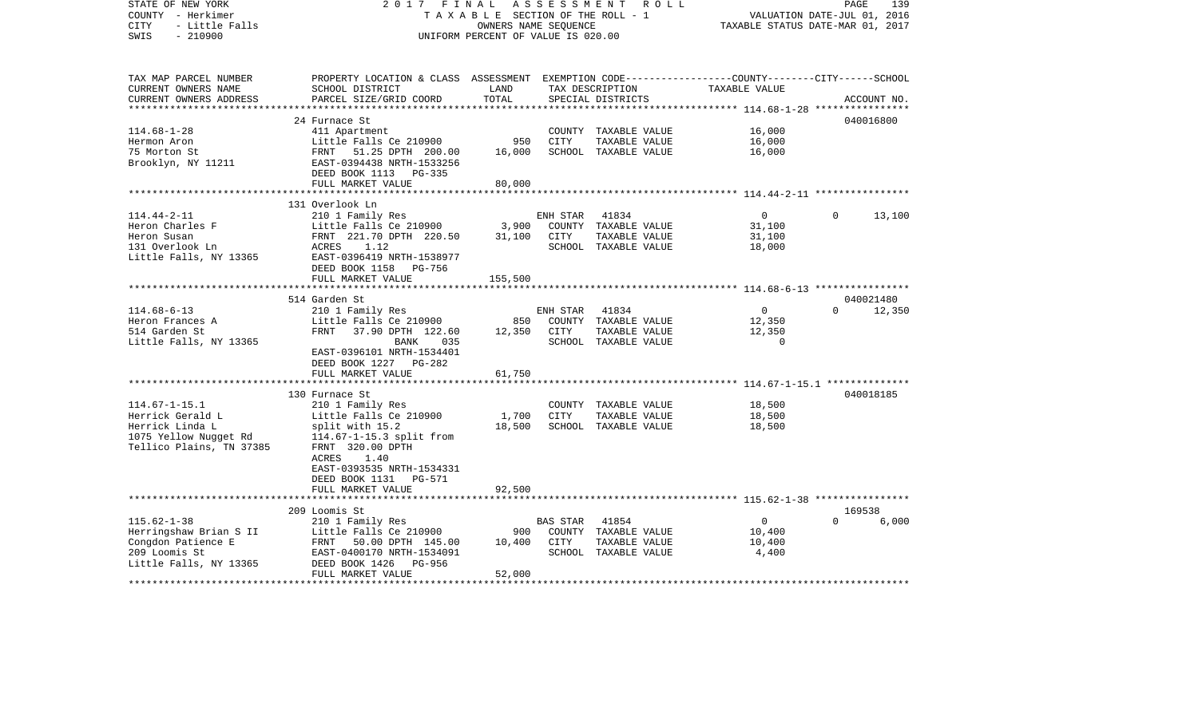STATE OF NEW YORK
COUNTY - Herkimer
CITY - Little Falls
SWIS - 210900

2017 FINAL ASSESSMENT ROLL
TAXABLE SECTION OF THE ROLL - 1
OWNERS NAME SEQUENCE
UNIFORM PERCENT OF VALUE IS 020.00

VALUATION DATE-JUL 01, 2016
TAXABLE STATUS DATE-MAR 01, 2017

| TAX MAP PARCEL NUMBER / CURRENT OWNERS NAME / CURRENT OWNERS ADDRESS | PROPERTY LOCATION & CLASS / SCHOOL DISTRICT / PARCEL SIZE/GRID COORD | ASSESSMENT LAND | TOTAL | EXEMPTION CODE / TAX DESCRIPTION / SPECIAL DISTRICTS | COUNTY | CITY | SCHOOL | ACCOUNT NO. |
|---|---|---|---|---|---|---|---|---|
| **114.68-1-28** | 24 Furnace St | | | | | | | 040016800 |
| Hermon Aron | 411 Apartment | | | COUNTY TAXABLE VALUE | 16,000 | | | |
| 75 Morton St | Little Falls Ce 210900 | 950 | | CITY TAXABLE VALUE | | 16,000 | | |
| Brooklyn, NY 11211 | FRNT 51.25 DPTH 200.00 | | 16,000 | SCHOOL TAXABLE VALUE | | | 16,000 | |
| | EAST-0394438 NRTH-1533256 | | | | | | | |
| | DEED BOOK 1113 PG-335 | | | | | | | |
| | FULL MARKET VALUE | | 80,000 | | | | | |
| **114.44-2-11** | 131 Overlook Ln | | | | | | | |
| Heron Charles F | 210 1 Family Res | | | ENH STAR 41834 | 0 | 0 | 13,100 | |
| Heron Susan | Little Falls Ce 210900 | 3,900 | | COUNTY TAXABLE VALUE | 31,100 | | | |
| 131 Overlook Ln | FRNT 221.70 DPTH 220.50 | | 31,100 | CITY TAXABLE VALUE | | 31,100 | | |
| Little Falls, NY 13365 | ACRES 1.12 | | | SCHOOL TAXABLE VALUE | | | 18,000 | |
| | EAST-0396419 NRTH-1538977 | | | | | | | |
| | DEED BOOK 1158 PG-756 | | | | | | | |
| | FULL MARKET VALUE | | 155,500 | | | | | |
| **114.68-6-13** | 514 Garden St | | | | | | | 040021480 |
| Heron Frances A | 210 1 Family Res | | | ENH STAR 41834 | 0 | 0 | 12,350 | |
| 514 Garden St | Little Falls Ce 210900 | 850 | | COUNTY TAXABLE VALUE | 12,350 | | | |
| Little Falls, NY 13365 | FRNT 37.90 DPTH 122.60 | | 12,350 | CITY TAXABLE VALUE | | 12,350 | | |
| | BANK 035 | | | SCHOOL TAXABLE VALUE | | | 0 | |
| | EAST-0396101 NRTH-1534401 | | | | | | | |
| | DEED BOOK 1227 PG-282 | | | | | | | |
| | FULL MARKET VALUE | | 61,750 | | | | | |
| **114.67-1-15.1** | 130 Furnace St | | | | | | | 040018185 |
| Herrick Gerald L | 210 1 Family Res | | | COUNTY TAXABLE VALUE | 18,500 | | | |
| Herrick Linda L | Little Falls Ce 210900 | 1,700 | | CITY TAXABLE VALUE | | 18,500 | | |
| 1075 Yellow Nugget Rd | split with 15.2 | | 18,500 | SCHOOL TAXABLE VALUE | | | 18,500 | |
| Tellico Plains, TN 37385 | 114.67-1-15.3 split from | | | | | | | |
| | FRNT 320.00 DPTH | | | | | | | |
| | ACRES 1.40 | | | | | | | |
| | EAST-0393535 NRTH-1534331 | | | | | | | |
| | DEED BOOK 1131 PG-571 | | | | | | | |
| | FULL MARKET VALUE | | 92,500 | | | | | |
| **115.62-1-38** | 209 Loomis St | | | | | | | 169538 |
| Herringshaw Brian S II | 210 1 Family Res | | | BAS STAR 41854 | 0 | 0 | 6,000 | |
| Congdon Patience E | Little Falls Ce 210900 | 900 | | COUNTY TAXABLE VALUE | 10,400 | | | |
| 209 Loomis St | FRNT 50.00 DPTH 145.00 | | 10,400 | CITY TAXABLE VALUE | | 10,400 | | |
| Little Falls, NY 13365 | EAST-0400170 NRTH-1534091 | | | SCHOOL TAXABLE VALUE | | | 4,400 | |
| | DEED BOOK 1426 PG-956 | | | | | | | |
| | FULL MARKET VALUE | | 52,000 | | | | | |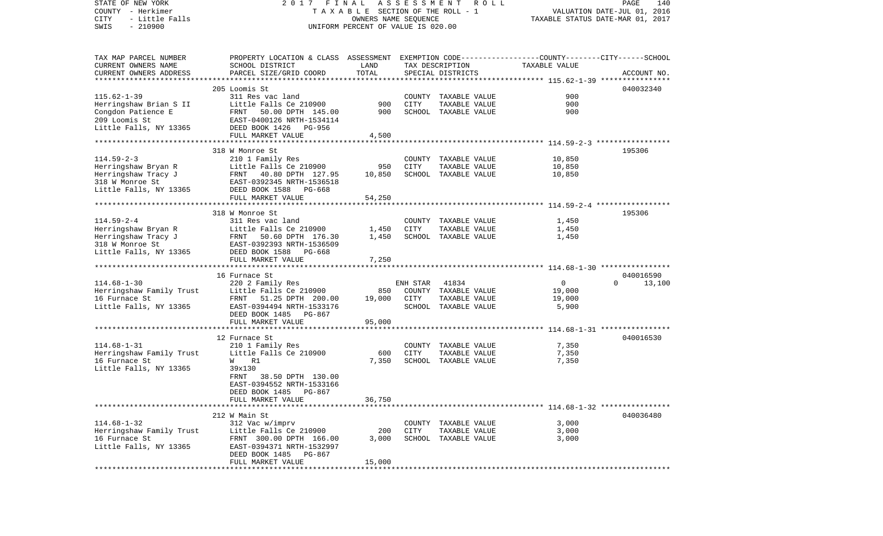STATE OF NEW YORK | 2017 FINAL ASSESSMENT ROLL | VALUATION DATE-JUL 01, 2016
COUNTY - Herkimer | TAXABLE SECTION OF THE ROLL - 1 | TAXABLE STATUS DATE-MAR 01, 2017
CITY - Little Falls | OWNERS NAME SEQUENCE
SWIS - 210900 | UNIFORM PERCENT OF VALUE IS 020.00

| TAX MAP PARCEL NUMBER / CURRENT OWNERS NAME / CURRENT OWNERS ADDRESS | PROPERTY LOCATION & CLASS / SCHOOL DISTRICT / PARCEL SIZE/GRID COORD | ASSESSMENT LAND | ASSESSMENT TOTAL | EXEMPTION CODE / TAX DESCRIPTION / SPECIAL DISTRICTS | COUNTY / CITY TAXABLE VALUE | SCHOOL | ACCOUNT NO. |
|---|---|---|---|---|---|---|---|
| | 205 Loomis St | | | | | | 040032340 |
| 115.62-1-39 | 311 Res vac land | | | COUNTY TAXABLE VALUE | 900 | | |
| Herringshaw Brian S II | Little Falls Ce 210900 | 900 | | CITY TAXABLE VALUE | 900 | | |
| Congdon Patience E | FRNT 50.00 DPTH 145.00 | | 900 | SCHOOL TAXABLE VALUE | 900 | | |
| 209 Loomis St | EAST-0400126 NRTH-1534114 | | | | | | |
| Little Falls, NY 13365 | DEED BOOK 1426 PG-956 | | | | | | |
| | FULL MARKET VALUE | | 4,500 | | | | |
| | 318 W Monroe St | | | | | | 195306 |
| 114.59-2-3 | 210 1 Family Res | | | COUNTY TAXABLE VALUE | 10,850 | | |
| Herringshaw Bryan R | Little Falls Ce 210900 | 950 | | CITY TAXABLE VALUE | 10,850 | | |
| Herringshaw Tracy J | FRNT 40.80 DPTH 127.95 | | 10,850 | SCHOOL TAXABLE VALUE | 10,850 | | |
| 318 W Monroe St | EAST-0392345 NRTH-1536518 | | | | | | |
| Little Falls, NY 13365 | DEED BOOK 1588 PG-668 | | | | | | |
| | FULL MARKET VALUE | | 54,250 | | | | |
| | 318 W Monroe St | | | | | | 195306 |
| 114.59-2-4 | 311 Res vac land | | | COUNTY TAXABLE VALUE | 1,450 | | |
| Herringshaw Bryan R | Little Falls Ce 210900 | 1,450 | | CITY TAXABLE VALUE | 1,450 | | |
| Herringshaw Tracy J | FRNT 50.60 DPTH 176.30 | | 1,450 | SCHOOL TAXABLE VALUE | 1,450 | | |
| 318 W Monroe St | EAST-0392393 NRTH-1536509 | | | | | | |
| Little Falls, NY 13365 | DEED BOOK 1588 PG-668 | | | | | | |
| | FULL MARKET VALUE | | 7,250 | | | | |
| | 16 Furnace St | | | | | | 040016590 |
| 114.68-1-30 | 220 2 Family Res | | | ENH STAR 41834 | 0 | 0 | 13,100 |
| Herringshaw Family Trust | Little Falls Ce 210900 | 850 | | COUNTY TAXABLE VALUE | 19,000 | | |
| 16 Furnace St | FRNT 51.25 DPTH 200.00 | | 19,000 | CITY TAXABLE VALUE | 19,000 | | |
| Little Falls, NY 13365 | EAST-0394494 NRTH-1533176 | | | SCHOOL TAXABLE VALUE | 5,900 | | |
| | DEED BOOK 1485 PG-867 | | | | | | |
| | FULL MARKET VALUE | | 95,000 | | | | |
| | 12 Furnace St | | | | | | 040016530 |
| 114.68-1-31 | 210 1 Family Res | | | COUNTY TAXABLE VALUE | 7,350 | | |
| Herringshaw Family Trust | Little Falls Ce 210900 | 600 | | CITY TAXABLE VALUE | 7,350 | | |
| 16 Furnace St | W R1 | | 7,350 | SCHOOL TAXABLE VALUE | 7,350 | | |
| Little Falls, NY 13365 | 39x130 | | | | | | |
| | FRNT 38.50 DPTH 130.00 | | | | | | |
| | EAST-0394552 NRTH-1533166 | | | | | | |
| | DEED BOOK 1485 PG-867 | | | | | | |
| | FULL MARKET VALUE | | 36,750 | | | | |
| | 212 W Main St | | | | | | 040036480 |
| 114.68-1-32 | 312 Vac w/imprv | | | COUNTY TAXABLE VALUE | 3,000 | | |
| Herringshaw Family Trust | Little Falls Ce 210900 | 200 | | CITY TAXABLE VALUE | 3,000 | | |
| 16 Furnace St | FRNT 300.00 DPTH 166.00 | | 3,000 | SCHOOL TAXABLE VALUE | 3,000 | | |
| Little Falls, NY 13365 | EAST-0394371 NRTH-1532997 | | | | | | |
| | DEED BOOK 1485 PG-867 | | | | | | |
| | FULL MARKET VALUE | | 15,000 | | | | |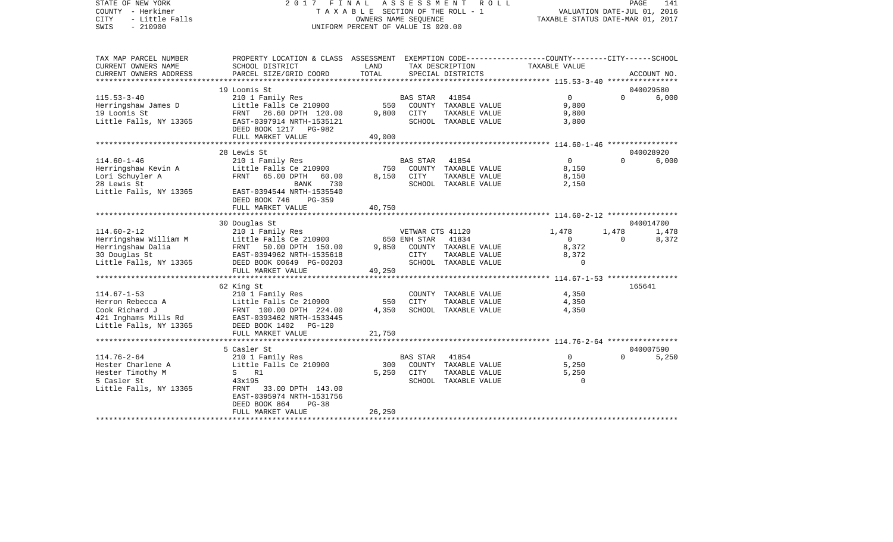STATE OF NEW YORK 2 0 1 7 F I N A L A S S E S S M E N T R O L L
COUNTY - Herkimer T A X A B L E SECTION OF THE ROLL - 1 VALUATION DATE-JUL 01, 2016
CITY - Little Falls OWNERS NAME SEQUENCE TAXABLE STATUS DATE-MAR 01, 2017
SWIS - 210900 UNIFORM PERCENT OF VALUE IS 020.00

| TAX MAP PARCEL NUMBER<br>CURRENT OWNERS NAME<br>CURRENT OWNERS ADDRESS | PROPERTY LOCATION & CLASS<br>SCHOOL DISTRICT<br>PARCEL SIZE/GRID COORD | ASSESSMENT<br>LAND<br>TOTAL | EXEMPTION CODE<br>TAX DESCRIPTION<br>SPECIAL DISTRICTS | COUNTY<br>TAXABLE VALUE | CITY | SCHOOL<br>ACCOUNT NO. |
|---|---|---|---|---|---|---|
| | 19 Loomis St | | | | | 040029580 |
| 115.53-3-40 | 210 1 Family Res | | BAS STAR 41854 | 0 | 0 | 6,000 |
| Herringshaw James D | Little Falls Ce 210900 | 550 | COUNTY TAXABLE VALUE | 9,800 | | |
| 19 Loomis St | FRNT 26.60 DPTH 120.00 | 9,800 | CITY TAXABLE VALUE | 9,800 | | |
| Little Falls, NY 13365 | EAST-0397914 NRTH-1535121 | | SCHOOL TAXABLE VALUE | 3,800 | | |
| | DEED BOOK 1217 PG-982 | | | | | |
| | FULL MARKET VALUE | 49,000 | | | | |
| | 28 Lewis St | | | | | 040028920 |
| 114.60-1-46 | 210 1 Family Res | | BAS STAR 41854 | 0 | 0 | 6,000 |
| Herringshaw Kevin A | Little Falls Ce 210900 | 750 | COUNTY TAXABLE VALUE | 8,150 | | |
| Lori Schuyler A | FRNT 65.00 DPTH 60.00 | 8,150 | CITY TAXABLE VALUE | 8,150 | | |
| 28 Lewis St | BANK 730 | | SCHOOL TAXABLE VALUE | 2,150 | | |
| Little Falls, NY 13365 | EAST-0394544 NRTH-1535540 | | | | | |
| | DEED BOOK 746 PG-359 | | | | | |
| | FULL MARKET VALUE | 40,750 | | | | |
| | 30 Douglas St | | | | | 040014700 |
| 114.60-2-12 | 210 1 Family Res | | VETWAR CTS 41120 | 1,478 | 1,478 | 1,478 |
| Herringshaw William M | Little Falls Ce 210900 | 650 | ENH STAR 41834 | 0 | 0 | 8,372 |
| Herringshaw Dalia | FRNT 50.00 DPTH 150.00 | 9,850 | COUNTY TAXABLE VALUE | 8,372 | | |
| 30 Douglas St | EAST-0394962 NRTH-1535618 | | CITY TAXABLE VALUE | 8,372 | | |
| Little Falls, NY 13365 | DEED BOOK 00649 PG-00203 | | SCHOOL TAXABLE VALUE | 0 | | |
| | FULL MARKET VALUE | 49,250 | | | | |
| | 62 King St | | | | | 165641 |
| 114.67-1-53 | 210 1 Family Res | | COUNTY TAXABLE VALUE | 4,350 | | |
| Herron Rebecca A | Little Falls Ce 210900 | 550 | CITY TAXABLE VALUE | 4,350 | | |
| Cook Richard J | FRNT 100.00 DPTH 224.00 | 4,350 | SCHOOL TAXABLE VALUE | 4,350 | | |
| 421 Inghams Mills Rd | EAST-0393462 NRTH-1533445 | | | | | |
| Little Falls, NY 13365 | DEED BOOK 1402 PG-120 | | | | | |
| | FULL MARKET VALUE | 21,750 | | | | |
| | 5 Casler St | | | | | 040007590 |
| 114.76-2-64 | 210 1 Family Res | | BAS STAR 41854 | 0 | 0 | 5,250 |
| Hester Charlene A | Little Falls Ce 210900 | 300 | COUNTY TAXABLE VALUE | 5,250 | | |
| Hester Timothy M | S R1 | 5,250 | CITY TAXABLE VALUE | 5,250 | | |
| 5 Casler St | 43x195 | | SCHOOL TAXABLE VALUE | 0 | | |
| Little Falls, NY 13365 | FRNT 33.00 DPTH 143.00 | | | | | |
| | EAST-0395974 NRTH-1531756 | | | | | |
| | DEED BOOK 864 PG-38 | | | | | |
| | FULL MARKET VALUE | 26,250 | | | | |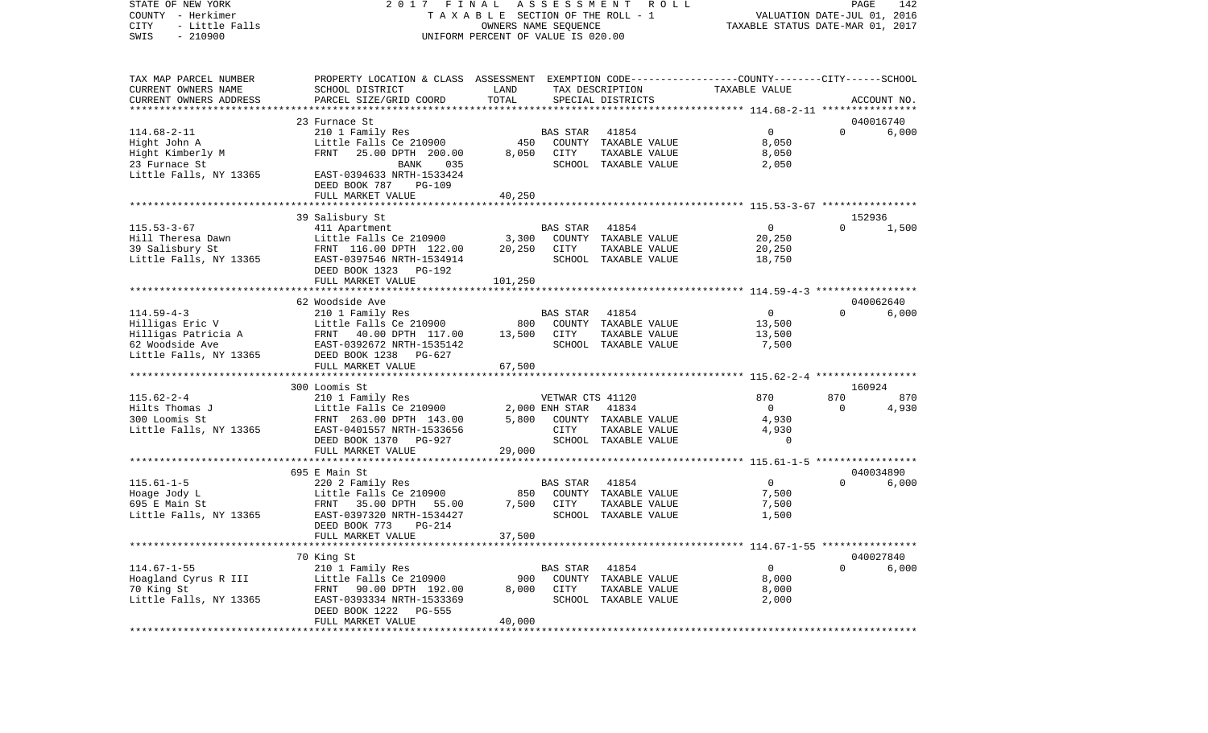STATE OF NEW YORK — 2017 FINAL ASSESSMENT ROLL
COUNTY - Herkimer — TAXABLE SECTION OF THE ROLL - 1 — VALUATION DATE-JUL 01, 2016
CITY - Little Falls — OWNERS NAME SEQUENCE — TAXABLE STATUS DATE-MAR 01, 2017
SWIS - 210900 — UNIFORM PERCENT OF VALUE IS 020.00

| TAX MAP PARCEL NUMBER / CURRENT OWNERS NAME / CURRENT OWNERS ADDRESS | PROPERTY LOCATION & CLASS / SCHOOL DISTRICT / PARCEL SIZE/GRID COORD | ASSESSMENT LAND | TOTAL | EXEMPTION CODE / TAX DESCRIPTION / SPECIAL DISTRICTS | COUNTY | CITY | SCHOOL | ACCOUNT NO. |
|---|---|---|---|---|---|---|---|---|
| 114.68-2-11 | 23 Furnace St | | | | | | | 040016740 |
| Hight John A | 210 1 Family Res | | | BAS STAR 41854 | 0 | 0 | 6,000 | |
| Hight Kimberly M | Little Falls Ce 210900 | 450 | | COUNTY TAXABLE VALUE | 8,050 | | | |
| 23 Furnace St | FRNT 25.00 DPTH 200.00 | | 8,050 | CITY TAXABLE VALUE | | 8,050 | | |
| Little Falls, NY 13365 | BANK 035 | | | SCHOOL TAXABLE VALUE | | | 2,050 | |
| | EAST-0394633 NRTH-1533424 | | | | | | | |
| | DEED BOOK 787 PG-109 | | | | | | | |
| | FULL MARKET VALUE | | 40,250 | | | | | |
| 115.53-3-67 | 39 Salisbury St | | | | | | | 152936 |
| Hill Theresa Dawn | 411 Apartment | | | BAS STAR 41854 | 0 | 0 | 1,500 | |
| 39 Salisbury St | Little Falls Ce 210900 | 3,300 | | COUNTY TAXABLE VALUE | 20,250 | | | |
| Little Falls, NY 13365 | FRNT 116.00 DPTH 122.00 | | 20,250 | CITY TAXABLE VALUE | | 20,250 | | |
| | EAST-0397546 NRTH-1534914 | | | SCHOOL TAXABLE VALUE | | | 18,750 | |
| | DEED BOOK 1323 PG-192 | | | | | | | |
| | FULL MARKET VALUE | | 101,250 | | | | | |
| 114.59-4-3 | 62 Woodside Ave | | | | | | | 040062640 |
| Hilligas Eric V | 210 1 Family Res | | | BAS STAR 41854 | 0 | 0 | 6,000 | |
| Hilligas Patricia A | Little Falls Ce 210900 | 800 | | COUNTY TAXABLE VALUE | 13,500 | | | |
| 62 Woodside Ave | FRNT 40.00 DPTH 117.00 | | 13,500 | CITY TAXABLE VALUE | | 13,500 | | |
| Little Falls, NY 13365 | EAST-0392672 NRTH-1535142 | | | SCHOOL TAXABLE VALUE | | | 7,500 | |
| | DEED BOOK 1238 PG-627 | | | | | | | |
| | FULL MARKET VALUE | | 67,500 | | | | | |
| 115.62-2-4 | 300 Loomis St | | | | | | | 160924 |
| Hilts Thomas J | 210 1 Family Res | | | VETWAR CTS 41120 | 870 | 870 | 870 | |
| 300 Loomis St | Little Falls Ce 210900 | 2,000 | | ENH STAR 41834 | 0 | 0 | 4,930 | |
| Little Falls, NY 13365 | FRNT 263.00 DPTH 143.00 | | 5,800 | COUNTY TAXABLE VALUE | 4,930 | | | |
| | EAST-0401557 NRTH-1533656 | | | CITY TAXABLE VALUE | | 4,930 | | |
| | DEED BOOK 1370 PG-927 | | | SCHOOL TAXABLE VALUE | | | 0 | |
| | FULL MARKET VALUE | | 29,000 | | | | | |
| 115.61-1-5 | 695 E Main St | | | | | | | 040034890 |
| Hoage Jody L | 220 2 Family Res | | | BAS STAR 41854 | 0 | 0 | 6,000 | |
| 695 E Main St | Little Falls Ce 210900 | 850 | | COUNTY TAXABLE VALUE | 7,500 | | | |
| Little Falls, NY 13365 | FRNT 35.00 DPTH 55.00 | | 7,500 | CITY TAXABLE VALUE | | 7,500 | | |
| | EAST-0397320 NRTH-1534427 | | | SCHOOL TAXABLE VALUE | | | 1,500 | |
| | DEED BOOK 773 PG-214 | | | | | | | |
| | FULL MARKET VALUE | | 37,500 | | | | | |
| 114.67-1-55 | 70 King St | | | | | | | 040027840 |
| Hoagland Cyrus R III | 210 1 Family Res | | | BAS STAR 41854 | 0 | 0 | 6,000 | |
| 70 King St | Little Falls Ce 210900 | 900 | | COUNTY TAXABLE VALUE | 8,000 | | | |
| Little Falls, NY 13365 | FRNT 90.00 DPTH 192.00 | | 8,000 | CITY TAXABLE VALUE | | 8,000 | | |
| | EAST-0393334 NRTH-1533369 | | | SCHOOL TAXABLE VALUE | | | 2,000 | |
| | DEED BOOK 1222 PG-555 | | | | | | | |
| | FULL MARKET VALUE | | 40,000 | | | | | |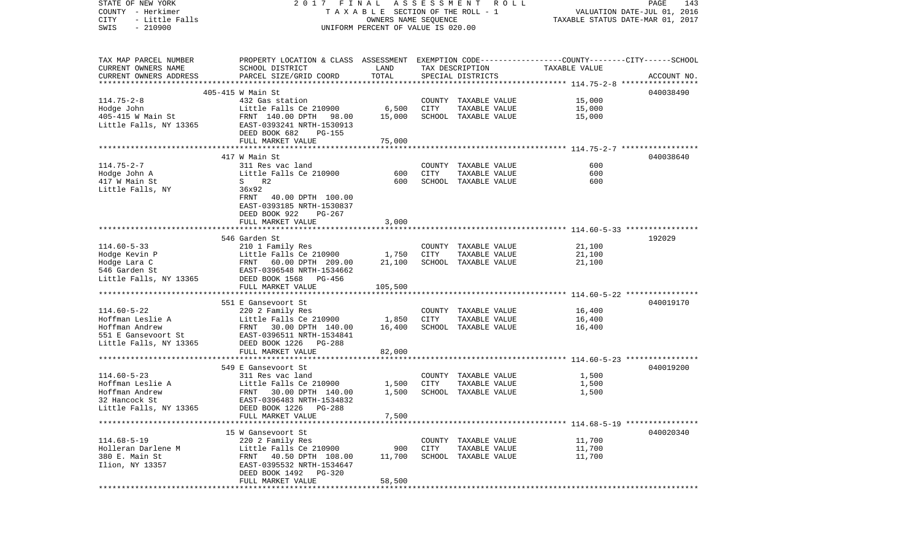STATE OF NEW YORK 2 0 1 7 F I N A L A S S E S S M E N T R O L L
COUNTY - Herkimer T A X A B L E SECTION OF THE ROLL - 1 VALUATION DATE-JUL 01, 2016
CITY - Little Falls OWNERS NAME SEQUENCE TAXABLE STATUS DATE-MAR 01, 2017
SWIS - 210900 UNIFORM PERCENT OF VALUE IS 020.00

| TAX MAP PARCEL NUMBER<br>CURRENT OWNERS NAME<br>CURRENT OWNERS ADDRESS | PROPERTY LOCATION & CLASS<br>SCHOOL DISTRICT<br>PARCEL SIZE/GRID COORD | ASSESSMENT<br>LAND<br>TOTAL | EXEMPTION CODE-----COUNTY-----CITY-----SCHOOL<br>TAX DESCRIPTION<br>SPECIAL DISTRICTS | TAXABLE VALUE | ACCOUNT NO. |
|---|---|---|---|---|---|
| | 405-415 W Main St | | | | 040038490 |
| 114.75-2-8 | 432 Gas station | | COUNTY TAXABLE VALUE | 15,000 | |
| Hodge John | Little Falls Ce 210900 | 6,500 | CITY TAXABLE VALUE | 15,000 | |
| 405-415 W Main St | FRNT 140.00 DPTH 98.00 | 15,000 | SCHOOL TAXABLE VALUE | 15,000 | |
| Little Falls, NY 13365 | EAST-0393241 NRTH-1530913 | | | | |
| | DEED BOOK 682 PG-155 | | | | |
| | FULL MARKET VALUE | 75,000 | | | |
| | 417 W Main St | | | | 040038640 |
| 114.75-2-7 | 311 Res vac land | | COUNTY TAXABLE VALUE | 600 | |
| Hodge John A | Little Falls Ce 210900 | 600 | CITY TAXABLE VALUE | 600 | |
| 417 W Main St | S R2 | 600 | SCHOOL TAXABLE VALUE | 600 | |
| Little Falls, NY | 36x92 | | | | |
| | FRNT 40.00 DPTH 100.00 | | | | |
| | EAST-0393185 NRTH-1530837 | | | | |
| | DEED BOOK 922 PG-267 | | | | |
| | FULL MARKET VALUE | 3,000 | | | |
| | 546 Garden St | | | | 192029 |
| 114.60-5-33 | 210 1 Family Res | | COUNTY TAXABLE VALUE | 21,100 | |
| Hodge Kevin P | Little Falls Ce 210900 | 1,750 | CITY TAXABLE VALUE | 21,100 | |
| Hodge Lara C | FRNT 60.00 DPTH 209.00 | 21,100 | SCHOOL TAXABLE VALUE | 21,100 | |
| 546 Garden St | EAST-0396548 NRTH-1534662 | | | | |
| Little Falls, NY 13365 | DEED BOOK 1568 PG-456 | | | | |
| | FULL MARKET VALUE | 105,500 | | | |
| | 551 E Gansevoort St | | | | 040019170 |
| 114.60-5-22 | 220 2 Family Res | | COUNTY TAXABLE VALUE | 16,400 | |
| Hoffman Leslie A | Little Falls Ce 210900 | 1,850 | CITY TAXABLE VALUE | 16,400 | |
| Hoffman Andrew | FRNT 30.00 DPTH 140.00 | 16,400 | SCHOOL TAXABLE VALUE | 16,400 | |
| 551 E Gansevoort St | EAST-0396511 NRTH-1534841 | | | | |
| Little Falls, NY 13365 | DEED BOOK 1226 PG-288 | | | | |
| | FULL MARKET VALUE | 82,000 | | | |
| | 549 E Gansevoort St | | | | 040019200 |
| 114.60-5-23 | 311 Res vac land | | COUNTY TAXABLE VALUE | 1,500 | |
| Hoffman Leslie A | Little Falls Ce 210900 | 1,500 | CITY TAXABLE VALUE | 1,500 | |
| Hoffman Andrew | FRNT 30.00 DPTH 140.00 | 1,500 | SCHOOL TAXABLE VALUE | 1,500 | |
| 32 Hancock St | EAST-0396483 NRTH-1534832 | | | | |
| Little Falls, NY 13365 | DEED BOOK 1226 PG-288 | | | | |
| | FULL MARKET VALUE | 7,500 | | | |
| | 15 W Gansevoort St | | | | 040020340 |
| 114.68-5-19 | 220 2 Family Res | | COUNTY TAXABLE VALUE | 11,700 | |
| Holleran Darlene M | Little Falls Ce 210900 | 900 | CITY TAXABLE VALUE | 11,700 | |
| 380 E. Main St | FRNT 40.50 DPTH 108.00 | 11,700 | SCHOOL TAXABLE VALUE | 11,700 | |
| Ilion, NY 13357 | EAST-0395532 NRTH-1534647 | | | | |
| | DEED BOOK 1492 PG-320 | | | | |
| | FULL MARKET VALUE | 58,500 | | | |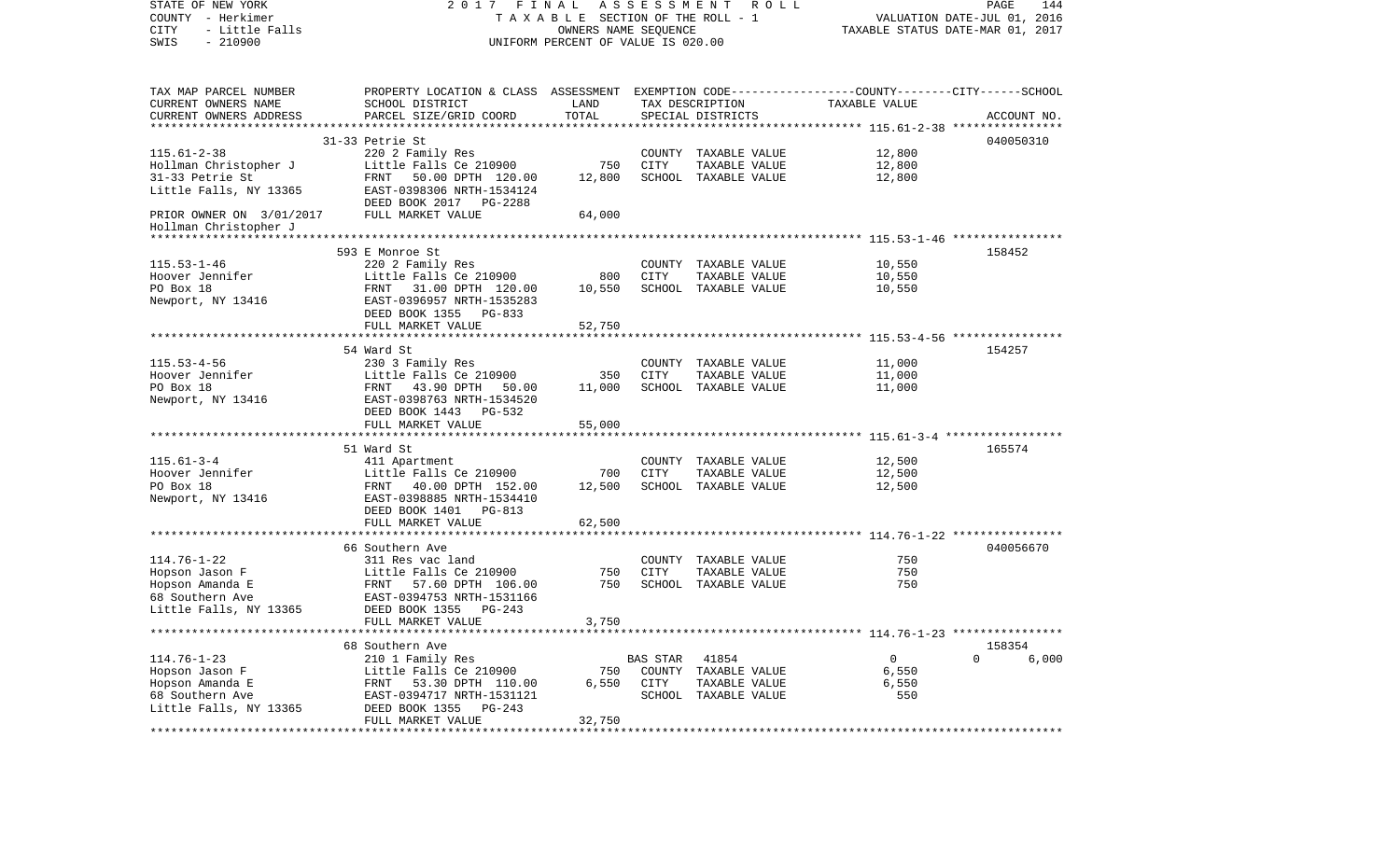STATE OF NEW YORK 2017 FINAL ASSESSMENT ROLL
COUNTY - Herkimer TAXABLE SECTION OF THE ROLL - 1 VALUATION DATE-JUL 01, 2016
CITY - Little Falls OWNERS NAME SEQUENCE TAXABLE STATUS DATE-MAR 01, 2017
SWIS - 210900 UNIFORM PERCENT OF VALUE IS 020.00

| TAX MAP PARCEL NUMBER<br>CURRENT OWNERS NAME<br>CURRENT OWNERS ADDRESS | PROPERTY LOCATION & CLASS<br>SCHOOL DISTRICT<br>PARCEL SIZE/GRID COORD | ASSESSMENT<br>LAND<br>TOTAL | EXEMPTION CODE<br>TAX DESCRIPTION<br>SPECIAL DISTRICTS | COUNTY--------CITY------SCHOOL<br>TAXABLE VALUE | ACCOUNT NO. |
|---|---|---|---|---|---|
| 115.61-2-38 | 31-33 Petrie St | | | | 040050310 |
| Hollman Christopher J | 220 2 Family Res | | COUNTY TAXABLE VALUE | 12,800 | |
| 31-33 Petrie St | Little Falls Ce 210900 | 750 | CITY TAXABLE VALUE | 12,800 | |
| Little Falls, NY 13365 | FRNT 50.00 DPTH 120.00 | 12,800 | SCHOOL TAXABLE VALUE | 12,800 | |
| | EAST-0398306 NRTH-1534124 | | | | |
| | DEED BOOK 2017 PG-2288 | | | | |
| PRIOR OWNER ON 3/01/2017 | FULL MARKET VALUE | 64,000 | | | |
| Hollman Christopher J | | | | | |
| 115.53-1-46 | 593 E Monroe St | | | | 158452 |
| Hoover Jennifer | 220 2 Family Res | | COUNTY TAXABLE VALUE | 10,550 | |
| PO Box 18 | Little Falls Ce 210900 | 800 | CITY TAXABLE VALUE | 10,550 | |
| Newport, NY 13416 | FRNT 31.00 DPTH 120.00 | 10,550 | SCHOOL TAXABLE VALUE | 10,550 | |
| | EAST-0396957 NRTH-1535283 | | | | |
| | DEED BOOK 1355 PG-833 | | | | |
| | FULL MARKET VALUE | 52,750 | | | |
| 115.53-4-56 | 54 Ward St | | | | 154257 |
| Hoover Jennifer | 230 3 Family Res | | COUNTY TAXABLE VALUE | 11,000 | |
| PO Box 18 | Little Falls Ce 210900 | 350 | CITY TAXABLE VALUE | 11,000 | |
| Newport, NY 13416 | FRNT 43.90 DPTH 50.00 | 11,000 | SCHOOL TAXABLE VALUE | 11,000 | |
| | EAST-0398763 NRTH-1534520 | | | | |
| | DEED BOOK 1443 PG-532 | | | | |
| | FULL MARKET VALUE | 55,000 | | | |
| 115.61-3-4 | 51 Ward St | | | | 165574 |
| Hoover Jennifer | 411 Apartment | | COUNTY TAXABLE VALUE | 12,500 | |
| PO Box 18 | Little Falls Ce 210900 | 700 | CITY TAXABLE VALUE | 12,500 | |
| Newport, NY 13416 | FRNT 40.00 DPTH 152.00 | 12,500 | SCHOOL TAXABLE VALUE | 12,500 | |
| | EAST-0398885 NRTH-1534410 | | | | |
| | DEED BOOK 1401 PG-813 | | | | |
| | FULL MARKET VALUE | 62,500 | | | |
| 114.76-1-22 | 66 Southern Ave | | | | 040056670 |
| Hopson Jason F | 311 Res vac land | | COUNTY TAXABLE VALUE | 750 | |
| Hopson Amanda E | Little Falls Ce 210900 | 750 | CITY TAXABLE VALUE | 750 | |
| 68 Southern Ave | FRNT 57.60 DPTH 106.00 | 750 | SCHOOL TAXABLE VALUE | 750 | |
| Little Falls, NY 13365 | EAST-0394753 NRTH-1531166 | | | | |
| | DEED BOOK 1355 PG-243 | | | | |
| | FULL MARKET VALUE | 3,750 | | | |
| 114.76-1-23 | 68 Southern Ave | | | | 158354 |
| Hopson Jason F | 210 1 Family Res | | BAS STAR 41854 | 0 0 | 6,000 |
| Hopson Amanda E | Little Falls Ce 210900 | 750 | COUNTY TAXABLE VALUE | 6,550 | |
| 68 Southern Ave | FRNT 53.30 DPTH 110.00 | 6,550 | CITY TAXABLE VALUE | 6,550 | |
| Little Falls, NY 13365 | EAST-0394717 NRTH-1531121 | | SCHOOL TAXABLE VALUE | 550 | |
| | DEED BOOK 1355 PG-243 | | | | |
| | FULL MARKET VALUE | 32,750 | | | |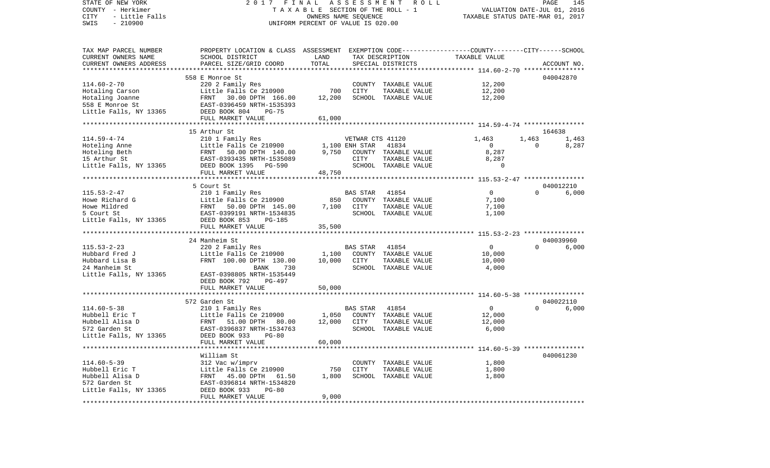STATE OF NEW YORK — 2017 FINAL ASSESSMENT ROLL
COUNTY - Herkimer — TAXABLE SECTION OF THE ROLL - 1 — VALUATION DATE-JUL 01, 2016
CITY - Little Falls — OWNERS NAME SEQUENCE — TAXABLE STATUS DATE-MAR 01, 2017
SWIS - 210900 — UNIFORM PERCENT OF VALUE IS 020.00

| TAX MAP PARCEL NUMBER / CURRENT OWNERS NAME / CURRENT OWNERS ADDRESS | PROPERTY LOCATION & CLASS / SCHOOL DISTRICT / PARCEL SIZE/GRID COORD | ASSESSMENT LAND | TOTAL | EXEMPTION CODE / TAX DESCRIPTION / SPECIAL DISTRICTS | COUNTY TAXABLE VALUE | CITY | SCHOOL | ACCOUNT NO. |
|---|---|---|---|---|---|---|---|---|
| 114.60-2-70 | 558 E Monroe St | | | | | | | 040042870 |
| Hotaling Carson | 220 2 Family Res | | | COUNTY TAXABLE VALUE | 12,200 | | | |
| Hotaling Joanne | Little Falls Ce 210900 | 700 | | CITY TAXABLE VALUE | 12,200 | | | |
| 558 E Monroe St | FRNT 30.00 DPTH 166.00 | | 12,200 | SCHOOL TAXABLE VALUE | 12,200 | | | |
| Little Falls, NY 13365 | EAST-0396459 NRTH-1535393 | | | | | | | |
| | DEED BOOK 804 PG-75 | | | | | | | |
| | FULL MARKET VALUE | | 61,000 | | | | | |
| 114.59-4-74 | 15 Arthur St | | | | | | | 164638 |
| Hoteling Anne | 210 1 Family Res | | | VETWAR CTS 41120 | 1,463 | 1,463 | 1,463 | |
| Hoteling Beth | Little Falls Ce 210900 | 1,100 | | ENH STAR 41834 | 0 | 0 | 8,287 | |
| 15 Arthur St | FRNT 50.00 DPTH 140.00 | | 9,750 | COUNTY TAXABLE VALUE | 8,287 | | | |
| Little Falls, NY 13365 | EAST-0393435 NRTH-1535089 | | | CITY TAXABLE VALUE | 8,287 | | | |
| | DEED BOOK 1395 PG-590 | | | SCHOOL TAXABLE VALUE | 0 | | | |
| | FULL MARKET VALUE | | 48,750 | | | | | |
| 115.53-2-47 | 5 Court St | | | | | | | 040012210 |
| Howe Richard G | 210 1 Family Res | | | BAS STAR 41854 | 0 | 0 | 6,000 | |
| Howe Mildred | Little Falls Ce 210900 | 850 | | COUNTY TAXABLE VALUE | 7,100 | | | |
| 5 Court St | FRNT 50.00 DPTH 145.00 | | 7,100 | CITY TAXABLE VALUE | 7,100 | | | |
| Little Falls, NY 13365 | EAST-0399191 NRTH-1534835 | | | SCHOOL TAXABLE VALUE | 1,100 | | | |
| | DEED BOOK 853 PG-185 | | | | | | | |
| | FULL MARKET VALUE | | 35,500 | | | | | |
| 115.53-2-23 | 24 Manheim St | | | | | | | 040039960 |
| Hubbard Fred J | 220 2 Family Res | | | BAS STAR 41854 | 0 | 0 | 6,000 | |
| Hubbard Lisa B | Little Falls Ce 210900 | 1,100 | | COUNTY TAXABLE VALUE | 10,000 | | | |
| 24 Manheim St | FRNT 100.00 DPTH 130.00 | | 10,000 | CITY TAXABLE VALUE | 10,000 | | | |
| Little Falls, NY 13365 | BANK 730 | | | SCHOOL TAXABLE VALUE | 4,000 | | | |
| | EAST-0398805 NRTH-1535449 | | | | | | | |
| | DEED BOOK 792 PG-497 | | | | | | | |
| | FULL MARKET VALUE | | 50,000 | | | | | |
| 114.60-5-38 | 572 Garden St | | | | | | | 040022110 |
| Hubbell Eric T | 210 1 Family Res | | | BAS STAR 41854 | 0 | 0 | 6,000 | |
| Hubbell Alisa D | Little Falls Ce 210900 | 1,050 | | COUNTY TAXABLE VALUE | 12,000 | | | |
| 572 Garden St | FRNT 51.00 DPTH 80.00 | | 12,000 | CITY TAXABLE VALUE | 12,000 | | | |
| Little Falls, NY 13365 | EAST-0396837 NRTH-1534763 | | | SCHOOL TAXABLE VALUE | 6,000 | | | |
| | DEED BOOK 933 PG-80 | | | | | | | |
| | FULL MARKET VALUE | | 60,000 | | | | | |
| 114.60-5-39 | William St | | | | | | | 040061230 |
| Hubbell Eric T | 312 Vac w/imprv | | | COUNTY TAXABLE VALUE | 1,800 | | | |
| Hubbell Alisa D | Little Falls Ce 210900 | 750 | | CITY TAXABLE VALUE | 1,800 | | | |
| 572 Garden St | FRNT 45.00 DPTH 61.50 | | 1,800 | SCHOOL TAXABLE VALUE | 1,800 | | | |
| Little Falls, NY 13365 | EAST-0396814 NRTH-1534820 | | | | | | | |
| | DEED BOOK 933 PG-80 | | | | | | | |
| | FULL MARKET VALUE | | 9,000 | | | | | |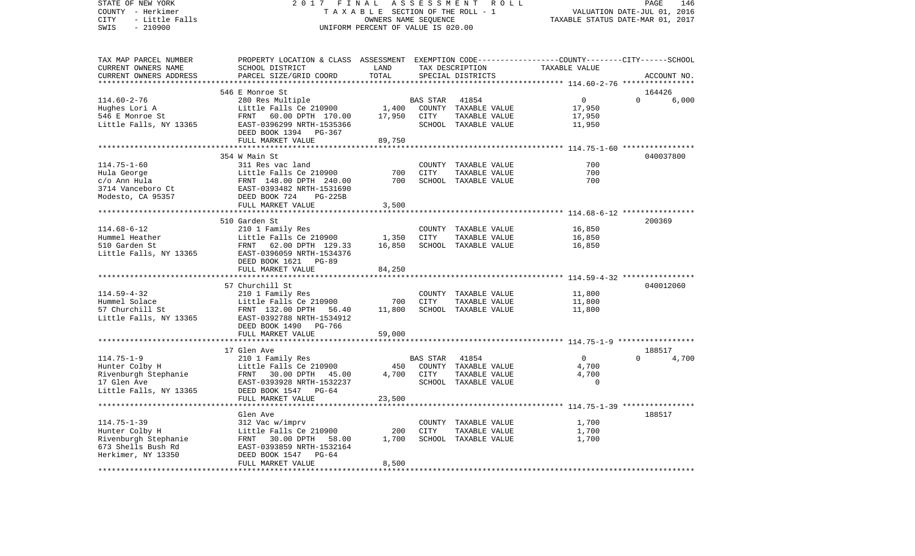STATE OF NEW YORK — 2017 FINAL ASSESSMENT ROLL — TAXABLE SECTION OF THE ROLL - 1 — OWNERS NAME SEQUENCE — UNIFORM PERCENT OF VALUE IS 020.00

COUNTY - Herkimer
CITY - Little Falls
SWIS - 210900

VALUATION DATE-JUL 01, 2016
TAXABLE STATUS DATE-MAR 01, 2017

| TAX MAP PARCEL NUMBER / CURRENT OWNERS NAME / CURRENT OWNERS ADDRESS | PROPERTY LOCATION & CLASS / SCHOOL DISTRICT / PARCEL SIZE/GRID COORD | ASSESSMENT LAND | TOTAL | EXEMPTION CODE / TAX DESCRIPTION / SPECIAL DISTRICTS | COUNTY--------CITY------SCHOOL TAXABLE VALUE | ACCOUNT NO. |
|---|---|---|---|---|---|---|
| | 546 E Monroe St | | | | | 164426 |
| 114.60-2-76 | 280 Res Multiple | | | BAS STAR 41854 | 0 | 0 6,000 |
| Hughes Lori A | Little Falls Ce 210900 | 1,400 | | COUNTY TAXABLE VALUE | 17,950 | |
| 546 E Monroe St | FRNT 60.00 DPTH 170.00 | | 17,950 | CITY TAXABLE VALUE | 17,950 | |
| Little Falls, NY 13365 | EAST-0396299 NRTH-1535366 | | | SCHOOL TAXABLE VALUE | 11,950 | |
| | DEED BOOK 1394 PG-367 | | | | | |
| | FULL MARKET VALUE | | 89,750 | | | |
| | 354 W Main St | | | | | 040037800 |
| 114.75-1-60 | 311 Res vac land | | | COUNTY TAXABLE VALUE | 700 | |
| Hula George | Little Falls Ce 210900 | 700 | | CITY TAXABLE VALUE | 700 | |
| c/o Ann Hula | FRNT 148.00 DPTH 240.00 | | 700 | SCHOOL TAXABLE VALUE | 700 | |
| 3714 Vanceboro Ct | EAST-0393482 NRTH-1531690 | | | | | |
| Modesto, CA 95357 | DEED BOOK 724 PG-225B | | | | | |
| | FULL MARKET VALUE | | 3,500 | | | |
| | 510 Garden St | | | | | 200369 |
| 114.68-6-12 | 210 1 Family Res | | | COUNTY TAXABLE VALUE | 16,850 | |
| Hummel Heather | Little Falls Ce 210900 | 1,350 | | CITY TAXABLE VALUE | 16,850 | |
| 510 Garden St | FRNT 62.00 DPTH 129.33 | | 16,850 | SCHOOL TAXABLE VALUE | 16,850 | |
| Little Falls, NY 13365 | EAST-0396059 NRTH-1534376 | | | | | |
| | DEED BOOK 1621 PG-89 | | | | | |
| | FULL MARKET VALUE | | 84,250 | | | |
| | 57 Churchill St | | | | | 040012060 |
| 114.59-4-32 | 210 1 Family Res | | | COUNTY TAXABLE VALUE | 11,800 | |
| Hummel Solace | Little Falls Ce 210900 | 700 | | CITY TAXABLE VALUE | 11,800 | |
| 57 Churchill St | FRNT 132.00 DPTH 56.40 | | 11,800 | SCHOOL TAXABLE VALUE | 11,800 | |
| Little Falls, NY 13365 | EAST-0392788 NRTH-1534912 | | | | | |
| | DEED BOOK 1490 PG-766 | | | | | |
| | FULL MARKET VALUE | | 59,000 | | | |
| | 17 Glen Ave | | | | | 188517 |
| 114.75-1-9 | 210 1 Family Res | | | BAS STAR 41854 | 0 | 0 4,700 |
| Hunter Colby H | Little Falls Ce 210900 | 450 | | COUNTY TAXABLE VALUE | 4,700 | |
| Rivenburgh Stephanie | FRNT 30.00 DPTH 45.00 | | 4,700 | CITY TAXABLE VALUE | 4,700 | |
| 17 Glen Ave | EAST-0393928 NRTH-1532237 | | | SCHOOL TAXABLE VALUE | 0 | |
| Little Falls, NY 13365 | DEED BOOK 1547 PG-64 | | | | | |
| | FULL MARKET VALUE | | 23,500 | | | |
| | Glen Ave | | | | | 188517 |
| 114.75-1-39 | 312 Vac w/imprv | | | COUNTY TAXABLE VALUE | 1,700 | |
| Hunter Colby H | Little Falls Ce 210900 | 200 | | CITY TAXABLE VALUE | 1,700 | |
| Rivenburgh Stephanie | FRNT 30.00 DPTH 58.00 | | 1,700 | SCHOOL TAXABLE VALUE | 1,700 | |
| 673 Shells Bush Rd | EAST-0393859 NRTH-1532164 | | | | | |
| Herkimer, NY 13350 | DEED BOOK 1547 PG-64 | | | | | |
| | FULL MARKET VALUE | | 8,500 | | | |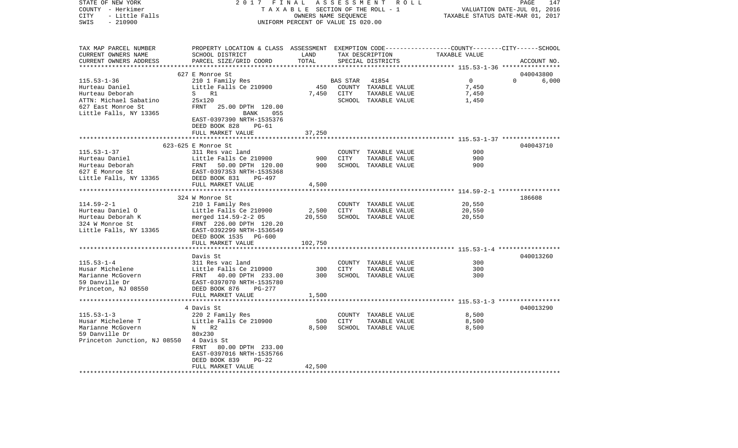STATE OF NEW YORK — 2017 FINAL ASSESSMENT ROLL
COUNTY - Herkimer — TAXABLE SECTION OF THE ROLL - 1 — VALUATION DATE-JUL 01, 2016
CITY - Little Falls — OWNERS NAME SEQUENCE — TAXABLE STATUS DATE-MAR 01, 2017
SWIS - 210900 — UNIFORM PERCENT OF VALUE IS 020.00

| TAX MAP PARCEL NUMBER / CURRENT OWNERS NAME / CURRENT OWNERS ADDRESS | PROPERTY LOCATION & CLASS / SCHOOL DISTRICT / PARCEL SIZE/GRID COORD | ASSESSMENT LAND | TOTAL | EXEMPTION CODE / TAX DESCRIPTION / SPECIAL DISTRICTS | COUNTY/CITY/SCHOOL TAXABLE VALUE | ACCOUNT NO. |
|---|---|---|---|---|---|---|
| **115.53-1-36** | 627 E Monroe St | | | | | 040043800 |
| Hurteau Daniel | 210 1 Family Res | | | BAS STAR 41854 | 0 | 0 6,000 |
| Hurteau Deborah | Little Falls Ce 210900 | 450 | | COUNTY TAXABLE VALUE | 7,450 | |
| ATTN: Michael Sabatino | S R1 | | 7,450 | CITY TAXABLE VALUE | 7,450 | |
| 627 East Monroe St | 25x120 | | | SCHOOL TAXABLE VALUE | 1,450 | |
| Little Falls, NY 13365 | FRNT 25.00 DPTH 120.00 | | | | | |
| | BANK 055 | | | | | |
| | EAST-0397390 NRTH-1535376 | | | | | |
| | DEED BOOK 828 PG-61 | | | | | |
| | FULL MARKET VALUE | | 37,250 | | | |
| **115.53-1-37** | 623-625 E Monroe St | | | | | 040043710 |
| Hurteau Daniel | 311 Res vac land | | | COUNTY TAXABLE VALUE | 900 | |
| Hurteau Deborah | Little Falls Ce 210900 | 900 | | CITY TAXABLE VALUE | 900 | |
| 627 E Monroe St | FRNT 50.00 DPTH 120.00 | | 900 | SCHOOL TAXABLE VALUE | 900 | |
| Little Falls, NY 13365 | EAST-0397353 NRTH-1535368 | | | | | |
| | DEED BOOK 831 PG-497 | | | | | |
| | FULL MARKET VALUE | | 4,500 | | | |
| **114.59-2-1** | 324 W Monroe St | | | | | 186608 |
| Hurteau Daniel O | 210 1 Family Res | | | COUNTY TAXABLE VALUE | 20,550 | |
| Hurteau Deborah K | Little Falls Ce 210900 | 2,500 | | CITY TAXABLE VALUE | 20,550 | |
| 324 W Monroe St | merged 114.59-2-2 05 | | 20,550 | SCHOOL TAXABLE VALUE | 20,550 | |
| Little Falls, NY 13365 | FRNT 226.00 DPTH 120.20 | | | | | |
| | EAST-0392299 NRTH-1536549 | | | | | |
| | DEED BOOK 1535 PG-600 | | | | | |
| | FULL MARKET VALUE | | 102,750 | | | |
| **115.53-1-4** | Davis St | | | | | 040013260 |
| Husar Michelene | 311 Res vac land | | | COUNTY TAXABLE VALUE | 300 | |
| Marianne McGovern | Little Falls Ce 210900 | 300 | | CITY TAXABLE VALUE | 300 | |
| 59 Danville Dr | FRNT 40.00 DPTH 233.00 | | 300 | SCHOOL TAXABLE VALUE | 300 | |
| Princeton, NJ 08550 | EAST-0397070 NRTH-1535780 | | | | | |
| | DEED BOOK 876 PG-277 | | | | | |
| | FULL MARKET VALUE | | 1,500 | | | |
| **115.53-1-3** | 4 Davis St | | | | | 040013290 |
| Husar Michelene T | 220 2 Family Res | | | COUNTY TAXABLE VALUE | 8,500 | |
| Marianne McGovern | Little Falls Ce 210900 | 500 | | CITY TAXABLE VALUE | 8,500 | |
| 59 Danville Dr | N R2 | | 8,500 | SCHOOL TAXABLE VALUE | 8,500 | |
| Princeton Junction, NJ 08550 | 80x230 | | | | | |
| | 4 Davis St | | | | | |
| | FRNT 80.00 DPTH 233.00 | | | | | |
| | EAST-0397016 NRTH-1535766 | | | | | |
| | DEED BOOK 839 PG-22 | | | | | |
| | FULL MARKET VALUE | | 42,500 | | | |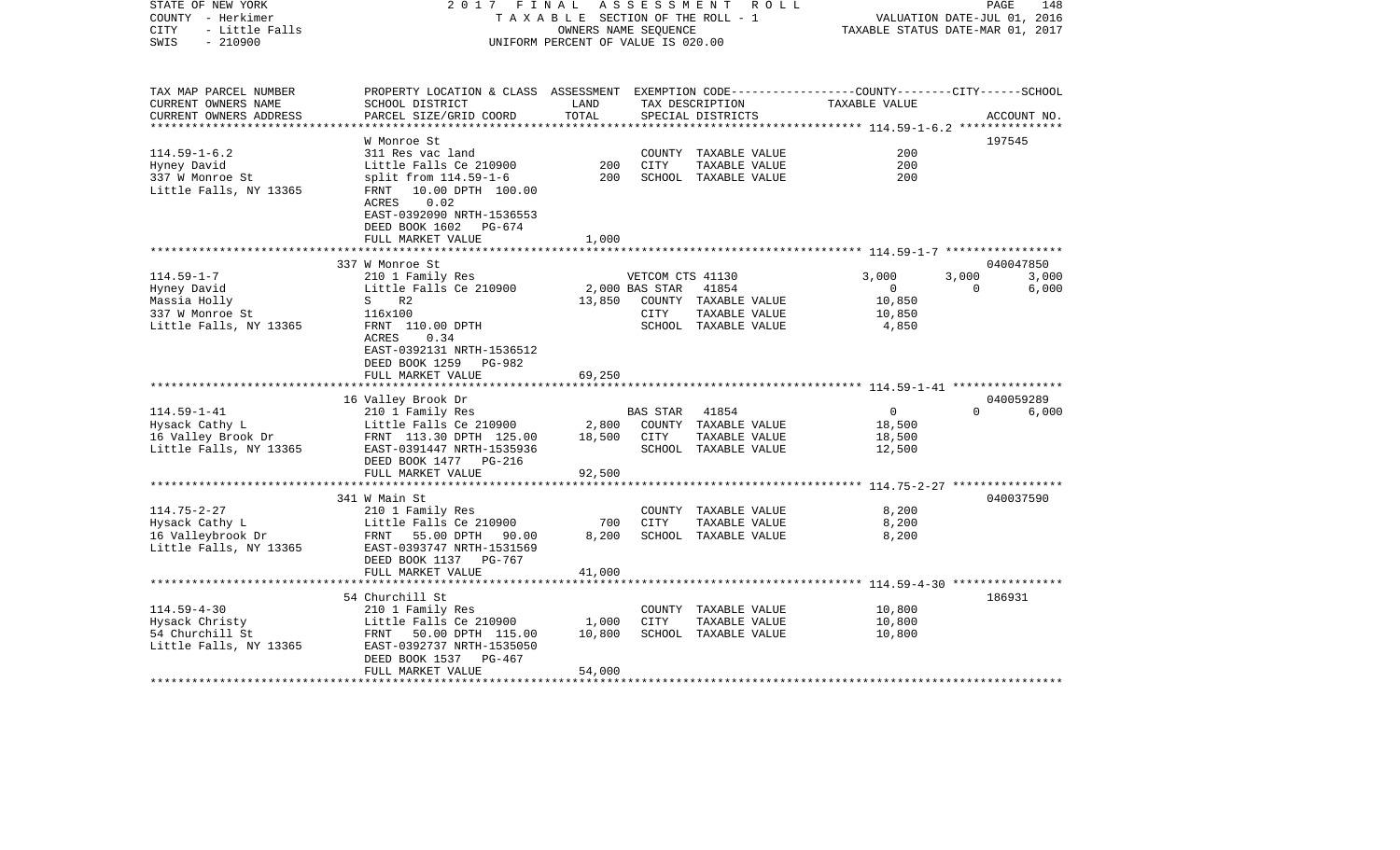STATE OF NEW YORK — 2017 FINAL ASSESSMENT ROLL
COUNTY - Herkimer — TAXABLE SECTION OF THE ROLL - 1 — VALUATION DATE-JUL 01, 2016
CITY - Little Falls — OWNERS NAME SEQUENCE — TAXABLE STATUS DATE-MAR 01, 2017
SWIS - 210900 — UNIFORM PERCENT OF VALUE IS 020.00

| TAX MAP PARCEL NUMBER / CURRENT OWNERS NAME / CURRENT OWNERS ADDRESS | PROPERTY LOCATION & CLASS / SCHOOL DISTRICT / PARCEL SIZE/GRID COORD | ASSESSMENT LAND | TOTAL | EXEMPTION CODE / TAX DESCRIPTION / SPECIAL DISTRICTS | COUNTY TAXABLE VALUE | CITY | SCHOOL | ACCOUNT NO. |
|---|---|---|---|---|---|---|---|---|
| 114.59-1-6.2 | W Monroe St | | | | | | | 197545 |
| Hyney David | 311 Res vac land | | | COUNTY TAXABLE VALUE | 200 | | | |
| 337 W Monroe St | Little Falls Ce 210900 | 200 | | CITY TAXABLE VALUE | 200 | | | |
| Little Falls, NY 13365 | split from 114.59-1-6 | | 200 | SCHOOL TAXABLE VALUE | 200 | | | |
| | FRNT 10.00 DPTH 100.00 | | | | | | | |
| | ACRES 0.02 | | | | | | | |
| | EAST-0392090 NRTH-1536553 | | | | | | | |
| | DEED BOOK 1602 PG-674 | | | | | | | |
| | FULL MARKET VALUE | | 1,000 | | | | | |
| 114.59-1-7 | 337 W Monroe St | | | | | | | 040047850 |
| Hyney David | 210 1 Family Res | | | VETCOM CTS 41130 | 3,000 | 3,000 | 3,000 | |
| Massia Holly | Little Falls Ce 210900 | 2,000 | | BAS STAR 41854 | 0 | 0 | 6,000 | |
| 337 W Monroe St | S R2 | | 13,850 | COUNTY TAXABLE VALUE | 10,850 | | | |
| Little Falls, NY 13365 | 116x100 | | | CITY TAXABLE VALUE | 10,850 | | | |
| | FRNT 110.00 DPTH | | | SCHOOL TAXABLE VALUE | 4,850 | | | |
| | ACRES 0.34 | | | | | | | |
| | EAST-0392131 NRTH-1536512 | | | | | | | |
| | DEED BOOK 1259 PG-982 | | | | | | | |
| | FULL MARKET VALUE | | 69,250 | | | | | |
| 114.59-1-41 | 16 Valley Brook Dr | | | | | | | 040059289 |
| Hysack Cathy L | 210 1 Family Res | | | BAS STAR 41854 | 0 | 0 | 6,000 | |
| 16 Valley Brook Dr | Little Falls Ce 210900 | 2,800 | | COUNTY TAXABLE VALUE | 18,500 | | | |
| Little Falls, NY 13365 | FRNT 113.30 DPTH 125.00 | | 18,500 | CITY TAXABLE VALUE | 18,500 | | | |
| | EAST-0391447 NRTH-1535936 | | | SCHOOL TAXABLE VALUE | 12,500 | | | |
| | DEED BOOK 1477 PG-216 | | | | | | | |
| | FULL MARKET VALUE | | 92,500 | | | | | |
| 114.75-2-27 | 341 W Main St | | | | | | | 040037590 |
| Hysack Cathy L | 210 1 Family Res | | | COUNTY TAXABLE VALUE | 8,200 | | | |
| 16 Valleybrook Dr | Little Falls Ce 210900 | 700 | | CITY TAXABLE VALUE | 8,200 | | | |
| Little Falls, NY 13365 | FRNT 55.00 DPTH 90.00 | | 8,200 | SCHOOL TAXABLE VALUE | 8,200 | | | |
| | EAST-0393747 NRTH-1531569 | | | | | | | |
| | DEED BOOK 1137 PG-767 | | | | | | | |
| | FULL MARKET VALUE | | 41,000 | | | | | |
| 114.59-4-30 | 54 Churchill St | | | | | | | 186931 |
| Hysack Christy | 210 1 Family Res | | | COUNTY TAXABLE VALUE | 10,800 | | | |
| 54 Churchill St | Little Falls Ce 210900 | 1,000 | | CITY TAXABLE VALUE | 10,800 | | | |
| Little Falls, NY 13365 | FRNT 50.00 DPTH 115.00 | | 10,800 | SCHOOL TAXABLE VALUE | 10,800 | | | |
| | EAST-0392737 NRTH-1535050 | | | | | | | |
| | DEED BOOK 1537 PG-467 | | | | | | | |
| | FULL MARKET VALUE | | 54,000 | | | | | |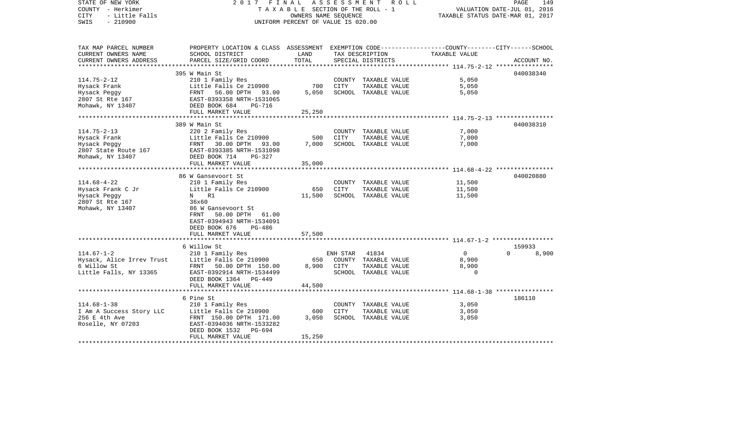STATE OF NEW YORK — 2017 FINAL ASSESSMENT ROLL — PAGE 149
COUNTY - Herkimer — TAXABLE SECTION OF THE ROLL - 1 — VALUATION DATE-JUL 01, 2016
CITY - Little Falls — OWNERS NAME SEQUENCE — TAXABLE STATUS DATE-MAR 01, 2017
SWIS - 210900 — UNIFORM PERCENT OF VALUE IS 020.00

| TAX MAP PARCEL NUMBER / CURRENT OWNERS NAME / CURRENT OWNERS ADDRESS | PROPERTY LOCATION & CLASS / SCHOOL DISTRICT / PARCEL SIZE/GRID COORD | ASSESSMENT LAND | TOTAL | EXEMPTION CODE / TAX DESCRIPTION / SPECIAL DISTRICTS | TAXABLE VALUE (COUNTY / CITY / SCHOOL) | ACCOUNT NO. |
|---|---|---|---|---|---|---|
| | 395 W Main St | | | | | 040038340 |
| 114.75-2-12 | 210 1 Family Res | | | COUNTY TAXABLE VALUE | 5,050 | |
| Hysack Frank | Little Falls Ce 210900 | 700 | | CITY TAXABLE VALUE | 5,050 | |
| Hysack Peggy | FRNT 56.00 DPTH 93.00 | | 5,050 | SCHOOL TAXABLE VALUE | 5,050 | |
| 2807 St Rte 167 | EAST-0393358 NRTH-1531065 | | | | | |
| Mohawk, NY 13407 | DEED BOOK 684 PG-716 | | | | | |
| | FULL MARKET VALUE | | 25,250 | | | |
| | 389 W Main St | | | | | 040038310 |
| 114.75-2-13 | 220 2 Family Res | | | COUNTY TAXABLE VALUE | 7,000 | |
| Hysack Frank | Little Falls Ce 210900 | 500 | | CITY TAXABLE VALUE | 7,000 | |
| Hysack Peggy | FRNT 30.00 DPTH 93.00 | | 7,000 | SCHOOL TAXABLE VALUE | 7,000 | |
| 2807 State Route 167 | EAST-0393385 NRTH-1531098 | | | | | |
| Mohawk, NY 13407 | DEED BOOK 714 PG-327 | | | | | |
| | FULL MARKET VALUE | | 35,000 | | | |
| | 86 W Gansevoort St | | | | | 040020880 |
| 114.68-4-22 | 210 1 Family Res | | | COUNTY TAXABLE VALUE | 11,500 | |
| Hysack Frank C Jr | Little Falls Ce 210900 | 650 | | CITY TAXABLE VALUE | 11,500 | |
| Hysack Peggy | N R1 | | 11,500 | SCHOOL TAXABLE VALUE | 11,500 | |
| 2807 St Rte 167 | 36x60 | | | | | |
| Mohawk, NY 13407 | 86 W Gansevoort St | | | | | |
| | FRNT 50.00 DPTH 61.00 | | | | | |
| | EAST-0394943 NRTH-1534091 | | | | | |
| | DEED BOOK 676 PG-486 | | | | | |
| | FULL MARKET VALUE | | 57,500 | | | |
| | 6 Willow St | | | | | 159933 |
| 114.67-1-2 | 210 1 Family Res | | | ENH STAR 41834 | 0 / 0 / 8,900 | |
| Hysack, Alice Irrev Trust | Little Falls Ce 210900 | 650 | | COUNTY TAXABLE VALUE | 8,900 | |
| 6 Willow St | FRNT 50.00 DPTH 150.00 | | 8,900 | CITY TAXABLE VALUE | 8,900 | |
| Little Falls, NY 13365 | EAST-0392914 NRTH-1534499 | | | SCHOOL TAXABLE VALUE | 0 | |
| | DEED BOOK 1364 PG-449 | | | | | |
| | FULL MARKET VALUE | | 44,500 | | | |
| | 6 Pine St | | | | | 186110 |
| 114.68-1-38 | 210 1 Family Res | | | COUNTY TAXABLE VALUE | 3,050 | |
| I Am A Success Story LLC | Little Falls Ce 210900 | 600 | | CITY TAXABLE VALUE | 3,050 | |
| 256 E 4th Ave | FRNT 150.00 DPTH 171.00 | | 3,050 | SCHOOL TAXABLE VALUE | 3,050 | |
| Roselle, NY 07203 | EAST-0394036 NRTH-1533282 | | | | | |
| | DEED BOOK 1532 PG-694 | | | | | |
| | FULL MARKET VALUE | | 15,250 | | | |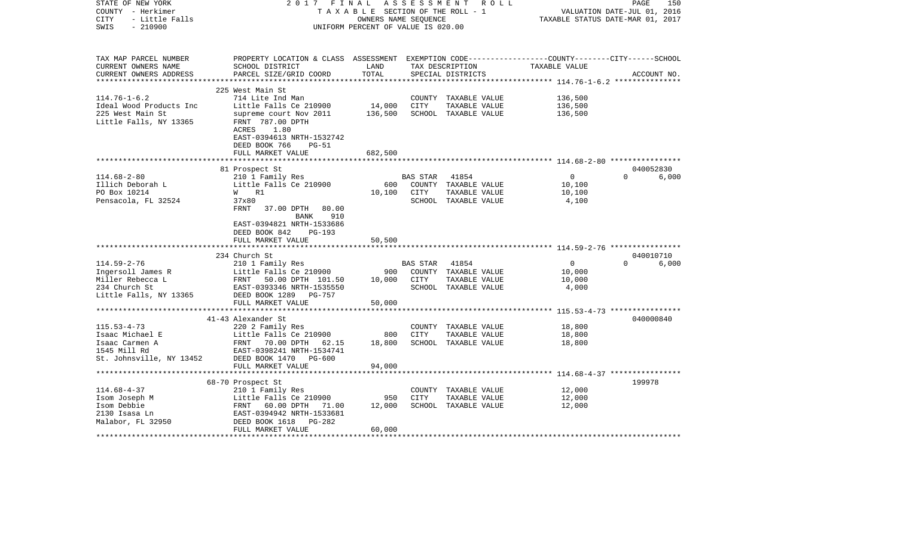STATE OF NEW YORK — 2017 FINAL ASSESSMENT ROLL
COUNTY - Herkimer — TAXABLE SECTION OF THE ROLL - 1 — VALUATION DATE-JUL 01, 2016
CITY - Little Falls — OWNERS NAME SEQUENCE — TAXABLE STATUS DATE-MAR 01, 2017
SWIS - 210900 — UNIFORM PERCENT OF VALUE IS 020.00

| TAX MAP PARCEL NUMBER / CURRENT OWNERS NAME / CURRENT OWNERS ADDRESS | PROPERTY LOCATION & CLASS / SCHOOL DISTRICT / PARCEL SIZE/GRID COORD | ASSESSMENT LAND / TOTAL | EXEMPTION CODE / TAX DESCRIPTION / SPECIAL DISTRICTS | COUNTY | CITY | SCHOOL | ACCOUNT NO. |
|---|---|---|---|---|---|---|---|
| **114.76-1-6.2** | 225 West Main St | | | | | | |
| Ideal Wood Products Inc | 714 Lite Ind Man | | COUNTY TAXABLE VALUE | 136,500 | | | |
| 225 West Main St | Little Falls Ce 210900 | 14,000 | CITY TAXABLE VALUE | | 136,500 | | |
| Little Falls, NY 13365 | supreme court Nov 2011 | 136,500 | SCHOOL TAXABLE VALUE | | | 136,500 | |
| | FRNT 787.00 DPTH | | | | | | |
| | ACRES 1.80 | | | | | | |
| | EAST-0394613 NRTH-1532742 | | | | | | |
| | DEED BOOK 766 PG-51 | | | | | | |
| | FULL MARKET VALUE | 682,500 | | | | | |
| **114.68-2-80** | 81 Prospect St | | | | | | 040052830 |
| Illich Deborah L | 210 1 Family Res | | BAS STAR 41854 | 0 | | 6,000 | |
| PO Box 10214 | Little Falls Ce 210900 | 600 | COUNTY TAXABLE VALUE | 10,100 | | | |
| Pensacola, FL 32524 | W R1 | 10,100 | CITY TAXABLE VALUE | | 10,100 | | |
| | 37x80 | | SCHOOL TAXABLE VALUE | | | 4,100 | |
| | FRNT 37.00 DPTH 80.00 | | | | | | |
| | BANK 910 | | | | | | |
| | EAST-0394821 NRTH-1533686 | | | | | | |
| | DEED BOOK 842 PG-193 | | | | | | |
| | FULL MARKET VALUE | 50,500 | | | | | |
| **114.59-2-76** | 234 Church St | | | | | | 040010710 |
| Ingersoll James R | 210 1 Family Res | | BAS STAR 41854 | 0 | | 6,000 | |
| Miller Rebecca L | Little Falls Ce 210900 | 900 | COUNTY TAXABLE VALUE | 10,000 | | | |
| 234 Church St | FRNT 50.00 DPTH 101.50 | 10,000 | CITY TAXABLE VALUE | | 10,000 | | |
| Little Falls, NY 13365 | EAST-0393346 NRTH-1535550 | | SCHOOL TAXABLE VALUE | | | 4,000 | |
| | DEED BOOK 1289 PG-757 | | | | | | |
| | FULL MARKET VALUE | 50,000 | | | | | |
| **115.53-4-73** | 41-43 Alexander St | | | | | | 040000840 |
| Isaac Michael E | 220 2 Family Res | | COUNTY TAXABLE VALUE | 18,800 | | | |
| Isaac Carmen A | Little Falls Ce 210900 | 800 | CITY TAXABLE VALUE | | 18,800 | | |
| 1545 Mill Rd | FRNT 70.00 DPTH 62.15 | 18,800 | SCHOOL TAXABLE VALUE | | | 18,800 | |
| St. Johnsville, NY 13452 | EAST-0398241 NRTH-1534741 | | | | | | |
| | DEED BOOK 1470 PG-600 | | | | | | |
| | FULL MARKET VALUE | 94,000 | | | | | |
| **114.68-4-37** | 68-70 Prospect St | | | | | | 199978 |
| Isom Joseph M | 210 1 Family Res | | COUNTY TAXABLE VALUE | 12,000 | | | |
| Isom Debbie | Little Falls Ce 210900 | 950 | CITY TAXABLE VALUE | | 12,000 | | |
| 2130 Isasa Ln | FRNT 60.00 DPTH 71.00 | 12,000 | SCHOOL TAXABLE VALUE | | | 12,000 | |
| Malabor, FL 32950 | EAST-0394942 NRTH-1533681 | | | | | | |
| | DEED BOOK 1618 PG-282 | | | | | | |
| | FULL MARKET VALUE | 60,000 | | | | | |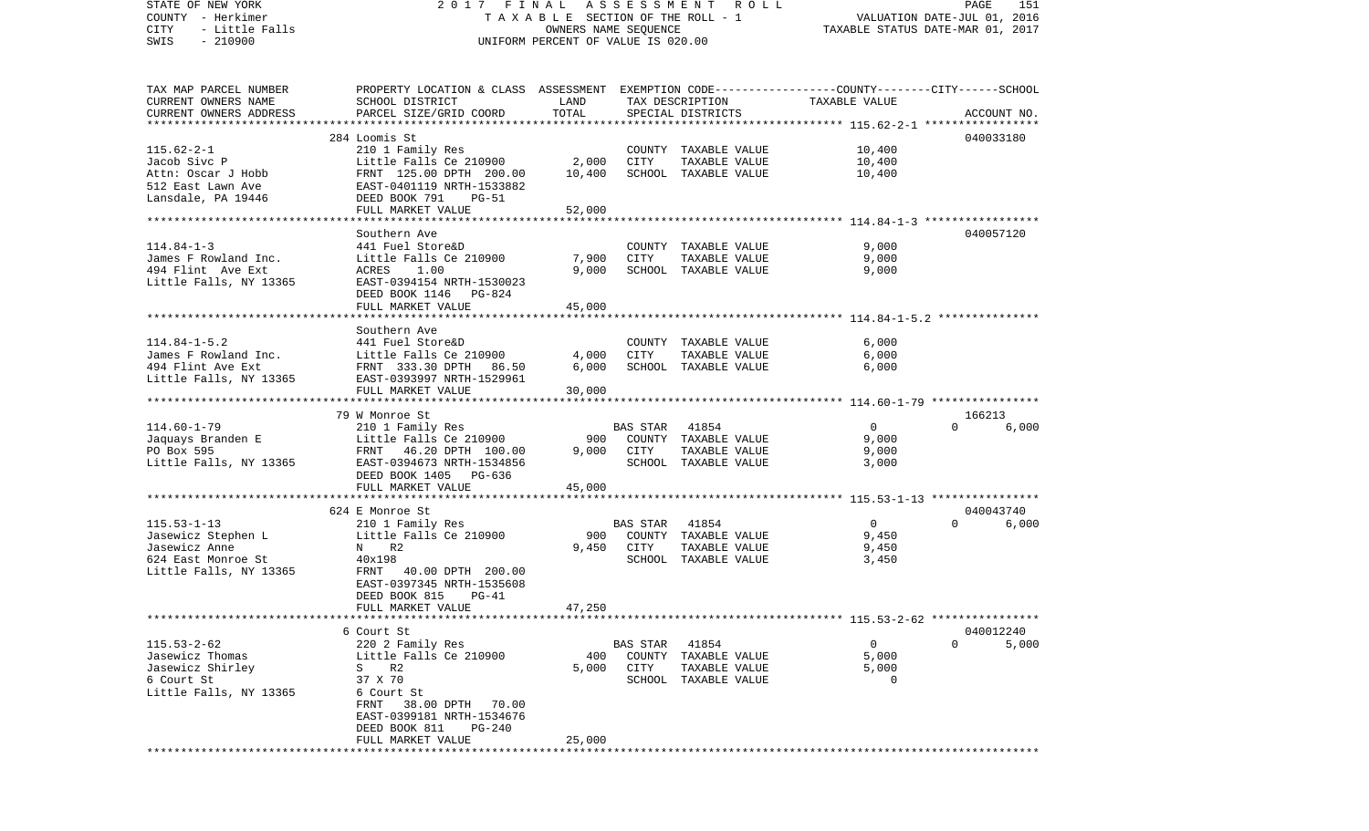STATE OF NEW YORK — 2017 FINAL ASSESSMENT ROLL
COUNTY - Herkimer — TAXABLE SECTION OF THE ROLL - 1 — VALUATION DATE-JUL 01, 2016
CITY - Little Falls — OWNERS NAME SEQUENCE — TAXABLE STATUS DATE-MAR 01, 2017
SWIS - 210900 — UNIFORM PERCENT OF VALUE IS 020.00

| TAX MAP PARCEL NUMBER / CURRENT OWNERS NAME / CURRENT OWNERS ADDRESS | PROPERTY LOCATION & CLASS / SCHOOL DISTRICT / PARCEL SIZE/GRID COORD | ASSESSMENT LAND | TOTAL | EXEMPTION CODE / TAX DESCRIPTION / SPECIAL DISTRICTS | COUNTY / CITY / SCHOOL TAXABLE VALUE | ACCOUNT NO. |
|---|---|---|---|---|---|---|
| 115.62-2-1 | 284 Loomis St | | | | | 040033180 |
| Jacob Sivc P | 210 1 Family Res | | | COUNTY TAXABLE VALUE | 10,400 | |
| Attn: Oscar J Hobb | Little Falls Ce 210900 | 2,000 | | CITY TAXABLE VALUE | 10,400 | |
| 512 East Lawn Ave | FRNT 125.00 DPTH 200.00 | | 10,400 | SCHOOL TAXABLE VALUE | 10,400 | |
| Lansdale, PA 19446 | EAST-0401119 NRTH-1533882 | | | | | |
| | DEED BOOK 791 PG-51 | | | | | |
| | FULL MARKET VALUE | | 52,000 | | | |
| 114.84-1-3 | Southern Ave | | | | | 040057120 |
| James F Rowland Inc. | 441 Fuel Store&D | | | COUNTY TAXABLE VALUE | 9,000 | |
| 494 Flint Ave Ext | Little Falls Ce 210900 | 7,900 | | CITY TAXABLE VALUE | 9,000 | |
| Little Falls, NY 13365 | ACRES 1.00 | | 9,000 | SCHOOL TAXABLE VALUE | 9,000 | |
| | EAST-0394154 NRTH-1530023 | | | | | |
| | DEED BOOK 1146 PG-824 | | | | | |
| | FULL MARKET VALUE | | 45,000 | | | |
| 114.84-1-5.2 | Southern Ave | | | | | |
| James F Rowland Inc. | 441 Fuel Store&D | | | COUNTY TAXABLE VALUE | 6,000 | |
| 494 Flint Ave Ext | Little Falls Ce 210900 | 4,000 | | CITY TAXABLE VALUE | 6,000 | |
| Little Falls, NY 13365 | FRNT 333.30 DPTH 86.50 | | 6,000 | SCHOOL TAXABLE VALUE | 6,000 | |
| | EAST-0393997 NRTH-1529961 | | | | | |
| | FULL MARKET VALUE | | 30,000 | | | |
| 114.60-1-79 | 79 W Monroe St | | | | | 166213 |
| Jaquays Branden E | 210 1 Family Res | | | BAS STAR 41854 | 0 / 0 / 6,000 | |
| PO Box 595 | Little Falls Ce 210900 | 900 | | COUNTY TAXABLE VALUE | 9,000 | |
| Little Falls, NY 13365 | FRNT 46.20 DPTH 100.00 | | 9,000 | CITY TAXABLE VALUE | 9,000 | |
| | EAST-0394673 NRTH-1534856 | | | SCHOOL TAXABLE VALUE | 3,000 | |
| | DEED BOOK 1405 PG-636 | | | | | |
| | FULL MARKET VALUE | | 45,000 | | | |
| 115.53-1-13 | 624 E Monroe St | | | | | 040043740 |
| Jasewicz Stephen L | 210 1 Family Res | | | BAS STAR 41854 | 0 / 0 / 6,000 | |
| Jasewicz Anne | Little Falls Ce 210900 | 900 | | COUNTY TAXABLE VALUE | 9,450 | |
| 624 East Monroe St | N R2 | | 9,450 | CITY TAXABLE VALUE | 9,450 | |
| Little Falls, NY 13365 | 40x198 | | | SCHOOL TAXABLE VALUE | 3,450 | |
| | FRNT 40.00 DPTH 200.00 | | | | | |
| | EAST-0397345 NRTH-1535608 | | | | | |
| | DEED BOOK 815 PG-41 | | | | | |
| | FULL MARKET VALUE | | 47,250 | | | |
| 115.53-2-62 | 6 Court St | | | | | 040012240 |
| Jasewicz Thomas | 220 2 Family Res | | | BAS STAR 41854 | 0 / 0 / 5,000 | |
| Jasewicz Shirley | Little Falls Ce 210900 | 400 | | COUNTY TAXABLE VALUE | 5,000 | |
| 6 Court St | S R2 | | 5,000 | CITY TAXABLE VALUE | 5,000 | |
| Little Falls, NY 13365 | 37 X 70 | | | SCHOOL TAXABLE VALUE | 0 | |
| | 6 Court St | | | | | |
| | FRNT 38.00 DPTH 70.00 | | | | | |
| | EAST-0399181 NRTH-1534676 | | | | | |
| | DEED BOOK 811 PG-240 | | | | | |
| | FULL MARKET VALUE | | 25,000 | | | |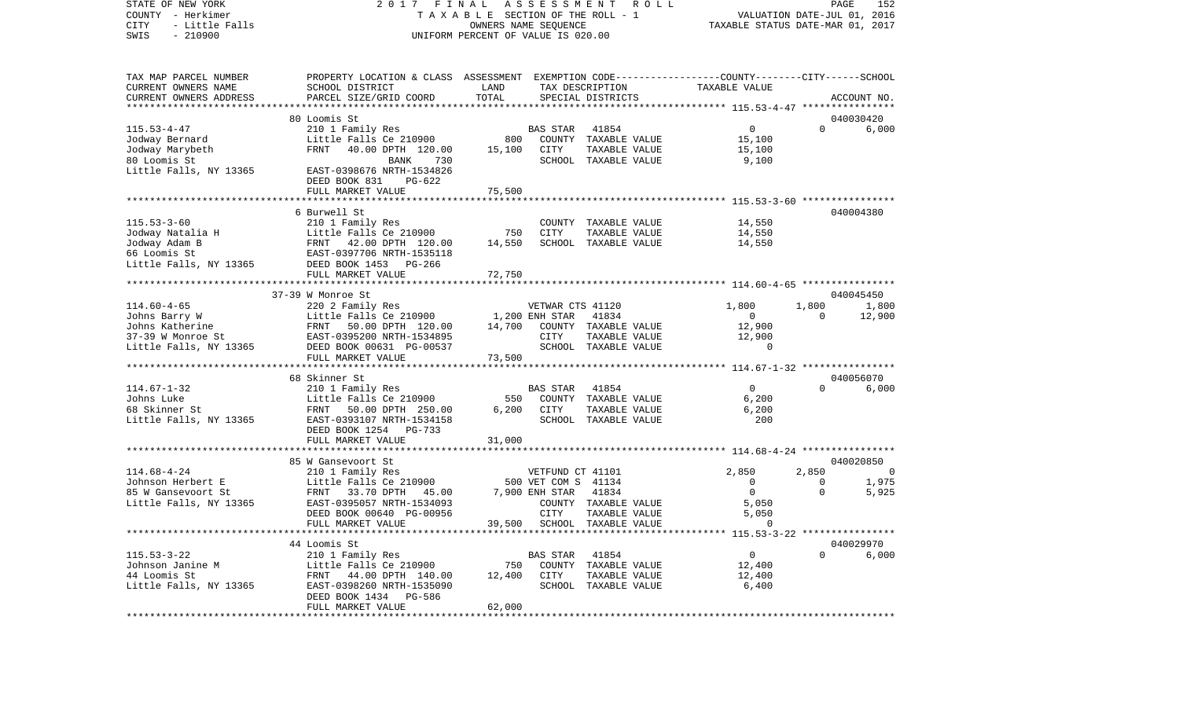STATE OF NEW YORK 2017 FINAL ASSESSMENT ROLL
COUNTY - Herkimer TAXABLE SECTION OF THE ROLL - 1 VALUATION DATE-JUL 01, 2016
CITY - Little Falls OWNERS NAME SEQUENCE TAXABLE STATUS DATE-MAR 01, 2017
SWIS - 210900 UNIFORM PERCENT OF VALUE IS 020.00

```
TAX MAP PARCEL NUMBER      PROPERTY LOCATION & CLASS  ASSESSMENT  EXEMPTION CODE-----------------COUNTY--------CITY------SCHOOL
CURRENT OWNERS NAME        SCHOOL DISTRICT             LAND        TAX DESCRIPTION            TAXABLE VALUE
CURRENT OWNERS ADDRESS     PARCEL SIZE/GRID COORD      TOTAL       SPECIAL DISTRICTS                                     ACCOUNT NO.
******************************************************************************************************* 115.53-4-47 ****************
                           80 Loomis St                                                                              040030420
115.53-4-47                210 1 Family Res                        BAS STAR    41854              0             0        6,000
Jodway Bernard             Little Falls Ce 210900         800      COUNTY  TAXABLE VALUE     15,100
Jodway Marybeth            FRNT    40.00 DPTH 120.00    15,100     CITY    TAXABLE VALUE     15,100
80 Loomis St                             BANK    730               SCHOOL  TAXABLE VALUE      9,100
Little Falls, NY 13365     EAST-0398676 NRTH-1534826
                           DEED BOOK 831    PG-622
                           FULL MARKET VALUE           75,500
******************************************************************************************************* 115.53-3-60 ****************
                           6 Burwell St                                                                              040004380
115.53-3-60                210 1 Family Res                        COUNTY  TAXABLE VALUE     14,550
Jodway Natalia H           Little Falls Ce 210900         750      CITY    TAXABLE VALUE     14,550
Jodway Adam B              FRNT    42.00 DPTH 120.00    14,550     SCHOOL  TAXABLE VALUE     14,550
66 Loomis St               EAST-0397706 NRTH-1535118
Little Falls, NY 13365     DEED BOOK 1453   PG-266
                           FULL MARKET VALUE           72,750
******************************************************************************************************* 114.60-4-65 ****************
                           37-39 W Monroe St                                                                         040045450
114.60-4-65                220 2 Family Res                        VETWAR CTS 41120          1,800         1,800        1,800
Johns Barry W              Little Falls Ce 210900       1,200 ENH STAR    41834              0             0       12,900
Johns Katherine            FRNT    50.00 DPTH 120.00    14,700     COUNTY  TAXABLE VALUE     12,900
37-39 W Monroe St          EAST-0395200 NRTH-1534895               CITY    TAXABLE VALUE     12,900
Little Falls, NY 13365     DEED BOOK 00631 PG-00537                SCHOOL  TAXABLE VALUE          0
                           FULL MARKET VALUE           73,500
******************************************************************************************************* 114.67-1-32 ****************
                           68 Skinner St                                                                             040056070
114.67-1-32                210 1 Family Res                        BAS STAR    41854              0             0        6,000
Johns Luke                 Little Falls Ce 210900         550      COUNTY  TAXABLE VALUE      6,200
68 Skinner St              FRNT    50.00 DPTH 250.00     6,200     CITY    TAXABLE VALUE      6,200
Little Falls, NY 13365     EAST-0393107 NRTH-1534158               SCHOOL  TAXABLE VALUE        200
                           DEED BOOK 1254   PG-733
                           FULL MARKET VALUE           31,000
******************************************************************************************************* 114.68-4-24 ****************
                           85 W Gansevoort St                                                                        040020850
114.68-4-24                210 1 Family Res                        VETFUND CT 41101          2,850         2,850            0
Johnson Herbert E          Little Falls Ce 210900         500 VET COM S  41134              0             0        1,975
85 W Gansevoort St         FRNT    33.70 DPTH  45.00     7,900 ENH STAR    41834              0             0        5,925
Little Falls, NY 13365     EAST-0395057 NRTH-1534093               COUNTY  TAXABLE VALUE      5,050
                           DEED BOOK 00640 PG-00956                CITY    TAXABLE VALUE      5,050
                           FULL MARKET VALUE           39,500      SCHOOL  TAXABLE VALUE          0
******************************************************************************************************* 115.53-3-22 ****************
                           44 Loomis St                                                                              040029970
115.53-3-22                210 1 Family Res                        BAS STAR    41854              0             0        6,000
Johnson Janine M           Little Falls Ce 210900         750      COUNTY  TAXABLE VALUE     12,400
44 Loomis St               FRNT    44.00 DPTH 140.00    12,400     CITY    TAXABLE VALUE     12,400
Little Falls, NY 13365     EAST-0398260 NRTH-1535090               SCHOOL  TAXABLE VALUE      6,400
                           DEED BOOK 1434   PG-586
                           FULL MARKET VALUE           62,000
************************************************************************************************************************************
```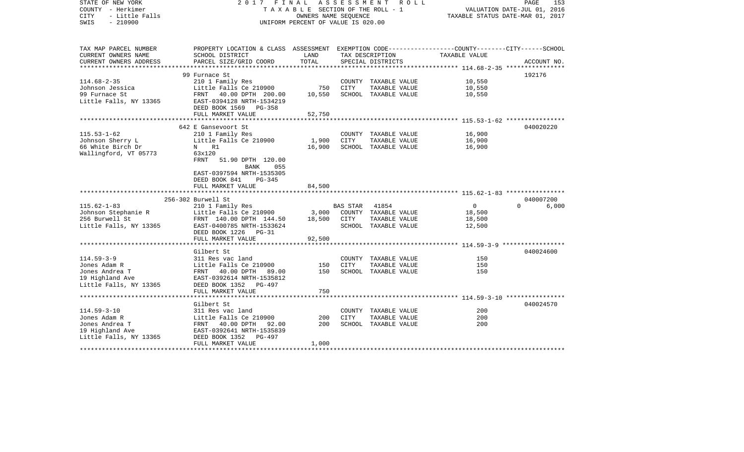STATE OF NEW YORK — 2017 FINAL ASSESSMENT ROLL
COUNTY - Herkimer — TAXABLE SECTION OF THE ROLL - 1 — VALUATION DATE-JUL 01, 2016
CITY - Little Falls — OWNERS NAME SEQUENCE — TAXABLE STATUS DATE-MAR 01, 2017
SWIS - 210900 — UNIFORM PERCENT OF VALUE IS 020.00

```
TAX MAP PARCEL NUMBER     PROPERTY LOCATION & CLASS  ASSESSMENT  EXEMPTION CODE-----------------COUNTY--------CITY------SCHOOL
CURRENT OWNERS NAME       SCHOOL DISTRICT               LAND      TAX DESCRIPTION            TAXABLE VALUE
CURRENT OWNERS ADDRESS    PARCEL SIZE/GRID COORD        TOTAL     SPECIAL DISTRICTS                                    ACCOUNT NO.
******************************************************************************************** 114.68-2-35 ****************
                          99 Furnace St                                                                           192176
114.68-2-35               210 1 Family Res                        COUNTY  TAXABLE VALUE           10,550
Johnson Jessica           Little Falls Ce 210900          750     CITY    TAXABLE VALUE           10,550
99 Furnace St             FRNT   40.00 DPTH 200.00     10,550     SCHOOL  TAXABLE VALUE           10,550
Little Falls, NY 13365    EAST-0394128 NRTH-1534219
                          DEED BOOK 1569   PG-358
                          FULL MARKET VALUE            52,750
******************************************************************************************** 115.53-1-62 ****************
                          642 E Gansevoort St                                                                     040020220
115.53-1-62               210 1 Family Res                        COUNTY  TAXABLE VALUE           16,900
Johnson Sherry L          Little Falls Ce 210900        1,900     CITY    TAXABLE VALUE           16,900
66 White Birch Dr         N    R1                      16,900     SCHOOL  TAXABLE VALUE           16,900
Wallingford, VT 05773     63x120
                          FRNT   51.90 DPTH 120.00
                                BANK     055
                          EAST-0397594 NRTH-1535305
                          DEED BOOK 841    PG-345
                          FULL MARKET VALUE            84,500
******************************************************************************************** 115.62-1-83 ****************
                          256-302 Burwell St                                                                      040007200
115.62-1-83               210 1 Family Res                        BAS STAR   41854                  0          0      6,000
Johnson Stephanie R       Little Falls Ce 210900        3,000     COUNTY  TAXABLE VALUE           18,500
256 Burwell St            FRNT 140.00 DPTH 144.50      18,500     CITY    TAXABLE VALUE           18,500
Little Falls, NY 13365    EAST-0400785 NRTH-1533624               SCHOOL  TAXABLE VALUE           12,500
                          DEED BOOK 1226   PG-31
                          FULL MARKET VALUE            92,500
******************************************************************************************** 114.59-3-9 *****************
                          Gilbert St                                                                              040024600
114.59-3-9                311 Res vac land                        COUNTY  TAXABLE VALUE              150
Jones Adam R              Little Falls Ce 210900          150     CITY    TAXABLE VALUE              150
Jones Andrea T            FRNT   40.00 DPTH  89.00        150     SCHOOL  TAXABLE VALUE              150
19 Highland Ave           EAST-0392614 NRTH-1535812
Little Falls, NY 13365    DEED BOOK 1352   PG-497
                          FULL MARKET VALUE               750
******************************************************************************************** 114.59-3-10 ****************
                          Gilbert St                                                                              040024570
114.59-3-10               311 Res vac land                        COUNTY  TAXABLE VALUE              200
Jones Adam R              Little Falls Ce 210900          200     CITY    TAXABLE VALUE              200
Jones Andrea T            FRNT   40.00 DPTH  92.00        200     SCHOOL  TAXABLE VALUE              200
19 Highland Ave           EAST-0392641 NRTH-1535839
Little Falls, NY 13365    DEED BOOK 1352   PG-497
                          FULL MARKET VALUE             1,000
****************************************************************************************************************************
```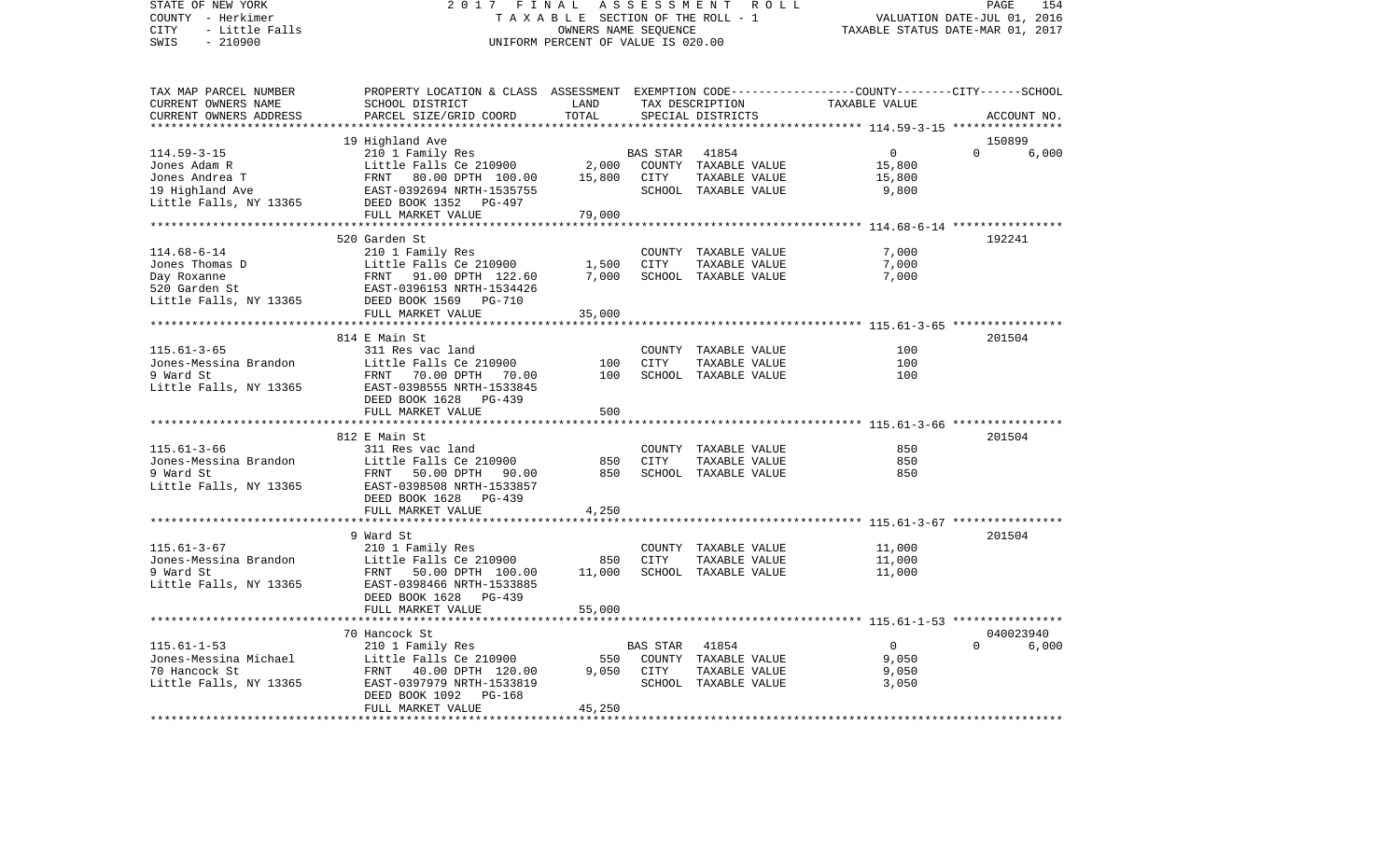STATE OF NEW YORK — 2017 FINAL ASSESSMENT ROLL
COUNTY - Herkimer — TAXABLE SECTION OF THE ROLL - 1 — VALUATION DATE-JUL 01, 2016
CITY - Little Falls — OWNERS NAME SEQUENCE — TAXABLE STATUS DATE-MAR 01, 2017
SWIS - 210900 — UNIFORM PERCENT OF VALUE IS 020.00

| TAX MAP PARCEL NUMBER / CURRENT OWNERS NAME / CURRENT OWNERS ADDRESS | PROPERTY LOCATION & CLASS / SCHOOL DISTRICT / PARCEL SIZE/GRID COORD | ASSESSMENT LAND | TOTAL | EXEMPTION CODE / TAX DESCRIPTION / SPECIAL DISTRICTS | COUNTY TAXABLE VALUE | CITY | SCHOOL / ACCOUNT NO. |
|---|---|---|---|---|---|---|---|
| | 19 Highland Ave | | | | | | 150899 |
| 114.59-3-15 | 210 1 Family Res | | | BAS STAR 41854 | 0 | 0 | 6,000 |
| Jones Adam R | Little Falls Ce 210900 | 2,000 | | COUNTY TAXABLE VALUE | 15,800 | | |
| Jones Andrea T | FRNT 80.00 DPTH 100.00 | | 15,800 | CITY TAXABLE VALUE | 15,800 | | |
| 19 Highland Ave | EAST-0392694 NRTH-1535755 | | | SCHOOL TAXABLE VALUE | 9,800 | | |
| Little Falls, NY 13365 | DEED BOOK 1352 PG-497 | | | | | | |
| | FULL MARKET VALUE | | 79,000 | | | | |
| | 520 Garden St | | | | | | 192241 |
| 114.68-6-14 | 210 1 Family Res | | | COUNTY TAXABLE VALUE | 7,000 | | |
| Jones Thomas D | Little Falls Ce 210900 | 1,500 | | CITY TAXABLE VALUE | 7,000 | | |
| Day Roxanne | FRNT 91.00 DPTH 122.60 | | 7,000 | SCHOOL TAXABLE VALUE | 7,000 | | |
| 520 Garden St | EAST-0396153 NRTH-1534426 | | | | | | |
| Little Falls, NY 13365 | DEED BOOK 1569 PG-710 | | | | | | |
| | FULL MARKET VALUE | | 35,000 | | | | |
| | 814 E Main St | | | | | | 201504 |
| 115.61-3-65 | 311 Res vac land | | | COUNTY TAXABLE VALUE | 100 | | |
| Jones-Messina Brandon | Little Falls Ce 210900 | 100 | | CITY TAXABLE VALUE | 100 | | |
| 9 Ward St | FRNT 70.00 DPTH 70.00 | | 100 | SCHOOL TAXABLE VALUE | 100 | | |
| Little Falls, NY 13365 | EAST-0398555 NRTH-1533845 | | | | | | |
| | DEED BOOK 1628 PG-439 | | | | | | |
| | FULL MARKET VALUE | | 500 | | | | |
| | 812 E Main St | | | | | | 201504 |
| 115.61-3-66 | 311 Res vac land | | | COUNTY TAXABLE VALUE | 850 | | |
| Jones-Messina Brandon | Little Falls Ce 210900 | 850 | | CITY TAXABLE VALUE | 850 | | |
| 9 Ward St | FRNT 50.00 DPTH 90.00 | | 850 | SCHOOL TAXABLE VALUE | 850 | | |
| Little Falls, NY 13365 | EAST-0398508 NRTH-1533857 | | | | | | |
| | DEED BOOK 1628 PG-439 | | | | | | |
| | FULL MARKET VALUE | | 4,250 | | | | |
| | 9 Ward St | | | | | | 201504 |
| 115.61-3-67 | 210 1 Family Res | | | COUNTY TAXABLE VALUE | 11,000 | | |
| Jones-Messina Brandon | Little Falls Ce 210900 | 850 | | CITY TAXABLE VALUE | 11,000 | | |
| 9 Ward St | FRNT 50.00 DPTH 100.00 | | 11,000 | SCHOOL TAXABLE VALUE | 11,000 | | |
| Little Falls, NY 13365 | EAST-0398466 NRTH-1533885 | | | | | | |
| | DEED BOOK 1628 PG-439 | | | | | | |
| | FULL MARKET VALUE | | 55,000 | | | | |
| | 70 Hancock St | | | | | | 040023940 |
| 115.61-1-53 | 210 1 Family Res | | | BAS STAR 41854 | 0 | 0 | 6,000 |
| Jones-Messina Michael | Little Falls Ce 210900 | 550 | | COUNTY TAXABLE VALUE | 9,050 | | |
| 70 Hancock St | FRNT 40.00 DPTH 120.00 | | 9,050 | CITY TAXABLE VALUE | 9,050 | | |
| Little Falls, NY 13365 | EAST-0397979 NRTH-1533819 | | | SCHOOL TAXABLE VALUE | 3,050 | | |
| | DEED BOOK 1092 PG-168 | | | | | | |
| | FULL MARKET VALUE | | 45,250 | | | | |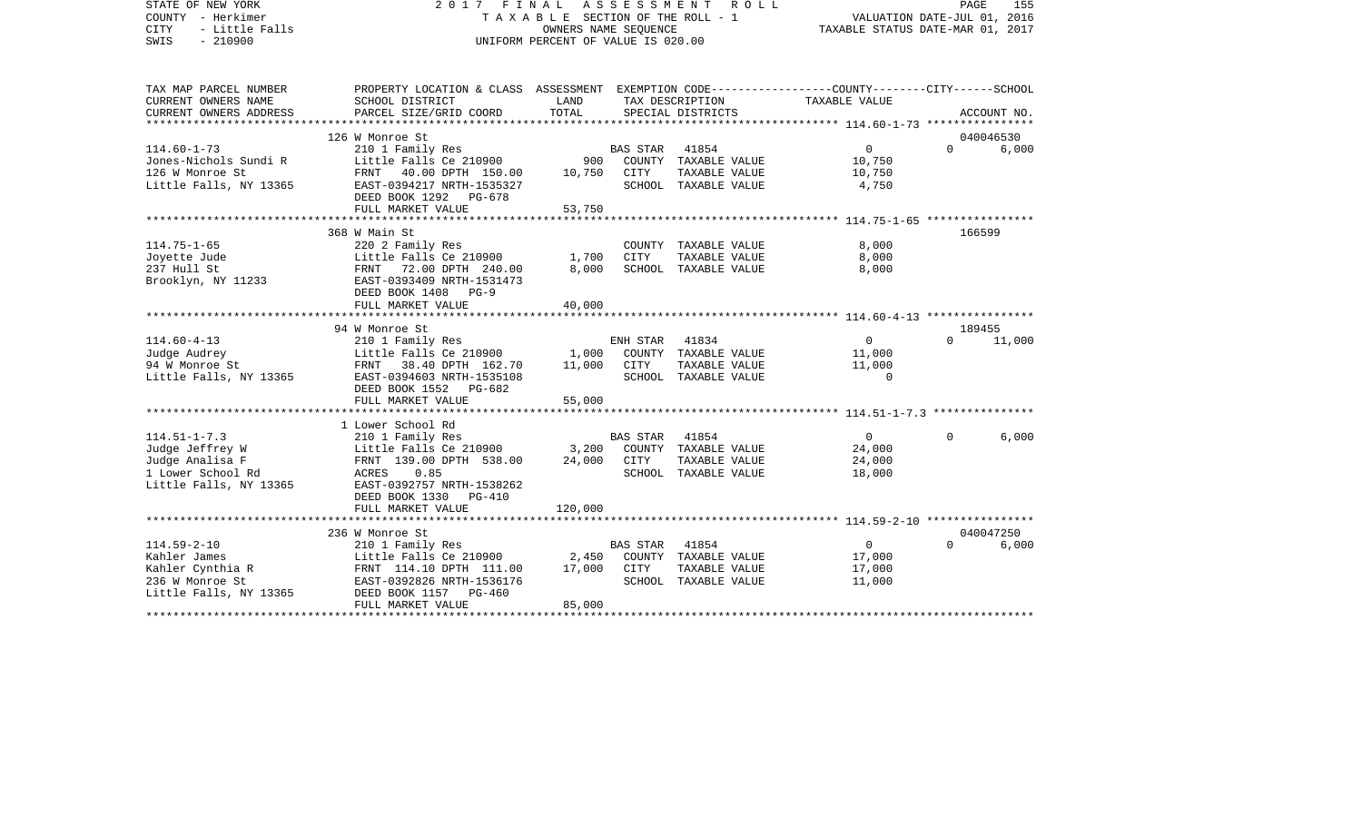STATE OF NEW YORK 2 0 1 7 F I N A L A S S E S S M E N T R O L L
COUNTY - Herkimer T A X A B L E SECTION OF THE ROLL - 1 VALUATION DATE-JUL 01, 2016
CITY - Little Falls OWNERS NAME SEQUENCE TAXABLE STATUS DATE-MAR 01, 2017
SWIS - 210900 UNIFORM PERCENT OF VALUE IS 020.00

| TAX MAP PARCEL NUMBER / CURRENT OWNERS NAME / CURRENT OWNERS ADDRESS | PROPERTY LOCATION & CLASS / SCHOOL DISTRICT / PARCEL SIZE/GRID COORD | ASSESSMENT LAND | TOTAL | EXEMPTION CODE / TAX DESCRIPTION / SPECIAL DISTRICTS | COUNTY / CITY / SCHOOL TAXABLE VALUE | ACCOUNT NO. |
|---|---|---|---|---|---|---|
| **114.60-1-73** | 126 W Monroe St | | | | | 040046530 |
| 114.60-1-73 | 210 1 Family Res | | | BAS STAR 41854 | 0 0 | 6,000 |
| Jones-Nichols Sundi R | Little Falls Ce 210900 | 900 | | COUNTY TAXABLE VALUE | 10,750 | |
| 126 W Monroe St | FRNT 40.00 DPTH 150.00 | | 10,750 | CITY TAXABLE VALUE | 10,750 | |
| Little Falls, NY 13365 | EAST-0394217 NRTH-1535327 | | | SCHOOL TAXABLE VALUE | 4,750 | |
| | DEED BOOK 1292 PG-678 | | | | | |
| | FULL MARKET VALUE | | 53,750 | | | |
| **114.75-1-65** | 368 W Main St | | | | | 166599 |
| 114.75-1-65 | 220 2 Family Res | | | COUNTY TAXABLE VALUE | 8,000 | |
| Joyette Jude | Little Falls Ce 210900 | 1,700 | | CITY TAXABLE VALUE | 8,000 | |
| 237 Hull St | FRNT 72.00 DPTH 240.00 | | 8,000 | SCHOOL TAXABLE VALUE | 8,000 | |
| Brooklyn, NY 11233 | EAST-0393409 NRTH-1531473 | | | | | |
| | DEED BOOK 1408 PG-9 | | | | | |
| | FULL MARKET VALUE | | 40,000 | | | |
| **114.60-4-13** | 94 W Monroe St | | | | | 189455 |
| 114.60-4-13 | 210 1 Family Res | | | ENH STAR 41834 | 0 0 | 11,000 |
| Judge Audrey | Little Falls Ce 210900 | 1,000 | | COUNTY TAXABLE VALUE | 11,000 | |
| 94 W Monroe St | FRNT 38.40 DPTH 162.70 | | 11,000 | CITY TAXABLE VALUE | 11,000 | |
| Little Falls, NY 13365 | EAST-0394603 NRTH-1535108 | | | SCHOOL TAXABLE VALUE | 0 | |
| | DEED BOOK 1552 PG-682 | | | | | |
| | FULL MARKET VALUE | | 55,000 | | | |
| **114.51-1-7.3** | 1 Lower School Rd | | | | | |
| 114.51-1-7.3 | 210 1 Family Res | | | BAS STAR 41854 | 0 0 | 6,000 |
| Judge Jeffrey W | Little Falls Ce 210900 | 3,200 | | COUNTY TAXABLE VALUE | 24,000 | |
| Judge Analisa F | FRNT 139.00 DPTH 538.00 | | 24,000 | CITY TAXABLE VALUE | 24,000 | |
| 1 Lower School Rd | ACRES 0.85 | | | SCHOOL TAXABLE VALUE | 18,000 | |
| Little Falls, NY 13365 | EAST-0392757 NRTH-1538262 | | | | | |
| | DEED BOOK 1330 PG-410 | | | | | |
| | FULL MARKET VALUE | | 120,000 | | | |
| **114.59-2-10** | 236 W Monroe St | | | | | 040047250 |
| 114.59-2-10 | 210 1 Family Res | | | BAS STAR 41854 | 0 0 | 6,000 |
| Kahler James | Little Falls Ce 210900 | 2,450 | | COUNTY TAXABLE VALUE | 17,000 | |
| Kahler Cynthia R | FRNT 114.10 DPTH 111.00 | | 17,000 | CITY TAXABLE VALUE | 17,000 | |
| 236 W Monroe St | EAST-0392826 NRTH-1536176 | | | SCHOOL TAXABLE VALUE | 11,000 | |
| Little Falls, NY 13365 | DEED BOOK 1157 PG-460 | | | | | |
| | FULL MARKET VALUE | | 85,000 | | | |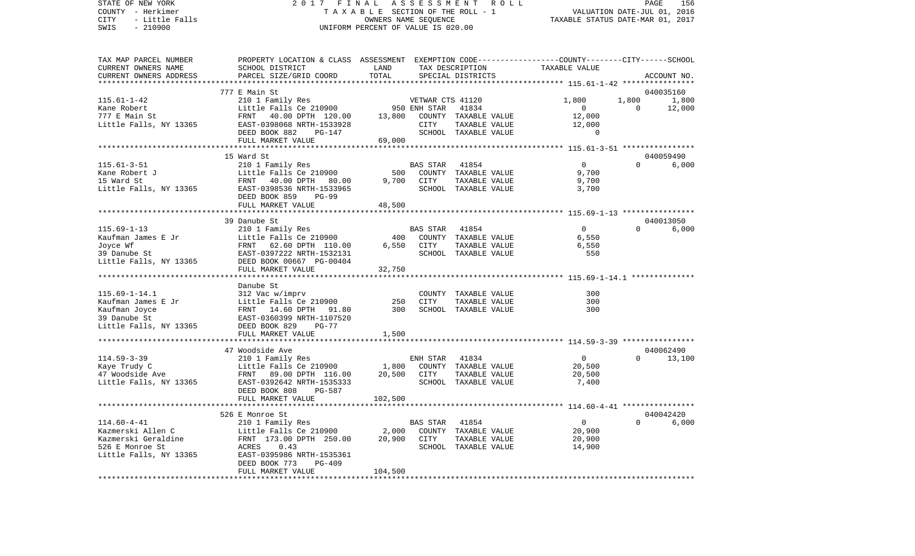STATE OF NEW YORK 2017 FINAL ASSESSMENT ROLL
COUNTY - Herkimer TAXABLE SECTION OF THE ROLL - 1 VALUATION DATE-JUL 01, 2016
CITY - Little Falls OWNERS NAME SEQUENCE TAXABLE STATUS DATE-MAR 01, 2017
SWIS - 210900 UNIFORM PERCENT OF VALUE IS 020.00

```
TAX MAP PARCEL NUMBER     PROPERTY LOCATION & CLASS  ASSESSMENT  EXEMPTION CODE-----------------COUNTY--------CITY------SCHOOL
CURRENT OWNERS NAME       SCHOOL DISTRICT               LAND      TAX DESCRIPTION            TAXABLE VALUE
CURRENT OWNERS ADDRESS    PARCEL SIZE/GRID COORD       TOTAL      SPECIAL DISTRICTS                                         ACCOUNT NO.
******************************************************************************************************* 115.61-1-42 ****************
                          777 E Main St                                                                                040035160
115.61-1-42               210 1 Family Res                         VETWAR CTS 41120           1,800       1,800          1,800
Kane Robert               Little Falls Ce 210900         950 ENH STAR   41834                  0           0          12,000
777 E Main St             FRNT    40.00 DPTH 120.00    13,800     COUNTY  TAXABLE VALUE          12,000
Little Falls, NY 13365    EAST-0398068 NRTH-1533928               CITY    TAXABLE VALUE          12,000
                          DEED BOOK 882     PG-147                SCHOOL  TAXABLE VALUE               0
                          FULL MARKET VALUE             69,000
******************************************************************************************************* 115.61-3-51 ****************
                          15 Ward St                                                                                   040059490
115.61-3-51               210 1 Family Res                         BAS STAR   41854                  0           0           6,000
Kane Robert J             Little Falls Ce 210900         500      COUNTY  TAXABLE VALUE           9,700
15 Ward St                FRNT    40.00 DPTH  80.00     9,700     CITY    TAXABLE VALUE           9,700
Little Falls, NY 13365    EAST-0398536 NRTH-1533965               SCHOOL  TAXABLE VALUE           3,700
                          DEED BOOK 859     PG-99
                          FULL MARKET VALUE             48,500
******************************************************************************************************* 115.69-1-13 ****************
                          39 Danube St                                                                                 040013050
115.69-1-13               210 1 Family Res                         BAS STAR   41854                  0           0           6,000
Kaufman James E Jr        Little Falls Ce 210900         400      COUNTY  TAXABLE VALUE           6,550
Joyce Wf                  FRNT    62.60 DPTH 110.00     6,550     CITY    TAXABLE VALUE           6,550
39 Danube St              EAST-0397222 NRTH-1532131               SCHOOL  TAXABLE VALUE             550
Little Falls, NY 13365    DEED BOOK 00667 PG-00404
                          FULL MARKET VALUE             32,750
******************************************************************************************************* 115.69-1-14.1 **************
                          Danube St
115.69-1-14.1             312 Vac w/imprv                          COUNTY  TAXABLE VALUE             300
Kaufman James E Jr        Little Falls Ce 210900         250      CITY    TAXABLE VALUE             300
Kaufman Joyce             FRNT    14.60 DPTH  91.80       300     SCHOOL  TAXABLE VALUE             300
39 Danube St              EAST-0360399 NRTH-1107520
Little Falls, NY 13365    DEED BOOK 829     PG-77
                          FULL MARKET VALUE              1,500
******************************************************************************************************* 114.59-3-39 ****************
                          47 Woodside Ave                                                                              040062490
114.59-3-39               210 1 Family Res                         ENH STAR   41834                  0           0          13,100
Kaye Trudy C              Little Falls Ce 210900       1,800      COUNTY  TAXABLE VALUE          20,500
47 Woodside Ave           FRNT    89.00 DPTH 116.00    20,500     CITY    TAXABLE VALUE          20,500
Little Falls, NY 13365    EAST-0392642 NRTH-1535333               SCHOOL  TAXABLE VALUE           7,400
                          DEED BOOK 808     PG-587
                          FULL MARKET VALUE            102,500
******************************************************************************************************* 114.60-4-41 ****************
                          526 E Monroe St                                                                              040042420
114.60-4-41               210 1 Family Res                         BAS STAR   41854                  0           0           6,000
Kazmerski Allen C         Little Falls Ce 210900       2,000      COUNTY  TAXABLE VALUE          20,900
Kazmerski Geraldine       FRNT   173.00 DPTH 250.00    20,900     CITY    TAXABLE VALUE          20,900
526 E Monroe St           ACRES     0.43                          SCHOOL  TAXABLE VALUE          14,900
Little Falls, NY 13365    EAST-0395986 NRTH-1535361
                          DEED BOOK 773     PG-409
                          FULL MARKET VALUE            104,500
************************************************************************************************************************************
```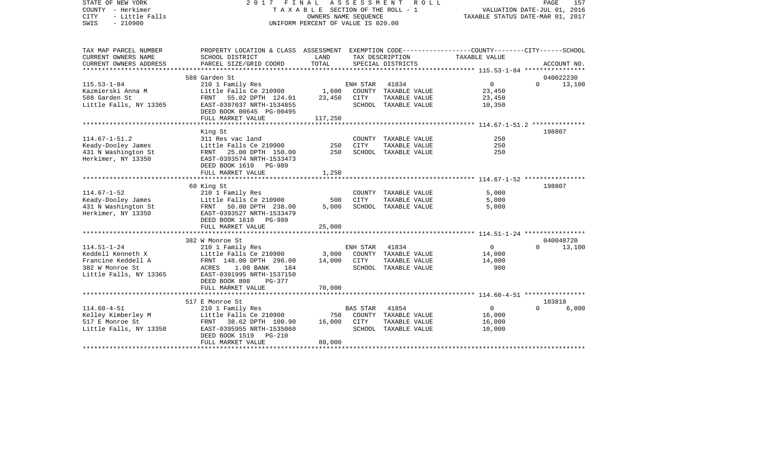STATE OF NEW YORK
COUNTY - Herkimer
CITY - Little Falls
SWIS - 210900

2017 FINAL ASSESSMENT ROLL
TAXABLE SECTION OF THE ROLL - 1
OWNERS NAME SEQUENCE
UNIFORM PERCENT OF VALUE IS 020.00

VALUATION DATE-JUL 01, 2016
TAXABLE STATUS DATE-MAR 01, 2017

| TAX MAP PARCEL NUMBER / CURRENT OWNERS NAME / CURRENT OWNERS ADDRESS | PROPERTY LOCATION & CLASS / SCHOOL DISTRICT / PARCEL SIZE/GRID COORD | ASSESSMENT LAND | TOTAL | EXEMPTION CODE / TAX DESCRIPTION / SPECIAL DISTRICTS | COUNTY / CITY TAXABLE VALUE | SCHOOL | ACCOUNT NO. |
|---|---|---|---|---|---|---|---|
| 115.53-1-84 | 588 Garden St | | | | | | 040022230 |
| Kazmierski Anna M | 210 1 Family Res | | | ENH STAR 41834 | 0 | 0 | 13,100 |
| 588 Garden St | Little Falls Ce 210900 | 1,600 | | COUNTY TAXABLE VALUE | 23,450 | | |
| Little Falls, NY 13365 | FRNT 55.02 DPTH 124.01 | | 23,450 | CITY TAXABLE VALUE | 23,450 | | |
| | EAST-0397037 NRTH-1534855 | | | SCHOOL TAXABLE VALUE | 10,350 | | |
| | DEED BOOK 00645 PG-00495 | | | | | | |
| | FULL MARKET VALUE | | 117,250 | | | | |
| 114.67-1-51.2 | King St | | | | | | 198807 |
| Keady-Dooley James | 311 Res vac land | | | COUNTY TAXABLE VALUE | 250 | | |
| 431 N Washington St | Little Falls Ce 210900 | 250 | | CITY TAXABLE VALUE | 250 | | |
| Herkimer, NY 13350 | FRNT 25.00 DPTH 150.00 | | 250 | SCHOOL TAXABLE VALUE | 250 | | |
| | EAST-0393574 NRTH-1533473 | | | | | | |
| | DEED BOOK 1610 PG-989 | | | | | | |
| | FULL MARKET VALUE | | 1,250 | | | | |
| 114.67-1-52 | 60 King St | | | | | | 198807 |
| Keady-Dooley James | 210 1 Family Res | | | COUNTY TAXABLE VALUE | 5,000 | | |
| 431 N Washington St | Little Falls Ce 210900 | 500 | | CITY TAXABLE VALUE | 5,000 | | |
| Herkimer, NY 13350 | FRNT 50.00 DPTH 238.00 | | 5,000 | SCHOOL TAXABLE VALUE | 5,000 | | |
| | EAST-0393527 NRTH-1533479 | | | | | | |
| | DEED BOOK 1610 PG-989 | | | | | | |
| | FULL MARKET VALUE | | 25,000 | | | | |
| 114.51-1-24 | 382 W Monroe St | | | | | | 040048720 |
| Keddell Kenneth X | 210 1 Family Res | | | ENH STAR 41834 | 0 | 0 | 13,100 |
| Francine Keddell A | Little Falls Ce 210900 | 3,000 | | COUNTY TAXABLE VALUE | 14,000 | | |
| 382 W Monroe St | FRNT 148.00 DPTH 296.00 | | 14,000 | CITY TAXABLE VALUE | 14,000 | | |
| Little Falls, NY 13365 | ACRES 1.00 BANK 184 | | | SCHOOL TAXABLE VALUE | 900 | | |
| | EAST-0391995 NRTH-1537150 | | | | | | |
| | DEED BOOK 808 PG-377 | | | | | | |
| | FULL MARKET VALUE | | 70,000 | | | | |
| 114.60-4-51 | 517 E Monroe St | | | | | | 183818 |
| Kelley Kimberley M | 210 1 Family Res | | | BAS STAR 41854 | 0 | 0 | 6,000 |
| 517 E Monroe St | Little Falls Ce 210900 | 750 | | COUNTY TAXABLE VALUE | 16,000 | | |
| Little Falls, NY 13350 | FRNT 38.62 DPTH 100.90 | | 16,000 | CITY TAXABLE VALUE | 16,000 | | |
| | EAST-0395955 NRTH-1535060 | | | SCHOOL TAXABLE VALUE | 10,000 | | |
| | DEED BOOK 1519 PG-210 | | | | | | |
| | FULL MARKET VALUE | | 80,000 | | | | |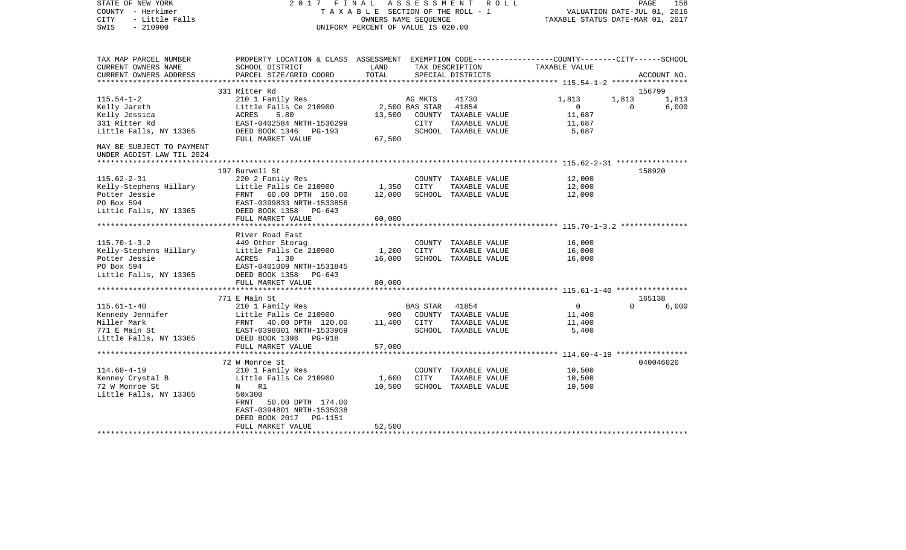STATE OF NEW YORK — 2017 FINAL ASSESSMENT ROLL

COUNTY - Herkimer — TAXABLE SECTION OF THE ROLL - 1 — VALUATION DATE-JUL 01, 2016

CITY - Little Falls — OWNERS NAME SEQUENCE — TAXABLE STATUS DATE-MAR 01, 2017

SWIS - 210900 — UNIFORM PERCENT OF VALUE IS 020.00

```
TAX MAP PARCEL NUMBER          PROPERTY LOCATION & CLASS  ASSESSMENT  EXEMPTION CODE-----------------COUNTY--------CITY------SCHOOL
CURRENT OWNERS NAME            SCHOOL DISTRICT              LAND      TAX DESCRIPTION             TAXABLE VALUE
CURRENT OWNERS ADDRESS         PARCEL SIZE/GRID COORD       TOTAL     SPECIAL DISTRICTS                                    ACCOUNT NO.
*********************************************************************************************** 115.54-1-2 *****************
                               331 Ritter Rd                                                                              156799
115.54-1-2                     210 1 Family Res                        AG MKTS     41730           1,813       1,813       1,813
Kelly Jareth                   Little Falls Ce 210900      2,500 BAS STAR    41854               0           0       6,000
Kelly Jessica                  ACRES     5.80             13,500   COUNTY  TAXABLE VALUE          11,687
331 Ritter Rd                  EAST-0402584 NRTH-1536299           CITY    TAXABLE VALUE          11,687
Little Falls, NY 13365         DEED BOOK 1346   PG-193             SCHOOL  TAXABLE VALUE           5,687
                               FULL MARKET VALUE          67,500
MAY BE SUBJECT TO PAYMENT
UNDER AGDIST LAW TIL 2024
*********************************************************************************************** 115.62-2-31 ****************
                               197 Burwell St                                                                             158920
115.62-2-31                    220 2 Family Res                        COUNTY  TAXABLE VALUE          12,000
Kelly-Stephens Hillary         Little Falls Ce 210900      1,350      CITY    TAXABLE VALUE          12,000
Potter Jessie                  FRNT    60.00 DPTH 150.00  12,000      SCHOOL  TAXABLE VALUE          12,000
PO Box 594                     EAST-0399833 NRTH-1533856
Little Falls, NY 13365         DEED BOOK 1358   PG-643
                               FULL MARKET VALUE          60,000
*********************************************************************************************** 115.70-1-3.2 ***************
                               River Road East
115.70-1-3.2                   449 Other Storag                        COUNTY  TAXABLE VALUE          16,000
Kelly-Stephens Hillary         Little Falls Ce 210900      1,200      CITY    TAXABLE VALUE          16,000
Potter Jessie                  ACRES     1.30             16,000      SCHOOL  TAXABLE VALUE          16,000
PO Box 594                     EAST-0401009 NRTH-1531845
Little Falls, NY 13365         DEED BOOK 1358   PG-643
                               FULL MARKET VALUE          80,000
*********************************************************************************************** 115.61-1-40 ****************
                               771 E Main St                                                                              165138
115.61-1-40                    210 1 Family Res                        BAS STAR    41854               0           0       6,000
Kennedy Jennifer               Little Falls Ce 210900        900      COUNTY  TAXABLE VALUE          11,400
Miller Mark                    FRNT    40.00 DPTH 120.00  11,400      CITY    TAXABLE VALUE          11,400
771 E Main St                  EAST-0398001 NRTH-1533969              SCHOOL  TAXABLE VALUE           5,400
Little Falls, NY 13365         DEED BOOK 1398   PG-918
                               FULL MARKET VALUE          57,000
*********************************************************************************************** 114.60-4-19 ****************
                               72 W Monroe St                                                                             040046020
114.60-4-19                    210 1 Family Res                        COUNTY  TAXABLE VALUE          10,500
Kenney Crystal B               Little Falls Ce 210900      1,600      CITY    TAXABLE VALUE          10,500
72 W Monroe St                 N    R1                    10,500      SCHOOL  TAXABLE VALUE          10,500
Little Falls, NY 13365         50x300
                               FRNT    50.00 DPTH 174.00
                               EAST-0394801 NRTH-1535038
                               DEED BOOK 2017   PG-1151
                               FULL MARKET VALUE          52,500
****************************************************************************************************************************
```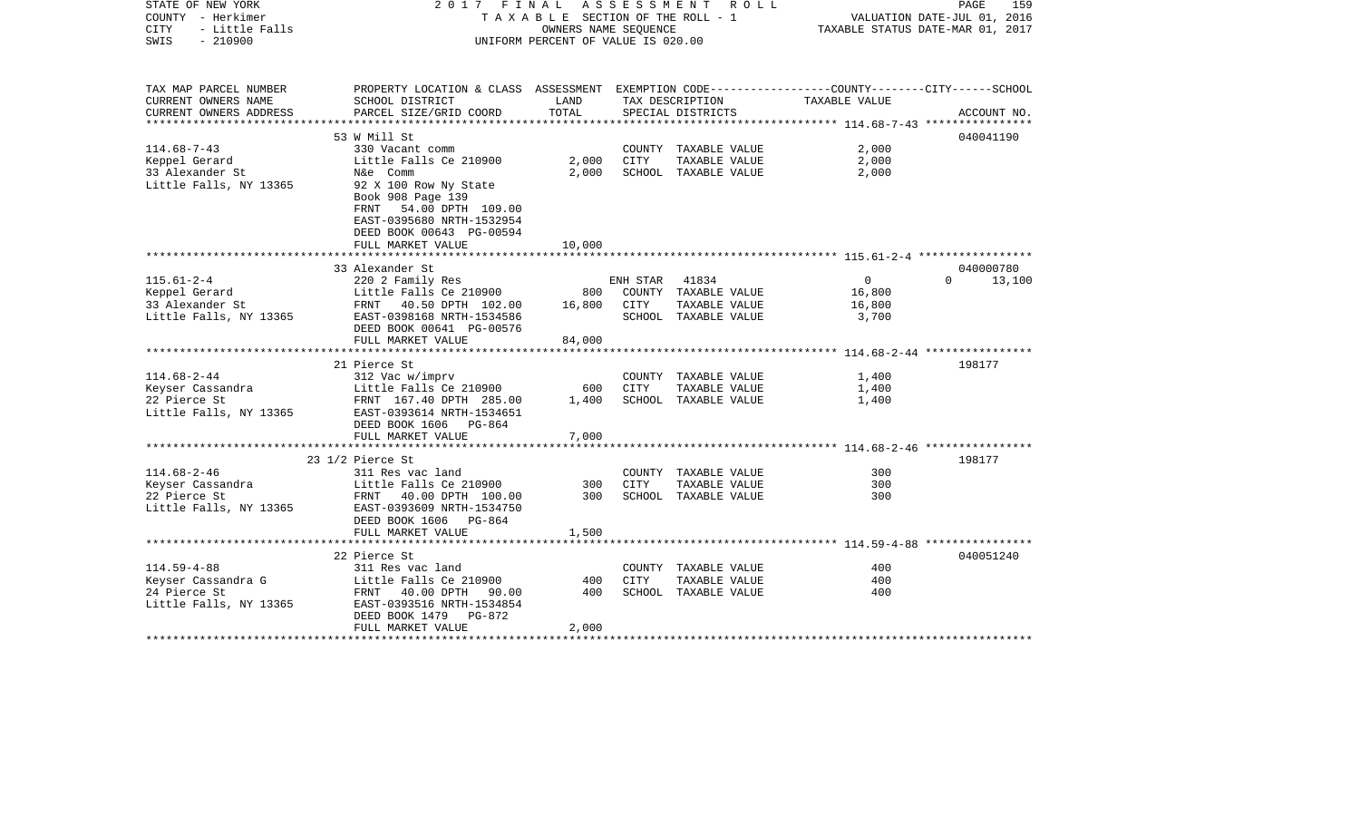STATE OF NEW YORK 2 0 1 7 F I N A L A S S E S S M E N T R O L L
COUNTY - Herkimer T A X A B L E SECTION OF THE ROLL - 1 VALUATION DATE-JUL 01, 2016
CITY - Little Falls OWNERS NAME SEQUENCE TAXABLE STATUS DATE-MAR 01, 2017
SWIS - 210900 UNIFORM PERCENT OF VALUE IS 020.00

| TAX MAP PARCEL NUMBER / CURRENT OWNERS NAME / CURRENT OWNERS ADDRESS | PROPERTY LOCATION & CLASS / SCHOOL DISTRICT / PARCEL SIZE/GRID COORD | ASSESSMENT LAND | TOTAL | EXEMPTION CODE / TAX DESCRIPTION / SPECIAL DISTRICTS | COUNTY-CITY TAXABLE VALUE | SCHOOL | ACCOUNT NO. |
|---|---|---|---|---|---|---|---|
| 114.68-7-43 | 53 W Mill St | | | | | | 040041190 |
| Keppel Gerard | 330 Vacant comm | | | COUNTY TAXABLE VALUE | 2,000 | | |
| 33 Alexander St | Little Falls Ce 210900 | 2,000 | | CITY TAXABLE VALUE | 2,000 | | |
| Little Falls, NY 13365 | N&e Comm | | 2,000 | SCHOOL TAXABLE VALUE | 2,000 | | |
| | 92 X 100 Row Ny State | | | | | | |
| | Book 908 Page 139 | | | | | | |
| | FRNT 54.00 DPTH 109.00 | | | | | | |
| | EAST-0395680 NRTH-1532954 | | | | | | |
| | DEED BOOK 00643 PG-00594 | | | | | | |
| | FULL MARKET VALUE | | 10,000 | | | | |
| 115.61-2-4 | 33 Alexander St | | | | | | 040000780 |
| Keppel Gerard | 220 2 Family Res | | | ENH STAR 41834 | 0 | 0 | 13,100 |
| 33 Alexander St | Little Falls Ce 210900 | 800 | | COUNTY TAXABLE VALUE | 16,800 | | |
| Little Falls, NY 13365 | FRNT 40.50 DPTH 102.00 | | 16,800 | CITY TAXABLE VALUE | 16,800 | | |
| | EAST-0398168 NRTH-1534586 | | | SCHOOL TAXABLE VALUE | 3,700 | | |
| | DEED BOOK 00641 PG-00576 | | | | | | |
| | FULL MARKET VALUE | | 84,000 | | | | |
| 114.68-2-44 | 21 Pierce St | | | | | | 198177 |
| Keyser Cassandra | 312 Vac w/imprv | | | COUNTY TAXABLE VALUE | 1,400 | | |
| 22 Pierce St | Little Falls Ce 210900 | 600 | | CITY TAXABLE VALUE | 1,400 | | |
| Little Falls, NY 13365 | FRNT 167.40 DPTH 285.00 | | 1,400 | SCHOOL TAXABLE VALUE | 1,400 | | |
| | EAST-0393614 NRTH-1534651 | | | | | | |
| | DEED BOOK 1606 PG-864 | | | | | | |
| | FULL MARKET VALUE | | 7,000 | | | | |
| 114.68-2-46 | 23 1/2 Pierce St | | | | | | 198177 |
| Keyser Cassandra | 311 Res vac land | | | COUNTY TAXABLE VALUE | 300 | | |
| 22 Pierce St | Little Falls Ce 210900 | 300 | | CITY TAXABLE VALUE | 300 | | |
| Little Falls, NY 13365 | FRNT 40.00 DPTH 100.00 | | 300 | SCHOOL TAXABLE VALUE | 300 | | |
| | EAST-0393609 NRTH-1534750 | | | | | | |
| | DEED BOOK 1606 PG-864 | | | | | | |
| | FULL MARKET VALUE | | 1,500 | | | | |
| 114.59-4-88 | 22 Pierce St | | | | | | 040051240 |
| Keyser Cassandra G | 311 Res vac land | | | COUNTY TAXABLE VALUE | 400 | | |
| 24 Pierce St | Little Falls Ce 210900 | 400 | | CITY TAXABLE VALUE | 400 | | |
| Little Falls, NY 13365 | FRNT 40.00 DPTH 90.00 | | 400 | SCHOOL TAXABLE VALUE | 400 | | |
| | EAST-0393516 NRTH-1534854 | | | | | | |
| | DEED BOOK 1479 PG-872 | | | | | | |
| | FULL MARKET VALUE | | 2,000 | | | | |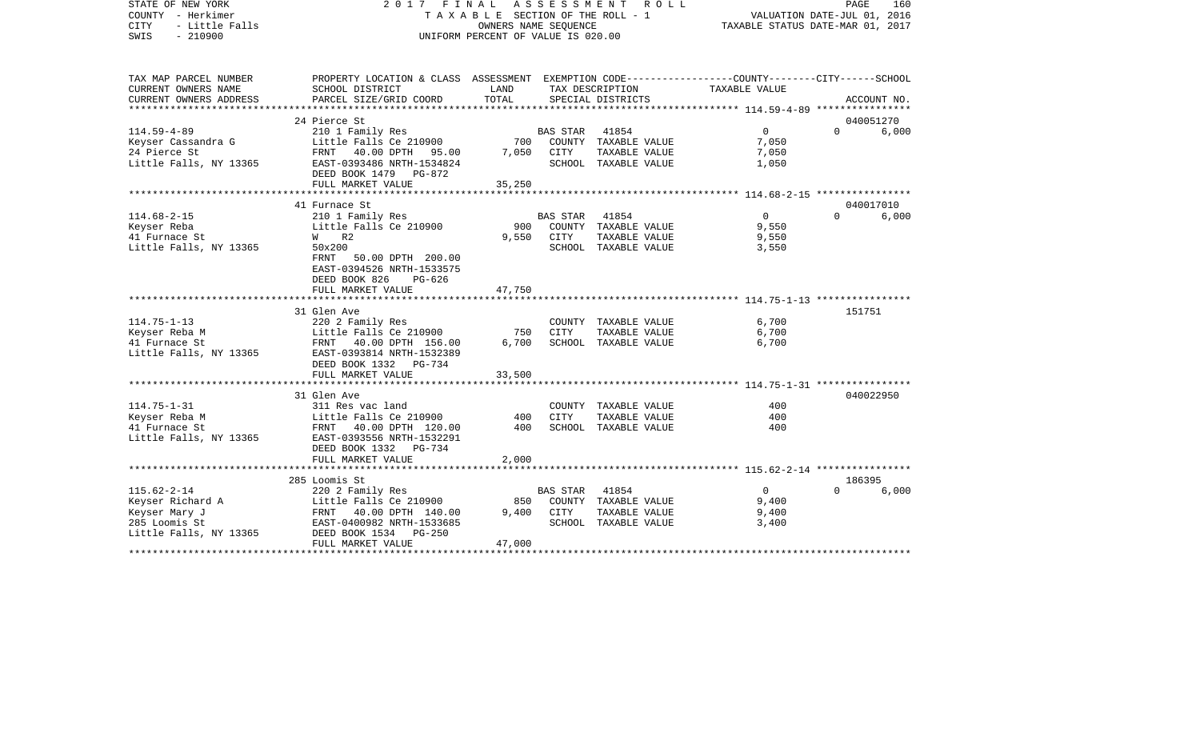STATE OF NEW YORK — 2017 FINAL ASSESSMENT ROLL

COUNTY - Herkimer — TAXABLE SECTION OF THE ROLL - 1 — VALUATION DATE-JUL 01, 2016

CITY - Little Falls — OWNERS NAME SEQUENCE — TAXABLE STATUS DATE-MAR 01, 2017

SWIS - 210900 — UNIFORM PERCENT OF VALUE IS 020.00

| TAX MAP PARCEL NUMBER / CURRENT OWNERS NAME / CURRENT OWNERS ADDRESS | PROPERTY LOCATION & CLASS / SCHOOL DISTRICT / PARCEL SIZE/GRID COORD | ASSESSMENT LAND | TOTAL | EXEMPTION CODE / TAX DESCRIPTION / SPECIAL DISTRICTS | COUNTY / CITY / SCHOOL TAXABLE VALUE | ACCOUNT NO. |
|---|---|---|---|---|---|---|
| **114.59-4-89** | 24 Pierce St | | | | | 040051270 |
| | 210 1 Family Res | | | BAS STAR 41854 | 0 / 0 / 6,000 | |
| Keyser Cassandra G | Little Falls Ce 210900 | 700 | | COUNTY TAXABLE VALUE | 7,050 | |
| 24 Pierce St | FRNT 40.00 DPTH 95.00 | | 7,050 | CITY TAXABLE VALUE | 7,050 | |
| Little Falls, NY 13365 | EAST-0393486 NRTH-1534824 | | | SCHOOL TAXABLE VALUE | 1,050 | |
| | DEED BOOK 1479 PG-872 | | | | | |
| | FULL MARKET VALUE | | 35,250 | | | |
| **114.68-2-15** | 41 Furnace St | | | | | 040017010 |
| | 210 1 Family Res | | | BAS STAR 41854 | 0 / 0 / 6,000 | |
| Keyser Reba | Little Falls Ce 210900 | 900 | | COUNTY TAXABLE VALUE | 9,550 | |
| 41 Furnace St | W R2 | | 9,550 | CITY TAXABLE VALUE | 9,550 | |
| Little Falls, NY 13365 | 50x200 | | | SCHOOL TAXABLE VALUE | 3,550 | |
| | FRNT 50.00 DPTH 200.00 | | | | | |
| | EAST-0394526 NRTH-1533575 | | | | | |
| | DEED BOOK 826 PG-626 | | | | | |
| | FULL MARKET VALUE | | 47,750 | | | |
| **114.75-1-13** | 31 Glen Ave | | | | | 151751 |
| | 220 2 Family Res | | | COUNTY TAXABLE VALUE | 6,700 | |
| Keyser Reba M | Little Falls Ce 210900 | 750 | | CITY TAXABLE VALUE | 6,700 | |
| 41 Furnace St | FRNT 40.00 DPTH 156.00 | | 6,700 | SCHOOL TAXABLE VALUE | 6,700 | |
| Little Falls, NY 13365 | EAST-0393814 NRTH-1532389 | | | | | |
| | DEED BOOK 1332 PG-734 | | | | | |
| | FULL MARKET VALUE | | 33,500 | | | |
| **114.75-1-31** | 31 Glen Ave | | | | | 040022950 |
| | 311 Res vac land | | | COUNTY TAXABLE VALUE | 400 | |
| Keyser Reba M | Little Falls Ce 210900 | 400 | | CITY TAXABLE VALUE | 400 | |
| 41 Furnace St | FRNT 40.00 DPTH 120.00 | | 400 | SCHOOL TAXABLE VALUE | 400 | |
| Little Falls, NY 13365 | EAST-0393556 NRTH-1532291 | | | | | |
| | DEED BOOK 1332 PG-734 | | | | | |
| | FULL MARKET VALUE | | 2,000 | | | |
| **115.62-2-14** | 285 Loomis St | | | | | 186395 |
| | 220 2 Family Res | | | BAS STAR 41854 | 0 / 0 / 6,000 | |
| Keyser Richard A | Little Falls Ce 210900 | 850 | | COUNTY TAXABLE VALUE | 9,400 | |
| Keyser Mary J | FRNT 40.00 DPTH 140.00 | | 9,400 | CITY TAXABLE VALUE | 9,400 | |
| 285 Loomis St | EAST-0400982 NRTH-1533685 | | | SCHOOL TAXABLE VALUE | 3,400 | |
| Little Falls, NY 13365 | DEED BOOK 1534 PG-250 | | | | | |
| | FULL MARKET VALUE | | 47,000 | | | |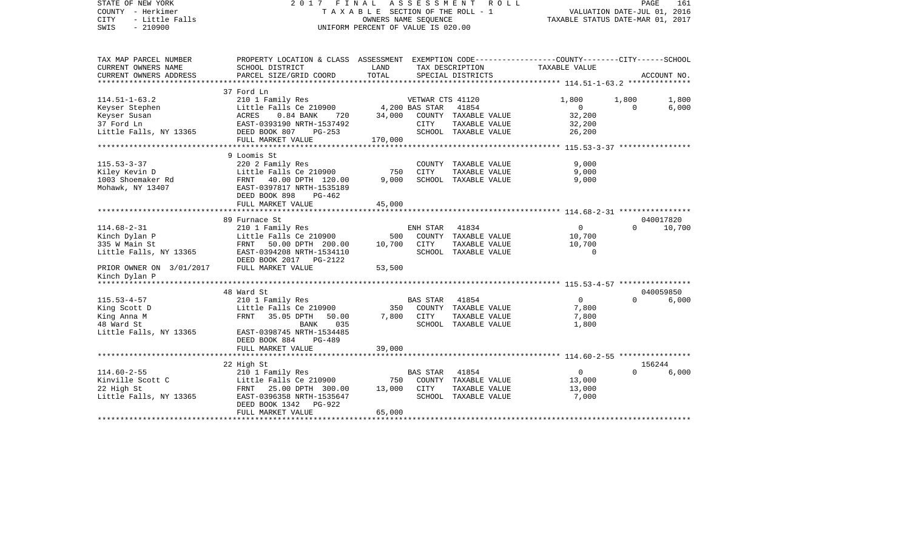STATE OF NEW YORK
COUNTY - Herkimer
CITY - Little Falls
SWIS - 210900

2 0 1 7 F I N A L A S S E S S M E N T R O L L
T A X A B L E SECTION OF THE ROLL - 1
OWNERS NAME SEQUENCE
UNIFORM PERCENT OF VALUE IS 020.00

VALUATION DATE-JUL 01, 2016
TAXABLE STATUS DATE-MAR 01, 2017

| TAX MAP PARCEL NUMBER / CURRENT OWNERS NAME / CURRENT OWNERS ADDRESS | PROPERTY LOCATION & CLASS / SCHOOL DISTRICT / PARCEL SIZE/GRID COORD | ASSESSMENT LAND / TOTAL | EXEMPTION CODE / TAX DESCRIPTION / SPECIAL DISTRICTS | COUNTY TAXABLE VALUE | CITY | SCHOOL / ACCOUNT NO. |
|---|---|---|---|---|---|---|
| | 37 Ford Ln | | | | | |
| 114.51-1-63.2 | 210 1 Family Res | | VETWAR CTS 41120 | 1,800 | 1,800 | 1,800 |
| Keyser Stephen | Little Falls Ce 210900 | 4,200 | BAS STAR 41854 | 0 | 0 | 6,000 |
| Keyser Susan | ACRES 0.84 BANK 720 | 34,000 | COUNTY TAXABLE VALUE | 32,200 | | |
| 37 Ford Ln | EAST-0393190 NRTH-1537492 | | CITY TAXABLE VALUE | 32,200 | | |
| Little Falls, NY 13365 | DEED BOOK 807 PG-253 | | SCHOOL TAXABLE VALUE | 26,200 | | |
| | FULL MARKET VALUE | 170,000 | | | | |
| | 9 Loomis St | | | | | |
| 115.53-3-37 | 220 2 Family Res | | COUNTY TAXABLE VALUE | 9,000 | | |
| Kiley Kevin D | Little Falls Ce 210900 | 750 | CITY TAXABLE VALUE | 9,000 | | |
| 1003 Shoemaker Rd | FRNT 40.00 DPTH 120.00 | 9,000 | SCHOOL TAXABLE VALUE | 9,000 | | |
| Mohawk, NY 13407 | EAST-0397817 NRTH-1535189 | | | | | |
| | DEED BOOK 898 PG-462 | | | | | |
| | FULL MARKET VALUE | 45,000 | | | | |
| | 89 Furnace St | | | | | 040017820 |
| 114.68-2-31 | 210 1 Family Res | | ENH STAR 41834 | 0 | 0 | 10,700 |
| Kinch Dylan P | Little Falls Ce 210900 | 500 | COUNTY TAXABLE VALUE | 10,700 | | |
| 335 W Main St | FRNT 50.00 DPTH 200.00 | 10,700 | CITY TAXABLE VALUE | 10,700 | | |
| Little Falls, NY 13365 | EAST-0394208 NRTH-1534110 | | SCHOOL TAXABLE VALUE | 0 | | |
| | DEED BOOK 2017 PG-2122 | | | | | |
| PRIOR OWNER ON 3/01/2017 | FULL MARKET VALUE | 53,500 | | | | |
| Kinch Dylan P | | | | | | |
| | 48 Ward St | | | | | 040059850 |
| 115.53-4-57 | 210 1 Family Res | | BAS STAR 41854 | 0 | 0 | 6,000 |
| King Scott D | Little Falls Ce 210900 | 350 | COUNTY TAXABLE VALUE | 7,800 | | |
| King Anna M | FRNT 35.05 DPTH 50.00 | 7,800 | CITY TAXABLE VALUE | 7,800 | | |
| 48 Ward St | BANK 035 | | SCHOOL TAXABLE VALUE | 1,800 | | |
| Little Falls, NY 13365 | EAST-0398745 NRTH-1534485 | | | | | |
| | DEED BOOK 884 PG-489 | | | | | |
| | FULL MARKET VALUE | 39,000 | | | | |
| | 22 High St | | | | | 156244 |
| 114.60-2-55 | 210 1 Family Res | | BAS STAR 41854 | 0 | 0 | 6,000 |
| Kinville Scott C | Little Falls Ce 210900 | 750 | COUNTY TAXABLE VALUE | 13,000 | | |
| 22 High St | FRNT 25.00 DPTH 300.00 | 13,000 | CITY TAXABLE VALUE | 13,000 | | |
| Little Falls, NY 13365 | EAST-0396358 NRTH-1535647 | | SCHOOL TAXABLE VALUE | 7,000 | | |
| | DEED BOOK 1342 PG-922 | | | | | |
| | FULL MARKET VALUE | 65,000 | | | | |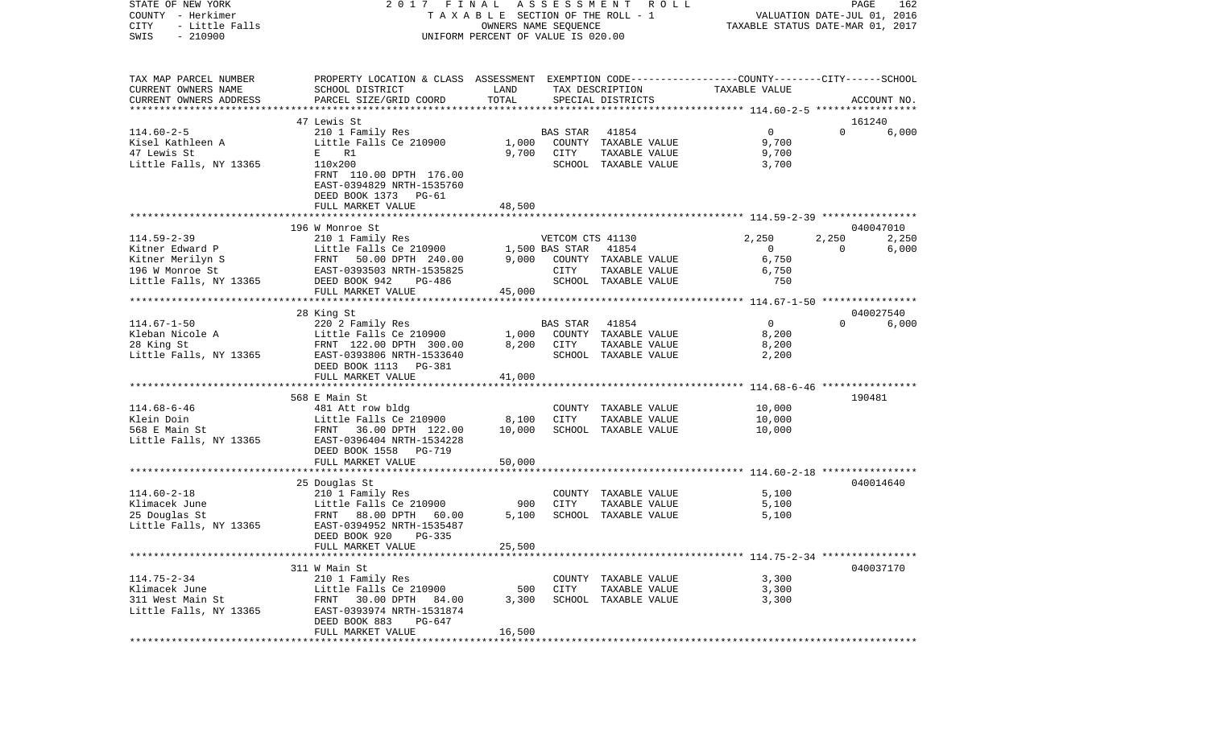STATE OF NEW YORK — 2017 FINAL ASSESSMENT ROLL — TAXABLE SECTION OF THE ROLL - 1 — VALUATION DATE-JUL 01, 2016
COUNTY - Herkimer — OWNERS NAME SEQUENCE — TAXABLE STATUS DATE-MAR 01, 2017
CITY - Little Falls — UNIFORM PERCENT OF VALUE IS 020.00
SWIS - 210900

| TAX MAP PARCEL NUMBER / CURRENT OWNERS NAME / CURRENT OWNERS ADDRESS | PROPERTY LOCATION & CLASS / SCHOOL DISTRICT / PARCEL SIZE/GRID COORD | ASSESSMENT LAND | TOTAL | EXEMPTION CODE / TAX DESCRIPTION / SPECIAL DISTRICTS | COUNTY | CITY | SCHOOL | ACCOUNT NO. |
|---|---|---|---|---|---|---|---|---|
| 114.60-2-5 | 47 Lewis St | | | | | | | 161240 |
| Kisel Kathleen A | 210 1 Family Res | | | BAS STAR 41854 | 0 | 0 | 6,000 | |
| 47 Lewis St | Little Falls Ce 210900 | 1,000 | | COUNTY TAXABLE VALUE | 9,700 | | | |
| Little Falls, NY 13365 | E R1 | | 9,700 | CITY TAXABLE VALUE | | 9,700 | | |
| | 110x200 | | | SCHOOL TAXABLE VALUE | | | 3,700 | |
| | FRNT 110.00 DPTH 176.00 | | | | | | | |
| | EAST-0394829 NRTH-1535760 | | | | | | | |
| | DEED BOOK 1373 PG-61 | | | | | | | |
| | FULL MARKET VALUE | | 48,500 | | | | | |
| 114.59-2-39 | 196 W Monroe St | | | | | | | 040047010 |
| Kitner Edward P | 210 1 Family Res | | | VETCOM CTS 41130 | 2,250 | 2,250 | 2,250 | |
| Kitner Merilyn S | Little Falls Ce 210900 | 1,500 | | BAS STAR 41854 | 0 | 0 | 6,000 | |
| 196 W Monroe St | FRNT 50.00 DPTH 240.00 | | 9,000 | COUNTY TAXABLE VALUE | 6,750 | | | |
| Little Falls, NY 13365 | EAST-0393503 NRTH-1535825 | | | CITY TAXABLE VALUE | | 6,750 | | |
| | DEED BOOK 942 PG-486 | | | SCHOOL TAXABLE VALUE | | | 750 | |
| | FULL MARKET VALUE | | 45,000 | | | | | |
| 114.67-1-50 | 28 King St | | | | | | | 040027540 |
| Kleban Nicole A | 220 2 Family Res | | | BAS STAR 41854 | 0 | 0 | 6,000 | |
| 28 King St | Little Falls Ce 210900 | 1,000 | | COUNTY TAXABLE VALUE | 8,200 | | | |
| Little Falls, NY 13365 | FRNT 122.00 DPTH 300.00 | | 8,200 | CITY TAXABLE VALUE | | 8,200 | | |
| | EAST-0393806 NRTH-1533640 | | | SCHOOL TAXABLE VALUE | | | 2,200 | |
| | DEED BOOK 1113 PG-381 | | | | | | | |
| | FULL MARKET VALUE | | 41,000 | | | | | |
| 114.68-6-46 | 568 E Main St | | | | | | | 190481 |
| Klein Doin | 481 Att row bldg | | | COUNTY TAXABLE VALUE | 10,000 | | | |
| 568 E Main St | Little Falls Ce 210900 | 8,100 | | CITY TAXABLE VALUE | | 10,000 | | |
| Little Falls, NY 13365 | FRNT 36.00 DPTH 122.00 | | 10,000 | SCHOOL TAXABLE VALUE | | | 10,000 | |
| | EAST-0396404 NRTH-1534228 | | | | | | | |
| | DEED BOOK 1558 PG-719 | | | | | | | |
| | FULL MARKET VALUE | | 50,000 | | | | | |
| 114.60-2-18 | 25 Douglas St | | | | | | | 040014640 |
| Klimacek June | 210 1 Family Res | | | COUNTY TAXABLE VALUE | 5,100 | | | |
| 25 Douglas St | Little Falls Ce 210900 | 900 | | CITY TAXABLE VALUE | | 5,100 | | |
| Little Falls, NY 13365 | FRNT 88.00 DPTH 60.00 | | 5,100 | SCHOOL TAXABLE VALUE | | | 5,100 | |
| | EAST-0394952 NRTH-1535487 | | | | | | | |
| | DEED BOOK 920 PG-335 | | | | | | | |
| | FULL MARKET VALUE | | 25,500 | | | | | |
| 114.75-2-34 | 311 W Main St | | | | | | | 040037170 |
| Klimacek June | 210 1 Family Res | | | COUNTY TAXABLE VALUE | 3,300 | | | |
| 311 West Main St | Little Falls Ce 210900 | 500 | | CITY TAXABLE VALUE | | 3,300 | | |
| Little Falls, NY 13365 | FRNT 30.00 DPTH 84.00 | | 3,300 | SCHOOL TAXABLE VALUE | | | 3,300 | |
| | EAST-0393974 NRTH-1531874 | | | | | | | |
| | DEED BOOK 883 PG-647 | | | | | | | |
| | FULL MARKET VALUE | | 16,500 | | | | | |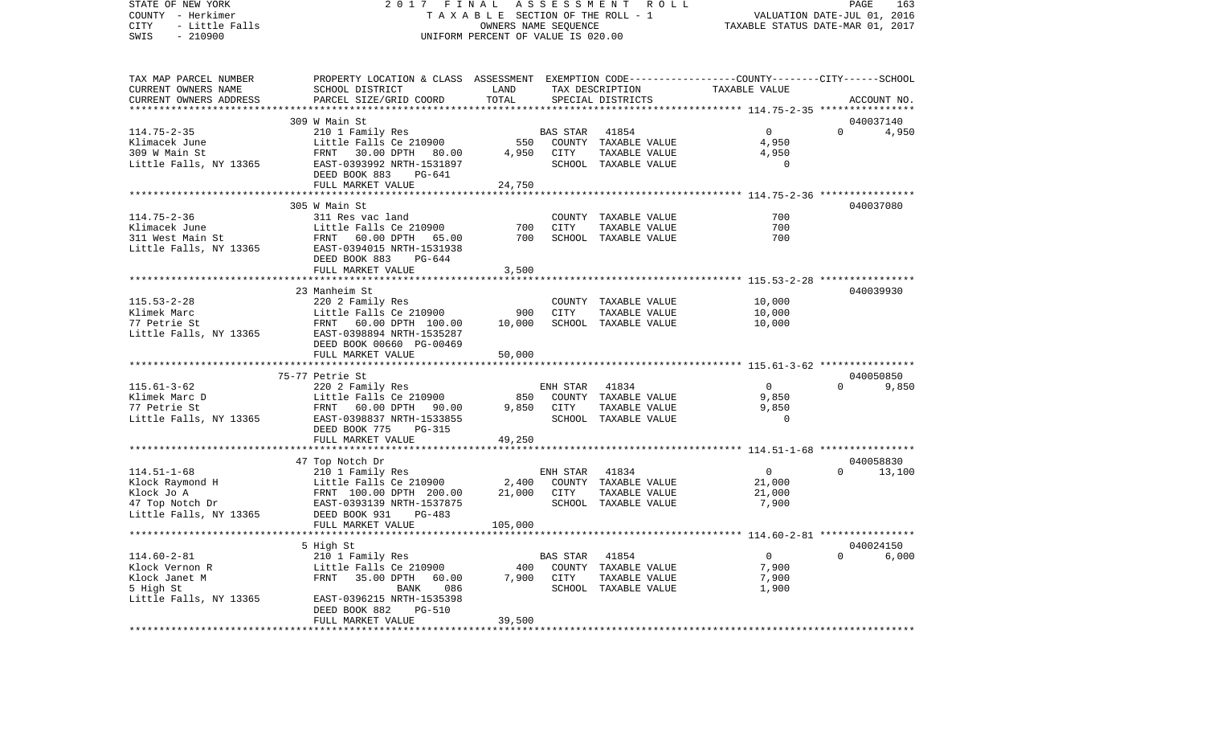STATE OF NEW YORK 2017 FINAL ASSESSMENT ROLL
COUNTY - Herkimer TAXABLE SECTION OF THE ROLL - 1 VALUATION DATE-JUL 01, 2016
CITY - Little Falls OWNERS NAME SEQUENCE TAXABLE STATUS DATE-MAR 01, 2017
SWIS - 210900 UNIFORM PERCENT OF VALUE IS 020.00

| TAX MAP PARCEL NUMBER / CURRENT OWNERS NAME / CURRENT OWNERS ADDRESS | PROPERTY LOCATION & CLASS / SCHOOL DISTRICT / PARCEL SIZE/GRID COORD | ASSESSMENT LAND | TOTAL | EXEMPTION CODE / TAX DESCRIPTION / SPECIAL DISTRICTS | COUNTY / CITY / SCHOOL TAXABLE VALUE | ACCOUNT NO. |
|---|---|---|---|---|---|---|
| 309 W Main St | | | | | | 040037140 |
| 114.75-2-35 | 210 1 Family Res | | | BAS STAR 41854 | 0 0 | 4,950 |
| Klimacek June | Little Falls Ce 210900 | 550 | | COUNTY TAXABLE VALUE | 4,950 | |
| 309 W Main St | FRNT 30.00 DPTH 80.00 | | 4,950 | CITY TAXABLE VALUE | 4,950 | |
| Little Falls, NY 13365 | EAST-0393992 NRTH-1531897 | | | SCHOOL TAXABLE VALUE | 0 | |
| | DEED BOOK 883 PG-641 | | | | | |
| | FULL MARKET VALUE | | 24,750 | | | |
| 305 W Main St | | | | | | 040037080 |
| 114.75-2-36 | 311 Res vac land | | | COUNTY TAXABLE VALUE | 700 | |
| Klimacek June | Little Falls Ce 210900 | 700 | | CITY TAXABLE VALUE | 700 | |
| 311 West Main St | FRNT 60.00 DPTH 65.00 | | 700 | SCHOOL TAXABLE VALUE | 700 | |
| Little Falls, NY 13365 | EAST-0394015 NRTH-1531938 | | | | | |
| | DEED BOOK 883 PG-644 | | | | | |
| | FULL MARKET VALUE | | 3,500 | | | |
| 23 Manheim St | | | | | | 040039930 |
| 115.53-2-28 | 220 2 Family Res | | | COUNTY TAXABLE VALUE | 10,000 | |
| Klimek Marc | Little Falls Ce 210900 | 900 | | CITY TAXABLE VALUE | 10,000 | |
| 77 Petrie St | FRNT 60.00 DPTH 100.00 | | 10,000 | SCHOOL TAXABLE VALUE | 10,000 | |
| Little Falls, NY 13365 | EAST-0398894 NRTH-1535287 | | | | | |
| | DEED BOOK 00660 PG-00469 | | | | | |
| | FULL MARKET VALUE | | 50,000 | | | |
| 75-77 Petrie St | | | | | | 040050850 |
| 115.61-3-62 | 220 2 Family Res | | | ENH STAR 41834 | 0 0 | 9,850 |
| Klimek Marc D | Little Falls Ce 210900 | 850 | | COUNTY TAXABLE VALUE | 9,850 | |
| 77 Petrie St | FRNT 60.00 DPTH 90.00 | | 9,850 | CITY TAXABLE VALUE | 9,850 | |
| Little Falls, NY 13365 | EAST-0398837 NRTH-1533855 | | | SCHOOL TAXABLE VALUE | 0 | |
| | DEED BOOK 775 PG-315 | | | | | |
| | FULL MARKET VALUE | | 49,250 | | | |
| 47 Top Notch Dr | | | | | | 040058830 |
| 114.51-1-68 | 210 1 Family Res | | | ENH STAR 41834 | 0 0 | 13,100 |
| Klock Raymond H | Little Falls Ce 210900 | 2,400 | | COUNTY TAXABLE VALUE | 21,000 | |
| Klock Jo A | FRNT 100.00 DPTH 200.00 | | 21,000 | CITY TAXABLE VALUE | 21,000 | |
| 47 Top Notch Dr | EAST-0393139 NRTH-1537875 | | | SCHOOL TAXABLE VALUE | 7,900 | |
| Little Falls, NY 13365 | DEED BOOK 931 PG-483 | | | | | |
| | FULL MARKET VALUE | | 105,000 | | | |
| 5 High St | | | | | | 040024150 |
| 114.60-2-81 | 210 1 Family Res | | | BAS STAR 41854 | 0 0 | 6,000 |
| Klock Vernon R | Little Falls Ce 210900 | 400 | | COUNTY TAXABLE VALUE | 7,900 | |
| Klock Janet M | FRNT 35.00 DPTH 60.00 | | 7,900 | CITY TAXABLE VALUE | 7,900 | |
| 5 High St | BANK 086 | | | SCHOOL TAXABLE VALUE | 1,900 | |
| Little Falls, NY 13365 | EAST-0396215 NRTH-1535398 | | | | | |
| | DEED BOOK 882 PG-510 | | | | | |
| | FULL MARKET VALUE | | 39,500 | | | |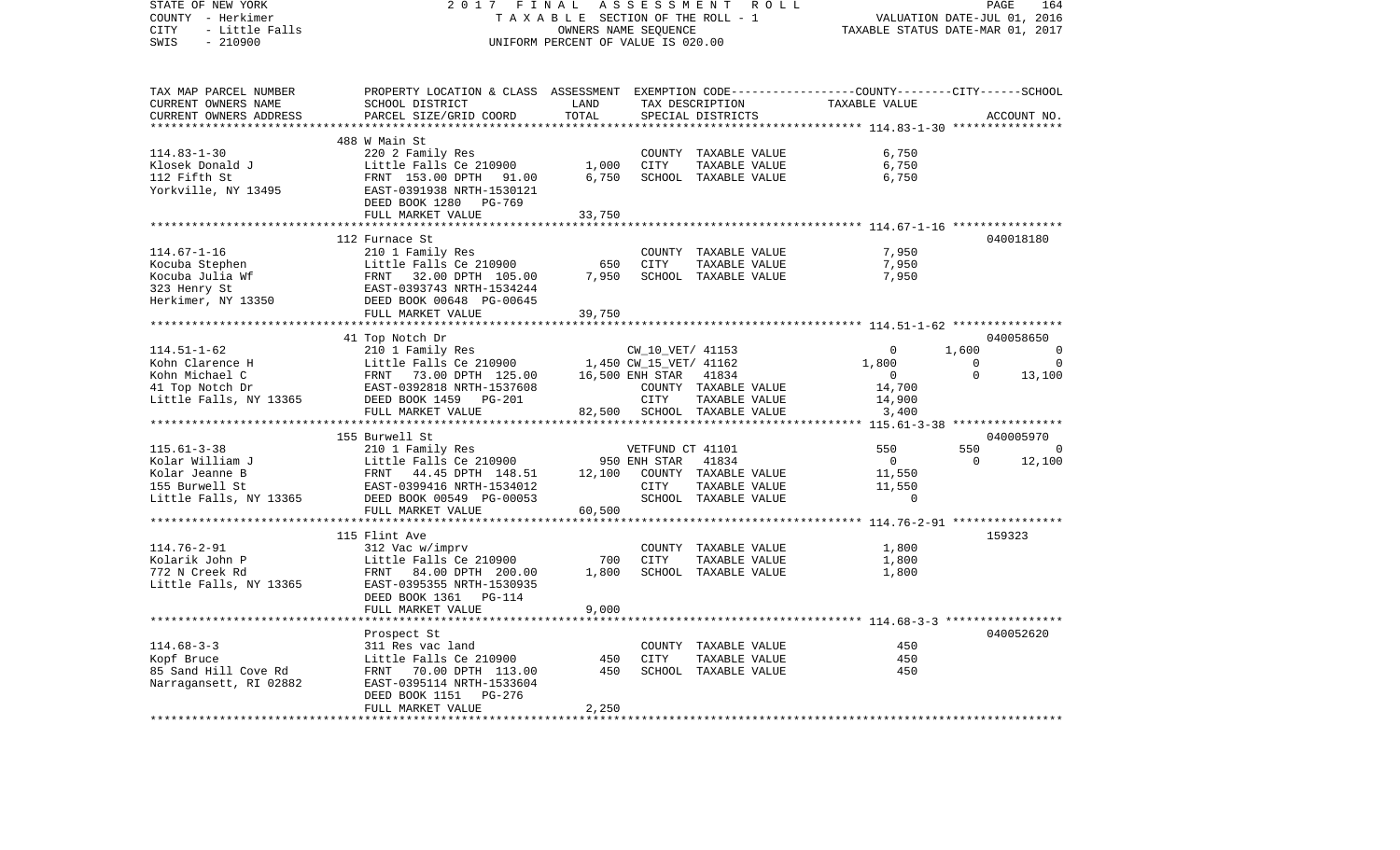STATE OF NEW YORK
COUNTY - Herkimer
CITY - Little Falls
SWIS - 210900

2017 FINAL ASSESSMENT ROLL
TAXABLE SECTION OF THE ROLL - 1
OWNERS NAME SEQUENCE
UNIFORM PERCENT OF VALUE IS 020.00

VALUATION DATE-JUL 01, 2016
TAXABLE STATUS DATE-MAR 01, 2017

| TAX MAP PARCEL NUMBER / CURRENT OWNERS NAME / CURRENT OWNERS ADDRESS | PROPERTY LOCATION & CLASS / SCHOOL DISTRICT / PARCEL SIZE/GRID COORD | ASSESSMENT LAND / TOTAL | EXEMPTION CODE / TAX DESCRIPTION / SPECIAL DISTRICTS | COUNTY TAXABLE VALUE | CITY | SCHOOL | ACCOUNT NO. |
|---|---|---|---|---|---|---|---|
| **114.83-1-30** | 488 W Main St | | | | | | |
| 114.83-1-30 | 220 2 Family Res | | COUNTY TAXABLE VALUE | 6,750 | | | |
| Klosek Donald J | Little Falls Ce 210900 | 1,000 | CITY TAXABLE VALUE | 6,750 | | | |
| 112 Fifth St | FRNT 153.00 DPTH 91.00 | 6,750 | SCHOOL TAXABLE VALUE | 6,750 | | | |
| Yorkville, NY 13495 | EAST-0391938 NRTH-1530121 | | | | | | |
| | DEED BOOK 1280 PG-769 | | | | | | |
| | FULL MARKET VALUE | 33,750 | | | | | |
| **114.67-1-16** | 112 Furnace St | | | | | | 040018180 |
| 114.67-1-16 | 210 1 Family Res | | COUNTY TAXABLE VALUE | 7,950 | | | |
| Kocuba Stephen | Little Falls Ce 210900 | 650 | CITY TAXABLE VALUE | 7,950 | | | |
| Kocuba Julia Wf | FRNT 32.00 DPTH 105.00 | 7,950 | SCHOOL TAXABLE VALUE | 7,950 | | | |
| 323 Henry St | EAST-0393743 NRTH-1534244 | | | | | | |
| Herkimer, NY 13350 | DEED BOOK 00648 PG-00645 | | | | | | |
| | FULL MARKET VALUE | 39,750 | | | | | |
| **114.51-1-62** | 41 Top Notch Dr | | | | | | 040058650 |
| 114.51-1-62 | 210 1 Family Res | | CW_10_VET/ 41153 | 0 | 1,600 | 0 | |
| Kohn Clarence H | Little Falls Ce 210900 | 1,450 | CW_15_VET/ 41162 | 1,800 | 0 | 0 | |
| Kohn Michael C | FRNT 73.00 DPTH 125.00 | 16,500 | ENH STAR 41834 | 0 | 0 | 13,100 | |
| 41 Top Notch Dr | EAST-0392818 NRTH-1537608 | | COUNTY TAXABLE VALUE | 14,700 | | | |
| Little Falls, NY 13365 | DEED BOOK 1459 PG-201 | | CITY TAXABLE VALUE | 14,900 | | | |
| | FULL MARKET VALUE | 82,500 | SCHOOL TAXABLE VALUE | 3,400 | | | |
| **115.61-3-38** | 155 Burwell St | | | | | | 040005970 |
| 115.61-3-38 | 210 1 Family Res | | VETFUND CT 41101 | 550 | 550 | 0 | |
| Kolar William J | Little Falls Ce 210900 | 950 | ENH STAR 41834 | 0 | 0 | 12,100 | |
| Kolar Jeanne B | FRNT 44.45 DPTH 148.51 | 12,100 | COUNTY TAXABLE VALUE | 11,550 | | | |
| 155 Burwell St | EAST-0399416 NRTH-1534012 | | CITY TAXABLE VALUE | 11,550 | | | |
| Little Falls, NY 13365 | DEED BOOK 00549 PG-00053 | | SCHOOL TAXABLE VALUE | 0 | | | |
| | FULL MARKET VALUE | 60,500 | | | | | |
| **114.76-2-91** | 115 Flint Ave | | | | | | 159323 |
| 114.76-2-91 | 312 Vac w/imprv | | COUNTY TAXABLE VALUE | 1,800 | | | |
| Kolarik John P | Little Falls Ce 210900 | 700 | CITY TAXABLE VALUE | 1,800 | | | |
| 772 N Creek Rd | FRNT 84.00 DPTH 200.00 | 1,800 | SCHOOL TAXABLE VALUE | 1,800 | | | |
| Little Falls, NY 13365 | EAST-0395355 NRTH-1530935 | | | | | | |
| | DEED BOOK 1361 PG-114 | | | | | | |
| | FULL MARKET VALUE | 9,000 | | | | | |
| **114.68-3-3** | Prospect St | | | | | | 040052620 |
| 114.68-3-3 | 311 Res vac land | | COUNTY TAXABLE VALUE | 450 | | | |
| Kopf Bruce | Little Falls Ce 210900 | 450 | CITY TAXABLE VALUE | 450 | | | |
| 85 Sand Hill Cove Rd | FRNT 70.00 DPTH 113.00 | 450 | SCHOOL TAXABLE VALUE | 450 | | | |
| Narragansett, RI 02882 | EAST-0395114 NRTH-1533604 | | | | | | |
| | DEED BOOK 1151 PG-276 | | | | | | |
| | FULL MARKET VALUE | 2,250 | | | | | |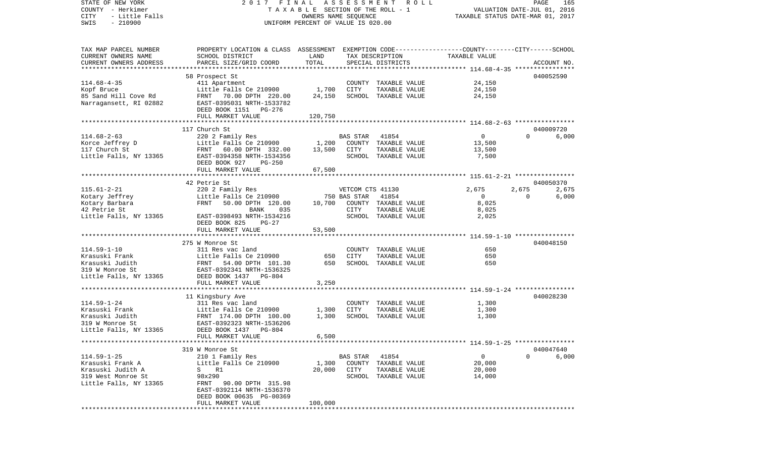STATE OF NEW YORK                    2 0 1 7   F I N A L   A S S E S S M E N T   R O L L                    PAGE   165
COUNTY - Herkimer                    T A X A B L E  SECTION OF THE ROLL - 1                    VALUATION DATE-JUL 01, 2016
CITY   - Little Falls                OWNERS NAME SEQUENCE                    TAXABLE STATUS DATE-MAR 01, 2017
SWIS   - 210900                      UNIFORM PERCENT OF VALUE IS 020.00

| TAX MAP PARCEL NUMBER / CURRENT OWNERS NAME / CURRENT OWNERS ADDRESS | PROPERTY LOCATION & CLASS / SCHOOL DISTRICT / PARCEL SIZE/GRID COORD | ASSESSMENT LAND | TOTAL | EXEMPTION CODE / TAX DESCRIPTION / SPECIAL DISTRICTS | COUNTY | CITY | SCHOOL / TAXABLE VALUE | ACCOUNT NO. |
|---|---|---|---|---|---|---|---|---|
| 114.68-4-35 | 58 Prospect St | | | | | | | 040052590 |
| | 411 Apartment | | | COUNTY TAXABLE VALUE | 24,150 | | | |
| Kopf Bruce | Little Falls Ce 210900 | 1,700 | | CITY TAXABLE VALUE | | 24,150 | | |
| 85 Sand Hill Cove Rd | FRNT 70.00 DPTH 220.00 | | 24,150 | SCHOOL TAXABLE VALUE | | | 24,150 | |
| Narragansett, RI 02882 | EAST-0395031 NRTH-1533782 | | | | | | | |
| | DEED BOOK 1151 PG-276 | | | | | | | |
| | FULL MARKET VALUE | | 120,750 | | | | | |
| 114.68-2-63 | 117 Church St | | | | | | | 040009720 |
| | 220 2 Family Res | | | BAS STAR 41854 | 0 | 0 | 6,000 | |
| Korce Jeffrey D | Little Falls Ce 210900 | 1,200 | | COUNTY TAXABLE VALUE | 13,500 | | | |
| 117 Church St | FRNT 60.00 DPTH 332.00 | | 13,500 | CITY TAXABLE VALUE | | 13,500 | | |
| Little Falls, NY 13365 | EAST-0394358 NRTH-1534356 | | | SCHOOL TAXABLE VALUE | | | 7,500 | |
| | DEED BOOK 927 PG-250 | | | | | | | |
| | FULL MARKET VALUE | | 67,500 | | | | | |
| 115.61-2-21 | 42 Petrie St | | | | | | | 040050370 |
| | 220 2 Family Res | | | VETCOM CTS 41130 | 2,675 | 2,675 | 2,675 | |
| Kotary Jeffrey | Little Falls Ce 210900 | 750 | | BAS STAR 41854 | 0 | 0 | 6,000 | |
| Kotary Barbara | FRNT 50.00 DPTH 120.00 | | 10,700 | COUNTY TAXABLE VALUE | 8,025 | | | |
| 42 Petrie St | BANK 035 | | | CITY TAXABLE VALUE | | 8,025 | | |
| Little Falls, NY 13365 | EAST-0398493 NRTH-1534216 | | | SCHOOL TAXABLE VALUE | | | 2,025 | |
| | DEED BOOK 825 PG-27 | | | | | | | |
| | FULL MARKET VALUE | | 53,500 | | | | | |
| 114.59-1-10 | 275 W Monroe St | | | | | | | 040048150 |
| | 311 Res vac land | | | COUNTY TAXABLE VALUE | 650 | | | |
| Krasuski Frank | Little Falls Ce 210900 | 650 | | CITY TAXABLE VALUE | | 650 | | |
| Krasuski Judith | FRNT 54.00 DPTH 101.30 | | 650 | SCHOOL TAXABLE VALUE | | | 650 | |
| 319 W Monroe St | EAST-0392341 NRTH-1536325 | | | | | | | |
| Little Falls, NY 13365 | DEED BOOK 1437 PG-804 | | | | | | | |
| | FULL MARKET VALUE | | 3,250 | | | | | |
| 114.59-1-24 | 11 Kingsbury Ave | | | | | | | 040028230 |
| | 311 Res vac land | | | COUNTY TAXABLE VALUE | 1,300 | | | |
| Krasuski Frank | Little Falls Ce 210900 | 1,300 | | CITY TAXABLE VALUE | | 1,300 | | |
| Krasuski Judith | FRNT 174.00 DPTH 100.00 | | 1,300 | SCHOOL TAXABLE VALUE | | | 1,300 | |
| 319 W Monroe St | EAST-0392323 NRTH-1536206 | | | | | | | |
| Little Falls, NY 13365 | DEED BOOK 1437 PG-804 | | | | | | | |
| | FULL MARKET VALUE | | 6,500 | | | | | |
| 114.59-1-25 | 319 W Monroe St | | | | | | | 040047640 |
| | 210 1 Family Res | | | BAS STAR 41854 | 0 | 0 | 6,000 | |
| Krasuski Frank A | Little Falls Ce 210900 | 1,300 | | COUNTY TAXABLE VALUE | 20,000 | | | |
| Krasuski Judith A | S R1 | | 20,000 | CITY TAXABLE VALUE | | 20,000 | | |
| 319 West Monroe St | 98x290 | | | SCHOOL TAXABLE VALUE | | | 14,000 | |
| Little Falls, NY 13365 | FRNT 90.00 DPTH 315.98 | | | | | | | |
| | EAST-0392114 NRTH-1536370 | | | | | | | |
| | DEED BOOK 00635 PG-00369 | | | | | | | |
| | FULL MARKET VALUE | | 100,000 | | | | | |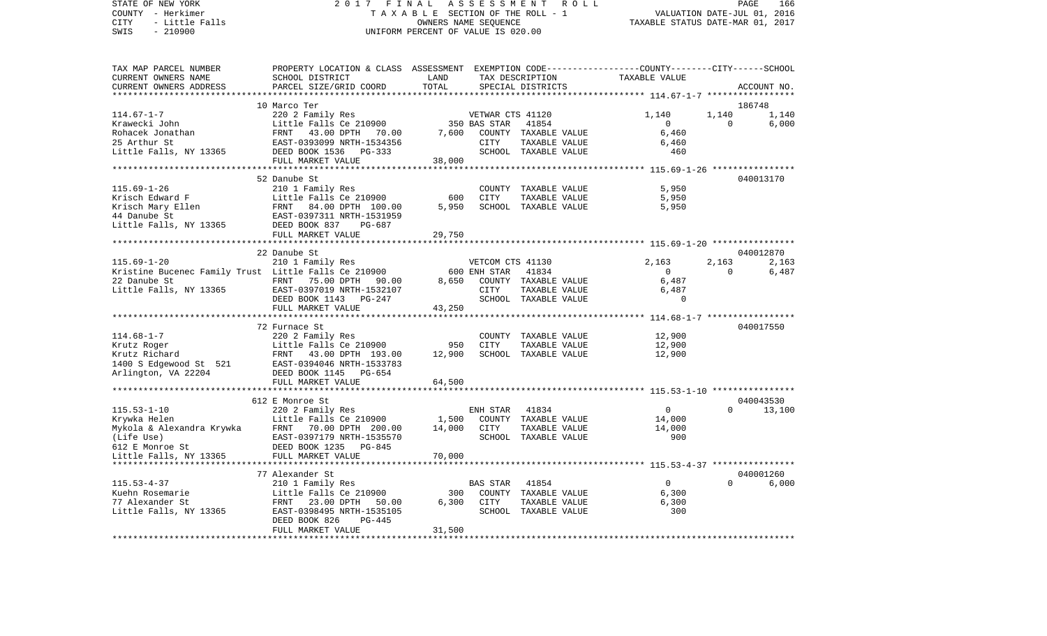STATE OF NEW YORK
COUNTY - Herkimer
CITY - Little Falls
SWIS - 210900

2017 FINAL ASSESSMENT ROLL
TAXABLE SECTION OF THE ROLL - 1
OWNERS NAME SEQUENCE
UNIFORM PERCENT OF VALUE IS 020.00

VALUATION DATE-JUL 01, 2016
TAXABLE STATUS DATE-MAR 01, 2017

```
TAX MAP PARCEL NUMBER     PROPERTY LOCATION & CLASS  ASSESSMENT  EXEMPTION CODE-----------------COUNTY--------CITY------SCHOOL
CURRENT OWNERS NAME       SCHOOL DISTRICT              LAND      TAX DESCRIPTION              TAXABLE VALUE
CURRENT OWNERS ADDRESS    PARCEL SIZE/GRID COORD       TOTAL     SPECIAL DISTRICTS                                    ACCOUNT NO.
******************************************************************************************************* 114.67-1-7 *****************
                          10 Marco Ter                                                                                186748
114.67-1-7                220 2 Family Res                       VETWAR CTS 41120              1,140      1,140       1,140
Krawecki John             Little Falls Ce 210900        350 BAS STAR    41854                     0          0       6,000
Rohacek Jonathan          FRNT    43.00 DPTH   70.00  7,600   COUNTY  TAXABLE VALUE            6,460
25 Arthur St              EAST-0393099 NRTH-1534356           CITY    TAXABLE VALUE            6,460
Little Falls, NY 13365    DEED BOOK 1536   PG-333             SCHOOL  TAXABLE VALUE              460
                          FULL MARKET VALUE              38,000
******************************************************************************************************* 115.69-1-26 ****************
                          52 Danube St                                                                                040013170
115.69-1-26               210 1 Family Res                       COUNTY  TAXABLE VALUE            5,950
Krisch Edward F           Little Falls Ce 210900        600   CITY    TAXABLE VALUE            5,950
Krisch Mary Ellen         FRNT    84.00 DPTH  100.00  5,950   SCHOOL  TAXABLE VALUE            5,950
44 Danube St              EAST-0397311 NRTH-1531959
Little Falls, NY 13365    DEED BOOK 837    PG-687
                          FULL MARKET VALUE              29,750
******************************************************************************************************* 115.69-1-20 ****************
                          22 Danube St                                                                                040012870
115.69-1-20               210 1 Family Res                       VETCOM CTS 41130              2,163      2,163       2,163
Kristine Bucenec Family Trust  Little Falls Ce 210900   600 ENH STAR    41834                     0          0       6,487
22 Danube St              FRNT    75.00 DPTH   90.00  8,650   COUNTY  TAXABLE VALUE            6,487
Little Falls, NY 13365    EAST-0397019 NRTH-1532107           CITY    TAXABLE VALUE            6,487
                          DEED BOOK 1143   PG-247             SCHOOL  TAXABLE VALUE                0
                          FULL MARKET VALUE              43,250
******************************************************************************************************* 114.68-1-7 *****************
                          72 Furnace St                                                                               040017550
114.68-1-7                220 2 Family Res                       COUNTY  TAXABLE VALUE           12,900
Krutz Roger               Little Falls Ce 210900        950   CITY    TAXABLE VALUE           12,900
Krutz Richard             FRNT    43.00 DPTH  193.00 12,900   SCHOOL  TAXABLE VALUE           12,900
1400 S Edgewood St  521   EAST-0394046 NRTH-1533783
Arlington, VA 22204       DEED BOOK 1145   PG-654
                          FULL MARKET VALUE              64,500
******************************************************************************************************* 115.53-1-10 ****************
                          612 E Monroe St                                                                             040043530
115.53-1-10               220 2 Family Res                       ENH STAR    41834                0          0      13,100
Krywka Helen              Little Falls Ce 210900      1,500   COUNTY  TAXABLE VALUE           14,000
Mykola & Alexandra Krywka FRNT    70.00 DPTH  200.00 14,000   CITY    TAXABLE VALUE           14,000
(Life Use)                EAST-0397179 NRTH-1535570           SCHOOL  TAXABLE VALUE              900
612 E Monroe St           DEED BOOK 1235   PG-845
Little Falls, NY 13365    FULL MARKET VALUE              70,000
******************************************************************************************************* 115.53-4-37 ****************
                          77 Alexander St                                                                             040001260
115.53-4-37               210 1 Family Res                       BAS STAR    41854                0          0       6,000
Kuehn Rosemarie           Little Falls Ce 210900        300   COUNTY  TAXABLE VALUE            6,300
77 Alexander St           FRNT    23.00 DPTH   50.00  6,300   CITY    TAXABLE VALUE            6,300
Little Falls, NY 13365    EAST-0398495 NRTH-1535105           SCHOOL  TAXABLE VALUE              300
                          DEED BOOK 826    PG-445
                          FULL MARKET VALUE              31,500
************************************************************************************************************************************
```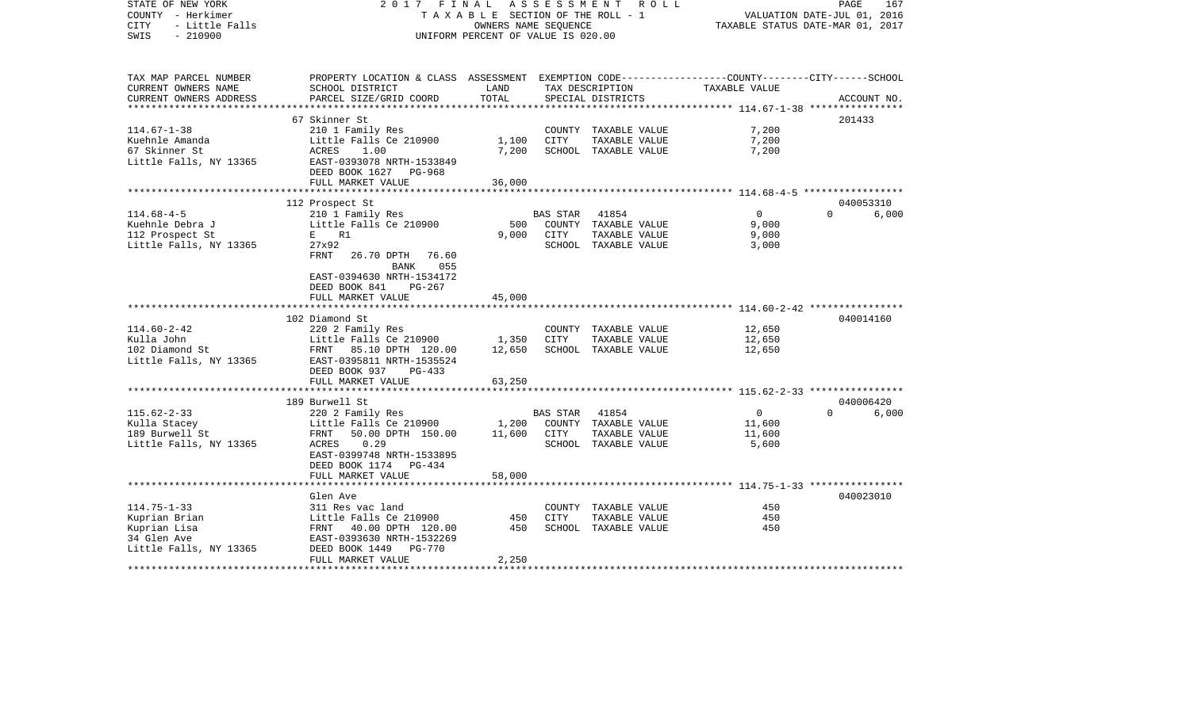STATE OF NEW YORK — 2017 FINAL ASSESSMENT ROLL — PAGE 167
COUNTY - Herkimer — TAXABLE SECTION OF THE ROLL - 1 — VALUATION DATE-JUL 01, 2016
CITY - Little Falls — OWNERS NAME SEQUENCE — TAXABLE STATUS DATE-MAR 01, 2017
SWIS - 210900 — UNIFORM PERCENT OF VALUE IS 020.00

| TAX MAP PARCEL NUMBER / CURRENT OWNERS NAME / CURRENT OWNERS ADDRESS | PROPERTY LOCATION & CLASS / SCHOOL DISTRICT / PARCEL SIZE/GRID COORD | ASSESSMENT LAND | TOTAL | EXEMPTION CODE / TAX DESCRIPTION / SPECIAL DISTRICTS | COUNTY / CITY TAXABLE VALUE | SCHOOL | ACCOUNT NO. |
|---|---|---|---|---|---|---|---|
| **114.67-1-38** | 67 Skinner St | | | | | | 201433 |
| Kuehnle Amanda | 210 1 Family Res | | | COUNTY TAXABLE VALUE | 7,200 | | |
| 67 Skinner St | Little Falls Ce 210900 | 1,100 | | CITY TAXABLE VALUE | 7,200 | | |
| Little Falls, NY 13365 | ACRES 1.00 | | 7,200 | SCHOOL TAXABLE VALUE | 7,200 | | |
| | EAST-0393078 NRTH-1533849 | | | | | | |
| | DEED BOOK 1627 PG-968 | | | | | | |
| | FULL MARKET VALUE | | 36,000 | | | | |
| **114.68-4-5** | 112 Prospect St | | | | | | 040053310 |
| Kuehnle Debra J | 210 1 Family Res | | | BAS STAR 41854 | 0 | 0 | 6,000 |
| 112 Prospect St | Little Falls Ce 210900 | 500 | | COUNTY TAXABLE VALUE | 9,000 | | |
| Little Falls, NY 13365 | E R1 | | 9,000 | CITY TAXABLE VALUE | 9,000 | | |
| | 27x92 | | | SCHOOL TAXABLE VALUE | 3,000 | | |
| | FRNT 26.70 DPTH 76.60 | | | | | | |
| | BANK 055 | | | | | | |
| | EAST-0394630 NRTH-1534172 | | | | | | |
| | DEED BOOK 841 PG-267 | | | | | | |
| | FULL MARKET VALUE | | 45,000 | | | | |
| **114.60-2-42** | 102 Diamond St | | | | | | 040014160 |
| Kulla John | 220 2 Family Res | | | COUNTY TAXABLE VALUE | 12,650 | | |
| 102 Diamond St | Little Falls Ce 210900 | 1,350 | | CITY TAXABLE VALUE | 12,650 | | |
| Little Falls, NY 13365 | FRNT 85.10 DPTH 120.00 | | 12,650 | SCHOOL TAXABLE VALUE | 12,650 | | |
| | EAST-0395811 NRTH-1535524 | | | | | | |
| | DEED BOOK 937 PG-433 | | | | | | |
| | FULL MARKET VALUE | | 63,250 | | | | |
| **115.62-2-33** | 189 Burwell St | | | | | | 040006420 |
| Kulla Stacey | 220 2 Family Res | | | BAS STAR 41854 | 0 | 0 | 6,000 |
| 189 Burwell St | Little Falls Ce 210900 | 1,200 | | COUNTY TAXABLE VALUE | 11,600 | | |
| Little Falls, NY 13365 | FRNT 50.00 DPTH 150.00 | | 11,600 | CITY TAXABLE VALUE | 11,600 | | |
| | ACRES 0.29 | | | SCHOOL TAXABLE VALUE | 5,600 | | |
| | EAST-0399748 NRTH-1533895 | | | | | | |
| | DEED BOOK 1174 PG-434 | | | | | | |
| | FULL MARKET VALUE | | 58,000 | | | | |
| **114.75-1-33** | Glen Ave | | | | | | 040023010 |
| Kuprian Brian | 311 Res vac land | | | COUNTY TAXABLE VALUE | 450 | | |
| Kuprian Lisa | Little Falls Ce 210900 | 450 | | CITY TAXABLE VALUE | 450 | | |
| 34 Glen Ave | FRNT 40.00 DPTH 120.00 | | 450 | SCHOOL TAXABLE VALUE | 450 | | |
| Little Falls, NY 13365 | EAST-0393630 NRTH-1532269 | | | | | | |
| | DEED BOOK 1449 PG-770 | | | | | | |
| | FULL MARKET VALUE | | 2,250 | | | | |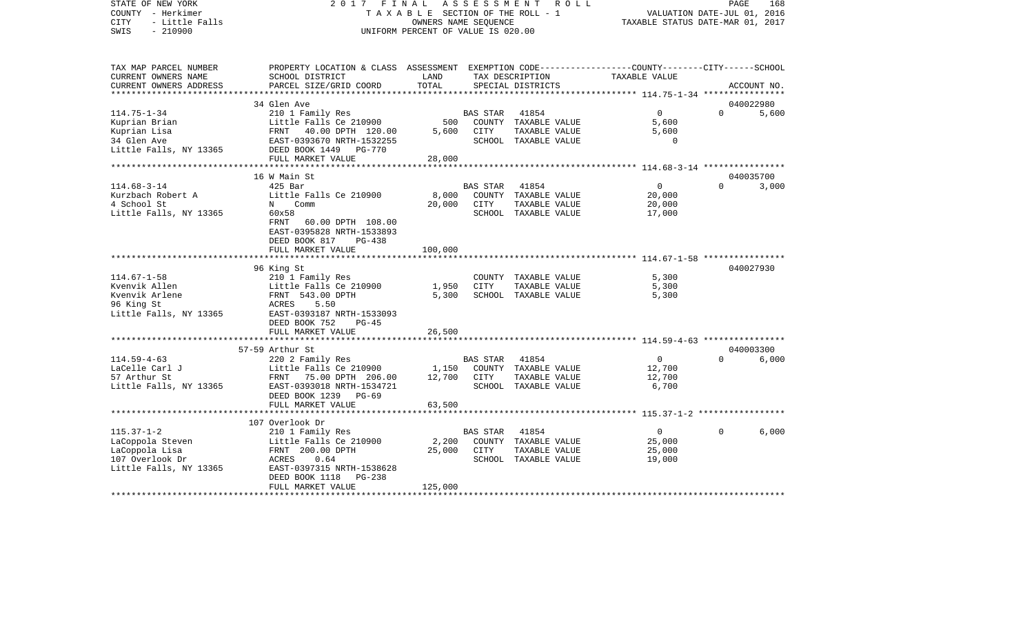STATE OF NEW YORK — 2017 FINAL ASSESSMENT ROLL — PAGE 168
COUNTY - Herkimer — TAXABLE SECTION OF THE ROLL - 1 — VALUATION DATE-JUL 01, 2016
CITY - Little Falls — OWNERS NAME SEQUENCE — TAXABLE STATUS DATE-MAR 01, 2017
SWIS - 210900 — UNIFORM PERCENT OF VALUE IS 020.00

| TAX MAP PARCEL NUMBER / CURRENT OWNERS NAME / CURRENT OWNERS ADDRESS | PROPERTY LOCATION & CLASS / SCHOOL DISTRICT / PARCEL SIZE/GRID COORD | ASSESSMENT LAND | TOTAL | EXEMPTION CODE / TAX DESCRIPTION / SPECIAL DISTRICTS | COUNTY | CITY | SCHOOL | ACCOUNT NO. |
|---|---|---|---|---|---|---|---|---|
| 114.75-1-34 | 34 Glen Ave | | | | | | | 040022980 |
| Kuprian Brian | 210 1 Family Res | | | BAS STAR 41854 | 0 | 0 | 5,600 | |
| Kuprian Lisa | Little Falls Ce 210900 | 500 | | COUNTY TAXABLE VALUE | 5,600 | | | |
| 34 Glen Ave | FRNT 40.00 DPTH 120.00 | | 5,600 | CITY TAXABLE VALUE | | 5,600 | | |
| Little Falls, NY 13365 | EAST-0393670 NRTH-1532255 | | | SCHOOL TAXABLE VALUE | | | 0 | |
| | DEED BOOK 1449 PG-770 | | | | | | | |
| | FULL MARKET VALUE | | 28,000 | | | | | |
| 114.68-3-14 | 16 W Main St | | | | | | | 040035700 |
| Kurzbach Robert A | 425 Bar | | | BAS STAR 41854 | 0 | 0 | 3,000 | |
| 4 School St | Little Falls Ce 210900 | 8,000 | | COUNTY TAXABLE VALUE | 20,000 | | | |
| Little Falls, NY 13365 | N Comm | | 20,000 | CITY TAXABLE VALUE | | 20,000 | | |
| | 60x58 | | | SCHOOL TAXABLE VALUE | | | 17,000 | |
| | FRNT 60.00 DPTH 108.00 | | | | | | | |
| | EAST-0395828 NRTH-1533893 | | | | | | | |
| | DEED BOOK 817 PG-438 | | | | | | | |
| | FULL MARKET VALUE | | 100,000 | | | | | |
| 114.67-1-58 | 96 King St | | | | | | | 040027930 |
| Kvenvik Allen | 210 1 Family Res | | | COUNTY TAXABLE VALUE | 5,300 | | | |
| Kvenvik Arlene | Little Falls Ce 210900 | 1,950 | | CITY TAXABLE VALUE | | 5,300 | | |
| 96 King St | FRNT 543.00 DPTH | | 5,300 | SCHOOL TAXABLE VALUE | | | 5,300 | |
| Little Falls, NY 13365 | ACRES 5.50 | | | | | | | |
| | EAST-0393187 NRTH-1533093 | | | | | | | |
| | DEED BOOK 752 PG-45 | | | | | | | |
| | FULL MARKET VALUE | | 26,500 | | | | | |
| 114.59-4-63 | 57-59 Arthur St | | | | | | | 040003300 |
| LaCelle Carl J | 220 2 Family Res | | | BAS STAR 41854 | 0 | 0 | 6,000 | |
| 57 Arthur St | Little Falls Ce 210900 | 1,150 | | COUNTY TAXABLE VALUE | 12,700 | | | |
| Little Falls, NY 13365 | FRNT 75.00 DPTH 206.00 | | 12,700 | CITY TAXABLE VALUE | | 12,700 | | |
| | EAST-0393018 NRTH-1534721 | | | SCHOOL TAXABLE VALUE | | | 6,700 | |
| | DEED BOOK 1239 PG-69 | | | | | | | |
| | FULL MARKET VALUE | | 63,500 | | | | | |
| 115.37-1-2 | 107 Overlook Dr | | | | | | | |
| LaCoppola Steven | 210 1 Family Res | | | BAS STAR 41854 | 0 | 0 | 6,000 | |
| LaCoppola Lisa | Little Falls Ce 210900 | 2,200 | | COUNTY TAXABLE VALUE | 25,000 | | | |
| 107 Overlook Dr | FRNT 200.00 DPTH | | 25,000 | CITY TAXABLE VALUE | | 25,000 | | |
| Little Falls, NY 13365 | ACRES 0.64 | | | SCHOOL TAXABLE VALUE | | | 19,000 | |
| | EAST-0397315 NRTH-1538628 | | | | | | | |
| | DEED BOOK 1118 PG-238 | | | | | | | |
| | FULL MARKET VALUE | | 125,000 | | | | | |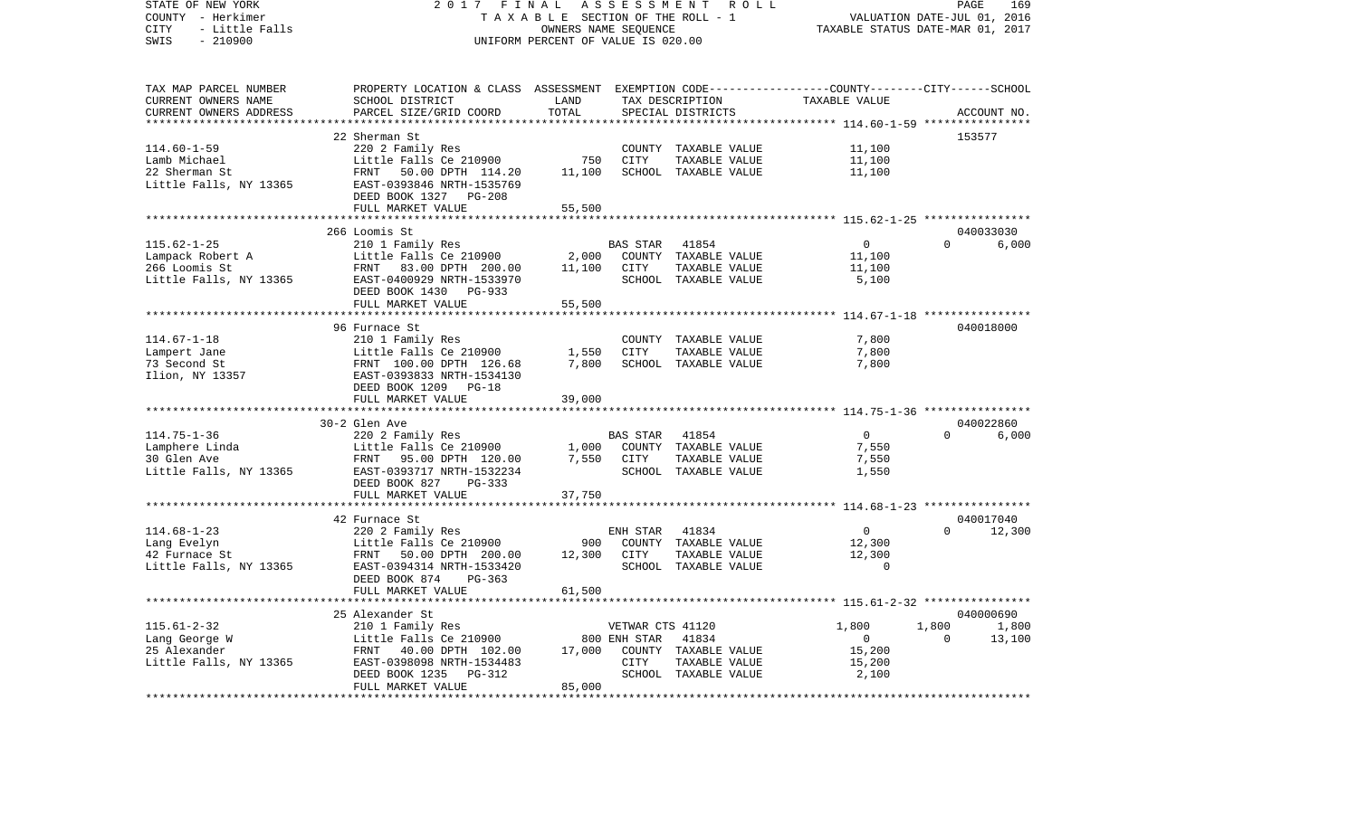STATE OF NEW YORK | 2017 FINAL ASSESSMENT ROLL | PAGE 169
COUNTY - Herkimer | TAXABLE SECTION OF THE ROLL - 1 | VALUATION DATE-JUL 01, 2016
CITY - Little Falls | OWNERS NAME SEQUENCE | TAXABLE STATUS DATE-MAR 01, 2017
SWIS - 210900 | UNIFORM PERCENT OF VALUE IS 020.00

| TAX MAP PARCEL NUMBER<br>CURRENT OWNERS NAME<br>CURRENT OWNERS ADDRESS | PROPERTY LOCATION & CLASS<br>SCHOOL DISTRICT<br>PARCEL SIZE/GRID COORD | ASSESSMENT LAND | TOTAL | EXEMPTION CODE / TAX DESCRIPTION / SPECIAL DISTRICTS | COUNTY TAXABLE VALUE | CITY | SCHOOL / ACCOUNT NO. |
|---|---|---|---|---|---|---|---|
| **114.60-1-59** | 22 Sherman St | | | | | | 153577 |
| 114.60-1-59 | 220 2 Family Res | | | COUNTY TAXABLE VALUE | 11,100 | | |
| Lamb Michael | Little Falls Ce 210900 | 750 | | CITY TAXABLE VALUE | 11,100 | | |
| 22 Sherman St | FRNT 50.00 DPTH 114.20 | | 11,100 | SCHOOL TAXABLE VALUE | 11,100 | | |
| Little Falls, NY 13365 | EAST-0393846 NRTH-1535769 | | | | | | |
| | DEED BOOK 1327 PG-208 | | | | | | |
| | FULL MARKET VALUE | | 55,500 | | | | |
| **115.62-1-25** | 266 Loomis St | | | | | | 040033030 |
| 115.62-1-25 | 210 1 Family Res | | | BAS STAR 41854 | 0 | 0 | 6,000 |
| Lampack Robert A | Little Falls Ce 210900 | 2,000 | | COUNTY TAXABLE VALUE | 11,100 | | |
| 266 Loomis St | FRNT 83.00 DPTH 200.00 | | 11,100 | CITY TAXABLE VALUE | 11,100 | | |
| Little Falls, NY 13365 | EAST-0400929 NRTH-1533970 | | | SCHOOL TAXABLE VALUE | 5,100 | | |
| | DEED BOOK 1430 PG-933 | | | | | | |
| | FULL MARKET VALUE | | 55,500 | | | | |
| **114.67-1-18** | 96 Furnace St | | | | | | 040018000 |
| 114.67-1-18 | 210 1 Family Res | | | COUNTY TAXABLE VALUE | 7,800 | | |
| Lampert Jane | Little Falls Ce 210900 | 1,550 | | CITY TAXABLE VALUE | 7,800 | | |
| 73 Second St | FRNT 100.00 DPTH 126.68 | | 7,800 | SCHOOL TAXABLE VALUE | 7,800 | | |
| Ilion, NY 13357 | EAST-0393833 NRTH-1534130 | | | | | | |
| | DEED BOOK 1209 PG-18 | | | | | | |
| | FULL MARKET VALUE | | 39,000 | | | | |
| **114.75-1-36** | 30-2 Glen Ave | | | | | | 040022860 |
| 114.75-1-36 | 220 2 Family Res | | | BAS STAR 41854 | 0 | 0 | 6,000 |
| Lamphere Linda | Little Falls Ce 210900 | 1,000 | | COUNTY TAXABLE VALUE | 7,550 | | |
| 30 Glen Ave | FRNT 95.00 DPTH 120.00 | | 7,550 | CITY TAXABLE VALUE | 7,550 | | |
| Little Falls, NY 13365 | EAST-0393717 NRTH-1532234 | | | SCHOOL TAXABLE VALUE | 1,550 | | |
| | DEED BOOK 827 PG-333 | | | | | | |
| | FULL MARKET VALUE | | 37,750 | | | | |
| **114.68-1-23** | 42 Furnace St | | | | | | 040017040 |
| 114.68-1-23 | 220 2 Family Res | | | ENH STAR 41834 | 0 | 0 | 12,300 |
| Lang Evelyn | Little Falls Ce 210900 | 900 | | COUNTY TAXABLE VALUE | 12,300 | | |
| 42 Furnace St | FRNT 50.00 DPTH 200.00 | | 12,300 | CITY TAXABLE VALUE | 12,300 | | |
| Little Falls, NY 13365 | EAST-0394314 NRTH-1533420 | | | SCHOOL TAXABLE VALUE | 0 | | |
| | DEED BOOK 874 PG-363 | | | | | | |
| | FULL MARKET VALUE | | 61,500 | | | | |
| **115.61-2-32** | 25 Alexander St | | | | | | 040000690 |
| 115.61-2-32 | 210 1 Family Res | | | VETWAR CTS 41120 | 1,800 | 1,800 | 1,800 |
| Lang George W | Little Falls Ce 210900 | 800 | | ENH STAR 41834 | 0 | 0 | 13,100 |
| 25 Alexander | FRNT 40.00 DPTH 102.00 | | 17,000 | COUNTY TAXABLE VALUE | 15,200 | | |
| Little Falls, NY 13365 | EAST-0398098 NRTH-1534483 | | | CITY TAXABLE VALUE | 15,200 | | |
| | DEED BOOK 1235 PG-312 | | | SCHOOL TAXABLE VALUE | 2,100 | | |
| | FULL MARKET VALUE | | 85,000 | | | | |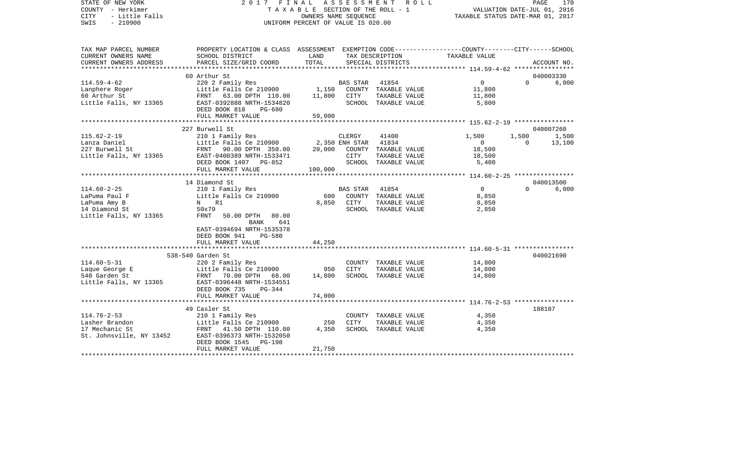STATE OF NEW YORK — 2017 FINAL ASSESSMENT ROLL — PAGE 170
COUNTY - Herkimer — TAXABLE SECTION OF THE ROLL - 1 — VALUATION DATE-JUL 01, 2016
CITY - Little Falls — OWNERS NAME SEQUENCE — TAXABLE STATUS DATE-MAR 01, 2017
SWIS - 210900 — UNIFORM PERCENT OF VALUE IS 020.00

| TAX MAP PARCEL NUMBER / CURRENT OWNERS NAME / CURRENT OWNERS ADDRESS | PROPERTY LOCATION & CLASS / SCHOOL DISTRICT / PARCEL SIZE/GRID COORD | ASSESSMENT LAND | ASSESSMENT TOTAL | EXEMPTION CODE / TAX DESCRIPTION / SPECIAL DISTRICTS | COUNTY TAXABLE VALUE | CITY | SCHOOL | ACCOUNT NO. |
|---|---|---|---|---|---|---|---|---|
| 114.59-4-62 | 60 Arthur St | | | | | | | 040003330 |
| Lanphere Roger | 220 2 Family Res | | | BAS STAR 41854 | 0 | 0 | 6,000 | |
| 60 Arthur St | Little Falls Ce 210900 | 1,150 | | COUNTY TAXABLE VALUE | 11,800 | | | |
| Little Falls, NY 13365 | FRNT 63.00 DPTH 110.00 | | 11,800 | CITY TAXABLE VALUE | 11,800 | | | |
| | EAST-0392888 NRTH-1534820 | | | SCHOOL TAXABLE VALUE | 5,800 | | | |
| | DEED BOOK 818 PG-680 | | | | | | | |
| | FULL MARKET VALUE | | 59,000 | | | | | |
| 115.62-2-19 | 227 Burwell St | | | | | | | 040007260 |
| Lanza Daniel | 210 1 Family Res | | | CLERGY 41400 | 1,500 | 1,500 | 1,500 | |
| 227 Burwell St | Little Falls Ce 210900 | 2,350 | | ENH STAR 41834 | 0 | 0 | 13,100 | |
| Little Falls, NY 13365 | FRNT 90.00 DPTH 350.00 | | 20,000 | COUNTY TAXABLE VALUE | 18,500 | | | |
| | EAST-0400389 NRTH-1533471 | | | CITY TAXABLE VALUE | 18,500 | | | |
| | DEED BOOK 1407 PG-852 | | | SCHOOL TAXABLE VALUE | 5,400 | | | |
| | FULL MARKET VALUE | | 100,000 | | | | | |
| 114.60-2-25 | 14 Diamond St | | | | | | | 040013500 |
| LaPuma Paul F | 210 1 Family Res | | | BAS STAR 41854 | 0 | 0 | 6,000 | |
| LaPuma Amy B | Little Falls Ce 210900 | 600 | | COUNTY TAXABLE VALUE | 8,850 | | | |
| 14 Diamond St | N R1 | | 8,850 | CITY TAXABLE VALUE | 8,850 | | | |
| Little Falls, NY 13365 | 50x79 | | | SCHOOL TAXABLE VALUE | 2,850 | | | |
| | FRNT 50.00 DPTH 80.00 | | | | | | | |
| | BANK 641 | | | | | | | |
| | EAST-0394694 NRTH-1535378 | | | | | | | |
| | DEED BOOK 941 PG-580 | | | | | | | |
| | FULL MARKET VALUE | | 44,250 | | | | | |
| 114.60-5-31 | 538-540 Garden St | | | | | | | 040021690 |
| Laque George E | 220 2 Family Res | | | COUNTY TAXABLE VALUE | 14,800 | | | |
| 540 Garden St | Little Falls Ce 210900 | 950 | | CITY TAXABLE VALUE | 14,800 | | | |
| Little Falls, NY 13365 | FRNT 70.00 DPTH 68.00 | | 14,800 | SCHOOL TAXABLE VALUE | 14,800 | | | |
| | EAST-0396448 NRTH-1534551 | | | | | | | |
| | DEED BOOK 735 PG-344 | | | | | | | |
| | FULL MARKET VALUE | | 74,000 | | | | | |
| 114.76-2-53 | 49 Casler St | | | | | | | 188187 |
| Lasher Brandon | 210 1 Family Res | | | COUNTY TAXABLE VALUE | 4,350 | | | |
| 17 Mechanic St | Little Falls Ce 210900 | 250 | | CITY TAXABLE VALUE | 4,350 | | | |
| St. Johnsville, NY 13452 | FRNT 41.50 DPTH 110.00 | | 4,350 | SCHOOL TAXABLE VALUE | 4,350 | | | |
| | EAST-0396373 NRTH-1532050 | | | | | | | |
| | DEED BOOK 1545 PG-198 | | | | | | | |
| | FULL MARKET VALUE | | 21,750 | | | | | |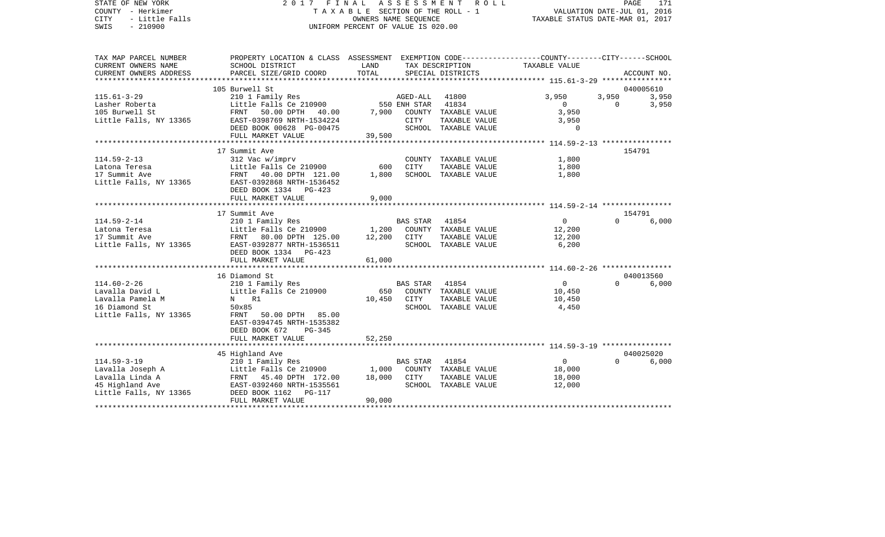STATE OF NEW YORK — 2017 FINAL ASSESSMENT ROLL — PAGE 171
COUNTY - Herkimer — TAXABLE SECTION OF THE ROLL - 1 — VALUATION DATE-JUL 01, 2016
CITY - Little Falls — OWNERS NAME SEQUENCE — TAXABLE STATUS DATE-MAR 01, 2017
SWIS - 210900 — UNIFORM PERCENT OF VALUE IS 020.00

| TAX MAP PARCEL NUMBER / CURRENT OWNERS NAME / CURRENT OWNERS ADDRESS | PROPERTY LOCATION & CLASS / SCHOOL DISTRICT / PARCEL SIZE/GRID COORD | ASSESSMENT LAND | TOTAL | EXEMPTION CODE / TAX DESCRIPTION / SPECIAL DISTRICTS | COUNTY TAXABLE VALUE | CITY | SCHOOL | ACCOUNT NO. |
|---|---|---|---|---|---|---|---|---|
| **115.61-3-29** | 105 Burwell St | | | | | | | 040005610 |
| Lasher Roberta | 210 1 Family Res | | | AGED-ALL 41800 | 3,950 | 3,950 | 3,950 | |
| 105 Burwell St | Little Falls Ce 210900 | 550 | | ENH STAR 41834 | 0 | 0 | 3,950 | |
| Little Falls, NY 13365 | FRNT 50.00 DPTH 40.00 | | 7,900 | COUNTY TAXABLE VALUE | 3,950 | | | |
| | EAST-0398769 NRTH-1534224 | | | CITY TAXABLE VALUE | 3,950 | | | |
| | DEED BOOK 00628 PG-00475 | | | SCHOOL TAXABLE VALUE | 0 | | | |
| | FULL MARKET VALUE | | 39,500 | | | | | |
| **114.59-2-13** | 17 Summit Ave | | | | | | | 154791 |
| Latona Teresa | 312 Vac w/imprv | | | COUNTY TAXABLE VALUE | 1,800 | | | |
| 17 Summit Ave | Little Falls Ce 210900 | 600 | | CITY TAXABLE VALUE | 1,800 | | | |
| Little Falls, NY 13365 | FRNT 40.00 DPTH 121.00 | | 1,800 | SCHOOL TAXABLE VALUE | 1,800 | | | |
| | EAST-0392868 NRTH-1536452 | | | | | | | |
| | DEED BOOK 1334 PG-423 | | | | | | | |
| | FULL MARKET VALUE | | 9,000 | | | | | |
| **114.59-2-14** | 17 Summit Ave | | | | | | | 154791 |
| Latona Teresa | 210 1 Family Res | | | BAS STAR 41854 | 0 | 0 | 6,000 | |
| 17 Summit Ave | Little Falls Ce 210900 | 1,200 | | COUNTY TAXABLE VALUE | 12,200 | | | |
| Little Falls, NY 13365 | FRNT 80.00 DPTH 125.00 | | 12,200 | CITY TAXABLE VALUE | 12,200 | | | |
| | EAST-0392877 NRTH-1536511 | | | SCHOOL TAXABLE VALUE | 6,200 | | | |
| | DEED BOOK 1334 PG-423 | | | | | | | |
| | FULL MARKET VALUE | | 61,000 | | | | | |
| **114.60-2-26** | 16 Diamond St | | | | | | | 040013560 |
| Lavalla David L | 210 1 Family Res | | | BAS STAR 41854 | 0 | 0 | 6,000 | |
| Lavalla Pamela M | Little Falls Ce 210900 | 650 | | COUNTY TAXABLE VALUE | 10,450 | | | |
| 16 Diamond St | N R1 | | 10,450 | CITY TAXABLE VALUE | 10,450 | | | |
| Little Falls, NY 13365 | 50x85 | | | SCHOOL TAXABLE VALUE | 4,450 | | | |
| | FRNT 50.00 DPTH 85.00 | | | | | | | |
| | EAST-0394745 NRTH-1535382 | | | | | | | |
| | DEED BOOK 672 PG-345 | | | | | | | |
| | FULL MARKET VALUE | | 52,250 | | | | | |
| **114.59-3-19** | 45 Highland Ave | | | | | | | 040025020 |
| Lavalla Joseph A | 210 1 Family Res | | | BAS STAR 41854 | 0 | 0 | 6,000 | |
| Lavalla Linda A | Little Falls Ce 210900 | 1,000 | | COUNTY TAXABLE VALUE | 18,000 | | | |
| 45 Highland Ave | FRNT 45.40 DPTH 172.00 | | 18,000 | CITY TAXABLE VALUE | 18,000 | | | |
| Little Falls, NY 13365 | EAST-0392460 NRTH-1535561 | | | SCHOOL TAXABLE VALUE | 12,000 | | | |
| | DEED BOOK 1162 PG-117 | | | | | | | |
| | FULL MARKET VALUE | | 90,000 | | | | | |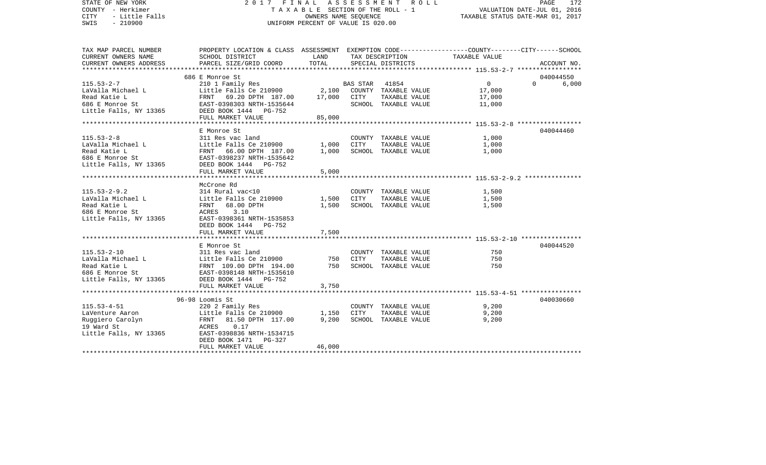STATE OF NEW YORK 2017 FINAL ASSESSMENT ROLL
COUNTY - Herkimer    T A X A B L E SECTION OF THE ROLL - 1    VALUATION DATE-JUL 01, 2016
CITY - Little Falls    OWNERS NAME SEQUENCE    TAXABLE STATUS DATE-MAR 01, 2017
SWIS - 210900    UNIFORM PERCENT OF VALUE IS 020.00

| TAX MAP PARCEL NUMBER / CURRENT OWNERS NAME / CURRENT OWNERS ADDRESS | PROPERTY LOCATION & CLASS / SCHOOL DISTRICT / PARCEL SIZE/GRID COORD | ASSESSMENT LAND | TOTAL | EXEMPTION CODE / TAX DESCRIPTION / SPECIAL DISTRICTS | COUNTY / CITY TAXABLE VALUE | SCHOOL | ACCOUNT NO. |
|---|---|---|---|---|---|---|---|
| | 686 E Monroe St | | | | | | 040044550 |
| 115.53-2-7 | 210 1 Family Res | | | BAS STAR 41854 | 0 | 0 6,000 | |
| LaValla Michael L | Little Falls Ce 210900 | 2,100 | | COUNTY TAXABLE VALUE | 17,000 | | |
| Read Katie L | FRNT 69.20 DPTH 187.00 | | 17,000 | CITY TAXABLE VALUE | 17,000 | | |
| 686 E Monroe St | EAST-0398303 NRTH-1535644 | | | SCHOOL TAXABLE VALUE | 11,000 | | |
| Little Falls, NY 13365 | DEED BOOK 1444 PG-752 | | | | | | |
| | FULL MARKET VALUE | | 85,000 | | | | |
| | E Monroe St | | | | | | 040044460 |
| 115.53-2-8 | 311 Res vac land | | | COUNTY TAXABLE VALUE | 1,000 | | |
| LaValla Michael L | Little Falls Ce 210900 | 1,000 | | CITY TAXABLE VALUE | 1,000 | | |
| Read Katie L | FRNT 66.00 DPTH 187.00 | | 1,000 | SCHOOL TAXABLE VALUE | 1,000 | | |
| 686 E Monroe St | EAST-0398237 NRTH-1535642 | | | | | | |
| Little Falls, NY 13365 | DEED BOOK 1444 PG-752 | | | | | | |
| | FULL MARKET VALUE | | 5,000 | | | | |
| | McCrone Rd | | | | | | |
| 115.53-2-9.2 | 314 Rural vac<10 | | | COUNTY TAXABLE VALUE | 1,500 | | |
| LaValla Michael L | Little Falls Ce 210900 | 1,500 | | CITY TAXABLE VALUE | 1,500 | | |
| Read Katie L | FRNT 68.00 DPTH | | 1,500 | SCHOOL TAXABLE VALUE | 1,500 | | |
| 686 E Monroe St | ACRES 3.10 | | | | | | |
| Little Falls, NY 13365 | EAST-0398361 NRTH-1535853 | | | | | | |
| | DEED BOOK 1444 PG-752 | | | | | | |
| | FULL MARKET VALUE | | 7,500 | | | | |
| | E Monroe St | | | | | | 040044520 |
| 115.53-2-10 | 311 Res vac land | | | COUNTY TAXABLE VALUE | 750 | | |
| LaValla Michael L | Little Falls Ce 210900 | 750 | | CITY TAXABLE VALUE | 750 | | |
| Read Katie L | FRNT 109.00 DPTH 194.00 | | 750 | SCHOOL TAXABLE VALUE | 750 | | |
| 686 E Monroe St | EAST-0398148 NRTH-1535610 | | | | | | |
| Little Falls, NY 13365 | DEED BOOK 1444 PG-752 | | | | | | |
| | FULL MARKET VALUE | | 3,750 | | | | |
| | 96-98 Loomis St | | | | | | 040030660 |
| 115.53-4-51 | 220 2 Family Res | | | COUNTY TAXABLE VALUE | 9,200 | | |
| LaVenture Aaron | Little Falls Ce 210900 | 1,150 | | CITY TAXABLE VALUE | 9,200 | | |
| Ruggiero Carolyn | FRNT 81.50 DPTH 117.00 | | 9,200 | SCHOOL TAXABLE VALUE | 9,200 | | |
| 19 Ward St | ACRES 0.17 | | | | | | |
| Little Falls, NY 13365 | EAST-0398836 NRTH-1534715 | | | | | | |
| | DEED BOOK 1471 PG-327 | | | | | | |
| | FULL MARKET VALUE | | 46,000 | | | | |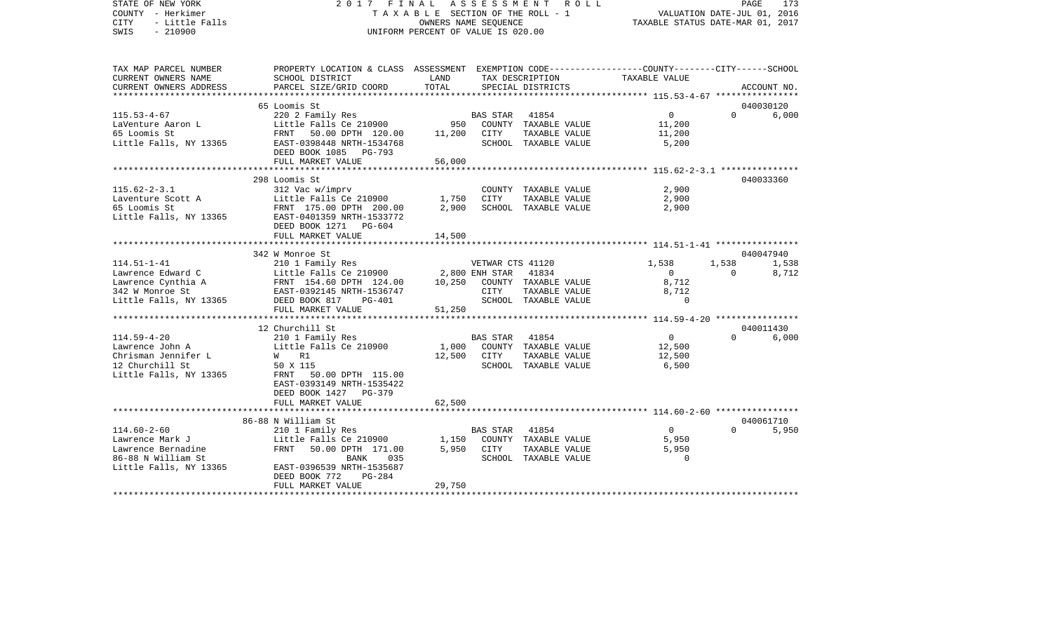STATE OF NEW YORK — 2017 FINAL ASSESSMENT ROLL
COUNTY - Herkimer — TAXABLE SECTION OF THE ROLL - 1 — VALUATION DATE-JUL 01, 2016
CITY - Little Falls — OWNERS NAME SEQUENCE — TAXABLE STATUS DATE-MAR 01, 2017
SWIS - 210900 — UNIFORM PERCENT OF VALUE IS 020.00

| TAX MAP PARCEL NUMBER / CURRENT OWNERS NAME / CURRENT OWNERS ADDRESS | PROPERTY LOCATION & CLASS / SCHOOL DISTRICT / PARCEL SIZE/GRID COORD | ASSESSMENT LAND | TOTAL | EXEMPTION CODE / TAX DESCRIPTION / SPECIAL DISTRICTS | COUNTY | CITY | SCHOOL / ACCOUNT NO. |
|---|---|---|---|---|---|---|---|
| **115.53-4-67** | 65 Loomis St | | | | | | 040030120 |
| 115.53-4-67 | 220 2 Family Res | | | BAS STAR 41854 | 0 | 0 | 6,000 |
| LaVenture Aaron L | Little Falls Ce 210900 | 950 | | COUNTY TAXABLE VALUE | 11,200 | | |
| 65 Loomis St | FRNT 50.00 DPTH 120.00 | | 11,200 | CITY TAXABLE VALUE | | 11,200 | |
| Little Falls, NY 13365 | EAST-0398448 NRTH-1534768 | | | SCHOOL TAXABLE VALUE | | | 5,200 |
| | DEED BOOK 1085 PG-793 | | | | | | |
| | FULL MARKET VALUE | | 56,000 | | | | |
| **115.62-2-3.1** | 298 Loomis St | | | | | | 040033360 |
| 115.62-2-3.1 | 312 Vac w/imprv | | | COUNTY TAXABLE VALUE | 2,900 | | |
| Laventure Scott A | Little Falls Ce 210900 | 1,750 | | CITY TAXABLE VALUE | | 2,900 | |
| 65 Loomis St | FRNT 175.00 DPTH 200.00 | | 2,900 | SCHOOL TAXABLE VALUE | | | 2,900 |
| Little Falls, NY 13365 | EAST-0401359 NRTH-1533772 | | | | | | |
| | DEED BOOK 1271 PG-604 | | | | | | |
| | FULL MARKET VALUE | | 14,500 | | | | |
| **114.51-1-41** | 342 W Monroe St | | | | | | 040047940 |
| 114.51-1-41 | 210 1 Family Res | | | VETWAR CTS 41120 | 1,538 | 1,538 | 1,538 |
| Lawrence Edward C | Little Falls Ce 210900 | 2,800 | | ENH STAR 41834 | 0 | 0 | 8,712 |
| Lawrence Cynthia A | FRNT 154.60 DPTH 124.00 | | 10,250 | COUNTY TAXABLE VALUE | 8,712 | | |
| 342 W Monroe St | EAST-0392145 NRTH-1536747 | | | CITY TAXABLE VALUE | | 8,712 | |
| Little Falls, NY 13365 | DEED BOOK 817 PG-401 | | | SCHOOL TAXABLE VALUE | | | 0 |
| | FULL MARKET VALUE | | 51,250 | | | | |
| **114.59-4-20** | 12 Churchill St | | | | | | 040011430 |
| 114.59-4-20 | 210 1 Family Res | | | BAS STAR 41854 | 0 | 0 | 6,000 |
| Lawrence John A | Little Falls Ce 210900 | 1,000 | | COUNTY TAXABLE VALUE | 12,500 | | |
| Chrisman Jennifer L | W R1 | | 12,500 | CITY TAXABLE VALUE | | 12,500 | |
| 12 Churchill St | 50 X 115 | | | SCHOOL TAXABLE VALUE | | | 6,500 |
| Little Falls, NY 13365 | FRNT 50.00 DPTH 115.00 | | | | | | |
| | EAST-0393149 NRTH-1535422 | | | | | | |
| | DEED BOOK 1427 PG-379 | | | | | | |
| | FULL MARKET VALUE | | 62,500 | | | | |
| **114.60-2-60** | 86-88 N William St | | | | | | 040061710 |
| 114.60-2-60 | 210 1 Family Res | | | BAS STAR 41854 | 0 | 0 | 5,950 |
| Lawrence Mark J | Little Falls Ce 210900 | 1,150 | | COUNTY TAXABLE VALUE | 5,950 | | |
| Lawrence Bernadine | FRNT 50.00 DPTH 171.00 | | 5,950 | CITY TAXABLE VALUE | | 5,950 | |
| 86-88 N William St | BANK 035 | | | SCHOOL TAXABLE VALUE | | | 0 |
| Little Falls, NY 13365 | EAST-0396539 NRTH-1535687 | | | | | | |
| | DEED BOOK 772 PG-284 | | | | | | |
| | FULL MARKET VALUE | | 29,750 | | | | |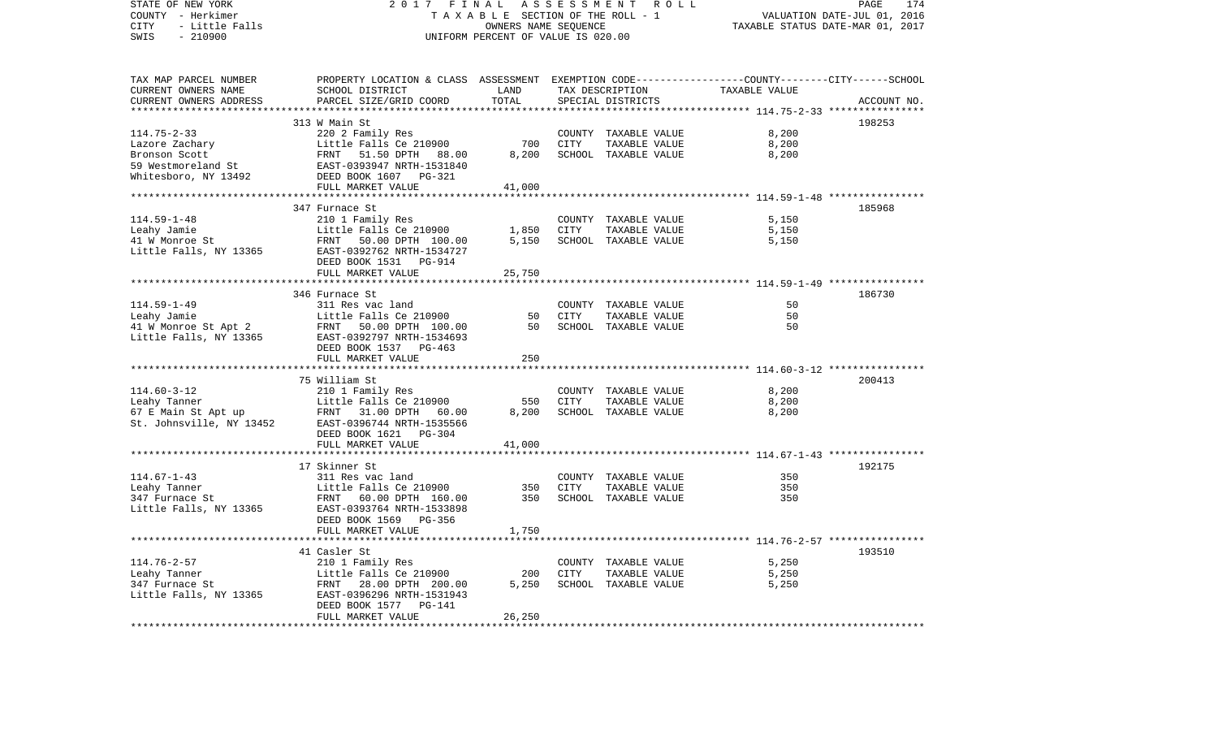STATE OF NEW YORK | COUNTY - Herkimer | CITY - Little Falls | SWIS - 210900

2017 FINAL ASSESSMENT ROLL
TAXABLE SECTION OF THE ROLL - 1
OWNERS NAME SEQUENCE
UNIFORM PERCENT OF VALUE IS 020.00

VALUATION DATE-JUL 01, 2016
TAXABLE STATUS DATE-MAR 01, 2017

| TAX MAP PARCEL NUMBER / CURRENT OWNERS NAME / CURRENT OWNERS ADDRESS | PROPERTY LOCATION & CLASS / SCHOOL DISTRICT / PARCEL SIZE/GRID COORD | ASSESSMENT LAND | TOTAL | EXEMPTION CODE / TAX DESCRIPTION / SPECIAL DISTRICTS | TAXABLE VALUE (COUNTY / CITY / SCHOOL) | ACCOUNT NO. |
|---|---|---|---|---|---|---|
| 114.75-2-33 | 313 W Main St | | | | | 198253 |
| Lazore Zachary | 220 2 Family Res | | | COUNTY TAXABLE VALUE | 8,200 | |
| Bronson Scott | Little Falls Ce 210900 | 700 | | CITY TAXABLE VALUE | 8,200 | |
| 59 Westmoreland St | FRNT 51.50 DPTH 88.00 | | 8,200 | SCHOOL TAXABLE VALUE | 8,200 | |
| Whitesboro, NY 13492 | EAST-0393947 NRTH-1531840 | | | | | |
| | DEED BOOK 1607 PG-321 | | | | | |
| | FULL MARKET VALUE | | 41,000 | | | |
| 114.59-1-48 | 347 Furnace St | | | | | 185968 |
| Leahy Jamie | 210 1 Family Res | | | COUNTY TAXABLE VALUE | 5,150 | |
| 41 W Monroe St | Little Falls Ce 210900 | 1,850 | | CITY TAXABLE VALUE | 5,150 | |
| Little Falls, NY 13365 | FRNT 50.00 DPTH 100.00 | | 5,150 | SCHOOL TAXABLE VALUE | 5,150 | |
| | EAST-0392762 NRTH-1534727 | | | | | |
| | DEED BOOK 1531 PG-914 | | | | | |
| | FULL MARKET VALUE | | 25,750 | | | |
| 114.59-1-49 | 346 Furnace St | | | | | 186730 |
| Leahy Jamie | 311 Res vac land | | | COUNTY TAXABLE VALUE | 50 | |
| 41 W Monroe St Apt 2 | Little Falls Ce 210900 | 50 | | CITY TAXABLE VALUE | 50 | |
| Little Falls, NY 13365 | FRNT 50.00 DPTH 100.00 | | 50 | SCHOOL TAXABLE VALUE | 50 | |
| | EAST-0392797 NRTH-1534693 | | | | | |
| | DEED BOOK 1537 PG-463 | | | | | |
| | FULL MARKET VALUE | | 250 | | | |
| 114.60-3-12 | 75 William St | | | | | 200413 |
| Leahy Tanner | 210 1 Family Res | | | COUNTY TAXABLE VALUE | 8,200 | |
| 67 E Main St Apt up | Little Falls Ce 210900 | 550 | | CITY TAXABLE VALUE | 8,200 | |
| St. Johnsville, NY 13452 | FRNT 31.00 DPTH 60.00 | | 8,200 | SCHOOL TAXABLE VALUE | 8,200 | |
| | EAST-0396744 NRTH-1535566 | | | | | |
| | DEED BOOK 1621 PG-304 | | | | | |
| | FULL MARKET VALUE | | 41,000 | | | |
| 114.67-1-43 | 17 Skinner St | | | | | 192175 |
| Leahy Tanner | 311 Res vac land | | | COUNTY TAXABLE VALUE | 350 | |
| 347 Furnace St | Little Falls Ce 210900 | 350 | | CITY TAXABLE VALUE | 350 | |
| Little Falls, NY 13365 | FRNT 60.00 DPTH 160.00 | | 350 | SCHOOL TAXABLE VALUE | 350 | |
| | EAST-0393764 NRTH-1533898 | | | | | |
| | DEED BOOK 1569 PG-356 | | | | | |
| | FULL MARKET VALUE | | 1,750 | | | |
| 114.76-2-57 | 41 Casler St | | | | | 193510 |
| Leahy Tanner | 210 1 Family Res | | | COUNTY TAXABLE VALUE | 5,250 | |
| 347 Furnace St | Little Falls Ce 210900 | 200 | | CITY TAXABLE VALUE | 5,250 | |
| Little Falls, NY 13365 | FRNT 28.00 DPTH 200.00 | | 5,250 | SCHOOL TAXABLE VALUE | 5,250 | |
| | EAST-0396296 NRTH-1531943 | | | | | |
| | DEED BOOK 1577 PG-141 | | | | | |
| | FULL MARKET VALUE | | 26,250 | | | |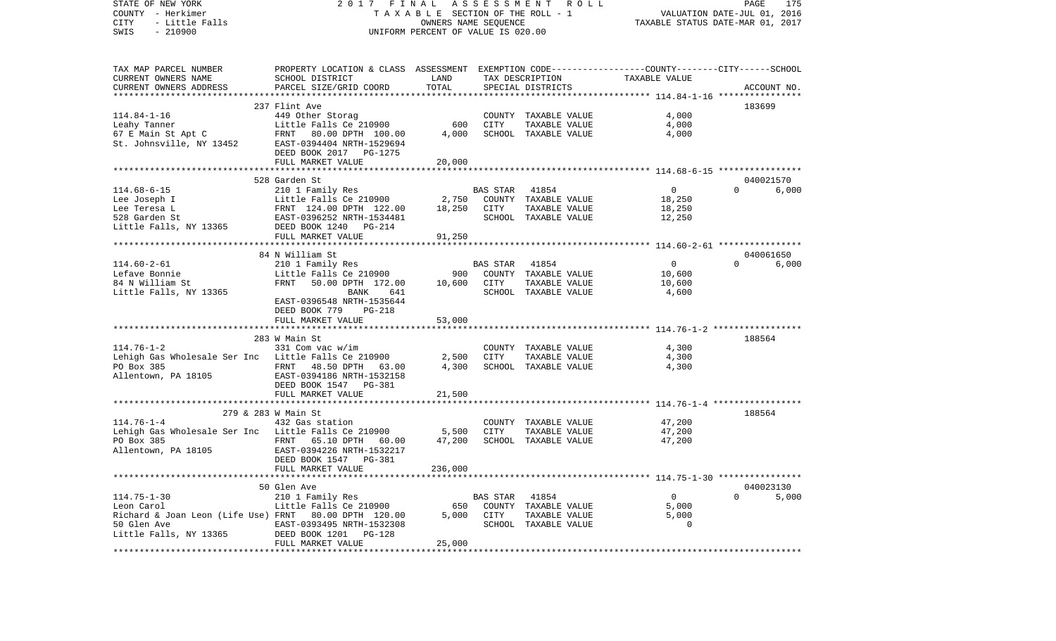STATE OF NEW YORK 2017 FINAL ASSESSMENT ROLL
COUNTY - Herkimer TAXABLE SECTION OF THE ROLL - 1 VALUATION DATE-JUL 01, 2016
CITY - Little Falls OWNERS NAME SEQUENCE TAXABLE STATUS DATE-MAR 01, 2017
SWIS - 210900 UNIFORM PERCENT OF VALUE IS 020.00

| TAX MAP PARCEL NUMBER / CURRENT OWNERS NAME / CURRENT OWNERS ADDRESS | PROPERTY LOCATION & CLASS / SCHOOL DISTRICT / PARCEL SIZE/GRID COORD | ASSESSMENT LAND | TOTAL | EXEMPTION CODE / TAX DESCRIPTION / SPECIAL DISTRICTS | COUNTY | CITY | SCHOOL | ACCOUNT NO. |
|---|---|---|---|---|---|---|---|---|
| **114.84-1-16** | 237 Flint Ave | | | | | | | 183699 |
| Leahy Tanner | 449 Other Storag | | | COUNTY TAXABLE VALUE | 4,000 | | | |
| 67 E Main St Apt C | Little Falls Ce 210900 | 600 | | CITY TAXABLE VALUE | | 4,000 | | |
| St. Johnsville, NY 13452 | FRNT 80.00 DPTH 100.00 | | 4,000 | SCHOOL TAXABLE VALUE | | | 4,000 | |
| | EAST-0394404 NRTH-1529694 | | | | | | | |
| | DEED BOOK 2017 PG-1275 | | | | | | | |
| | FULL MARKET VALUE | | 20,000 | | | | | |
| **114.68-6-15** | 528 Garden St | | | | | | | 040021570 |
| Lee Joseph I | 210 1 Family Res | | | BAS STAR 41854 | 0 | 0 | 6,000 | |
| Lee Teresa L | Little Falls Ce 210900 | 2,750 | | COUNTY TAXABLE VALUE | 18,250 | | | |
| 528 Garden St | FRNT 124.00 DPTH 122.00 | | 18,250 | CITY TAXABLE VALUE | | 18,250 | | |
| Little Falls, NY 13365 | EAST-0396252 NRTH-1534481 | | | SCHOOL TAXABLE VALUE | | | 12,250 | |
| | DEED BOOK 1240 PG-214 | | | | | | | |
| | FULL MARKET VALUE | | 91,250 | | | | | |
| **114.60-2-61** | 84 N William St | | | | | | | 040061650 |
| Lefave Bonnie | 210 1 Family Res | | | BAS STAR 41854 | 0 | 0 | 6,000 | |
| 84 N William St | Little Falls Ce 210900 | 900 | | COUNTY TAXABLE VALUE | 10,600 | | | |
| Little Falls, NY 13365 | FRNT 50.00 DPTH 172.00 | | 10,600 | CITY TAXABLE VALUE | | 10,600 | | |
| | BANK 641 | | | SCHOOL TAXABLE VALUE | | | 4,600 | |
| | EAST-0396548 NRTH-1535644 | | | | | | | |
| | DEED BOOK 779 PG-218 | | | | | | | |
| | FULL MARKET VALUE | | 53,000 | | | | | |
| **114.76-1-2** | 283 W Main St | | | | | | | 188564 |
| Lehigh Gas Wholesale Ser Inc | 331 Com vac w/im | | | COUNTY TAXABLE VALUE | 4,300 | | | |
| PO Box 385 | Little Falls Ce 210900 | 2,500 | | CITY TAXABLE VALUE | | 4,300 | | |
| Allentown, PA 18105 | FRNT 48.50 DPTH 63.00 | | 4,300 | SCHOOL TAXABLE VALUE | | | 4,300 | |
| | EAST-0394186 NRTH-1532158 | | | | | | | |
| | DEED BOOK 1547 PG-381 | | | | | | | |
| | FULL MARKET VALUE | | 21,500 | | | | | |
| **114.76-1-4** | 279 & 283 W Main St | | | | | | | 188564 |
| Lehigh Gas Wholesale Ser Inc | 432 Gas station | | | COUNTY TAXABLE VALUE | 47,200 | | | |
| PO Box 385 | Little Falls Ce 210900 | 5,500 | | CITY TAXABLE VALUE | | 47,200 | | |
| Allentown, PA 18105 | FRNT 65.10 DPTH 60.00 | | 47,200 | SCHOOL TAXABLE VALUE | | | 47,200 | |
| | EAST-0394226 NRTH-1532217 | | | | | | | |
| | DEED BOOK 1547 PG-381 | | | | | | | |
| | FULL MARKET VALUE | | 236,000 | | | | | |
| **114.75-1-30** | 50 Glen Ave | | | | | | | 040023130 |
| Leon Carol | 210 1 Family Res | | | BAS STAR 41854 | 0 | 0 | 5,000 | |
| Richard & Joan Leon (Life Use) | Little Falls Ce 210900 | 650 | | COUNTY TAXABLE VALUE | 5,000 | | | |
| 50 Glen Ave | FRNT 80.00 DPTH 120.00 | | 5,000 | CITY TAXABLE VALUE | | 5,000 | | |
| Little Falls, NY 13365 | EAST-0393495 NRTH-1532308 | | | SCHOOL TAXABLE VALUE | | | 0 | |
| | DEED BOOK 1201 PG-128 | | | | | | | |
| | FULL MARKET VALUE | | 25,000 | | | | | |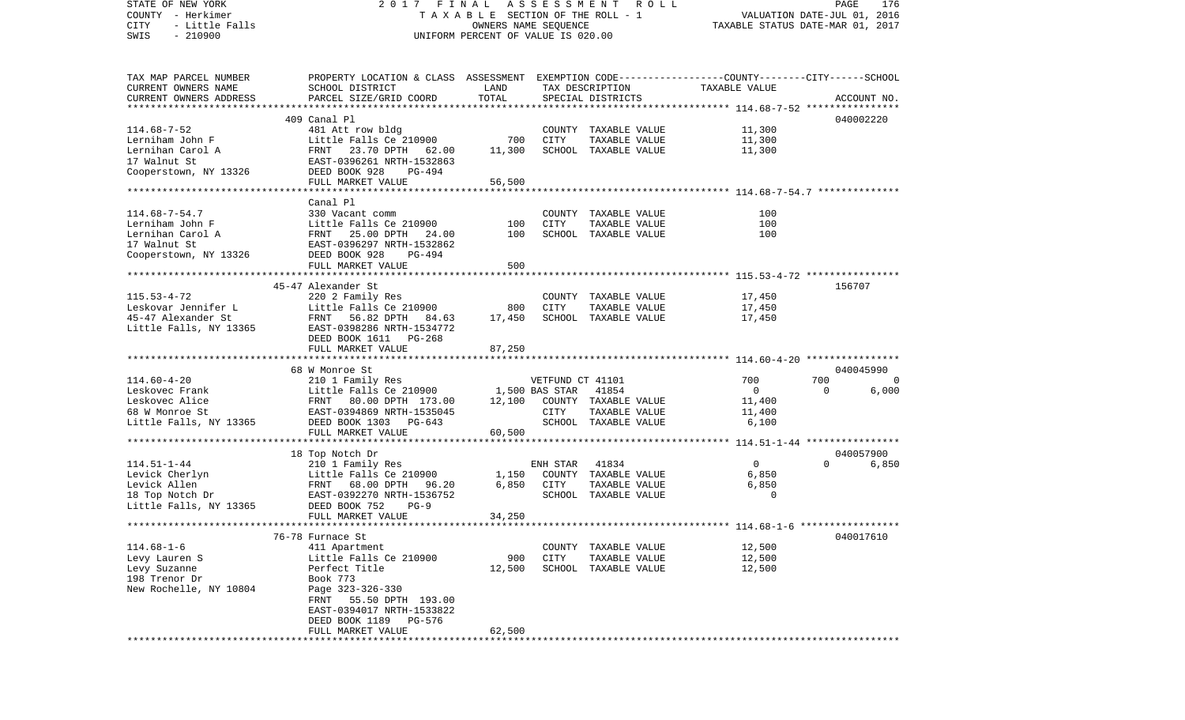STATE OF NEW YORK | 2017 FINAL ASSESSMENT ROLL
COUNTY - Herkimer | TAXABLE SECTION OF THE ROLL - 1 | VALUATION DATE-JUL 01, 2016
CITY - Little Falls | OWNERS NAME SEQUENCE | TAXABLE STATUS DATE-MAR 01, 2017
SWIS - 210900 | UNIFORM PERCENT OF VALUE IS 020.00

| TAX MAP PARCEL NUMBER<br>CURRENT OWNERS NAME<br>CURRENT OWNERS ADDRESS | PROPERTY LOCATION & CLASS<br>SCHOOL DISTRICT<br>PARCEL SIZE/GRID COORD | ASSESSMENT<br>LAND<br>TOTAL | EXEMPTION CODE<br>TAX DESCRIPTION<br>SPECIAL DISTRICTS | COUNTY | CITY | SCHOOL<br>TAXABLE VALUE<br>ACCOUNT NO. |
|---|---|---|---|---|---|---|
| **114.68-7-52** | 409 Canal Pl | | | | | 040002220 |
| 114.68-7-52 | 481 Att row bldg | | COUNTY TAXABLE VALUE | 11,300 | | |
| Lerniham John F | Little Falls Ce 210900 | 700 | CITY TAXABLE VALUE | | 11,300 | |
| Lernihan Carol A | FRNT 23.70 DPTH 62.00 | 11,300 | SCHOOL TAXABLE VALUE | | | 11,300 |
| 17 Walnut St | EAST-0396261 NRTH-1532863 | | | | | |
| Cooperstown, NY 13326 | DEED BOOK 928 PG-494 | | | | | |
| | FULL MARKET VALUE | 56,500 | | | | |
| **114.68-7-54.7** | Canal Pl | | | | | |
| 114.68-7-54.7 | 330 Vacant comm | | COUNTY TAXABLE VALUE | 100 | | |
| Lerniham John F | Little Falls Ce 210900 | 100 | CITY TAXABLE VALUE | | 100 | |
| Lernihan Carol A | FRNT 25.00 DPTH 24.00 | 100 | SCHOOL TAXABLE VALUE | | | 100 |
| 17 Walnut St | EAST-0396297 NRTH-1532862 | | | | | |
| Cooperstown, NY 13326 | DEED BOOK 928 PG-494 | | | | | |
| | FULL MARKET VALUE | 500 | | | | |
| **115.53-4-72** | 45-47 Alexander St | | | | | 156707 |
| 115.53-4-72 | 220 2 Family Res | | COUNTY TAXABLE VALUE | 17,450 | | |
| Leskovar Jennifer L | Little Falls Ce 210900 | 800 | CITY TAXABLE VALUE | | 17,450 | |
| 45-47 Alexander St | FRNT 56.82 DPTH 84.63 | 17,450 | SCHOOL TAXABLE VALUE | | | 17,450 |
| Little Falls, NY 13365 | EAST-0398286 NRTH-1534772 | | | | | |
| | DEED BOOK 1611 PG-268 | | | | | |
| | FULL MARKET VALUE | 87,250 | | | | |
| **114.60-4-20** | 68 W Monroe St | | | | | 040045990 |
| 114.60-4-20 | 210 1 Family Res | | VETFUND CT 41101 | 700 | 700 | 0 |
| Leskovec Frank | Little Falls Ce 210900 | 1,500 | BAS STAR 41854 | 0 | 0 | 6,000 |
| Leskovec Alice | FRNT 80.00 DPTH 173.00 | 12,100 | COUNTY TAXABLE VALUE | 11,400 | | |
| 68 W Monroe St | EAST-0394869 NRTH-1535045 | | CITY TAXABLE VALUE | | 11,400 | |
| Little Falls, NY 13365 | DEED BOOK 1303 PG-643 | | SCHOOL TAXABLE VALUE | | | 6,100 |
| | FULL MARKET VALUE | 60,500 | | | | |
| **114.51-1-44** | 18 Top Notch Dr | | | | | 040057900 |
| 114.51-1-44 | 210 1 Family Res | | ENH STAR 41834 | 0 | 0 | 6,850 |
| Levick Cherlyn | Little Falls Ce 210900 | 1,150 | COUNTY TAXABLE VALUE | 6,850 | | |
| Levick Allen | FRNT 68.00 DPTH 96.20 | 6,850 | CITY TAXABLE VALUE | | 6,850 | |
| 18 Top Notch Dr | EAST-0392270 NRTH-1536752 | | SCHOOL TAXABLE VALUE | | | 0 |
| Little Falls, NY 13365 | DEED BOOK 752 PG-9 | | | | | |
| | FULL MARKET VALUE | 34,250 | | | | |
| **114.68-1-6** | 76-78 Furnace St | | | | | 040017610 |
| 114.68-1-6 | 411 Apartment | | COUNTY TAXABLE VALUE | 12,500 | | |
| Levy Lauren S | Little Falls Ce 210900 | 900 | CITY TAXABLE VALUE | | 12,500 | |
| Levy Suzanne | Perfect Title | 12,500 | SCHOOL TAXABLE VALUE | | | 12,500 |
| 198 Trenor Dr | Book 773 | | | | | |
| New Rochelle, NY 10804 | Page 323-326-330 | | | | | |
| | FRNT 55.50 DPTH 193.00 | | | | | |
| | EAST-0394017 NRTH-1533822 | | | | | |
| | DEED BOOK 1189 PG-576 | | | | | |
| | FULL MARKET VALUE | 62,500 | | | | |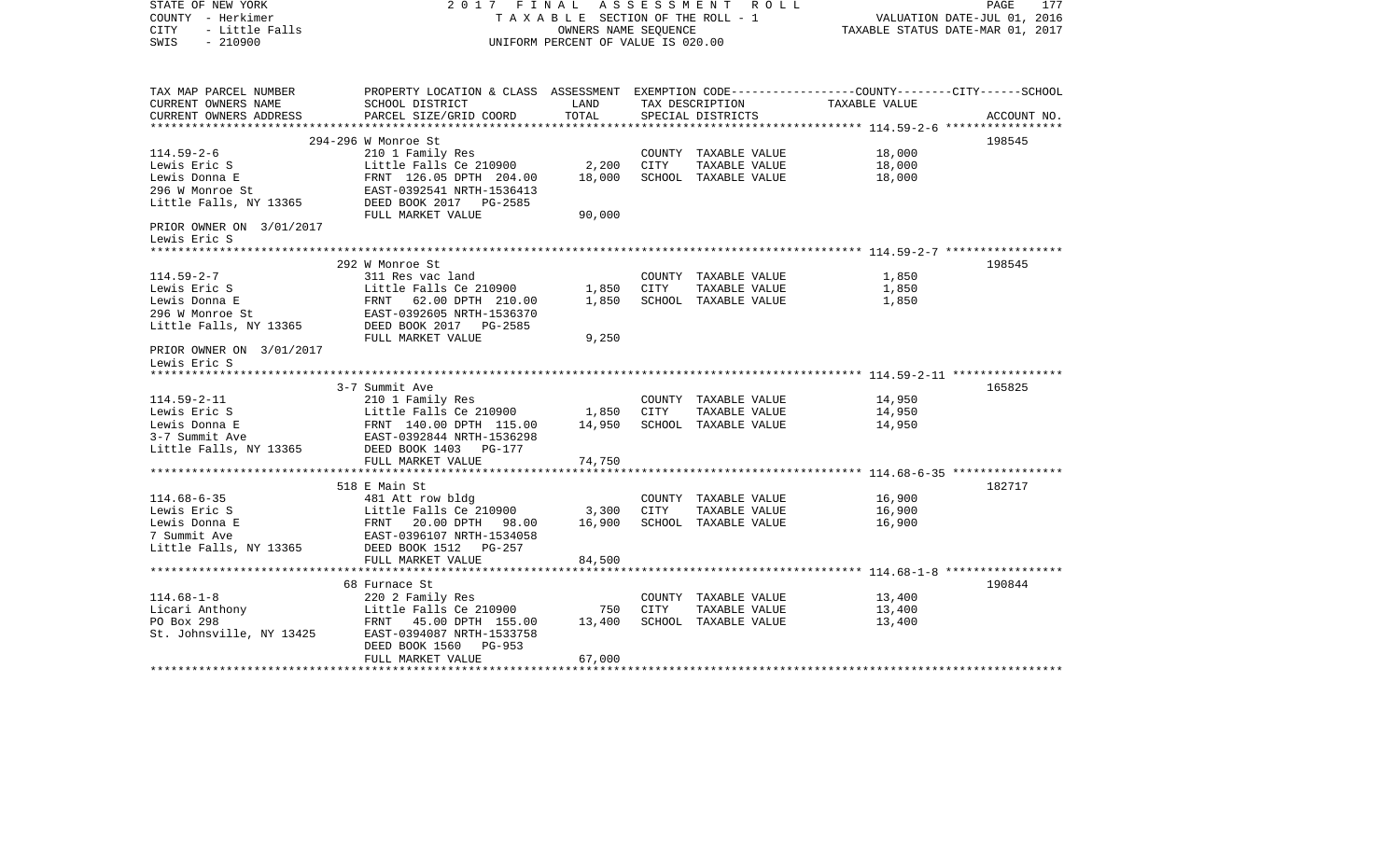STATE OF NEW YORK | COUNTY - Herkimer | CITY - Little Falls | SWIS - 210900

2017 FINAL ASSESSMENT ROLL
TAXABLE SECTION OF THE ROLL - 1
OWNERS NAME SEQUENCE
UNIFORM PERCENT OF VALUE IS 020.00

VALUATION DATE-JUL 01, 2016
TAXABLE STATUS DATE-MAR 01, 2017

| TAX MAP PARCEL NUMBER / CURRENT OWNERS NAME / CURRENT OWNERS ADDRESS | PROPERTY LOCATION & CLASS / SCHOOL DISTRICT / PARCEL SIZE/GRID COORD | ASSESSMENT LAND | ASSESSMENT TOTAL | EXEMPTION CODE / TAX DESCRIPTION / SPECIAL DISTRICTS | TAXABLE VALUE (COUNTY / CITY / SCHOOL) | ACCOUNT NO. |
|---|---|---|---|---|---|---|
| 114.59-2-6 | 294-296 W Monroe St | | | | | 198545 |
| 114.59-2-6 | 210 1 Family Res | | | COUNTY TAXABLE VALUE | 18,000 | |
| Lewis Eric S | Little Falls Ce 210900 | 2,200 | | CITY TAXABLE VALUE | 18,000 | |
| Lewis Donna E | FRNT 126.05 DPTH 204.00 | | 18,000 | SCHOOL TAXABLE VALUE | 18,000 | |
| 296 W Monroe St | EAST-0392541 NRTH-1536413 | | | | | |
| Little Falls, NY 13365 | DEED BOOK 2017 PG-2585 | | | | | |
| | FULL MARKET VALUE | | 90,000 | | | |
| PRIOR OWNER ON 3/01/2017 Lewis Eric S | | | | | | |
| 114.59-2-7 | 292 W Monroe St | | | | | 198545 |
| 114.59-2-7 | 311 Res vac land | | | COUNTY TAXABLE VALUE | 1,850 | |
| Lewis Eric S | Little Falls Ce 210900 | 1,850 | | CITY TAXABLE VALUE | 1,850 | |
| Lewis Donna E | FRNT 62.00 DPTH 210.00 | | 1,850 | SCHOOL TAXABLE VALUE | 1,850 | |
| 296 W Monroe St | EAST-0392605 NRTH-1536370 | | | | | |
| Little Falls, NY 13365 | DEED BOOK 2017 PG-2585 | | | | | |
| | FULL MARKET VALUE | | 9,250 | | | |
| PRIOR OWNER ON 3/01/2017 Lewis Eric S | | | | | | |
| 114.59-2-11 | 3-7 Summit Ave | | | | | 165825 |
| 114.59-2-11 | 210 1 Family Res | | | COUNTY TAXABLE VALUE | 14,950 | |
| Lewis Eric S | Little Falls Ce 210900 | 1,850 | | CITY TAXABLE VALUE | 14,950 | |
| Lewis Donna E | FRNT 140.00 DPTH 115.00 | | 14,950 | SCHOOL TAXABLE VALUE | 14,950 | |
| 3-7 Summit Ave | EAST-0392844 NRTH-1536298 | | | | | |
| Little Falls, NY 13365 | DEED BOOK 1403 PG-177 | | | | | |
| | FULL MARKET VALUE | | 74,750 | | | |
| 114.68-6-35 | 518 E Main St | | | | | 182717 |
| 114.68-6-35 | 481 Att row bldg | | | COUNTY TAXABLE VALUE | 16,900 | |
| Lewis Eric S | Little Falls Ce 210900 | 3,300 | | CITY TAXABLE VALUE | 16,900 | |
| Lewis Donna E | FRNT 20.00 DPTH 98.00 | | 16,900 | SCHOOL TAXABLE VALUE | 16,900 | |
| 7 Summit Ave | EAST-0396107 NRTH-1534058 | | | | | |
| Little Falls, NY 13365 | DEED BOOK 1512 PG-257 | | | | | |
| | FULL MARKET VALUE | | 84,500 | | | |
| 114.68-1-8 | 68 Furnace St | | | | | 190844 |
| 114.68-1-8 | 220 2 Family Res | | | COUNTY TAXABLE VALUE | 13,400 | |
| Licari Anthony | Little Falls Ce 210900 | 750 | | CITY TAXABLE VALUE | 13,400 | |
| PO Box 298 | FRNT 45.00 DPTH 155.00 | | 13,400 | SCHOOL TAXABLE VALUE | 13,400 | |
| St. Johnsville, NY 13425 | EAST-0394087 NRTH-1533758 | | | | | |
| | DEED BOOK 1560 PG-953 | | | | | |
| | FULL MARKET VALUE | | 67,000 | | | |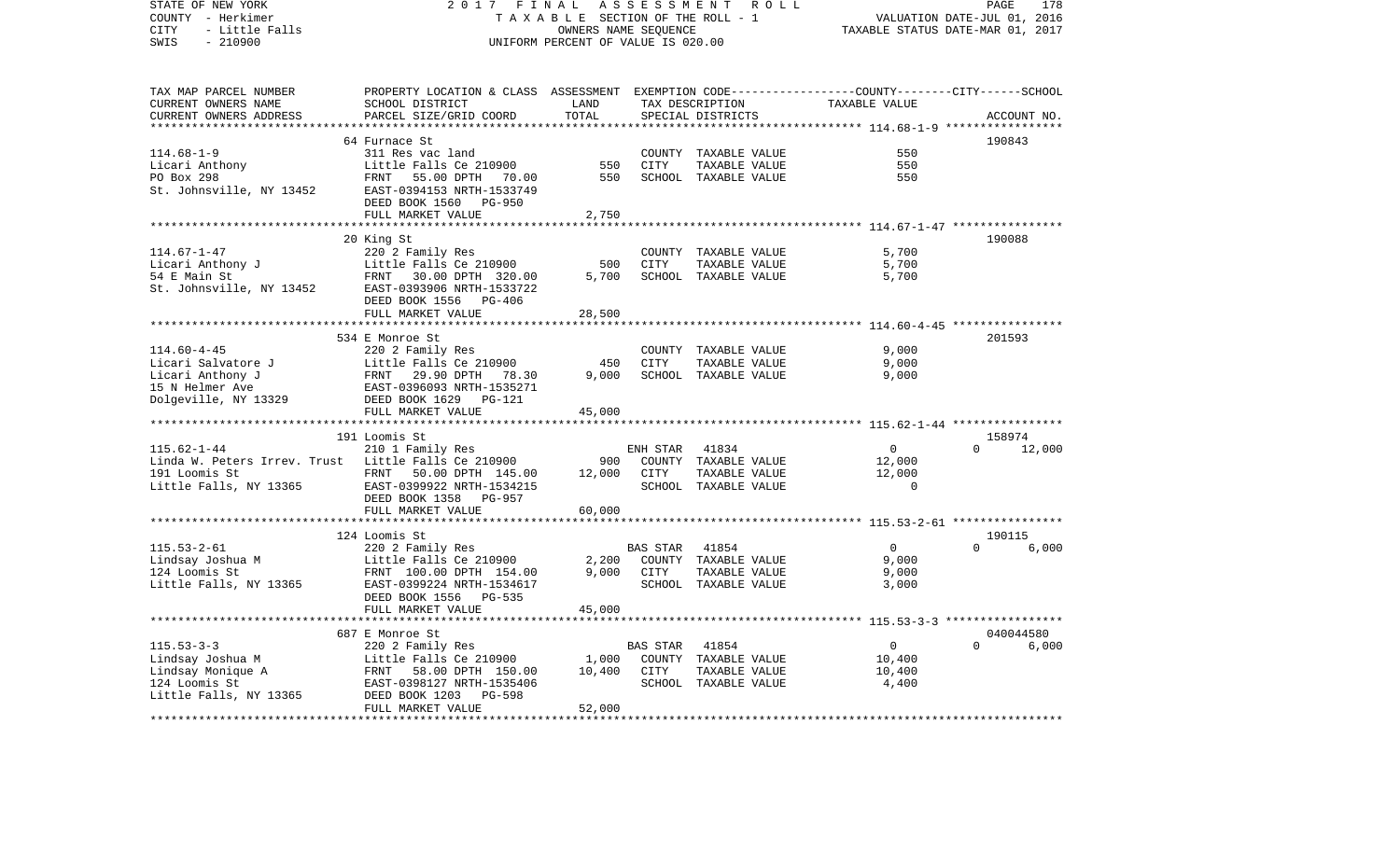STATE OF NEW YORK
COUNTY - Herkimer
CITY - Little Falls
SWIS - 210900

2017 FINAL ASSESSMENT ROLL
TAXABLE SECTION OF THE ROLL - 1
OWNERS NAME SEQUENCE
UNIFORM PERCENT OF VALUE IS 020.00

VALUATION DATE-JUL 01, 2016
TAXABLE STATUS DATE-MAR 01, 2017

| TAX MAP PARCEL NUMBER / CURRENT OWNERS NAME / CURRENT OWNERS ADDRESS | PROPERTY LOCATION & CLASS / SCHOOL DISTRICT / PARCEL SIZE/GRID COORD | ASSESSMENT LAND | TOTAL | EXEMPTION CODE / TAX DESCRIPTION / SPECIAL DISTRICTS | COUNTY / CITY TAXABLE VALUE | SCHOOL | ACCOUNT NO. |
|---|---|---|---|---|---|---|---|
| 114.68-1-9 | 64 Furnace St | | | | | | 190843 |
| Licari Anthony | 311 Res vac land | | | COUNTY TAXABLE VALUE | 550 | | |
| PO Box 298 | Little Falls Ce 210900 | 550 | | CITY TAXABLE VALUE | 550 | | |
| St. Johnsville, NY 13452 | FRNT 55.00 DPTH 70.00 | | 550 | SCHOOL TAXABLE VALUE | 550 | | |
| | EAST-0394153 NRTH-1533749 | | | | | | |
| | DEED BOOK 1560 PG-950 | | | | | | |
| | FULL MARKET VALUE | | 2,750 | | | | |
| 114.67-1-47 | 20 King St | | | | | | 190088 |
| Licari Anthony J | 220 2 Family Res | | | COUNTY TAXABLE VALUE | 5,700 | | |
| 54 E Main St | Little Falls Ce 210900 | 500 | | CITY TAXABLE VALUE | 5,700 | | |
| St. Johnsville, NY 13452 | FRNT 30.00 DPTH 320.00 | | 5,700 | SCHOOL TAXABLE VALUE | 5,700 | | |
| | EAST-0393906 NRTH-1533722 | | | | | | |
| | DEED BOOK 1556 PG-406 | | | | | | |
| | FULL MARKET VALUE | | 28,500 | | | | |
| 114.60-4-45 | 534 E Monroe St | | | | | | 201593 |
| Licari Salvatore J | 220 2 Family Res | | | COUNTY TAXABLE VALUE | 9,000 | | |
| Licari Anthony J | Little Falls Ce 210900 | 450 | | CITY TAXABLE VALUE | 9,000 | | |
| 15 N Helmer Ave | FRNT 29.90 DPTH 78.30 | | 9,000 | SCHOOL TAXABLE VALUE | 9,000 | | |
| Dolgeville, NY 13329 | EAST-0396093 NRTH-1535271 | | | | | | |
| | DEED BOOK 1629 PG-121 | | | | | | |
| | FULL MARKET VALUE | | 45,000 | | | | |
| 115.62-1-44 | 191 Loomis St | | | | | | 158974 |
| Linda W. Peters Irrev. Trust | 210 1 Family Res | | | ENH STAR 41834 | 0 | 0 / 12,000 | |
| 191 Loomis St | Little Falls Ce 210900 | 900 | | COUNTY TAXABLE VALUE | 12,000 | | |
| Little Falls, NY 13365 | FRNT 50.00 DPTH 145.00 | | 12,000 | CITY TAXABLE VALUE | 12,000 | | |
| | EAST-0399922 NRTH-1534215 | | | SCHOOL TAXABLE VALUE | 0 | | |
| | DEED BOOK 1358 PG-957 | | | | | | |
| | FULL MARKET VALUE | | 60,000 | | | | |
| 115.53-2-61 | 124 Loomis St | | | | | | 190115 |
| Lindsay Joshua M | 220 2 Family Res | | | BAS STAR 41854 | 0 | 0 / 6,000 | |
| 124 Loomis St | Little Falls Ce 210900 | 2,200 | | COUNTY TAXABLE VALUE | 9,000 | | |
| Little Falls, NY 13365 | FRNT 100.00 DPTH 154.00 | | 9,000 | CITY TAXABLE VALUE | 9,000 | | |
| | EAST-0399224 NRTH-1534617 | | | SCHOOL TAXABLE VALUE | 3,000 | | |
| | DEED BOOK 1556 PG-535 | | | | | | |
| | FULL MARKET VALUE | | 45,000 | | | | |
| 115.53-3-3 | 687 E Monroe St | | | | | | 040044580 |
| Lindsay Joshua M | 220 2 Family Res | | | BAS STAR 41854 | 0 | 0 / 6,000 | |
| Lindsay Monique A | Little Falls Ce 210900 | 1,000 | | COUNTY TAXABLE VALUE | 10,400 | | |
| 124 Loomis St | FRNT 58.00 DPTH 150.00 | | 10,400 | CITY TAXABLE VALUE | 10,400 | | |
| Little Falls, NY 13365 | EAST-0398127 NRTH-1535406 | | | SCHOOL TAXABLE VALUE | 4,400 | | |
| | DEED BOOK 1203 PG-598 | | | | | | |
| | FULL MARKET VALUE | | 52,000 | | | | |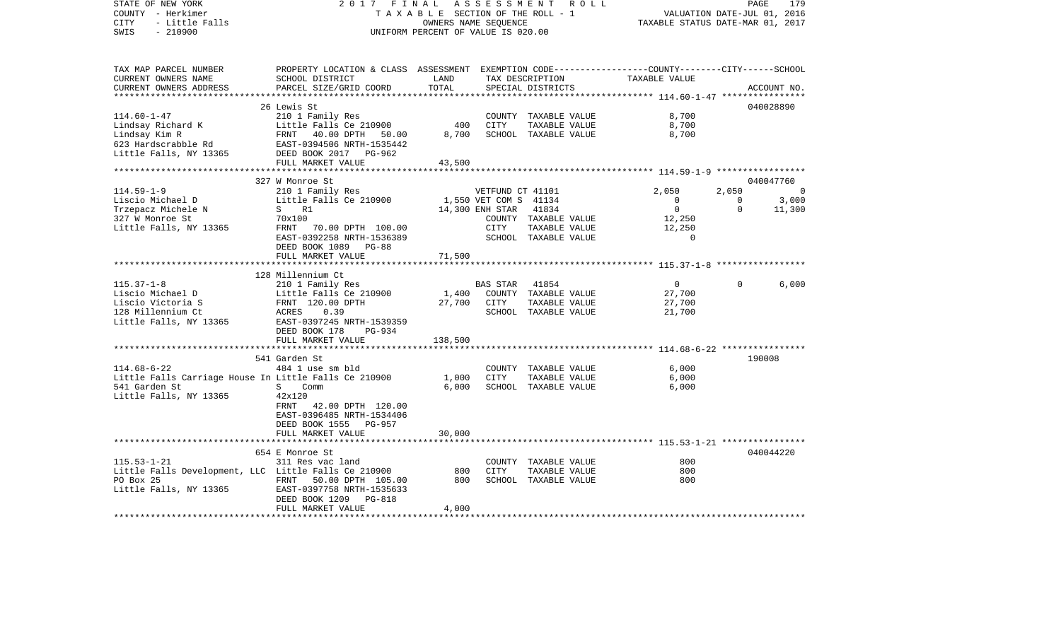STATE OF NEW YORK
COUNTY - Herkimer
CITY - Little Falls
SWIS - 210900

2 0 1 7 F I N A L A S S E S S M E N T R O L L
T A X A B L E SECTION OF THE ROLL - 1
OWNERS NAME SEQUENCE
UNIFORM PERCENT OF VALUE IS 020.00

VALUATION DATE-JUL 01, 2016
TAXABLE STATUS DATE-MAR 01, 2017

```
TAX MAP PARCEL NUMBER     PROPERTY LOCATION & CLASS  ASSESSMENT  EXEMPTION CODE-----------------COUNTY--------CITY------SCHOOL
CURRENT OWNERS NAME       SCHOOL DISTRICT               LAND      TAX DESCRIPTION            TAXABLE VALUE
CURRENT OWNERS ADDRESS    PARCEL SIZE/GRID COORD        TOTAL     SPECIAL DISTRICTS                                  ACCOUNT NO.
******************************************************************************************************* 114.60-1-47 ****************
                          26 Lewis St                                                                                040028890
114.60-1-47               210 1 Family Res                         COUNTY  TAXABLE VALUE          8,700
Lindsay Richard K         Little Falls Ce 210900         400      CITY    TAXABLE VALUE          8,700
Lindsay Kim R             FRNT   40.00 DPTH   50.00     8,700     SCHOOL  TAXABLE VALUE          8,700
623 Hardscrabble Rd       EAST-0394506 NRTH-1535442
Little Falls, NY 13365    DEED BOOK 2017   PG-962
                          FULL MARKET VALUE            43,500
******************************************************************************************************* 114.59-1-9 *****************
                          327 W Monroe St                                                                            040047760
114.59-1-9                210 1 Family Res                   VETFUND CT 41101            2,050      2,050          0
Liscio Michael D          Little Falls Ce 210900       1,550 VET COM S  41134                0          0      3,000
Trzepacz Michele N        S    R1                     14,300 ENH STAR   41834                0          0     11,300
327 W Monroe St           70x100                             COUNTY  TAXABLE VALUE         12,250
Little Falls, NY 13365    FRNT   70.00 DPTH  100.00          CITY    TAXABLE VALUE         12,250
                          EAST-0392258 NRTH-1536389          SCHOOL  TAXABLE VALUE              0
                          DEED BOOK 1089   PG-88
                          FULL MARKET VALUE            71,500
******************************************************************************************************* 115.37-1-8 *****************
                          128 Millennium Ct
115.37-1-8                210 1 Family Res                   BAS STAR   41854                0          0      6,000
Liscio Michael D          Little Falls Ce 210900       1,400   COUNTY  TAXABLE VALUE         27,700
Liscio Victoria S         FRNT  120.00 DPTH           27,700   CITY    TAXABLE VALUE         27,700
128 Millennium Ct         ACRES    0.39                        SCHOOL  TAXABLE VALUE         21,700
Little Falls, NY 13365    EAST-0397245 NRTH-1539359
                          DEED BOOK 178    PG-934
                          FULL MARKET VALUE           138,500
******************************************************************************************************* 114.68-6-22 ****************
                          541 Garden St                                                                              190008
114.68-6-22               484 1 use sm bld                         COUNTY  TAXABLE VALUE          6,000
Little Falls Carriage House In Little Falls Ce 210900    1,000     CITY    TAXABLE VALUE          6,000
541 Garden St             S    Comm                     6,000     SCHOOL  TAXABLE VALUE          6,000
Little Falls, NY 13365    42x120
                          FRNT   42.00 DPTH  120.00
                          EAST-0396485 NRTH-1534406
                          DEED BOOK 1555   PG-957
                          FULL MARKET VALUE            30,000
******************************************************************************************************* 115.53-1-21 ****************
                          654 E Monroe St                                                                            040044220
115.53-1-21               311 Res vac land                         COUNTY  TAXABLE VALUE            800
Little Falls Development, LLC  Little Falls Ce 210900     800     CITY    TAXABLE VALUE            800
PO Box 25                 FRNT   50.00 DPTH  105.00       800     SCHOOL  TAXABLE VALUE            800
Little Falls, NY 13365    EAST-0397758 NRTH-1535633
                          DEED BOOK 1209   PG-818
                          FULL MARKET VALUE             4,000
************************************************************************************************************************************
```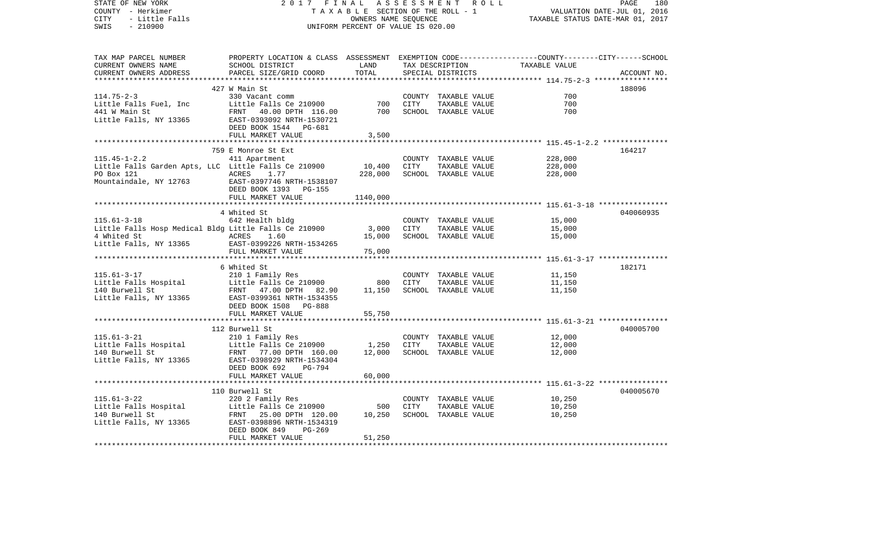STATE OF NEW YORK — 2017 FINAL ASSESSMENT ROLL
COUNTY - Herkimer — TAXABLE SECTION OF THE ROLL - 1 — VALUATION DATE-JUL 01, 2016
CITY - Little Falls — OWNERS NAME SEQUENCE — TAXABLE STATUS DATE-MAR 01, 2017
SWIS - 210900 — UNIFORM PERCENT OF VALUE IS 020.00

| TAX MAP PARCEL NUMBER / CURRENT OWNERS NAME / CURRENT OWNERS ADDRESS | PROPERTY LOCATION & CLASS / SCHOOL DISTRICT / PARCEL SIZE/GRID COORD | ASSESSMENT LAND | TOTAL | EXEMPTION CODE / TAX DESCRIPTION / SPECIAL DISTRICTS | TAXABLE VALUE (COUNTY/CITY/SCHOOL) | ACCOUNT NO. |
|---|---|---|---|---|---|---|
| 114.75-2-3 | 427 W Main St | | | | | 188096 |
| Little Falls Fuel, Inc | 330 Vacant comm | | | COUNTY TAXABLE VALUE | 700 | |
| 441 W Main St | Little Falls Ce 210900 | 700 | | CITY TAXABLE VALUE | 700 | |
| Little Falls, NY 13365 | FRNT 40.00 DPTH 116.00 | | 700 | SCHOOL TAXABLE VALUE | 700 | |
| | EAST-0393092 NRTH-1530721 | | | | | |
| | DEED BOOK 1544 PG-681 | | | | | |
| | FULL MARKET VALUE | | 3,500 | | | |
| 115.45-1-2.2 | 759 E Monroe St Ext | | | | | 164217 |
| Little Falls Garden Apts, LLC | 411 Apartment | | | COUNTY TAXABLE VALUE | 228,000 | |
| PO Box 121 | Little Falls Ce 210900 | 10,400 | | CITY TAXABLE VALUE | 228,000 | |
| Mountaindale, NY 12763 | ACRES 1.77 | | 228,000 | SCHOOL TAXABLE VALUE | 228,000 | |
| | EAST-0397746 NRTH-1538107 | | | | | |
| | DEED BOOK 1393 PG-155 | | | | | |
| | FULL MARKET VALUE | | 1140,000 | | | |
| 115.61-3-18 | 4 Whited St | | | | | 040060935 |
| Little Falls Hosp Medical Bldg | 642 Health bldg | | | COUNTY TAXABLE VALUE | 15,000 | |
| 4 Whited St | Little Falls Ce 210900 | 3,000 | | CITY TAXABLE VALUE | 15,000 | |
| Little Falls, NY 13365 | ACRES 1.60 | | 15,000 | SCHOOL TAXABLE VALUE | 15,000 | |
| | EAST-0399226 NRTH-1534265 | | | | | |
| | FULL MARKET VALUE | | 75,000 | | | |
| 115.61-3-17 | 6 Whited St | | | | | 182171 |
| Little Falls Hospital | 210 1 Family Res | | | COUNTY TAXABLE VALUE | 11,150 | |
| 140 Burwell St | Little Falls Ce 210900 | 800 | | CITY TAXABLE VALUE | 11,150 | |
| Little Falls, NY 13365 | FRNT 47.00 DPTH 82.90 | | 11,150 | SCHOOL TAXABLE VALUE | 11,150 | |
| | EAST-0399361 NRTH-1534355 | | | | | |
| | DEED BOOK 1508 PG-888 | | | | | |
| | FULL MARKET VALUE | | 55,750 | | | |
| 115.61-3-21 | 112 Burwell St | | | | | 040005700 |
| Little Falls Hospital | 210 1 Family Res | | | COUNTY TAXABLE VALUE | 12,000 | |
| 140 Burwell St | Little Falls Ce 210900 | 1,250 | | CITY TAXABLE VALUE | 12,000 | |
| Little Falls, NY 13365 | FRNT 77.00 DPTH 160.00 | | 12,000 | SCHOOL TAXABLE VALUE | 12,000 | |
| | EAST-0398929 NRTH-1534304 | | | | | |
| | DEED BOOK 692 PG-794 | | | | | |
| | FULL MARKET VALUE | | 60,000 | | | |
| 115.61-3-22 | 110 Burwell St | | | | | 040005670 |
| Little Falls Hospital | 220 2 Family Res | | | COUNTY TAXABLE VALUE | 10,250 | |
| 140 Burwell St | Little Falls Ce 210900 | 500 | | CITY TAXABLE VALUE | 10,250 | |
| Little Falls, NY 13365 | FRNT 25.00 DPTH 120.00 | | 10,250 | SCHOOL TAXABLE VALUE | 10,250 | |
| | EAST-0398896 NRTH-1534319 | | | | | |
| | DEED BOOK 849 PG-269 | | | | | |
| | FULL MARKET VALUE | | 51,250 | | | |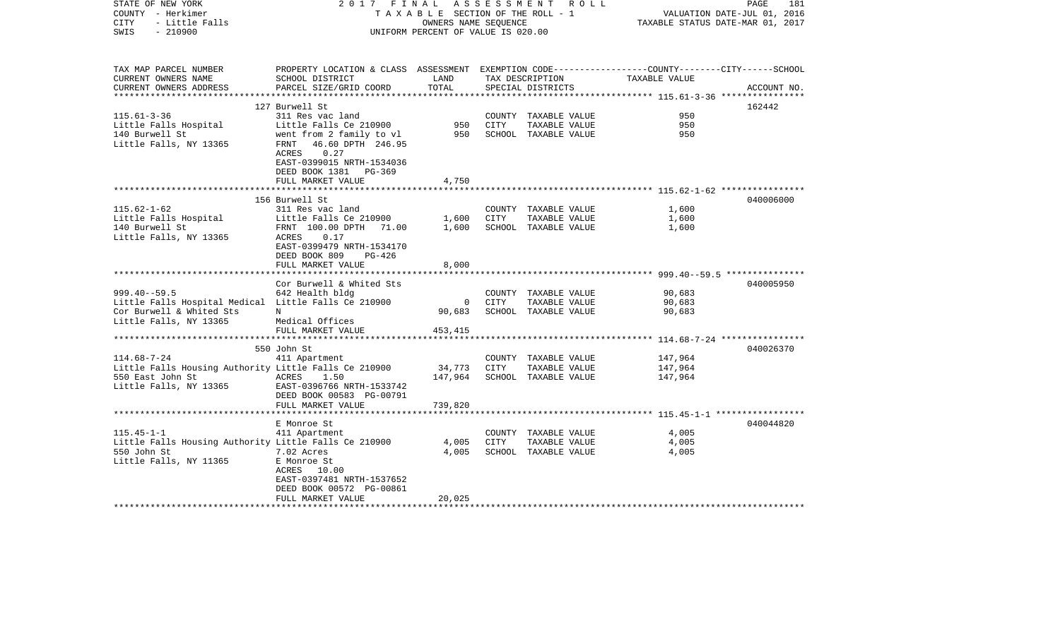STATE OF NEW YORK — 2017 FINAL ASSESSMENT ROLL
COUNTY - Herkimer — TAXABLE SECTION OF THE ROLL - 1 — VALUATION DATE-JUL 01, 2016
CITY - Little Falls — OWNERS NAME SEQUENCE — TAXABLE STATUS DATE-MAR 01, 2017
SWIS - 210900 — UNIFORM PERCENT OF VALUE IS 020.00

| TAX MAP PARCEL NUMBER / CURRENT OWNERS NAME / CURRENT OWNERS ADDRESS | PROPERTY LOCATION & CLASS / SCHOOL DISTRICT / PARCEL SIZE/GRID COORD | ASSESSMENT LAND / TOTAL | EXEMPTION CODE / TAX DESCRIPTION / SPECIAL DISTRICTS | TAXABLE VALUE (COUNTY / CITY / SCHOOL) | ACCOUNT NO. |
|---|---|---|---|---|---|
| 115.61-3-36 | 127 Burwell St | | | | 162442 |
| Little Falls Hospital | 311 Res vac land | | COUNTY TAXABLE VALUE | 950 | |
| 140 Burwell St | Little Falls Ce 210900 | 950 | CITY TAXABLE VALUE | 950 | |
| Little Falls, NY 13365 | went from 2 family to vl | 950 | SCHOOL TAXABLE VALUE | 950 | |
| | FRNT 46.60 DPTH 246.95 | | | | |
| | ACRES 0.27 | | | | |
| | EAST-0399015 NRTH-1534036 | | | | |
| | DEED BOOK 1381 PG-369 | | | | |
| | FULL MARKET VALUE | 4,750 | | | |
| 115.62-1-62 | 156 Burwell St | | | | 040006000 |
| Little Falls Hospital | 311 Res vac land | | COUNTY TAXABLE VALUE | 1,600 | |
| 140 Burwell St | Little Falls Ce 210900 | 1,600 | CITY TAXABLE VALUE | 1,600 | |
| Little Falls, NY 13365 | FRNT 100.00 DPTH 71.00 | 1,600 | SCHOOL TAXABLE VALUE | 1,600 | |
| | ACRES 0.17 | | | | |
| | EAST-0399479 NRTH-1534170 | | | | |
| | DEED BOOK 809 PG-426 | | | | |
| | FULL MARKET VALUE | 8,000 | | | |
| 999.40--59.5 | Cor Burwell & Whited Sts | | | | 040005950 |
| Little Falls Hospital Medical | 642 Health bldg | | COUNTY TAXABLE VALUE | 90,683 | |
| Cor Burwell & Whited Sts | Little Falls Ce 210900 | 0 | CITY TAXABLE VALUE | 90,683 | |
| Little Falls, NY 13365 | N | 90,683 | SCHOOL TAXABLE VALUE | 90,683 | |
| | Medical Offices | | | | |
| | FULL MARKET VALUE | 453,415 | | | |
| 114.68-7-24 | 550 John St | | | | 040026370 |
| Little Falls Housing Authority | 411 Apartment | | COUNTY TAXABLE VALUE | 147,964 | |
| 550 East John St | Little Falls Ce 210900 | 34,773 | CITY TAXABLE VALUE | 147,964 | |
| Little Falls, NY 13365 | ACRES 1.50 | 147,964 | SCHOOL TAXABLE VALUE | 147,964 | |
| | EAST-0396766 NRTH-1533742 | | | | |
| | DEED BOOK 00583 PG-00791 | | | | |
| | FULL MARKET VALUE | 739,820 | | | |
| 115.45-1-1 | E Monroe St | | | | 040044820 |
| Little Falls Housing Authority | 411 Apartment | | COUNTY TAXABLE VALUE | 4,005 | |
| 550 John St | Little Falls Ce 210900 | 4,005 | CITY TAXABLE VALUE | 4,005 | |
| Little Falls, NY 11365 | 7.02 Acres | 4,005 | SCHOOL TAXABLE VALUE | 4,005 | |
| | E Monroe St | | | | |
| | ACRES 10.00 | | | | |
| | EAST-0397481 NRTH-1537652 | | | | |
| | DEED BOOK 00572 PG-00861 | | | | |
| | FULL MARKET VALUE | 20,025 | | | |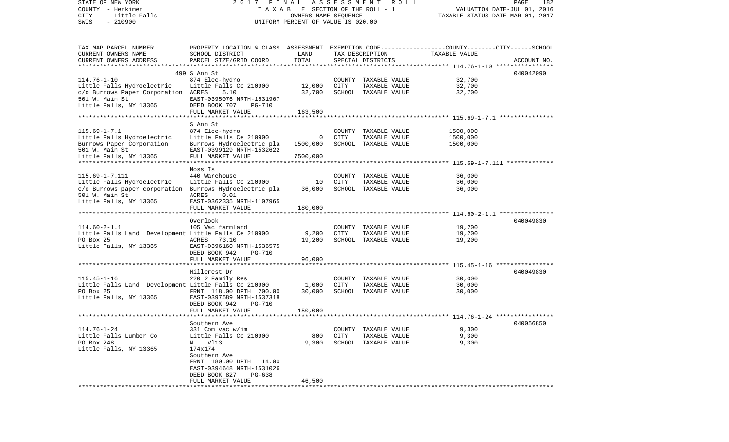STATE OF NEW YORK | 2 0 1 7 F I N A L A S S E S S M E N T R O L L
COUNTY - Herkimer | T A X A B L E SECTION OF THE ROLL - 1 | VALUATION DATE-JUL 01, 2016
CITY - Little Falls | OWNERS NAME SEQUENCE | TAXABLE STATUS DATE-MAR 01, 2017
SWIS - 210900 | UNIFORM PERCENT OF VALUE IS 020.00

| TAX MAP PARCEL NUMBER / CURRENT OWNERS NAME / CURRENT OWNERS ADDRESS | PROPERTY LOCATION & CLASS / SCHOOL DISTRICT / PARCEL SIZE/GRID COORD | ASSESSMENT LAND / TOTAL | EXEMPTION CODE / TAX DESCRIPTION / SPECIAL DISTRICTS | TAXABLE VALUE | ACCOUNT NO. |
|---|---|---|---|---|---|
| **114.76-1-10** | 499 S Ann St | | | | 040042090 |
| | 874 Elec-hydro | | COUNTY TAXABLE VALUE | 32,700 | |
| Little Falls Hydroelectric | Little Falls Ce 210900 | 12,000 | CITY TAXABLE VALUE | 32,700 | |
| c/o Burrows Paper Corporation | ACRES 5.10 | 32,700 | SCHOOL TAXABLE VALUE | 32,700 | |
| 501 W. Main St | EAST-0395076 NRTH-1531967 | | | | |
| Little Falls, NY 13365 | DEED BOOK 707 PG-710 | | | | |
| | FULL MARKET VALUE | 163,500 | | | |
| **115.69-1-7.1** | S Ann St | | | | |
| | 874 Elec-hydro | | COUNTY TAXABLE VALUE | 1500,000 | |
| Little Falls Hydroelectric | Little Falls Ce 210900 | 0 | CITY TAXABLE VALUE | 1500,000 | |
| Burrows Paper Corporation | Burrows Hydroelectric pla | 1500,000 | SCHOOL TAXABLE VALUE | 1500,000 | |
| 501 W. Main St | EAST-0399129 NRTH-1532622 | | | | |
| Little Falls, NY 13365 | FULL MARKET VALUE | 7500,000 | | | |
| **115.69-1-7.111** | Moss Is | | | | |
| | 440 Warehouse | | COUNTY TAXABLE VALUE | 36,000 | |
| Little Falls Hydroelectric | Little Falls Ce 210900 | 10 | CITY TAXABLE VALUE | 36,000 | |
| c/o Burrows paper corporation | Burrows Hydroelectric pla | 36,000 | SCHOOL TAXABLE VALUE | 36,000 | |
| 501 W. Main St | ACRES 0.01 | | | | |
| Little Falls, NY 13365 | EAST-0362335 NRTH-1107965 | | | | |
| | FULL MARKET VALUE | 180,000 | | | |
| **114.60-2-1.1** | Overlook | | | | 040049830 |
| | 105 Vac farmland | | COUNTY TAXABLE VALUE | 19,200 | |
| Little Falls Land Development | Little Falls Ce 210900 | 9,200 | CITY TAXABLE VALUE | 19,200 | |
| PO Box 25 | ACRES 73.10 | 19,200 | SCHOOL TAXABLE VALUE | 19,200 | |
| Little Falls, NY 13365 | EAST-0396160 NRTH-1536575 | | | | |
| | DEED BOOK 942 PG-710 | | | | |
| | FULL MARKET VALUE | 96,000 | | | |
| **115.45-1-16** | Hillcrest Dr | | | | 040049830 |
| | 220 2 Family Res | | COUNTY TAXABLE VALUE | 30,000 | |
| Little Falls Land Development | Little Falls Ce 210900 | 1,000 | CITY TAXABLE VALUE | 30,000 | |
| PO Box 25 | FRNT 118.00 DPTH 200.00 | 30,000 | SCHOOL TAXABLE VALUE | 30,000 | |
| Little Falls, NY 13365 | EAST-0397589 NRTH-1537318 | | | | |
| | DEED BOOK 942 PG-710 | | | | |
| | FULL MARKET VALUE | 150,000 | | | |
| **114.76-1-24** | Southern Ave | | | | 040056850 |
| | 331 Com vac w/im | | COUNTY TAXABLE VALUE | 9,300 | |
| Little Falls Lumber Co | Little Falls Ce 210900 | 800 | CITY TAXABLE VALUE | 9,300 | |
| PO Box 248 | N Vl13 | 9,300 | SCHOOL TAXABLE VALUE | 9,300 | |
| Little Falls, NY 13365 | 174x174 | | | | |
| | Southern Ave | | | | |
| | FRNT 180.00 DPTH 114.00 | | | | |
| | EAST-0394648 NRTH-1531026 | | | | |
| | DEED BOOK 827 PG-638 | | | | |
| | FULL MARKET VALUE | 46,500 | | | |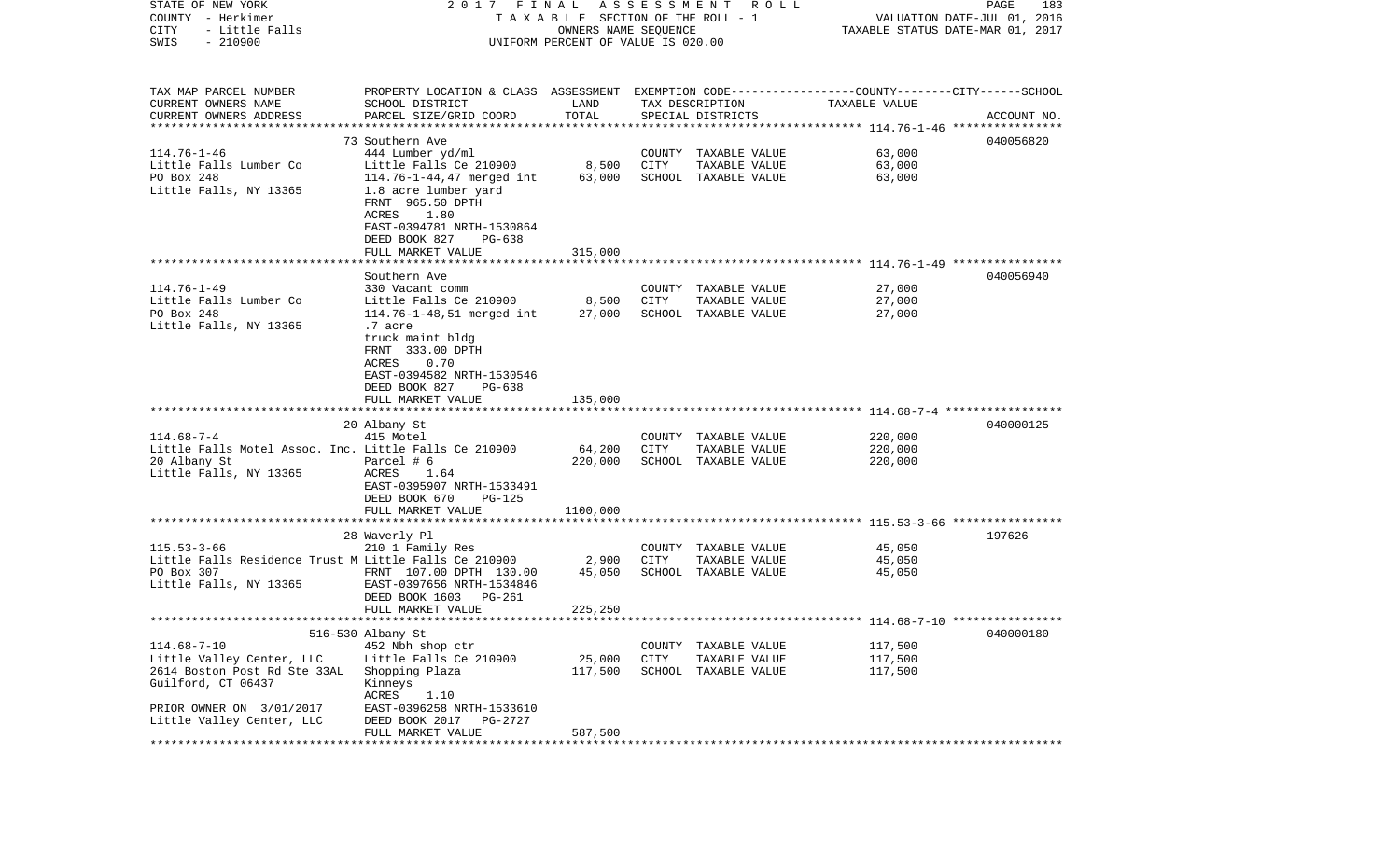STATE OF NEW YORK — 2017 FINAL ASSESSMENT ROLL
COUNTY - Herkimer — TAXABLE SECTION OF THE ROLL - 1 — VALUATION DATE-JUL 01, 2016
CITY - Little Falls — OWNERS NAME SEQUENCE — TAXABLE STATUS DATE-MAR 01, 2017
SWIS - 210900 — UNIFORM PERCENT OF VALUE IS 020.00

| TAX MAP PARCEL NUMBER / CURRENT OWNERS NAME / CURRENT OWNERS ADDRESS | PROPERTY LOCATION & CLASS / SCHOOL DISTRICT / PARCEL SIZE/GRID COORD | ASSESSMENT LAND | TOTAL | EXEMPTION CODE / TAX DESCRIPTION / SPECIAL DISTRICTS | TAXABLE VALUE (COUNTY / CITY / SCHOOL) | ACCOUNT NO. |
|---|---|---|---|---|---|---|
| 114.76-1-46 | 73 Southern Ave | | | | | 040056820 |
| Little Falls Lumber Co | 444 Lumber yd/ml | | | COUNTY TAXABLE VALUE | 63,000 | |
| PO Box 248 | Little Falls Ce 210900 | 8,500 | | CITY TAXABLE VALUE | 63,000 | |
| Little Falls, NY 13365 | 114.76-1-44,47 merged int | | 63,000 | SCHOOL TAXABLE VALUE | 63,000 | |
| | 1.8 acre lumber yard | | | | | |
| | FRNT 965.50 DPTH | | | | | |
| | ACRES 1.80 | | | | | |
| | EAST-0394781 NRTH-1530864 | | | | | |
| | DEED BOOK 827 PG-638 | | | | | |
| | FULL MARKET VALUE | | 315,000 | | | |
| 114.76-1-49 | Southern Ave | | | | | 040056940 |
| Little Falls Lumber Co | 330 Vacant comm | | | COUNTY TAXABLE VALUE | 27,000 | |
| PO Box 248 | Little Falls Ce 210900 | 8,500 | | CITY TAXABLE VALUE | 27,000 | |
| Little Falls, NY 13365 | 114.76-1-48,51 merged int | | 27,000 | SCHOOL TAXABLE VALUE | 27,000 | |
| | .7 acre | | | | | |
| | truck maint bldg | | | | | |
| | FRNT 333.00 DPTH | | | | | |
| | ACRES 0.70 | | | | | |
| | EAST-0394582 NRTH-1530546 | | | | | |
| | DEED BOOK 827 PG-638 | | | | | |
| | FULL MARKET VALUE | | 135,000 | | | |
| 114.68-7-4 | 20 Albany St | | | | | 040000125 |
| Little Falls Motel Assoc. Inc. | 415 Motel | | | COUNTY TAXABLE VALUE | 220,000 | |
| 20 Albany St | Little Falls Ce 210900 | 64,200 | | CITY TAXABLE VALUE | 220,000 | |
| Little Falls, NY 13365 | Parcel # 6 | | 220,000 | SCHOOL TAXABLE VALUE | 220,000 | |
| | ACRES 1.64 | | | | | |
| | EAST-0395907 NRTH-1533491 | | | | | |
| | DEED BOOK 670 PG-125 | | | | | |
| | FULL MARKET VALUE | | 1100,000 | | | |
| 115.53-3-66 | 28 Waverly Pl | | | | | 197626 |
| Little Falls Residence Trust M | 210 1 Family Res | | | COUNTY TAXABLE VALUE | 45,050 | |
| PO Box 307 | Little Falls Ce 210900 | 2,900 | | CITY TAXABLE VALUE | 45,050 | |
| Little Falls, NY 13365 | FRNT 107.00 DPTH 130.00 | | 45,050 | SCHOOL TAXABLE VALUE | 45,050 | |
| | EAST-0397656 NRTH-1534846 | | | | | |
| | DEED BOOK 1603 PG-261 | | | | | |
| | FULL MARKET VALUE | | 225,250 | | | |
| 114.68-7-10 | 516-530 Albany St | | | | | 040000180 |
| Little Valley Center, LLC | 452 Nbh shop ctr | | | COUNTY TAXABLE VALUE | 117,500 | |
| 2614 Boston Post Rd Ste 33AL | Little Falls Ce 210900 | 25,000 | | CITY TAXABLE VALUE | 117,500 | |
| Guilford, CT 06437 | Shopping Plaza | | 117,500 | SCHOOL TAXABLE VALUE | 117,500 | |
| | Kinneys | | | | | |
| | ACRES 1.10 | | | | | |
| PRIOR OWNER ON 3/01/2017 | EAST-0396258 NRTH-1533610 | | | | | |
| Little Valley Center, LLC | DEED BOOK 2017 PG-2727 | | | | | |
| | FULL MARKET VALUE | | 587,500 | | | |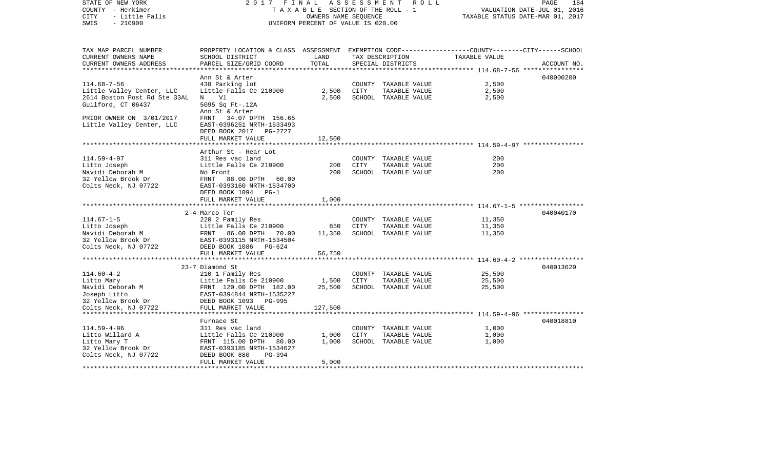STATE OF NEW YORK 2017 FINAL ASSESSMENT ROLL
COUNTY - Herkimer TAXABLE SECTION OF THE ROLL - 1 VALUATION DATE-JUL 01, 2016
CITY - Little Falls OWNERS NAME SEQUENCE TAXABLE STATUS DATE-MAR 01, 2017
SWIS - 210900 UNIFORM PERCENT OF VALUE IS 020.00

| TAX MAP PARCEL NUMBER / CURRENT OWNERS NAME / CURRENT OWNERS ADDRESS | PROPERTY LOCATION & CLASS / SCHOOL DISTRICT / PARCEL SIZE/GRID COORD | ASSESSMENT LAND / TOTAL | EXEMPTION CODE / TAX DESCRIPTION / SPECIAL DISTRICTS | COUNTY--------CITY------SCHOOL TAXABLE VALUE | ACCOUNT NO. |
|---|---|---|---|---|---|
| 114.68-7-56 | Ann St & Arter | | | | 040000200 |
| | 438 Parking lot | | COUNTY TAXABLE VALUE | 2,500 | |
| Little Valley Center, LLC | Little Falls Ce 210900 | 2,500 | CITY TAXABLE VALUE | 2,500 | |
| 2614 Boston Post Rd Ste 33AL | N Vl | 2,500 | SCHOOL TAXABLE VALUE | 2,500 | |
| Guilford, CT 06437 | 5095 Sq Ft-.12A | | | | |
| | Ann St & Arter | | | | |
| PRIOR OWNER ON 3/01/2017 | FRNT 34.07 DPTH 156.65 | | | | |
| Little Valley Center, LLC | EAST-0396251 NRTH-1533493 | | | | |
| | DEED BOOK 2017 PG-2727 | | | | |
| | FULL MARKET VALUE | 12,500 | | | |
| 114.59-4-97 | Arthur St - Rear Lot | | | | |
| | 311 Res vac land | | COUNTY TAXABLE VALUE | 200 | |
| Litto Joseph | Little Falls Ce 210900 | 200 | CITY TAXABLE VALUE | 200 | |
| Navidi Deborah M | No Front | 200 | SCHOOL TAXABLE VALUE | 200 | |
| 32 Yellow Brook Dr | FRNT 88.00 DPTH 60.00 | | | | |
| Colts Neck, NJ 07722 | EAST-0393160 NRTH-1534700 | | | | |
| | DEED BOOK 1094 PG-1 | | | | |
| | FULL MARKET VALUE | 1,000 | | | |
| 114.67-1-5 | 2-4 Marco Ter | | | | 040040170 |
| | 220 2 Family Res | | COUNTY TAXABLE VALUE | 11,350 | |
| Litto Joseph | Little Falls Ce 210900 | 850 | CITY TAXABLE VALUE | 11,350 | |
| Navidi Deborah M | FRNT 86.00 DPTH 70.00 | 11,350 | SCHOOL TAXABLE VALUE | 11,350 | |
| 32 Yellow Brook Dr | EAST-0393115 NRTH-1534504 | | | | |
| Colts Neck, NJ 07722 | DEED BOOK 1086 PG-624 | | | | |
| | FULL MARKET VALUE | 56,750 | | | |
| 114.60-4-2 | 23-7 Diamond St | | | | 040013620 |
| | 210 1 Family Res | | COUNTY TAXABLE VALUE | 25,500 | |
| Litto Mary | Little Falls Ce 210900 | 1,500 | CITY TAXABLE VALUE | 25,500 | |
| Navidi Deborah M | FRNT 120.00 DPTH 182.00 | 25,500 | SCHOOL TAXABLE VALUE | 25,500 | |
| Joseph Litto | EAST-0394844 NRTH-1535227 | | | | |
| 32 Yellow Brook Dr | DEED BOOK 1093 PG-995 | | | | |
| Colts Neck, NJ 07722 | FULL MARKET VALUE | 127,500 | | | |
| 114.59-4-96 | Furnace St | | | | 040018810 |
| | 311 Res vac land | | COUNTY TAXABLE VALUE | 1,000 | |
| Litto Willard A | Little Falls Ce 210900 | 1,000 | CITY TAXABLE VALUE | 1,000 | |
| Litto Mary T | FRNT 115.00 DPTH 80.00 | 1,000 | SCHOOL TAXABLE VALUE | 1,000 | |
| 32 Yellow Brook Dr | EAST-0393185 NRTH-1534627 | | | | |
| Colts Neck, NJ 07722 | DEED BOOK 880 PG-394 | | | | |
| | FULL MARKET VALUE | 5,000 | | | |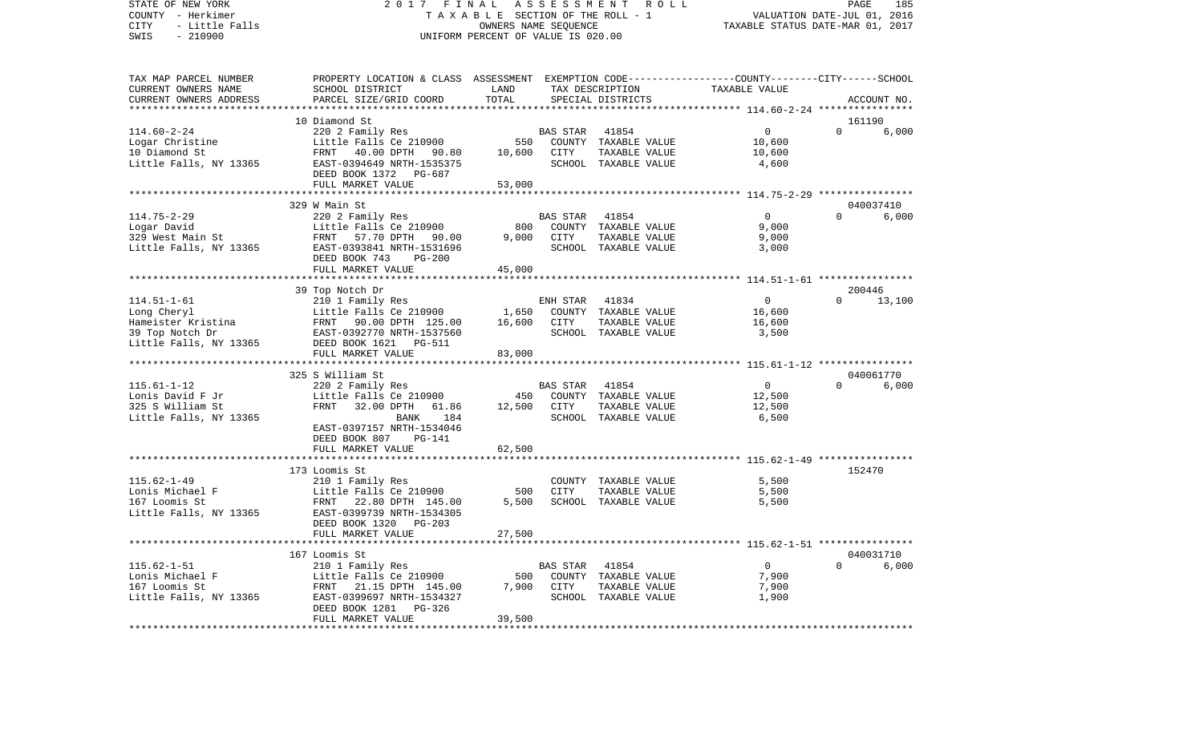STATE OF NEW YORK 2 0 1 7 F I N A L A S S E S S M E N T R O L L
COUNTY - Herkimer T A X A B L E SECTION OF THE ROLL - 1 VALUATION DATE-JUL 01, 2016
CITY - Little Falls OWNERS NAME SEQUENCE TAXABLE STATUS DATE-MAR 01, 2017
SWIS - 210900 UNIFORM PERCENT OF VALUE IS 020.00

| TAX MAP PARCEL NUMBER / CURRENT OWNERS NAME / CURRENT OWNERS ADDRESS | PROPERTY LOCATION & CLASS / SCHOOL DISTRICT / PARCEL SIZE/GRID COORD | ASSESSMENT LAND | TOTAL | EXEMPTION CODE / TAX DESCRIPTION / SPECIAL DISTRICTS | COUNTY / CITY / SCHOOL TAXABLE VALUE | ACCOUNT NO. |
|---|---|---|---|---|---|---|
| 114.60-2-24 | 10 Diamond St | | | | | 161190 |
| | 220 2 Family Res | | | BAS STAR 41854 | 0 0 6,000 | |
| Logar Christine | Little Falls Ce 210900 | 550 | | COUNTY TAXABLE VALUE | 10,600 | |
| 10 Diamond St | FRNT 40.00 DPTH 90.80 | | 10,600 | CITY TAXABLE VALUE | 10,600 | |
| Little Falls, NY 13365 | EAST-0394649 NRTH-1535375 | | | SCHOOL TAXABLE VALUE | 4,600 | |
| | DEED BOOK 1372 PG-687 | | | | | |
| | FULL MARKET VALUE | | 53,000 | | | |
| 114.75-2-29 | 329 W Main St | | | | | 040037410 |
| | 220 2 Family Res | | | BAS STAR 41854 | 0 0 6,000 | |
| Logar David | Little Falls Ce 210900 | 800 | | COUNTY TAXABLE VALUE | 9,000 | |
| 329 West Main St | FRNT 57.70 DPTH 90.00 | | 9,000 | CITY TAXABLE VALUE | 9,000 | |
| Little Falls, NY 13365 | EAST-0393841 NRTH-1531696 | | | SCHOOL TAXABLE VALUE | 3,000 | |
| | DEED BOOK 743 PG-200 | | | | | |
| | FULL MARKET VALUE | | 45,000 | | | |
| 114.51-1-61 | 39 Top Notch Dr | | | | | 200446 |
| | 210 1 Family Res | | | ENH STAR 41834 | 0 0 13,100 | |
| Long Cheryl | Little Falls Ce 210900 | 1,650 | | COUNTY TAXABLE VALUE | 16,600 | |
| Hameister Kristina | FRNT 90.00 DPTH 125.00 | | 16,600 | CITY TAXABLE VALUE | 16,600 | |
| 39 Top Notch Dr | EAST-0392770 NRTH-1537560 | | | SCHOOL TAXABLE VALUE | 3,500 | |
| Little Falls, NY 13365 | DEED BOOK 1621 PG-511 | | | | | |
| | FULL MARKET VALUE | | 83,000 | | | |
| 115.61-1-12 | 325 S William St | | | | | 040061770 |
| | 220 2 Family Res | | | BAS STAR 41854 | 0 0 6,000 | |
| Lonis David F Jr | Little Falls Ce 210900 | 450 | | COUNTY TAXABLE VALUE | 12,500 | |
| 325 S William St | FRNT 32.00 DPTH 61.86 | | 12,500 | CITY TAXABLE VALUE | 12,500 | |
| Little Falls, NY 13365 | BANK 184 | | | SCHOOL TAXABLE VALUE | 6,500 | |
| | EAST-0397157 NRTH-1534046 | | | | | |
| | DEED BOOK 807 PG-141 | | | | | |
| | FULL MARKET VALUE | | 62,500 | | | |
| 115.62-1-49 | 173 Loomis St | | | | | 152470 |
| | 210 1 Family Res | | | COUNTY TAXABLE VALUE | 5,500 | |
| Lonis Michael F | Little Falls Ce 210900 | 500 | | CITY TAXABLE VALUE | 5,500 | |
| 167 Loomis St | FRNT 22.80 DPTH 145.00 | | 5,500 | SCHOOL TAXABLE VALUE | 5,500 | |
| Little Falls, NY 13365 | EAST-0399739 NRTH-1534305 | | | | | |
| | DEED BOOK 1320 PG-203 | | | | | |
| | FULL MARKET VALUE | | 27,500 | | | |
| 115.62-1-51 | 167 Loomis St | | | | | 040031710 |
| | 210 1 Family Res | | | BAS STAR 41854 | 0 0 6,000 | |
| Lonis Michael F | Little Falls Ce 210900 | 500 | | COUNTY TAXABLE VALUE | 7,900 | |
| 167 Loomis St | FRNT 21.15 DPTH 145.00 | | 7,900 | CITY TAXABLE VALUE | 7,900 | |
| Little Falls, NY 13365 | EAST-0399697 NRTH-1534327 | | | SCHOOL TAXABLE VALUE | 1,900 | |
| | DEED BOOK 1281 PG-326 | | | | | |
| | FULL MARKET VALUE | | 39,500 | | | |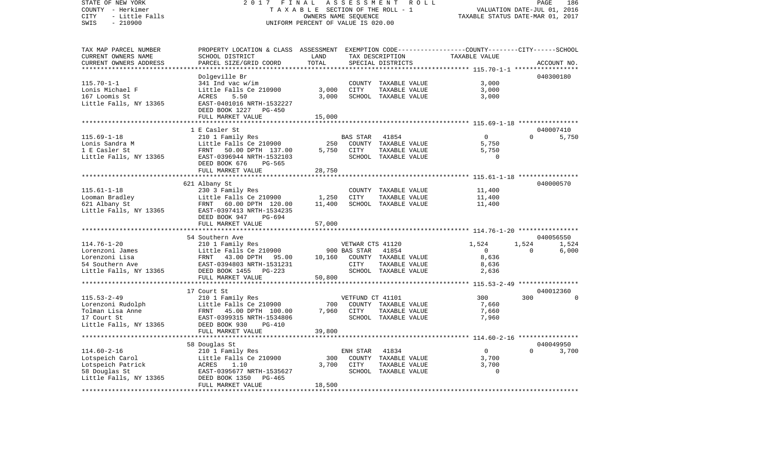STATE OF NEW YORK — 2017 FINAL ASSESSMENT ROLL — PAGE 186
COUNTY - Herkimer — TAXABLE SECTION OF THE ROLL - 1 — VALUATION DATE-JUL 01, 2016
CITY - Little Falls — OWNERS NAME SEQUENCE — TAXABLE STATUS DATE-MAR 01, 2017
SWIS - 210900 — UNIFORM PERCENT OF VALUE IS 020.00

| TAX MAP PARCEL NUMBER / CURRENT OWNERS NAME / CURRENT OWNERS ADDRESS | PROPERTY LOCATION & CLASS / SCHOOL DISTRICT / PARCEL SIZE/GRID COORD | ASSESSMENT LAND | TOTAL | EXEMPTION CODE / TAX DESCRIPTION / SPECIAL DISTRICTS | COUNTY TAXABLE VALUE | CITY | SCHOOL | ACCOUNT NO. |
|---|---|---|---|---|---|---|---|---|
| **115.70-1-1** | Dolgeville Br | | | | | | | 040300180 |
| Lonis Michael F | 341 Ind vac w/im | 3,000 | | COUNTY TAXABLE VALUE | 3,000 | | | |
| 167 Loomis St | Little Falls Ce 210900 | | 3,000 | CITY TAXABLE VALUE | 3,000 | | | |
| Little Falls, NY 13365 | ACRES 5.50 | | | SCHOOL TAXABLE VALUE | 3,000 | | | |
| | EAST-0401016 NRTH-1532227 | | | | | | | |
| | DEED BOOK 1227 PG-450 | | | | | | | |
| | FULL MARKET VALUE | | 15,000 | | | | | |
| **115.69-1-18** | 1 E Casler St | | | | | | | 040007410 |
| Lonis Sandra M | 210 1 Family Res | 250 | | BAS STAR 41854 | 0 | 0 | 5,750 | |
| 1 E Casler St | Little Falls Ce 210900 | | 5,750 | COUNTY TAXABLE VALUE | 5,750 | | | |
| Little Falls, NY 13365 | FRNT 50.00 DPTH 137.00 | | | CITY TAXABLE VALUE | 5,750 | | | |
| | EAST-0396944 NRTH-1532103 | | | SCHOOL TAXABLE VALUE | 0 | | | |
| | DEED BOOK 676 PG-565 | | | | | | | |
| | FULL MARKET VALUE | | 28,750 | | | | | |
| **115.61-1-18** | 621 Albany St | | | | | | | 040000570 |
| Looman Bradley | 230 3 Family Res | 1,250 | | COUNTY TAXABLE VALUE | 11,400 | | | |
| 621 Albany St | Little Falls Ce 210900 | | 11,400 | CITY TAXABLE VALUE | 11,400 | | | |
| Little Falls, NY 13365 | FRNT 60.00 DPTH 120.00 | | | SCHOOL TAXABLE VALUE | 11,400 | | | |
| | EAST-0397413 NRTH-1534235 | | | | | | | |
| | DEED BOOK 947 PG-694 | | | | | | | |
| | FULL MARKET VALUE | | 57,000 | | | | | |
| **114.76-1-20** | 54 Southern Ave | | | | | | | 040056550 |
| Lorenzoni James | 210 1 Family Res | | | VETWAR CTS 41120 | 1,524 | 1,524 | 1,524 | |
| Lorenzoni Lisa | Little Falls Ce 210900 | 900 | | BAS STAR 41854 | 0 | 0 | 6,000 | |
| 54 Southern Ave | FRNT 43.00 DPTH 95.00 | | 10,160 | COUNTY TAXABLE VALUE | 8,636 | | | |
| Little Falls, NY 13365 | EAST-0394803 NRTH-1531231 | | | CITY TAXABLE VALUE | 8,636 | | | |
| | DEED BOOK 1455 PG-223 | | | SCHOOL TAXABLE VALUE | 2,636 | | | |
| | FULL MARKET VALUE | | 50,800 | | | | | |
| **115.53-2-49** | 17 Court St | | | | | | | 040012360 |
| Lorenzoni Rudolph | 210 1 Family Res | | | VETFUND CT 41101 | 300 | 300 | 0 | |
| Tolman Lisa Anne | Little Falls Ce 210900 | 700 | | COUNTY TAXABLE VALUE | 7,660 | | | |
| 17 Court St | FRNT 45.00 DPTH 100.00 | | 7,960 | CITY TAXABLE VALUE | 7,660 | | | |
| Little Falls, NY 13365 | EAST-0399315 NRTH-1534806 | | | SCHOOL TAXABLE VALUE | 7,960 | | | |
| | DEED BOOK 930 PG-410 | | | | | | | |
| | FULL MARKET VALUE | | 39,800 | | | | | |
| **114.60-2-16** | 58 Douglas St | | | | | | | 040049950 |
| Lotspeich Carol | 210 1 Family Res | | | ENH STAR 41834 | 0 | 0 | 3,700 | |
| Lotspeich Patrick | Little Falls Ce 210900 | 300 | | COUNTY TAXABLE VALUE | 3,700 | | | |
| 58 Douglas St | ACRES 1.10 | | 3,700 | CITY TAXABLE VALUE | 3,700 | | | |
| Little Falls, NY 13365 | EAST-0395677 NRTH-1535627 | | | SCHOOL TAXABLE VALUE | 0 | | | |
| | DEED BOOK 1350 PG-465 | | | | | | | |
| | FULL MARKET VALUE | | 18,500 | | | | | |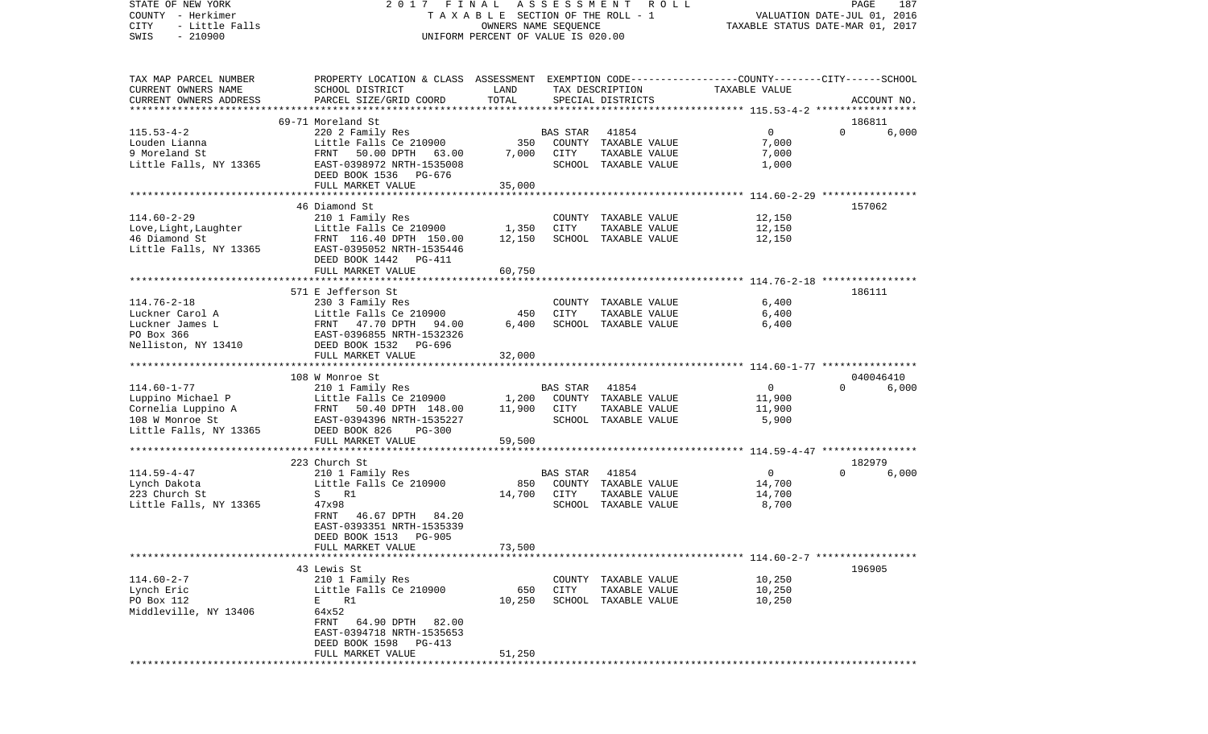STATE OF NEW YORK | 2017 FINAL ASSESSMENT ROLL | PAGE 187
COUNTY - Herkimer | TAXABLE SECTION OF THE ROLL - 1 | VALUATION DATE-JUL 01, 2016
CITY - Little Falls | OWNERS NAME SEQUENCE | TAXABLE STATUS DATE-MAR 01, 2017
SWIS - 210900 | UNIFORM PERCENT OF VALUE IS 020.00

| TAX MAP PARCEL NUMBER / CURRENT OWNERS NAME / CURRENT OWNERS ADDRESS | PROPERTY LOCATION & CLASS / SCHOOL DISTRICT / PARCEL SIZE/GRID COORD | ASSESSMENT LAND | TOTAL | EXEMPTION CODE / TAX DESCRIPTION / SPECIAL DISTRICTS | COUNTY | CITY | SCHOOL | TAXABLE VALUE | ACCOUNT NO. |
|---|---|---|---|---|---|---|---|---|---|
| 115.53-4-2 | 69-71 Moreland St | | | | | | | | 186811 |
| 115.53-4-2 | 220 2 Family Res | | | BAS STAR 41854 | 0 | 0 | 6,000 | | |
| Louden Lianna | Little Falls Ce 210900 | 350 | | COUNTY TAXABLE VALUE | | | | 7,000 | |
| 9 Moreland St | FRNT 50.00 DPTH 63.00 | | 7,000 | CITY TAXABLE VALUE | | | | 7,000 | |
| Little Falls, NY 13365 | EAST-0398972 NRTH-1535008 | | | SCHOOL TAXABLE VALUE | | | | 1,000 | |
| | DEED BOOK 1536 PG-676 | | | | | | | | |
| | FULL MARKET VALUE | | 35,000 | | | | | | |
| 114.60-2-29 | 46 Diamond St | | | | | | | | 157062 |
| 114.60-2-29 | 210 1 Family Res | | | COUNTY TAXABLE VALUE | | | | 12,150 | |
| Love,Light,Laughter | Little Falls Ce 210900 | 1,350 | | CITY TAXABLE VALUE | | | | 12,150 | |
| 46 Diamond St | FRNT 116.40 DPTH 150.00 | | 12,150 | SCHOOL TAXABLE VALUE | | | | 12,150 | |
| Little Falls, NY 13365 | EAST-0395052 NRTH-1535446 | | | | | | | | |
| | DEED BOOK 1442 PG-411 | | | | | | | | |
| | FULL MARKET VALUE | | 60,750 | | | | | | |
| 114.76-2-18 | 571 E Jefferson St | | | | | | | | 186111 |
| 114.76-2-18 | 230 3 Family Res | | | COUNTY TAXABLE VALUE | | | | 6,400 | |
| Luckner Carol A | Little Falls Ce 210900 | 450 | | CITY TAXABLE VALUE | | | | 6,400 | |
| Luckner James L | FRNT 47.70 DPTH 94.00 | | 6,400 | SCHOOL TAXABLE VALUE | | | | 6,400 | |
| PO Box 366 | EAST-0396855 NRTH-1532326 | | | | | | | | |
| Nelliston, NY 13410 | DEED BOOK 1532 PG-696 | | | | | | | | |
| | FULL MARKET VALUE | | 32,000 | | | | | | |
| 114.60-1-77 | 108 W Monroe St | | | | | | | | 040046410 |
| 114.60-1-77 | 210 1 Family Res | | | BAS STAR 41854 | 0 | 0 | 6,000 | | |
| Luppino Michael P | Little Falls Ce 210900 | 1,200 | | COUNTY TAXABLE VALUE | | | | 11,900 | |
| Cornelia Luppino A | FRNT 50.40 DPTH 148.00 | | 11,900 | CITY TAXABLE VALUE | | | | 11,900 | |
| 108 W Monroe St | EAST-0394396 NRTH-1535227 | | | SCHOOL TAXABLE VALUE | | | | 5,900 | |
| Little Falls, NY 13365 | DEED BOOK 826 PG-300 | | | | | | | | |
| | FULL MARKET VALUE | | 59,500 | | | | | | |
| 114.59-4-47 | 223 Church St | | | | | | | | 182979 |
| 114.59-4-47 | 210 1 Family Res | | | BAS STAR 41854 | 0 | 0 | 6,000 | | |
| Lynch Dakota | Little Falls Ce 210900 | 850 | | COUNTY TAXABLE VALUE | | | | 14,700 | |
| 223 Church St | S R1 | | 14,700 | CITY TAXABLE VALUE | | | | 14,700 | |
| Little Falls, NY 13365 | 47x98 | | | SCHOOL TAXABLE VALUE | | | | 8,700 | |
| | FRNT 46.67 DPTH 84.20 | | | | | | | | |
| | EAST-0393351 NRTH-1535339 | | | | | | | | |
| | DEED BOOK 1513 PG-905 | | | | | | | | |
| | FULL MARKET VALUE | | 73,500 | | | | | | |
| 114.60-2-7 | 43 Lewis St | | | | | | | | 196905 |
| 114.60-2-7 | 210 1 Family Res | | | COUNTY TAXABLE VALUE | | | | 10,250 | |
| Lynch Eric | Little Falls Ce 210900 | 650 | | CITY TAXABLE VALUE | | | | 10,250 | |
| PO Box 112 | E R1 | | 10,250 | SCHOOL TAXABLE VALUE | | | | 10,250 | |
| Middleville, NY 13406 | 64x52 | | | | | | | | |
| | FRNT 64.90 DPTH 82.00 | | | | | | | | |
| | EAST-0394718 NRTH-1535653 | | | | | | | | |
| | DEED BOOK 1598 PG-413 | | | | | | | | |
| | FULL MARKET VALUE | | 51,250 | | | | | | |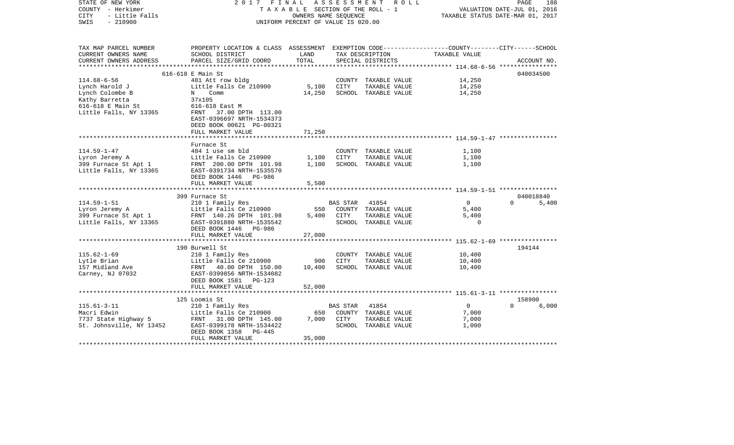STATE OF NEW YORK | COUNTY - Herkimer | CITY - Little Falls | SWIS - 210900

2017 FINAL ASSESSMENT ROLL
TAXABLE SECTION OF THE ROLL - 1
OWNERS NAME SEQUENCE
UNIFORM PERCENT OF VALUE IS 020.00

VALUATION DATE-JUL 01, 2016
TAXABLE STATUS DATE-MAR 01, 2017

| TAX MAP PARCEL NUMBER / CURRENT OWNERS NAME / CURRENT OWNERS ADDRESS | PROPERTY LOCATION & CLASS / SCHOOL DISTRICT / PARCEL SIZE/GRID COORD | ASSESSMENT LAND | TOTAL | EXEMPTION CODE / TAX DESCRIPTION / SPECIAL DISTRICTS | COUNTY | CITY | SCHOOL | ACCOUNT NO. |
|---|---|---|---|---|---|---|---|---|
| 114.68-6-56 | 616-618 E Main St | | | | | | | 040034500 |
| Lynch Harold J | 481 Att row bldg | | | COUNTY TAXABLE VALUE | 14,250 | | | |
| Lynch Colombe B | Little Falls Ce 210900 | 5,100 | | CITY TAXABLE VALUE | | 14,250 | | |
| Kathy Barretta | N Comm | | 14,250 | SCHOOL TAXABLE VALUE | | | 14,250 | |
| 616-618 E Main St | 37x105 | | | | | | | |
| Little Falls, NY 13365 | 616-618 East M | | | | | | | |
| | FRNT 37.00 DPTH 113.00 | | | | | | | |
| | EAST-0396697 NRTH-1534373 | | | | | | | |
| | DEED BOOK 00621 PG-00321 | | | | | | | |
| | FULL MARKET VALUE | | 71,250 | | | | | |
| 114.59-1-47 | Furnace St | | | | | | | |
| Lyron Jeremy A | 484 1 use sm bld | | | COUNTY TAXABLE VALUE | 1,100 | | | |
| 399 Furnace St Apt 1 | Little Falls Ce 210900 | 1,100 | | CITY TAXABLE VALUE | | 1,100 | | |
| Little Falls, NY 13365 | FRNT 200.00 DPTH 101.98 | | 1,100 | SCHOOL TAXABLE VALUE | | | 1,100 | |
| | EAST-0391734 NRTH-1535570 | | | | | | | |
| | DEED BOOK 1446 PG-986 | | | | | | | |
| | FULL MARKET VALUE | | 5,500 | | | | | |
| 114.59-1-51 | 399 Furnace St | | | | | | | 040018840 |
| Lyron Jeremy A | 210 1 Family Res | | | BAS STAR 41854 | 0 | 0 | 5,400 | |
| 399 Furnace St Apt 1 | Little Falls Ce 210900 | 550 | | COUNTY TAXABLE VALUE | 5,400 | | | |
| Little Falls, NY 13365 | FRNT 140.26 DPTH 101.98 | | 5,400 | CITY TAXABLE VALUE | | 5,400 | | |
| | EAST-0391880 NRTH-1535542 | | | SCHOOL TAXABLE VALUE | | | 0 | |
| | DEED BOOK 1446 PG-986 | | | | | | | |
| | FULL MARKET VALUE | | 27,000 | | | | | |
| 115.62-1-69 | 190 Burwell St | | | | | | | 194144 |
| Lytle Brian | 210 1 Family Res | | | COUNTY TAXABLE VALUE | 10,400 | | | |
| 157 Midland Ave | Little Falls Ce 210900 | 900 | | CITY TAXABLE VALUE | | 10,400 | | |
| Carney, NJ 07032 | FRNT 40.00 DPTH 150.00 | | 10,400 | SCHOOL TAXABLE VALUE | | | 10,400 | |
| | EAST-0399856 NRTH-1534082 | | | | | | | |
| | DEED BOOK 1581 PG-123 | | | | | | | |
| | FULL MARKET VALUE | | 52,000 | | | | | |
| 115.61-3-11 | 125 Loomis St | | | | | | | 158900 |
| Macri Edwin | 210 1 Family Res | | | BAS STAR 41854 | 0 | 0 | 6,000 | |
| 7737 State Highway 5 | Little Falls Ce 210900 | 650 | | COUNTY TAXABLE VALUE | 7,000 | | | |
| St. Johnsville, NY 13452 | FRNT 31.00 DPTH 145.00 | | 7,000 | CITY TAXABLE VALUE | | 7,000 | | |
| | EAST-0399178 NRTH-1534422 | | | SCHOOL TAXABLE VALUE | | | 1,000 | |
| | DEED BOOK 1358 PG-445 | | | | | | | |
| | FULL MARKET VALUE | | 35,000 | | | | | |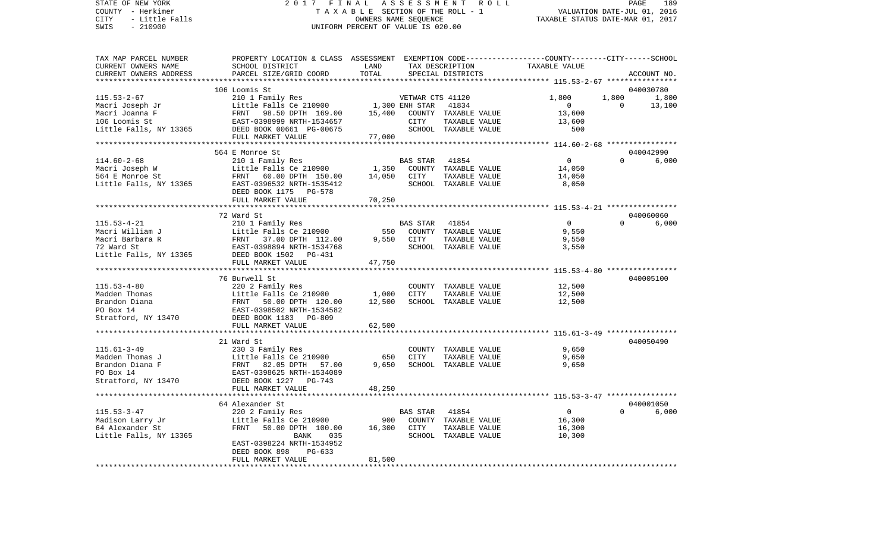STATE OF NEW YORK
COUNTY - Herkimer
CITY - Little Falls
SWIS - 210900

2017 FINAL ASSESSMENT ROLL
TAXABLE SECTION OF THE ROLL - 1
OWNERS NAME SEQUENCE
UNIFORM PERCENT OF VALUE IS 020.00

VALUATION DATE-JUL 01, 2016
TAXABLE STATUS DATE-MAR 01, 2017

| TAX MAP PARCEL NUMBER / CURRENT OWNERS NAME / CURRENT OWNERS ADDRESS | PROPERTY LOCATION & CLASS / SCHOOL DISTRICT / PARCEL SIZE/GRID COORD | ASSESSMENT LAND / TOTAL | EXEMPTION CODE / TAX DESCRIPTION / SPECIAL DISTRICTS | COUNTY TAXABLE VALUE | CITY | SCHOOL / ACCOUNT NO. |
|---|---|---|---|---|---|---|
| **115.53-2-67** | 106 Loomis St | | | | | 040030780 |
| | 210 1 Family Res | | VETWAR CTS 41120 | 1,800 | 1,800 | 1,800 |
| Macri Joseph Jr | Little Falls Ce 210900 | 1,300 | ENH STAR 41834 | 0 | 0 | 13,100 |
| Macri Joanna F | FRNT 98.50 DPTH 169.00 | 15,400 | COUNTY TAXABLE VALUE | 13,600 | | |
| 106 Loomis St | EAST-0398999 NRTH-1534657 | | CITY TAXABLE VALUE | 13,600 | | |
| Little Falls, NY 13365 | DEED BOOK 00661 PG-00675 | | SCHOOL TAXABLE VALUE | 500 | | |
| | FULL MARKET VALUE | 77,000 | | | | |
| **114.60-2-68** | 564 E Monroe St | | | | | 040042990 |
| | 210 1 Family Res | | BAS STAR 41854 | 0 | 0 | 6,000 |
| Macri Joseph W | Little Falls Ce 210900 | 1,350 | COUNTY TAXABLE VALUE | 14,050 | | |
| 564 E Monroe St | FRNT 60.00 DPTH 150.00 | 14,050 | CITY TAXABLE VALUE | 14,050 | | |
| Little Falls, NY 13365 | EAST-0396532 NRTH-1535412 | | SCHOOL TAXABLE VALUE | 8,050 | | |
| | DEED BOOK 1175 PG-578 | | | | | |
| | FULL MARKET VALUE | 70,250 | | | | |
| **115.53-4-21** | 72 Ward St | | | | | 040060060 |
| | 210 1 Family Res | | BAS STAR 41854 | 0 | 0 | 6,000 |
| Macri William J | Little Falls Ce 210900 | 550 | COUNTY TAXABLE VALUE | 9,550 | | |
| Macri Barbara R | FRNT 37.00 DPTH 112.00 | 9,550 | CITY TAXABLE VALUE | 9,550 | | |
| 72 Ward St | EAST-0398894 NRTH-1534768 | | SCHOOL TAXABLE VALUE | 3,550 | | |
| Little Falls, NY 13365 | DEED BOOK 1502 PG-431 | | | | | |
| | FULL MARKET VALUE | 47,750 | | | | |
| **115.53-4-80** | 76 Burwell St | | | | | 040005100 |
| | 220 2 Family Res | | COUNTY TAXABLE VALUE | 12,500 | | |
| Madden Thomas | Little Falls Ce 210900 | 1,000 | CITY TAXABLE VALUE | 12,500 | | |
| Brandon Diana | FRNT 50.00 DPTH 120.00 | 12,500 | SCHOOL TAXABLE VALUE | 12,500 | | |
| PO Box 14 | EAST-0398502 NRTH-1534582 | | | | | |
| Stratford, NY 13470 | DEED BOOK 1183 PG-809 | | | | | |
| | FULL MARKET VALUE | 62,500 | | | | |
| **115.61-3-49** | 21 Ward St | | | | | 040050490 |
| | 230 3 Family Res | | COUNTY TAXABLE VALUE | 9,650 | | |
| Madden Thomas J | Little Falls Ce 210900 | 650 | CITY TAXABLE VALUE | 9,650 | | |
| Brandon Diana F | FRNT 82.05 DPTH 57.00 | 9,650 | SCHOOL TAXABLE VALUE | 9,650 | | |
| PO Box 14 | EAST-0398625 NRTH-1534089 | | | | | |
| Stratford, NY 13470 | DEED BOOK 1227 PG-743 | | | | | |
| | FULL MARKET VALUE | 48,250 | | | | |
| **115.53-3-47** | 64 Alexander St | | | | | 040001050 |
| | 220 2 Family Res | | BAS STAR 41854 | 0 | 0 | 6,000 |
| Madison Larry Jr | Little Falls Ce 210900 | 900 | COUNTY TAXABLE VALUE | 16,300 | | |
| 64 Alexander St | FRNT 50.00 DPTH 100.00 | 16,300 | CITY TAXABLE VALUE | 16,300 | | |
| Little Falls, NY 13365 | BANK 035 | | SCHOOL TAXABLE VALUE | 10,300 | | |
| | EAST-0398224 NRTH-1534952 | | | | | |
| | DEED BOOK 898 PG-633 | | | | | |
| | FULL MARKET VALUE | 81,500 | | | | |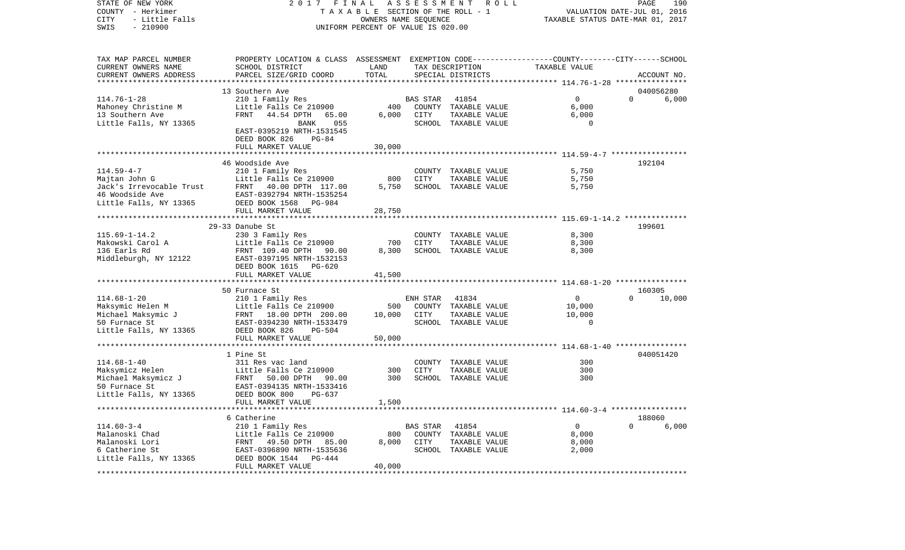STATE OF NEW YORK
COUNTY - Herkimer
CITY - Little Falls
SWIS - 210900

2017 FINAL ASSESSMENT ROLL
TAXABLE SECTION OF THE ROLL - 1
OWNERS NAME SEQUENCE
UNIFORM PERCENT OF VALUE IS 020.00

VALUATION DATE-JUL 01, 2016
TAXABLE STATUS DATE-MAR 01, 2017

| TAX MAP PARCEL NUMBER / CURRENT OWNERS NAME / CURRENT OWNERS ADDRESS | PROPERTY LOCATION & CLASS / SCHOOL DISTRICT / PARCEL SIZE/GRID COORD | ASSESSMENT LAND / TOTAL | EXEMPTION CODE / TAX DESCRIPTION / SPECIAL DISTRICTS | COUNTY / CITY / SCHOOL TAXABLE VALUE | ACCOUNT NO. |
|---|---|---|---|---|---|
| | 13 Southern Ave | | | | 040056280 |
| 114.76-1-28 | 210 1 Family Res | | BAS STAR 41854 | 0 0 | 6,000 |
| Mahoney Christine M | Little Falls Ce 210900 | 400 | COUNTY TAXABLE VALUE | 6,000 | |
| 13 Southern Ave | FRNT 44.54 DPTH 65.00 | 6,000 | CITY TAXABLE VALUE | 6,000 | |
| Little Falls, NY 13365 | BANK 055 | | SCHOOL TAXABLE VALUE | 0 | |
| | EAST-0395219 NRTH-1531545 | | | | |
| | DEED BOOK 826 PG-84 | | | | |
| | FULL MARKET VALUE | 30,000 | | | |
| | 46 Woodside Ave | | | | 192104 |
| 114.59-4-7 | 210 1 Family Res | | COUNTY TAXABLE VALUE | 5,750 | |
| Majtan John G | Little Falls Ce 210900 | 800 | CITY TAXABLE VALUE | 5,750 | |
| Jack's Irrevocable Trust | FRNT 40.00 DPTH 117.00 | 5,750 | SCHOOL TAXABLE VALUE | 5,750 | |
| 46 Woodside Ave | EAST-0392794 NRTH-1535254 | | | | |
| Little Falls, NY 13365 | DEED BOOK 1568 PG-984 | | | | |
| | FULL MARKET VALUE | 28,750 | | | |
| | 29-33 Danube St | | | | 199601 |
| 115.69-1-14.2 | 230 3 Family Res | | COUNTY TAXABLE VALUE | 8,300 | |
| Makowski Carol A | Little Falls Ce 210900 | 700 | CITY TAXABLE VALUE | 8,300 | |
| 136 Earls Rd | FRNT 109.40 DPTH 90.00 | 8,300 | SCHOOL TAXABLE VALUE | 8,300 | |
| Middleburgh, NY 12122 | EAST-0397195 NRTH-1532153 | | | | |
| | DEED BOOK 1615 PG-620 | | | | |
| | FULL MARKET VALUE | 41,500 | | | |
| | 50 Furnace St | | | | 160305 |
| 114.68-1-20 | 210 1 Family Res | | ENH STAR 41834 | 0 0 | 10,000 |
| Maksymic Helen M | Little Falls Ce 210900 | 500 | COUNTY TAXABLE VALUE | 10,000 | |
| Michael Maksymic J | FRNT 18.00 DPTH 200.00 | 10,000 | CITY TAXABLE VALUE | 10,000 | |
| 50 Furnace St | EAST-0394230 NRTH-1533479 | | SCHOOL TAXABLE VALUE | 0 | |
| Little Falls, NY 13365 | DEED BOOK 826 PG-504 | | | | |
| | FULL MARKET VALUE | 50,000 | | | |
| | 1 Pine St | | | | 040051420 |
| 114.68-1-40 | 311 Res vac land | | COUNTY TAXABLE VALUE | 300 | |
| Maksymicz Helen | Little Falls Ce 210900 | 300 | CITY TAXABLE VALUE | 300 | |
| Michael Maksymicz J | FRNT 50.00 DPTH 90.00 | 300 | SCHOOL TAXABLE VALUE | 300 | |
| 50 Furnace St | EAST-0394135 NRTH-1533416 | | | | |
| Little Falls, NY 13365 | DEED BOOK 800 PG-637 | | | | |
| | FULL MARKET VALUE | 1,500 | | | |
| | 6 Catherine | | | | 188060 |
| 114.60-3-4 | 210 1 Family Res | | BAS STAR 41854 | 0 0 | 6,000 |
| Malanoski Chad | Little Falls Ce 210900 | 800 | COUNTY TAXABLE VALUE | 8,000 | |
| Malanoski Lori | FRNT 49.50 DPTH 85.00 | 8,000 | CITY TAXABLE VALUE | 8,000 | |
| 6 Catherine St | EAST-0396890 NRTH-1535636 | | SCHOOL TAXABLE VALUE | 2,000 | |
| Little Falls, NY 13365 | DEED BOOK 1544 PG-444 | | | | |
| | FULL MARKET VALUE | 40,000 | | | |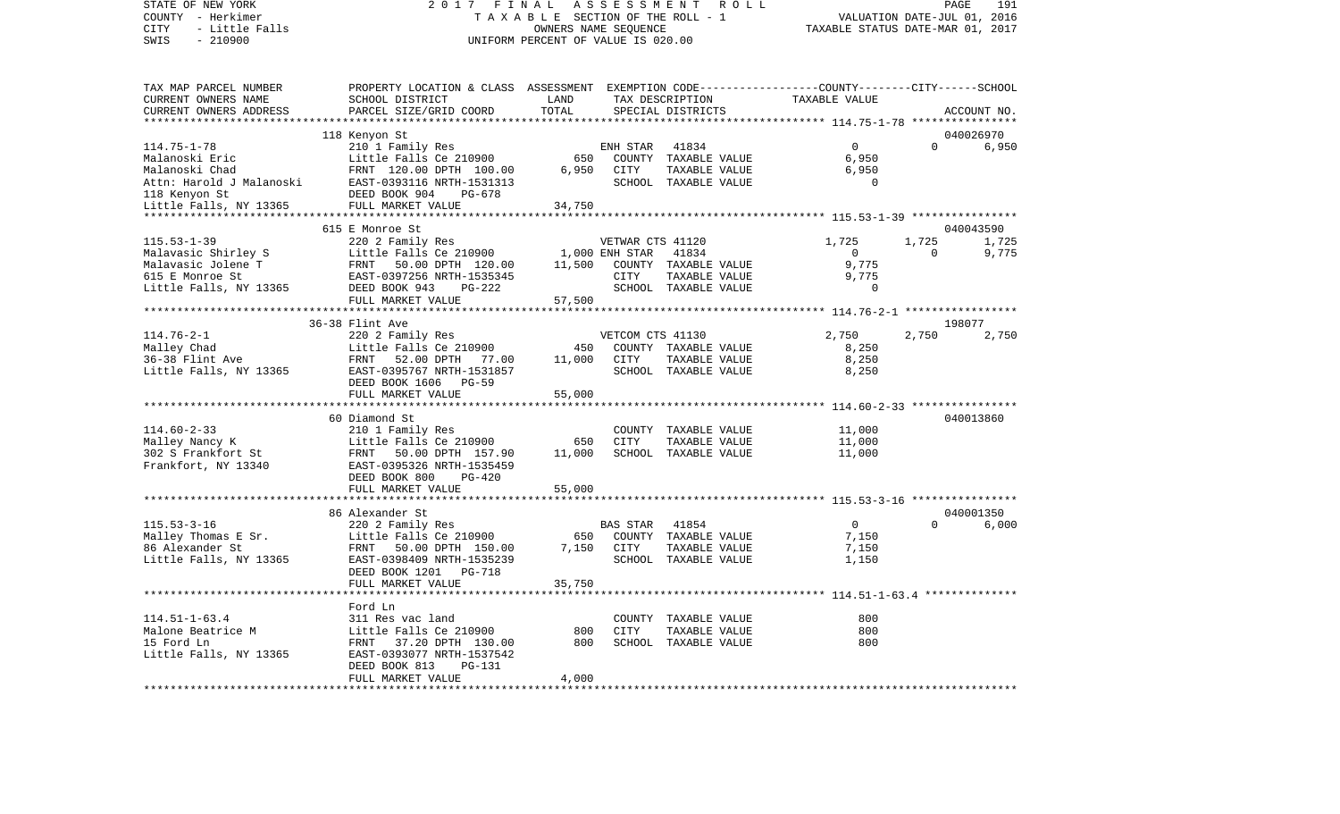STATE OF NEW YORK 2017 FINAL ASSESSMENT ROLL
COUNTY - Herkimer TAXABLE SECTION OF THE ROLL - 1 VALUATION DATE-JUL 01, 2016
CITY - Little Falls OWNERS NAME SEQUENCE TAXABLE STATUS DATE-MAR 01, 2017
SWIS - 210900 UNIFORM PERCENT OF VALUE IS 020.00

```
TAX MAP PARCEL NUMBER     PROPERTY LOCATION & CLASS  ASSESSMENT  EXEMPTION CODE-----------------COUNTY--------CITY------SCHOOL
CURRENT OWNERS NAME       SCHOOL DISTRICT              LAND      TAX DESCRIPTION            TAXABLE VALUE
CURRENT OWNERS ADDRESS    PARCEL SIZE/GRID COORD       TOTAL     SPECIAL DISTRICTS                                   ACCOUNT NO.
******************************************************************************************************* 114.75-1-78 ****************
                          118 Kenyon St                                                                              040026970
114.75-1-78               210 1 Family Res                       ENH STAR   41834              0             0         6,950
Malanoski Eric            Little Falls Ce 210900         650     COUNTY  TAXABLE VALUE       6,950
Malanoski Chad            FRNT 120.00 DPTH 100.00      6,950     CITY    TAXABLE VALUE       6,950
Attn: Harold J Malanoski  EAST-0393116 NRTH-1531313              SCHOOL  TAXABLE VALUE           0
118 Kenyon St             DEED BOOK 904    PG-678
Little Falls, NY 13365    FULL MARKET VALUE           34,750
******************************************************************************************************* 115.53-1-39 ****************
                          615 E Monroe St                                                                            040043590
115.53-1-39               220 2 Family Res                       VETWAR CTS 41120          1,725         1,725         1,725
Malavasic Shirley S       Little Falls Ce 210900       1,000 ENH STAR   41834                  0             0         9,775
Malavasic Jolene T        FRNT  50.00 DPTH 120.00     11,500     COUNTY  TAXABLE VALUE       9,775
615 E Monroe St           EAST-0397256 NRTH-1535345              CITY    TAXABLE VALUE       9,775
Little Falls, NY 13365    DEED BOOK 943    PG-222                SCHOOL  TAXABLE VALUE           0
                          FULL MARKET VALUE           57,500
******************************************************************************************************* 114.76-2-1 *****************
                          36-38 Flint Ave                                                                            198077
114.76-2-1                220 2 Family Res                       VETCOM CTS 41130          2,750         2,750         2,750
Malley Chad               Little Falls Ce 210900         450     COUNTY  TAXABLE VALUE       8,250
36-38 Flint Ave           FRNT  52.00 DPTH  77.00     11,000     CITY    TAXABLE VALUE       8,250
Little Falls, NY 13365    EAST-0395767 NRTH-1531857              SCHOOL  TAXABLE VALUE       8,250
                          DEED BOOK 1606   PG-59
                          FULL MARKET VALUE           55,000
******************************************************************************************************* 114.60-2-33 ****************
                          60 Diamond St                                                                              040013860
114.60-2-33               210 1 Family Res                       COUNTY  TAXABLE VALUE      11,000
Malley Nancy K            Little Falls Ce 210900         650     CITY    TAXABLE VALUE      11,000
302 S Frankfort St        FRNT  50.00 DPTH 157.90     11,000     SCHOOL  TAXABLE VALUE      11,000
Frankfort, NY 13340       EAST-0395326 NRTH-1535459
                          DEED BOOK 800    PG-420
                          FULL MARKET VALUE           55,000
******************************************************************************************************* 115.53-3-16 ****************
                          86 Alexander St                                                                            040001350
115.53-3-16               220 2 Family Res                       BAS STAR   41854              0             0         6,000
Malley Thomas E Sr.       Little Falls Ce 210900         650     COUNTY  TAXABLE VALUE       7,150
86 Alexander St           FRNT  50.00 DPTH 150.00      7,150     CITY    TAXABLE VALUE       7,150
Little Falls, NY 13365    EAST-0398409 NRTH-1535239              SCHOOL  TAXABLE VALUE       1,150
                          DEED BOOK 1201   PG-718
                          FULL MARKET VALUE           35,750
******************************************************************************************************* 114.51-1-63.4 **************
                          Ford Ln
114.51-1-63.4             311 Res vac land                       COUNTY  TAXABLE VALUE         800
Malone Beatrice M         Little Falls Ce 210900         800     CITY    TAXABLE VALUE         800
15 Ford Ln                FRNT  37.20 DPTH 130.00        800     SCHOOL  TAXABLE VALUE         800
Little Falls, NY 13365    EAST-0393077 NRTH-1537542
                          DEED BOOK 813    PG-131
                          FULL MARKET VALUE            4,000
************************************************************************************************************************************
```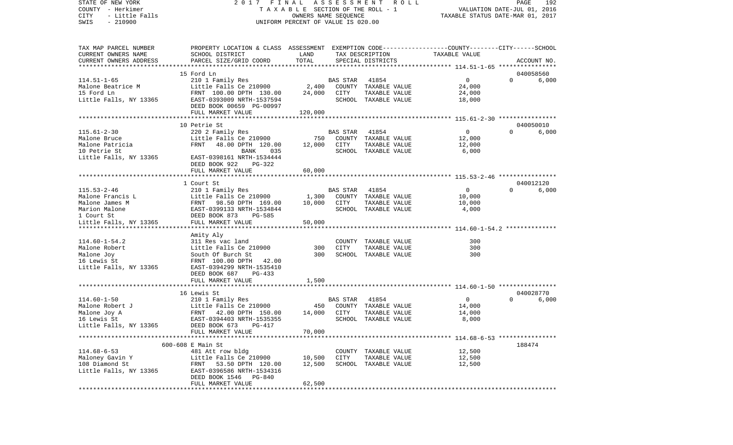STATE OF NEW YORK 2017 FINAL ASSESSMENT ROLL
COUNTY - Herkimer TAXABLE SECTION OF THE ROLL - 1 VALUATION DATE-JUL 01, 2016
CITY - Little Falls OWNERS NAME SEQUENCE TAXABLE STATUS DATE-MAR 01, 2017
SWIS - 210900 UNIFORM PERCENT OF VALUE IS 020.00

| TAX MAP PARCEL NUMBER / CURRENT OWNERS NAME / CURRENT OWNERS ADDRESS | PROPERTY LOCATION & CLASS / SCHOOL DISTRICT / PARCEL SIZE/GRID COORD | ASSESSMENT LAND / TOTAL | EXEMPTION CODE / TAX DESCRIPTION / SPECIAL DISTRICTS | COUNTY / CITY / SCHOOL TAXABLE VALUE | ACCOUNT NO. |
|---|---|---|---|---|---|
| 114.51-1-65 | 15 Ford Ln | | | | 040058560 |
| Malone Beatrice M | 210 1 Family Res | | BAS STAR 41854 | 0 0 6,000 | |
| 15 Ford Ln | Little Falls Ce 210900 | 2,400 | COUNTY TAXABLE VALUE | 24,000 | |
| Little Falls, NY 13365 | FRNT 100.00 DPTH 130.00 | 24,000 | CITY TAXABLE VALUE | 24,000 | |
| | EAST-0393009 NRTH-1537594 | | SCHOOL TAXABLE VALUE | 18,000 | |
| | DEED BOOK 00659 PG-00997 | | | | |
| | FULL MARKET VALUE | 120,000 | | | |
| 115.61-2-30 | 10 Petrie St | | | | 040050010 |
| Malone Bruce | 220 2 Family Res | | BAS STAR 41854 | 0 0 6,000 | |
| Malone Patricia | Little Falls Ce 210900 | 750 | COUNTY TAXABLE VALUE | 12,000 | |
| 10 Petrie St | FRNT 48.00 DPTH 120.00 | 12,000 | CITY TAXABLE VALUE | 12,000 | |
| Little Falls, NY 13365 | BANK 035 | | SCHOOL TAXABLE VALUE | 6,000 | |
| | EAST-0398161 NRTH-1534444 | | | | |
| | DEED BOOK 922 PG-322 | | | | |
| | FULL MARKET VALUE | 60,000 | | | |
| 115.53-2-46 | 1 Court St | | | | 040012120 |
| Malone Francis L | 210 1 Family Res | | BAS STAR 41854 | 0 0 6,000 | |
| Malone James M | Little Falls Ce 210900 | 1,300 | COUNTY TAXABLE VALUE | 10,000 | |
| Marion Malone | FRNT 98.50 DPTH 169.00 | 10,000 | CITY TAXABLE VALUE | 10,000 | |
| 1 Court St | EAST-0399133 NRTH-1534844 | | SCHOOL TAXABLE VALUE | 4,000 | |
| Little Falls, NY 13365 | DEED BOOK 873 PG-585 | | | | |
| | FULL MARKET VALUE | 50,000 | | | |
| 114.60-1-54.2 | Amity Aly | | | | |
| Malone Robert | 311 Res vac land | | COUNTY TAXABLE VALUE | 300 | |
| Malone Joy | Little Falls Ce 210900 | 300 | CITY TAXABLE VALUE | 300 | |
| 16 Lewis St | South Of Burch St | 300 | SCHOOL TAXABLE VALUE | 300 | |
| Little Falls, NY 13365 | FRNT 100.00 DPTH 42.00 | | | | |
| | EAST-0394299 NRTH-1535410 | | | | |
| | DEED BOOK 687 PG-433 | | | | |
| | FULL MARKET VALUE | 1,500 | | | |
| 114.60-1-50 | 16 Lewis St | | | | 040028770 |
| Malone Robert J | 210 1 Family Res | | BAS STAR 41854 | 0 0 6,000 | |
| Malone Joy A | Little Falls Ce 210900 | 450 | COUNTY TAXABLE VALUE | 14,000 | |
| 16 Lewis St | FRNT 42.00 DPTH 150.00 | 14,000 | CITY TAXABLE VALUE | 14,000 | |
| Little Falls, NY 13365 | EAST-0394403 NRTH-1535355 | | SCHOOL TAXABLE VALUE | 8,000 | |
| | DEED BOOK 673 PG-417 | | | | |
| | FULL MARKET VALUE | 70,000 | | | |
| 114.68-6-53 | 600-608 E Main St | | | | 188474 |
| Maloney Gavin Y | 481 Att row bldg | | COUNTY TAXABLE VALUE | 12,500 | |
| 108 Diamond St | Little Falls Ce 210900 | 10,500 | CITY TAXABLE VALUE | 12,500 | |
| Little Falls, NY 13365 | FRNT 53.50 DPTH 120.00 | 12,500 | SCHOOL TAXABLE VALUE | 12,500 | |
| | EAST-0396586 NRTH-1534316 | | | | |
| | DEED BOOK 1546 PG-840 | | | | |
| | FULL MARKET VALUE | 62,500 | | | |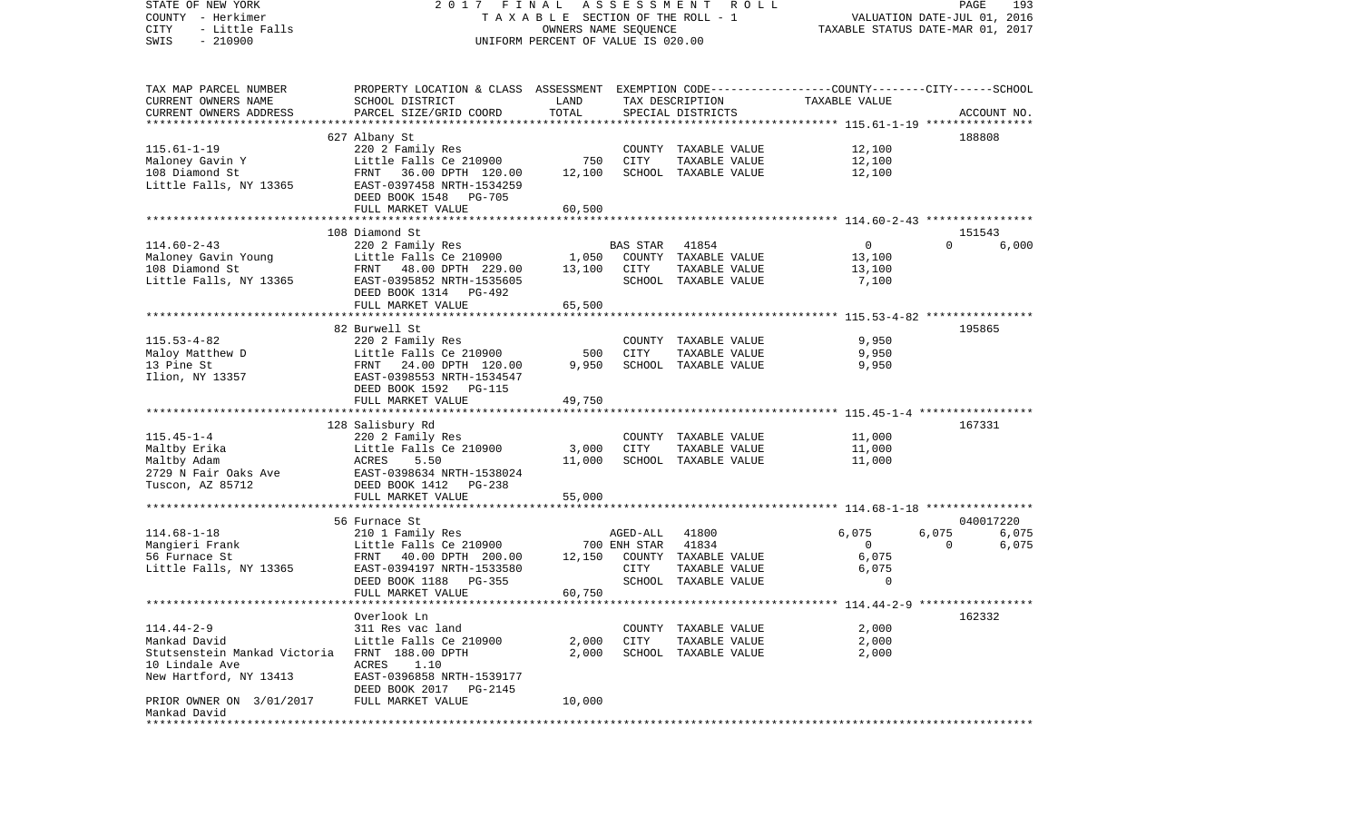STATE OF NEW YORK | 2017 FINAL ASSESSMENT ROLL | PAGE 193
COUNTY - Herkimer | TAXABLE SECTION OF THE ROLL - 1 | VALUATION DATE-JUL 01, 2016
CITY - Little Falls | OWNERS NAME SEQUENCE | TAXABLE STATUS DATE-MAR 01, 2017
SWIS - 210900 | UNIFORM PERCENT OF VALUE IS 020.00

| TAX MAP PARCEL NUMBER / CURRENT OWNERS NAME / CURRENT OWNERS ADDRESS | PROPERTY LOCATION & CLASS / SCHOOL DISTRICT / PARCEL SIZE/GRID COORD | ASSESSMENT LAND / TOTAL | EXEMPTION CODE / TAX DESCRIPTION / SPECIAL DISTRICTS | COUNTY | CITY | SCHOOL / ACCOUNT NO. |
|---|---|---|---|---|---|---|
| **115.61-1-19** | 627 Albany St | | | | | 188808 |
| 115.61-1-19 | 220 2 Family Res | | COUNTY TAXABLE VALUE | 12,100 | | |
| Maloney Gavin Y | Little Falls Ce 210900 | 750 | CITY TAXABLE VALUE | | 12,100 | |
| 108 Diamond St | FRNT 36.00 DPTH 120.00 | 12,100 | SCHOOL TAXABLE VALUE | | | 12,100 |
| Little Falls, NY 13365 | EAST-0397458 NRTH-1534259 | | | | | |
| | DEED BOOK 1548 PG-705 | | | | | |
| | FULL MARKET VALUE | 60,500 | | | | |
| **114.60-2-43** | 108 Diamond St | | | | | 151543 |
| 114.60-2-43 | 220 2 Family Res | | BAS STAR 41854 | 0 | 0 | 6,000 |
| Maloney Gavin Young | Little Falls Ce 210900 | 1,050 | COUNTY TAXABLE VALUE | 13,100 | | |
| 108 Diamond St | FRNT 48.00 DPTH 229.00 | 13,100 | CITY TAXABLE VALUE | | 13,100 | |
| Little Falls, NY 13365 | EAST-0395852 NRTH-1535605 | | SCHOOL TAXABLE VALUE | | | 7,100 |
| | DEED BOOK 1314 PG-492 | | | | | |
| | FULL MARKET VALUE | 65,500 | | | | |
| **115.53-4-82** | 82 Burwell St | | | | | 195865 |
| 115.53-4-82 | 220 2 Family Res | | COUNTY TAXABLE VALUE | 9,950 | | |
| Maloy Matthew D | Little Falls Ce 210900 | 500 | CITY TAXABLE VALUE | | 9,950 | |
| 13 Pine St | FRNT 24.00 DPTH 120.00 | 9,950 | SCHOOL TAXABLE VALUE | | | 9,950 |
| Ilion, NY 13357 | EAST-0398553 NRTH-1534547 | | | | | |
| | DEED BOOK 1592 PG-115 | | | | | |
| | FULL MARKET VALUE | 49,750 | | | | |
| **115.45-1-4** | 128 Salisbury Rd | | | | | 167331 |
| 115.45-1-4 | 220 2 Family Res | | COUNTY TAXABLE VALUE | 11,000 | | |
| Maltby Erika | Little Falls Ce 210900 | 3,000 | CITY TAXABLE VALUE | | 11,000 | |
| Maltby Adam | ACRES 5.50 | 11,000 | SCHOOL TAXABLE VALUE | | | 11,000 |
| 2729 N Fair Oaks Ave | EAST-0398634 NRTH-1538024 | | | | | |
| Tuscon, AZ 85712 | DEED BOOK 1412 PG-238 | | | | | |
| | FULL MARKET VALUE | 55,000 | | | | |
| **114.68-1-18** | 56 Furnace St | | | | | 040017220 |
| 114.68-1-18 | 210 1 Family Res | | AGED-ALL 41800 | 6,075 | 6,075 | 6,075 |
| Mangieri Frank | Little Falls Ce 210900 | 700 | ENH STAR 41834 | 0 | 0 | 6,075 |
| 56 Furnace St | FRNT 40.00 DPTH 200.00 | 12,150 | COUNTY TAXABLE VALUE | 6,075 | | |
| Little Falls, NY 13365 | EAST-0394197 NRTH-1533580 | | CITY TAXABLE VALUE | | 6,075 | |
| | DEED BOOK 1188 PG-355 | | SCHOOL TAXABLE VALUE | | | 0 |
| | FULL MARKET VALUE | 60,750 | | | | |
| **114.44-2-9** | Overlook Ln | | | | | 162332 |
| 114.44-2-9 | 311 Res vac land | | COUNTY TAXABLE VALUE | 2,000 | | |
| Mankad David | Little Falls Ce 210900 | 2,000 | CITY TAXABLE VALUE | | 2,000 | |
| Stutsenstein Mankad Victoria | FRNT 188.00 DPTH | 2,000 | SCHOOL TAXABLE VALUE | | | 2,000 |
| 10 Lindale Ave | ACRES 1.10 | | | | | |
| New Hartford, NY 13413 | EAST-0396858 NRTH-1539177 | | | | | |
| | DEED BOOK 2017 PG-2145 | | | | | |
| PRIOR OWNER ON 3/01/2017 | FULL MARKET VALUE | 10,000 | | | | |
| Mankad David | | | | | | |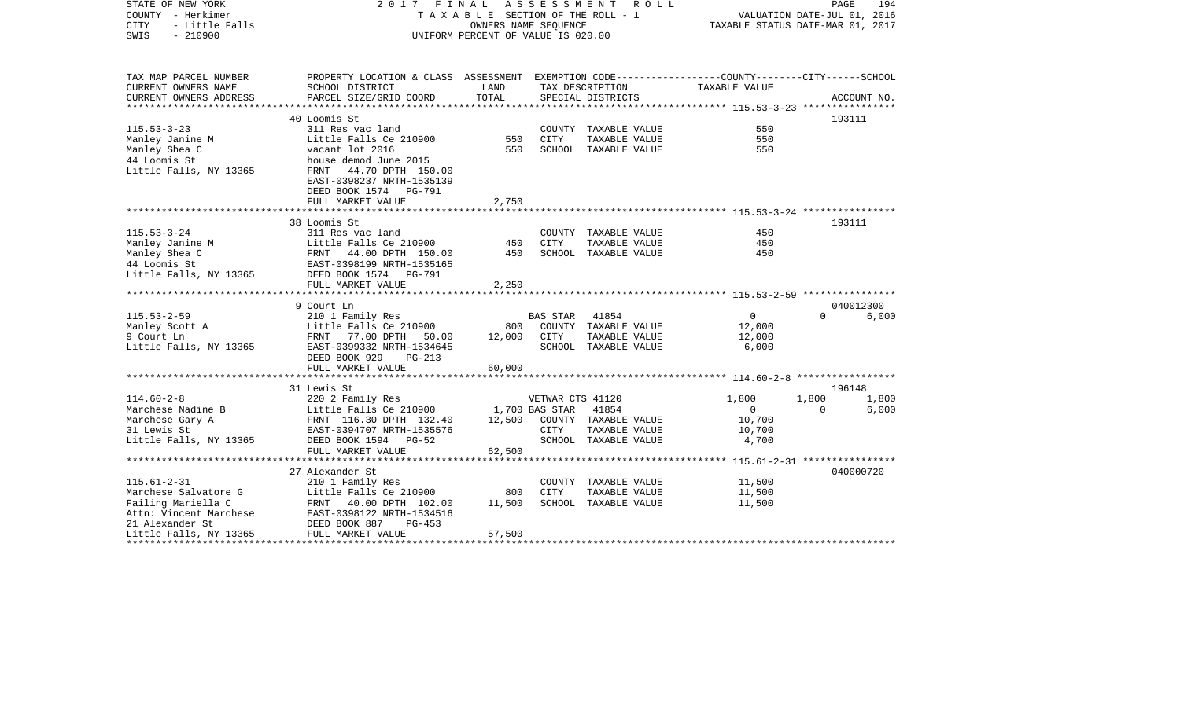STATE OF NEW YORK — 2017 FINAL ASSESSMENT ROLL
COUNTY - Herkimer — TAXABLE SECTION OF THE ROLL - 1 — VALUATION DATE-JUL 01, 2016
CITY - Little Falls — OWNERS NAME SEQUENCE — TAXABLE STATUS DATE-MAR 01, 2017
SWIS - 210900 — UNIFORM PERCENT OF VALUE IS 020.00

| TAX MAP PARCEL NUMBER / CURRENT OWNERS NAME / CURRENT OWNERS ADDRESS | PROPERTY LOCATION & CLASS / SCHOOL DISTRICT / PARCEL SIZE/GRID COORD | ASSESSMENT LAND | TOTAL | EXEMPTION CODE / TAX DESCRIPTION / SPECIAL DISTRICTS | COUNTY TAXABLE VALUE | CITY | SCHOOL | ACCOUNT NO. |
|---|---|---|---|---|---|---|---|---|
| **115.53-3-23** | 40 Loomis St | | | | | | | 193111 |
| Manley Janine M | 311 Res vac land | 550 | 550 | COUNTY TAXABLE VALUE | 550 | | | |
| Manley Shea C | Little Falls Ce 210900 | | | CITY TAXABLE VALUE | 550 | | | |
| 44 Loomis St | vacant lot 2016 | | | SCHOOL TAXABLE VALUE | 550 | | | |
| Little Falls, NY 13365 | house demod June 2015 | | | | | | | |
| | FRNT 44.70 DPTH 150.00 | | | | | | | |
| | EAST-0398237 NRTH-1535139 | | | | | | | |
| | DEED BOOK 1574 PG-791 | | | | | | | |
| | FULL MARKET VALUE | | 2,750 | | | | | |
| **115.53-3-24** | 38 Loomis St | | | | | | | 193111 |
| Manley Janine M | 311 Res vac land | 450 | 450 | COUNTY TAXABLE VALUE | 450 | | | |
| Manley Shea C | Little Falls Ce 210900 | | | CITY TAXABLE VALUE | 450 | | | |
| 44 Loomis St | FRNT 44.00 DPTH 150.00 | | | SCHOOL TAXABLE VALUE | 450 | | | |
| Little Falls, NY 13365 | EAST-0398199 NRTH-1535165 | | | | | | | |
| | DEED BOOK 1574 PG-791 | | | | | | | |
| | FULL MARKET VALUE | | 2,250 | | | | | |
| **115.53-2-59** | 9 Court Ln | | | | | | | 040012300 |
| Manley Scott A | 210 1 Family Res | 800 | 12,000 | BAS STAR 41854 | 0 | 0 | 6,000 | |
| 9 Court Ln | Little Falls Ce 210900 | | | COUNTY TAXABLE VALUE | 12,000 | | | |
| Little Falls, NY 13365 | FRNT 77.00 DPTH 50.00 | | | CITY TAXABLE VALUE | 12,000 | | | |
| | EAST-0399332 NRTH-1534645 | | | SCHOOL TAXABLE VALUE | 6,000 | | | |
| | DEED BOOK 929 PG-213 | | | | | | | |
| | FULL MARKET VALUE | | 60,000 | | | | | |
| **114.60-2-8** | 31 Lewis St | | | | | | | 196148 |
| Marchese Nadine B | 220 2 Family Res | 1,700 | 12,500 | VETWAR CTS 41120 | 1,800 | 1,800 | 1,800 | |
| Marchese Gary A | Little Falls Ce 210900 | | | BAS STAR 41854 | 0 | 0 | 6,000 | |
| 31 Lewis St | FRNT 116.30 DPTH 132.40 | | | COUNTY TAXABLE VALUE | 10,700 | | | |
| Little Falls, NY 13365 | EAST-0394707 NRTH-1535576 | | | CITY TAXABLE VALUE | 10,700 | | | |
| | DEED BOOK 1594 PG-52 | | | SCHOOL TAXABLE VALUE | 4,700 | | | |
| | FULL MARKET VALUE | | 62,500 | | | | | |
| **115.61-2-31** | 27 Alexander St | | | | | | | 040000720 |
| Marchese Salvatore G | 210 1 Family Res | 800 | 11,500 | COUNTY TAXABLE VALUE | 11,500 | | | |
| Failing Mariella C | Little Falls Ce 210900 | | | CITY TAXABLE VALUE | 11,500 | | | |
| Attn: Vincent Marchese | FRNT 40.00 DPTH 102.00 | | | SCHOOL TAXABLE VALUE | 11,500 | | | |
| 21 Alexander St | EAST-0398122 NRTH-1534516 | | | | | | | |
| Little Falls, NY 13365 | DEED BOOK 887 PG-453 | | | | | | | |
| | FULL MARKET VALUE | | 57,500 | | | | | |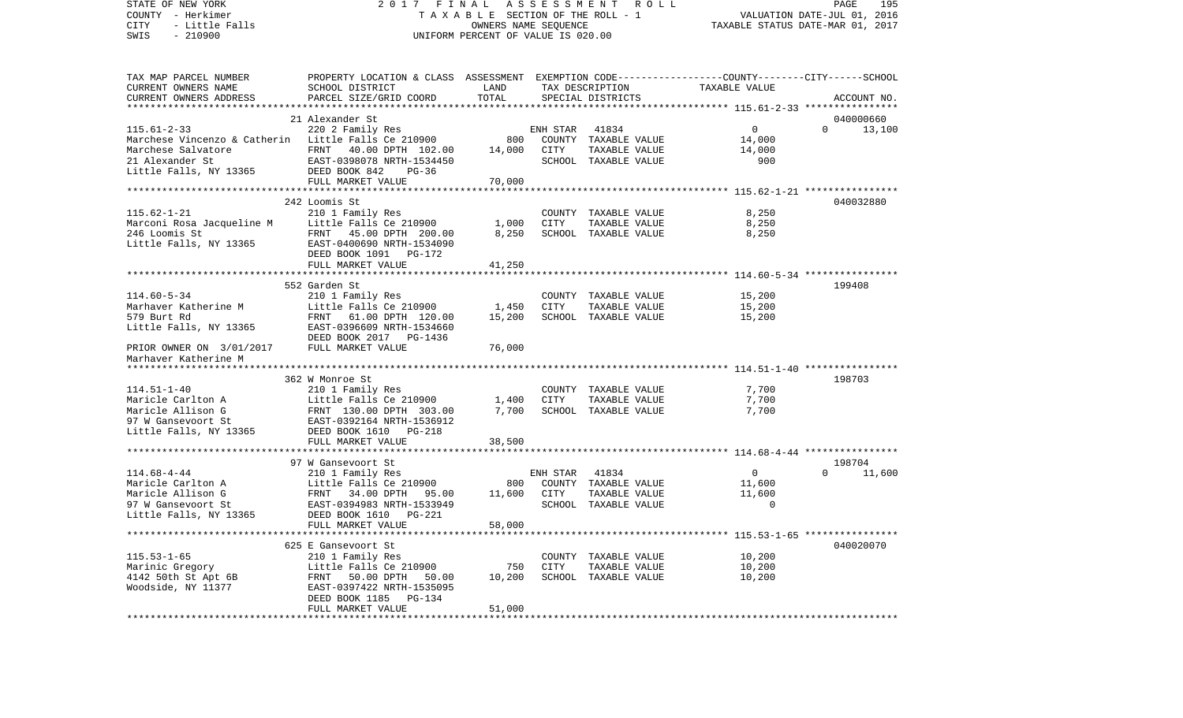STATE OF NEW YORK
COUNTY - Herkimer
CITY - Little Falls
SWIS - 210900

2017 FINAL ASSESSMENT ROLL
TAXABLE SECTION OF THE ROLL - 1
OWNERS NAME SEQUENCE
UNIFORM PERCENT OF VALUE IS 020.00

VALUATION DATE-JUL 01, 2016
TAXABLE STATUS DATE-MAR 01, 2017

| TAX MAP PARCEL NUMBER / CURRENT OWNERS NAME / CURRENT OWNERS ADDRESS | PROPERTY LOCATION & CLASS / SCHOOL DISTRICT / PARCEL SIZE/GRID COORD | ASSESSMENT LAND | TOTAL | EXEMPTION CODE / TAX DESCRIPTION / SPECIAL DISTRICTS | COUNTY | CITY | SCHOOL / TAXABLE VALUE | ACCOUNT NO. |
|---|---|---|---|---|---|---|---|---|
| 115.61-2-33 | 21 Alexander St | | | | | | | 040000660 |
| | 220 2 Family Res | | | ENH STAR 41834 | 0 | 0 | 13,100 | |
| Marchese Vincenzo & Catherin | Little Falls Ce 210900 | 800 | | COUNTY TAXABLE VALUE | 14,000 | | | |
| Marchese Salvatore | FRNT 40.00 DPTH 102.00 | | 14,000 | CITY TAXABLE VALUE | | 14,000 | | |
| 21 Alexander St | EAST-0398078 NRTH-1534450 | | | SCHOOL TAXABLE VALUE | | | 900 | |
| Little Falls, NY 13365 | DEED BOOK 842 PG-36 | | | | | | | |
| | FULL MARKET VALUE | | 70,000 | | | | | |
| 115.62-1-21 | 242 Loomis St | | | | | | | 040032880 |
| | 210 1 Family Res | | | COUNTY TAXABLE VALUE | 8,250 | | | |
| Marconi Rosa Jacqueline M | Little Falls Ce 210900 | 1,000 | | CITY TAXABLE VALUE | | 8,250 | | |
| 246 Loomis St | FRNT 45.00 DPTH 200.00 | | 8,250 | SCHOOL TAXABLE VALUE | | | 8,250 | |
| Little Falls, NY 13365 | EAST-0400690 NRTH-1534090 | | | | | | | |
| | DEED BOOK 1091 PG-172 | | | | | | | |
| | FULL MARKET VALUE | | 41,250 | | | | | |
| 114.60-5-34 | 552 Garden St | | | | | | | 199408 |
| | 210 1 Family Res | | | COUNTY TAXABLE VALUE | 15,200 | | | |
| Marhaver Katherine M | Little Falls Ce 210900 | 1,450 | | CITY TAXABLE VALUE | | 15,200 | | |
| 579 Burt Rd | FRNT 61.00 DPTH 120.00 | | 15,200 | SCHOOL TAXABLE VALUE | | | 15,200 | |
| Little Falls, NY 13365 | EAST-0396609 NRTH-1534660 | | | | | | | |
| | DEED BOOK 2017 PG-1436 | | | | | | | |
| PRIOR OWNER ON 3/01/2017 | FULL MARKET VALUE | | 76,000 | | | | | |
| Marhaver Katherine M | | | | | | | | |
| 114.51-1-40 | 362 W Monroe St | | | | | | | 198703 |
| | 210 1 Family Res | | | COUNTY TAXABLE VALUE | 7,700 | | | |
| Maricle Carlton A | Little Falls Ce 210900 | 1,400 | | CITY TAXABLE VALUE | | 7,700 | | |
| Maricle Allison G | FRNT 130.00 DPTH 303.00 | | 7,700 | SCHOOL TAXABLE VALUE | | | 7,700 | |
| 97 W Gansevoort St | EAST-0392164 NRTH-1536912 | | | | | | | |
| Little Falls, NY 13365 | DEED BOOK 1610 PG-218 | | | | | | | |
| | FULL MARKET VALUE | | 38,500 | | | | | |
| 114.68-4-44 | 97 W Gansevoort St | | | | | | | 198704 |
| | 210 1 Family Res | | | ENH STAR 41834 | 0 | 0 | 11,600 | |
| Maricle Carlton A | Little Falls Ce 210900 | 800 | | COUNTY TAXABLE VALUE | 11,600 | | | |
| Maricle Allison G | FRNT 34.00 DPTH 95.00 | | 11,600 | CITY TAXABLE VALUE | | 11,600 | | |
| 97 W Gansevoort St | EAST-0394983 NRTH-1533949 | | | SCHOOL TAXABLE VALUE | | | 0 | |
| Little Falls, NY 13365 | DEED BOOK 1610 PG-221 | | | | | | | |
| | FULL MARKET VALUE | | 58,000 | | | | | |
| 115.53-1-65 | 625 E Gansevoort St | | | | | | | 040020070 |
| | 210 1 Family Res | | | COUNTY TAXABLE VALUE | 10,200 | | | |
| Marinic Gregory | Little Falls Ce 210900 | 750 | | CITY TAXABLE VALUE | | 10,200 | | |
| 4142 50th St Apt 6B | FRNT 50.00 DPTH 50.00 | | 10,200 | SCHOOL TAXABLE VALUE | | | 10,200 | |
| Woodside, NY 11377 | EAST-0397422 NRTH-1535095 | | | | | | | |
| | DEED BOOK 1185 PG-134 | | | | | | | |
| | FULL MARKET VALUE | | 51,000 | | | | | |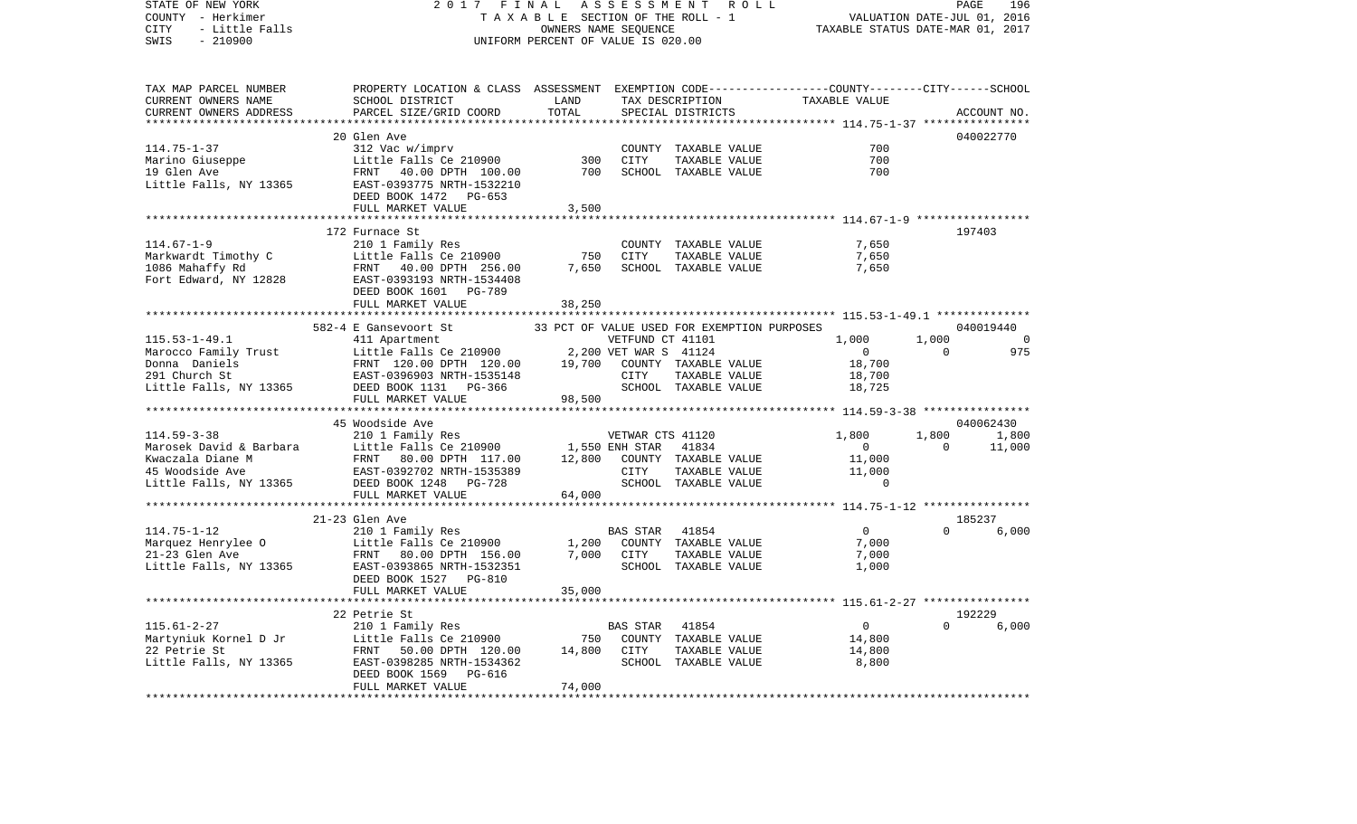STATE OF NEW YORK | 2017 FINAL ASSESSMENT ROLL | PAGE 196
COUNTY - Herkimer | TAXABLE SECTION OF THE ROLL - 1 | VALUATION DATE-JUL 01, 2016
CITY - Little Falls | OWNERS NAME SEQUENCE | TAXABLE STATUS DATE-MAR 01, 2017
SWIS - 210900 | UNIFORM PERCENT OF VALUE IS 020.00

| TAX MAP PARCEL NUMBER / CURRENT OWNERS NAME / CURRENT OWNERS ADDRESS | PROPERTY LOCATION & CLASS / SCHOOL DISTRICT / PARCEL SIZE/GRID COORD | ASSESSMENT LAND / TOTAL | EXEMPTION CODE / TAX DESCRIPTION / SPECIAL DISTRICTS | COUNTY TAXABLE VALUE | CITY | SCHOOL | ACCOUNT NO. |
|---|---|---|---|---|---|---|---|
| | 20 Glen Ave | | | | | | 040022770 |
| 114.75-1-37 | 312 Vac w/imprv | | COUNTY TAXABLE VALUE | 700 | | | |
| Marino Giuseppe | Little Falls Ce 210900 | 300 | CITY TAXABLE VALUE | 700 | | | |
| 19 Glen Ave | FRNT 40.00 DPTH 100.00 | 700 | SCHOOL TAXABLE VALUE | 700 | | | |
| Little Falls, NY 13365 | EAST-0393775 NRTH-1532210 | | | | | | |
| | DEED BOOK 1472 PG-653 | | | | | | |
| | FULL MARKET VALUE | 3,500 | | | | | |
| | 172 Furnace St | | | | | | 197403 |
| 114.67-1-9 | 210 1 Family Res | | COUNTY TAXABLE VALUE | 7,650 | | | |
| Markwardt Timothy C | Little Falls Ce 210900 | 750 | CITY TAXABLE VALUE | 7,650 | | | |
| 1086 Mahaffy Rd | FRNT 40.00 DPTH 256.00 | 7,650 | SCHOOL TAXABLE VALUE | 7,650 | | | |
| Fort Edward, NY 12828 | EAST-0393193 NRTH-1534408 | | | | | | |
| | DEED BOOK 1601 PG-789 | | | | | | |
| | FULL MARKET VALUE | 38,250 | | | | | |
| | 582-4 E Gansevoort St | | 33 PCT OF VALUE USED FOR EXEMPTION PURPOSES | | | | 040019440 |
| 115.53-1-49.1 | 411 Apartment | | VETFUND CT 41101 | 1,000 | 1,000 | 0 | |
| Marocco Family Trust | Little Falls Ce 210900 | 2,200 | VET WAR S 41124 | 0 | 0 | 975 | |
| Donna Daniels | FRNT 120.00 DPTH 120.00 | 19,700 | COUNTY TAXABLE VALUE | 18,700 | | | |
| 291 Church St | EAST-0396903 NRTH-1535148 | | CITY TAXABLE VALUE | 18,700 | | | |
| Little Falls, NY 13365 | DEED BOOK 1131 PG-366 | | SCHOOL TAXABLE VALUE | 18,725 | | | |
| | FULL MARKET VALUE | 98,500 | | | | | |
| | 45 Woodside Ave | | | | | | 040062430 |
| 114.59-3-38 | 210 1 Family Res | | VETWAR CTS 41120 | 1,800 | 1,800 | 1,800 | |
| Marosek David & Barbara | Little Falls Ce 210900 | 1,550 | ENH STAR 41834 | 0 | 0 | 11,000 | |
| Kwaczala Diane M | FRNT 80.00 DPTH 117.00 | 12,800 | COUNTY TAXABLE VALUE | 11,000 | | | |
| 45 Woodside Ave | EAST-0392702 NRTH-1535389 | | CITY TAXABLE VALUE | 11,000 | | | |
| Little Falls, NY 13365 | DEED BOOK 1248 PG-728 | | SCHOOL TAXABLE VALUE | 0 | | | |
| | FULL MARKET VALUE | 64,000 | | | | | |
| | 21-23 Glen Ave | | | | | | 185237 |
| 114.75-1-12 | 210 1 Family Res | | BAS STAR 41854 | 0 | 0 | 6,000 | |
| Marquez Henrylee O | Little Falls Ce 210900 | 1,200 | COUNTY TAXABLE VALUE | 7,000 | | | |
| 21-23 Glen Ave | FRNT 80.00 DPTH 156.00 | 7,000 | CITY TAXABLE VALUE | 7,000 | | | |
| Little Falls, NY 13365 | EAST-0393865 NRTH-1532351 | | SCHOOL TAXABLE VALUE | 1,000 | | | |
| | DEED BOOK 1527 PG-810 | | | | | | |
| | FULL MARKET VALUE | 35,000 | | | | | |
| | 22 Petrie St | | | | | | 192229 |
| 115.61-2-27 | 210 1 Family Res | | BAS STAR 41854 | 0 | 0 | 6,000 | |
| Martyniuk Kornel D Jr | Little Falls Ce 210900 | 750 | COUNTY TAXABLE VALUE | 14,800 | | | |
| 22 Petrie St | FRNT 50.00 DPTH 120.00 | 14,800 | CITY TAXABLE VALUE | 14,800 | | | |
| Little Falls, NY 13365 | EAST-0398285 NRTH-1534362 | | SCHOOL TAXABLE VALUE | 8,800 | | | |
| | DEED BOOK 1569 PG-616 | | | | | | |
| | FULL MARKET VALUE | 74,000 | | | | | |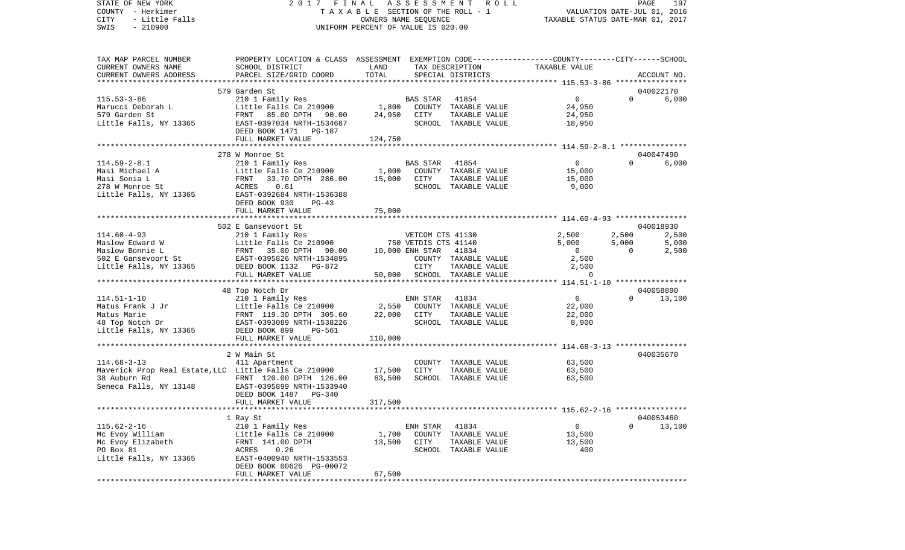STATE OF NEW YORK 2017 FINAL ASSESSMENT ROLL
COUNTY - Herkimer T A X A B L E SECTION OF THE ROLL - 1 VALUATION DATE-JUL 01, 2016
CITY - Little Falls OWNERS NAME SEQUENCE TAXABLE STATUS DATE-MAR 01, 2017
SWIS - 210900 UNIFORM PERCENT OF VALUE IS 020.00

| TAX MAP PARCEL NUMBER / CURRENT OWNERS NAME / CURRENT OWNERS ADDRESS | PROPERTY LOCATION & CLASS / SCHOOL DISTRICT / PARCEL SIZE/GRID COORD | ASSESSMENT LAND | TOTAL | EXEMPTION CODE / TAX DESCRIPTION / SPECIAL DISTRICTS | COUNTY TAXABLE VALUE | CITY | SCHOOL / ACCOUNT NO. |
|---|---|---|---|---|---|---|---|
| ******** 115.53-3-86 ******** | 579 Garden St | | | | | | 040022170 |
| 115.53-3-86 | 210 1 Family Res | | | BAS STAR 41854 | 0 | 0 | 6,000 |
| Marucci Deborah L | Little Falls Ce 210900 | 1,800 | | COUNTY TAXABLE VALUE | 24,950 | | |
| 579 Garden St | FRNT 85.00 DPTH 90.00 | | 24,950 | CITY TAXABLE VALUE | 24,950 | | |
| Little Falls, NY 13365 | EAST-0397034 NRTH-1534687 | | | SCHOOL TAXABLE VALUE | 18,950 | | |
| | DEED BOOK 1471 PG-187 | | | | | | |
| | FULL MARKET VALUE | | 124,750 | | | | |
| ******** 114.59-2-8.1 ******** | 278 W Monroe St | | | | | | 040047490 |
| 114.59-2-8.1 | 210 1 Family Res | | | BAS STAR 41854 | 0 | 0 | 6,000 |
| Masi Michael A | Little Falls Ce 210900 | 1,000 | | COUNTY TAXABLE VALUE | 15,000 | | |
| Masi Sonia L | FRNT 33.70 DPTH 286.00 | | 15,000 | CITY TAXABLE VALUE | 15,000 | | |
| 278 W Monroe St | ACRES 0.61 | | | SCHOOL TAXABLE VALUE | 9,000 | | |
| Little Falls, NY 13365 | EAST-0392684 NRTH-1536388 | | | | | | |
| | DEED BOOK 930 PG-43 | | | | | | |
| | FULL MARKET VALUE | | 75,000 | | | | |
| ******** 114.60-4-93 ******** | 502 E Gansevoort St | | | | | | 040018930 |
| 114.60-4-93 | 210 1 Family Res | | | VETCOM CTS 41130 | 2,500 | 2,500 | 2,500 |
| Maslow Edward W | Little Falls Ce 210900 | 750 | | VETDIS CTS 41140 | 5,000 | 5,000 | 5,000 |
| Maslow Bonnie L | FRNT 35.00 DPTH 90.00 | | 10,000 | ENH STAR 41834 | 0 | 0 | 2,500 |
| 502 E Gansevoort St | EAST-0395826 NRTH-1534895 | | | COUNTY TAXABLE VALUE | 2,500 | | |
| Little Falls, NY 13365 | DEED BOOK 1132 PG-872 | | | CITY TAXABLE VALUE | 2,500 | | |
| | FULL MARKET VALUE | | 50,000 | SCHOOL TAXABLE VALUE | 0 | | |
| ******** 114.51-1-10 ******** | 48 Top Notch Dr | | | | | | 040058890 |
| 114.51-1-10 | 210 1 Family Res | | | ENH STAR 41834 | 0 | 0 | 13,100 |
| Matus Frank J Jr | Little Falls Ce 210900 | 2,550 | | COUNTY TAXABLE VALUE | 22,000 | | |
| Matus Marie | FRNT 119.30 DPTH 305.60 | | 22,000 | CITY TAXABLE VALUE | 22,000 | | |
| 48 Top Notch Dr | EAST-0393089 NRTH-1538226 | | | SCHOOL TAXABLE VALUE | 8,900 | | |
| Little Falls, NY 13365 | DEED BOOK 899 PG-561 | | | | | | |
| | FULL MARKET VALUE | | 110,000 | | | | |
| ******** 114.68-3-13 ******** | 2 W Main St | | | | | | 040035670 |
| 114.68-3-13 | 411 Apartment | | | COUNTY TAXABLE VALUE | 63,500 | | |
| Maverick Prop Real Estate,LLC | Little Falls Ce 210900 | 17,500 | | CITY TAXABLE VALUE | 63,500 | | |
| 38 Auburn Rd | FRNT 120.00 DPTH 126.00 | | 63,500 | SCHOOL TAXABLE VALUE | 63,500 | | |
| Seneca Falls, NY 13148 | EAST-0395899 NRTH-1533940 | | | | | | |
| | DEED BOOK 1487 PG-340 | | | | | | |
| | FULL MARKET VALUE | | 317,500 | | | | |
| ******** 115.62-2-16 ******** | 1 Ray St | | | | | | 040053460 |
| 115.62-2-16 | 210 1 Family Res | | | ENH STAR 41834 | 0 | 0 | 13,100 |
| Mc Evoy William | Little Falls Ce 210900 | 1,700 | | COUNTY TAXABLE VALUE | 13,500 | | |
| Mc Evoy Elizabeth | FRNT 141.00 DPTH | | 13,500 | CITY TAXABLE VALUE | 13,500 | | |
| PO Box 81 | ACRES 0.26 | | | SCHOOL TAXABLE VALUE | 400 | | |
| Little Falls, NY 13365 | EAST-0400940 NRTH-1533553 | | | | | | |
| | DEED BOOK 00626 PG-00072 | | | | | | |
| | FULL MARKET VALUE | | 67,500 | | | | |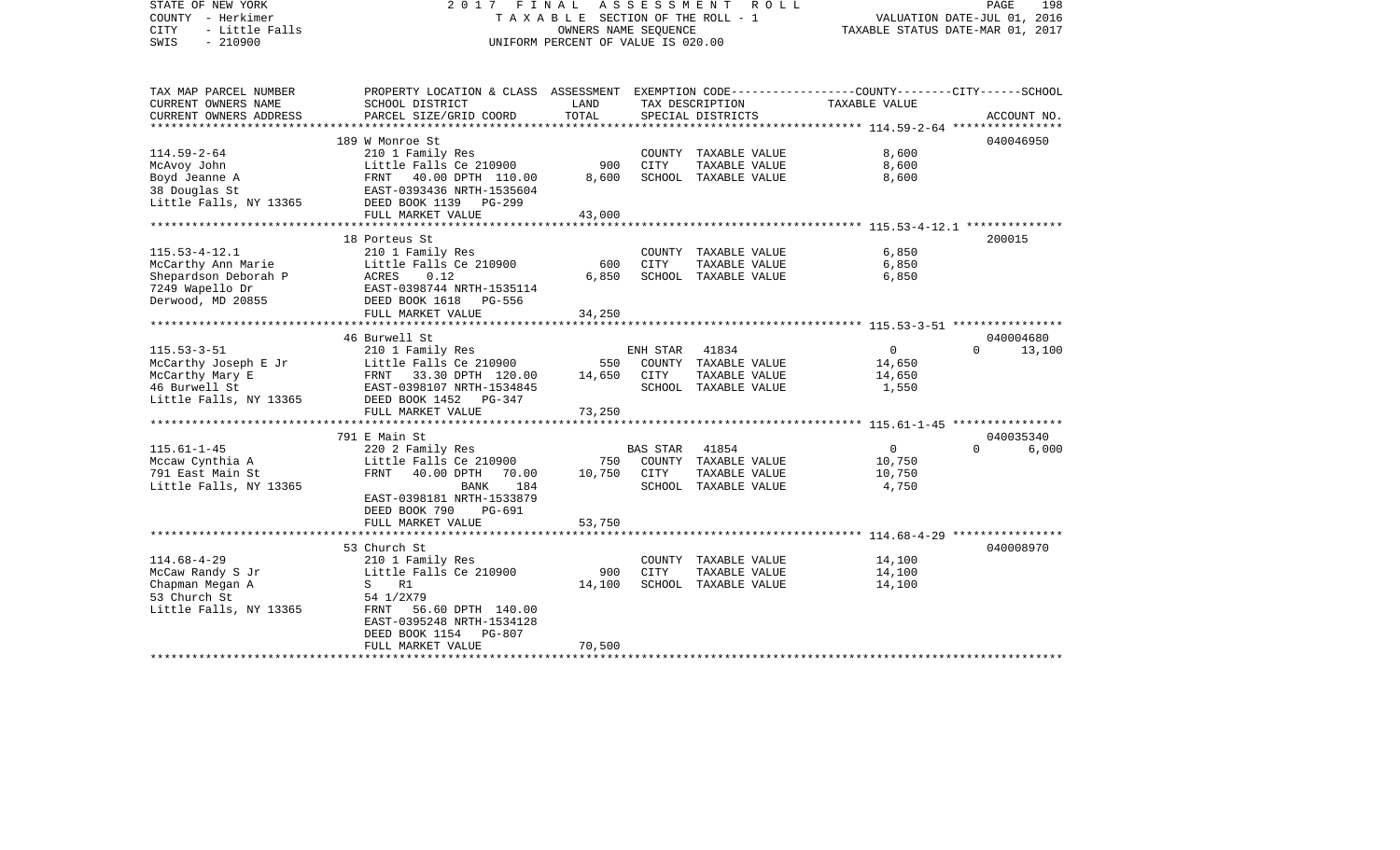STATE OF NEW YORK — COUNTY - Herkimer — CITY - Little Falls — SWIS - 210900

2017 FINAL ASSESSMENT ROLL — TAXABLE SECTION OF THE ROLL - 1 — OWNERS NAME SEQUENCE — UNIFORM PERCENT OF VALUE IS 020.00

VALUATION DATE-JUL 01, 2016 — TAXABLE STATUS DATE-MAR 01, 2017

| TAX MAP PARCEL NUMBER / CURRENT OWNERS NAME / CURRENT OWNERS ADDRESS | PROPERTY LOCATION & CLASS / SCHOOL DISTRICT / PARCEL SIZE/GRID COORD | ASSESSMENT LAND | TOTAL | EXEMPTION CODE / TAX DESCRIPTION / SPECIAL DISTRICTS | COUNTY / CITY / SCHOOL TAXABLE VALUE | ACCOUNT NO. |
|---|---|---|---|---|---|---|
| 114.59-2-64 | 189 W Monroe St | | | | | 040046950 |
| McAvoy John | 210 1 Family Res | | | COUNTY TAXABLE VALUE | 8,600 | |
| Boyd Jeanne A | Little Falls Ce 210900 | 900 | | CITY TAXABLE VALUE | 8,600 | |
| 38 Douglas St | FRNT 40.00 DPTH 110.00 | | 8,600 | SCHOOL TAXABLE VALUE | 8,600 | |
| Little Falls, NY 13365 | EAST-0393436 NRTH-1535604 | | | | | |
| | DEED BOOK 1139 PG-299 | | | | | |
| | FULL MARKET VALUE | | 43,000 | | | |
| 115.53-4-12.1 | 18 Porteus St | | | | | 200015 |
| McCarthy Ann Marie | 210 1 Family Res | | | COUNTY TAXABLE VALUE | 6,850 | |
| Shepardson Deborah P | Little Falls Ce 210900 | 600 | | CITY TAXABLE VALUE | 6,850 | |
| 7249 Wapello Dr | ACRES 0.12 | | 6,850 | SCHOOL TAXABLE VALUE | 6,850 | |
| Derwood, MD 20855 | EAST-0398744 NRTH-1535114 | | | | | |
| | DEED BOOK 1618 PG-556 | | | | | |
| | FULL MARKET VALUE | | 34,250 | | | |
| 115.53-3-51 | 46 Burwell St | | | | | 040004680 |
| McCarthy Joseph E Jr | 210 1 Family Res | | | ENH STAR 41834 | 0 / 0 | 13,100 |
| McCarthy Mary E | Little Falls Ce 210900 | 550 | | COUNTY TAXABLE VALUE | 14,650 | |
| 46 Burwell St | FRNT 33.30 DPTH 120.00 | | 14,650 | CITY TAXABLE VALUE | 14,650 | |
| Little Falls, NY 13365 | EAST-0398107 NRTH-1534845 | | | SCHOOL TAXABLE VALUE | 1,550 | |
| | DEED BOOK 1452 PG-347 | | | | | |
| | FULL MARKET VALUE | | 73,250 | | | |
| 115.61-1-45 | 791 E Main St | | | | | 040035340 |
| Mccaw Cynthia A | 220 2 Family Res | | | BAS STAR 41854 | 0 / 0 | 6,000 |
| 791 East Main St | Little Falls Ce 210900 | 750 | | COUNTY TAXABLE VALUE | 10,750 | |
| Little Falls, NY 13365 | FRNT 40.00 DPTH 70.00 | | 10,750 | CITY TAXABLE VALUE | 10,750 | |
| | BANK 184 | | | SCHOOL TAXABLE VALUE | 4,750 | |
| | EAST-0398181 NRTH-1533879 | | | | | |
| | DEED BOOK 790 PG-691 | | | | | |
| | FULL MARKET VALUE | | 53,750 | | | |
| 114.68-4-29 | 53 Church St | | | | | 040008970 |
| McCaw Randy S Jr | 210 1 Family Res | | | COUNTY TAXABLE VALUE | 14,100 | |
| Chapman Megan A | Little Falls Ce 210900 | 900 | | CITY TAXABLE VALUE | 14,100 | |
| 53 Church St | S R1 | | 14,100 | SCHOOL TAXABLE VALUE | 14,100 | |
| Little Falls, NY 13365 | 54 1/2X79 | | | | | |
| | FRNT 56.60 DPTH 140.00 | | | | | |
| | EAST-0395248 NRTH-1534128 | | | | | |
| | DEED BOOK 1154 PG-807 | | | | | |
| | FULL MARKET VALUE | | 70,500 | | | |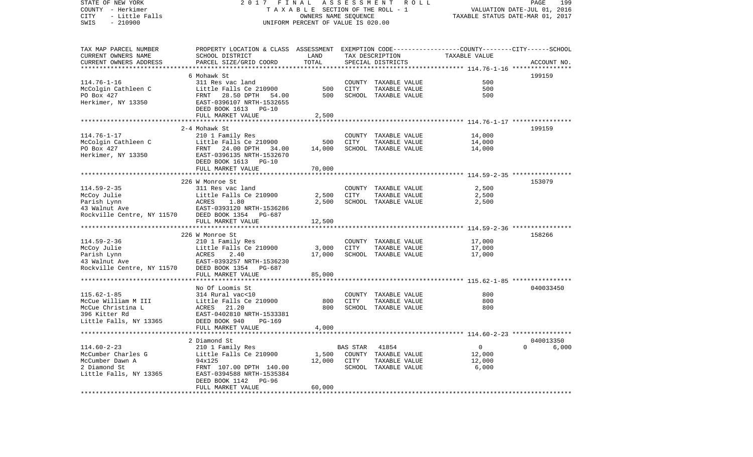STATE OF NEW YORK — 2017 FINAL ASSESSMENT ROLL
COUNTY - Herkimer — TAXABLE SECTION OF THE ROLL - 1 — VALUATION DATE-JUL 01, 2016
CITY - Little Falls — OWNERS NAME SEQUENCE — TAXABLE STATUS DATE-MAR 01, 2017
SWIS - 210900 — UNIFORM PERCENT OF VALUE IS 020.00

| TAX MAP PARCEL NUMBER / CURRENT OWNERS NAME / CURRENT OWNERS ADDRESS | PROPERTY LOCATION & CLASS / SCHOOL DISTRICT / PARCEL SIZE/GRID COORD | ASSESSMENT LAND | TOTAL | EXEMPTION CODE / TAX DESCRIPTION / SPECIAL DISTRICTS | COUNTY / CITY / SCHOOL TAXABLE VALUE | ACCOUNT NO. |
|---|---|---|---|---|---|---|
| 114.76-1-16 | 6 Mohawk St | | | | | 199159 |
| McColgin Cathleen C | 311 Res vac land | | | COUNTY TAXABLE VALUE | 500 | |
| PO Box 427 | Little Falls Ce 210900 | 500 | | CITY TAXABLE VALUE | 500 | |
| Herkimer, NY 13350 | FRNT 28.50 DPTH 54.00 | | 500 | SCHOOL TAXABLE VALUE | 500 | |
| | EAST-0396107 NRTH-1532655 | | | | | |
| | DEED BOOK 1613 PG-10 | | | | | |
| | FULL MARKET VALUE | | 2,500 | | | |
| 114.76-1-17 | 2-4 Mohawk St | | | | | 199159 |
| McColgin Cathleen C | 210 1 Family Res | | | COUNTY TAXABLE VALUE | 14,000 | |
| PO Box 427 | Little Falls Ce 210900 | 500 | | CITY TAXABLE VALUE | 14,000 | |
| Herkimer, NY 13350 | FRNT 24.00 DPTH 34.00 | | 14,000 | SCHOOL TAXABLE VALUE | 14,000 | |
| | EAST-0396135 NRTH-1532670 | | | | | |
| | DEED BOOK 1613 PG-10 | | | | | |
| | FULL MARKET VALUE | | 70,000 | | | |
| 114.59-2-35 | 226 W Monroe St | | | | | 153079 |
| McCoy Julie | 311 Res vac land | | | COUNTY TAXABLE VALUE | 2,500 | |
| Parish Lynn | Little Falls Ce 210900 | 2,500 | | CITY TAXABLE VALUE | 2,500 | |
| 43 Walnut Ave | ACRES 1.80 | | 2,500 | SCHOOL TAXABLE VALUE | 2,500 | |
| Rockville Centre, NY 11570 | EAST-0393120 NRTH-1536286 | | | | | |
| | DEED BOOK 1354 PG-687 | | | | | |
| | FULL MARKET VALUE | | 12,500 | | | |
| 114.59-2-36 | 226 W Monroe St | | | | | 158266 |
| McCoy Julie | 210 1 Family Res | | | COUNTY TAXABLE VALUE | 17,000 | |
| Parish Lynn | Little Falls Ce 210900 | 3,000 | | CITY TAXABLE VALUE | 17,000 | |
| 43 Walnut Ave | ACRES 2.40 | | 17,000 | SCHOOL TAXABLE VALUE | 17,000 | |
| Rockville Centre, NY 11570 | EAST-0393257 NRTH-1536230 | | | | | |
| | DEED BOOK 1354 PG-687 | | | | | |
| | FULL MARKET VALUE | | 85,000 | | | |
| 115.62-1-85 | No Of Loomis St | | | | | 040033450 |
| McCue William M III | 314 Rural vac<10 | | | COUNTY TAXABLE VALUE | 800 | |
| McCue Christina L | Little Falls Ce 210900 | 800 | | CITY TAXABLE VALUE | 800 | |
| 396 Kitter Rd | ACRES 21.20 | | 800 | SCHOOL TAXABLE VALUE | 800 | |
| Little Falls, NY 13365 | EAST-0402810 NRTH-1533381 | | | | | |
| | DEED BOOK 940 PG-169 | | | | | |
| | FULL MARKET VALUE | | 4,000 | | | |
| 114.60-2-23 | 2 Diamond St | | | | | 040013350 |
| McCumber Charles G | 210 1 Family Res | | | BAS STAR 41854 | 0 / 0 / 6,000 | |
| McCumber Dawn A | Little Falls Ce 210900 | 1,500 | | COUNTY TAXABLE VALUE | 12,000 | |
| 2 Diamond St | 94x125 | | 12,000 | CITY TAXABLE VALUE | 12,000 | |
| Little Falls, NY 13365 | FRNT 107.00 DPTH 140.00 | | | SCHOOL TAXABLE VALUE | 6,000 | |
| | EAST-0394588 NRTH-1535384 | | | | | |
| | DEED BOOK 1142 PG-96 | | | | | |
| | FULL MARKET VALUE | | 60,000 | | | |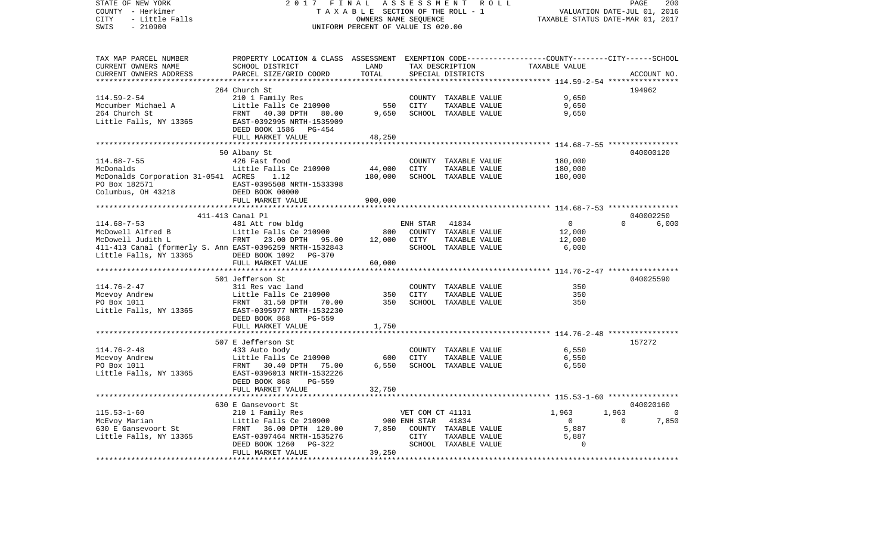STATE OF NEW YORK | 2017 FINAL ASSESSMENT ROLL | PAGE 200
COUNTY - Herkimer | TAXABLE SECTION OF THE ROLL - 1 | VALUATION DATE-JUL 01, 2016
CITY - Little Falls | OWNERS NAME SEQUENCE | TAXABLE STATUS DATE-MAR 01, 2017
SWIS - 210900 | UNIFORM PERCENT OF VALUE IS 020.00

| TAX MAP PARCEL NUMBER / CURRENT OWNERS NAME / CURRENT OWNERS ADDRESS | PROPERTY LOCATION & CLASS / SCHOOL DISTRICT / PARCEL SIZE/GRID COORD | ASSESSMENT LAND / TOTAL | EXEMPTION CODE / TAX DESCRIPTION / SPECIAL DISTRICTS | COUNTY TAXABLE VALUE | CITY | SCHOOL / ACCOUNT NO. |
|---|---|---|---|---|---|---|
| **114.59-2-54** | 264 Church St | | | | | 194962 |
| Mccumber Michael A | 210 1 Family Res | | COUNTY TAXABLE VALUE | 9,650 | | |
| 264 Church St | Little Falls Ce 210900 | 550 | CITY TAXABLE VALUE | 9,650 | | |
| Little Falls, NY 13365 | FRNT 40.30 DPTH 80.00 | 9,650 | SCHOOL TAXABLE VALUE | 9,650 | | |
| | EAST-0392995 NRTH-1535909 | | | | | |
| | DEED BOOK 1586 PG-454 | | | | | |
| | FULL MARKET VALUE | 48,250 | | | | |
| **114.68-7-55** | 50 Albany St | | | | | 040000120 |
| McDonalds | 426 Fast food | | COUNTY TAXABLE VALUE | 180,000 | | |
| McDonalds Corporation 31-0541 | Little Falls Ce 210900 | 44,000 | CITY TAXABLE VALUE | 180,000 | | |
| PO Box 182571 | ACRES 1.12 | 180,000 | SCHOOL TAXABLE VALUE | 180,000 | | |
| Columbus, OH 43218 | EAST-0395508 NRTH-1533398 | | | | | |
| | DEED BOOK 00000 | | | | | |
| | FULL MARKET VALUE | 900,000 | | | | |
| **114.68-7-53** | 411-413 Canal Pl | | | | | 040002250 |
| McDowell Alfred B | 481 Att row bldg | | ENH STAR 41834 | 0 | 0 | 6,000 |
| McDowell Judith L | Little Falls Ce 210900 | 800 | COUNTY TAXABLE VALUE | 12,000 | | |
| 411-413 Canal (formerly S. Ann | FRNT 23.00 DPTH 95.00 | 12,000 | CITY TAXABLE VALUE | 12,000 | | |
| Little Falls, NY 13365 | EAST-0396259 NRTH-1532843 | | SCHOOL TAXABLE VALUE | 6,000 | | |
| | DEED BOOK 1092 PG-370 | | | | | |
| | FULL MARKET VALUE | 60,000 | | | | |
| **114.76-2-47** | 501 Jefferson St | | | | | 040025590 |
| Mcevoy Andrew | 311 Res vac land | | COUNTY TAXABLE VALUE | 350 | | |
| PO Box 1011 | Little Falls Ce 210900 | 350 | CITY TAXABLE VALUE | 350 | | |
| Little Falls, NY 13365 | FRNT 31.50 DPTH 70.00 | 350 | SCHOOL TAXABLE VALUE | 350 | | |
| | EAST-0395977 NRTH-1532230 | | | | | |
| | DEED BOOK 868 PG-559 | | | | | |
| | FULL MARKET VALUE | 1,750 | | | | |
| **114.76-2-48** | 507 E Jefferson St | | | | | 157272 |
| Mcevoy Andrew | 433 Auto body | | COUNTY TAXABLE VALUE | 6,550 | | |
| PO Box 1011 | Little Falls Ce 210900 | 600 | CITY TAXABLE VALUE | 6,550 | | |
| Little Falls, NY 13365 | FRNT 30.40 DPTH 75.00 | 6,550 | SCHOOL TAXABLE VALUE | 6,550 | | |
| | EAST-0396013 NRTH-1532226 | | | | | |
| | DEED BOOK 868 PG-559 | | | | | |
| | FULL MARKET VALUE | 32,750 | | | | |
| **115.53-1-60** | 630 E Gansevoort St | | | | | 040020160 |
| McEvoy Marian | 210 1 Family Res | | VET COM CT 41131 | 1,963 | 1,963 | 0 |
| 630 E Gansevoort St | Little Falls Ce 210900 | 900 | ENH STAR 41834 | 0 | 0 | 7,850 |
| Little Falls, NY 13365 | FRNT 36.00 DPTH 120.00 | 7,850 | COUNTY TAXABLE VALUE | 5,887 | | |
| | EAST-0397464 NRTH-1535276 | | CITY TAXABLE VALUE | 5,887 | | |
| | DEED BOOK 1260 PG-322 | | SCHOOL TAXABLE VALUE | 0 | | |
| | FULL MARKET VALUE | 39,250 | | | | |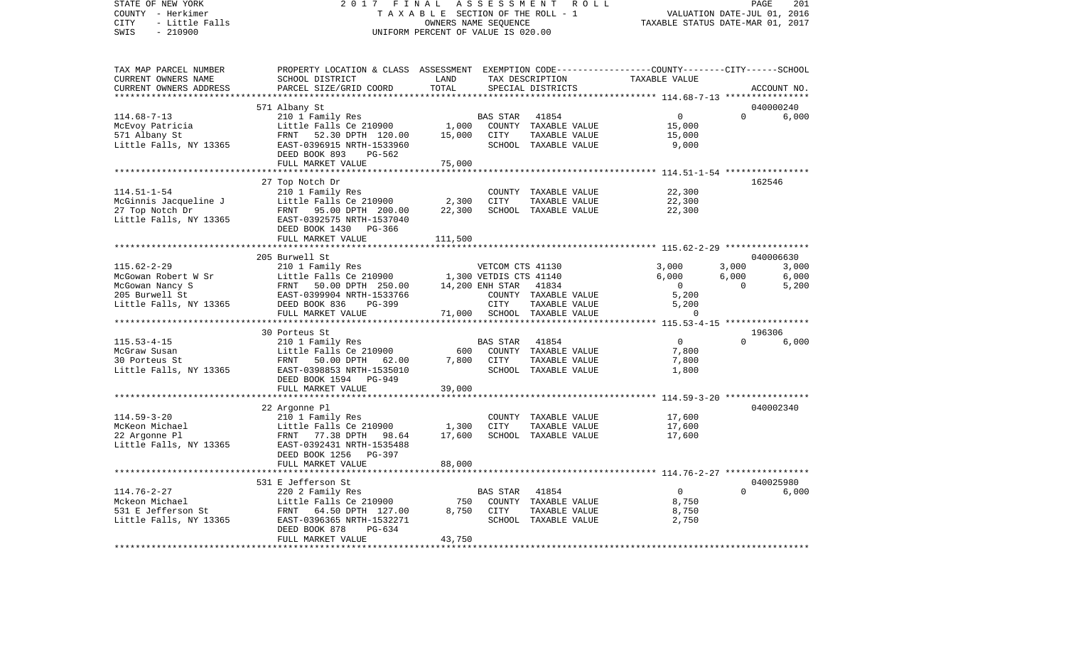STATE OF NEW YORK | 2017 FINAL ASSESSMENT ROLL | PAGE 201
COUNTY - Herkimer | TAXABLE SECTION OF THE ROLL - 1 | VALUATION DATE-JUL 01, 2016
CITY - Little Falls | OWNERS NAME SEQUENCE | TAXABLE STATUS DATE-MAR 01, 2017
SWIS - 210900 | UNIFORM PERCENT OF VALUE IS 020.00

| TAX MAP PARCEL NUMBER / CURRENT OWNERS NAME / CURRENT OWNERS ADDRESS | PROPERTY LOCATION & CLASS / SCHOOL DISTRICT / PARCEL SIZE/GRID COORD | ASSESSMENT LAND / TOTAL | EXEMPTION CODE / TAX DESCRIPTION / SPECIAL DISTRICTS | COUNTY TAXABLE VALUE | CITY | SCHOOL / ACCOUNT NO. |
|---|---|---|---|---|---|---|
| | 571 Albany St | | | | | 040000240 |
| 114.68-7-13 | 210 1 Family Res | | BAS STAR 41854 | 0 | 0 | 6,000 |
| McEvoy Patricia | Little Falls Ce 210900 | 1,000 | COUNTY TAXABLE VALUE | 15,000 | | |
| 571 Albany St | FRNT 52.30 DPTH 120.00 | 15,000 | CITY TAXABLE VALUE | 15,000 | | |
| Little Falls, NY 13365 | EAST-0396915 NRTH-1533960 | | SCHOOL TAXABLE VALUE | 9,000 | | |
| | DEED BOOK 893 PG-562 | | | | | |
| | FULL MARKET VALUE | 75,000 | | | | |
| | 27 Top Notch Dr | | | | | 162546 |
| 114.51-1-54 | 210 1 Family Res | | COUNTY TAXABLE VALUE | 22,300 | | |
| McGinnis Jacqueline J | Little Falls Ce 210900 | 2,300 | CITY TAXABLE VALUE | 22,300 | | |
| 27 Top Notch Dr | FRNT 95.00 DPTH 200.00 | 22,300 | SCHOOL TAXABLE VALUE | 22,300 | | |
| Little Falls, NY 13365 | EAST-0392575 NRTH-1537040 | | | | | |
| | DEED BOOK 1430 PG-366 | | | | | |
| | FULL MARKET VALUE | 111,500 | | | | |
| | 205 Burwell St | | | | | 040006630 |
| 115.62-2-29 | 210 1 Family Res | | VETCOM CTS 41130 | 3,000 | 3,000 | 3,000 |
| McGowan Robert W Sr | Little Falls Ce 210900 | 1,300 | VETDIS CTS 41140 | 6,000 | 6,000 | 6,000 |
| McGowan Nancy S | FRNT 50.00 DPTH 250.00 | 14,200 | ENH STAR 41834 | 0 | 0 | 5,200 |
| 205 Burwell St | EAST-0399904 NRTH-1533766 | | COUNTY TAXABLE VALUE | 5,200 | | |
| Little Falls, NY 13365 | DEED BOOK 836 PG-399 | | CITY TAXABLE VALUE | 5,200 | | |
| | FULL MARKET VALUE | 71,000 | SCHOOL TAXABLE VALUE | 0 | | |
| | 30 Porteus St | | | | | 196306 |
| 115.53-4-15 | 210 1 Family Res | | BAS STAR 41854 | 0 | 0 | 6,000 |
| McGraw Susan | Little Falls Ce 210900 | 600 | COUNTY TAXABLE VALUE | 7,800 | | |
| 30 Porteus St | FRNT 50.00 DPTH 62.00 | 7,800 | CITY TAXABLE VALUE | 7,800 | | |
| Little Falls, NY 13365 | EAST-0398853 NRTH-1535010 | | SCHOOL TAXABLE VALUE | 1,800 | | |
| | DEED BOOK 1594 PG-949 | | | | | |
| | FULL MARKET VALUE | 39,000 | | | | |
| | 22 Argonne Pl | | | | | 040002340 |
| 114.59-3-20 | 210 1 Family Res | | COUNTY TAXABLE VALUE | 17,600 | | |
| McKeon Michael | Little Falls Ce 210900 | 1,300 | CITY TAXABLE VALUE | 17,600 | | |
| 22 Argonne Pl | FRNT 77.38 DPTH 98.64 | 17,600 | SCHOOL TAXABLE VALUE | 17,600 | | |
| Little Falls, NY 13365 | EAST-0392431 NRTH-1535488 | | | | | |
| | DEED BOOK 1256 PG-397 | | | | | |
| | FULL MARKET VALUE | 88,000 | | | | |
| | 531 E Jefferson St | | | | | 040025980 |
| 114.76-2-27 | 220 2 Family Res | | BAS STAR 41854 | 0 | 0 | 6,000 |
| Mckeon Michael | Little Falls Ce 210900 | 750 | COUNTY TAXABLE VALUE | 8,750 | | |
| 531 E Jefferson St | FRNT 64.50 DPTH 127.00 | 8,750 | CITY TAXABLE VALUE | 8,750 | | |
| Little Falls, NY 13365 | EAST-0396365 NRTH-1532271 | | SCHOOL TAXABLE VALUE | 2,750 | | |
| | DEED BOOK 878 PG-634 | | | | | |
| | FULL MARKET VALUE | 43,750 | | | | |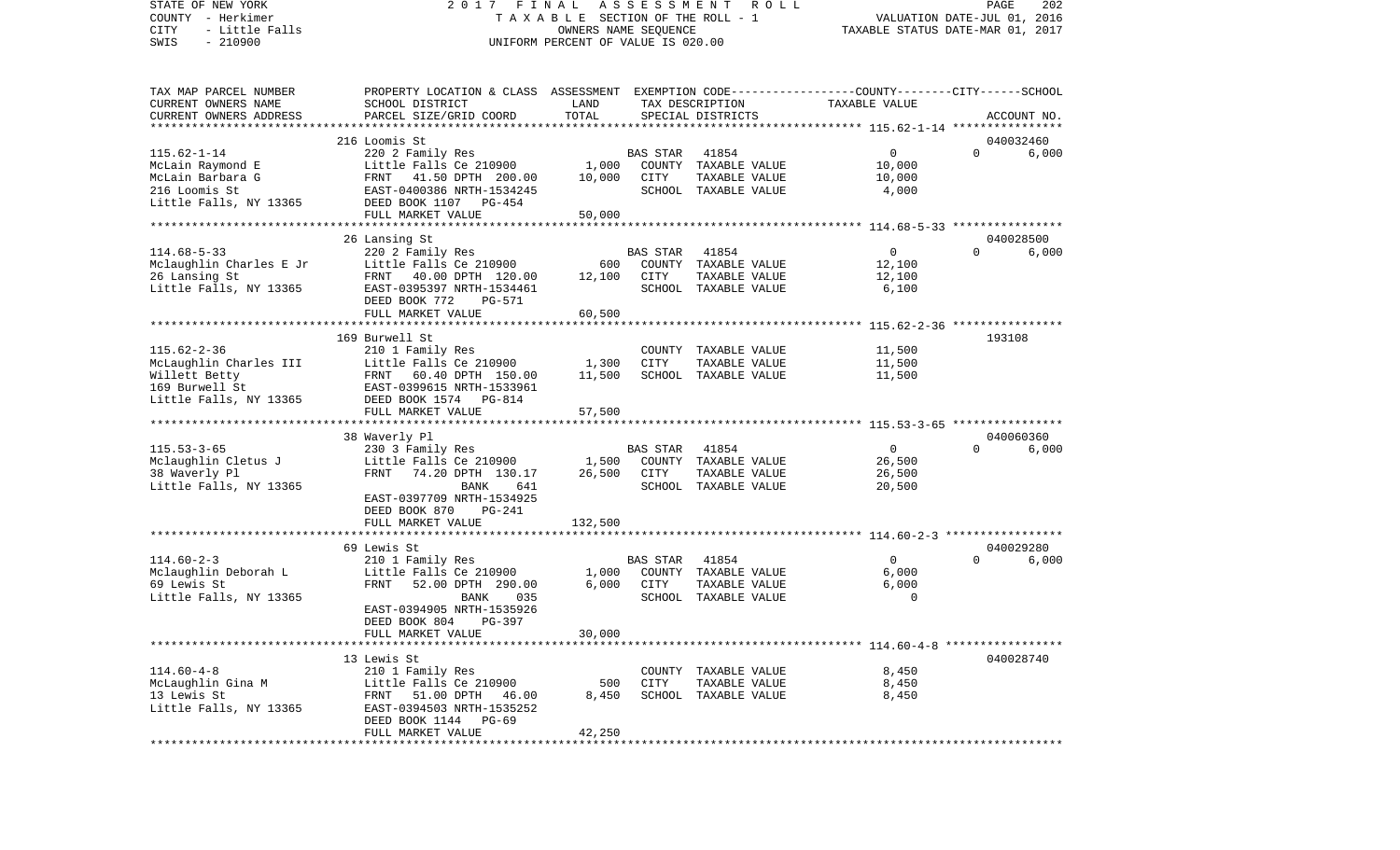STATE OF NEW YORK — 2017 FINAL ASSESSMENT ROLL
COUNTY - Herkimer — TAXABLE SECTION OF THE ROLL - 1 — VALUATION DATE-JUL 01, 2016
CITY - Little Falls — OWNERS NAME SEQUENCE — TAXABLE STATUS DATE-MAR 01, 2017
SWIS - 210900 — UNIFORM PERCENT OF VALUE IS 020.00

| TAX MAP PARCEL NUMBER / CURRENT OWNERS NAME / CURRENT OWNERS ADDRESS | PROPERTY LOCATION & CLASS / SCHOOL DISTRICT / PARCEL SIZE/GRID COORD | ASSESSMENT LAND | TOTAL | EXEMPTION CODE / TAX DESCRIPTION / SPECIAL DISTRICTS | COUNTY | CITY | SCHOOL | TAXABLE VALUE | ACCOUNT NO. |
|---|---|---|---|---|---|---|---|---|---|
| 115.62-1-14 | 216 Loomis St | | | | | | | | 040032460 |
| | 220 2 Family Res | | | BAS STAR 41854 | 0 | 0 | 6,000 | | |
| McLain Raymond E | Little Falls Ce 210900 | 1,000 | | COUNTY TAXABLE VALUE | | | | 10,000 | |
| McLain Barbara G | FRNT 41.50 DPTH 200.00 | | 10,000 | CITY TAXABLE VALUE | | | | 10,000 | |
| 216 Loomis St | EAST-0400386 NRTH-1534245 | | | SCHOOL TAXABLE VALUE | | | | 4,000 | |
| Little Falls, NY 13365 | DEED BOOK 1107 PG-454 | | | | | | | | |
| | FULL MARKET VALUE | | 50,000 | | | | | | |
| 114.68-5-33 | 26 Lansing St | | | | | | | | 040028500 |
| | 220 2 Family Res | | | BAS STAR 41854 | 0 | 0 | 6,000 | | |
| Mclaughlin Charles E Jr | Little Falls Ce 210900 | 600 | | COUNTY TAXABLE VALUE | | | | 12,100 | |
| 26 Lansing St | FRNT 40.00 DPTH 120.00 | | 12,100 | CITY TAXABLE VALUE | | | | 12,100 | |
| Little Falls, NY 13365 | EAST-0395397 NRTH-1534461 | | | SCHOOL TAXABLE VALUE | | | | 6,100 | |
| | DEED BOOK 772 PG-571 | | | | | | | | |
| | FULL MARKET VALUE | | 60,500 | | | | | | |
| 115.62-2-36 | 169 Burwell St | | | | | | | | 193108 |
| | 210 1 Family Res | | | COUNTY TAXABLE VALUE | | | | 11,500 | |
| McLaughlin Charles III | Little Falls Ce 210900 | 1,300 | | CITY TAXABLE VALUE | | | | 11,500 | |
| Willett Betty | FRNT 60.40 DPTH 150.00 | | 11,500 | SCHOOL TAXABLE VALUE | | | | 11,500 | |
| 169 Burwell St | EAST-0399615 NRTH-1533961 | | | | | | | | |
| Little Falls, NY 13365 | DEED BOOK 1574 PG-814 | | | | | | | | |
| | FULL MARKET VALUE | | 57,500 | | | | | | |
| 115.53-3-65 | 38 Waverly Pl | | | | | | | | 040060360 |
| | 230 3 Family Res | | | BAS STAR 41854 | 0 | 0 | 6,000 | | |
| Mclaughlin Cletus J | Little Falls Ce 210900 | 1,500 | | COUNTY TAXABLE VALUE | | | | 26,500 | |
| 38 Waverly Pl | FRNT 74.20 DPTH 130.17 | | 26,500 | CITY TAXABLE VALUE | | | | 26,500 | |
| Little Falls, NY 13365 | BANK 641 | | | SCHOOL TAXABLE VALUE | | | | 20,500 | |
| | EAST-0397709 NRTH-1534925 | | | | | | | | |
| | DEED BOOK 870 PG-241 | | | | | | | | |
| | FULL MARKET VALUE | | 132,500 | | | | | | |
| 114.60-2-3 | 69 Lewis St | | | | | | | | 040029280 |
| | 210 1 Family Res | | | BAS STAR 41854 | 0 | 0 | 6,000 | | |
| Mclaughlin Deborah L | Little Falls Ce 210900 | 1,000 | | COUNTY TAXABLE VALUE | | | | 6,000 | |
| 69 Lewis St | FRNT 52.00 DPTH 290.00 | | 6,000 | CITY TAXABLE VALUE | | | | 6,000 | |
| Little Falls, NY 13365 | BANK 035 | | | SCHOOL TAXABLE VALUE | | | | 0 | |
| | EAST-0394905 NRTH-1535926 | | | | | | | | |
| | DEED BOOK 804 PG-397 | | | | | | | | |
| | FULL MARKET VALUE | | 30,000 | | | | | | |
| 114.60-4-8 | 13 Lewis St | | | | | | | | 040028740 |
| | 210 1 Family Res | | | COUNTY TAXABLE VALUE | | | | 8,450 | |
| McLaughlin Gina M | Little Falls Ce 210900 | 500 | | CITY TAXABLE VALUE | | | | 8,450 | |
| 13 Lewis St | FRNT 51.00 DPTH 46.00 | | 8,450 | SCHOOL TAXABLE VALUE | | | | 8,450 | |
| Little Falls, NY 13365 | EAST-0394503 NRTH-1535252 | | | | | | | | |
| | DEED BOOK 1144 PG-69 | | | | | | | | |
| | FULL MARKET VALUE | | 42,250 | | | | | | |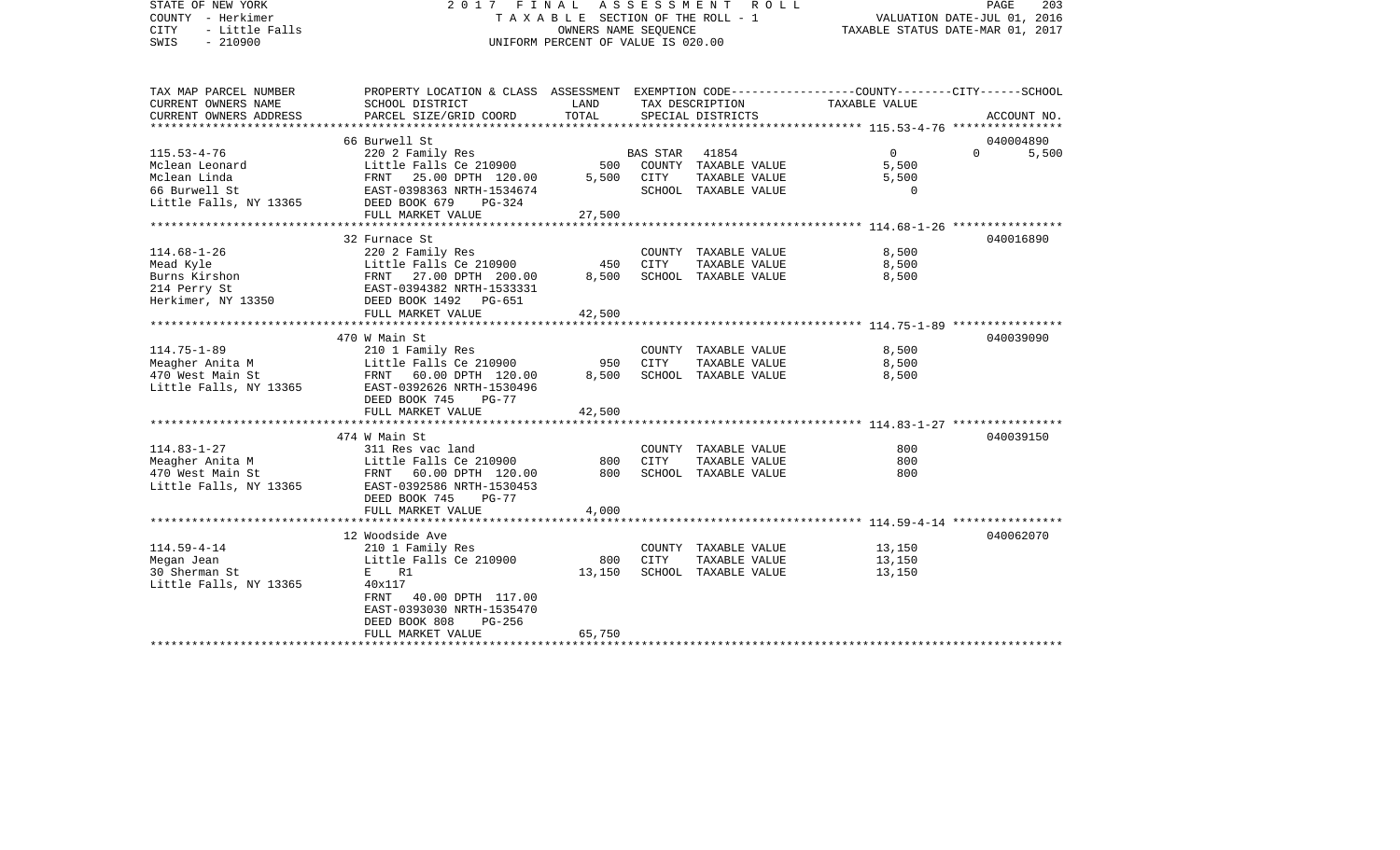STATE OF NEW YORK
COUNTY - Herkimer
CITY - Little Falls
SWIS - 210900

2 0 1 7 F I N A L A S S E S S M E N T R O L L
T A X A B L E SECTION OF THE ROLL - 1
OWNERS NAME SEQUENCE
UNIFORM PERCENT OF VALUE IS 020.00

VALUATION DATE-JUL 01, 2016
TAXABLE STATUS DATE-MAR 01, 2017

| TAX MAP PARCEL NUMBER<br>CURRENT OWNERS NAME<br>CURRENT OWNERS ADDRESS | PROPERTY LOCATION & CLASS<br>SCHOOL DISTRICT<br>PARCEL SIZE/GRID COORD | ASSESSMENT<br>LAND<br>TOTAL | EXEMPTION CODE<br>TAX DESCRIPTION<br>SPECIAL DISTRICTS | COUNTY / CITY<br>TAXABLE VALUE | SCHOOL<br>ACCOUNT NO. |
|---|---|---|---|---|---|
| **115.53-4-76** | 66 Burwell St | | | | 040004890 |
| 115.53-4-76 | 220 2 Family Res | | BAS STAR 41854 | 0 | 0 5,500 |
| Mclean Leonard | Little Falls Ce 210900 | 500 | COUNTY TAXABLE VALUE | 5,500 | |
| Mclean Linda | FRNT 25.00 DPTH 120.00 | 5,500 | CITY TAXABLE VALUE | 5,500 | |
| 66 Burwell St | EAST-0398363 NRTH-1534674 | | SCHOOL TAXABLE VALUE | 0 | |
| Little Falls, NY 13365 | DEED BOOK 679 PG-324 | | | | |
| | FULL MARKET VALUE | 27,500 | | | |
| **114.68-1-26** | 32 Furnace St | | | | 040016890 |
| 114.68-1-26 | 220 2 Family Res | | COUNTY TAXABLE VALUE | 8,500 | |
| Mead Kyle | Little Falls Ce 210900 | 450 | CITY TAXABLE VALUE | 8,500 | |
| Burns Kirshon | FRNT 27.00 DPTH 200.00 | 8,500 | SCHOOL TAXABLE VALUE | 8,500 | |
| 214 Perry St | EAST-0394382 NRTH-1533331 | | | | |
| Herkimer, NY 13350 | DEED BOOK 1492 PG-651 | | | | |
| | FULL MARKET VALUE | 42,500 | | | |
| **114.75-1-89** | 470 W Main St | | | | 040039090 |
| 114.75-1-89 | 210 1 Family Res | | COUNTY TAXABLE VALUE | 8,500 | |
| Meagher Anita M | Little Falls Ce 210900 | 950 | CITY TAXABLE VALUE | 8,500 | |
| 470 West Main St | FRNT 60.00 DPTH 120.00 | 8,500 | SCHOOL TAXABLE VALUE | 8,500 | |
| Little Falls, NY 13365 | EAST-0392626 NRTH-1530496 | | | | |
| | DEED BOOK 745 PG-77 | | | | |
| | FULL MARKET VALUE | 42,500 | | | |
| **114.83-1-27** | 474 W Main St | | | | 040039150 |
| 114.83-1-27 | 311 Res vac land | | COUNTY TAXABLE VALUE | 800 | |
| Meagher Anita M | Little Falls Ce 210900 | 800 | CITY TAXABLE VALUE | 800 | |
| 470 West Main St | FRNT 60.00 DPTH 120.00 | 800 | SCHOOL TAXABLE VALUE | 800 | |
| Little Falls, NY 13365 | EAST-0392586 NRTH-1530453 | | | | |
| | DEED BOOK 745 PG-77 | | | | |
| | FULL MARKET VALUE | 4,000 | | | |
| **114.59-4-14** | 12 Woodside Ave | | | | 040062070 |
| 114.59-4-14 | 210 1 Family Res | | COUNTY TAXABLE VALUE | 13,150 | |
| Megan Jean | Little Falls Ce 210900 | 800 | CITY TAXABLE VALUE | 13,150 | |
| 30 Sherman St | E R1 | 13,150 | SCHOOL TAXABLE VALUE | 13,150 | |
| Little Falls, NY 13365 | 40x117 | | | | |
| | FRNT 40.00 DPTH 117.00 | | | | |
| | EAST-0393030 NRTH-1535470 | | | | |
| | DEED BOOK 808 PG-256 | | | | |
| | FULL MARKET VALUE | 65,750 | | | |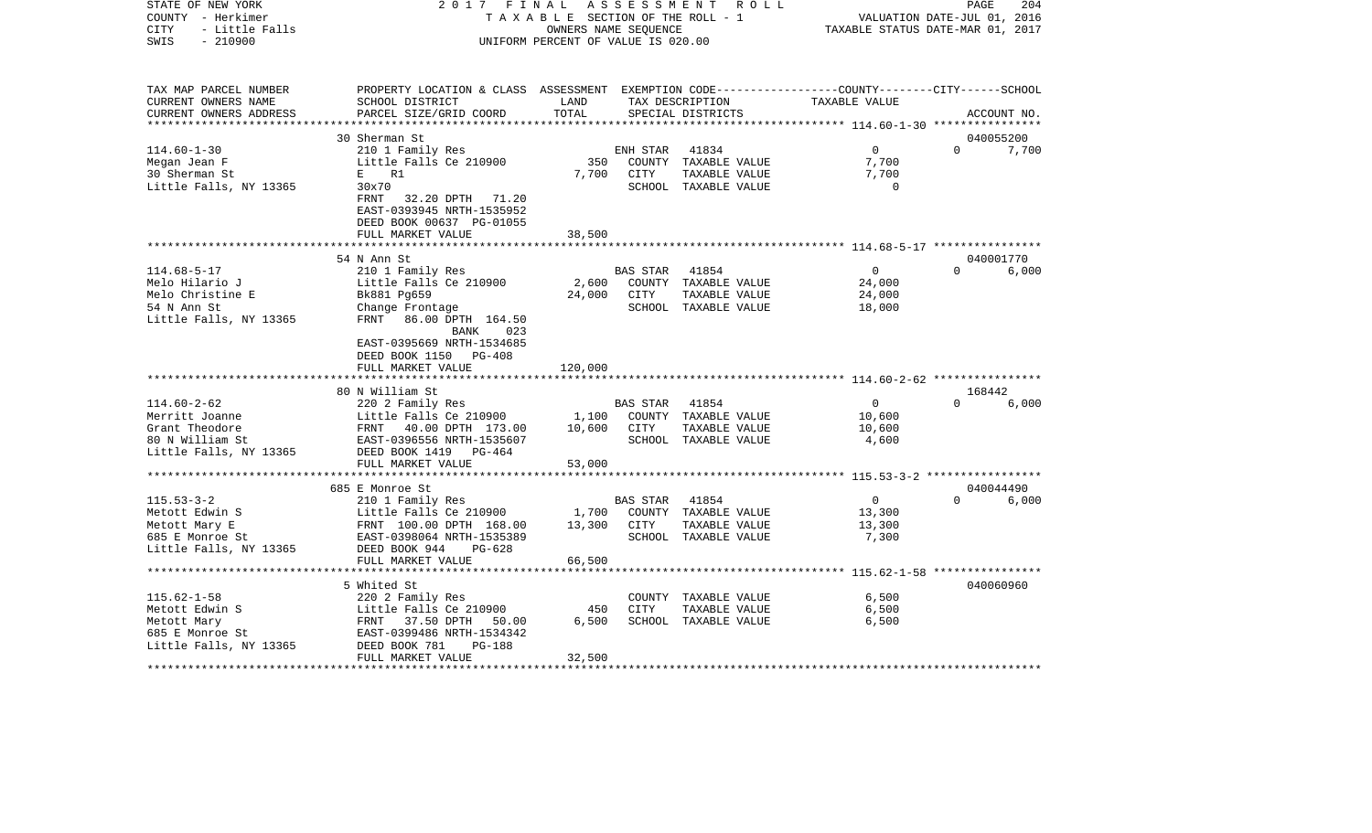STATE OF NEW YORK
COUNTY - Herkimer
CITY - Little Falls
SWIS - 210900

2017 FINAL ASSESSMENT ROLL
TAXABLE SECTION OF THE ROLL - 1
OWNERS NAME SEQUENCE
UNIFORM PERCENT OF VALUE IS 020.00

VALUATION DATE-JUL 01, 2016
TAXABLE STATUS DATE-MAR 01, 2017

| TAX MAP PARCEL NUMBER / CURRENT OWNERS NAME / CURRENT OWNERS ADDRESS | PROPERTY LOCATION & CLASS / SCHOOL DISTRICT / PARCEL SIZE/GRID COORD | ASSESSMENT LAND | TOTAL | EXEMPTION CODE / TAX DESCRIPTION / SPECIAL DISTRICTS | COUNTY TAXABLE VALUE | CITY | SCHOOL / ACCOUNT NO. |
|---|---|---|---|---|---|---|---|
| **114.60-1-30** | 30 Sherman St | | | | | | 040055200 |
| 114.60-1-30 | 210 1 Family Res | | | ENH STAR 41834 | 0 | 0 | 7,700 |
| Megan Jean F | Little Falls Ce 210900 | 350 | | COUNTY TAXABLE VALUE | 7,700 | | |
| 30 Sherman St | E R1 | | 7,700 | CITY TAXABLE VALUE | 7,700 | | |
| Little Falls, NY 13365 | 30x70 | | | SCHOOL TAXABLE VALUE | 0 | | |
| | FRNT 32.20 DPTH 71.20 | | | | | | |
| | EAST-0393945 NRTH-1535952 | | | | | | |
| | DEED BOOK 00637 PG-01055 | | | | | | |
| | FULL MARKET VALUE | | 38,500 | | | | |
| **114.68-5-17** | 54 N Ann St | | | | | | 040001770 |
| 114.68-5-17 | 210 1 Family Res | | | BAS STAR 41854 | 0 | 0 | 6,000 |
| Melo Hilario J | Little Falls Ce 210900 | 2,600 | | COUNTY TAXABLE VALUE | 24,000 | | |
| Melo Christine E | Bk881 Pg659 | | 24,000 | CITY TAXABLE VALUE | 24,000 | | |
| 54 N Ann St | Change Frontage | | | SCHOOL TAXABLE VALUE | 18,000 | | |
| Little Falls, NY 13365 | FRNT 86.00 DPTH 164.50 | | | | | | |
| | BANK 023 | | | | | | |
| | EAST-0395669 NRTH-1534685 | | | | | | |
| | DEED BOOK 1150 PG-408 | | | | | | |
| | FULL MARKET VALUE | | 120,000 | | | | |
| **114.60-2-62** | 80 N William St | | | | | | 168442 |
| 114.60-2-62 | 220 2 Family Res | | | BAS STAR 41854 | 0 | 0 | 6,000 |
| Merritt Joanne | Little Falls Ce 210900 | 1,100 | | COUNTY TAXABLE VALUE | 10,600 | | |
| Grant Theodore | FRNT 40.00 DPTH 173.00 | | 10,600 | CITY TAXABLE VALUE | 10,600 | | |
| 80 N William St | EAST-0396556 NRTH-1535607 | | | SCHOOL TAXABLE VALUE | 4,600 | | |
| Little Falls, NY 13365 | DEED BOOK 1419 PG-464 | | | | | | |
| | FULL MARKET VALUE | | 53,000 | | | | |
| **115.53-3-2** | 685 E Monroe St | | | | | | 040044490 |
| 115.53-3-2 | 210 1 Family Res | | | BAS STAR 41854 | 0 | 0 | 6,000 |
| Metott Edwin S | Little Falls Ce 210900 | 1,700 | | COUNTY TAXABLE VALUE | 13,300 | | |
| Metott Mary E | FRNT 100.00 DPTH 168.00 | | 13,300 | CITY TAXABLE VALUE | 13,300 | | |
| 685 E Monroe St | EAST-0398064 NRTH-1535389 | | | SCHOOL TAXABLE VALUE | 7,300 | | |
| Little Falls, NY 13365 | DEED BOOK 944 PG-628 | | | | | | |
| | FULL MARKET VALUE | | 66,500 | | | | |
| **115.62-1-58** | 5 Whited St | | | | | | 040060960 |
| 115.62-1-58 | 220 2 Family Res | | | COUNTY TAXABLE VALUE | 6,500 | | |
| Metott Edwin S | Little Falls Ce 210900 | 450 | | CITY TAXABLE VALUE | 6,500 | | |
| Metott Mary | FRNT 37.50 DPTH 50.00 | | 6,500 | SCHOOL TAXABLE VALUE | 6,500 | | |
| 685 E Monroe St | EAST-0399486 NRTH-1534342 | | | | | | |
| Little Falls, NY 13365 | DEED BOOK 781 PG-188 | | | | | | |
| | FULL MARKET VALUE | | 32,500 | | | | |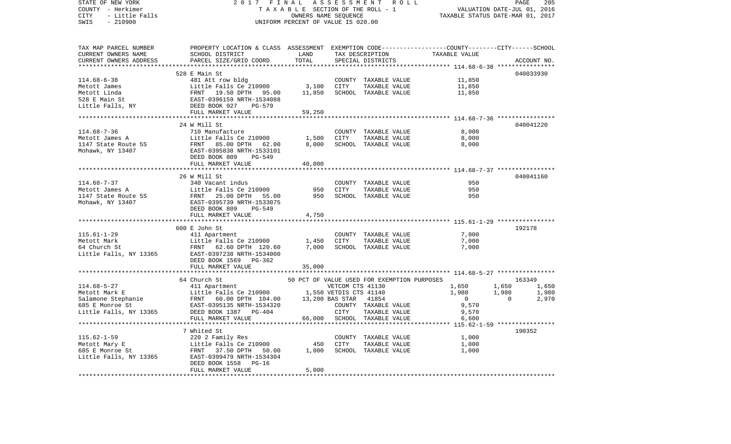STATE OF NEW YORK 2017 FINAL ASSESSMENT ROLL
COUNTY - Herkimer TAXABLE SECTION OF THE ROLL - 1 VALUATION DATE-JUL 01, 2016
CITY - Little Falls OWNERS NAME SEQUENCE TAXABLE STATUS DATE-MAR 01, 2017
SWIS - 210900 UNIFORM PERCENT OF VALUE IS 020.00

| TAX MAP PARCEL NUMBER / CURRENT OWNERS NAME / CURRENT OWNERS ADDRESS | PROPERTY LOCATION & CLASS / SCHOOL DISTRICT / PARCEL SIZE/GRID COORD | ASSESSMENT LAND / TOTAL | EXEMPTION CODE / TAX DESCRIPTION / SPECIAL DISTRICTS | COUNTY | CITY | SCHOOL | ACCOUNT NO. |
|---|---|---|---|---|---|---|---|
| **114.68-6-38** | 528 E Main St | | | | | | 040033930 |
| Metott James | 481 Att row bldg | | COUNTY TAXABLE VALUE | 11,850 | | | |
| Metott Linda | Little Falls Ce 210900 | 3,100 | CITY TAXABLE VALUE | | 11,850 | | |
| 528 E Main St | FRNT 19.50 DPTH 95.00 | 11,850 | SCHOOL TAXABLE VALUE | | | 11,850 | |
| Little Falls, NY | EAST-0396159 NRTH-1534088 | | | | | | |
| | DEED BOOK 927 PG-579 | | | | | | |
| | FULL MARKET VALUE | 59,250 | | | | | |
| **114.68-7-36** | 24 W Mill St | | | | | | 040041220 |
| Metott James A | 710 Manufacture | | COUNTY TAXABLE VALUE | 8,000 | | | |
| 1147 State Route 5S | Little Falls Ce 210900 | 1,500 | CITY TAXABLE VALUE | | 8,000 | | |
| Mohawk, NY 13407 | FRNT 85.00 DPTH 62.00 | 8,000 | SCHOOL TAXABLE VALUE | | | 8,000 | |
| | EAST-0395838 NRTH-1533101 | | | | | | |
| | DEED BOOK 809 PG-549 | | | | | | |
| | FULL MARKET VALUE | 40,000 | | | | | |
| **114.68-7-37** | 26 W Mill St | | | | | | 040041160 |
| Metott James A | 340 Vacant indus | | COUNTY TAXABLE VALUE | 950 | | | |
| 1147 State Route 5S | Little Falls Ce 210900 | 950 | CITY TAXABLE VALUE | | 950 | | |
| Mohawk, NY 13407 | FRNT 25.00 DPTH 55.00 | 950 | SCHOOL TAXABLE VALUE | | | 950 | |
| | EAST-0395739 NRTH-1533075 | | | | | | |
| | DEED BOOK 809 PG-549 | | | | | | |
| | FULL MARKET VALUE | 4,750 | | | | | |
| **115.61-1-29** | 600 E John St | | | | | | 192178 |
| Metott Mark | 411 Apartment | | COUNTY TAXABLE VALUE | 7,000 | | | |
| 64 Church St | Little Falls Ce 210900 | 1,450 | CITY TAXABLE VALUE | | 7,000 | | |
| Little Falls, NY 13365 | FRNT 62.60 DPTH 120.60 | 7,000 | SCHOOL TAXABLE VALUE | | | 7,000 | |
| | EAST-0397238 NRTH-1534000 | | | | | | |
| | DEED BOOK 1569 PG-362 | | | | | | |
| | FULL MARKET VALUE | 35,000 | | | | | |
| **114.68-5-27** | 64 Church St | | 50 PCT OF VALUE USED FOR EXEMPTION PURPOSES | | | | 163349 |
| Metott Mark E | 411 Apartment | | VETCOM CTS 41130 | 1,650 | 1,650 | 1,650 | |
| Salamone Stephanie | Little Falls Ce 210900 | 1,550 | VETDIS CTS 41140 | 1,980 | 1,980 | 1,980 | |
| 685 E Monroe St | FRNT 60.00 DPTH 104.00 | 13,200 | BAS STAR 41854 | 0 | 0 | 2,970 | |
| Little Falls, NY 13365 | EAST-0395135 NRTH-1534320 | | COUNTY TAXABLE VALUE | 9,570 | | | |
| | DEED BOOK 1387 PG-404 | | CITY TAXABLE VALUE | | 9,570 | | |
| | FULL MARKET VALUE | 66,000 | SCHOOL TAXABLE VALUE | | | 6,600 | |
| **115.62-1-59** | 7 Whited St | | | | | | 190352 |
| Metott Mary E | 220 2 Family Res | | COUNTY TAXABLE VALUE | 1,000 | | | |
| 685 E Monroe St | Little Falls Ce 210900 | 450 | CITY TAXABLE VALUE | | 1,000 | | |
| Little Falls, NY 13365 | FRNT 37.50 DPTH 50.00 | 1,000 | SCHOOL TAXABLE VALUE | | | 1,000 | |
| | EAST-0399479 NRTH-1534304 | | | | | | |
| | DEED BOOK 1558 PG-16 | | | | | | |
| | FULL MARKET VALUE | 5,000 | | | | | |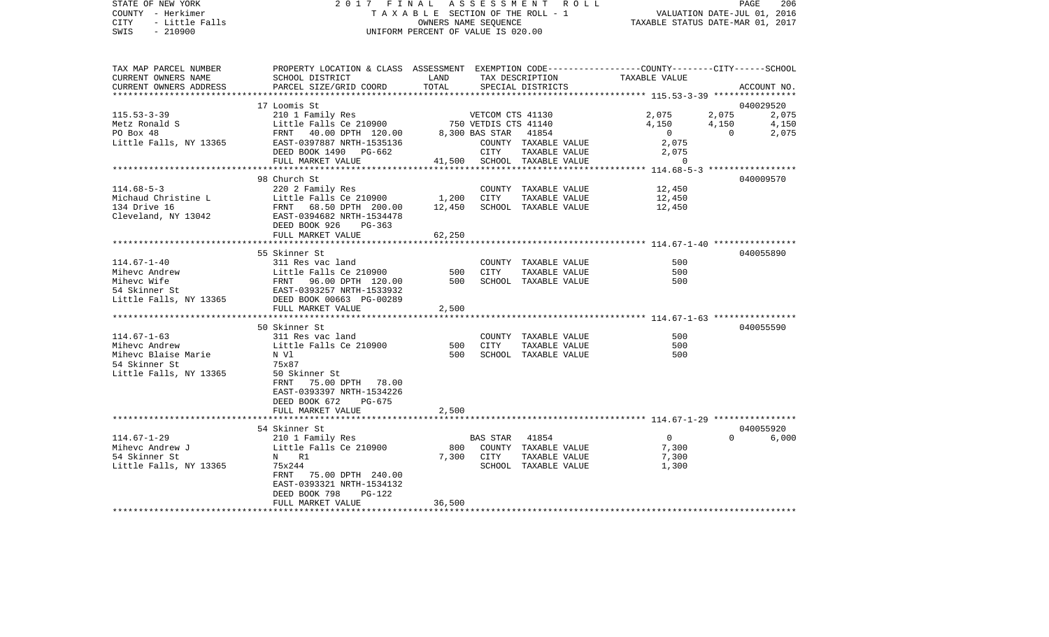STATE OF NEW YORK — 2017 FINAL ASSESSMENT ROLL
COUNTY - Herkimer — TAXABLE SECTION OF THE ROLL - 1 — VALUATION DATE-JUL 01, 2016
CITY - Little Falls — OWNERS NAME SEQUENCE — TAXABLE STATUS DATE-MAR 01, 2017
SWIS - 210900 — UNIFORM PERCENT OF VALUE IS 020.00

| TAX MAP PARCEL NUMBER / CURRENT OWNERS NAME / CURRENT OWNERS ADDRESS | PROPERTY LOCATION & CLASS / SCHOOL DISTRICT / PARCEL SIZE/GRID COORD | ASSESSMENT LAND | TOTAL | EXEMPTION CODE / TAX DESCRIPTION / SPECIAL DISTRICTS | COUNTY TAXABLE VALUE | CITY | SCHOOL / ACCOUNT NO. |
|---|---|---|---|---|---|---|---|
| | 17 Loomis St | | | | | | 040029520 |
| 115.53-3-39 | 210 1 Family Res | | | VETCOM CTS 41130 | 2,075 | 2,075 | 2,075 |
| Metz Ronald S | Little Falls Ce 210900 | 750 | | VETDIS CTS 41140 | 4,150 | 4,150 | 4,150 |
| PO Box 48 | FRNT 40.00 DPTH 120.00 | | 8,300 | BAS STAR 41854 | 0 | 0 | 2,075 |
| Little Falls, NY 13365 | EAST-0397887 NRTH-1535136 | | | COUNTY TAXABLE VALUE | 2,075 | | |
| | DEED BOOK 1490 PG-662 | | | CITY TAXABLE VALUE | 2,075 | | |
| | FULL MARKET VALUE | | 41,500 | SCHOOL TAXABLE VALUE | 0 | | |
| | 98 Church St | | | | | | 040009570 |
| 114.68-5-3 | 220 2 Family Res | | | COUNTY TAXABLE VALUE | 12,450 | | |
| Michaud Christine L | Little Falls Ce 210900 | 1,200 | | CITY TAXABLE VALUE | 12,450 | | |
| 134 Drive 16 | FRNT 68.50 DPTH 200.00 | | 12,450 | SCHOOL TAXABLE VALUE | 12,450 | | |
| Cleveland, NY 13042 | EAST-0394682 NRTH-1534478 | | | | | | |
| | DEED BOOK 926 PG-363 | | | | | | |
| | FULL MARKET VALUE | | 62,250 | | | | |
| | 55 Skinner St | | | | | | 040055890 |
| 114.67-1-40 | 311 Res vac land | | | COUNTY TAXABLE VALUE | 500 | | |
| Mihevc Andrew | Little Falls Ce 210900 | 500 | | CITY TAXABLE VALUE | 500 | | |
| Mihevc Wife | FRNT 96.00 DPTH 120.00 | | 500 | SCHOOL TAXABLE VALUE | 500 | | |
| 54 Skinner St | EAST-0393257 NRTH-1533932 | | | | | | |
| Little Falls, NY 13365 | DEED BOOK 00663 PG-00289 | | | | | | |
| | FULL MARKET VALUE | | 2,500 | | | | |
| | 50 Skinner St | | | | | | 040055590 |
| 114.67-1-63 | 311 Res vac land | | | COUNTY TAXABLE VALUE | 500 | | |
| Mihevc Andrew | Little Falls Ce 210900 | 500 | | CITY TAXABLE VALUE | 500 | | |
| Mihevc Blaise Marie | N Vl | | 500 | SCHOOL TAXABLE VALUE | 500 | | |
| 54 Skinner St | 75x87 | | | | | | |
| Little Falls, NY 13365 | 50 Skinner St | | | | | | |
| | FRNT 75.00 DPTH 78.00 | | | | | | |
| | EAST-0393397 NRTH-1534226 | | | | | | |
| | DEED BOOK 672 PG-675 | | | | | | |
| | FULL MARKET VALUE | | 2,500 | | | | |
| | 54 Skinner St | | | | | | 040055920 |
| 114.67-1-29 | 210 1 Family Res | | | BAS STAR 41854 | 0 | 0 | 6,000 |
| Mihevc Andrew J | Little Falls Ce 210900 | 800 | | COUNTY TAXABLE VALUE | 7,300 | | |
| 54 Skinner St | N R1 | | 7,300 | CITY TAXABLE VALUE | 7,300 | | |
| Little Falls, NY 13365 | 75x244 | | | SCHOOL TAXABLE VALUE | 1,300 | | |
| | FRNT 75.00 DPTH 240.00 | | | | | | |
| | EAST-0393321 NRTH-1534132 | | | | | | |
| | DEED BOOK 798 PG-122 | | | | | | |
| | FULL MARKET VALUE | | 36,500 | | | | |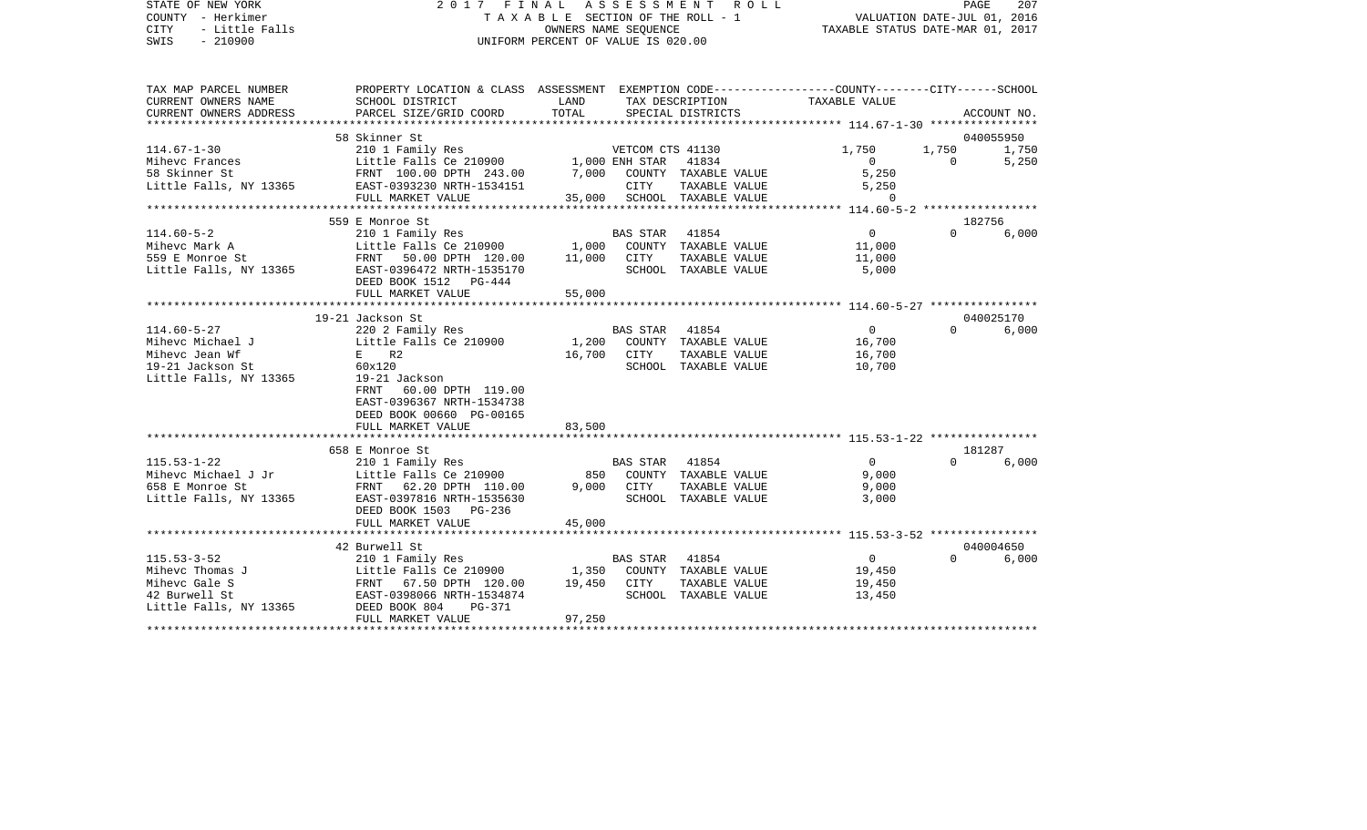STATE OF NEW YORK 2 0 1 7 F I N A L A S S E S S M E N T R O L L

COUNTY - Herkimer T A X A B L E SECTION OF THE ROLL - 1 VALUATION DATE-JUL 01, 2016

CITY - Little Falls OWNERS NAME SEQUENCE TAXABLE STATUS DATE-MAR 01, 2017

SWIS - 210900 UNIFORM PERCENT OF VALUE IS 020.00

| TAX MAP PARCEL NUMBER<br>CURRENT OWNERS NAME<br>CURRENT OWNERS ADDRESS | PROPERTY LOCATION & CLASS<br>SCHOOL DISTRICT<br>PARCEL SIZE/GRID COORD | ASSESSMENT<br>LAND<br>TOTAL | EXEMPTION CODE<br>TAX DESCRIPTION<br>SPECIAL DISTRICTS | COUNTY<br>TAXABLE VALUE | CITY | SCHOOL<br>ACCOUNT NO. |
|---|---|---|---|---|---|---|
| **114.67-1-30** | 58 Skinner St | | | | | 040055950 |
| 114.67-1-30 | 210 1 Family Res | | VETCOM CTS 41130 | 1,750 | 1,750 | 1,750 |
| Mihevc Frances | Little Falls Ce 210900 | 1,000 | ENH STAR 41834 | 0 | 0 | 5,250 |
| 58 Skinner St | FRNT 100.00 DPTH 243.00 | 7,000 | COUNTY TAXABLE VALUE | 5,250 | | |
| Little Falls, NY 13365 | EAST-0393230 NRTH-1534151 | | CITY TAXABLE VALUE | 5,250 | | |
| | FULL MARKET VALUE | 35,000 | SCHOOL TAXABLE VALUE | 0 | | |
| **114.60-5-2** | 559 E Monroe St | | | | | 182756 |
| 114.60-5-2 | 210 1 Family Res | | BAS STAR 41854 | 0 | 0 | 6,000 |
| Mihevc Mark A | Little Falls Ce 210900 | 1,000 | COUNTY TAXABLE VALUE | 11,000 | | |
| 559 E Monroe St | FRNT 50.00 DPTH 120.00 | 11,000 | CITY TAXABLE VALUE | 11,000 | | |
| Little Falls, NY 13365 | EAST-0396472 NRTH-1535170 | | SCHOOL TAXABLE VALUE | 5,000 | | |
| | DEED BOOK 1512 PG-444 | | | | | |
| | FULL MARKET VALUE | 55,000 | | | | |
| **114.60-5-27** | 19-21 Jackson St | | | | | 040025170 |
| 114.60-5-27 | 220 2 Family Res | | BAS STAR 41854 | 0 | 0 | 6,000 |
| Mihevc Michael J | Little Falls Ce 210900 | 1,200 | COUNTY TAXABLE VALUE | 16,700 | | |
| Mihevc Jean Wf | E R2 | 16,700 | CITY TAXABLE VALUE | 16,700 | | |
| 19-21 Jackson St | 60x120 | | SCHOOL TAXABLE VALUE | 10,700 | | |
| Little Falls, NY 13365 | 19-21 Jackson | | | | | |
| | FRNT 60.00 DPTH 119.00 | | | | | |
| | EAST-0396367 NRTH-1534738 | | | | | |
| | DEED BOOK 00660 PG-00165 | | | | | |
| | FULL MARKET VALUE | 83,500 | | | | |
| **115.53-1-22** | 658 E Monroe St | | | | | 181287 |
| 115.53-1-22 | 210 1 Family Res | | BAS STAR 41854 | 0 | 0 | 6,000 |
| Mihevc Michael J Jr | Little Falls Ce 210900 | 850 | COUNTY TAXABLE VALUE | 9,000 | | |
| 658 E Monroe St | FRNT 62.20 DPTH 110.00 | 9,000 | CITY TAXABLE VALUE | 9,000 | | |
| Little Falls, NY 13365 | EAST-0397816 NRTH-1535630 | | SCHOOL TAXABLE VALUE | 3,000 | | |
| | DEED BOOK 1503 PG-236 | | | | | |
| | FULL MARKET VALUE | 45,000 | | | | |
| **115.53-3-52** | 42 Burwell St | | | | | 040004650 |
| 115.53-3-52 | 210 1 Family Res | | BAS STAR 41854 | 0 | 0 | 6,000 |
| Mihevc Thomas J | Little Falls Ce 210900 | 1,350 | COUNTY TAXABLE VALUE | 19,450 | | |
| Mihevc Gale S | FRNT 67.50 DPTH 120.00 | 19,450 | CITY TAXABLE VALUE | 19,450 | | |
| 42 Burwell St | EAST-0398066 NRTH-1534874 | | SCHOOL TAXABLE VALUE | 13,450 | | |
| Little Falls, NY 13365 | DEED BOOK 804 PG-371 | | | | | |
| | FULL MARKET VALUE | 97,250 | | | | |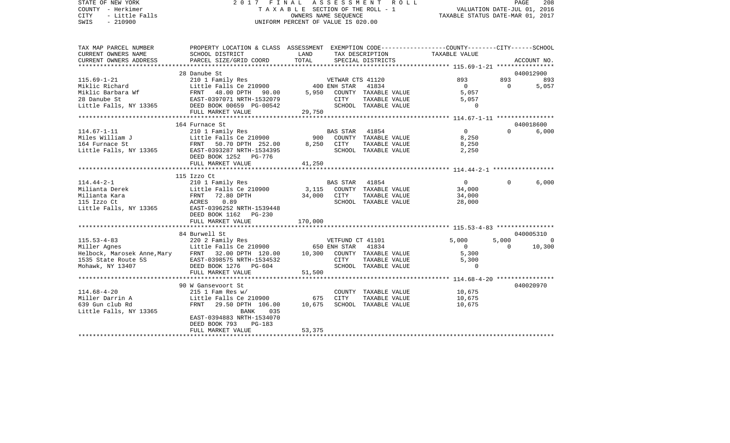STATE OF NEW YORK — 2017 FINAL ASSESSMENT ROLL
COUNTY - Herkimer — TAXABLE SECTION OF THE ROLL - 1 — VALUATION DATE-JUL 01, 2016
CITY - Little Falls — OWNERS NAME SEQUENCE — TAXABLE STATUS DATE-MAR 01, 2017
SWIS - 210900 — UNIFORM PERCENT OF VALUE IS 020.00

| TAX MAP PARCEL NUMBER / CURRENT OWNERS NAME / CURRENT OWNERS ADDRESS | PROPERTY LOCATION & CLASS / SCHOOL DISTRICT / PARCEL SIZE/GRID COORD | ASSESSMENT LAND | TOTAL | EXEMPTION CODE / TAX DESCRIPTION / SPECIAL DISTRICTS | COUNTY TAXABLE VALUE | CITY | SCHOOL | ACCOUNT NO. |
|---|---|---|---|---|---|---|---|---|
| **115.69-1-21** | 28 Danube St | | | | | | | 040012900 |
| 115.69-1-21 | 210 1 Family Res | | | VETWAR CTS 41120 | 893 | 893 | 893 | |
| Miklic Richard | Little Falls Ce 210900 | 400 | | ENH STAR 41834 | 0 | 0 | 5,057 | |
| Miklic Barbara Wf | FRNT 48.00 DPTH 90.00 | | 5,950 | COUNTY TAXABLE VALUE | 5,057 | | | |
| 28 Danube St | EAST-0397071 NRTH-1532079 | | | CITY TAXABLE VALUE | 5,057 | | | |
| Little Falls, NY 13365 | DEED BOOK 00659 PG-00542 | | | SCHOOL TAXABLE VALUE | 0 | | | |
| | FULL MARKET VALUE | | 29,750 | | | | | |
| **114.67-1-11** | 164 Furnace St | | | | | | | 040018600 |
| 114.67-1-11 | 210 1 Family Res | | | BAS STAR 41854 | 0 | 0 | 6,000 | |
| Miles William J | Little Falls Ce 210900 | 900 | | COUNTY TAXABLE VALUE | 8,250 | | | |
| 164 Furnace St | FRNT 50.70 DPTH 252.00 | | 8,250 | CITY TAXABLE VALUE | 8,250 | | | |
| Little Falls, NY 13365 | EAST-0393287 NRTH-1534395 | | | SCHOOL TAXABLE VALUE | 2,250 | | | |
| | DEED BOOK 1252 PG-776 | | | | | | | |
| | FULL MARKET VALUE | | 41,250 | | | | | |
| **114.44-2-1** | 115 Izzo Ct | | | | | | | |
| 114.44-2-1 | 210 1 Family Res | | | BAS STAR 41854 | 0 | 0 | 6,000 | |
| Milianta Derek | Little Falls Ce 210900 | 3,115 | | COUNTY TAXABLE VALUE | 34,000 | | | |
| Milianta Kara | FRNT 72.80 DPTH | | 34,000 | CITY TAXABLE VALUE | 34,000 | | | |
| 115 Izzo Ct | ACRES 0.89 | | | SCHOOL TAXABLE VALUE | 28,000 | | | |
| Little Falls, NY 13365 | EAST-0396252 NRTH-1539448 | | | | | | | |
| | DEED BOOK 1162 PG-230 | | | | | | | |
| | FULL MARKET VALUE | | 170,000 | | | | | |
| **115.53-4-83** | 84 Burwell St | | | | | | | 040005310 |
| 115.53-4-83 | 220 2 Family Res | | | VETFUND CT 41101 | 5,000 | 5,000 | 0 | |
| Miller Agnes | Little Falls Ce 210900 | 650 | | ENH STAR 41834 | 0 | 0 | 10,300 | |
| Helbock, Marosek Anne,Mary | FRNT 32.00 DPTH 120.00 | | 10,300 | COUNTY TAXABLE VALUE | 5,300 | | | |
| 1535 State Route 5S | EAST-0398575 NRTH-1534532 | | | CITY TAXABLE VALUE | 5,300 | | | |
| Mohawk, NY 13407 | DEED BOOK 1276 PG-604 | | | SCHOOL TAXABLE VALUE | 0 | | | |
| | FULL MARKET VALUE | | 51,500 | | | | | |
| **114.68-4-20** | 90 W Gansevoort St | | | | | | | 040020970 |
| 114.68-4-20 | 215 1 Fam Res w/ | | | COUNTY TAXABLE VALUE | 10,675 | | | |
| Miller Darrin A | Little Falls Ce 210900 | 675 | | CITY TAXABLE VALUE | 10,675 | | | |
| 639 Gun club Rd | FRNT 29.50 DPTH 106.00 | | 10,675 | SCHOOL TAXABLE VALUE | 10,675 | | | |
| Little Falls, NY 13365 | BANK 035 | | | | | | | |
| | EAST-0394883 NRTH-1534070 | | | | | | | |
| | DEED BOOK 793 PG-183 | | | | | | | |
| | FULL MARKET VALUE | | 53,375 | | | | | |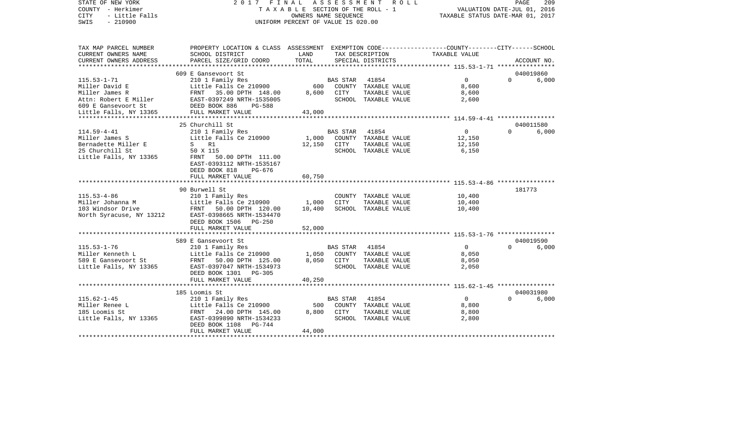STATE OF NEW YORK | 2017 FINAL ASSESSMENT ROLL
COUNTY - Herkimer | TAXABLE SECTION OF THE ROLL - 1 | VALUATION DATE-JUL 01, 2016
CITY - Little Falls | OWNERS NAME SEQUENCE | TAXABLE STATUS DATE-MAR 01, 2017
SWIS - 210900 | UNIFORM PERCENT OF VALUE IS 020.00

| TAX MAP PARCEL NUMBER / CURRENT OWNERS NAME / CURRENT OWNERS ADDRESS | PROPERTY LOCATION & CLASS / SCHOOL DISTRICT / PARCEL SIZE/GRID COORD | ASSESSMENT LAND / TOTAL | EXEMPTION CODE / TAX DESCRIPTION / SPECIAL DISTRICTS | COUNTY / CITY TAXABLE VALUE | SCHOOL / ACCOUNT NO. |
|---|---|---|---|---|---|
| | 609 E Gansevoort St | | | | 040019860 |
| 115.53-1-71 | 210 1 Family Res | | BAS STAR 41854 | 0 | 0 6,000 |
| Miller David E | Little Falls Ce 210900 | 600 | COUNTY TAXABLE VALUE | 8,600 | |
| Miller James R | FRNT 35.00 DPTH 148.00 | 8,600 | CITY TAXABLE VALUE | 8,600 | |
| Attn: Robert E Miller | EAST-0397249 NRTH-1535005 | | SCHOOL TAXABLE VALUE | 2,600 | |
| 609 E Gansevoort St | DEED BOOK 886 PG-588 | | | | |
| Little Falls, NY 13365 | FULL MARKET VALUE | 43,000 | | | |
| | 25 Churchill St | | | | 040011580 |
| 114.59-4-41 | 210 1 Family Res | | BAS STAR 41854 | 0 | 0 6,000 |
| Miller James S | Little Falls Ce 210900 | 1,000 | COUNTY TAXABLE VALUE | 12,150 | |
| Bernadette Miller E | S R1 | 12,150 | CITY TAXABLE VALUE | 12,150 | |
| 25 Churchill St | 50 X 115 | | SCHOOL TAXABLE VALUE | 6,150 | |
| Little Falls, NY 13365 | FRNT 50.00 DPTH 111.00 | | | | |
| | EAST-0393112 NRTH-1535167 | | | | |
| | DEED BOOK 818 PG-676 | | | | |
| | FULL MARKET VALUE | 60,750 | | | |
| | 90 Burwell St | | | | 181773 |
| 115.53-4-86 | 210 1 Family Res | | COUNTY TAXABLE VALUE | 10,400 | |
| Miller Johanna M | Little Falls Ce 210900 | 1,000 | CITY TAXABLE VALUE | 10,400 | |
| 103 Windsor Drive | FRNT 50.00 DPTH 120.00 | 10,400 | SCHOOL TAXABLE VALUE | 10,400 | |
| North Syracuse, NY 13212 | EAST-0398665 NRTH-1534470 | | | | |
| | DEED BOOK 1506 PG-250 | | | | |
| | FULL MARKET VALUE | 52,000 | | | |
| | 589 E Gansevoort St | | | | 040019590 |
| 115.53-1-76 | 210 1 Family Res | | BAS STAR 41854 | 0 | 0 6,000 |
| Miller Kenneth L | Little Falls Ce 210900 | 1,050 | COUNTY TAXABLE VALUE | 8,050 | |
| 589 E Gansevoort St | FRNT 50.00 DPTH 125.00 | 8,050 | CITY TAXABLE VALUE | 8,050 | |
| Little Falls, NY 13365 | EAST-0397047 NRTH-1534973 | | SCHOOL TAXABLE VALUE | 2,050 | |
| | DEED BOOK 1301 PG-305 | | | | |
| | FULL MARKET VALUE | 40,250 | | | |
| | 185 Loomis St | | | | 040031980 |
| 115.62-1-45 | 210 1 Family Res | | BAS STAR 41854 | 0 | 0 6,000 |
| Miller Renee L | Little Falls Ce 210900 | 500 | COUNTY TAXABLE VALUE | 8,800 | |
| 185 Loomis St | FRNT 24.00 DPTH 145.00 | 8,800 | CITY TAXABLE VALUE | 8,800 | |
| Little Falls, NY 13365 | EAST-0399890 NRTH-1534233 | | SCHOOL TAXABLE VALUE | 2,800 | |
| | DEED BOOK 1108 PG-744 | | | | |
| | FULL MARKET VALUE | 44,000 | | | |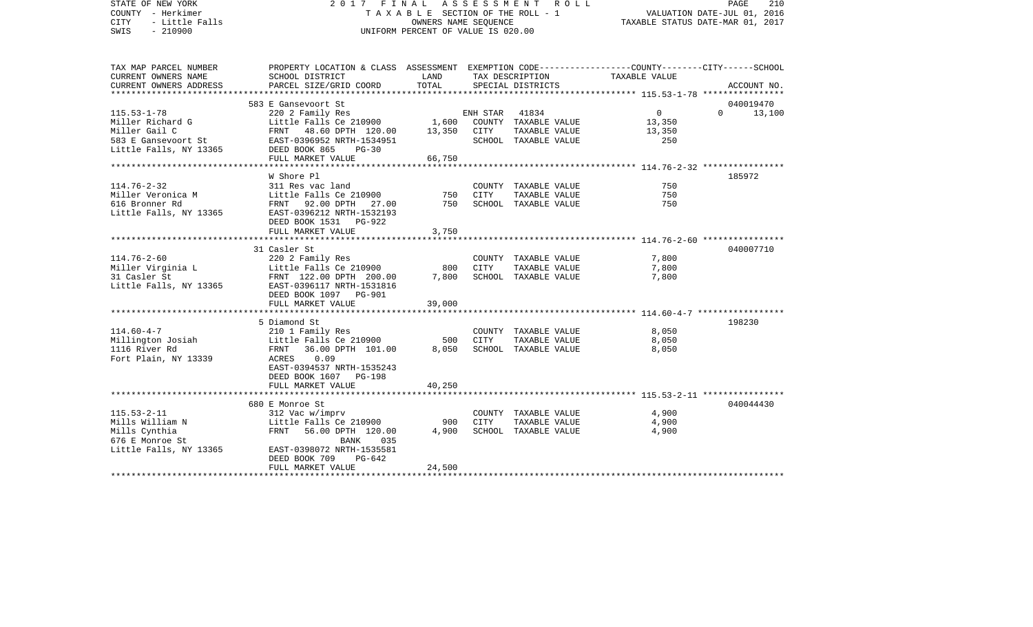STATE OF NEW YORK
COUNTY - Herkimer
CITY - Little Falls
SWIS - 210900

2 0 1 7 F I N A L A S S E S S M E N T R O L L
T A X A B L E SECTION OF THE ROLL - 1
OWNERS NAME SEQUENCE
UNIFORM PERCENT OF VALUE IS 020.00

VALUATION DATE-JUL 01, 2016
TAXABLE STATUS DATE-MAR 01, 2017

| TAX MAP PARCEL NUMBER / CURRENT OWNERS NAME / CURRENT OWNERS ADDRESS | PROPERTY LOCATION & CLASS / SCHOOL DISTRICT / PARCEL SIZE/GRID COORD | ASSESSMENT LAND | TOTAL | EXEMPTION CODE / TAX DESCRIPTION / SPECIAL DISTRICTS | COUNTY / CITY / SCHOOL TAXABLE VALUE | ACCOUNT NO. |
|---|---|---|---|---|---|---|
| 115.53-1-78 | 583 E Gansevoort St | | | | | 040019470 |
| Miller Richard G | 220 2 Family Res | | | ENH STAR 41834 | 0 / 0 | 13,100 |
| Miller Gail C | Little Falls Ce 210900 | 1,600 | | COUNTY TAXABLE VALUE | 13,350 | |
| 583 E Gansevoort St | FRNT 48.60 DPTH 120.00 | | 13,350 | CITY TAXABLE VALUE | 13,350 | |
| Little Falls, NY 13365 | EAST-0396952 NRTH-1534951 | | | SCHOOL TAXABLE VALUE | 250 | |
| | DEED BOOK 865 PG-30 | | | | | |
| | FULL MARKET VALUE | | 66,750 | | | |
| 114.76-2-32 | W Shore Pl | | | | | 185972 |
| Miller Veronica M | 311 Res vac land | | | COUNTY TAXABLE VALUE | 750 | |
| 616 Bronner Rd | Little Falls Ce 210900 | 750 | | CITY TAXABLE VALUE | 750 | |
| Little Falls, NY 13365 | FRNT 92.00 DPTH 27.00 | | 750 | SCHOOL TAXABLE VALUE | 750 | |
| | EAST-0396212 NRTH-1532193 | | | | | |
| | DEED BOOK 1531 PG-922 | | | | | |
| | FULL MARKET VALUE | | 3,750 | | | |
| 114.76-2-60 | 31 Casler St | | | | | 040007710 |
| Miller Virginia L | 220 2 Family Res | | | COUNTY TAXABLE VALUE | 7,800 | |
| 31 Casler St | Little Falls Ce 210900 | 800 | | CITY TAXABLE VALUE | 7,800 | |
| Little Falls, NY 13365 | FRNT 122.00 DPTH 200.00 | | 7,800 | SCHOOL TAXABLE VALUE | 7,800 | |
| | EAST-0396117 NRTH-1531816 | | | | | |
| | DEED BOOK 1097 PG-901 | | | | | |
| | FULL MARKET VALUE | | 39,000 | | | |
| 114.60-4-7 | 5 Diamond St | | | | | 198230 |
| Millington Josiah | 210 1 Family Res | | | COUNTY TAXABLE VALUE | 8,050 | |
| 1116 River Rd | Little Falls Ce 210900 | 500 | | CITY TAXABLE VALUE | 8,050 | |
| Fort Plain, NY 13339 | FRNT 36.00 DPTH 101.00 | | 8,050 | SCHOOL TAXABLE VALUE | 8,050 | |
| | ACRES 0.09 | | | | | |
| | EAST-0394537 NRTH-1535243 | | | | | |
| | DEED BOOK 1607 PG-198 | | | | | |
| | FULL MARKET VALUE | | 40,250 | | | |
| 115.53-2-11 | 680 E Monroe St | | | | | 040044430 |
| Mills William N | 312 Vac w/imprv | | | COUNTY TAXABLE VALUE | 4,900 | |
| Mills Cynthia | Little Falls Ce 210900 | 900 | | CITY TAXABLE VALUE | 4,900 | |
| 676 E Monroe St | FRNT 56.00 DPTH 120.00 | | 4,900 | SCHOOL TAXABLE VALUE | 4,900 | |
| Little Falls, NY 13365 | BANK 035 | | | | | |
| | EAST-0398072 NRTH-1535581 | | | | | |
| | DEED BOOK 709 PG-642 | | | | | |
| | FULL MARKET VALUE | | 24,500 | | | |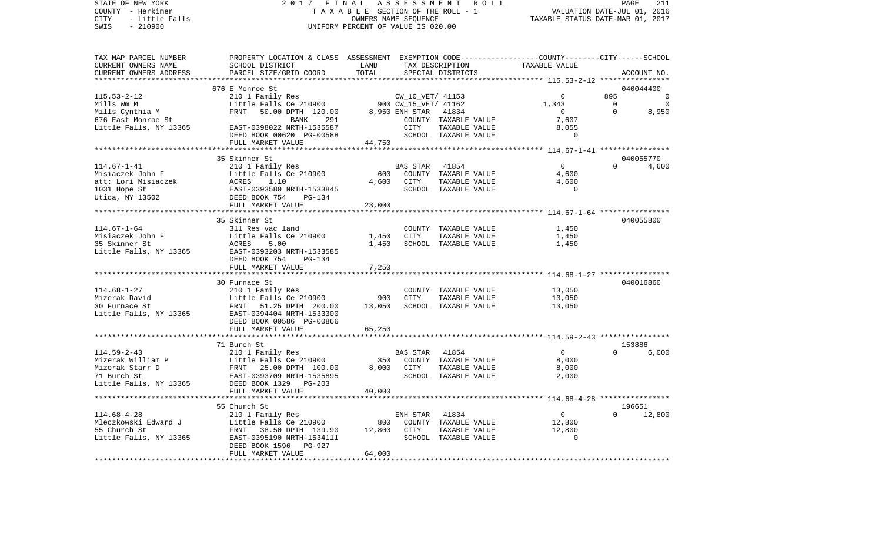STATE OF NEW YORK — 2017 FINAL ASSESSMENT ROLL
COUNTY - Herkimer — TAXABLE SECTION OF THE ROLL - 1 — VALUATION DATE-JUL 01, 2016
CITY - Little Falls — OWNERS NAME SEQUENCE — TAXABLE STATUS DATE-MAR 01, 2017
SWIS - 210900 — UNIFORM PERCENT OF VALUE IS 020.00

| TAX MAP PARCEL NUMBER / CURRENT OWNERS NAME / CURRENT OWNERS ADDRESS | PROPERTY LOCATION & CLASS / SCHOOL DISTRICT / PARCEL SIZE/GRID COORD | ASSESSMENT LAND | TOTAL | EXEMPTION CODE / TAX DESCRIPTION / SPECIAL DISTRICTS | COUNTY TAXABLE VALUE | CITY | SCHOOL | ACCOUNT NO. |
|---|---|---|---|---|---|---|---|---|
| 115.53-2-12 | 676 E Monroe St | | | | | | | 040044400 |
| Mills Wm M | 210 1 Family Res | | | CW_10_VET/ 41153 | 0 | 895 | 0 | |
| Mills Cynthia M | Little Falls Ce 210900 | 900 | | CW_15_VET/ 41162 | 1,343 | 0 | 0 | |
| 676 East Monroe St | FRNT 50.00 DPTH 120.00 | | 8,950 | ENH STAR 41834 | 0 | 0 | 8,950 | |
| Little Falls, NY 13365 | BANK 291 | | | COUNTY TAXABLE VALUE | 7,607 | | | |
| | EAST-0398022 NRTH-1535587 | | | CITY TAXABLE VALUE | 8,055 | | | |
| | DEED BOOK 00620 PG-00588 | | | SCHOOL TAXABLE VALUE | 0 | | | |
| | FULL MARKET VALUE | | 44,750 | | | | | |
| 114.67-1-41 | 35 Skinner St | | | | | | | 040055770 |
| Misiaczek John F | 210 1 Family Res | | | BAS STAR 41854 | 0 | 0 | 4,600 | |
| att: Lori Misiaczek | Little Falls Ce 210900 | 600 | | COUNTY TAXABLE VALUE | 4,600 | | | |
| 1031 Hope St | ACRES 1.10 | | 4,600 | CITY TAXABLE VALUE | 4,600 | | | |
| Utica, NY 13502 | EAST-0393580 NRTH-1533845 | | | SCHOOL TAXABLE VALUE | 0 | | | |
| | DEED BOOK 754 PG-134 | | | | | | | |
| | FULL MARKET VALUE | | 23,000 | | | | | |
| 114.67-1-64 | 35 Skinner St | | | | | | | 040055800 |
| Misiaczek John F | 311 Res vac land | | | COUNTY TAXABLE VALUE | 1,450 | | | |
| 35 Skinner St | Little Falls Ce 210900 | 1,450 | | CITY TAXABLE VALUE | 1,450 | | | |
| Little Falls, NY 13365 | ACRES 5.00 | | 1,450 | SCHOOL TAXABLE VALUE | 1,450 | | | |
| | EAST-0393203 NRTH-1533585 | | | | | | | |
| | DEED BOOK 754 PG-134 | | | | | | | |
| | FULL MARKET VALUE | | 7,250 | | | | | |
| 114.68-1-27 | 30 Furnace St | | | | | | | 040016860 |
| Mizerak David | 210 1 Family Res | | | COUNTY TAXABLE VALUE | 13,050 | | | |
| 30 Furnace St | Little Falls Ce 210900 | 900 | | CITY TAXABLE VALUE | 13,050 | | | |
| Little Falls, NY 13365 | FRNT 51.25 DPTH 200.00 | | 13,050 | SCHOOL TAXABLE VALUE | 13,050 | | | |
| | EAST-0394404 NRTH-1533300 | | | | | | | |
| | DEED BOOK 00586 PG-00866 | | | | | | | |
| | FULL MARKET VALUE | | 65,250 | | | | | |
| 114.59-2-43 | 71 Burch St | | | | | | | 153886 |
| Mizerak William P | 210 1 Family Res | | | BAS STAR 41854 | 0 | 0 | 6,000 | |
| Mizerak Starr D | Little Falls Ce 210900 | 350 | | COUNTY TAXABLE VALUE | 8,000 | | | |
| 71 Burch St | FRNT 25.00 DPTH 100.00 | | 8,000 | CITY TAXABLE VALUE | 8,000 | | | |
| Little Falls, NY 13365 | EAST-0393709 NRTH-1535895 | | | SCHOOL TAXABLE VALUE | 2,000 | | | |
| | DEED BOOK 1329 PG-203 | | | | | | | |
| | FULL MARKET VALUE | | 40,000 | | | | | |
| 114.68-4-28 | 55 Church St | | | | | | | 196651 |
| Mleczkowski Edward J | 210 1 Family Res | | | ENH STAR 41834 | 0 | 0 | 12,800 | |
| 55 Church St | Little Falls Ce 210900 | 800 | | COUNTY TAXABLE VALUE | 12,800 | | | |
| Little Falls, NY 13365 | FRNT 38.50 DPTH 139.90 | | 12,800 | CITY TAXABLE VALUE | 12,800 | | | |
| | EAST-0395190 NRTH-1534111 | | | SCHOOL TAXABLE VALUE | 0 | | | |
| | DEED BOOK 1596 PG-927 | | | | | | | |
| | FULL MARKET VALUE | | 64,000 | | | | | |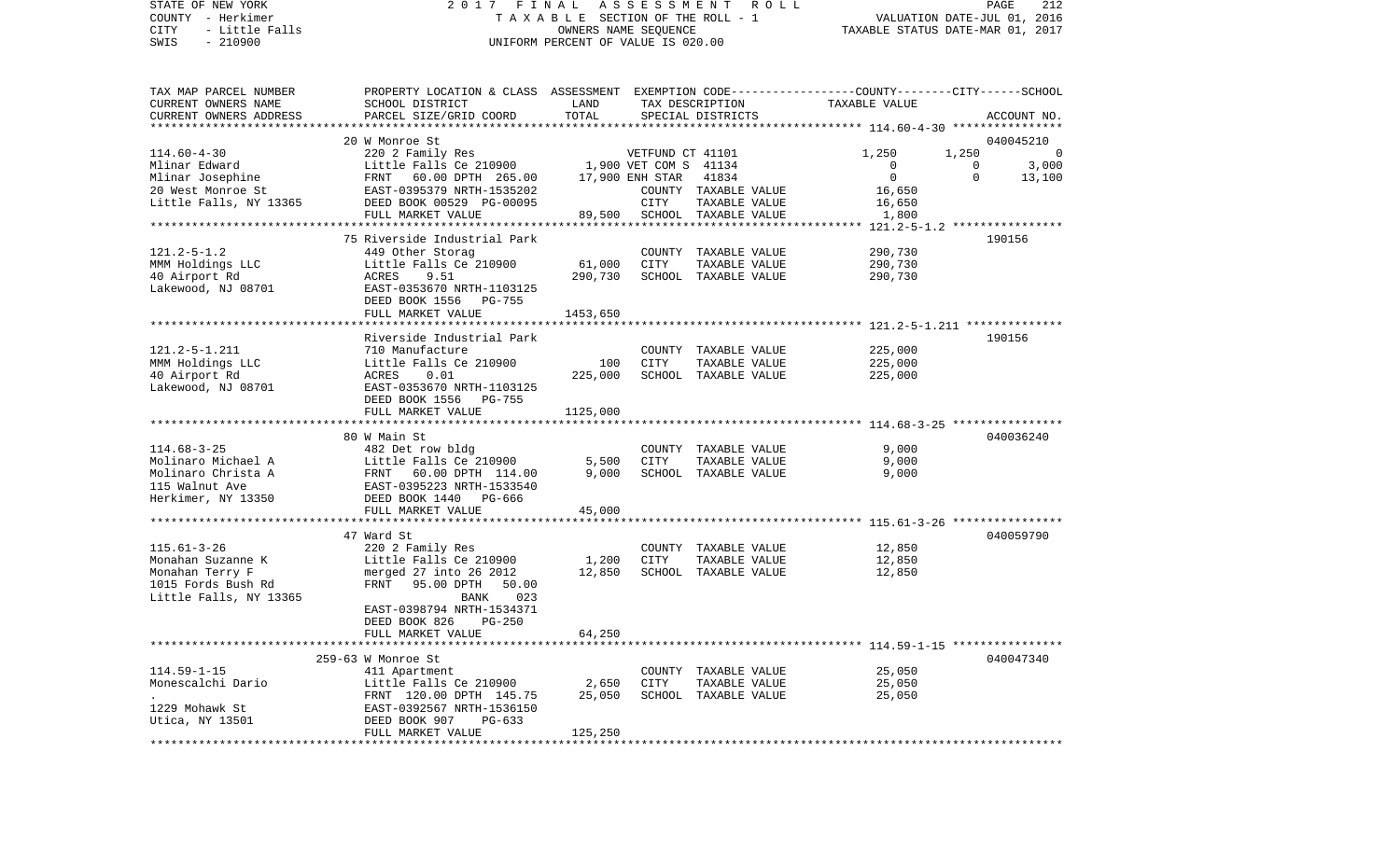STATE OF NEW YORK
COUNTY - Herkimer
CITY - Little Falls
SWIS - 210900

2017 FINAL ASSESSMENT ROLL
TAXABLE SECTION OF THE ROLL - 1
OWNERS NAME SEQUENCE
UNIFORM PERCENT OF VALUE IS 020.00

VALUATION DATE-JUL 01, 2016
TAXABLE STATUS DATE-MAR 01, 2017

| TAX MAP PARCEL NUMBER / CURRENT OWNERS NAME / CURRENT OWNERS ADDRESS | PROPERTY LOCATION & CLASS / SCHOOL DISTRICT / PARCEL SIZE/GRID COORD | ASSESSMENT LAND | TOTAL | EXEMPTION CODE / TAX DESCRIPTION / SPECIAL DISTRICTS | COUNTY TAXABLE VALUE | CITY | SCHOOL / ACCOUNT NO. |
|---|---|---|---|---|---|---|---|
| 114.60-4-30 | 20 W Monroe St | | | | | | 040045210 |
| | 220 2 Family Res | | | VETFUND CT 41101 | 1,250 | 1,250 | 0 |
| Mlinar Edward | Little Falls Ce 210900 | 1,900 | | VET COM S 41134 | 0 | 0 | 3,000 |
| Mlinar Josephine | FRNT 60.00 DPTH 265.00 | | 17,900 | ENH STAR 41834 | 0 | 0 | 13,100 |
| 20 West Monroe St | EAST-0395379 NRTH-1535202 | | | COUNTY TAXABLE VALUE | 16,650 | | |
| Little Falls, NY 13365 | DEED BOOK 00529 PG-00095 | | | CITY TAXABLE VALUE | 16,650 | | |
| | FULL MARKET VALUE | 89,500 | | SCHOOL TAXABLE VALUE | 1,800 | | |
| 121.2-5-1.2 | 75 Riverside Industrial Park | | | | | | 190156 |
| | 449 Other Storag | | | COUNTY TAXABLE VALUE | 290,730 | | |
| MMM Holdings LLC | Little Falls Ce 210900 | 61,000 | | CITY TAXABLE VALUE | 290,730 | | |
| 40 Airport Rd | ACRES 9.51 | | 290,730 | SCHOOL TAXABLE VALUE | 290,730 | | |
| Lakewood, NJ 08701 | EAST-0353670 NRTH-1103125 | | | | | | |
| | DEED BOOK 1556 PG-755 | | | | | | |
| | FULL MARKET VALUE | 1453,650 | | | | | |
| 121.2-5-1.211 | Riverside Industrial Park | | | | | | 190156 |
| | 710 Manufacture | | | COUNTY TAXABLE VALUE | 225,000 | | |
| MMM Holdings LLC | Little Falls Ce 210900 | 100 | | CITY TAXABLE VALUE | 225,000 | | |
| 40 Airport Rd | ACRES 0.01 | | 225,000 | SCHOOL TAXABLE VALUE | 225,000 | | |
| Lakewood, NJ 08701 | EAST-0353670 NRTH-1103125 | | | | | | |
| | DEED BOOK 1556 PG-755 | | | | | | |
| | FULL MARKET VALUE | 1125,000 | | | | | |
| 114.68-3-25 | 80 W Main St | | | | | | 040036240 |
| | 482 Det row bldg | | | COUNTY TAXABLE VALUE | 9,000 | | |
| Molinaro Michael A | Little Falls Ce 210900 | 5,500 | | CITY TAXABLE VALUE | 9,000 | | |
| Molinaro Christa A | FRNT 60.00 DPTH 114.00 | | 9,000 | SCHOOL TAXABLE VALUE | 9,000 | | |
| 115 Walnut Ave | EAST-0395223 NRTH-1533540 | | | | | | |
| Herkimer, NY 13350 | DEED BOOK 1440 PG-666 | | | | | | |
| | FULL MARKET VALUE | 45,000 | | | | | |
| 115.61-3-26 | 47 Ward St | | | | | | 040059790 |
| | 220 2 Family Res | | | COUNTY TAXABLE VALUE | 12,850 | | |
| Monahan Suzanne K | Little Falls Ce 210900 | 1,200 | | CITY TAXABLE VALUE | 12,850 | | |
| Monahan Terry F | merged 27 into 26 2012 | | 12,850 | SCHOOL TAXABLE VALUE | 12,850 | | |
| 1015 Fords Bush Rd | FRNT 95.00 DPTH 50.00 | | | | | | |
| Little Falls, NY 13365 | BANK 023 | | | | | | |
| | EAST-0398794 NRTH-1534371 | | | | | | |
| | DEED BOOK 826 PG-250 | | | | | | |
| | FULL MARKET VALUE | 64,250 | | | | | |
| 114.59-1-15 | 259-63 W Monroe St | | | | | | 040047340 |
| | 411 Apartment | | | COUNTY TAXABLE VALUE | 25,050 | | |
| Monescalchi Dario | Little Falls Ce 210900 | 2,650 | | CITY TAXABLE VALUE | 25,050 | | |
| . | FRNT 120.00 DPTH 145.75 | | 25,050 | SCHOOL TAXABLE VALUE | 25,050 | | |
| 1229 Mohawk St | EAST-0392567 NRTH-1536150 | | | | | | |
| Utica, NY 13501 | DEED BOOK 907 PG-633 | | | | | | |
| | FULL MARKET VALUE | 125,250 | | | | | |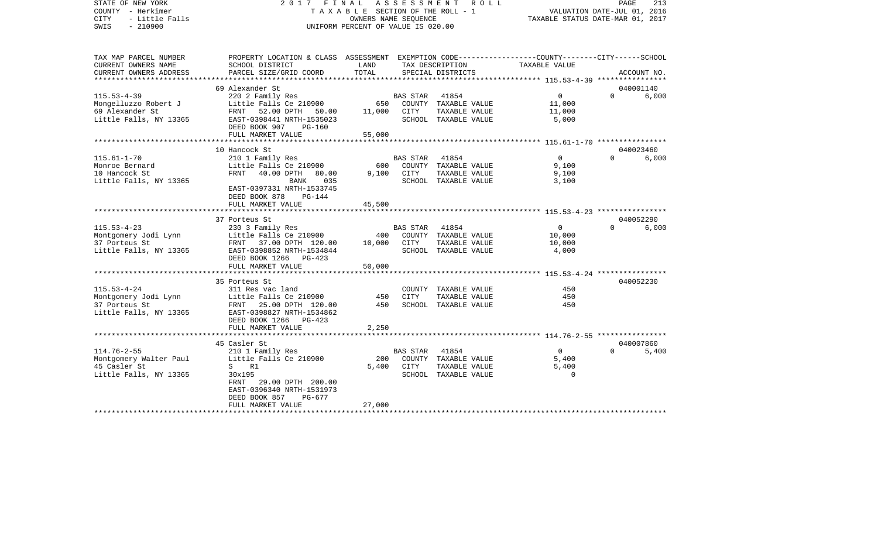STATE OF NEW YORK
COUNTY - Herkimer
CITY - Little Falls
SWIS - 210900

2 0 1 7 F I N A L A S S E S S M E N T R O L L
T A X A B L E SECTION OF THE ROLL - 1
OWNERS NAME SEQUENCE
UNIFORM PERCENT OF VALUE IS 020.00

VALUATION DATE-JUL 01, 2016
TAXABLE STATUS DATE-MAR 01, 2017

| TAX MAP PARCEL NUMBER / CURRENT OWNERS NAME / CURRENT OWNERS ADDRESS | PROPERTY LOCATION & CLASS / SCHOOL DISTRICT / PARCEL SIZE/GRID COORD | ASSESSMENT LAND / TOTAL | EXEMPTION CODE / TAX DESCRIPTION / SPECIAL DISTRICTS | COUNTY | CITY | SCHOOL | ACCOUNT NO. |
|---|---|---|---|---|---|---|---|
| 115.53-4-39 | 69 Alexander St | | | | | | 040001140 |
| | 220 2 Family Res | | BAS STAR 41854 | 0 | | 6,000 | |
| Mongelluzzo Robert J | Little Falls Ce 210900 | 650 | COUNTY TAXABLE VALUE | 11,000 | | | |
| 69 Alexander St | FRNT 52.00 DPTH 50.00 | 11,000 | CITY TAXABLE VALUE | | 11,000 | | |
| Little Falls, NY 13365 | EAST-0398441 NRTH-1535023 | | SCHOOL TAXABLE VALUE | | | 5,000 | |
| | DEED BOOK 907 PG-160 | | | | | | |
| | FULL MARKET VALUE | 55,000 | | | | | |
| 115.61-1-70 | 10 Hancock St | | | | | | 040023460 |
| | 210 1 Family Res | | BAS STAR 41854 | 0 | | 6,000 | |
| Monroe Bernard | Little Falls Ce 210900 | 600 | COUNTY TAXABLE VALUE | 9,100 | | | |
| 10 Hancock St | FRNT 40.00 DPTH 80.00 | 9,100 | CITY TAXABLE VALUE | | 9,100 | | |
| Little Falls, NY 13365 | BANK 035 | | SCHOOL TAXABLE VALUE | | | 3,100 | |
| | EAST-0397331 NRTH-1533745 | | | | | | |
| | DEED BOOK 878 PG-144 | | | | | | |
| | FULL MARKET VALUE | 45,500 | | | | | |
| 115.53-4-23 | 37 Porteus St | | | | | | 040052290 |
| | 230 3 Family Res | | BAS STAR 41854 | 0 | | 6,000 | |
| Montgomery Jodi Lynn | Little Falls Ce 210900 | 400 | COUNTY TAXABLE VALUE | 10,000 | | | |
| 37 Porteus St | FRNT 37.00 DPTH 120.00 | 10,000 | CITY TAXABLE VALUE | | 10,000 | | |
| Little Falls, NY 13365 | EAST-0398852 NRTH-1534844 | | SCHOOL TAXABLE VALUE | | | 4,000 | |
| | DEED BOOK 1266 PG-423 | | | | | | |
| | FULL MARKET VALUE | 50,000 | | | | | |
| 115.53-4-24 | 35 Porteus St | | | | | | 040052230 |
| | 311 Res vac land | | COUNTY TAXABLE VALUE | 450 | | | |
| Montgomery Jodi Lynn | Little Falls Ce 210900 | 450 | CITY TAXABLE VALUE | | 450 | | |
| 37 Porteus St | FRNT 25.00 DPTH 120.00 | 450 | SCHOOL TAXABLE VALUE | | | 450 | |
| Little Falls, NY 13365 | EAST-0398827 NRTH-1534862 | | | | | | |
| | DEED BOOK 1266 PG-423 | | | | | | |
| | FULL MARKET VALUE | 2,250 | | | | | |
| 114.76-2-55 | 45 Casler St | | | | | | 040007860 |
| | 210 1 Family Res | | BAS STAR 41854 | 0 | | 5,400 | |
| Montgomery Walter Paul | Little Falls Ce 210900 | 200 | COUNTY TAXABLE VALUE | 5,400 | | | |
| 45 Casler St | S R1 | 5,400 | CITY TAXABLE VALUE | | 5,400 | | |
| Little Falls, NY 13365 | 30x195 | | SCHOOL TAXABLE VALUE | | | 0 | |
| | FRNT 29.00 DPTH 200.00 | | | | | | |
| | EAST-0396340 NRTH-1531973 | | | | | | |
| | DEED BOOK 857 PG-677 | | | | | | |
| | FULL MARKET VALUE | 27,000 | | | | | |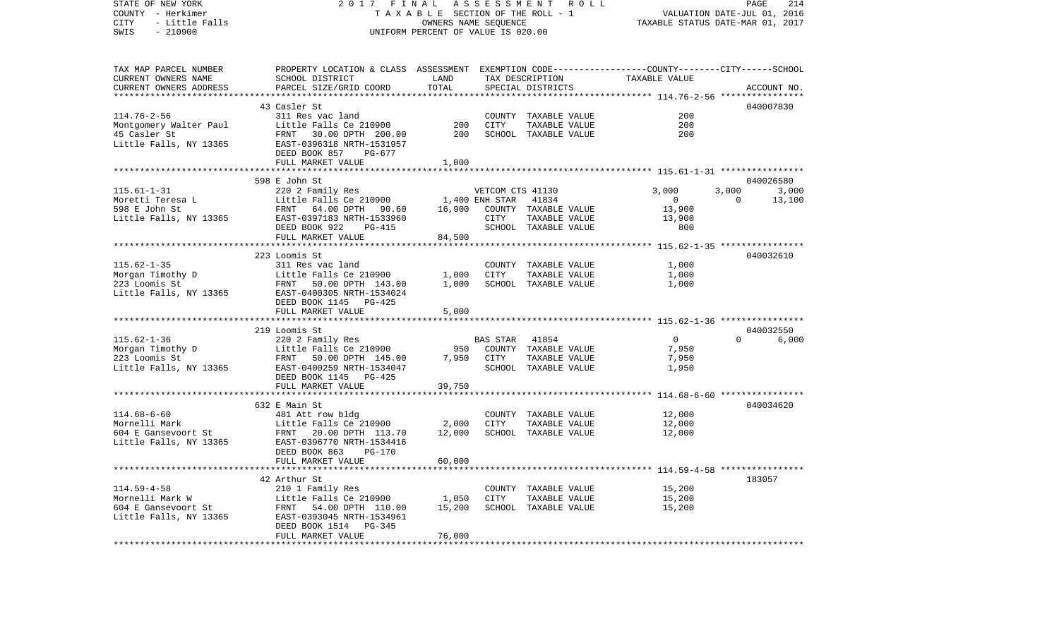STATE OF NEW YORK 2 0 1 7 F I N A L A S S E S S M E N T R O L L
COUNTY - Herkimer T A X A B L E SECTION OF THE ROLL - 1 VALUATION DATE-JUL 01, 2016
CITY - Little Falls OWNERS NAME SEQUENCE TAXABLE STATUS DATE-MAR 01, 2017
SWIS - 210900 UNIFORM PERCENT OF VALUE IS 020.00

| TAX MAP PARCEL NUMBER / CURRENT OWNERS NAME / CURRENT OWNERS ADDRESS | PROPERTY LOCATION & CLASS / SCHOOL DISTRICT / PARCEL SIZE/GRID COORD | ASSESSMENT LAND | TOTAL | EXEMPTION CODE / TAX DESCRIPTION / SPECIAL DISTRICTS | COUNTY TAXABLE VALUE | CITY | SCHOOL | ACCOUNT NO. |
|---|---|---|---|---|---|---|---|---|
| **114.76-2-56** | 43 Casler St | | | | | | | 040007830 |
| Montgomery Walter Paul | 311 Res vac land | | | COUNTY TAXABLE VALUE | 200 | | | |
| 45 Casler St | Little Falls Ce 210900 | 200 | | CITY TAXABLE VALUE | 200 | | | |
| Little Falls, NY 13365 | FRNT 30.00 DPTH 200.00 | | 200 | SCHOOL TAXABLE VALUE | 200 | | | |
| | EAST-0396318 NRTH-1531957 | | | | | | | |
| | DEED BOOK 857 PG-677 | | | | | | | |
| | FULL MARKET VALUE | | 1,000 | | | | | |
| **115.61-1-31** | 598 E John St | | | | | | | 040026580 |
| Moretti Teresa L | 220 2 Family Res | | | VETCOM CTS 41130 | 3,000 | 3,000 | 3,000 | |
| 598 E John St | Little Falls Ce 210900 | 1,400 | | ENH STAR 41834 | 0 | 0 | 13,100 | |
| Little Falls, NY 13365 | FRNT 64.00 DPTH 90.60 | | 16,900 | COUNTY TAXABLE VALUE | 13,900 | | | |
| | EAST-0397183 NRTH-1533960 | | | CITY TAXABLE VALUE | 13,900 | | | |
| | DEED BOOK 922 PG-415 | | | SCHOOL TAXABLE VALUE | 800 | | | |
| | FULL MARKET VALUE | | 84,500 | | | | | |
| **115.62-1-35** | 223 Loomis St | | | | | | | 040032610 |
| Morgan Timothy D | 311 Res vac land | | | COUNTY TAXABLE VALUE | 1,000 | | | |
| 223 Loomis St | Little Falls Ce 210900 | 1,000 | | CITY TAXABLE VALUE | 1,000 | | | |
| Little Falls, NY 13365 | FRNT 50.00 DPTH 143.00 | | 1,000 | SCHOOL TAXABLE VALUE | 1,000 | | | |
| | EAST-0400305 NRTH-1534024 | | | | | | | |
| | DEED BOOK 1145 PG-425 | | | | | | | |
| | FULL MARKET VALUE | | 5,000 | | | | | |
| **115.62-1-36** | 219 Loomis St | | | | | | | 040032550 |
| Morgan Timothy D | 220 2 Family Res | | | BAS STAR 41854 | 0 | 0 | 6,000 | |
| 223 Loomis St | Little Falls Ce 210900 | 950 | | COUNTY TAXABLE VALUE | 7,950 | | | |
| Little Falls, NY 13365 | FRNT 50.00 DPTH 145.00 | | 7,950 | CITY TAXABLE VALUE | 7,950 | | | |
| | EAST-0400259 NRTH-1534047 | | | SCHOOL TAXABLE VALUE | 1,950 | | | |
| | DEED BOOK 1145 PG-425 | | | | | | | |
| | FULL MARKET VALUE | | 39,750 | | | | | |
| **114.68-6-60** | 632 E Main St | | | | | | | 040034620 |
| Mornelli Mark | 481 Att row bldg | | | COUNTY TAXABLE VALUE | 12,000 | | | |
| 604 E Gansevoort St | Little Falls Ce 210900 | 2,000 | | CITY TAXABLE VALUE | 12,000 | | | |
| Little Falls, NY 13365 | FRNT 20.00 DPTH 113.70 | | 12,000 | SCHOOL TAXABLE VALUE | 12,000 | | | |
| | EAST-0396770 NRTH-1534416 | | | | | | | |
| | DEED BOOK 863 PG-170 | | | | | | | |
| | FULL MARKET VALUE | | 60,000 | | | | | |
| **114.59-4-58** | 42 Arthur St | | | | | | | 183057 |
| Mornelli Mark W | 210 1 Family Res | | | COUNTY TAXABLE VALUE | 15,200 | | | |
| 604 E Gansevoort St | Little Falls Ce 210900 | 1,050 | | CITY TAXABLE VALUE | 15,200 | | | |
| Little Falls, NY 13365 | FRNT 54.00 DPTH 110.00 | | 15,200 | SCHOOL TAXABLE VALUE | 15,200 | | | |
| | EAST-0393045 NRTH-1534961 | | | | | | | |
| | DEED BOOK 1514 PG-345 | | | | | | | |
| | FULL MARKET VALUE | | 76,000 | | | | | |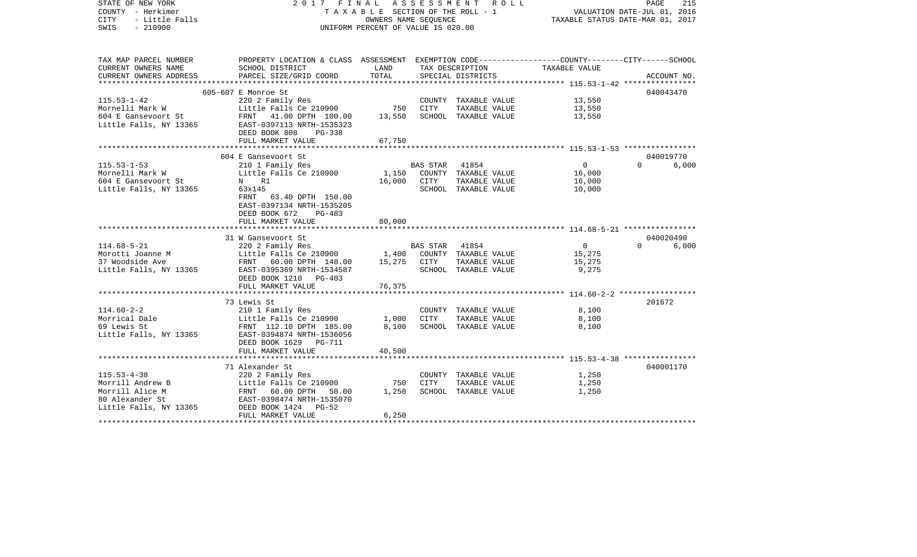STATE OF NEW YORK 2 0 1 7 F I N A L A S S E S S M E N T R O L L
COUNTY - Herkimer T A X A B L E SECTION OF THE ROLL - 1 VALUATION DATE-JUL 01, 2016
CITY - Little Falls OWNERS NAME SEQUENCE TAXABLE STATUS DATE-MAR 01, 2017
SWIS - 210900 UNIFORM PERCENT OF VALUE IS 020.00

| TAX MAP PARCEL NUMBER / CURRENT OWNERS NAME / CURRENT OWNERS ADDRESS | PROPERTY LOCATION & CLASS / SCHOOL DISTRICT / PARCEL SIZE/GRID COORD | ASSESSMENT LAND | TOTAL | EXEMPTION CODE / TAX DESCRIPTION / SPECIAL DISTRICTS | COUNTY TAXABLE VALUE | CITY | SCHOOL / ACCOUNT NO. |
|---|---|---|---|---|---|---|---|
| 115.53-1-42 | 605-607 E Monroe St | | | | | | 040043470 |
| Mornelli Mark W | 220 2 Family Res | | | COUNTY TAXABLE VALUE | 13,550 | | |
| 604 E Gansevoort St | Little Falls Ce 210900 | 750 | | CITY TAXABLE VALUE | 13,550 | | |
| Little Falls, NY 13365 | FRNT 41.00 DPTH 100.00 | | 13,550 | SCHOOL TAXABLE VALUE | 13,550 | | |
| | EAST-0397113 NRTH-1535323 | | | | | | |
| | DEED BOOK 808 PG-338 | | | | | | |
| | FULL MARKET VALUE | | 67,750 | | | | |
| 115.53-1-53 | 604 E Gansevoort St | | | | | | 040019770 |
| Mornelli Mark W | 210 1 Family Res | | | BAS STAR 41854 | 0 | 0 | 6,000 |
| 604 E Gansevoort St | Little Falls Ce 210900 | 1,150 | | COUNTY TAXABLE VALUE | 16,000 | | |
| Little Falls, NY 13365 | N R1 | | 16,000 | CITY TAXABLE VALUE | 16,000 | | |
| | 63x145 | | | SCHOOL TAXABLE VALUE | 10,000 | | |
| | FRNT 63.40 DPTH 150.00 | | | | | | |
| | EAST-0397134 NRTH-1535205 | | | | | | |
| | DEED BOOK 672 PG-483 | | | | | | |
| | FULL MARKET VALUE | | 80,000 | | | | |
| 114.68-5-21 | 31 W Gansevoort St | | | | | | 040020490 |
| Morotti Joanne M | 220 2 Family Res | | | BAS STAR 41854 | 0 | 0 | 6,000 |
| 37 Woodside Ave | Little Falls Ce 210900 | 1,400 | | COUNTY TAXABLE VALUE | 15,275 | | |
| Little Falls, NY 13365 | FRNT 60.00 DPTH 148.00 | | 15,275 | CITY TAXABLE VALUE | 15,275 | | |
| | EAST-0395369 NRTH-1534587 | | | SCHOOL TAXABLE VALUE | 9,275 | | |
| | DEED BOOK 1210 PG-403 | | | | | | |
| | FULL MARKET VALUE | | 76,375 | | | | |
| 114.60-2-2 | 73 Lewis St | | | | | | 201672 |
| Morrical Dale | 210 1 Family Res | | | COUNTY TAXABLE VALUE | 8,100 | | |
| 69 Lewis St | Little Falls Ce 210900 | 1,000 | | CITY TAXABLE VALUE | 8,100 | | |
| Little Falls, NY 13365 | FRNT 112.10 DPTH 185.00 | | 8,100 | SCHOOL TAXABLE VALUE | 8,100 | | |
| | EAST-0394874 NRTH-1536056 | | | | | | |
| | DEED BOOK 1629 PG-711 | | | | | | |
| | FULL MARKET VALUE | | 40,500 | | | | |
| 115.53-4-38 | 71 Alexander St | | | | | | 040001170 |
| Morrill Andrew B | 220 2 Family Res | | | COUNTY TAXABLE VALUE | 1,250 | | |
| Morrill Alice M | Little Falls Ce 210900 | 750 | | CITY TAXABLE VALUE | 1,250 | | |
| 80 Alexander St | FRNT 60.00 DPTH 50.00 | | 1,250 | SCHOOL TAXABLE VALUE | 1,250 | | |
| Little Falls, NY 13365 | EAST-0398474 NRTH-1535070 | | | | | | |
| | DEED BOOK 1424 PG-52 | | | | | | |
| | FULL MARKET VALUE | | 6,250 | | | | |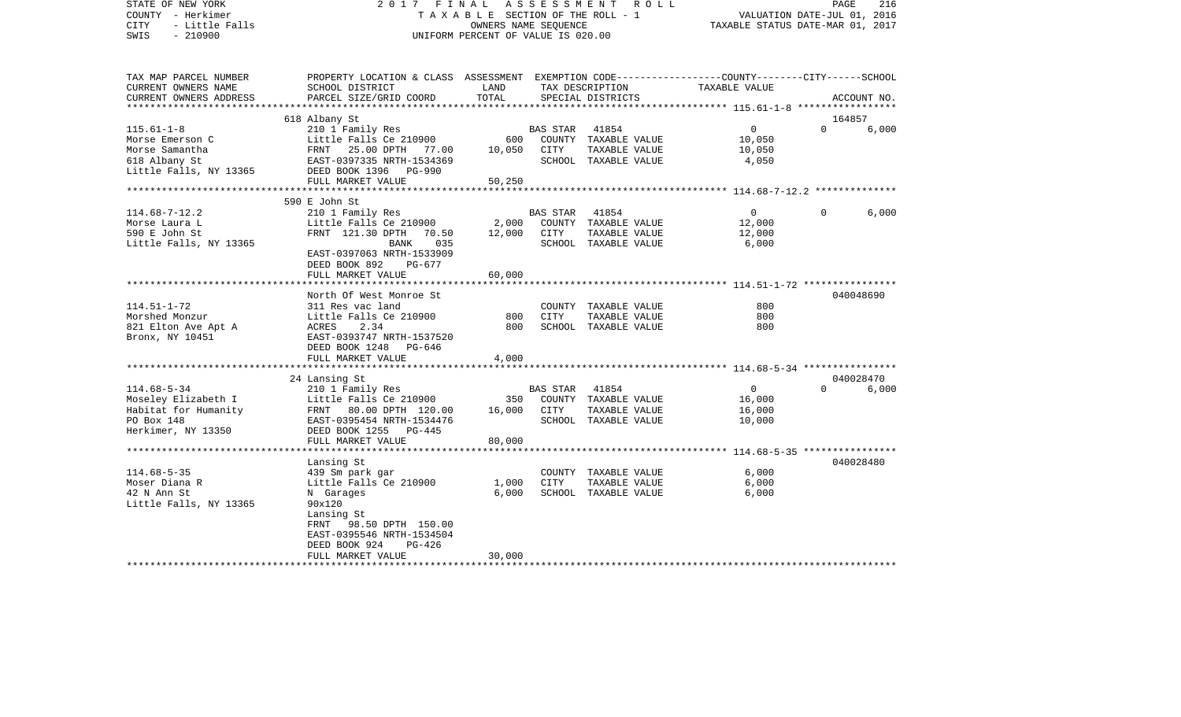STATE OF NEW YORK — 2017 FINAL ASSESSMENT ROLL
COUNTY - Herkimer — TAXABLE SECTION OF THE ROLL - 1 — VALUATION DATE-JUL 01, 2016
CITY - Little Falls — OWNERS NAME SEQUENCE — TAXABLE STATUS DATE-MAR 01, 2017
SWIS - 210900 — UNIFORM PERCENT OF VALUE IS 020.00

| TAX MAP PARCEL NUMBER / CURRENT OWNERS NAME / CURRENT OWNERS ADDRESS | PROPERTY LOCATION & CLASS / SCHOOL DISTRICT / PARCEL SIZE/GRID COORD | ASSESSMENT LAND | TOTAL | EXEMPTION CODE / TAX DESCRIPTION / SPECIAL DISTRICTS | COUNTY | CITY | SCHOOL / TAXABLE VALUE | ACCOUNT NO. |
|---|---|---|---|---|---|---|---|---|
| **115.61-1-8** | 618 Albany St | | | | | | | 164857 |
| 115.61-1-8 | 210 1 Family Res | | | BAS STAR 41854 | 0 | 0 | 6,000 | |
| Morse Emerson C | Little Falls Ce 210900 | 600 | | COUNTY TAXABLE VALUE | 10,050 | | | |
| Morse Samantha | FRNT 25.00 DPTH 77.00 | | 10,050 | CITY TAXABLE VALUE | | 10,050 | | |
| 618 Albany St | EAST-0397335 NRTH-1534369 | | | SCHOOL TAXABLE VALUE | | | 4,050 | |
| Little Falls, NY 13365 | DEED BOOK 1396 PG-990 | | | | | | | |
| | FULL MARKET VALUE | | 50,250 | | | | | |
| **114.68-7-12.2** | 590 E John St | | | | | | | |
| 114.68-7-12.2 | 210 1 Family Res | | | BAS STAR 41854 | 0 | 0 | 6,000 | |
| Morse Laura L | Little Falls Ce 210900 | 2,000 | | COUNTY TAXABLE VALUE | 12,000 | | | |
| 590 E John St | FRNT 121.30 DPTH 70.50 | | 12,000 | CITY TAXABLE VALUE | | 12,000 | | |
| Little Falls, NY 13365 | BANK 035 | | | SCHOOL TAXABLE VALUE | | | 6,000 | |
| | EAST-0397063 NRTH-1533909 | | | | | | | |
| | DEED BOOK 892 PG-677 | | | | | | | |
| | FULL MARKET VALUE | | 60,000 | | | | | |
| **114.51-1-72** | North Of West Monroe St | | | | | | | 040048690 |
| 114.51-1-72 | 311 Res vac land | | | COUNTY TAXABLE VALUE | 800 | | | |
| Morshed Monzur | Little Falls Ce 210900 | 800 | | CITY TAXABLE VALUE | | 800 | | |
| 821 Elton Ave Apt A | ACRES 2.34 | | 800 | SCHOOL TAXABLE VALUE | | | 800 | |
| Bronx, NY 10451 | EAST-0393747 NRTH-1537520 | | | | | | | |
| | DEED BOOK 1248 PG-646 | | | | | | | |
| | FULL MARKET VALUE | | 4,000 | | | | | |
| **114.68-5-34** | 24 Lansing St | | | | | | | 040028470 |
| 114.68-5-34 | 210 1 Family Res | | | BAS STAR 41854 | 0 | 0 | 6,000 | |
| Moseley Elizabeth I | Little Falls Ce 210900 | 350 | | COUNTY TAXABLE VALUE | 16,000 | | | |
| Habitat for Humanity | FRNT 80.00 DPTH 120.00 | | 16,000 | CITY TAXABLE VALUE | | 16,000 | | |
| PO Box 148 | EAST-0395454 NRTH-1534476 | | | SCHOOL TAXABLE VALUE | | | 10,000 | |
| Herkimer, NY 13350 | DEED BOOK 1255 PG-445 | | | | | | | |
| | FULL MARKET VALUE | | 80,000 | | | | | |
| **114.68-5-35** | Lansing St | | | | | | | 040028480 |
| 114.68-5-35 | 439 Sm park gar | | | COUNTY TAXABLE VALUE | 6,000 | | | |
| Moser Diana R | Little Falls Ce 210900 | 1,000 | | CITY TAXABLE VALUE | | 6,000 | | |
| 42 N Ann St | N Garages | | 6,000 | SCHOOL TAXABLE VALUE | | | 6,000 | |
| Little Falls, NY 13365 | 90x120 | | | | | | | |
| | Lansing St | | | | | | | |
| | FRNT 98.50 DPTH 150.00 | | | | | | | |
| | EAST-0395546 NRTH-1534504 | | | | | | | |
| | DEED BOOK 924 PG-426 | | | | | | | |
| | FULL MARKET VALUE | | 30,000 | | | | | |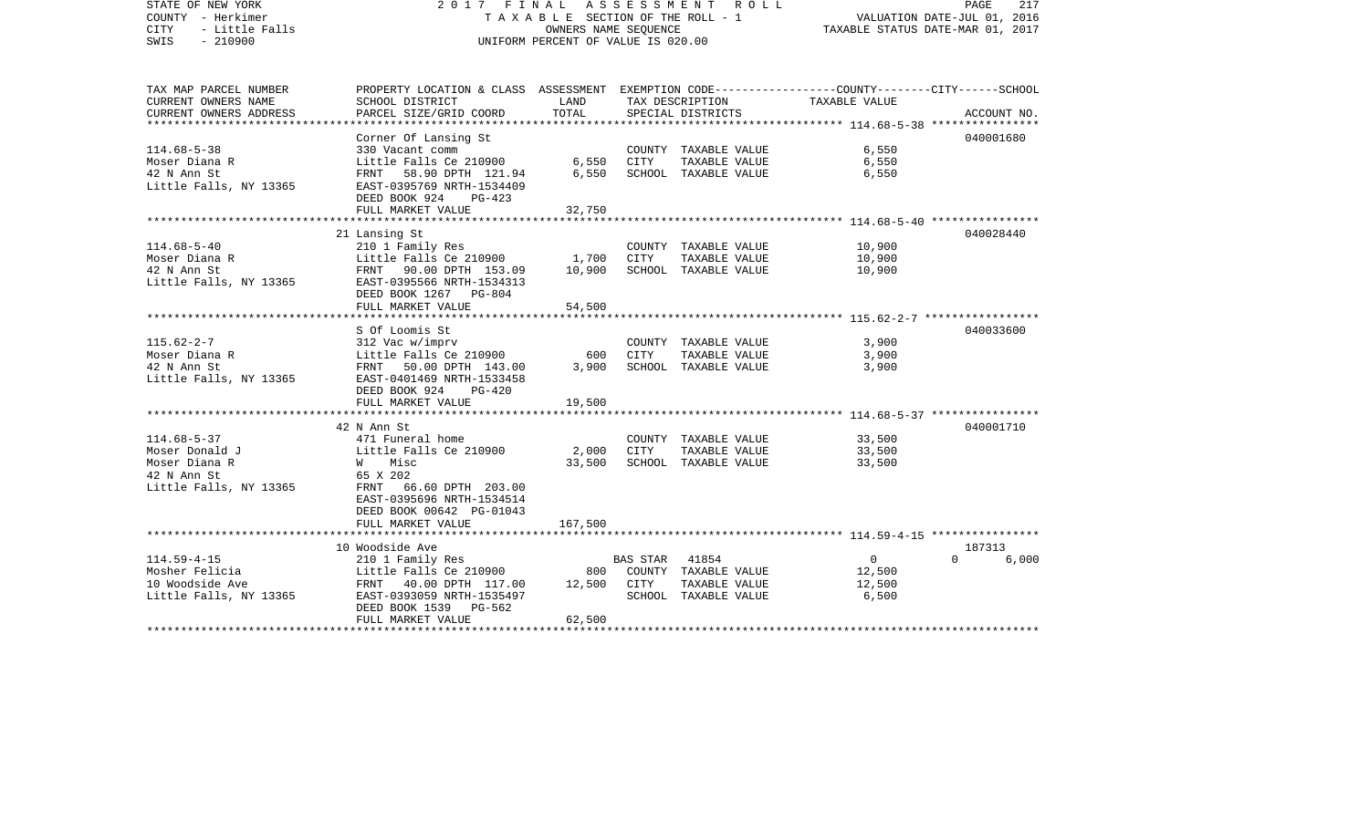STATE OF NEW YORK — 2017 FINAL ASSESSMENT ROLL
COUNTY - Herkimer — TAXABLE SECTION OF THE ROLL - 1 — VALUATION DATE-JUL 01, 2016
CITY - Little Falls — OWNERS NAME SEQUENCE — TAXABLE STATUS DATE-MAR 01, 2017
SWIS - 210900 — UNIFORM PERCENT OF VALUE IS 020.00

| TAX MAP PARCEL NUMBER / CURRENT OWNERS NAME / CURRENT OWNERS ADDRESS | PROPERTY LOCATION & CLASS / SCHOOL DISTRICT / PARCEL SIZE/GRID COORD | ASSESSMENT LAND | ASSESSMENT TOTAL | EXEMPTION CODE / TAX DESCRIPTION / SPECIAL DISTRICTS | COUNTY / CITY / SCHOOL TAXABLE VALUE | ACCOUNT NO. |
|---|---|---|---|---|---|---|
| **114.68-5-38** | Corner Of Lansing St | | | | | 040001680 |
| 114.68-5-38 | 330 Vacant comm | | | COUNTY TAXABLE VALUE | 6,550 | |
| Moser Diana R | Little Falls Ce 210900 | 6,550 | | CITY TAXABLE VALUE | 6,550 | |
| 42 N Ann St | FRNT 58.90 DPTH 121.94 | | 6,550 | SCHOOL TAXABLE VALUE | 6,550 | |
| Little Falls, NY 13365 | EAST-0395769 NRTH-1534409 | | | | | |
| | DEED BOOK 924 PG-423 | | | | | |
| | FULL MARKET VALUE | | 32,750 | | | |
| **114.68-5-40** | 21 Lansing St | | | | | 040028440 |
| 114.68-5-40 | 210 1 Family Res | | | COUNTY TAXABLE VALUE | 10,900 | |
| Moser Diana R | Little Falls Ce 210900 | 1,700 | | CITY TAXABLE VALUE | 10,900 | |
| 42 N Ann St | FRNT 90.00 DPTH 153.09 | | 10,900 | SCHOOL TAXABLE VALUE | 10,900 | |
| Little Falls, NY 13365 | EAST-0395566 NRTH-1534313 | | | | | |
| | DEED BOOK 1267 PG-804 | | | | | |
| | FULL MARKET VALUE | | 54,500 | | | |
| **115.62-2-7** | S Of Loomis St | | | | | 040033600 |
| 115.62-2-7 | 312 Vac w/imprv | | | COUNTY TAXABLE VALUE | 3,900 | |
| Moser Diana R | Little Falls Ce 210900 | 600 | | CITY TAXABLE VALUE | 3,900 | |
| 42 N Ann St | FRNT 50.00 DPTH 143.00 | | 3,900 | SCHOOL TAXABLE VALUE | 3,900 | |
| Little Falls, NY 13365 | EAST-0401469 NRTH-1533458 | | | | | |
| | DEED BOOK 924 PG-420 | | | | | |
| | FULL MARKET VALUE | | 19,500 | | | |
| **114.68-5-37** | 42 N Ann St | | | | | 040001710 |
| 114.68-5-37 | 471 Funeral home | | | COUNTY TAXABLE VALUE | 33,500 | |
| Moser Donald J | Little Falls Ce 210900 | 2,000 | | CITY TAXABLE VALUE | 33,500 | |
| Moser Diana R | W Misc | | 33,500 | SCHOOL TAXABLE VALUE | 33,500 | |
| 42 N Ann St | 65 X 202 | | | | | |
| Little Falls, NY 13365 | FRNT 66.60 DPTH 203.00 | | | | | |
| | EAST-0395696 NRTH-1534514 | | | | | |
| | DEED BOOK 00642 PG-01043 | | | | | |
| | FULL MARKET VALUE | | 167,500 | | | |
| **114.59-4-15** | 10 Woodside Ave | | | | | 187313 |
| 114.59-4-15 | 210 1 Family Res | | | BAS STAR 41854 | 0 / 0 / 6,000 | |
| Mosher Felicia | Little Falls Ce 210900 | 800 | | COUNTY TAXABLE VALUE | 12,500 | |
| 10 Woodside Ave | FRNT 40.00 DPTH 117.00 | | 12,500 | CITY TAXABLE VALUE | 12,500 | |
| Little Falls, NY 13365 | EAST-0393059 NRTH-1535497 | | | SCHOOL TAXABLE VALUE | 6,500 | |
| | DEED BOOK 1539 PG-562 | | | | | |
| | FULL MARKET VALUE | | 62,500 | | | |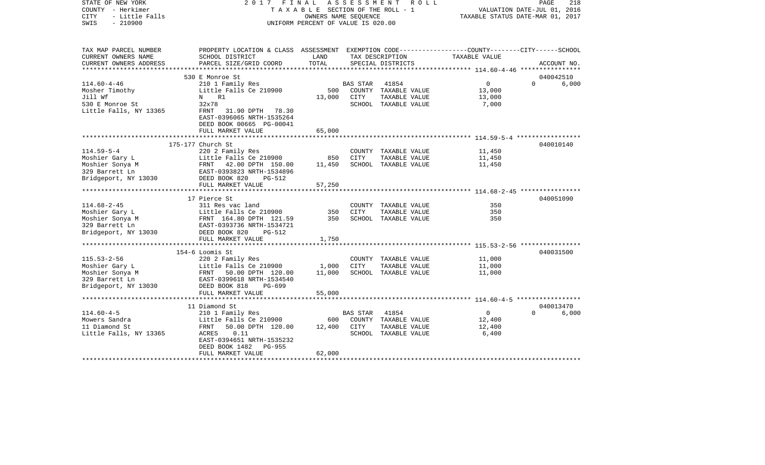STATE OF NEW YORK — 2017 FINAL ASSESSMENT ROLL
COUNTY - Herkimer — TAXABLE SECTION OF THE ROLL - 1 — VALUATION DATE-JUL 01, 2016
CITY - Little Falls — OWNERS NAME SEQUENCE — TAXABLE STATUS DATE-MAR 01, 2017
SWIS - 210900 — UNIFORM PERCENT OF VALUE IS 020.00

| TAX MAP PARCEL NUMBER / CURRENT OWNERS NAME / CURRENT OWNERS ADDRESS | PROPERTY LOCATION & CLASS / SCHOOL DISTRICT / PARCEL SIZE/GRID COORD | ASSESSMENT LAND | TOTAL | EXEMPTION CODE / TAX DESCRIPTION / SPECIAL DISTRICTS | COUNTY | CITY | SCHOOL | ACCOUNT NO. |
|---|---|---|---|---|---|---|---|---|
| **114.60-4-46** | 530 E Monroe St | | | | | | | 040042510 |
| Mosher Timothy | 210 1 Family Res | | | BAS STAR 41854 | 0 | 0 | 6,000 | |
| Jill Wf | Little Falls Ce 210900 | 500 | | COUNTY TAXABLE VALUE | 13,000 | | | |
| 530 E Monroe St | N R1 | | 13,000 | CITY TAXABLE VALUE | | 13,000 | | |
| Little Falls, NY 13365 | 32x78 | | | SCHOOL TAXABLE VALUE | | | 7,000 | |
| | FRNT 31.90 DPTH 78.30 | | | | | | | |
| | EAST-0396065 NRTH-1535264 | | | | | | | |
| | DEED BOOK 00665 PG-00041 | | | | | | | |
| | FULL MARKET VALUE | | 65,000 | | | | | |
| **114.59-5-4** | 175-177 Church St | | | | | | | 040010140 |
| Moshier Gary L | 220 2 Family Res | | | COUNTY TAXABLE VALUE | 11,450 | | | |
| Moshier Sonya M | Little Falls Ce 210900 | 850 | | CITY TAXABLE VALUE | | 11,450 | | |
| 329 Barrett Ln | FRNT 42.00 DPTH 150.00 | | 11,450 | SCHOOL TAXABLE VALUE | | | 11,450 | |
| Bridgeport, NY 13030 | EAST-0393823 NRTH-1534896 | | | | | | | |
| | DEED BOOK 820 PG-512 | | | | | | | |
| | FULL MARKET VALUE | | 57,250 | | | | | |
| **114.68-2-45** | 17 Pierce St | | | | | | | 040051090 |
| Moshier Gary L | 311 Res vac land | | | COUNTY TAXABLE VALUE | 350 | | | |
| Moshier Sonya M | Little Falls Ce 210900 | 350 | | CITY TAXABLE VALUE | | 350 | | |
| 329 Barrett Ln | FRNT 164.80 DPTH 121.59 | | 350 | SCHOOL TAXABLE VALUE | | | 350 | |
| Bridgeport, NY 13030 | EAST-0393736 NRTH-1534721 | | | | | | | |
| | DEED BOOK 820 PG-512 | | | | | | | |
| | FULL MARKET VALUE | | 1,750 | | | | | |
| **115.53-2-56** | 154-6 Loomis St | | | | | | | 040031500 |
| Moshier Gary L | 220 2 Family Res | | | COUNTY TAXABLE VALUE | 11,000 | | | |
| Moshier Sonya M | Little Falls Ce 210900 | 1,000 | | CITY TAXABLE VALUE | | 11,000 | | |
| 329 Barrett Ln | FRNT 50.00 DPTH 120.00 | | 11,000 | SCHOOL TAXABLE VALUE | | | 11,000 | |
| Bridgeport, NY 13030 | EAST-0399618 NRTH-1534540 | | | | | | | |
| | DEED BOOK 818 PG-699 | | | | | | | |
| | FULL MARKET VALUE | | 55,000 | | | | | |
| **114.60-4-5** | 11 Diamond St | | | | | | | 040013470 |
| Mowers Sandra | 210 1 Family Res | | | BAS STAR 41854 | 0 | 0 | 6,000 | |
| 11 Diamond St | Little Falls Ce 210900 | 600 | | COUNTY TAXABLE VALUE | 12,400 | | | |
| Little Falls, NY 13365 | FRNT 50.00 DPTH 120.00 | | 12,400 | CITY TAXABLE VALUE | | 12,400 | | |
| | ACRES 0.11 | | | SCHOOL TAXABLE VALUE | | | 6,400 | |
| | EAST-0394651 NRTH-1535232 | | | | | | | |
| | DEED BOOK 1482 PG-955 | | | | | | | |
| | FULL MARKET VALUE | | 62,000 | | | | | |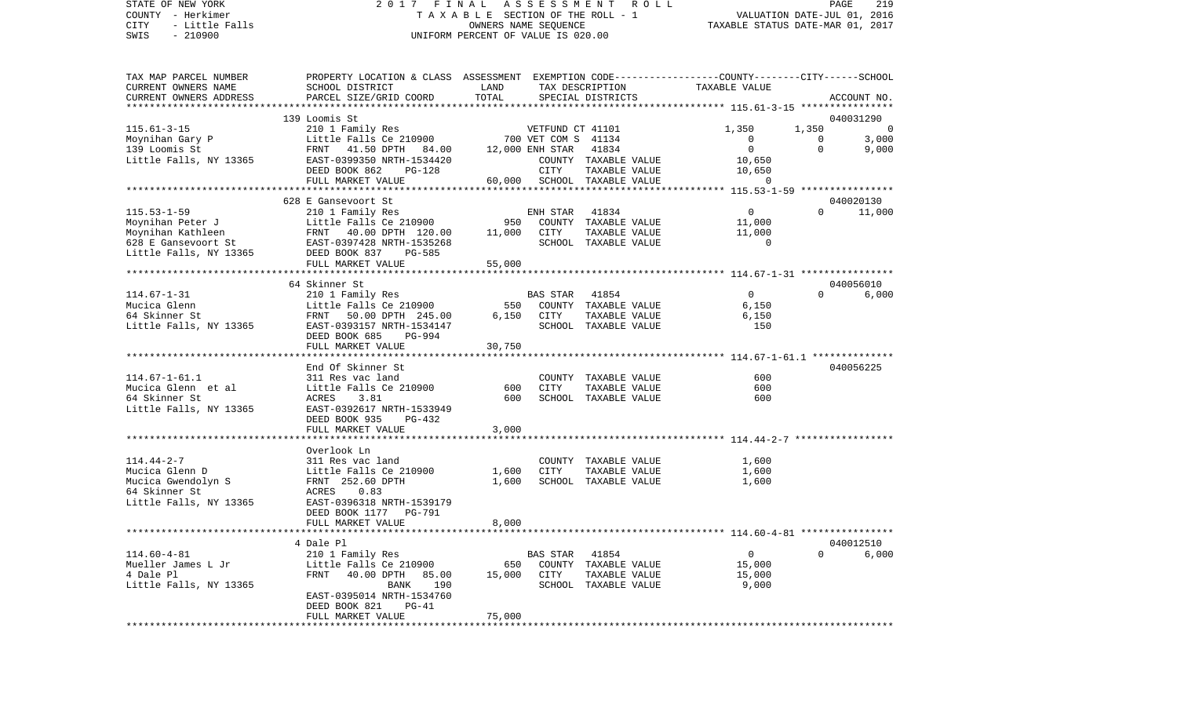STATE OF NEW YORK — 2017 FINAL ASSESSMENT ROLL
COUNTY - Herkimer — TAXABLE SECTION OF THE ROLL - 1 — VALUATION DATE-JUL 01, 2016
CITY - Little Falls — OWNERS NAME SEQUENCE — TAXABLE STATUS DATE-MAR 01, 2017
SWIS - 210900 — UNIFORM PERCENT OF VALUE IS 020.00

| TAX MAP PARCEL NUMBER / CURRENT OWNERS NAME / CURRENT OWNERS ADDRESS | PROPERTY LOCATION & CLASS / SCHOOL DISTRICT / PARCEL SIZE/GRID COORD | ASSESSMENT LAND | TOTAL | EXEMPTION CODE / TAX DESCRIPTION / SPECIAL DISTRICTS | COUNTY TAXABLE VALUE | CITY | SCHOOL | ACCOUNT NO. |
|---|---|---|---|---|---|---|---|---|
| | 139 Loomis St | | | | | | | 040031290 |
| 115.61-3-15 | 210 1 Family Res | | | VETFUND CT 41101 | 1,350 | 1,350 | 0 | |
| Moynihan Gary P | Little Falls Ce 210900 | 700 | | VET COM S 41134 | 0 | 0 | 3,000 | |
| 139 Loomis St | FRNT 41.50 DPTH 84.00 | | 12,000 | ENH STAR 41834 | 0 | 0 | 9,000 | |
| Little Falls, NY 13365 | EAST-0399350 NRTH-1534420 | | | COUNTY TAXABLE VALUE | 10,650 | | | |
| | DEED BOOK 862 PG-128 | | | CITY TAXABLE VALUE | 10,650 | | | |
| | FULL MARKET VALUE | | 60,000 | SCHOOL TAXABLE VALUE | 0 | | | |
| | 628 E Gansevoort St | | | | | | | 040020130 |
| 115.53-1-59 | 210 1 Family Res | | | ENH STAR 41834 | 0 | 0 | 11,000 | |
| Moynihan Peter J | Little Falls Ce 210900 | 950 | | COUNTY TAXABLE VALUE | 11,000 | | | |
| Moynihan Kathleen | FRNT 40.00 DPTH 120.00 | | 11,000 | CITY TAXABLE VALUE | 11,000 | | | |
| 628 E Gansevoort St | EAST-0397428 NRTH-1535268 | | | SCHOOL TAXABLE VALUE | 0 | | | |
| Little Falls, NY 13365 | DEED BOOK 837 PG-585 | | | | | | | |
| | FULL MARKET VALUE | | 55,000 | | | | | |
| | 64 Skinner St | | | | | | | 040056010 |
| 114.67-1-31 | 210 1 Family Res | | | BAS STAR 41854 | 0 | 0 | 6,000 | |
| Mucica Glenn | Little Falls Ce 210900 | 550 | | COUNTY TAXABLE VALUE | 6,150 | | | |
| 64 Skinner St | FRNT 50.00 DPTH 245.00 | | 6,150 | CITY TAXABLE VALUE | 6,150 | | | |
| Little Falls, NY 13365 | EAST-0393157 NRTH-1534147 | | | SCHOOL TAXABLE VALUE | 150 | | | |
| | DEED BOOK 685 PG-994 | | | | | | | |
| | FULL MARKET VALUE | | 30,750 | | | | | |
| | End Of Skinner St | | | | | | | 040056225 |
| 114.67-1-61.1 | 311 Res vac land | | | COUNTY TAXABLE VALUE | 600 | | | |
| Mucica Glenn et al | Little Falls Ce 210900 | 600 | | CITY TAXABLE VALUE | 600 | | | |
| 64 Skinner St | ACRES 3.81 | | 600 | SCHOOL TAXABLE VALUE | 600 | | | |
| Little Falls, NY 13365 | EAST-0392617 NRTH-1533949 | | | | | | | |
| | DEED BOOK 935 PG-432 | | | | | | | |
| | FULL MARKET VALUE | | 3,000 | | | | | |
| | Overlook Ln | | | | | | | |
| 114.44-2-7 | 311 Res vac land | | | COUNTY TAXABLE VALUE | 1,600 | | | |
| Mucica Glenn D | Little Falls Ce 210900 | 1,600 | | CITY TAXABLE VALUE | 1,600 | | | |
| Mucica Gwendolyn S | FRNT 252.60 DPTH | | 1,600 | SCHOOL TAXABLE VALUE | 1,600 | | | |
| 64 Skinner St | ACRES 0.83 | | | | | | | |
| Little Falls, NY 13365 | EAST-0396318 NRTH-1539179 | | | | | | | |
| | DEED BOOK 1177 PG-791 | | | | | | | |
| | FULL MARKET VALUE | | 8,000 | | | | | |
| | 4 Dale Pl | | | | | | | 040012510 |
| 114.60-4-81 | 210 1 Family Res | | | BAS STAR 41854 | 0 | 0 | 6,000 | |
| Mueller James L Jr | Little Falls Ce 210900 | 650 | | COUNTY TAXABLE VALUE | 15,000 | | | |
| 4 Dale Pl | FRNT 40.00 DPTH 85.00 | | 15,000 | CITY TAXABLE VALUE | 15,000 | | | |
| Little Falls, NY 13365 | BANK 190 | | | SCHOOL TAXABLE VALUE | 9,000 | | | |
| | EAST-0395014 NRTH-1534760 | | | | | | | |
| | DEED BOOK 821 PG-41 | | | | | | | |
| | FULL MARKET VALUE | | 75,000 | | | | | |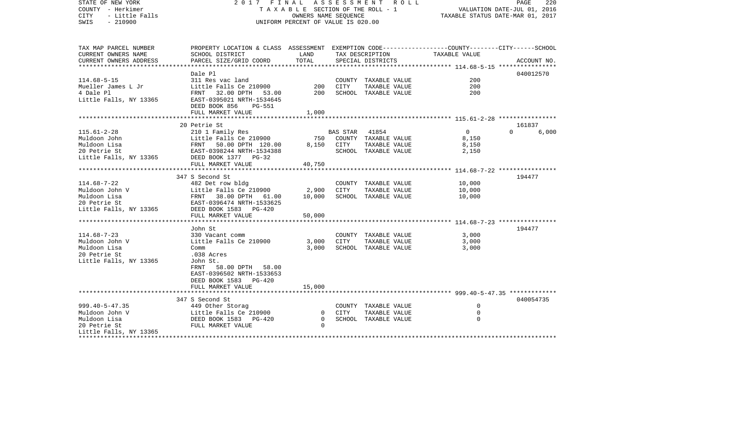STATE OF NEW YORK — 2017 FINAL ASSESSMENT ROLL
COUNTY - Herkimer — TAXABLE SECTION OF THE ROLL - 1 — VALUATION DATE-JUL 01, 2016
CITY - Little Falls — OWNERS NAME SEQUENCE — TAXABLE STATUS DATE-MAR 01, 2017
SWIS - 210900 — UNIFORM PERCENT OF VALUE IS 020.00

| TAX MAP PARCEL NUMBER / CURRENT OWNERS NAME / CURRENT OWNERS ADDRESS | PROPERTY LOCATION & CLASS / SCHOOL DISTRICT / PARCEL SIZE/GRID COORD | ASSESSMENT LAND | TOTAL | EXEMPTION CODE / TAX DESCRIPTION / SPECIAL DISTRICTS | COUNTY / CITY / TAXABLE VALUE | SCHOOL / ACCOUNT NO. |
|---|---|---|---|---|---|---|
| | Dale Pl | | | | | 040012570 |
| 114.68-5-15 | 311 Res vac land | | | COUNTY TAXABLE VALUE | 200 | |
| Mueller James L Jr | Little Falls Ce 210900 | 200 | | CITY TAXABLE VALUE | 200 | |
| 4 Dale Pl | FRNT 32.00 DPTH 53.00 | | 200 | SCHOOL TAXABLE VALUE | 200 | |
| Little Falls, NY 13365 | EAST-0395021 NRTH-1534645 | | | | | |
| | DEED BOOK 856 PG-551 | | | | | |
| | FULL MARKET VALUE | | 1,000 | | | |
| | 20 Petrie St | | | | | 161837 |
| 115.61-2-28 | 210 1 Family Res | | | BAS STAR 41854 | 0 | 0 6,000 |
| Muldoon John | Little Falls Ce 210900 | 750 | | COUNTY TAXABLE VALUE | 8,150 | |
| Muldoon Lisa | FRNT 50.00 DPTH 120.00 | | 8,150 | CITY TAXABLE VALUE | 8,150 | |
| 20 Petrie St | EAST-0398244 NRTH-1534388 | | | SCHOOL TAXABLE VALUE | 2,150 | |
| Little Falls, NY 13365 | DEED BOOK 1377 PG-32 | | | | | |
| | FULL MARKET VALUE | | 40,750 | | | |
| | 347 S Second St | | | | | 194477 |
| 114.68-7-22 | 482 Det row bldg | | | COUNTY TAXABLE VALUE | 10,000 | |
| Muldoon John V | Little Falls Ce 210900 | 2,900 | | CITY TAXABLE VALUE | 10,000 | |
| Muldoon Lisa | FRNT 38.00 DPTH 61.00 | | 10,000 | SCHOOL TAXABLE VALUE | 10,000 | |
| 20 Petrie St | EAST-0396474 NRTH-1533625 | | | | | |
| Little Falls, NY 13365 | DEED BOOK 1583 PG-420 | | | | | |
| | FULL MARKET VALUE | | 50,000 | | | |
| | John St | | | | | 194477 |
| 114.68-7-23 | 330 Vacant comm | | | COUNTY TAXABLE VALUE | 3,000 | |
| Muldoon John V | Little Falls Ce 210900 | 3,000 | | CITY TAXABLE VALUE | 3,000 | |
| Muldoon Lisa | Comm | | 3,000 | SCHOOL TAXABLE VALUE | 3,000 | |
| 20 Petrie St | .038 Acres | | | | | |
| Little Falls, NY 13365 | John St. | | | | | |
| | FRNT 58.00 DPTH 58.00 | | | | | |
| | EAST-0396502 NRTH-1533653 | | | | | |
| | DEED BOOK 1583 PG-420 | | | | | |
| | FULL MARKET VALUE | | 15,000 | | | |
| | 347 S Second St | | | | | 040054735 |
| 999.40-5-47.35 | 449 Other Storag | | | COUNTY TAXABLE VALUE | 0 | |
| Muldoon John V | Little Falls Ce 210900 | 0 | | CITY TAXABLE VALUE | 0 | |
| Muldoon Lisa | DEED BOOK 1583 PG-420 | | 0 | SCHOOL TAXABLE VALUE | 0 | |
| 20 Petrie St | FULL MARKET VALUE | | 0 | | | |
| Little Falls, NY 13365 | | | | | | |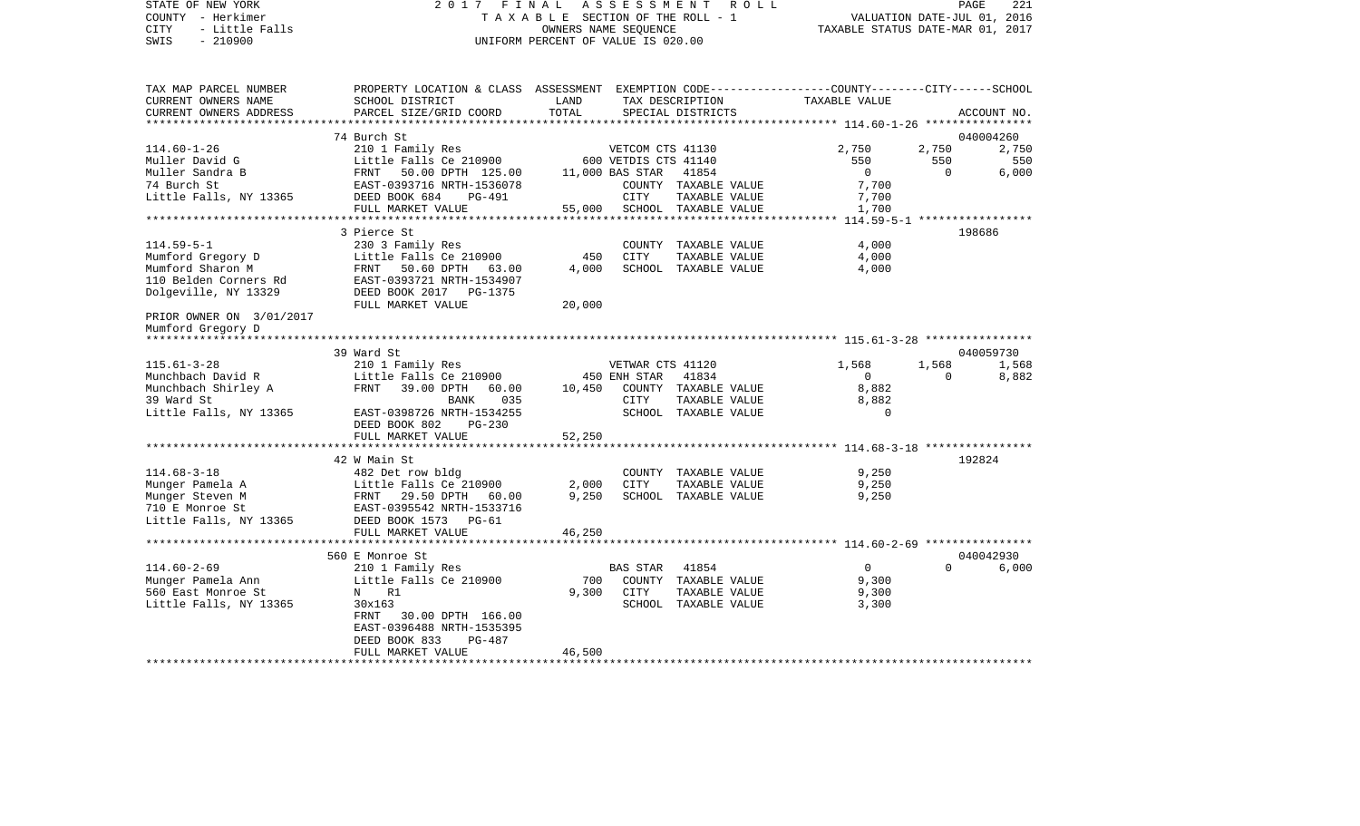STATE OF NEW YORK 2017 FINAL ASSESSMENT ROLL
COUNTY - Herkimer T A X A B L E SECTION OF THE ROLL - 1 VALUATION DATE-JUL 01, 2016
CITY - Little Falls OWNERS NAME SEQUENCE TAXABLE STATUS DATE-MAR 01, 2017
SWIS - 210900 UNIFORM PERCENT OF VALUE IS 020.00

| TAX MAP PARCEL NUMBER / CURRENT OWNERS NAME / CURRENT OWNERS ADDRESS | PROPERTY LOCATION & CLASS / SCHOOL DISTRICT / PARCEL SIZE/GRID COORD | ASSESSMENT LAND | TOTAL | EXEMPTION CODE / TAX DESCRIPTION / SPECIAL DISTRICTS | COUNTY | CITY | SCHOOL TAXABLE VALUE | ACCOUNT NO. |
|---|---|---|---|---|---|---|---|---|
| | 74 Burch St | | | | | | | 040004260 |
| 114.60-1-26 | 210 1 Family Res | | | VETCOM CTS 41130 | 2,750 | 2,750 | 2,750 | |
| Muller David G | Little Falls Ce 210900 | 600 | | VETDIS CTS 41140 | 550 | 550 | 550 | |
| Muller Sandra B | FRNT 50.00 DPTH 125.00 | | 11,000 | BAS STAR 41854 | 0 | 0 | 6,000 | |
| 74 Burch St | EAST-0393716 NRTH-1536078 | | | COUNTY TAXABLE VALUE | 7,700 | | | |
| Little Falls, NY 13365 | DEED BOOK 684 PG-491 | | | CITY TAXABLE VALUE | | 7,700 | | |
| | FULL MARKET VALUE | | 55,000 | SCHOOL TAXABLE VALUE | | | 1,700 | |
| | 3 Pierce St | | | | | | | 198686 |
| 114.59-5-1 | 230 3 Family Res | | | COUNTY TAXABLE VALUE | 4,000 | | | |
| Mumford Gregory D | Little Falls Ce 210900 | 450 | | CITY TAXABLE VALUE | | 4,000 | | |
| Mumford Sharon M | FRNT 50.60 DPTH 63.00 | | 4,000 | SCHOOL TAXABLE VALUE | | | 4,000 | |
| 110 Belden Corners Rd | EAST-0393721 NRTH-1534907 | | | | | | | |
| Dolgeville, NY 13329 | DEED BOOK 2017 PG-1375 | | | | | | | |
| | FULL MARKET VALUE | | 20,000 | | | | | |
| PRIOR OWNER ON 3/01/2017 | | | | | | | | |
| Mumford Gregory D | | | | | | | | |
| | 39 Ward St | | | | | | | 040059730 |
| 115.61-3-28 | 210 1 Family Res | | | VETWAR CTS 41120 | 1,568 | 1,568 | 1,568 | |
| Munchbach David R | Little Falls Ce 210900 | 450 | | ENH STAR 41834 | 0 | 0 | 8,882 | |
| Munchbach Shirley A | FRNT 39.00 DPTH 60.00 | | 10,450 | COUNTY TAXABLE VALUE | 8,882 | | | |
| 39 Ward St | BANK 035 | | | CITY TAXABLE VALUE | | 8,882 | | |
| Little Falls, NY 13365 | EAST-0398726 NRTH-1534255 | | | SCHOOL TAXABLE VALUE | | | 0 | |
| | DEED BOOK 802 PG-230 | | | | | | | |
| | FULL MARKET VALUE | | 52,250 | | | | | |
| | 42 W Main St | | | | | | | 192824 |
| 114.68-3-18 | 482 Det row bldg | | | COUNTY TAXABLE VALUE | 9,250 | | | |
| Munger Pamela A | Little Falls Ce 210900 | 2,000 | | CITY TAXABLE VALUE | | 9,250 | | |
| Munger Steven M | FRNT 29.50 DPTH 60.00 | | 9,250 | SCHOOL TAXABLE VALUE | | | 9,250 | |
| 710 E Monroe St | EAST-0395542 NRTH-1533716 | | | | | | | |
| Little Falls, NY 13365 | DEED BOOK 1573 PG-61 | | | | | | | |
| | FULL MARKET VALUE | | 46,250 | | | | | |
| | 560 E Monroe St | | | | | | | 040042930 |
| 114.60-2-69 | 210 1 Family Res | | | BAS STAR 41854 | 0 | 0 | 6,000 | |
| Munger Pamela Ann | Little Falls Ce 210900 | 700 | | COUNTY TAXABLE VALUE | 9,300 | | | |
| 560 East Monroe St | N R1 | | 9,300 | CITY TAXABLE VALUE | | 9,300 | | |
| Little Falls, NY 13365 | 30x163 | | | SCHOOL TAXABLE VALUE | | | 3,300 | |
| | FRNT 30.00 DPTH 166.00 | | | | | | | |
| | EAST-0396488 NRTH-1535395 | | | | | | | |
| | DEED BOOK 833 PG-487 | | | | | | | |
| | FULL MARKET VALUE | | 46,500 | | | | | |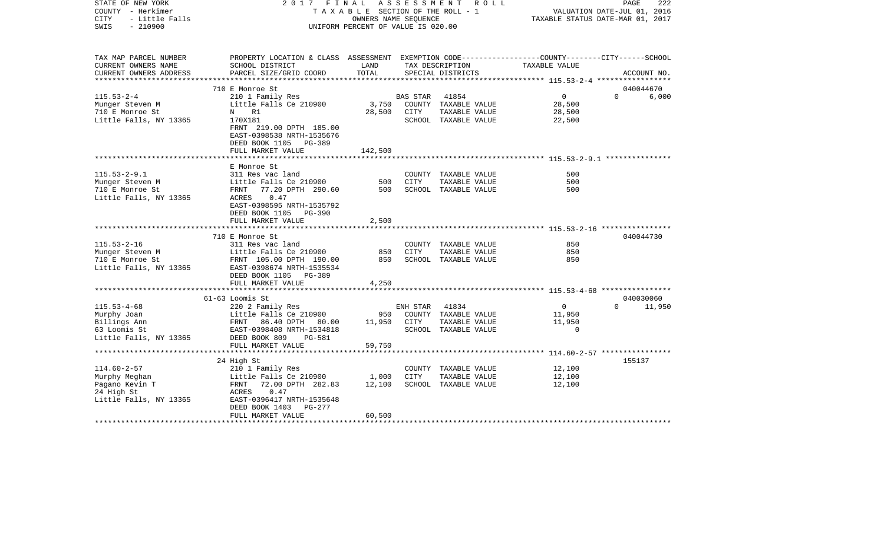STATE OF NEW YORK — 2 0 1 7 F I N A L A S S E S S M E N T R O L L
COUNTY - Herkimer — T A X A B L E SECTION OF THE ROLL - 1 — VALUATION DATE-JUL 01, 2016
CITY - Little Falls — OWNERS NAME SEQUENCE — TAXABLE STATUS DATE-MAR 01, 2017
SWIS - 210900 — UNIFORM PERCENT OF VALUE IS 020.00

| TAX MAP PARCEL NUMBER / CURRENT OWNERS NAME / CURRENT OWNERS ADDRESS | PROPERTY LOCATION & CLASS / SCHOOL DISTRICT / PARCEL SIZE/GRID COORD | ASSESSMENT LAND | TOTAL | EXEMPTION CODE / TAX DESCRIPTION / SPECIAL DISTRICTS | | COUNTY / CITY / SCHOOL TAXABLE VALUE | ACCOUNT NO. |
|---|---|---|---|---|---|---|---|
| **115.53-2-4** | 710 E Monroe St | | | | | | 040044670 |
| Munger Steven M | 210 1 Family Res | | | BAS STAR | 41854 | 0 | 0 / 6,000 |
| 710 E Monroe St | Little Falls Ce 210900 | 3,750 | | COUNTY | TAXABLE VALUE | 28,500 | |
| Little Falls, NY 13365 | N R1 | | 28,500 | CITY | TAXABLE VALUE | 28,500 | |
| | 170X181 | | | SCHOOL | TAXABLE VALUE | 22,500 | |
| | FRNT 219.00 DPTH 185.00 | | | | | | |
| | EAST-0398538 NRTH-1535676 | | | | | | |
| | DEED BOOK 1105 PG-389 | | | | | | |
| | FULL MARKET VALUE | | 142,500 | | | | |
| **115.53-2-9.1** | E Monroe St | | | | | | |
| Munger Steven M | 311 Res vac land | | | COUNTY | TAXABLE VALUE | 500 | |
| 710 E Monroe St | Little Falls Ce 210900 | 500 | | CITY | TAXABLE VALUE | 500 | |
| Little Falls, NY 13365 | FRNT 77.20 DPTH 290.60 | | 500 | SCHOOL | TAXABLE VALUE | 500 | |
| | ACRES 0.47 | | | | | | |
| | EAST-0398595 NRTH-1535792 | | | | | | |
| | DEED BOOK 1105 PG-390 | | | | | | |
| | FULL MARKET VALUE | | 2,500 | | | | |
| **115.53-2-16** | 710 E Monroe St | | | | | | 040044730 |
| Munger Steven M | 311 Res vac land | | | COUNTY | TAXABLE VALUE | 850 | |
| 710 E Monroe St | Little Falls Ce 210900 | 850 | | CITY | TAXABLE VALUE | 850 | |
| Little Falls, NY 13365 | FRNT 105.00 DPTH 190.00 | | 850 | SCHOOL | TAXABLE VALUE | 850 | |
| | EAST-0398674 NRTH-1535534 | | | | | | |
| | DEED BOOK 1105 PG-389 | | | | | | |
| | FULL MARKET VALUE | | 4,250 | | | | |
| **115.53-4-68** | 61-63 Loomis St | | | | | | 040030060 |
| Murphy Joan | 220 2 Family Res | | | ENH STAR | 41834 | 0 | 0 / 11,950 |
| Billings Ann | Little Falls Ce 210900 | 950 | | COUNTY | TAXABLE VALUE | 11,950 | |
| 63 Loomis St | FRNT 86.40 DPTH 80.00 | | 11,950 | CITY | TAXABLE VALUE | 11,950 | |
| Little Falls, NY 13365 | EAST-0398408 NRTH-1534818 | | | SCHOOL | TAXABLE VALUE | 0 | |
| | DEED BOOK 809 PG-581 | | | | | | |
| | FULL MARKET VALUE | | 59,750 | | | | |
| **114.60-2-57** | 24 High St | | | | | | 155137 |
| Murphy Meghan | 210 1 Family Res | | | COUNTY | TAXABLE VALUE | 12,100 | |
| Pagano Kevin T | Little Falls Ce 210900 | 1,000 | | CITY | TAXABLE VALUE | 12,100 | |
| 24 High St | FRNT 72.00 DPTH 282.83 | | 12,100 | SCHOOL | TAXABLE VALUE | 12,100 | |
| Little Falls, NY 13365 | ACRES 0.47 | | | | | | |
| | EAST-0396417 NRTH-1535648 | | | | | | |
| | DEED BOOK 1403 PG-277 | | | | | | |
| | FULL MARKET VALUE | | 60,500 | | | | |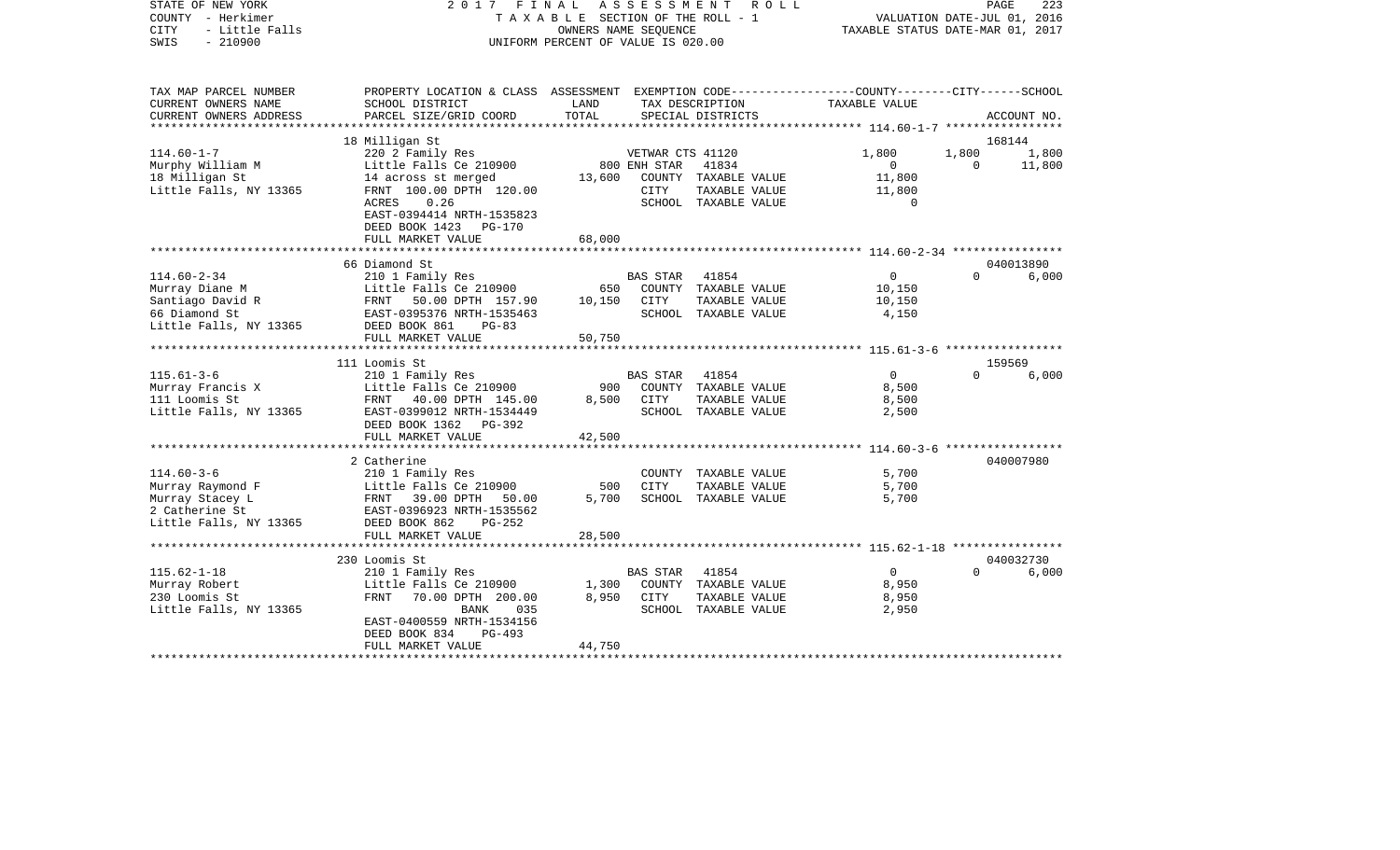STATE OF NEW YORK 2 0 1 7 F I N A L A S S E S S M E N T R O L L
COUNTY - Herkimer T A X A B L E SECTION OF THE ROLL - 1 VALUATION DATE-JUL 01, 2016
CITY - Little Falls OWNERS NAME SEQUENCE TAXABLE STATUS DATE-MAR 01, 2017
SWIS - 210900 UNIFORM PERCENT OF VALUE IS 020.00

| TAX MAP PARCEL NUMBER<br>CURRENT OWNERS NAME<br>CURRENT OWNERS ADDRESS | PROPERTY LOCATION & CLASS<br>SCHOOL DISTRICT<br>PARCEL SIZE/GRID COORD | ASSESSMENT<br>LAND<br>TOTAL | EXEMPTION CODE<br>TAX DESCRIPTION<br>SPECIAL DISTRICTS | COUNTY | CITY | SCHOOL<br>TAXABLE VALUE<br>ACCOUNT NO. |
|---|---|---|---|---|---|---|
| 114.60-1-7 | 18 Milligan St | | | | | 168144 |
| | 220 2 Family Res | | VETWAR CTS 41120 | 1,800 | 1,800 | 1,800 |
| Murphy William M | Little Falls Ce 210900 | 800 | ENH STAR 41834 | 0 | 0 | 11,800 |
| 18 Milligan St | 14 across st merged | 13,600 | COUNTY TAXABLE VALUE | 11,800 | | |
| Little Falls, NY 13365 | FRNT 100.00 DPTH 120.00 | | CITY TAXABLE VALUE | 11,800 | | |
| | ACRES 0.26 | | SCHOOL TAXABLE VALUE | 0 | | |
| | EAST-0394414 NRTH-1535823 | | | | | |
| | DEED BOOK 1423 PG-170 | | | | | |
| | FULL MARKET VALUE | 68,000 | | | | |
| 114.60-2-34 | 66 Diamond St | | | | | 040013890 |
| | 210 1 Family Res | | BAS STAR 41854 | 0 | 0 | 6,000 |
| Murray Diane M | Little Falls Ce 210900 | 650 | COUNTY TAXABLE VALUE | 10,150 | | |
| Santiago David R | FRNT 50.00 DPTH 157.90 | 10,150 | CITY TAXABLE VALUE | 10,150 | | |
| 66 Diamond St | EAST-0395376 NRTH-1535463 | | SCHOOL TAXABLE VALUE | 4,150 | | |
| Little Falls, NY 13365 | DEED BOOK 861 PG-83 | | | | | |
| | FULL MARKET VALUE | 50,750 | | | | |
| 115.61-3-6 | 111 Loomis St | | | | | 159569 |
| | 210 1 Family Res | | BAS STAR 41854 | 0 | 0 | 6,000 |
| Murray Francis X | Little Falls Ce 210900 | 900 | COUNTY TAXABLE VALUE | 8,500 | | |
| 111 Loomis St | FRNT 40.00 DPTH 145.00 | 8,500 | CITY TAXABLE VALUE | 8,500 | | |
| Little Falls, NY 13365 | EAST-0399012 NRTH-1534449 | | SCHOOL TAXABLE VALUE | 2,500 | | |
| | DEED BOOK 1362 PG-392 | | | | | |
| | FULL MARKET VALUE | 42,500 | | | | |
| 114.60-3-6 | 2 Catherine | | | | | 040007980 |
| | 210 1 Family Res | | COUNTY TAXABLE VALUE | 5,700 | | |
| Murray Raymond F | Little Falls Ce 210900 | 500 | CITY TAXABLE VALUE | 5,700 | | |
| Murray Stacey L | FRNT 39.00 DPTH 50.00 | 5,700 | SCHOOL TAXABLE VALUE | 5,700 | | |
| 2 Catherine St | EAST-0396923 NRTH-1535562 | | | | | |
| Little Falls, NY 13365 | DEED BOOK 862 PG-252 | | | | | |
| | FULL MARKET VALUE | 28,500 | | | | |
| 115.62-1-18 | 230 Loomis St | | | | | 040032730 |
| | 210 1 Family Res | | BAS STAR 41854 | 0 | 0 | 6,000 |
| Murray Robert | Little Falls Ce 210900 | 1,300 | COUNTY TAXABLE VALUE | 8,950 | | |
| 230 Loomis St | FRNT 70.00 DPTH 200.00 | 8,950 | CITY TAXABLE VALUE | 8,950 | | |
| Little Falls, NY 13365 | BANK 035 | | SCHOOL TAXABLE VALUE | 2,950 | | |
| | EAST-0400559 NRTH-1534156 | | | | | |
| | DEED BOOK 834 PG-493 | | | | | |
| | FULL MARKET VALUE | 44,750 | | | | |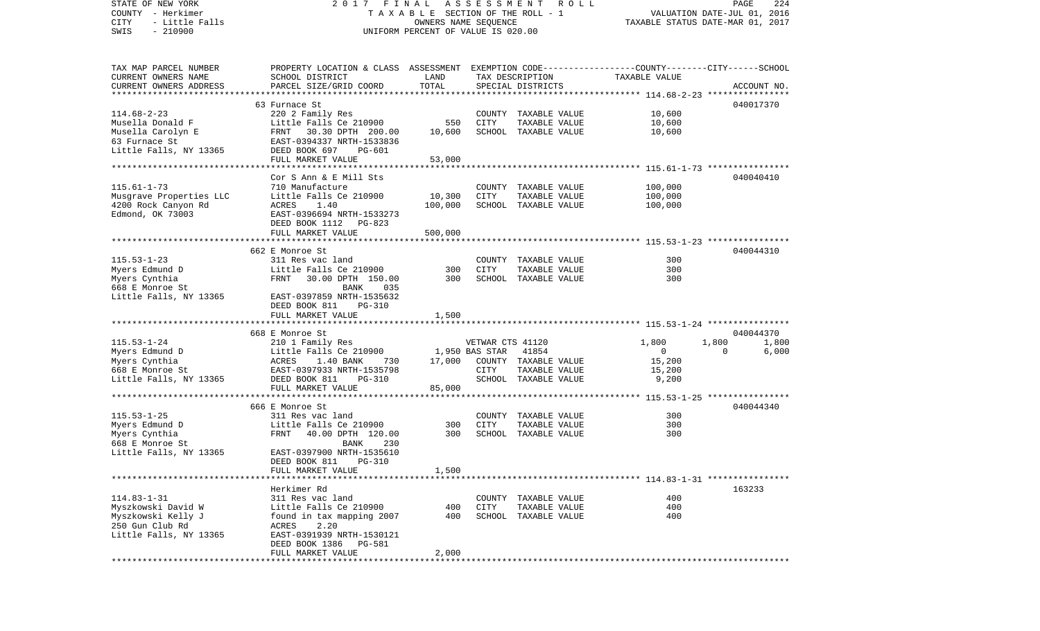STATE OF NEW YORK — 2017 FINAL ASSESSMENT ROLL — PAGE 224
COUNTY - Herkimer — TAXABLE SECTION OF THE ROLL - 1 — VALUATION DATE-JUL 01, 2016
CITY - Little Falls — OWNERS NAME SEQUENCE — TAXABLE STATUS DATE-MAR 01, 2017
SWIS - 210900 — UNIFORM PERCENT OF VALUE IS 020.00

| TAX MAP PARCEL NUMBER / CURRENT OWNERS NAME / CURRENT OWNERS ADDRESS | PROPERTY LOCATION & CLASS / SCHOOL DISTRICT / PARCEL SIZE/GRID COORD | ASSESSMENT LAND | TOTAL | EXEMPTION CODE / TAX DESCRIPTION / SPECIAL DISTRICTS | COUNTY | CITY | SCHOOL | ACCOUNT NO. |
|---|---|---|---|---|---|---|---|---|
| **114.68-2-23** | 63 Furnace St | | | | | | | 040017370 |
| Musella Donald F | 220 2 Family Res | | | COUNTY TAXABLE VALUE | 10,600 | | | |
| Musella Carolyn E | Little Falls Ce 210900 | 550 | | CITY TAXABLE VALUE | | 10,600 | | |
| 63 Furnace St | FRNT 30.30 DPTH 200.00 | | 10,600 | SCHOOL TAXABLE VALUE | | | 10,600 | |
| Little Falls, NY 13365 | EAST-0394337 NRTH-1533836 | | | | | | | |
| | DEED BOOK 697 PG-601 | | | | | | | |
| | FULL MARKET VALUE | | 53,000 | | | | | |
| **115.61-1-73** | Cor S Ann & E Mill Sts | | | | | | | 040040410 |
| Musgrave Properties LLC | 710 Manufacture | | | COUNTY TAXABLE VALUE | 100,000 | | | |
| 4200 Rock Canyon Rd | Little Falls Ce 210900 | 10,300 | | CITY TAXABLE VALUE | | 100,000 | | |
| Edmond, OK 73003 | ACRES 1.40 | | 100,000 | SCHOOL TAXABLE VALUE | | | 100,000 | |
| | EAST-0396694 NRTH-1533273 | | | | | | | |
| | DEED BOOK 1112 PG-823 | | | | | | | |
| | FULL MARKET VALUE | | 500,000 | | | | | |
| **115.53-1-23** | 662 E Monroe St | | | | | | | 040044310 |
| Myers Edmund D | 311 Res vac land | | | COUNTY TAXABLE VALUE | 300 | | | |
| Myers Cynthia | Little Falls Ce 210900 | 300 | | CITY TAXABLE VALUE | | 300 | | |
| 668 E Monroe St | FRNT 30.00 DPTH 150.00 | | 300 | SCHOOL TAXABLE VALUE | | | 300 | |
| Little Falls, NY 13365 | BANK 035 | | | | | | | |
| | EAST-0397859 NRTH-1535632 | | | | | | | |
| | DEED BOOK 811 PG-310 | | | | | | | |
| | FULL MARKET VALUE | | 1,500 | | | | | |
| **115.53-1-24** | 668 E Monroe St | | | | | | | 040044370 |
| Myers Edmund D | 210 1 Family Res | | | VETWAR CTS 41120 | 1,800 | 1,800 | 1,800 | |
| Myers Cynthia | Little Falls Ce 210900 | 1,950 | | BAS STAR 41854 | 0 | 0 | 6,000 | |
| 668 E Monroe St | ACRES 1.40 BANK 730 | | 17,000 | COUNTY TAXABLE VALUE | 15,200 | | | |
| Little Falls, NY 13365 | EAST-0397933 NRTH-1535798 | | | CITY TAXABLE VALUE | | 15,200 | | |
| | DEED BOOK 811 PG-310 | | | SCHOOL TAXABLE VALUE | | | 9,200 | |
| | FULL MARKET VALUE | | 85,000 | | | | | |
| **115.53-1-25** | 666 E Monroe St | | | | | | | 040044340 |
| Myers Edmund D | 311 Res vac land | | | COUNTY TAXABLE VALUE | 300 | | | |
| Myers Cynthia | Little Falls Ce 210900 | 300 | | CITY TAXABLE VALUE | | 300 | | |
| 668 E Monroe St | FRNT 40.00 DPTH 120.00 | | 300 | SCHOOL TAXABLE VALUE | | | 300 | |
| Little Falls, NY 13365 | BANK 230 | | | | | | | |
| | EAST-0397900 NRTH-1535610 | | | | | | | |
| | DEED BOOK 811 PG-310 | | | | | | | |
| | FULL MARKET VALUE | | 1,500 | | | | | |
| **114.83-1-31** | Herkimer Rd | | | | | | | 163233 |
| Myszkowski David W | 311 Res vac land | | | COUNTY TAXABLE VALUE | 400 | | | |
| Myszkowski Kelly J | Little Falls Ce 210900 | 400 | | CITY TAXABLE VALUE | | 400 | | |
| 250 Gun Club Rd | found in tax mapping 2007 | | 400 | SCHOOL TAXABLE VALUE | | | 400 | |
| Little Falls, NY 13365 | ACRES 2.20 | | | | | | | |
| | EAST-0391939 NRTH-1530121 | | | | | | | |
| | DEED BOOK 1386 PG-581 | | | | | | | |
| | FULL MARKET VALUE | | 2,000 | | | | | |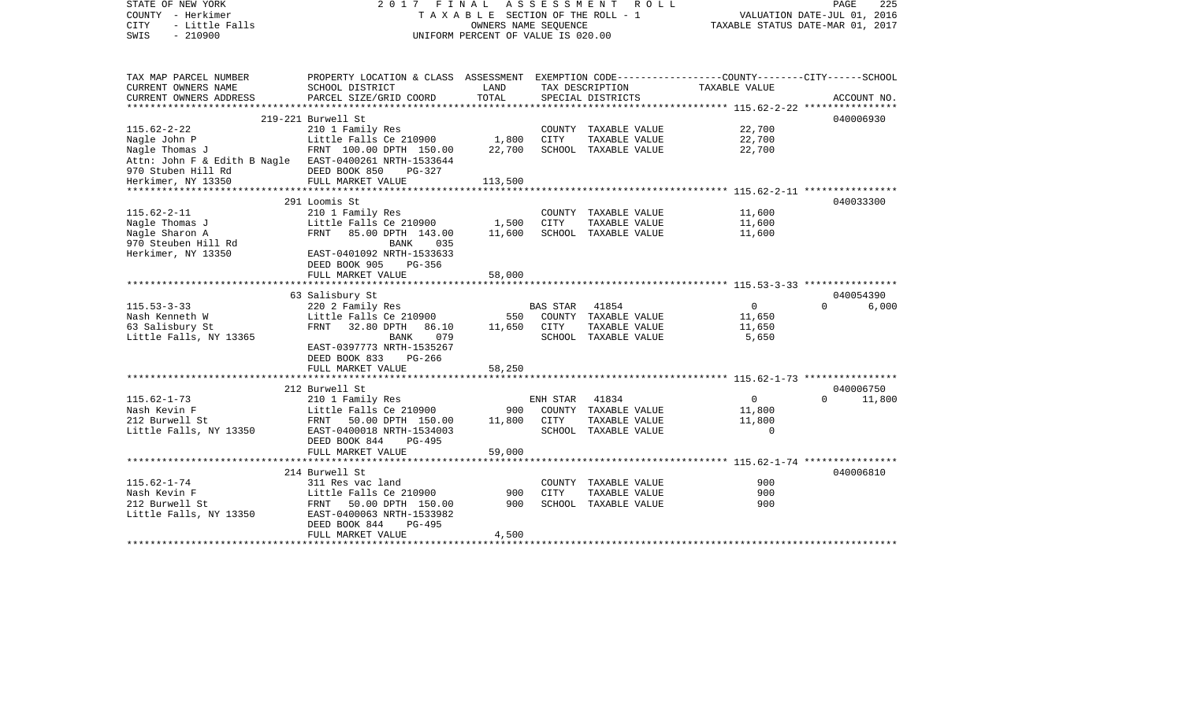STATE OF NEW YORK | 2017 FINAL ASSESSMENT ROLL | PAGE 225
COUNTY - Herkimer | TAXABLE SECTION OF THE ROLL - 1 | VALUATION DATE-JUL 01, 2016
CITY - Little Falls | OWNERS NAME SEQUENCE | TAXABLE STATUS DATE-MAR 01, 2017
SWIS - 210900 | UNIFORM PERCENT OF VALUE IS 020.00

| TAX MAP PARCEL NUMBER / CURRENT OWNERS NAME / CURRENT OWNERS ADDRESS | PROPERTY LOCATION & CLASS / SCHOOL DISTRICT / PARCEL SIZE/GRID COORD | ASSESSMENT LAND | TOTAL | EXEMPTION CODE / TAX DESCRIPTION / SPECIAL DISTRICTS | COUNTY | CITY | SCHOOL | ACCOUNT NO. |
|---|---|---|---|---|---|---|---|---|
| 115.62-2-22 | 219-221 Burwell St | | | | | | | 040006930 |
| Nagle John P | 210 1 Family Res | | | COUNTY TAXABLE VALUE | 22,700 | | | |
| Nagle Thomas J | Little Falls Ce 210900 | 1,800 | | CITY TAXABLE VALUE | | 22,700 | | |
| Attn: John F & Edith B Nagle | FRNT 100.00 DPTH 150.00 | | 22,700 | SCHOOL TAXABLE VALUE | | | 22,700 | |
| 970 Stuben Hill Rd | EAST-0400261 NRTH-1533644 | | | | | | | |
| Herkimer, NY 13350 | DEED BOOK 850 PG-327 | | | | | | | |
| | FULL MARKET VALUE | | 113,500 | | | | | |
| 115.62-2-11 | 291 Loomis St | | | | | | | 040033300 |
| Nagle Thomas J | 210 1 Family Res | | | COUNTY TAXABLE VALUE | 11,600 | | | |
| Nagle Sharon A | Little Falls Ce 210900 | 1,500 | | CITY TAXABLE VALUE | | 11,600 | | |
| 970 Steuben Hill Rd | FRNT 85.00 DPTH 143.00 | | 11,600 | SCHOOL TAXABLE VALUE | | | 11,600 | |
| Herkimer, NY 13350 | BANK 035 | | | | | | | |
| | EAST-0401092 NRTH-1533633 | | | | | | | |
| | DEED BOOK 905 PG-356 | | | | | | | |
| | FULL MARKET VALUE | | 58,000 | | | | | |
| 115.53-3-33 | 63 Salisbury St | | | | | | | 040054390 |
| Nash Kenneth W | 220 2 Family Res | | | BAS STAR 41854 | 0 | 0 | 6,000 | |
| 63 Salisbury St | Little Falls Ce 210900 | 550 | | COUNTY TAXABLE VALUE | 11,650 | | | |
| Little Falls, NY 13365 | FRNT 32.80 DPTH 86.10 | | 11,650 | CITY TAXABLE VALUE | | 11,650 | | |
| | BANK 079 | | | SCHOOL TAXABLE VALUE | | | 5,650 | |
| | EAST-0397773 NRTH-1535267 | | | | | | | |
| | DEED BOOK 833 PG-266 | | | | | | | |
| | FULL MARKET VALUE | | 58,250 | | | | | |
| 115.62-1-73 | 212 Burwell St | | | | | | | 040006750 |
| Nash Kevin F | 210 1 Family Res | | | ENH STAR 41834 | 0 | 0 | 11,800 | |
| 212 Burwell St | Little Falls Ce 210900 | 900 | | COUNTY TAXABLE VALUE | 11,800 | | | |
| Little Falls, NY 13350 | FRNT 50.00 DPTH 150.00 | | 11,800 | CITY TAXABLE VALUE | | 11,800 | | |
| | EAST-0400018 NRTH-1534003 | | | SCHOOL TAXABLE VALUE | | | 0 | |
| | DEED BOOK 844 PG-495 | | | | | | | |
| | FULL MARKET VALUE | | 59,000 | | | | | |
| 115.62-1-74 | 214 Burwell St | | | | | | | 040006810 |
| Nash Kevin F | 311 Res vac land | | | COUNTY TAXABLE VALUE | 900 | | | |
| 212 Burwell St | Little Falls Ce 210900 | 900 | | CITY TAXABLE VALUE | | 900 | | |
| Little Falls, NY 13350 | FRNT 50.00 DPTH 150.00 | | 900 | SCHOOL TAXABLE VALUE | | | 900 | |
| | EAST-0400063 NRTH-1533982 | | | | | | | |
| | DEED BOOK 844 PG-495 | | | | | | | |
| | FULL MARKET VALUE | | 4,500 | | | | | |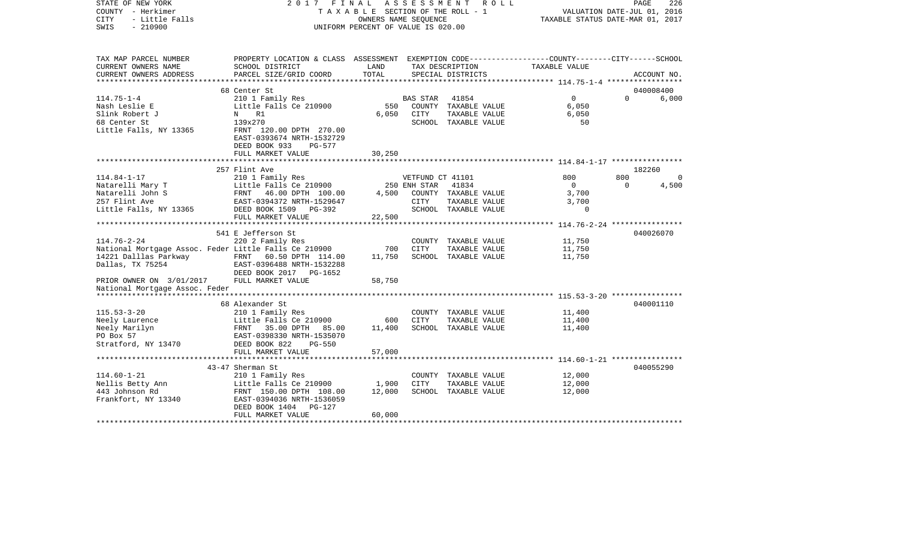STATE OF NEW YORK | 2017 FINAL ASSESSMENT ROLL | PAGE 226
COUNTY - Herkimer | TAXABLE SECTION OF THE ROLL - 1 | VALUATION DATE-JUL 01, 2016
CITY - Little Falls | OWNERS NAME SEQUENCE | TAXABLE STATUS DATE-MAR 01, 2017
SWIS - 210900 | UNIFORM PERCENT OF VALUE IS 020.00

| TAX MAP PARCEL NUMBER / CURRENT OWNERS NAME / CURRENT OWNERS ADDRESS | PROPERTY LOCATION & CLASS / SCHOOL DISTRICT / PARCEL SIZE/GRID COORD | ASSESSMENT LAND / TOTAL | EXEMPTION CODE / TAX DESCRIPTION / SPECIAL DISTRICTS | COUNTY TAXABLE VALUE | CITY | SCHOOL / ACCOUNT NO. |
|---|---|---|---|---|---|---|
| | 68 Center St | | | | | 040008400 |
| 114.75-1-4 | 210 1 Family Res | | BAS STAR 41854 | 0 | 0 | 6,000 |
| Nash Leslie E | Little Falls Ce 210900 | 550 | COUNTY TAXABLE VALUE | 6,050 | | |
| Slink Robert J | N R1 | 6,050 | CITY TAXABLE VALUE | 6,050 | | |
| 68 Center St | 139x270 | | SCHOOL TAXABLE VALUE | 50 | | |
| Little Falls, NY 13365 | FRNT 120.00 DPTH 270.00 | | | | | |
| | EAST-0393674 NRTH-1532729 | | | | | |
| | DEED BOOK 933 PG-577 | | | | | |
| | FULL MARKET VALUE | 30,250 | | | | |
| | 257 Flint Ave | | | | | 182260 |
| 114.84-1-17 | 210 1 Family Res | | VETFUND CT 41101 | 800 | 800 | 0 |
| Natarelli Mary T | Little Falls Ce 210900 | 250 | ENH STAR 41834 | 0 | 0 | 4,500 |
| Natarelli John S | FRNT 46.00 DPTH 100.00 | 4,500 | COUNTY TAXABLE VALUE | 3,700 | | |
| 257 Flint Ave | EAST-0394372 NRTH-1529647 | | CITY TAXABLE VALUE | 3,700 | | |
| Little Falls, NY 13365 | DEED BOOK 1509 PG-392 | | SCHOOL TAXABLE VALUE | 0 | | |
| | FULL MARKET VALUE | 22,500 | | | | |
| | 541 E Jefferson St | | | | | 040026070 |
| 114.76-2-24 | 220 2 Family Res | | COUNTY TAXABLE VALUE | 11,750 | | |
| National Mortgage Assoc. Feder | Little Falls Ce 210900 | 700 | CITY TAXABLE VALUE | 11,750 | | |
| 14221 Dalllas Parkway | FRNT 60.50 DPTH 114.00 | 11,750 | SCHOOL TAXABLE VALUE | 11,750 | | |
| Dallas, TX 75254 | EAST-0396488 NRTH-1532288 | | | | | |
| | DEED BOOK 2017 PG-1652 | | | | | |
| PRIOR OWNER ON 3/01/2017 | FULL MARKET VALUE | 58,750 | | | | |
| National Mortgage Assoc. Feder | | | | | | |
| | 68 Alexander St | | | | | 040001110 |
| 115.53-3-20 | 210 1 Family Res | | COUNTY TAXABLE VALUE | 11,400 | | |
| Neely Laurence | Little Falls Ce 210900 | 600 | CITY TAXABLE VALUE | 11,400 | | |
| Neely Marilyn | FRNT 35.00 DPTH 85.00 | 11,400 | SCHOOL TAXABLE VALUE | 11,400 | | |
| PO Box 57 | EAST-0398330 NRTH-1535070 | | | | | |
| Stratford, NY 13470 | DEED BOOK 822 PG-550 | | | | | |
| | FULL MARKET VALUE | 57,000 | | | | |
| | 43-47 Sherman St | | | | | 040055290 |
| 114.60-1-21 | 210 1 Family Res | | COUNTY TAXABLE VALUE | 12,000 | | |
| Nellis Betty Ann | Little Falls Ce 210900 | 1,900 | CITY TAXABLE VALUE | 12,000 | | |
| 443 Johnson Rd | FRNT 150.00 DPTH 108.00 | 12,000 | SCHOOL TAXABLE VALUE | 12,000 | | |
| Frankfort, NY 13340 | EAST-0394036 NRTH-1536059 | | | | | |
| | DEED BOOK 1404 PG-127 | | | | | |
| | FULL MARKET VALUE | 60,000 | | | | |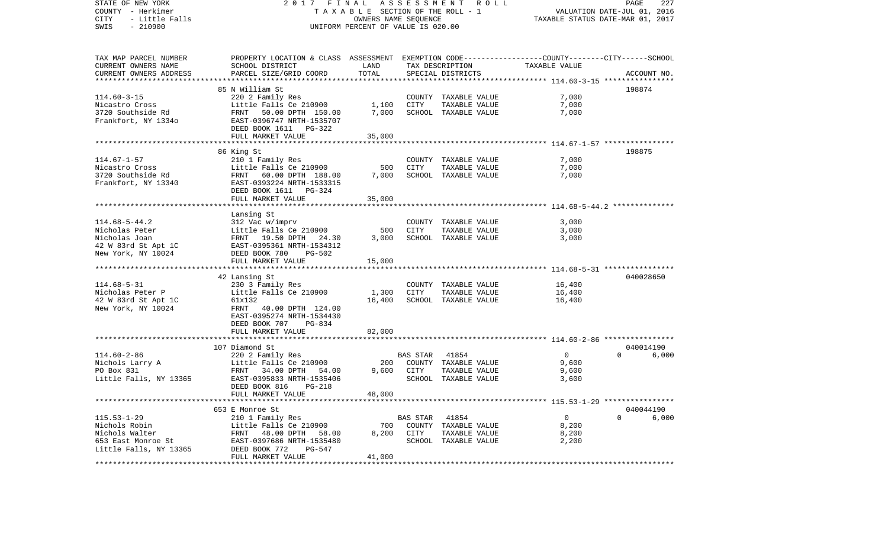STATE OF NEW YORK
COUNTY - Herkimer
CITY - Little Falls
SWIS - 210900

2017 FINAL ASSESSMENT ROLL
TAXABLE SECTION OF THE ROLL - 1
OWNERS NAME SEQUENCE
UNIFORM PERCENT OF VALUE IS 020.00

VALUATION DATE-JUL 01, 2016
TAXABLE STATUS DATE-MAR 01, 2017

```
TAX MAP PARCEL NUMBER     PROPERTY LOCATION & CLASS  ASSESSMENT  EXEMPTION CODE-----------------COUNTY--------CITY------SCHOOL
CURRENT OWNERS NAME       SCHOOL DISTRICT              LAND      TAX DESCRIPTION             TAXABLE VALUE
CURRENT OWNERS ADDRESS    PARCEL SIZE/GRID COORD       TOTAL     SPECIAL DISTRICTS                                        ACCOUNT NO.
******************************************************************************************************* 114.60-3-15 ****************
                          85 N William St                                                                                 198874
114.60-3-15               220 2 Family Res                        COUNTY  TAXABLE VALUE              7,000
Nicastro Cross            Little Falls Ce 210900        1,100     CITY    TAXABLE VALUE              7,000
3720 Southside Rd         FRNT   50.00 DPTH 150.00      7,000     SCHOOL  TAXABLE VALUE              7,000
Frankfort, NY 1334o       EAST-0396747 NRTH-1535707
                          DEED BOOK 1611   PG-322
                          FULL MARKET VALUE            35,000
******************************************************************************************************* 114.67-1-57 ****************
                          86 King St                                                                                      198875
114.67-1-57               210 1 Family Res                        COUNTY  TAXABLE VALUE              7,000
Nicastro Cross            Little Falls Ce 210900          500     CITY    TAXABLE VALUE              7,000
3720 Southside Rd         FRNT   60.00 DPTH 188.00      7,000     SCHOOL  TAXABLE VALUE              7,000
Frankfort, NY 13340       EAST-0393224 NRTH-1533315
                          DEED BOOK 1611   PG-324
                          FULL MARKET VALUE            35,000
******************************************************************************************************* 114.68-5-44.2 **************
                          Lansing St
114.68-5-44.2             312 Vac w/imprv                         COUNTY  TAXABLE VALUE              3,000
Nicholas Peter            Little Falls Ce 210900          500     CITY    TAXABLE VALUE              3,000
Nicholas Joan             FRNT   19.50 DPTH  24.30      3,000     SCHOOL  TAXABLE VALUE              3,000
42 W 83rd St Apt 1C       EAST-0395361 NRTH-1534312
New York, NY 10024        DEED BOOK 780    PG-502
                          FULL MARKET VALUE            15,000
******************************************************************************************************* 114.68-5-31 ****************
                          42 Lansing St                                                                                   040028650
114.68-5-31               230 3 Family Res                        COUNTY  TAXABLE VALUE             16,400
Nicholas Peter P          Little Falls Ce 210900        1,300     CITY    TAXABLE VALUE             16,400
42 W 83rd St Apt 1C       61x132                       16,400     SCHOOL  TAXABLE VALUE             16,400
New York, NY 10024        FRNT   40.00 DPTH 124.00
                          EAST-0395274 NRTH-1534430
                          DEED BOOK 707    PG-834
                          FULL MARKET VALUE            82,000
******************************************************************************************************* 114.60-2-86 ****************
                          107 Diamond St                                                                                  040014190
114.60-2-86               220 2 Family Res                        BAS STAR  41854                        0            0      6,000
Nichols Larry A           Little Falls Ce 210900          200     COUNTY  TAXABLE VALUE              9,600
PO Box 831                FRNT   34.00 DPTH  54.00      9,600     CITY    TAXABLE VALUE              9,600
Little Falls, NY 13365    EAST-0395833 NRTH-1535406               SCHOOL  TAXABLE VALUE              3,600
                          DEED BOOK 816    PG-218
                          FULL MARKET VALUE            48,000
******************************************************************************************************* 115.53-1-29 ****************
                          653 E Monroe St                                                                                 040044190
115.53-1-29               210 1 Family Res                        BAS STAR  41854                        0            0      6,000
Nichols Robin             Little Falls Ce 210900          700     COUNTY  TAXABLE VALUE              8,200
Nichols Walter            FRNT   48.00 DPTH  58.00      8,200     CITY    TAXABLE VALUE              8,200
653 East Monroe St        EAST-0397686 NRTH-1535480               SCHOOL  TAXABLE VALUE              2,200
Little Falls, NY 13365    DEED BOOK 772    PG-547
                          FULL MARKET VALUE            41,000
************************************************************************************************************************************
```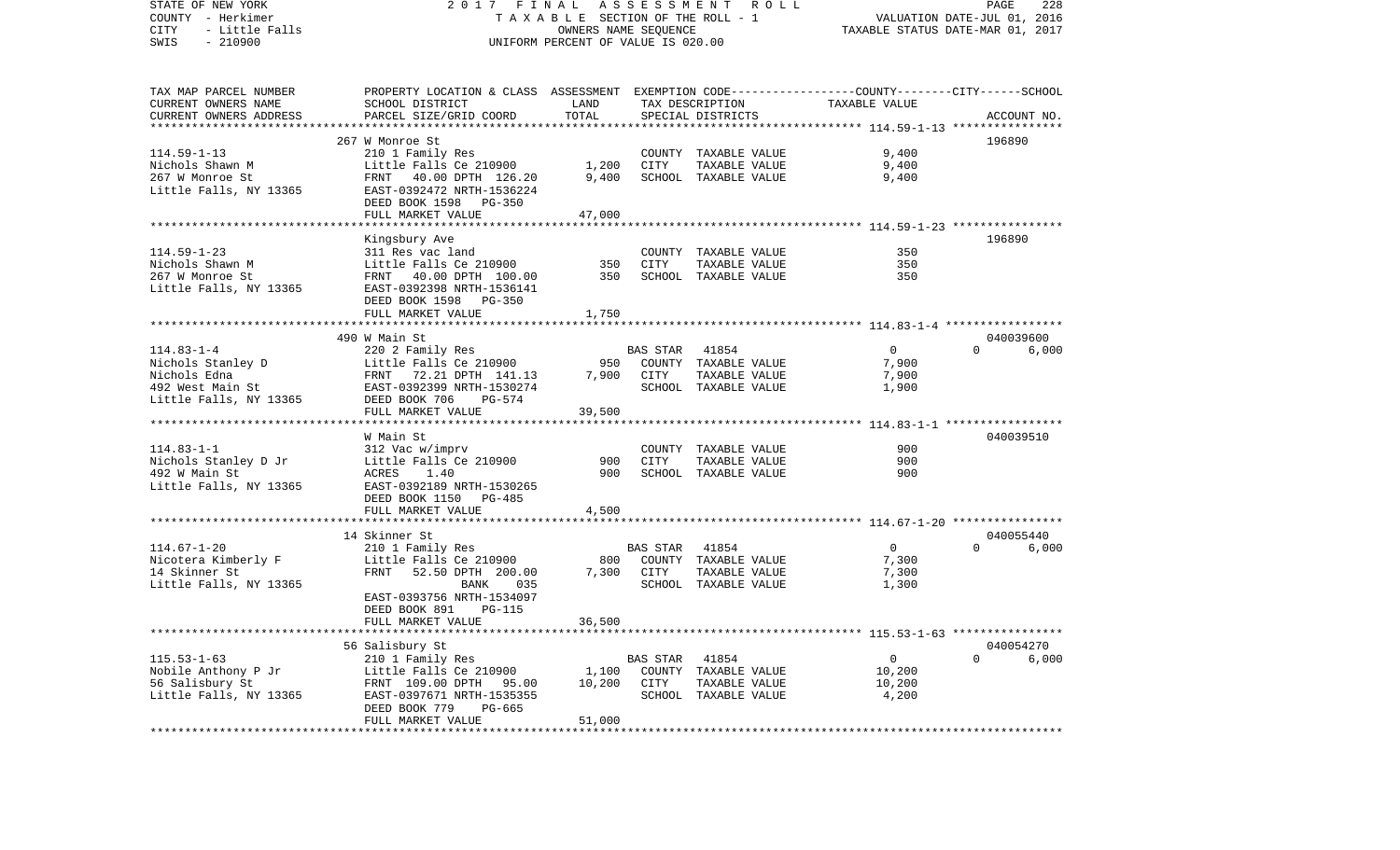STATE OF NEW YORK — 2017 FINAL ASSESSMENT ROLL — PAGE 228
COUNTY - Herkimer — TAXABLE SECTION OF THE ROLL - 1 — VALUATION DATE-JUL 01, 2016
CITY - Little Falls — OWNERS NAME SEQUENCE — TAXABLE STATUS DATE-MAR 01, 2017
SWIS - 210900 — UNIFORM PERCENT OF VALUE IS 020.00

| TAX MAP PARCEL NUMBER / CURRENT OWNERS NAME / CURRENT OWNERS ADDRESS | PROPERTY LOCATION & CLASS / SCHOOL DISTRICT / PARCEL SIZE/GRID COORD | ASSESSMENT LAND | TOTAL | EXEMPTION CODE / TAX DESCRIPTION / SPECIAL DISTRICTS | COUNTY / CITY / SCHOOL TAXABLE VALUE | ACCOUNT NO. |
|---|---|---|---|---|---|---|
| **114.59-1-13** | 267 W Monroe St | | | | | 196890 |
| Nichols Shawn M | 210 1 Family Res | | | COUNTY TAXABLE VALUE | 9,400 | |
| 267 W Monroe St | Little Falls Ce 210900 | 1,200 | | CITY TAXABLE VALUE | 9,400 | |
| Little Falls, NY 13365 | FRNT 40.00 DPTH 126.20 | | 9,400 | SCHOOL TAXABLE VALUE | 9,400 | |
| | EAST-0392472 NRTH-1536224 | | | | | |
| | DEED BOOK 1598 PG-350 | | | | | |
| | FULL MARKET VALUE | | 47,000 | | | |
| **114.59-1-23** | Kingsbury Ave | | | | | 196890 |
| Nichols Shawn M | 311 Res vac land | | | COUNTY TAXABLE VALUE | 350 | |
| 267 W Monroe St | Little Falls Ce 210900 | 350 | | CITY TAXABLE VALUE | 350 | |
| Little Falls, NY 13365 | FRNT 40.00 DPTH 100.00 | | 350 | SCHOOL TAXABLE VALUE | 350 | |
| | EAST-0392398 NRTH-1536141 | | | | | |
| | DEED BOOK 1598 PG-350 | | | | | |
| | FULL MARKET VALUE | | 1,750 | | | |
| **114.83-1-4** | 490 W Main St | | | | | 040039600 |
| Nichols Stanley D | 220 2 Family Res | | | BAS STAR 41854 | 0 / 0 / 6,000 | |
| Nichols Edna | Little Falls Ce 210900 | 950 | | COUNTY TAXABLE VALUE | 7,900 | |
| 492 West Main St | FRNT 72.21 DPTH 141.13 | | 7,900 | CITY TAXABLE VALUE | 7,900 | |
| Little Falls, NY 13365 | EAST-0392399 NRTH-1530274 | | | SCHOOL TAXABLE VALUE | 1,900 | |
| | DEED BOOK 706 PG-574 | | | | | |
| | FULL MARKET VALUE | | 39,500 | | | |
| **114.83-1-1** | W Main St | | | | | 040039510 |
| Nichols Stanley D Jr | 312 Vac w/imprv | | | COUNTY TAXABLE VALUE | 900 | |
| 492 W Main St | Little Falls Ce 210900 | 900 | | CITY TAXABLE VALUE | 900 | |
| Little Falls, NY 13365 | ACRES 1.40 | | 900 | SCHOOL TAXABLE VALUE | 900 | |
| | EAST-0392189 NRTH-1530265 | | | | | |
| | DEED BOOK 1150 PG-485 | | | | | |
| | FULL MARKET VALUE | | 4,500 | | | |
| **114.67-1-20** | 14 Skinner St | | | | | 040055440 |
| Nicotera Kimberly F | 210 1 Family Res | | | BAS STAR 41854 | 0 / 0 / 6,000 | |
| 14 Skinner St | Little Falls Ce 210900 | 800 | | COUNTY TAXABLE VALUE | 7,300 | |
| Little Falls, NY 13365 | FRNT 52.50 DPTH 200.00 | | 7,300 | CITY TAXABLE VALUE | 7,300 | |
| | BANK 035 | | | SCHOOL TAXABLE VALUE | 1,300 | |
| | EAST-0393756 NRTH-1534097 | | | | | |
| | DEED BOOK 891 PG-115 | | | | | |
| | FULL MARKET VALUE | | 36,500 | | | |
| **115.53-1-63** | 56 Salisbury St | | | | | 040054270 |
| Nobile Anthony P Jr | 210 1 Family Res | | | BAS STAR 41854 | 0 / 0 / 6,000 | |
| 56 Salisbury St | Little Falls Ce 210900 | 1,100 | | COUNTY TAXABLE VALUE | 10,200 | |
| Little Falls, NY 13365 | FRNT 109.00 DPTH 95.00 | | 10,200 | CITY TAXABLE VALUE | 10,200 | |
| | EAST-0397671 NRTH-1535355 | | | SCHOOL TAXABLE VALUE | 4,200 | |
| | DEED BOOK 779 PG-665 | | | | | |
| | FULL MARKET VALUE | | 51,000 | | | |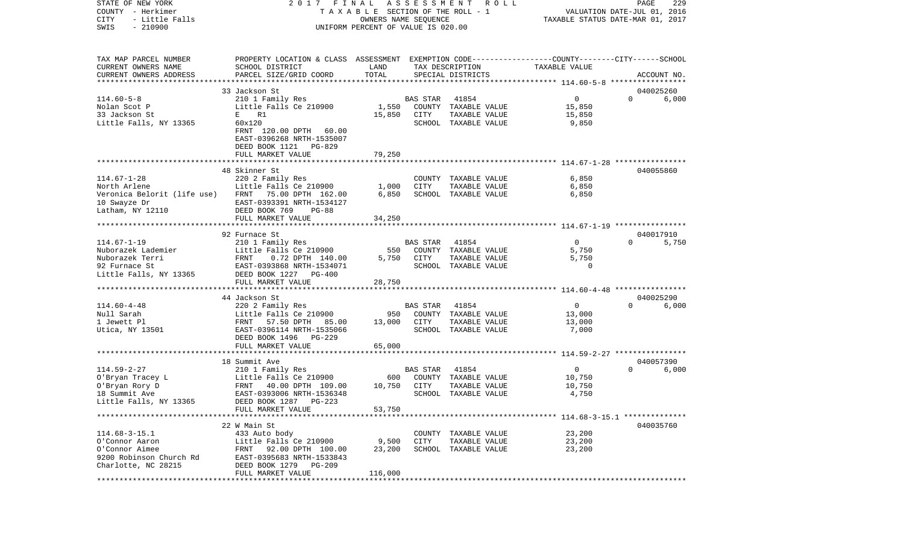STATE OF NEW YORK
COUNTY - Herkimer
CITY - Little Falls
SWIS - 210900

2 0 1 7 F I N A L A S S E S S M E N T R O L L
T A X A B L E SECTION OF THE ROLL - 1
OWNERS NAME SEQUENCE
UNIFORM PERCENT OF VALUE IS 020.00

VALUATION DATE-JUL 01, 2016
TAXABLE STATUS DATE-MAR 01, 2017

| TAX MAP PARCEL NUMBER / CURRENT OWNERS NAME / CURRENT OWNERS ADDRESS | PROPERTY LOCATION & CLASS / SCHOOL DISTRICT / PARCEL SIZE/GRID COORD | ASSESSMENT LAND / TOTAL | EXEMPTION CODE / TAX DESCRIPTION / SPECIAL DISTRICTS | COUNTY | CITY | SCHOOL | TAXABLE VALUE / ACCOUNT NO. |
|---|---|---|---|---|---|---|---|
| 114.60-5-8 | 33 Jackson St | | | | | | 040025260 |
| 114.60-5-8 | 210 1 Family Res | | BAS STAR 41854 | 0 | 0 | 6,000 | |
| Nolan Scot P | Little Falls Ce 210900 | 1,550 | COUNTY TAXABLE VALUE | | | | 15,850 |
| 33 Jackson St | E R1 | 15,850 | CITY TAXABLE VALUE | | | | 15,850 |
| Little Falls, NY 13365 | 60x120 | | SCHOOL TAXABLE VALUE | | | | 9,850 |
| | FRNT 120.00 DPTH 60.00 | | | | | | |
| | EAST-0396268 NRTH-1535007 | | | | | | |
| | DEED BOOK 1121 PG-829 | | | | | | |
| | FULL MARKET VALUE | 79,250 | | | | | |
| 114.67-1-28 | 48 Skinner St | | | | | | 040055860 |
| 114.67-1-28 | 220 2 Family Res | | COUNTY TAXABLE VALUE | | | | 6,850 |
| North Arlene | Little Falls Ce 210900 | 1,000 | CITY TAXABLE VALUE | | | | 6,850 |
| Veronica Belorit (life use) | FRNT 75.00 DPTH 162.00 | 6,850 | SCHOOL TAXABLE VALUE | | | | 6,850 |
| 10 Swayze Dr | EAST-0393391 NRTH-1534127 | | | | | | |
| Latham, NY 12110 | DEED BOOK 769 PG-88 | | | | | | |
| | FULL MARKET VALUE | 34,250 | | | | | |
| 114.67-1-19 | 92 Furnace St | | | | | | 040017910 |
| 114.67-1-19 | 210 1 Family Res | | BAS STAR 41854 | 0 | 0 | 5,750 | |
| Nuborazek Lademier | Little Falls Ce 210900 | 550 | COUNTY TAXABLE VALUE | | | | 5,750 |
| Nuborazek Terri | FRNT 0.72 DPTH 140.00 | 5,750 | CITY TAXABLE VALUE | | | | 5,750 |
| 92 Furnace St | EAST-0393868 NRTH-1534071 | | SCHOOL TAXABLE VALUE | | | | 0 |
| Little Falls, NY 13365 | DEED BOOK 1227 PG-400 | | | | | | |
| | FULL MARKET VALUE | 28,750 | | | | | |
| 114.60-4-48 | 44 Jackson St | | | | | | 040025290 |
| 114.60-4-48 | 220 2 Family Res | | BAS STAR 41854 | 0 | 0 | 6,000 | |
| Null Sarah | Little Falls Ce 210900 | 950 | COUNTY TAXABLE VALUE | | | | 13,000 |
| 1 Jewett Pl | FRNT 57.50 DPTH 85.00 | 13,000 | CITY TAXABLE VALUE | | | | 13,000 |
| Utica, NY 13501 | EAST-0396114 NRTH-1535066 | | SCHOOL TAXABLE VALUE | | | | 7,000 |
| | DEED BOOK 1496 PG-229 | | | | | | |
| | FULL MARKET VALUE | 65,000 | | | | | |
| 114.59-2-27 | 18 Summit Ave | | | | | | 040057390 |
| 114.59-2-27 | 210 1 Family Res | | BAS STAR 41854 | 0 | 0 | 6,000 | |
| O'Bryan Tracey L | Little Falls Ce 210900 | 600 | COUNTY TAXABLE VALUE | | | | 10,750 |
| O'Bryan Rory D | FRNT 40.00 DPTH 109.00 | 10,750 | CITY TAXABLE VALUE | | | | 10,750 |
| 18 Summit Ave | EAST-0393006 NRTH-1536348 | | SCHOOL TAXABLE VALUE | | | | 4,750 |
| Little Falls, NY 13365 | DEED BOOK 1287 PG-223 | | | | | | |
| | FULL MARKET VALUE | 53,750 | | | | | |
| 114.68-3-15.1 | 22 W Main St | | | | | | 040035760 |
| 114.68-3-15.1 | 433 Auto body | | COUNTY TAXABLE VALUE | | | | 23,200 |
| O'Connor Aaron | Little Falls Ce 210900 | 9,500 | CITY TAXABLE VALUE | | | | 23,200 |
| O'Connor Aimee | FRNT 92.00 DPTH 100.00 | 23,200 | SCHOOL TAXABLE VALUE | | | | 23,200 |
| 9200 Robinson Church Rd | EAST-0395683 NRTH-1533843 | | | | | | |
| Charlotte, NC 28215 | DEED BOOK 1279 PG-209 | | | | | | |
| | FULL MARKET VALUE | 116,000 | | | | | |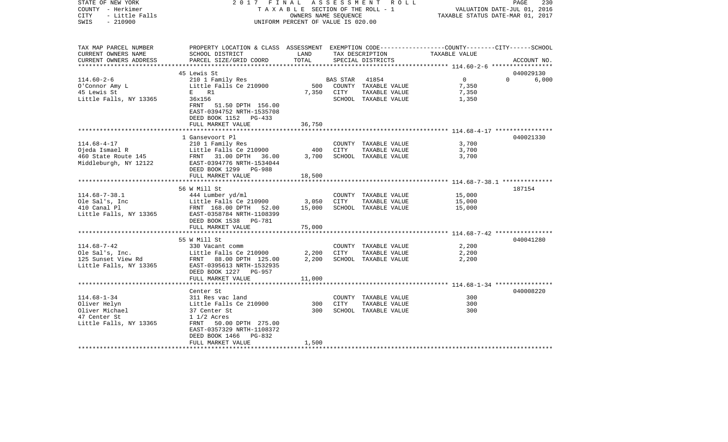STATE OF NEW YORK | COUNTY - Herkimer | CITY - Little Falls | SWIS - 210900

2017 FINAL ASSESSMENT ROLL
TAXABLE SECTION OF THE ROLL - 1
OWNERS NAME SEQUENCE
UNIFORM PERCENT OF VALUE IS 020.00

VALUATION DATE-JUL 01, 2016
TAXABLE STATUS DATE-MAR 01, 2017

| TAX MAP PARCEL NUMBER / CURRENT OWNERS NAME / CURRENT OWNERS ADDRESS | PROPERTY LOCATION & CLASS / SCHOOL DISTRICT / PARCEL SIZE/GRID COORD | ASSESSMENT LAND | TOTAL | EXEMPTION CODE / TAX DESCRIPTION / SPECIAL DISTRICTS | COUNTY / CITY TAXABLE VALUE | SCHOOL | ACCOUNT NO. |
|---|---|---|---|---|---|---|---|
| **114.60-2-6** | 45 Lewis St | | | | | | 040029130 |
| O'Connor Amy L | 210 1 Family Res | | | BAS STAR 41854 | 0 | 0 | 6,000 |
| 45 Lewis St | Little Falls Ce 210900 | 500 | | COUNTY TAXABLE VALUE | 7,350 | | |
| Little Falls, NY 13365 | E R1 | | 7,350 | CITY TAXABLE VALUE | 7,350 | | |
| | 36x156 | | | SCHOOL TAXABLE VALUE | 1,350 | | |
| | FRNT 51.50 DPTH 156.00 | | | | | | |
| | EAST-0394752 NRTH-1535708 | | | | | | |
| | DEED BOOK 1152 PG-433 | | | | | | |
| | FULL MARKET VALUE | | 36,750 | | | | |
| **114.68-4-17** | 1 Gansevoort Pl | | | | | | 040021330 |
| Ojeda Ismael R | 210 1 Family Res | | | COUNTY TAXABLE VALUE | 3,700 | | |
| 460 State Route 145 | Little Falls Ce 210900 | 400 | | CITY TAXABLE VALUE | 3,700 | | |
| Middleburgh, NY 12122 | FRNT 31.00 DPTH 36.00 | | 3,700 | SCHOOL TAXABLE VALUE | 3,700 | | |
| | EAST-0394776 NRTH-1534044 | | | | | | |
| | DEED BOOK 1299 PG-988 | | | | | | |
| | FULL MARKET VALUE | | 18,500 | | | | |
| **114.68-7-38.1** | 56 W Mill St | | | | | | 187154 |
| Ole Sal's, Inc | 444 Lumber yd/ml | | | COUNTY TAXABLE VALUE | 15,000 | | |
| 410 Canal Pl | Little Falls Ce 210900 | 3,050 | | CITY TAXABLE VALUE | 15,000 | | |
| Little Falls, NY 13365 | FRNT 168.00 DPTH 52.00 | | 15,000 | SCHOOL TAXABLE VALUE | 15,000 | | |
| | EAST-0358784 NRTH-1108399 | | | | | | |
| | DEED BOOK 1538 PG-781 | | | | | | |
| | FULL MARKET VALUE | | 75,000 | | | | |
| **114.68-7-42** | 55 W Mill St | | | | | | 040041280 |
| Ole Sal's, Inc. | 330 Vacant comm | | | COUNTY TAXABLE VALUE | 2,200 | | |
| 125 Sunset View Rd | Little Falls Ce 210900 | 2,200 | | CITY TAXABLE VALUE | 2,200 | | |
| Little Falls, NY 13365 | FRNT 88.00 DPTH 125.00 | | 2,200 | SCHOOL TAXABLE VALUE | 2,200 | | |
| | EAST-0395613 NRTH-1532935 | | | | | | |
| | DEED BOOK 1227 PG-957 | | | | | | |
| | FULL MARKET VALUE | | 11,000 | | | | |
| **114.68-1-34** | Center St | | | | | | 040008220 |
| Oliver Helyn | 311 Res vac land | | | COUNTY TAXABLE VALUE | 300 | | |
| Oliver Michael | Little Falls Ce 210900 | 300 | | CITY TAXABLE VALUE | 300 | | |
| 47 Center St | 37 Center St | | 300 | SCHOOL TAXABLE VALUE | 300 | | |
| Little Falls, NY 13365 | 1 1/2 Acres | | | | | | |
| | FRNT 50.00 DPTH 275.00 | | | | | | |
| | EAST-0357329 NRTH-1108372 | | | | | | |
| | DEED BOOK 1466 PG-832 | | | | | | |
| | FULL MARKET VALUE | | 1,500 | | | | |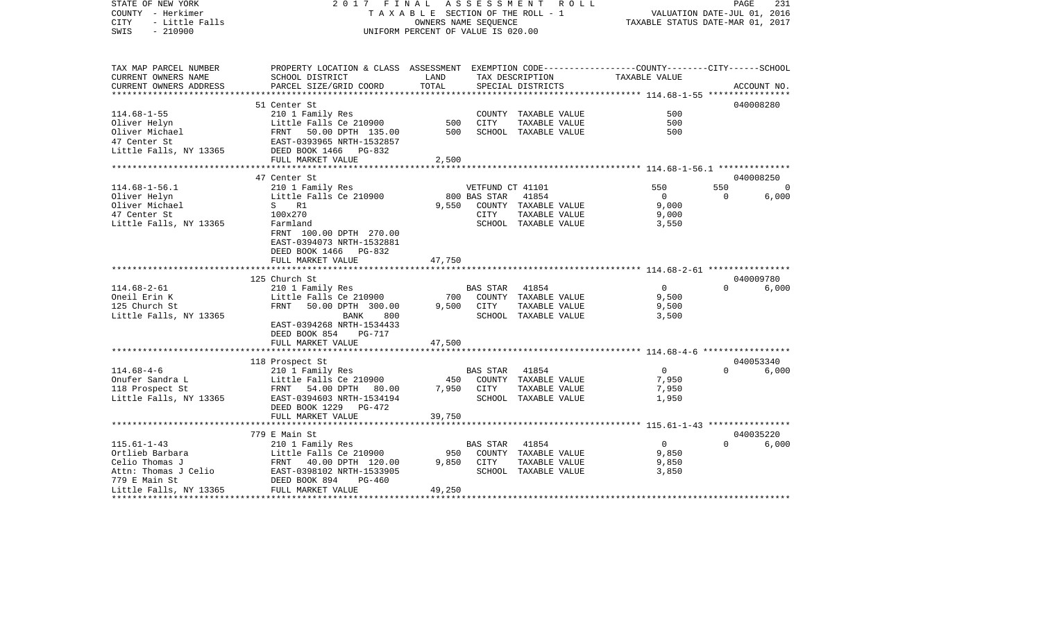STATE OF NEW YORK — 2017 FINAL ASSESSMENT ROLL
COUNTY - Herkimer — TAXABLE SECTION OF THE ROLL - 1 — VALUATION DATE-JUL 01, 2016
CITY - Little Falls — OWNERS NAME SEQUENCE — TAXABLE STATUS DATE-MAR 01, 2017
SWIS - 210900 — UNIFORM PERCENT OF VALUE IS 020.00

| TAX MAP PARCEL NUMBER / CURRENT OWNERS NAME / CURRENT OWNERS ADDRESS | PROPERTY LOCATION & CLASS / SCHOOL DISTRICT / PARCEL SIZE/GRID COORD | ASSESSMENT LAND / TOTAL | EXEMPTION CODE / TAX DESCRIPTION / SPECIAL DISTRICTS | COUNTY | CITY | SCHOOL | ACCOUNT NO. |
|---|---|---|---|---|---|---|---|
| **114.68-1-55** | 51 Center St | | | | | | 040008280 |
| Oliver Helyn | 210 1 Family Res | | COUNTY TAXABLE VALUE | 500 | | | |
| Oliver Michael | Little Falls Ce 210900 | 500 | CITY TAXABLE VALUE | | 500 | | |
| 47 Center St | FRNT 50.00 DPTH 135.00 | 500 | SCHOOL TAXABLE VALUE | | | 500 | |
| Little Falls, NY 13365 | EAST-0393965 NRTH-1532857 | | | | | | |
| | DEED BOOK 1466 PG-832 | | | | | | |
| | FULL MARKET VALUE | 2,500 | | | | | |
| **114.68-1-56.1** | 47 Center St | | | | | | 040008250 |
| Oliver Helyn | 210 1 Family Res | | VETFUND CT 41101 | 550 | 550 | 0 | |
| Oliver Michael | Little Falls Ce 210900 | 800 | BAS STAR 41854 | 0 | 0 | 6,000 | |
| 47 Center St | S R1 | 9,550 | COUNTY TAXABLE VALUE | 9,000 | | | |
| Little Falls, NY 13365 | 100x270 | | CITY TAXABLE VALUE | | 9,000 | | |
| | Farmland | | SCHOOL TAXABLE VALUE | | | 3,550 | |
| | FRNT 100.00 DPTH 270.00 | | | | | | |
| | EAST-0394073 NRTH-1532881 | | | | | | |
| | DEED BOOK 1466 PG-832 | | | | | | |
| | FULL MARKET VALUE | 47,750 | | | | | |
| **114.68-2-61** | 125 Church St | | | | | | 040009780 |
| Oneil Erin K | 210 1 Family Res | | BAS STAR 41854 | 0 | 0 | 6,000 | |
| 125 Church St | Little Falls Ce 210900 | 700 | COUNTY TAXABLE VALUE | 9,500 | | | |
| Little Falls, NY 13365 | FRNT 50.00 DPTH 300.00 | 9,500 | CITY TAXABLE VALUE | | 9,500 | | |
| | BANK 800 | | SCHOOL TAXABLE VALUE | | | 3,500 | |
| | EAST-0394268 NRTH-1534433 | | | | | | |
| | DEED BOOK 854 PG-717 | | | | | | |
| | FULL MARKET VALUE | 47,500 | | | | | |
| **114.68-4-6** | 118 Prospect St | | | | | | 040053340 |
| Onufer Sandra L | 210 1 Family Res | | BAS STAR 41854 | 0 | 0 | 6,000 | |
| 118 Prospect St | Little Falls Ce 210900 | 450 | COUNTY TAXABLE VALUE | 7,950 | | | |
| Little Falls, NY 13365 | FRNT 54.00 DPTH 80.00 | 7,950 | CITY TAXABLE VALUE | | 7,950 | | |
| | EAST-0394603 NRTH-1534194 | | SCHOOL TAXABLE VALUE | | | 1,950 | |
| | DEED BOOK 1229 PG-472 | | | | | | |
| | FULL MARKET VALUE | 39,750 | | | | | |
| **115.61-1-43** | 779 E Main St | | | | | | 040035220 |
| Ortlieb Barbara | 210 1 Family Res | | BAS STAR 41854 | 0 | 0 | 6,000 | |
| Celio Thomas J | Little Falls Ce 210900 | 950 | COUNTY TAXABLE VALUE | 9,850 | | | |
| Attn: Thomas J Celio | FRNT 40.00 DPTH 120.00 | 9,850 | CITY TAXABLE VALUE | | 9,850 | | |
| 779 E Main St | EAST-0398102 NRTH-1533905 | | SCHOOL TAXABLE VALUE | | | 3,850 | |
| Little Falls, NY 13365 | DEED BOOK 894 PG-460 | | | | | | |
| | FULL MARKET VALUE | 49,250 | | | | | |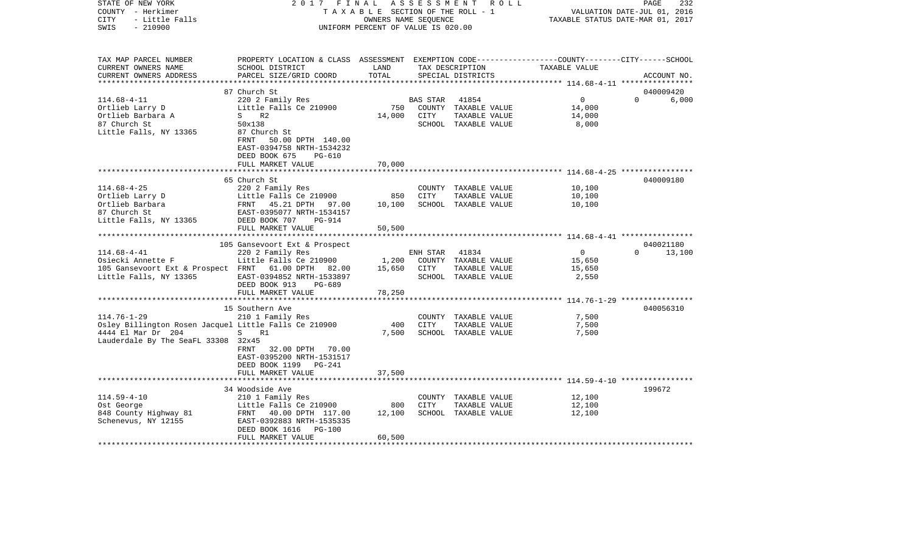STATE OF NEW YORK — 2017 FINAL ASSESSMENT ROLL — TAXABLE SECTION OF THE ROLL - 1 — VALUATION DATE-JUL 01, 2016
COUNTY - Herkimer — OWNERS NAME SEQUENCE — TAXABLE STATUS DATE-MAR 01, 2017
CITY - Little Falls — UNIFORM PERCENT OF VALUE IS 020.00
SWIS - 210900

| TAX MAP PARCEL NUMBER / CURRENT OWNERS NAME / CURRENT OWNERS ADDRESS | PROPERTY LOCATION & CLASS / SCHOOL DISTRICT / PARCEL SIZE/GRID COORD | ASSESSMENT LAND | TOTAL | EXEMPTION CODE / TAX DESCRIPTION / SPECIAL DISTRICTS | | COUNTY / CITY / SCHOOL TAXABLE VALUE | ACCOUNT NO. |
|---|---|---|---|---|---|---|---|
| **114.68-4-11** | 87 Church St | | | | | | 040009420 |
| 114.68-4-11 | 220 2 Family Res | | | BAS STAR | 41854 | 0 / 0 / 6,000 | |
| Ortlieb Larry D | Little Falls Ce 210900 | 750 | | COUNTY | TAXABLE VALUE | 14,000 | |
| Ortlieb Barbara A | S R2 | | 14,000 | CITY | TAXABLE VALUE | 14,000 | |
| 87 Church St | 50x138 | | | SCHOOL | TAXABLE VALUE | 8,000 | |
| Little Falls, NY 13365 | 87 Church St | | | | | | |
| | FRNT 50.00 DPTH 140.00 | | | | | | |
| | EAST-0394758 NRTH-1534232 | | | | | | |
| | DEED BOOK 675 PG-610 | | | | | | |
| | FULL MARKET VALUE | | 70,000 | | | | |
| **114.68-4-25** | 65 Church St | | | | | | 040009180 |
| 114.68-4-25 | 220 2 Family Res | | | COUNTY | TAXABLE VALUE | 10,100 | |
| Ortlieb Larry D | Little Falls Ce 210900 | 850 | | CITY | TAXABLE VALUE | 10,100 | |
| Ortlieb Barbara | FRNT 45.21 DPTH 97.00 | | 10,100 | SCHOOL | TAXABLE VALUE | 10,100 | |
| 87 Church St | EAST-0395077 NRTH-1534157 | | | | | | |
| Little Falls, NY 13365 | DEED BOOK 707 PG-914 | | | | | | |
| | FULL MARKET VALUE | | 50,500 | | | | |
| **114.68-4-41** | 105 Gansevoort Ext & Prospect | | | | | | 040021180 |
| 114.68-4-41 | 220 2 Family Res | | | ENH STAR | 41834 | 0 / 0 / 13,100 | |
| Osiecki Annette F | Little Falls Ce 210900 | 1,200 | | COUNTY | TAXABLE VALUE | 15,650 | |
| 105 Gansevoort Ext & Prospect | FRNT 61.00 DPTH 82.00 | | 15,650 | CITY | TAXABLE VALUE | 15,650 | |
| Little Falls, NY 13365 | EAST-0394852 NRTH-1533897 | | | SCHOOL | TAXABLE VALUE | 2,550 | |
| | DEED BOOK 913 PG-689 | | | | | | |
| | FULL MARKET VALUE | | 78,250 | | | | |
| **114.76-1-29** | 15 Southern Ave | | | | | | 040056310 |
| 114.76-1-29 | 210 1 Family Res | | | COUNTY | TAXABLE VALUE | 7,500 | |
| Osley Billington Rosen Jacquel | Little Falls Ce 210900 | 400 | | CITY | TAXABLE VALUE | 7,500 | |
| 4444 El Mar Dr 204 | S R1 | | 7,500 | SCHOOL | TAXABLE VALUE | 7,500 | |
| Lauderdale By The SeaFL 33308 | 32x45 | | | | | | |
| | FRNT 32.00 DPTH 70.00 | | | | | | |
| | EAST-0395200 NRTH-1531517 | | | | | | |
| | DEED BOOK 1199 PG-241 | | | | | | |
| | FULL MARKET VALUE | | 37,500 | | | | |
| **114.59-4-10** | 34 Woodside Ave | | | | | | 199672 |
| 114.59-4-10 | 210 1 Family Res | | | COUNTY | TAXABLE VALUE | 12,100 | |
| Ost George | Little Falls Ce 210900 | 800 | | CITY | TAXABLE VALUE | 12,100 | |
| 848 County Highway 81 | FRNT 40.00 DPTH 117.00 | | 12,100 | SCHOOL | TAXABLE VALUE | 12,100 | |
| Schenevus, NY 12155 | EAST-0392883 NRTH-1535335 | | | | | | |
| | DEED BOOK 1616 PG-100 | | | | | | |
| | FULL MARKET VALUE | | 60,500 | | | | |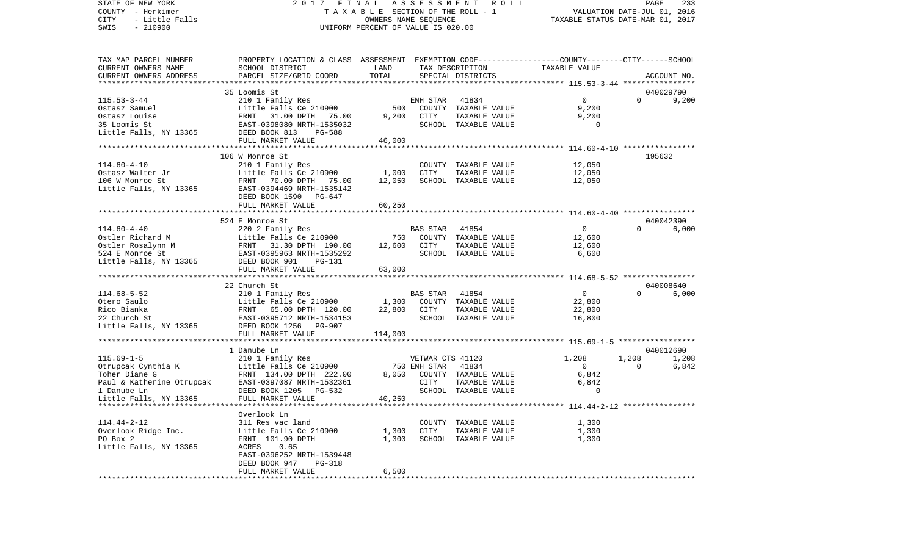STATE OF NEW YORK | COUNTY - Herkimer | CITY - Little Falls | SWIS - 210900

2017 FINAL ASSESSMENT ROLL
TAXABLE SECTION OF THE ROLL - 1
OWNERS NAME SEQUENCE
UNIFORM PERCENT OF VALUE IS 020.00

VALUATION DATE-JUL 01, 2016
TAXABLE STATUS DATE-MAR 01, 2017

| TAX MAP PARCEL NUMBER / CURRENT OWNERS NAME / CURRENT OWNERS ADDRESS | PROPERTY LOCATION & CLASS / SCHOOL DISTRICT / PARCEL SIZE/GRID COORD | ASSESSMENT LAND | TOTAL | EXEMPTION CODE / TAX DESCRIPTION / SPECIAL DISTRICTS | COUNTY TAXABLE VALUE | CITY | SCHOOL / ACCOUNT NO. |
|---|---|---|---|---|---|---|---|
| 115.53-3-44 | 35 Loomis St | | | | | | 040029790 |
| 115.53-3-44 | 210 1 Family Res | | | ENH STAR 41834 | 0 | 0 | 9,200 |
| Ostasz Samuel | Little Falls Ce 210900 | 500 | | COUNTY TAXABLE VALUE | 9,200 | | |
| Ostasz Louise | FRNT 31.00 DPTH 75.00 | | 9,200 | CITY TAXABLE VALUE | 9,200 | | |
| 35 Loomis St | EAST-0398080 NRTH-1535032 | | | SCHOOL TAXABLE VALUE | 0 | | |
| Little Falls, NY 13365 | DEED BOOK 813 PG-588 | | | | | | |
| | FULL MARKET VALUE | | 46,000 | | | | |
| 114.60-4-10 | 106 W Monroe St | | | | | | 195632 |
| 114.60-4-10 | 210 1 Family Res | | | COUNTY TAXABLE VALUE | 12,050 | | |
| Ostasz Walter Jr | Little Falls Ce 210900 | 1,000 | | CITY TAXABLE VALUE | 12,050 | | |
| 106 W Monroe St | FRNT 70.00 DPTH 75.00 | | 12,050 | SCHOOL TAXABLE VALUE | 12,050 | | |
| Little Falls, NY 13365 | EAST-0394469 NRTH-1535142 | | | | | | |
| | DEED BOOK 1590 PG-647 | | | | | | |
| | FULL MARKET VALUE | | 60,250 | | | | |
| 114.60-4-40 | 524 E Monroe St | | | | | | 040042390 |
| 114.60-4-40 | 220 2 Family Res | | | BAS STAR 41854 | 0 | 0 | 6,000 |
| Ostler Richard M | Little Falls Ce 210900 | 750 | | COUNTY TAXABLE VALUE | 12,600 | | |
| Ostler Rosalynn M | FRNT 31.30 DPTH 190.00 | | 12,600 | CITY TAXABLE VALUE | 12,600 | | |
| 524 E Monroe St | EAST-0395963 NRTH-1535292 | | | SCHOOL TAXABLE VALUE | 6,600 | | |
| Little Falls, NY 13365 | DEED BOOK 901 PG-131 | | | | | | |
| | FULL MARKET VALUE | | 63,000 | | | | |
| 114.68-5-52 | 22 Church St | | | | | | 040008640 |
| 114.68-5-52 | 210 1 Family Res | | | BAS STAR 41854 | 0 | 0 | 6,000 |
| Otero Saulo | Little Falls Ce 210900 | 1,300 | | COUNTY TAXABLE VALUE | 22,800 | | |
| Rico Bianka | FRNT 65.00 DPTH 120.00 | | 22,800 | CITY TAXABLE VALUE | 22,800 | | |
| 22 Church St | EAST-0395712 NRTH-1534153 | | | SCHOOL TAXABLE VALUE | 16,800 | | |
| Little Falls, NY 13365 | DEED BOOK 1256 PG-907 | | | | | | |
| | FULL MARKET VALUE | | 114,000 | | | | |
| 115.69-1-5 | 1 Danube Ln | | | | | | 040012690 |
| 115.69-1-5 | 210 1 Family Res | | | VETWAR CTS 41120 | 1,208 | 1,208 | 1,208 |
| Otrupcak Cynthia K | Little Falls Ce 210900 | 750 | | ENH STAR 41834 | 0 | 0 | 6,842 |
| Toher Diane G | FRNT 134.00 DPTH 222.00 | | 8,050 | COUNTY TAXABLE VALUE | 6,842 | | |
| Paul & Katherine Otrupcak | EAST-0397087 NRTH-1532361 | | | CITY TAXABLE VALUE | 6,842 | | |
| 1 Danube Ln | DEED BOOK 1205 PG-532 | | | SCHOOL TAXABLE VALUE | 0 | | |
| Little Falls, NY 13365 | FULL MARKET VALUE | | 40,250 | | | | |
| 114.44-2-12 | Overlook Ln | | | | | | |
| 114.44-2-12 | 311 Res vac land | | | COUNTY TAXABLE VALUE | 1,300 | | |
| Overlook Ridge Inc. | Little Falls Ce 210900 | 1,300 | | CITY TAXABLE VALUE | 1,300 | | |
| PO Box 2 | FRNT 101.90 DPTH | | 1,300 | SCHOOL TAXABLE VALUE | 1,300 | | |
| Little Falls, NY 13365 | ACRES 0.65 | | | | | | |
| | EAST-0396252 NRTH-1539448 | | | | | | |
| | DEED BOOK 947 PG-318 | | | | | | |
| | FULL MARKET VALUE | | 6,500 | | | | |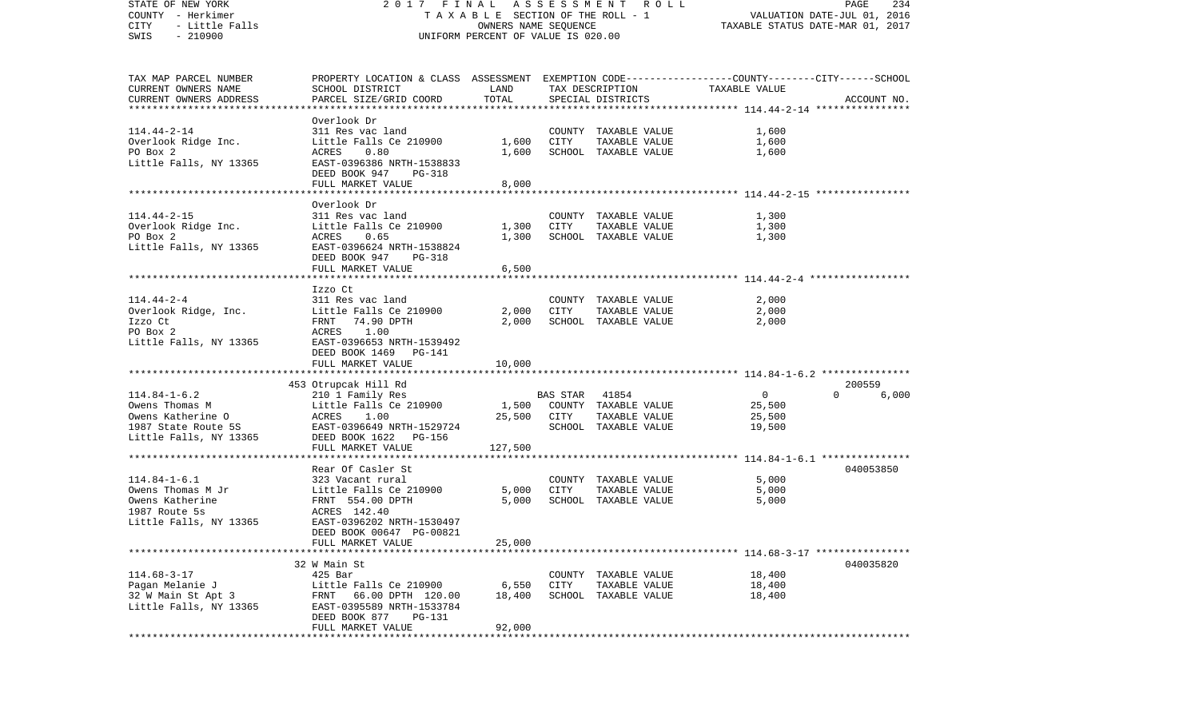STATE OF NEW YORK | 2017 FINAL ASSESSMENT ROLL | VALUATION DATE-JUL 01, 2016
COUNTY - Herkimer | TAXABLE SECTION OF THE ROLL - 1 | TAXABLE STATUS DATE-MAR 01, 2017
CITY - Little Falls | OWNERS NAME SEQUENCE
SWIS - 210900 | UNIFORM PERCENT OF VALUE IS 020.00

| TAX MAP PARCEL NUMBER / CURRENT OWNERS NAME / CURRENT OWNERS ADDRESS | PROPERTY LOCATION & CLASS / SCHOOL DISTRICT / PARCEL SIZE/GRID COORD | ASSESSMENT LAND | TOTAL | EXEMPTION CODE / TAX DESCRIPTION / SPECIAL DISTRICTS | COUNTY--------CITY------SCHOOL TAXABLE VALUE | ACCOUNT NO. |
|---|---|---|---|---|---|---|
| 114.44-2-14 | Overlook Dr | | | | | |
| | 311 Res vac land | | | COUNTY TAXABLE VALUE | 1,600 | |
| Overlook Ridge Inc. | Little Falls Ce 210900 | 1,600 | | CITY TAXABLE VALUE | 1,600 | |
| PO Box 2 | ACRES 0.80 | | 1,600 | SCHOOL TAXABLE VALUE | 1,600 | |
| Little Falls, NY 13365 | EAST-0396386 NRTH-1538833 | | | | | |
| | DEED BOOK 947 PG-318 | | | | | |
| | FULL MARKET VALUE | | 8,000 | | | |
| 114.44-2-15 | Overlook Dr | | | | | |
| | 311 Res vac land | | | COUNTY TAXABLE VALUE | 1,300 | |
| Overlook Ridge Inc. | Little Falls Ce 210900 | 1,300 | | CITY TAXABLE VALUE | 1,300 | |
| PO Box 2 | ACRES 0.65 | | 1,300 | SCHOOL TAXABLE VALUE | 1,300 | |
| Little Falls, NY 13365 | EAST-0396624 NRTH-1538824 | | | | | |
| | DEED BOOK 947 PG-318 | | | | | |
| | FULL MARKET VALUE | | 6,500 | | | |
| 114.44-2-4 | Izzo Ct | | | | | |
| | 311 Res vac land | | | COUNTY TAXABLE VALUE | 2,000 | |
| Overlook Ridge, Inc. | Little Falls Ce 210900 | 2,000 | | CITY TAXABLE VALUE | 2,000 | |
| Izzo Ct | FRNT 74.90 DPTH | | 2,000 | SCHOOL TAXABLE VALUE | 2,000 | |
| PO Box 2 | ACRES 1.00 | | | | | |
| Little Falls, NY 13365 | EAST-0396653 NRTH-1539492 | | | | | |
| | DEED BOOK 1469 PG-141 | | | | | |
| | FULL MARKET VALUE | | 10,000 | | | |
| 114.84-1-6.2 | 453 Otrupcak Hill Rd | | | | | 200559 |
| | 210 1 Family Res | | | BAS STAR 41854 | 0 0 6,000 | |
| Owens Thomas M | Little Falls Ce 210900 | 1,500 | | COUNTY TAXABLE VALUE | 25,500 | |
| Owens Katherine O | ACRES 1.00 | | 25,500 | CITY TAXABLE VALUE | 25,500 | |
| 1987 State Route 5S | EAST-0396649 NRTH-1529724 | | | SCHOOL TAXABLE VALUE | 19,500 | |
| Little Falls, NY 13365 | DEED BOOK 1622 PG-156 | | | | | |
| | FULL MARKET VALUE | | 127,500 | | | |
| 114.84-1-6.1 | Rear Of Casler St | | | | | 040053850 |
| | 323 Vacant rural | | | COUNTY TAXABLE VALUE | 5,000 | |
| Owens Thomas M Jr | Little Falls Ce 210900 | 5,000 | | CITY TAXABLE VALUE | 5,000 | |
| Owens Katherine | FRNT 554.00 DPTH | | 5,000 | SCHOOL TAXABLE VALUE | 5,000 | |
| 1987 Route 5s | ACRES 142.40 | | | | | |
| Little Falls, NY 13365 | EAST-0396202 NRTH-1530497 | | | | | |
| | DEED BOOK 00647 PG-00821 | | | | | |
| | FULL MARKET VALUE | | 25,000 | | | |
| 114.68-3-17 | 32 W Main St | | | | | 040035820 |
| | 425 Bar | | | COUNTY TAXABLE VALUE | 18,400 | |
| Pagan Melanie J | Little Falls Ce 210900 | 6,550 | | CITY TAXABLE VALUE | 18,400 | |
| 32 W Main St Apt 3 | FRNT 66.00 DPTH 120.00 | | 18,400 | SCHOOL TAXABLE VALUE | 18,400 | |
| Little Falls, NY 13365 | EAST-0395589 NRTH-1533784 | | | | | |
| | DEED BOOK 877 PG-131 | | | | | |
| | FULL MARKET VALUE | | 92,000 | | | |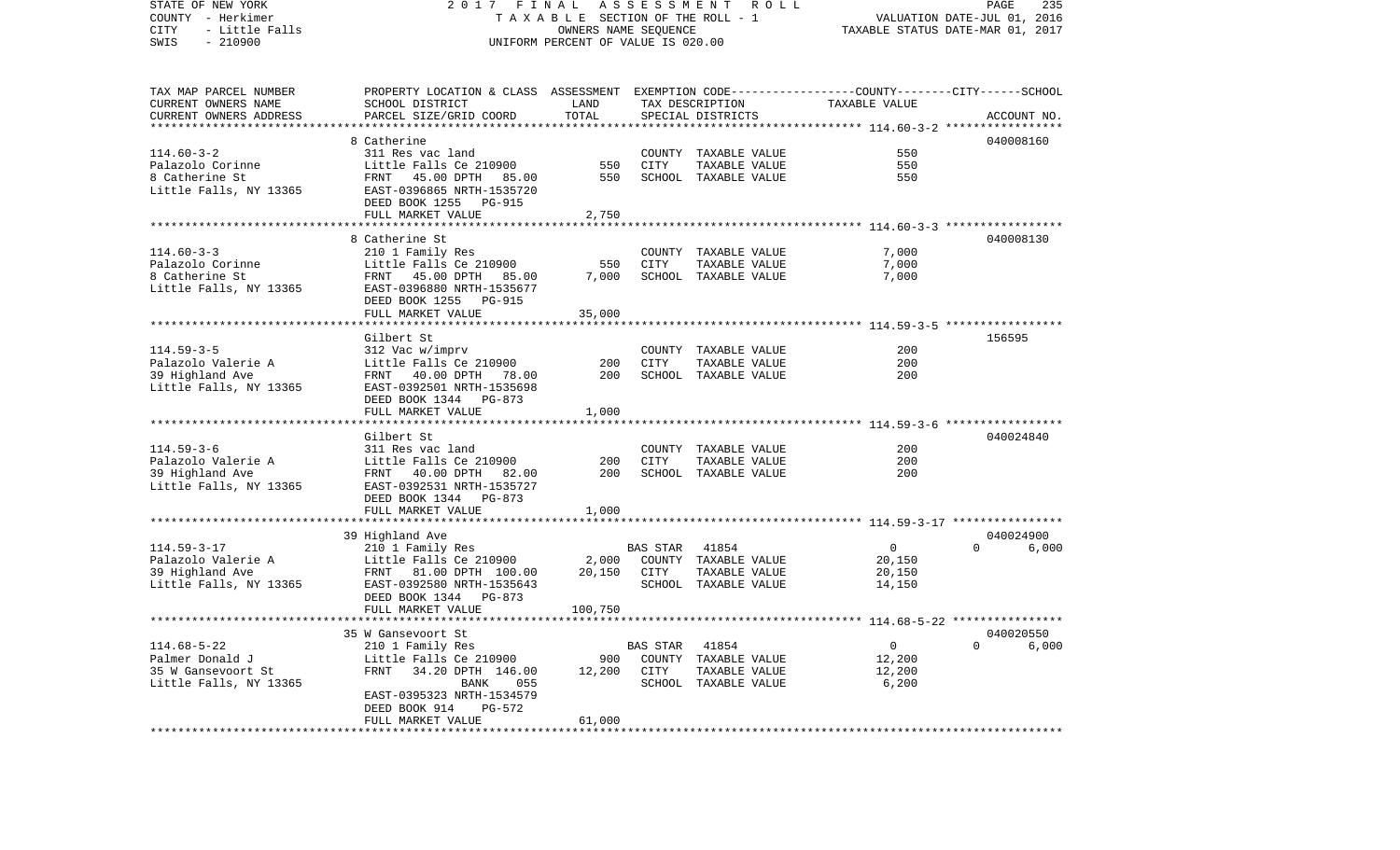STATE OF NEW YORK — 2017 FINAL ASSESSMENT ROLL — PAGE 235
COUNTY - Herkimer — TAXABLE SECTION OF THE ROLL - 1 — VALUATION DATE-JUL 01, 2016
CITY - Little Falls — OWNERS NAME SEQUENCE — TAXABLE STATUS DATE-MAR 01, 2017
SWIS - 210900 — UNIFORM PERCENT OF VALUE IS 020.00

| TAX MAP PARCEL NUMBER / CURRENT OWNERS NAME / CURRENT OWNERS ADDRESS | PROPERTY LOCATION & CLASS / SCHOOL DISTRICT / PARCEL SIZE/GRID COORD | ASSESSMENT LAND | TOTAL | EXEMPTION CODE / TAX DESCRIPTION / SPECIAL DISTRICTS | COUNTY TAXABLE VALUE | CITY | SCHOOL | ACCOUNT NO. |
|---|---|---|---|---|---|---|---|---|
| **114.60-3-2** | 8 Catherine | | | | | | | 040008160 |
| 114.60-3-2 | 311 Res vac land | | | COUNTY TAXABLE VALUE | 550 | | | |
| Palazolo Corinne | Little Falls Ce 210900 | 550 | | CITY TAXABLE VALUE | 550 | | | |
| 8 Catherine St | FRNT 45.00 DPTH 85.00 | | 550 | SCHOOL TAXABLE VALUE | 550 | | | |
| Little Falls, NY 13365 | EAST-0396865 NRTH-1535720 | | | | | | | |
| | DEED BOOK 1255 PG-915 | | | | | | | |
| | FULL MARKET VALUE | | 2,750 | | | | | |
| **114.60-3-3** | 8 Catherine St | | | | | | | 040008130 |
| 114.60-3-3 | 210 1 Family Res | | | COUNTY TAXABLE VALUE | 7,000 | | | |
| Palazolo Corinne | Little Falls Ce 210900 | 550 | | CITY TAXABLE VALUE | 7,000 | | | |
| 8 Catherine St | FRNT 45.00 DPTH 85.00 | | 7,000 | SCHOOL TAXABLE VALUE | 7,000 | | | |
| Little Falls, NY 13365 | EAST-0396880 NRTH-1535677 | | | | | | | |
| | DEED BOOK 1255 PG-915 | | | | | | | |
| | FULL MARKET VALUE | | 35,000 | | | | | |
| **114.59-3-5** | Gilbert St | | | | | | | 156595 |
| 114.59-3-5 | 312 Vac w/imprv | | | COUNTY TAXABLE VALUE | 200 | | | |
| Palazolo Valerie A | Little Falls Ce 210900 | 200 | | CITY TAXABLE VALUE | 200 | | | |
| 39 Highland Ave | FRNT 40.00 DPTH 78.00 | | 200 | SCHOOL TAXABLE VALUE | 200 | | | |
| Little Falls, NY 13365 | EAST-0392501 NRTH-1535698 | | | | | | | |
| | DEED BOOK 1344 PG-873 | | | | | | | |
| | FULL MARKET VALUE | | 1,000 | | | | | |
| **114.59-3-6** | Gilbert St | | | | | | | 040024840 |
| 114.59-3-6 | 311 Res vac land | | | COUNTY TAXABLE VALUE | 200 | | | |
| Palazolo Valerie A | Little Falls Ce 210900 | 200 | | CITY TAXABLE VALUE | 200 | | | |
| 39 Highland Ave | FRNT 40.00 DPTH 82.00 | | 200 | SCHOOL TAXABLE VALUE | 200 | | | |
| Little Falls, NY 13365 | EAST-0392531 NRTH-1535727 | | | | | | | |
| | DEED BOOK 1344 PG-873 | | | | | | | |
| | FULL MARKET VALUE | | 1,000 | | | | | |
| **114.59-3-17** | 39 Highland Ave | | | | | | | 040024900 |
| 114.59-3-17 | 210 1 Family Res | | | BAS STAR 41854 | 0 | 0 | 6,000 | |
| Palazolo Valerie A | Little Falls Ce 210900 | 2,000 | | COUNTY TAXABLE VALUE | 20,150 | | | |
| 39 Highland Ave | FRNT 81.00 DPTH 100.00 | | 20,150 | CITY TAXABLE VALUE | 20,150 | | | |
| Little Falls, NY 13365 | EAST-0392580 NRTH-1535643 | | | SCHOOL TAXABLE VALUE | 14,150 | | | |
| | DEED BOOK 1344 PG-873 | | | | | | | |
| | FULL MARKET VALUE | | 100,750 | | | | | |
| **114.68-5-22** | 35 W Gansevoort St | | | | | | | 040020550 |
| 114.68-5-22 | 210 1 Family Res | | | BAS STAR 41854 | 0 | 0 | 6,000 | |
| Palmer Donald J | Little Falls Ce 210900 | 900 | | COUNTY TAXABLE VALUE | 12,200 | | | |
| 35 W Gansevoort St | FRNT 34.20 DPTH 146.00 | | 12,200 | CITY TAXABLE VALUE | 12,200 | | | |
| Little Falls, NY 13365 | BANK 055 | | | SCHOOL TAXABLE VALUE | 6,200 | | | |
| | EAST-0395323 NRTH-1534579 | | | | | | | |
| | DEED BOOK 914 PG-572 | | | | | | | |
| | FULL MARKET VALUE | | 61,000 | | | | | |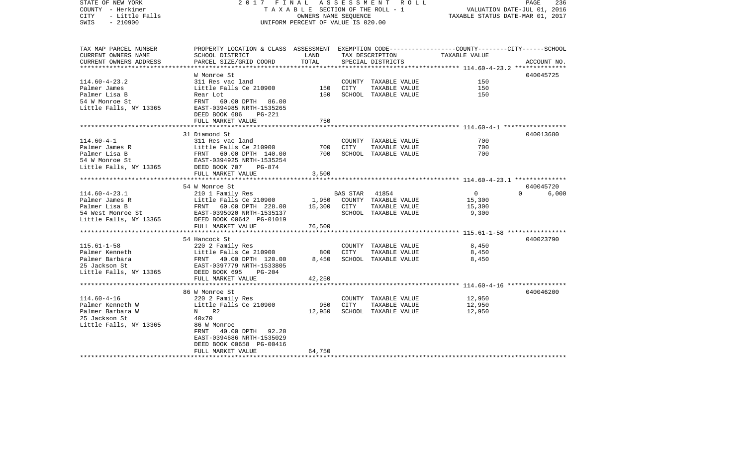STATE OF NEW YORK                2 0 1 7   F I N A L   A S S E S S M E N T   R O L L
COUNTY - Herkimer                T A X A B L E  SECTION OF THE ROLL - 1                VALUATION DATE-JUL 01, 2016
CITY - Little Falls              OWNERS NAME SEQUENCE                                  TAXABLE STATUS DATE-MAR 01, 2017
SWIS - 210900                    UNIFORM PERCENT OF VALUE IS 020.00

| TAX MAP PARCEL NUMBER / CURRENT OWNERS NAME / CURRENT OWNERS ADDRESS | PROPERTY LOCATION & CLASS / SCHOOL DISTRICT / PARCEL SIZE/GRID COORD | ASSESSMENT LAND | ASSESSMENT TOTAL | EXEMPTION CODE / TAX DESCRIPTION / SPECIAL DISTRICTS | COUNTY TAXABLE VALUE | CITY | SCHOOL | ACCOUNT NO. |
|---|---|---|---|---|---|---|---|---|
| 114.60-4-23.2 | W Monroe St | | | | | | | 040045725 |
| Palmer James | 311 Res vac land | | | COUNTY TAXABLE VALUE | 150 | | | |
| Palmer Lisa B | Little Falls Ce 210900 | 150 | | CITY TAXABLE VALUE | 150 | | | |
| 54 W Monroe St | Rear Lot | | 150 | SCHOOL TAXABLE VALUE | 150 | | | |
| Little Falls, NY 13365 | FRNT 60.00 DPTH 86.00 | | | | | | | |
| | EAST-0394985 NRTH-1535265 | | | | | | | |
| | DEED BOOK 686 PG-221 | | | | | | | |
| | FULL MARKET VALUE | | 750 | | | | | |
| 114.60-4-1 | 31 Diamond St | | | | | | | 040013680 |
| Palmer James R | 311 Res vac land | | | COUNTY TAXABLE VALUE | 700 | | | |
| Palmer Lisa B | Little Falls Ce 210900 | 700 | | CITY TAXABLE VALUE | 700 | | | |
| 54 W Monroe St | FRNT 60.00 DPTH 140.00 | | 700 | SCHOOL TAXABLE VALUE | 700 | | | |
| Little Falls, NY 13365 | EAST-0394925 NRTH-1535254 | | | | | | | |
| | DEED BOOK 707 PG-874 | | | | | | | |
| | FULL MARKET VALUE | | 3,500 | | | | | |
| 114.60-4-23.1 | 54 W Monroe St | | | | | | | 040045720 |
| Palmer James R | 210 1 Family Res | | | BAS STAR 41854 | 0 | | 0 | 6,000 |
| Palmer Lisa B | Little Falls Ce 210900 | 1,950 | | COUNTY TAXABLE VALUE | 15,300 | | | |
| 54 West Monroe St | FRNT 60.00 DPTH 228.00 | | 15,300 | CITY TAXABLE VALUE | 15,300 | | | |
| Little Falls, NY 13365 | EAST-0395020 NRTH-1535137 | | | SCHOOL TAXABLE VALUE | 9,300 | | | |
| | DEED BOOK 00642 PG-01019 | | | | | | | |
| | FULL MARKET VALUE | | 76,500 | | | | | |
| 115.61-1-58 | 54 Hancock St | | | | | | | 040023790 |
| Palmer Kenneth | 220 2 Family Res | | | COUNTY TAXABLE VALUE | 8,450 | | | |
| Palmer Barbara | Little Falls Ce 210900 | 800 | | CITY TAXABLE VALUE | 8,450 | | | |
| 25 Jackson St | FRNT 40.00 DPTH 120.00 | | 8,450 | SCHOOL TAXABLE VALUE | 8,450 | | | |
| Little Falls, NY 13365 | EAST-0397779 NRTH-1533805 | | | | | | | |
| | DEED BOOK 695 PG-204 | | | | | | | |
| | FULL MARKET VALUE | | 42,250 | | | | | |
| 114.60-4-16 | 86 W Monroe St | | | | | | | 040046200 |
| Palmer Kenneth W | 220 2 Family Res | | | COUNTY TAXABLE VALUE | 12,950 | | | |
| Palmer Barbara W | Little Falls Ce 210900 | 950 | | CITY TAXABLE VALUE | 12,950 | | | |
| 25 Jackson St | N R2 | | 12,950 | SCHOOL TAXABLE VALUE | 12,950 | | | |
| Little Falls, NY 13365 | 40x70 | | | | | | | |
| | 86 W Monroe | | | | | | | |
| | FRNT 40.00 DPTH 92.20 | | | | | | | |
| | EAST-0394686 NRTH-1535029 | | | | | | | |
| | DEED BOOK 00658 PG-00416 | | | | | | | |
| | FULL MARKET VALUE | | 64,750 | | | | | |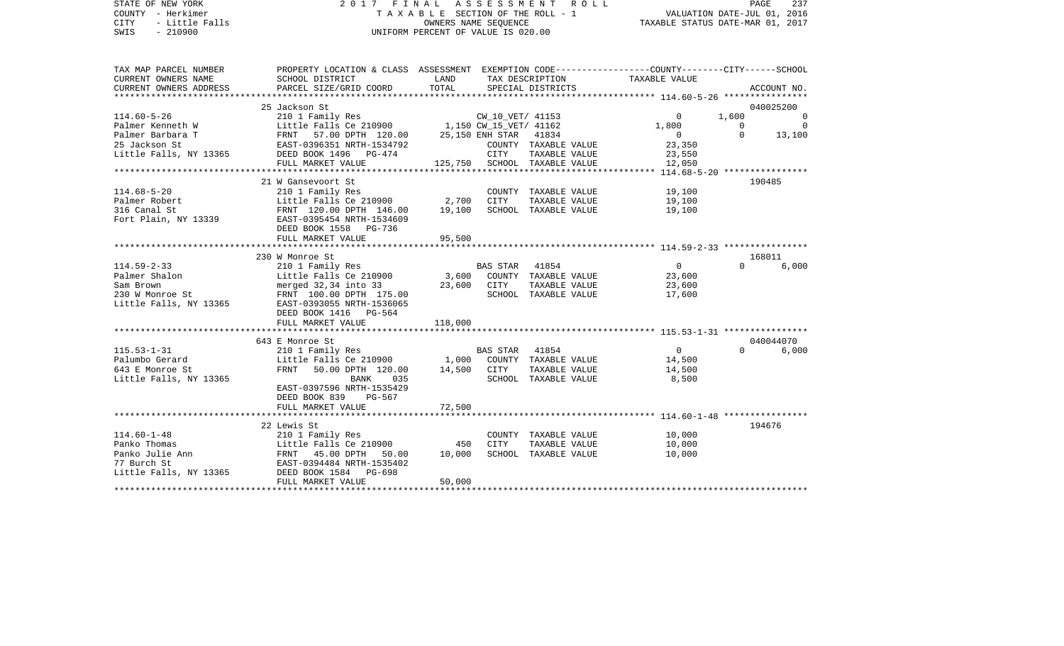STATE OF NEW YORK | 2017 FINAL ASSESSMENT ROLL | PAGE 237
COUNTY - Herkimer | TAXABLE SECTION OF THE ROLL - 1 | VALUATION DATE-JUL 01, 2016
CITY - Little Falls | OWNERS NAME SEQUENCE | TAXABLE STATUS DATE-MAR 01, 2017
SWIS - 210900 | UNIFORM PERCENT OF VALUE IS 020.00

| TAX MAP PARCEL NUMBER / CURRENT OWNERS NAME / CURRENT OWNERS ADDRESS | PROPERTY LOCATION & CLASS / SCHOOL DISTRICT / PARCEL SIZE/GRID COORD | ASSESSMENT LAND | TOTAL | EXEMPTION CODE / TAX DESCRIPTION / SPECIAL DISTRICTS | COUNTY TAXABLE VALUE | CITY | SCHOOL | ACCOUNT NO. |
|---|---|---|---|---|---|---|---|---|
| **114.60-5-26** | 25 Jackson St | | | | | | | 040025200 |
| 114.60-5-26 | 210 1 Family Res | | | CW_10_VET/ 41153 | 0 | 1,600 | 0 | |
| Palmer Kenneth W | Little Falls Ce 210900 | 1,150 | | CW_15_VET/ 41162 | 1,800 | 0 | 0 | |
| Palmer Barbara T | FRNT 57.00 DPTH 120.00 | | 25,150 | ENH STAR 41834 | 0 | 0 | 13,100 | |
| 25 Jackson St | EAST-0396351 NRTH-1534792 | | | COUNTY TAXABLE VALUE | 23,350 | | | |
| Little Falls, NY 13365 | DEED BOOK 1496 PG-474 | | | CITY TAXABLE VALUE | 23,550 | | | |
| | FULL MARKET VALUE | | 125,750 | SCHOOL TAXABLE VALUE | 12,050 | | | |
| **114.68-5-20** | 21 W Gansevoort St | | | | | | | 190485 |
| 114.68-5-20 | 210 1 Family Res | | | COUNTY TAXABLE VALUE | 19,100 | | | |
| Palmer Robert | Little Falls Ce 210900 | 2,700 | | CITY TAXABLE VALUE | 19,100 | | | |
| 316 Canal St | FRNT 120.00 DPTH 146.00 | | 19,100 | SCHOOL TAXABLE VALUE | 19,100 | | | |
| Fort Plain, NY 13339 | EAST-0395454 NRTH-1534609 | | | | | | | |
| | DEED BOOK 1558 PG-736 | | | | | | | |
| | FULL MARKET VALUE | | 95,500 | | | | | |
| **114.59-2-33** | 230 W Monroe St | | | | | | | 168011 |
| 114.59-2-33 | 210 1 Family Res | | | BAS STAR 41854 | 0 | 0 | 6,000 | |
| Palmer Shalon | Little Falls Ce 210900 | 3,600 | | COUNTY TAXABLE VALUE | 23,600 | | | |
| Sam Brown | merged 32,34 into 33 | | 23,600 | CITY TAXABLE VALUE | 23,600 | | | |
| 230 W Monroe St | FRNT 100.00 DPTH 175.00 | | | SCHOOL TAXABLE VALUE | 17,600 | | | |
| Little Falls, NY 13365 | EAST-0393055 NRTH-1536065 | | | | | | | |
| | DEED BOOK 1416 PG-564 | | | | | | | |
| | FULL MARKET VALUE | | 118,000 | | | | | |
| **115.53-1-31** | 643 E Monroe St | | | | | | | 040044070 |
| 115.53-1-31 | 210 1 Family Res | | | BAS STAR 41854 | 0 | 0 | 6,000 | |
| Palumbo Gerard | Little Falls Ce 210900 | 1,000 | | COUNTY TAXABLE VALUE | 14,500 | | | |
| 643 E Monroe St | FRNT 50.00 DPTH 120.00 | | 14,500 | CITY TAXABLE VALUE | 14,500 | | | |
| Little Falls, NY 13365 | BANK 035 | | | SCHOOL TAXABLE VALUE | 8,500 | | | |
| | EAST-0397596 NRTH-1535429 | | | | | | | |
| | DEED BOOK 839 PG-567 | | | | | | | |
| | FULL MARKET VALUE | | 72,500 | | | | | |
| **114.60-1-48** | 22 Lewis St | | | | | | | 194676 |
| 114.60-1-48 | 210 1 Family Res | | | COUNTY TAXABLE VALUE | 10,000 | | | |
| Panko Thomas | Little Falls Ce 210900 | 450 | | CITY TAXABLE VALUE | 10,000 | | | |
| Panko Julie Ann | FRNT 45.00 DPTH 50.00 | | 10,000 | SCHOOL TAXABLE VALUE | 10,000 | | | |
| 77 Burch St | EAST-0394484 NRTH-1535402 | | | | | | | |
| Little Falls, NY 13365 | DEED BOOK 1584 PG-698 | | | | | | | |
| | FULL MARKET VALUE | | 50,000 | | | | | |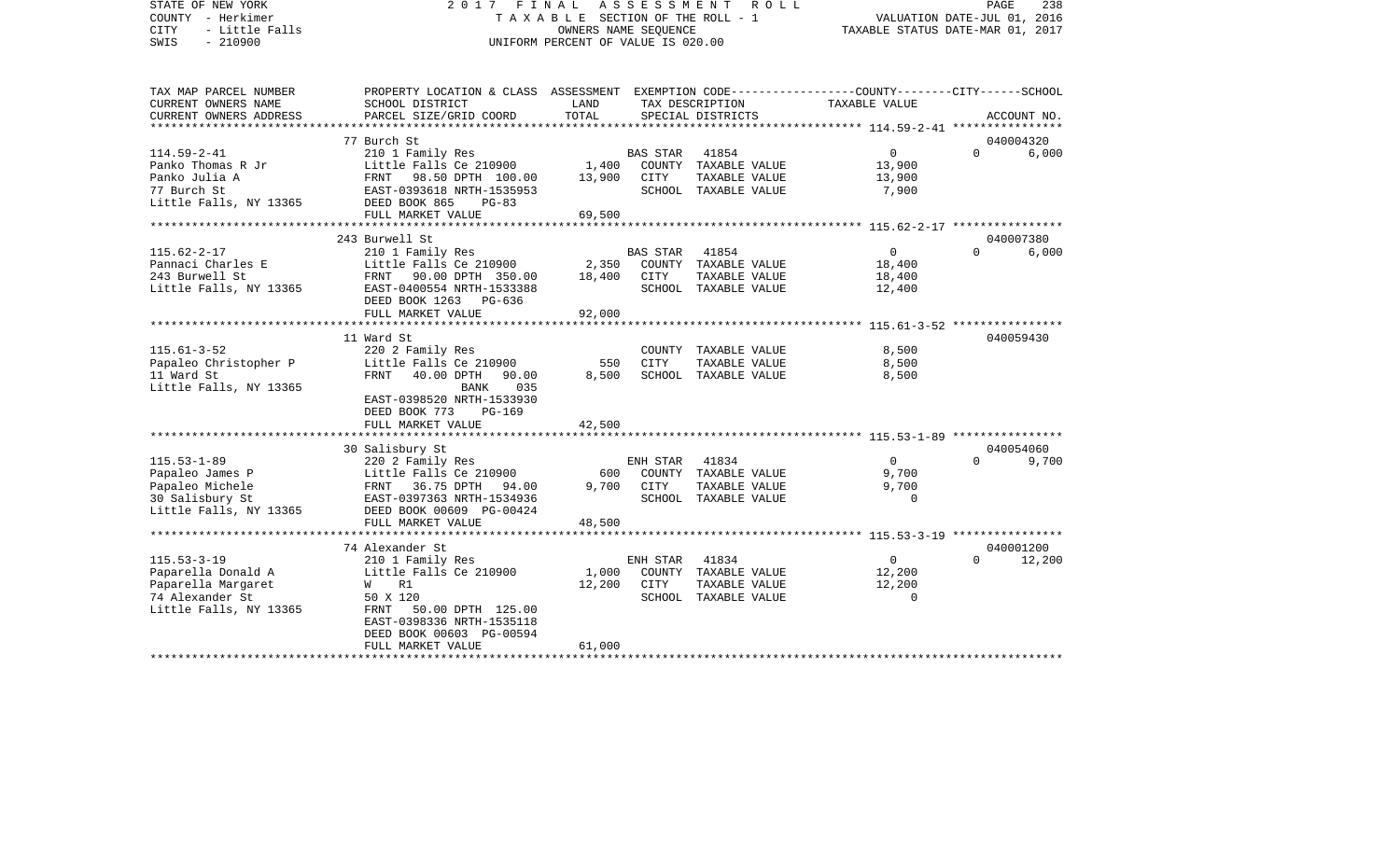STATE OF NEW YORK | 2 0 1 7 F I N A L A S S E S S M E N T R O L L | PAGE 238
COUNTY - Herkimer | T A X A B L E SECTION OF THE ROLL - 1 | VALUATION DATE-JUL 01, 2016
CITY - Little Falls | OWNERS NAME SEQUENCE | TAXABLE STATUS DATE-MAR 01, 2017
SWIS - 210900 | UNIFORM PERCENT OF VALUE IS 020.00

| TAX MAP PARCEL NUMBER / CURRENT OWNERS NAME / CURRENT OWNERS ADDRESS | PROPERTY LOCATION & CLASS / SCHOOL DISTRICT / PARCEL SIZE/GRID COORD | ASSESSMENT LAND | TOTAL | EXEMPTION CODE / TAX DESCRIPTION / SPECIAL DISTRICTS | COUNTY / CITY / SCHOOL TAXABLE VALUE | ACCOUNT NO. |
|---|---|---|---|---|---|---|
| 114.59-2-41 | 77 Burch St | | | | | 040004320 |
| | 210 1 Family Res | | | BAS STAR 41854 | 0 | 0 6,000 |
| Panko Thomas R Jr | Little Falls Ce 210900 | 1,400 | | COUNTY TAXABLE VALUE | 13,900 | |
| Panko Julia A | FRNT 98.50 DPTH 100.00 | | 13,900 | CITY TAXABLE VALUE | 13,900 | |
| 77 Burch St | EAST-0393618 NRTH-1535953 | | | SCHOOL TAXABLE VALUE | 7,900 | |
| Little Falls, NY 13365 | DEED BOOK 865 PG-83 | | | | | |
| | FULL MARKET VALUE | | 69,500 | | | |
| 115.62-2-17 | 243 Burwell St | | | | | 040007380 |
| | 210 1 Family Res | | | BAS STAR 41854 | 0 | 0 6,000 |
| Pannaci Charles E | Little Falls Ce 210900 | 2,350 | | COUNTY TAXABLE VALUE | 18,400 | |
| 243 Burwell St | FRNT 90.00 DPTH 350.00 | | 18,400 | CITY TAXABLE VALUE | 18,400 | |
| Little Falls, NY 13365 | EAST-0400554 NRTH-1533388 | | | SCHOOL TAXABLE VALUE | 12,400 | |
| | DEED BOOK 1263 PG-636 | | | | | |
| | FULL MARKET VALUE | | 92,000 | | | |
| 115.61-3-52 | 11 Ward St | | | | | 040059430 |
| | 220 2 Family Res | | | COUNTY TAXABLE VALUE | 8,500 | |
| Papaleo Christopher P | Little Falls Ce 210900 | 550 | | CITY TAXABLE VALUE | 8,500 | |
| 11 Ward St | FRNT 40.00 DPTH 90.00 | | 8,500 | SCHOOL TAXABLE VALUE | 8,500 | |
| Little Falls, NY 13365 | BANK 035 | | | | | |
| | EAST-0398520 NRTH-1533930 | | | | | |
| | DEED BOOK 773 PG-169 | | | | | |
| | FULL MARKET VALUE | | 42,500 | | | |
| 115.53-1-89 | 30 Salisbury St | | | | | 040054060 |
| | 220 2 Family Res | | | ENH STAR 41834 | 0 | 0 9,700 |
| Papaleo James P | Little Falls Ce 210900 | 600 | | COUNTY TAXABLE VALUE | 9,700 | |
| Papaleo Michele | FRNT 36.75 DPTH 94.00 | | 9,700 | CITY TAXABLE VALUE | 9,700 | |
| 30 Salisbury St | EAST-0397363 NRTH-1534936 | | | SCHOOL TAXABLE VALUE | 0 | |
| Little Falls, NY 13365 | DEED BOOK 00609 PG-00424 | | | | | |
| | FULL MARKET VALUE | | 48,500 | | | |
| 115.53-3-19 | 74 Alexander St | | | | | 040001200 |
| | 210 1 Family Res | | | ENH STAR 41834 | 0 | 0 12,200 |
| Paparella Donald A | Little Falls Ce 210900 | 1,000 | | COUNTY TAXABLE VALUE | 12,200 | |
| Paparella Margaret | W R1 | | 12,200 | CITY TAXABLE VALUE | 12,200 | |
| 74 Alexander St | 50 X 120 | | | SCHOOL TAXABLE VALUE | 0 | |
| Little Falls, NY 13365 | FRNT 50.00 DPTH 125.00 | | | | | |
| | EAST-0398336 NRTH-1535118 | | | | | |
| | DEED BOOK 00603 PG-00594 | | | | | |
| | FULL MARKET VALUE | | 61,000 | | | |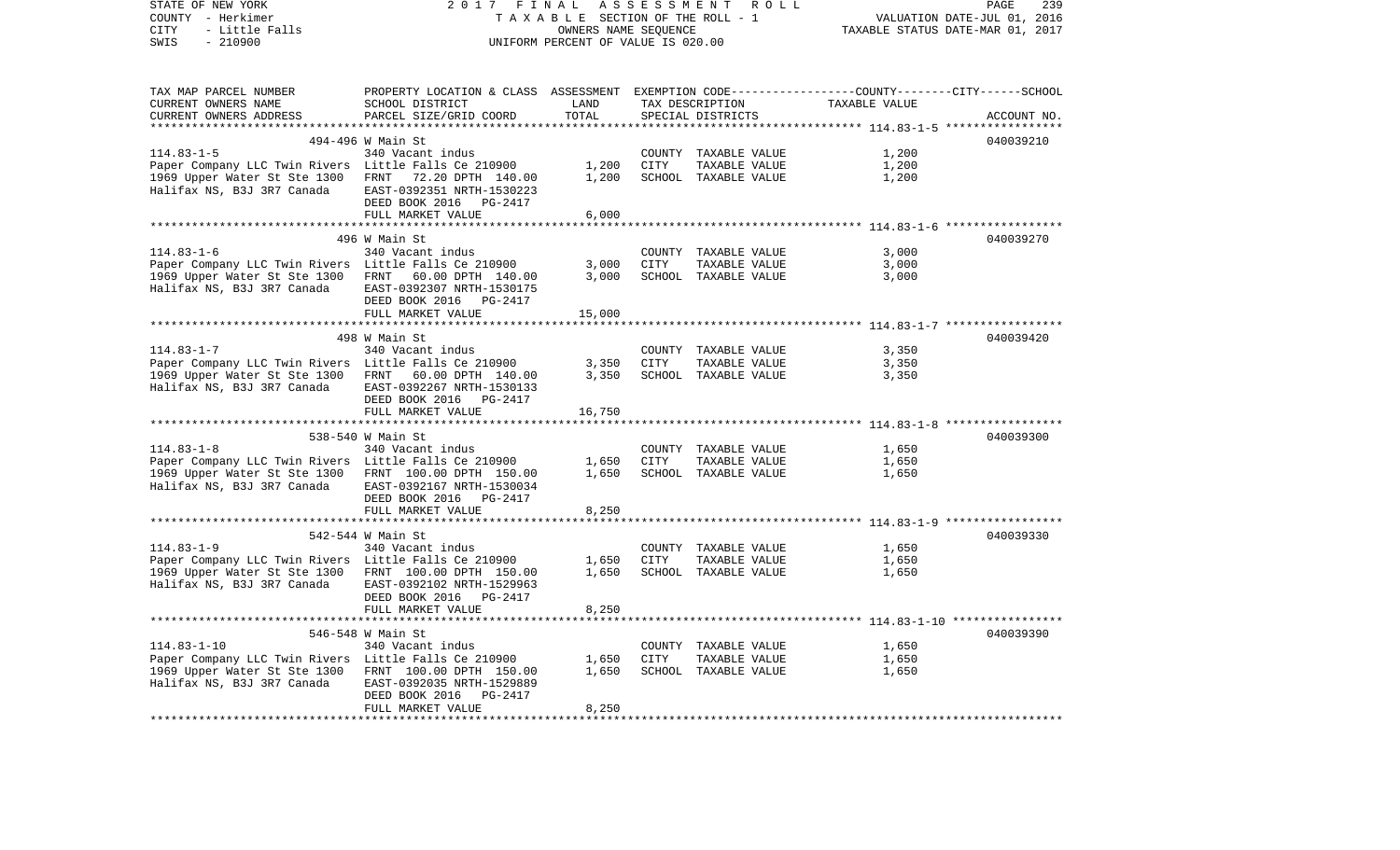STATE OF NEW YORK — 2017 FINAL ASSESSMENT ROLL
COUNTY - Herkimer — TAXABLE SECTION OF THE ROLL - 1 — VALUATION DATE-JUL 01, 2016
CITY - Little Falls — OWNERS NAME SEQUENCE — TAXABLE STATUS DATE-MAR 01, 2017
SWIS - 210900 — UNIFORM PERCENT OF VALUE IS 020.00

| TAX MAP PARCEL NUMBER / CURRENT OWNERS NAME / CURRENT OWNERS ADDRESS | PROPERTY LOCATION & CLASS / SCHOOL DISTRICT / PARCEL SIZE/GRID COORD | ASSESSMENT LAND / TOTAL | EXEMPTION CODE / TAX DESCRIPTION / SPECIAL DISTRICTS | TAXABLE VALUE (COUNTY / CITY / SCHOOL) | ACCOUNT NO. |
|---|---|---|---|---|---|
| 114.83-1-5 | 494-496 W Main St | | | | 040039210 |
| | 340 Vacant indus | | COUNTY TAXABLE VALUE | 1,200 | |
| Paper Company LLC Twin Rivers | Little Falls Ce 210900 | 1,200 | CITY TAXABLE VALUE | 1,200 | |
| 1969 Upper Water St Ste 1300 | FRNT 72.20 DPTH 140.00 | 1,200 | SCHOOL TAXABLE VALUE | 1,200 | |
| Halifax NS, B3J 3R7 Canada | EAST-0392351 NRTH-1530223 | | | | |
| | DEED BOOK 2016 PG-2417 | | | | |
| | FULL MARKET VALUE | 6,000 | | | |
| 114.83-1-6 | 496 W Main St | | | | 040039270 |
| | 340 Vacant indus | | COUNTY TAXABLE VALUE | 3,000 | |
| Paper Company LLC Twin Rivers | Little Falls Ce 210900 | 3,000 | CITY TAXABLE VALUE | 3,000 | |
| 1969 Upper Water St Ste 1300 | FRNT 60.00 DPTH 140.00 | 3,000 | SCHOOL TAXABLE VALUE | 3,000 | |
| Halifax NS, B3J 3R7 Canada | EAST-0392307 NRTH-1530175 | | | | |
| | DEED BOOK 2016 PG-2417 | | | | |
| | FULL MARKET VALUE | 15,000 | | | |
| 114.83-1-7 | 498 W Main St | | | | 040039420 |
| | 340 Vacant indus | | COUNTY TAXABLE VALUE | 3,350 | |
| Paper Company LLC Twin Rivers | Little Falls Ce 210900 | 3,350 | CITY TAXABLE VALUE | 3,350 | |
| 1969 Upper Water St Ste 1300 | FRNT 60.00 DPTH 140.00 | 3,350 | SCHOOL TAXABLE VALUE | 3,350 | |
| Halifax NS, B3J 3R7 Canada | EAST-0392267 NRTH-1530133 | | | | |
| | DEED BOOK 2016 PG-2417 | | | | |
| | FULL MARKET VALUE | 16,750 | | | |
| 114.83-1-8 | 538-540 W Main St | | | | 040039300 |
| | 340 Vacant indus | | COUNTY TAXABLE VALUE | 1,650 | |
| Paper Company LLC Twin Rivers | Little Falls Ce 210900 | 1,650 | CITY TAXABLE VALUE | 1,650 | |
| 1969 Upper Water St Ste 1300 | FRNT 100.00 DPTH 150.00 | 1,650 | SCHOOL TAXABLE VALUE | 1,650 | |
| Halifax NS, B3J 3R7 Canada | EAST-0392167 NRTH-1530034 | | | | |
| | DEED BOOK 2016 PG-2417 | | | | |
| | FULL MARKET VALUE | 8,250 | | | |
| 114.83-1-9 | 542-544 W Main St | | | | 040039330 |
| | 340 Vacant indus | | COUNTY TAXABLE VALUE | 1,650 | |
| Paper Company LLC Twin Rivers | Little Falls Ce 210900 | 1,650 | CITY TAXABLE VALUE | 1,650 | |
| 1969 Upper Water St Ste 1300 | FRNT 100.00 DPTH 150.00 | 1,650 | SCHOOL TAXABLE VALUE | 1,650 | |
| Halifax NS, B3J 3R7 Canada | EAST-0392102 NRTH-1529963 | | | | |
| | DEED BOOK 2016 PG-2417 | | | | |
| | FULL MARKET VALUE | 8,250 | | | |
| 114.83-1-10 | 546-548 W Main St | | | | 040039390 |
| | 340 Vacant indus | | COUNTY TAXABLE VALUE | 1,650 | |
| Paper Company LLC Twin Rivers | Little Falls Ce 210900 | 1,650 | CITY TAXABLE VALUE | 1,650 | |
| 1969 Upper Water St Ste 1300 | FRNT 100.00 DPTH 150.00 | 1,650 | SCHOOL TAXABLE VALUE | 1,650 | |
| Halifax NS, B3J 3R7 Canada | EAST-0392035 NRTH-1529889 | | | | |
| | DEED BOOK 2016 PG-2417 | | | | |
| | FULL MARKET VALUE | 8,250 | | | |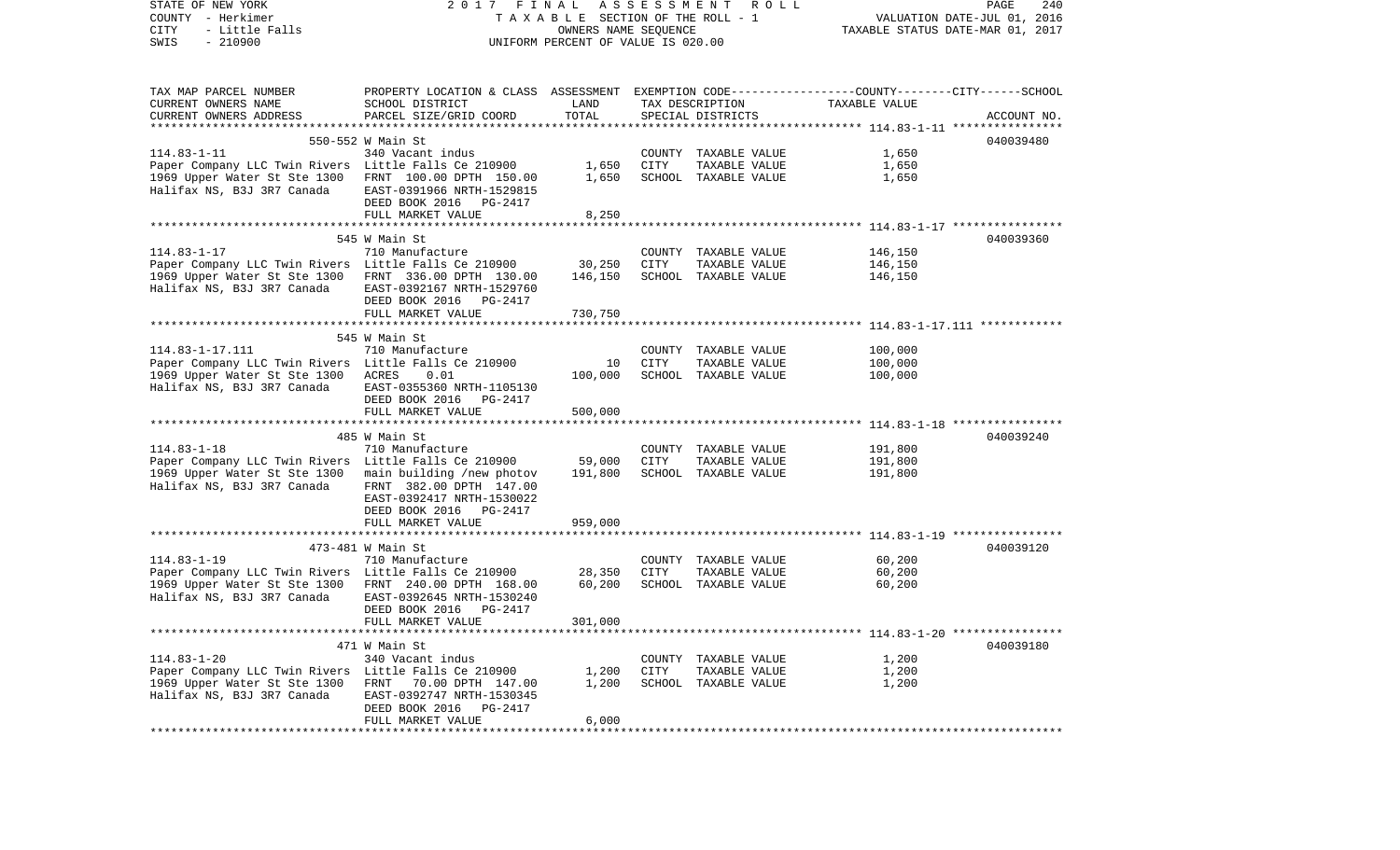STATE OF NEW YORK 2 0 1 7 F I N A L A S S E S S M E N T R O L L
COUNTY - Herkimer T A X A B L E SECTION OF THE ROLL - 1 VALUATION DATE-JUL 01, 2016
CITY - Little Falls OWNERS NAME SEQUENCE TAXABLE STATUS DATE-MAR 01, 2017
SWIS - 210900 UNIFORM PERCENT OF VALUE IS 020.00

| TAX MAP PARCEL NUMBER<br>CURRENT OWNERS NAME<br>CURRENT OWNERS ADDRESS | PROPERTY LOCATION & CLASS<br>SCHOOL DISTRICT<br>PARCEL SIZE/GRID COORD | ASSESSMENT<br>LAND<br>TOTAL | EXEMPTION CODE-----COUNTY-----CITY-----SCHOOL<br>TAX DESCRIPTION<br>SPECIAL DISTRICTS | TAXABLE VALUE | ACCOUNT NO. |
|---|---|---|---|---|---|
| | 550-552 W Main St | | | | 040039480 |
| 114.83-1-11 | 340 Vacant indus | | COUNTY TAXABLE VALUE | 1,650 | |
| Paper Company LLC Twin Rivers | Little Falls Ce 210900 | 1,650 | CITY TAXABLE VALUE | 1,650 | |
| 1969 Upper Water St Ste 1300 | FRNT 100.00 DPTH 150.00 | 1,650 | SCHOOL TAXABLE VALUE | 1,650 | |
| Halifax NS, B3J 3R7 Canada | EAST-0391966 NRTH-1529815 | | | | |
| | DEED BOOK 2016 PG-2417 | | | | |
| | FULL MARKET VALUE | 8,250 | | | |
| | 545 W Main St | | | | 040039360 |
| 114.83-1-17 | 710 Manufacture | | COUNTY TAXABLE VALUE | 146,150 | |
| Paper Company LLC Twin Rivers | Little Falls Ce 210900 | 30,250 | CITY TAXABLE VALUE | 146,150 | |
| 1969 Upper Water St Ste 1300 | FRNT 336.00 DPTH 130.00 | 146,150 | SCHOOL TAXABLE VALUE | 146,150 | |
| Halifax NS, B3J 3R7 Canada | EAST-0392167 NRTH-1529760 | | | | |
| | DEED BOOK 2016 PG-2417 | | | | |
| | FULL MARKET VALUE | 730,750 | | | |
| | 545 W Main St | | | | |
| 114.83-1-17.111 | 710 Manufacture | | COUNTY TAXABLE VALUE | 100,000 | |
| Paper Company LLC Twin Rivers | Little Falls Ce 210900 | 10 | CITY TAXABLE VALUE | 100,000 | |
| 1969 Upper Water St Ste 1300 | ACRES 0.01 | 100,000 | SCHOOL TAXABLE VALUE | 100,000 | |
| Halifax NS, B3J 3R7 Canada | EAST-0355360 NRTH-1105130 | | | | |
| | DEED BOOK 2016 PG-2417 | | | | |
| | FULL MARKET VALUE | 500,000 | | | |
| | 485 W Main St | | | | 040039240 |
| 114.83-1-18 | 710 Manufacture | | COUNTY TAXABLE VALUE | 191,800 | |
| Paper Company LLC Twin Rivers | Little Falls Ce 210900 | 59,000 | CITY TAXABLE VALUE | 191,800 | |
| 1969 Upper Water St Ste 1300 | main building /new photov | 191,800 | SCHOOL TAXABLE VALUE | 191,800 | |
| Halifax NS, B3J 3R7 Canada | FRNT 382.00 DPTH 147.00 | | | | |
| | EAST-0392417 NRTH-1530022 | | | | |
| | DEED BOOK 2016 PG-2417 | | | | |
| | FULL MARKET VALUE | 959,000 | | | |
| | 473-481 W Main St | | | | 040039120 |
| 114.83-1-19 | 710 Manufacture | | COUNTY TAXABLE VALUE | 60,200 | |
| Paper Company LLC Twin Rivers | Little Falls Ce 210900 | 28,350 | CITY TAXABLE VALUE | 60,200 | |
| 1969 Upper Water St Ste 1300 | FRNT 240.00 DPTH 168.00 | 60,200 | SCHOOL TAXABLE VALUE | 60,200 | |
| Halifax NS, B3J 3R7 Canada | EAST-0392645 NRTH-1530240 | | | | |
| | DEED BOOK 2016 PG-2417 | | | | |
| | FULL MARKET VALUE | 301,000 | | | |
| | 471 W Main St | | | | 040039180 |
| 114.83-1-20 | 340 Vacant indus | | COUNTY TAXABLE VALUE | 1,200 | |
| Paper Company LLC Twin Rivers | Little Falls Ce 210900 | 1,200 | CITY TAXABLE VALUE | 1,200 | |
| 1969 Upper Water St Ste 1300 | FRNT 70.00 DPTH 147.00 | 1,200 | SCHOOL TAXABLE VALUE | 1,200 | |
| Halifax NS, B3J 3R7 Canada | EAST-0392747 NRTH-1530345 | | | | |
| | DEED BOOK 2016 PG-2417 | | | | |
| | FULL MARKET VALUE | 6,000 | | | |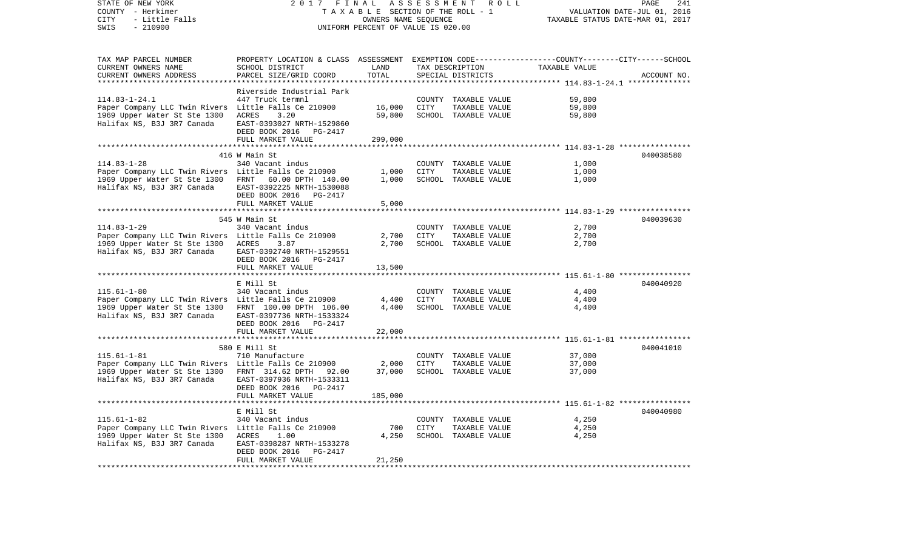STATE OF NEW YORK | 2 0 1 7 F I N A L A S S E S S M E N T R O L L | PAGE 241
COUNTY - Herkimer | T A X A B L E SECTION OF THE ROLL - 1 | VALUATION DATE-JUL 01, 2016
CITY - Little Falls | OWNERS NAME SEQUENCE | TAXABLE STATUS DATE-MAR 01, 2017
SWIS - 210900 | UNIFORM PERCENT OF VALUE IS 020.00

| TAX MAP PARCEL NUMBER / CURRENT OWNERS NAME / CURRENT OWNERS ADDRESS | PROPERTY LOCATION & CLASS / SCHOOL DISTRICT / PARCEL SIZE/GRID COORD | ASSESSMENT LAND / TOTAL | EXEMPTION CODE / TAX DESCRIPTION / SPECIAL DISTRICTS | TAXABLE VALUE (COUNTY / CITY / SCHOOL) | ACCOUNT NO. |
|---|---|---|---|---|---|
| **114.83-1-24.1** | Riverside Industrial Park | | | | |
| | 447 Truck termnl | | COUNTY TAXABLE VALUE | 59,800 | |
| Paper Company LLC Twin Rivers | Little Falls Ce 210900 | 16,000 | CITY TAXABLE VALUE | 59,800 | |
| 1969 Upper Water St Ste 1300 | ACRES 3.20 | 59,800 | SCHOOL TAXABLE VALUE | 59,800 | |
| Halifax NS, B3J 3R7 Canada | EAST-0393027 NRTH-1529860 | | | | |
| | DEED BOOK 2016 PG-2417 | | | | |
| | FULL MARKET VALUE | 299,000 | | | |
| **114.83-1-28** | 416 W Main St | | | | 040038580 |
| | 340 Vacant indus | | COUNTY TAXABLE VALUE | 1,000 | |
| Paper Company LLC Twin Rivers | Little Falls Ce 210900 | 1,000 | CITY TAXABLE VALUE | 1,000 | |
| 1969 Upper Water St Ste 1300 | FRNT 60.00 DPTH 140.00 | 1,000 | SCHOOL TAXABLE VALUE | 1,000 | |
| Halifax NS, B3J 3R7 Canada | EAST-0392225 NRTH-1530088 | | | | |
| | DEED BOOK 2016 PG-2417 | | | | |
| | FULL MARKET VALUE | 5,000 | | | |
| **114.83-1-29** | 545 W Main St | | | | 040039630 |
| | 340 Vacant indus | | COUNTY TAXABLE VALUE | 2,700 | |
| Paper Company LLC Twin Rivers | Little Falls Ce 210900 | 2,700 | CITY TAXABLE VALUE | 2,700 | |
| 1969 Upper Water St Ste 1300 | ACRES 3.87 | 2,700 | SCHOOL TAXABLE VALUE | 2,700 | |
| Halifax NS, B3J 3R7 Canada | EAST-0392740 NRTH-1529551 | | | | |
| | DEED BOOK 2016 PG-2417 | | | | |
| | FULL MARKET VALUE | 13,500 | | | |
| **115.61-1-80** | E Mill St | | | | 040040920 |
| | 340 Vacant indus | | COUNTY TAXABLE VALUE | 4,400 | |
| Paper Company LLC Twin Rivers | Little Falls Ce 210900 | 4,400 | CITY TAXABLE VALUE | 4,400 | |
| 1969 Upper Water St Ste 1300 | FRNT 100.00 DPTH 106.00 | 4,400 | SCHOOL TAXABLE VALUE | 4,400 | |
| Halifax NS, B3J 3R7 Canada | EAST-0397736 NRTH-1533324 | | | | |
| | DEED BOOK 2016 PG-2417 | | | | |
| | FULL MARKET VALUE | 22,000 | | | |
| **115.61-1-81** | 580 E Mill St | | | | 040041010 |
| | 710 Manufacture | | COUNTY TAXABLE VALUE | 37,000 | |
| Paper Company LLC Twin Rivers | Little Falls Ce 210900 | 2,000 | CITY TAXABLE VALUE | 37,000 | |
| 1969 Upper Water St Ste 1300 | FRNT 314.62 DPTH 92.00 | 37,000 | SCHOOL TAXABLE VALUE | 37,000 | |
| Halifax NS, B3J 3R7 Canada | EAST-0397936 NRTH-1533311 | | | | |
| | DEED BOOK 2016 PG-2417 | | | | |
| | FULL MARKET VALUE | 185,000 | | | |
| **115.61-1-82** | E Mill St | | | | 040040980 |
| | 340 Vacant indus | | COUNTY TAXABLE VALUE | 4,250 | |
| Paper Company LLC Twin Rivers | Little Falls Ce 210900 | 700 | CITY TAXABLE VALUE | 4,250 | |
| 1969 Upper Water St Ste 1300 | ACRES 1.00 | 4,250 | SCHOOL TAXABLE VALUE | 4,250 | |
| Halifax NS, B3J 3R7 Canada | EAST-0398287 NRTH-1533278 | | | | |
| | DEED BOOK 2016 PG-2417 | | | | |
| | FULL MARKET VALUE | 21,250 | | | |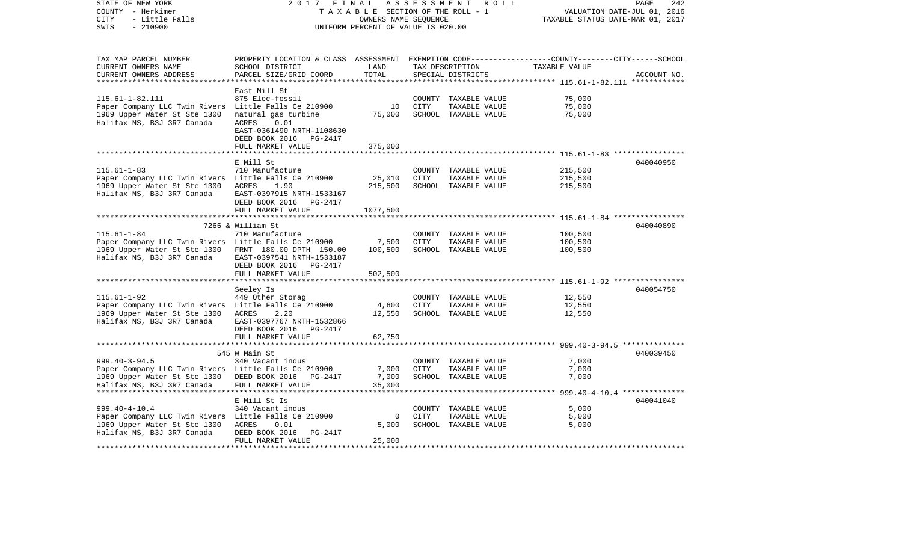STATE OF NEW YORK
COUNTY - Herkimer
CITY - Little Falls
SWIS - 210900

2 0 1 7 F I N A L A S S E S S M E N T R O L L
T A X A B L E SECTION OF THE ROLL - 1
OWNERS NAME SEQUENCE
UNIFORM PERCENT OF VALUE IS 020.00

VALUATION DATE-JUL 01, 2016
TAXABLE STATUS DATE-MAR 01, 2017

| TAX MAP PARCEL NUMBER / CURRENT OWNERS NAME / CURRENT OWNERS ADDRESS | PROPERTY LOCATION & CLASS / SCHOOL DISTRICT / PARCEL SIZE/GRID COORD | ASSESSMENT LAND / TOTAL | EXEMPTION CODE / TAX DESCRIPTION / SPECIAL DISTRICTS | COUNTY / CITY / SCHOOL TAXABLE VALUE | ACCOUNT NO. |
|---|---|---|---|---|---|
| 115.61-1-82.111 | East Mill St | | | | |
| | 875 Elec-fossil | | COUNTY TAXABLE VALUE | 75,000 | |
| Paper Company LLC Twin Rivers | Little Falls Ce 210900 | 10 | CITY TAXABLE VALUE | 75,000 | |
| 1969 Upper Water St Ste 1300 | natural gas turbine | 75,000 | SCHOOL TAXABLE VALUE | 75,000 | |
| Halifax NS, B3J 3R7 Canada | ACRES 0.01 | | | | |
| | EAST-0361490 NRTH-1108630 | | | | |
| | DEED BOOK 2016 PG-2417 | | | | |
| | FULL MARKET VALUE | 375,000 | | | |
| 115.61-1-83 | E Mill St | | | | 040040950 |
| | 710 Manufacture | | COUNTY TAXABLE VALUE | 215,500 | |
| Paper Company LLC Twin Rivers | Little Falls Ce 210900 | 25,010 | CITY TAXABLE VALUE | 215,500 | |
| 1969 Upper Water St Ste 1300 | ACRES 1.90 | 215,500 | SCHOOL TAXABLE VALUE | 215,500 | |
| Halifax NS, B3J 3R7 Canada | EAST-0397915 NRTH-1533167 | | | | |
| | DEED BOOK 2016 PG-2417 | | | | |
| | FULL MARKET VALUE | 1077,500 | | | |
| 115.61-1-84 | 7266 & William St | | | | 040040890 |
| | 710 Manufacture | | COUNTY TAXABLE VALUE | 100,500 | |
| Paper Company LLC Twin Rivers | Little Falls Ce 210900 | 7,500 | CITY TAXABLE VALUE | 100,500 | |
| 1969 Upper Water St Ste 1300 | FRNT 180.00 DPTH 150.00 | 100,500 | SCHOOL TAXABLE VALUE | 100,500 | |
| Halifax NS, B3J 3R7 Canada | EAST-0397541 NRTH-1533187 | | | | |
| | DEED BOOK 2016 PG-2417 | | | | |
| | FULL MARKET VALUE | 502,500 | | | |
| 115.61-1-92 | Seeley Is | | | | 040054750 |
| | 449 Other Storag | | COUNTY TAXABLE VALUE | 12,550 | |
| Paper Company LLC Twin Rivers | Little Falls Ce 210900 | 4,600 | CITY TAXABLE VALUE | 12,550 | |
| 1969 Upper Water St Ste 1300 | ACRES 2.20 | 12,550 | SCHOOL TAXABLE VALUE | 12,550 | |
| Halifax NS, B3J 3R7 Canada | EAST-0397767 NRTH-1532866 | | | | |
| | DEED BOOK 2016 PG-2417 | | | | |
| | FULL MARKET VALUE | 62,750 | | | |
| 999.40-3-94.5 | 545 W Main St | | | | 040039450 |
| | 340 Vacant indus | | COUNTY TAXABLE VALUE | 7,000 | |
| Paper Company LLC Twin Rivers | Little Falls Ce 210900 | 7,000 | CITY TAXABLE VALUE | 7,000 | |
| 1969 Upper Water St Ste 1300 | DEED BOOK 2016 PG-2417 | 7,000 | SCHOOL TAXABLE VALUE | 7,000 | |
| Halifax NS, B3J 3R7 Canada | FULL MARKET VALUE | 35,000 | | | |
| 999.40-4-10.4 | E Mill St Is | | | | 040041040 |
| | 340 Vacant indus | | COUNTY TAXABLE VALUE | 5,000 | |
| Paper Company LLC Twin Rivers | Little Falls Ce 210900 | 0 | CITY TAXABLE VALUE | 5,000 | |
| 1969 Upper Water St Ste 1300 | ACRES 0.01 | 5,000 | SCHOOL TAXABLE VALUE | 5,000 | |
| Halifax NS, B3J 3R7 Canada | DEED BOOK 2016 PG-2417 | | | | |
| | FULL MARKET VALUE | 25,000 | | | |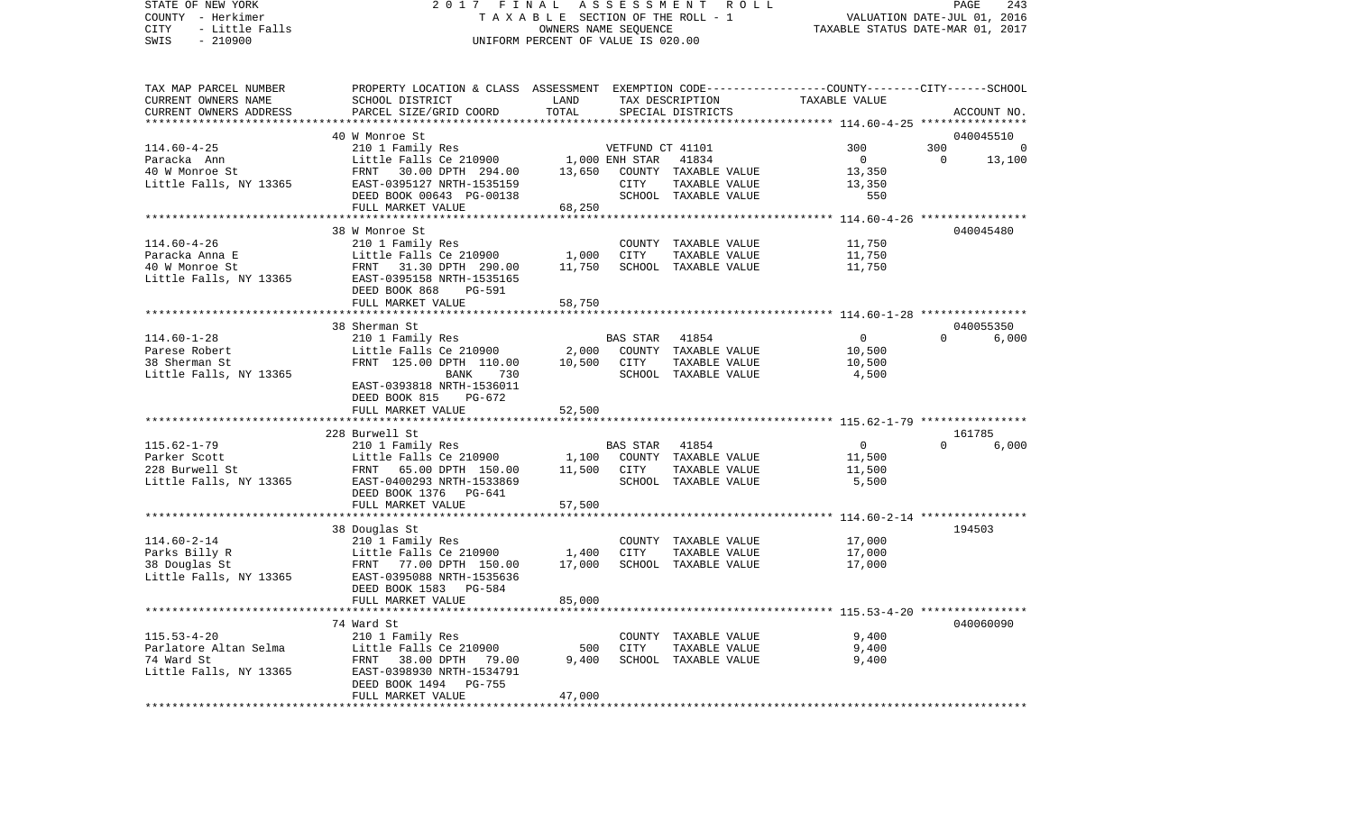STATE OF NEW YORK — 2017 FINAL ASSESSMENT ROLL — TAXABLE SECTION OF THE ROLL - 1 — VALUATION DATE-JUL 01, 2016
COUNTY - Herkimer — OWNERS NAME SEQUENCE — TAXABLE STATUS DATE-MAR 01, 2017
CITY - Little Falls — UNIFORM PERCENT OF VALUE IS 020.00
SWIS - 210900

| TAX MAP PARCEL NUMBER / CURRENT OWNERS NAME / CURRENT OWNERS ADDRESS | PROPERTY LOCATION & CLASS / SCHOOL DISTRICT / PARCEL SIZE/GRID COORD | ASSESSMENT LAND | ASSESSMENT TOTAL | EXEMPTION CODE / TAX DESCRIPTION / SPECIAL DISTRICTS | COUNTY TAXABLE VALUE | CITY | SCHOOL | ACCOUNT NO. |
|---|---|---|---|---|---|---|---|---|
| **114.60-4-25** | 40 W Monroe St | | | | | | | 040045510 |
| | 210 1 Family Res | | | VETFUND CT 41101 | 300 | 300 | 0 | |
| Paracka Ann | Little Falls Ce 210900 | 1,000 | | ENH STAR 41834 | 0 | 0 | 13,100 | |
| 40 W Monroe St | FRNT 30.00 DPTH 294.00 | | 13,650 | COUNTY TAXABLE VALUE | 13,350 | | | |
| Little Falls, NY 13365 | EAST-0395127 NRTH-1535159 | | | CITY TAXABLE VALUE | 13,350 | | | |
| | DEED BOOK 00643 PG-00138 | | | SCHOOL TAXABLE VALUE | 550 | | | |
| | FULL MARKET VALUE | | 68,250 | | | | | |
| **114.60-4-26** | 38 W Monroe St | | | | | | | 040045480 |
| | 210 1 Family Res | | | COUNTY TAXABLE VALUE | 11,750 | | | |
| Paracka Anna E | Little Falls Ce 210900 | 1,000 | | CITY TAXABLE VALUE | 11,750 | | | |
| 40 W Monroe St | FRNT 31.30 DPTH 290.00 | | 11,750 | SCHOOL TAXABLE VALUE | 11,750 | | | |
| Little Falls, NY 13365 | EAST-0395158 NRTH-1535165 | | | | | | | |
| | DEED BOOK 868 PG-591 | | | | | | | |
| | FULL MARKET VALUE | | 58,750 | | | | | |
| **114.60-1-28** | 38 Sherman St | | | | | | | 040055350 |
| | 210 1 Family Res | | | BAS STAR 41854 | 0 | 0 | 6,000 | |
| Parese Robert | Little Falls Ce 210900 | 2,000 | | COUNTY TAXABLE VALUE | 10,500 | | | |
| 38 Sherman St | FRNT 125.00 DPTH 110.00 | | 10,500 | CITY TAXABLE VALUE | 10,500 | | | |
| Little Falls, NY 13365 | BANK 730 | | | SCHOOL TAXABLE VALUE | 4,500 | | | |
| | EAST-0393818 NRTH-1536011 | | | | | | | |
| | DEED BOOK 815 PG-672 | | | | | | | |
| | FULL MARKET VALUE | | 52,500 | | | | | |
| **115.62-1-79** | 228 Burwell St | | | | | | | 161785 |
| | 210 1 Family Res | | | BAS STAR 41854 | 0 | 0 | 6,000 | |
| Parker Scott | Little Falls Ce 210900 | 1,100 | | COUNTY TAXABLE VALUE | 11,500 | | | |
| 228 Burwell St | FRNT 65.00 DPTH 150.00 | | 11,500 | CITY TAXABLE VALUE | 11,500 | | | |
| Little Falls, NY 13365 | EAST-0400293 NRTH-1533869 | | | SCHOOL TAXABLE VALUE | 5,500 | | | |
| | DEED BOOK 1376 PG-641 | | | | | | | |
| | FULL MARKET VALUE | | 57,500 | | | | | |
| **114.60-2-14** | 38 Douglas St | | | | | | | 194503 |
| | 210 1 Family Res | | | COUNTY TAXABLE VALUE | 17,000 | | | |
| Parks Billy R | Little Falls Ce 210900 | 1,400 | | CITY TAXABLE VALUE | 17,000 | | | |
| 38 Douglas St | FRNT 77.00 DPTH 150.00 | | 17,000 | SCHOOL TAXABLE VALUE | 17,000 | | | |
| Little Falls, NY 13365 | EAST-0395088 NRTH-1535636 | | | | | | | |
| | DEED BOOK 1583 PG-584 | | | | | | | |
| | FULL MARKET VALUE | | 85,000 | | | | | |
| **115.53-4-20** | 74 Ward St | | | | | | | 040060090 |
| | 210 1 Family Res | | | COUNTY TAXABLE VALUE | 9,400 | | | |
| Parlatore Altan Selma | Little Falls Ce 210900 | 500 | | CITY TAXABLE VALUE | 9,400 | | | |
| 74 Ward St | FRNT 38.00 DPTH 79.00 | | 9,400 | SCHOOL TAXABLE VALUE | 9,400 | | | |
| Little Falls, NY 13365 | EAST-0398930 NRTH-1534791 | | | | | | | |
| | DEED BOOK 1494 PG-755 | | | | | | | |
| | FULL MARKET VALUE | | 47,000 | | | | | |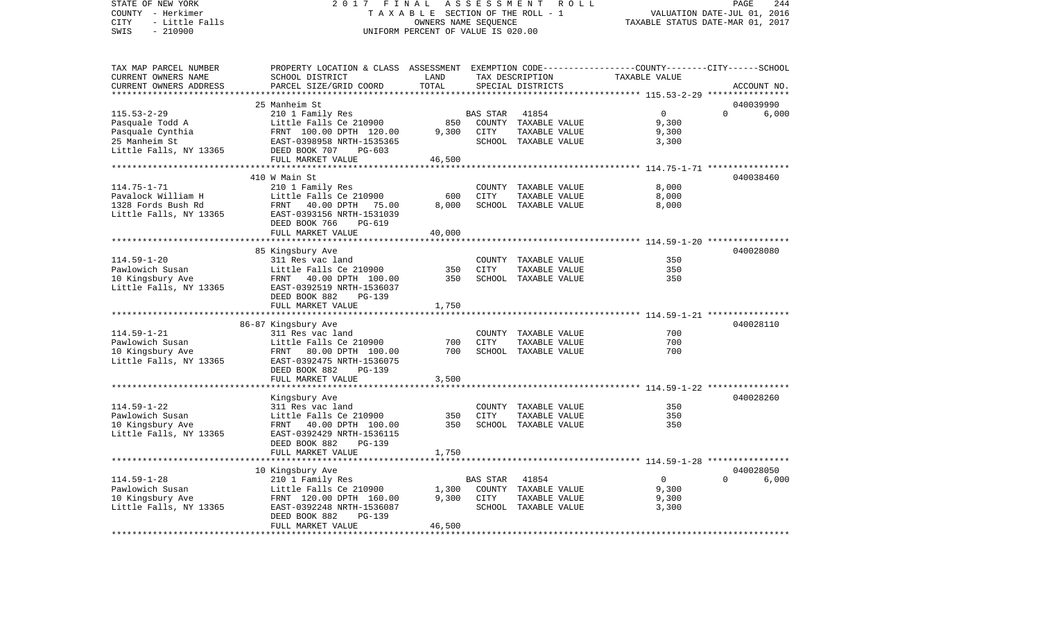STATE OF NEW YORK | 2017 FINAL ASSESSMENT ROLL
COUNTY - Herkimer | TAXABLE SECTION OF THE ROLL - 1 | VALUATION DATE-JUL 01, 2016
CITY - Little Falls | OWNERS NAME SEQUENCE | TAXABLE STATUS DATE-MAR 01, 2017
SWIS - 210900 | UNIFORM PERCENT OF VALUE IS 020.00

| TAX MAP PARCEL NUMBER / CURRENT OWNERS NAME / CURRENT OWNERS ADDRESS | PROPERTY LOCATION & CLASS / SCHOOL DISTRICT / PARCEL SIZE/GRID COORD | ASSESSMENT LAND / TOTAL | EXEMPTION CODE / TAX DESCRIPTION / SPECIAL DISTRICTS | COUNTY / CITY TAXABLE VALUE | SCHOOL | ACCOUNT NO. |
|---|---|---|---|---|---|---|
| | 25 Manheim St | | | | | 040039990 |
| 115.53-2-29 | 210 1 Family Res | | BAS STAR 41854 | 0 | 0 | 6,000 |
| Pasquale Todd A | Little Falls Ce 210900 | 850 | COUNTY TAXABLE VALUE | 9,300 | | |
| Pasquale Cynthia | FRNT 100.00 DPTH 120.00 | 9,300 | CITY TAXABLE VALUE | 9,300 | | |
| 25 Manheim St | EAST-0398958 NRTH-1535365 | | SCHOOL TAXABLE VALUE | 3,300 | | |
| Little Falls, NY 13365 | DEED BOOK 707 PG-603 | | | | | |
| | FULL MARKET VALUE | 46,500 | | | | |
| | 410 W Main St | | | | | 040038460 |
| 114.75-1-71 | 210 1 Family Res | | COUNTY TAXABLE VALUE | 8,000 | | |
| Pavalock William H | Little Falls Ce 210900 | 600 | CITY TAXABLE VALUE | 8,000 | | |
| 1328 Fords Bush Rd | FRNT 40.00 DPTH 75.00 | 8,000 | SCHOOL TAXABLE VALUE | 8,000 | | |
| Little Falls, NY 13365 | EAST-0393156 NRTH-1531039 | | | | | |
| | DEED BOOK 766 PG-619 | | | | | |
| | FULL MARKET VALUE | 40,000 | | | | |
| | 85 Kingsbury Ave | | | | | 040028080 |
| 114.59-1-20 | 311 Res vac land | | COUNTY TAXABLE VALUE | 350 | | |
| Pawlowich Susan | Little Falls Ce 210900 | 350 | CITY TAXABLE VALUE | 350 | | |
| 10 Kingsbury Ave | FRNT 40.00 DPTH 100.00 | 350 | SCHOOL TAXABLE VALUE | 350 | | |
| Little Falls, NY 13365 | EAST-0392519 NRTH-1536037 | | | | | |
| | DEED BOOK 882 PG-139 | | | | | |
| | FULL MARKET VALUE | 1,750 | | | | |
| | 86-87 Kingsbury Ave | | | | | 040028110 |
| 114.59-1-21 | 311 Res vac land | | COUNTY TAXABLE VALUE | 700 | | |
| Pawlowich Susan | Little Falls Ce 210900 | 700 | CITY TAXABLE VALUE | 700 | | |
| 10 Kingsbury Ave | FRNT 80.00 DPTH 100.00 | 700 | SCHOOL TAXABLE VALUE | 700 | | |
| Little Falls, NY 13365 | EAST-0392475 NRTH-1536075 | | | | | |
| | DEED BOOK 882 PG-139 | | | | | |
| | FULL MARKET VALUE | 3,500 | | | | |
| | Kingsbury Ave | | | | | 040028260 |
| 114.59-1-22 | 311 Res vac land | | COUNTY TAXABLE VALUE | 350 | | |
| Pawlowich Susan | Little Falls Ce 210900 | 350 | CITY TAXABLE VALUE | 350 | | |
| 10 Kingsbury Ave | FRNT 40.00 DPTH 100.00 | 350 | SCHOOL TAXABLE VALUE | 350 | | |
| Little Falls, NY 13365 | EAST-0392429 NRTH-1536115 | | | | | |
| | DEED BOOK 882 PG-139 | | | | | |
| | FULL MARKET VALUE | 1,750 | | | | |
| | 10 Kingsbury Ave | | | | | 040028050 |
| 114.59-1-28 | 210 1 Family Res | | BAS STAR 41854 | 0 | 0 | 6,000 |
| Pawlowich Susan | Little Falls Ce 210900 | 1,300 | COUNTY TAXABLE VALUE | 9,300 | | |
| 10 Kingsbury Ave | FRNT 120.00 DPTH 160.00 | 9,300 | CITY TAXABLE VALUE | 9,300 | | |
| Little Falls, NY 13365 | EAST-0392248 NRTH-1536087 | | SCHOOL TAXABLE VALUE | 3,300 | | |
| | DEED BOOK 882 PG-139 | | | | | |
| | FULL MARKET VALUE | 46,500 | | | | |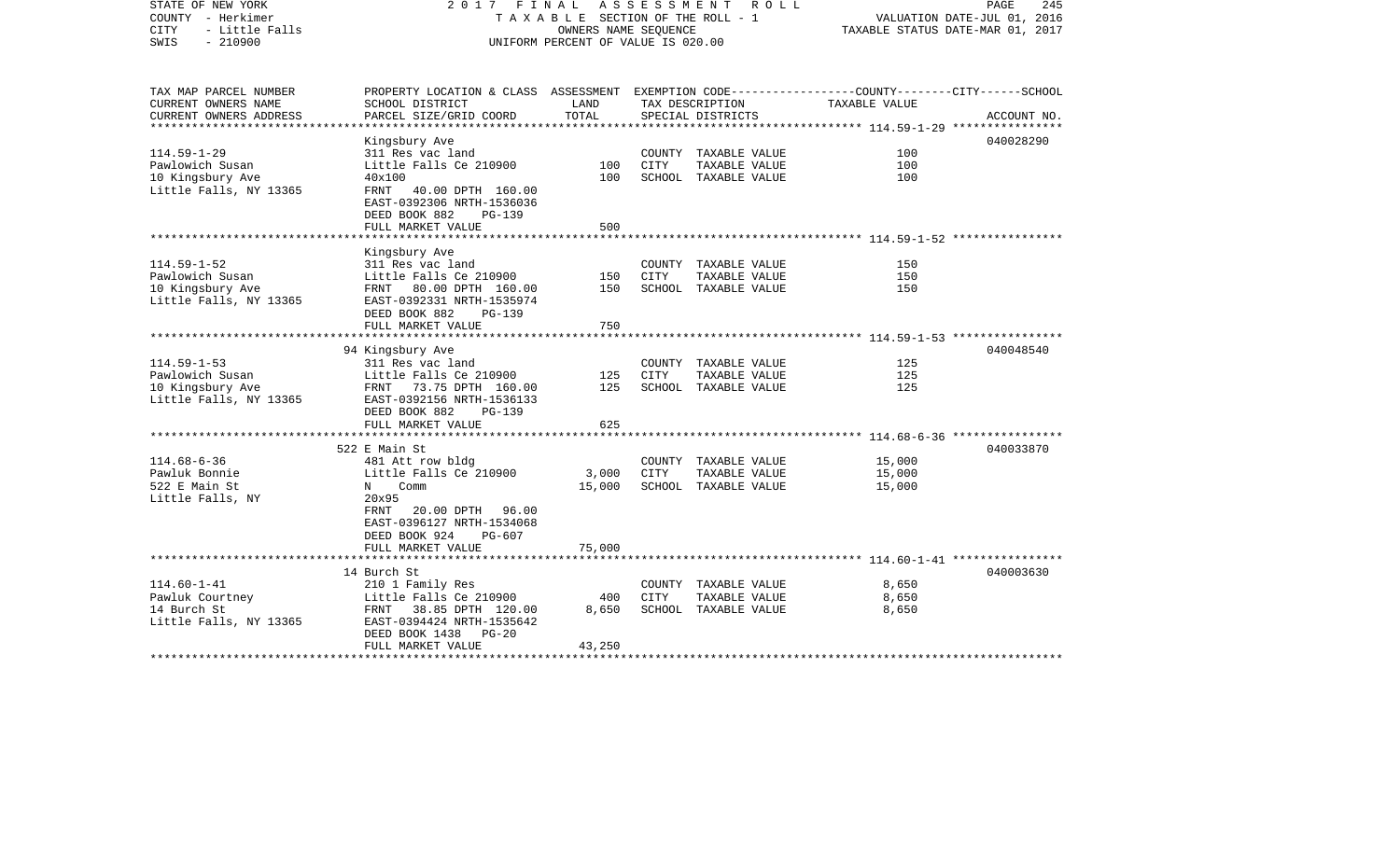STATE OF NEW YORK 2 0 1 7 F I N A L A S S E S S M E N T R O L L
COUNTY - Herkimer T A X A B L E SECTION OF THE ROLL - 1 VALUATION DATE-JUL 01, 2016
CITY - Little Falls OWNERS NAME SEQUENCE TAXABLE STATUS DATE-MAR 01, 2017
SWIS - 210900 UNIFORM PERCENT OF VALUE IS 020.00

| TAX MAP PARCEL NUMBER<br>CURRENT OWNERS NAME<br>CURRENT OWNERS ADDRESS | PROPERTY LOCATION & CLASS<br>SCHOOL DISTRICT<br>PARCEL SIZE/GRID COORD | ASSESSMENT<br>LAND<br>TOTAL | EXEMPTION CODE-----COUNTY-----CITY------SCHOOL<br>TAX DESCRIPTION<br>SPECIAL DISTRICTS | TAXABLE VALUE | ACCOUNT NO. |
|---|---|---|---|---|---|
| **114.59-1-29** | Kingsbury Ave | | | | 040028290 |
| 114.59-1-29 | 311 Res vac land | | COUNTY TAXABLE VALUE | 100 | |
| Pawlowich Susan | Little Falls Ce 210900 | 100 | CITY TAXABLE VALUE | 100 | |
| 10 Kingsbury Ave | 40x100 | 100 | SCHOOL TAXABLE VALUE | 100 | |
| Little Falls, NY 13365 | FRNT 40.00 DPTH 160.00 | | | | |
| | EAST-0392306 NRTH-1536036 | | | | |
| | DEED BOOK 882 PG-139 | | | | |
| | FULL MARKET VALUE | 500 | | | |
| **114.59-1-52** | Kingsbury Ave | | | | |
| 114.59-1-52 | 311 Res vac land | | COUNTY TAXABLE VALUE | 150 | |
| Pawlowich Susan | Little Falls Ce 210900 | 150 | CITY TAXABLE VALUE | 150 | |
| 10 Kingsbury Ave | FRNT 80.00 DPTH 160.00 | 150 | SCHOOL TAXABLE VALUE | 150 | |
| Little Falls, NY 13365 | EAST-0392331 NRTH-1535974 | | | | |
| | DEED BOOK 882 PG-139 | | | | |
| | FULL MARKET VALUE | 750 | | | |
| **114.59-1-53** | 94 Kingsbury Ave | | | | 040048540 |
| 114.59-1-53 | 311 Res vac land | | COUNTY TAXABLE VALUE | 125 | |
| Pawlowich Susan | Little Falls Ce 210900 | 125 | CITY TAXABLE VALUE | 125 | |
| 10 Kingsbury Ave | FRNT 73.75 DPTH 160.00 | 125 | SCHOOL TAXABLE VALUE | 125 | |
| Little Falls, NY 13365 | EAST-0392156 NRTH-1536133 | | | | |
| | DEED BOOK 882 PG-139 | | | | |
| | FULL MARKET VALUE | 625 | | | |
| **114.68-6-36** | 522 E Main St | | | | 040033870 |
| 114.68-6-36 | 481 Att row bldg | | COUNTY TAXABLE VALUE | 15,000 | |
| Pawluk Bonnie | Little Falls Ce 210900 | 3,000 | CITY TAXABLE VALUE | 15,000 | |
| 522 E Main St | N Comm | 15,000 | SCHOOL TAXABLE VALUE | 15,000 | |
| Little Falls, NY | 20x95 | | | | |
| | FRNT 20.00 DPTH 96.00 | | | | |
| | EAST-0396127 NRTH-1534068 | | | | |
| | DEED BOOK 924 PG-607 | | | | |
| | FULL MARKET VALUE | 75,000 | | | |
| **114.60-1-41** | 14 Burch St | | | | 040003630 |
| 114.60-1-41 | 210 1 Family Res | | COUNTY TAXABLE VALUE | 8,650 | |
| Pawluk Courtney | Little Falls Ce 210900 | 400 | CITY TAXABLE VALUE | 8,650 | |
| 14 Burch St | FRNT 38.85 DPTH 120.00 | 8,650 | SCHOOL TAXABLE VALUE | 8,650 | |
| Little Falls, NY 13365 | EAST-0394424 NRTH-1535642 | | | | |
| | DEED BOOK 1438 PG-20 | | | | |
| | FULL MARKET VALUE | 43,250 | | | |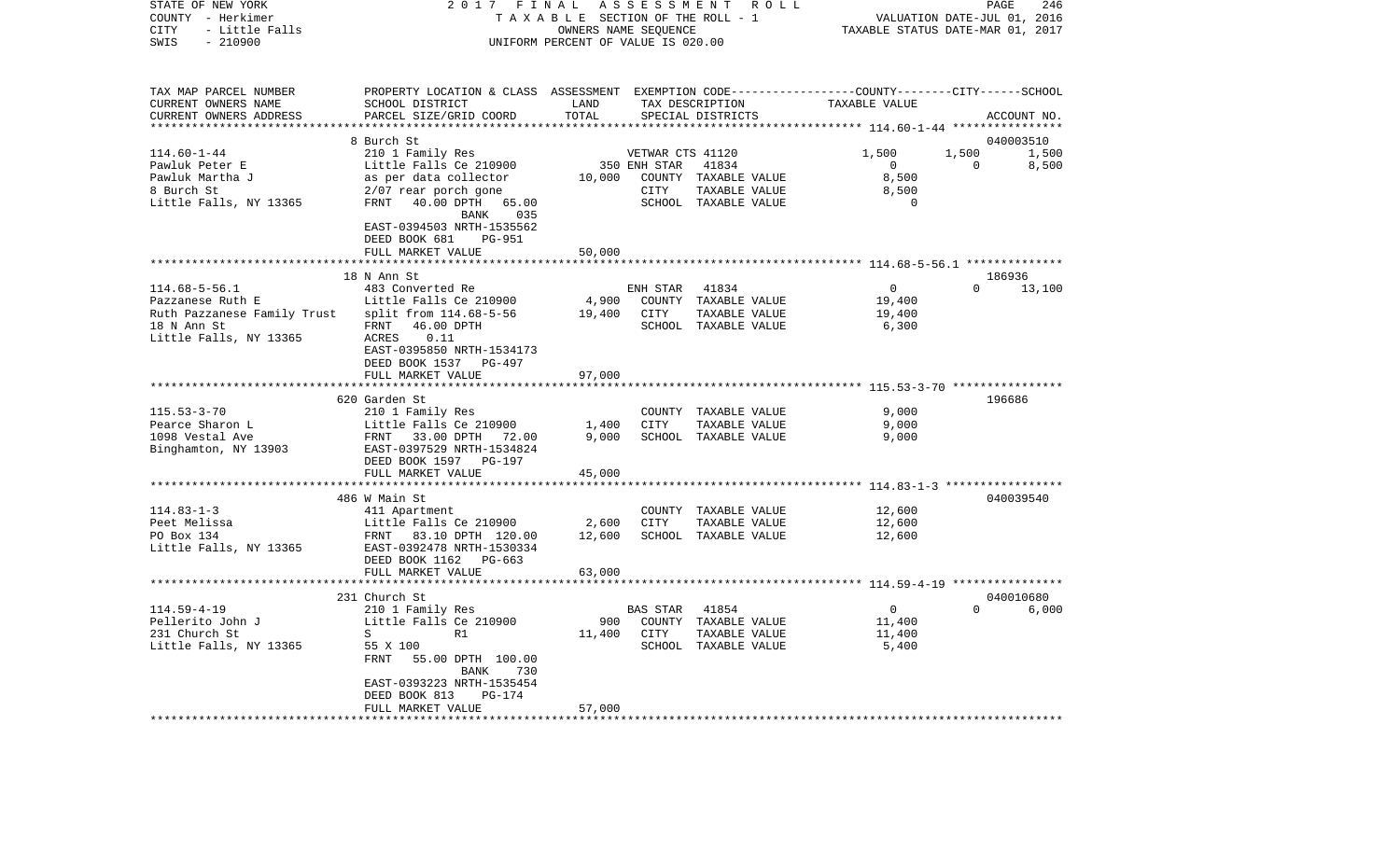STATE OF NEW YORK — 2017 FINAL ASSESSMENT ROLL
COUNTY - Herkimer — TAXABLE SECTION OF THE ROLL - 1 — VALUATION DATE-JUL 01, 2016
CITY - Little Falls — OWNERS NAME SEQUENCE — TAXABLE STATUS DATE-MAR 01, 2017
SWIS - 210900 — UNIFORM PERCENT OF VALUE IS 020.00

| TAX MAP PARCEL NUMBER / CURRENT OWNERS NAME / CURRENT OWNERS ADDRESS | PROPERTY LOCATION & CLASS / SCHOOL DISTRICT / PARCEL SIZE/GRID COORD | ASSESSMENT LAND | TOTAL | EXEMPTION CODE / TAX DESCRIPTION / SPECIAL DISTRICTS | COUNTY TAXABLE VALUE | CITY | SCHOOL / ACCOUNT NO. |
|---|---|---|---|---|---|---|---|
| | 8 Burch St | | | | | | 040003510 |
| 114.60-1-44 | 210 1 Family Res | | | VETWAR CTS 41120 | 1,500 | 1,500 | 1,500 |
| Pawluk Peter E | Little Falls Ce 210900 | 350 | | ENH STAR 41834 | 0 | 0 | 8,500 |
| Pawluk Martha J | as per data collector | | 10,000 | COUNTY TAXABLE VALUE | 8,500 | | |
| 8 Burch St | 2/07 rear porch gone | | | CITY TAXABLE VALUE | 8,500 | | |
| Little Falls, NY 13365 | FRNT 40.00 DPTH 65.00 | | | SCHOOL TAXABLE VALUE | 0 | | |
| | BANK 035 | | | | | | |
| | EAST-0394503 NRTH-1535562 | | | | | | |
| | DEED BOOK 681 PG-951 | | | | | | |
| | FULL MARKET VALUE | | 50,000 | | | | |
| | 18 N Ann St | | | | | | 186936 |
| 114.68-5-56.1 | 483 Converted Re | | | ENH STAR 41834 | 0 | 0 | 13,100 |
| Pazzanese Ruth E | Little Falls Ce 210900 | 4,900 | | COUNTY TAXABLE VALUE | 19,400 | | |
| Ruth Pazzanese Family Trust | split from 114.68-5-56 | | 19,400 | CITY TAXABLE VALUE | 19,400 | | |
| 18 N Ann St | FRNT 46.00 DPTH | | | SCHOOL TAXABLE VALUE | 6,300 | | |
| Little Falls, NY 13365 | ACRES 0.11 | | | | | | |
| | EAST-0395850 NRTH-1534173 | | | | | | |
| | DEED BOOK 1537 PG-497 | | | | | | |
| | FULL MARKET VALUE | | 97,000 | | | | |
| | 620 Garden St | | | | | | 196686 |
| 115.53-3-70 | 210 1 Family Res | | | COUNTY TAXABLE VALUE | 9,000 | | |
| Pearce Sharon L | Little Falls Ce 210900 | 1,400 | | CITY TAXABLE VALUE | 9,000 | | |
| 1098 Vestal Ave | FRNT 33.00 DPTH 72.00 | | 9,000 | SCHOOL TAXABLE VALUE | 9,000 | | |
| Binghamton, NY 13903 | EAST-0397529 NRTH-1534824 | | | | | | |
| | DEED BOOK 1597 PG-197 | | | | | | |
| | FULL MARKET VALUE | | 45,000 | | | | |
| | 486 W Main St | | | | | | 040039540 |
| 114.83-1-3 | 411 Apartment | | | COUNTY TAXABLE VALUE | 12,600 | | |
| Peet Melissa | Little Falls Ce 210900 | 2,600 | | CITY TAXABLE VALUE | 12,600 | | |
| PO Box 134 | FRNT 83.10 DPTH 120.00 | | 12,600 | SCHOOL TAXABLE VALUE | 12,600 | | |
| Little Falls, NY 13365 | EAST-0392478 NRTH-1530334 | | | | | | |
| | DEED BOOK 1162 PG-663 | | | | | | |
| | FULL MARKET VALUE | | 63,000 | | | | |
| | 231 Church St | | | | | | 040010680 |
| 114.59-4-19 | 210 1 Family Res | | | BAS STAR 41854 | 0 | 0 | 6,000 |
| Pellerito John J | Little Falls Ce 210900 | 900 | | COUNTY TAXABLE VALUE | 11,400 | | |
| 231 Church St | S R1 | | 11,400 | CITY TAXABLE VALUE | 11,400 | | |
| Little Falls, NY 13365 | 55 X 100 | | | SCHOOL TAXABLE VALUE | 5,400 | | |
| | FRNT 55.00 DPTH 100.00 | | | | | | |
| | BANK 730 | | | | | | |
| | EAST-0393223 NRTH-1535454 | | | | | | |
| | DEED BOOK 813 PG-174 | | | | | | |
| | FULL MARKET VALUE | | 57,000 | | | | |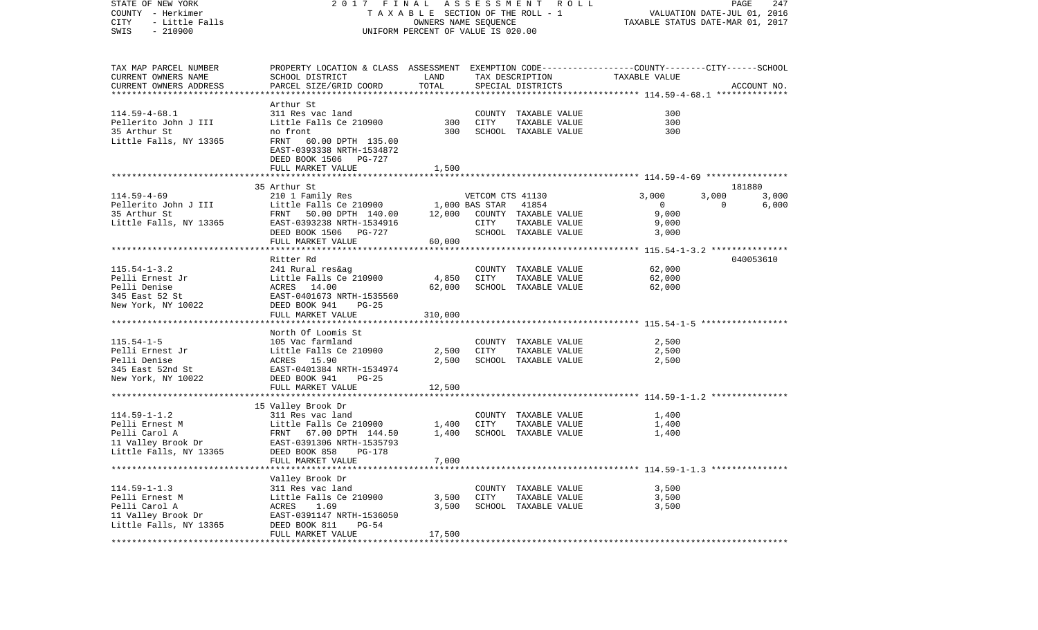STATE OF NEW YORK — 2017 FINAL ASSESSMENT ROLL — TAXABLE SECTION OF THE ROLL - 1 — OWNERS NAME SEQUENCE — UNIFORM PERCENT OF VALUE IS 020.00

COUNTY - Herkimer
CITY - Little Falls
SWIS - 210900

VALUATION DATE-JUL 01, 2016
TAXABLE STATUS DATE-MAR 01, 2017

| TAX MAP PARCEL NUMBER / CURRENT OWNERS NAME / CURRENT OWNERS ADDRESS | PROPERTY LOCATION & CLASS / SCHOOL DISTRICT / PARCEL SIZE/GRID COORD | ASSESSMENT LAND | TOTAL | EXEMPTION CODE / TAX DESCRIPTION / SPECIAL DISTRICTS | COUNTY | CITY | SCHOOL | ACCOUNT NO. |
|---|---|---|---|---|---|---|---|---|
| 114.59-4-68.1 | Arthur St | | | | | | | |
| Pellerito John J III | 311 Res vac land | | | COUNTY TAXABLE VALUE | 300 | | | |
| 35 Arthur St | Little Falls Ce 210900 | 300 | | CITY TAXABLE VALUE | | 300 | | |
| Little Falls, NY 13365 | no front | | 300 | SCHOOL TAXABLE VALUE | | | 300 | |
| | FRNT 60.00 DPTH 135.00 | | | | | | | |
| | EAST-0393338 NRTH-1534872 | | | | | | | |
| | DEED BOOK 1506 PG-727 | | | | | | | |
| | FULL MARKET VALUE | | 1,500 | | | | | |
| 114.59-4-69 | 35 Arthur St | | | | | | | 181880 |
| Pellerito John J III | 210 1 Family Res | | | VETCOM CTS 41130 | 3,000 | 3,000 | 3,000 | |
| 35 Arthur St | Little Falls Ce 210900 | 1,000 | | BAS STAR 41854 | 0 | 0 | 6,000 | |
| Little Falls, NY 13365 | FRNT 50.00 DPTH 140.00 | | 12,000 | COUNTY TAXABLE VALUE | 9,000 | | | |
| | EAST-0393238 NRTH-1534916 | | | CITY TAXABLE VALUE | | 9,000 | | |
| | DEED BOOK 1506 PG-727 | | | SCHOOL TAXABLE VALUE | | | 3,000 | |
| | FULL MARKET VALUE | | 60,000 | | | | | |
| 115.54-1-3.2 | Ritter Rd | | | | | | | 040053610 |
| Pelli Ernest Jr | 241 Rural res&ag | | | COUNTY TAXABLE VALUE | 62,000 | | | |
| Pelli Denise | Little Falls Ce 210900 | 4,850 | | CITY TAXABLE VALUE | | 62,000 | | |
| 345 East 52 St | ACRES 14.00 | | 62,000 | SCHOOL TAXABLE VALUE | | | 62,000 | |
| New York, NY 10022 | EAST-0401673 NRTH-1535560 | | | | | | | |
| | DEED BOOK 941 PG-25 | | | | | | | |
| | FULL MARKET VALUE | | 310,000 | | | | | |
| 115.54-1-5 | North Of Loomis St | | | | | | | |
| Pelli Ernest Jr | 105 Vac farmland | | | COUNTY TAXABLE VALUE | 2,500 | | | |
| Pelli Denise | Little Falls Ce 210900 | 2,500 | | CITY TAXABLE VALUE | | 2,500 | | |
| 345 East 52nd St | ACRES 15.90 | | 2,500 | SCHOOL TAXABLE VALUE | | | 2,500 | |
| New York, NY 10022 | EAST-0401384 NRTH-1534974 | | | | | | | |
| | DEED BOOK 941 PG-25 | | | | | | | |
| | FULL MARKET VALUE | | 12,500 | | | | | |
| 114.59-1-1.2 | 15 Valley Brook Dr | | | | | | | |
| Pelli Ernest M | 311 Res vac land | | | COUNTY TAXABLE VALUE | 1,400 | | | |
| Pelli Carol A | Little Falls Ce 210900 | 1,400 | | CITY TAXABLE VALUE | | 1,400 | | |
| 11 Valley Brook Dr | FRNT 67.00 DPTH 144.50 | | 1,400 | SCHOOL TAXABLE VALUE | | | 1,400 | |
| Little Falls, NY 13365 | EAST-0391306 NRTH-1535793 | | | | | | | |
| | DEED BOOK 858 PG-178 | | | | | | | |
| | FULL MARKET VALUE | | 7,000 | | | | | |
| 114.59-1-1.3 | Valley Brook Dr | | | | | | | |
| Pelli Ernest M | 311 Res vac land | | | COUNTY TAXABLE VALUE | 3,500 | | | |
| Pelli Carol A | Little Falls Ce 210900 | 3,500 | | CITY TAXABLE VALUE | | 3,500 | | |
| 11 Valley Brook Dr | ACRES 1.69 | | 3,500 | SCHOOL TAXABLE VALUE | | | 3,500 | |
| Little Falls, NY 13365 | EAST-0391147 NRTH-1536050 | | | | | | | |
| | DEED BOOK 811 PG-54 | | | | | | | |
| | FULL MARKET VALUE | | 17,500 | | | | | |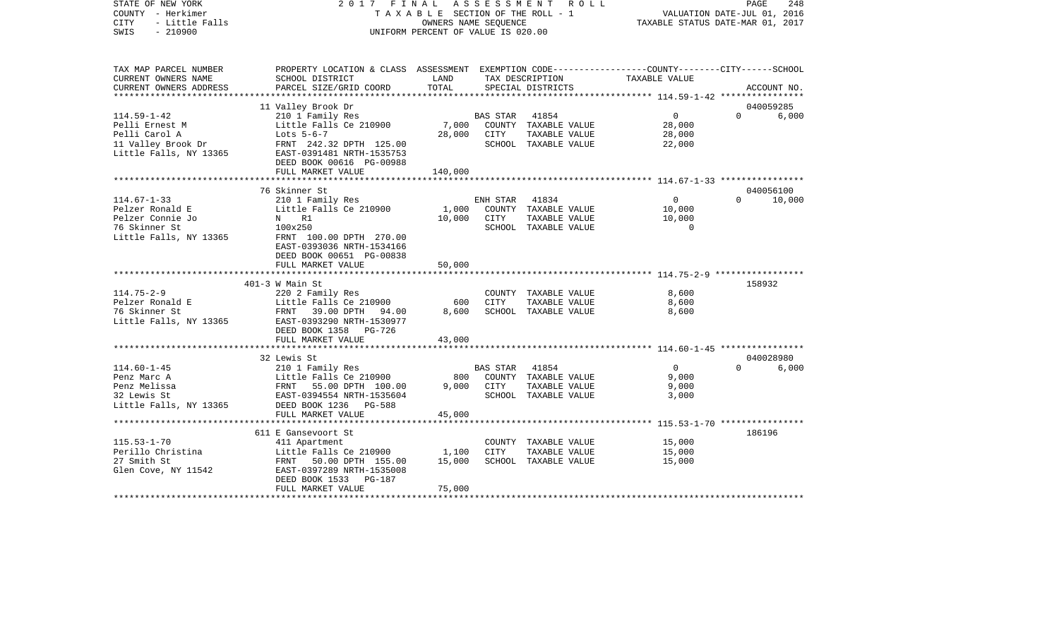STATE OF NEW YORK
COUNTY - Herkimer
CITY - Little Falls
SWIS - 210900

2017 FINAL ASSESSMENT ROLL
TAXABLE SECTION OF THE ROLL - 1
OWNERS NAME SEQUENCE
UNIFORM PERCENT OF VALUE IS 020.00

VALUATION DATE-JUL 01, 2016
TAXABLE STATUS DATE-MAR 01, 2017

| TAX MAP PARCEL NUMBER / CURRENT OWNERS NAME / CURRENT OWNERS ADDRESS | PROPERTY LOCATION & CLASS / SCHOOL DISTRICT / PARCEL SIZE/GRID COORD | ASSESSMENT LAND | TOTAL | EXEMPTION CODE / TAX DESCRIPTION / SPECIAL DISTRICTS | COUNTY / CITY / SCHOOL TAXABLE VALUE | ACCOUNT NO. |
|---|---|---|---|---|---|---|
| **114.59-1-42** | 11 Valley Brook Dr | | | | | 040059285 |
| | 210 1 Family Res | | | BAS STAR 41854 | 0 / 0 | 6,000 |
| Pelli Ernest M | Little Falls Ce 210900 | 7,000 | | COUNTY TAXABLE VALUE | 28,000 | |
| Pelli Carol A | Lots 5-6-7 | | 28,000 | CITY TAXABLE VALUE | 28,000 | |
| 11 Valley Brook Dr | FRNT 242.32 DPTH 125.00 | | | SCHOOL TAXABLE VALUE | 22,000 | |
| Little Falls, NY 13365 | EAST-0391481 NRTH-1535753 | | | | | |
| | DEED BOOK 00616 PG-00988 | | | | | |
| | FULL MARKET VALUE | | 140,000 | | | |
| **114.67-1-33** | 76 Skinner St | | | | | 040056100 |
| | 210 1 Family Res | | | ENH STAR 41834 | 0 / 0 | 10,000 |
| Pelzer Ronald E | Little Falls Ce 210900 | 1,000 | | COUNTY TAXABLE VALUE | 10,000 | |
| Pelzer Connie Jo | N R1 | | 10,000 | CITY TAXABLE VALUE | 10,000 | |
| 76 Skinner St | 100x250 | | | SCHOOL TAXABLE VALUE | 0 | |
| Little Falls, NY 13365 | FRNT 100.00 DPTH 270.00 | | | | | |
| | EAST-0393036 NRTH-1534166 | | | | | |
| | DEED BOOK 00651 PG-00838 | | | | | |
| | FULL MARKET VALUE | | 50,000 | | | |
| **114.75-2-9** | 401-3 W Main St | | | | | 158932 |
| | 220 2 Family Res | | | COUNTY TAXABLE VALUE | 8,600 | |
| Pelzer Ronald E | Little Falls Ce 210900 | 600 | | CITY TAXABLE VALUE | 8,600 | |
| 76 Skinner St | FRNT 39.00 DPTH 94.00 | | 8,600 | SCHOOL TAXABLE VALUE | 8,600 | |
| Little Falls, NY 13365 | EAST-0393290 NRTH-1530977 | | | | | |
| | DEED BOOK 1358 PG-726 | | | | | |
| | FULL MARKET VALUE | | 43,000 | | | |
| **114.60-1-45** | 32 Lewis St | | | | | 040028980 |
| | 210 1 Family Res | | | BAS STAR 41854 | 0 / 0 | 6,000 |
| Penz Marc A | Little Falls Ce 210900 | 800 | | COUNTY TAXABLE VALUE | 9,000 | |
| Penz Melissa | FRNT 55.00 DPTH 100.00 | | 9,000 | CITY TAXABLE VALUE | 9,000 | |
| 32 Lewis St | EAST-0394554 NRTH-1535604 | | | SCHOOL TAXABLE VALUE | 3,000 | |
| Little Falls, NY 13365 | DEED BOOK 1236 PG-588 | | | | | |
| | FULL MARKET VALUE | | 45,000 | | | |
| **115.53-1-70** | 611 E Gansevoort St | | | | | 186196 |
| | 411 Apartment | | | COUNTY TAXABLE VALUE | 15,000 | |
| Perillo Christina | Little Falls Ce 210900 | 1,100 | | CITY TAXABLE VALUE | 15,000 | |
| 27 Smith St | FRNT 50.00 DPTH 155.00 | | 15,000 | SCHOOL TAXABLE VALUE | 15,000 | |
| Glen Cove, NY 11542 | EAST-0397289 NRTH-1535008 | | | | | |
| | DEED BOOK 1533 PG-187 | | | | | |
| | FULL MARKET VALUE | | 75,000 | | | |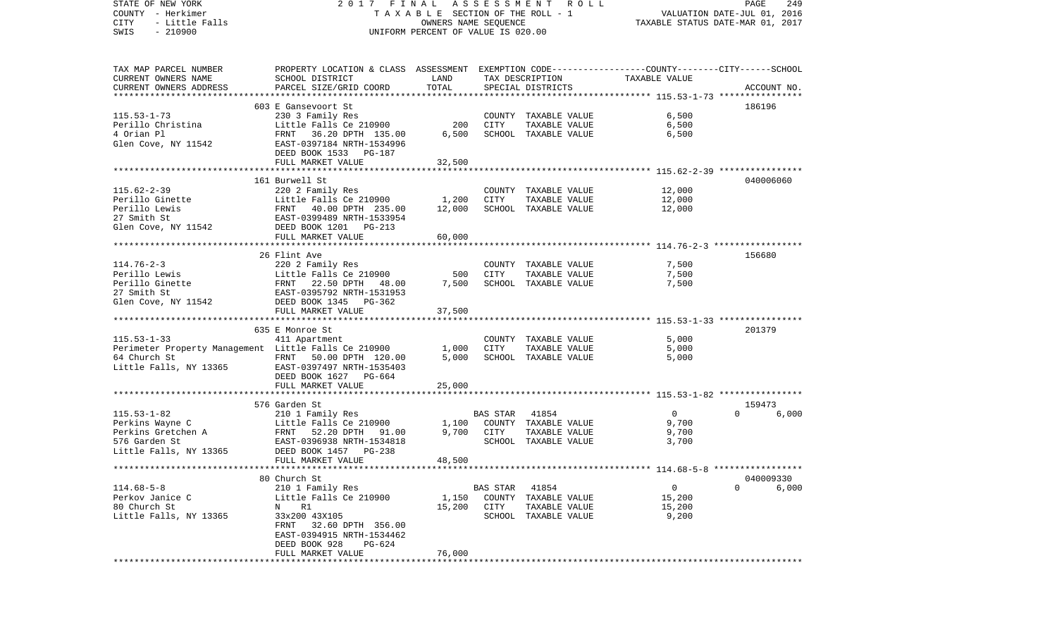STATE OF NEW YORK 2017 FINAL ASSESSMENT ROLL
COUNTY - Herkimer TAXABLE SECTION OF THE ROLL - 1 VALUATION DATE-JUL 01, 2016
CITY - Little Falls OWNERS NAME SEQUENCE TAXABLE STATUS DATE-MAR 01, 2017
SWIS - 210900 UNIFORM PERCENT OF VALUE IS 020.00

| TAX MAP PARCEL NUMBER / CURRENT OWNERS NAME / CURRENT OWNERS ADDRESS | PROPERTY LOCATION & CLASS / SCHOOL DISTRICT / PARCEL SIZE/GRID COORD | ASSESSMENT LAND / TOTAL | EXEMPTION CODE / TAX DESCRIPTION / SPECIAL DISTRICTS | COUNTY / CITY / SCHOOL TAXABLE VALUE | ACCOUNT NO. |
|---|---|---|---|---|---|
| 115.53-1-73 | 603 E Gansevoort St | | | | 186196 |
| Perillo Christina | 230 3 Family Res | | COUNTY TAXABLE VALUE | 6,500 | |
| 4 Orian Pl | Little Falls Ce 210900 | 200 | CITY TAXABLE VALUE | 6,500 | |
| Glen Cove, NY 11542 | FRNT 36.20 DPTH 135.00 | 6,500 | SCHOOL TAXABLE VALUE | 6,500 | |
| | EAST-0397184 NRTH-1534996 | | | | |
| | DEED BOOK 1533 PG-187 | | | | |
| | FULL MARKET VALUE | 32,500 | | | |
| 115.62-2-39 | 161 Burwell St | | | | 040006060 |
| Perillo Ginette | 220 2 Family Res | | COUNTY TAXABLE VALUE | 12,000 | |
| Perillo Lewis | Little Falls Ce 210900 | 1,200 | CITY TAXABLE VALUE | 12,000 | |
| 27 Smith St | FRNT 40.00 DPTH 235.00 | 12,000 | SCHOOL TAXABLE VALUE | 12,000 | |
| Glen Cove, NY 11542 | EAST-0399489 NRTH-1533954 | | | | |
| | DEED BOOK 1201 PG-213 | | | | |
| | FULL MARKET VALUE | 60,000 | | | |
| 114.76-2-3 | 26 Flint Ave | | | | 156680 |
| Perillo Lewis | 220 2 Family Res | | COUNTY TAXABLE VALUE | 7,500 | |
| Perillo Ginette | Little Falls Ce 210900 | 500 | CITY TAXABLE VALUE | 7,500 | |
| 27 Smith St | FRNT 22.50 DPTH 48.00 | 7,500 | SCHOOL TAXABLE VALUE | 7,500 | |
| Glen Cove, NY 11542 | EAST-0395792 NRTH-1531953 | | | | |
| | DEED BOOK 1345 PG-362 | | | | |
| | FULL MARKET VALUE | 37,500 | | | |
| 115.53-1-33 | 635 E Monroe St | | | | 201379 |
| Perimeter Property Management | 411 Apartment | | COUNTY TAXABLE VALUE | 5,000 | |
| 64 Church St | Little Falls Ce 210900 | 1,000 | CITY TAXABLE VALUE | 5,000 | |
| Little Falls, NY 13365 | FRNT 50.00 DPTH 120.00 | 5,000 | SCHOOL TAXABLE VALUE | 5,000 | |
| | EAST-0397497 NRTH-1535403 | | | | |
| | DEED BOOK 1627 PG-664 | | | | |
| | FULL MARKET VALUE | 25,000 | | | |
| 115.53-1-82 | 576 Garden St | | | | 159473 |
| Perkins Wayne C | 210 1 Family Res | | BAS STAR 41854 | 0 0 | 6,000 |
| Perkins Gretchen A | Little Falls Ce 210900 | 1,100 | COUNTY TAXABLE VALUE | 9,700 | |
| 576 Garden St | FRNT 52.20 DPTH 91.00 | 9,700 | CITY TAXABLE VALUE | 9,700 | |
| Little Falls, NY 13365 | EAST-0396938 NRTH-1534818 | | SCHOOL TAXABLE VALUE | 3,700 | |
| | DEED BOOK 1457 PG-238 | | | | |
| | FULL MARKET VALUE | 48,500 | | | |
| 114.68-5-8 | 80 Church St | | | | 040009330 |
| Perkov Janice C | 210 1 Family Res | | BAS STAR 41854 | 0 0 | 6,000 |
| 80 Church St | Little Falls Ce 210900 | 1,150 | COUNTY TAXABLE VALUE | 15,200 | |
| Little Falls, NY 13365 | N R1 | 15,200 | CITY TAXABLE VALUE | 15,200 | |
| | 33x200 43X105 | | SCHOOL TAXABLE VALUE | 9,200 | |
| | FRNT 32.60 DPTH 356.00 | | | | |
| | EAST-0394915 NRTH-1534462 | | | | |
| | DEED BOOK 928 PG-624 | | | | |
| | FULL MARKET VALUE | 76,000 | | | |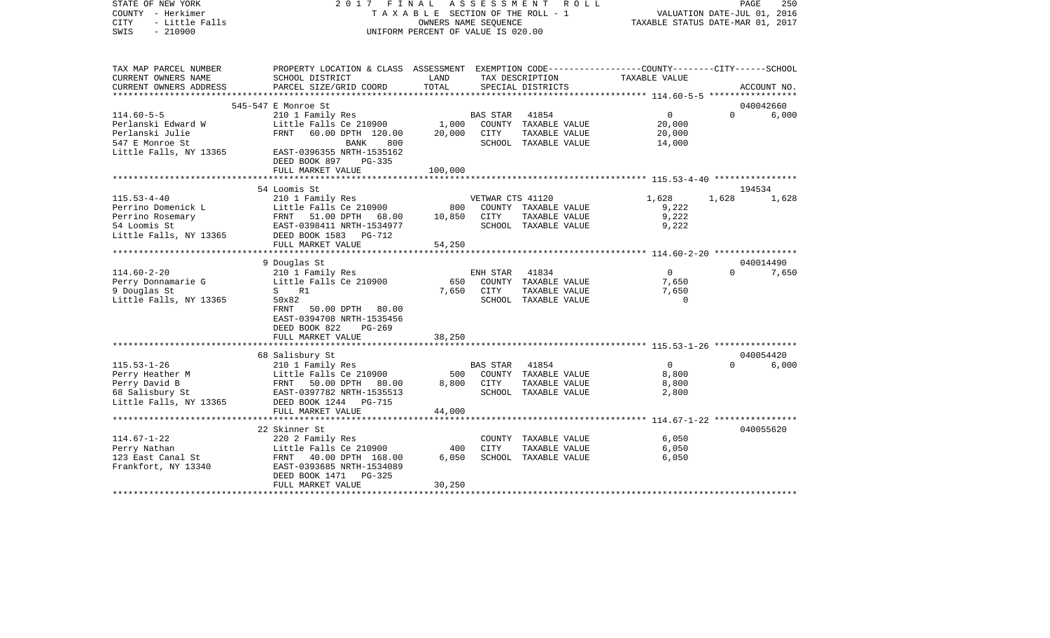STATE OF NEW YORK
COUNTY - Herkimer
CITY - Little Falls
SWIS - 210900

2 0 1 7 F I N A L A S S E S S M E N T R O L L
T A X A B L E SECTION OF THE ROLL - 1
OWNERS NAME SEQUENCE
UNIFORM PERCENT OF VALUE IS 020.00

VALUATION DATE-JUL 01, 2016
TAXABLE STATUS DATE-MAR 01, 2017

| TAX MAP PARCEL NUMBER<br>CURRENT OWNERS NAME<br>CURRENT OWNERS ADDRESS | PROPERTY LOCATION & CLASS<br>SCHOOL DISTRICT<br>PARCEL SIZE/GRID COORD | ASSESSMENT<br>LAND<br>TOTAL | EXEMPTION CODE<br>TAX DESCRIPTION<br>SPECIAL DISTRICTS | COUNTY | CITY | SCHOOL<br>ACCOUNT NO. |
|---|---|---|---|---|---|---|
| | 545-547 E Monroe St | | | | | 040042660 |
| 114.60-5-5 | 210 1 Family Res | | BAS STAR 41854 | 0 | 0 | 6,000 |
| Perlanski Edward W | Little Falls Ce 210900 | 1,000 | COUNTY TAXABLE VALUE | 20,000 | | |
| Perlanski Julie | FRNT 60.00 DPTH 120.00 | 20,000 | CITY TAXABLE VALUE | | 20,000 | |
| 547 E Monroe St | BANK 800 | | SCHOOL TAXABLE VALUE | | | 14,000 |
| Little Falls, NY 13365 | EAST-0396355 NRTH-1535162 | | | | | |
| | DEED BOOK 897 PG-335 | | | | | |
| | FULL MARKET VALUE | 100,000 | | | | |
| | 54 Loomis St | | | | | 194534 |
| 115.53-4-40 | 210 1 Family Res | | VETWAR CTS 41120 | 1,628 | 1,628 | 1,628 |
| Perrino Domenick L | Little Falls Ce 210900 | 800 | COUNTY TAXABLE VALUE | 9,222 | | |
| Perrino Rosemary | FRNT 51.00 DPTH 68.00 | 10,850 | CITY TAXABLE VALUE | | 9,222 | |
| 54 Loomis St | EAST-0398411 NRTH-1534977 | | SCHOOL TAXABLE VALUE | | | 9,222 |
| Little Falls, NY 13365 | DEED BOOK 1583 PG-712 | | | | | |
| | FULL MARKET VALUE | 54,250 | | | | |
| | 9 Douglas St | | | | | 040014490 |
| 114.60-2-20 | 210 1 Family Res | | ENH STAR 41834 | 0 | 0 | 7,650 |
| Perry Donnamarie G | Little Falls Ce 210900 | 650 | COUNTY TAXABLE VALUE | 7,650 | | |
| 9 Douglas St | S R1 | 7,650 | CITY TAXABLE VALUE | | 7,650 | |
| Little Falls, NY 13365 | 50x82 | | SCHOOL TAXABLE VALUE | | | 0 |
| | FRNT 50.00 DPTH 80.00 | | | | | |
| | EAST-0394708 NRTH-1535456 | | | | | |
| | DEED BOOK 822 PG-269 | | | | | |
| | FULL MARKET VALUE | 38,250 | | | | |
| | 68 Salisbury St | | | | | 040054420 |
| 115.53-1-26 | 210 1 Family Res | | BAS STAR 41854 | 0 | 0 | 6,000 |
| Perry Heather M | Little Falls Ce 210900 | 500 | COUNTY TAXABLE VALUE | 8,800 | | |
| Perry David B | FRNT 50.00 DPTH 80.00 | 8,800 | CITY TAXABLE VALUE | | 8,800 | |
| 68 Salisbury St | EAST-0397782 NRTH-1535513 | | SCHOOL TAXABLE VALUE | | | 2,800 |
| Little Falls, NY 13365 | DEED BOOK 1244 PG-715 | | | | | |
| | FULL MARKET VALUE | 44,000 | | | | |
| | 22 Skinner St | | | | | 040055620 |
| 114.67-1-22 | 220 2 Family Res | | COUNTY TAXABLE VALUE | 6,050 | | |
| Perry Nathan | Little Falls Ce 210900 | 400 | CITY TAXABLE VALUE | | 6,050 | |
| 123 East Canal St | FRNT 40.00 DPTH 168.00 | 6,050 | SCHOOL TAXABLE VALUE | | | 6,050 |
| Frankfort, NY 13340 | EAST-0393685 NRTH-1534089 | | | | | |
| | DEED BOOK 1471 PG-325 | | | | | |
| | FULL MARKET VALUE | 30,250 | | | | |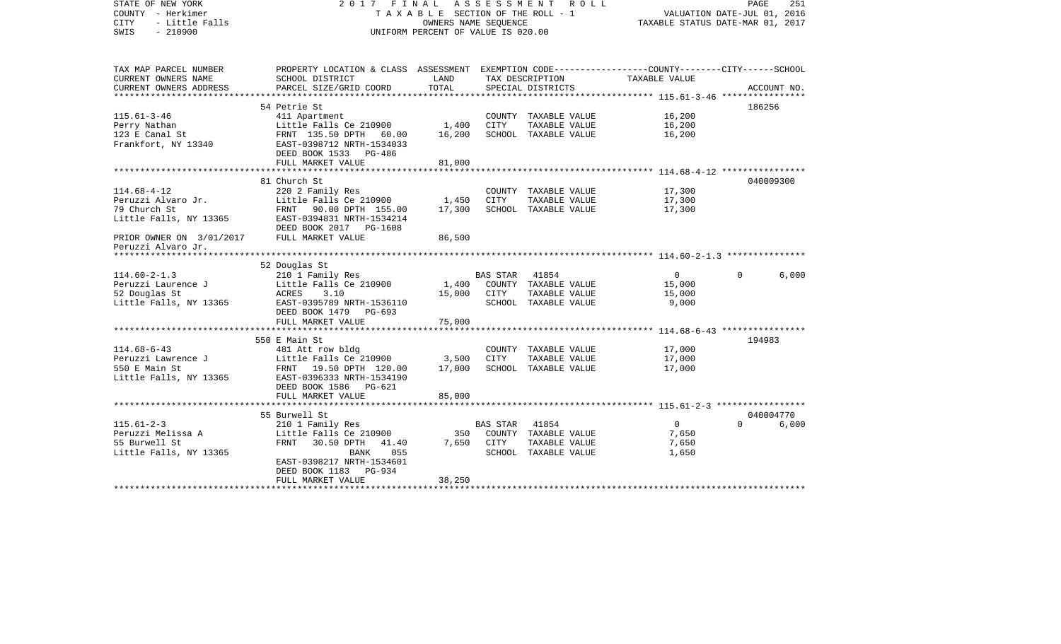STATE OF NEW YORK
COUNTY - Herkimer
CITY - Little Falls
SWIS - 210900

2 0 1 7 F I N A L A S S E S S M E N T R O L L
T A X A B L E SECTION OF THE ROLL - 1
OWNERS NAME SEQUENCE
UNIFORM PERCENT OF VALUE IS 020.00

VALUATION DATE-JUL 01, 2016
TAXABLE STATUS DATE-MAR 01, 2017

| TAX MAP PARCEL NUMBER<br>CURRENT OWNERS NAME<br>CURRENT OWNERS ADDRESS | PROPERTY LOCATION & CLASS<br>SCHOOL DISTRICT<br>PARCEL SIZE/GRID COORD | ASSESSMENT<br>LAND<br>TOTAL | EXEMPTION CODE<br>TAX DESCRIPTION<br>SPECIAL DISTRICTS | COUNTY | CITY | SCHOOL<br>ACCOUNT NO. |
|---|---|---|---|---|---|---|
| 115.61-3-46 | 54 Petrie St | | | | | 186256 |
| Perry Nathan | 411 Apartment | | COUNTY TAXABLE VALUE | 16,200 | | |
| 123 E Canal St | Little Falls Ce 210900 | 1,400 | CITY TAXABLE VALUE | | 16,200 | |
| Frankfort, NY 13340 | FRNT 135.50 DPTH 60.00 | 16,200 | SCHOOL TAXABLE VALUE | | | 16,200 |
| | EAST-0398712 NRTH-1534033 | | | | | |
| | DEED BOOK 1533 PG-486 | | | | | |
| | FULL MARKET VALUE | 81,000 | | | | |
| 114.68-4-12 | 81 Church St | | | | | 040009300 |
| Peruzzi Alvaro Jr. | 220 2 Family Res | | COUNTY TAXABLE VALUE | 17,300 | | |
| 79 Church St | Little Falls Ce 210900 | 1,450 | CITY TAXABLE VALUE | | 17,300 | |
| Little Falls, NY 13365 | FRNT 90.00 DPTH 155.00 | 17,300 | SCHOOL TAXABLE VALUE | | | 17,300 |
| | EAST-0394831 NRTH-1534214 | | | | | |
| | DEED BOOK 2017 PG-1608 | | | | | |
| PRIOR OWNER ON 3/01/2017 | FULL MARKET VALUE | 86,500 | | | | |
| Peruzzi Alvaro Jr. | | | | | | |
| 114.60-2-1.3 | 52 Douglas St | | | | | |
| Peruzzi Laurence J | 210 1 Family Res | | BAS STAR 41854 | 0 | 0 | 6,000 |
| 52 Douglas St | Little Falls Ce 210900 | 1,400 | COUNTY TAXABLE VALUE | 15,000 | | |
| Little Falls, NY 13365 | ACRES 3.10 | 15,000 | CITY TAXABLE VALUE | | 15,000 | |
| | EAST-0395789 NRTH-1536110 | | SCHOOL TAXABLE VALUE | | | 9,000 |
| | DEED BOOK 1479 PG-693 | | | | | |
| | FULL MARKET VALUE | 75,000 | | | | |
| 114.68-6-43 | 550 E Main St | | | | | 194983 |
| Peruzzi Lawrence J | 481 Att row bldg | | COUNTY TAXABLE VALUE | 17,000 | | |
| 550 E Main St | Little Falls Ce 210900 | 3,500 | CITY TAXABLE VALUE | | 17,000 | |
| Little Falls, NY 13365 | FRNT 19.50 DPTH 120.00 | 17,000 | SCHOOL TAXABLE VALUE | | | 17,000 |
| | EAST-0396333 NRTH-1534190 | | | | | |
| | DEED BOOK 1586 PG-621 | | | | | |
| | FULL MARKET VALUE | 85,000 | | | | |
| 115.61-2-3 | 55 Burwell St | | | | | 040004770 |
| Peruzzi Melissa A | 210 1 Family Res | | BAS STAR 41854 | 0 | 0 | 6,000 |
| 55 Burwell St | Little Falls Ce 210900 | 350 | COUNTY TAXABLE VALUE | 7,650 | | |
| Little Falls, NY 13365 | FRNT 30.50 DPTH 41.40 | 7,650 | CITY TAXABLE VALUE | | 7,650 | |
| | BANK 055 | | SCHOOL TAXABLE VALUE | | | 1,650 |
| | EAST-0398217 NRTH-1534601 | | | | | |
| | DEED BOOK 1183 PG-934 | | | | | |
| | FULL MARKET VALUE | 38,250 | | | | |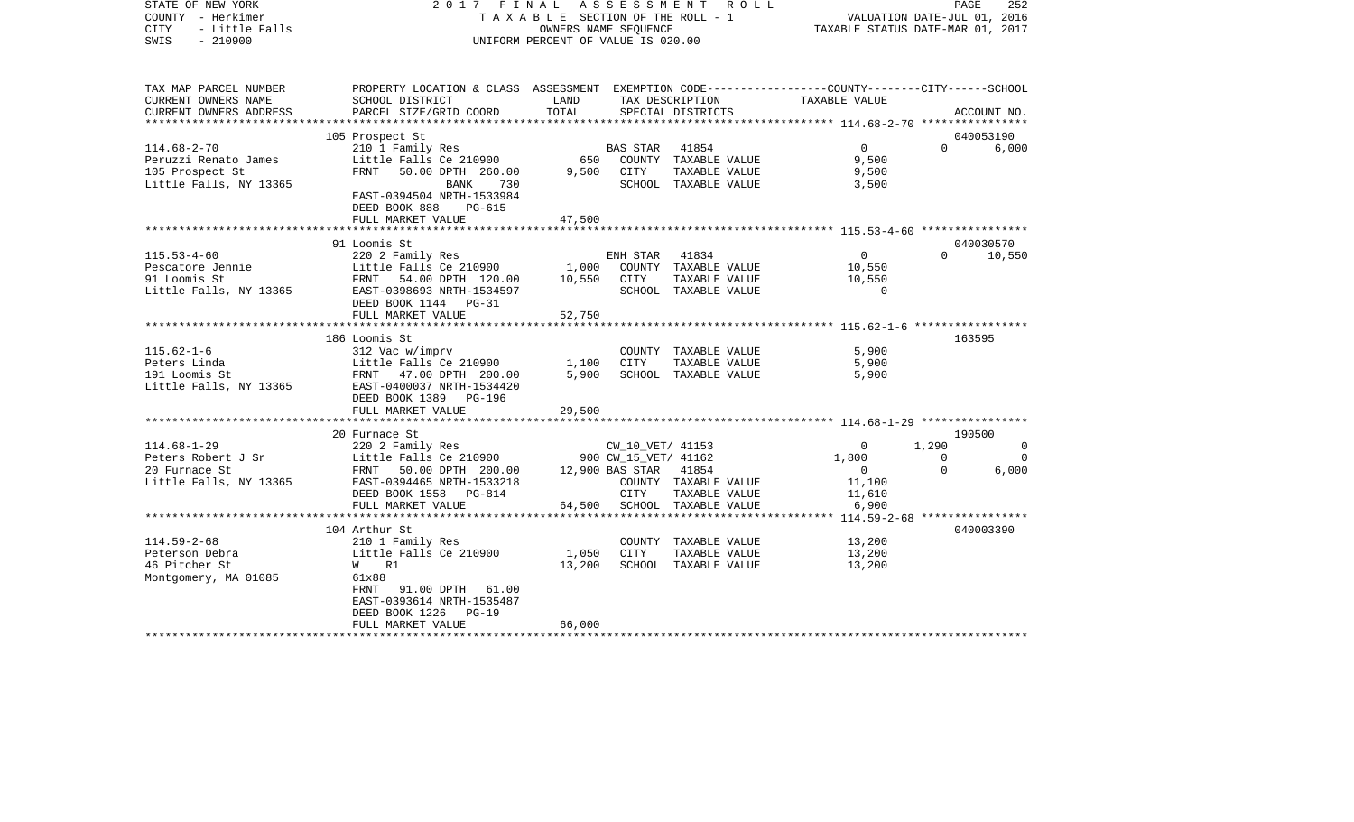STATE OF NEW YORK — 2017 FINAL ASSESSMENT ROLL — PAGE 252
COUNTY - Herkimer — TAXABLE SECTION OF THE ROLL - 1 — VALUATION DATE-JUL 01, 2016
CITY - Little Falls — OWNERS NAME SEQUENCE — TAXABLE STATUS DATE-MAR 01, 2017
SWIS - 210900 — UNIFORM PERCENT OF VALUE IS 020.00

| TAX MAP PARCEL NUMBER / CURRENT OWNERS NAME / CURRENT OWNERS ADDRESS | PROPERTY LOCATION & CLASS / SCHOOL DISTRICT / PARCEL SIZE/GRID COORD | ASSESSMENT LAND | TOTAL | EXEMPTION CODE / TAX DESCRIPTION / SPECIAL DISTRICTS | COUNTY TAXABLE VALUE | CITY | SCHOOL | ACCOUNT NO. |
|---|---|---|---|---|---|---|---|---|
| | 105 Prospect St | | | | | | | 040053190 |
| 114.68-2-70 | 210 1 Family Res | | | BAS STAR 41854 | 0 | 0 | 6,000 | |
| Peruzzi Renato James | Little Falls Ce 210900 | 650 | | COUNTY TAXABLE VALUE | 9,500 | | | |
| 105 Prospect St | FRNT 50.00 DPTH 260.00 | | 9,500 | CITY TAXABLE VALUE | 9,500 | | | |
| Little Falls, NY 13365 | BANK 730 | | | SCHOOL TAXABLE VALUE | 3,500 | | | |
| | EAST-0394504 NRTH-1533984 | | | | | | | |
| | DEED BOOK 888 PG-615 | | | | | | | |
| | FULL MARKET VALUE | | 47,500 | | | | | |
| | 91 Loomis St | | | | | | | 040030570 |
| 115.53-4-60 | 220 2 Family Res | | | ENH STAR 41834 | 0 | 0 | 10,550 | |
| Pescatore Jennie | Little Falls Ce 210900 | 1,000 | | COUNTY TAXABLE VALUE | 10,550 | | | |
| 91 Loomis St | FRNT 54.00 DPTH 120.00 | | 10,550 | CITY TAXABLE VALUE | 10,550 | | | |
| Little Falls, NY 13365 | EAST-0398693 NRTH-1534597 | | | SCHOOL TAXABLE VALUE | 0 | | | |
| | DEED BOOK 1144 PG-31 | | | | | | | |
| | FULL MARKET VALUE | | 52,750 | | | | | |
| | 186 Loomis St | | | | | | | 163595 |
| 115.62-1-6 | 312 Vac w/imprv | | | COUNTY TAXABLE VALUE | 5,900 | | | |
| Peters Linda | Little Falls Ce 210900 | 1,100 | | CITY TAXABLE VALUE | 5,900 | | | |
| 191 Loomis St | FRNT 47.00 DPTH 200.00 | | 5,900 | SCHOOL TAXABLE VALUE | 5,900 | | | |
| Little Falls, NY 13365 | EAST-0400037 NRTH-1534420 | | | | | | | |
| | DEED BOOK 1389 PG-196 | | | | | | | |
| | FULL MARKET VALUE | | 29,500 | | | | | |
| | 20 Furnace St | | | | | | | 190500 |
| 114.68-1-29 | 220 2 Family Res | | | CW_10_VET/ 41153 | 0 | 1,290 | 0 | |
| Peters Robert J Sr | Little Falls Ce 210900 | 900 | | CW_15_VET/ 41162 | 1,800 | 0 | 0 | |
| 20 Furnace St | FRNT 50.00 DPTH 200.00 | | 12,900 | BAS STAR 41854 | 0 | 0 | 6,000 | |
| Little Falls, NY 13365 | EAST-0394465 NRTH-1533218 | | | COUNTY TAXABLE VALUE | 11,100 | | | |
| | DEED BOOK 1558 PG-814 | | | CITY TAXABLE VALUE | 11,610 | | | |
| | FULL MARKET VALUE | | 64,500 | SCHOOL TAXABLE VALUE | 6,900 | | | |
| | 104 Arthur St | | | | | | | 040003390 |
| 114.59-2-68 | 210 1 Family Res | | | COUNTY TAXABLE VALUE | 13,200 | | | |
| Peterson Debra | Little Falls Ce 210900 | 1,050 | | CITY TAXABLE VALUE | 13,200 | | | |
| 46 Pitcher St | W R1 | | 13,200 | SCHOOL TAXABLE VALUE | 13,200 | | | |
| Montgomery, MA 01085 | 61x88 | | | | | | | |
| | FRNT 91.00 DPTH 61.00 | | | | | | | |
| | EAST-0393614 NRTH-1535487 | | | | | | | |
| | DEED BOOK 1226 PG-19 | | | | | | | |
| | FULL MARKET VALUE | | 66,000 | | | | | |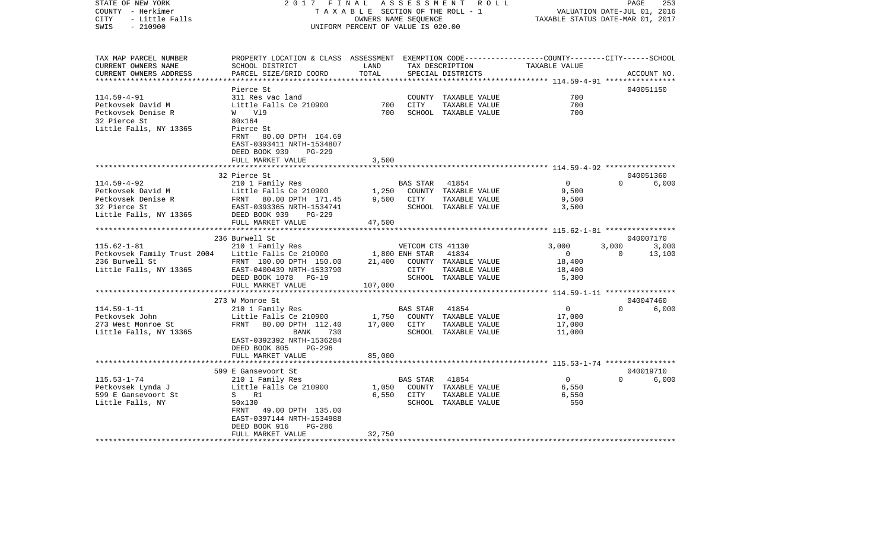STATE OF NEW YORK — 2017 FINAL ASSESSMENT ROLL — PAGE 253
COUNTY - Herkimer — TAXABLE SECTION OF THE ROLL - 1 — VALUATION DATE-JUL 01, 2016
CITY - Little Falls — OWNERS NAME SEQUENCE — TAXABLE STATUS DATE-MAR 01, 2017
SWIS - 210900 — UNIFORM PERCENT OF VALUE IS 020.00

| TAX MAP PARCEL NUMBER / CURRENT OWNERS NAME / CURRENT OWNERS ADDRESS | PROPERTY LOCATION & CLASS / SCHOOL DISTRICT / PARCEL SIZE/GRID COORD | ASSESSMENT LAND / TOTAL | EXEMPTION CODE / TAX DESCRIPTION / SPECIAL DISTRICTS | COUNTY | CITY | SCHOOL / ACCOUNT NO. |
|---|---|---|---|---|---|---|
| **114.59-4-91** | Pierce St | | | | | 040051150 |
| 114.59-4-91 | 311 Res vac land | | COUNTY TAXABLE VALUE | 700 | | |
| Petkovsek David M | Little Falls Ce 210900 | 700 | CITY TAXABLE VALUE | 700 | | |
| Petkovsek Denise R | W V19 | 700 | SCHOOL TAXABLE VALUE | 700 | | |
| 32 Pierce St | 80x164 | | | | | |
| Little Falls, NY 13365 | Pierce St | | | | | |
| | FRNT 80.00 DPTH 164.69 | | | | | |
| | EAST-0393411 NRTH-1534807 | | | | | |
| | DEED BOOK 939 PG-229 | | | | | |
| | FULL MARKET VALUE | 3,500 | | | | |
| **114.59-4-92** | 32 Pierce St | | | | | 040051360 |
| 114.59-4-92 | 210 1 Family Res | | BAS STAR 41854 | 0 | 0 | 6,000 |
| Petkovsek David M | Little Falls Ce 210900 | 1,250 | COUNTY TAXABLE VALUE | 9,500 | | |
| Petkovsek Denise R | FRNT 80.00 DPTH 171.45 | 9,500 | CITY TAXABLE VALUE | 9,500 | | |
| 32 Pierce St | EAST-0393365 NRTH-1534741 | | SCHOOL TAXABLE VALUE | 3,500 | | |
| Little Falls, NY 13365 | DEED BOOK 939 PG-229 | | | | | |
| | FULL MARKET VALUE | 47,500 | | | | |
| **115.62-1-81** | 236 Burwell St | | | | | 040007170 |
| 115.62-1-81 | 210 1 Family Res | | VETCOM CTS 41130 | 3,000 | 3,000 | 3,000 |
| Petkovsek Family Trust 2004 | Little Falls Ce 210900 | 1,800 | ENH STAR 41834 | 0 | 0 | 13,100 |
| 236 Burwell St | FRNT 100.00 DPTH 150.00 | 21,400 | COUNTY TAXABLE VALUE | 18,400 | | |
| Little Falls, NY 13365 | EAST-0400439 NRTH-1533790 | | CITY TAXABLE VALUE | 18,400 | | |
| | DEED BOOK 1078 PG-19 | | SCHOOL TAXABLE VALUE | 5,300 | | |
| | FULL MARKET VALUE | 107,000 | | | | |
| **114.59-1-11** | 273 W Monroe St | | | | | 040047460 |
| 114.59-1-11 | 210 1 Family Res | | BAS STAR 41854 | 0 | 0 | 6,000 |
| Petkovsek John | Little Falls Ce 210900 | 1,750 | COUNTY TAXABLE VALUE | 17,000 | | |
| 273 West Monroe St | FRNT 80.00 DPTH 112.40 | 17,000 | CITY TAXABLE VALUE | 17,000 | | |
| Little Falls, NY 13365 | BANK 730 | | SCHOOL TAXABLE VALUE | 11,000 | | |
| | EAST-0392392 NRTH-1536284 | | | | | |
| | DEED BOOK 805 PG-296 | | | | | |
| | FULL MARKET VALUE | 85,000 | | | | |
| **115.53-1-74** | 599 E Gansevoort St | | | | | 040019710 |
| 115.53-1-74 | 210 1 Family Res | | BAS STAR 41854 | 0 | 0 | 6,000 |
| Petkovsek Lynda J | Little Falls Ce 210900 | 1,050 | COUNTY TAXABLE VALUE | 6,550 | | |
| 599 E Gansevoort St | S R1 | 6,550 | CITY TAXABLE VALUE | 6,550 | | |
| Little Falls, NY | 50x130 | | SCHOOL TAXABLE VALUE | 550 | | |
| | FRNT 49.00 DPTH 135.00 | | | | | |
| | EAST-0397144 NRTH-1534988 | | | | | |
| | DEED BOOK 916 PG-286 | | | | | |
| | FULL MARKET VALUE | 32,750 | | | | |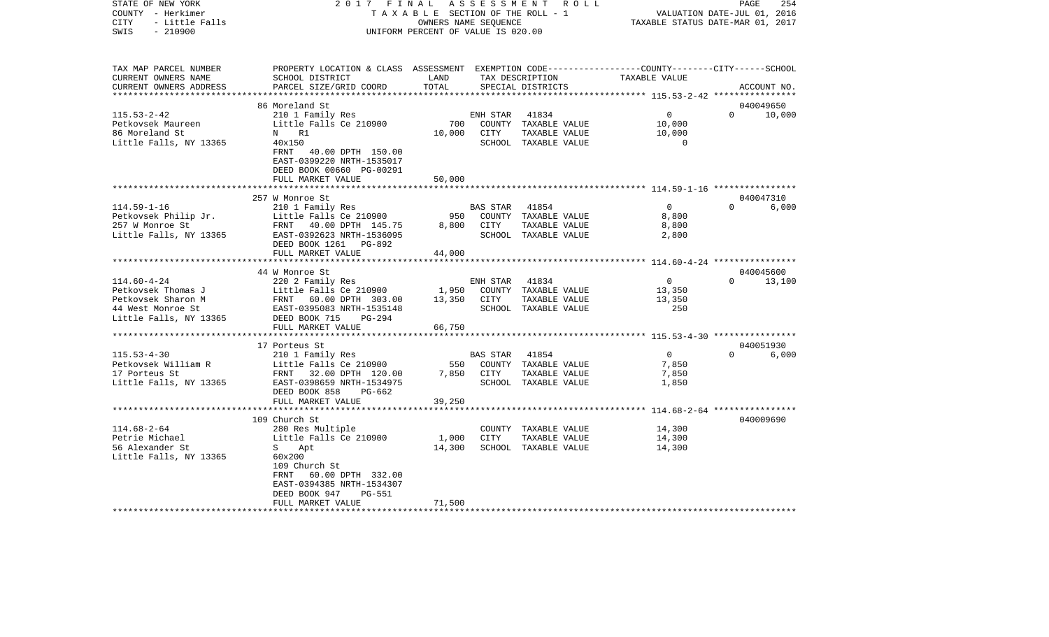STATE OF NEW YORK — COUNTY - Herkimer — CITY - Little Falls — SWIS - 210900

2017 FINAL ASSESSMENT ROLL — TAXABLE SECTION OF THE ROLL - 1 — OWNERS NAME SEQUENCE — UNIFORM PERCENT OF VALUE IS 020.00

VALUATION DATE-JUL 01, 2016 — TAXABLE STATUS DATE-MAR 01, 2017

| TAX MAP PARCEL NUMBER / CURRENT OWNERS NAME / CURRENT OWNERS ADDRESS | PROPERTY LOCATION & CLASS / SCHOOL DISTRICT / PARCEL SIZE/GRID COORD | ASSESSMENT LAND | TOTAL | EXEMPTION CODE / TAX DESCRIPTION / SPECIAL DISTRICTS | COUNTY / CITY / TAXABLE VALUE | SCHOOL | ACCOUNT NO. |
|---|---|---|---|---|---|---|---|
| 115.53-2-42 | 86 Moreland St | | | | | | 040049650 |
| | 210 1 Family Res | | | ENH STAR 41834 | 0 | 0 | 10,000 |
| Petkovsek Maureen | Little Falls Ce 210900 | 700 | | COUNTY TAXABLE VALUE | 10,000 | | |
| 86 Moreland St | N R1 | | 10,000 | CITY TAXABLE VALUE | 10,000 | | |
| Little Falls, NY 13365 | 40x150 | | | SCHOOL TAXABLE VALUE | 0 | | |
| | FRNT 40.00 DPTH 150.00 | | | | | | |
| | EAST-0399220 NRTH-1535017 | | | | | | |
| | DEED BOOK 00660 PG-00291 | | | | | | |
| | FULL MARKET VALUE | | 50,000 | | | | |
| 114.59-1-16 | 257 W Monroe St | | | | | | 040047310 |
| | 210 1 Family Res | | | BAS STAR 41854 | 0 | 0 | 6,000 |
| Petkovsek Philip Jr. | Little Falls Ce 210900 | 950 | | COUNTY TAXABLE VALUE | 8,800 | | |
| 257 W Monroe St | FRNT 40.00 DPTH 145.75 | | 8,800 | CITY TAXABLE VALUE | 8,800 | | |
| Little Falls, NY 13365 | EAST-0392623 NRTH-1536095 | | | SCHOOL TAXABLE VALUE | 2,800 | | |
| | DEED BOOK 1261 PG-892 | | | | | | |
| | FULL MARKET VALUE | | 44,000 | | | | |
| 114.60-4-24 | 44 W Monroe St | | | | | | 040045600 |
| | 220 2 Family Res | | | ENH STAR 41834 | 0 | 0 | 13,100 |
| Petkovsek Thomas J | Little Falls Ce 210900 | 1,950 | | COUNTY TAXABLE VALUE | 13,350 | | |
| Petkovsek Sharon M | FRNT 60.00 DPTH 303.00 | | 13,350 | CITY TAXABLE VALUE | 13,350 | | |
| 44 West Monroe St | EAST-0395083 NRTH-1535148 | | | SCHOOL TAXABLE VALUE | 250 | | |
| Little Falls, NY 13365 | DEED BOOK 715 PG-294 | | | | | | |
| | FULL MARKET VALUE | | 66,750 | | | | |
| 115.53-4-30 | 17 Porteus St | | | | | | 040051930 |
| | 210 1 Family Res | | | BAS STAR 41854 | 0 | 0 | 6,000 |
| Petkovsek William R | Little Falls Ce 210900 | 550 | | COUNTY TAXABLE VALUE | 7,850 | | |
| 17 Porteus St | FRNT 32.00 DPTH 120.00 | | 7,850 | CITY TAXABLE VALUE | 7,850 | | |
| Little Falls, NY 13365 | EAST-0398659 NRTH-1534975 | | | SCHOOL TAXABLE VALUE | 1,850 | | |
| | DEED BOOK 858 PG-662 | | | | | | |
| | FULL MARKET VALUE | | 39,250 | | | | |
| 114.68-2-64 | 109 Church St | | | | | | 040009690 |
| | 280 Res Multiple | | | COUNTY TAXABLE VALUE | 14,300 | | |
| Petrie Michael | Little Falls Ce 210900 | 1,000 | | CITY TAXABLE VALUE | 14,300 | | |
| 56 Alexander St | S Apt | | 14,300 | SCHOOL TAXABLE VALUE | 14,300 | | |
| Little Falls, NY 13365 | 60x200 | | | | | | |
| | 109 Church St | | | | | | |
| | FRNT 60.00 DPTH 332.00 | | | | | | |
| | EAST-0394385 NRTH-1534307 | | | | | | |
| | DEED BOOK 947 PG-551 | | | | | | |
| | FULL MARKET VALUE | | 71,500 | | | | |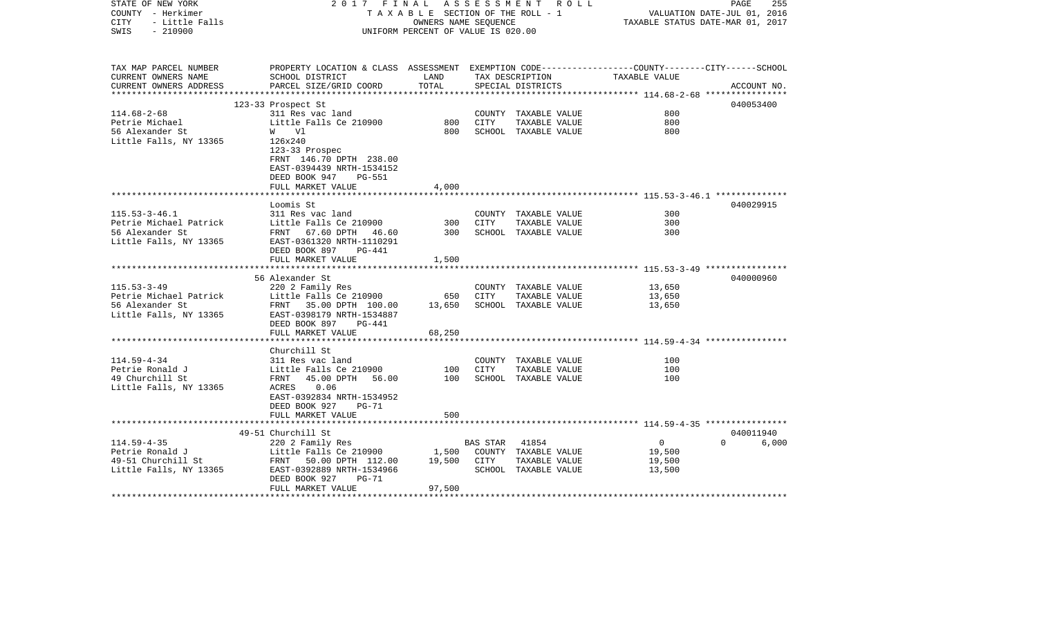STATE OF NEW YORK
COUNTY - Herkimer
CITY - Little Falls
SWIS - 210900

2017 FINAL ASSESSMENT ROLL
TAXABLE SECTION OF THE ROLL - 1
OWNERS NAME SEQUENCE
UNIFORM PERCENT OF VALUE IS 020.00

VALUATION DATE-JUL 01, 2016
TAXABLE STATUS DATE-MAR 01, 2017

| TAX MAP PARCEL NUMBER<br>CURRENT OWNERS NAME<br>CURRENT OWNERS ADDRESS | PROPERTY LOCATION & CLASS<br>SCHOOL DISTRICT<br>PARCEL SIZE/GRID COORD | ASSESSMENT<br>LAND<br>TOTAL | EXEMPTION CODE<br>TAX DESCRIPTION<br>SPECIAL DISTRICTS | COUNTY--------CITY------SCHOOL<br>TAXABLE VALUE | ACCOUNT NO. |
|---|---|---|---|---|---|
| 114.68-2-68<br>Petrie Michael<br>56 Alexander St<br>Little Falls, NY 13365 | 123-33 Prospect St<br>311 Res vac land<br>Little Falls Ce 210900<br>W Vl<br>126x240<br>123-33 Prospec<br>FRNT 146.70 DPTH 238.00<br>EAST-0394439 NRTH-1534152<br>DEED BOOK 947 PG-551<br>FULL MARKET VALUE | 800<br>800<br><br><br><br><br><br><br>4,000 | COUNTY TAXABLE VALUE<br>CITY TAXABLE VALUE<br>SCHOOL TAXABLE VALUE | 800<br>800<br>800 | 040053400 |
| 115.53-3-46.1<br>Petrie Michael Patrick<br>56 Alexander St<br>Little Falls, NY 13365 | Loomis St<br>311 Res vac land<br>Little Falls Ce 210900<br>FRNT 67.60 DPTH 46.60<br>EAST-0361320 NRTH-1110291<br>DEED BOOK 897 PG-441<br>FULL MARKET VALUE | 300<br>300<br><br><br>1,500 | COUNTY TAXABLE VALUE<br>CITY TAXABLE VALUE<br>SCHOOL TAXABLE VALUE | 300<br>300<br>300 | 040029915 |
| 115.53-3-49<br>Petrie Michael Patrick<br>56 Alexander St<br>Little Falls, NY 13365 | 56 Alexander St<br>220 2 Family Res<br>Little Falls Ce 210900<br>FRNT 35.00 DPTH 100.00<br>EAST-0398179 NRTH-1534887<br>DEED BOOK 897 PG-441<br>FULL MARKET VALUE | 650<br>13,650<br><br><br>68,250 | COUNTY TAXABLE VALUE<br>CITY TAXABLE VALUE<br>SCHOOL TAXABLE VALUE | 13,650<br>13,650<br>13,650 | 040000960 |
| 114.59-4-34<br>Petrie Ronald J<br>49 Churchill St<br>Little Falls, NY 13365 | Churchill St<br>311 Res vac land<br>Little Falls Ce 210900<br>FRNT 45.00 DPTH 56.00<br>ACRES 0.06<br>EAST-0392834 NRTH-1534952<br>DEED BOOK 927 PG-71<br>FULL MARKET VALUE | 100<br>100<br><br><br><br><br>500 | COUNTY TAXABLE VALUE<br>CITY TAXABLE VALUE<br>SCHOOL TAXABLE VALUE | 100<br>100<br>100 | |
| 114.59-4-35<br>Petrie Ronald J<br>49-51 Churchill St<br>Little Falls, NY 13365 | 49-51 Churchill St<br>220 2 Family Res<br>Little Falls Ce 210900<br>FRNT 50.00 DPTH 112.00<br>EAST-0392889 NRTH-1534966<br>DEED BOOK 927 PG-71<br>FULL MARKET VALUE | 1,500<br>19,500<br><br><br>97,500 | BAS STAR 41854<br>COUNTY TAXABLE VALUE<br>CITY TAXABLE VALUE<br>SCHOOL TAXABLE VALUE | 0 0 6,000<br>19,500<br>19,500<br>13,500 | 040011940 |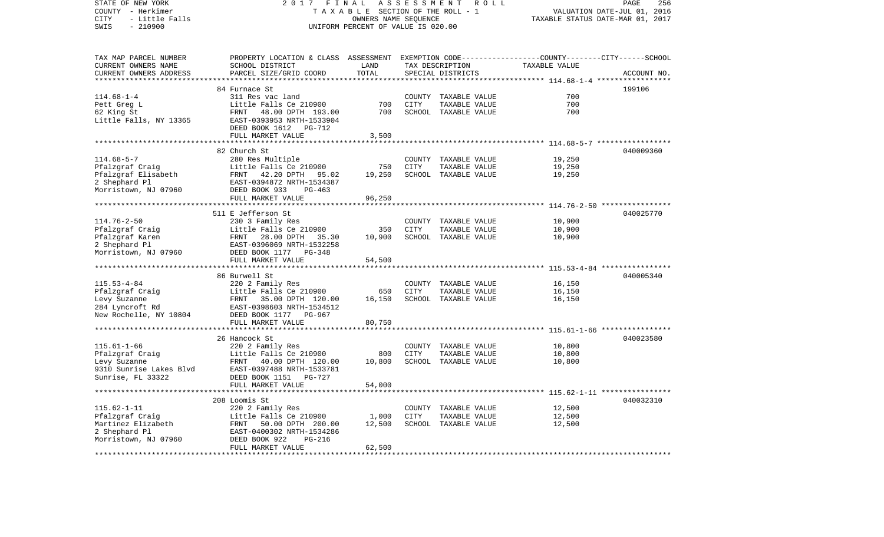STATE OF NEW YORK — 2017 FINAL ASSESSMENT ROLL
COUNTY - Herkimer — TAXABLE SECTION OF THE ROLL - 1 — VALUATION DATE-JUL 01, 2016
CITY - Little Falls — OWNERS NAME SEQUENCE — TAXABLE STATUS DATE-MAR 01, 2017
SWIS - 210900 — UNIFORM PERCENT OF VALUE IS 020.00

| TAX MAP PARCEL NUMBER / CURRENT OWNERS NAME / CURRENT OWNERS ADDRESS | PROPERTY LOCATION & CLASS / SCHOOL DISTRICT / PARCEL SIZE/GRID COORD | ASSESSMENT LAND | TOTAL | EXEMPTION CODE / TAX DESCRIPTION / SPECIAL DISTRICTS | TAXABLE VALUE (COUNTY / CITY / SCHOOL) | ACCOUNT NO. |
|---|---|---|---|---|---|---|
| 114.68-1-4 | 84 Furnace St | | | | | 199106 |
| Pett Greg L | 311 Res vac land | | | COUNTY TAXABLE VALUE | 700 | |
| 62 King St | Little Falls Ce 210900 | 700 | | CITY TAXABLE VALUE | 700 | |
| Little Falls, NY 13365 | FRNT 48.00 DPTH 193.00 | | 700 | SCHOOL TAXABLE VALUE | 700 | |
| | EAST-0393953 NRTH-1533904 | | | | | |
| | DEED BOOK 1612 PG-712 | | | | | |
| | FULL MARKET VALUE | | 3,500 | | | |
| 114.68-5-7 | 82 Church St | | | | | 040009360 |
| Pfalzgraf Craig | 280 Res Multiple | | | COUNTY TAXABLE VALUE | 19,250 | |
| Pfalzgraf Elisabeth | Little Falls Ce 210900 | 750 | | CITY TAXABLE VALUE | 19,250 | |
| 2 Shephard Pl | FRNT 42.20 DPTH 95.02 | | 19,250 | SCHOOL TAXABLE VALUE | 19,250 | |
| Morristown, NJ 07960 | EAST-0394872 NRTH-1534387 | | | | | |
| | DEED BOOK 933 PG-463 | | | | | |
| | FULL MARKET VALUE | | 96,250 | | | |
| 114.76-2-50 | 511 E Jefferson St | | | | | 040025770 |
| Pfalzgraf Craig | 230 3 Family Res | | | COUNTY TAXABLE VALUE | 10,900 | |
| Pfalzgraf Karen | Little Falls Ce 210900 | 350 | | CITY TAXABLE VALUE | 10,900 | |
| 2 Shephard Pl | FRNT 28.00 DPTH 35.30 | | 10,900 | SCHOOL TAXABLE VALUE | 10,900 | |
| Morristown, NJ 07960 | EAST-0396069 NRTH-1532258 | | | | | |
| | DEED BOOK 1177 PG-348 | | | | | |
| | FULL MARKET VALUE | | 54,500 | | | |
| 115.53-4-84 | 86 Burwell St | | | | | 040005340 |
| Pfalzgraf Craig | 220 2 Family Res | | | COUNTY TAXABLE VALUE | 16,150 | |
| Levy Suzanne | Little Falls Ce 210900 | 650 | | CITY TAXABLE VALUE | 16,150 | |
| 284 Lyncroft Rd | FRNT 35.00 DPTH 120.00 | | 16,150 | SCHOOL TAXABLE VALUE | 16,150 | |
| New Rochelle, NY 10804 | EAST-0398603 NRTH-1534512 | | | | | |
| | DEED BOOK 1177 PG-967 | | | | | |
| | FULL MARKET VALUE | | 80,750 | | | |
| 115.61-1-66 | 26 Hancock St | | | | | 040023580 |
| Pfalzgraf Craig | 220 2 Family Res | | | COUNTY TAXABLE VALUE | 10,800 | |
| Levy Suzanne | Little Falls Ce 210900 | 800 | | CITY TAXABLE VALUE | 10,800 | |
| 9310 Sunrise Lakes Blvd | FRNT 40.00 DPTH 120.00 | | 10,800 | SCHOOL TAXABLE VALUE | 10,800 | |
| Sunrise, FL 33322 | EAST-0397488 NRTH-1533781 | | | | | |
| | DEED BOOK 1151 PG-727 | | | | | |
| | FULL MARKET VALUE | | 54,000 | | | |
| 115.62-1-11 | 208 Loomis St | | | | | 040032310 |
| Pfalzgraf Craig | 220 2 Family Res | | | COUNTY TAXABLE VALUE | 12,500 | |
| Martinez Elizabeth | Little Falls Ce 210900 | 1,000 | | CITY TAXABLE VALUE | 12,500 | |
| 2 Shephard Pl | FRNT 50.00 DPTH 200.00 | | 12,500 | SCHOOL TAXABLE VALUE | 12,500 | |
| Morristown, NJ 07960 | EAST-0400302 NRTH-1534286 | | | | | |
| | DEED BOOK 922 PG-216 | | | | | |
| | FULL MARKET VALUE | | 62,500 | | | |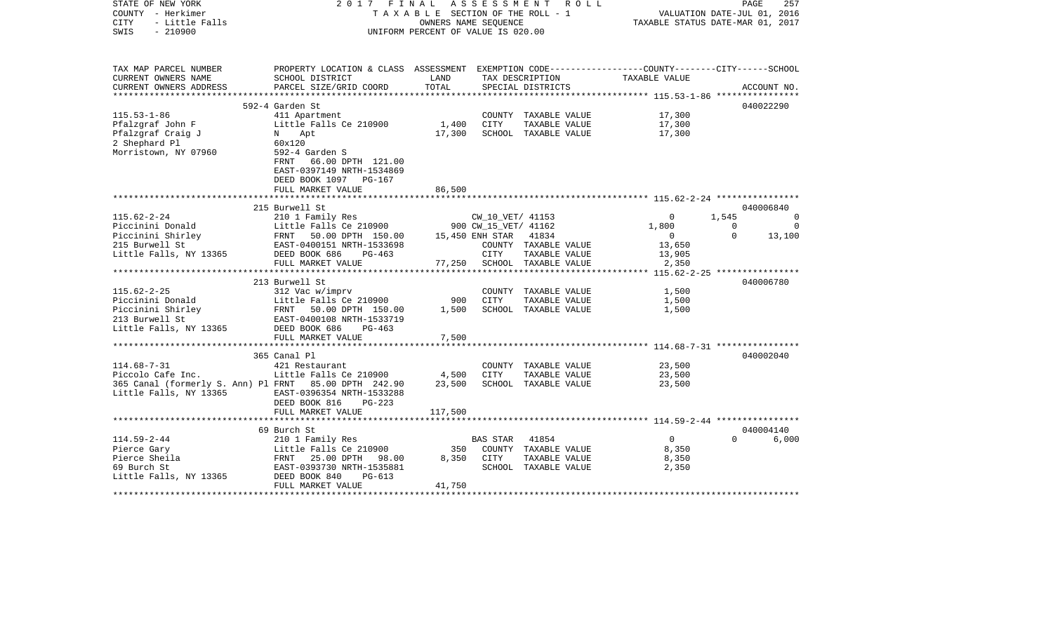STATE OF NEW YORK | COUNTY - Herkimer | CITY - Little Falls | SWIS - 210900

2017 FINAL ASSESSMENT ROLL
TAXABLE SECTION OF THE ROLL - 1
OWNERS NAME SEQUENCE
UNIFORM PERCENT OF VALUE IS 020.00

VALUATION DATE-JUL 01, 2016
TAXABLE STATUS DATE-MAR 01, 2017

| TAX MAP PARCEL NUMBER / CURRENT OWNERS NAME / CURRENT OWNERS ADDRESS | PROPERTY LOCATION & CLASS / SCHOOL DISTRICT / PARCEL SIZE/GRID COORD | ASSESSMENT LAND | TOTAL | EXEMPTION CODE / TAX DESCRIPTION / SPECIAL DISTRICTS | COUNTY TAXABLE VALUE | CITY | SCHOOL | ACCOUNT NO. |
|---|---|---|---|---|---|---|---|---|
| **115.53-1-86** | 592-4 Garden St | | | | | | | 040022290 |
| Pfalzgraf John F | 411 Apartment | | | COUNTY TAXABLE VALUE | 17,300 | | | |
| Pfalzgraf Craig J | Little Falls Ce 210900 | 1,400 | | CITY TAXABLE VALUE | 17,300 | | | |
| 2 Shephard Pl | N Apt | | 17,300 | SCHOOL TAXABLE VALUE | 17,300 | | | |
| Morristown, NY 07960 | 60x120 | | | | | | | |
| | 592-4 Garden S | | | | | | | |
| | FRNT 66.00 DPTH 121.00 | | | | | | | |
| | EAST-0397149 NRTH-1534869 | | | | | | | |
| | DEED BOOK 1097 PG-167 | | | | | | | |
| | FULL MARKET VALUE | | 86,500 | | | | | |
| **115.62-2-24** | 215 Burwell St | | | | | | | 040006840 |
| Piccinini Donald | 210 1 Family Res | | | CW_10_VET/ 41153 | 0 | 1,545 | 0 | |
| Piccinini Shirley | Little Falls Ce 210900 | 900 | | CW_15_VET/ 41162 | 1,800 | 0 | 0 | |
| 215 Burwell St | FRNT 50.00 DPTH 150.00 | | 15,450 | ENH STAR 41834 | 0 | 0 | 13,100 | |
| Little Falls, NY 13365 | EAST-0400151 NRTH-1533698 | | | COUNTY TAXABLE VALUE | 13,650 | | | |
| | DEED BOOK 686 PG-463 | | | CITY TAXABLE VALUE | 13,905 | | | |
| | FULL MARKET VALUE | | 77,250 | SCHOOL TAXABLE VALUE | 2,350 | | | |
| **115.62-2-25** | 213 Burwell St | | | | | | | 040006780 |
| Piccinini Donald | 312 Vac w/imprv | | | COUNTY TAXABLE VALUE | 1,500 | | | |
| Piccinini Shirley | Little Falls Ce 210900 | 900 | | CITY TAXABLE VALUE | 1,500 | | | |
| 213 Burwell St | FRNT 50.00 DPTH 150.00 | | 1,500 | SCHOOL TAXABLE VALUE | 1,500 | | | |
| Little Falls, NY 13365 | EAST-0400108 NRTH-1533719 | | | | | | | |
| | DEED BOOK 686 PG-463 | | | | | | | |
| | FULL MARKET VALUE | | 7,500 | | | | | |
| **114.68-7-31** | 365 Canal Pl | | | | | | | 040002040 |
| Piccolo Cafe Inc. | 421 Restaurant | | | COUNTY TAXABLE VALUE | 23,500 | | | |
| 365 Canal (formerly S. Ann) Pl | Little Falls Ce 210900 | 4,500 | | CITY TAXABLE VALUE | 23,500 | | | |
| Little Falls, NY 13365 | FRNT 85.00 DPTH 242.90 | | 23,500 | SCHOOL TAXABLE VALUE | 23,500 | | | |
| | EAST-0396354 NRTH-1533288 | | | | | | | |
| | DEED BOOK 816 PG-223 | | | | | | | |
| | FULL MARKET VALUE | | 117,500 | | | | | |
| **114.59-2-44** | 69 Burch St | | | | | | | 040004140 |
| Pierce Gary | 210 1 Family Res | | | BAS STAR 41854 | 0 | 0 | 6,000 | |
| Pierce Sheila | Little Falls Ce 210900 | 350 | | COUNTY TAXABLE VALUE | 8,350 | | | |
| 69 Burch St | FRNT 25.00 DPTH 98.00 | | 8,350 | CITY TAXABLE VALUE | 8,350 | | | |
| Little Falls, NY 13365 | EAST-0393730 NRTH-1535881 | | | SCHOOL TAXABLE VALUE | 2,350 | | | |
| | DEED BOOK 840 PG-613 | | | | | | | |
| | FULL MARKET VALUE | | 41,750 | | | | | |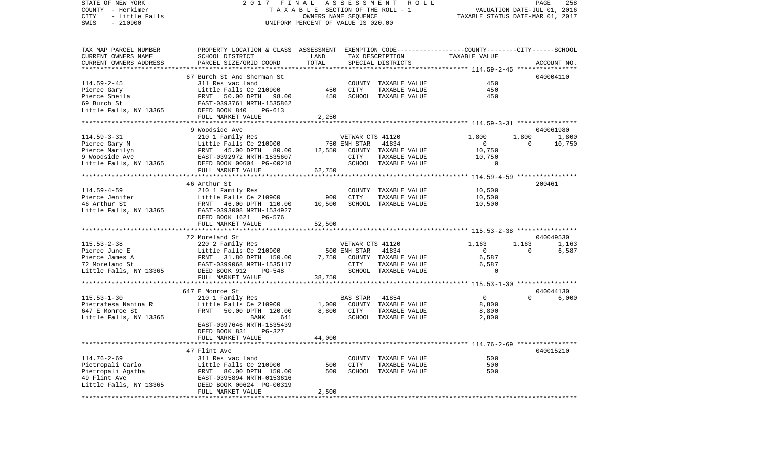STATE OF NEW YORK　　　　2 0 1 7　F I N A L　A S S E S S M E N T　R O L L
COUNTY - Herkimer　　　　T A X A B L E SECTION OF THE ROLL - 1　　　　VALUATION DATE-JUL 01, 2016
CITY - Little Falls　　　　OWNERS NAME SEQUENCE　　　　TAXABLE STATUS DATE-MAR 01, 2017
SWIS - 210900　　　　UNIFORM PERCENT OF VALUE IS 020.00

| TAX MAP PARCEL NUMBER / CURRENT OWNERS NAME / CURRENT OWNERS ADDRESS | PROPERTY LOCATION & CLASS / SCHOOL DISTRICT / PARCEL SIZE/GRID COORD | ASSESSMENT LAND / TOTAL | EXEMPTION CODE / TAX DESCRIPTION / SPECIAL DISTRICTS | COUNTY TAXABLE VALUE | CITY | SCHOOL / ACCOUNT NO. |
|---|---|---|---|---|---|---|
| **114.59-2-45** | 67 Burch St And Sherman St | | | | | 040004110 |
| Pierce Gary | 311 Res vac land | | COUNTY TAXABLE VALUE | 450 | | |
| Pierce Sheila | Little Falls Ce 210900 | 450 | CITY TAXABLE VALUE | 450 | | |
| 69 Burch St | FRNT 50.00 DPTH 98.00 | 450 | SCHOOL TAXABLE VALUE | 450 | | |
| Little Falls, NY 13365 | EAST-0393761 NRTH-1535862 | | | | | |
| | DEED BOOK 840 PG-613 | | | | | |
| | FULL MARKET VALUE | 2,250 | | | | |
| **114.59-3-31** | 9 Woodside Ave | | | | | 040061980 |
| Pierce Gary M | 210 1 Family Res | | VETWAR CTS 41120 | 1,800 | 1,800 | 1,800 |
| Pierce Marilyn | Little Falls Ce 210900 | 750 | ENH STAR 41834 | 0 | 0 | 10,750 |
| 9 Woodside Ave | FRNT 45.00 DPTH 80.00 | 12,550 | COUNTY TAXABLE VALUE | 10,750 | | |
| Little Falls, NY 13365 | EAST-0392972 NRTH-1535607 | | CITY TAXABLE VALUE | 10,750 | | |
| | DEED BOOK 00604 PG-00218 | | SCHOOL TAXABLE VALUE | 0 | | |
| | FULL MARKET VALUE | 62,750 | | | | |
| **114.59-4-59** | 46 Arthur St | | | | | 200461 |
| Pierce Jenifer | 210 1 Family Res | | COUNTY TAXABLE VALUE | 10,500 | | |
| 46 Arthur St | Little Falls Ce 210900 | 900 | CITY TAXABLE VALUE | 10,500 | | |
| Little Falls, NY 13365 | FRNT 46.00 DPTH 110.00 | 10,500 | SCHOOL TAXABLE VALUE | 10,500 | | |
| | EAST-0393008 NRTH-1534927 | | | | | |
| | DEED BOOK 1621 PG-576 | | | | | |
| | FULL MARKET VALUE | 52,500 | | | | |
| **115.53-2-38** | 72 Moreland St | | | | | 040049530 |
| Pierce June E | 220 2 Family Res | | VETWAR CTS 41120 | 1,163 | 1,163 | 1,163 |
| Pierce James A | Little Falls Ce 210900 | 500 | ENH STAR 41834 | 0 | 0 | 6,587 |
| 72 Moreland St | FRNT 31.80 DPTH 150.00 | 7,750 | COUNTY TAXABLE VALUE | 6,587 | | |
| Little Falls, NY 13365 | EAST-0399068 NRTH-1535117 | | CITY TAXABLE VALUE | 6,587 | | |
| | DEED BOOK 912 PG-548 | | SCHOOL TAXABLE VALUE | 0 | | |
| | FULL MARKET VALUE | 38,750 | | | | |
| **115.53-1-30** | 647 E Monroe St | | | | | 040044130 |
| Pietrafesa Nanina R | 210 1 Family Res | | BAS STAR 41854 | 0 | 0 | 6,000 |
| 647 E Monroe St | Little Falls Ce 210900 | 1,000 | COUNTY TAXABLE VALUE | 8,800 | | |
| Little Falls, NY 13365 | FRNT 50.00 DPTH 120.00 | 8,800 | CITY TAXABLE VALUE | 8,800 | | |
| | BANK 641 | | SCHOOL TAXABLE VALUE | 2,800 | | |
| | EAST-0397646 NRTH-1535439 | | | | | |
| | DEED BOOK 831 PG-327 | | | | | |
| | FULL MARKET VALUE | 44,000 | | | | |
| **114.76-2-69** | 47 Flint Ave | | | | | 040015210 |
| Pietropali Carlo | 311 Res vac land | | COUNTY TAXABLE VALUE | 500 | | |
| Pietropali Agatha | Little Falls Ce 210900 | 500 | CITY TAXABLE VALUE | 500 | | |
| 49 Flint Ave | FRNT 80.00 DPTH 150.00 | 500 | SCHOOL TAXABLE VALUE | 500 | | |
| Little Falls, NY 13365 | EAST-0395894 NRTH-0153616 | | | | | |
| | DEED BOOK 00624 PG-00319 | | | | | |
| | FULL MARKET VALUE | 2,500 | | | | |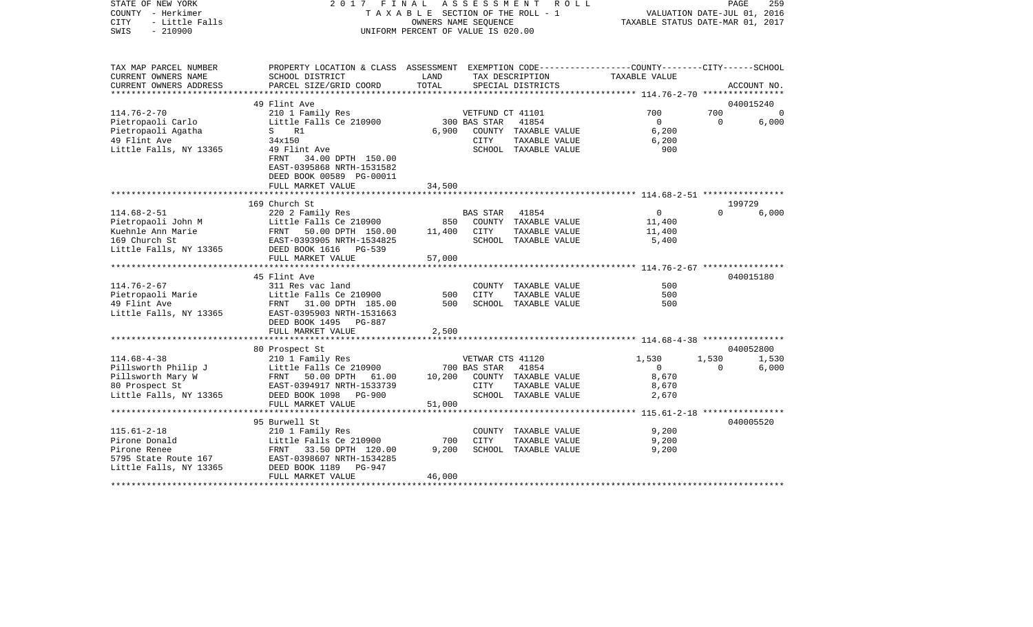STATE OF NEW YORK — 2017 FINAL ASSESSMENT ROLL
COUNTY - Herkimer — TAXABLE SECTION OF THE ROLL - 1 — VALUATION DATE-JUL 01, 2016
CITY - Little Falls — OWNERS NAME SEQUENCE — TAXABLE STATUS DATE-MAR 01, 2017
SWIS - 210900 — UNIFORM PERCENT OF VALUE IS 020.00

| TAX MAP PARCEL NUMBER / CURRENT OWNERS NAME / CURRENT OWNERS ADDRESS | PROPERTY LOCATION & CLASS / SCHOOL DISTRICT / PARCEL SIZE/GRID COORD | ASSESSMENT LAND | ASSESSMENT TOTAL | EXEMPTION CODE / TAX DESCRIPTION / SPECIAL DISTRICTS | COUNTY TAXABLE VALUE | CITY | SCHOOL | ACCOUNT NO. |
|---|---|---|---|---|---|---|---|---|
| **114.76-2-70** | 49 Flint Ave | | | | | | | 040015240 |
| Pietropaoli Carlo | 210 1 Family Res | | | VETFUND CT 41101 | 700 | 700 | 0 | |
| Pietropaoli Agatha | Little Falls Ce 210900 | 300 | | BAS STAR 41854 | 0 | 0 | 6,000 | |
| 49 Flint Ave | S R1 | | 6,900 | COUNTY TAXABLE VALUE | 6,200 | | | |
| Little Falls, NY 13365 | 34x150 | | | CITY TAXABLE VALUE | 6,200 | | | |
| | 49 Flint Ave | | | SCHOOL TAXABLE VALUE | 900 | | | |
| | FRNT 34.00 DPTH 150.00 | | | | | | | |
| | EAST-0395868 NRTH-1531582 | | | | | | | |
| | DEED BOOK 00589 PG-00011 | | | | | | | |
| | FULL MARKET VALUE | | 34,500 | | | | | |
| **114.68-2-51** | 169 Church St | | | | | | | 199729 |
| Pietropaoli John M | 220 2 Family Res | | | BAS STAR 41854 | 0 | 0 | 6,000 | |
| Kuehnle Ann Marie | Little Falls Ce 210900 | 850 | | COUNTY TAXABLE VALUE | 11,400 | | | |
| 169 Church St | FRNT 50.00 DPTH 150.00 | | 11,400 | CITY TAXABLE VALUE | 11,400 | | | |
| Little Falls, NY 13365 | EAST-0393905 NRTH-1534825 | | | SCHOOL TAXABLE VALUE | 5,400 | | | |
| | DEED BOOK 1616 PG-539 | | | | | | | |
| | FULL MARKET VALUE | | 57,000 | | | | | |
| **114.76-2-67** | 45 Flint Ave | | | | | | | 040015180 |
| Pietropaoli Marie | 311 Res vac land | | | COUNTY TAXABLE VALUE | 500 | | | |
| 49 Flint Ave | Little Falls Ce 210900 | 500 | | CITY TAXABLE VALUE | 500 | | | |
| Little Falls, NY 13365 | FRNT 31.00 DPTH 185.00 | | 500 | SCHOOL TAXABLE VALUE | 500 | | | |
| | EAST-0395903 NRTH-1531663 | | | | | | | |
| | DEED BOOK 1495 PG-887 | | | | | | | |
| | FULL MARKET VALUE | | 2,500 | | | | | |
| **114.68-4-38** | 80 Prospect St | | | | | | | 040052800 |
| Pillsworth Philip J | 210 1 Family Res | | | VETWAR CTS 41120 | 1,530 | 1,530 | 1,530 | |
| Pillsworth Mary W | Little Falls Ce 210900 | 700 | | BAS STAR 41854 | 0 | 0 | 6,000 | |
| 80 Prospect St | FRNT 50.00 DPTH 61.00 | | 10,200 | COUNTY TAXABLE VALUE | 8,670 | | | |
| Little Falls, NY 13365 | EAST-0394917 NRTH-1533739 | | | CITY TAXABLE VALUE | 8,670 | | | |
| | DEED BOOK 1098 PG-900 | | | SCHOOL TAXABLE VALUE | 2,670 | | | |
| | FULL MARKET VALUE | | 51,000 | | | | | |
| **115.61-2-18** | 95 Burwell St | | | | | | | 040005520 |
| Pirone Donald | 210 1 Family Res | | | COUNTY TAXABLE VALUE | 9,200 | | | |
| Pirone Renee | Little Falls Ce 210900 | 700 | | CITY TAXABLE VALUE | 9,200 | | | |
| 5795 State Route 167 | FRNT 33.50 DPTH 120.00 | | 9,200 | SCHOOL TAXABLE VALUE | 9,200 | | | |
| Little Falls, NY 13365 | EAST-0398607 NRTH-1534285 | | | | | | | |
| | DEED BOOK 1189 PG-947 | | | | | | | |
| | FULL MARKET VALUE | | 46,000 | | | | | |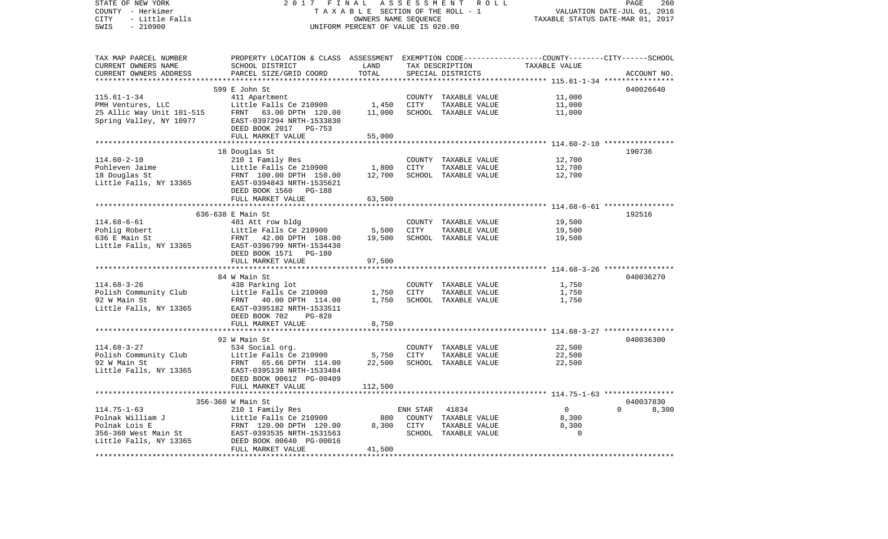STATE OF NEW YORK — 2017 FINAL ASSESSMENT ROLL

COUNTY - Herkimer — TAXABLE SECTION OF THE ROLL - 1 — VALUATION DATE-JUL 01, 2016

CITY - Little Falls — OWNERS NAME SEQUENCE — TAXABLE STATUS DATE-MAR 01, 2017

SWIS - 210900 — UNIFORM PERCENT OF VALUE IS 020.00

| TAX MAP PARCEL NUMBER / CURRENT OWNERS NAME / CURRENT OWNERS ADDRESS | PROPERTY LOCATION & CLASS / SCHOOL DISTRICT / PARCEL SIZE/GRID COORD | ASSESSMENT LAND | TOTAL | EXEMPTION CODE / TAX DESCRIPTION / SPECIAL DISTRICTS | COUNTY / CITY TAXABLE VALUE | SCHOOL | ACCOUNT NO. |
|---|---|---|---|---|---|---|---|
| 115.61-1-34 | 599 E John St | | | | | | 040026640 |
| | 411 Apartment | | | COUNTY TAXABLE VALUE | 11,000 | | |
| PMH Ventures, LLC | Little Falls Ce 210900 | 1,450 | | CITY TAXABLE VALUE | 11,000 | | |
| 25 Allic Way Unit 101-515 | FRNT 63.00 DPTH 120.00 | | 11,000 | SCHOOL TAXABLE VALUE | 11,000 | | |
| Spring Valley, NY 10977 | EAST-0397294 NRTH-1533830 | | | | | | |
| | DEED BOOK 2017 PG-753 | | | | | | |
| | FULL MARKET VALUE | | 55,000 | | | | |
| 114.60-2-10 | 18 Douglas St | | | | | | 190736 |
| | 210 1 Family Res | | | COUNTY TAXABLE VALUE | 12,700 | | |
| Pohleven Jaime | Little Falls Ce 210900 | 1,800 | | CITY TAXABLE VALUE | 12,700 | | |
| 18 Douglas St | FRNT 100.00 DPTH 150.00 | | 12,700 | SCHOOL TAXABLE VALUE | 12,700 | | |
| Little Falls, NY 13365 | EAST-0394843 NRTH-1535621 | | | | | | |
| | DEED BOOK 1560 PG-188 | | | | | | |
| | FULL MARKET VALUE | | 63,500 | | | | |
| 114.68-6-61 | 636-638 E Main St | | | | | | 192516 |
| | 481 Att row bldg | | | COUNTY TAXABLE VALUE | 19,500 | | |
| Pohlig Robert | Little Falls Ce 210900 | 5,500 | | CITY TAXABLE VALUE | 19,500 | | |
| 636 E Main St | FRNT 42.00 DPTH 108.00 | | 19,500 | SCHOOL TAXABLE VALUE | 19,500 | | |
| Little Falls, NY 13365 | EAST-0396799 NRTH-1534430 | | | | | | |
| | DEED BOOK 1571 PG-180 | | | | | | |
| | FULL MARKET VALUE | | 97,500 | | | | |
| 114.68-3-26 | 84 W Main St | | | | | | 040036270 |
| | 438 Parking lot | | | COUNTY TAXABLE VALUE | 1,750 | | |
| Polish Community Club | Little Falls Ce 210900 | 1,750 | | CITY TAXABLE VALUE | 1,750 | | |
| 92 W Main St | FRNT 40.00 DPTH 114.00 | | 1,750 | SCHOOL TAXABLE VALUE | 1,750 | | |
| Little Falls, NY 13365 | EAST-0395182 NRTH-1533511 | | | | | | |
| | DEED BOOK 702 PG-828 | | | | | | |
| | FULL MARKET VALUE | | 8,750 | | | | |
| 114.68-3-27 | 92 W Main St | | | | | | 040036300 |
| | 534 Social org. | | | COUNTY TAXABLE VALUE | 22,500 | | |
| Polish Community Club | Little Falls Ce 210900 | 5,750 | | CITY TAXABLE VALUE | 22,500 | | |
| 92 W Main St | FRNT 65.66 DPTH 114.00 | | 22,500 | SCHOOL TAXABLE VALUE | 22,500 | | |
| Little Falls, NY 13365 | EAST-0395139 NRTH-1533484 | | | | | | |
| | DEED BOOK 00612 PG-00409 | | | | | | |
| | FULL MARKET VALUE | | 112,500 | | | | |
| 114.75-1-63 | 356-360 W Main St | | | | | | 040037830 |
| | 210 1 Family Res | | | ENH STAR 41834 | 0 | 0 | 8,300 |
| Polnak William J | Little Falls Ce 210900 | 800 | | COUNTY TAXABLE VALUE | 8,300 | | |
| Polnak Lois E | FRNT 120.00 DPTH 120.00 | | 8,300 | CITY TAXABLE VALUE | 8,300 | | |
| 356-360 West Main St | EAST-0393535 NRTH-1531563 | | | SCHOOL TAXABLE VALUE | 0 | | |
| Little Falls, NY 13365 | DEED BOOK 00640 PG-00016 | | | | | | |
| | FULL MARKET VALUE | | 41,500 | | | | |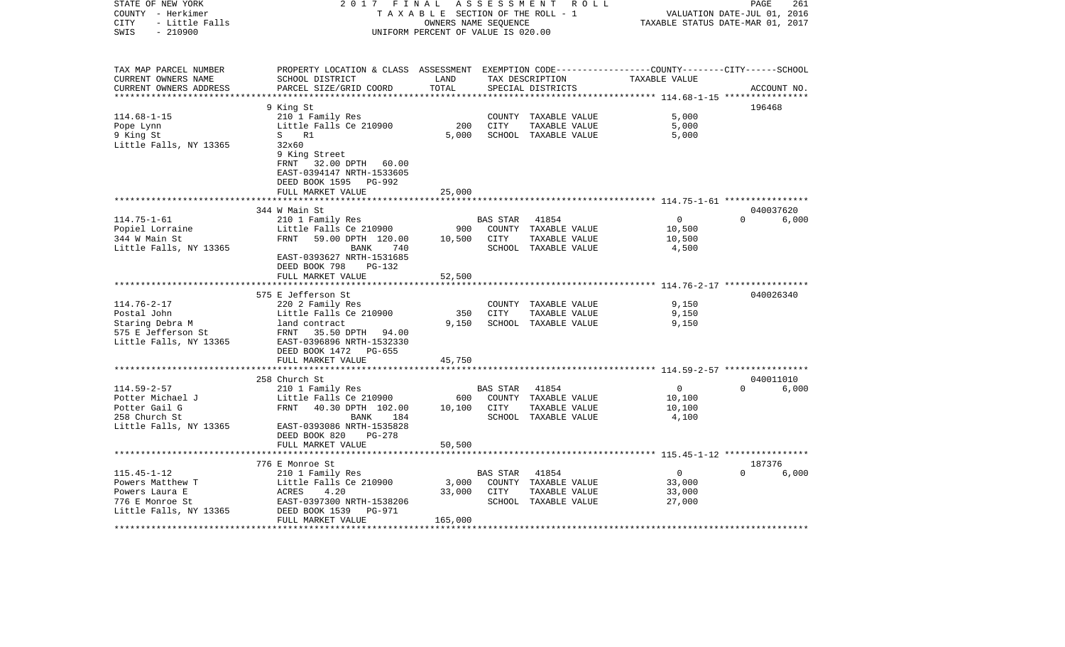STATE OF NEW YORK | COUNTY - Herkimer | CITY - Little Falls | SWIS - 210900

2017 FINAL ASSESSMENT ROLL
TAXABLE SECTION OF THE ROLL - 1
OWNERS NAME SEQUENCE
UNIFORM PERCENT OF VALUE IS 020.00

VALUATION DATE-JUL 01, 2016
TAXABLE STATUS DATE-MAR 01, 2017

| TAX MAP PARCEL NUMBER / CURRENT OWNERS NAME / CURRENT OWNERS ADDRESS | PROPERTY LOCATION & CLASS / SCHOOL DISTRICT / PARCEL SIZE/GRID COORD | ASSESSMENT LAND / TOTAL | EXEMPTION CODE / TAX DESCRIPTION / SPECIAL DISTRICTS | COUNTY / CITY / SCHOOL TAXABLE VALUE | ACCOUNT NO. |
|---|---|---|---|---|---|
| 114.68-1-15 | 9 King St | | | | 196468 |
| Pope Lynn | 210 1 Family Res | | COUNTY TAXABLE VALUE | 5,000 | |
| 9 King St | Little Falls Ce 210900 | 200 | CITY TAXABLE VALUE | 5,000 | |
| Little Falls, NY 13365 | S R1 | 5,000 | SCHOOL TAXABLE VALUE | 5,000 | |
| | 32x60 | | | | |
| | 9 King Street | | | | |
| | FRNT 32.00 DPTH 60.00 | | | | |
| | EAST-0394147 NRTH-1533605 | | | | |
| | DEED BOOK 1595 PG-992 | | | | |
| | FULL MARKET VALUE | 25,000 | | | |
| 114.75-1-61 | 344 W Main St | | | | 040037620 |
| Popiel Lorraine | 210 1 Family Res | | BAS STAR 41854 | 0 / 0 / 6,000 | |
| 344 W Main St | Little Falls Ce 210900 | 900 | COUNTY TAXABLE VALUE | 10,500 | |
| Little Falls, NY 13365 | FRNT 59.00 DPTH 120.00 | 10,500 | CITY TAXABLE VALUE | 10,500 | |
| | BANK 740 | | SCHOOL TAXABLE VALUE | 4,500 | |
| | EAST-0393627 NRTH-1531685 | | | | |
| | DEED BOOK 798 PG-132 | | | | |
| | FULL MARKET VALUE | 52,500 | | | |
| 114.76-2-17 | 575 E Jefferson St | | | | 040026340 |
| Postal John | 220 2 Family Res | | COUNTY TAXABLE VALUE | 9,150 | |
| Staring Debra M | Little Falls Ce 210900 | 350 | CITY TAXABLE VALUE | 9,150 | |
| 575 E Jefferson St | land contract | 9,150 | SCHOOL TAXABLE VALUE | 9,150 | |
| Little Falls, NY 13365 | FRNT 35.50 DPTH 94.00 | | | | |
| | EAST-0396896 NRTH-1532330 | | | | |
| | DEED BOOK 1472 PG-655 | | | | |
| | FULL MARKET VALUE | 45,750 | | | |
| 114.59-2-57 | 258 Church St | | | | 040011010 |
| Potter Michael J | 210 1 Family Res | | BAS STAR 41854 | 0 / 0 / 6,000 | |
| Potter Gail G | Little Falls Ce 210900 | 600 | COUNTY TAXABLE VALUE | 10,100 | |
| 258 Church St | FRNT 40.30 DPTH 102.00 | 10,100 | CITY TAXABLE VALUE | 10,100 | |
| Little Falls, NY 13365 | BANK 184 | | SCHOOL TAXABLE VALUE | 4,100 | |
| | EAST-0393086 NRTH-1535828 | | | | |
| | DEED BOOK 820 PG-278 | | | | |
| | FULL MARKET VALUE | 50,500 | | | |
| 115.45-1-12 | 776 E Monroe St | | | | 187376 |
| Powers Matthew T | 210 1 Family Res | | BAS STAR 41854 | 0 / 0 / 6,000 | |
| Powers Laura E | Little Falls Ce 210900 | 3,000 | COUNTY TAXABLE VALUE | 33,000 | |
| 776 E Monroe St | ACRES 4.20 | 33,000 | CITY TAXABLE VALUE | 33,000 | |
| Little Falls, NY 13365 | EAST-0397300 NRTH-1538206 | | SCHOOL TAXABLE VALUE | 27,000 | |
| | DEED BOOK 1539 PG-971 | | | | |
| | FULL MARKET VALUE | 165,000 | | | |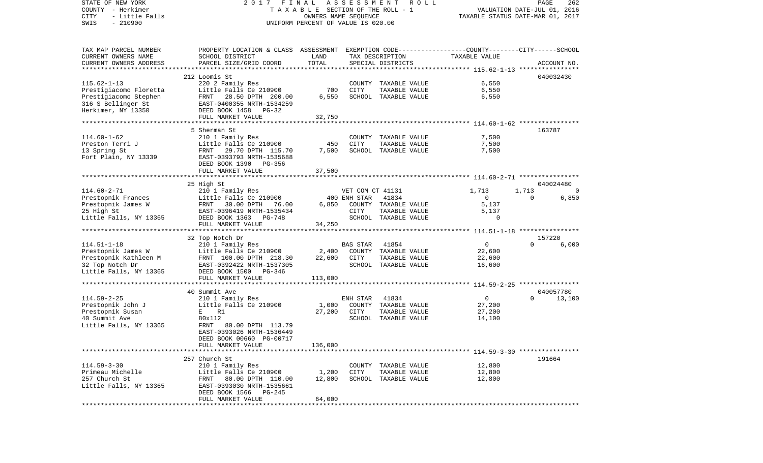STATE OF NEW YORK | 2017 FINAL ASSESSMENT ROLL | PAGE 262
COUNTY - Herkimer | TAXABLE SECTION OF THE ROLL - 1 | VALUATION DATE-JUL 01, 2016
CITY - Little Falls | OWNERS NAME SEQUENCE | TAXABLE STATUS DATE-MAR 01, 2017
SWIS - 210900 | UNIFORM PERCENT OF VALUE IS 020.00

| TAX MAP PARCEL NUMBER / CURRENT OWNERS NAME / CURRENT OWNERS ADDRESS | PROPERTY LOCATION & CLASS / SCHOOL DISTRICT / PARCEL SIZE/GRID COORD | ASSESSMENT LAND / TOTAL | EXEMPTION CODE / TAX DESCRIPTION / SPECIAL DISTRICTS | COUNTY TAXABLE VALUE | CITY | SCHOOL / ACCOUNT NO. |
|---|---|---|---|---|---|---|
| | 212 Loomis St | | | | | 040032430 |
| 115.62-1-13 | 220 2 Family Res | | COUNTY TAXABLE VALUE | 6,550 | | |
| Prestigiacomo Floretta | Little Falls Ce 210900 | 700 | CITY TAXABLE VALUE | 6,550 | | |
| Prestigiacomo Stephen | FRNT 28.50 DPTH 200.00 | 6,550 | SCHOOL TAXABLE VALUE | 6,550 | | |
| 316 S Bellinger St | EAST-0400355 NRTH-1534259 | | | | | |
| Herkimer, NY 13350 | DEED BOOK 1458 PG-32 | | | | | |
| | FULL MARKET VALUE | 32,750 | | | | |
| | 5 Sherman St | | | | | 163787 |
| 114.60-1-62 | 210 1 Family Res | | COUNTY TAXABLE VALUE | 7,500 | | |
| Preston Terri J | Little Falls Ce 210900 | 450 | CITY TAXABLE VALUE | 7,500 | | |
| 13 Spring St | FRNT 29.70 DPTH 115.70 | 7,500 | SCHOOL TAXABLE VALUE | 7,500 | | |
| Fort Plain, NY 13339 | EAST-0393793 NRTH-1535688 | | | | | |
| | DEED BOOK 1390 PG-356 | | | | | |
| | FULL MARKET VALUE | 37,500 | | | | |
| | 25 High St | | | | | 040024480 |
| 114.60-2-71 | 210 1 Family Res | | VET COM CT 41131 | 1,713 | 1,713 | 0 |
| Prestopnik Frances | Little Falls Ce 210900 | 400 | ENH STAR 41834 | 0 | 0 | 6,850 |
| Prestopnik James W | FRNT 30.00 DPTH 76.00 | 6,850 | COUNTY TAXABLE VALUE | 5,137 | | |
| 25 High St | EAST-0396419 NRTH-1535434 | | CITY TAXABLE VALUE | 5,137 | | |
| Little Falls, NY 13365 | DEED BOOK 1363 PG-748 | | SCHOOL TAXABLE VALUE | 0 | | |
| | FULL MARKET VALUE | 34,250 | | | | |
| | 32 Top Notch Dr | | | | | 157220 |
| 114.51-1-18 | 210 1 Family Res | | BAS STAR 41854 | 0 | 0 | 6,000 |
| Prestopnik James W | Little Falls Ce 210900 | 2,400 | COUNTY TAXABLE VALUE | 22,600 | | |
| Prestopnik Kathleen M | FRNT 100.00 DPTH 218.30 | 22,600 | CITY TAXABLE VALUE | 22,600 | | |
| 32 Top Notch Dr | EAST-0392422 NRTH-1537305 | | SCHOOL TAXABLE VALUE | 16,600 | | |
| Little Falls, NY 13365 | DEED BOOK 1500 PG-346 | | | | | |
| | FULL MARKET VALUE | 113,000 | | | | |
| | 40 Summit Ave | | | | | 040057780 |
| 114.59-2-25 | 210 1 Family Res | | ENH STAR 41834 | 0 | 0 | 13,100 |
| Prestopnik John J | Little Falls Ce 210900 | 1,000 | COUNTY TAXABLE VALUE | 27,200 | | |
| Prestopnik Susan | E R1 | 27,200 | CITY TAXABLE VALUE | 27,200 | | |
| 40 Summit Ave | 80x112 | | SCHOOL TAXABLE VALUE | 14,100 | | |
| Little Falls, NY 13365 | FRNT 80.00 DPTH 113.79 | | | | | |
| | EAST-0393026 NRTH-1536449 | | | | | |
| | DEED BOOK 00660 PG-00717 | | | | | |
| | FULL MARKET VALUE | 136,000 | | | | |
| | 257 Church St | | | | | 191664 |
| 114.59-3-30 | 210 1 Family Res | | COUNTY TAXABLE VALUE | 12,800 | | |
| Primeau Michelle | Little Falls Ce 210900 | 1,200 | CITY TAXABLE VALUE | 12,800 | | |
| 257 Church St | FRNT 80.00 DPTH 110.00 | 12,800 | SCHOOL TAXABLE VALUE | 12,800 | | |
| Little Falls, NY 13365 | EAST-0393030 NRTH-1535661 | | | | | |
| | DEED BOOK 1566 PG-245 | | | | | |
| | FULL MARKET VALUE | 64,000 | | | | |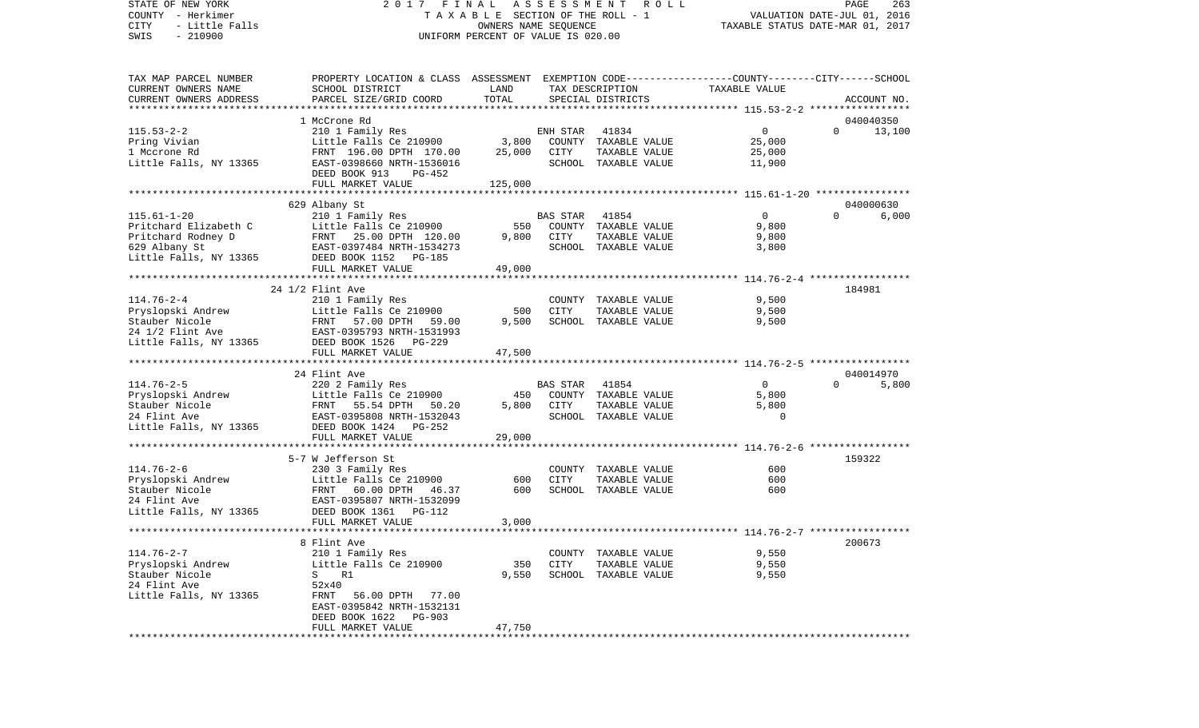STATE OF NEW YORK　　2 0 1 7　F I N A L　A S S E S S M E N T　R O L L
COUNTY - Herkimer　　T A X A B L E SECTION OF THE ROLL - 1　　VALUATION DATE-JUL 01, 2016
CITY - Little Falls　　OWNERS NAME SEQUENCE　　TAXABLE STATUS DATE-MAR 01, 2017
SWIS - 210900　　UNIFORM PERCENT OF VALUE IS 020.00

| TAX MAP PARCEL NUMBER / CURRENT OWNERS NAME / CURRENT OWNERS ADDRESS | PROPERTY LOCATION & CLASS / SCHOOL DISTRICT / PARCEL SIZE/GRID COORD | ASSESSMENT LAND | TOTAL | EXEMPTION CODE / TAX DESCRIPTION / SPECIAL DISTRICTS | | COUNTY / CITY / SCHOOL TAXABLE VALUE | ACCOUNT NO. |
|---|---|---|---|---|---|---|---|
| 115.53-2-2 | 1 McCrone Rd | | | | | | 040040350 |
| | 210 1 Family Res | | | ENH STAR 41834 | | 0 | 0 13,100 |
| Pring Vivian | Little Falls Ce 210900 | 3,800 | | COUNTY | TAXABLE VALUE | 25,000 | |
| 1 Mccrone Rd | FRNT 196.00 DPTH 170.00 | | 25,000 | CITY | TAXABLE VALUE | 25,000 | |
| Little Falls, NY 13365 | EAST-0398660 NRTH-1536016 | | | SCHOOL | TAXABLE VALUE | 11,900 | |
| | DEED BOOK 913 PG-452 | | | | | | |
| | FULL MARKET VALUE | | 125,000 | | | | |
| 115.61-1-20 | 629 Albany St | | | | | | 040000630 |
| | 210 1 Family Res | | | BAS STAR 41854 | | 0 | 0 6,000 |
| Pritchard Elizabeth C | Little Falls Ce 210900 | 550 | | COUNTY | TAXABLE VALUE | 9,800 | |
| Pritchard Rodney D | FRNT 25.00 DPTH 120.00 | | 9,800 | CITY | TAXABLE VALUE | 9,800 | |
| 629 Albany St | EAST-0397484 NRTH-1534273 | | | SCHOOL | TAXABLE VALUE | 3,800 | |
| Little Falls, NY 13365 | DEED BOOK 1152 PG-185 | | | | | | |
| | FULL MARKET VALUE | | 49,000 | | | | |
| 114.76-2-4 | 24 1/2 Flint Ave | | | | | | 184981 |
| | 210 1 Family Res | | | COUNTY | TAXABLE VALUE | 9,500 | |
| Pryslopski Andrew | Little Falls Ce 210900 | 500 | | CITY | TAXABLE VALUE | 9,500 | |
| Stauber Nicole | FRNT 57.00 DPTH 59.00 | | 9,500 | SCHOOL | TAXABLE VALUE | 9,500 | |
| 24 1/2 Flint Ave | EAST-0395793 NRTH-1531993 | | | | | | |
| Little Falls, NY 13365 | DEED BOOK 1526 PG-229 | | | | | | |
| | FULL MARKET VALUE | | 47,500 | | | | |
| 114.76-2-5 | 24 Flint Ave | | | | | | 040014970 |
| | 220 2 Family Res | | | BAS STAR 41854 | | 0 | 0 5,800 |
| Pryslopski Andrew | Little Falls Ce 210900 | 450 | | COUNTY | TAXABLE VALUE | 5,800 | |
| Stauber Nicole | FRNT 55.54 DPTH 50.20 | | 5,800 | CITY | TAXABLE VALUE | 5,800 | |
| 24 Flint Ave | EAST-0395808 NRTH-1532043 | | | SCHOOL | TAXABLE VALUE | 0 | |
| Little Falls, NY 13365 | DEED BOOK 1424 PG-252 | | | | | | |
| | FULL MARKET VALUE | | 29,000 | | | | |
| 114.76-2-6 | 5-7 W Jefferson St | | | | | | 159322 |
| | 230 3 Family Res | | | COUNTY | TAXABLE VALUE | 600 | |
| Pryslopski Andrew | Little Falls Ce 210900 | 600 | | CITY | TAXABLE VALUE | 600 | |
| Stauber Nicole | FRNT 60.00 DPTH 46.37 | | 600 | SCHOOL | TAXABLE VALUE | 600 | |
| 24 Flint Ave | EAST-0395807 NRTH-1532099 | | | | | | |
| Little Falls, NY 13365 | DEED BOOK 1361 PG-112 | | | | | | |
| | FULL MARKET VALUE | | 3,000 | | | | |
| 114.76-2-7 | 8 Flint Ave | | | | | | 200673 |
| | 210 1 Family Res | | | COUNTY | TAXABLE VALUE | 9,550 | |
| Pryslopski Andrew | Little Falls Ce 210900 | 350 | | CITY | TAXABLE VALUE | 9,550 | |
| Stauber Nicole | S R1 | | 9,550 | SCHOOL | TAXABLE VALUE | 9,550 | |
| 24 Flint Ave | 52x40 | | | | | | |
| Little Falls, NY 13365 | FRNT 56.00 DPTH 77.00 | | | | | | |
| | EAST-0395842 NRTH-1532131 | | | | | | |
| | DEED BOOK 1622 PG-903 | | | | | | |
| | FULL MARKET VALUE | | 47,750 | | | | |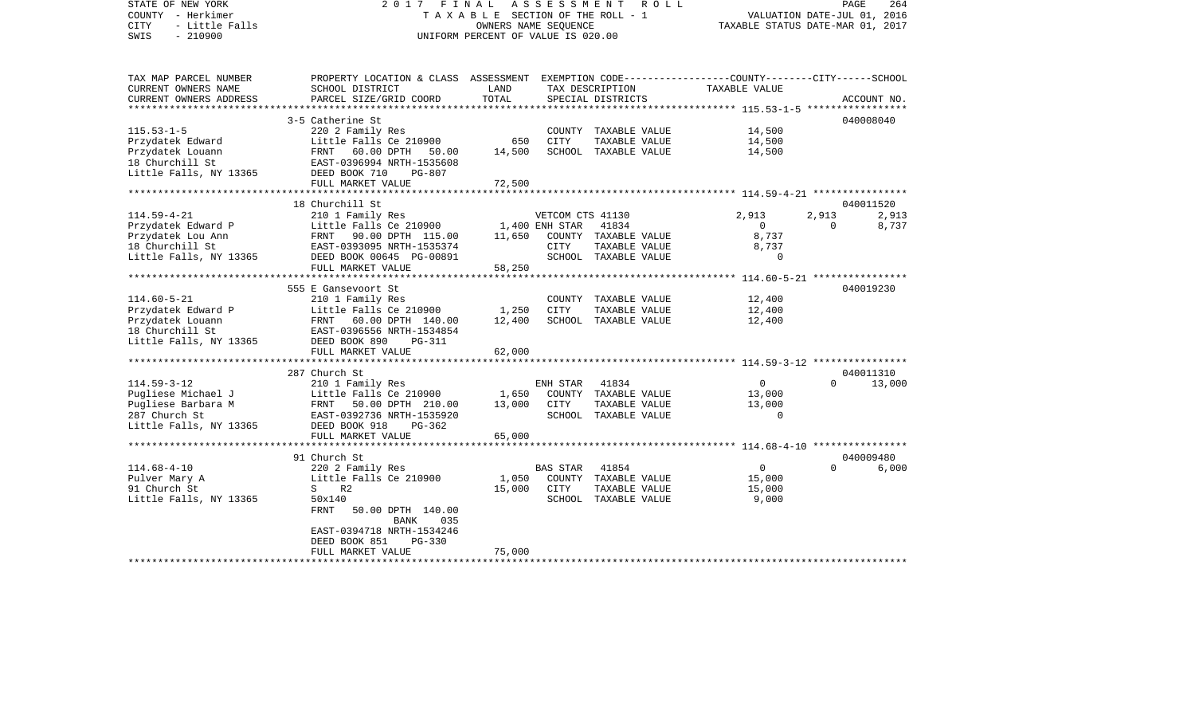STATE OF NEW YORK
COUNTY - Herkimer
CITY - Little Falls
SWIS - 210900

2 0 1 7 F I N A L A S S E S S M E N T R O L L
T A X A B L E SECTION OF THE ROLL - 1
OWNERS NAME SEQUENCE
UNIFORM PERCENT OF VALUE IS 020.00

VALUATION DATE-JUL 01, 2016
TAXABLE STATUS DATE-MAR 01, 2017

| TAX MAP PARCEL NUMBER / CURRENT OWNERS NAME / CURRENT OWNERS ADDRESS | PROPERTY LOCATION & CLASS / SCHOOL DISTRICT / PARCEL SIZE/GRID COORD | ASSESSMENT LAND / TOTAL | EXEMPTION CODE / TAX DESCRIPTION / SPECIAL DISTRICTS | COUNTY TAXABLE VALUE | CITY | SCHOOL | ACCOUNT NO. |
|---|---|---|---|---|---|---|---|
| 115.53-1-5 | 3-5 Catherine St | | | | | | 040008040 |
| | 220 2 Family Res | | COUNTY TAXABLE VALUE | 14,500 | | | |
| Przydatek Edward | Little Falls Ce 210900 | 650 | CITY TAXABLE VALUE | 14,500 | | | |
| Przydatek Louann | FRNT 60.00 DPTH 50.00 | 14,500 | SCHOOL TAXABLE VALUE | 14,500 | | | |
| 18 Churchill St | EAST-0396994 NRTH-1535608 | | | | | | |
| Little Falls, NY 13365 | DEED BOOK 710 PG-807 | | | | | | |
| | FULL MARKET VALUE | 72,500 | | | | | |
| 114.59-4-21 | 18 Churchill St | | | | | | 040011520 |
| | 210 1 Family Res | | VETCOM CTS 41130 | 2,913 | 2,913 | 2,913 | |
| Przydatek Edward P | Little Falls Ce 210900 | 1,400 | ENH STAR 41834 | 0 | 0 | 8,737 | |
| Przydatek Lou Ann | FRNT 90.00 DPTH 115.00 | 11,650 | COUNTY TAXABLE VALUE | 8,737 | | | |
| 18 Churchill St | EAST-0393095 NRTH-1535374 | | CITY TAXABLE VALUE | 8,737 | | | |
| Little Falls, NY 13365 | DEED BOOK 00645 PG-00891 | | SCHOOL TAXABLE VALUE | 0 | | | |
| | FULL MARKET VALUE | 58,250 | | | | | |
| 114.60-5-21 | 555 E Gansevoort St | | | | | | 040019230 |
| | 210 1 Family Res | | COUNTY TAXABLE VALUE | 12,400 | | | |
| Przydatek Edward P | Little Falls Ce 210900 | 1,250 | CITY TAXABLE VALUE | 12,400 | | | |
| Przydatek Louann | FRNT 60.00 DPTH 140.00 | 12,400 | SCHOOL TAXABLE VALUE | 12,400 | | | |
| 18 Churchill St | EAST-0396556 NRTH-1534854 | | | | | | |
| Little Falls, NY 13365 | DEED BOOK 890 PG-311 | | | | | | |
| | FULL MARKET VALUE | 62,000 | | | | | |
| 114.59-3-12 | 287 Church St | | | | | | 040011310 |
| | 210 1 Family Res | | ENH STAR 41834 | 0 | 0 | 13,000 | |
| Pugliese Michael J | Little Falls Ce 210900 | 1,650 | COUNTY TAXABLE VALUE | 13,000 | | | |
| Pugliese Barbara M | FRNT 50.00 DPTH 210.00 | 13,000 | CITY TAXABLE VALUE | 13,000 | | | |
| 287 Church St | EAST-0392736 NRTH-1535920 | | SCHOOL TAXABLE VALUE | 0 | | | |
| Little Falls, NY 13365 | DEED BOOK 918 PG-362 | | | | | | |
| | FULL MARKET VALUE | 65,000 | | | | | |
| 114.68-4-10 | 91 Church St | | | | | | 040009480 |
| | 220 2 Family Res | | BAS STAR 41854 | 0 | 0 | 6,000 | |
| Pulver Mary A | Little Falls Ce 210900 | 1,050 | COUNTY TAXABLE VALUE | 15,000 | | | |
| 91 Church St | S R2 | 15,000 | CITY TAXABLE VALUE | 15,000 | | | |
| Little Falls, NY 13365 | 50x140 | | SCHOOL TAXABLE VALUE | 9,000 | | | |
| | FRNT 50.00 DPTH 140.00 | | | | | | |
| | BANK 035 | | | | | | |
| | EAST-0394718 NRTH-1534246 | | | | | | |
| | DEED BOOK 851 PG-330 | | | | | | |
| | FULL MARKET VALUE | 75,000 | | | | | |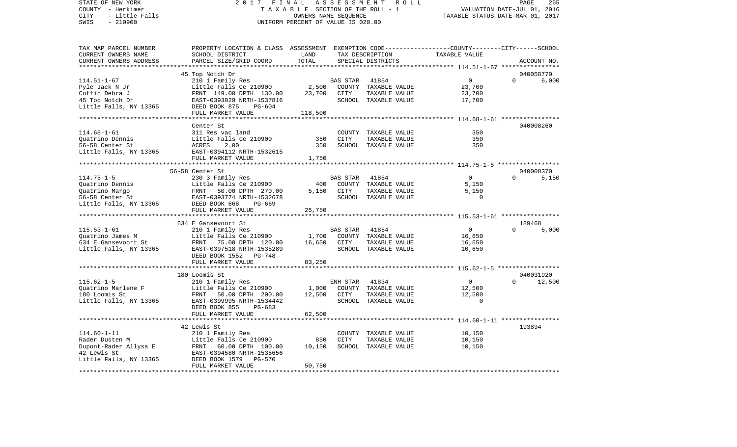STATE OF NEW YORK 2017 FINAL ASSESSMENT ROLL
COUNTY - Herkimer TAXABLE SECTION OF THE ROLL - 1 VALUATION DATE-JUL 01, 2016
CITY - Little Falls OWNERS NAME SEQUENCE TAXABLE STATUS DATE-MAR 01, 2017
SWIS - 210900 UNIFORM PERCENT OF VALUE IS 020.00

| TAX MAP PARCEL NUMBER / CURRENT OWNERS NAME / CURRENT OWNERS ADDRESS | PROPERTY LOCATION & CLASS / SCHOOL DISTRICT / PARCEL SIZE/GRID COORD | ASSESSMENT LAND | TOTAL | EXEMPTION CODE / TAX DESCRIPTION / SPECIAL DISTRICTS | | COUNTY / CITY / SCHOOL TAXABLE VALUE | ACCOUNT NO. |
|---|---|---|---|---|---|---|---|
| **114.51-1-67** | 45 Top Notch Dr | | | | | | 040058770 |
| 114.51-1-67 | 210 1 Family Res | | | BAS STAR 41854 | | 0 | 0 6,000 |
| Pyle Jack N Jr | Little Falls Ce 210900 | 2,500 | | COUNTY | TAXABLE VALUE | 23,700 | |
| Coffin Debra J | FRNT 149.00 DPTH 130.00 | | 23,700 | CITY | TAXABLE VALUE | 23,700 | |
| 45 Top Notch Dr | EAST-0393029 NRTH-1537816 | | | SCHOOL | TAXABLE VALUE | 17,700 | |
| Little Falls, NY 13365 | DEED BOOK 875 PG-604 | | | | | | |
| | FULL MARKET VALUE | | 118,500 | | | | |
| **114.68-1-61** | Center St | | | | | | 040008260 |
| 114.68-1-61 | 311 Res vac land | | | COUNTY | TAXABLE VALUE | 350 | |
| Quatrino Dennis | Little Falls Ce 210900 | 350 | | CITY | TAXABLE VALUE | 350 | |
| 56-58 Center St | ACRES 2.00 | | 350 | SCHOOL | TAXABLE VALUE | 350 | |
| Little Falls, NY 13365 | EAST-0394112 NRTH-1532615 | | | | | | |
| | FULL MARKET VALUE | | 1,750 | | | | |
| **114.75-1-5** | 56-58 Center St | | | | | | 040008370 |
| 114.75-1-5 | 230 3 Family Res | | | BAS STAR 41854 | | 0 | 0 5,150 |
| Quatrino Dennis | Little Falls Ce 210900 | 400 | | COUNTY | TAXABLE VALUE | 5,150 | |
| Quatrino Margo | FRNT 50.00 DPTH 270.00 | | 5,150 | CITY | TAXABLE VALUE | 5,150 | |
| 56-58 Center St | EAST-0393774 NRTH-1532678 | | | SCHOOL | TAXABLE VALUE | 0 | |
| Little Falls, NY 13365 | DEED BOOK 668 PG-669 | | | | | | |
| | FULL MARKET VALUE | | 25,750 | | | | |
| **115.53-1-61** | 634 E Gansevoort St | | | | | | 189468 |
| 115.53-1-61 | 210 1 Family Res | | | BAS STAR 41854 | | 0 | 0 6,000 |
| Quatrino James M | Little Falls Ce 210900 | 1,700 | | COUNTY | TAXABLE VALUE | 16,650 | |
| 634 E Gansevoort St | FRNT 75.00 DPTH 120.00 | | 16,650 | CITY | TAXABLE VALUE | 16,650 | |
| Little Falls, NY 13365 | EAST-0397518 NRTH-1535289 | | | SCHOOL | TAXABLE VALUE | 10,650 | |
| | DEED BOOK 1552 PG-748 | | | | | | |
| | FULL MARKET VALUE | | 83,250 | | | | |
| **115.62-1-5** | 180 Loomis St | | | | | | 040031920 |
| 115.62-1-5 | 210 1 Family Res | | | ENH STAR 41834 | | 0 | 0 12,500 |
| Quatrino Marlene F | Little Falls Ce 210900 | 1,000 | | COUNTY | TAXABLE VALUE | 12,500 | |
| 180 Loomis St | FRNT 50.00 DPTH 200.00 | | 12,500 | CITY | TAXABLE VALUE | 12,500 | |
| Little Falls, NY 13365 | EAST-0399995 NRTH-1534442 | | | SCHOOL | TAXABLE VALUE | 0 | |
| | DEED BOOK 855 PG-683 | | | | | | |
| | FULL MARKET VALUE | | 62,500 | | | | |
| **114.60-1-11** | 42 Lewis St | | | | | | 193894 |
| 114.60-1-11 | 210 1 Family Res | | | COUNTY | TAXABLE VALUE | 10,150 | |
| Rader Dusten M | Little Falls Ce 210900 | 850 | | CITY | TAXABLE VALUE | 10,150 | |
| Dupont-Rader Allysa E | FRNT 60.00 DPTH 100.00 | | 10,150 | SCHOOL | TAXABLE VALUE | 10,150 | |
| 42 Lewis St | EAST-0394580 NRTH-1535656 | | | | | | |
| Little Falls, NY 13365 | DEED BOOK 1579 PG-570 | | | | | | |
| | FULL MARKET VALUE | | 50,750 | | | | |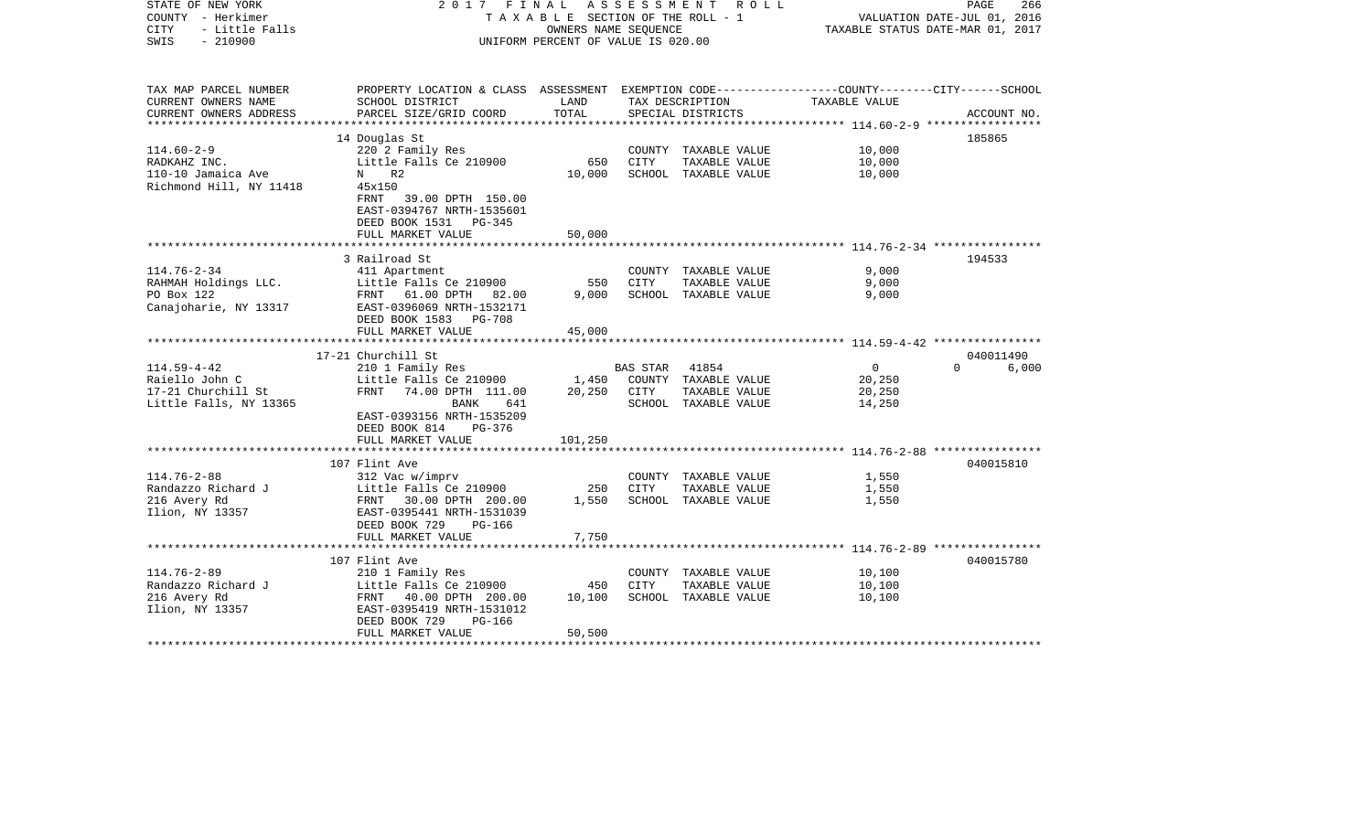STATE OF NEW YORK — 2017 FINAL ASSESSMENT ROLL
COUNTY - Herkimer — TAXABLE SECTION OF THE ROLL - 1 — VALUATION DATE-JUL 01, 2016
CITY - Little Falls — OWNERS NAME SEQUENCE — TAXABLE STATUS DATE-MAR 01, 2017
SWIS - 210900 — UNIFORM PERCENT OF VALUE IS 020.00

| TAX MAP PARCEL NUMBER / CURRENT OWNERS NAME / CURRENT OWNERS ADDRESS | PROPERTY LOCATION & CLASS / SCHOOL DISTRICT / PARCEL SIZE/GRID COORD | ASSESSMENT LAND | TOTAL | EXEMPTION CODE / TAX DESCRIPTION / SPECIAL DISTRICTS | COUNTY TAXABLE VALUE | CITY | SCHOOL | ACCOUNT NO. |
|---|---|---|---|---|---|---|---|---|
| **114.60-2-9** | 14 Douglas St | | | | | | | 185865 |
| RADKAHZ INC. | 220 2 Family Res | | | COUNTY TAXABLE VALUE | 10,000 | | | |
| 110-10 Jamaica Ave | Little Falls Ce 210900 | 650 | | CITY TAXABLE VALUE | 10,000 | | | |
| Richmond Hill, NY 11418 | N R2 | | 10,000 | SCHOOL TAXABLE VALUE | 10,000 | | | |
| | 45x150 | | | | | | | |
| | FRNT 39.00 DPTH 150.00 | | | | | | | |
| | EAST-0394767 NRTH-1535601 | | | | | | | |
| | DEED BOOK 1531 PG-345 | | | | | | | |
| | FULL MARKET VALUE | | 50,000 | | | | | |
| **114.76-2-34** | 3 Railroad St | | | | | | | 194533 |
| RAHMAH Holdings LLC. | 411 Apartment | | | COUNTY TAXABLE VALUE | 9,000 | | | |
| PO Box 122 | Little Falls Ce 210900 | 550 | | CITY TAXABLE VALUE | 9,000 | | | |
| Canajoharie, NY 13317 | FRNT 61.00 DPTH 82.00 | | 9,000 | SCHOOL TAXABLE VALUE | 9,000 | | | |
| | EAST-0396069 NRTH-1532171 | | | | | | | |
| | DEED BOOK 1583 PG-708 | | | | | | | |
| | FULL MARKET VALUE | | 45,000 | | | | | |
| **114.59-4-42** | 17-21 Churchill St | | | | | | | 040011490 |
| Raiello John C | 210 1 Family Res | | | BAS STAR 41854 | 0 | 0 | 6,000 | |
| 17-21 Churchill St | Little Falls Ce 210900 | 1,450 | | COUNTY TAXABLE VALUE | 20,250 | | | |
| Little Falls, NY 13365 | FRNT 74.00 DPTH 111.00 | | 20,250 | CITY TAXABLE VALUE | 20,250 | | | |
| | BANK 641 | | | SCHOOL TAXABLE VALUE | 14,250 | | | |
| | EAST-0393156 NRTH-1535209 | | | | | | | |
| | DEED BOOK 814 PG-376 | | | | | | | |
| | FULL MARKET VALUE | | 101,250 | | | | | |
| **114.76-2-88** | 107 Flint Ave | | | | | | | 040015810 |
| Randazzo Richard J | 312 Vac w/imprv | | | COUNTY TAXABLE VALUE | 1,550 | | | |
| 216 Avery Rd | Little Falls Ce 210900 | 250 | | CITY TAXABLE VALUE | 1,550 | | | |
| Ilion, NY 13357 | FRNT 30.00 DPTH 200.00 | | 1,550 | SCHOOL TAXABLE VALUE | 1,550 | | | |
| | EAST-0395441 NRTH-1531039 | | | | | | | |
| | DEED BOOK 729 PG-166 | | | | | | | |
| | FULL MARKET VALUE | | 7,750 | | | | | |
| **114.76-2-89** | 107 Flint Ave | | | | | | | 040015780 |
| Randazzo Richard J | 210 1 Family Res | | | COUNTY TAXABLE VALUE | 10,100 | | | |
| 216 Avery Rd | Little Falls Ce 210900 | 450 | | CITY TAXABLE VALUE | 10,100 | | | |
| Ilion, NY 13357 | FRNT 40.00 DPTH 200.00 | | 10,100 | SCHOOL TAXABLE VALUE | 10,100 | | | |
| | EAST-0395419 NRTH-1531012 | | | | | | | |
| | DEED BOOK 729 PG-166 | | | | | | | |
| | FULL MARKET VALUE | | 50,500 | | | | | |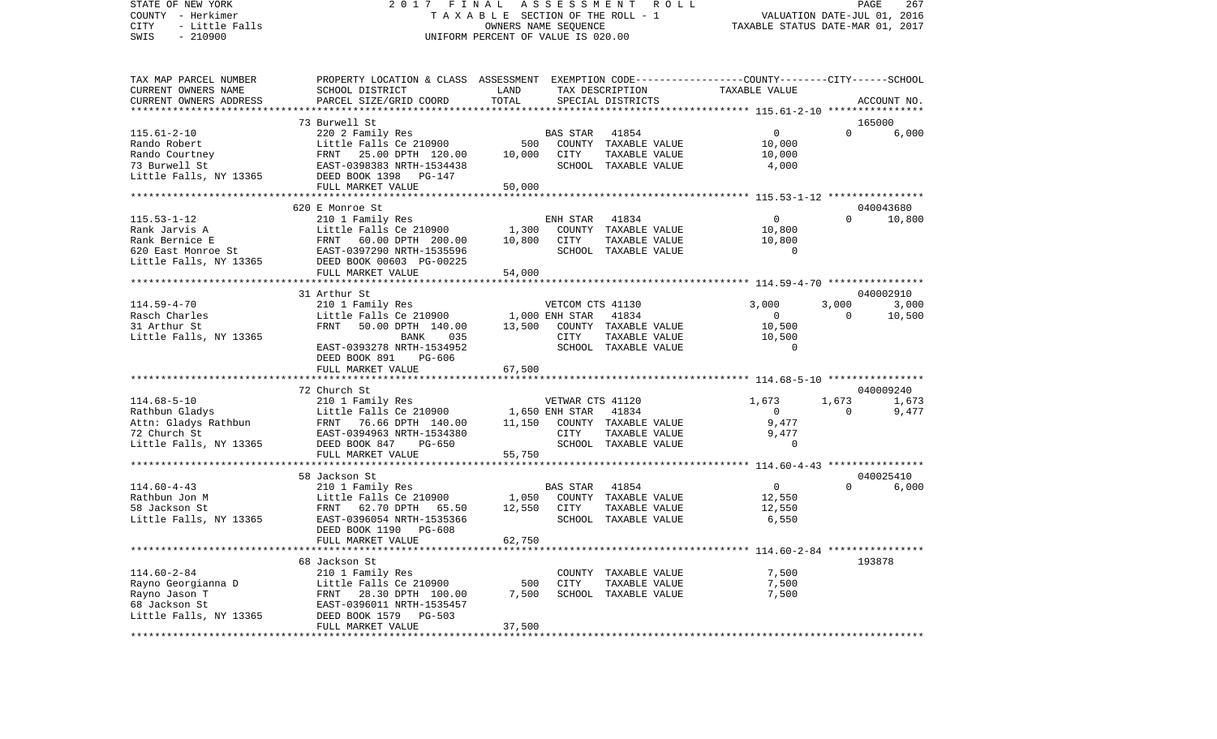STATE OF NEW YORK 2017 FINAL ASSESSMENT ROLL
COUNTY - Herkimer TAXABLE SECTION OF THE ROLL - 1 VALUATION DATE-JUL 01, 2016
CITY - Little Falls OWNERS NAME SEQUENCE TAXABLE STATUS DATE-MAR 01, 2017
SWIS - 210900 UNIFORM PERCENT OF VALUE IS 020.00

| TAX MAP PARCEL NUMBER / CURRENT OWNERS NAME / CURRENT OWNERS ADDRESS | PROPERTY LOCATION & CLASS / SCHOOL DISTRICT / PARCEL SIZE/GRID COORD | ASSESSMENT LAND | TOTAL | EXEMPTION CODE / TAX DESCRIPTION / SPECIAL DISTRICTS | COUNTY | CITY | SCHOOL / ACCOUNT NO. |
|---|---|---|---|---|---|---|---|
| | 73 Burwell St | | | | | | 165000 |
| 115.61-2-10 | 220 2 Family Res | | | BAS STAR 41854 | 0 | 0 | 6,000 |
| Rando Robert | Little Falls Ce 210900 | 500 | | COUNTY TAXABLE VALUE | 10,000 | | |
| Rando Courtney | FRNT 25.00 DPTH 120.00 | | 10,000 | CITY TAXABLE VALUE | | 10,000 | |
| 73 Burwell St | EAST-0398383 NRTH-1534438 | | | SCHOOL TAXABLE VALUE | | | 4,000 |
| Little Falls, NY 13365 | DEED BOOK 1398 PG-147 | | | | | | |
| | FULL MARKET VALUE | | 50,000 | | | | |
| | 620 E Monroe St | | | | | | 040043680 |
| 115.53-1-12 | 210 1 Family Res | | | ENH STAR 41834 | 0 | 0 | 10,800 |
| Rank Jarvis A | Little Falls Ce 210900 | 1,300 | | COUNTY TAXABLE VALUE | 10,800 | | |
| Rank Bernice E | FRNT 60.00 DPTH 200.00 | | 10,800 | CITY TAXABLE VALUE | | 10,800 | |
| 620 East Monroe St | EAST-0397290 NRTH-1535596 | | | SCHOOL TAXABLE VALUE | | | 0 |
| Little Falls, NY 13365 | DEED BOOK 00603 PG-00225 | | | | | | |
| | FULL MARKET VALUE | | 54,000 | | | | |
| | 31 Arthur St | | | | | | 040002910 |
| 114.59-4-70 | 210 1 Family Res | | | VETCOM CTS 41130 | 3,000 | 3,000 | 3,000 |
| Rasch Charles | Little Falls Ce 210900 | 1,000 | | ENH STAR 41834 | 0 | 0 | 10,500 |
| 31 Arthur St | FRNT 50.00 DPTH 140.00 | | 13,500 | COUNTY TAXABLE VALUE | 10,500 | | |
| Little Falls, NY 13365 | BANK 035 | | | CITY TAXABLE VALUE | | 10,500 | |
| | EAST-0393278 NRTH-1534952 | | | SCHOOL TAXABLE VALUE | | | 0 |
| | DEED BOOK 891 PG-606 | | | | | | |
| | FULL MARKET VALUE | | 67,500 | | | | |
| | 72 Church St | | | | | | 040009240 |
| 114.68-5-10 | 210 1 Family Res | | | VETWAR CTS 41120 | 1,673 | 1,673 | 1,673 |
| Rathbun Gladys | Little Falls Ce 210900 | 1,650 | | ENH STAR 41834 | 0 | 0 | 9,477 |
| Attn: Gladys Rathbun | FRNT 76.66 DPTH 140.00 | | 11,150 | COUNTY TAXABLE VALUE | 9,477 | | |
| 72 Church St | EAST-0394963 NRTH-1534380 | | | CITY TAXABLE VALUE | | 9,477 | |
| Little Falls, NY 13365 | DEED BOOK 847 PG-650 | | | SCHOOL TAXABLE VALUE | | | 0 |
| | FULL MARKET VALUE | | 55,750 | | | | |
| | 58 Jackson St | | | | | | 040025410 |
| 114.60-4-43 | 210 1 Family Res | | | BAS STAR 41854 | 0 | 0 | 6,000 |
| Rathbun Jon M | Little Falls Ce 210900 | 1,050 | | COUNTY TAXABLE VALUE | 12,550 | | |
| 58 Jackson St | FRNT 62.70 DPTH 65.50 | | 12,550 | CITY TAXABLE VALUE | | 12,550 | |
| Little Falls, NY 13365 | EAST-0396054 NRTH-1535366 | | | SCHOOL TAXABLE VALUE | | | 6,550 |
| | DEED BOOK 1190 PG-608 | | | | | | |
| | FULL MARKET VALUE | | 62,750 | | | | |
| | 68 Jackson St | | | | | | 193878 |
| 114.60-2-84 | 210 1 Family Res | | | COUNTY TAXABLE VALUE | 7,500 | | |
| Rayno Georgianna D | Little Falls Ce 210900 | 500 | | CITY TAXABLE VALUE | | 7,500 | |
| Rayno Jason T | FRNT 28.30 DPTH 100.00 | | 7,500 | SCHOOL TAXABLE VALUE | | | 7,500 |
| 68 Jackson St | EAST-0396011 NRTH-1535457 | | | | | | |
| Little Falls, NY 13365 | DEED BOOK 1579 PG-503 | | | | | | |
| | FULL MARKET VALUE | | 37,500 | | | | |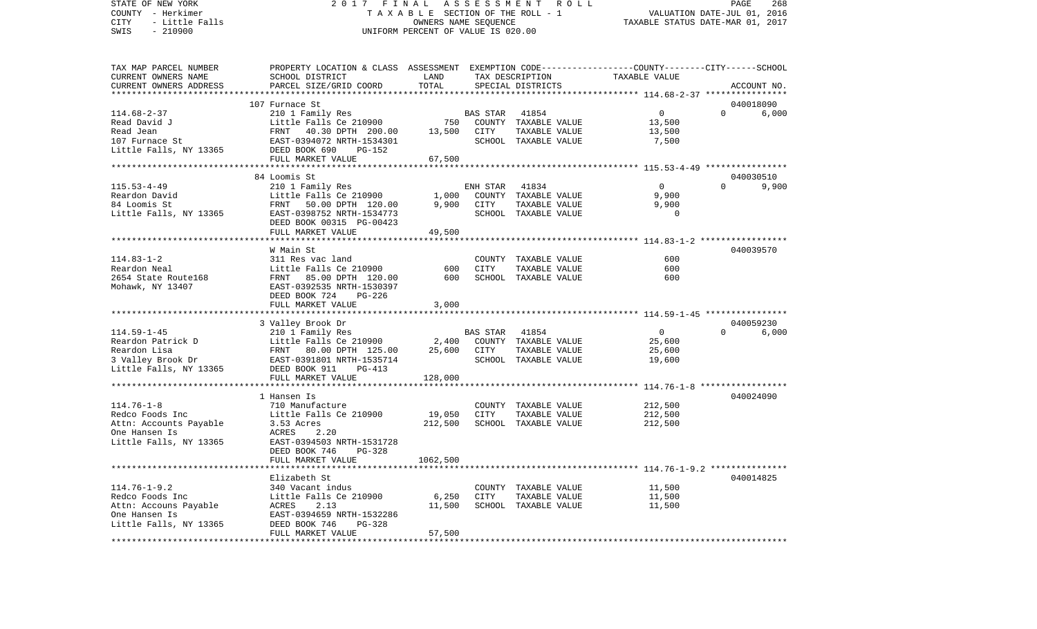STATE OF NEW YORK — 2017 FINAL ASSESSMENT ROLL
COUNTY - Herkimer — TAXABLE SECTION OF THE ROLL - 1 — VALUATION DATE-JUL 01, 2016
CITY - Little Falls — OWNERS NAME SEQUENCE — TAXABLE STATUS DATE-MAR 01, 2017
SWIS - 210900 — UNIFORM PERCENT OF VALUE IS 020.00

| TAX MAP PARCEL NUMBER / CURRENT OWNERS NAME / CURRENT OWNERS ADDRESS | PROPERTY LOCATION & CLASS / SCHOOL DISTRICT / PARCEL SIZE/GRID COORD | ASSESSMENT LAND / TOTAL | EXEMPTION CODE / TAX DESCRIPTION / SPECIAL DISTRICTS | COUNTY / CITY / SCHOOL TAXABLE VALUE | ACCOUNT NO. |
|---|---|---|---|---|---|
| 114.68-2-37 | 107 Furnace St | | | | 040018090 |
| | 210 1 Family Res | | BAS STAR 41854 | 0 | 0 6,000 |
| Read David J | Little Falls Ce 210900 | 750 | COUNTY TAXABLE VALUE | 13,500 | |
| Read Jean | FRNT 40.30 DPTH 200.00 | 13,500 | CITY TAXABLE VALUE | 13,500 | |
| 107 Furnace St | EAST-0394072 NRTH-1534301 | | SCHOOL TAXABLE VALUE | 7,500 | |
| Little Falls, NY 13365 | DEED BOOK 690 PG-152 | | | | |
| | FULL MARKET VALUE | 67,500 | | | |
| 115.53-4-49 | 84 Loomis St | | | | 040030510 |
| | 210 1 Family Res | | ENH STAR 41834 | 0 | 0 9,900 |
| Reardon David | Little Falls Ce 210900 | 1,000 | COUNTY TAXABLE VALUE | 9,900 | |
| 84 Loomis St | FRNT 50.00 DPTH 120.00 | 9,900 | CITY TAXABLE VALUE | 9,900 | |
| Little Falls, NY 13365 | EAST-0398752 NRTH-1534773 | | SCHOOL TAXABLE VALUE | 0 | |
| | DEED BOOK 00315 PG-00423 | | | | |
| | FULL MARKET VALUE | 49,500 | | | |
| 114.83-1-2 | W Main St | | | | 040039570 |
| | 311 Res vac land | | COUNTY TAXABLE VALUE | 600 | |
| Reardon Neal | Little Falls Ce 210900 | 600 | CITY TAXABLE VALUE | 600 | |
| 2654 State Route168 | FRNT 85.00 DPTH 120.00 | 600 | SCHOOL TAXABLE VALUE | 600 | |
| Mohawk, NY 13407 | EAST-0392535 NRTH-1530397 | | | | |
| | DEED BOOK 724 PG-226 | | | | |
| | FULL MARKET VALUE | 3,000 | | | |
| 114.59-1-45 | 3 Valley Brook Dr | | | | 040059230 |
| | 210 1 Family Res | | BAS STAR 41854 | 0 | 0 6,000 |
| Reardon Patrick D | Little Falls Ce 210900 | 2,400 | COUNTY TAXABLE VALUE | 25,600 | |
| Reardon Lisa | FRNT 80.00 DPTH 125.00 | 25,600 | CITY TAXABLE VALUE | 25,600 | |
| 3 Valley Brook Dr | EAST-0391801 NRTH-1535714 | | SCHOOL TAXABLE VALUE | 19,600 | |
| Little Falls, NY 13365 | DEED BOOK 911 PG-413 | | | | |
| | FULL MARKET VALUE | 128,000 | | | |
| 114.76-1-8 | 1 Hansen Is | | | | 040024090 |
| | 710 Manufacture | | COUNTY TAXABLE VALUE | 212,500 | |
| Redco Foods Inc | Little Falls Ce 210900 | 19,050 | CITY TAXABLE VALUE | 212,500 | |
| Attn: Accounts Payable | 3.53 Acres | 212,500 | SCHOOL TAXABLE VALUE | 212,500 | |
| One Hansen Is | ACRES 2.20 | | | | |
| Little Falls, NY 13365 | EAST-0394503 NRTH-1531728 | | | | |
| | DEED BOOK 746 PG-328 | | | | |
| | FULL MARKET VALUE | 1062,500 | | | |
| 114.76-1-9.2 | Elizabeth St | | | | 040014825 |
| | 340 Vacant indus | | COUNTY TAXABLE VALUE | 11,500 | |
| Redco Foods Inc | Little Falls Ce 210900 | 6,250 | CITY TAXABLE VALUE | 11,500 | |
| Attn: Accouns Payable | ACRES 2.13 | 11,500 | SCHOOL TAXABLE VALUE | 11,500 | |
| One Hansen Is | EAST-0394659 NRTH-1532286 | | | | |
| Little Falls, NY 13365 | DEED BOOK 746 PG-328 | | | | |
| | FULL MARKET VALUE | 57,500 | | | |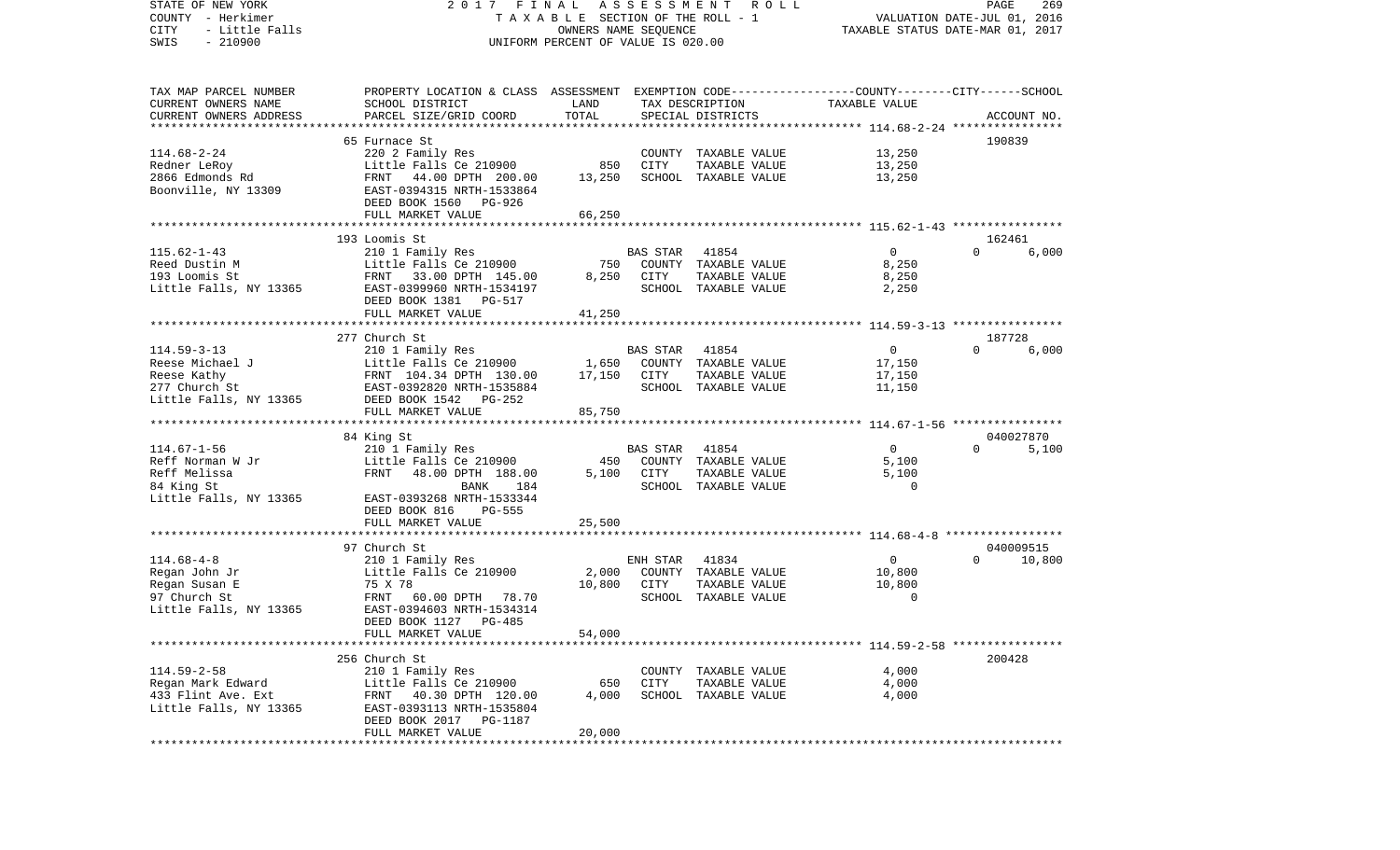STATE OF NEW YORK | 2017 FINAL ASSESSMENT ROLL | VALUATION DATE-JUL 01, 2016
COUNTY - Herkimer | TAXABLE SECTION OF THE ROLL - 1 | TAXABLE STATUS DATE-MAR 01, 2017
CITY - Little Falls | OWNERS NAME SEQUENCE
SWIS - 210900 | UNIFORM PERCENT OF VALUE IS 020.00

| TAX MAP PARCEL NUMBER / CURRENT OWNERS NAME / CURRENT OWNERS ADDRESS | PROPERTY LOCATION & CLASS / SCHOOL DISTRICT / PARCEL SIZE/GRID COORD | ASSESSMENT LAND / TOTAL | EXEMPTION CODE / TAX DESCRIPTION / SPECIAL DISTRICTS | COUNTY / CITY / SCHOOL TAXABLE VALUE | ACCOUNT NO. |
|---|---|---|---|---|---|
| | 65 Furnace St | | | | 190839 |
| 114.68-2-24 | 220 2 Family Res | | COUNTY TAXABLE VALUE | 13,250 | |
| Redner LeRoy | Little Falls Ce 210900 | 850 | CITY TAXABLE VALUE | 13,250 | |
| 2866 Edmonds Rd | FRNT 44.00 DPTH 200.00 | 13,250 | SCHOOL TAXABLE VALUE | 13,250 | |
| Boonville, NY 13309 | EAST-0394315 NRTH-1533864 | | | | |
| | DEED BOOK 1560 PG-926 | | | | |
| | FULL MARKET VALUE | 66,250 | | | |
| | 193 Loomis St | | | | 162461 |
| 115.62-1-43 | 210 1 Family Res | | BAS STAR 41854 | 0 0 6,000 | |
| Reed Dustin M | Little Falls Ce 210900 | 750 | COUNTY TAXABLE VALUE | 8,250 | |
| 193 Loomis St | FRNT 33.00 DPTH 145.00 | 8,250 | CITY TAXABLE VALUE | 8,250 | |
| Little Falls, NY 13365 | EAST-0399960 NRTH-1534197 | | SCHOOL TAXABLE VALUE | 2,250 | |
| | DEED BOOK 1381 PG-517 | | | | |
| | FULL MARKET VALUE | 41,250 | | | |
| | 277 Church St | | | | 187728 |
| 114.59-3-13 | 210 1 Family Res | | BAS STAR 41854 | 0 0 6,000 | |
| Reese Michael J | Little Falls Ce 210900 | 1,650 | COUNTY TAXABLE VALUE | 17,150 | |
| Reese Kathy | FRNT 104.34 DPTH 130.00 | 17,150 | CITY TAXABLE VALUE | 17,150 | |
| 277 Church St | EAST-0392820 NRTH-1535884 | | SCHOOL TAXABLE VALUE | 11,150 | |
| Little Falls, NY 13365 | DEED BOOK 1542 PG-252 | | | | |
| | FULL MARKET VALUE | 85,750 | | | |
| | 84 King St | | | | 040027870 |
| 114.67-1-56 | 210 1 Family Res | | BAS STAR 41854 | 0 0 5,100 | |
| Reff Norman W Jr | Little Falls Ce 210900 | 450 | COUNTY TAXABLE VALUE | 5,100 | |
| Reff Melissa | FRNT 48.00 DPTH 188.00 | 5,100 | CITY TAXABLE VALUE | 5,100 | |
| 84 King St | BANK 184 | | SCHOOL TAXABLE VALUE | 0 | |
| Little Falls, NY 13365 | EAST-0393268 NRTH-1533344 | | | | |
| | DEED BOOK 816 PG-555 | | | | |
| | FULL MARKET VALUE | 25,500 | | | |
| | 97 Church St | | | | 040009515 |
| 114.68-4-8 | 210 1 Family Res | | ENH STAR 41834 | 0 0 10,800 | |
| Regan John Jr | Little Falls Ce 210900 | 2,000 | COUNTY TAXABLE VALUE | 10,800 | |
| Regan Susan E | 75 X 78 | 10,800 | CITY TAXABLE VALUE | 10,800 | |
| 97 Church St | FRNT 60.00 DPTH 78.70 | | SCHOOL TAXABLE VALUE | 0 | |
| Little Falls, NY 13365 | EAST-0394603 NRTH-1534314 | | | | |
| | DEED BOOK 1127 PG-485 | | | | |
| | FULL MARKET VALUE | 54,000 | | | |
| | 256 Church St | | | | 200428 |
| 114.59-2-58 | 210 1 Family Res | | COUNTY TAXABLE VALUE | 4,000 | |
| Regan Mark Edward | Little Falls Ce 210900 | 650 | CITY TAXABLE VALUE | 4,000 | |
| 433 Flint Ave. Ext | FRNT 40.30 DPTH 120.00 | 4,000 | SCHOOL TAXABLE VALUE | 4,000 | |
| Little Falls, NY 13365 | EAST-0393113 NRTH-1535804 | | | | |
| | DEED BOOK 2017 PG-1187 | | | | |
| | FULL MARKET VALUE | 20,000 | | | |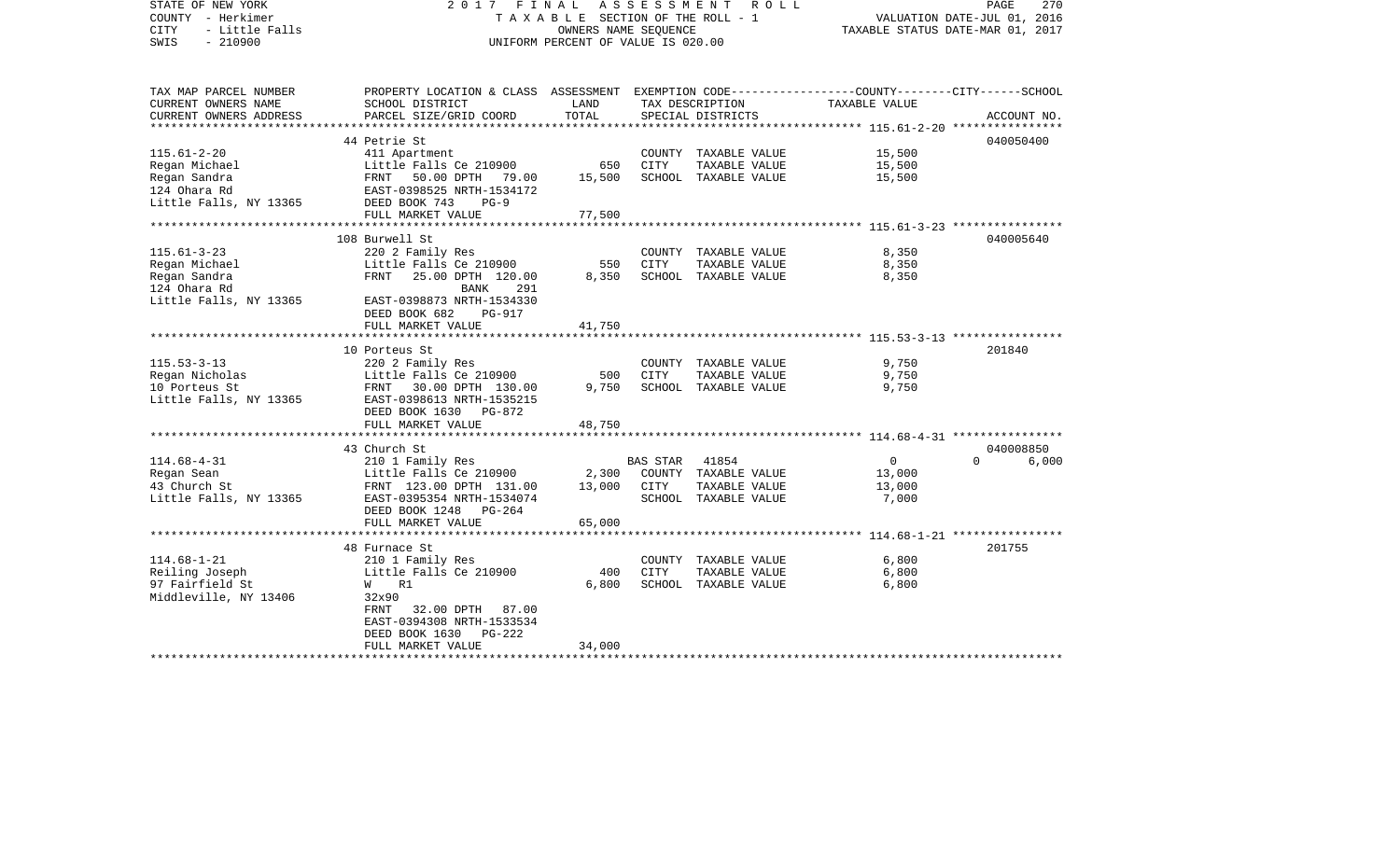STATE OF NEW YORK | COUNTY - Herkimer | CITY - Little Falls | SWIS - 210900

# 2017 FINAL ASSESSMENT ROLL

TAXABLE SECTION OF THE ROLL - 1
OWNERS NAME SEQUENCE
UNIFORM PERCENT OF VALUE IS 020.00

VALUATION DATE-JUL 01, 2016
TAXABLE STATUS DATE-MAR 01, 2017

| TAX MAP PARCEL NUMBER / CURRENT OWNERS NAME / CURRENT OWNERS ADDRESS | PROPERTY LOCATION & CLASS / SCHOOL DISTRICT / PARCEL SIZE/GRID COORD | ASSESSMENT LAND | TOTAL | EXEMPTION CODE / TAX DESCRIPTION / SPECIAL DISTRICTS | COUNTY | CITY | SCHOOL | ACCOUNT NO. |
|---|---|---|---|---|---|---|---|---|
| 115.61-2-20 | 44 Petrie St | | | | | | | 040050400 |
| Regan Michael | 411 Apartment | | | | | | | |
| Regan Sandra | Little Falls Ce 210900 | 650 | | COUNTY TAXABLE VALUE | 15,500 | | | |
| 124 Ohara Rd | FRNT 50.00 DPTH 79.00 | | 15,500 | CITY TAXABLE VALUE | | 15,500 | | |
| Little Falls, NY 13365 | EAST-0398525 NRTH-1534172 | | | SCHOOL TAXABLE VALUE | | | 15,500 | |
| | DEED BOOK 743 PG-9 | | | | | | | |
| | FULL MARKET VALUE | | 77,500 | | | | | |
| 115.61-3-23 | 108 Burwell St | | | | | | | 040005640 |
| Regan Michael | 220 2 Family Res | | | | | | | |
| Regan Sandra | Little Falls Ce 210900 | 550 | | COUNTY TAXABLE VALUE | 8,350 | | | |
| 124 Ohara Rd | FRNT 25.00 DPTH 120.00 | | 8,350 | CITY TAXABLE VALUE | | 8,350 | | |
| Little Falls, NY 13365 | BANK 291 | | | SCHOOL TAXABLE VALUE | | | 8,350 | |
| | EAST-0398873 NRTH-1534330 | | | | | | | |
| | DEED BOOK 682 PG-917 | | | | | | | |
| | FULL MARKET VALUE | | 41,750 | | | | | |
| 115.53-3-13 | 10 Porteus St | | | | | | | 201840 |
| Regan Nicholas | 220 2 Family Res | | | | | | | |
| 10 Porteus St | Little Falls Ce 210900 | 500 | | COUNTY TAXABLE VALUE | 9,750 | | | |
| Little Falls, NY 13365 | FRNT 30.00 DPTH 130.00 | | 9,750 | CITY TAXABLE VALUE | | 9,750 | | |
| | EAST-0398613 NRTH-1535215 | | | SCHOOL TAXABLE VALUE | | | 9,750 | |
| | DEED BOOK 1630 PG-872 | | | | | | | |
| | FULL MARKET VALUE | | 48,750 | | | | | |
| 114.68-4-31 | 43 Church St | | | | | | | 040008850 |
| Regan Sean | 210 1 Family Res | | | BAS STAR 41854 | 0 | 0 | 6,000 | |
| 43 Church St | Little Falls Ce 210900 | 2,300 | | COUNTY TAXABLE VALUE | 13,000 | | | |
| Little Falls, NY 13365 | FRNT 123.00 DPTH 131.00 | | 13,000 | CITY TAXABLE VALUE | | 13,000 | | |
| | EAST-0395354 NRTH-1534074 | | | SCHOOL TAXABLE VALUE | | | 7,000 | |
| | DEED BOOK 1248 PG-264 | | | | | | | |
| | FULL MARKET VALUE | | 65,000 | | | | | |
| 114.68-1-21 | 48 Furnace St | | | | | | | 201755 |
| Reiling Joseph | 210 1 Family Res | | | | | | | |
| 97 Fairfield St | Little Falls Ce 210900 | 400 | | COUNTY TAXABLE VALUE | 6,800 | | | |
| Middleville, NY 13406 | W R1 | | 6,800 | CITY TAXABLE VALUE | | 6,800 | | |
| | 32x90 | | | SCHOOL TAXABLE VALUE | | | 6,800 | |
| | FRNT 32.00 DPTH 87.00 | | | | | | | |
| | EAST-0394308 NRTH-1533534 | | | | | | | |
| | DEED BOOK 1630 PG-222 | | | | | | | |
| | FULL MARKET VALUE | | 34,000 | | | | | |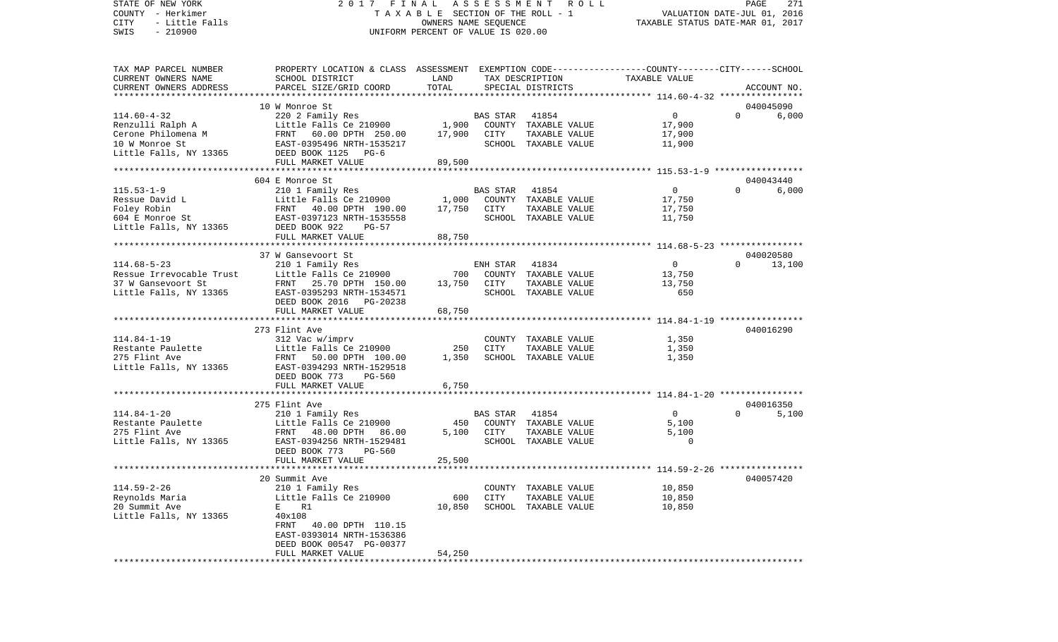STATE OF NEW YORK 2017 FINAL ASSESSMENT ROLL
COUNTY - Herkimer TAXABLE SECTION OF THE ROLL - 1 VALUATION DATE-JUL 01, 2016
CITY - Little Falls OWNERS NAME SEQUENCE TAXABLE STATUS DATE-MAR 01, 2017
SWIS - 210900 UNIFORM PERCENT OF VALUE IS 020.00

| TAX MAP PARCEL NUMBER<br>CURRENT OWNERS NAME<br>CURRENT OWNERS ADDRESS | PROPERTY LOCATION & CLASS<br>SCHOOL DISTRICT<br>PARCEL SIZE/GRID COORD | ASSESSMENT<br>LAND<br>TOTAL | EXEMPTION CODE<br>TAX DESCRIPTION<br>SPECIAL DISTRICTS | | COUNTY--------CITY------SCHOOL<br>TAXABLE VALUE | ACCOUNT NO. |
|---|---|---|---|---|---|---|
| 114.60-4-32 | 10 W Monroe St | | | | | 040045090 |
| Renzulli Ralph A | 220 2 Family Res | | BAS STAR 41854 | | 0 | 0 6,000 |
| Cerone Philomena M | Little Falls Ce 210900 | 1,900 | COUNTY TAXABLE VALUE | | 17,900 | |
| 10 W Monroe St | FRNT 60.00 DPTH 250.00 | 17,900 | CITY TAXABLE VALUE | | 17,900 | |
| Little Falls, NY 13365 | EAST-0395496 NRTH-1535217 | | SCHOOL TAXABLE VALUE | | 11,900 | |
| | DEED BOOK 1125 PG-6 | | | | | |
| | FULL MARKET VALUE | 89,500 | | | | |
| 115.53-1-9 | 604 E Monroe St | | | | | 040043440 |
| Ressue David L | 210 1 Family Res | | BAS STAR 41854 | | 0 | 0 6,000 |
| Foley Robin | Little Falls Ce 210900 | 1,000 | COUNTY TAXABLE VALUE | | 17,750 | |
| 604 E Monroe St | FRNT 40.00 DPTH 190.00 | 17,750 | CITY TAXABLE VALUE | | 17,750 | |
| Little Falls, NY 13365 | EAST-0397123 NRTH-1535558 | | SCHOOL TAXABLE VALUE | | 11,750 | |
| | DEED BOOK 922 PG-57 | | | | | |
| | FULL MARKET VALUE | 88,750 | | | | |
| 114.68-5-23 | 37 W Gansevoort St | | | | | 040020580 |
| Ressue Irrevocable Trust | 210 1 Family Res | | ENH STAR 41834 | | 0 | 0 13,100 |
| 37 W Gansevoort St | Little Falls Ce 210900 | 700 | COUNTY TAXABLE VALUE | | 13,750 | |
| Little Falls, NY 13365 | FRNT 25.70 DPTH 150.00 | 13,750 | CITY TAXABLE VALUE | | 13,750 | |
| | EAST-0395293 NRTH-1534571 | | SCHOOL TAXABLE VALUE | | 650 | |
| | DEED BOOK 2016 PG-20238 | | | | | |
| | FULL MARKET VALUE | 68,750 | | | | |
| 114.84-1-19 | 273 Flint Ave | | | | | 040016290 |
| Restante Paulette | 312 Vac w/imprv | | COUNTY TAXABLE VALUE | | 1,350 | |
| 275 Flint Ave | Little Falls Ce 210900 | 250 | CITY TAXABLE VALUE | | 1,350 | |
| Little Falls, NY 13365 | FRNT 50.00 DPTH 100.00 | 1,350 | SCHOOL TAXABLE VALUE | | 1,350 | |
| | EAST-0394293 NRTH-1529518 | | | | | |
| | DEED BOOK 773 PG-560 | | | | | |
| | FULL MARKET VALUE | 6,750 | | | | |
| 114.84-1-20 | 275 Flint Ave | | | | | 040016350 |
| Restante Paulette | 210 1 Family Res | | BAS STAR 41854 | | 0 | 0 5,100 |
| 275 Flint Ave | Little Falls Ce 210900 | 450 | COUNTY TAXABLE VALUE | | 5,100 | |
| Little Falls, NY 13365 | FRNT 48.00 DPTH 86.00 | 5,100 | CITY TAXABLE VALUE | | 5,100 | |
| | EAST-0394256 NRTH-1529481 | | SCHOOL TAXABLE VALUE | | 0 | |
| | DEED BOOK 773 PG-560 | | | | | |
| | FULL MARKET VALUE | 25,500 | | | | |
| 114.59-2-26 | 20 Summit Ave | | | | | 040057420 |
| Reynolds Maria | 210 1 Family Res | | COUNTY TAXABLE VALUE | | 10,850 | |
| 20 Summit Ave | Little Falls Ce 210900 | 600 | CITY TAXABLE VALUE | | 10,850 | |
| Little Falls, NY 13365 | E R1 | 10,850 | SCHOOL TAXABLE VALUE | | 10,850 | |
| | 40x108 | | | | | |
| | FRNT 40.00 DPTH 110.15 | | | | | |
| | EAST-0393014 NRTH-1536386 | | | | | |
| | DEED BOOK 00547 PG-00377 | | | | | |
| | FULL MARKET VALUE | 54,250 | | | | |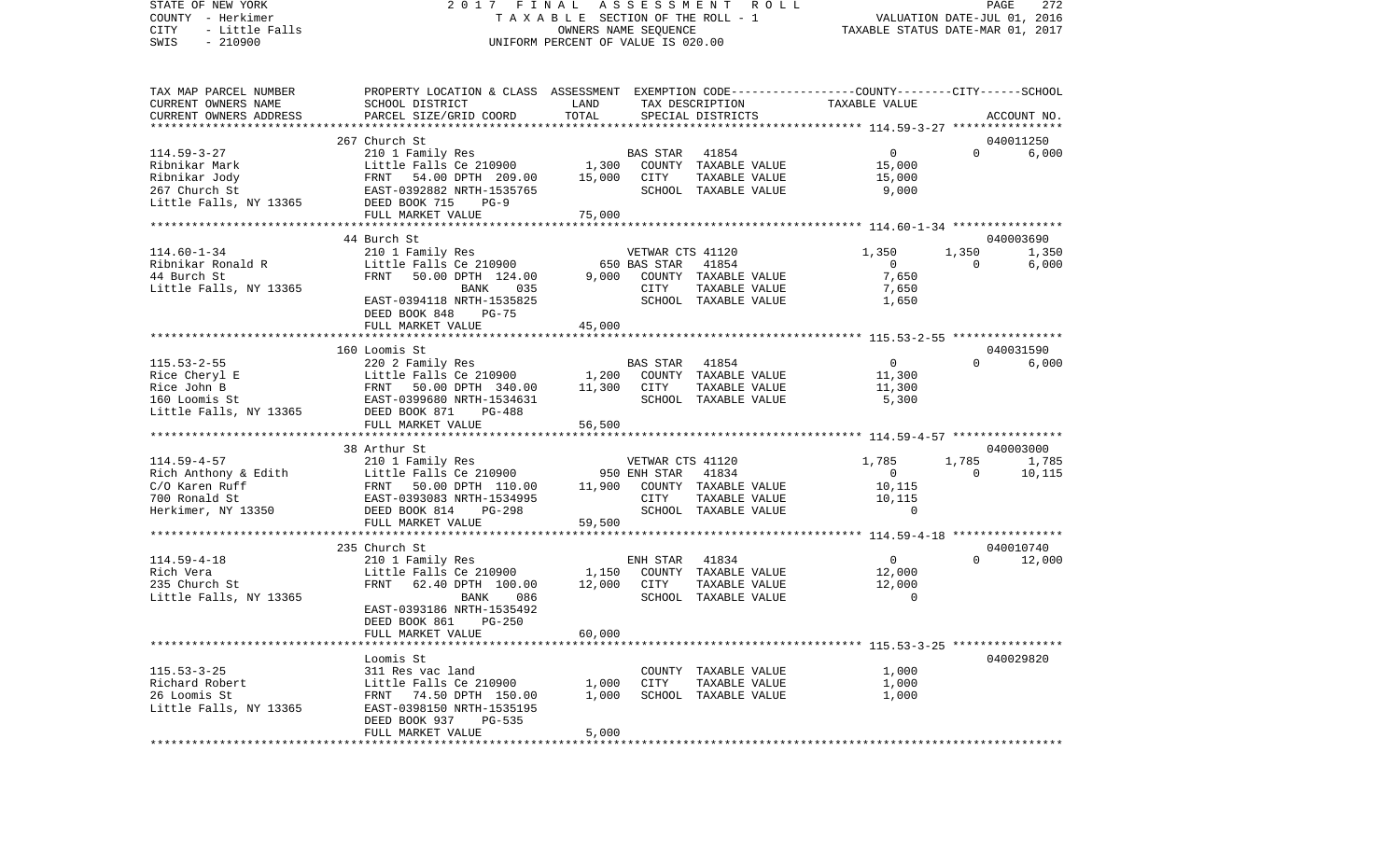STATE OF NEW YORK
COUNTY - Herkimer
CITY - Little Falls
SWIS - 210900

2017 FINAL ASSESSMENT ROLL
TAXABLE SECTION OF THE ROLL - 1
OWNERS NAME SEQUENCE
UNIFORM PERCENT OF VALUE IS 020.00

VALUATION DATE-JUL 01, 2016
TAXABLE STATUS DATE-MAR 01, 2017

| TAX MAP PARCEL NUMBER / CURRENT OWNERS NAME / CURRENT OWNERS ADDRESS | PROPERTY LOCATION & CLASS / SCHOOL DISTRICT / PARCEL SIZE/GRID COORD | ASSESSMENT LAND / TOTAL | EXEMPTION CODE / TAX DESCRIPTION / SPECIAL DISTRICTS | COUNTY TAXABLE VALUE | CITY | SCHOOL / ACCOUNT NO. |
|---|---|---|---|---|---|---|
| 114.59-3-27 | 267 Church St | | | | | 040011250 |
| | 210 1 Family Res | | BAS STAR 41854 | 0 | 0 | 6,000 |
| Ribnikar Mark | Little Falls Ce 210900 | 1,300 | COUNTY TAXABLE VALUE | 15,000 | | |
| Ribnikar Jody | FRNT 54.00 DPTH 209.00 | 15,000 | CITY TAXABLE VALUE | 15,000 | | |
| 267 Church St | EAST-0392882 NRTH-1535765 | | SCHOOL TAXABLE VALUE | 9,000 | | |
| Little Falls, NY 13365 | DEED BOOK 715 PG-9 | | | | | |
| | FULL MARKET VALUE | 75,000 | | | | |
| 114.60-1-34 | 44 Burch St | | | | | 040003690 |
| | 210 1 Family Res | | VETWAR CTS 41120 | 1,350 | 1,350 | 1,350 |
| Ribnikar Ronald R | Little Falls Ce 210900 | 650 | BAS STAR 41854 | 0 | 0 | 6,000 |
| 44 Burch St | FRNT 50.00 DPTH 124.00 | 9,000 | COUNTY TAXABLE VALUE | 7,650 | | |
| Little Falls, NY 13365 | BANK 035 | | CITY TAXABLE VALUE | 7,650 | | |
| | EAST-0394118 NRTH-1535825 | | SCHOOL TAXABLE VALUE | 1,650 | | |
| | DEED BOOK 848 PG-75 | | | | | |
| | FULL MARKET VALUE | 45,000 | | | | |
| 115.53-2-55 | 160 Loomis St | | | | | 040031590 |
| | 220 2 Family Res | | BAS STAR 41854 | 0 | 0 | 6,000 |
| Rice Cheryl E | Little Falls Ce 210900 | 1,200 | COUNTY TAXABLE VALUE | 11,300 | | |
| Rice John B | FRNT 50.00 DPTH 340.00 | 11,300 | CITY TAXABLE VALUE | 11,300 | | |
| 160 Loomis St | EAST-0399680 NRTH-1534631 | | SCHOOL TAXABLE VALUE | 5,300 | | |
| Little Falls, NY 13365 | DEED BOOK 871 PG-488 | | | | | |
| | FULL MARKET VALUE | 56,500 | | | | |
| 114.59-4-57 | 38 Arthur St | | | | | 040003000 |
| | 210 1 Family Res | | VETWAR CTS 41120 | 1,785 | 1,785 | 1,785 |
| Rich Anthony & Edith | Little Falls Ce 210900 | 950 | ENH STAR 41834 | 0 | 0 | 10,115 |
| C/O Karen Ruff | FRNT 50.00 DPTH 110.00 | 11,900 | COUNTY TAXABLE VALUE | 10,115 | | |
| 700 Ronald St | EAST-0393083 NRTH-1534995 | | CITY TAXABLE VALUE | 10,115 | | |
| Herkimer, NY 13350 | DEED BOOK 814 PG-298 | | SCHOOL TAXABLE VALUE | 0 | | |
| | FULL MARKET VALUE | 59,500 | | | | |
| 114.59-4-18 | 235 Church St | | | | | 040010740 |
| | 210 1 Family Res | | ENH STAR 41834 | 0 | 0 | 12,000 |
| Rich Vera | Little Falls Ce 210900 | 1,150 | COUNTY TAXABLE VALUE | 12,000 | | |
| 235 Church St | FRNT 62.40 DPTH 100.00 | 12,000 | CITY TAXABLE VALUE | 12,000 | | |
| Little Falls, NY 13365 | BANK 086 | | SCHOOL TAXABLE VALUE | 0 | | |
| | EAST-0393186 NRTH-1535492 | | | | | |
| | DEED BOOK 861 PG-250 | | | | | |
| | FULL MARKET VALUE | 60,000 | | | | |
| 115.53-3-25 | Loomis St | | | | | 040029820 |
| | 311 Res vac land | | COUNTY TAXABLE VALUE | 1,000 | | |
| Richard Robert | Little Falls Ce 210900 | 1,000 | CITY TAXABLE VALUE | 1,000 | | |
| 26 Loomis St | FRNT 74.50 DPTH 150.00 | 1,000 | SCHOOL TAXABLE VALUE | 1,000 | | |
| Little Falls, NY 13365 | EAST-0398150 NRTH-1535195 | | | | | |
| | DEED BOOK 937 PG-535 | | | | | |
| | FULL MARKET VALUE | 5,000 | | | | |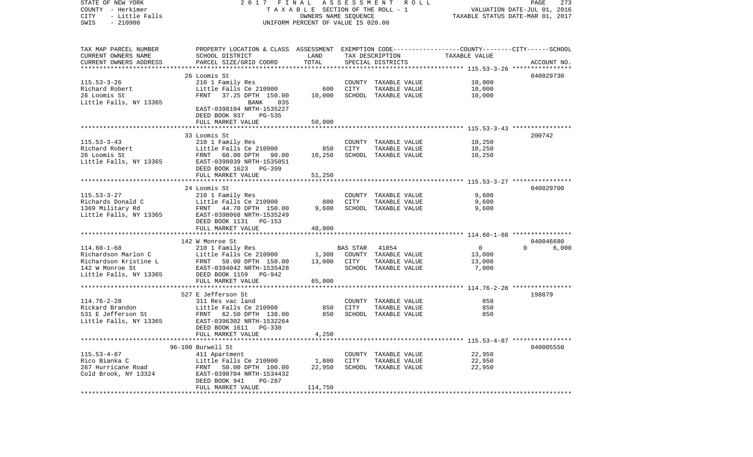STATE OF NEW YORK | 2017 FINAL ASSESSMENT ROLL
COUNTY - Herkimer | TAXABLE SECTION OF THE ROLL - 1 | VALUATION DATE-JUL 01, 2016
CITY - Little Falls | OWNERS NAME SEQUENCE | TAXABLE STATUS DATE-MAR 01, 2017
SWIS - 210900 | UNIFORM PERCENT OF VALUE IS 020.00

| TAX MAP PARCEL NUMBER<br>CURRENT OWNERS NAME<br>CURRENT OWNERS ADDRESS | PROPERTY LOCATION & CLASS<br>SCHOOL DISTRICT<br>PARCEL SIZE/GRID COORD | ASSESSMENT<br>LAND<br>TOTAL | EXEMPTION CODE<br>TAX DESCRIPTION<br>SPECIAL DISTRICTS | COUNTY--------CITY------SCHOOL<br>TAXABLE VALUE | ACCOUNT NO. |
|---|---|---|---|---|---|
| 115.53-3-26 | 26 Loomis St | | | | 040029730 |
| 115.53-3-26 | 210 1 Family Res | | COUNTY TAXABLE VALUE | 10,000 | |
| Richard Robert | Little Falls Ce 210900 | 600 | CITY TAXABLE VALUE | 10,000 | |
| 26 Loomis St | FRNT 37.25 DPTH 150.00 | 10,000 | SCHOOL TAXABLE VALUE | 10,000 | |
| Little Falls, NY 13365 | BANK 035 | | | | |
| | EAST-0398104 NRTH-1535227 | | | | |
| | DEED BOOK 937 PG-535 | | | | |
| | FULL MARKET VALUE | 50,000 | | | |
| 115.53-3-43 | 33 Loomis St | | | | 200742 |
| 115.53-3-43 | 210 1 Family Res | | COUNTY TAXABLE VALUE | 10,250 | |
| Richard Robert | Little Falls Ce 210900 | 850 | CITY TAXABLE VALUE | 10,250 | |
| 26 Loomis St | FRNT 60.00 DPTH 90.00 | 10,250 | SCHOOL TAXABLE VALUE | 10,250 | |
| Little Falls, NY 13365 | EAST-0398039 NRTH-1535051 | | | | |
| | DEED BOOK 1623 PG-399 | | | | |
| | FULL MARKET VALUE | 51,250 | | | |
| 115.53-3-27 | 24 Loomis St | | | | 040029700 |
| 115.53-3-27 | 210 1 Family Res | | COUNTY TAXABLE VALUE | 9,600 | |
| Richards Donald C | Little Falls Ce 210900 | 800 | CITY TAXABLE VALUE | 9,600 | |
| 1369 Military Rd | FRNT 44.70 DPTH 150.00 | 9,600 | SCHOOL TAXABLE VALUE | 9,600 | |
| Little Falls, NY 13365 | EAST-0398068 NRTH-1535249 | | | | |
| | DEED BOOK 1131 PG-153 | | | | |
| | FULL MARKET VALUE | 48,000 | | | |
| 114.60-1-68 | 142 W Monroe St | | | | 040046680 |
| 114.60-1-68 | 210 1 Family Res | | BAS STAR 41854 | 0 0 | 6,000 |
| Richardson Marlon C | Little Falls Ce 210900 | 1,300 | COUNTY TAXABLE VALUE | 13,000 | |
| Richardson Kristine L | FRNT 50.00 DPTH 150.00 | 13,000 | CITY TAXABLE VALUE | 13,000 | |
| 142 W Monroe St | EAST-0394042 NRTH-1535428 | | SCHOOL TAXABLE VALUE | 7,000 | |
| Little Falls, NY 13365 | DEED BOOK 1159 PG-942 | | | | |
| | FULL MARKET VALUE | 65,000 | | | |
| 114.76-2-28 | 527 E Jefferson St | | | | 198879 |
| 114.76-2-28 | 311 Res vac land | | COUNTY TAXABLE VALUE | 850 | |
| Rickard Brandon | Little Falls Ce 210900 | 850 | CITY TAXABLE VALUE | 850 | |
| 531 E Jefferson St | FRNT 62.50 DPTH 138.00 | 850 | SCHOOL TAXABLE VALUE | 850 | |
| Little Falls, NY 13365 | EAST-0396302 NRTH-1532264 | | | | |
| | DEED BOOK 1611 PG-330 | | | | |
| | FULL MARKET VALUE | 4,250 | | | |
| 115.53-4-87 | 96-100 Burwell St | | | | 040005550 |
| 115.53-4-87 | 411 Apartment | | COUNTY TAXABLE VALUE | 22,950 | |
| Rico Bianka C | Little Falls Ce 210900 | 1,800 | CITY TAXABLE VALUE | 22,950 | |
| 267 Hurricane Road | FRNT 50.00 DPTH 100.00 | 22,950 | SCHOOL TAXABLE VALUE | 22,950 | |
| Cold Brook, NY 13324 | EAST-0398704 NRTH-1534432 | | | | |
| | DEED BOOK 941 PG-287 | | | | |
| | FULL MARKET VALUE | 114,750 | | | |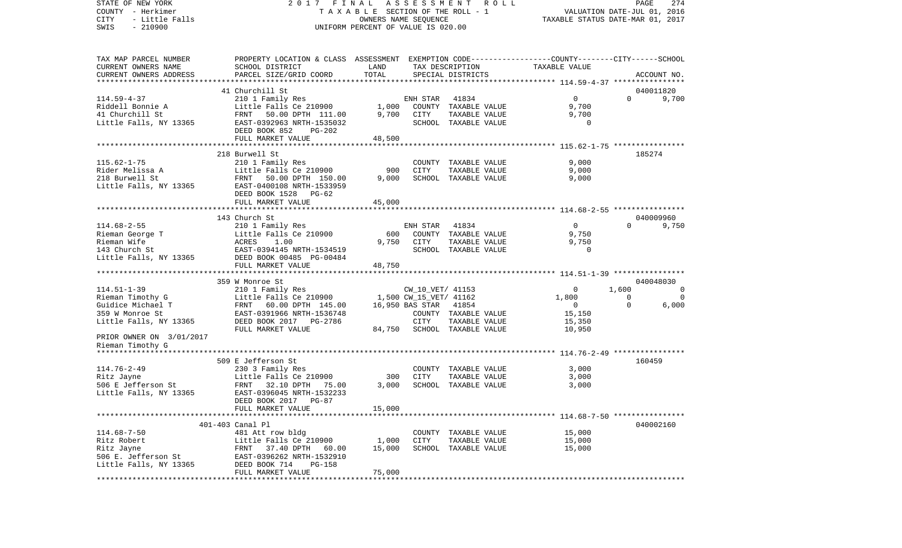```
STATE OF NEW YORK              2 0 1 7   F I N A L   A S S E S S M E N T   R O L L                        PAGE    274
COUNTY  - Herkimer                   T A X A B L E  SECTION OF THE ROLL - 1                    VALUATION DATE-JUL 01, 2016
CITY    - Little Falls                          OWNERS NAME SEQUENCE                         TAXABLE STATUS DATE-MAR 01, 2017
SWIS    - 210900                        UNIFORM PERCENT OF VALUE IS 020.00

TAX MAP PARCEL NUMBER          PROPERTY LOCATION & CLASS  ASSESSMENT  EXEMPTION CODE-----------------COUNTY--------CITY------SCHOOL
CURRENT OWNERS NAME            SCHOOL DISTRICT             LAND       TAX DESCRIPTION            TAXABLE VALUE
CURRENT OWNERS ADDRESS         PARCEL SIZE/GRID COORD      TOTAL      SPECIAL DISTRICTS                                  ACCOUNT NO.
******************************************************************************************************* 114.59-4-37 ****************
                               41 Churchill St                                                                          040011820
114.59-4-37                    210 1 Family Res                   ENH STAR   41834              0              0         9,700
Riddell Bonnie A               Little Falls Ce 210900      1,000   COUNTY  TAXABLE VALUE         9,700
41 Churchill St                FRNT   50.00 DPTH  111.00   9,700   CITY    TAXABLE VALUE         9,700
Little Falls, NY 13365         EAST-0392963 NRTH-1535032           SCHOOL  TAXABLE VALUE             0
                               DEED BOOK 852     PG-202
                               FULL MARKET VALUE          48,500
******************************************************************************************************* 115.62-1-75 ****************
                               218 Burwell St                                                                           185274
115.62-1-75                    210 1 Family Res                    COUNTY  TAXABLE VALUE         9,000
Rider Melissa A                Little Falls Ce 210900        900   CITY    TAXABLE VALUE         9,000
218 Burwell St                 FRNT   50.00 DPTH  150.00   9,000   SCHOOL  TAXABLE VALUE         9,000
Little Falls, NY 13365         EAST-0400108 NRTH-1533959
                               DEED BOOK 1528    PG-62
                               FULL MARKET VALUE          45,000
******************************************************************************************************* 114.68-2-55 ****************
                               143 Church St                                                                            040009960
114.68-2-55                    210 1 Family Res                   ENH STAR   41834              0              0         9,750
Rieman George T                Little Falls Ce 210900        600   COUNTY  TAXABLE VALUE         9,750
Rieman Wife                    ACRES      1.00             9,750   CITY    TAXABLE VALUE         9,750
143 Church St                  EAST-0394145 NRTH-1534519           SCHOOL  TAXABLE VALUE             0
Little Falls, NY 13365         DEED BOOK 00485 PG-00484
                               FULL MARKET VALUE          48,750
******************************************************************************************************* 114.51-1-39 ****************
                               359 W Monroe St                                                                          040048030
114.51-1-39                    210 1 Family Res                   CW_10_VET/ 41153              0          1,600             0
Rieman Timothy G               Little Falls Ce 210900      1,500 CW_15_VET/ 41162           1,800              0             0
Guidice Michael T              FRNT   60.00 DPTH  145.00  16,950 BAS STAR   41854              0              0         6,000
359 W Monroe St                EAST-0391966 NRTH-1536748           COUNTY  TAXABLE VALUE        15,150
Little Falls, NY 13365         DEED BOOK 2017    PG-2786           CITY    TAXABLE VALUE        15,350
                               FULL MARKET VALUE          84,750   SCHOOL  TAXABLE VALUE        10,950
PRIOR OWNER ON 3/01/2017
Rieman Timothy G
******************************************************************************************************* 114.76-2-49 ****************
                               509 E Jefferson St                                                                       160459
114.76-2-49                    230 3 Family Res                    COUNTY  TAXABLE VALUE         3,000
Ritz Jayne                     Little Falls Ce 210900        300   CITY    TAXABLE VALUE         3,000
506 E Jefferson St             FRNT   32.10 DPTH   75.00   3,000   SCHOOL  TAXABLE VALUE         3,000
Little Falls, NY 13365         EAST-0396045 NRTH-1532233
                               DEED BOOK 2017    PG-87
                               FULL MARKET VALUE          15,000
******************************************************************************************************* 114.68-7-50 ****************
                               401-403 Canal Pl                                                                         040002160
114.68-7-50                    481 Att row bldg                    COUNTY  TAXABLE VALUE        15,000
Ritz Robert                    Little Falls Ce 210900      1,000   CITY    TAXABLE VALUE        15,000
Ritz Jayne                     FRNT   37.40 DPTH   60.00  15,000   SCHOOL  TAXABLE VALUE        15,000
506 E. Jefferson St            EAST-0396262 NRTH-1532910
Little Falls, NY 13365         DEED BOOK 714     PG-158
                               FULL MARKET VALUE          75,000
************************************************************************************************************************************
```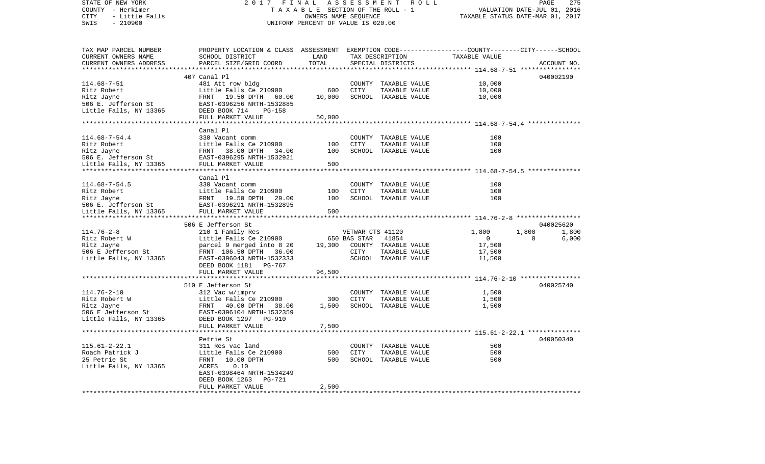STATE OF NEW YORK
COUNTY - Herkimer
CITY - Little Falls
SWIS - 210900

2017 FINAL ASSESSMENT ROLL
TAXABLE SECTION OF THE ROLL - 1
OWNERS NAME SEQUENCE
UNIFORM PERCENT OF VALUE IS 020.00

VALUATION DATE-JUL 01, 2016
TAXABLE STATUS DATE-MAR 01, 2017

| TAX MAP PARCEL NUMBER / CURRENT OWNERS NAME / CURRENT OWNERS ADDRESS | PROPERTY LOCATION & CLASS / SCHOOL DISTRICT / PARCEL SIZE/GRID COORD | ASSESSMENT LAND | TOTAL | EXEMPTION CODE / TAX DESCRIPTION / SPECIAL DISTRICTS | COUNTY | CITY | SCHOOL | ACCOUNT NO. |
|---|---|---|---|---|---|---|---|---|
| 114.68-7-51 | 407 Canal Pl | | | | | | | 040002190 |
| Ritz Robert | 481 Att row bldg | | | COUNTY TAXABLE VALUE | 10,000 | | | |
| Ritz Jayne | Little Falls Ce 210900 | 600 | | CITY TAXABLE VALUE | | 10,000 | | |
| 506 E. Jefferson St | FRNT 19.50 DPTH 60.00 | | 10,000 | SCHOOL TAXABLE VALUE | | | 10,000 | |
| Little Falls, NY 13365 | EAST-0396256 NRTH-1532885 | | | | | | | |
| | DEED BOOK 714 PG-158 | | | | | | | |
| | FULL MARKET VALUE | | 50,000 | | | | | |
| 114.68-7-54.4 | Canal Pl | | | | | | | |
| Ritz Robert | 330 Vacant comm | | | COUNTY TAXABLE VALUE | 100 | | | |
| Ritz Jayne | Little Falls Ce 210900 | 100 | | CITY TAXABLE VALUE | | 100 | | |
| 506 E. Jefferson St | FRNT 38.00 DPTH 34.00 | | 100 | SCHOOL TAXABLE VALUE | | | 100 | |
| Little Falls, NY 13365 | EAST-0396295 NRTH-1532921 | | | | | | | |
| | FULL MARKET VALUE | | 500 | | | | | |
| 114.68-7-54.5 | Canal Pl | | | | | | | |
| Ritz Robert | 330 Vacant comm | | | COUNTY TAXABLE VALUE | 100 | | | |
| Ritz Jayne | Little Falls Ce 210900 | 100 | | CITY TAXABLE VALUE | | 100 | | |
| 506 E. Jefferson St | FRNT 19.50 DPTH 29.00 | | 100 | SCHOOL TAXABLE VALUE | | | 100 | |
| Little Falls, NY 13365 | EAST-0396291 NRTH-1532895 | | | | | | | |
| | FULL MARKET VALUE | | 500 | | | | | |
| 114.76-2-8 | 506 E Jefferson St | | | | | | | 040025620 |
| Ritz Robert W | 210 1 Family Res | | | VETWAR CTS 41120 | 1,800 | 1,800 | 1,800 | |
| Ritz Jayne | Little Falls Ce 210900 | 650 | | BAS STAR 41854 | 0 | 0 | 6,000 | |
| 506 E Jefferson St | parcel 9 merged into 8 20 | | 19,300 | COUNTY TAXABLE VALUE | 17,500 | | | |
| Little Falls, NY 13365 | FRNT 106.50 DPTH 36.00 | | | CITY TAXABLE VALUE | | 17,500 | | |
| | EAST-0396043 NRTH-1532333 | | | SCHOOL TAXABLE VALUE | | | 11,500 | |
| | DEED BOOK 1181 PG-767 | | | | | | | |
| | FULL MARKET VALUE | | 96,500 | | | | | |
| 114.76-2-10 | 510 E Jefferson St | | | | | | | 040025740 |
| Ritz Robert W | 312 Vac w/imprv | | | COUNTY TAXABLE VALUE | 1,500 | | | |
| Ritz Jayne | Little Falls Ce 210900 | 300 | | CITY TAXABLE VALUE | | 1,500 | | |
| 506 E Jefferson St | FRNT 40.00 DPTH 38.00 | | 1,500 | SCHOOL TAXABLE VALUE | | | 1,500 | |
| Little Falls, NY 13365 | EAST-0396104 NRTH-1532359 | | | | | | | |
| | DEED BOOK 1297 PG-910 | | | | | | | |
| | FULL MARKET VALUE | | 7,500 | | | | | |
| 115.61-2-22.1 | Petrie St | | | | | | | 040050340 |
| Roach Patrick J | 311 Res vac land | | | COUNTY TAXABLE VALUE | 500 | | | |
| 25 Petrie St | Little Falls Ce 210900 | 500 | | CITY TAXABLE VALUE | | 500 | | |
| Little Falls, NY 13365 | FRNT 10.00 DPTH | | 500 | SCHOOL TAXABLE VALUE | | | 500 | |
| | ACRES 0.10 | | | | | | | |
| | EAST-0398464 NRTH-1534249 | | | | | | | |
| | DEED BOOK 1263 PG-721 | | | | | | | |
| | FULL MARKET VALUE | | 2,500 | | | | | |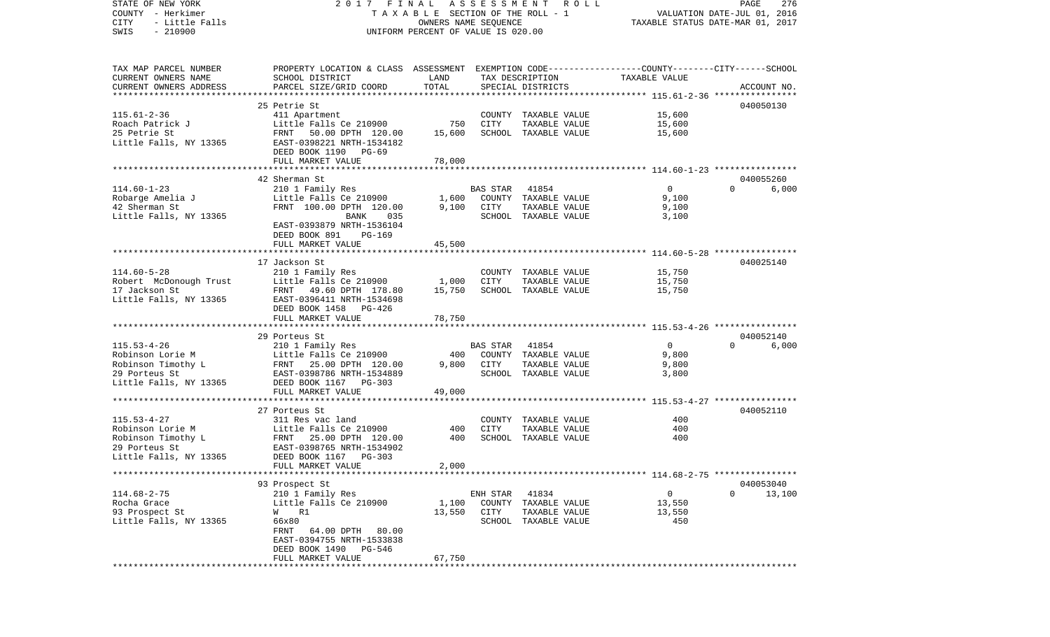STATE OF NEW YORK　　　　　　2017 FINAL ASSESSMENT ROLL
COUNTY - Herkimer　　　　　　TAXABLE SECTION OF THE ROLL - 1　　　　　　VALUATION DATE-JUL 01, 2016
CITY - Little Falls　　　　　　OWNERS NAME SEQUENCE　　　　　　TAXABLE STATUS DATE-MAR 01, 2017
SWIS - 210900　　　　　　UNIFORM PERCENT OF VALUE IS 020.00

| TAX MAP PARCEL NUMBER / CURRENT OWNERS NAME / CURRENT OWNERS ADDRESS | PROPERTY LOCATION & CLASS / SCHOOL DISTRICT / PARCEL SIZE/GRID COORD | ASSESSMENT LAND | TOTAL | EXEMPTION CODE / TAX DESCRIPTION / SPECIAL DISTRICTS | COUNTY | CITY | SCHOOL | ACCOUNT NO. |
|---|---|---|---|---|---|---|---|---|
| 115.61-2-36 | 25 Petrie St | | | | | | | 040050130 |
| Roach Patrick J | 411 Apartment | | | COUNTY TAXABLE VALUE | 15,600 | | | |
| 25 Petrie St | Little Falls Ce 210900 | 750 | | CITY TAXABLE VALUE | | 15,600 | | |
| Little Falls, NY 13365 | FRNT 50.00 DPTH 120.00 | | 15,600 | SCHOOL TAXABLE VALUE | | | 15,600 | |
| | EAST-0398221 NRTH-1534182 | | | | | | | |
| | DEED BOOK 1190 PG-69 | | | | | | | |
| | FULL MARKET VALUE | | 78,000 | | | | | |
| 114.60-1-23 | 42 Sherman St | | | | | | | 040055260 |
| Robarge Amelia J | 210 1 Family Res | | | BAS STAR 41854 | 0 | 0 | 6,000 | |
| 42 Sherman St | Little Falls Ce 210900 | 1,600 | | COUNTY TAXABLE VALUE | 9,100 | | | |
| Little Falls, NY 13365 | FRNT 100.00 DPTH 120.00 | | 9,100 | CITY TAXABLE VALUE | | 9,100 | | |
| | BANK 035 | | | SCHOOL TAXABLE VALUE | | | 3,100 | |
| | EAST-0393879 NRTH-1536104 | | | | | | | |
| | DEED BOOK 891 PG-169 | | | | | | | |
| | FULL MARKET VALUE | | 45,500 | | | | | |
| 114.60-5-28 | 17 Jackson St | | | | | | | 040025140 |
| Robert McDonough Trust | 210 1 Family Res | | | COUNTY TAXABLE VALUE | 15,750 | | | |
| 17 Jackson St | Little Falls Ce 210900 | 1,000 | | CITY TAXABLE VALUE | | 15,750 | | |
| Little Falls, NY 13365 | FRNT 49.60 DPTH 178.80 | | 15,750 | SCHOOL TAXABLE VALUE | | | 15,750 | |
| | EAST-0396411 NRTH-1534698 | | | | | | | |
| | DEED BOOK 1458 PG-426 | | | | | | | |
| | FULL MARKET VALUE | | 78,750 | | | | | |
| 115.53-4-26 | 29 Porteus St | | | | | | | 040052140 |
| Robinson Lorie M | 210 1 Family Res | | | BAS STAR 41854 | 0 | 0 | 6,000 | |
| Robinson Timothy L | Little Falls Ce 210900 | 400 | | COUNTY TAXABLE VALUE | 9,800 | | | |
| 29 Porteus St | FRNT 25.00 DPTH 120.00 | | 9,800 | CITY TAXABLE VALUE | | 9,800 | | |
| Little Falls, NY 13365 | EAST-0398786 NRTH-1534889 | | | SCHOOL TAXABLE VALUE | | | 3,800 | |
| | DEED BOOK 1167 PG-303 | | | | | | | |
| | FULL MARKET VALUE | | 49,000 | | | | | |
| 115.53-4-27 | 27 Porteus St | | | | | | | 040052110 |
| Robinson Lorie M | 311 Res vac land | | | COUNTY TAXABLE VALUE | 400 | | | |
| Robinson Timothy L | Little Falls Ce 210900 | 400 | | CITY TAXABLE VALUE | | 400 | | |
| 29 Porteus St | FRNT 25.00 DPTH 120.00 | | 400 | SCHOOL TAXABLE VALUE | | | 400 | |
| Little Falls, NY 13365 | EAST-0398765 NRTH-1534902 | | | | | | | |
| | DEED BOOK 1167 PG-303 | | | | | | | |
| | FULL MARKET VALUE | | 2,000 | | | | | |
| 114.68-2-75 | 93 Prospect St | | | | | | | 040053040 |
| Rocha Grace | 210 1 Family Res | | | ENH STAR 41834 | 0 | 0 | 13,100 | |
| 93 Prospect St | Little Falls Ce 210900 | 1,100 | | COUNTY TAXABLE VALUE | 13,550 | | | |
| Little Falls, NY 13365 | W R1 | | 13,550 | CITY TAXABLE VALUE | | 13,550 | | |
| | 66x80 | | | SCHOOL TAXABLE VALUE | | | 450 | |
| | FRNT 64.00 DPTH 80.00 | | | | | | | |
| | EAST-0394755 NRTH-1533838 | | | | | | | |
| | DEED BOOK 1490 PG-546 | | | | | | | |
| | FULL MARKET VALUE | | 67,750 | | | | | |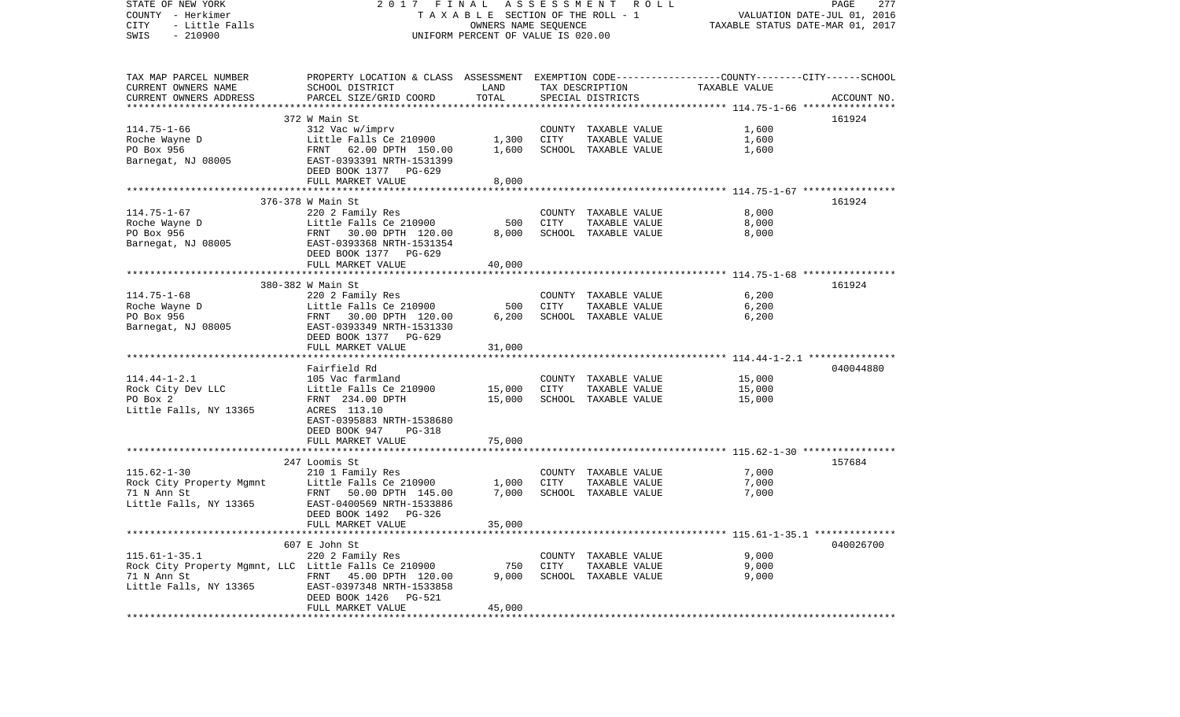STATE OF NEW YORK — 2017 FINAL ASSESSMENT ROLL
COUNTY - Herkimer — TAXABLE SECTION OF THE ROLL - 1 — VALUATION DATE-JUL 01, 2016
CITY - Little Falls — OWNERS NAME SEQUENCE — TAXABLE STATUS DATE-MAR 01, 2017
SWIS - 210900 — UNIFORM PERCENT OF VALUE IS 020.00

| TAX MAP PARCEL NUMBER / CURRENT OWNERS NAME / CURRENT OWNERS ADDRESS | PROPERTY LOCATION & CLASS / SCHOOL DISTRICT / PARCEL SIZE/GRID COORD | ASSESSMENT LAND | TOTAL | EXEMPTION CODE / TAX DESCRIPTION / SPECIAL DISTRICTS | TAXABLE VALUE | ACCOUNT NO. |
|---|---|---|---|---|---|---|
| **114.75-1-66** | 372 W Main St | | | | | 161924 |
| Roche Wayne D | 312 Vac w/imprv | | | COUNTY TAXABLE VALUE | 1,600 | |
| PO Box 956 | Little Falls Ce 210900 | 1,300 | | CITY TAXABLE VALUE | 1,600 | |
| Barnegat, NJ 08005 | FRNT 62.00 DPTH 150.00 | | 1,600 | SCHOOL TAXABLE VALUE | 1,600 | |
| | EAST-0393391 NRTH-1531399 | | | | | |
| | DEED BOOK 1377 PG-629 | | | | | |
| | FULL MARKET VALUE | | 8,000 | | | |
| **114.75-1-67** | 376-378 W Main St | | | | | 161924 |
| Roche Wayne D | 220 2 Family Res | | | COUNTY TAXABLE VALUE | 8,000 | |
| PO Box 956 | Little Falls Ce 210900 | 500 | | CITY TAXABLE VALUE | 8,000 | |
| Barnegat, NJ 08005 | FRNT 30.00 DPTH 120.00 | | 8,000 | SCHOOL TAXABLE VALUE | 8,000 | |
| | EAST-0393368 NRTH-1531354 | | | | | |
| | DEED BOOK 1377 PG-629 | | | | | |
| | FULL MARKET VALUE | | 40,000 | | | |
| **114.75-1-68** | 380-382 W Main St | | | | | 161924 |
| Roche Wayne D | 220 2 Family Res | | | COUNTY TAXABLE VALUE | 6,200 | |
| PO Box 956 | Little Falls Ce 210900 | 500 | | CITY TAXABLE VALUE | 6,200 | |
| Barnegat, NJ 08005 | FRNT 30.00 DPTH 120.00 | | 6,200 | SCHOOL TAXABLE VALUE | 6,200 | |
| | EAST-0393349 NRTH-1531330 | | | | | |
| | DEED BOOK 1377 PG-629 | | | | | |
| | FULL MARKET VALUE | | 31,000 | | | |
| **114.44-1-2.1** | Fairfield Rd | | | | | 040044880 |
| Rock City Dev LLC | 105 Vac farmland | | | COUNTY TAXABLE VALUE | 15,000 | |
| PO Box 2 | Little Falls Ce 210900 | 15,000 | | CITY TAXABLE VALUE | 15,000 | |
| Little Falls, NY 13365 | FRNT 234.00 DPTH | | 15,000 | SCHOOL TAXABLE VALUE | 15,000 | |
| | ACRES 113.10 | | | | | |
| | EAST-0395883 NRTH-1538680 | | | | | |
| | DEED BOOK 947 PG-318 | | | | | |
| | FULL MARKET VALUE | | 75,000 | | | |
| **115.62-1-30** | 247 Loomis St | | | | | 157684 |
| Rock City Property Mgmnt | 210 1 Family Res | | | COUNTY TAXABLE VALUE | 7,000 | |
| 71 N Ann St | Little Falls Ce 210900 | 1,000 | | CITY TAXABLE VALUE | 7,000 | |
| Little Falls, NY 13365 | FRNT 50.00 DPTH 145.00 | | 7,000 | SCHOOL TAXABLE VALUE | 7,000 | |
| | EAST-0400569 NRTH-1533886 | | | | | |
| | DEED BOOK 1492 PG-326 | | | | | |
| | FULL MARKET VALUE | | 35,000 | | | |
| **115.61-1-35.1** | 607 E John St | | | | | 040026700 |
| Rock City Property Mgmnt, LLC | 220 2 Family Res | | | COUNTY TAXABLE VALUE | 9,000 | |
| 71 N Ann St | Little Falls Ce 210900 | 750 | | CITY TAXABLE VALUE | 9,000 | |
| Little Falls, NY 13365 | FRNT 45.00 DPTH 120.00 | | 9,000 | SCHOOL TAXABLE VALUE | 9,000 | |
| | EAST-0397348 NRTH-1533858 | | | | | |
| | DEED BOOK 1426 PG-521 | | | | | |
| | FULL MARKET VALUE | | 45,000 | | | |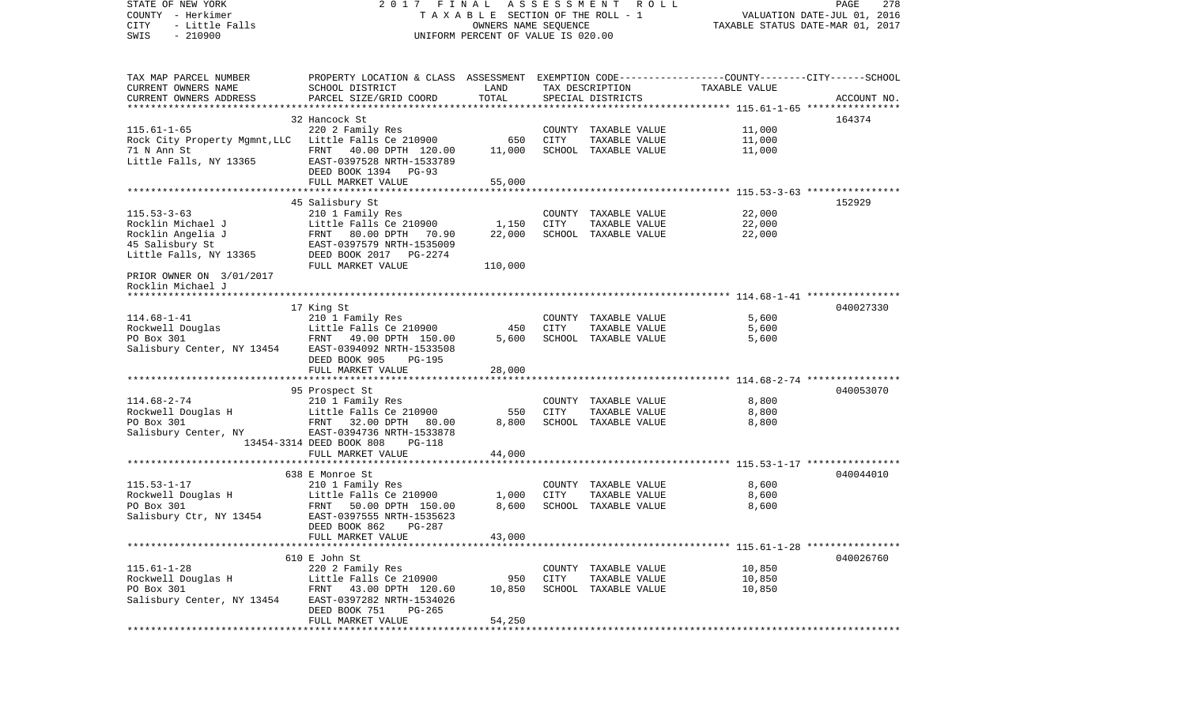STATE OF NEW YORK 2017 FINAL ASSESSMENT ROLL
COUNTY - Herkimer TAXABLE SECTION OF THE ROLL - 1 VALUATION DATE-JUL 01, 2016
CITY - Little Falls OWNERS NAME SEQUENCE TAXABLE STATUS DATE-MAR 01, 2017
SWIS - 210900 UNIFORM PERCENT OF VALUE IS 020.00

| TAX MAP PARCEL NUMBER / CURRENT OWNERS NAME / CURRENT OWNERS ADDRESS | PROPERTY LOCATION & CLASS / SCHOOL DISTRICT / PARCEL SIZE/GRID COORD | ASSESSMENT LAND | TOTAL | EXEMPTION CODE / TAX DESCRIPTION / SPECIAL DISTRICTS | TAXABLE VALUE (COUNTY / CITY / SCHOOL) | ACCOUNT NO. |
|---|---|---|---|---|---|---|
| **115.61-1-65** | 32 Hancock St | | | | | 164374 |
| Rock City Property Mgmnt,LLC | 220 2 Family Res | 650 | | COUNTY TAXABLE VALUE | 11,000 | |
| 71 N Ann St | Little Falls Ce 210900 | | 11,000 | CITY TAXABLE VALUE | 11,000 | |
| Little Falls, NY 13365 | FRNT 40.00 DPTH 120.00 | | | SCHOOL TAXABLE VALUE | 11,000 | |
| | EAST-0397528 NRTH-1533789 | | | | | |
| | DEED BOOK 1394 PG-93 | | | | | |
| | FULL MARKET VALUE | | 55,000 | | | |
| **115.53-3-63** | 45 Salisbury St | | | | | 152929 |
| Rocklin Michael J | 210 1 Family Res | 1,150 | | COUNTY TAXABLE VALUE | 22,000 | |
| Rocklin Angelia J | Little Falls Ce 210900 | | 22,000 | CITY TAXABLE VALUE | 22,000 | |
| 45 Salisbury St | FRNT 80.00 DPTH 70.90 | | | SCHOOL TAXABLE VALUE | 22,000 | |
| Little Falls, NY 13365 | EAST-0397579 NRTH-1535009 | | | | | |
| | DEED BOOK 2017 PG-2274 | | | | | |
| | FULL MARKET VALUE | | 110,000 | | | |
| PRIOR OWNER ON 3/01/2017 | | | | | | |
| Rocklin Michael J | | | | | | |
| **114.68-1-41** | 17 King St | | | | | 040027330 |
| Rockwell Douglas | 210 1 Family Res | 450 | | COUNTY TAXABLE VALUE | 5,600 | |
| PO Box 301 | Little Falls Ce 210900 | | 5,600 | CITY TAXABLE VALUE | 5,600 | |
| Salisbury Center, NY 13454 | FRNT 49.00 DPTH 150.00 | | | SCHOOL TAXABLE VALUE | 5,600 | |
| | EAST-0394092 NRTH-1533508 | | | | | |
| | DEED BOOK 905 PG-195 | | | | | |
| | FULL MARKET VALUE | | 28,000 | | | |
| **114.68-2-74** | 95 Prospect St | | | | | 040053070 |
| Rockwell Douglas H | 210 1 Family Res | 550 | | COUNTY TAXABLE VALUE | 8,800 | |
| PO Box 301 | Little Falls Ce 210900 | | 8,800 | CITY TAXABLE VALUE | 8,800 | |
| Salisbury Center, NY 13454-3314 | FRNT 32.00 DPTH 80.00 | | | SCHOOL TAXABLE VALUE | 8,800 | |
| | EAST-0394736 NRTH-1533878 | | | | | |
| | DEED BOOK 808 PG-118 | | | | | |
| | FULL MARKET VALUE | | 44,000 | | | |
| **115.53-1-17** | 638 E Monroe St | | | | | 040044010 |
| Rockwell Douglas H | 210 1 Family Res | 1,000 | | COUNTY TAXABLE VALUE | 8,600 | |
| PO Box 301 | Little Falls Ce 210900 | | 8,600 | CITY TAXABLE VALUE | 8,600 | |
| Salisbury Ctr, NY 13454 | FRNT 50.00 DPTH 150.00 | | | SCHOOL TAXABLE VALUE | 8,600 | |
| | EAST-0397555 NRTH-1535623 | | | | | |
| | DEED BOOK 862 PG-287 | | | | | |
| | FULL MARKET VALUE | | 43,000 | | | |
| **115.61-1-28** | 610 E John St | | | | | 040026760 |
| Rockwell Douglas H | 220 2 Family Res | 950 | | COUNTY TAXABLE VALUE | 10,850 | |
| PO Box 301 | Little Falls Ce 210900 | | 10,850 | CITY TAXABLE VALUE | 10,850 | |
| Salisbury Center, NY 13454 | FRNT 43.00 DPTH 120.60 | | | SCHOOL TAXABLE VALUE | 10,850 | |
| | EAST-0397282 NRTH-1534026 | | | | | |
| | DEED BOOK 751 PG-265 | | | | | |
| | FULL MARKET VALUE | | 54,250 | | | |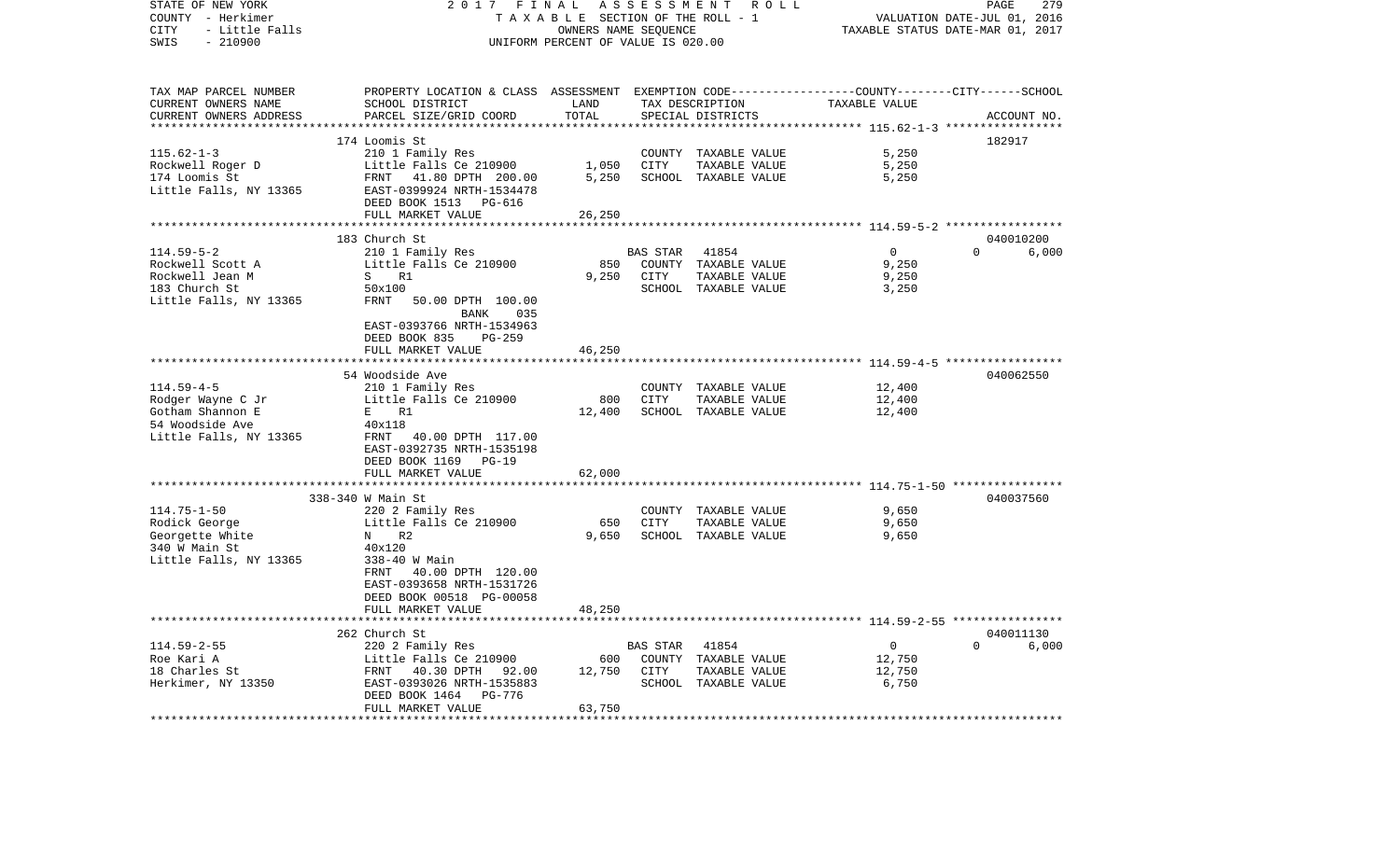STATE OF NEW YORK 2017 FINAL ASSESSMENT ROLL
COUNTY - Herkimer TAXABLE SECTION OF THE ROLL - 1 VALUATION DATE-JUL 01, 2016
CITY - Little Falls OWNERS NAME SEQUENCE TAXABLE STATUS DATE-MAR 01, 2017
SWIS - 210900 UNIFORM PERCENT OF VALUE IS 020.00

| TAX MAP PARCEL NUMBER / CURRENT OWNERS NAME / CURRENT OWNERS ADDRESS | PROPERTY LOCATION & CLASS / SCHOOL DISTRICT / PARCEL SIZE/GRID COORD | ASSESSMENT LAND / TOTAL | EXEMPTION CODE / TAX DESCRIPTION / SPECIAL DISTRICTS | COUNTY-CITY-SCHOOL TAXABLE VALUE | ACCOUNT NO. |
|---|---|---|---|---|---|
| 115.62-1-3 | 174 Loomis St | | | | 182917 |
| Rockwell Roger D | 210 1 Family Res | | COUNTY TAXABLE VALUE | 5,250 | |
| 174 Loomis St | Little Falls Ce 210900 | 1,050 | CITY TAXABLE VALUE | 5,250 | |
| Little Falls, NY 13365 | FRNT 41.80 DPTH 200.00 | 5,250 | SCHOOL TAXABLE VALUE | 5,250 | |
| | EAST-0399924 NRTH-1534478 | | | | |
| | DEED BOOK 1513 PG-616 | | | | |
| | FULL MARKET VALUE | 26,250 | | | |
| 114.59-5-2 | 183 Church St | | | | 040010200 |
| Rockwell Scott A | 210 1 Family Res | | BAS STAR 41854 | 0 / 0 / 6,000 | |
| Rockwell Jean M | Little Falls Ce 210900 | 850 | COUNTY TAXABLE VALUE | 9,250 | |
| 183 Church St | S R1 | 9,250 | CITY TAXABLE VALUE | 9,250 | |
| Little Falls, NY 13365 | 50x100 | | SCHOOL TAXABLE VALUE | 3,250 | |
| | FRNT 50.00 DPTH 100.00 | | | | |
| | BANK 035 | | | | |
| | EAST-0393766 NRTH-1534963 | | | | |
| | DEED BOOK 835 PG-259 | | | | |
| | FULL MARKET VALUE | 46,250 | | | |
| 114.59-4-5 | 54 Woodside Ave | | | | 040062550 |
| Rodger Wayne C Jr | 210 1 Family Res | | COUNTY TAXABLE VALUE | 12,400 | |
| Gotham Shannon E | Little Falls Ce 210900 | 800 | CITY TAXABLE VALUE | 12,400 | |
| 54 Woodside Ave | E R1 | 12,400 | SCHOOL TAXABLE VALUE | 12,400 | |
| Little Falls, NY 13365 | 40x118 | | | | |
| | FRNT 40.00 DPTH 117.00 | | | | |
| | EAST-0392735 NRTH-1535198 | | | | |
| | DEED BOOK 1169 PG-19 | | | | |
| | FULL MARKET VALUE | 62,000 | | | |
| 114.75-1-50 | 338-340 W Main St | | | | 040037560 |
| Rodick George | 220 2 Family Res | | COUNTY TAXABLE VALUE | 9,650 | |
| Georgette White | Little Falls Ce 210900 | 650 | CITY TAXABLE VALUE | 9,650 | |
| 340 W Main St | N R2 | 9,650 | SCHOOL TAXABLE VALUE | 9,650 | |
| Little Falls, NY 13365 | 40x120 | | | | |
| | 338-40 W Main | | | | |
| | FRNT 40.00 DPTH 120.00 | | | | |
| | EAST-0393658 NRTH-1531726 | | | | |
| | DEED BOOK 00518 PG-00058 | | | | |
| | FULL MARKET VALUE | 48,250 | | | |
| 114.59-2-55 | 262 Church St | | | | 040011130 |
| Roe Kari A | 220 2 Family Res | | BAS STAR 41854 | 0 / 0 / 6,000 | |
| 18 Charles St | Little Falls Ce 210900 | 600 | COUNTY TAXABLE VALUE | 12,750 | |
| Herkimer, NY 13350 | FRNT 40.30 DPTH 92.00 | 12,750 | CITY TAXABLE VALUE | 12,750 | |
| | EAST-0393026 NRTH-1535883 | | SCHOOL TAXABLE VALUE | 6,750 | |
| | DEED BOOK 1464 PG-776 | | | | |
| | FULL MARKET VALUE | 63,750 | | | |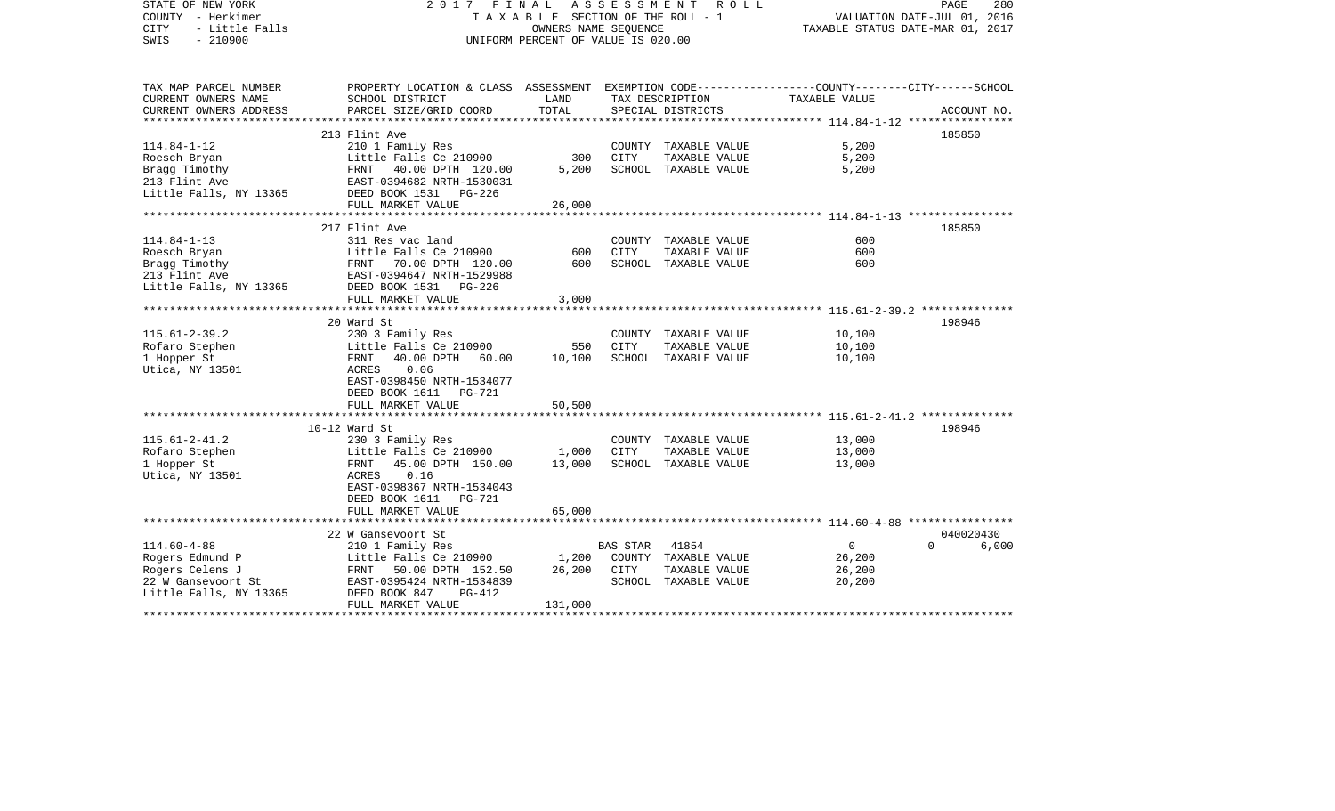STATE OF NEW YORK — 2017 FINAL ASSESSMENT ROLL
COUNTY - Herkimer — TAXABLE SECTION OF THE ROLL - 1 — VALUATION DATE-JUL 01, 2016
CITY - Little Falls — OWNERS NAME SEQUENCE — TAXABLE STATUS DATE-MAR 01, 2017
SWIS - 210900 — UNIFORM PERCENT OF VALUE IS 020.00

| TAX MAP PARCEL NUMBER / CURRENT OWNERS NAME / CURRENT OWNERS ADDRESS | PROPERTY LOCATION & CLASS / SCHOOL DISTRICT / PARCEL SIZE/GRID COORD | ASSESSMENT LAND | TOTAL | EXEMPTION CODE / TAX DESCRIPTION / SPECIAL DISTRICTS | TAXABLE VALUE (COUNTY / CITY / SCHOOL) | ACCOUNT NO. |
|---|---|---|---|---|---|---|
| **114.84-1-12** | 213 Flint Ave | | | | | 185850 |
| Roesch Bryan | 210 1 Family Res | | | COUNTY TAXABLE VALUE | 5,200 | |
| Bragg Timothy | Little Falls Ce 210900 | 300 | | CITY TAXABLE VALUE | 5,200 | |
| 213 Flint Ave | FRNT 40.00 DPTH 120.00 | | 5,200 | SCHOOL TAXABLE VALUE | 5,200 | |
| Little Falls, NY 13365 | EAST-0394682 NRTH-1530031 | | | | | |
| | DEED BOOK 1531 PG-226 | | | | | |
| | FULL MARKET VALUE | | 26,000 | | | |
| **114.84-1-13** | 217 Flint Ave | | | | | 185850 |
| Roesch Bryan | 311 Res vac land | | | COUNTY TAXABLE VALUE | 600 | |
| Bragg Timothy | Little Falls Ce 210900 | 600 | | CITY TAXABLE VALUE | 600 | |
| 213 Flint Ave | FRNT 70.00 DPTH 120.00 | | 600 | SCHOOL TAXABLE VALUE | 600 | |
| Little Falls, NY 13365 | EAST-0394647 NRTH-1529988 | | | | | |
| | DEED BOOK 1531 PG-226 | | | | | |
| | FULL MARKET VALUE | | 3,000 | | | |
| **115.61-2-39.2** | 20 Ward St | | | | | 198946 |
| Rofaro Stephen | 230 3 Family Res | | | COUNTY TAXABLE VALUE | 10,100 | |
| 1 Hopper St | Little Falls Ce 210900 | 550 | | CITY TAXABLE VALUE | 10,100 | |
| Utica, NY 13501 | FRNT 40.00 DPTH 60.00 | | 10,100 | SCHOOL TAXABLE VALUE | 10,100 | |
| | ACRES 0.06 | | | | | |
| | EAST-0398450 NRTH-1534077 | | | | | |
| | DEED BOOK 1611 PG-721 | | | | | |
| | FULL MARKET VALUE | | 50,500 | | | |
| **115.61-2-41.2** | 10-12 Ward St | | | | | 198946 |
| Rofaro Stephen | 230 3 Family Res | | | COUNTY TAXABLE VALUE | 13,000 | |
| 1 Hopper St | Little Falls Ce 210900 | 1,000 | | CITY TAXABLE VALUE | 13,000 | |
| Utica, NY 13501 | FRNT 45.00 DPTH 150.00 | | 13,000 | SCHOOL TAXABLE VALUE | 13,000 | |
| | ACRES 0.16 | | | | | |
| | EAST-0398367 NRTH-1534043 | | | | | |
| | DEED BOOK 1611 PG-721 | | | | | |
| | FULL MARKET VALUE | | 65,000 | | | |
| **114.60-4-88** | 22 W Gansevoort St | | | | | 040020430 |
| Rogers Edmund P | 210 1 Family Res | | | BAS STAR 41854 | 0 / 0 / 6,000 | |
| Rogers Celens J | Little Falls Ce 210900 | 1,200 | | COUNTY TAXABLE VALUE | 26,200 | |
| 22 W Gansevoort St | FRNT 50.00 DPTH 152.50 | | 26,200 | CITY TAXABLE VALUE | 26,200 | |
| Little Falls, NY 13365 | EAST-0395424 NRTH-1534839 | | | SCHOOL TAXABLE VALUE | 20,200 | |
| | DEED BOOK 847 PG-412 | | | | | |
| | FULL MARKET VALUE | | 131,000 | | | |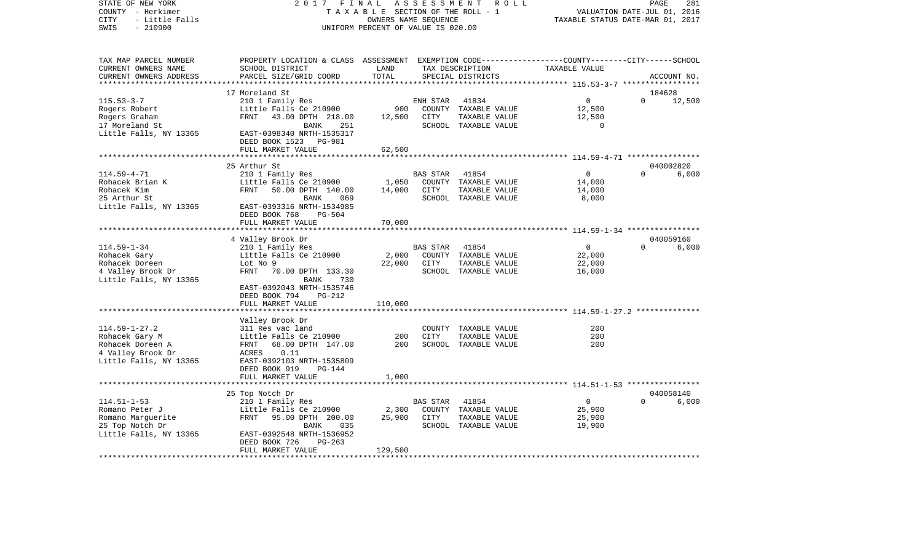STATE OF NEW YORK | COUNTY - Herkimer | CITY - Little Falls | SWIS - 210900

2017 FINAL ASSESSMENT ROLL
TAXABLE SECTION OF THE ROLL - 1
OWNERS NAME SEQUENCE
UNIFORM PERCENT OF VALUE IS 020.00

VALUATION DATE-JUL 01, 2016
TAXABLE STATUS DATE-MAR 01, 2017

| TAX MAP PARCEL NUMBER / CURRENT OWNERS NAME / CURRENT OWNERS ADDRESS | PROPERTY LOCATION & CLASS / SCHOOL DISTRICT / PARCEL SIZE/GRID COORD | ASSESSMENT LAND | TOTAL | EXEMPTION CODE / TAX DESCRIPTION / SPECIAL DISTRICTS | COUNTY | CITY | SCHOOL | ACCOUNT NO. |
|---|---|---|---|---|---|---|---|---|
| 115.53-3-7 | 17 Moreland St | | | | | | | 184628 |
| Rogers Robert | 210 1 Family Res | | | ENH STAR 41834 | 0 | 0 | 12,500 | |
| Rogers Graham | Little Falls Ce 210900 | 900 | | COUNTY TAXABLE VALUE | 12,500 | | | |
| 17 Moreland St | FRNT 43.00 DPTH 218.00 | | 12,500 | CITY TAXABLE VALUE | | 12,500 | | |
| Little Falls, NY 13365 | BANK 251 | | | SCHOOL TAXABLE VALUE | | | 0 | |
| | EAST-0398340 NRTH-1535317 | | | | | | | |
| | DEED BOOK 1523 PG-981 | | | | | | | |
| | FULL MARKET VALUE | | 62,500 | | | | | |
| 114.59-4-71 | 25 Arthur St | | | | | | | 040002820 |
| Rohacek Brian K | 210 1 Family Res | | | BAS STAR 41854 | 0 | 0 | 6,000 | |
| Rohacek Kim | Little Falls Ce 210900 | 1,050 | | COUNTY TAXABLE VALUE | 14,000 | | | |
| 25 Arthur St | FRNT 50.00 DPTH 140.00 | | 14,000 | CITY TAXABLE VALUE | | 14,000 | | |
| Little Falls, NY 13365 | BANK 069 | | | SCHOOL TAXABLE VALUE | | | 8,000 | |
| | EAST-0393316 NRTH-1534985 | | | | | | | |
| | DEED BOOK 768 PG-504 | | | | | | | |
| | FULL MARKET VALUE | | 70,000 | | | | | |
| 114.59-1-34 | 4 Valley Brook Dr | | | | | | | 040059160 |
| Rohacek Gary | 210 1 Family Res | | | BAS STAR 41854 | 0 | 0 | 6,000 | |
| Rohacek Doreen | Little Falls Ce 210900 | 2,000 | | COUNTY TAXABLE VALUE | 22,000 | | | |
| 4 Valley Brook Dr | Lot No 9 | | 22,000 | CITY TAXABLE VALUE | | 22,000 | | |
| Little Falls, NY 13365 | FRNT 70.00 DPTH 133.30 | | | SCHOOL TAXABLE VALUE | | | 16,000 | |
| | BANK 730 | | | | | | | |
| | EAST-0392043 NRTH-1535746 | | | | | | | |
| | DEED BOOK 794 PG-212 | | | | | | | |
| | FULL MARKET VALUE | | 110,000 | | | | | |
| 114.59-1-27.2 | Valley Brook Dr | | | | | | | |
| Rohacek Gary M | 311 Res vac land | | | COUNTY TAXABLE VALUE | 200 | | | |
| Rohacek Doreen A | Little Falls Ce 210900 | 200 | | CITY TAXABLE VALUE | | 200 | | |
| 4 Valley Brook Dr | FRNT 68.00 DPTH 147.00 | | 200 | SCHOOL TAXABLE VALUE | | | 200 | |
| Little Falls, NY 13365 | ACRES 0.11 | | | | | | | |
| | EAST-0392103 NRTH-1535809 | | | | | | | |
| | DEED BOOK 919 PG-144 | | | | | | | |
| | FULL MARKET VALUE | | 1,000 | | | | | |
| 114.51-1-53 | 25 Top Notch Dr | | | | | | | 040058140 |
| Romano Peter J | 210 1 Family Res | | | BAS STAR 41854 | 0 | 0 | 6,000 | |
| Romano Marguerite | Little Falls Ce 210900 | 2,300 | | COUNTY TAXABLE VALUE | 25,900 | | | |
| 25 Top Notch Dr | FRNT 95.00 DPTH 200.00 | | 25,900 | CITY TAXABLE VALUE | | 25,900 | | |
| Little Falls, NY 13365 | BANK 035 | | | SCHOOL TAXABLE VALUE | | | 19,900 | |
| | EAST-0392548 NRTH-1536952 | | | | | | | |
| | DEED BOOK 726 PG-263 | | | | | | | |
| | FULL MARKET VALUE | | 129,500 | | | | | |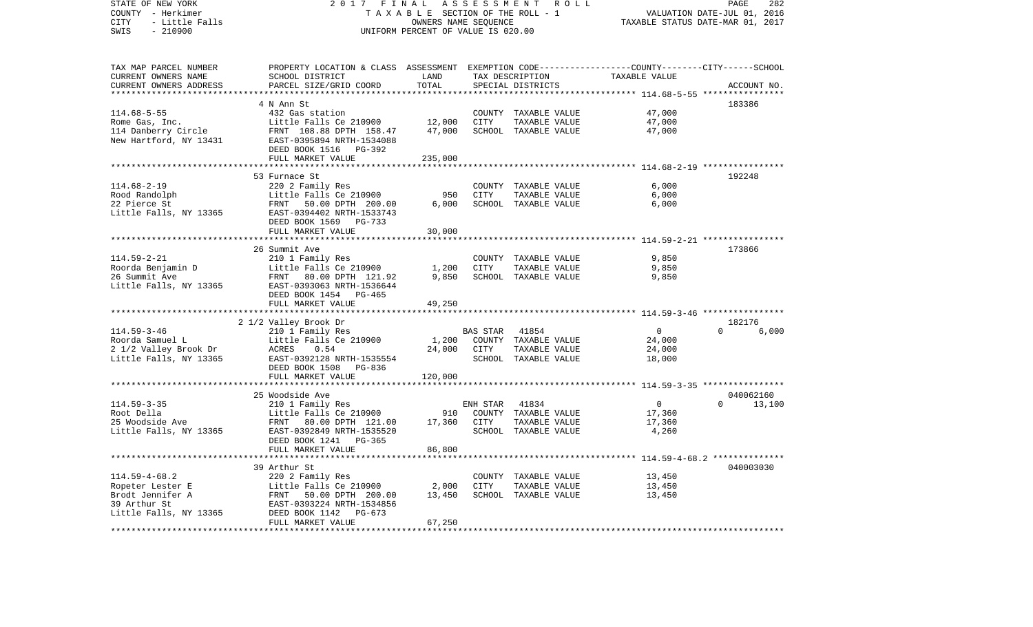STATE OF NEW YORK 2017 FINAL ASSESSMENT ROLL
COUNTY - Herkimer TAXABLE SECTION OF THE ROLL - 1 VALUATION DATE-JUL 01, 2016
CITY - Little Falls OWNERS NAME SEQUENCE TAXABLE STATUS DATE-MAR 01, 2017
SWIS - 210900 UNIFORM PERCENT OF VALUE IS 020.00

| TAX MAP PARCEL NUMBER / CURRENT OWNERS NAME / CURRENT OWNERS ADDRESS | PROPERTY LOCATION & CLASS / SCHOOL DISTRICT / PARCEL SIZE/GRID COORD | ASSESSMENT LAND | TOTAL | EXEMPTION CODE / TAX DESCRIPTION / SPECIAL DISTRICTS | COUNTY TAXABLE VALUE | CITY | SCHOOL | ACCOUNT NO. |
|---|---|---|---|---|---|---|---|---|
| **114.68-5-55** | 4 N Ann St | | | | | | | 183386 |
| Rome Gas, Inc. | 432 Gas station | 12,000 | | COUNTY TAXABLE VALUE | 47,000 | | | |
| 114 Danberry Circle | Little Falls Ce 210900 | | 47,000 | CITY TAXABLE VALUE | 47,000 | | | |
| New Hartford, NY 13431 | FRNT 108.88 DPTH 158.47 | | | SCHOOL TAXABLE VALUE | 47,000 | | | |
| | EAST-0395894 NRTH-1534088 | | | | | | | |
| | DEED BOOK 1516 PG-392 | | | | | | | |
| | FULL MARKET VALUE | | 235,000 | | | | | |
| **114.68-2-19** | 53 Furnace St | | | | | | | 192248 |
| Rood Randolph | 220 2 Family Res | 950 | | COUNTY TAXABLE VALUE | 6,000 | | | |
| 22 Pierce St | Little Falls Ce 210900 | | 6,000 | CITY TAXABLE VALUE | 6,000 | | | |
| Little Falls, NY 13365 | FRNT 50.00 DPTH 200.00 | | | SCHOOL TAXABLE VALUE | 6,000 | | | |
| | EAST-0394402 NRTH-1533743 | | | | | | | |
| | DEED BOOK 1569 PG-733 | | | | | | | |
| | FULL MARKET VALUE | | 30,000 | | | | | |
| **114.59-2-21** | 26 Summit Ave | | | | | | | 173866 |
| Roorda Benjamin D | 210 1 Family Res | 1,200 | | COUNTY TAXABLE VALUE | 9,850 | | | |
| 26 Summit Ave | Little Falls Ce 210900 | | 9,850 | CITY TAXABLE VALUE | 9,850 | | | |
| Little Falls, NY 13365 | FRNT 80.00 DPTH 121.92 | | | SCHOOL TAXABLE VALUE | 9,850 | | | |
| | EAST-0393063 NRTH-1536644 | | | | | | | |
| | DEED BOOK 1454 PG-465 | | | | | | | |
| | FULL MARKET VALUE | | 49,250 | | | | | |
| **114.59-3-46** | 2 1/2 Valley Brook Dr | | | | | | | 182176 |
| Roorda Samuel L | 210 1 Family Res | | | BAS STAR 41854 | 0 | 0 | 6,000 | |
| 2 1/2 Valley Brook Dr | Little Falls Ce 210900 | 1,200 | | COUNTY TAXABLE VALUE | 24,000 | | | |
| Little Falls, NY 13365 | ACRES 0.54 | | 24,000 | CITY TAXABLE VALUE | 24,000 | | | |
| | EAST-0392128 NRTH-1535554 | | | SCHOOL TAXABLE VALUE | 18,000 | | | |
| | DEED BOOK 1508 PG-836 | | | | | | | |
| | FULL MARKET VALUE | | 120,000 | | | | | |
| **114.59-3-35** | 25 Woodside Ave | | | | | | | 040062160 |
| Root Della | 210 1 Family Res | | | ENH STAR 41834 | 0 | 0 | 13,100 | |
| 25 Woodside Ave | Little Falls Ce 210900 | 910 | | COUNTY TAXABLE VALUE | 17,360 | | | |
| Little Falls, NY 13365 | FRNT 80.00 DPTH 121.00 | | 17,360 | CITY TAXABLE VALUE | 17,360 | | | |
| | EAST-0392849 NRTH-1535520 | | | SCHOOL TAXABLE VALUE | 4,260 | | | |
| | DEED BOOK 1241 PG-365 | | | | | | | |
| | FULL MARKET VALUE | | 86,800 | | | | | |
| **114.59-4-68.2** | 39 Arthur St | | | | | | | 040003030 |
| Ropeter Lester E | 220 2 Family Res | | | COUNTY TAXABLE VALUE | 13,450 | | | |
| Brodt Jennifer A | Little Falls Ce 210900 | 2,000 | | CITY TAXABLE VALUE | 13,450 | | | |
| 39 Arthur St | FRNT 50.00 DPTH 200.00 | | 13,450 | SCHOOL TAXABLE VALUE | 13,450 | | | |
| Little Falls, NY 13365 | EAST-0393224 NRTH-1534856 | | | | | | | |
| | DEED BOOK 1142 PG-673 | | | | | | | |
| | FULL MARKET VALUE | | 67,250 | | | | | |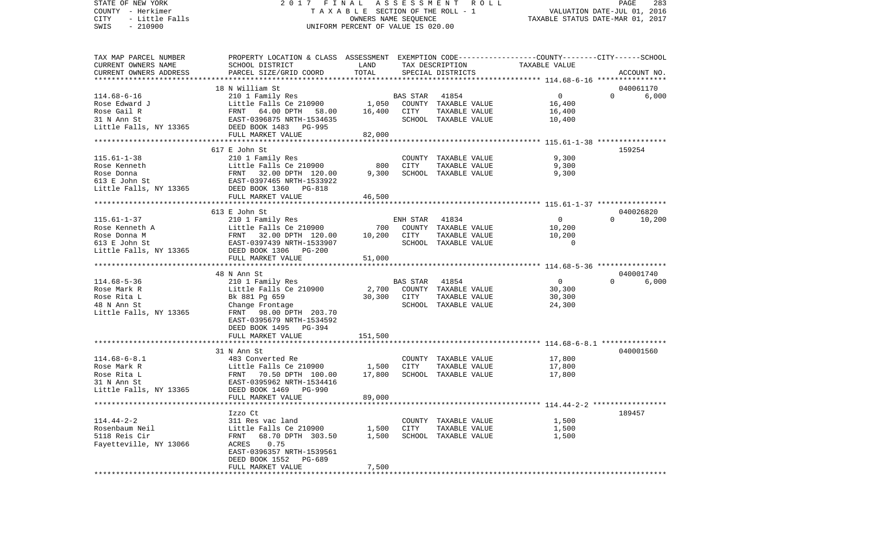STATE OF NEW YORK 2017 FINAL ASSESSMENT ROLL
COUNTY - Herkimer TAXABLE SECTION OF THE ROLL - 1 VALUATION DATE-JUL 01, 2016
CITY - Little Falls OWNERS NAME SEQUENCE TAXABLE STATUS DATE-MAR 01, 2017
SWIS - 210900 UNIFORM PERCENT OF VALUE IS 020.00

| TAX MAP PARCEL NUMBER / CURRENT OWNERS NAME / CURRENT OWNERS ADDRESS | PROPERTY LOCATION & CLASS / SCHOOL DISTRICT / PARCEL SIZE/GRID COORD | ASSESSMENT LAND / TOTAL | EXEMPTION CODE / TAX DESCRIPTION / SPECIAL DISTRICTS | COUNTY / CITY / SCHOOL TAXABLE VALUE | ACCOUNT NO. |
|---|---|---|---|---|---|
| 114.68-6-16 | 18 N William St | | | | 040061170 |
| | 210 1 Family Res | | BAS STAR 41854 | 0 0 6,000 | |
| Rose Edward J | Little Falls Ce 210900 | 1,050 | COUNTY TAXABLE VALUE | 16,400 | |
| Rose Gail R | FRNT 64.00 DPTH 58.00 | 16,400 | CITY TAXABLE VALUE | 16,400 | |
| 31 N Ann St | EAST-0396875 NRTH-1534635 | | SCHOOL TAXABLE VALUE | 10,400 | |
| Little Falls, NY 13365 | DEED BOOK 1483 PG-995 | | | | |
| | FULL MARKET VALUE | 82,000 | | | |
| 115.61-1-38 | 617 E John St | | | | 159254 |
| | 210 1 Family Res | | COUNTY TAXABLE VALUE | 9,300 | |
| Rose Kenneth | Little Falls Ce 210900 | 800 | CITY TAXABLE VALUE | 9,300 | |
| Rose Donna | FRNT 32.00 DPTH 120.00 | 9,300 | SCHOOL TAXABLE VALUE | 9,300 | |
| 613 E John St | EAST-0397465 NRTH-1533922 | | | | |
| Little Falls, NY 13365 | DEED BOOK 1360 PG-818 | | | | |
| | FULL MARKET VALUE | 46,500 | | | |
| 115.61-1-37 | 613 E John St | | | | 040026820 |
| | 210 1 Family Res | | ENH STAR 41834 | 0 0 10,200 | |
| Rose Kenneth A | Little Falls Ce 210900 | 700 | COUNTY TAXABLE VALUE | 10,200 | |
| Rose Donna M | FRNT 32.00 DPTH 120.00 | 10,200 | CITY TAXABLE VALUE | 10,200 | |
| 613 E John St | EAST-0397439 NRTH-1533907 | | SCHOOL TAXABLE VALUE | 0 | |
| Little Falls, NY 13365 | DEED BOOK 1306 PG-200 | | | | |
| | FULL MARKET VALUE | 51,000 | | | |
| 114.68-5-36 | 48 N Ann St | | | | 040001740 |
| | 210 1 Family Res | | BAS STAR 41854 | 0 0 6,000 | |
| Rose Mark R | Little Falls Ce 210900 | 2,700 | COUNTY TAXABLE VALUE | 30,300 | |
| Rose Rita L | Bk 881 Pg 659 | 30,300 | CITY TAXABLE VALUE | 30,300 | |
| 48 N Ann St | Change Frontage | | SCHOOL TAXABLE VALUE | 24,300 | |
| Little Falls, NY 13365 | FRNT 98.00 DPTH 203.70 | | | | |
| | EAST-0395679 NRTH-1534592 | | | | |
| | DEED BOOK 1495 PG-394 | | | | |
| | FULL MARKET VALUE | 151,500 | | | |
| 114.68-6-8.1 | 31 N Ann St | | | | 040001560 |
| | 483 Converted Re | | COUNTY TAXABLE VALUE | 17,800 | |
| Rose Mark R | Little Falls Ce 210900 | 1,500 | CITY TAXABLE VALUE | 17,800 | |
| Rose Rita L | FRNT 70.50 DPTH 100.00 | 17,800 | SCHOOL TAXABLE VALUE | 17,800 | |
| 31 N Ann St | EAST-0395962 NRTH-1534416 | | | | |
| Little Falls, NY 13365 | DEED BOOK 1469 PG-990 | | | | |
| | FULL MARKET VALUE | 89,000 | | | |
| 114.44-2-2 | Izzo Ct | | | | 189457 |
| | 311 Res vac land | | COUNTY TAXABLE VALUE | 1,500 | |
| Rosenbaum Neil | Little Falls Ce 210900 | 1,500 | CITY TAXABLE VALUE | 1,500 | |
| 5118 Reis Cir | FRNT 68.70 DPTH 303.50 | 1,500 | SCHOOL TAXABLE VALUE | 1,500 | |
| Fayetteville, NY 13066 | ACRES 0.75 | | | | |
| | EAST-0396357 NRTH-1539561 | | | | |
| | DEED BOOK 1552 PG-689 | | | | |
| | FULL MARKET VALUE | 7,500 | | | |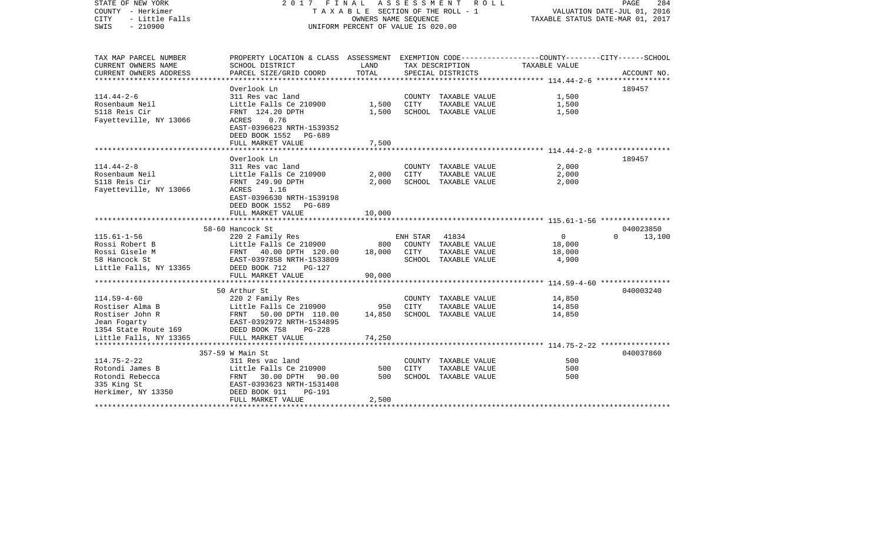STATE OF NEW YORK — 2017 FINAL ASSESSMENT ROLL
COUNTY - Herkimer — TAXABLE SECTION OF THE ROLL - 1 — VALUATION DATE-JUL 01, 2016
CITY - Little Falls — OWNERS NAME SEQUENCE — TAXABLE STATUS DATE-MAR 01, 2017
SWIS - 210900 — UNIFORM PERCENT OF VALUE IS 020.00

| TAX MAP PARCEL NUMBER / CURRENT OWNERS NAME / CURRENT OWNERS ADDRESS | PROPERTY LOCATION & CLASS / SCHOOL DISTRICT / PARCEL SIZE/GRID COORD | ASSESSMENT LAND | TOTAL | EXEMPTION CODE / TAX DESCRIPTION / SPECIAL DISTRICTS | COUNTY TAXABLE VALUE | CITY | SCHOOL | ACCOUNT NO. |
|---|---|---|---|---|---|---|---|---|
| **114.44-2-6** | Overlook Ln | | | | | | | 189457 |
| Rosenbaum Neil | 311 Res vac land | | | COUNTY TAXABLE VALUE | 1,500 | | | |
| 5118 Reis Cir | Little Falls Ce 210900 | 1,500 | | CITY TAXABLE VALUE | 1,500 | | | |
| Fayetteville, NY 13066 | FRNT 124.20 DPTH | | 1,500 | SCHOOL TAXABLE VALUE | 1,500 | | | |
| | ACRES 0.76 | | | | | | | |
| | EAST-0396623 NRTH-1539352 | | | | | | | |
| | DEED BOOK 1552 PG-689 | | | | | | | |
| | FULL MARKET VALUE | | 7,500 | | | | | |
| **114.44-2-8** | Overlook Ln | | | | | | | 189457 |
| Rosenbaum Neil | 311 Res vac land | | | COUNTY TAXABLE VALUE | 2,000 | | | |
| 5118 Reis Cir | Little Falls Ce 210900 | 2,000 | | CITY TAXABLE VALUE | 2,000 | | | |
| Fayetteville, NY 13066 | FRNT 249.90 DPTH | | 2,000 | SCHOOL TAXABLE VALUE | 2,000 | | | |
| | ACRES 1.16 | | | | | | | |
| | EAST-0396630 NRTH-1539198 | | | | | | | |
| | DEED BOOK 1552 PG-689 | | | | | | | |
| | FULL MARKET VALUE | | 10,000 | | | | | |
| **115.61-1-56** | 58-60 Hancock St | | | | | | | 040023850 |
| Rossi Robert B | 220 2 Family Res | | | ENH STAR 41834 | 0 | 0 | 13,100 | |
| Rossi Gisele M | Little Falls Ce 210900 | 800 | | COUNTY TAXABLE VALUE | 18,000 | | | |
| 58 Hancock St | FRNT 40.00 DPTH 120.00 | | 18,000 | CITY TAXABLE VALUE | 18,000 | | | |
| Little Falls, NY 13365 | EAST-0397858 NRTH-1533809 | | | SCHOOL TAXABLE VALUE | 4,900 | | | |
| | DEED BOOK 712 PG-127 | | | | | | | |
| | FULL MARKET VALUE | | 90,000 | | | | | |
| **114.59-4-60** | 50 Arthur St | | | | | | | 040003240 |
| Rostiser Alma B | 220 2 Family Res | | | COUNTY TAXABLE VALUE | 14,850 | | | |
| Rostiser John R | Little Falls Ce 210900 | 950 | | CITY TAXABLE VALUE | 14,850 | | | |
| Jean Fogarty | FRNT 50.00 DPTH 110.00 | | 14,850 | SCHOOL TAXABLE VALUE | 14,850 | | | |
| 1354 State Route 169 | EAST-0392972 NRTH-1534895 | | | | | | | |
| Little Falls, NY 13365 | DEED BOOK 758 PG-228 | | | | | | | |
| | FULL MARKET VALUE | | 74,250 | | | | | |
| **114.75-2-22** | 357-59 W Main St | | | | | | | 040037860 |
| Rotondi James B | 311 Res vac land | | | COUNTY TAXABLE VALUE | 500 | | | |
| Rotondi Rebecca | Little Falls Ce 210900 | 500 | | CITY TAXABLE VALUE | 500 | | | |
| 335 King St | FRNT 30.00 DPTH 90.00 | | 500 | SCHOOL TAXABLE VALUE | 500 | | | |
| Herkimer, NY 13350 | EAST-0393623 NRTH-1531408 | | | | | | | |
| | DEED BOOK 911 PG-191 | | | | | | | |
| | FULL MARKET VALUE | | 2,500 | | | | | |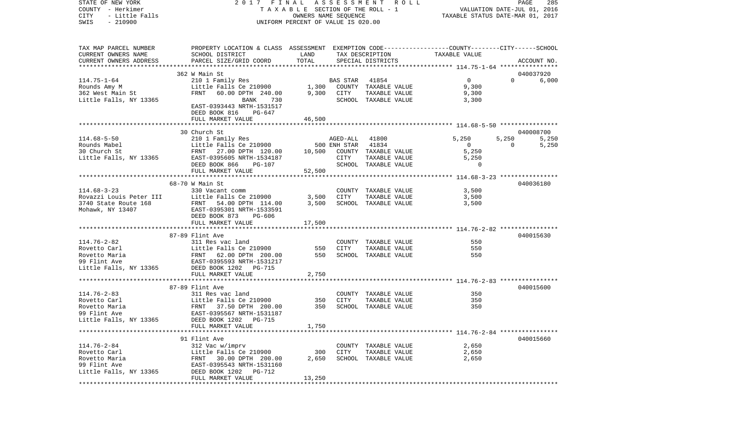STATE OF NEW YORK　　　　2 0 1 7　F I N A L　A S S E S S M E N T　R O L L
COUNTY - Herkimer　　　　T A X A B L E SECTION OF THE ROLL - 1　　　　VALUATION DATE-JUL 01, 2016
CITY - Little Falls　　　　OWNERS NAME SEQUENCE　　　　TAXABLE STATUS DATE-MAR 01, 2017
SWIS - 210900　　　　UNIFORM PERCENT OF VALUE IS 020.00

| TAX MAP PARCEL NUMBER / CURRENT OWNERS NAME / CURRENT OWNERS ADDRESS | PROPERTY LOCATION & CLASS / SCHOOL DISTRICT / PARCEL SIZE/GRID COORD | ASSESSMENT LAND | TOTAL | EXEMPTION CODE / TAX DESCRIPTION / SPECIAL DISTRICTS | COUNTY | CITY | SCHOOL / ACCOUNT NO. |
|---|---|---|---|---|---|---|---|
| **114.75-1-64** | 362 W Main St | | | | | | 040037920 |
| 114.75-1-64 | 210 1 Family Res | | | BAS STAR 41854 | 0 | 0 | 6,000 |
| Rounds Amy M | Little Falls Ce 210900 | 1,300 | | COUNTY TAXABLE VALUE | 9,300 | | |
| 362 West Main St | FRNT 60.00 DPTH 240.00 | | 9,300 | CITY TAXABLE VALUE | | 9,300 | |
| Little Falls, NY 13365 | BANK 730 | | | SCHOOL TAXABLE VALUE | | | 3,300 |
| | EAST-0393443 NRTH-1531517 | | | | | | |
| | DEED BOOK 816 PG-647 | | | | | | |
| | FULL MARKET VALUE | | 46,500 | | | | |
| **114.68-5-50** | 30 Church St | | | | | | 040008700 |
| 114.68-5-50 | 210 1 Family Res | | | AGED-ALL 41800 | 5,250 | 5,250 | 5,250 |
| Rounds Mabel | Little Falls Ce 210900 | 500 | | ENH STAR 41834 | 0 | 0 | 5,250 |
| 30 Church St | FRNT 27.00 DPTH 120.00 | | 10,500 | COUNTY TAXABLE VALUE | 5,250 | | |
| Little Falls, NY 13365 | EAST-0395605 NRTH-1534187 | | | CITY TAXABLE VALUE | | 5,250 | |
| | DEED BOOK 866 PG-107 | | | SCHOOL TAXABLE VALUE | | | 0 |
| | FULL MARKET VALUE | | 52,500 | | | | |
| **114.68-3-23** | 68-70 W Main St | | | | | | 040036180 |
| 114.68-3-23 | 330 Vacant comm | | | COUNTY TAXABLE VALUE | 3,500 | | |
| Rovazzi Louis Peter III | Little Falls Ce 210900 | 3,500 | | CITY TAXABLE VALUE | | 3,500 | |
| 3740 State Route 168 | FRNT 54.00 DPTH 114.00 | | 3,500 | SCHOOL TAXABLE VALUE | | | 3,500 |
| Mohawk, NY 13407 | EAST-0395301 NRTH-1533591 | | | | | | |
| | DEED BOOK 873 PG-606 | | | | | | |
| | FULL MARKET VALUE | | 17,500 | | | | |
| **114.76-2-82** | 87-89 Flint Ave | | | | | | 040015630 |
| 114.76-2-82 | 311 Res vac land | | | COUNTY TAXABLE VALUE | 550 | | |
| Rovetto Carl | Little Falls Ce 210900 | 550 | | CITY TAXABLE VALUE | | 550 | |
| Rovetto Maria | FRNT 62.00 DPTH 200.00 | | 550 | SCHOOL TAXABLE VALUE | | | 550 |
| 99 Flint Ave | EAST-0395593 NRTH-1531217 | | | | | | |
| Little Falls, NY 13365 | DEED BOOK 1202 PG-715 | | | | | | |
| | FULL MARKET VALUE | | 2,750 | | | | |
| **114.76-2-83** | 87-89 Flint Ave | | | | | | 040015600 |
| 114.76-2-83 | 311 Res vac land | | | COUNTY TAXABLE VALUE | 350 | | |
| Rovetto Carl | Little Falls Ce 210900 | 350 | | CITY TAXABLE VALUE | | 350 | |
| Rovetto Maria | FRNT 37.50 DPTH 200.00 | | 350 | SCHOOL TAXABLE VALUE | | | 350 |
| 99 Flint Ave | EAST-0395567 NRTH-1531187 | | | | | | |
| Little Falls, NY 13365 | DEED BOOK 1202 PG-715 | | | | | | |
| | FULL MARKET VALUE | | 1,750 | | | | |
| **114.76-2-84** | 91 Flint Ave | | | | | | 040015660 |
| 114.76-2-84 | 312 Vac w/imprv | | | COUNTY TAXABLE VALUE | 2,650 | | |
| Rovetto Carl | Little Falls Ce 210900 | 300 | | CITY TAXABLE VALUE | | 2,650 | |
| Rovetto Maria | FRNT 30.00 DPTH 200.00 | | 2,650 | SCHOOL TAXABLE VALUE | | | 2,650 |
| 99 Flint Ave | EAST-0395543 NRTH-1531160 | | | | | | |
| Little Falls, NY 13365 | DEED BOOK 1202 PG-712 | | | | | | |
| | FULL MARKET VALUE | | 13,250 | | | | |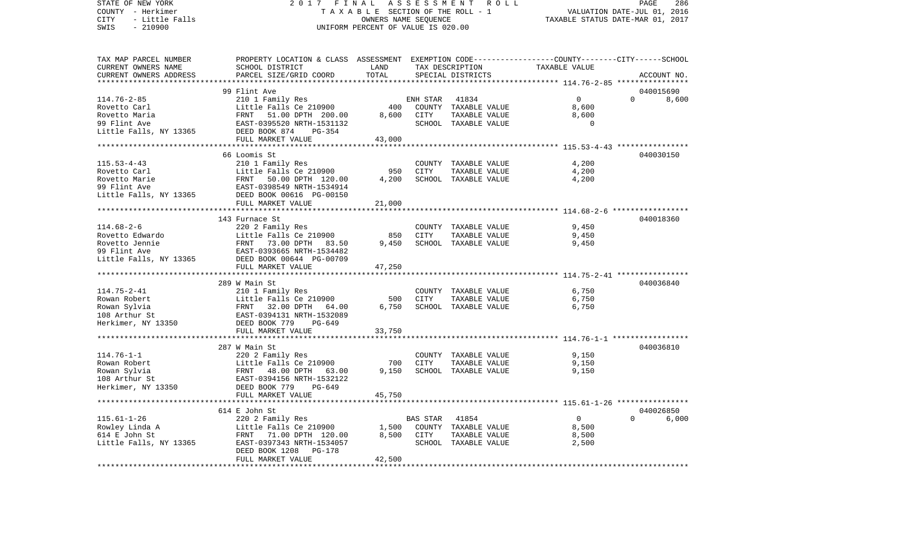STATE OF NEW YORK — 2017 FINAL ASSESSMENT ROLL
COUNTY - Herkimer — TAXABLE SECTION OF THE ROLL - 1 — VALUATION DATE-JUL 01, 2016
CITY - Little Falls — OWNERS NAME SEQUENCE — TAXABLE STATUS DATE-MAR 01, 2017
SWIS - 210900 — UNIFORM PERCENT OF VALUE IS 020.00

| TAX MAP PARCEL NUMBER / CURRENT OWNERS NAME / CURRENT OWNERS ADDRESS | PROPERTY LOCATION & CLASS / SCHOOL DISTRICT / PARCEL SIZE/GRID COORD | ASSESSMENT LAND | TOTAL | EXEMPTION CODE / TAX DESCRIPTION / SPECIAL DISTRICTS | COUNTY / CITY TAXABLE VALUE | SCHOOL | ACCOUNT NO. |
|---|---|---|---|---|---|---|---|
| **114.76-2-85** | 99 Flint Ave | | | | | | 040015690 |
| 114.76-2-85 | 210 1 Family Res | | | ENH STAR 41834 | 0 | 0 8,600 | |
| Rovetto Carl | Little Falls Ce 210900 | 400 | | COUNTY TAXABLE VALUE | 8,600 | | |
| Rovetto Maria | FRNT 51.00 DPTH 200.00 | | 8,600 | CITY TAXABLE VALUE | 8,600 | | |
| 99 Flint Ave | EAST-0395520 NRTH-1531132 | | | SCHOOL TAXABLE VALUE | 0 | | |
| Little Falls, NY 13365 | DEED BOOK 874 PG-354 | | | | | | |
| | FULL MARKET VALUE | | 43,000 | | | | |
| **115.53-4-43** | 66 Loomis St | | | | | | 040030150 |
| 115.53-4-43 | 210 1 Family Res | | | COUNTY TAXABLE VALUE | 4,200 | | |
| Rovetto Carl | Little Falls Ce 210900 | 950 | | CITY TAXABLE VALUE | 4,200 | | |
| Rovetto Marie | FRNT 50.00 DPTH 120.00 | | 4,200 | SCHOOL TAXABLE VALUE | 4,200 | | |
| 99 Flint Ave | EAST-0398549 NRTH-1534914 | | | | | | |
| Little Falls, NY 13365 | DEED BOOK 00616 PG-00150 | | | | | | |
| | FULL MARKET VALUE | | 21,000 | | | | |
| **114.68-2-6** | 143 Furnace St | | | | | | 040018360 |
| 114.68-2-6 | 220 2 Family Res | | | COUNTY TAXABLE VALUE | 9,450 | | |
| Rovetto Edwardo | Little Falls Ce 210900 | 850 | | CITY TAXABLE VALUE | 9,450 | | |
| Rovetto Jennie | FRNT 73.00 DPTH 83.50 | | 9,450 | SCHOOL TAXABLE VALUE | 9,450 | | |
| 99 Flint Ave | EAST-0393665 NRTH-1534482 | | | | | | |
| Little Falls, NY 13365 | DEED BOOK 00644 PG-00709 | | | | | | |
| | FULL MARKET VALUE | | 47,250 | | | | |
| **114.75-2-41** | 289 W Main St | | | | | | 040036840 |
| 114.75-2-41 | 210 1 Family Res | | | COUNTY TAXABLE VALUE | 6,750 | | |
| Rowan Robert | Little Falls Ce 210900 | 500 | | CITY TAXABLE VALUE | 6,750 | | |
| Rowan Sylvia | FRNT 32.00 DPTH 64.00 | | 6,750 | SCHOOL TAXABLE VALUE | 6,750 | | |
| 108 Arthur St | EAST-0394131 NRTH-1532089 | | | | | | |
| Herkimer, NY 13350 | DEED BOOK 779 PG-649 | | | | | | |
| | FULL MARKET VALUE | | 33,750 | | | | |
| **114.76-1-1** | 287 W Main St | | | | | | 040036810 |
| 114.76-1-1 | 220 2 Family Res | | | COUNTY TAXABLE VALUE | 9,150 | | |
| Rowan Robert | Little Falls Ce 210900 | 700 | | CITY TAXABLE VALUE | 9,150 | | |
| Rowan Sylvia | FRNT 48.00 DPTH 63.00 | | 9,150 | SCHOOL TAXABLE VALUE | 9,150 | | |
| 108 Arthur St | EAST-0394156 NRTH-1532122 | | | | | | |
| Herkimer, NY 13350 | DEED BOOK 779 PG-649 | | | | | | |
| | FULL MARKET VALUE | | 45,750 | | | | |
| **115.61-1-26** | 614 E John St | | | | | | 040026850 |
| 115.61-1-26 | 220 2 Family Res | | | BAS STAR 41854 | 0 | 0 6,000 | |
| Rowley Linda A | Little Falls Ce 210900 | 1,500 | | COUNTY TAXABLE VALUE | 8,500 | | |
| 614 E John St | FRNT 71.00 DPTH 120.00 | | 8,500 | CITY TAXABLE VALUE | 8,500 | | |
| Little Falls, NY 13365 | EAST-0397343 NRTH-1534057 | | | SCHOOL TAXABLE VALUE | 2,500 | | |
| | DEED BOOK 1208 PG-178 | | | | | | |
| | FULL MARKET VALUE | | 42,500 | | | | |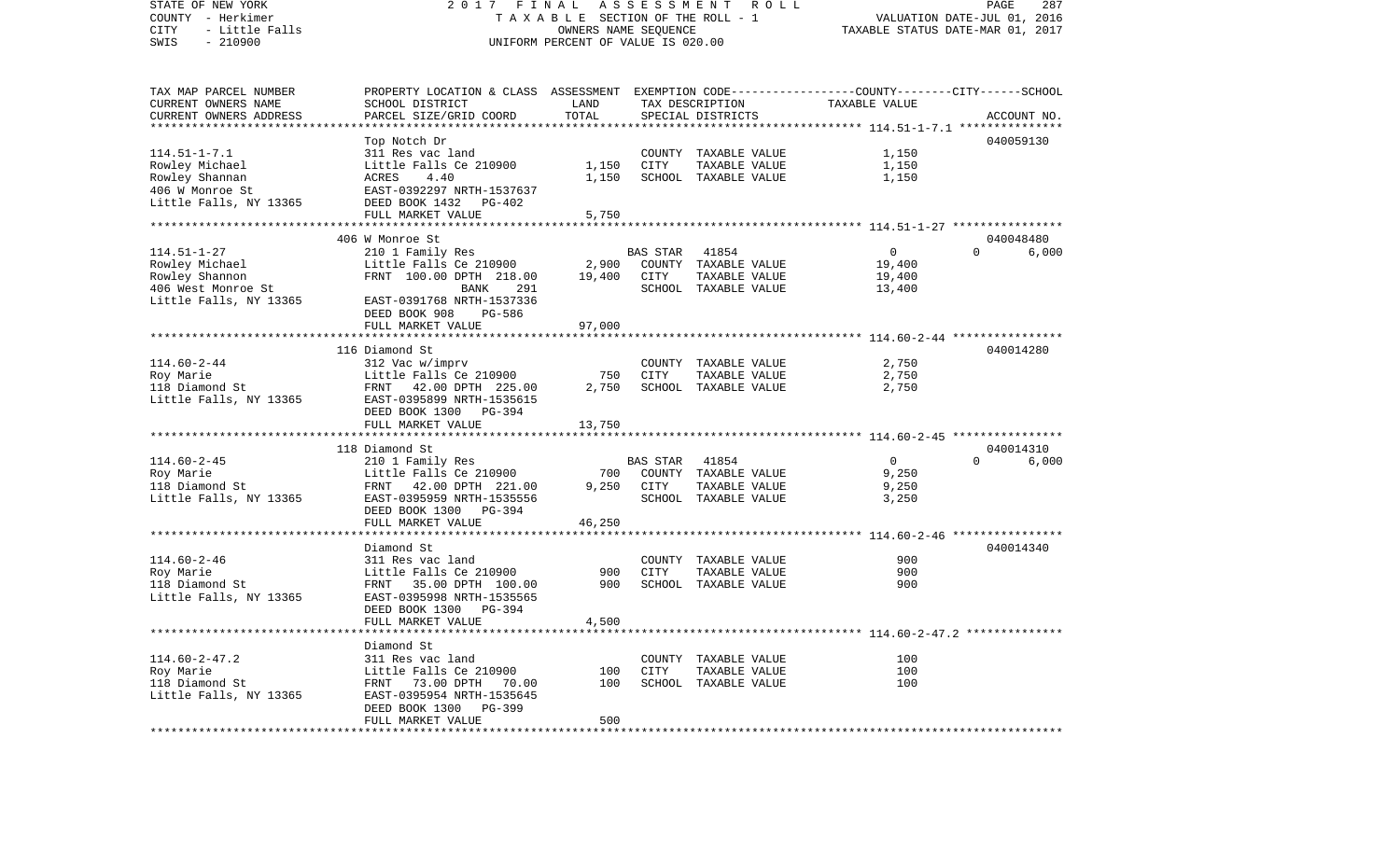STATE OF NEW YORK — 2017 FINAL ASSESSMENT ROLL
COUNTY - Herkimer — TAXABLE SECTION OF THE ROLL - 1 — VALUATION DATE-JUL 01, 2016
CITY - Little Falls — OWNERS NAME SEQUENCE — TAXABLE STATUS DATE-MAR 01, 2017
SWIS - 210900 — UNIFORM PERCENT OF VALUE IS 020.00

| TAX MAP PARCEL NUMBER / CURRENT OWNERS NAME / CURRENT OWNERS ADDRESS | PROPERTY LOCATION & CLASS / SCHOOL DISTRICT / PARCEL SIZE/GRID COORD | ASSESSMENT LAND | ASSESSMENT TOTAL | EXEMPTION CODE / TAX DESCRIPTION / SPECIAL DISTRICTS | COUNTY TAXABLE VALUE | CITY | SCHOOL | ACCOUNT NO. |
|---|---|---|---|---|---|---|---|---|
| **114.51-1-7.1** | Top Notch Dr | | | | | | | 040059130 |
| Rowley Michael | 311 Res vac land | | | COUNTY TAXABLE VALUE | 1,150 | | | |
| Rowley Shannan | Little Falls Ce 210900 | 1,150 | | CITY TAXABLE VALUE | 1,150 | | | |
| 406 W Monroe St | ACRES 4.40 | | 1,150 | SCHOOL TAXABLE VALUE | 1,150 | | | |
| Little Falls, NY 13365 | EAST-0392297 NRTH-1537637 | | | | | | | |
| | DEED BOOK 1432 PG-402 | | | | | | | |
| | FULL MARKET VALUE | 5,750 | | | | | | |
| **114.51-1-27** | 406 W Monroe St | | | | | | | 040048480 |
| Rowley Michael | 210 1 Family Res | | | BAS STAR 41854 | 0 | 0 | 6,000 | |
| Rowley Shannon | Little Falls Ce 210900 | 2,900 | | COUNTY TAXABLE VALUE | 19,400 | | | |
| 406 West Monroe St | FRNT 100.00 DPTH 218.00 | | 19,400 | CITY TAXABLE VALUE | 19,400 | | | |
| Little Falls, NY 13365 | BANK 291 | | | SCHOOL TAXABLE VALUE | 13,400 | | | |
| | EAST-0391768 NRTH-1537336 | | | | | | | |
| | DEED BOOK 908 PG-586 | | | | | | | |
| | FULL MARKET VALUE | 97,000 | | | | | | |
| **114.60-2-44** | 116 Diamond St | | | | | | | 040014280 |
| Roy Marie | 312 Vac w/imprv | | | COUNTY TAXABLE VALUE | 2,750 | | | |
| 118 Diamond St | Little Falls Ce 210900 | 750 | | CITY TAXABLE VALUE | 2,750 | | | |
| Little Falls, NY 13365 | FRNT 42.00 DPTH 225.00 | | 2,750 | SCHOOL TAXABLE VALUE | 2,750 | | | |
| | EAST-0395899 NRTH-1535615 | | | | | | | |
| | DEED BOOK 1300 PG-394 | | | | | | | |
| | FULL MARKET VALUE | 13,750 | | | | | | |
| **114.60-2-45** | 118 Diamond St | | | | | | | 040014310 |
| Roy Marie | 210 1 Family Res | | | BAS STAR 41854 | 0 | 0 | 6,000 | |
| 118 Diamond St | Little Falls Ce 210900 | 700 | | COUNTY TAXABLE VALUE | 9,250 | | | |
| Little Falls, NY 13365 | FRNT 42.00 DPTH 221.00 | | 9,250 | CITY TAXABLE VALUE | 9,250 | | | |
| | EAST-0395959 NRTH-1535556 | | | SCHOOL TAXABLE VALUE | 3,250 | | | |
| | DEED BOOK 1300 PG-394 | | | | | | | |
| | FULL MARKET VALUE | 46,250 | | | | | | |
| **114.60-2-46** | Diamond St | | | | | | | 040014340 |
| Roy Marie | 311 Res vac land | | | COUNTY TAXABLE VALUE | 900 | | | |
| 118 Diamond St | Little Falls Ce 210900 | 900 | | CITY TAXABLE VALUE | 900 | | | |
| Little Falls, NY 13365 | FRNT 35.00 DPTH 100.00 | | 900 | SCHOOL TAXABLE VALUE | 900 | | | |
| | EAST-0395998 NRTH-1535565 | | | | | | | |
| | DEED BOOK 1300 PG-394 | | | | | | | |
| | FULL MARKET VALUE | 4,500 | | | | | | |
| **114.60-2-47.2** | Diamond St | | | | | | | |
| Roy Marie | 311 Res vac land | | | COUNTY TAXABLE VALUE | 100 | | | |
| 118 Diamond St | Little Falls Ce 210900 | 100 | | CITY TAXABLE VALUE | 100 | | | |
| Little Falls, NY 13365 | FRNT 73.00 DPTH 70.00 | | 100 | SCHOOL TAXABLE VALUE | 100 | | | |
| | EAST-0395954 NRTH-1535645 | | | | | | | |
| | DEED BOOK 1300 PG-399 | | | | | | | |
| | FULL MARKET VALUE | 500 | | | | | | |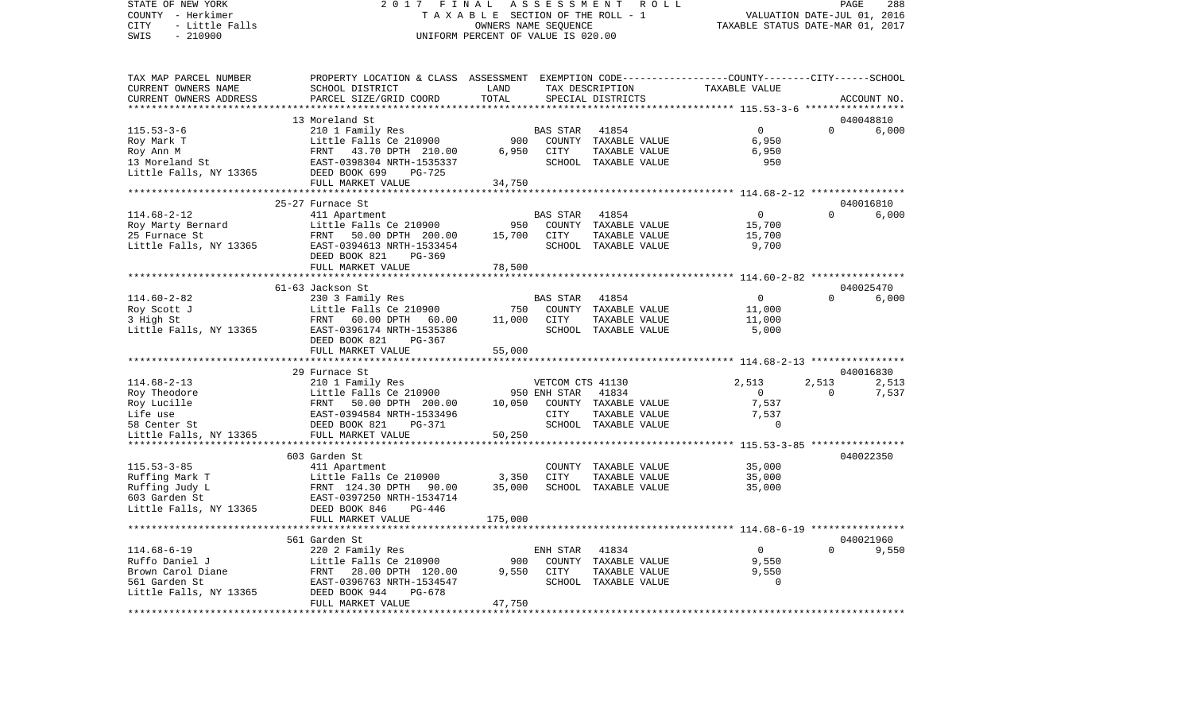STATE OF NEW YORK — 2017 FINAL ASSESSMENT ROLL — PAGE 288
COUNTY - Herkimer — TAXABLE SECTION OF THE ROLL - 1 — VALUATION DATE-JUL 01, 2016
CITY - Little Falls — OWNERS NAME SEQUENCE — TAXABLE STATUS DATE-MAR 01, 2017
SWIS - 210900 — UNIFORM PERCENT OF VALUE IS 020.00

| TAX MAP PARCEL NUMBER / CURRENT OWNERS NAME / CURRENT OWNERS ADDRESS | PROPERTY LOCATION & CLASS / SCHOOL DISTRICT / PARCEL SIZE/GRID COORD | ASSESSMENT LAND / TOTAL | EXEMPTION CODE / TAX DESCRIPTION / SPECIAL DISTRICTS | COUNTY TAXABLE VALUE | CITY | SCHOOL / ACCOUNT NO. |
|---|---|---|---|---|---|---|
| | 13 Moreland St | | | | | 040048810 |
| 115.53-3-6 | 210 1 Family Res | | BAS STAR 41854 | 0 | 0 | 6,000 |
| Roy Mark T | Little Falls Ce 210900 | 900 | COUNTY TAXABLE VALUE | 6,950 | | |
| Roy Ann M | FRNT 43.70 DPTH 210.00 | 6,950 | CITY TAXABLE VALUE | 6,950 | | |
| 13 Moreland St | EAST-0398304 NRTH-1535337 | | SCHOOL TAXABLE VALUE | 950 | | |
| Little Falls, NY 13365 | DEED BOOK 699 PG-725 | | | | | |
| | FULL MARKET VALUE | 34,750 | | | | |
| | 25-27 Furnace St | | | | | 040016810 |
| 114.68-2-12 | 411 Apartment | | BAS STAR 41854 | 0 | 0 | 6,000 |
| Roy Marty Bernard | Little Falls Ce 210900 | 950 | COUNTY TAXABLE VALUE | 15,700 | | |
| 25 Furnace St | FRNT 50.00 DPTH 200.00 | 15,700 | CITY TAXABLE VALUE | 15,700 | | |
| Little Falls, NY 13365 | EAST-0394613 NRTH-1533454 | | SCHOOL TAXABLE VALUE | 9,700 | | |
| | DEED BOOK 821 PG-369 | | | | | |
| | FULL MARKET VALUE | 78,500 | | | | |
| | 61-63 Jackson St | | | | | 040025470 |
| 114.60-2-82 | 230 3 Family Res | | BAS STAR 41854 | 0 | 0 | 6,000 |
| Roy Scott J | Little Falls Ce 210900 | 750 | COUNTY TAXABLE VALUE | 11,000 | | |
| 3 High St | FRNT 60.00 DPTH 60.00 | 11,000 | CITY TAXABLE VALUE | 11,000 | | |
| Little Falls, NY 13365 | EAST-0396174 NRTH-1535386 | | SCHOOL TAXABLE VALUE | 5,000 | | |
| | DEED BOOK 821 PG-367 | | | | | |
| | FULL MARKET VALUE | 55,000 | | | | |
| | 29 Furnace St | | | | | 040016830 |
| 114.68-2-13 | 210 1 Family Res | | VETCOM CTS 41130 | 2,513 | 2,513 | 2,513 |
| Roy Theodore | Little Falls Ce 210900 | 950 | ENH STAR 41834 | 0 | 0 | 7,537 |
| Roy Lucille | FRNT 50.00 DPTH 200.00 | 10,050 | COUNTY TAXABLE VALUE | 7,537 | | |
| Life use | EAST-0394584 NRTH-1533496 | | CITY TAXABLE VALUE | 7,537 | | |
| 58 Center St | DEED BOOK 821 PG-371 | | SCHOOL TAXABLE VALUE | 0 | | |
| Little Falls, NY 13365 | FULL MARKET VALUE | 50,250 | | | | |
| | 603 Garden St | | | | | 040022350 |
| 115.53-3-85 | 411 Apartment | | COUNTY TAXABLE VALUE | 35,000 | | |
| Ruffing Mark T | Little Falls Ce 210900 | 3,350 | CITY TAXABLE VALUE | 35,000 | | |
| Ruffing Judy L | FRNT 124.30 DPTH 90.00 | 35,000 | SCHOOL TAXABLE VALUE | 35,000 | | |
| 603 Garden St | EAST-0397250 NRTH-1534714 | | | | | |
| Little Falls, NY 13365 | DEED BOOK 846 PG-446 | | | | | |
| | FULL MARKET VALUE | 175,000 | | | | |
| | 561 Garden St | | | | | 040021960 |
| 114.68-6-19 | 220 2 Family Res | | ENH STAR 41834 | 0 | 0 | 9,550 |
| Ruffo Daniel J | Little Falls Ce 210900 | 900 | COUNTY TAXABLE VALUE | 9,550 | | |
| Brown Carol Diane | FRNT 28.00 DPTH 120.00 | 9,550 | CITY TAXABLE VALUE | 9,550 | | |
| 561 Garden St | EAST-0396763 NRTH-1534547 | | SCHOOL TAXABLE VALUE | 0 | | |
| Little Falls, NY 13365 | DEED BOOK 944 PG-678 | | | | | |
| | FULL MARKET VALUE | 47,750 | | | | |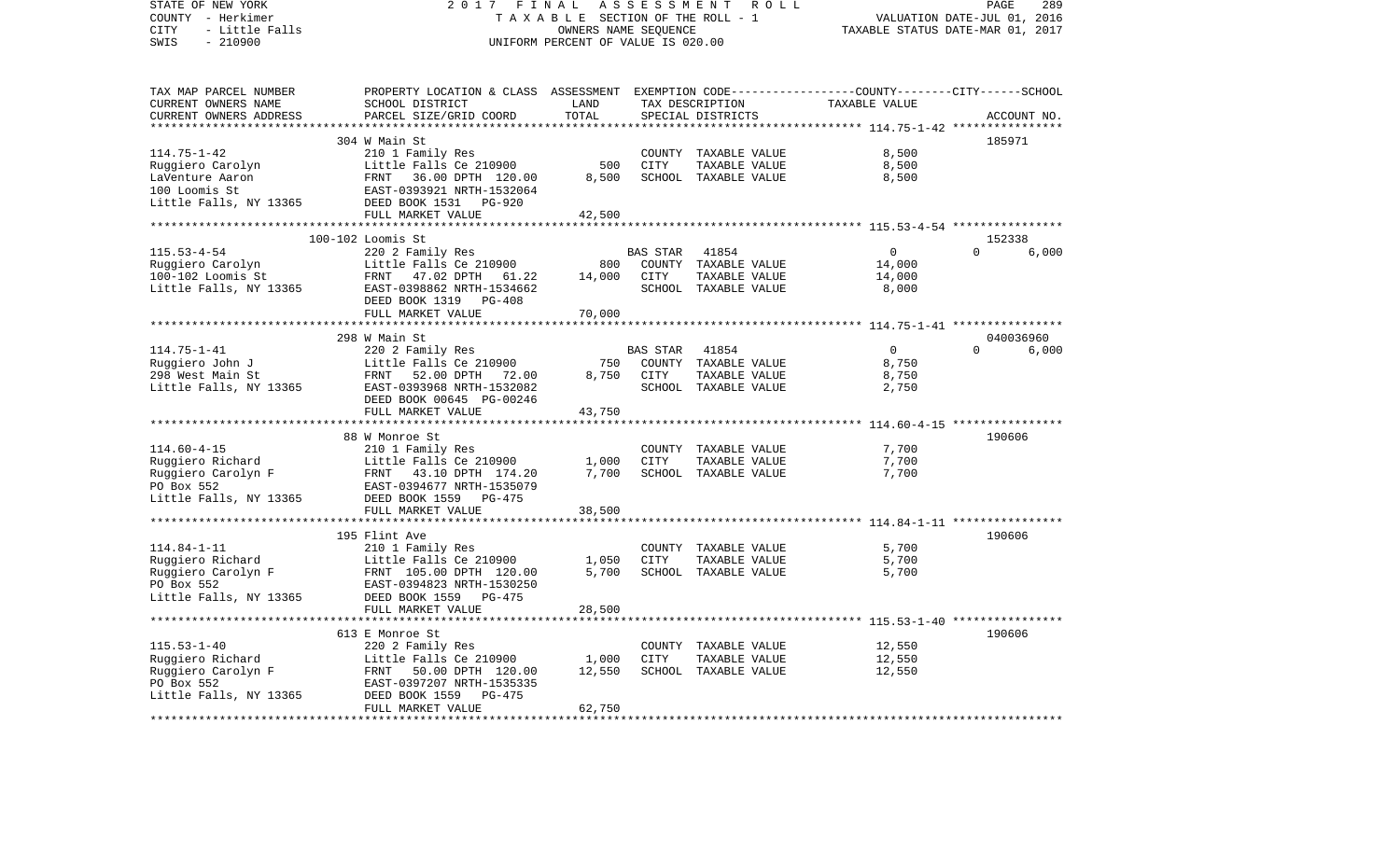STATE OF NEW YORK
COUNTY - Herkimer
CITY - Little Falls
SWIS - 210900

2017 FINAL ASSESSMENT ROLL
TAXABLE SECTION OF THE ROLL - 1
OWNERS NAME SEQUENCE
UNIFORM PERCENT OF VALUE IS 020.00

VALUATION DATE-JUL 01, 2016
TAXABLE STATUS DATE-MAR 01, 2017

| TAX MAP PARCEL NUMBER<br>CURRENT OWNERS NAME<br>CURRENT OWNERS ADDRESS | PROPERTY LOCATION & CLASS<br>SCHOOL DISTRICT<br>PARCEL SIZE/GRID COORD | ASSESSMENT<br>LAND<br>TOTAL | EXEMPTION CODE<br>TAX DESCRIPTION<br>SPECIAL DISTRICTS | COUNTY / CITY<br>TAXABLE VALUE | SCHOOL<br>ACCOUNT NO. |
|---|---|---|---|---|---|
| **114.75-1-42** | 304 W Main St | | | | 185971 |
| 114.75-1-42 | 210 1 Family Res | | COUNTY TAXABLE VALUE | 8,500 | |
| Ruggiero Carolyn | Little Falls Ce 210900 | 500 | CITY TAXABLE VALUE | 8,500 | |
| LaVenture Aaron | FRNT 36.00 DPTH 120.00 | 8,500 | SCHOOL TAXABLE VALUE | 8,500 | |
| 100 Loomis St | EAST-0393921 NRTH-1532064 | | | | |
| Little Falls, NY 13365 | DEED BOOK 1531 PG-920 | | | | |
| | FULL MARKET VALUE | 42,500 | | | |
| **115.53-4-54** | 100-102 Loomis St | | | | 152338 |
| 115.53-4-54 | 220 2 Family Res | | BAS STAR 41854 | 0 | 0 6,000 |
| Ruggiero Carolyn | Little Falls Ce 210900 | 800 | COUNTY TAXABLE VALUE | 14,000 | |
| 100-102 Loomis St | FRNT 47.02 DPTH 61.22 | 14,000 | CITY TAXABLE VALUE | 14,000 | |
| Little Falls, NY 13365 | EAST-0398862 NRTH-1534662 | | SCHOOL TAXABLE VALUE | 8,000 | |
| | DEED BOOK 1319 PG-408 | | | | |
| | FULL MARKET VALUE | 70,000 | | | |
| **114.75-1-41** | 298 W Main St | | | | 040036960 |
| 114.75-1-41 | 220 2 Family Res | | BAS STAR 41854 | 0 | 0 6,000 |
| Ruggiero John J | Little Falls Ce 210900 | 750 | COUNTY TAXABLE VALUE | 8,750 | |
| 298 West Main St | FRNT 52.00 DPTH 72.00 | 8,750 | CITY TAXABLE VALUE | 8,750 | |
| Little Falls, NY 13365 | EAST-0393968 NRTH-1532082 | | SCHOOL TAXABLE VALUE | 2,750 | |
| | DEED BOOK 00645 PG-00246 | | | | |
| | FULL MARKET VALUE | 43,750 | | | |
| **114.60-4-15** | 88 W Monroe St | | | | 190606 |
| 114.60-4-15 | 210 1 Family Res | | COUNTY TAXABLE VALUE | 7,700 | |
| Ruggiero Richard | Little Falls Ce 210900 | 1,000 | CITY TAXABLE VALUE | 7,700 | |
| Ruggiero Carolyn F | FRNT 43.10 DPTH 174.20 | 7,700 | SCHOOL TAXABLE VALUE | 7,700 | |
| PO Box 552 | EAST-0394677 NRTH-1535079 | | | | |
| Little Falls, NY 13365 | DEED BOOK 1559 PG-475 | | | | |
| | FULL MARKET VALUE | 38,500 | | | |
| **114.84-1-11** | 195 Flint Ave | | | | 190606 |
| 114.84-1-11 | 210 1 Family Res | | COUNTY TAXABLE VALUE | 5,700 | |
| Ruggiero Richard | Little Falls Ce 210900 | 1,050 | CITY TAXABLE VALUE | 5,700 | |
| Ruggiero Carolyn F | FRNT 105.00 DPTH 120.00 | 5,700 | SCHOOL TAXABLE VALUE | 5,700 | |
| PO Box 552 | EAST-0394823 NRTH-1530250 | | | | |
| Little Falls, NY 13365 | DEED BOOK 1559 PG-475 | | | | |
| | FULL MARKET VALUE | 28,500 | | | |
| **115.53-1-40** | 613 E Monroe St | | | | 190606 |
| 115.53-1-40 | 220 2 Family Res | | COUNTY TAXABLE VALUE | 12,550 | |
| Ruggiero Richard | Little Falls Ce 210900 | 1,000 | CITY TAXABLE VALUE | 12,550 | |
| Ruggiero Carolyn F | FRNT 50.00 DPTH 120.00 | 12,550 | SCHOOL TAXABLE VALUE | 12,550 | |
| PO Box 552 | EAST-0397207 NRTH-1535335 | | | | |
| Little Falls, NY 13365 | DEED BOOK 1559 PG-475 | | | | |
| | FULL MARKET VALUE | 62,750 | | | |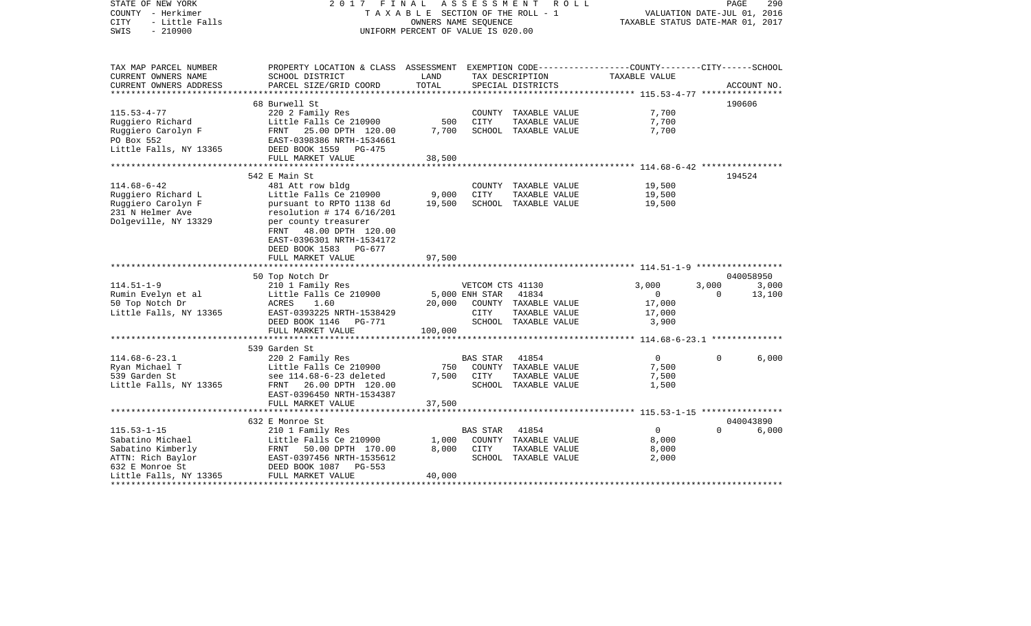STATE OF NEW YORK  
COUNTY - Herkimer  
CITY - Little Falls  
SWIS - 210900

2 0 1 7 F I N A L A S S E S S M E N T R O L L  
T A X A B L E SECTION OF THE ROLL - 1  
OWNERS NAME SEQUENCE  
UNIFORM PERCENT OF VALUE IS 020.00

VALUATION DATE-JUL 01, 2016  
TAXABLE STATUS DATE-MAR 01, 2017

| TAX MAP PARCEL NUMBER / CURRENT OWNERS NAME / CURRENT OWNERS ADDRESS | PROPERTY LOCATION & CLASS / SCHOOL DISTRICT / PARCEL SIZE/GRID COORD | ASSESSMENT LAND / TOTAL | EXEMPTION CODE / TAX DESCRIPTION / SPECIAL DISTRICTS | COUNTY TAXABLE VALUE | CITY | SCHOOL / ACCOUNT NO. |
|---|---|---|---|---|---|---|
| 115.53-4-77 | 68 Burwell St | | | | | 190606 |
| 115.53-4-77 | 220 2 Family Res | | COUNTY TAXABLE VALUE | 7,700 | | |
| Ruggiero Richard | Little Falls Ce 210900 | 500 | CITY TAXABLE VALUE | 7,700 | | |
| Ruggiero Carolyn F | FRNT 25.00 DPTH 120.00 | 7,700 | SCHOOL TAXABLE VALUE | 7,700 | | |
| PO Box 552 | EAST-0398386 NRTH-1534661 | | | | | |
| Little Falls, NY 13365 | DEED BOOK 1559 PG-475 | | | | | |
| | FULL MARKET VALUE | 38,500 | | | | |
| 114.68-6-42 | 542 E Main St | | | | | 194524 |
| 114.68-6-42 | 481 Att row bldg | | COUNTY TAXABLE VALUE | 19,500 | | |
| Ruggiero Richard L | Little Falls Ce 210900 | 9,000 | CITY TAXABLE VALUE | 19,500 | | |
| Ruggiero Carolyn F | pursuant to RPTO 1138 6d | 19,500 | SCHOOL TAXABLE VALUE | 19,500 | | |
| 231 N Helmer Ave | resolution # 174 6/16/201 | | | | | |
| Dolgeville, NY 13329 | per county treasurer | | | | | |
| | FRNT 48.00 DPTH 120.00 | | | | | |
| | EAST-0396301 NRTH-1534172 | | | | | |
| | DEED BOOK 1583 PG-677 | | | | | |
| | FULL MARKET VALUE | 97,500 | | | | |
| 114.51-1-9 | 50 Top Notch Dr | | | | | 040058950 |
| 114.51-1-9 | 210 1 Family Res | | VETCOM CTS 41130 | 3,000 | 3,000 | 3,000 |
| Rumin Evelyn et al | Little Falls Ce 210900 | 5,000 | ENH STAR 41834 | 0 | 0 | 13,100 |
| 50 Top Notch Dr | ACRES 1.60 | 20,000 | COUNTY TAXABLE VALUE | 17,000 | | |
| Little Falls, NY 13365 | EAST-0393225 NRTH-1538429 | | CITY TAXABLE VALUE | 17,000 | | |
| | DEED BOOK 1146 PG-771 | | SCHOOL TAXABLE VALUE | 3,900 | | |
| | FULL MARKET VALUE | 100,000 | | | | |
| 114.68-6-23.1 | 539 Garden St | | | | | |
| 114.68-6-23.1 | 220 2 Family Res | | BAS STAR 41854 | 0 | 0 | 6,000 |
| Ryan Michael T | Little Falls Ce 210900 | 750 | COUNTY TAXABLE VALUE | 7,500 | | |
| 539 Garden St | see 114.68-6-23 deleted | 7,500 | CITY TAXABLE VALUE | 7,500 | | |
| Little Falls, NY 13365 | FRNT 26.00 DPTH 120.00 | | SCHOOL TAXABLE VALUE | 1,500 | | |
| | EAST-0396450 NRTH-1534387 | | | | | |
| | FULL MARKET VALUE | 37,500 | | | | |
| 115.53-1-15 | 632 E Monroe St | | | | | 040043890 |
| 115.53-1-15 | 210 1 Family Res | | BAS STAR 41854 | 0 | 0 | 6,000 |
| Sabatino Michael | Little Falls Ce 210900 | 1,000 | COUNTY TAXABLE VALUE | 8,000 | | |
| Sabatino Kimberly | FRNT 50.00 DPTH 170.00 | 8,000 | CITY TAXABLE VALUE | 8,000 | | |
| ATTN: Rich Baylor | EAST-0397456 NRTH-1535612 | | SCHOOL TAXABLE VALUE | 2,000 | | |
| 632 E Monroe St | DEED BOOK 1087 PG-553 | | | | | |
| Little Falls, NY 13365 | FULL MARKET VALUE | 40,000 | | | | |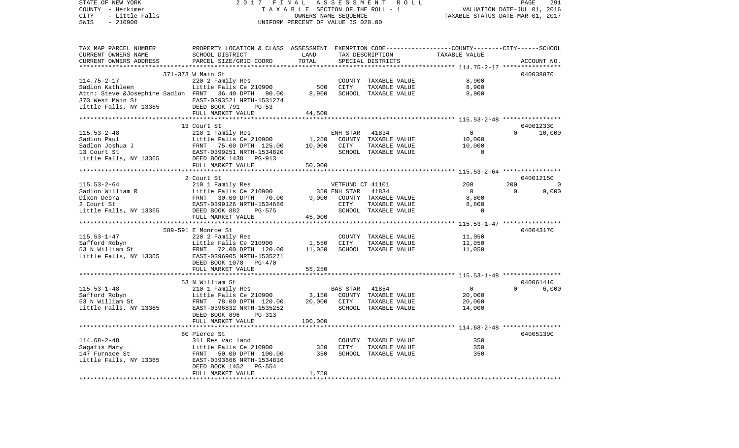STATE OF NEW YORK — 2017 FINAL ASSESSMENT ROLL

COUNTY - Herkimer — TAXABLE SECTION OF THE ROLL - 1 — VALUATION DATE-JUL 01, 2016

CITY - Little Falls — OWNERS NAME SEQUENCE — TAXABLE STATUS DATE-MAR 01, 2017

SWIS - 210900 — UNIFORM PERCENT OF VALUE IS 020.00

| TAX MAP PARCEL NUMBER / CURRENT OWNERS NAME / CURRENT OWNERS ADDRESS | PROPERTY LOCATION & CLASS / SCHOOL DISTRICT / PARCEL SIZE/GRID COORD | ASSESSMENT LAND / TOTAL | EXEMPTION CODE / TAX DESCRIPTION / SPECIAL DISTRICTS | COUNTY TAXABLE VALUE | CITY | SCHOOL | ACCOUNT NO. |
|---|---|---|---|---|---|---|---|
| 371-373 W Main St | | | | | | | 040038070 |
| 114.75-2-17 | 220 2 Family Res | | COUNTY TAXABLE VALUE | 8,900 | | | |
| Sadlon Kathleen | Little Falls Ce 210900 | 500 | CITY TAXABLE VALUE | 8,900 | | | |
| Attn: Steve &Josephine Sadlon | FRNT 36.40 DPTH 90.00 | 8,900 | SCHOOL TAXABLE VALUE | 8,900 | | | |
| 373 West Main St | EAST-0393521 NRTH-1531274 | | | | | | |
| Little Falls, NY 13365 | DEED BOOK 791 PG-53 | | | | | | |
| | FULL MARKET VALUE | 44,500 | | | | | |
| 13 Court St | | | | | | | 040012330 |
| 115.53-2-48 | 210 1 Family Res | | ENH STAR 41834 | 0 | 0 | 10,000 | |
| Sadlon Paul | Little Falls Ce 210900 | 1,250 | COUNTY TAXABLE VALUE | 10,000 | | | |
| Sadlon Joshua J | FRNT 75.00 DPTH 125.00 | 10,000 | CITY TAXABLE VALUE | 10,000 | | | |
| 13 Court St | EAST-0399251 NRTH-1534820 | | SCHOOL TAXABLE VALUE | 0 | | | |
| Little Falls, NY 13365 | DEED BOOK 1438 PG-913 | | | | | | |
| | FULL MARKET VALUE | 50,000 | | | | | |
| 2 Court St | | | | | | | 040012150 |
| 115.53-2-64 | 210 1 Family Res | | VETFUND CT 41101 | 200 | 200 | 0 | |
| Sadlon William R | Little Falls Ce 210900 | 350 | ENH STAR 41834 | 0 | 0 | 9,000 | |
| Dixon Debra | FRNT 30.00 DPTH 70.00 | 9,000 | COUNTY TAXABLE VALUE | 8,800 | | | |
| 2 Court St | EAST-0399126 NRTH-1534686 | | CITY TAXABLE VALUE | 8,800 | | | |
| Little Falls, NY 13365 | DEED BOOK 882 PG-575 | | SCHOOL TAXABLE VALUE | 0 | | | |
| | FULL MARKET VALUE | 45,000 | | | | | |
| 589-591 E Monroe St | | | | | | | 040043170 |
| 115.53-1-47 | 220 2 Family Res | | COUNTY TAXABLE VALUE | 11,050 | | | |
| Safford Robyn | Little Falls Ce 210900 | 1,550 | CITY TAXABLE VALUE | 11,050 | | | |
| 53 N William St | FRNT 72.00 DPTH 120.00 | 11,050 | SCHOOL TAXABLE VALUE | 11,050 | | | |
| Little Falls, NY 13365 | EAST-0396905 NRTH-1535271 | | | | | | |
| | DEED BOOK 1078 PG-470 | | | | | | |
| | FULL MARKET VALUE | 55,250 | | | | | |
| 53 N William St | | | | | | | 040061410 |
| 115.53-1-48 | 210 1 Family Res | | BAS STAR 41854 | 0 | 0 | 6,000 | |
| Safford Robyn | Little Falls Ce 210900 | 3,150 | COUNTY TAXABLE VALUE | 20,000 | | | |
| 53 N William St | FRNT 78.00 DPTH 120.00 | 20,000 | CITY TAXABLE VALUE | 20,000 | | | |
| Little Falls, NY 13365 | EAST-0396832 NRTH-1535252 | | SCHOOL TAXABLE VALUE | 14,000 | | | |
| | DEED BOOK 896 PG-313 | | | | | | |
| | FULL MARKET VALUE | 100,000 | | | | | |
| 60 Pierce St | | | | | | | 040051390 |
| 114.68-2-48 | 311 Res vac land | | COUNTY TAXABLE VALUE | 350 | | | |
| Sagatis Mary | Little Falls Ce 210900 | 350 | CITY TAXABLE VALUE | 350 | | | |
| 147 Furnace St | FRNT 50.00 DPTH 100.00 | 350 | SCHOOL TAXABLE VALUE | 350 | | | |
| Little Falls, NY 13365 | EAST-0393666 NRTH-1534816 | | | | | | |
| | DEED BOOK 1452 PG-554 | | | | | | |
| | FULL MARKET VALUE | 1,750 | | | | | |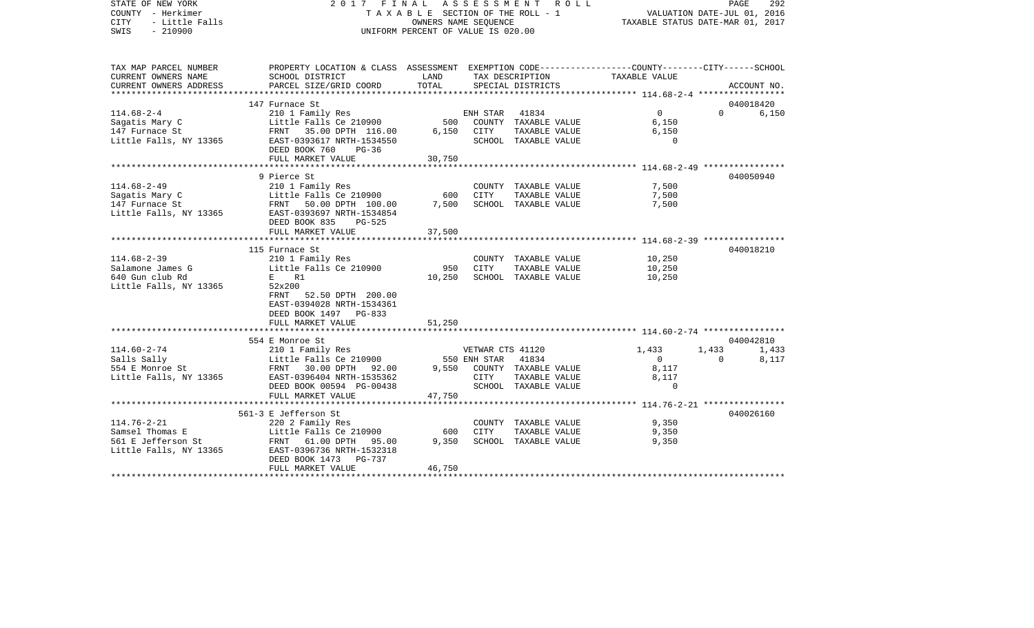STATE OF NEW YORK | 2017 FINAL ASSESSMENT ROLL | VALUATION DATE-JUL 01, 2016
COUNTY - Herkimer | TAXABLE SECTION OF THE ROLL - 1 | TAXABLE STATUS DATE-MAR 01, 2017
CITY - Little Falls | OWNERS NAME SEQUENCE
SWIS - 210900 | UNIFORM PERCENT OF VALUE IS 020.00

| TAX MAP PARCEL NUMBER<br>CURRENT OWNERS NAME<br>CURRENT OWNERS ADDRESS | PROPERTY LOCATION & CLASS<br>SCHOOL DISTRICT<br>PARCEL SIZE/GRID COORD | ASSESSMENT<br>LAND<br>TOTAL | EXEMPTION CODE<br>TAX DESCRIPTION<br>SPECIAL DISTRICTS | COUNTY<br>TAXABLE VALUE | CITY | SCHOOL<br>ACCOUNT NO. |
|---|---|---|---|---|---|---|
| **114.68-2-4** | 147 Furnace St | | | | | 040018420 |
| 114.68-2-4 | 210 1 Family Res | | ENH STAR 41834 | 0 | 0 | 6,150 |
| Sagatis Mary C | Little Falls Ce 210900 | 500 | COUNTY TAXABLE VALUE | 6,150 | | |
| 147 Furnace St | FRNT 35.00 DPTH 116.00 | 6,150 | CITY TAXABLE VALUE | 6,150 | | |
| Little Falls, NY 13365 | EAST-0393617 NRTH-1534550 | | SCHOOL TAXABLE VALUE | 0 | | |
| | DEED BOOK 760 PG-36 | | | | | |
| | FULL MARKET VALUE | 30,750 | | | | |
| **114.68-2-49** | 9 Pierce St | | | | | 040050940 |
| 114.68-2-49 | 210 1 Family Res | | COUNTY TAXABLE VALUE | 7,500 | | |
| Sagatis Mary C | Little Falls Ce 210900 | 600 | CITY TAXABLE VALUE | 7,500 | | |
| 147 Furnace St | FRNT 50.00 DPTH 100.00 | 7,500 | SCHOOL TAXABLE VALUE | 7,500 | | |
| Little Falls, NY 13365 | EAST-0393697 NRTH-1534854 | | | | | |
| | DEED BOOK 835 PG-525 | | | | | |
| | FULL MARKET VALUE | 37,500 | | | | |
| **114.68-2-39** | 115 Furnace St | | | | | 040018210 |
| 114.68-2-39 | 210 1 Family Res | | COUNTY TAXABLE VALUE | 10,250 | | |
| Salamone James G | Little Falls Ce 210900 | 950 | CITY TAXABLE VALUE | 10,250 | | |
| 640 Gun club Rd | E R1 | 10,250 | SCHOOL TAXABLE VALUE | 10,250 | | |
| Little Falls, NY 13365 | 52x200 | | | | | |
| | FRNT 52.50 DPTH 200.00 | | | | | |
| | EAST-0394028 NRTH-1534361 | | | | | |
| | DEED BOOK 1497 PG-833 | | | | | |
| | FULL MARKET VALUE | 51,250 | | | | |
| **114.60-2-74** | 554 E Monroe St | | | | | 040042810 |
| 114.60-2-74 | 210 1 Family Res | | VETWAR CTS 41120 | 1,433 | 1,433 | 1,433 |
| Salls Sally | Little Falls Ce 210900 | 550 | ENH STAR 41834 | 0 | 0 | 8,117 |
| 554 E Monroe St | FRNT 30.00 DPTH 92.00 | 9,550 | COUNTY TAXABLE VALUE | 8,117 | | |
| Little Falls, NY 13365 | EAST-0396404 NRTH-1535362 | | CITY TAXABLE VALUE | 8,117 | | |
| | DEED BOOK 00594 PG-00438 | | SCHOOL TAXABLE VALUE | 0 | | |
| | FULL MARKET VALUE | 47,750 | | | | |
| **114.76-2-21** | 561-3 E Jefferson St | | | | | 040026160 |
| 114.76-2-21 | 220 2 Family Res | | COUNTY TAXABLE VALUE | 9,350 | | |
| Samsel Thomas E | Little Falls Ce 210900 | 600 | CITY TAXABLE VALUE | 9,350 | | |
| 561 E Jefferson St | FRNT 61.00 DPTH 95.00 | 9,350 | SCHOOL TAXABLE VALUE | 9,350 | | |
| Little Falls, NY 13365 | EAST-0396736 NRTH-1532318 | | | | | |
| | DEED BOOK 1473 PG-737 | | | | | |
| | FULL MARKET VALUE | 46,750 | | | | |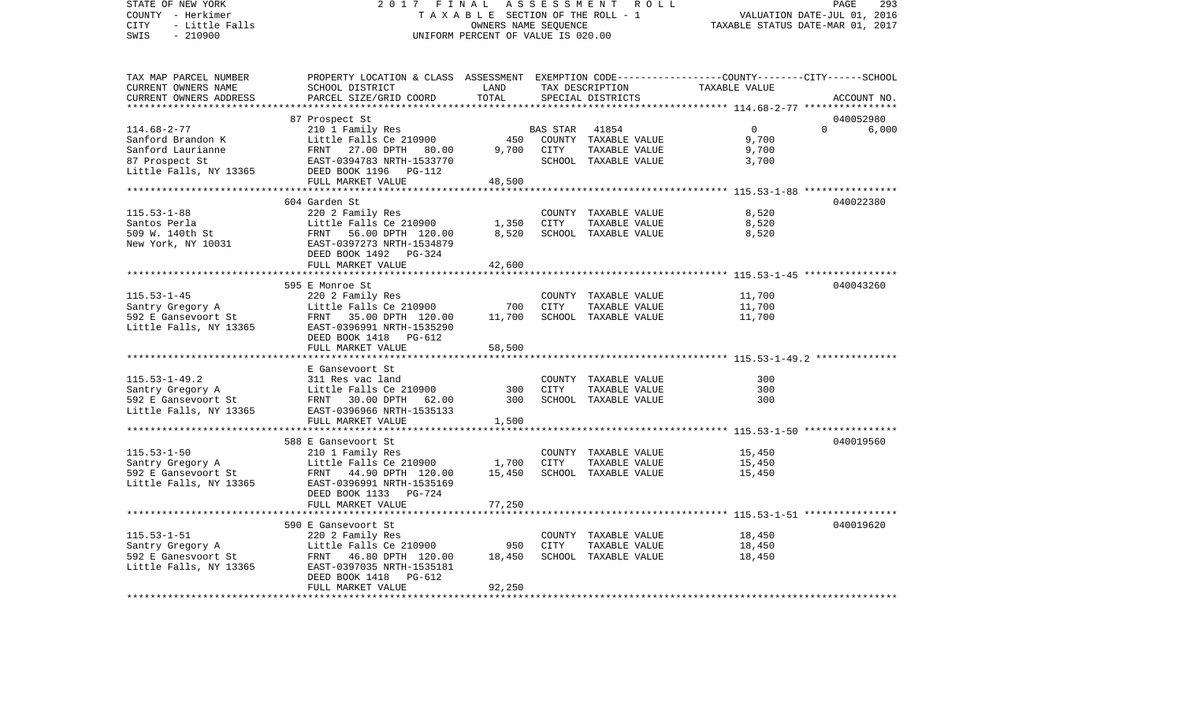STATE OF NEW YORK — COUNTY - Herkimer — CITY - Little Falls — SWIS - 210900

2017 FINAL ASSESSMENT ROLL
TAXABLE SECTION OF THE ROLL - 1
OWNERS NAME SEQUENCE
UNIFORM PERCENT OF VALUE IS 020.00

VALUATION DATE-JUL 01, 2016
TAXABLE STATUS DATE-MAR 01, 2017

| TAX MAP PARCEL NUMBER / CURRENT OWNERS NAME / CURRENT OWNERS ADDRESS | PROPERTY LOCATION & CLASS / SCHOOL DISTRICT / PARCEL SIZE/GRID COORD | ASSESSMENT LAND | TOTAL | EXEMPTION CODE / TAX DESCRIPTION / SPECIAL DISTRICTS | COUNTY / CITY / SCHOOL TAXABLE VALUE | ACCOUNT NO. |
|---|---|---|---|---|---|---|
| **114.68-2-77** | 87 Prospect St | | | | | 040052980 |
| 114.68-2-77 | 210 1 Family Res | | | BAS STAR 41854 | 0 | 0 6,000 |
| Sanford Brandon K | Little Falls Ce 210900 | 450 | | COUNTY TAXABLE VALUE | 9,700 | |
| Sanford Laurianne | FRNT 27.00 DPTH 80.00 | | 9,700 | CITY TAXABLE VALUE | 9,700 | |
| 87 Prospect St | EAST-0394783 NRTH-1533770 | | | SCHOOL TAXABLE VALUE | 3,700 | |
| Little Falls, NY 13365 | DEED BOOK 1196 PG-112 | | | | | |
| | FULL MARKET VALUE | | 48,500 | | | |
| **115.53-1-88** | 604 Garden St | | | | | 040022380 |
| 115.53-1-88 | 220 2 Family Res | | | COUNTY TAXABLE VALUE | 8,520 | |
| Santos Perla | Little Falls Ce 210900 | 1,350 | | CITY TAXABLE VALUE | 8,520 | |
| 509 W. 140th St | FRNT 56.00 DPTH 120.00 | | 8,520 | SCHOOL TAXABLE VALUE | 8,520 | |
| New York, NY 10031 | EAST-0397273 NRTH-1534879 | | | | | |
| | DEED BOOK 1492 PG-324 | | | | | |
| | FULL MARKET VALUE | | 42,600 | | | |
| **115.53-1-45** | 595 E Monroe St | | | | | 040043260 |
| 115.53-1-45 | 220 2 Family Res | | | COUNTY TAXABLE VALUE | 11,700 | |
| Santry Gregory A | Little Falls Ce 210900 | 700 | | CITY TAXABLE VALUE | 11,700 | |
| 592 E Gansevoort St | FRNT 35.00 DPTH 120.00 | | 11,700 | SCHOOL TAXABLE VALUE | 11,700 | |
| Little Falls, NY 13365 | EAST-0396991 NRTH-1535290 | | | | | |
| | DEED BOOK 1418 PG-612 | | | | | |
| | FULL MARKET VALUE | | 58,500 | | | |
| **115.53-1-49.2** | E Gansevoort St | | | | | |
| 115.53-1-49.2 | 311 Res vac land | | | COUNTY TAXABLE VALUE | 300 | |
| Santry Gregory A | Little Falls Ce 210900 | 300 | | CITY TAXABLE VALUE | 300 | |
| 592 E Gansevoort St | FRNT 30.00 DPTH 62.00 | | 300 | SCHOOL TAXABLE VALUE | 300 | |
| Little Falls, NY 13365 | EAST-0396966 NRTH-1535133 | | | | | |
| | FULL MARKET VALUE | | 1,500 | | | |
| **115.53-1-50** | 588 E Gansevoort St | | | | | 040019560 |
| 115.53-1-50 | 210 1 Family Res | | | COUNTY TAXABLE VALUE | 15,450 | |
| Santry Gregory A | Little Falls Ce 210900 | 1,700 | | CITY TAXABLE VALUE | 15,450 | |
| 592 E Gansevoort St | FRNT 44.90 DPTH 120.00 | | 15,450 | SCHOOL TAXABLE VALUE | 15,450 | |
| Little Falls, NY 13365 | EAST-0396991 NRTH-1535169 | | | | | |
| | DEED BOOK 1133 PG-724 | | | | | |
| | FULL MARKET VALUE | | 77,250 | | | |
| **115.53-1-51** | 590 E Gansevoort St | | | | | 040019620 |
| 115.53-1-51 | 220 2 Family Res | | | COUNTY TAXABLE VALUE | 18,450 | |
| Santry Gregory A | Little Falls Ce 210900 | 950 | | CITY TAXABLE VALUE | 18,450 | |
| 592 E Ganesvoort St | FRNT 46.80 DPTH 120.00 | | 18,450 | SCHOOL TAXABLE VALUE | 18,450 | |
| Little Falls, NY 13365 | EAST-0397035 NRTH-1535181 | | | | | |
| | DEED BOOK 1418 PG-612 | | | | | |
| | FULL MARKET VALUE | | 92,250 | | | |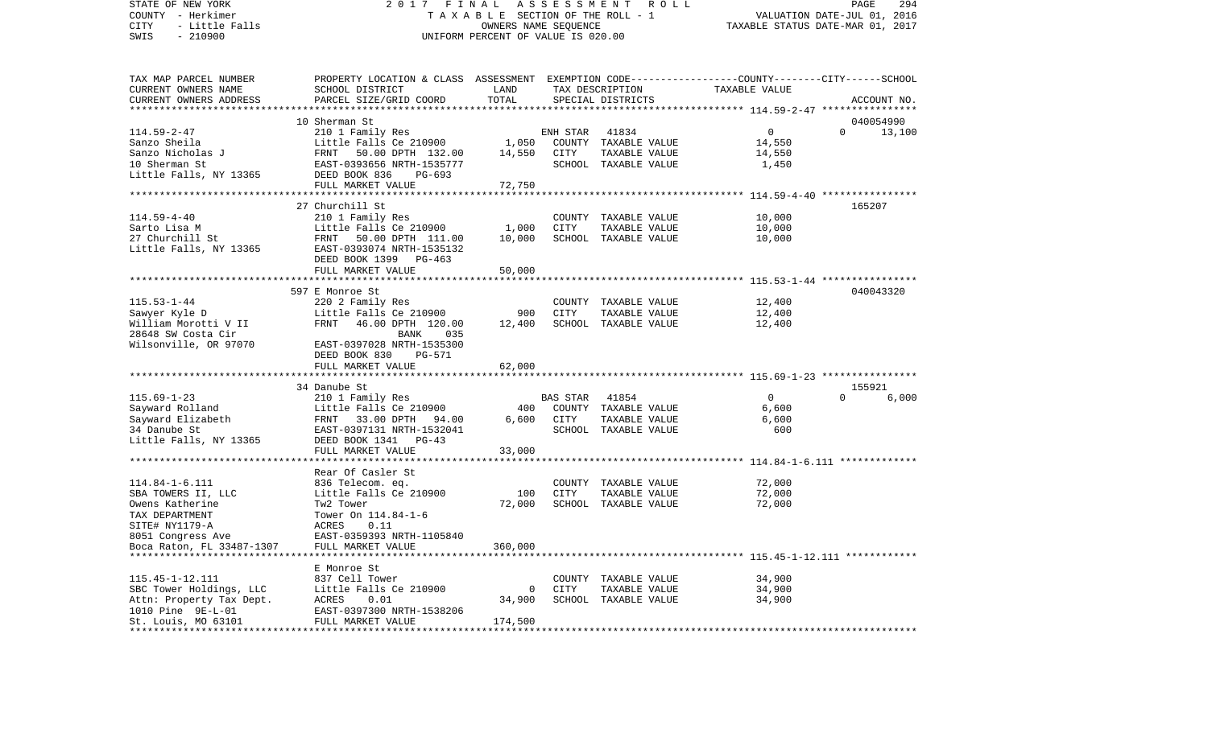STATE OF NEW YORK
COUNTY - Herkimer
CITY - Little Falls
SWIS - 210900

2017 FINAL ASSESSMENT ROLL
TAXABLE SECTION OF THE ROLL - 1
OWNERS NAME SEQUENCE
UNIFORM PERCENT OF VALUE IS 020.00

VALUATION DATE-JUL 01, 2016
TAXABLE STATUS DATE-MAR 01, 2017

| TAX MAP PARCEL NUMBER / CURRENT OWNERS NAME / CURRENT OWNERS ADDRESS | PROPERTY LOCATION & CLASS / SCHOOL DISTRICT / PARCEL SIZE/GRID COORD | ASSESSMENT LAND | TOTAL | EXEMPTION CODE / TAX DESCRIPTION / SPECIAL DISTRICTS | COUNTY | CITY | SCHOOL | ACCOUNT NO. |
|---|---|---|---|---|---|---|---|---|
| 114.59-2-47 | 10 Sherman St | | | | | | | 040054990 |
| Sanzo Sheila | 210 1 Family Res | | | ENH STAR 41834 | 0 | 0 | 13,100 | |
| Sanzo Nicholas J | Little Falls Ce 210900 | 1,050 | | COUNTY TAXABLE VALUE | 14,550 | | | |
| 10 Sherman St | FRNT 50.00 DPTH 132.00 | | 14,550 | CITY TAXABLE VALUE | | 14,550 | | |
| Little Falls, NY 13365 | EAST-0393656 NRTH-1535777 | | | SCHOOL TAXABLE VALUE | | | 1,450 | |
| | DEED BOOK 836 PG-693 | | | | | | | |
| | FULL MARKET VALUE | | 72,750 | | | | | |
| 114.59-4-40 | 27 Churchill St | | | | | | | 165207 |
| Sarto Lisa M | 210 1 Family Res | | | COUNTY TAXABLE VALUE | 10,000 | | | |
| 27 Churchill St | Little Falls Ce 210900 | 1,000 | | CITY TAXABLE VALUE | | 10,000 | | |
| Little Falls, NY 13365 | FRNT 50.00 DPTH 111.00 | | 10,000 | SCHOOL TAXABLE VALUE | | | 10,000 | |
| | EAST-0393074 NRTH-1535132 | | | | | | | |
| | DEED BOOK 1399 PG-463 | | | | | | | |
| | FULL MARKET VALUE | | 50,000 | | | | | |
| 115.53-1-44 | 597 E Monroe St | | | | | | | 040043320 |
| Sawyer Kyle D | 220 2 Family Res | | | COUNTY TAXABLE VALUE | 12,400 | | | |
| William Morotti V II | Little Falls Ce 210900 | 900 | | CITY TAXABLE VALUE | | 12,400 | | |
| 28648 SW Costa Cir | FRNT 46.00 DPTH 120.00 | | 12,400 | SCHOOL TAXABLE VALUE | | | 12,400 | |
| Wilsonville, OR 97070 | BANK 035 | | | | | | | |
| | EAST-0397028 NRTH-1535300 | | | | | | | |
| | DEED BOOK 830 PG-571 | | | | | | | |
| | FULL MARKET VALUE | | 62,000 | | | | | |
| 115.69-1-23 | 34 Danube St | | | | | | | 155921 |
| Sayward Rolland | 210 1 Family Res | | | BAS STAR 41854 | 0 | 0 | 6,000 | |
| Sayward Elizabeth | Little Falls Ce 210900 | 400 | | COUNTY TAXABLE VALUE | 6,600 | | | |
| 34 Danube St | FRNT 33.00 DPTH 94.00 | | 6,600 | CITY TAXABLE VALUE | | 6,600 | | |
| Little Falls, NY 13365 | EAST-0397131 NRTH-1532041 | | | SCHOOL TAXABLE VALUE | | | 600 | |
| | DEED BOOK 1341 PG-43 | | | | | | | |
| | FULL MARKET VALUE | | 33,000 | | | | | |
| 114.84-1-6.111 | Rear Of Casler St | | | | | | | |
| SBA TOWERS II, LLC | 836 Telecom. eq. | | | COUNTY TAXABLE VALUE | 72,000 | | | |
| Owens Katherine | Little Falls Ce 210900 | 100 | | CITY TAXABLE VALUE | | 72,000 | | |
| TAX DEPARTMENT | Tw2 Tower | | 72,000 | SCHOOL TAXABLE VALUE | | | 72,000 | |
| SITE# NY1179-A | Tower On 114.84-1-6 | | | | | | | |
| 8051 Congress Ave | ACRES 0.11 | | | | | | | |
| Boca Raton, FL 33487-1307 | EAST-0359393 NRTH-1105840 | | | | | | | |
| | FULL MARKET VALUE | | 360,000 | | | | | |
| 115.45-1-12.111 | E Monroe St | | | | | | | |
| SBC Tower Holdings, LLC | 837 Cell Tower | | | COUNTY TAXABLE VALUE | 34,900 | | | |
| Attn: Property Tax Dept. | Little Falls Ce 210900 | 0 | | CITY TAXABLE VALUE | | 34,900 | | |
| 1010 Pine 9E-L-01 | ACRES 0.01 | | 34,900 | SCHOOL TAXABLE VALUE | | | 34,900 | |
| St. Louis, MO 63101 | EAST-0397300 NRTH-1538206 | | | | | | | |
| | FULL MARKET VALUE | | 174,500 | | | | | |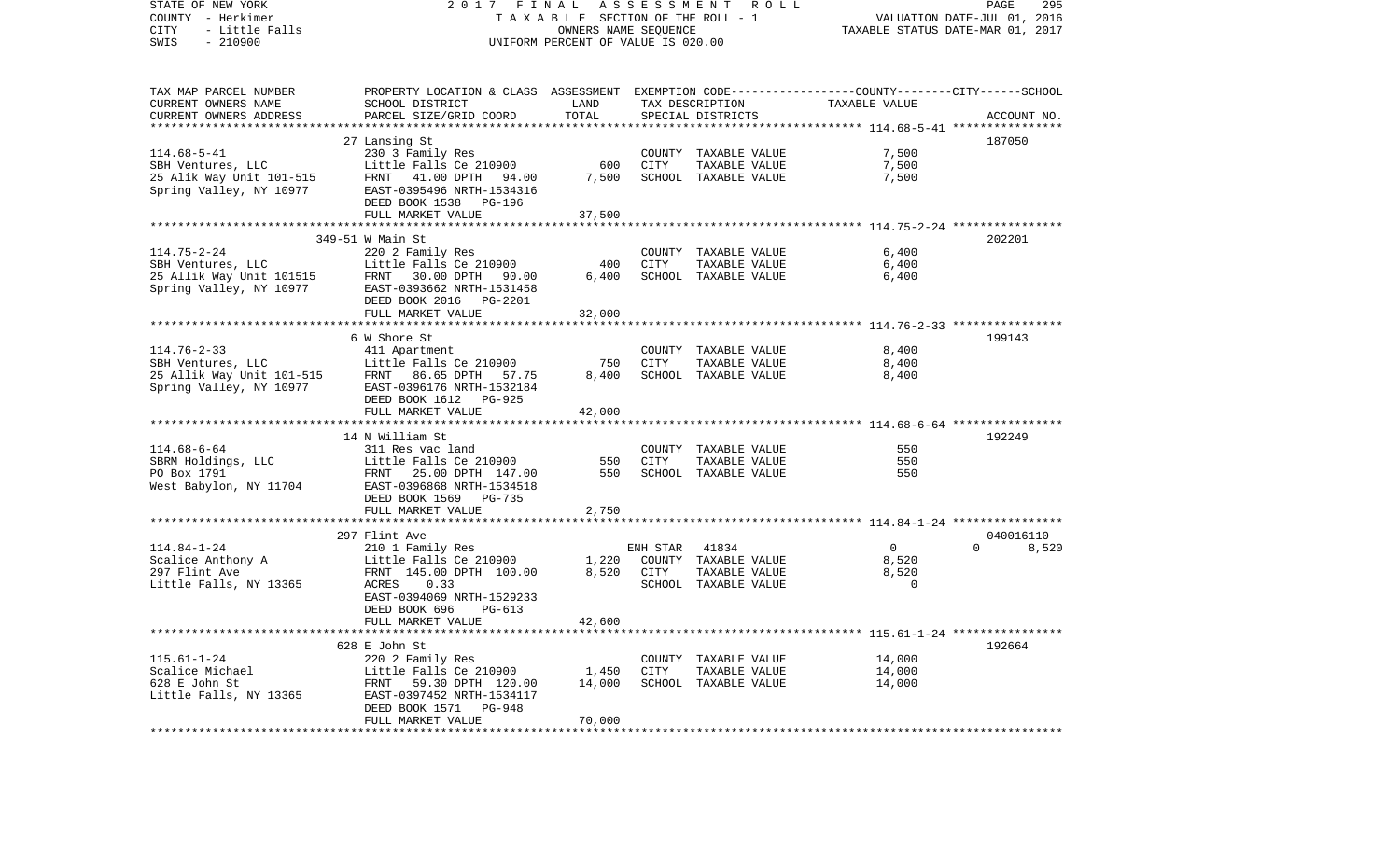STATE OF NEW YORK 2017 FINAL ASSESSMENT ROLL
COUNTY - Herkimer TAXABLE SECTION OF THE ROLL - 1 VALUATION DATE-JUL 01, 2016
CITY - Little Falls OWNERS NAME SEQUENCE TAXABLE STATUS DATE-MAR 01, 2017
SWIS - 210900 UNIFORM PERCENT OF VALUE IS 020.00

| TAX MAP PARCEL NUMBER / CURRENT OWNERS NAME / CURRENT OWNERS ADDRESS | PROPERTY LOCATION & CLASS / SCHOOL DISTRICT / PARCEL SIZE/GRID COORD | ASSESSMENT LAND | TOTAL | EXEMPTION CODE / TAX DESCRIPTION / SPECIAL DISTRICTS | TAXABLE VALUE (COUNTY / CITY / SCHOOL) | ACCOUNT NO. |
|---|---|---|---|---|---|---|
| **114.68-5-41** | 27 Lansing St | | | | | 187050 |
| SBH Ventures, LLC | 230 3 Family Res | | | COUNTY TAXABLE VALUE | 7,500 | |
| 25 Alik Way Unit 101-515 | Little Falls Ce 210900 | 600 | | CITY TAXABLE VALUE | 7,500 | |
| Spring Valley, NY 10977 | FRNT 41.00 DPTH 94.00 | | 7,500 | SCHOOL TAXABLE VALUE | 7,500 | |
| | EAST-0395496 NRTH-1534316 | | | | | |
| | DEED BOOK 1538 PG-196 | | | | | |
| | FULL MARKET VALUE | | 37,500 | | | |
| **114.75-2-24** | 349-51 W Main St | | | | | 202201 |
| SBH Ventures, LLC | 220 2 Family Res | | | COUNTY TAXABLE VALUE | 6,400 | |
| 25 Allik Way Unit 101515 | Little Falls Ce 210900 | 400 | | CITY TAXABLE VALUE | 6,400 | |
| Spring Valley, NY 10977 | FRNT 30.00 DPTH 90.00 | | 6,400 | SCHOOL TAXABLE VALUE | 6,400 | |
| | EAST-0393662 NRTH-1531458 | | | | | |
| | DEED BOOK 2016 PG-2201 | | | | | |
| | FULL MARKET VALUE | | 32,000 | | | |
| **114.76-2-33** | 6 W Shore St | | | | | 199143 |
| SBH Ventures, LLC | 411 Apartment | | | COUNTY TAXABLE VALUE | 8,400 | |
| 25 Allik Way Unit 101-515 | Little Falls Ce 210900 | 750 | | CITY TAXABLE VALUE | 8,400 | |
| Spring Valley, NY 10977 | FRNT 86.65 DPTH 57.75 | | 8,400 | SCHOOL TAXABLE VALUE | 8,400 | |
| | EAST-0396176 NRTH-1532184 | | | | | |
| | DEED BOOK 1612 PG-925 | | | | | |
| | FULL MARKET VALUE | | 42,000 | | | |
| **114.68-6-64** | 14 N William St | | | | | 192249 |
| SBRM Holdings, LLC | 311 Res vac land | | | COUNTY TAXABLE VALUE | 550 | |
| PO Box 1791 | Little Falls Ce 210900 | 550 | | CITY TAXABLE VALUE | 550 | |
| West Babylon, NY 11704 | FRNT 25.00 DPTH 147.00 | | 550 | SCHOOL TAXABLE VALUE | 550 | |
| | EAST-0396868 NRTH-1534518 | | | | | |
| | DEED BOOK 1569 PG-735 | | | | | |
| | FULL MARKET VALUE | | 2,750 | | | |
| **114.84-1-24** | 297 Flint Ave | | | | | 040016110 |
| Scalice Anthony A | 210 1 Family Res | | | ENH STAR 41834 | 0 / 0 / 8,520 | |
| 297 Flint Ave | Little Falls Ce 210900 | 1,220 | | COUNTY TAXABLE VALUE | 8,520 | |
| Little Falls, NY 13365 | FRNT 145.00 DPTH 100.00 | | 8,520 | CITY TAXABLE VALUE | 8,520 | |
| | ACRES 0.33 | | | SCHOOL TAXABLE VALUE | 0 | |
| | EAST-0394069 NRTH-1529233 | | | | | |
| | DEED BOOK 696 PG-613 | | | | | |
| | FULL MARKET VALUE | | 42,600 | | | |
| **115.61-1-24** | 628 E John St | | | | | 192664 |
| Scalice Michael | 220 2 Family Res | | | COUNTY TAXABLE VALUE | 14,000 | |
| 628 E John St | Little Falls Ce 210900 | 1,450 | | CITY TAXABLE VALUE | 14,000 | |
| Little Falls, NY 13365 | FRNT 59.30 DPTH 120.00 | | 14,000 | SCHOOL TAXABLE VALUE | 14,000 | |
| | EAST-0397452 NRTH-1534117 | | | | | |
| | DEED BOOK 1571 PG-948 | | | | | |
| | FULL MARKET VALUE | | 70,000 | | | |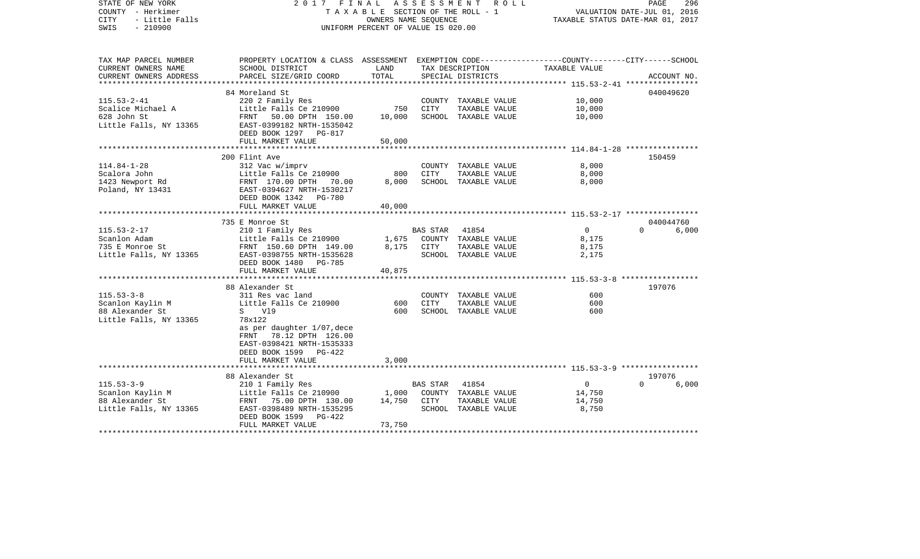STATE OF NEW YORK
COUNTY - Herkimer
CITY - Little Falls
SWIS - 210900

2 0 1 7 F I N A L A S S E S S M E N T R O L L
T A X A B L E SECTION OF THE ROLL - 1
OWNERS NAME SEQUENCE
UNIFORM PERCENT OF VALUE IS 020.00

VALUATION DATE-JUL 01, 2016
TAXABLE STATUS DATE-MAR 01, 2017

| TAX MAP PARCEL NUMBER<br>CURRENT OWNERS NAME<br>CURRENT OWNERS ADDRESS | PROPERTY LOCATION & CLASS<br>SCHOOL DISTRICT<br>PARCEL SIZE/GRID COORD | ASSESSMENT<br>LAND<br>TOTAL | EXEMPTION CODE<br>TAX DESCRIPTION<br>SPECIAL DISTRICTS | COUNTY / CITY<br>TAXABLE VALUE | SCHOOL<br>ACCOUNT NO. |
|---|---|---|---|---|---|
| | 84 Moreland St | | | | 040049620 |
| 115.53-2-41 | 220 2 Family Res | | COUNTY TAXABLE VALUE | 10,000 | |
| Scalice Michael A | Little Falls Ce 210900 | 750 | CITY TAXABLE VALUE | 10,000 | |
| 628 John St | FRNT 50.00 DPTH 150.00 | 10,000 | SCHOOL TAXABLE VALUE | 10,000 | |
| Little Falls, NY 13365 | EAST-0399182 NRTH-1535042 | | | | |
| | DEED BOOK 1297 PG-817 | | | | |
| | FULL MARKET VALUE | 50,000 | | | |
| | 200 Flint Ave | | | | 150459 |
| 114.84-1-28 | 312 Vac w/imprv | | COUNTY TAXABLE VALUE | 8,000 | |
| Scalora John | Little Falls Ce 210900 | 800 | CITY TAXABLE VALUE | 8,000 | |
| 1423 Newport Rd | FRNT 170.00 DPTH 70.00 | 8,000 | SCHOOL TAXABLE VALUE | 8,000 | |
| Poland, NY 13431 | EAST-0394627 NRTH-1530217 | | | | |
| | DEED BOOK 1342 PG-780 | | | | |
| | FULL MARKET VALUE | 40,000 | | | |
| | 735 E Monroe St | | | | 040044760 |
| 115.53-2-17 | 210 1 Family Res | | BAS STAR 41854 | 0 | 0 6,000 |
| Scanlon Adam | Little Falls Ce 210900 | 1,675 | COUNTY TAXABLE VALUE | 8,175 | |
| 735 E Monroe St | FRNT 150.60 DPTH 149.00 | 8,175 | CITY TAXABLE VALUE | 8,175 | |
| Little Falls, NY 13365 | EAST-0398755 NRTH-1535628 | | SCHOOL TAXABLE VALUE | 2,175 | |
| | DEED BOOK 1480 PG-785 | | | | |
| | FULL MARKET VALUE | 40,875 | | | |
| | 88 Alexander St | | | | 197076 |
| 115.53-3-8 | 311 Res vac land | | COUNTY TAXABLE VALUE | 600 | |
| Scanlon Kaylin M | Little Falls Ce 210900 | 600 | CITY TAXABLE VALUE | 600 | |
| 88 Alexander St | S V19 | 600 | SCHOOL TAXABLE VALUE | 600 | |
| Little Falls, NY 13365 | 78x122 | | | | |
| | as per daughter 1/07,dece | | | | |
| | FRNT 78.12 DPTH 126.00 | | | | |
| | EAST-0398421 NRTH-1535333 | | | | |
| | DEED BOOK 1599 PG-422 | | | | |
| | FULL MARKET VALUE | 3,000 | | | |
| | 88 Alexander St | | | | 197076 |
| 115.53-3-9 | 210 1 Family Res | | BAS STAR 41854 | 0 | 0 6,000 |
| Scanlon Kaylin M | Little Falls Ce 210900 | 1,000 | COUNTY TAXABLE VALUE | 14,750 | |
| 88 Alexander St | FRNT 75.00 DPTH 130.00 | 14,750 | CITY TAXABLE VALUE | 14,750 | |
| Little Falls, NY 13365 | EAST-0398489 NRTH-1535295 | | SCHOOL TAXABLE VALUE | 8,750 | |
| | DEED BOOK 1599 PG-422 | | | | |
| | FULL MARKET VALUE | 73,750 | | | |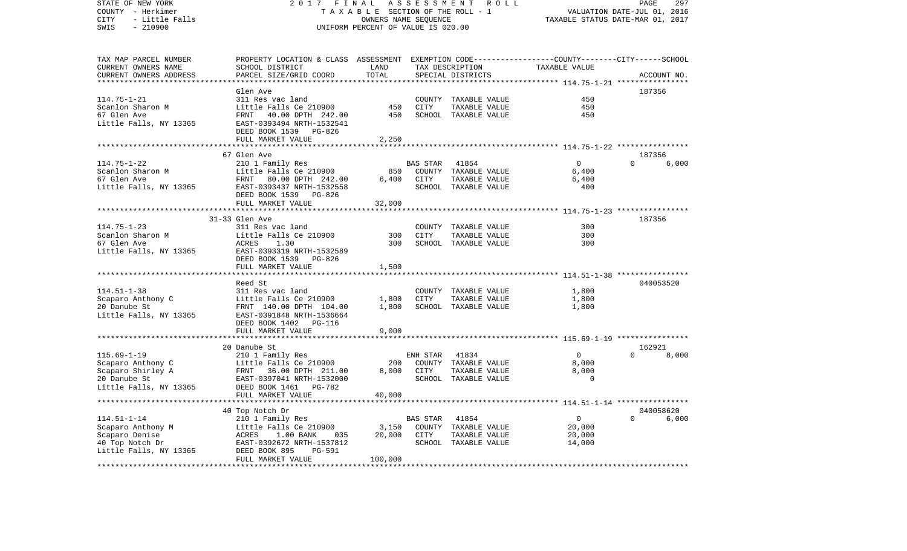STATE OF NEW YORK — 2017 FINAL ASSESSMENT ROLL
COUNTY - Herkimer — TAXABLE SECTION OF THE ROLL - 1 — VALUATION DATE-JUL 01, 2016
CITY - Little Falls — OWNERS NAME SEQUENCE — TAXABLE STATUS DATE-MAR 01, 2017
SWIS - 210900 — UNIFORM PERCENT OF VALUE IS 020.00

| TAX MAP PARCEL NUMBER / CURRENT OWNERS NAME / CURRENT OWNERS ADDRESS | PROPERTY LOCATION & CLASS / SCHOOL DISTRICT / PARCEL SIZE/GRID COORD | ASSESSMENT LAND | TOTAL | EXEMPTION CODE / TAX DESCRIPTION / SPECIAL DISTRICTS | COUNTY / CITY / SCHOOL TAXABLE VALUE | ACCOUNT NO. |
|---|---|---|---|---|---|---|
| **114.75-1-21** | Glen Ave | | | | | 187356 |
| Scanlon Sharon M | 311 Res vac land | | | COUNTY TAXABLE VALUE | 450 | |
| 67 Glen Ave | Little Falls Ce 210900 | 450 | | CITY TAXABLE VALUE | 450 | |
| Little Falls, NY 13365 | FRNT 40.00 DPTH 242.00 | | 450 | SCHOOL TAXABLE VALUE | 450 | |
| | EAST-0393494 NRTH-1532541 | | | | | |
| | DEED BOOK 1539 PG-826 | | | | | |
| | FULL MARKET VALUE | | 2,250 | | | |
| **114.75-1-22** | 67 Glen Ave | | | | | 187356 |
| Scanlon Sharon M | 210 1 Family Res | | | BAS STAR 41854 | 0 / 0 / 6,000 | |
| 67 Glen Ave | Little Falls Ce 210900 | 850 | | COUNTY TAXABLE VALUE | 6,400 | |
| Little Falls, NY 13365 | FRNT 80.00 DPTH 242.00 | | 6,400 | CITY TAXABLE VALUE | 6,400 | |
| | EAST-0393437 NRTH-1532558 | | | SCHOOL TAXABLE VALUE | 400 | |
| | DEED BOOK 1539 PG-826 | | | | | |
| | FULL MARKET VALUE | | 32,000 | | | |
| **114.75-1-23** | 31-33 Glen Ave | | | | | 187356 |
| Scanlon Sharon M | 311 Res vac land | | | COUNTY TAXABLE VALUE | 300 | |
| 67 Glen Ave | Little Falls Ce 210900 | 300 | | CITY TAXABLE VALUE | 300 | |
| Little Falls, NY 13365 | ACRES 1.30 | | 300 | SCHOOL TAXABLE VALUE | 300 | |
| | EAST-0393319 NRTH-1532589 | | | | | |
| | DEED BOOK 1539 PG-826 | | | | | |
| | FULL MARKET VALUE | | 1,500 | | | |
| **114.51-1-38** | Reed St | | | | | 040053520 |
| Scaparo Anthony C | 311 Res vac land | | | COUNTY TAXABLE VALUE | 1,800 | |
| 20 Danube St | Little Falls Ce 210900 | 1,800 | | CITY TAXABLE VALUE | 1,800 | |
| Little Falls, NY 13365 | FRNT 140.00 DPTH 104.00 | | 1,800 | SCHOOL TAXABLE VALUE | 1,800 | |
| | EAST-0391848 NRTH-1536664 | | | | | |
| | DEED BOOK 1402 PG-116 | | | | | |
| | FULL MARKET VALUE | | 9,000 | | | |
| **115.69-1-19** | 20 Danube St | | | | | 162921 |
| Scaparo Anthony C | 210 1 Family Res | | | ENH STAR 41834 | 0 / 0 / 8,000 | |
| Scaparo Shirley A | Little Falls Ce 210900 | 200 | | COUNTY TAXABLE VALUE | 8,000 | |
| 20 Danube St | FRNT 36.00 DPTH 211.00 | | 8,000 | CITY TAXABLE VALUE | 8,000 | |
| Little Falls, NY 13365 | EAST-0397041 NRTH-1532000 | | | SCHOOL TAXABLE VALUE | 0 | |
| | DEED BOOK 1461 PG-782 | | | | | |
| | FULL MARKET VALUE | | 40,000 | | | |
| **114.51-1-14** | 40 Top Notch Dr | | | | | 040058620 |
| Scaparo Anthony M | 210 1 Family Res | | | BAS STAR 41854 | 0 / 0 / 6,000 | |
| Scaparo Denise | Little Falls Ce 210900 | 3,150 | | COUNTY TAXABLE VALUE | 20,000 | |
| 40 Top Notch Dr | ACRES 1.00 BANK 035 | | 20,000 | CITY TAXABLE VALUE | 20,000 | |
| Little Falls, NY 13365 | EAST-0392672 NRTH-1537812 | | | SCHOOL TAXABLE VALUE | 14,000 | |
| | DEED BOOK 895 PG-591 | | | | | |
| | FULL MARKET VALUE | | 100,000 | | | |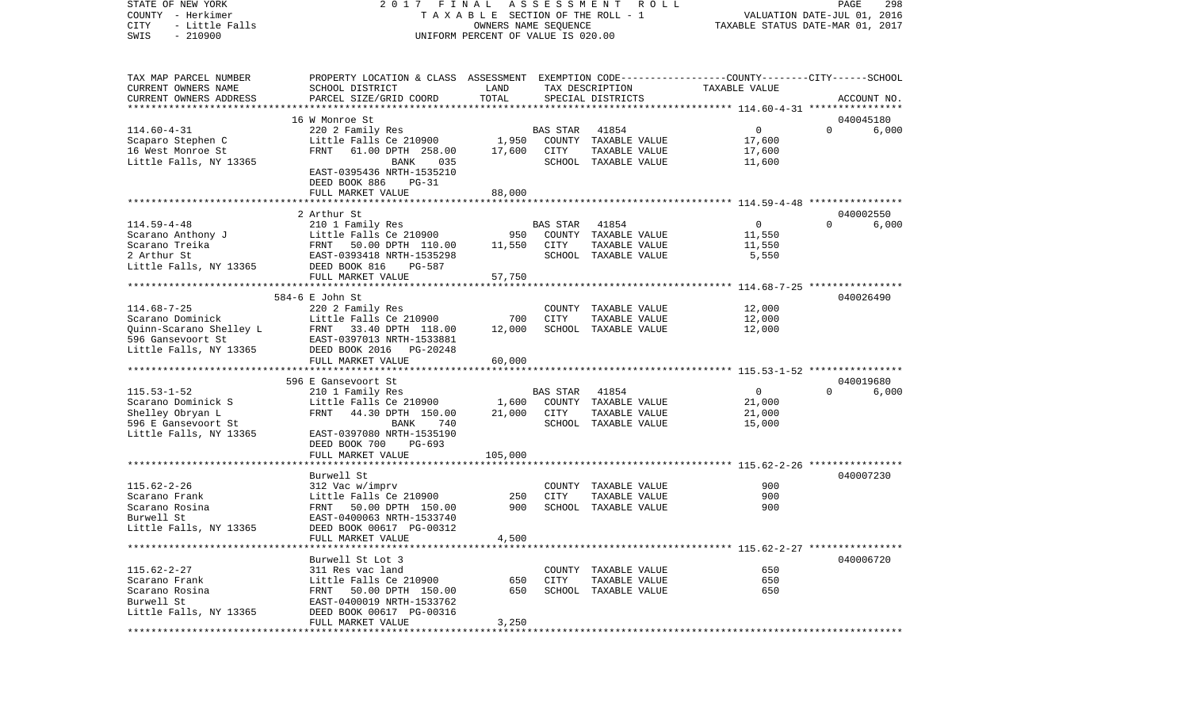STATE OF NEW YORK　　　　　　　2 0 1 7　F I N A L　A S S E S S M E N T　R O L L
COUNTY - Herkimer　　　　　　　T A X A B L E SECTION OF THE ROLL - 1　　　　VALUATION DATE-JUL 01, 2016
CITY - Little Falls　　　　　　　OWNERS NAME SEQUENCE　　　　TAXABLE STATUS DATE-MAR 01, 2017
SWIS - 210900　　　　　　　UNIFORM PERCENT OF VALUE IS 020.00

| TAX MAP PARCEL NUMBER / CURRENT OWNERS NAME / CURRENT OWNERS ADDRESS | PROPERTY LOCATION & CLASS / SCHOOL DISTRICT / PARCEL SIZE/GRID COORD | ASSESSMENT LAND | TOTAL | EXEMPTION CODE / TAX DESCRIPTION / SPECIAL DISTRICTS | COUNTY | CITY | SCHOOL | ACCOUNT NO. |
|---|---|---|---|---|---|---|---|---|
| 114.60-4-31 | 16 W Monroe St | | | | | | | 040045180 |
| 114.60-4-31 | 220 2 Family Res | | | BAS STAR 41854 | 0 | 0 | 6,000 | |
| Scaparo Stephen C | Little Falls Ce 210900 | 1,950 | | COUNTY TAXABLE VALUE | 17,600 | | | |
| 16 West Monroe St | FRNT 61.00 DPTH 258.00 | | 17,600 | CITY TAXABLE VALUE | | 17,600 | | |
| Little Falls, NY 13365 | BANK 035 | | | SCHOOL TAXABLE VALUE | | | 11,600 | |
| | EAST-0395436 NRTH-1535210 | | | | | | | |
| | DEED BOOK 886 PG-31 | | | | | | | |
| | FULL MARKET VALUE | | 88,000 | | | | | |
| 114.59-4-48 | 2 Arthur St | | | | | | | 040002550 |
| 114.59-4-48 | 210 1 Family Res | | | BAS STAR 41854 | 0 | 0 | 6,000 | |
| Scarano Anthony J | Little Falls Ce 210900 | 950 | | COUNTY TAXABLE VALUE | 11,550 | | | |
| Scarano Treika | FRNT 50.00 DPTH 110.00 | | 11,550 | CITY TAXABLE VALUE | | 11,550 | | |
| 2 Arthur St | EAST-0393418 NRTH-1535298 | | | SCHOOL TAXABLE VALUE | | | 5,550 | |
| Little Falls, NY 13365 | DEED BOOK 816 PG-587 | | | | | | | |
| | FULL MARKET VALUE | | 57,750 | | | | | |
| 114.68-7-25 | 584-6 E John St | | | | | | | 040026490 |
| 114.68-7-25 | 220 2 Family Res | | | COUNTY TAXABLE VALUE | 12,000 | | | |
| Scarano Dominick | Little Falls Ce 210900 | 700 | | CITY TAXABLE VALUE | | 12,000 | | |
| Quinn-Scarano Shelley L | FRNT 33.40 DPTH 118.00 | | 12,000 | SCHOOL TAXABLE VALUE | | | 12,000 | |
| 596 Gansevoort St | EAST-0397013 NRTH-1533881 | | | | | | | |
| Little Falls, NY 13365 | DEED BOOK 2016 PG-20248 | | | | | | | |
| | FULL MARKET VALUE | | 60,000 | | | | | |
| 115.53-1-52 | 596 E Gansevoort St | | | | | | | 040019680 |
| 115.53-1-52 | 210 1 Family Res | | | BAS STAR 41854 | 0 | 0 | 6,000 | |
| Scarano Dominick S | Little Falls Ce 210900 | 1,600 | | COUNTY TAXABLE VALUE | 21,000 | | | |
| Shelley Obryan L | FRNT 44.30 DPTH 150.00 | | 21,000 | CITY TAXABLE VALUE | | 21,000 | | |
| 596 E Gansevoort St | BANK 740 | | | SCHOOL TAXABLE VALUE | | | 15,000 | |
| Little Falls, NY 13365 | EAST-0397080 NRTH-1535190 | | | | | | | |
| | DEED BOOK 700 PG-693 | | | | | | | |
| | FULL MARKET VALUE | | 105,000 | | | | | |
| 115.62-2-26 | Burwell St | | | | | | | 040007230 |
| 115.62-2-26 | 312 Vac w/imprv | | | COUNTY TAXABLE VALUE | 900 | | | |
| Scarano Frank | Little Falls Ce 210900 | 250 | | CITY TAXABLE VALUE | | 900 | | |
| Scarano Rosina | FRNT 50.00 DPTH 150.00 | | 900 | SCHOOL TAXABLE VALUE | | | 900 | |
| Burwell St | EAST-0400063 NRTH-1533740 | | | | | | | |
| Little Falls, NY 13365 | DEED BOOK 00617 PG-00312 | | | | | | | |
| | FULL MARKET VALUE | | 4,500 | | | | | |
| 115.62-2-27 | Burwell St Lot 3 | | | | | | | 040006720 |
| 115.62-2-27 | 311 Res vac land | | | COUNTY TAXABLE VALUE | 650 | | | |
| Scarano Frank | Little Falls Ce 210900 | 650 | | CITY TAXABLE VALUE | | 650 | | |
| Scarano Rosina | FRNT 50.00 DPTH 150.00 | | 650 | SCHOOL TAXABLE VALUE | | | 650 | |
| Burwell St | EAST-0400019 NRTH-1533762 | | | | | | | |
| Little Falls, NY 13365 | DEED BOOK 00617 PG-00316 | | | | | | | |
| | FULL MARKET VALUE | | 3,250 | | | | | |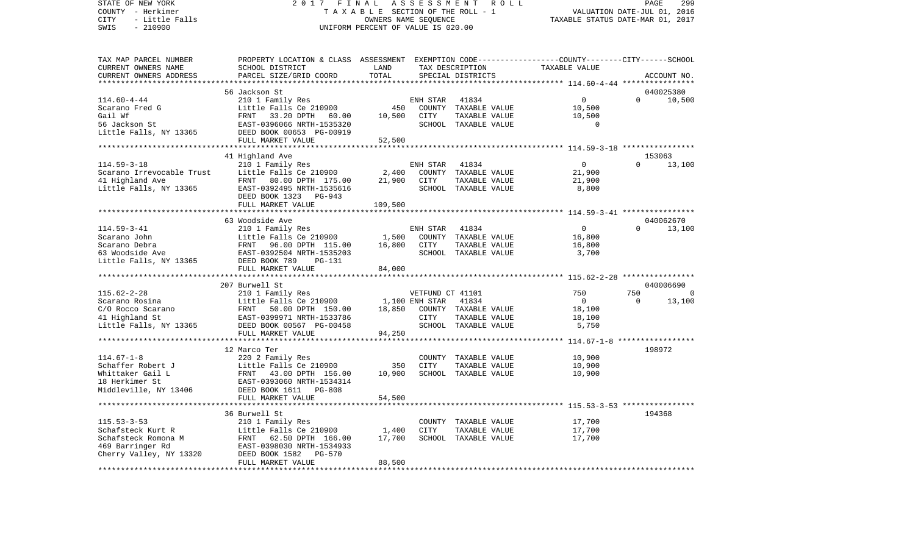STATE OF NEW YORK | 2017 FINAL ASSESSMENT ROLL | PAGE 299
COUNTY - Herkimer | TAXABLE SECTION OF THE ROLL - 1 | VALUATION DATE-JUL 01, 2016
CITY - Little Falls | OWNERS NAME SEQUENCE | TAXABLE STATUS DATE-MAR 01, 2017
SWIS - 210900 | UNIFORM PERCENT OF VALUE IS 020.00

| TAX MAP PARCEL NUMBER / CURRENT OWNERS NAME / CURRENT OWNERS ADDRESS | PROPERTY LOCATION & CLASS / SCHOOL DISTRICT / PARCEL SIZE/GRID COORD | ASSESSMENT LAND | TOTAL | EXEMPTION CODE / TAX DESCRIPTION / SPECIAL DISTRICTS | COUNTY | CITY | SCHOOL | ACCOUNT NO. |
|---|---|---|---|---|---|---|---|---|
| 114.60-4-44 | 56 Jackson St | | | | | | | 040025380 |
| | 210 1 Family Res | | | ENH STAR 41834 | 0 | 0 | 10,500 | |
| Scarano Fred G | Little Falls Ce 210900 | 450 | | COUNTY TAXABLE VALUE | 10,500 | | | |
| Gail Wf | FRNT 33.20 DPTH 60.00 | | 10,500 | CITY TAXABLE VALUE | | 10,500 | | |
| 56 Jackson St | EAST-0396066 NRTH-1535320 | | | SCHOOL TAXABLE VALUE | | | 0 | |
| Little Falls, NY 13365 | DEED BOOK 00653 PG-00919 | | | | | | | |
| | FULL MARKET VALUE | | 52,500 | | | | | |
| 114.59-3-18 | 41 Highland Ave | | | | | | | 153063 |
| | 210 1 Family Res | | | ENH STAR 41834 | 0 | 0 | 13,100 | |
| Scarano Irrevocable Trust | Little Falls Ce 210900 | 2,400 | | COUNTY TAXABLE VALUE | 21,900 | | | |
| 41 Highland Ave | FRNT 80.00 DPTH 175.00 | | 21,900 | CITY TAXABLE VALUE | | 21,900 | | |
| Little Falls, NY 13365 | EAST-0392495 NRTH-1535616 | | | SCHOOL TAXABLE VALUE | | | 8,800 | |
| | DEED BOOK 1323 PG-943 | | | | | | | |
| | FULL MARKET VALUE | | 109,500 | | | | | |
| 114.59-3-41 | 63 Woodside Ave | | | | | | | 040062670 |
| | 210 1 Family Res | | | ENH STAR 41834 | 0 | 0 | 13,100 | |
| Scarano John | Little Falls Ce 210900 | 1,500 | | COUNTY TAXABLE VALUE | 16,800 | | | |
| Scarano Debra | FRNT 96.00 DPTH 115.00 | | 16,800 | CITY TAXABLE VALUE | | 16,800 | | |
| 63 Woodside Ave | EAST-0392504 NRTH-1535203 | | | SCHOOL TAXABLE VALUE | | | 3,700 | |
| Little Falls, NY 13365 | DEED BOOK 789 PG-131 | | | | | | | |
| | FULL MARKET VALUE | | 84,000 | | | | | |
| 115.62-2-28 | 207 Burwell St | | | | | | | 040006690 |
| | 210 1 Family Res | | | VETFUND CT 41101 | 750 | 750 | 0 | |
| Scarano Rosina | Little Falls Ce 210900 | 1,100 | | ENH STAR 41834 | 0 | 0 | 13,100 | |
| C/O Rocco Scarano | FRNT 50.00 DPTH 150.00 | | 18,850 | COUNTY TAXABLE VALUE | 18,100 | | | |
| 41 Highland St | EAST-0399971 NRTH-1533786 | | | CITY TAXABLE VALUE | | 18,100 | | |
| Little Falls, NY 13365 | DEED BOOK 00567 PG-00458 | | | SCHOOL TAXABLE VALUE | | | 5,750 | |
| | FULL MARKET VALUE | | 94,250 | | | | | |
| 114.67-1-8 | 12 Marco Ter | | | | | | | 198972 |
| | 220 2 Family Res | | | COUNTY TAXABLE VALUE | 10,900 | | | |
| Schaffer Robert J | Little Falls Ce 210900 | 350 | | CITY TAXABLE VALUE | | 10,900 | | |
| Whittaker Gail L | FRNT 43.00 DPTH 156.00 | | 10,900 | SCHOOL TAXABLE VALUE | | | 10,900 | |
| 18 Herkimer St | EAST-0393060 NRTH-1534314 | | | | | | | |
| Middleville, NY 13406 | DEED BOOK 1611 PG-808 | | | | | | | |
| | FULL MARKET VALUE | | 54,500 | | | | | |
| 115.53-3-53 | 36 Burwell St | | | | | | | 194368 |
| | 210 1 Family Res | | | COUNTY TAXABLE VALUE | 17,700 | | | |
| Schafsteck Kurt R | Little Falls Ce 210900 | 1,400 | | CITY TAXABLE VALUE | | 17,700 | | |
| Schafsteck Romona M | FRNT 62.50 DPTH 166.00 | | 17,700 | SCHOOL TAXABLE VALUE | | | 17,700 | |
| 469 Barringer Rd | EAST-0398030 NRTH-1534933 | | | | | | | |
| Cherry Valley, NY 13320 | DEED BOOK 1582 PG-570 | | | | | | | |
| | FULL MARKET VALUE | | 88,500 | | | | | |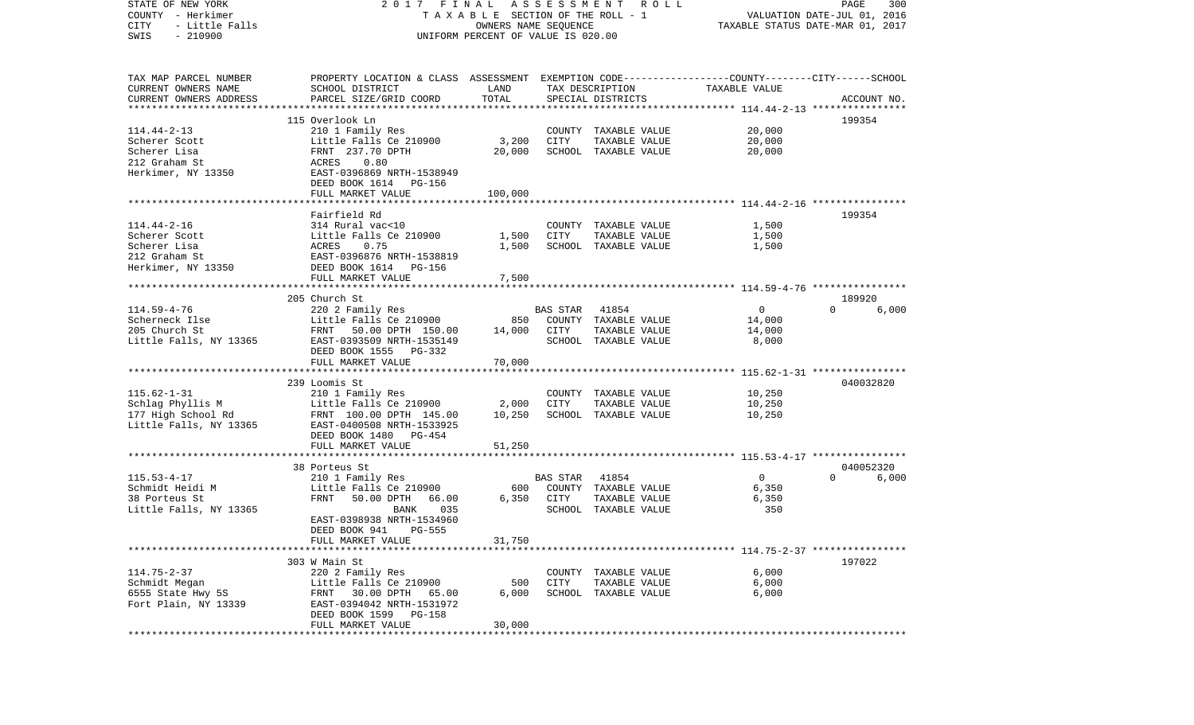STATE OF NEW YORK
COUNTY - Herkimer
CITY - Little Falls
SWIS - 210900

# 2017 FINAL ASSESSMENT ROLL

TAXABLE SECTION OF THE ROLL - 1
OWNERS NAME SEQUENCE
UNIFORM PERCENT OF VALUE IS 020.00

VALUATION DATE-JUL 01, 2016
TAXABLE STATUS DATE-MAR 01, 2017

| TAX MAP PARCEL NUMBER / CURRENT OWNERS NAME / CURRENT OWNERS ADDRESS | PROPERTY LOCATION & CLASS / SCHOOL DISTRICT / PARCEL SIZE/GRID COORD | ASSESSMENT LAND | TOTAL | EXEMPTION CODE / TAX DESCRIPTION / SPECIAL DISTRICTS | COUNTY / CITY TAXABLE VALUE | SCHOOL | ACCOUNT NO. |
|---|---|---|---|---|---|---|---|
| 114.44-2-13 | 115 Overlook Ln | | | | | | 199354 |
| Scherer Scott | 210 1 Family Res | | | COUNTY TAXABLE VALUE | 20,000 | | |
| Scherer Lisa | Little Falls Ce 210900 | 3,200 | | CITY TAXABLE VALUE | 20,000 | | |
| 212 Graham St | FRNT 237.70 DPTH | | 20,000 | SCHOOL TAXABLE VALUE | 20,000 | | |
| Herkimer, NY 13350 | ACRES 0.80 | | | | | | |
| | EAST-0396869 NRTH-1538949 | | | | | | |
| | DEED BOOK 1614 PG-156 | | | | | | |
| | FULL MARKET VALUE | | 100,000 | | | | |
| 114.44-2-16 | Fairfield Rd | | | | | | 199354 |
| Scherer Scott | 314 Rural vac<10 | | | COUNTY TAXABLE VALUE | 1,500 | | |
| Scherer Lisa | Little Falls Ce 210900 | 1,500 | | CITY TAXABLE VALUE | 1,500 | | |
| 212 Graham St | ACRES 0.75 | | 1,500 | SCHOOL TAXABLE VALUE | 1,500 | | |
| Herkimer, NY 13350 | EAST-0396876 NRTH-1538819 | | | | | | |
| | DEED BOOK 1614 PG-156 | | | | | | |
| | FULL MARKET VALUE | | 7,500 | | | | |
| 114.59-4-76 | 205 Church St | | | | | | 189920 |
| Scherneck Ilse | 220 2 Family Res | | | BAS STAR 41854 | 0 | 0 | 6,000 |
| 205 Church St | Little Falls Ce 210900 | 850 | | COUNTY TAXABLE VALUE | 14,000 | | |
| Little Falls, NY 13365 | FRNT 50.00 DPTH 150.00 | | 14,000 | CITY TAXABLE VALUE | 14,000 | | |
| | EAST-0393509 NRTH-1535149 | | | SCHOOL TAXABLE VALUE | 8,000 | | |
| | DEED BOOK 1555 PG-332 | | | | | | |
| | FULL MARKET VALUE | | 70,000 | | | | |
| 115.62-1-31 | 239 Loomis St | | | | | | 040032820 |
| Schlag Phyllis M | 210 1 Family Res | | | COUNTY TAXABLE VALUE | 10,250 | | |
| 177 High School Rd | Little Falls Ce 210900 | 2,000 | | CITY TAXABLE VALUE | 10,250 | | |
| Little Falls, NY 13365 | FRNT 100.00 DPTH 145.00 | | 10,250 | SCHOOL TAXABLE VALUE | 10,250 | | |
| | EAST-0400508 NRTH-1533925 | | | | | | |
| | DEED BOOK 1480 PG-454 | | | | | | |
| | FULL MARKET VALUE | | 51,250 | | | | |
| 115.53-4-17 | 38 Porteus St | | | | | | 040052320 |
| Schmidt Heidi M | 210 1 Family Res | | | BAS STAR 41854 | 0 | 0 | 6,000 |
| 38 Porteus St | Little Falls Ce 210900 | 600 | | COUNTY TAXABLE VALUE | 6,350 | | |
| Little Falls, NY 13365 | FRNT 50.00 DPTH 66.00 | | 6,350 | CITY TAXABLE VALUE | 6,350 | | |
| | BANK 035 | | | SCHOOL TAXABLE VALUE | 350 | | |
| | EAST-0398938 NRTH-1534960 | | | | | | |
| | DEED BOOK 941 PG-555 | | | | | | |
| | FULL MARKET VALUE | | 31,750 | | | | |
| 114.75-2-37 | 303 W Main St | | | | | | 197022 |
| Schmidt Megan | 220 2 Family Res | | | COUNTY TAXABLE VALUE | 6,000 | | |
| 6555 State Hwy 5S | Little Falls Ce 210900 | 500 | | CITY TAXABLE VALUE | 6,000 | | |
| Fort Plain, NY 13339 | FRNT 30.00 DPTH 65.00 | | 6,000 | SCHOOL TAXABLE VALUE | 6,000 | | |
| | EAST-0394042 NRTH-1531972 | | | | | | |
| | DEED BOOK 1599 PG-158 | | | | | | |
| | FULL MARKET VALUE | | 30,000 | | | | |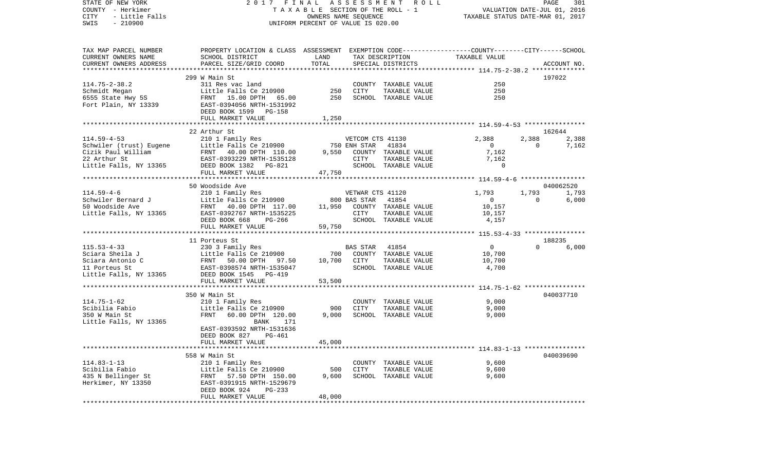STATE OF NEW YORK — 2017 FINAL ASSESSMENT ROLL
COUNTY - Herkimer — TAXABLE SECTION OF THE ROLL - 1 — VALUATION DATE-JUL 01, 2016
CITY - Little Falls — OWNERS NAME SEQUENCE — TAXABLE STATUS DATE-MAR 01, 2017
SWIS - 210900 — UNIFORM PERCENT OF VALUE IS 020.00

| TAX MAP PARCEL NUMBER / CURRENT OWNERS NAME / CURRENT OWNERS ADDRESS | PROPERTY LOCATION & CLASS / SCHOOL DISTRICT / PARCEL SIZE/GRID COORD | ASSESSMENT LAND | TOTAL | EXEMPTION CODE / TAX DESCRIPTION / SPECIAL DISTRICTS | COUNTY | CITY | SCHOOL | ACCOUNT NO. |
|---|---|---|---|---|---|---|---|---|
| 114.75-2-38.2 | 299 W Main St | | | | | | | 197022 |
| Schmidt Megan | 311 Res vac land | | | COUNTY TAXABLE VALUE | 250 | | | |
| 6555 State Hwy 5S | Little Falls Ce 210900 | 250 | | CITY TAXABLE VALUE | | 250 | | |
| Fort Plain, NY 13339 | FRNT 15.00 DPTH 65.00 | | 250 | SCHOOL TAXABLE VALUE | | | 250 | |
| | EAST-0394056 NRTH-1531992 | | | | | | | |
| | DEED BOOK 1599 PG-158 | | | | | | | |
| | FULL MARKET VALUE | | 1,250 | | | | | |
| 114.59-4-53 | 22 Arthur St | | | | | | | 162644 |
| Schwiler (trust) Eugene | 210 1 Family Res | | | VETCOM CTS 41130 | 2,388 | 2,388 | 2,388 | |
| Cizik Paul William | Little Falls Ce 210900 | 750 | | ENH STAR 41834 | 0 | 0 | 7,162 | |
| 22 Arthur St | FRNT 40.00 DPTH 110.00 | | 9,550 | COUNTY TAXABLE VALUE | 7,162 | | | |
| Little Falls, NY 13365 | EAST-0393229 NRTH-1535128 | | | CITY TAXABLE VALUE | | 7,162 | | |
| | DEED BOOK 1382 PG-821 | | | SCHOOL TAXABLE VALUE | | | 0 | |
| | FULL MARKET VALUE | | 47,750 | | | | | |
| 114.59-4-6 | 50 Woodside Ave | | | | | | | 040062520 |
| Schwiler Bernard J | 210 1 Family Res | | | VETWAR CTS 41120 | 1,793 | 1,793 | 1,793 | |
| 50 Woodside Ave | Little Falls Ce 210900 | 800 | | BAS STAR 41854 | 0 | 0 | 6,000 | |
| Little Falls, NY 13365 | FRNT 40.00 DPTH 117.00 | | 11,950 | COUNTY TAXABLE VALUE | 10,157 | | | |
| | EAST-0392767 NRTH-1535225 | | | CITY TAXABLE VALUE | | 10,157 | | |
| | DEED BOOK 668 PG-266 | | | SCHOOL TAXABLE VALUE | | | 4,157 | |
| | FULL MARKET VALUE | | 59,750 | | | | | |
| 115.53-4-33 | 11 Porteus St | | | | | | | 188235 |
| Sciara Sheila J | 230 3 Family Res | | | BAS STAR 41854 | 0 | 0 | 6,000 | |
| Sciara Antonio C | Little Falls Ce 210900 | 700 | | COUNTY TAXABLE VALUE | 10,700 | | | |
| 11 Porteus St | FRNT 50.00 DPTH 97.50 | | 10,700 | CITY TAXABLE VALUE | | 10,700 | | |
| Little Falls, NY 13365 | EAST-0398574 NRTH-1535047 | | | SCHOOL TAXABLE VALUE | | | 4,700 | |
| | DEED BOOK 1545 PG-419 | | | | | | | |
| | FULL MARKET VALUE | | 53,500 | | | | | |
| 114.75-1-62 | 350 W Main St | | | | | | | 040037710 |
| Scibilia Fabio | 210 1 Family Res | | | COUNTY TAXABLE VALUE | 9,000 | | | |
| 350 W Main St | Little Falls Ce 210900 | 900 | | CITY TAXABLE VALUE | | 9,000 | | |
| Little Falls, NY 13365 | FRNT 60.00 DPTH 120.00 | | 9,000 | SCHOOL TAXABLE VALUE | | | 9,000 | |
| | BANK 171 | | | | | | | |
| | EAST-0393592 NRTH-1531636 | | | | | | | |
| | DEED BOOK 827 PG-461 | | | | | | | |
| | FULL MARKET VALUE | | 45,000 | | | | | |
| 114.83-1-13 | 558 W Main St | | | | | | | 040039690 |
| Scibilia Fabio | 210 1 Family Res | | | COUNTY TAXABLE VALUE | 9,600 | | | |
| 435 N Bellinger St | Little Falls Ce 210900 | 500 | | CITY TAXABLE VALUE | | 9,600 | | |
| Herkimer, NY 13350 | FRNT 57.50 DPTH 150.00 | | 9,600 | SCHOOL TAXABLE VALUE | | | 9,600 | |
| | EAST-0391915 NRTH-1529679 | | | | | | | |
| | DEED BOOK 924 PG-233 | | | | | | | |
| | FULL MARKET VALUE | | 48,000 | | | | | |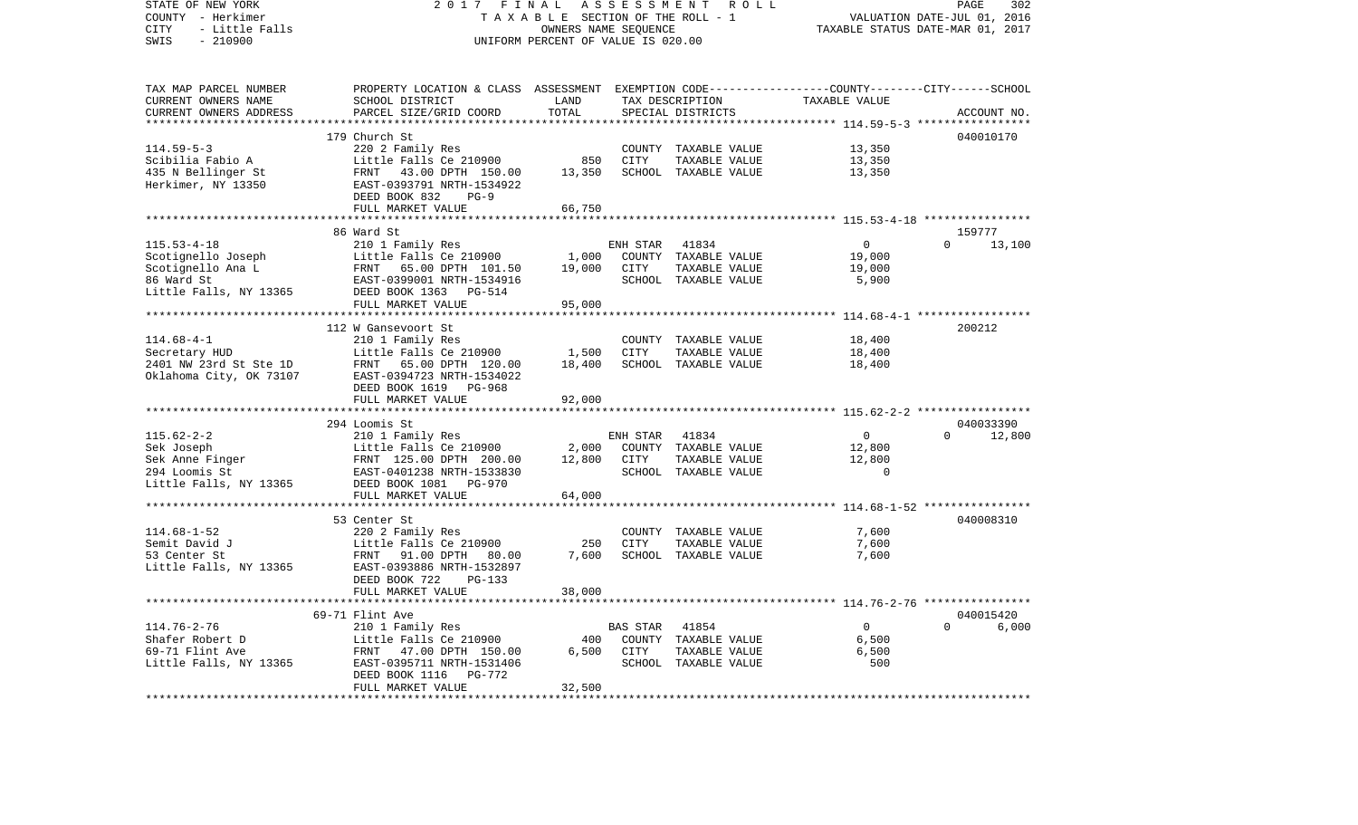STATE OF NEW YORK
COUNTY - Herkimer
CITY - Little Falls
SWIS - 210900

2 0 1 7 F I N A L A S S E S S M E N T R O L L
T A X A B L E SECTION OF THE ROLL - 1
OWNERS NAME SEQUENCE
UNIFORM PERCENT OF VALUE IS 020.00

VALUATION DATE-JUL 01, 2016
TAXABLE STATUS DATE-MAR 01, 2017

| TAX MAP PARCEL NUMBER / CURRENT OWNERS NAME / CURRENT OWNERS ADDRESS | PROPERTY LOCATION & CLASS / SCHOOL DISTRICT / PARCEL SIZE/GRID COORD | ASSESSMENT LAND / TOTAL | EXEMPTION CODE / TAX DESCRIPTION / SPECIAL DISTRICTS | COUNTY | CITY | SCHOOL / ACCOUNT NO. |
|---|---|---|---|---|---|---|
| **114.59-5-3** | 179 Church St | | | | | 040010170 |
| 114.59-5-3 | 220 2 Family Res | | COUNTY TAXABLE VALUE | 13,350 | | |
| Scibilia Fabio A | Little Falls Ce 210900 | 850 | CITY TAXABLE VALUE | | 13,350 | |
| 435 N Bellinger St | FRNT 43.00 DPTH 150.00 | 13,350 | SCHOOL TAXABLE VALUE | | | 13,350 |
| Herkimer, NY 13350 | EAST-0393791 NRTH-1534922 | | | | | |
| | DEED BOOK 832 PG-9 | | | | | |
| | FULL MARKET VALUE | 66,750 | | | | |
| **115.53-4-18** | 86 Ward St | | | | | 159777 |
| 115.53-4-18 | 210 1 Family Res | | ENH STAR 41834 | 0 | 0 | 13,100 |
| Scotignello Joseph | Little Falls Ce 210900 | 1,000 | COUNTY TAXABLE VALUE | 19,000 | | |
| Scotignello Ana L | FRNT 65.00 DPTH 101.50 | 19,000 | CITY TAXABLE VALUE | | 19,000 | |
| 86 Ward St | EAST-0399001 NRTH-1534916 | | SCHOOL TAXABLE VALUE | | | 5,900 |
| Little Falls, NY 13365 | DEED BOOK 1363 PG-514 | | | | | |
| | FULL MARKET VALUE | 95,000 | | | | |
| **114.68-4-1** | 112 W Gansevoort St | | | | | 200212 |
| 114.68-4-1 | 210 1 Family Res | | COUNTY TAXABLE VALUE | 18,400 | | |
| Secretary HUD | Little Falls Ce 210900 | 1,500 | CITY TAXABLE VALUE | | 18,400 | |
| 2401 NW 23rd St Ste 1D | FRNT 65.00 DPTH 120.00 | 18,400 | SCHOOL TAXABLE VALUE | | | 18,400 |
| Oklahoma City, OK 73107 | EAST-0394723 NRTH-1534022 | | | | | |
| | DEED BOOK 1619 PG-968 | | | | | |
| | FULL MARKET VALUE | 92,000 | | | | |
| **115.62-2-2** | 294 Loomis St | | | | | 040033390 |
| 115.62-2-2 | 210 1 Family Res | | ENH STAR 41834 | 0 | 0 | 12,800 |
| Sek Joseph | Little Falls Ce 210900 | 2,000 | COUNTY TAXABLE VALUE | 12,800 | | |
| Sek Anne Finger | FRNT 125.00 DPTH 200.00 | 12,800 | CITY TAXABLE VALUE | | 12,800 | |
| 294 Loomis St | EAST-0401238 NRTH-1533830 | | SCHOOL TAXABLE VALUE | | | 0 |
| Little Falls, NY 13365 | DEED BOOK 1081 PG-970 | | | | | |
| | FULL MARKET VALUE | 64,000 | | | | |
| **114.68-1-52** | 53 Center St | | | | | 040008310 |
| 114.68-1-52 | 220 2 Family Res | | COUNTY TAXABLE VALUE | 7,600 | | |
| Semit David J | Little Falls Ce 210900 | 250 | CITY TAXABLE VALUE | | 7,600 | |
| 53 Center St | FRNT 91.00 DPTH 80.00 | 7,600 | SCHOOL TAXABLE VALUE | | | 7,600 |
| Little Falls, NY 13365 | EAST-0393886 NRTH-1532897 | | | | | |
| | DEED BOOK 722 PG-133 | | | | | |
| | FULL MARKET VALUE | 38,000 | | | | |
| **114.76-2-76** | 69-71 Flint Ave | | | | | 040015420 |
| 114.76-2-76 | 210 1 Family Res | | BAS STAR 41854 | 0 | 0 | 6,000 |
| Shafer Robert D | Little Falls Ce 210900 | 400 | COUNTY TAXABLE VALUE | 6,500 | | |
| 69-71 Flint Ave | FRNT 47.00 DPTH 150.00 | 6,500 | CITY TAXABLE VALUE | | 6,500 | |
| Little Falls, NY 13365 | EAST-0395711 NRTH-1531406 | | SCHOOL TAXABLE VALUE | | | 500 |
| | DEED BOOK 1116 PG-772 | | | | | |
| | FULL MARKET VALUE | 32,500 | | | | |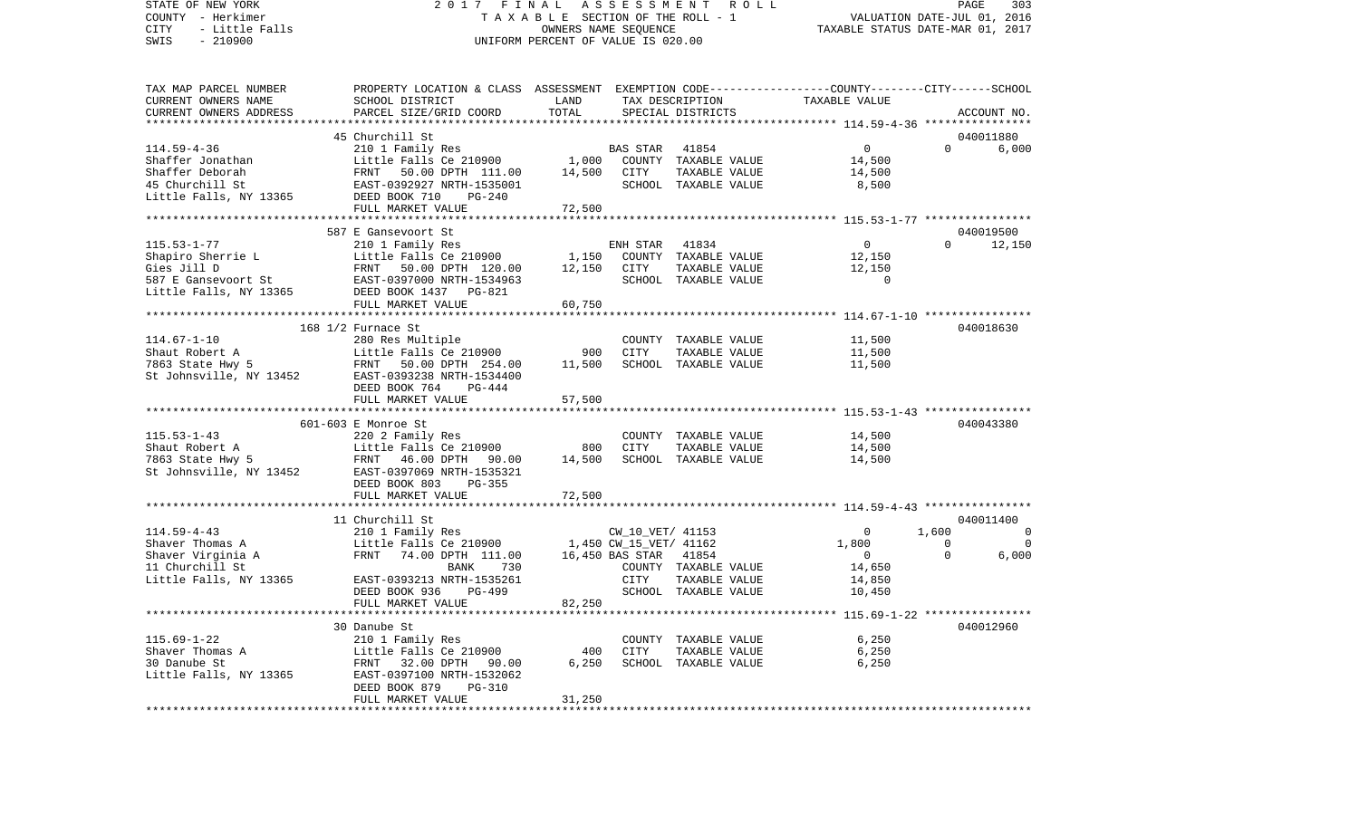STATE OF NEW YORK | COUNTY - Herkimer | CITY - Little Falls | SWIS - 210900

2017 FINAL ASSESSMENT ROLL
TAXABLE SECTION OF THE ROLL - 1
OWNERS NAME SEQUENCE
UNIFORM PERCENT OF VALUE IS 020.00

VALUATION DATE-JUL 01, 2016
TAXABLE STATUS DATE-MAR 01, 2017

| TAX MAP PARCEL NUMBER / CURRENT OWNERS NAME / CURRENT OWNERS ADDRESS | PROPERTY LOCATION & CLASS / SCHOOL DISTRICT / PARCEL SIZE/GRID COORD | ASSESSMENT LAND / TOTAL | EXEMPTION CODE / TAX DESCRIPTION / SPECIAL DISTRICTS | COUNTY TAXABLE VALUE | CITY | SCHOOL / ACCOUNT NO. |
|---|---|---|---|---|---|---|
| 114.59-4-36 | 45 Churchill St | | | | | 040011880 |
| | 210 1 Family Res | | BAS STAR 41854 | 0 | 0 | 6,000 |
| Shaffer Jonathan | Little Falls Ce 210900 | 1,000 | COUNTY TAXABLE VALUE | 14,500 | | |
| Shaffer Deborah | FRNT 50.00 DPTH 111.00 | 14,500 | CITY TAXABLE VALUE | 14,500 | | |
| 45 Churchill St | EAST-0392927 NRTH-1535001 | | SCHOOL TAXABLE VALUE | 8,500 | | |
| Little Falls, NY 13365 | DEED BOOK 710 PG-240 | | | | | |
| | FULL MARKET VALUE | 72,500 | | | | |
| 115.53-1-77 | 587 E Gansevoort St | | | | | 040019500 |
| | 210 1 Family Res | | ENH STAR 41834 | 0 | 0 | 12,150 |
| Shapiro Sherrie L | Little Falls Ce 210900 | 1,150 | COUNTY TAXABLE VALUE | 12,150 | | |
| Gies Jill D | FRNT 50.00 DPTH 120.00 | 12,150 | CITY TAXABLE VALUE | 12,150 | | |
| 587 E Gansevoort St | EAST-0397000 NRTH-1534963 | | SCHOOL TAXABLE VALUE | 0 | | |
| Little Falls, NY 13365 | DEED BOOK 1437 PG-821 | | | | | |
| | FULL MARKET VALUE | 60,750 | | | | |
| 114.67-1-10 | 168 1/2 Furnace St | | | | | 040018630 |
| | 280 Res Multiple | | COUNTY TAXABLE VALUE | 11,500 | | |
| Shaut Robert A | Little Falls Ce 210900 | 900 | CITY TAXABLE VALUE | 11,500 | | |
| 7863 State Hwy 5 | FRNT 50.00 DPTH 254.00 | 11,500 | SCHOOL TAXABLE VALUE | 11,500 | | |
| St Johnsville, NY 13452 | EAST-0393238 NRTH-1534400 | | | | | |
| | DEED BOOK 764 PG-444 | | | | | |
| | FULL MARKET VALUE | 57,500 | | | | |
| 115.53-1-43 | 601-603 E Monroe St | | | | | 040043380 |
| | 220 2 Family Res | | COUNTY TAXABLE VALUE | 14,500 | | |
| Shaut Robert A | Little Falls Ce 210900 | 800 | CITY TAXABLE VALUE | 14,500 | | |
| 7863 State Hwy 5 | FRNT 46.00 DPTH 90.00 | 14,500 | SCHOOL TAXABLE VALUE | 14,500 | | |
| St Johnsville, NY 13452 | EAST-0397069 NRTH-1535321 | | | | | |
| | DEED BOOK 803 PG-355 | | | | | |
| | FULL MARKET VALUE | 72,500 | | | | |
| 114.59-4-43 | 11 Churchill St | | | | | 040011400 |
| | 210 1 Family Res | | CW_10_VET/ 41153 | 0 | 1,600 | 0 |
| Shaver Thomas A | Little Falls Ce 210900 | 1,450 | CW_15_VET/ 41162 | 1,800 | 0 | 0 |
| Shaver Virginia A | FRNT 74.00 DPTH 111.00 | 16,450 | BAS STAR 41854 | 0 | 0 | 6,000 |
| 11 Churchill St | BANK 730 | | COUNTY TAXABLE VALUE | 14,650 | | |
| Little Falls, NY 13365 | EAST-0393213 NRTH-1535261 | | CITY TAXABLE VALUE | 14,850 | | |
| | DEED BOOK 936 PG-499 | | SCHOOL TAXABLE VALUE | 10,450 | | |
| | FULL MARKET VALUE | 82,250 | | | | |
| 115.69-1-22 | 30 Danube St | | | | | 040012960 |
| | 210 1 Family Res | | COUNTY TAXABLE VALUE | 6,250 | | |
| Shaver Thomas A | Little Falls Ce 210900 | 400 | CITY TAXABLE VALUE | 6,250 | | |
| 30 Danube St | FRNT 32.00 DPTH 90.00 | 6,250 | SCHOOL TAXABLE VALUE | 6,250 | | |
| Little Falls, NY 13365 | EAST-0397100 NRTH-1532062 | | | | | |
| | DEED BOOK 879 PG-310 | | | | | |
| | FULL MARKET VALUE | 31,250 | | | | |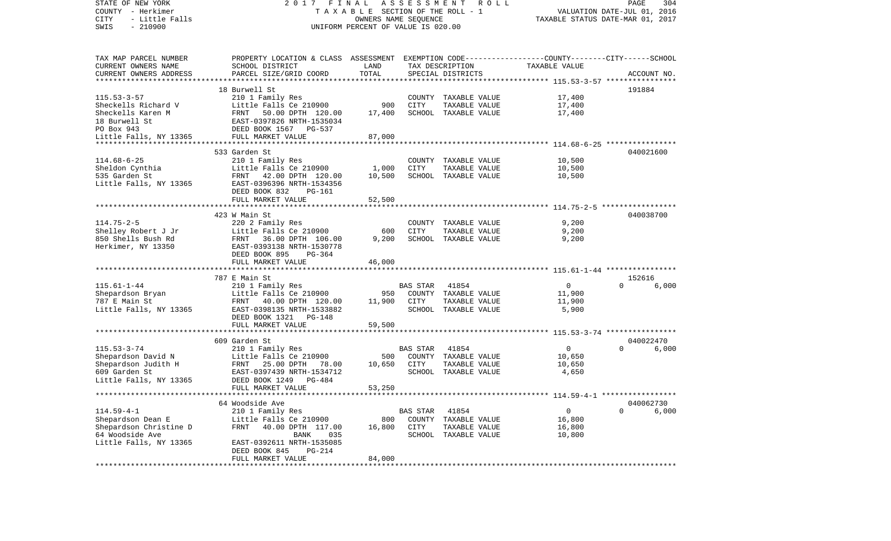STATE OF NEW YORK
COUNTY - Herkimer
CITY - Little Falls
SWIS - 210900

2 0 1 7 F I N A L A S S E S S M E N T R O L L
T A X A B L E SECTION OF THE ROLL - 1
OWNERS NAME SEQUENCE
UNIFORM PERCENT OF VALUE IS 020.00

VALUATION DATE-JUL 01, 2016
TAXABLE STATUS DATE-MAR 01, 2017

| TAX MAP PARCEL NUMBER<br>CURRENT OWNERS NAME<br>CURRENT OWNERS ADDRESS | PROPERTY LOCATION & CLASS<br>SCHOOL DISTRICT<br>PARCEL SIZE/GRID COORD | ASSESSMENT<br>LAND<br>TOTAL | EXEMPTION CODE<br>TAX DESCRIPTION<br>SPECIAL DISTRICTS | COUNTY--------CITY------SCHOOL<br>TAXABLE VALUE | ACCOUNT NO. |
|---|---|---|---|---|---|
| 115.53-3-57<br>Sheckells Richard V<br>Sheckells Karen M<br>18 Burwell St<br>PO Box 943<br>Little Falls, NY 13365 | 18 Burwell St<br>210 1 Family Res<br>Little Falls Ce 210900<br>FRNT 50.00 DPTH 120.00<br>EAST-0397826 NRTH-1535034<br>DEED BOOK 1567 PG-537<br>FULL MARKET VALUE | 900<br>17,400<br>87,000 | COUNTY TAXABLE VALUE<br>CITY TAXABLE VALUE<br>SCHOOL TAXABLE VALUE | 17,400<br>17,400<br>17,400 | 191884 |
| 114.68-6-25<br>Sheldon Cynthia<br>535 Garden St<br>Little Falls, NY 13365 | 533 Garden St<br>210 1 Family Res<br>Little Falls Ce 210900<br>FRNT 42.00 DPTH 120.00<br>EAST-0396396 NRTH-1534356<br>DEED BOOK 832 PG-161<br>FULL MARKET VALUE | 1,000<br>10,500<br>52,500 | COUNTY TAXABLE VALUE<br>CITY TAXABLE VALUE<br>SCHOOL TAXABLE VALUE | 10,500<br>10,500<br>10,500 | 040021600 |
| 114.75-2-5<br>Shelley Robert J Jr<br>850 Shells Bush Rd<br>Herkimer, NY 13350 | 423 W Main St<br>220 2 Family Res<br>Little Falls Ce 210900<br>FRNT 36.00 DPTH 106.00<br>EAST-0393138 NRTH-1530778<br>DEED BOOK 895 PG-364<br>FULL MARKET VALUE | 600<br>9,200<br>46,000 | COUNTY TAXABLE VALUE<br>CITY TAXABLE VALUE<br>SCHOOL TAXABLE VALUE | 9,200<br>9,200<br>9,200 | 040038700 |
| 115.61-1-44<br>Shepardson Bryan<br>787 E Main St<br>Little Falls, NY 13365 | 787 E Main St<br>210 1 Family Res<br>Little Falls Ce 210900<br>FRNT 40.00 DPTH 120.00<br>EAST-0398135 NRTH-1533882<br>DEED BOOK 1321 PG-148<br>FULL MARKET VALUE | 950<br>11,900<br>59,500 | BAS STAR 41854<br>COUNTY TAXABLE VALUE<br>CITY TAXABLE VALUE<br>SCHOOL TAXABLE VALUE | 0 0 6,000<br>11,900<br>11,900<br>5,900 | 152616 |
| 115.53-3-74<br>Shepardson David N<br>Shepardson Judith H<br>609 Garden St<br>Little Falls, NY 13365 | 609 Garden St<br>210 1 Family Res<br>Little Falls Ce 210900<br>FRNT 25.00 DPTH 78.00<br>EAST-0397439 NRTH-1534712<br>DEED BOOK 1249 PG-484<br>FULL MARKET VALUE | 500<br>10,650<br>53,250 | BAS STAR 41854<br>COUNTY TAXABLE VALUE<br>CITY TAXABLE VALUE<br>SCHOOL TAXABLE VALUE | 0 0 6,000<br>10,650<br>10,650<br>4,650 | 040022470 |
| 114.59-4-1<br>Shepardson Dean E<br>Shepardson Christine D<br>64 Woodside Ave<br>Little Falls, NY 13365 | 64 Woodside Ave<br>210 1 Family Res<br>Little Falls Ce 210900<br>FRNT 40.00 DPTH 117.00<br>BANK 035<br>EAST-0392611 NRTH-1535085<br>DEED BOOK 845 PG-214<br>FULL MARKET VALUE | 800<br>16,800<br>84,000 | BAS STAR 41854<br>COUNTY TAXABLE VALUE<br>CITY TAXABLE VALUE<br>SCHOOL TAXABLE VALUE | 0 0 6,000<br>16,800<br>16,800<br>10,800 | 040062730 |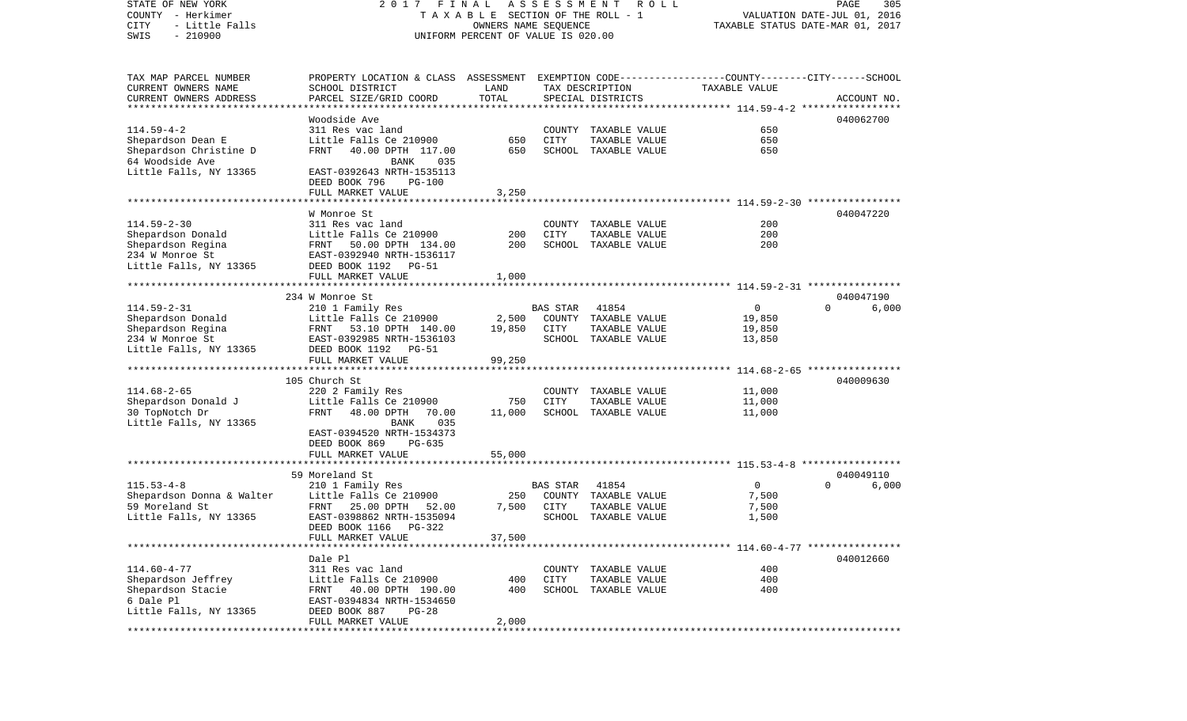STATE OF NEW YORK — 2017 FINAL ASSESSMENT ROLL
COUNTY - Herkimer — TAXABLE SECTION OF THE ROLL - 1 — VALUATION DATE-JUL 01, 2016
CITY - Little Falls — OWNERS NAME SEQUENCE — TAXABLE STATUS DATE-MAR 01, 2017
SWIS - 210900 — UNIFORM PERCENT OF VALUE IS 020.00

| TAX MAP PARCEL NUMBER / CURRENT OWNERS NAME / CURRENT OWNERS ADDRESS | PROPERTY LOCATION & CLASS / SCHOOL DISTRICT / PARCEL SIZE/GRID COORD | ASSESSMENT LAND / TOTAL | EXEMPTION CODE / TAX DESCRIPTION / SPECIAL DISTRICTS | COUNTY / CITY / SCHOOL TAXABLE VALUE | ACCOUNT NO. |
|---|---|---|---|---|---|
| **114.59-4-2** | Woodside Ave | | | | 040062700 |
| Shepardson Dean E | 311 Res vac land | | COUNTY TAXABLE VALUE | 650 | |
| Shepardson Christine D | Little Falls Ce 210900 | 650 | CITY TAXABLE VALUE | 650 | |
| 64 Woodside Ave | FRNT 40.00 DPTH 117.00 | 650 | SCHOOL TAXABLE VALUE | 650 | |
| Little Falls, NY 13365 | BANK 035 | | | | |
| | EAST-0392643 NRTH-1535113 | | | | |
| | DEED BOOK 796 PG-100 | | | | |
| | FULL MARKET VALUE | 3,250 | | | |
| **114.59-2-30** | W Monroe St | | | | 040047220 |
| Shepardson Donald | 311 Res vac land | | COUNTY TAXABLE VALUE | 200 | |
| Shepardson Regina | Little Falls Ce 210900 | 200 | CITY TAXABLE VALUE | 200 | |
| 234 W Monroe St | FRNT 50.00 DPTH 134.00 | 200 | SCHOOL TAXABLE VALUE | 200 | |
| Little Falls, NY 13365 | EAST-0392940 NRTH-1536117 | | | | |
| | DEED BOOK 1192 PG-51 | | | | |
| | FULL MARKET VALUE | 1,000 | | | |
| **114.59-2-31** | 234 W Monroe St | | | | 040047190 |
| Shepardson Donald | 210 1 Family Res | | BAS STAR 41854 | 0 0 6,000 | |
| Shepardson Regina | Little Falls Ce 210900 | 2,500 | COUNTY TAXABLE VALUE | 19,850 | |
| 234 W Monroe St | FRNT 53.10 DPTH 140.00 | 19,850 | CITY TAXABLE VALUE | 19,850 | |
| Little Falls, NY 13365 | EAST-0392985 NRTH-1536103 | | SCHOOL TAXABLE VALUE | 13,850 | |
| | DEED BOOK 1192 PG-51 | | | | |
| | FULL MARKET VALUE | 99,250 | | | |
| **114.68-2-65** | 105 Church St | | | | 040009630 |
| Shepardson Donald J | 220 2 Family Res | | COUNTY TAXABLE VALUE | 11,000 | |
| 30 TopNotch Dr | Little Falls Ce 210900 | 750 | CITY TAXABLE VALUE | 11,000 | |
| Little Falls, NY 13365 | FRNT 48.00 DPTH 70.00 | 11,000 | SCHOOL TAXABLE VALUE | 11,000 | |
| | BANK 035 | | | | |
| | EAST-0394520 NRTH-1534373 | | | | |
| | DEED BOOK 869 PG-635 | | | | |
| | FULL MARKET VALUE | 55,000 | | | |
| **115.53-4-8** | 59 Moreland St | | | | 040049110 |
| Shepardson Donna & Walter | 210 1 Family Res | | BAS STAR 41854 | 0 0 6,000 | |
| 59 Moreland St | Little Falls Ce 210900 | 250 | COUNTY TAXABLE VALUE | 7,500 | |
| Little Falls, NY 13365 | FRNT 25.00 DPTH 52.00 | 7,500 | CITY TAXABLE VALUE | 7,500 | |
| | EAST-0398862 NRTH-1535094 | | SCHOOL TAXABLE VALUE | 1,500 | |
| | DEED BOOK 1166 PG-322 | | | | |
| | FULL MARKET VALUE | 37,500 | | | |
| **114.60-4-77** | Dale Pl | | | | 040012660 |
| Shepardson Jeffrey | 311 Res vac land | | COUNTY TAXABLE VALUE | 400 | |
| Shepardson Stacie | Little Falls Ce 210900 | 400 | CITY TAXABLE VALUE | 400 | |
| 6 Dale Pl | FRNT 40.00 DPTH 190.00 | 400 | SCHOOL TAXABLE VALUE | 400 | |
| Little Falls, NY 13365 | EAST-0394834 NRTH-1534650 | | | | |
| | DEED BOOK 887 PG-28 | | | | |
| | FULL MARKET VALUE | 2,000 | | | |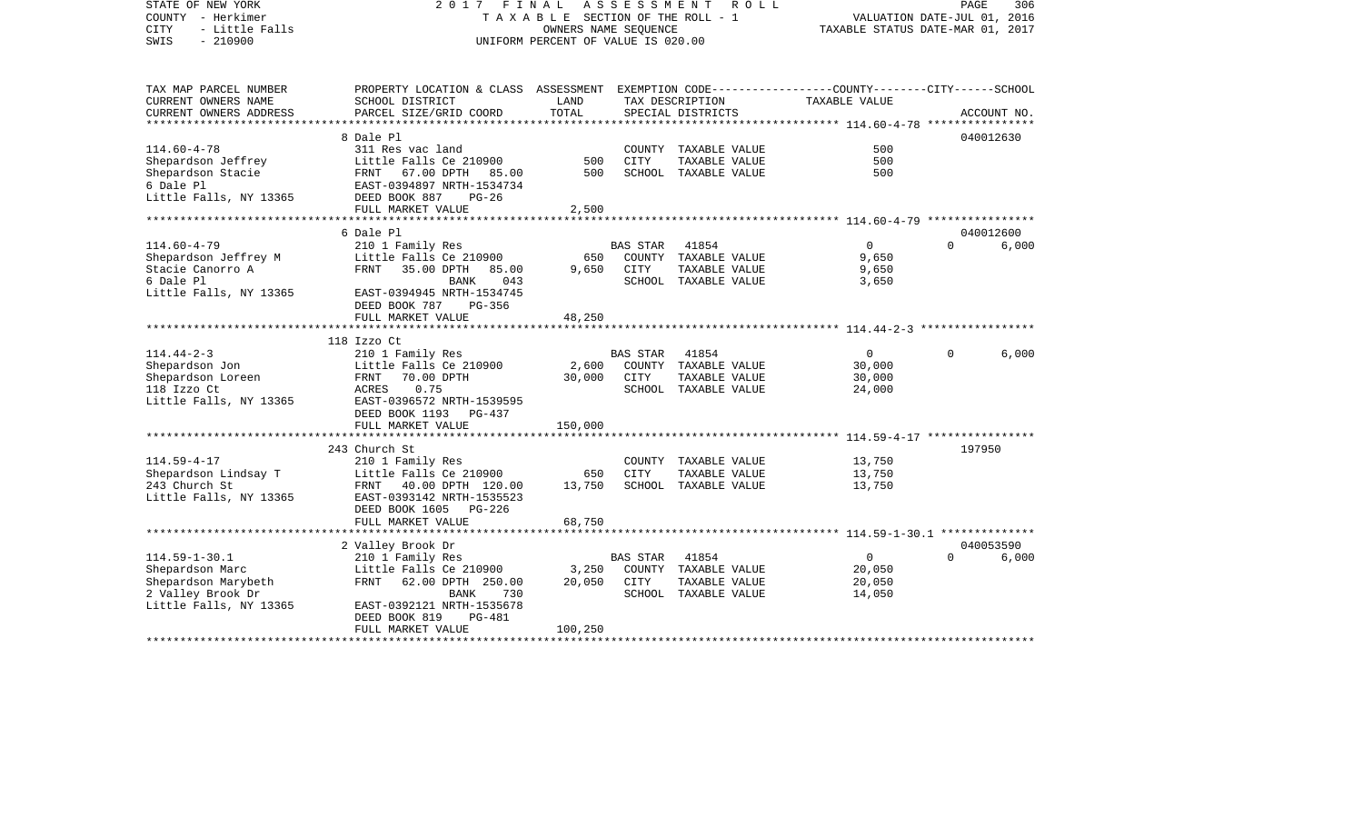STATE OF NEW YORK
COUNTY - Herkimer
CITY - Little Falls
SWIS - 210900

2017 FINAL ASSESSMENT ROLL
TAXABLE SECTION OF THE ROLL - 1
OWNERS NAME SEQUENCE
UNIFORM PERCENT OF VALUE IS 020.00

VALUATION DATE-JUL 01, 2016
TAXABLE STATUS DATE-MAR 01, 2017

| TAX MAP PARCEL NUMBER / CURRENT OWNERS NAME / CURRENT OWNERS ADDRESS | PROPERTY LOCATION & CLASS / SCHOOL DISTRICT / PARCEL SIZE/GRID COORD | ASSESSMENT LAND | TOTAL | EXEMPTION CODE / TAX DESCRIPTION / SPECIAL DISTRICTS | COUNTY TAXABLE VALUE | CITY | SCHOOL | ACCOUNT NO. |
|---|---|---|---|---|---|---|---|---|
| 114.60-4-78 | 8 Dale Pl | | | | | | | 040012630 |
| Shepardson Jeffrey | 311 Res vac land | 500 | | COUNTY TAXABLE VALUE | 500 | | | |
| Shepardson Stacie | Little Falls Ce 210900 | | 500 | CITY TAXABLE VALUE | 500 | | | |
| 6 Dale Pl | FRNT 67.00 DPTH 85.00 | | | SCHOOL TAXABLE VALUE | 500 | | | |
| Little Falls, NY 13365 | EAST-0394897 NRTH-1534734 | | | | | | | |
| | DEED BOOK 887 PG-26 | | | | | | | |
| | FULL MARKET VALUE | | 2,500 | | | | | |
| 114.60-4-79 | 6 Dale Pl | | | | | | | 040012600 |
| Shepardson Jeffrey M | 210 1 Family Res | | | BAS STAR 41854 | 0 | 0 | 6,000 | |
| Stacie Canorro A | Little Falls Ce 210900 | 650 | | COUNTY TAXABLE VALUE | 9,650 | | | |
| 6 Dale Pl | FRNT 35.00 DPTH 85.00 | | 9,650 | CITY TAXABLE VALUE | 9,650 | | | |
| Little Falls, NY 13365 | BANK 043 | | | SCHOOL TAXABLE VALUE | 3,650 | | | |
| | EAST-0394945 NRTH-1534745 | | | | | | | |
| | DEED BOOK 787 PG-356 | | | | | | | |
| | FULL MARKET VALUE | | 48,250 | | | | | |
| 114.44-2-3 | 118 Izzo Ct | | | | | | | |
| Shepardson Jon | 210 1 Family Res | | | BAS STAR 41854 | 0 | 0 | 6,000 | |
| Shepardson Loreen | Little Falls Ce 210900 | 2,600 | | COUNTY TAXABLE VALUE | 30,000 | | | |
| 118 Izzo Ct | FRNT 70.00 DPTH | | 30,000 | CITY TAXABLE VALUE | 30,000 | | | |
| Little Falls, NY 13365 | ACRES 0.75 | | | SCHOOL TAXABLE VALUE | 24,000 | | | |
| | EAST-0396572 NRTH-1539595 | | | | | | | |
| | DEED BOOK 1193 PG-437 | | | | | | | |
| | FULL MARKET VALUE | | 150,000 | | | | | |
| 114.59-4-17 | 243 Church St | | | | | | | 197950 |
| Shepardson Lindsay T | 210 1 Family Res | | | COUNTY TAXABLE VALUE | 13,750 | | | |
| 243 Church St | Little Falls Ce 210900 | 650 | | CITY TAXABLE VALUE | 13,750 | | | |
| Little Falls, NY 13365 | FRNT 40.00 DPTH 120.00 | | 13,750 | SCHOOL TAXABLE VALUE | 13,750 | | | |
| | EAST-0393142 NRTH-1535523 | | | | | | | |
| | DEED BOOK 1605 PG-226 | | | | | | | |
| | FULL MARKET VALUE | | 68,750 | | | | | |
| 114.59-1-30.1 | 2 Valley Brook Dr | | | | | | | 040053590 |
| Shepardson Marc | 210 1 Family Res | | | BAS STAR 41854 | 0 | 0 | 6,000 | |
| Shepardson Marybeth | Little Falls Ce 210900 | 3,250 | | COUNTY TAXABLE VALUE | 20,050 | | | |
| 2 Valley Brook Dr | FRNT 62.00 DPTH 250.00 | | 20,050 | CITY TAXABLE VALUE | 20,050 | | | |
| Little Falls, NY 13365 | BANK 730 | | | SCHOOL TAXABLE VALUE | 14,050 | | | |
| | EAST-0392121 NRTH-1535678 | | | | | | | |
| | DEED BOOK 819 PG-481 | | | | | | | |
| | FULL MARKET VALUE | | 100,250 | | | | | |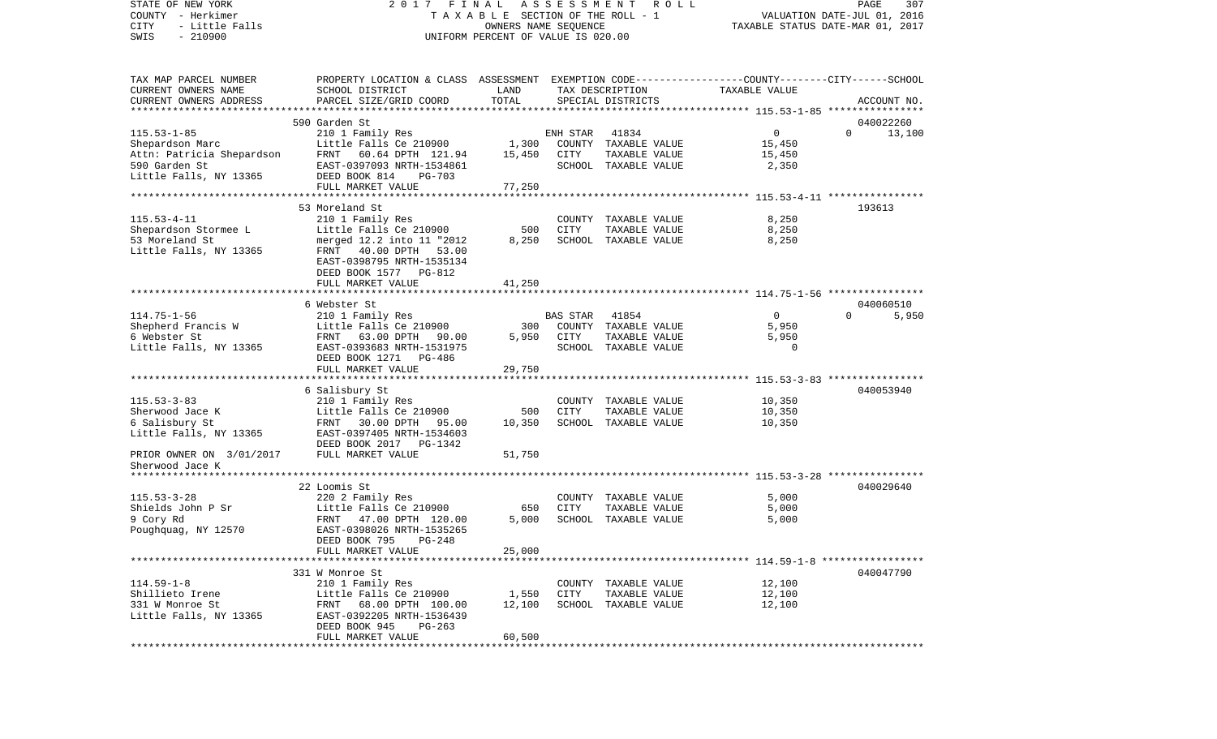STATE OF NEW YORK — 2017 FINAL ASSESSMENT ROLL
COUNTY - Herkimer — TAXABLE SECTION OF THE ROLL - 1 — VALUATION DATE-JUL 01, 2016
CITY - Little Falls — OWNERS NAME SEQUENCE — TAXABLE STATUS DATE-MAR 01, 2017
SWIS - 210900 — UNIFORM PERCENT OF VALUE IS 020.00

| TAX MAP PARCEL NUMBER / CURRENT OWNERS NAME / CURRENT OWNERS ADDRESS | PROPERTY LOCATION & CLASS / SCHOOL DISTRICT / PARCEL SIZE/GRID COORD | ASSESSMENT LAND | TOTAL | EXEMPTION CODE / TAX DESCRIPTION / SPECIAL DISTRICTS | COUNTY-CITY TAXABLE VALUE | SCHOOL / ACCOUNT NO. |
|---|---|---|---|---|---|---|
| | 590 Garden St | | | | | 040022260 |
| 115.53-1-85 | 210 1 Family Res | | | ENH STAR 41834 | 0 | 0 13,100 |
| Shepardson Marc | Little Falls Ce 210900 | 1,300 | | COUNTY TAXABLE VALUE | 15,450 | |
| Attn: Patricia Shepardson | FRNT 60.64 DPTH 121.94 | | 15,450 | CITY TAXABLE VALUE | 15,450 | |
| 590 Garden St | EAST-0397093 NRTH-1534861 | | | SCHOOL TAXABLE VALUE | 2,350 | |
| Little Falls, NY 13365 | DEED BOOK 814 PG-703 | | | | | |
| | FULL MARKET VALUE | | 77,250 | | | |
| | 53 Moreland St | | | | | 193613 |
| 115.53-4-11 | 210 1 Family Res | | | COUNTY TAXABLE VALUE | 8,250 | |
| Shepardson Stormee L | Little Falls Ce 210900 | 500 | | CITY TAXABLE VALUE | 8,250 | |
| 53 Moreland St | merged 12.2 into 11 "2012 | | 8,250 | SCHOOL TAXABLE VALUE | 8,250 | |
| Little Falls, NY 13365 | FRNT 40.00 DPTH 53.00 | | | | | |
| | EAST-0398795 NRTH-1535134 | | | | | |
| | DEED BOOK 1577 PG-812 | | | | | |
| | FULL MARKET VALUE | | 41,250 | | | |
| | 6 Webster St | | | | | 040060510 |
| 114.75-1-56 | 210 1 Family Res | | | BAS STAR 41854 | 0 | 0 5,950 |
| Shepherd Francis W | Little Falls Ce 210900 | 300 | | COUNTY TAXABLE VALUE | 5,950 | |
| 6 Webster St | FRNT 63.00 DPTH 90.00 | | 5,950 | CITY TAXABLE VALUE | 5,950 | |
| Little Falls, NY 13365 | EAST-0393683 NRTH-1531975 | | | SCHOOL TAXABLE VALUE | 0 | |
| | DEED BOOK 1271 PG-486 | | | | | |
| | FULL MARKET VALUE | | 29,750 | | | |
| | 6 Salisbury St | | | | | 040053940 |
| 115.53-3-83 | 210 1 Family Res | | | COUNTY TAXABLE VALUE | 10,350 | |
| Sherwood Jace K | Little Falls Ce 210900 | 500 | | CITY TAXABLE VALUE | 10,350 | |
| 6 Salisbury St | FRNT 30.00 DPTH 95.00 | | 10,350 | SCHOOL TAXABLE VALUE | 10,350 | |
| Little Falls, NY 13365 | EAST-0397405 NRTH-1534603 | | | | | |
| | DEED BOOK 2017 PG-1342 | | | | | |
| PRIOR OWNER ON 3/01/2017 | FULL MARKET VALUE | | 51,750 | | | |
| Sherwood Jace K | | | | | | |
| | 22 Loomis St | | | | | 040029640 |
| 115.53-3-28 | 220 2 Family Res | | | COUNTY TAXABLE VALUE | 5,000 | |
| Shields John P Sr | Little Falls Ce 210900 | 650 | | CITY TAXABLE VALUE | 5,000 | |
| 9 Cory Rd | FRNT 47.00 DPTH 120.00 | | 5,000 | SCHOOL TAXABLE VALUE | 5,000 | |
| Poughquag, NY 12570 | EAST-0398026 NRTH-1535265 | | | | | |
| | DEED BOOK 795 PG-248 | | | | | |
| | FULL MARKET VALUE | | 25,000 | | | |
| | 331 W Monroe St | | | | | 040047790 |
| 114.59-1-8 | 210 1 Family Res | | | COUNTY TAXABLE VALUE | 12,100 | |
| Shillieto Irene | Little Falls Ce 210900 | 1,550 | | CITY TAXABLE VALUE | 12,100 | |
| 331 W Monroe St | FRNT 68.00 DPTH 100.00 | | 12,100 | SCHOOL TAXABLE VALUE | 12,100 | |
| Little Falls, NY 13365 | EAST-0392205 NRTH-1536439 | | | | | |
| | DEED BOOK 945 PG-263 | | | | | |
| | FULL MARKET VALUE | | 60,500 | | | |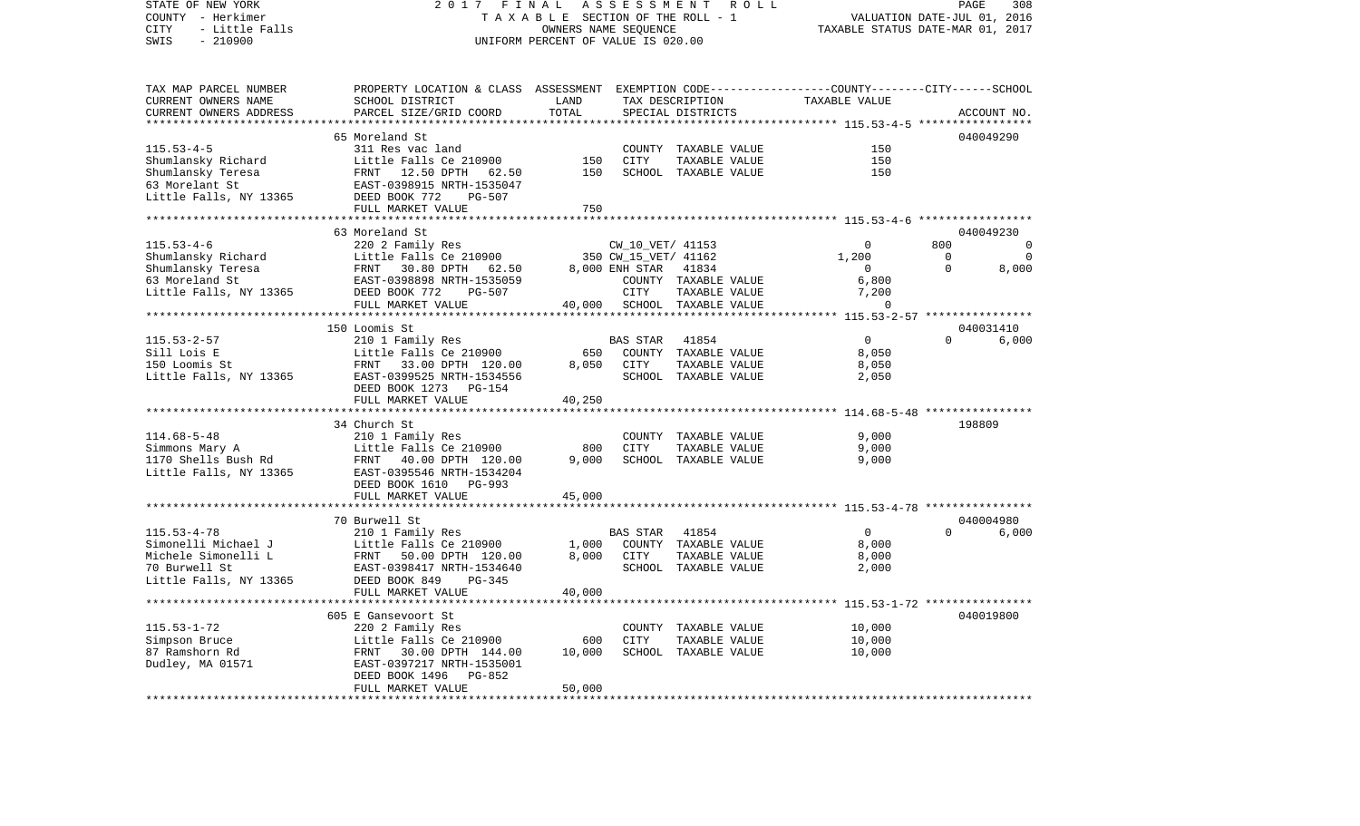STATE OF NEW YORK — 2017 FINAL ASSESSMENT ROLL — TAXABLE SECTION OF THE ROLL - 1 — VALUATION DATE-JUL 01, 2016
COUNTY - Herkimer — OWNERS NAME SEQUENCE — TAXABLE STATUS DATE-MAR 01, 2017
CITY - Little Falls — UNIFORM PERCENT OF VALUE IS 020.00
SWIS - 210900

| TAX MAP PARCEL NUMBER / CURRENT OWNERS NAME / CURRENT OWNERS ADDRESS | PROPERTY LOCATION & CLASS / SCHOOL DISTRICT / PARCEL SIZE/GRID COORD | ASSESSMENT LAND | TOTAL | EXEMPTION CODE / TAX DESCRIPTION / SPECIAL DISTRICTS | COUNTY TAXABLE VALUE | CITY | SCHOOL | ACCOUNT NO. |
|---|---|---|---|---|---|---|---|---|
| 115.53-4-5 | 65 Moreland St | | | | | | | 040049290 |
| 115.53-4-5 | 311 Res vac land | | | COUNTY TAXABLE VALUE | 150 | | | |
| Shumlansky Richard | Little Falls Ce 210900 | 150 | | CITY TAXABLE VALUE | 150 | | | |
| Shumlansky Teresa | FRNT 12.50 DPTH 62.50 | | 150 | SCHOOL TAXABLE VALUE | 150 | | | |
| 63 Morelant St | EAST-0398915 NRTH-1535047 | | | | | | | |
| Little Falls, NY 13365 | DEED BOOK 772 PG-507 | | | | | | | |
| | FULL MARKET VALUE | | 750 | | | | | |
| 115.53-4-6 | 63 Moreland St | | | | | | | 040049230 |
| 115.53-4-6 | 220 2 Family Res | | | CW_10_VET/ 41153 | 0 | 800 | 0 | |
| Shumlansky Richard | Little Falls Ce 210900 | 350 | | CW_15_VET/ 41162 | 1,200 | 0 | 0 | |
| Shumlansky Teresa | FRNT 30.80 DPTH 62.50 | | 8,000 | ENH STAR 41834 | 0 | 0 | 8,000 | |
| 63 Moreland St | EAST-0398898 NRTH-1535059 | | | COUNTY TAXABLE VALUE | 6,800 | | | |
| Little Falls, NY 13365 | DEED BOOK 772 PG-507 | | | CITY TAXABLE VALUE | 7,200 | | | |
| | FULL MARKET VALUE | | 40,000 | SCHOOL TAXABLE VALUE | 0 | | | |
| 115.53-2-57 | 150 Loomis St | | | | | | | 040031410 |
| 115.53-2-57 | 210 1 Family Res | | | BAS STAR 41854 | 0 | 0 | 6,000 | |
| Sill Lois E | Little Falls Ce 210900 | 650 | | COUNTY TAXABLE VALUE | 8,050 | | | |
| 150 Loomis St | FRNT 33.00 DPTH 120.00 | | 8,050 | CITY TAXABLE VALUE | 8,050 | | | |
| Little Falls, NY 13365 | EAST-0399525 NRTH-1534556 | | | SCHOOL TAXABLE VALUE | 2,050 | | | |
| | DEED BOOK 1273 PG-154 | | | | | | | |
| | FULL MARKET VALUE | | 40,250 | | | | | |
| 114.68-5-48 | 34 Church St | | | | | | | 198809 |
| 114.68-5-48 | 210 1 Family Res | | | COUNTY TAXABLE VALUE | 9,000 | | | |
| Simmons Mary A | Little Falls Ce 210900 | 800 | | CITY TAXABLE VALUE | 9,000 | | | |
| 1170 Shells Bush Rd | FRNT 40.00 DPTH 120.00 | | 9,000 | SCHOOL TAXABLE VALUE | 9,000 | | | |
| Little Falls, NY 13365 | EAST-0395546 NRTH-1534204 | | | | | | | |
| | DEED BOOK 1610 PG-993 | | | | | | | |
| | FULL MARKET VALUE | | 45,000 | | | | | |
| 115.53-4-78 | 70 Burwell St | | | | | | | 040004980 |
| 115.53-4-78 | 210 1 Family Res | | | BAS STAR 41854 | 0 | 0 | 6,000 | |
| Simonelli Michael J | Little Falls Ce 210900 | 1,000 | | COUNTY TAXABLE VALUE | 8,000 | | | |
| Michele Simonelli L | FRNT 50.00 DPTH 120.00 | | 8,000 | CITY TAXABLE VALUE | 8,000 | | | |
| 70 Burwell St | EAST-0398417 NRTH-1534640 | | | SCHOOL TAXABLE VALUE | 2,000 | | | |
| Little Falls, NY 13365 | DEED BOOK 849 PG-345 | | | | | | | |
| | FULL MARKET VALUE | | 40,000 | | | | | |
| 115.53-1-72 | 605 E Gansevoort St | | | | | | | 040019800 |
| 115.53-1-72 | 220 2 Family Res | | | COUNTY TAXABLE VALUE | 10,000 | | | |
| Simpson Bruce | Little Falls Ce 210900 | 600 | | CITY TAXABLE VALUE | 10,000 | | | |
| 87 Ramshorn Rd | FRNT 30.00 DPTH 144.00 | | 10,000 | SCHOOL TAXABLE VALUE | 10,000 | | | |
| Dudley, MA 01571 | EAST-0397217 NRTH-1535001 | | | | | | | |
| | DEED BOOK 1496 PG-852 | | | | | | | |
| | FULL MARKET VALUE | | 50,000 | | | | | |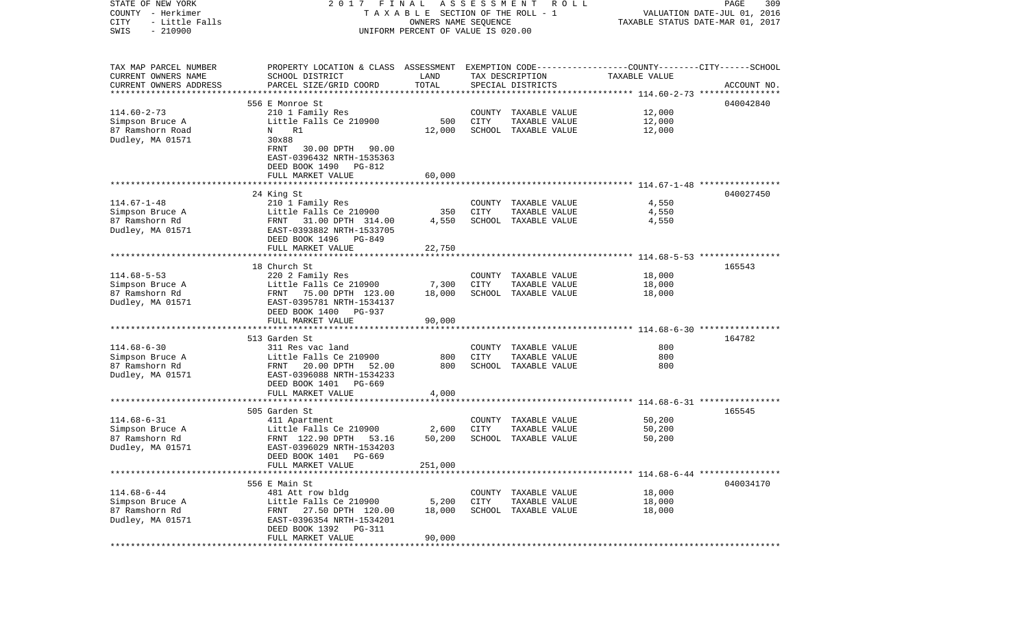STATE OF NEW YORK | COUNTY - Herkimer | CITY - Little Falls | SWIS - 210900

2017 FINAL ASSESSMENT ROLL
TAXABLE SECTION OF THE ROLL - 1
OWNERS NAME SEQUENCE
UNIFORM PERCENT OF VALUE IS 020.00

VALUATION DATE-JUL 01, 2016
TAXABLE STATUS DATE-MAR 01, 2017

| TAX MAP PARCEL NUMBER / CURRENT OWNERS NAME / CURRENT OWNERS ADDRESS | PROPERTY LOCATION & CLASS / SCHOOL DISTRICT / PARCEL SIZE/GRID COORD | ASSESSMENT LAND | TOTAL | EXEMPTION CODE / TAX DESCRIPTION / SPECIAL DISTRICTS | TAXABLE VALUE (COUNTY / CITY / SCHOOL) | ACCOUNT NO. |
|---|---|---|---|---|---|---|
| 114.60-2-73<br>Simpson Bruce A<br>87 Ramshorn Road<br>Dudley, MA 01571 | 556 E Monroe St<br>210 1 Family Res<br>Little Falls Ce 210900<br>N R1<br>30x88<br>FRNT 30.00 DPTH 90.00<br>EAST-0396432 NRTH-1535363<br>DEED BOOK 1490 PG-812<br>FULL MARKET VALUE 60,000 | 500 | 12,000 | COUNTY TAXABLE VALUE<br>CITY TAXABLE VALUE<br>SCHOOL TAXABLE VALUE | 12,000<br>12,000<br>12,000 | 040042840 |
| 114.67-1-48<br>Simpson Bruce A<br>87 Ramshorn Rd<br>Dudley, MA 01571 | 24 King St<br>210 1 Family Res<br>Little Falls Ce 210900<br>FRNT 31.00 DPTH 314.00<br>EAST-0393882 NRTH-1533705<br>DEED BOOK 1496 PG-849<br>FULL MARKET VALUE 22,750 | 350 | 4,550 | COUNTY TAXABLE VALUE<br>CITY TAXABLE VALUE<br>SCHOOL TAXABLE VALUE | 4,550<br>4,550<br>4,550 | 040027450 |
| 114.68-5-53<br>Simpson Bruce A<br>87 Ramshorn Rd<br>Dudley, MA 01571 | 18 Church St<br>220 2 Family Res<br>Little Falls Ce 210900<br>FRNT 75.00 DPTH 123.00<br>EAST-0395781 NRTH-1534137<br>DEED BOOK 1400 PG-937<br>FULL MARKET VALUE 90,000 | 7,300 | 18,000 | COUNTY TAXABLE VALUE<br>CITY TAXABLE VALUE<br>SCHOOL TAXABLE VALUE | 18,000<br>18,000<br>18,000 | 165543 |
| 114.68-6-30<br>Simpson Bruce A<br>87 Ramshorn Rd<br>Dudley, MA 01571 | 513 Garden St<br>311 Res vac land<br>Little Falls Ce 210900<br>FRNT 20.00 DPTH 52.00<br>EAST-0396088 NRTH-1534233<br>DEED BOOK 1401 PG-669<br>FULL MARKET VALUE 4,000 | 800 | 800 | COUNTY TAXABLE VALUE<br>CITY TAXABLE VALUE<br>SCHOOL TAXABLE VALUE | 800<br>800<br>800 | 164782 |
| 114.68-6-31<br>Simpson Bruce A<br>87 Ramshorn Rd<br>Dudley, MA 01571 | 505 Garden St<br>411 Apartment<br>Little Falls Ce 210900<br>FRNT 122.90 DPTH 53.16<br>EAST-0396029 NRTH-1534203<br>DEED BOOK 1401 PG-669<br>FULL MARKET VALUE 251,000 | 2,600 | 50,200 | COUNTY TAXABLE VALUE<br>CITY TAXABLE VALUE<br>SCHOOL TAXABLE VALUE | 50,200<br>50,200<br>50,200 | 165545 |
| 114.68-6-44<br>Simpson Bruce A<br>87 Ramshorn Rd<br>Dudley, MA 01571 | 556 E Main St<br>481 Att row bldg<br>Little Falls Ce 210900<br>FRNT 27.50 DPTH 120.00<br>EAST-0396354 NRTH-1534201<br>DEED BOOK 1392 PG-311<br>FULL MARKET VALUE 90,000 | 5,200 | 18,000 | COUNTY TAXABLE VALUE<br>CITY TAXABLE VALUE<br>SCHOOL TAXABLE VALUE | 18,000<br>18,000<br>18,000 | 040034170 |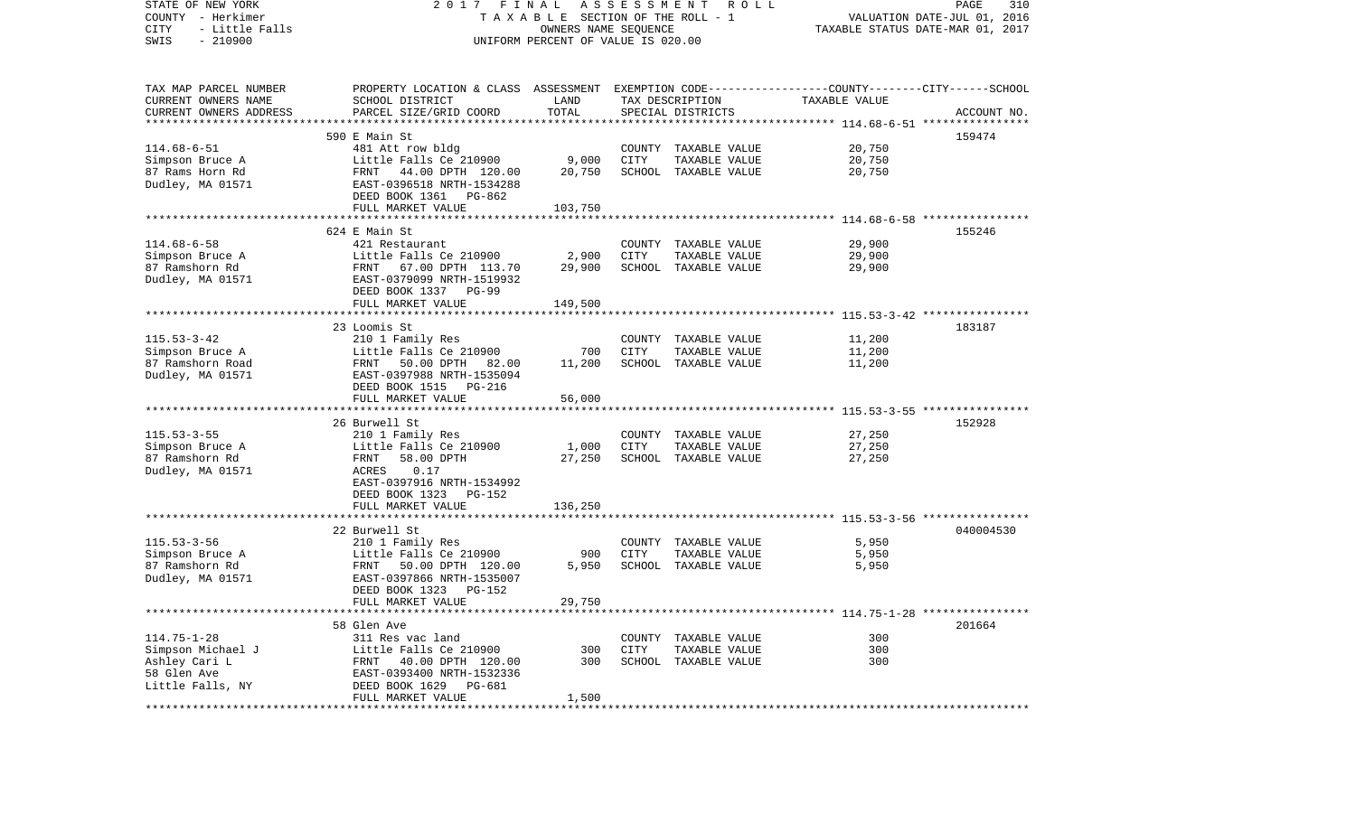STATE OF NEW YORK 2 0 1 7 F I N A L A S S E S S M E N T R O L L
COUNTY - Herkimer T A X A B L E SECTION OF THE ROLL - 1 VALUATION DATE-JUL 01, 2016
CITY - Little Falls OWNERS NAME SEQUENCE TAXABLE STATUS DATE-MAR 01, 2017
SWIS - 210900 UNIFORM PERCENT OF VALUE IS 020.00

| TAX MAP PARCEL NUMBER<br>CURRENT OWNERS NAME<br>CURRENT OWNERS ADDRESS | PROPERTY LOCATION & CLASS<br>SCHOOL DISTRICT<br>PARCEL SIZE/GRID COORD | ASSESSMENT<br>LAND<br>TOTAL | EXEMPTION CODE<br>TAX DESCRIPTION<br>SPECIAL DISTRICTS | COUNTY/CITY/SCHOOL<br>TAXABLE VALUE | ACCOUNT NO. |
|---|---|---|---|---|---|
| 114.68-6-51 | 590 E Main St | | | | 159474 |
| 114.68-6-51 | 481 Att row bldg | | COUNTY TAXABLE VALUE | 20,750 | |
| Simpson Bruce A | Little Falls Ce 210900 | 9,000 | CITY TAXABLE VALUE | 20,750 | |
| 87 Rams Horn Rd | FRNT 44.00 DPTH 120.00 | 20,750 | SCHOOL TAXABLE VALUE | 20,750 | |
| Dudley, MA 01571 | EAST-0396518 NRTH-1534288 | | | | |
| | DEED BOOK 1361 PG-862 | | | | |
| | FULL MARKET VALUE | 103,750 | | | |
| 114.68-6-58 | 624 E Main St | | | | 155246 |
| 114.68-6-58 | 421 Restaurant | | COUNTY TAXABLE VALUE | 29,900 | |
| Simpson Bruce A | Little Falls Ce 210900 | 2,900 | CITY TAXABLE VALUE | 29,900 | |
| 87 Ramshorn Rd | FRNT 67.00 DPTH 113.70 | 29,900 | SCHOOL TAXABLE VALUE | 29,900 | |
| Dudley, MA 01571 | EAST-0379099 NRTH-1519932 | | | | |
| | DEED BOOK 1337 PG-99 | | | | |
| | FULL MARKET VALUE | 149,500 | | | |
| 115.53-3-42 | 23 Loomis St | | | | 183187 |
| 115.53-3-42 | 210 1 Family Res | | COUNTY TAXABLE VALUE | 11,200 | |
| Simpson Bruce A | Little Falls Ce 210900 | 700 | CITY TAXABLE VALUE | 11,200 | |
| 87 Ramshorn Road | FRNT 50.00 DPTH 82.00 | 11,200 | SCHOOL TAXABLE VALUE | 11,200 | |
| Dudley, MA 01571 | EAST-0397988 NRTH-1535094 | | | | |
| | DEED BOOK 1515 PG-216 | | | | |
| | FULL MARKET VALUE | 56,000 | | | |
| 115.53-3-55 | 26 Burwell St | | | | 152928 |
| 115.53-3-55 | 210 1 Family Res | | COUNTY TAXABLE VALUE | 27,250 | |
| Simpson Bruce A | Little Falls Ce 210900 | 1,000 | CITY TAXABLE VALUE | 27,250 | |
| 87 Ramshorn Rd | FRNT 58.00 DPTH | 27,250 | SCHOOL TAXABLE VALUE | 27,250 | |
| Dudley, MA 01571 | ACRES 0.17 | | | | |
| | EAST-0397916 NRTH-1534992 | | | | |
| | DEED BOOK 1323 PG-152 | | | | |
| | FULL MARKET VALUE | 136,250 | | | |
| 115.53-3-56 | 22 Burwell St | | | | 040004530 |
| 115.53-3-56 | 210 1 Family Res | | COUNTY TAXABLE VALUE | 5,950 | |
| Simpson Bruce A | Little Falls Ce 210900 | 900 | CITY TAXABLE VALUE | 5,950 | |
| 87 Ramshorn Rd | FRNT 50.00 DPTH 120.00 | 5,950 | SCHOOL TAXABLE VALUE | 5,950 | |
| Dudley, MA 01571 | EAST-0397866 NRTH-1535007 | | | | |
| | DEED BOOK 1323 PG-152 | | | | |
| | FULL MARKET VALUE | 29,750 | | | |
| 114.75-1-28 | 58 Glen Ave | | | | 201664 |
| 114.75-1-28 | 311 Res vac land | | COUNTY TAXABLE VALUE | 300 | |
| Simpson Michael J | Little Falls Ce 210900 | 300 | CITY TAXABLE VALUE | 300 | |
| Ashley Cari L | FRNT 40.00 DPTH 120.00 | 300 | SCHOOL TAXABLE VALUE | 300 | |
| 58 Glen Ave | EAST-0393400 NRTH-1532336 | | | | |
| Little Falls, NY | DEED BOOK 1629 PG-681 | | | | |
| | FULL MARKET VALUE | 1,500 | | | |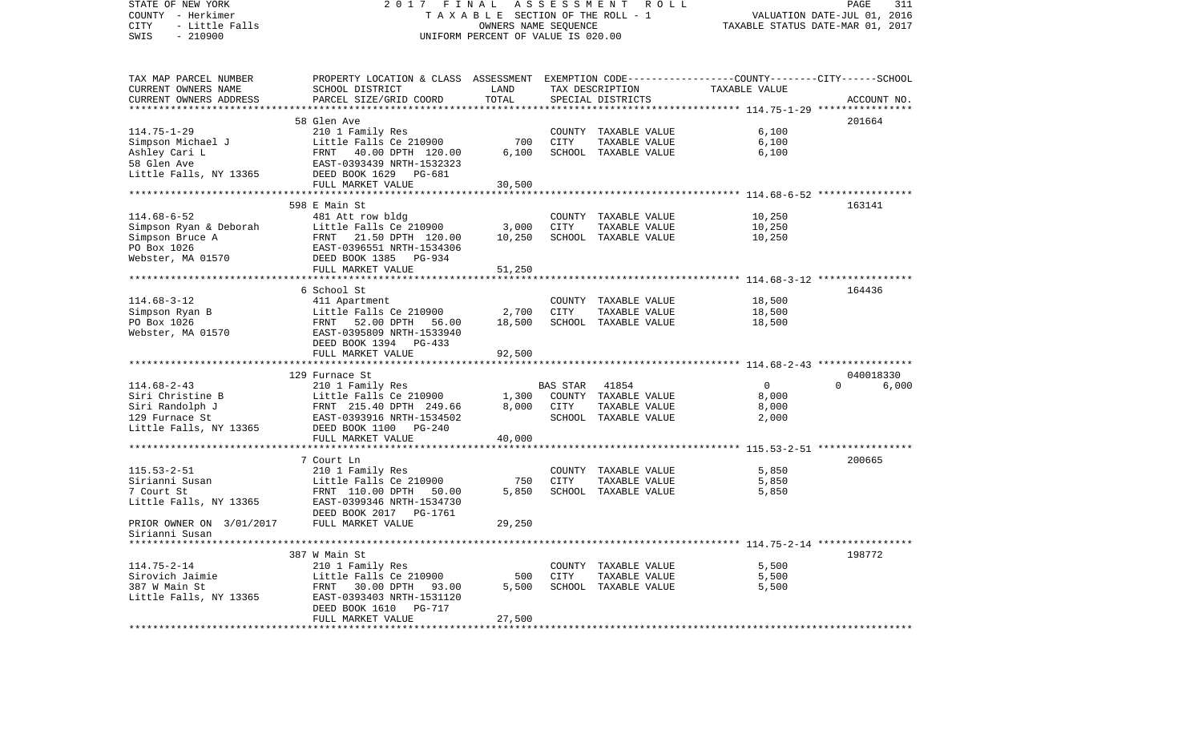STATE OF NEW YORK — 2017 FINAL ASSESSMENT ROLL — PAGE 311
COUNTY - Herkimer — TAXABLE SECTION OF THE ROLL - 1 — VALUATION DATE-JUL 01, 2016
CITY - Little Falls — OWNERS NAME SEQUENCE — TAXABLE STATUS DATE-MAR 01, 2017
SWIS - 210900 — UNIFORM PERCENT OF VALUE IS 020.00

| TAX MAP PARCEL NUMBER / CURRENT OWNERS NAME / CURRENT OWNERS ADDRESS | PROPERTY LOCATION & CLASS / SCHOOL DISTRICT / PARCEL SIZE/GRID COORD | ASSESSMENT LAND | TOTAL | EXEMPTION CODE / TAX DESCRIPTION / SPECIAL DISTRICTS | COUNTY | CITY | SCHOOL (TAXABLE VALUE) | ACCOUNT NO. |
|---|---|---|---|---|---|---|---|---|
| 114.75-1-29 | 58 Glen Ave | | | | | | | 201664 |
| Simpson Michael J | 210 1 Family Res | | | COUNTY TAXABLE VALUE | 6,100 | | | |
| Ashley Cari L | Little Falls Ce 210900 | 700 | | CITY TAXABLE VALUE | | 6,100 | | |
| 58 Glen Ave | FRNT 40.00 DPTH 120.00 | | 6,100 | SCHOOL TAXABLE VALUE | | | 6,100 | |
| Little Falls, NY 13365 | EAST-0393439 NRTH-1532323 | | | | | | | |
| | DEED BOOK 1629 PG-681 | | | | | | | |
| | FULL MARKET VALUE | | 30,500 | | | | | |
| 114.68-6-52 | 598 E Main St | | | | | | | 163141 |
| Simpson Ryan & Deborah | 481 Att row bldg | | | COUNTY TAXABLE VALUE | 10,250 | | | |
| Simpson Bruce A | Little Falls Ce 210900 | 3,000 | | CITY TAXABLE VALUE | | 10,250 | | |
| PO Box 1026 | FRNT 21.50 DPTH 120.00 | | 10,250 | SCHOOL TAXABLE VALUE | | | 10,250 | |
| Webster, MA 01570 | EAST-0396551 NRTH-1534306 | | | | | | | |
| | DEED BOOK 1385 PG-934 | | | | | | | |
| | FULL MARKET VALUE | | 51,250 | | | | | |
| 114.68-3-12 | 6 School St | | | | | | | 164436 |
| Simpson Ryan B | 411 Apartment | | | COUNTY TAXABLE VALUE | 18,500 | | | |
| PO Box 1026 | Little Falls Ce 210900 | 2,700 | | CITY TAXABLE VALUE | | 18,500 | | |
| Webster, MA 01570 | FRNT 52.00 DPTH 56.00 | | 18,500 | SCHOOL TAXABLE VALUE | | | 18,500 | |
| | EAST-0395809 NRTH-1533940 | | | | | | | |
| | DEED BOOK 1394 PG-433 | | | | | | | |
| | FULL MARKET VALUE | | 92,500 | | | | | |
| 114.68-2-43 | 129 Furnace St | | | | | | | 040018330 |
| Siri Christine B | 210 1 Family Res | | | BAS STAR 41854 | 0 | 0 | 6,000 | |
| Siri Randolph J | Little Falls Ce 210900 | 1,300 | | COUNTY TAXABLE VALUE | 8,000 | | | |
| 129 Furnace St | FRNT 215.40 DPTH 249.66 | | 8,000 | CITY TAXABLE VALUE | | 8,000 | | |
| Little Falls, NY 13365 | EAST-0393916 NRTH-1534502 | | | SCHOOL TAXABLE VALUE | | | 2,000 | |
| | DEED BOOK 1100 PG-240 | | | | | | | |
| | FULL MARKET VALUE | | 40,000 | | | | | |
| 115.53-2-51 | 7 Court Ln | | | | | | | 200665 |
| Sirianni Susan | 210 1 Family Res | | | COUNTY TAXABLE VALUE | 5,850 | | | |
| 7 Court St | Little Falls Ce 210900 | 750 | | CITY TAXABLE VALUE | | 5,850 | | |
| Little Falls, NY 13365 | FRNT 110.00 DPTH 50.00 | | 5,850 | SCHOOL TAXABLE VALUE | | | 5,850 | |
| | EAST-0399346 NRTH-1534730 | | | | | | | |
| | DEED BOOK 2017 PG-1761 | | | | | | | |
| PRIOR OWNER ON 3/01/2017 | FULL MARKET VALUE | | 29,250 | | | | | |
| Sirianni Susan | | | | | | | | |
| 114.75-2-14 | 387 W Main St | | | | | | | 198772 |
| Sirovich Jaimie | 210 1 Family Res | | | COUNTY TAXABLE VALUE | 5,500 | | | |
| 387 W Main St | Little Falls Ce 210900 | 500 | | CITY TAXABLE VALUE | | 5,500 | | |
| Little Falls, NY 13365 | FRNT 30.00 DPTH 93.00 | | 5,500 | SCHOOL TAXABLE VALUE | | | 5,500 | |
| | EAST-0393403 NRTH-1531120 | | | | | | | |
| | DEED BOOK 1610 PG-717 | | | | | | | |
| | FULL MARKET VALUE | | 27,500 | | | | | |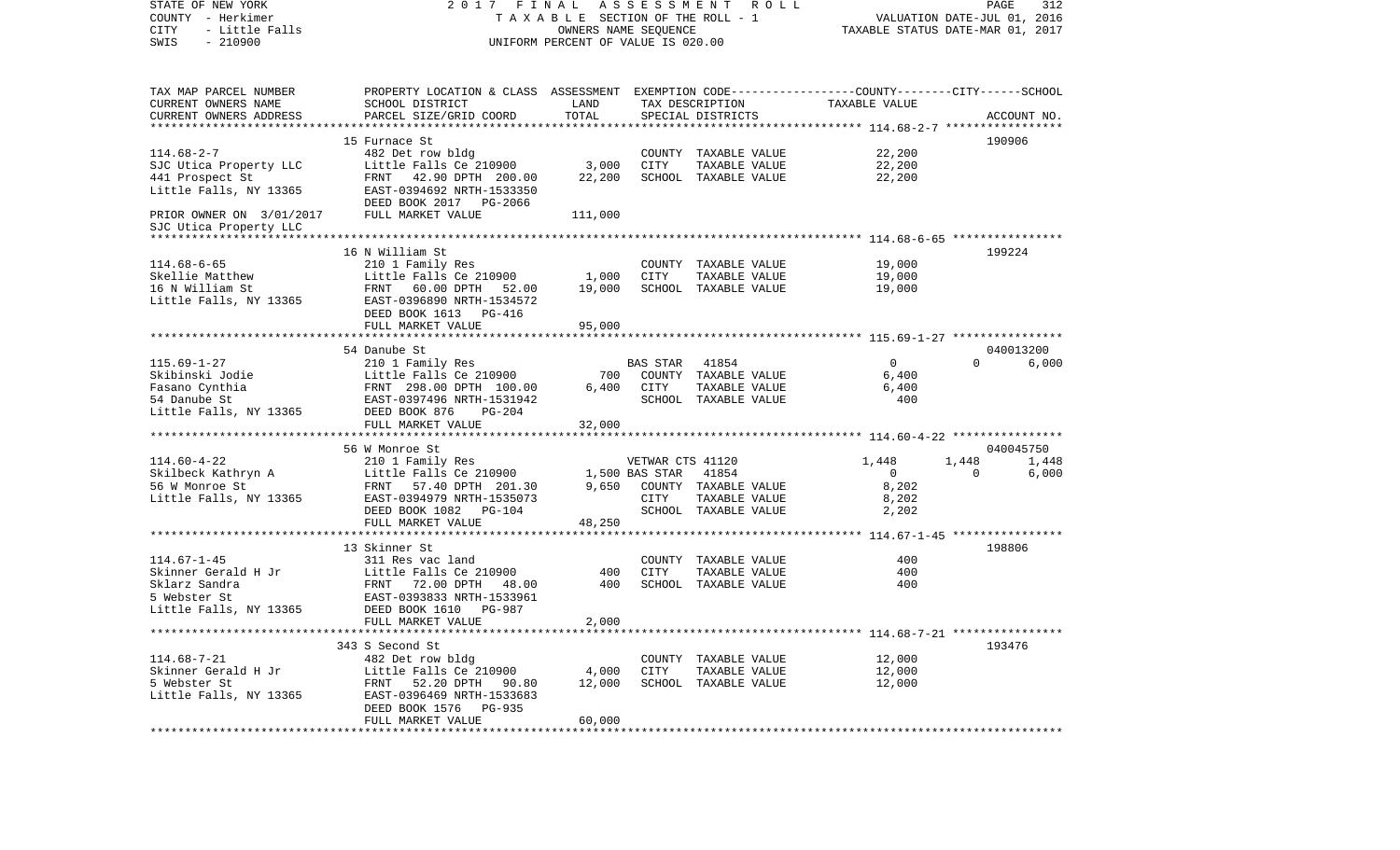STATE OF NEW YORK — 2017 FINAL ASSESSMENT ROLL
COUNTY - Herkimer — TAXABLE SECTION OF THE ROLL - 1 — VALUATION DATE-JUL 01, 2016
CITY - Little Falls — OWNERS NAME SEQUENCE — TAXABLE STATUS DATE-MAR 01, 2017
SWIS - 210900 — UNIFORM PERCENT OF VALUE IS 020.00

| TAX MAP PARCEL NUMBER / CURRENT OWNERS NAME / CURRENT OWNERS ADDRESS | PROPERTY LOCATION & CLASS / SCHOOL DISTRICT / PARCEL SIZE/GRID COORD | ASSESSMENT LAND | TOTAL | EXEMPTION CODE / TAX DESCRIPTION / SPECIAL DISTRICTS | COUNTY TAXABLE VALUE | CITY | SCHOOL | ACCOUNT NO. |
|---|---|---|---|---|---|---|---|---|
| 114.68-2-7 | 15 Furnace St | | | | | | | 190906 |
| SJC Utica Property LLC | 482 Det row bldg | | | COUNTY TAXABLE VALUE | 22,200 | | | |
| 441 Prospect St | Little Falls Ce 210900 | 3,000 | | CITY TAXABLE VALUE | 22,200 | | | |
| Little Falls, NY 13365 | FRNT 42.90 DPTH 200.00 | | 22,200 | SCHOOL TAXABLE VALUE | 22,200 | | | |
| | EAST-0394692 NRTH-1533350 | | | | | | | |
| | DEED BOOK 2017 PG-2066 | | | | | | | |
| PRIOR OWNER ON 3/01/2017 | FULL MARKET VALUE | | 111,000 | | | | | |
| SJC Utica Property LLC | | | | | | | | |
| 114.68-6-65 | 16 N William St | | | | | | | 199224 |
| Skellie Matthew | 210 1 Family Res | | | COUNTY TAXABLE VALUE | 19,000 | | | |
| 16 N William St | Little Falls Ce 210900 | 1,000 | | CITY TAXABLE VALUE | 19,000 | | | |
| Little Falls, NY 13365 | FRNT 60.00 DPTH 52.00 | | 19,000 | SCHOOL TAXABLE VALUE | 19,000 | | | |
| | EAST-0396890 NRTH-1534572 | | | | | | | |
| | DEED BOOK 1613 PG-416 | | | | | | | |
| | FULL MARKET VALUE | | 95,000 | | | | | |
| 115.69-1-27 | 54 Danube St | | | | | | | 040013200 |
| Skibinski Jodie | 210 1 Family Res | | | BAS STAR 41854 | 0 | 0 | 6,000 | |
| Fasano Cynthia | Little Falls Ce 210900 | 700 | | COUNTY TAXABLE VALUE | 6,400 | | | |
| 54 Danube St | FRNT 298.00 DPTH 100.00 | | 6,400 | CITY TAXABLE VALUE | 6,400 | | | |
| Little Falls, NY 13365 | EAST-0397496 NRTH-1531942 | | | SCHOOL TAXABLE VALUE | 400 | | | |
| | DEED BOOK 876 PG-204 | | | | | | | |
| | FULL MARKET VALUE | | 32,000 | | | | | |
| 114.60-4-22 | 56 W Monroe St | | | | | | | 040045750 |
| Skilbeck Kathryn A | 210 1 Family Res | | | VETWAR CTS 41120 | 1,448 | 1,448 | 1,448 | |
| 56 W Monroe St | Little Falls Ce 210900 | 1,500 | | BAS STAR 41854 | 0 | 0 | 6,000 | |
| Little Falls, NY 13365 | FRNT 57.40 DPTH 201.30 | | 9,650 | COUNTY TAXABLE VALUE | 8,202 | | | |
| | EAST-0394979 NRTH-1535073 | | | CITY TAXABLE VALUE | 8,202 | | | |
| | DEED BOOK 1082 PG-104 | | | SCHOOL TAXABLE VALUE | 2,202 | | | |
| | FULL MARKET VALUE | | 48,250 | | | | | |
| 114.67-1-45 | 13 Skinner St | | | | | | | 198806 |
| Skinner Gerald H Jr | 311 Res vac land | | | COUNTY TAXABLE VALUE | 400 | | | |
| Sklarz Sandra | Little Falls Ce 210900 | 400 | | CITY TAXABLE VALUE | 400 | | | |
| 5 Webster St | FRNT 72.00 DPTH 48.00 | | 400 | SCHOOL TAXABLE VALUE | 400 | | | |
| Little Falls, NY 13365 | EAST-0393833 NRTH-1533961 | | | | | | | |
| | DEED BOOK 1610 PG-987 | | | | | | | |
| | FULL MARKET VALUE | | 2,000 | | | | | |
| 114.68-7-21 | 343 S Second St | | | | | | | 193476 |
| Skinner Gerald H Jr | 482 Det row bldg | | | COUNTY TAXABLE VALUE | 12,000 | | | |
| 5 Webster St | Little Falls Ce 210900 | 4,000 | | CITY TAXABLE VALUE | 12,000 | | | |
| Little Falls, NY 13365 | FRNT 52.20 DPTH 90.80 | | 12,000 | SCHOOL TAXABLE VALUE | 12,000 | | | |
| | EAST-0396469 NRTH-1533683 | | | | | | | |
| | DEED BOOK 1576 PG-935 | | | | | | | |
| | FULL MARKET VALUE | | 60,000 | | | | | |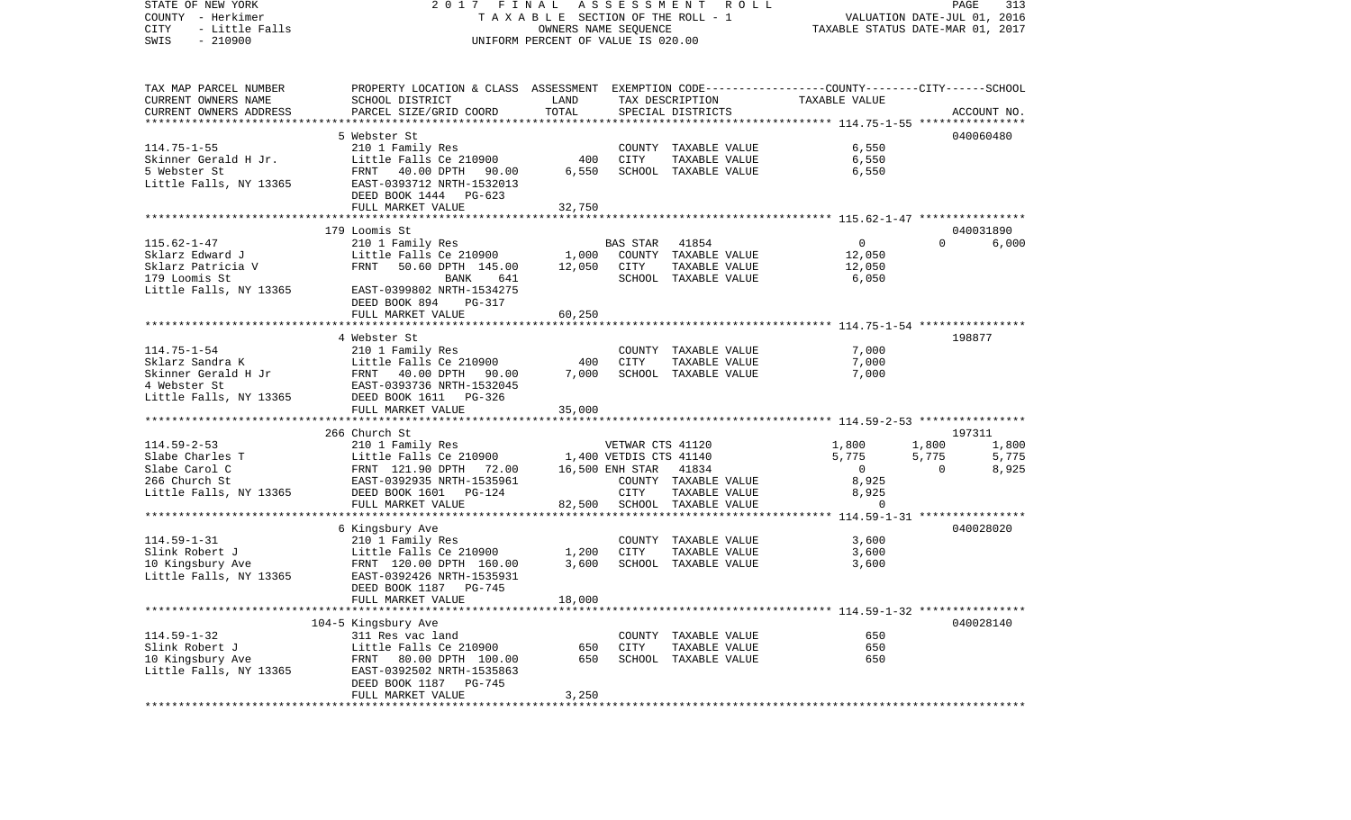STATE OF NEW YORK 2 0 1 7 F I N A L A S S E S S M E N T R O L L
COUNTY - Herkimer T A X A B L E SECTION OF THE ROLL - 1 VALUATION DATE-JUL 01, 2016
CITY - Little Falls OWNERS NAME SEQUENCE TAXABLE STATUS DATE-MAR 01, 2017
SWIS - 210900 UNIFORM PERCENT OF VALUE IS 020.00

| TAX MAP PARCEL NUMBER / CURRENT OWNERS NAME / CURRENT OWNERS ADDRESS | PROPERTY LOCATION & CLASS / SCHOOL DISTRICT / PARCEL SIZE/GRID COORD | ASSESSMENT LAND / TOTAL | EXEMPTION CODE / TAX DESCRIPTION / SPECIAL DISTRICTS | COUNTY TAXABLE VALUE | CITY | SCHOOL / ACCOUNT NO. |
|---|---|---|---|---|---|---|
| | 5 Webster St | | | | | 040060480 |
| 114.75-1-55 | 210 1 Family Res | | COUNTY TAXABLE VALUE | 6,550 | | |
| Skinner Gerald H Jr. | Little Falls Ce 210900 | 400 | CITY TAXABLE VALUE | 6,550 | | |
| 5 Webster St | FRNT 40.00 DPTH 90.00 | 6,550 | SCHOOL TAXABLE VALUE | 6,550 | | |
| Little Falls, NY 13365 | EAST-0393712 NRTH-1532013 | | | | | |
| | DEED BOOK 1444 PG-623 | | | | | |
| | FULL MARKET VALUE | 32,750 | | | | |
| | 179 Loomis St | | | | | 040031890 |
| 115.62-1-47 | 210 1 Family Res | | BAS STAR 41854 | 0 | 0 | 6,000 |
| Sklarz Edward J | Little Falls Ce 210900 | 1,000 | COUNTY TAXABLE VALUE | 12,050 | | |
| Sklarz Patricia V | FRNT 50.60 DPTH 145.00 | 12,050 | CITY TAXABLE VALUE | 12,050 | | |
| 179 Loomis St | BANK 641 | | SCHOOL TAXABLE VALUE | 6,050 | | |
| Little Falls, NY 13365 | EAST-0399802 NRTH-1534275 | | | | | |
| | DEED BOOK 894 PG-317 | | | | | |
| | FULL MARKET VALUE | 60,250 | | | | |
| | 4 Webster St | | | | | 198877 |
| 114.75-1-54 | 210 1 Family Res | | COUNTY TAXABLE VALUE | 7,000 | | |
| Sklarz Sandra K | Little Falls Ce 210900 | 400 | CITY TAXABLE VALUE | 7,000 | | |
| Skinner Gerald H Jr | FRNT 40.00 DPTH 90.00 | 7,000 | SCHOOL TAXABLE VALUE | 7,000 | | |
| 4 Webster St | EAST-0393736 NRTH-1532045 | | | | | |
| Little Falls, NY 13365 | DEED BOOK 1611 PG-326 | | | | | |
| | FULL MARKET VALUE | 35,000 | | | | |
| | 266 Church St | | | | | 197311 |
| 114.59-2-53 | 210 1 Family Res | | VETWAR CTS 41120 | 1,800 | 1,800 | 1,800 |
| Slabe Charles T | Little Falls Ce 210900 | 1,400 | VETDIS CTS 41140 | 5,775 | 5,775 | 5,775 |
| Slabe Carol C | FRNT 121.90 DPTH 72.00 | 16,500 | ENH STAR 41834 | 0 | 0 | 8,925 |
| 266 Church St | EAST-0392935 NRTH-1535961 | | COUNTY TAXABLE VALUE | 8,925 | | |
| Little Falls, NY 13365 | DEED BOOK 1601 PG-124 | | CITY TAXABLE VALUE | 8,925 | | |
| | FULL MARKET VALUE | 82,500 | SCHOOL TAXABLE VALUE | 0 | | |
| | 6 Kingsbury Ave | | | | | 040028020 |
| 114.59-1-31 | 210 1 Family Res | | COUNTY TAXABLE VALUE | 3,600 | | |
| Slink Robert J | Little Falls Ce 210900 | 1,200 | CITY TAXABLE VALUE | 3,600 | | |
| 10 Kingsbury Ave | FRNT 120.00 DPTH 160.00 | 3,600 | SCHOOL TAXABLE VALUE | 3,600 | | |
| Little Falls, NY 13365 | EAST-0392426 NRTH-1535931 | | | | | |
| | DEED BOOK 1187 PG-745 | | | | | |
| | FULL MARKET VALUE | 18,000 | | | | |
| | 104-5 Kingsbury Ave | | | | | 040028140 |
| 114.59-1-32 | 311 Res vac land | | COUNTY TAXABLE VALUE | 650 | | |
| Slink Robert J | Little Falls Ce 210900 | 650 | CITY TAXABLE VALUE | 650 | | |
| 10 Kingsbury Ave | FRNT 80.00 DPTH 100.00 | 650 | SCHOOL TAXABLE VALUE | 650 | | |
| Little Falls, NY 13365 | EAST-0392502 NRTH-1535863 | | | | | |
| | DEED BOOK 1187 PG-745 | | | | | |
| | FULL MARKET VALUE | 3,250 | | | | |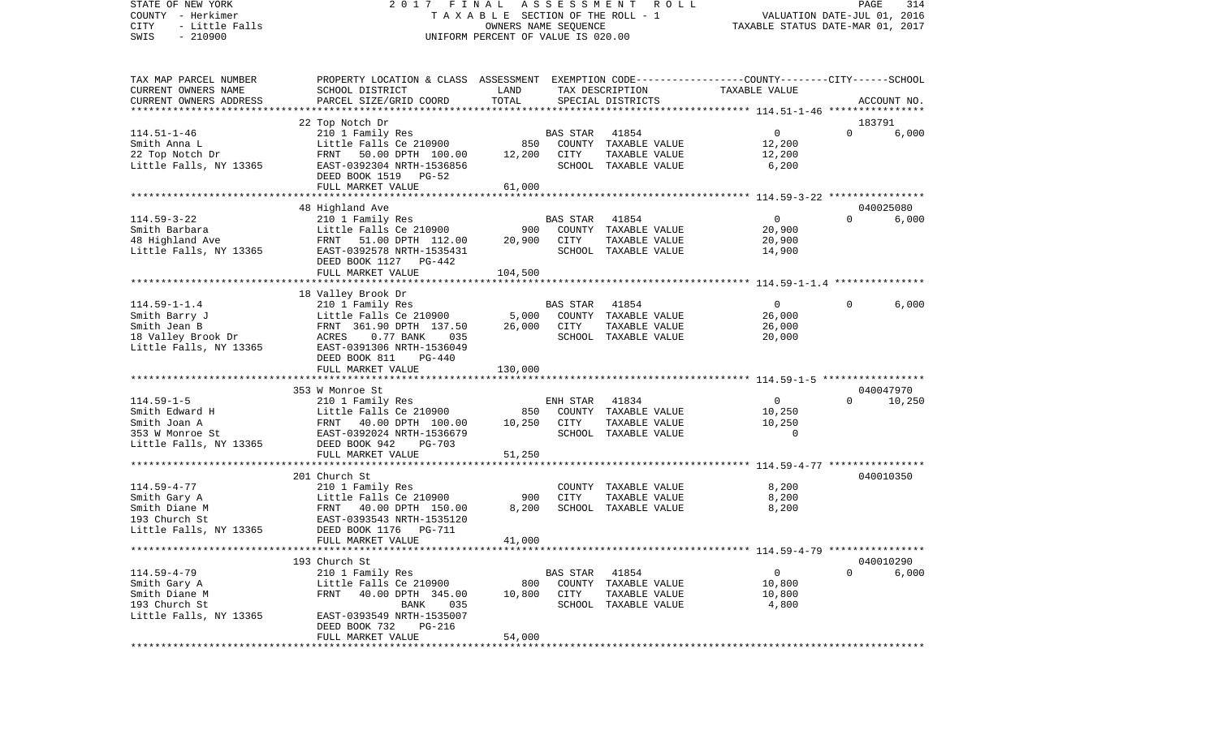STATE OF NEW YORK
COUNTY - Herkimer
CITY - Little Falls
SWIS - 210900

2017 FINAL ASSESSMENT ROLL
TAXABLE SECTION OF THE ROLL - 1
OWNERS NAME SEQUENCE
UNIFORM PERCENT OF VALUE IS 020.00

VALUATION DATE-JUL 01, 2016
TAXABLE STATUS DATE-MAR 01, 2017

| TAX MAP PARCEL NUMBER / CURRENT OWNERS NAME / CURRENT OWNERS ADDRESS | PROPERTY LOCATION & CLASS / SCHOOL DISTRICT / PARCEL SIZE/GRID COORD | ASSESSMENT LAND / TOTAL | EXEMPTION CODE / TAX DESCRIPTION / SPECIAL DISTRICTS | COUNTY / CITY / SCHOOL TAXABLE VALUE | ACCOUNT NO. |
|---|---|---|---|---|---|
| 114.51-1-46 | 22 Top Notch Dr | | | | 183791 |
| Smith Anna L | 210 1 Family Res | | BAS STAR 41854 | 0 0 | 6,000 |
| 22 Top Notch Dr | Little Falls Ce 210900 | 850 | COUNTY TAXABLE VALUE | 12,200 | |
| Little Falls, NY 13365 | FRNT 50.00 DPTH 100.00 | 12,200 | CITY TAXABLE VALUE | 12,200 | |
| | EAST-0392304 NRTH-1536856 | | SCHOOL TAXABLE VALUE | 6,200 | |
| | DEED BOOK 1519 PG-52 | | | | |
| | FULL MARKET VALUE | 61,000 | | | |
| 114.59-3-22 | 48 Highland Ave | | | | 040025080 |
| Smith Barbara | 210 1 Family Res | | BAS STAR 41854 | 0 0 | 6,000 |
| 48 Highland Ave | Little Falls Ce 210900 | 900 | COUNTY TAXABLE VALUE | 20,900 | |
| Little Falls, NY 13365 | FRNT 51.00 DPTH 112.00 | 20,900 | CITY TAXABLE VALUE | 20,900 | |
| | EAST-0392578 NRTH-1535431 | | SCHOOL TAXABLE VALUE | 14,900 | |
| | DEED BOOK 1127 PG-442 | | | | |
| | FULL MARKET VALUE | 104,500 | | | |
| 114.59-1-1.4 | 18 Valley Brook Dr | | | | |
| Smith Barry J | 210 1 Family Res | | BAS STAR 41854 | 0 0 | 6,000 |
| Smith Jean B | Little Falls Ce 210900 | 5,000 | COUNTY TAXABLE VALUE | 26,000 | |
| 18 Valley Brook Dr | FRNT 361.90 DPTH 137.50 | 26,000 | CITY TAXABLE VALUE | 26,000 | |
| Little Falls, NY 13365 | ACRES 0.77 BANK 035 | | SCHOOL TAXABLE VALUE | 20,000 | |
| | EAST-0391306 NRTH-1536049 | | | | |
| | DEED BOOK 811 PG-440 | | | | |
| | FULL MARKET VALUE | 130,000 | | | |
| 114.59-1-5 | 353 W Monroe St | | | | 040047970 |
| Smith Edward H | 210 1 Family Res | | ENH STAR 41834 | 0 0 | 10,250 |
| Smith Joan A | Little Falls Ce 210900 | 850 | COUNTY TAXABLE VALUE | 10,250 | |
| 353 W Monroe St | FRNT 40.00 DPTH 100.00 | 10,250 | CITY TAXABLE VALUE | 10,250 | |
| Little Falls, NY 13365 | EAST-0392024 NRTH-1536679 | | SCHOOL TAXABLE VALUE | 0 | |
| | DEED BOOK 942 PG-703 | | | | |
| | FULL MARKET VALUE | 51,250 | | | |
| 114.59-4-77 | 201 Church St | | | | 040010350 |
| Smith Gary A | 210 1 Family Res | | COUNTY TAXABLE VALUE | 8,200 | |
| Smith Diane M | Little Falls Ce 210900 | 900 | CITY TAXABLE VALUE | 8,200 | |
| 193 Church St | FRNT 40.00 DPTH 150.00 | 8,200 | SCHOOL TAXABLE VALUE | 8,200 | |
| Little Falls, NY 13365 | EAST-0393543 NRTH-1535120 | | | | |
| | DEED BOOK 1176 PG-711 | | | | |
| | FULL MARKET VALUE | 41,000 | | | |
| 114.59-4-79 | 193 Church St | | | | 040010290 |
| Smith Gary A | 210 1 Family Res | | BAS STAR 41854 | 0 0 | 6,000 |
| Smith Diane M | Little Falls Ce 210900 | 800 | COUNTY TAXABLE VALUE | 10,800 | |
| 193 Church St | FRNT 40.00 DPTH 345.00 | 10,800 | CITY TAXABLE VALUE | 10,800 | |
| Little Falls, NY 13365 | BANK 035 | | SCHOOL TAXABLE VALUE | 4,800 | |
| | EAST-0393549 NRTH-1535007 | | | | |
| | DEED BOOK 732 PG-216 | | | | |
| | FULL MARKET VALUE | 54,000 | | | |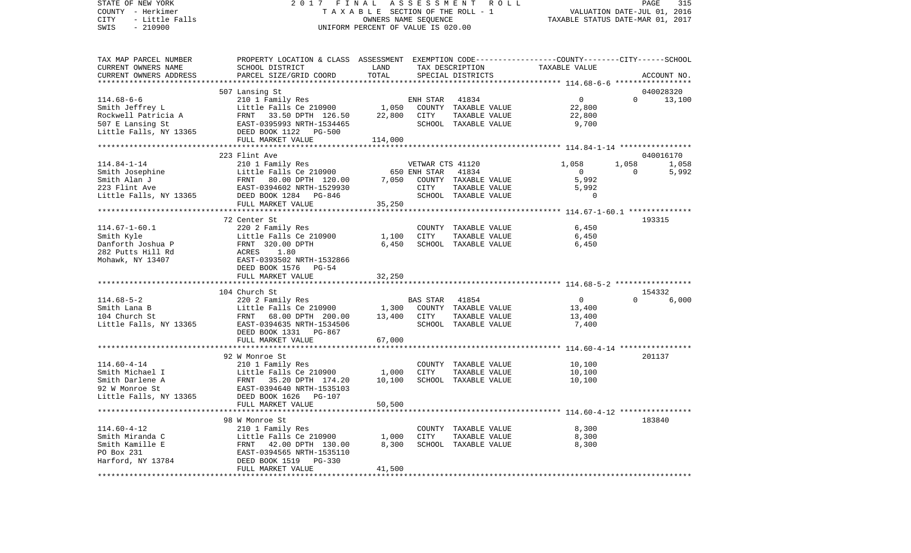STATE OF NEW YORK — 2017 FINAL ASSESSMENT ROLL
COUNTY - Herkimer — TAXABLE SECTION OF THE ROLL - 1 — VALUATION DATE-JUL 01, 2016
CITY - Little Falls — OWNERS NAME SEQUENCE — TAXABLE STATUS DATE-MAR 01, 2017
SWIS - 210900 — UNIFORM PERCENT OF VALUE IS 020.00

| TAX MAP PARCEL NUMBER / CURRENT OWNERS NAME / CURRENT OWNERS ADDRESS | PROPERTY LOCATION & CLASS / SCHOOL DISTRICT / PARCEL SIZE/GRID COORD | ASSESSMENT LAND | TOTAL | EXEMPTION CODE / TAX DESCRIPTION / SPECIAL DISTRICTS | COUNTY | CITY | SCHOOL / ACCOUNT NO. |
|---|---|---|---|---|---|---|---|
| | 507 Lansing St | | | | | | 040028320 |
| 114.68-6-6 | 210 1 Family Res | | | ENH STAR 41834 | 0 | 0 | 13,100 |
| Smith Jeffrey L | Little Falls Ce 210900 | 1,050 | | COUNTY TAXABLE VALUE | 22,800 | | |
| Rockwell Patricia A | FRNT 33.50 DPTH 126.50 | | 22,800 | CITY TAXABLE VALUE | | 22,800 | |
| 507 E Lansing St | EAST-0395993 NRTH-1534465 | | | SCHOOL TAXABLE VALUE | | | 9,700 |
| Little Falls, NY 13365 | DEED BOOK 1122 PG-500 | | | | | | |
| | FULL MARKET VALUE | | 114,000 | | | | |
| | 223 Flint Ave | | | | | | 040016170 |
| 114.84-1-14 | 210 1 Family Res | | | VETWAR CTS 41120 | 1,058 | 1,058 | 1,058 |
| Smith Josephine | Little Falls Ce 210900 | 650 | | ENH STAR 41834 | 0 | 0 | 5,992 |
| Smith Alan J | FRNT 80.00 DPTH 120.00 | | 7,050 | COUNTY TAXABLE VALUE | 5,992 | | |
| 223 Flint Ave | EAST-0394602 NRTH-1529930 | | | CITY TAXABLE VALUE | | 5,992 | |
| Little Falls, NY 13365 | DEED BOOK 1284 PG-846 | | | SCHOOL TAXABLE VALUE | | | 0 |
| | FULL MARKET VALUE | | 35,250 | | | | |
| | 72 Center St | | | | | | 193315 |
| 114.67-1-60.1 | 220 2 Family Res | | | COUNTY TAXABLE VALUE | 6,450 | | |
| Smith Kyle | Little Falls Ce 210900 | 1,100 | | CITY TAXABLE VALUE | | 6,450 | |
| Danforth Joshua P | FRNT 320.00 DPTH | | 6,450 | SCHOOL TAXABLE VALUE | | | 6,450 |
| 282 Putts Hill Rd | ACRES 1.80 | | | | | | |
| Mohawk, NY 13407 | EAST-0393502 NRTH-1532866 | | | | | | |
| | DEED BOOK 1576 PG-54 | | | | | | |
| | FULL MARKET VALUE | | 32,250 | | | | |
| | 104 Church St | | | | | | 154332 |
| 114.68-5-2 | 220 2 Family Res | | | BAS STAR 41854 | 0 | 0 | 6,000 |
| Smith Lana B | Little Falls Ce 210900 | 1,300 | | COUNTY TAXABLE VALUE | 13,400 | | |
| 104 Church St | FRNT 68.00 DPTH 200.00 | | 13,400 | CITY TAXABLE VALUE | | 13,400 | |
| Little Falls, NY 13365 | EAST-0394635 NRTH-1534506 | | | SCHOOL TAXABLE VALUE | | | 7,400 |
| | DEED BOOK 1331 PG-867 | | | | | | |
| | FULL MARKET VALUE | | 67,000 | | | | |
| | 92 W Monroe St | | | | | | 201137 |
| 114.60-4-14 | 210 1 Family Res | | | COUNTY TAXABLE VALUE | 10,100 | | |
| Smith Michael I | Little Falls Ce 210900 | 1,000 | | CITY TAXABLE VALUE | | 10,100 | |
| Smith Darlene A | FRNT 35.20 DPTH 174.20 | | 10,100 | SCHOOL TAXABLE VALUE | | | 10,100 |
| 92 W Monroe St | EAST-0394640 NRTH-1535103 | | | | | | |
| Little Falls, NY 13365 | DEED BOOK 1626 PG-107 | | | | | | |
| | FULL MARKET VALUE | | 50,500 | | | | |
| | 98 W Monroe St | | | | | | 183840 |
| 114.60-4-12 | 210 1 Family Res | | | COUNTY TAXABLE VALUE | 8,300 | | |
| Smith Miranda C | Little Falls Ce 210900 | 1,000 | | CITY TAXABLE VALUE | | 8,300 | |
| Smith Kamille E | FRNT 42.00 DPTH 130.00 | | 8,300 | SCHOOL TAXABLE VALUE | | | 8,300 |
| PO Box 231 | EAST-0394565 NRTH-1535110 | | | | | | |
| Harford, NY 13784 | DEED BOOK 1519 PG-330 | | | | | | |
| | FULL MARKET VALUE | | 41,500 | | | | |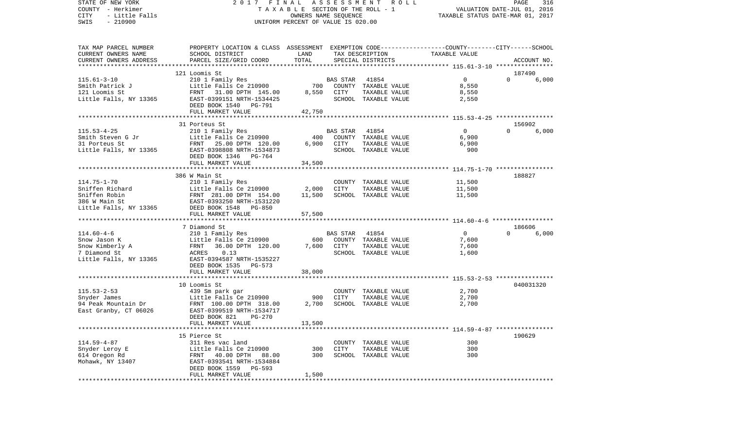STATE OF NEW YORK — 2017 FINAL ASSESSMENT ROLL — TAXABLE SECTION OF THE ROLL - 1
COUNTY - Herkimer — OWNERS NAME SEQUENCE — VALUATION DATE-JUL 01, 2016
CITY - Little Falls — UNIFORM PERCENT OF VALUE IS 020.00 — TAXABLE STATUS DATE-MAR 01, 2017
SWIS - 210900

| TAX MAP PARCEL NUMBER / CURRENT OWNERS NAME / CURRENT OWNERS ADDRESS | PROPERTY LOCATION & CLASS / SCHOOL DISTRICT / PARCEL SIZE/GRID COORD | ASSESSMENT LAND | TOTAL | EXEMPTION CODE / TAX DESCRIPTION / SPECIAL DISTRICTS | COUNTY / CITY / SCHOOL TAXABLE VALUE | ACCOUNT NO. |
|---|---|---|---|---|---|---|
| **115.61-3-10** | 121 Loomis St | | | | | 187490 |
| 115.61-3-10 | 210 1 Family Res | | | BAS STAR 41854 | 0 / 0 / 6,000 | |
| Smith Patrick J | Little Falls Ce 210900 | 700 | | COUNTY TAXABLE VALUE | 8,550 | |
| 121 Loomis St | FRNT 31.00 DPTH 145.00 | | 8,550 | CITY TAXABLE VALUE | 8,550 | |
| Little Falls, NY 13365 | EAST-0399151 NRTH-1534425 | | | SCHOOL TAXABLE VALUE | 2,550 | |
| | DEED BOOK 1540 PG-791 | | | | | |
| | FULL MARKET VALUE | | 42,750 | | | |
| **115.53-4-25** | 31 Porteus St | | | | | 156902 |
| 115.53-4-25 | 210 1 Family Res | | | BAS STAR 41854 | 0 / 0 / 6,000 | |
| Smith Steven G Jr | Little Falls Ce 210900 | 400 | | COUNTY TAXABLE VALUE | 6,900 | |
| 31 Porteus St | FRNT 25.00 DPTH 120.00 | | 6,900 | CITY TAXABLE VALUE | 6,900 | |
| Little Falls, NY 13365 | EAST-0398808 NRTH-1534873 | | | SCHOOL TAXABLE VALUE | 900 | |
| | DEED BOOK 1346 PG-764 | | | | | |
| | FULL MARKET VALUE | | 34,500 | | | |
| **114.75-1-70** | 386 W Main St | | | | | 188827 |
| 114.75-1-70 | 210 1 Family Res | | | COUNTY TAXABLE VALUE | 11,500 | |
| Sniffen Richard | Little Falls Ce 210900 | 2,000 | | CITY TAXABLE VALUE | 11,500 | |
| Sniffen Robin | FRNT 281.00 DPTH 154.00 | | 11,500 | SCHOOL TAXABLE VALUE | 11,500 | |
| 386 W Main St | EAST-0393250 NRTH-1531220 | | | | | |
| Little Falls, NY 13365 | DEED BOOK 1548 PG-850 | | | | | |
| | FULL MARKET VALUE | | 57,500 | | | |
| **114.60-4-6** | 7 Diamond St | | | | | 186606 |
| 114.60-4-6 | 210 1 Family Res | | | BAS STAR 41854 | 0 / 0 / 6,000 | |
| Snow Jason K | Little Falls Ce 210900 | 600 | | COUNTY TAXABLE VALUE | 7,600 | |
| Snow Kimberly A | FRNT 36.00 DPTH 120.00 | | 7,600 | CITY TAXABLE VALUE | 7,600 | |
| 7 Diamond St | ACRES 0.13 | | | SCHOOL TAXABLE VALUE | 1,600 | |
| Little Falls, NY 13365 | EAST-0394587 NRTH-1535227 | | | | | |
| | DEED BOOK 1535 PG-573 | | | | | |
| | FULL MARKET VALUE | | 38,000 | | | |
| **115.53-2-53** | 10 Loomis St | | | | | 040031320 |
| 115.53-2-53 | 439 Sm park gar | | | COUNTY TAXABLE VALUE | 2,700 | |
| Snyder James | Little Falls Ce 210900 | 900 | | CITY TAXABLE VALUE | 2,700 | |
| 94 Peak Mountain Dr | FRNT 100.00 DPTH 318.00 | | 2,700 | SCHOOL TAXABLE VALUE | 2,700 | |
| East Granby, CT 06026 | EAST-0399519 NRTH-1534717 | | | | | |
| | DEED BOOK 821 PG-270 | | | | | |
| | FULL MARKET VALUE | | 13,500 | | | |
| **114.59-4-87** | 15 Pierce St | | | | | 190629 |
| 114.59-4-87 | 311 Res vac land | | | COUNTY TAXABLE VALUE | 300 | |
| Snyder Leroy E | Little Falls Ce 210900 | 300 | | CITY TAXABLE VALUE | 300 | |
| 614 Oregon Rd | FRNT 40.00 DPTH 88.00 | | 300 | SCHOOL TAXABLE VALUE | 300 | |
| Mohawk, NY 13407 | EAST-0393541 NRTH-1534884 | | | | | |
| | DEED BOOK 1559 PG-593 | | | | | |
| | FULL MARKET VALUE | | 1,500 | | | |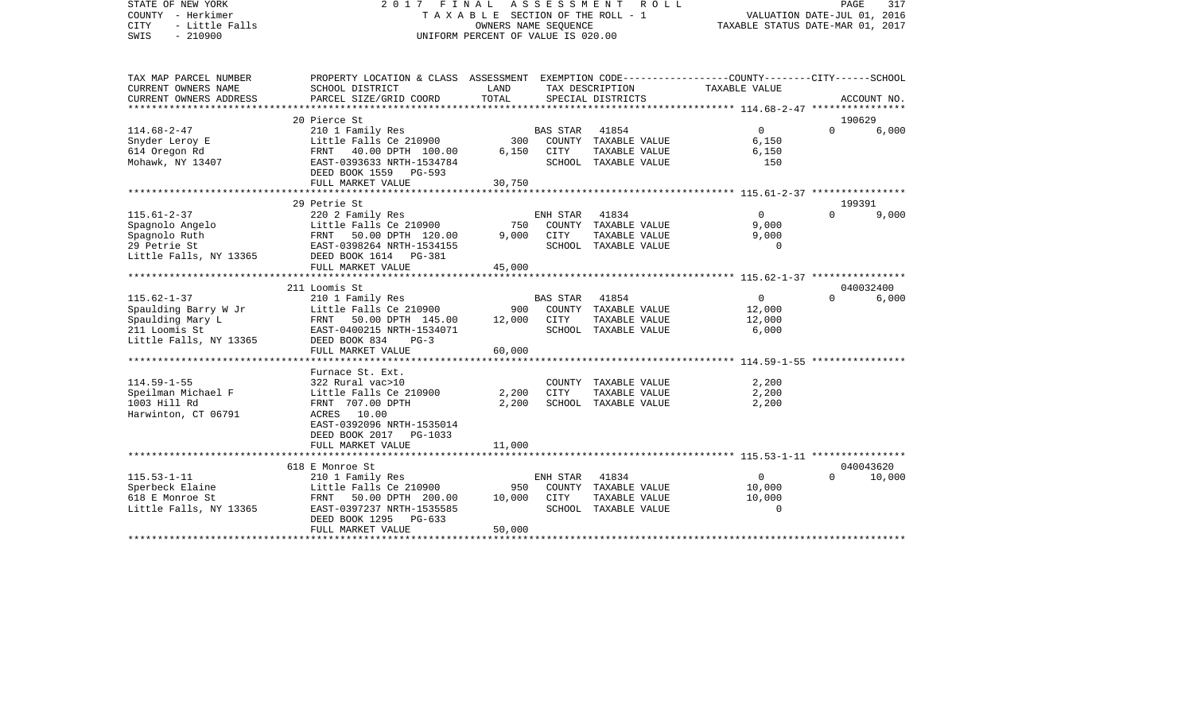STATE OF NEW YORK — 2017 FINAL ASSESSMENT ROLL — PAGE 317
COUNTY - Herkimer — TAXABLE SECTION OF THE ROLL - 1 — VALUATION DATE-JUL 01, 2016
CITY - Little Falls — OWNERS NAME SEQUENCE — TAXABLE STATUS DATE-MAR 01, 2017
SWIS - 210900 — UNIFORM PERCENT OF VALUE IS 020.00

| TAX MAP PARCEL NUMBER / CURRENT OWNERS NAME / CURRENT OWNERS ADDRESS | PROPERTY LOCATION & CLASS / SCHOOL DISTRICT / PARCEL SIZE/GRID COORD | ASSESSMENT LAND | TOTAL | EXEMPTION CODE / TAX DESCRIPTION / SPECIAL DISTRICTS | COUNTY/CITY TAXABLE VALUE | SCHOOL / ACCOUNT NO. |
|---|---|---|---|---|---|---|
| | 20 Pierce St | | | | | 190629 |
| 114.68-2-47 | 210 1 Family Res | | | BAS STAR 41854 | 0 | 0 6,000 |
| Snyder Leroy E | Little Falls Ce 210900 | 300 | | COUNTY TAXABLE VALUE | 6,150 | |
| 614 Oregon Rd | FRNT 40.00 DPTH 100.00 | | 6,150 | CITY TAXABLE VALUE | 6,150 | |
| Mohawk, NY 13407 | EAST-0393633 NRTH-1534784 | | | SCHOOL TAXABLE VALUE | 150 | |
| | DEED BOOK 1559 PG-593 | | | | | |
| | FULL MARKET VALUE | | 30,750 | | | |
| | 29 Petrie St | | | | | 199391 |
| 115.61-2-37 | 220 2 Family Res | | | ENH STAR 41834 | 0 | 0 9,000 |
| Spagnolo Angelo | Little Falls Ce 210900 | 750 | | COUNTY TAXABLE VALUE | 9,000 | |
| Spagnolo Ruth | FRNT 50.00 DPTH 120.00 | | 9,000 | CITY TAXABLE VALUE | 9,000 | |
| 29 Petrie St | EAST-0398264 NRTH-1534155 | | | SCHOOL TAXABLE VALUE | 0 | |
| Little Falls, NY 13365 | DEED BOOK 1614 PG-381 | | | | | |
| | FULL MARKET VALUE | | 45,000 | | | |
| | 211 Loomis St | | | | | 040032400 |
| 115.62-1-37 | 210 1 Family Res | | | BAS STAR 41854 | 0 | 0 6,000 |
| Spaulding Barry W Jr | Little Falls Ce 210900 | 900 | | COUNTY TAXABLE VALUE | 12,000 | |
| Spaulding Mary L | FRNT 50.00 DPTH 145.00 | | 12,000 | CITY TAXABLE VALUE | 12,000 | |
| 211 Loomis St | EAST-0400215 NRTH-1534071 | | | SCHOOL TAXABLE VALUE | 6,000 | |
| Little Falls, NY 13365 | DEED BOOK 834 PG-3 | | | | | |
| | FULL MARKET VALUE | | 60,000 | | | |
| | Furnace St. Ext. | | | | | |
| 114.59-1-55 | 322 Rural vac>10 | | | COUNTY TAXABLE VALUE | 2,200 | |
| Speilman Michael F | Little Falls Ce 210900 | 2,200 | | CITY TAXABLE VALUE | 2,200 | |
| 1003 Hill Rd | FRNT 707.00 DPTH | | 2,200 | SCHOOL TAXABLE VALUE | 2,200 | |
| Harwinton, CT 06791 | ACRES 10.00 | | | | | |
| | EAST-0392096 NRTH-1535014 | | | | | |
| | DEED BOOK 2017 PG-1033 | | | | | |
| | FULL MARKET VALUE | | 11,000 | | | |
| | 618 E Monroe St | | | | | 040043620 |
| 115.53-1-11 | 210 1 Family Res | | | ENH STAR 41834 | 0 | 0 10,000 |
| Sperbeck Elaine | Little Falls Ce 210900 | 950 | | COUNTY TAXABLE VALUE | 10,000 | |
| 618 E Monroe St | FRNT 50.00 DPTH 200.00 | | 10,000 | CITY TAXABLE VALUE | 10,000 | |
| Little Falls, NY 13365 | EAST-0397237 NRTH-1535585 | | | SCHOOL TAXABLE VALUE | 0 | |
| | DEED BOOK 1295 PG-633 | | | | | |
| | FULL MARKET VALUE | | 50,000 | | | |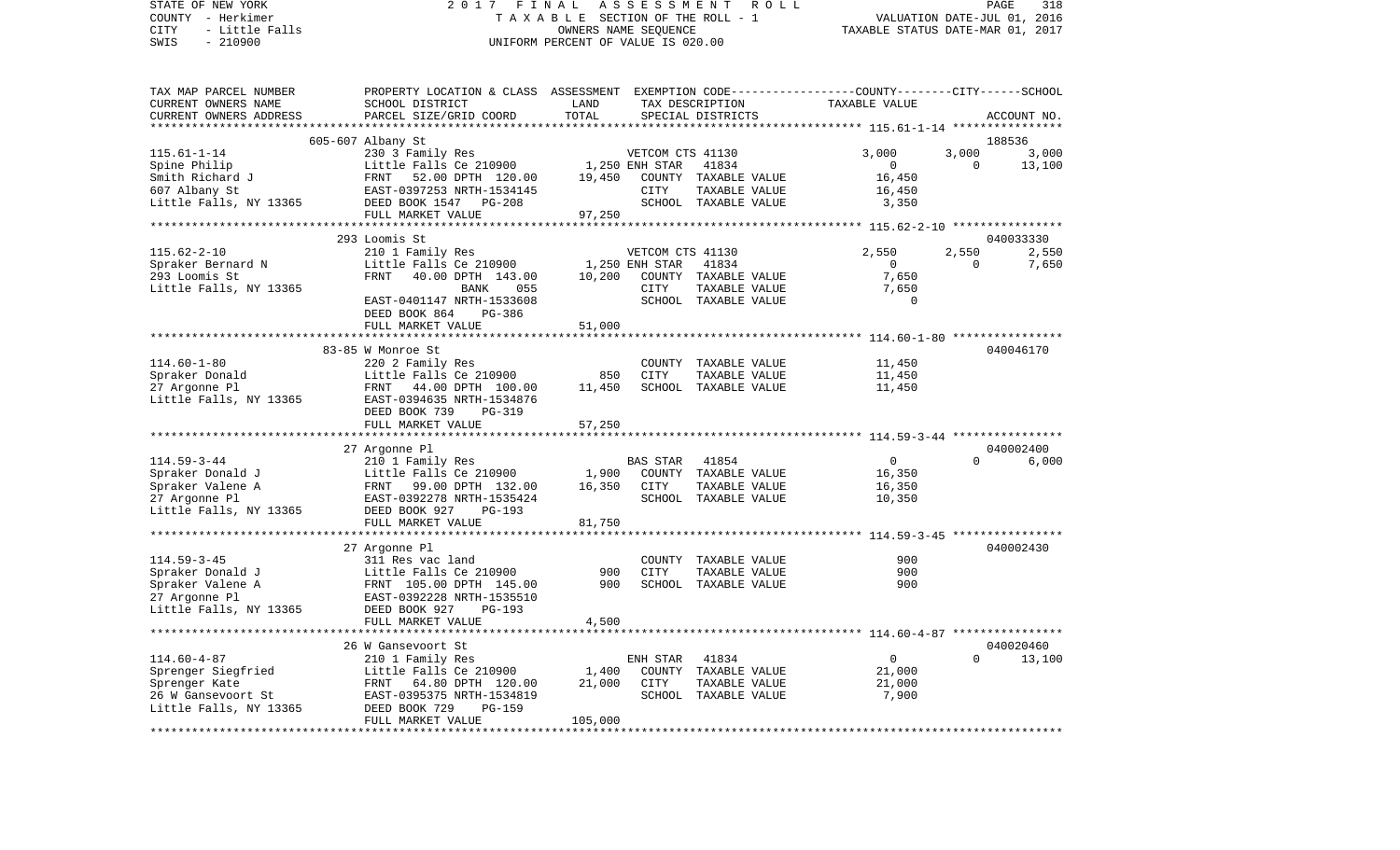STATE OF NEW YORK — 2017 FINAL ASSESSMENT ROLL — PAGE 318
COUNTY - Herkimer — TAXABLE SECTION OF THE ROLL - 1 — VALUATION DATE-JUL 01, 2016
CITY - Little Falls — OWNERS NAME SEQUENCE — TAXABLE STATUS DATE-MAR 01, 2017
SWIS - 210900 — UNIFORM PERCENT OF VALUE IS 020.00

| TAX MAP PARCEL NUMBER / CURRENT OWNERS NAME / CURRENT OWNERS ADDRESS | PROPERTY LOCATION & CLASS / SCHOOL DISTRICT / PARCEL SIZE/GRID COORD | ASSESSMENT LAND / TOTAL | EXEMPTION CODE / TAX DESCRIPTION / SPECIAL DISTRICTS | COUNTY TAXABLE VALUE | CITY | SCHOOL / ACCOUNT NO. |
|---|---|---|---|---|---|---|
| | 605-607 Albany St | | | | | 188536 |
| 115.61-1-14 | 230 3 Family Res | | VETCOM CTS 41130 | 3,000 | 3,000 | 3,000 |
| Spine Philip | Little Falls Ce 210900 | 1,250 | ENH STAR 41834 | 0 | 0 | 13,100 |
| Smith Richard J | FRNT 52.00 DPTH 120.00 | 19,450 | COUNTY TAXABLE VALUE | 16,450 | | |
| 607 Albany St | EAST-0397253 NRTH-1534145 | | CITY TAXABLE VALUE | 16,450 | | |
| Little Falls, NY 13365 | DEED BOOK 1547 PG-208 | | SCHOOL TAXABLE VALUE | 3,350 | | |
| | FULL MARKET VALUE | 97,250 | | | | |
| | 293 Loomis St | | | | | 040033330 |
| 115.62-2-10 | 210 1 Family Res | | VETCOM CTS 41130 | 2,550 | 2,550 | 2,550 |
| Spraker Bernard N | Little Falls Ce 210900 | 1,250 | ENH STAR 41834 | 0 | 0 | 7,650 |
| 293 Loomis St | FRNT 40.00 DPTH 143.00 | 10,200 | COUNTY TAXABLE VALUE | 7,650 | | |
| Little Falls, NY 13365 | BANK 055 | | CITY TAXABLE VALUE | 7,650 | | |
| | EAST-0401147 NRTH-1533608 | | SCHOOL TAXABLE VALUE | 0 | | |
| | DEED BOOK 864 PG-386 | | | | | |
| | FULL MARKET VALUE | 51,000 | | | | |
| | 83-85 W Monroe St | | | | | 040046170 |
| 114.60-1-80 | 220 2 Family Res | | COUNTY TAXABLE VALUE | 11,450 | | |
| Spraker Donald | Little Falls Ce 210900 | 850 | CITY TAXABLE VALUE | 11,450 | | |
| 27 Argonne Pl | FRNT 44.00 DPTH 100.00 | 11,450 | SCHOOL TAXABLE VALUE | 11,450 | | |
| Little Falls, NY 13365 | EAST-0394635 NRTH-1534876 | | | | | |
| | DEED BOOK 739 PG-319 | | | | | |
| | FULL MARKET VALUE | 57,250 | | | | |
| | 27 Argonne Pl | | | | | 040002400 |
| 114.59-3-44 | 210 1 Family Res | | BAS STAR 41854 | 0 | 0 | 6,000 |
| Spraker Donald J | Little Falls Ce 210900 | 1,900 | COUNTY TAXABLE VALUE | 16,350 | | |
| Spraker Valene A | FRNT 99.00 DPTH 132.00 | 16,350 | CITY TAXABLE VALUE | 16,350 | | |
| 27 Argonne Pl | EAST-0392278 NRTH-1535424 | | SCHOOL TAXABLE VALUE | 10,350 | | |
| Little Falls, NY 13365 | DEED BOOK 927 PG-193 | | | | | |
| | FULL MARKET VALUE | 81,750 | | | | |
| | 27 Argonne Pl | | | | | 040002430 |
| 114.59-3-45 | 311 Res vac land | | COUNTY TAXABLE VALUE | 900 | | |
| Spraker Donald J | Little Falls Ce 210900 | 900 | CITY TAXABLE VALUE | 900 | | |
| Spraker Valene A | FRNT 105.00 DPTH 145.00 | 900 | SCHOOL TAXABLE VALUE | 900 | | |
| 27 Argonne Pl | EAST-0392228 NRTH-1535510 | | | | | |
| Little Falls, NY 13365 | DEED BOOK 927 PG-193 | | | | | |
| | FULL MARKET VALUE | 4,500 | | | | |
| | 26 W Gansevoort St | | | | | 040020460 |
| 114.60-4-87 | 210 1 Family Res | | ENH STAR 41834 | 0 | 0 | 13,100 |
| Sprenger Siegfried | Little Falls Ce 210900 | 1,400 | COUNTY TAXABLE VALUE | 21,000 | | |
| Sprenger Kate | FRNT 64.80 DPTH 120.00 | 21,000 | CITY TAXABLE VALUE | 21,000 | | |
| 26 W Gansevoort St | EAST-0395375 NRTH-1534819 | | SCHOOL TAXABLE VALUE | 7,900 | | |
| Little Falls, NY 13365 | DEED BOOK 729 PG-159 | | | | | |
| | FULL MARKET VALUE | 105,000 | | | | |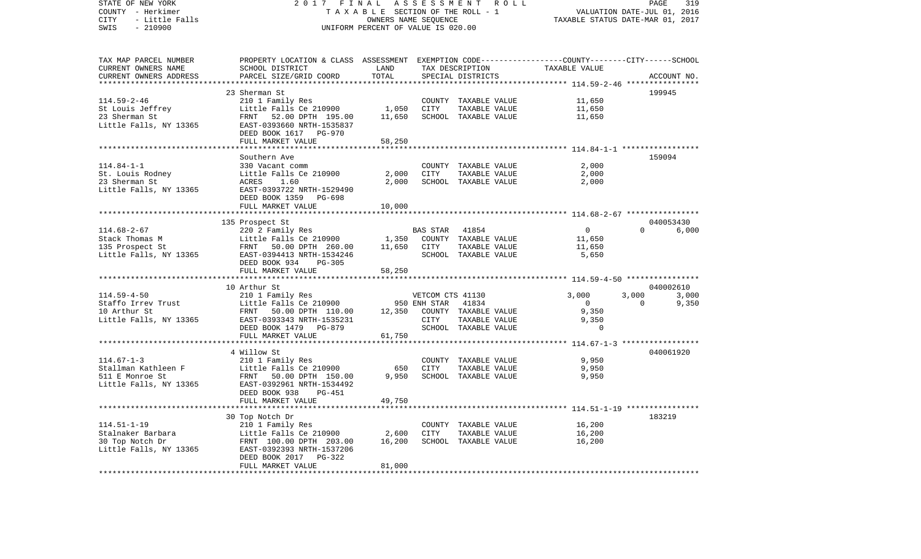STATE OF NEW YORK 2 0 1 7 F I N A L A S S E S S M E N T R O L L
COUNTY - Herkimer T A X A B L E SECTION OF THE ROLL - 1 VALUATION DATE-JUL 01, 2016
CITY - Little Falls OWNERS NAME SEQUENCE TAXABLE STATUS DATE-MAR 01, 2017
SWIS - 210900 UNIFORM PERCENT OF VALUE IS 020.00

| TAX MAP PARCEL NUMBER / CURRENT OWNERS NAME / CURRENT OWNERS ADDRESS | PROPERTY LOCATION & CLASS / SCHOOL DISTRICT / PARCEL SIZE/GRID COORD | ASSESSMENT LAND | TOTAL | EXEMPTION CODE / TAX DESCRIPTION / SPECIAL DISTRICTS | COUNTY TAXABLE VALUE | CITY | SCHOOL / ACCOUNT NO. |
|---|---|---|---|---|---|---|---|
| | 23 Sherman St | | | | | | 199945 |
| 114.59-2-46 | 210 1 Family Res | | | COUNTY TAXABLE VALUE | 11,650 | | |
| St Louis Jeffrey | Little Falls Ce 210900 | 1,050 | | CITY TAXABLE VALUE | 11,650 | | |
| 23 Sherman St | FRNT 52.00 DPTH 195.00 | | 11,650 | SCHOOL TAXABLE VALUE | 11,650 | | |
| Little Falls, NY 13365 | EAST-0393660 NRTH-1535837 | | | | | | |
| | DEED BOOK 1617 PG-970 | | | | | | |
| | FULL MARKET VALUE | | 58,250 | | | | |
| | Southern Ave | | | | | | 159094 |
| 114.84-1-1 | 330 Vacant comm | | | COUNTY TAXABLE VALUE | 2,000 | | |
| St. Louis Rodney | Little Falls Ce 210900 | 2,000 | | CITY TAXABLE VALUE | 2,000 | | |
| 23 Sherman St | ACRES 1.60 | | 2,000 | SCHOOL TAXABLE VALUE | 2,000 | | |
| Little Falls, NY 13365 | EAST-0393722 NRTH-1529490 | | | | | | |
| | DEED BOOK 1359 PG-698 | | | | | | |
| | FULL MARKET VALUE | | 10,000 | | | | |
| | 135 Prospect St | | | | | | 040053430 |
| 114.68-2-67 | 220 2 Family Res | | | BAS STAR 41854 | 0 | 0 | 6,000 |
| Stack Thomas M | Little Falls Ce 210900 | 1,350 | | COUNTY TAXABLE VALUE | 11,650 | | |
| 135 Prospect St | FRNT 50.00 DPTH 260.00 | | 11,650 | CITY TAXABLE VALUE | 11,650 | | |
| Little Falls, NY 13365 | EAST-0394413 NRTH-1534246 | | | SCHOOL TAXABLE VALUE | 5,650 | | |
| | DEED BOOK 934 PG-305 | | | | | | |
| | FULL MARKET VALUE | | 58,250 | | | | |
| | 10 Arthur St | | | | | | 040002610 |
| 114.59-4-50 | 210 1 Family Res | | | VETCOM CTS 41130 | 3,000 | 3,000 | 3,000 |
| Staffo Irrev Trust | Little Falls Ce 210900 | 950 | | ENH STAR 41834 | 0 | 0 | 9,350 |
| 10 Arthur St | FRNT 50.00 DPTH 110.00 | | 12,350 | COUNTY TAXABLE VALUE | 9,350 | | |
| Little Falls, NY 13365 | EAST-0393343 NRTH-1535231 | | | CITY TAXABLE VALUE | 9,350 | | |
| | DEED BOOK 1479 PG-879 | | | SCHOOL TAXABLE VALUE | 0 | | |
| | FULL MARKET VALUE | | 61,750 | | | | |
| | 4 Willow St | | | | | | 040061920 |
| 114.67-1-3 | 210 1 Family Res | | | COUNTY TAXABLE VALUE | 9,950 | | |
| Stallman Kathleen F | Little Falls Ce 210900 | 650 | | CITY TAXABLE VALUE | 9,950 | | |
| 511 E Monroe St | FRNT 50.00 DPTH 150.00 | | 9,950 | SCHOOL TAXABLE VALUE | 9,950 | | |
| Little Falls, NY 13365 | EAST-0392961 NRTH-1534492 | | | | | | |
| | DEED BOOK 938 PG-451 | | | | | | |
| | FULL MARKET VALUE | | 49,750 | | | | |
| | 30 Top Notch Dr | | | | | | 183219 |
| 114.51-1-19 | 210 1 Family Res | | | COUNTY TAXABLE VALUE | 16,200 | | |
| Stalnaker Barbara | Little Falls Ce 210900 | 2,600 | | CITY TAXABLE VALUE | 16,200 | | |
| 30 Top Notch Dr | FRNT 100.00 DPTH 203.00 | | 16,200 | SCHOOL TAXABLE VALUE | 16,200 | | |
| Little Falls, NY 13365 | EAST-0392393 NRTH-1537206 | | | | | | |
| | DEED BOOK 2017 PG-322 | | | | | | |
| | FULL MARKET VALUE | | 81,000 | | | | |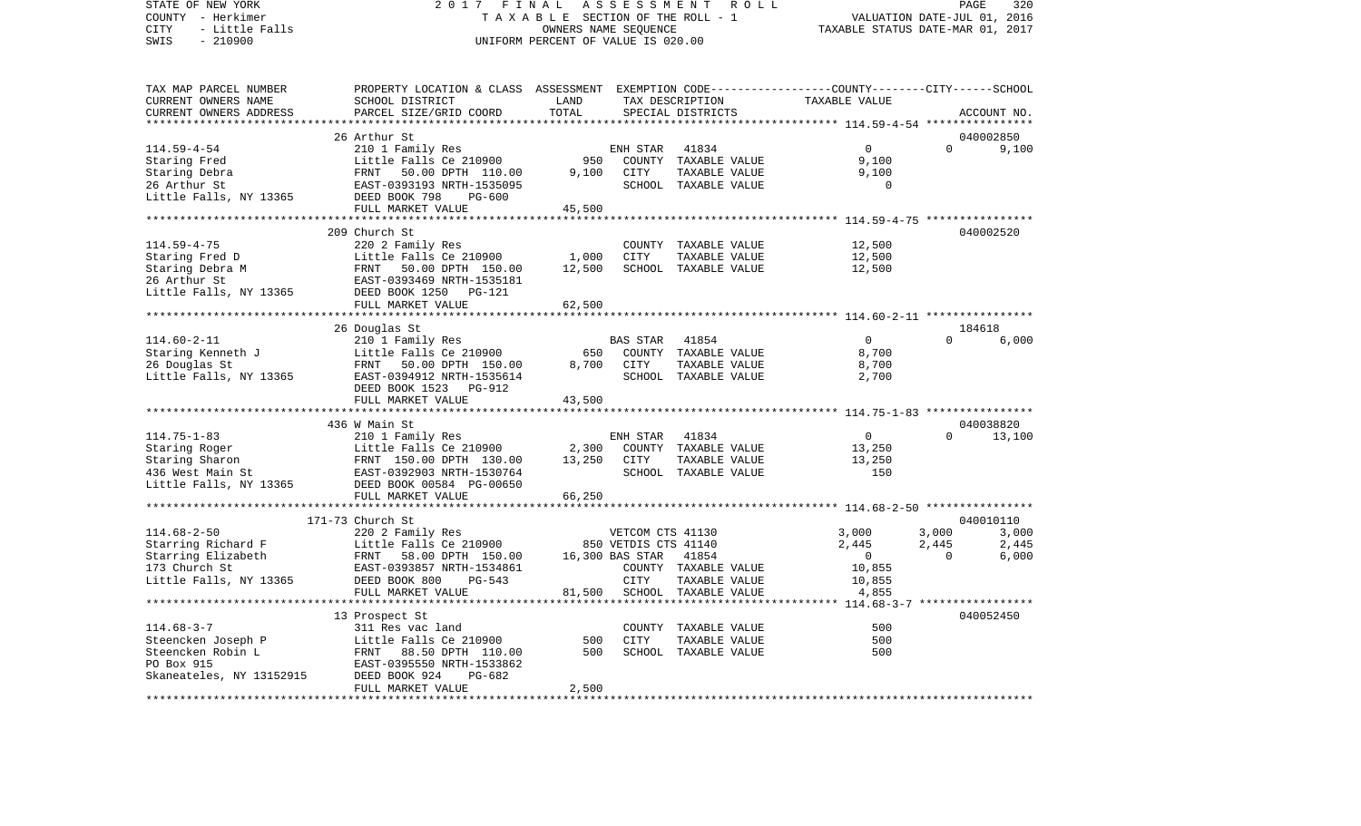STATE OF NEW YORK | 2017 FINAL ASSESSMENT ROLL | PAGE 320
COUNTY - Herkimer | TAXABLE SECTION OF THE ROLL - 1 | VALUATION DATE-JUL 01, 2016
CITY - Little Falls | OWNERS NAME SEQUENCE | TAXABLE STATUS DATE-MAR 01, 2017
SWIS - 210900 | UNIFORM PERCENT OF VALUE IS 020.00

| TAX MAP PARCEL NUMBER / CURRENT OWNERS NAME / CURRENT OWNERS ADDRESS | PROPERTY LOCATION & CLASS / SCHOOL DISTRICT / PARCEL SIZE/GRID COORD | ASSESSMENT LAND | TOTAL | EXEMPTION CODE / TAX DESCRIPTION / SPECIAL DISTRICTS | COUNTY TAXABLE VALUE | CITY | SCHOOL | ACCOUNT NO. |
|---|---|---|---|---|---|---|---|---|
| **114.59-4-54** | 26 Arthur St | | | | | | | 040002850 |
| 114.59-4-54 | 210 1 Family Res | | | ENH STAR 41834 | 0 | 0 | 9,100 | |
| Staring Fred | Little Falls Ce 210900 | 950 | | COUNTY TAXABLE VALUE | 9,100 | | | |
| Staring Debra | FRNT 50.00 DPTH 110.00 | | 9,100 | CITY TAXABLE VALUE | 9,100 | | | |
| 26 Arthur St | EAST-0393193 NRTH-1535095 | | | SCHOOL TAXABLE VALUE | 0 | | | |
| Little Falls, NY 13365 | DEED BOOK 798 PG-600 | | | | | | | |
| | FULL MARKET VALUE | | 45,500 | | | | | |
| **114.59-4-75** | 209 Church St | | | | | | | 040002520 |
| 114.59-4-75 | 220 2 Family Res | | | COUNTY TAXABLE VALUE | 12,500 | | | |
| Staring Fred D | Little Falls Ce 210900 | 1,000 | | CITY TAXABLE VALUE | 12,500 | | | |
| Staring Debra M | FRNT 50.00 DPTH 150.00 | | 12,500 | SCHOOL TAXABLE VALUE | 12,500 | | | |
| 26 Arthur St | EAST-0393469 NRTH-1535181 | | | | | | | |
| Little Falls, NY 13365 | DEED BOOK 1250 PG-121 | | | | | | | |
| | FULL MARKET VALUE | | 62,500 | | | | | |
| **114.60-2-11** | 26 Douglas St | | | | | | | 184618 |
| 114.60-2-11 | 210 1 Family Res | | | BAS STAR 41854 | 0 | 0 | 6,000 | |
| Staring Kenneth J | Little Falls Ce 210900 | 650 | | COUNTY TAXABLE VALUE | 8,700 | | | |
| 26 Douglas St | FRNT 50.00 DPTH 150.00 | | 8,700 | CITY TAXABLE VALUE | 8,700 | | | |
| Little Falls, NY 13365 | EAST-0394912 NRTH-1535614 | | | SCHOOL TAXABLE VALUE | 2,700 | | | |
| | DEED BOOK 1523 PG-912 | | | | | | | |
| | FULL MARKET VALUE | | 43,500 | | | | | |
| **114.75-1-83** | 436 W Main St | | | | | | | 040038820 |
| 114.75-1-83 | 210 1 Family Res | | | ENH STAR 41834 | 0 | 0 | 13,100 | |
| Staring Roger | Little Falls Ce 210900 | 2,300 | | COUNTY TAXABLE VALUE | 13,250 | | | |
| Staring Sharon | FRNT 150.00 DPTH 130.00 | | 13,250 | CITY TAXABLE VALUE | 13,250 | | | |
| 436 West Main St | EAST-0392903 NRTH-1530764 | | | SCHOOL TAXABLE VALUE | 150 | | | |
| Little Falls, NY 13365 | DEED BOOK 00584 PG-00650 | | | | | | | |
| | FULL MARKET VALUE | | 66,250 | | | | | |
| **114.68-2-50** | 171-73 Church St | | | | | | | 040010110 |
| 114.68-2-50 | 220 2 Family Res | | | VETCOM CTS 41130 | 3,000 | 3,000 | 3,000 | |
| Starring Richard F | Little Falls Ce 210900 | 850 | | VETDIS CTS 41140 | 2,445 | 2,445 | 2,445 | |
| Starring Elizabeth | FRNT 58.00 DPTH 150.00 | | 16,300 | BAS STAR 41854 | 0 | 0 | 6,000 | |
| 173 Church St | EAST-0393857 NRTH-1534861 | | | COUNTY TAXABLE VALUE | 10,855 | | | |
| Little Falls, NY 13365 | DEED BOOK 800 PG-543 | | | CITY TAXABLE VALUE | 10,855 | | | |
| | FULL MARKET VALUE | | 81,500 | SCHOOL TAXABLE VALUE | 4,855 | | | |
| **114.68-3-7** | 13 Prospect St | | | | | | | 040052450 |
| 114.68-3-7 | 311 Res vac land | | | COUNTY TAXABLE VALUE | 500 | | | |
| Steencken Joseph P | Little Falls Ce 210900 | 500 | | CITY TAXABLE VALUE | 500 | | | |
| Steencken Robin L | FRNT 88.50 DPTH 110.00 | | 500 | SCHOOL TAXABLE VALUE | 500 | | | |
| PO Box 915 | EAST-0395550 NRTH-1533862 | | | | | | | |
| Skaneateles, NY 13152915 | DEED BOOK 924 PG-682 | | | | | | | |
| | FULL MARKET VALUE | | 2,500 | | | | | |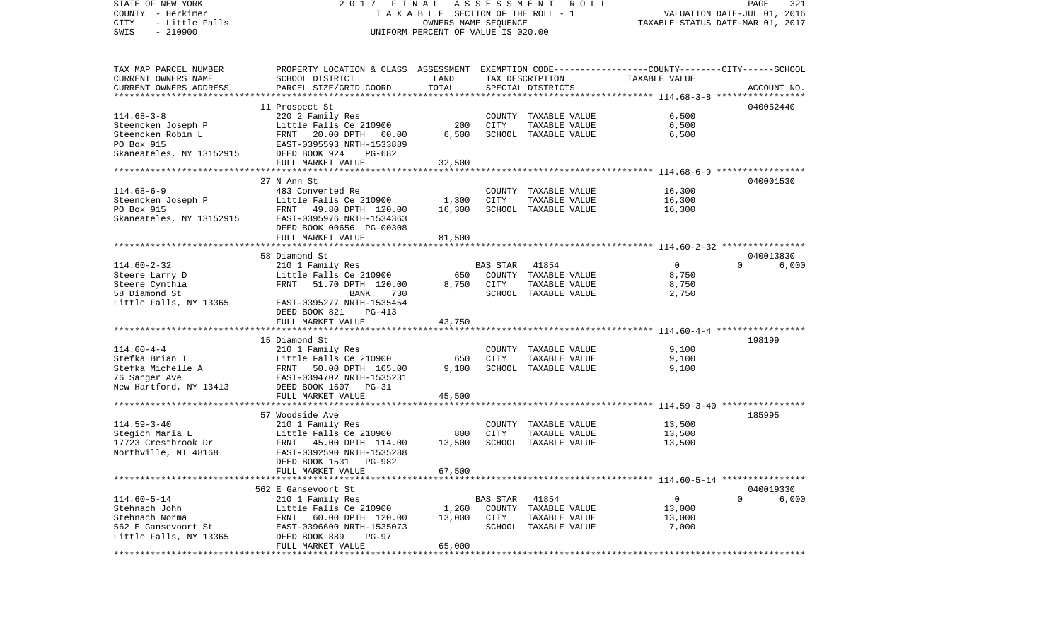STATE OF NEW YORK — 2017 FINAL ASSESSMENT ROLL
COUNTY - Herkimer — TAXABLE SECTION OF THE ROLL - 1 — VALUATION DATE-JUL 01, 2016
CITY - Little Falls — OWNERS NAME SEQUENCE — TAXABLE STATUS DATE-MAR 01, 2017
SWIS - 210900 — UNIFORM PERCENT OF VALUE IS 020.00

| TAX MAP PARCEL NUMBER / CURRENT OWNERS NAME / CURRENT OWNERS ADDRESS | PROPERTY LOCATION & CLASS / SCHOOL DISTRICT / PARCEL SIZE/GRID COORD | ASSESSMENT LAND | TOTAL | EXEMPTION CODE / TAX DESCRIPTION / SPECIAL DISTRICTS | COUNTY TAXABLE VALUE | CITY | SCHOOL | ACCOUNT NO. |
|---|---|---|---|---|---|---|---|---|
| **114.68-3-8** | 11 Prospect St | | | | | | | 040052440 |
| Steencken Joseph P | 220 2 Family Res | | | COUNTY TAXABLE VALUE | 6,500 | | | |
| Steencken Robin L | Little Falls Ce 210900 | 200 | | CITY TAXABLE VALUE | 6,500 | | | |
| PO Box 915 | FRNT 20.00 DPTH 60.00 | | 6,500 | SCHOOL TAXABLE VALUE | 6,500 | | | |
| Skaneateles, NY 13152915 | EAST-0395593 NRTH-1533889 | | | | | | | |
| | DEED BOOK 924 PG-682 | | | | | | | |
| | FULL MARKET VALUE | | 32,500 | | | | | |
| **114.68-6-9** | 27 N Ann St | | | | | | | 040001530 |
| Steencken Joseph P | 483 Converted Re | | | COUNTY TAXABLE VALUE | 16,300 | | | |
| PO Box 915 | Little Falls Ce 210900 | 1,300 | | CITY TAXABLE VALUE | 16,300 | | | |
| Skaneateles, NY 13152915 | FRNT 49.80 DPTH 120.00 | | 16,300 | SCHOOL TAXABLE VALUE | 16,300 | | | |
| | EAST-0395976 NRTH-1534363 | | | | | | | |
| | DEED BOOK 00656 PG-00308 | | | | | | | |
| | FULL MARKET VALUE | | 81,500 | | | | | |
| **114.60-2-32** | 58 Diamond St | | | | | | | 040013830 |
| Steere Larry D | 210 1 Family Res | | | BAS STAR 41854 | 0 | 0 | 6,000 | |
| Steere Cynthia | Little Falls Ce 210900 | 650 | | COUNTY TAXABLE VALUE | 8,750 | | | |
| 58 Diamond St | FRNT 51.70 DPTH 120.00 | | 8,750 | CITY TAXABLE VALUE | 8,750 | | | |
| Little Falls, NY 13365 | BANK 730 | | | SCHOOL TAXABLE VALUE | 2,750 | | | |
| | EAST-0395277 NRTH-1535454 | | | | | | | |
| | DEED BOOK 821 PG-413 | | | | | | | |
| | FULL MARKET VALUE | | 43,750 | | | | | |
| **114.60-4-4** | 15 Diamond St | | | | | | | 198199 |
| Stefka Brian T | 210 1 Family Res | | | COUNTY TAXABLE VALUE | 9,100 | | | |
| Stefka Michelle A | Little Falls Ce 210900 | 650 | | CITY TAXABLE VALUE | 9,100 | | | |
| 76 Sanger Ave | FRNT 50.00 DPTH 165.00 | | 9,100 | SCHOOL TAXABLE VALUE | 9,100 | | | |
| New Hartford, NY 13413 | EAST-0394702 NRTH-1535231 | | | | | | | |
| | DEED BOOK 1607 PG-31 | | | | | | | |
| | FULL MARKET VALUE | | 45,500 | | | | | |
| **114.59-3-40** | 57 Woodside Ave | | | | | | | 185995 |
| Stegich Maria L | 210 1 Family Res | | | COUNTY TAXABLE VALUE | 13,500 | | | |
| 17723 Crestbrook Dr | Little Falls Ce 210900 | 800 | | CITY TAXABLE VALUE | 13,500 | | | |
| Northville, MI 48168 | FRNT 45.00 DPTH 114.00 | | 13,500 | SCHOOL TAXABLE VALUE | 13,500 | | | |
| | EAST-0392590 NRTH-1535288 | | | | | | | |
| | DEED BOOK 1531 PG-982 | | | | | | | |
| | FULL MARKET VALUE | | 67,500 | | | | | |
| **114.60-5-14** | 562 E Gansevoort St | | | | | | | 040019330 |
| Stehnach John | 210 1 Family Res | | | BAS STAR 41854 | 0 | 0 | 6,000 | |
| Stehnach Norma | Little Falls Ce 210900 | 1,260 | | COUNTY TAXABLE VALUE | 13,000 | | | |
| 562 E Gansevoort St | FRNT 60.00 DPTH 120.00 | | 13,000 | CITY TAXABLE VALUE | 13,000 | | | |
| Little Falls, NY 13365 | EAST-0396600 NRTH-1535073 | | | SCHOOL TAXABLE VALUE | 7,000 | | | |
| | DEED BOOK 889 PG-97 | | | | | | | |
| | FULL MARKET VALUE | | 65,000 | | | | | |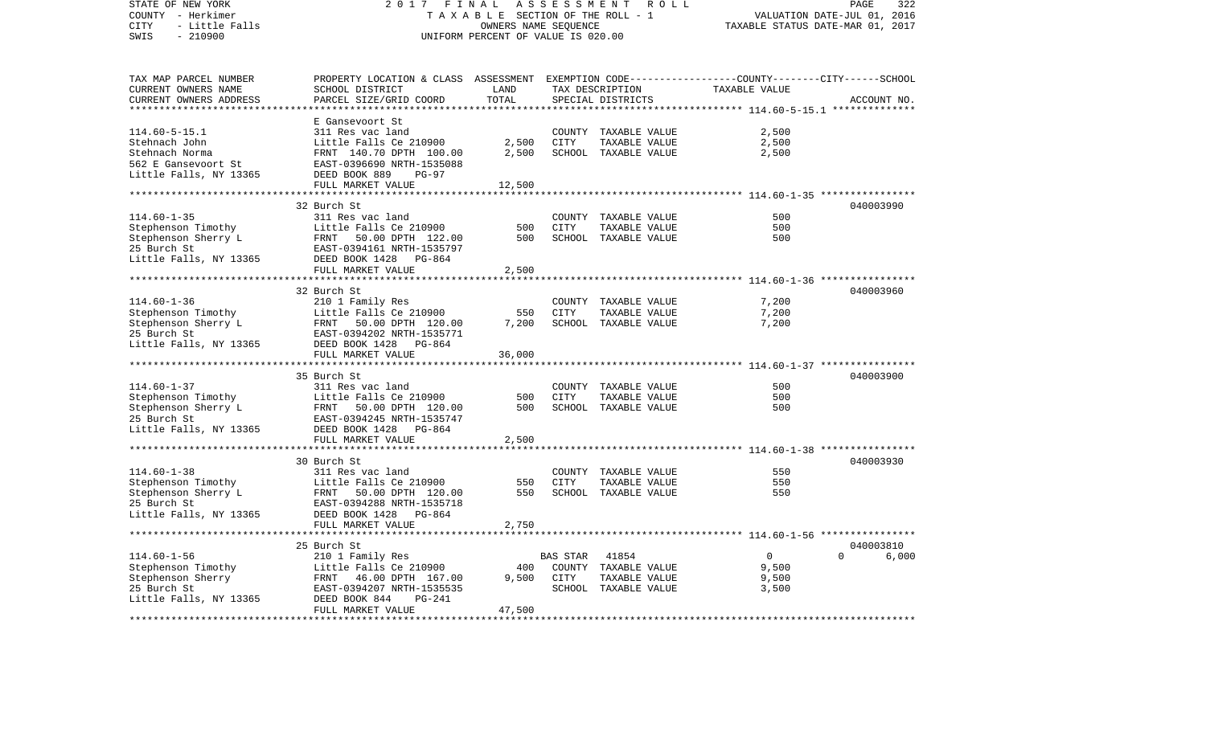STATE OF NEW YORK | 2017 FINAL ASSESSMENT ROLL
COUNTY - Herkimer | TAXABLE SECTION OF THE ROLL - 1 | VALUATION DATE-JUL 01, 2016
CITY - Little Falls | OWNERS NAME SEQUENCE | TAXABLE STATUS DATE-MAR 01, 2017
SWIS - 210900 | UNIFORM PERCENT OF VALUE IS 020.00

| TAX MAP PARCEL NUMBER / CURRENT OWNERS NAME / CURRENT OWNERS ADDRESS | PROPERTY LOCATION & CLASS / SCHOOL DISTRICT / PARCEL SIZE/GRID COORD | ASSESSMENT LAND / TOTAL | EXEMPTION CODE / TAX DESCRIPTION / SPECIAL DISTRICTS | COUNTY TAXABLE VALUE | CITY | SCHOOL | ACCOUNT NO. |
|---|---|---|---|---|---|---|---|
| 114.60-5-15.1 | E Gansevoort St | | | | | | |
| | 311 Res vac land | | COUNTY TAXABLE VALUE | 2,500 | | | |
| Stehnach John | Little Falls Ce 210900 | 2,500 | CITY TAXABLE VALUE | 2,500 | | | |
| Stehnach Norma | FRNT 140.70 DPTH 100.00 | 2,500 | SCHOOL TAXABLE VALUE | 2,500 | | | |
| 562 E Gansevoort St | EAST-0396690 NRTH-1535088 | | | | | | |
| Little Falls, NY 13365 | DEED BOOK 889 PG-97 | | | | | | |
| | FULL MARKET VALUE | 12,500 | | | | | |
| 114.60-1-35 | 32 Burch St | | | | | | 040003990 |
| | 311 Res vac land | | COUNTY TAXABLE VALUE | 500 | | | |
| Stephenson Timothy | Little Falls Ce 210900 | 500 | CITY TAXABLE VALUE | 500 | | | |
| Stephenson Sherry L | FRNT 50.00 DPTH 122.00 | 500 | SCHOOL TAXABLE VALUE | 500 | | | |
| 25 Burch St | EAST-0394161 NRTH-1535797 | | | | | | |
| Little Falls, NY 13365 | DEED BOOK 1428 PG-864 | | | | | | |
| | FULL MARKET VALUE | 2,500 | | | | | |
| 114.60-1-36 | 32 Burch St | | | | | | 040003960 |
| | 210 1 Family Res | | COUNTY TAXABLE VALUE | 7,200 | | | |
| Stephenson Timothy | Little Falls Ce 210900 | 550 | CITY TAXABLE VALUE | 7,200 | | | |
| Stephenson Sherry L | FRNT 50.00 DPTH 120.00 | 7,200 | SCHOOL TAXABLE VALUE | 7,200 | | | |
| 25 Burch St | EAST-0394202 NRTH-1535771 | | | | | | |
| Little Falls, NY 13365 | DEED BOOK 1428 PG-864 | | | | | | |
| | FULL MARKET VALUE | 36,000 | | | | | |
| 114.60-1-37 | 35 Burch St | | | | | | 040003900 |
| | 311 Res vac land | | COUNTY TAXABLE VALUE | 500 | | | |
| Stephenson Timothy | Little Falls Ce 210900 | 500 | CITY TAXABLE VALUE | 500 | | | |
| Stephenson Sherry L | FRNT 50.00 DPTH 120.00 | 500 | SCHOOL TAXABLE VALUE | 500 | | | |
| 25 Burch St | EAST-0394245 NRTH-1535747 | | | | | | |
| Little Falls, NY 13365 | DEED BOOK 1428 PG-864 | | | | | | |
| | FULL MARKET VALUE | 2,500 | | | | | |
| 114.60-1-38 | 30 Burch St | | | | | | 040003930 |
| | 311 Res vac land | | COUNTY TAXABLE VALUE | 550 | | | |
| Stephenson Timothy | Little Falls Ce 210900 | 550 | CITY TAXABLE VALUE | 550 | | | |
| Stephenson Sherry L | FRNT 50.00 DPTH 120.00 | 550 | SCHOOL TAXABLE VALUE | 550 | | | |
| 25 Burch St | EAST-0394288 NRTH-1535718 | | | | | | |
| Little Falls, NY 13365 | DEED BOOK 1428 PG-864 | | | | | | |
| | FULL MARKET VALUE | 2,750 | | | | | |
| 114.60-1-56 | 25 Burch St | | | | | | 040003810 |
| | 210 1 Family Res | | BAS STAR 41854 | 0 | | 0 | 6,000 |
| Stephenson Timothy | Little Falls Ce 210900 | 400 | COUNTY TAXABLE VALUE | 9,500 | | | |
| Stephenson Sherry | FRNT 46.00 DPTH 167.00 | 9,500 | CITY TAXABLE VALUE | 9,500 | | | |
| 25 Burch St | EAST-0394207 NRTH-1535535 | | SCHOOL TAXABLE VALUE | 3,500 | | | |
| Little Falls, NY 13365 | DEED BOOK 844 PG-241 | | | | | | |
| | FULL MARKET VALUE | 47,500 | | | | | |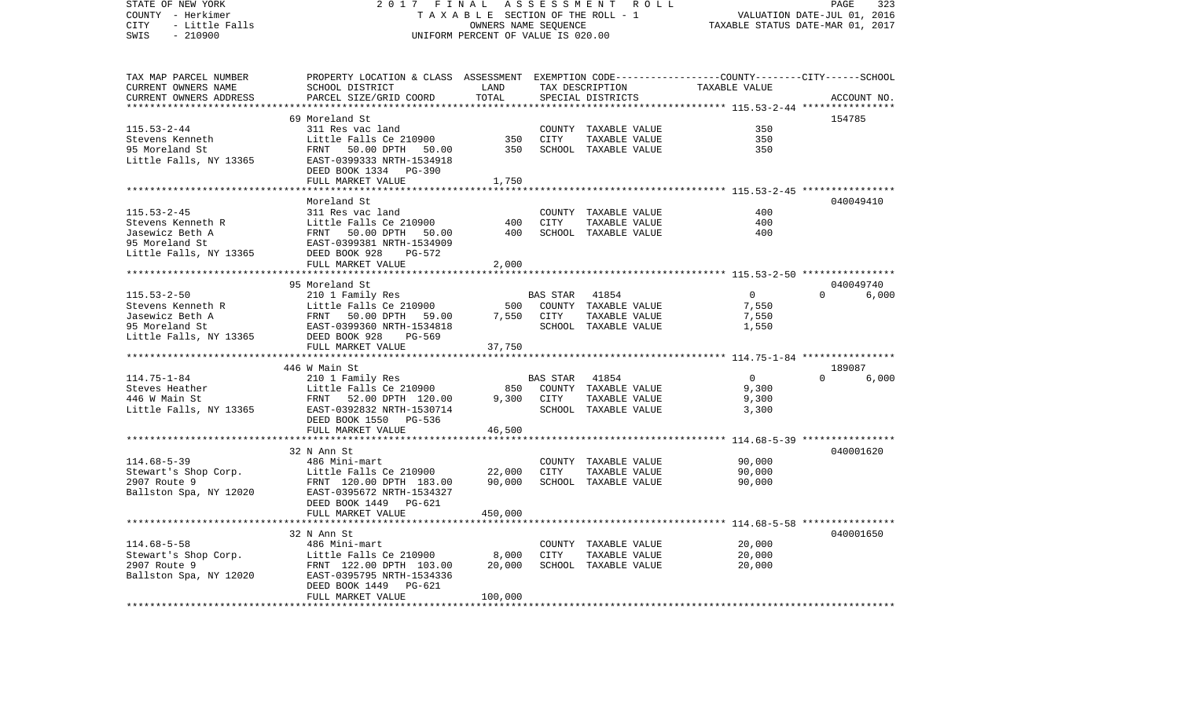STATE OF NEW YORK | 2017 FINAL ASSESSMENT ROLL | PAGE 323
COUNTY - Herkimer | TAXABLE SECTION OF THE ROLL - 1 | VALUATION DATE-JUL 01, 2016
CITY - Little Falls | OWNERS NAME SEQUENCE | TAXABLE STATUS DATE-MAR 01, 2017
SWIS - 210900 | UNIFORM PERCENT OF VALUE IS 020.00

| TAX MAP PARCEL NUMBER / CURRENT OWNERS NAME / CURRENT OWNERS ADDRESS | PROPERTY LOCATION & CLASS / SCHOOL DISTRICT / PARCEL SIZE/GRID COORD | ASSESSMENT LAND / TOTAL | EXEMPTION CODE / TAX DESCRIPTION / SPECIAL DISTRICTS | COUNTY / CITY TAXABLE VALUE | SCHOOL / ACCOUNT NO. |
|---|---|---|---|---|---|
| **115.53-2-44** | 69 Moreland St | | | | 154785 |
| Stevens Kenneth | 311 Res vac land | | COUNTY TAXABLE VALUE | 350 | |
| 95 Moreland St | Little Falls Ce 210900 | 350 | CITY TAXABLE VALUE | 350 | |
| Little Falls, NY 13365 | FRNT 50.00 DPTH 50.00 | 350 | SCHOOL TAXABLE VALUE | 350 | |
| | EAST-0399333 NRTH-1534918 | | | | |
| | DEED BOOK 1334 PG-390 | | | | |
| | FULL MARKET VALUE | 1,750 | | | |
| **115.53-2-45** | Moreland St | | | | 040049410 |
| Stevens Kenneth R | 311 Res vac land | | COUNTY TAXABLE VALUE | 400 | |
| Jasewicz Beth A | Little Falls Ce 210900 | 400 | CITY TAXABLE VALUE | 400 | |
| 95 Moreland St | FRNT 50.00 DPTH 50.00 | 400 | SCHOOL TAXABLE VALUE | 400 | |
| Little Falls, NY 13365 | EAST-0399381 NRTH-1534909 | | | | |
| | DEED BOOK 928 PG-572 | | | | |
| | FULL MARKET VALUE | 2,000 | | | |
| **115.53-2-50** | 95 Moreland St | | | | 040049740 |
| Stevens Kenneth R | 210 1 Family Res | | BAS STAR 41854 | 0 / 0 | 6,000 |
| Jasewicz Beth A | Little Falls Ce 210900 | 500 | COUNTY TAXABLE VALUE | 7,550 | |
| 95 Moreland St | FRNT 50.00 DPTH 59.00 | 7,550 | CITY TAXABLE VALUE | 7,550 | |
| Little Falls, NY 13365 | EAST-0399360 NRTH-1534818 | | SCHOOL TAXABLE VALUE | 1,550 | |
| | DEED BOOK 928 PG-569 | | | | |
| | FULL MARKET VALUE | 37,750 | | | |
| **114.75-1-84** | 446 W Main St | | | | 189087 |
| Steves Heather | 210 1 Family Res | | BAS STAR 41854 | 0 / 0 | 6,000 |
| 446 W Main St | Little Falls Ce 210900 | 850 | COUNTY TAXABLE VALUE | 9,300 | |
| Little Falls, NY 13365 | FRNT 52.00 DPTH 120.00 | 9,300 | CITY TAXABLE VALUE | 9,300 | |
| | EAST-0392832 NRTH-1530714 | | SCHOOL TAXABLE VALUE | 3,300 | |
| | DEED BOOK 1550 PG-536 | | | | |
| | FULL MARKET VALUE | 46,500 | | | |
| **114.68-5-39** | 32 N Ann St | | | | 040001620 |
| Stewart's Shop Corp. | 486 Mini-mart | | COUNTY TAXABLE VALUE | 90,000 | |
| 2907 Route 9 | Little Falls Ce 210900 | 22,000 | CITY TAXABLE VALUE | 90,000 | |
| Ballston Spa, NY 12020 | FRNT 120.00 DPTH 183.00 | 90,000 | SCHOOL TAXABLE VALUE | 90,000 | |
| | EAST-0395672 NRTH-1534327 | | | | |
| | DEED BOOK 1449 PG-621 | | | | |
| | FULL MARKET VALUE | 450,000 | | | |
| **114.68-5-58** | 32 N Ann St | | | | 040001650 |
| Stewart's Shop Corp. | 486 Mini-mart | | COUNTY TAXABLE VALUE | 20,000 | |
| 2907 Route 9 | Little Falls Ce 210900 | 8,000 | CITY TAXABLE VALUE | 20,000 | |
| Ballston Spa, NY 12020 | FRNT 122.00 DPTH 103.00 | 20,000 | SCHOOL TAXABLE VALUE | 20,000 | |
| | EAST-0395795 NRTH-1534336 | | | | |
| | DEED BOOK 1449 PG-621 | | | | |
| | FULL MARKET VALUE | 100,000 | | | |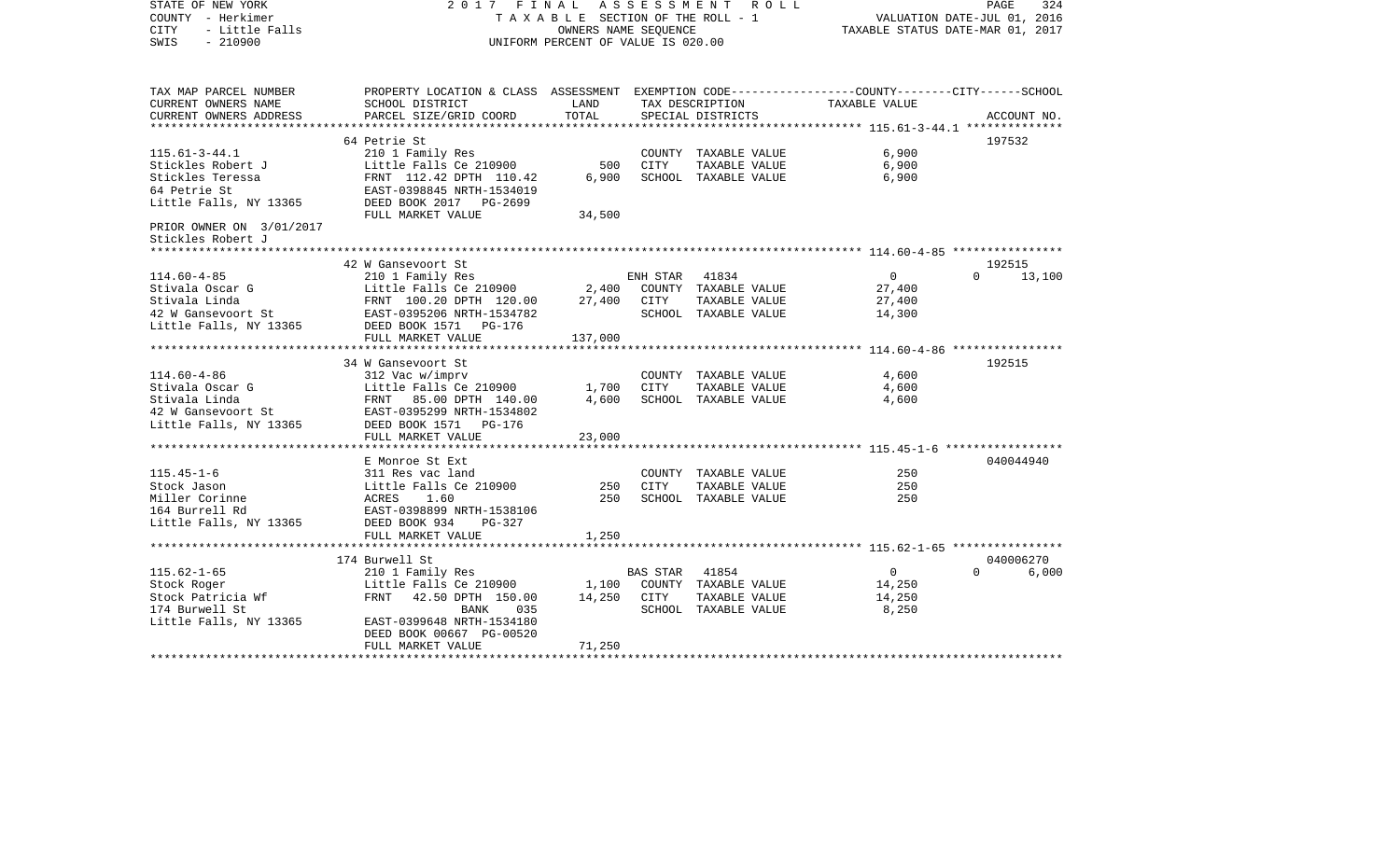STATE OF NEW YORK — 2017 FINAL ASSESSMENT ROLL
COUNTY - Herkimer — TAXABLE SECTION OF THE ROLL - 1 — VALUATION DATE-JUL 01, 2016
CITY - Little Falls — OWNERS NAME SEQUENCE — TAXABLE STATUS DATE-MAR 01, 2017
SWIS - 210900 — UNIFORM PERCENT OF VALUE IS 020.00

| TAX MAP PARCEL NUMBER / CURRENT OWNERS NAME / CURRENT OWNERS ADDRESS | PROPERTY LOCATION & CLASS / SCHOOL DISTRICT / PARCEL SIZE/GRID COORD | ASSESSMENT LAND | TOTAL | EXEMPTION CODE / TAX DESCRIPTION / SPECIAL DISTRICTS | COUNTY / CITY TAXABLE VALUE | SCHOOL / ACCOUNT NO. |
|---|---|---|---|---|---|---|
| **115.61-3-44.1** | 64 Petrie St | | | | | 197532 |
| 115.61-3-44.1 | 210 1 Family Res | | | COUNTY TAXABLE VALUE | 6,900 | |
| Stickles Robert J | Little Falls Ce 210900 | 500 | | CITY TAXABLE VALUE | 6,900 | |
| Stickles Teressa | FRNT 112.42 DPTH 110.42 | | 6,900 | SCHOOL TAXABLE VALUE | 6,900 | |
| 64 Petrie St | EAST-0398845 NRTH-1534019 | | | | | |
| Little Falls, NY 13365 | DEED BOOK 2017 PG-2699 | | | | | |
| | FULL MARKET VALUE | | 34,500 | | | |
| PRIOR OWNER ON 3/01/2017 | | | | | | |
| Stickles Robert J | | | | | | |
| **114.60-4-85** | 42 W Gansevoort St | | | | | 192515 |
| 114.60-4-85 | 210 1 Family Res | | | ENH STAR 41834 | 0 | 0 13,100 |
| Stivala Oscar G | Little Falls Ce 210900 | 2,400 | | COUNTY TAXABLE VALUE | 27,400 | |
| Stivala Linda | FRNT 100.20 DPTH 120.00 | | 27,400 | CITY TAXABLE VALUE | 27,400 | |
| 42 W Gansevoort St | EAST-0395206 NRTH-1534782 | | | SCHOOL TAXABLE VALUE | | 14,300 |
| Little Falls, NY 13365 | DEED BOOK 1571 PG-176 | | | | | |
| | FULL MARKET VALUE | | 137,000 | | | |
| **114.60-4-86** | 34 W Gansevoort St | | | | | 192515 |
| 114.60-4-86 | 312 Vac w/imprv | | | COUNTY TAXABLE VALUE | 4,600 | |
| Stivala Oscar G | Little Falls Ce 210900 | 1,700 | | CITY TAXABLE VALUE | 4,600 | |
| Stivala Linda | FRNT 85.00 DPTH 140.00 | | 4,600 | SCHOOL TAXABLE VALUE | 4,600 | |
| 42 W Gansevoort St | EAST-0395299 NRTH-1534802 | | | | | |
| Little Falls, NY 13365 | DEED BOOK 1571 PG-176 | | | | | |
| | FULL MARKET VALUE | | 23,000 | | | |
| **115.45-1-6** | E Monroe St Ext | | | | | 040044940 |
| 115.45-1-6 | 311 Res vac land | | | COUNTY TAXABLE VALUE | 250 | |
| Stock Jason | Little Falls Ce 210900 | 250 | | CITY TAXABLE VALUE | 250 | |
| Miller Corinne | ACRES 1.60 | | 250 | SCHOOL TAXABLE VALUE | 250 | |
| 164 Burrell Rd | EAST-0398899 NRTH-1538106 | | | | | |
| Little Falls, NY 13365 | DEED BOOK 934 PG-327 | | | | | |
| | FULL MARKET VALUE | | 1,250 | | | |
| **115.62-1-65** | 174 Burwell St | | | | | 040006270 |
| 115.62-1-65 | 210 1 Family Res | | | BAS STAR 41854 | 0 | 0 6,000 |
| Stock Roger | Little Falls Ce 210900 | 1,100 | | COUNTY TAXABLE VALUE | 14,250 | |
| Stock Patricia Wf | FRNT 42.50 DPTH 150.00 | | 14,250 | CITY TAXABLE VALUE | 14,250 | |
| 174 Burwell St | BANK 035 | | | SCHOOL TAXABLE VALUE | | 8,250 |
| Little Falls, NY 13365 | EAST-0399648 NRTH-1534180 | | | | | |
| | DEED BOOK 00667 PG-00520 | | | | | |
| | FULL MARKET VALUE | | 71,250 | | | |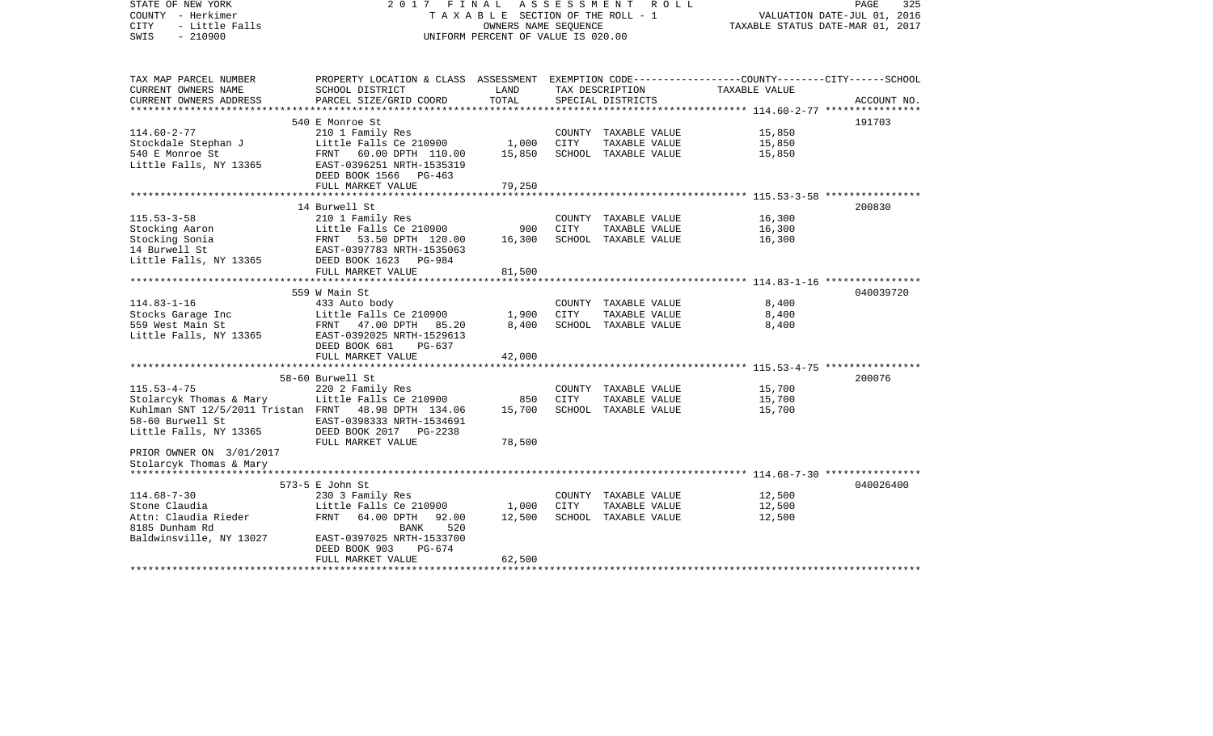STATE OF NEW YORK — 2017 FINAL ASSESSMENT ROLL
COUNTY - Herkimer — TAXABLE SECTION OF THE ROLL - 1 — VALUATION DATE-JUL 01, 2016
CITY - Little Falls — OWNERS NAME SEQUENCE — TAXABLE STATUS DATE-MAR 01, 2017
SWIS - 210900 — UNIFORM PERCENT OF VALUE IS 020.00

| TAX MAP PARCEL NUMBER / CURRENT OWNERS NAME / CURRENT OWNERS ADDRESS | PROPERTY LOCATION & CLASS / SCHOOL DISTRICT / PARCEL SIZE/GRID COORD | ASSESSMENT LAND | TOTAL | EXEMPTION CODE / TAX DESCRIPTION / SPECIAL DISTRICTS | TAXABLE VALUE | ACCOUNT NO. |
|---|---|---|---|---|---|---|
| 114.60-2-77 | 540 E Monroe St | | | | | 191703 |
| | 210 1 Family Res | | | COUNTY TAXABLE VALUE | 15,850 | |
| Stockdale Stephan J | Little Falls Ce 210900 | 1,000 | | CITY TAXABLE VALUE | 15,850 | |
| 540 E Monroe St | FRNT 60.00 DPTH 110.00 | | 15,850 | SCHOOL TAXABLE VALUE | 15,850 | |
| Little Falls, NY 13365 | EAST-0396251 NRTH-1535319 | | | | | |
| | DEED BOOK 1566 PG-463 | | | | | |
| | FULL MARKET VALUE | | 79,250 | | | |
| 115.53-3-58 | 14 Burwell St | | | | | 200830 |
| | 210 1 Family Res | | | COUNTY TAXABLE VALUE | 16,300 | |
| Stocking Aaron | Little Falls Ce 210900 | 900 | | CITY TAXABLE VALUE | 16,300 | |
| Stocking Sonia | FRNT 53.50 DPTH 120.00 | | 16,300 | SCHOOL TAXABLE VALUE | 16,300 | |
| 14 Burwell St | EAST-0397783 NRTH-1535063 | | | | | |
| Little Falls, NY 13365 | DEED BOOK 1623 PG-984 | | | | | |
| | FULL MARKET VALUE | | 81,500 | | | |
| 114.83-1-16 | 559 W Main St | | | | | 040039720 |
| | 433 Auto body | | | COUNTY TAXABLE VALUE | 8,400 | |
| Stocks Garage Inc | Little Falls Ce 210900 | 1,900 | | CITY TAXABLE VALUE | 8,400 | |
| 559 West Main St | FRNT 47.00 DPTH 85.20 | | 8,400 | SCHOOL TAXABLE VALUE | 8,400 | |
| Little Falls, NY 13365 | EAST-0392025 NRTH-1529613 | | | | | |
| | DEED BOOK 681 PG-637 | | | | | |
| | FULL MARKET VALUE | | 42,000 | | | |
| 115.53-4-75 | 58-60 Burwell St | | | | | 200076 |
| | 220 2 Family Res | | | COUNTY TAXABLE VALUE | 15,700 | |
| Stolarcyk Thomas & Mary | Little Falls Ce 210900 | 850 | | CITY TAXABLE VALUE | 15,700 | |
| Kuhlman SNT 12/5/2011 Tristan | FRNT 48.98 DPTH 134.06 | | 15,700 | SCHOOL TAXABLE VALUE | 15,700 | |
| 58-60 Burwell St | EAST-0398333 NRTH-1534691 | | | | | |
| Little Falls, NY 13365 | DEED BOOK 2017 PG-2238 | | | | | |
| | FULL MARKET VALUE | | 78,500 | | | |
| PRIOR OWNER ON 3/01/2017 | | | | | | |
| Stolarcyk Thomas & Mary | | | | | | |
| 114.68-7-30 | 573-5 E John St | | | | | 040026400 |
| | 230 3 Family Res | | | COUNTY TAXABLE VALUE | 12,500 | |
| Stone Claudia | Little Falls Ce 210900 | 1,000 | | CITY TAXABLE VALUE | 12,500 | |
| Attn: Claudia Rieder | FRNT 64.00 DPTH 92.00 | | 12,500 | SCHOOL TAXABLE VALUE | 12,500 | |
| 8185 Dunham Rd | BANK 520 | | | | | |
| Baldwinsville, NY 13027 | EAST-0397025 NRTH-1533700 | | | | | |
| | DEED BOOK 903 PG-674 | | | | | |
| | FULL MARKET VALUE | | 62,500 | | | |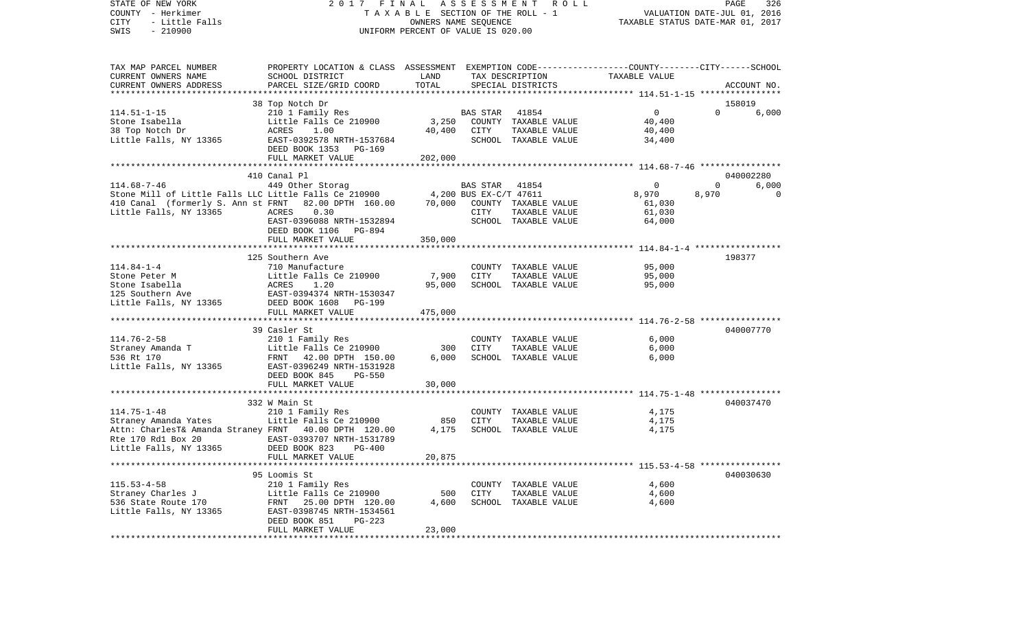STATE OF NEW YORK 2 0 1 7 F I N A L A S S E S S M E N T R O L L
COUNTY - Herkimer T A X A B L E SECTION OF THE ROLL - 1 VALUATION DATE-JUL 01, 2016
CITY - Little Falls OWNERS NAME SEQUENCE TAXABLE STATUS DATE-MAR 01, 2017
SWIS - 210900 UNIFORM PERCENT OF VALUE IS 020.00

| TAX MAP PARCEL NUMBER<br>CURRENT OWNERS NAME<br>CURRENT OWNERS ADDRESS | PROPERTY LOCATION & CLASS<br>SCHOOL DISTRICT<br>PARCEL SIZE/GRID COORD | ASSESSMENT<br>LAND<br>TOTAL | EXEMPTION CODE<br>TAX DESCRIPTION<br>SPECIAL DISTRICTS | COUNTY | CITY | SCHOOL<br>TAXABLE VALUE<br>ACCOUNT NO. |
|---|---|---|---|---|---|---|
| | 38 Top Notch Dr | | | | | 158019 |
| 114.51-1-15 | 210 1 Family Res | | BAS STAR 41854 | 0 | 0 | 6,000 |
| Stone Isabella | Little Falls Ce 210900 | 3,250 | COUNTY TAXABLE VALUE | 40,400 | | |
| 38 Top Notch Dr | ACRES 1.00 | 40,400 | CITY TAXABLE VALUE | 40,400 | | |
| Little Falls, NY 13365 | EAST-0392578 NRTH-1537684 | | SCHOOL TAXABLE VALUE | 34,400 | | |
| | DEED BOOK 1353 PG-169 | | | | | |
| | FULL MARKET VALUE | 202,000 | | | | |
| | 410 Canal Pl | | | | | 040002280 |
| 114.68-7-46 | 449 Other Storag | | BAS STAR 41854 | 0 | 0 | 6,000 |
| Stone Mill of Little Falls LLC | Little Falls Ce 210900 | 4,200 | BUS EX-C/T 47611 | 8,970 | 8,970 | 0 |
| 410 Canal (formerly S. Ann st | FRNT 82.00 DPTH 160.00 | 70,000 | COUNTY TAXABLE VALUE | 61,030 | | |
| Little Falls, NY 13365 | ACRES 0.30 | | CITY TAXABLE VALUE | 61,030 | | |
| | EAST-0396088 NRTH-1532894 | | SCHOOL TAXABLE VALUE | 64,000 | | |
| | DEED BOOK 1106 PG-894 | | | | | |
| | FULL MARKET VALUE | 350,000 | | | | |
| | 125 Southern Ave | | | | | 198377 |
| 114.84-1-4 | 710 Manufacture | | COUNTY TAXABLE VALUE | 95,000 | | |
| Stone Peter M | Little Falls Ce 210900 | 7,900 | CITY TAXABLE VALUE | 95,000 | | |
| Stone Isabella | ACRES 1.20 | 95,000 | SCHOOL TAXABLE VALUE | 95,000 | | |
| 125 Southern Ave | EAST-0394374 NRTH-1530347 | | | | | |
| Little Falls, NY 13365 | DEED BOOK 1608 PG-199 | | | | | |
| | FULL MARKET VALUE | 475,000 | | | | |
| | 39 Casler St | | | | | 040007770 |
| 114.76-2-58 | 210 1 Family Res | | COUNTY TAXABLE VALUE | 6,000 | | |
| Straney Amanda T | Little Falls Ce 210900 | 300 | CITY TAXABLE VALUE | 6,000 | | |
| 536 Rt 170 | FRNT 42.00 DPTH 150.00 | 6,000 | SCHOOL TAXABLE VALUE | 6,000 | | |
| Little Falls, NY 13365 | EAST-0396249 NRTH-1531928 | | | | | |
| | DEED BOOK 845 PG-550 | | | | | |
| | FULL MARKET VALUE | 30,000 | | | | |
| | 332 W Main St | | | | | 040037470 |
| 114.75-1-48 | 210 1 Family Res | | COUNTY TAXABLE VALUE | 4,175 | | |
| Straney Amanda Yates | Little Falls Ce 210900 | 850 | CITY TAXABLE VALUE | 4,175 | | |
| Attn: CharlesT& Amanda Straney | FRNT 40.00 DPTH 120.00 | 4,175 | SCHOOL TAXABLE VALUE | 4,175 | | |
| Rte 170 Rd1 Box 20 | EAST-0393707 NRTH-1531789 | | | | | |
| Little Falls, NY 13365 | DEED BOOK 823 PG-400 | | | | | |
| | FULL MARKET VALUE | 20,875 | | | | |
| | 95 Loomis St | | | | | 040030630 |
| 115.53-4-58 | 210 1 Family Res | | COUNTY TAXABLE VALUE | 4,600 | | |
| Straney Charles J | Little Falls Ce 210900 | 500 | CITY TAXABLE VALUE | 4,600 | | |
| 536 State Route 170 | FRNT 25.00 DPTH 120.00 | 4,600 | SCHOOL TAXABLE VALUE | 4,600 | | |
| Little Falls, NY 13365 | EAST-0398745 NRTH-1534561 | | | | | |
| | DEED BOOK 851 PG-223 | | | | | |
| | FULL MARKET VALUE | 23,000 | | | | |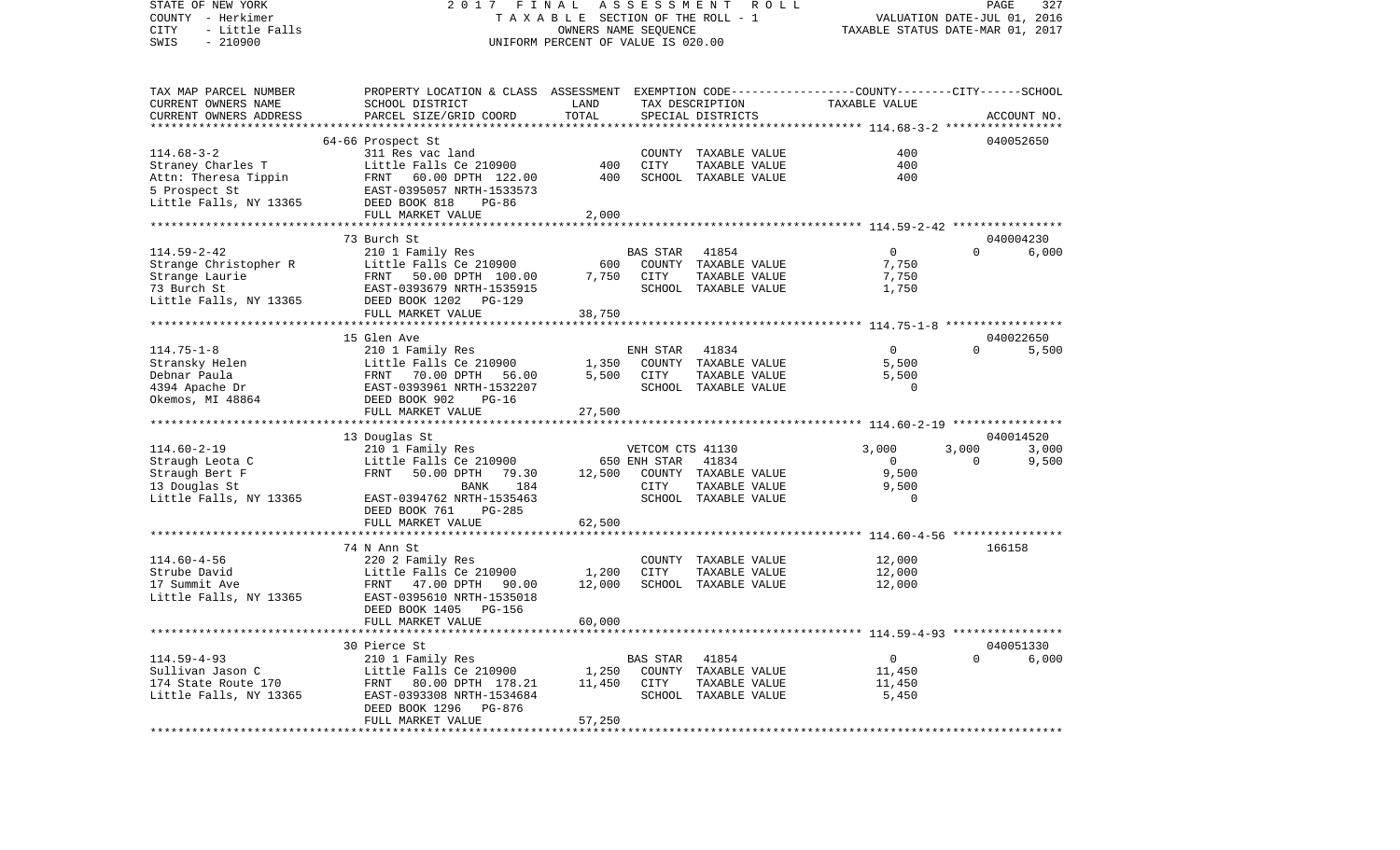STATE OF NEW YORK — 2017 FINAL ASSESSMENT ROLL — PAGE 327
COUNTY - Herkimer — TAXABLE SECTION OF THE ROLL - 1 — VALUATION DATE-JUL 01, 2016
CITY - Little Falls — OWNERS NAME SEQUENCE — TAXABLE STATUS DATE-MAR 01, 2017
SWIS - 210900 — UNIFORM PERCENT OF VALUE IS 020.00

| TAX MAP PARCEL NUMBER / CURRENT OWNERS NAME / CURRENT OWNERS ADDRESS | PROPERTY LOCATION & CLASS / SCHOOL DISTRICT / PARCEL SIZE/GRID COORD | ASSESSMENT LAND / TOTAL | EXEMPTION CODE / TAX DESCRIPTION / SPECIAL DISTRICTS | COUNTY | CITY | SCHOOL / ACCOUNT NO. |
|---|---|---|---|---|---|---|
| 114.68-3-2 | 64-66 Prospect St | | | | | 040052650 |
| | 311 Res vac land | | COUNTY TAXABLE VALUE | 400 | | |
| Straney Charles T | Little Falls Ce 210900 | 400 | CITY TAXABLE VALUE | | 400 | |
| Attn: Theresa Tippin | FRNT 60.00 DPTH 122.00 | 400 | SCHOOL TAXABLE VALUE | | | 400 |
| 5 Prospect St | EAST-0395057 NRTH-1533573 | | | | | |
| Little Falls, NY 13365 | DEED BOOK 818 PG-86 | | | | | |
| | FULL MARKET VALUE | 2,000 | | | | |
| 114.59-2-42 | 73 Burch St | | | | | 040004230 |
| | 210 1 Family Res | | BAS STAR 41854 | 0 | 0 | 6,000 |
| Strange Christopher R | Little Falls Ce 210900 | 600 | COUNTY TAXABLE VALUE | 7,750 | | |
| Strange Laurie | FRNT 50.00 DPTH 100.00 | 7,750 | CITY TAXABLE VALUE | | 7,750 | |
| 73 Burch St | EAST-0393679 NRTH-1535915 | | SCHOOL TAXABLE VALUE | | | 1,750 |
| Little Falls, NY 13365 | DEED BOOK 1202 PG-129 | | | | | |
| | FULL MARKET VALUE | 38,750 | | | | |
| 114.75-1-8 | 15 Glen Ave | | | | | 040022650 |
| | 210 1 Family Res | | ENH STAR 41834 | 0 | 0 | 5,500 |
| Stransky Helen | Little Falls Ce 210900 | 1,350 | COUNTY TAXABLE VALUE | 5,500 | | |
| Debnar Paula | FRNT 70.00 DPTH 56.00 | 5,500 | CITY TAXABLE VALUE | | 5,500 | |
| 4394 Apache Dr | EAST-0393961 NRTH-1532207 | | SCHOOL TAXABLE VALUE | | | 0 |
| Okemos, MI 48864 | DEED BOOK 902 PG-16 | | | | | |
| | FULL MARKET VALUE | 27,500 | | | | |
| 114.60-2-19 | 13 Douglas St | | | | | 040014520 |
| | 210 1 Family Res | | VETCOM CTS 41130 | 3,000 | 3,000 | 3,000 |
| Straugh Leota C | Little Falls Ce 210900 | 650 | ENH STAR 41834 | 0 | 0 | 9,500 |
| Straugh Bert F | FRNT 50.00 DPTH 79.30 | 12,500 | COUNTY TAXABLE VALUE | 9,500 | | |
| 13 Douglas St | BANK 184 | | CITY TAXABLE VALUE | | 9,500 | |
| Little Falls, NY 13365 | EAST-0394762 NRTH-1535463 | | SCHOOL TAXABLE VALUE | | | 0 |
| | DEED BOOK 761 PG-285 | | | | | |
| | FULL MARKET VALUE | 62,500 | | | | |
| 114.60-4-56 | 74 N Ann St | | | | | 166158 |
| | 220 2 Family Res | | COUNTY TAXABLE VALUE | 12,000 | | |
| Strube David | Little Falls Ce 210900 | 1,200 | CITY TAXABLE VALUE | | 12,000 | |
| 17 Summit Ave | FRNT 47.00 DPTH 90.00 | 12,000 | SCHOOL TAXABLE VALUE | | | 12,000 |
| Little Falls, NY 13365 | EAST-0395610 NRTH-1535018 | | | | | |
| | DEED BOOK 1405 PG-156 | | | | | |
| | FULL MARKET VALUE | 60,000 | | | | |
| 114.59-4-93 | 30 Pierce St | | | | | 040051330 |
| | 210 1 Family Res | | BAS STAR 41854 | 0 | 0 | 6,000 |
| Sullivan Jason C | Little Falls Ce 210900 | 1,250 | COUNTY TAXABLE VALUE | 11,450 | | |
| 174 State Route 170 | FRNT 80.00 DPTH 178.21 | 11,450 | CITY TAXABLE VALUE | | 11,450 | |
| Little Falls, NY 13365 | EAST-0393308 NRTH-1534684 | | SCHOOL TAXABLE VALUE | | | 5,450 |
| | DEED BOOK 1296 PG-876 | | | | | |
| | FULL MARKET VALUE | 57,250 | | | | |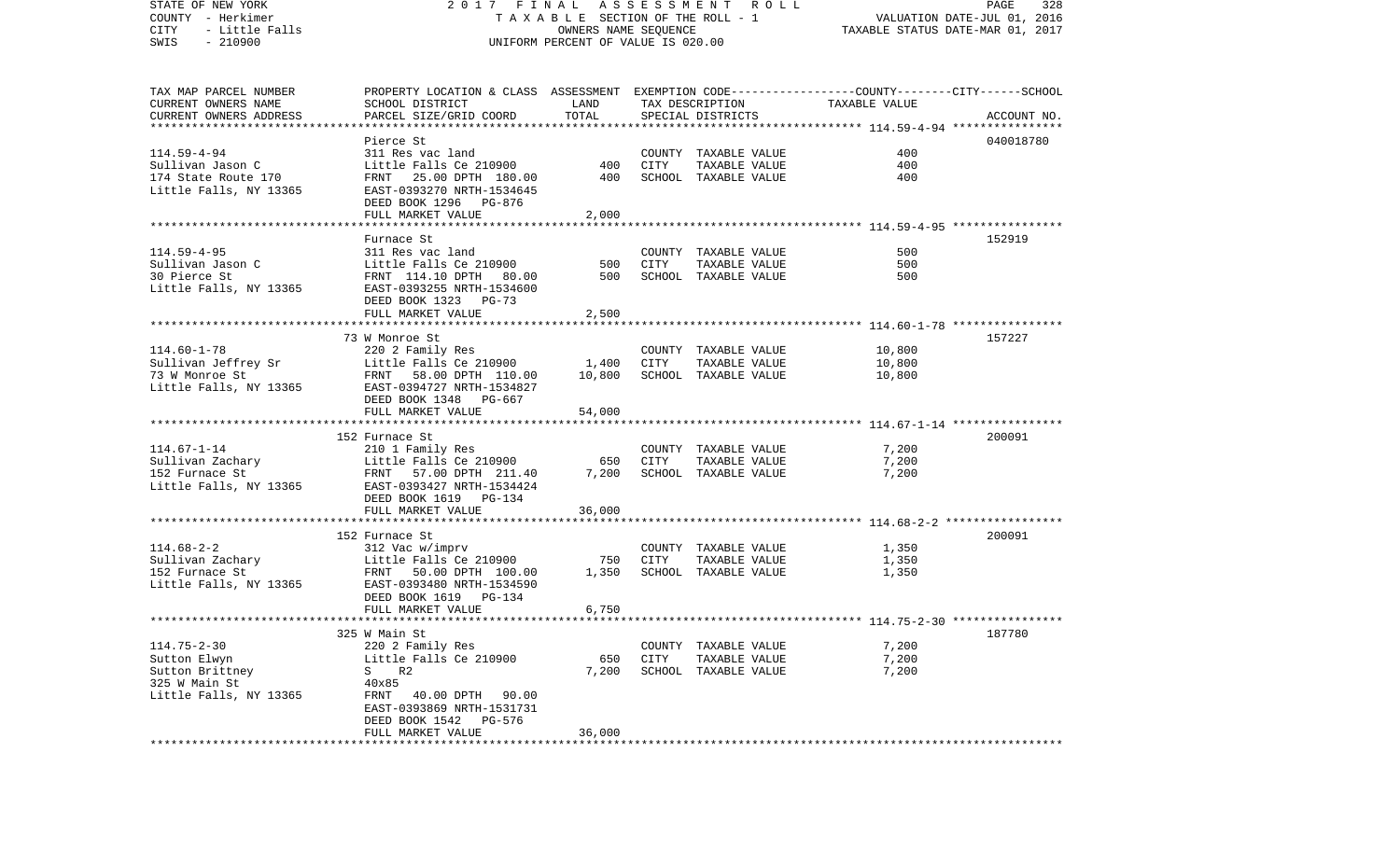STATE OF NEW YORK | 2017 FINAL ASSESSMENT ROLL | VALUATION DATE-JUL 01, 2016
COUNTY - Herkimer | TAXABLE SECTION OF THE ROLL - 1 | TAXABLE STATUS DATE-MAR 01, 2017
CITY - Little Falls | OWNERS NAME SEQUENCE
SWIS - 210900 | UNIFORM PERCENT OF VALUE IS 020.00

| TAX MAP PARCEL NUMBER<br>CURRENT OWNERS NAME<br>CURRENT OWNERS ADDRESS | PROPERTY LOCATION & CLASS<br>SCHOOL DISTRICT<br>PARCEL SIZE/GRID COORD | ASSESSMENT<br>LAND<br>TOTAL | EXEMPTION CODE---COUNTY---CITY---SCHOOL<br>TAX DESCRIPTION<br>SPECIAL DISTRICTS | TAXABLE VALUE | ACCOUNT NO. |
|---|---|---|---|---|---|
| 114.59-4-94 | Pierce St |  |  |  | 040018780 |
| 114.59-4-94 | 311 Res vac land |  | COUNTY TAXABLE VALUE | 400 |  |
| Sullivan Jason C | Little Falls Ce 210900 | 400 | CITY TAXABLE VALUE | 400 |  |
| 174 State Route 170 | FRNT 25.00 DPTH 180.00 | 400 | SCHOOL TAXABLE VALUE | 400 |  |
| Little Falls, NY 13365 | EAST-0393270 NRTH-1534645 |  |  |  |  |
|  | DEED BOOK 1296 PG-876 |  |  |  |  |
|  | FULL MARKET VALUE | 2,000 |  |  |  |
| 114.59-4-95 | Furnace St |  |  |  | 152919 |
| 114.59-4-95 | 311 Res vac land |  | COUNTY TAXABLE VALUE | 500 |  |
| Sullivan Jason C | Little Falls Ce 210900 | 500 | CITY TAXABLE VALUE | 500 |  |
| 30 Pierce St | FRNT 114.10 DPTH 80.00 | 500 | SCHOOL TAXABLE VALUE | 500 |  |
| Little Falls, NY 13365 | EAST-0393255 NRTH-1534600 |  |  |  |  |
|  | DEED BOOK 1323 PG-73 |  |  |  |  |
|  | FULL MARKET VALUE | 2,500 |  |  |  |
| 114.60-1-78 | 73 W Monroe St |  |  |  | 157227 |
| 114.60-1-78 | 220 2 Family Res |  | COUNTY TAXABLE VALUE | 10,800 |  |
| Sullivan Jeffrey Sr | Little Falls Ce 210900 | 1,400 | CITY TAXABLE VALUE | 10,800 |  |
| 73 W Monroe St | FRNT 58.00 DPTH 110.00 | 10,800 | SCHOOL TAXABLE VALUE | 10,800 |  |
| Little Falls, NY 13365 | EAST-0394727 NRTH-1534827 |  |  |  |  |
|  | DEED BOOK 1348 PG-667 |  |  |  |  |
|  | FULL MARKET VALUE | 54,000 |  |  |  |
| 114.67-1-14 | 152 Furnace St |  |  |  | 200091 |
| 114.67-1-14 | 210 1 Family Res |  | COUNTY TAXABLE VALUE | 7,200 |  |
| Sullivan Zachary | Little Falls Ce 210900 | 650 | CITY TAXABLE VALUE | 7,200 |  |
| 152 Furnace St | FRNT 57.00 DPTH 211.40 | 7,200 | SCHOOL TAXABLE VALUE | 7,200 |  |
| Little Falls, NY 13365 | EAST-0393427 NRTH-1534424 |  |  |  |  |
|  | DEED BOOK 1619 PG-134 |  |  |  |  |
|  | FULL MARKET VALUE | 36,000 |  |  |  |
| 114.68-2-2 | 152 Furnace St |  |  |  | 200091 |
| 114.68-2-2 | 312 Vac w/imprv |  | COUNTY TAXABLE VALUE | 1,350 |  |
| Sullivan Zachary | Little Falls Ce 210900 | 750 | CITY TAXABLE VALUE | 1,350 |  |
| 152 Furnace St | FRNT 50.00 DPTH 100.00 | 1,350 | SCHOOL TAXABLE VALUE | 1,350 |  |
| Little Falls, NY 13365 | EAST-0393480 NRTH-1534590 |  |  |  |  |
|  | DEED BOOK 1619 PG-134 |  |  |  |  |
|  | FULL MARKET VALUE | 6,750 |  |  |  |
| 114.75-2-30 | 325 W Main St |  |  |  | 187780 |
| 114.75-2-30 | 220 2 Family Res |  | COUNTY TAXABLE VALUE | 7,200 |  |
| Sutton Elwyn | Little Falls Ce 210900 | 650 | CITY TAXABLE VALUE | 7,200 |  |
| Sutton Brittney | S R2 | 7,200 | SCHOOL TAXABLE VALUE | 7,200 |  |
| 325 W Main St | 40x85 |  |  |  |  |
| Little Falls, NY 13365 | FRNT 40.00 DPTH 90.00 |  |  |  |  |
|  | EAST-0393869 NRTH-1531731 |  |  |  |  |
|  | DEED BOOK 1542 PG-576 |  |  |  |  |
|  | FULL MARKET VALUE | 36,000 |  |  |  |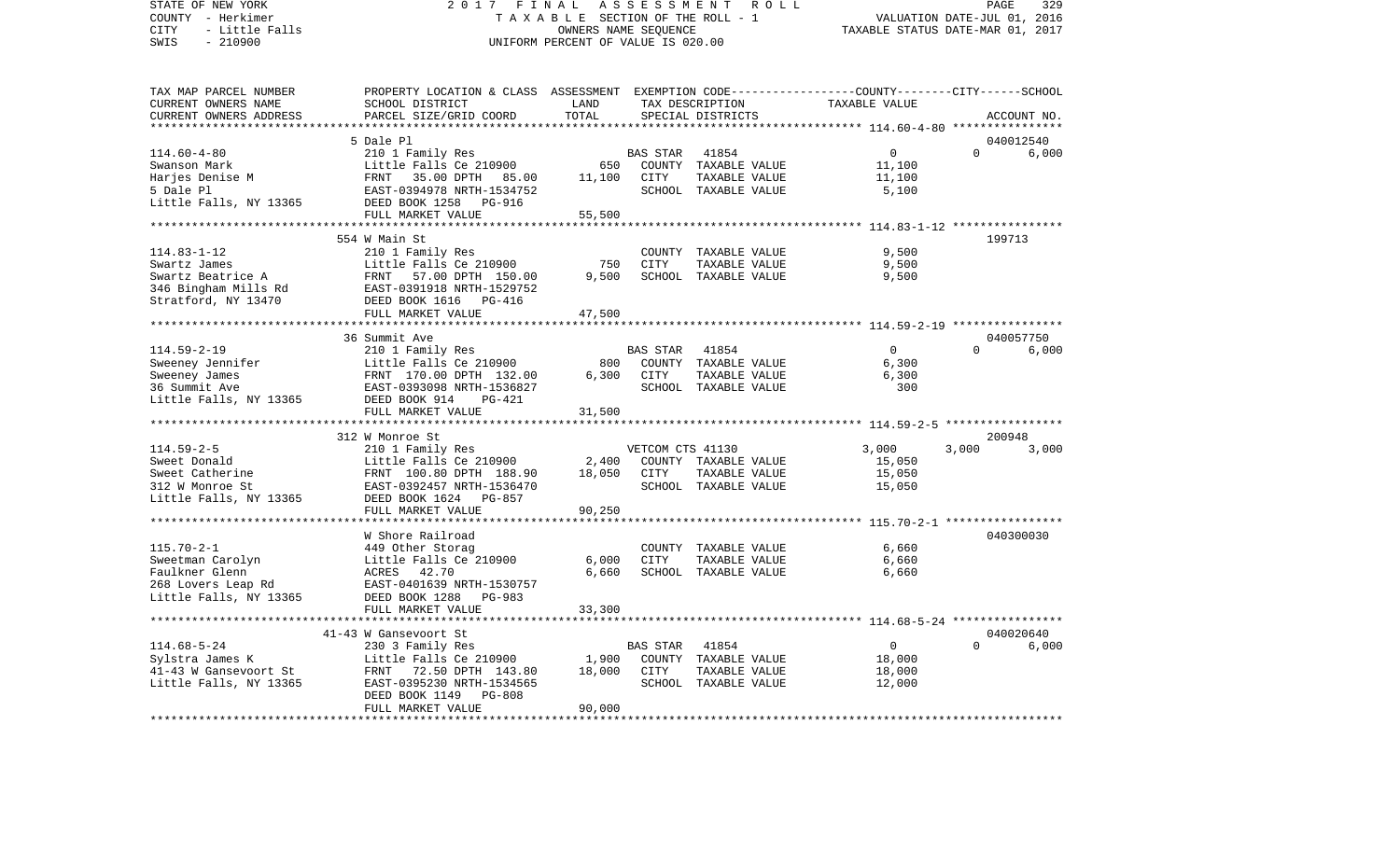STATE OF NEW YORK 2017 FINAL ASSESSMENT ROLL
COUNTY - Herkimer T A X A B L E SECTION OF THE ROLL - 1 VALUATION DATE-JUL 01, 2016
CITY - Little Falls OWNERS NAME SEQUENCE TAXABLE STATUS DATE-MAR 01, 2017
SWIS - 210900 UNIFORM PERCENT OF VALUE IS 020.00

```
TAX MAP PARCEL NUMBER     PROPERTY LOCATION & CLASS  ASSESSMENT  EXEMPTION CODE-----------------COUNTY--------CITY------SCHOOL
CURRENT OWNERS NAME       SCHOOL DISTRICT               LAND      TAX DESCRIPTION             TAXABLE VALUE
CURRENT OWNERS ADDRESS    PARCEL SIZE/GRID COORD       TOTAL      SPECIAL DISTRICTS                                    ACCOUNT NO.
*******************************************************************************************************************************
                          5 Dale Pl                                                                               040012540
114.60-4-80               210 1 Family Res                  BAS STAR  41854                  0             0         6,000
Swanson Mark              Little Falls Ce 210900      650   COUNTY  TAXABLE VALUE       11,100
Harjes Denise M           FRNT   35.00 DPTH   85.00  11,100  CITY    TAXABLE VALUE       11,100
5 Dale Pl                 EAST-0394978 NRTH-1534752         SCHOOL  TAXABLE VALUE        5,100
Little Falls, NY 13365    DEED BOOK 1258   PG-916
                          FULL MARKET VALUE            55,500
******************************************************************************************** 114.83-1-12 ****************
                          554 W Main St                                                                           199713
114.83-1-12               210 1 Family Res                          COUNTY  TAXABLE VALUE        9,500
Swartz James              Little Falls Ce 210900      750   CITY    TAXABLE VALUE        9,500
Swartz Beatrice A         FRNT   57.00 DPTH  150.00   9,500  SCHOOL  TAXABLE VALUE        9,500
346 Bingham Mills Rd      EAST-0391918 NRTH-1529752
Stratford, NY 13470       DEED BOOK 1616   PG-416
                          FULL MARKET VALUE            47,500
******************************************************************************************** 114.59-2-19 ****************
                          36 Summit Ave                                                                           040057750
114.59-2-19               210 1 Family Res                  BAS STAR  41854                  0             0         6,000
Sweeney Jennifer          Little Falls Ce 210900      800   COUNTY  TAXABLE VALUE        6,300
Sweeney James             FRNT  170.00 DPTH  132.00   6,300  CITY    TAXABLE VALUE        6,300
36 Summit Ave             EAST-0393098 NRTH-1536827         SCHOOL  TAXABLE VALUE          300
Little Falls, NY 13365    DEED BOOK 914    PG-421
                          FULL MARKET VALUE            31,500
******************************************************************************************** 114.59-2-5 *****************
                          312 W Monroe St                                                                         200948
114.59-2-5                210 1 Family Res                  VETCOM CTS 41130             3,000         3,000         3,000
Sweet Donald              Little Falls Ce 210900    2,400   COUNTY  TAXABLE VALUE       15,050
Sweet Catherine           FRNT  100.80 DPTH  188.90  18,050  CITY    TAXABLE VALUE       15,050
312 W Monroe St           EAST-0392457 NRTH-1536470         SCHOOL  TAXABLE VALUE       15,050
Little Falls, NY 13365    DEED BOOK 1624   PG-857
                          FULL MARKET VALUE            90,250
******************************************************************************************** 115.70-2-1 *****************
                          W Shore Railroad                                                                        040300030
115.70-2-1                449 Other Storag                          COUNTY  TAXABLE VALUE        6,660
Sweetman Carolyn          Little Falls Ce 210900    6,000   CITY    TAXABLE VALUE        6,660
Faulkner Glenn            ACRES   42.70               6,660  SCHOOL  TAXABLE VALUE        6,660
268 Lovers Leap Rd        EAST-0401639 NRTH-1530757
Little Falls, NY 13365    DEED BOOK 1288   PG-983
                          FULL MARKET VALUE            33,300
******************************************************************************************** 114.68-5-24 ****************
                          41-43 W Gansevoort St                                                                   040020640
114.68-5-24               230 3 Family Res                  BAS STAR  41854                  0             0         6,000
Sylstra James K           Little Falls Ce 210900    1,900   COUNTY  TAXABLE VALUE       18,000
41-43 W Gansevoort St     FRNT   72.50 DPTH  143.80  18,000  CITY    TAXABLE VALUE       18,000
Little Falls, NY 13365    EAST-0395230 NRTH-1534565         SCHOOL  TAXABLE VALUE       12,000
                          DEED BOOK 1149   PG-808
                          FULL MARKET VALUE            90,000
*******************************************************************************************************************************
```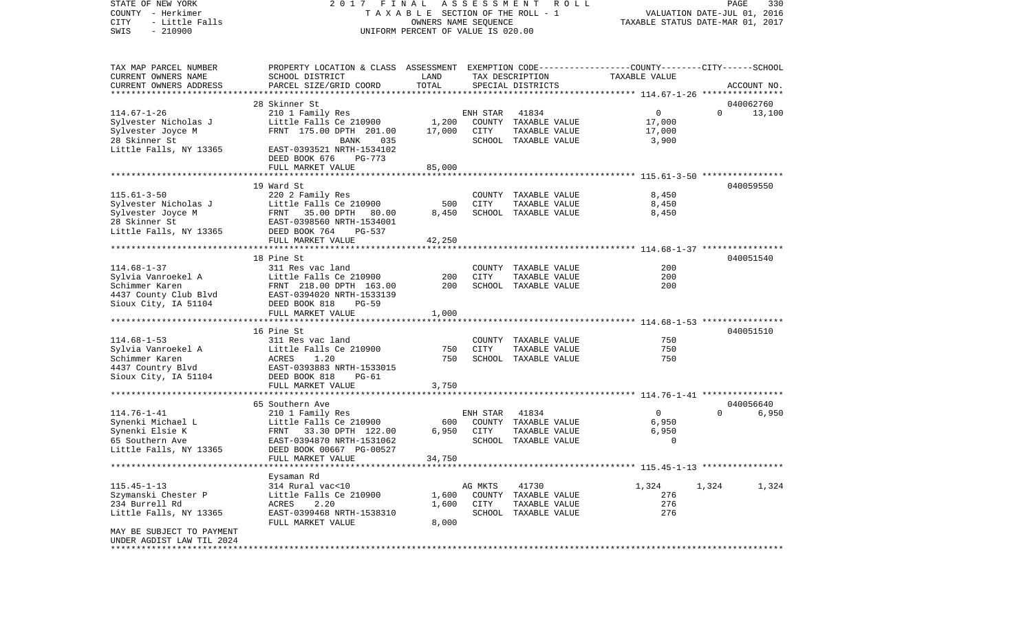STATE OF NEW YORK — 2017 FINAL ASSESSMENT ROLL
COUNTY - Herkimer — TAXABLE SECTION OF THE ROLL - 1 — VALUATION DATE-JUL 01, 2016
CITY - Little Falls — OWNERS NAME SEQUENCE — TAXABLE STATUS DATE-MAR 01, 2017
SWIS - 210900 — UNIFORM PERCENT OF VALUE IS 020.00

| TAX MAP PARCEL NUMBER / CURRENT OWNERS NAME / CURRENT OWNERS ADDRESS | PROPERTY LOCATION & CLASS / SCHOOL DISTRICT / PARCEL SIZE/GRID COORD | ASSESSMENT LAND | TOTAL | EXEMPTION CODE / TAX DESCRIPTION / SPECIAL DISTRICTS | COUNTY | CITY | SCHOOL / ACCOUNT NO. |
|---|---|---|---|---|---|---|---|
| **114.67-1-26** | 28 Skinner St | | | | | | 040062760 |
| 114.67-1-26 | 210 1 Family Res | | | ENH STAR 41834 | 0 | 0 | 13,100 |
| Sylvester Nicholas J | Little Falls Ce 210900 | 1,200 | | COUNTY TAXABLE VALUE | 17,000 | | |
| Sylvester Joyce M | FRNT 175.00 DPTH 201.00 | | 17,000 | CITY TAXABLE VALUE | 17,000 | | |
| 28 Skinner St | BANK 035 | | | SCHOOL TAXABLE VALUE | 3,900 | | |
| Little Falls, NY 13365 | EAST-0393521 NRTH-1534102 | | | | | | |
| | DEED BOOK 676 PG-773 | | | | | | |
| | FULL MARKET VALUE | | 85,000 | | | | |
| **115.61-3-50** | 19 Ward St | | | | | | 040059550 |
| 115.61-3-50 | 220 2 Family Res | | | COUNTY TAXABLE VALUE | 8,450 | | |
| Sylvester Nicholas J | Little Falls Ce 210900 | 500 | | CITY TAXABLE VALUE | 8,450 | | |
| Sylvester Joyce M | FRNT 35.00 DPTH 80.00 | | 8,450 | SCHOOL TAXABLE VALUE | 8,450 | | |
| 28 Skinner St | EAST-0398560 NRTH-1534001 | | | | | | |
| Little Falls, NY 13365 | DEED BOOK 764 PG-537 | | | | | | |
| | FULL MARKET VALUE | | 42,250 | | | | |
| **114.68-1-37** | 18 Pine St | | | | | | 040051540 |
| 114.68-1-37 | 311 Res vac land | | | COUNTY TAXABLE VALUE | 200 | | |
| Sylvia Vanroekel A | Little Falls Ce 210900 | 200 | | CITY TAXABLE VALUE | 200 | | |
| Schimmer Karen | FRNT 218.00 DPTH 163.00 | | 200 | SCHOOL TAXABLE VALUE | 200 | | |
| 4437 County Club Blvd | EAST-0394020 NRTH-1533139 | | | | | | |
| Sioux City, IA 51104 | DEED BOOK 818 PG-59 | | | | | | |
| | FULL MARKET VALUE | | 1,000 | | | | |
| **114.68-1-53** | 16 Pine St | | | | | | 040051510 |
| 114.68-1-53 | 311 Res vac land | | | COUNTY TAXABLE VALUE | 750 | | |
| Sylvia Vanroekel A | Little Falls Ce 210900 | 750 | | CITY TAXABLE VALUE | 750 | | |
| Schimmer Karen | ACRES 1.20 | | 750 | SCHOOL TAXABLE VALUE | 750 | | |
| 4437 Country Blvd | EAST-0393883 NRTH-1533015 | | | | | | |
| Sioux City, IA 51104 | DEED BOOK 818 PG-61 | | | | | | |
| | FULL MARKET VALUE | | 3,750 | | | | |
| **114.76-1-41** | 65 Southern Ave | | | | | | 040056640 |
| 114.76-1-41 | 210 1 Family Res | | | ENH STAR 41834 | 0 | 0 | 6,950 |
| Synenki Michael L | Little Falls Ce 210900 | 600 | | COUNTY TAXABLE VALUE | 6,950 | | |
| Synenki Elsie K | FRNT 33.30 DPTH 122.00 | | 6,950 | CITY TAXABLE VALUE | 6,950 | | |
| 65 Southern Ave | EAST-0394870 NRTH-1531062 | | | SCHOOL TAXABLE VALUE | 0 | | |
| Little Falls, NY 13365 | DEED BOOK 00667 PG-00527 | | | | | | |
| | FULL MARKET VALUE | | 34,750 | | | | |
| **115.45-1-13** | Eysaman Rd | | | | | | |
| 115.45-1-13 | 314 Rural vac<10 | | | AG MKTS 41730 | 1,324 | 1,324 | 1,324 |
| Szymanski Chester P | Little Falls Ce 210900 | 1,600 | | COUNTY TAXABLE VALUE | 276 | | |
| 234 Burrell Rd | ACRES 2.20 | | 1,600 | CITY TAXABLE VALUE | 276 | | |
| Little Falls, NY 13365 | EAST-0399468 NRTH-1538310 | | | SCHOOL TAXABLE VALUE | 276 | | |
| | FULL MARKET VALUE | | 8,000 | | | | |
| MAY BE SUBJECT TO PAYMENT UNDER AGDIST LAW TIL 2024 | | | | | | | |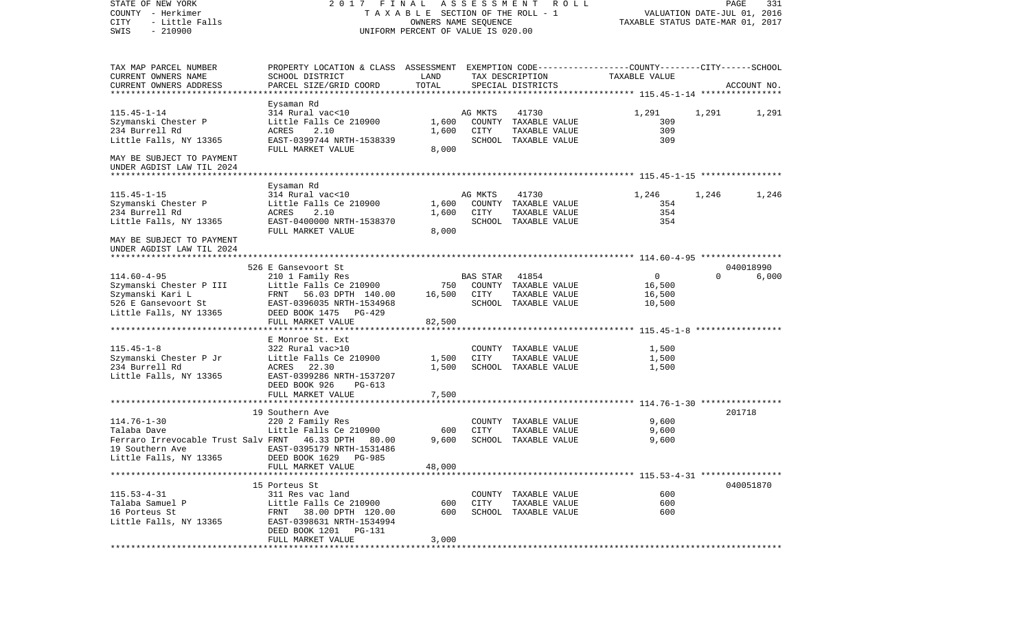STATE OF NEW YORK | 2017 FINAL ASSESSMENT ROLL
COUNTY - Herkimer | TAXABLE SECTION OF THE ROLL - 1 | VALUATION DATE-JUL 01, 2016
CITY - Little Falls | OWNERS NAME SEQUENCE | TAXABLE STATUS DATE-MAR 01, 2017
SWIS - 210900 | UNIFORM PERCENT OF VALUE IS 020.00

| TAX MAP PARCEL NUMBER / CURRENT OWNERS NAME / CURRENT OWNERS ADDRESS | PROPERTY LOCATION & CLASS / SCHOOL DISTRICT / PARCEL SIZE/GRID COORD | ASSESSMENT LAND / TOTAL | EXEMPTION CODE / TAX DESCRIPTION / SPECIAL DISTRICTS | COUNTY TAXABLE VALUE | CITY | SCHOOL | ACCOUNT NO. |
|---|---|---|---|---|---|---|---|
| **115.45-1-14** | Eysaman Rd | | | | | | |
| 115.45-1-14 | 314 Rural vac<10 | | AG MKTS 41730 | 1,291 | 1,291 | 1,291 | |
| Szymanski Chester P | Little Falls Ce 210900 | 1,600 | COUNTY TAXABLE VALUE | 309 | | | |
| 234 Burrell Rd | ACRES 2.10 | 1,600 | CITY TAXABLE VALUE | 309 | | | |
| Little Falls, NY 13365 | EAST-0399744 NRTH-1538339 | | SCHOOL TAXABLE VALUE | 309 | | | |
| | FULL MARKET VALUE | 8,000 | | | | | |
| MAY BE SUBJECT TO PAYMENT UNDER AGDIST LAW TIL 2024 | | | | | | | |
| **115.45-1-15** | Eysaman Rd | | | | | | |
| 115.45-1-15 | 314 Rural vac<10 | | AG MKTS 41730 | 1,246 | 1,246 | 1,246 | |
| Szymanski Chester P | Little Falls Ce 210900 | 1,600 | COUNTY TAXABLE VALUE | 354 | | | |
| 234 Burrell Rd | ACRES 2.10 | 1,600 | CITY TAXABLE VALUE | 354 | | | |
| Little Falls, NY 13365 | EAST-0400000 NRTH-1538370 | | SCHOOL TAXABLE VALUE | 354 | | | |
| | FULL MARKET VALUE | 8,000 | | | | | |
| MAY BE SUBJECT TO PAYMENT UNDER AGDIST LAW TIL 2024 | | | | | | | |
| **114.60-4-95** | 526 E Gansevoort St | | | | | | 040018990 |
| 114.60-4-95 | 210 1 Family Res | | BAS STAR 41854 | 0 | 0 | 6,000 | |
| Szymanski Chester P III | Little Falls Ce 210900 | 750 | COUNTY TAXABLE VALUE | 16,500 | | | |
| Szymanski Kari L | FRNT 56.03 DPTH 140.00 | 16,500 | CITY TAXABLE VALUE | 16,500 | | | |
| 526 E Gansevoort St | EAST-0396035 NRTH-1534968 | | SCHOOL TAXABLE VALUE | 10,500 | | | |
| Little Falls, NY 13365 | DEED BOOK 1475 PG-429 | | | | | | |
| | FULL MARKET VALUE | 82,500 | | | | | |
| **115.45-1-8** | E Monroe St. Ext | | | | | | |
| 115.45-1-8 | 322 Rural vac>10 | | COUNTY TAXABLE VALUE | 1,500 | | | |
| Szymanski Chester P Jr | Little Falls Ce 210900 | 1,500 | CITY TAXABLE VALUE | 1,500 | | | |
| 234 Burrell Rd | ACRES 22.30 | 1,500 | SCHOOL TAXABLE VALUE | 1,500 | | | |
| Little Falls, NY 13365 | EAST-0399286 NRTH-1537207 | | | | | | |
| | DEED BOOK 926 PG-613 | | | | | | |
| | FULL MARKET VALUE | 7,500 | | | | | |
| **114.76-1-30** | 19 Southern Ave | | | | | | 201718 |
| 114.76-1-30 | 220 2 Family Res | | COUNTY TAXABLE VALUE | 9,600 | | | |
| Talaba Dave | Little Falls Ce 210900 | 600 | CITY TAXABLE VALUE | 9,600 | | | |
| Ferraro Irrevocable Trust Salv | FRNT 46.33 DPTH 80.00 | 9,600 | SCHOOL TAXABLE VALUE | 9,600 | | | |
| 19 Southern Ave | EAST-0395179 NRTH-1531486 | | | | | | |
| Little Falls, NY 13365 | DEED BOOK 1629 PG-985 | | | | | | |
| | FULL MARKET VALUE | 48,000 | | | | | |
| **115.53-4-31** | 15 Porteus St | | | | | | 040051870 |
| 115.53-4-31 | 311 Res vac land | | COUNTY TAXABLE VALUE | 600 | | | |
| Talaba Samuel P | Little Falls Ce 210900 | 600 | CITY TAXABLE VALUE | 600 | | | |
| 16 Porteus St | FRNT 38.00 DPTH 120.00 | 600 | SCHOOL TAXABLE VALUE | 600 | | | |
| Little Falls, NY 13365 | EAST-0398631 NRTH-1534994 | | | | | | |
| | DEED BOOK 1201 PG-131 | | | | | | |
| | FULL MARKET VALUE | 3,000 | | | | | |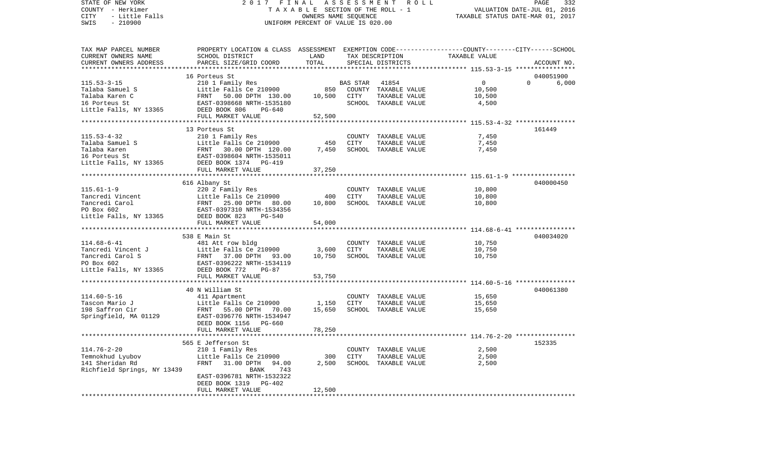STATE OF NEW YORK | 2017 FINAL ASSESSMENT ROLL
COUNTY - Herkimer | TAXABLE SECTION OF THE ROLL - 1 | VALUATION DATE-JUL 01, 2016
CITY - Little Falls | OWNERS NAME SEQUENCE | TAXABLE STATUS DATE-MAR 01, 2017
SWIS - 210900 | UNIFORM PERCENT OF VALUE IS 020.00

| TAX MAP PARCEL NUMBER / CURRENT OWNERS NAME / CURRENT OWNERS ADDRESS | PROPERTY LOCATION & CLASS / SCHOOL DISTRICT / PARCEL SIZE/GRID COORD | ASSESSMENT LAND | TOTAL | EXEMPTION CODE / TAX DESCRIPTION / SPECIAL DISTRICTS | COUNTY | CITY | SCHOOL | ACCOUNT NO. |
|---|---|---|---|---|---|---|---|---|
| **115.53-3-15** | 16 Porteus St | | | | | | | 040051900 |
| Talaba Samuel S | 210 1 Family Res | | | BAS STAR 41854 | 0 | 0 | 6,000 | |
| Talaba Karen C | Little Falls Ce 210900 | 850 | | COUNTY TAXABLE VALUE | 10,500 | | | |
| 16 Porteus St | FRNT 50.00 DPTH 130.00 | | 10,500 | CITY TAXABLE VALUE | | 10,500 | | |
| Little Falls, NY 13365 | EAST-0398668 NRTH-1535180 | | | SCHOOL TAXABLE VALUE | | | 4,500 | |
| | DEED BOOK 806 PG-640 | | | | | | | |
| | FULL MARKET VALUE | | 52,500 | | | | | |
| **115.53-4-32** | 13 Porteus St | | | | | | | 161449 |
| Talaba Samuel S | 210 1 Family Res | | | COUNTY TAXABLE VALUE | 7,450 | | | |
| Talaba Karen | Little Falls Ce 210900 | 450 | | CITY TAXABLE VALUE | | 7,450 | | |
| 16 Porteus St | FRNT 30.00 DPTH 120.00 | | 7,450 | SCHOOL TAXABLE VALUE | | | 7,450 | |
| Little Falls, NY 13365 | EAST-0398604 NRTH-1535011 | | | | | | | |
| | DEED BOOK 1374 PG-419 | | | | | | | |
| | FULL MARKET VALUE | | 37,250 | | | | | |
| **115.61-1-9** | 616 Albany St | | | | | | | 040000450 |
| Tancredi Vincent | 220 2 Family Res | | | COUNTY TAXABLE VALUE | 10,800 | | | |
| Tancredi Carol | Little Falls Ce 210900 | 400 | | CITY TAXABLE VALUE | | 10,800 | | |
| PO Box 602 | FRNT 25.00 DPTH 80.00 | | 10,800 | SCHOOL TAXABLE VALUE | | | 10,800 | |
| Little Falls, NY 13365 | EAST-0397310 NRTH-1534356 | | | | | | | |
| | DEED BOOK 823 PG-540 | | | | | | | |
| | FULL MARKET VALUE | | 54,000 | | | | | |
| **114.68-6-41** | 538 E Main St | | | | | | | 040034020 |
| Tancredi Vincent J | 481 Att row bldg | | | COUNTY TAXABLE VALUE | 10,750 | | | |
| Tancredi Carol S | Little Falls Ce 210900 | 3,600 | | CITY TAXABLE VALUE | | 10,750 | | |
| PO Box 602 | FRNT 37.00 DPTH 93.00 | | 10,750 | SCHOOL TAXABLE VALUE | | | 10,750 | |
| Little Falls, NY 13365 | EAST-0396222 NRTH-1534119 | | | | | | | |
| | DEED BOOK 772 PG-87 | | | | | | | |
| | FULL MARKET VALUE | | 53,750 | | | | | |
| **114.60-5-16** | 40 N William St | | | | | | | 040061380 |
| Tascon Mario J | 411 Apartment | | | COUNTY TAXABLE VALUE | 15,650 | | | |
| 198 Saffron Cir | Little Falls Ce 210900 | 1,150 | | CITY TAXABLE VALUE | | 15,650 | | |
| Springfield, MA 01129 | FRNT 55.00 DPTH 70.00 | | 15,650 | SCHOOL TAXABLE VALUE | | | 15,650 | |
| | EAST-0396776 NRTH-1534947 | | | | | | | |
| | DEED BOOK 1156 PG-660 | | | | | | | |
| | FULL MARKET VALUE | | 78,250 | | | | | |
| **114.76-2-20** | 565 E Jefferson St | | | | | | | 152335 |
| Temnokhud Lyubov | 210 1 Family Res | | | COUNTY TAXABLE VALUE | 2,500 | | | |
| 141 Sheridan Rd | Little Falls Ce 210900 | 300 | | CITY TAXABLE VALUE | | 2,500 | | |
| Richfield Springs, NY 13439 | FRNT 31.00 DPTH 94.00 | | 2,500 | SCHOOL TAXABLE VALUE | | | 2,500 | |
| | BANK 743 | | | | | | | |
| | EAST-0396781 NRTH-1532322 | | | | | | | |
| | DEED BOOK 1319 PG-402 | | | | | | | |
| | FULL MARKET VALUE | | 12,500 | | | | | |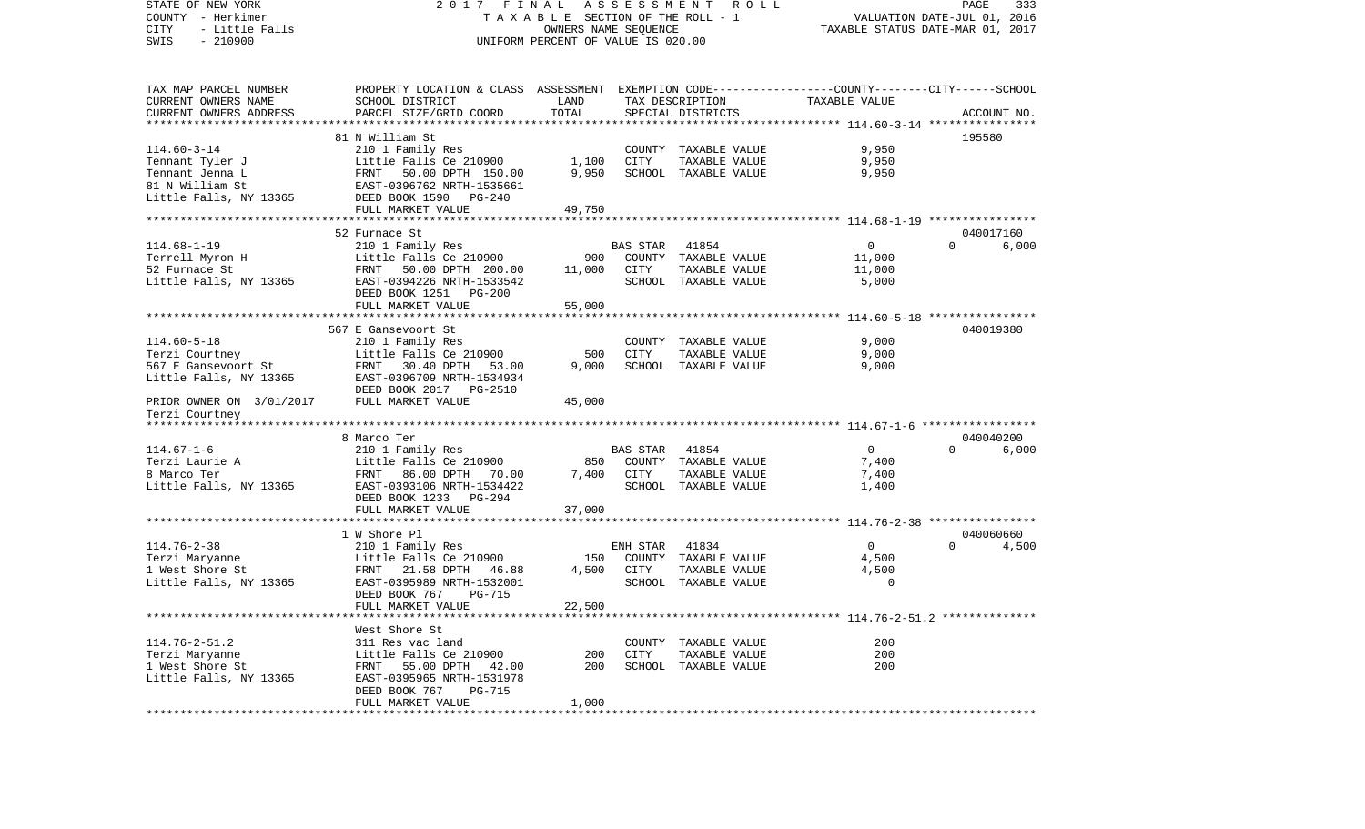STATE OF NEW YORK — 2017 FINAL ASSESSMENT ROLL
COUNTY - Herkimer — TAXABLE SECTION OF THE ROLL - 1 — VALUATION DATE-JUL 01, 2016
CITY - Little Falls — OWNERS NAME SEQUENCE — TAXABLE STATUS DATE-MAR 01, 2017
SWIS - 210900 — UNIFORM PERCENT OF VALUE IS 020.00

| TAX MAP PARCEL NUMBER / CURRENT OWNERS NAME / CURRENT OWNERS ADDRESS | PROPERTY LOCATION & CLASS / SCHOOL DISTRICT / PARCEL SIZE/GRID COORD | ASSESSMENT LAND | TOTAL | EXEMPTION CODE / TAX DESCRIPTION / SPECIAL DISTRICTS | COUNTY / CITY / SCHOOL TAXABLE VALUE | ACCOUNT NO. |
|---|---|---|---|---|---|---|
| **114.60-3-14** | 81 N William St | | | | | 195580 |
| 114.60-3-14 | 210 1 Family Res | | | COUNTY TAXABLE VALUE | 9,950 | |
| Tennant Tyler J | Little Falls Ce 210900 | 1,100 | | CITY TAXABLE VALUE | 9,950 | |
| Tennant Jenna L | FRNT 50.00 DPTH 150.00 | | 9,950 | SCHOOL TAXABLE VALUE | 9,950 | |
| 81 N William St | EAST-0396762 NRTH-1535661 | | | | | |
| Little Falls, NY 13365 | DEED BOOK 1590 PG-240 | | | | | |
| | FULL MARKET VALUE | | 49,750 | | | |
| **114.68-1-19** | 52 Furnace St | | | | | 040017160 |
| 114.68-1-19 | 210 1 Family Res | | | BAS STAR 41854 | 0 / 0 / 6,000 | |
| Terrell Myron H | Little Falls Ce 210900 | 900 | | COUNTY TAXABLE VALUE | 11,000 | |
| 52 Furnace St | FRNT 50.00 DPTH 200.00 | | 11,000 | CITY TAXABLE VALUE | 11,000 | |
| Little Falls, NY 13365 | EAST-0394226 NRTH-1533542 | | | SCHOOL TAXABLE VALUE | 5,000 | |
| | DEED BOOK 1251 PG-200 | | | | | |
| | FULL MARKET VALUE | | 55,000 | | | |
| **114.60-5-18** | 567 E Gansevoort St | | | | | 040019380 |
| 114.60-5-18 | 210 1 Family Res | | | COUNTY TAXABLE VALUE | 9,000 | |
| Terzi Courtney | Little Falls Ce 210900 | 500 | | CITY TAXABLE VALUE | 9,000 | |
| 567 E Gansevoort St | FRNT 30.40 DPTH 53.00 | | 9,000 | SCHOOL TAXABLE VALUE | 9,000 | |
| Little Falls, NY 13365 | EAST-0396709 NRTH-1534934 | | | | | |
| | DEED BOOK 2017 PG-2510 | | | | | |
| PRIOR OWNER ON 3/01/2017 | FULL MARKET VALUE | | 45,000 | | | |
| Terzi Courtney | | | | | | |
| **114.67-1-6** | 8 Marco Ter | | | | | 040040200 |
| 114.67-1-6 | 210 1 Family Res | | | BAS STAR 41854 | 0 / 0 / 6,000 | |
| Terzi Laurie A | Little Falls Ce 210900 | 850 | | COUNTY TAXABLE VALUE | 7,400 | |
| 8 Marco Ter | FRNT 86.00 DPTH 70.00 | | 7,400 | CITY TAXABLE VALUE | 7,400 | |
| Little Falls, NY 13365 | EAST-0393106 NRTH-1534422 | | | SCHOOL TAXABLE VALUE | 1,400 | |
| | DEED BOOK 1233 PG-294 | | | | | |
| | FULL MARKET VALUE | | 37,000 | | | |
| **114.76-2-38** | 1 W Shore Pl | | | | | 040060660 |
| 114.76-2-38 | 210 1 Family Res | | | ENH STAR 41834 | 0 / 0 / 4,500 | |
| Terzi Maryanne | Little Falls Ce 210900 | 150 | | COUNTY TAXABLE VALUE | 4,500 | |
| 1 West Shore St | FRNT 21.58 DPTH 46.88 | | 4,500 | CITY TAXABLE VALUE | 4,500 | |
| Little Falls, NY 13365 | EAST-0395989 NRTH-1532001 | | | SCHOOL TAXABLE VALUE | 0 | |
| | DEED BOOK 767 PG-715 | | | | | |
| | FULL MARKET VALUE | | 22,500 | | | |
| **114.76-2-51.2** | West Shore St | | | | | |
| 114.76-2-51.2 | 311 Res vac land | | | COUNTY TAXABLE VALUE | 200 | |
| Terzi Maryanne | Little Falls Ce 210900 | 200 | | CITY TAXABLE VALUE | 200 | |
| 1 West Shore St | FRNT 55.00 DPTH 42.00 | | 200 | SCHOOL TAXABLE VALUE | 200 | |
| Little Falls, NY 13365 | EAST-0395965 NRTH-1531978 | | | | | |
| | DEED BOOK 767 PG-715 | | | | | |
| | FULL MARKET VALUE | | 1,000 | | | |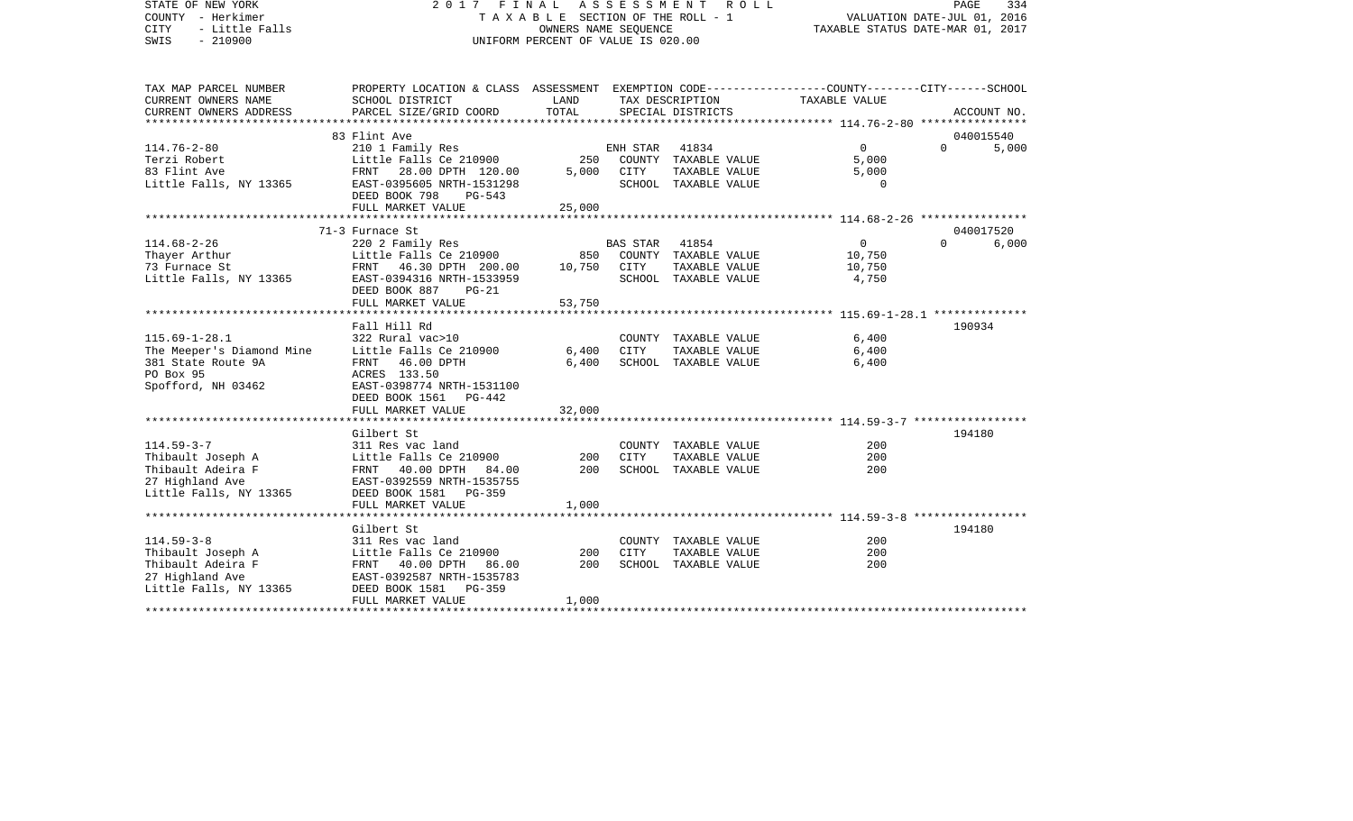STATE OF NEW YORK | COUNTY - Herkimer | CITY - Little Falls | SWIS - 210900

2 0 1 7 F I N A L A S S E S S M E N T R O L L
T A X A B L E SECTION OF THE ROLL - 1
OWNERS NAME SEQUENCE
UNIFORM PERCENT OF VALUE IS 020.00

VALUATION DATE-JUL 01, 2016
TAXABLE STATUS DATE-MAR 01, 2017

| TAX MAP PARCEL NUMBER / CURRENT OWNERS NAME / CURRENT OWNERS ADDRESS | PROPERTY LOCATION & CLASS / SCHOOL DISTRICT / PARCEL SIZE/GRID COORD | ASSESSMENT LAND | TOTAL | EXEMPTION CODE / TAX DESCRIPTION / SPECIAL DISTRICTS | COUNTY / CITY TAXABLE VALUE | SCHOOL / ACCOUNT NO. |
|---|---|---|---|---|---|---|
| **114.76-2-80** | 83 Flint Ave | | | | | 040015540 |
| 114.76-2-80 | 210 1 Family Res | | | ENH STAR 41834 | 0 | 0 5,000 |
| Terzi Robert | Little Falls Ce 210900 | 250 | | COUNTY TAXABLE VALUE | 5,000 | |
| 83 Flint Ave | FRNT 28.00 DPTH 120.00 | | 5,000 | CITY TAXABLE VALUE | 5,000 | |
| Little Falls, NY 13365 | EAST-0395605 NRTH-1531298 | | | SCHOOL TAXABLE VALUE | 0 | |
| | DEED BOOK 798 PG-543 | | | | | |
| | FULL MARKET VALUE | | 25,000 | | | |
| **114.68-2-26** | 71-3 Furnace St | | | | | 040017520 |
| 114.68-2-26 | 220 2 Family Res | | | BAS STAR 41854 | 0 | 0 6,000 |
| Thayer Arthur | Little Falls Ce 210900 | 850 | | COUNTY TAXABLE VALUE | 10,750 | |
| 73 Furnace St | FRNT 46.30 DPTH 200.00 | | 10,750 | CITY TAXABLE VALUE | 10,750 | |
| Little Falls, NY 13365 | EAST-0394316 NRTH-1533959 | | | SCHOOL TAXABLE VALUE | 4,750 | |
| | DEED BOOK 887 PG-21 | | | | | |
| | FULL MARKET VALUE | | 53,750 | | | |
| **115.69-1-28.1** | Fall Hill Rd | | | | | 190934 |
| 115.69-1-28.1 | 322 Rural vac>10 | | | COUNTY TAXABLE VALUE | 6,400 | |
| The Meeper's Diamond Mine | Little Falls Ce 210900 | 6,400 | | CITY TAXABLE VALUE | 6,400 | |
| 381 State Route 9A | FRNT 46.00 DPTH | | 6,400 | SCHOOL TAXABLE VALUE | 6,400 | |
| PO Box 95 | ACRES 133.50 | | | | | |
| Spofford, NH 03462 | EAST-0398774 NRTH-1531100 | | | | | |
| | DEED BOOK 1561 PG-442 | | | | | |
| | FULL MARKET VALUE | | 32,000 | | | |
| **114.59-3-7** | Gilbert St | | | | | 194180 |
| 114.59-3-7 | 311 Res vac land | | | COUNTY TAXABLE VALUE | 200 | |
| Thibault Joseph A | Little Falls Ce 210900 | 200 | | CITY TAXABLE VALUE | 200 | |
| Thibault Adeira F | FRNT 40.00 DPTH 84.00 | | 200 | SCHOOL TAXABLE VALUE | 200 | |
| 27 Highland Ave | EAST-0392559 NRTH-1535755 | | | | | |
| Little Falls, NY 13365 | DEED BOOK 1581 PG-359 | | | | | |
| | FULL MARKET VALUE | | 1,000 | | | |
| **114.59-3-8** | Gilbert St | | | | | 194180 |
| 114.59-3-8 | 311 Res vac land | | | COUNTY TAXABLE VALUE | 200 | |
| Thibault Joseph A | Little Falls Ce 210900 | 200 | | CITY TAXABLE VALUE | 200 | |
| Thibault Adeira F | FRNT 40.00 DPTH 86.00 | | 200 | SCHOOL TAXABLE VALUE | 200 | |
| 27 Highland Ave | EAST-0392587 NRTH-1535783 | | | | | |
| Little Falls, NY 13365 | DEED BOOK 1581 PG-359 | | | | | |
| | FULL MARKET VALUE | | 1,000 | | | |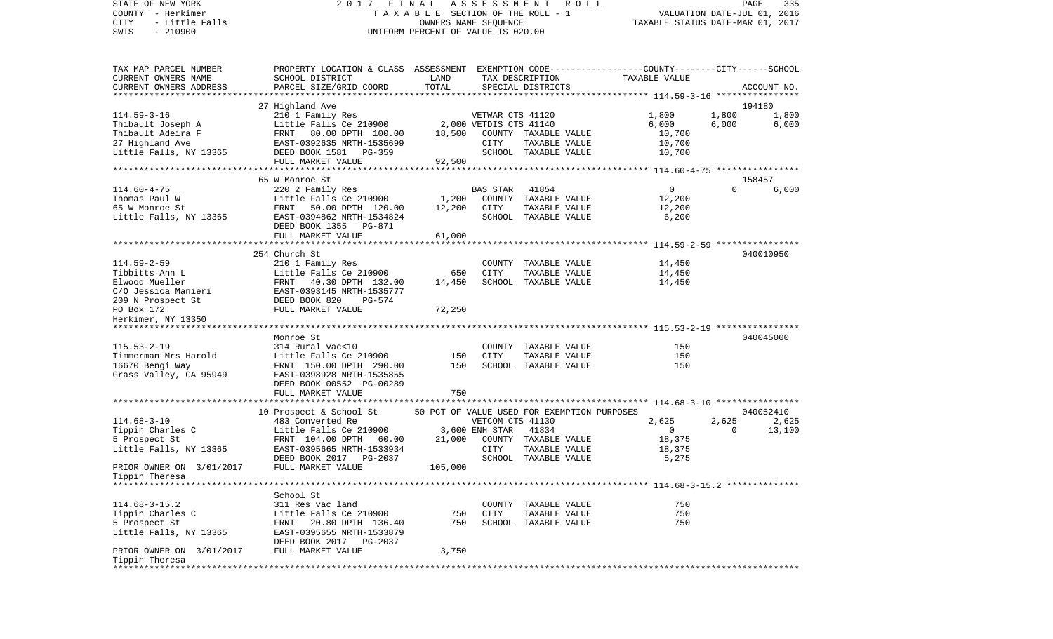STATE OF NEW YORK　　　　　　　　2 0 1 7　F I N A L　A S S E S S M E N T　R O L L
COUNTY - Herkimer　　　　　　　　T A X A B L E SECTION OF THE ROLL - 1　　　　VALUATION DATE-JUL 01, 2016
CITY - Little Falls　　　　　　　　OWNERS NAME SEQUENCE　　　　TAXABLE STATUS DATE-MAR 01, 2017
SWIS - 210900　　　　　　　　UNIFORM PERCENT OF VALUE IS 020.00

| TAX MAP PARCEL NUMBER / CURRENT OWNERS NAME / CURRENT OWNERS ADDRESS | PROPERTY LOCATION & CLASS / SCHOOL DISTRICT / PARCEL SIZE/GRID COORD | ASSESSMENT LAND / TOTAL | EXEMPTION CODE / TAX DESCRIPTION / SPECIAL DISTRICTS | COUNTY TAXABLE VALUE | CITY | SCHOOL / ACCOUNT NO. |
|---|---|---|---|---|---|---|
| | 27 Highland Ave | | | | | 194180 |
| 114.59-3-16 | 210 1 Family Res | | VETWAR CTS 41120 | 1,800 | 1,800 | 1,800 |
| Thibault Joseph A | Little Falls Ce 210900 | 2,000 | VETDIS CTS 41140 | 6,000 | 6,000 | 6,000 |
| Thibault Adeira F | FRNT 80.00 DPTH 100.00 | 18,500 | COUNTY TAXABLE VALUE | 10,700 | | |
| 27 Highland Ave | EAST-0392635 NRTH-1535699 | | CITY TAXABLE VALUE | 10,700 | | |
| Little Falls, NY 13365 | DEED BOOK 1581 PG-359 | | SCHOOL TAXABLE VALUE | 10,700 | | |
| | FULL MARKET VALUE | 92,500 | | | | |
| | 65 W Monroe St | | | | | 158457 |
| 114.60-4-75 | 220 2 Family Res | | BAS STAR 41854 | 0 | 0 | 6,000 |
| Thomas Paul W | Little Falls Ce 210900 | 1,200 | COUNTY TAXABLE VALUE | 12,200 | | |
| 65 W Monroe St | FRNT 50.00 DPTH 120.00 | 12,200 | CITY TAXABLE VALUE | 12,200 | | |
| Little Falls, NY 13365 | EAST-0394862 NRTH-1534824 | | SCHOOL TAXABLE VALUE | 6,200 | | |
| | DEED BOOK 1355 PG-871 | | | | | |
| | FULL MARKET VALUE | 61,000 | | | | |
| | 254 Church St | | | | | 040010950 |
| 114.59-2-59 | 210 1 Family Res | | COUNTY TAXABLE VALUE | 14,450 | | |
| Tibbitts Ann L | Little Falls Ce 210900 | 650 | CITY TAXABLE VALUE | 14,450 | | |
| Elwood Mueller | FRNT 40.30 DPTH 132.00 | 14,450 | SCHOOL TAXABLE VALUE | 14,450 | | |
| C/O Jessica Manieri | EAST-0393145 NRTH-1535777 | | | | | |
| 209 N Prospect St | DEED BOOK 820 PG-574 | | | | | |
| PO Box 172 | FULL MARKET VALUE | 72,250 | | | | |
| Herkimer, NY 13350 | | | | | | |
| | Monroe St | | | | | 040045000 |
| 115.53-2-19 | 314 Rural vac<10 | | COUNTY TAXABLE VALUE | 150 | | |
| Timmerman Mrs Harold | Little Falls Ce 210900 | 150 | CITY TAXABLE VALUE | 150 | | |
| 16670 Bengi Way | FRNT 150.00 DPTH 290.00 | 150 | SCHOOL TAXABLE VALUE | 150 | | |
| Grass Valley, CA 95949 | EAST-0398928 NRTH-1535855 | | | | | |
| | DEED BOOK 00552 PG-00289 | | | | | |
| | FULL MARKET VALUE | 750 | | | | |
| | 10 Prospect & School St | | 50 PCT OF VALUE USED FOR EXEMPTION PURPOSES | | | 040052410 |
| 114.68-3-10 | 483 Converted Re | | VETCOM CTS 41130 | 2,625 | 2,625 | 2,625 |
| Tippin Charles C | Little Falls Ce 210900 | 3,600 | ENH STAR 41834 | 0 | 0 | 13,100 |
| 5 Prospect St | FRNT 104.00 DPTH 60.00 | 21,000 | COUNTY TAXABLE VALUE | 18,375 | | |
| Little Falls, NY 13365 | EAST-0395665 NRTH-1533934 | | CITY TAXABLE VALUE | 18,375 | | |
| | DEED BOOK 2017 PG-2037 | | SCHOOL TAXABLE VALUE | 5,275 | | |
| PRIOR OWNER ON 3/01/2017 | FULL MARKET VALUE | 105,000 | | | | |
| Tippin Theresa | | | | | | |
| | School St | | | | | |
| 114.68-3-15.2 | 311 Res vac land | | COUNTY TAXABLE VALUE | 750 | | |
| Tippin Charles C | Little Falls Ce 210900 | 750 | CITY TAXABLE VALUE | 750 | | |
| 5 Prospect St | FRNT 20.80 DPTH 136.40 | 750 | SCHOOL TAXABLE VALUE | 750 | | |
| Little Falls, NY 13365 | EAST-0395655 NRTH-1533879 | | | | | |
| | DEED BOOK 2017 PG-2037 | | | | | |
| PRIOR OWNER ON 3/01/2017 | FULL MARKET VALUE | 3,750 | | | | |
| Tippin Theresa | | | | | | |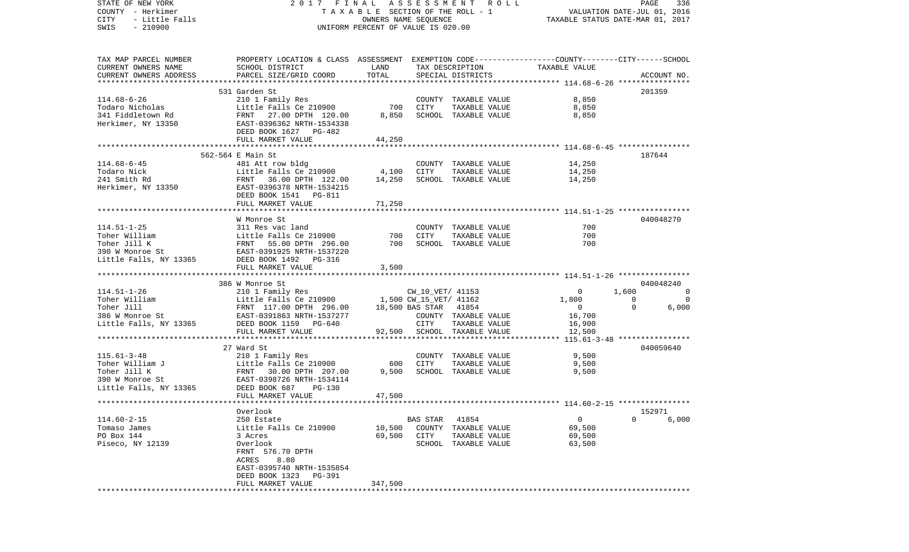STATE OF NEW YORK — COUNTY - Herkimer — CITY - Little Falls — SWIS - 210900

2017 FINAL ASSESSMENT ROLL — TAXABLE SECTION OF THE ROLL - 1 — OWNERS NAME SEQUENCE — UNIFORM PERCENT OF VALUE IS 020.00

VALUATION DATE-JUL 01, 2016 — TAXABLE STATUS DATE-MAR 01, 2017

| TAX MAP PARCEL NUMBER / CURRENT OWNERS NAME / CURRENT OWNERS ADDRESS | PROPERTY LOCATION & CLASS / SCHOOL DISTRICT / PARCEL SIZE/GRID COORD | ASSESSMENT LAND | TOTAL | EXEMPTION CODE / TAX DESCRIPTION / SPECIAL DISTRICTS | COUNTY TAXABLE VALUE | CITY | SCHOOL | ACCOUNT NO. |
|---|---|---|---|---|---|---|---|---|
| **114.68-6-26** | 531 Garden St | | | | | | | 201359 |
| Todaro Nicholas | 210 1 Family Res | | | COUNTY TAXABLE VALUE | 8,850 | | | |
| 341 Fiddletown Rd | Little Falls Ce 210900 | 700 | | CITY TAXABLE VALUE | 8,850 | | | |
| Herkimer, NY 13350 | FRNT 27.00 DPTH 120.00 | | 8,850 | SCHOOL TAXABLE VALUE | 8,850 | | | |
| | EAST-0396362 NRTH-1534338 | | | | | | | |
| | DEED BOOK 1627 PG-482 | | | | | | | |
| | FULL MARKET VALUE | | 44,250 | | | | | |
| **114.68-6-45** | 562-564 E Main St | | | | | | | 187644 |
| Todaro Nick | 481 Att row bldg | | | COUNTY TAXABLE VALUE | 14,250 | | | |
| 241 Smith Rd | Little Falls Ce 210900 | 4,100 | | CITY TAXABLE VALUE | 14,250 | | | |
| Herkimer, NY 13350 | FRNT 36.00 DPTH 122.00 | | 14,250 | SCHOOL TAXABLE VALUE | 14,250 | | | |
| | EAST-0396378 NRTH-1534215 | | | | | | | |
| | DEED BOOK 1541 PG-811 | | | | | | | |
| | FULL MARKET VALUE | | 71,250 | | | | | |
| **114.51-1-25** | W Monroe St | | | | | | | 040048270 |
| Toher William | 311 Res vac land | | | COUNTY TAXABLE VALUE | 700 | | | |
| Toher Jill K | Little Falls Ce 210900 | 700 | | CITY TAXABLE VALUE | 700 | | | |
| 390 W Monroe St | FRNT 55.00 DPTH 296.00 | | 700 | SCHOOL TAXABLE VALUE | 700 | | | |
| Little Falls, NY 13365 | EAST-0391925 NRTH-1537220 | | | | | | | |
| | DEED BOOK 1492 PG-316 | | | | | | | |
| | FULL MARKET VALUE | | 3,500 | | | | | |
| **114.51-1-26** | 386 W Monroe St | | | | | | | 040048240 |
| Toher William | 210 1 Family Res | | | CW_10_VET/ 41153 | 0 | 1,600 | 0 | |
| Toher Jill | Little Falls Ce 210900 | 1,500 | | CW_15_VET/ 41162 | 1,800 | 0 | 0 | |
| 386 W Monroe St | FRNT 117.00 DPTH 296.00 | | 18,500 | BAS STAR 41854 | 0 | 0 | 6,000 | |
| Little Falls, NY 13365 | EAST-0391863 NRTH-1537277 | | | COUNTY TAXABLE VALUE | 16,700 | | | |
| | DEED BOOK 1159 PG-640 | | | CITY TAXABLE VALUE | 16,900 | | | |
| | FULL MARKET VALUE | | 92,500 | SCHOOL TAXABLE VALUE | 12,500 | | | |
| **115.61-3-48** | 27 Ward St | | | | | | | 040059640 |
| Toher William J | 210 1 Family Res | | | COUNTY TAXABLE VALUE | 9,500 | | | |
| Toher Jill K | Little Falls Ce 210900 | 600 | | CITY TAXABLE VALUE | 9,500 | | | |
| 390 W Monroe St | FRNT 30.00 DPTH 207.00 | | 9,500 | SCHOOL TAXABLE VALUE | 9,500 | | | |
| Little Falls, NY 13365 | EAST-0398726 NRTH-1534114 | | | | | | | |
| | DEED BOOK 687 PG-130 | | | | | | | |
| | FULL MARKET VALUE | | 47,500 | | | | | |
| **114.60-2-15** | Overlook | | | | | | | 152971 |
| Tomaso James | 250 Estate | | | BAS STAR 41854 | 0 | 0 | 6,000 | |
| PO Box 144 | Little Falls Ce 210900 | 10,500 | | COUNTY TAXABLE VALUE | 69,500 | | | |
| Piseco, NY 12139 | 3 Acres | | 69,500 | CITY TAXABLE VALUE | 69,500 | | | |
| | Overlook | | | SCHOOL TAXABLE VALUE | 63,500 | | | |
| | FRNT 576.70 DPTH | | | | | | | |
| | ACRES 8.80 | | | | | | | |
| | EAST-0395740 NRTH-1535854 | | | | | | | |
| | DEED BOOK 1323 PG-391 | | | | | | | |
| | FULL MARKET VALUE | | 347,500 | | | | | |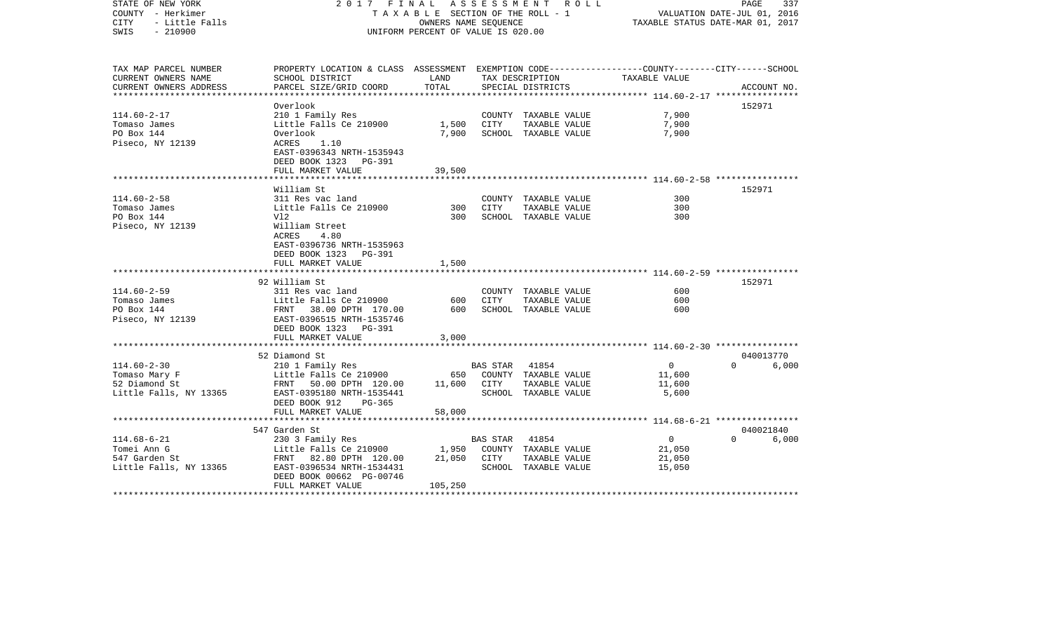STATE OF NEW YORK                    2017 FINAL ASSESSMENT ROLL
COUNTY - Herkimer                    TAXABLE SECTION OF THE ROLL - 1                    VALUATION DATE-JUL 01, 2016
CITY - Little Falls                  OWNERS NAME SEQUENCE                               TAXABLE STATUS DATE-MAR 01, 2017
SWIS - 210900                        UNIFORM PERCENT OF VALUE IS 020.00

| TAX MAP PARCEL NUMBER / CURRENT OWNERS NAME / CURRENT OWNERS ADDRESS | PROPERTY LOCATION & CLASS / SCHOOL DISTRICT / PARCEL SIZE/GRID COORD | ASSESSMENT LAND / TOTAL | EXEMPTION CODE / TAX DESCRIPTION / SPECIAL DISTRICTS | COUNTY TAXABLE VALUE | CITY | SCHOOL / ACCOUNT NO. |
|---|---|---|---|---|---|---|
| **114.60-2-17** | Overlook | | | | | 152971 |
| 114.60-2-17 | 210 1 Family Res | | COUNTY TAXABLE VALUE | 7,900 | | |
| Tomaso James | Little Falls Ce 210900 | 1,500 | CITY TAXABLE VALUE | 7,900 | | |
| PO Box 144 | Overlook | 7,900 | SCHOOL TAXABLE VALUE | 7,900 | | |
| Piseco, NY 12139 | ACRES 1.10 | | | | | |
| | EAST-0396343 NRTH-1535943 | | | | | |
| | DEED BOOK 1323 PG-391 | | | | | |
| | FULL MARKET VALUE | 39,500 | | | | |
| **114.60-2-58** | William St | | | | | 152971 |
| 114.60-2-58 | 311 Res vac land | | COUNTY TAXABLE VALUE | 300 | | |
| Tomaso James | Little Falls Ce 210900 | 300 | CITY TAXABLE VALUE | 300 | | |
| PO Box 144 | Vl2 | 300 | SCHOOL TAXABLE VALUE | 300 | | |
| Piseco, NY 12139 | William Street | | | | | |
| | ACRES 4.80 | | | | | |
| | EAST-0396736 NRTH-1535963 | | | | | |
| | DEED BOOK 1323 PG-391 | | | | | |
| | FULL MARKET VALUE | 1,500 | | | | |
| **114.60-2-59** | 92 William St | | | | | 152971 |
| 114.60-2-59 | 311 Res vac land | | COUNTY TAXABLE VALUE | 600 | | |
| Tomaso James | Little Falls Ce 210900 | 600 | CITY TAXABLE VALUE | 600 | | |
| PO Box 144 | FRNT 38.00 DPTH 170.00 | 600 | SCHOOL TAXABLE VALUE | 600 | | |
| Piseco, NY 12139 | EAST-0396515 NRTH-1535746 | | | | | |
| | DEED BOOK 1323 PG-391 | | | | | |
| | FULL MARKET VALUE | 3,000 | | | | |
| **114.60-2-30** | 52 Diamond St | | | | | 040013770 |
| 114.60-2-30 | 210 1 Family Res | | BAS STAR 41854 | 0 | 0 | 6,000 |
| Tomaso Mary F | Little Falls Ce 210900 | 650 | COUNTY TAXABLE VALUE | 11,600 | | |
| 52 Diamond St | FRNT 50.00 DPTH 120.00 | 11,600 | CITY TAXABLE VALUE | 11,600 | | |
| Little Falls, NY 13365 | EAST-0395180 NRTH-1535441 | | SCHOOL TAXABLE VALUE | 5,600 | | |
| | DEED BOOK 912 PG-365 | | | | | |
| | FULL MARKET VALUE | 58,000 | | | | |
| **114.68-6-21** | 547 Garden St | | | | | 040021840 |
| 114.68-6-21 | 230 3 Family Res | | BAS STAR 41854 | 0 | 0 | 6,000 |
| Tomei Ann G | Little Falls Ce 210900 | 1,950 | COUNTY TAXABLE VALUE | 21,050 | | |
| 547 Garden St | FRNT 82.80 DPTH 120.00 | 21,050 | CITY TAXABLE VALUE | 21,050 | | |
| Little Falls, NY 13365 | EAST-0396534 NRTH-1534431 | | SCHOOL TAXABLE VALUE | 15,050 | | |
| | DEED BOOK 00662 PG-00746 | | | | | |
| | FULL MARKET VALUE | 105,250 | | | | |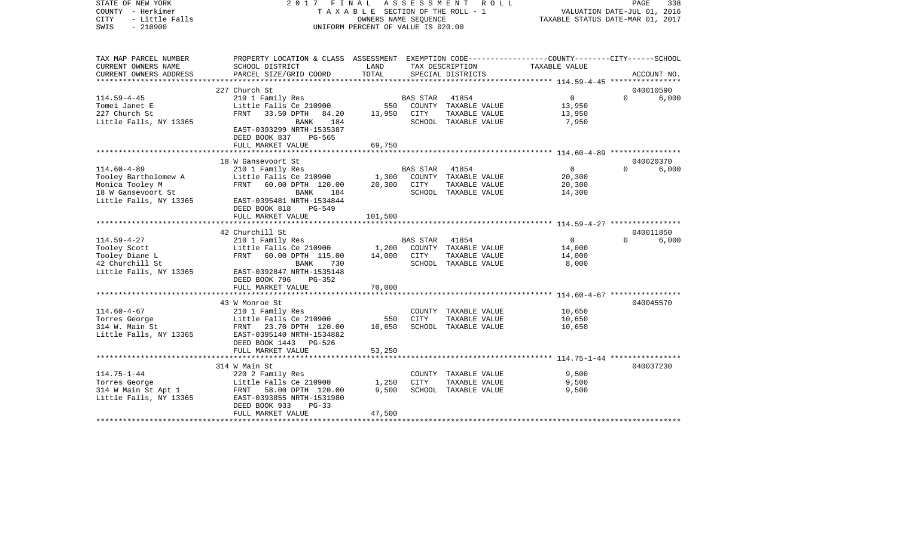STATE OF NEW YORK — 2017 FINAL ASSESSMENT ROLL
COUNTY - Herkimer — TAXABLE SECTION OF THE ROLL - 1 — VALUATION DATE-JUL 01, 2016
CITY - Little Falls — OWNERS NAME SEQUENCE — TAXABLE STATUS DATE-MAR 01, 2017
SWIS - 210900 — UNIFORM PERCENT OF VALUE IS 020.00

| TAX MAP PARCEL NUMBER / CURRENT OWNERS NAME / CURRENT OWNERS ADDRESS | PROPERTY LOCATION & CLASS / SCHOOL DISTRICT / PARCEL SIZE/GRID COORD | ASSESSMENT LAND | TOTAL | EXEMPTION CODE / TAX DESCRIPTION / SPECIAL DISTRICTS | COUNTY/CITY TAXABLE VALUE | SCHOOL | ACCOUNT NO. |
|---|---|---|---|---|---|---|---|
| | 227 Church St | | | | | | 040010590 |
| 114.59-4-45 | 210 1 Family Res | | | BAS STAR 41854 | 0 | 0 | 6,000 |
| Tomei Janet E | Little Falls Ce 210900 | 550 | | COUNTY TAXABLE VALUE | 13,950 | | |
| 227 Church St | FRNT 33.50 DPTH 84.20 | | 13,950 | CITY TAXABLE VALUE | 13,950 | | |
| Little Falls, NY 13365 | BANK 184 | | | SCHOOL TAXABLE VALUE | 7,950 | | |
| | EAST-0393299 NRTH-1535387 | | | | | | |
| | DEED BOOK 837 PG-565 | | | | | | |
| | FULL MARKET VALUE | | 69,750 | | | | |
| | 18 W Gansevoort St | | | | | | 040020370 |
| 114.60-4-89 | 210 1 Family Res | | | BAS STAR 41854 | 0 | 0 | 6,000 |
| Tooley Bartholomew A | Little Falls Ce 210900 | 1,300 | | COUNTY TAXABLE VALUE | 20,300 | | |
| Monica Tooley M | FRNT 60.00 DPTH 120.00 | | 20,300 | CITY TAXABLE VALUE | 20,300 | | |
| 18 W Gansevoort St | BANK 184 | | | SCHOOL TAXABLE VALUE | 14,300 | | |
| Little Falls, NY 13365 | EAST-0395481 NRTH-1534844 | | | | | | |
| | DEED BOOK 818 PG-549 | | | | | | |
| | FULL MARKET VALUE | | 101,500 | | | | |
| | 42 Churchill St | | | | | | 040011850 |
| 114.59-4-27 | 210 1 Family Res | | | BAS STAR 41854 | 0 | 0 | 6,000 |
| Tooley Scott | Little Falls Ce 210900 | 1,200 | | COUNTY TAXABLE VALUE | 14,000 | | |
| Tooley Diane L | FRNT 60.00 DPTH 115.00 | | 14,000 | CITY TAXABLE VALUE | 14,000 | | |
| 42 Churchill St | BANK 730 | | | SCHOOL TAXABLE VALUE | 8,000 | | |
| Little Falls, NY 13365 | EAST-0392847 NRTH-1535148 | | | | | | |
| | DEED BOOK 796 PG-352 | | | | | | |
| | FULL MARKET VALUE | | 70,000 | | | | |
| | 43 W Monroe St | | | | | | 040045570 |
| 114.60-4-67 | 210 1 Family Res | | | COUNTY TAXABLE VALUE | 10,650 | | |
| Torres George | Little Falls Ce 210900 | 550 | | CITY TAXABLE VALUE | 10,650 | | |
| 314 W. Main St | FRNT 23.70 DPTH 120.00 | | 10,650 | SCHOOL TAXABLE VALUE | 10,650 | | |
| Little Falls, NY 13365 | EAST-0395140 NRTH-1534882 | | | | | | |
| | DEED BOOK 1443 PG-526 | | | | | | |
| | FULL MARKET VALUE | | 53,250 | | | | |
| | 314 W Main St | | | | | | 040037230 |
| 114.75-1-44 | 220 2 Family Res | | | COUNTY TAXABLE VALUE | 9,500 | | |
| Torres George | Little Falls Ce 210900 | 1,250 | | CITY TAXABLE VALUE | 9,500 | | |
| 314 W Main St Apt 1 | FRNT 58.00 DPTH 120.00 | | 9,500 | SCHOOL TAXABLE VALUE | 9,500 | | |
| Little Falls, NY 13365 | EAST-0393855 NRTH-1531980 | | | | | | |
| | DEED BOOK 933 PG-33 | | | | | | |
| | FULL MARKET VALUE | | 47,500 | | | | |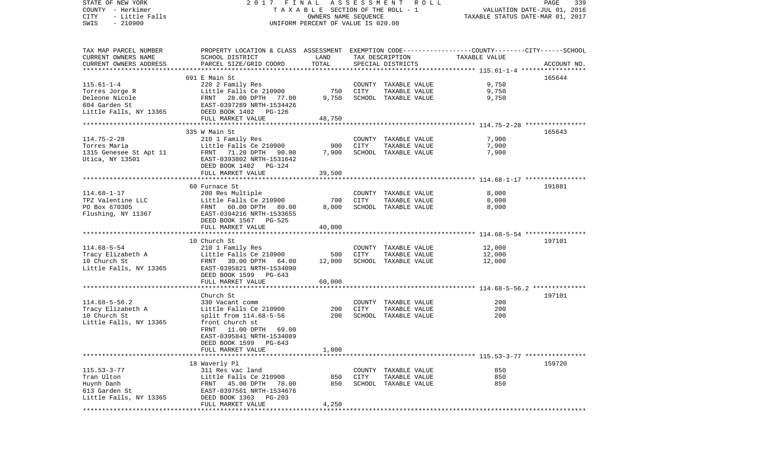STATE OF NEW YORK | 2 0 1 7 F I N A L A S S E S S M E N T R O L L | PAGE 339
COUNTY - Herkimer | T A X A B L E SECTION OF THE ROLL - 1 | VALUATION DATE-JUL 01, 2016
CITY - Little Falls | OWNERS NAME SEQUENCE | TAXABLE STATUS DATE-MAR 01, 2017
SWIS - 210900 | UNIFORM PERCENT OF VALUE IS 020.00

| TAX MAP PARCEL NUMBER / CURRENT OWNERS NAME / CURRENT OWNERS ADDRESS | PROPERTY LOCATION & CLASS / SCHOOL DISTRICT / PARCEL SIZE/GRID COORD | ASSESSMENT LAND | TOTAL | EXEMPTION CODE / TAX DESCRIPTION / SPECIAL DISTRICTS | COUNTY/CITY/SCHOOL TAXABLE VALUE | ACCOUNT NO. |
|---|---|---|---|---|---|---|
| **115.61-1-4** | 691 E Main St | | | | | 165644 |
| Torres Jorge R | 220 2 Family Res | | | COUNTY TAXABLE VALUE | 9,750 | |
| Deleone Nicole | Little Falls Ce 210900 | 750 | | CITY TAXABLE VALUE | 9,750 | |
| 604 Garden St | FRNT 28.00 DPTH 77.00 | | 9,750 | SCHOOL TAXABLE VALUE | 9,750 | |
| Little Falls, NY 13365 | EAST-0397289 NRTH-1534426 | | | | | |
| | DEED BOOK 1402 PG-126 | | | | | |
| | FULL MARKET VALUE | | 48,750 | | | |
| **114.75-2-28** | 335 W Main St | | | | | 165643 |
| Torres Maria | 210 1 Family Res | | | COUNTY TAXABLE VALUE | 7,900 | |
| 1315 Genesee St Apt 11 | Little Falls Ce 210900 | 900 | | CITY TAXABLE VALUE | 7,900 | |
| Utica, NY 13501 | FRNT 71.20 DPTH 90.00 | | 7,900 | SCHOOL TAXABLE VALUE | 7,900 | |
| | EAST-0393802 NRTH-1531642 | | | | | |
| | DEED BOOK 1402 PG-124 | | | | | |
| | FULL MARKET VALUE | | 39,500 | | | |
| **114.68-1-17** | 60 Furnace St | | | | | 191881 |
| TPZ Valentine LLC | 280 Res Multiple | | | COUNTY TAXABLE VALUE | 8,000 | |
| PO Box 670305 | Little Falls Ce 210900 | 700 | | CITY TAXABLE VALUE | 8,000 | |
| Flushing, NY 11367 | FRNT 60.00 DPTH 80.00 | | 8,000 | SCHOOL TAXABLE VALUE | 8,000 | |
| | EAST-0394216 NRTH-1533655 | | | | | |
| | DEED BOOK 1567 PG-525 | | | | | |
| | FULL MARKET VALUE | | 40,000 | | | |
| **114.68-5-54** | 10 Church St | | | | | 197101 |
| Tracy Elizabeth A | 210 1 Family Res | | | COUNTY TAXABLE VALUE | 12,000 | |
| 10 Church St | Little Falls Ce 210900 | 500 | | CITY TAXABLE VALUE | 12,000 | |
| Little Falls, NY 13365 | FRNT 30.00 DPTH 64.00 | | 12,000 | SCHOOL TAXABLE VALUE | 12,000 | |
| | EAST-0395821 NRTH-1534090 | | | | | |
| | DEED BOOK 1599 PG-643 | | | | | |
| | FULL MARKET VALUE | | 60,000 | | | |
| **114.68-5-56.2** | Church St | | | | | 197101 |
| Tracy Elizabeth A | 330 Vacant comm | | | COUNTY TAXABLE VALUE | 200 | |
| 10 Church St | Little Falls Ce 210900 | 200 | | CITY TAXABLE VALUE | 200 | |
| Little Falls, NY 13365 | split from 114.68-5-56 | | 200 | SCHOOL TAXABLE VALUE | 200 | |
| | front church st | | | | | |
| | FRNT 11.00 DPTH 69.00 | | | | | |
| | EAST-0395841 NRTH-1534089 | | | | | |
| | DEED BOOK 1599 PG-643 | | | | | |
| | FULL MARKET VALUE | | 1,000 | | | |
| **115.53-3-77** | 18 Waverly Pl | | | | | 159720 |
| Tran Ulton | 311 Res vac land | | | COUNTY TAXABLE VALUE | 850 | |
| Huynh Danh | Little Falls Ce 210900 | 850 | | CITY TAXABLE VALUE | 850 | |
| 613 Garden St | FRNT 45.00 DPTH 78.00 | | 850 | SCHOOL TAXABLE VALUE | 850 | |
| Little Falls, NY 13365 | EAST-0397561 NRTH-1534676 | | | | | |
| | DEED BOOK 1363 PG-203 | | | | | |
| | FULL MARKET VALUE | | 4,250 | | | |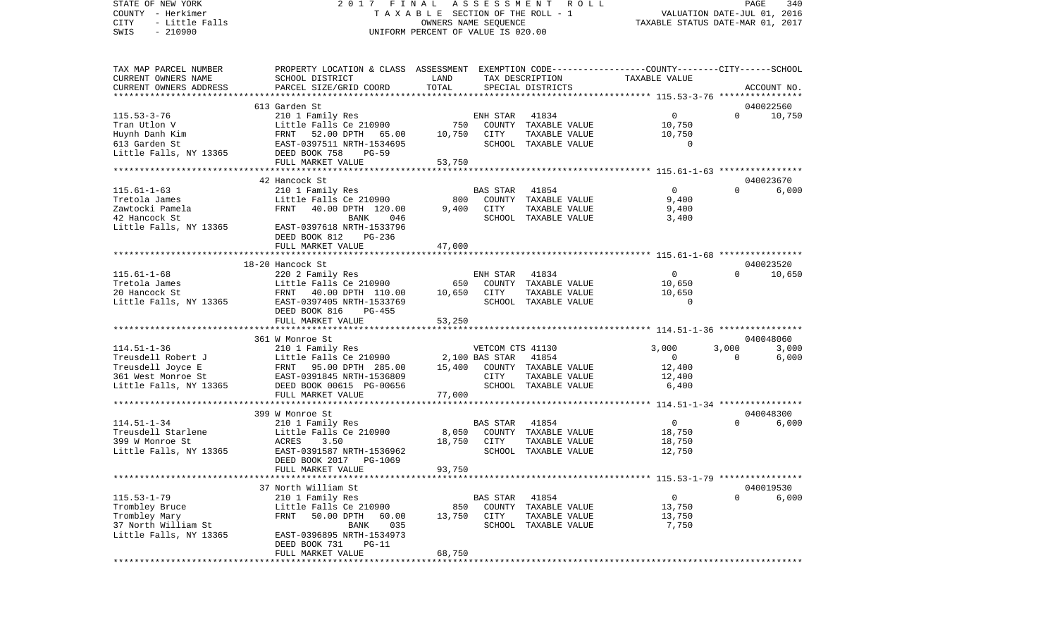STATE OF NEW YORK 2017 FINAL ASSESSMENT ROLL
COUNTY - Herkimer TAXABLE SECTION OF THE ROLL - 1 VALUATION DATE-JUL 01, 2016
CITY - Little Falls OWNERS NAME SEQUENCE TAXABLE STATUS DATE-MAR 01, 2017
SWIS - 210900 UNIFORM PERCENT OF VALUE IS 020.00

| TAX MAP PARCEL NUMBER / CURRENT OWNERS NAME / CURRENT OWNERS ADDRESS | PROPERTY LOCATION & CLASS / SCHOOL DISTRICT / PARCEL SIZE/GRID COORD | ASSESSMENT LAND / TOTAL | EXEMPTION CODE / TAX DESCRIPTION / SPECIAL DISTRICTS | COUNTY | CITY | SCHOOL | ACCOUNT NO. |
|---|---|---|---|---|---|---|---|
| **115.53-3-76** | 613 Garden St | | | | | | 040022560 |
| | 210 1 Family Res | | ENH STAR 41834 | 0 | 0 | 10,750 | |
| Tran Utlon V | Little Falls Ce 210900 | 750 | COUNTY TAXABLE VALUE | 10,750 | | | |
| Huynh Danh Kim | FRNT 52.00 DPTH 65.00 | 10,750 | CITY TAXABLE VALUE | | 10,750 | | |
| 613 Garden St | EAST-0397511 NRTH-1534695 | | SCHOOL TAXABLE VALUE | | | 0 | |
| Little Falls, NY 13365 | DEED BOOK 758 PG-59 | | | | | | |
| | FULL MARKET VALUE | 53,750 | | | | | |
| **115.61-1-63** | 42 Hancock St | | | | | | 040023670 |
| | 210 1 Family Res | | BAS STAR 41854 | 0 | 0 | 6,000 | |
| Tretola James | Little Falls Ce 210900 | 800 | COUNTY TAXABLE VALUE | 9,400 | | | |
| Zawtocki Pamela | FRNT 40.00 DPTH 120.00 | 9,400 | CITY TAXABLE VALUE | | 9,400 | | |
| 42 Hancock St | BANK 046 | | SCHOOL TAXABLE VALUE | | | 3,400 | |
| Little Falls, NY 13365 | EAST-0397618 NRTH-1533796 | | | | | | |
| | DEED BOOK 812 PG-236 | | | | | | |
| | FULL MARKET VALUE | 47,000 | | | | | |
| **115.61-1-68** | 18-20 Hancock St | | | | | | 040023520 |
| | 220 2 Family Res | | ENH STAR 41834 | 0 | 0 | 10,650 | |
| Tretola James | Little Falls Ce 210900 | 650 | COUNTY TAXABLE VALUE | 10,650 | | | |
| 20 Hancock St | FRNT 40.00 DPTH 110.00 | 10,650 | CITY TAXABLE VALUE | | 10,650 | | |
| Little Falls, NY 13365 | EAST-0397405 NRTH-1533769 | | SCHOOL TAXABLE VALUE | | | 0 | |
| | DEED BOOK 816 PG-455 | | | | | | |
| | FULL MARKET VALUE | 53,250 | | | | | |
| **114.51-1-36** | 361 W Monroe St | | | | | | 040048060 |
| | 210 1 Family Res | | VETCOM CTS 41130 | 3,000 | 3,000 | 3,000 | |
| Treusdell Robert J | Little Falls Ce 210900 | 2,100 | BAS STAR 41854 | 0 | 0 | 6,000 | |
| Treusdell Joyce E | FRNT 95.00 DPTH 285.00 | 15,400 | COUNTY TAXABLE VALUE | 12,400 | | | |
| 361 West Monroe St | EAST-0391845 NRTH-1536809 | | CITY TAXABLE VALUE | | 12,400 | | |
| Little Falls, NY 13365 | DEED BOOK 00615 PG-00656 | | SCHOOL TAXABLE VALUE | | | 6,400 | |
| | FULL MARKET VALUE | 77,000 | | | | | |
| **114.51-1-34** | 399 W Monroe St | | | | | | 040048300 |
| | 210 1 Family Res | | BAS STAR 41854 | 0 | 0 | 6,000 | |
| Treusdell Starlene | Little Falls Ce 210900 | 8,050 | COUNTY TAXABLE VALUE | 18,750 | | | |
| 399 W Monroe St | ACRES 3.50 | 18,750 | CITY TAXABLE VALUE | | 18,750 | | |
| Little Falls, NY 13365 | EAST-0391587 NRTH-1536962 | | SCHOOL TAXABLE VALUE | | | 12,750 | |
| | DEED BOOK 2017 PG-1069 | | | | | | |
| | FULL MARKET VALUE | 93,750 | | | | | |
| **115.53-1-79** | 37 North William St | | | | | | 040019530 |
| | 210 1 Family Res | | BAS STAR 41854 | 0 | 0 | 6,000 | |
| Trombley Bruce | Little Falls Ce 210900 | 850 | COUNTY TAXABLE VALUE | 13,750 | | | |
| Trombley Mary | FRNT 50.00 DPTH 60.00 | 13,750 | CITY TAXABLE VALUE | | 13,750 | | |
| 37 North William St | BANK 035 | | SCHOOL TAXABLE VALUE | | | 7,750 | |
| Little Falls, NY 13365 | EAST-0396895 NRTH-1534973 | | | | | | |
| | DEED BOOK 731 PG-11 | | | | | | |
| | FULL MARKET VALUE | 68,750 | | | | | |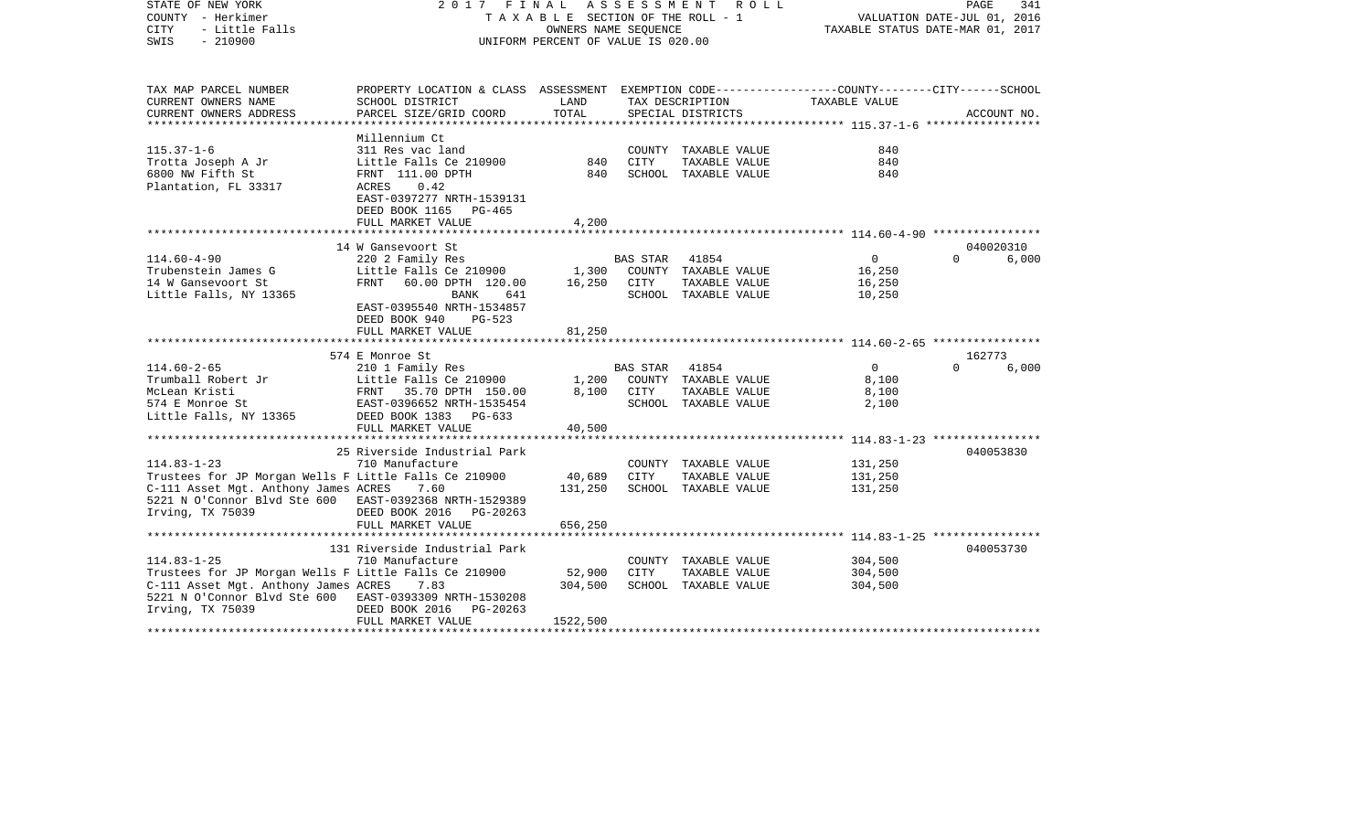STATE OF NEW YORK
COUNTY - Herkimer
CITY - Little Falls
SWIS - 210900

2 0 1 7 F I N A L A S S E S S M E N T R O L L
T A X A B L E SECTION OF THE ROLL - 1
OWNERS NAME SEQUENCE
UNIFORM PERCENT OF VALUE IS 020.00

VALUATION DATE-JUL 01, 2016
TAXABLE STATUS DATE-MAR 01, 2017

| TAX MAP PARCEL NUMBER / CURRENT OWNERS NAME / CURRENT OWNERS ADDRESS | PROPERTY LOCATION & CLASS / SCHOOL DISTRICT / PARCEL SIZE/GRID COORD | ASSESSMENT LAND | TOTAL | EXEMPTION CODE / TAX DESCRIPTION / SPECIAL DISTRICTS | COUNTY/CITY TAXABLE VALUE | SCHOOL / ACCOUNT NO. |
|---|---|---|---|---|---|---|
| **115.37-1-6** | Millennium Ct | | | | | |
| 115.37-1-6 | 311 Res vac land | | | COUNTY TAXABLE VALUE | 840 | |
| Trotta Joseph A Jr | Little Falls Ce 210900 | 840 | | CITY TAXABLE VALUE | 840 | |
| 6800 NW Fifth St | FRNT 111.00 DPTH | | 840 | SCHOOL TAXABLE VALUE | 840 | |
| Plantation, FL 33317 | ACRES 0.42 | | | | | |
| | EAST-0397277 NRTH-1539131 | | | | | |
| | DEED BOOK 1165 PG-465 | | | | | |
| | FULL MARKET VALUE | | 4,200 | | | |
| **114.60-4-90** | 14 W Gansevoort St | | | | | 040020310 |
| 114.60-4-90 | 220 2 Family Res | | | BAS STAR 41854 | 0 | 0 6,000 |
| Trubenstein James G | Little Falls Ce 210900 | 1,300 | | COUNTY TAXABLE VALUE | 16,250 | |
| 14 W Gansevoort St | FRNT 60.00 DPTH 120.00 | | 16,250 | CITY TAXABLE VALUE | 16,250 | |
| Little Falls, NY 13365 | BANK 641 | | | SCHOOL TAXABLE VALUE | | 10,250 |
| | EAST-0395540 NRTH-1534857 | | | | | |
| | DEED BOOK 940 PG-523 | | | | | |
| | FULL MARKET VALUE | | 81,250 | | | |
| **114.60-2-65** | 574 E Monroe St | | | | | 162773 |
| 114.60-2-65 | 210 1 Family Res | | | BAS STAR 41854 | 0 | 0 6,000 |
| Trumball Robert Jr | Little Falls Ce 210900 | 1,200 | | COUNTY TAXABLE VALUE | 8,100 | |
| McLean Kristi | FRNT 35.70 DPTH 150.00 | | 8,100 | CITY TAXABLE VALUE | 8,100 | |
| 574 E Monroe St | EAST-0396652 NRTH-1535454 | | | SCHOOL TAXABLE VALUE | | 2,100 |
| Little Falls, NY 13365 | DEED BOOK 1383 PG-633 | | | | | |
| | FULL MARKET VALUE | | 40,500 | | | |
| **114.83-1-23** | 25 Riverside Industrial Park | | | | | 040053830 |
| 114.83-1-23 | 710 Manufacture | | | COUNTY TAXABLE VALUE | 131,250 | |
| Trustees for JP Morgan Wells F | Little Falls Ce 210900 | 40,689 | | CITY TAXABLE VALUE | 131,250 | |
| C-111 Asset Mgt. Anthony James | ACRES 7.60 | | 131,250 | SCHOOL TAXABLE VALUE | 131,250 | |
| 5221 N O'Connor Blvd Ste 600 | EAST-0392368 NRTH-1529389 | | | | | |
| Irving, TX 75039 | DEED BOOK 2016 PG-20263 | | | | | |
| | FULL MARKET VALUE | | 656,250 | | | |
| **114.83-1-25** | 131 Riverside Industrial Park | | | | | 040053730 |
| 114.83-1-25 | 710 Manufacture | | | COUNTY TAXABLE VALUE | 304,500 | |
| Trustees for JP Morgan Wells F | Little Falls Ce 210900 | 52,900 | | CITY TAXABLE VALUE | 304,500 | |
| C-111 Asset Mgt. Anthony James | ACRES 7.83 | | 304,500 | SCHOOL TAXABLE VALUE | 304,500 | |
| 5221 N O'Connor Blvd Ste 600 | EAST-0393309 NRTH-1530208 | | | | | |
| Irving, TX 75039 | DEED BOOK 2016 PG-20263 | | | | | |
| | FULL MARKET VALUE | | 1522,500 | | | |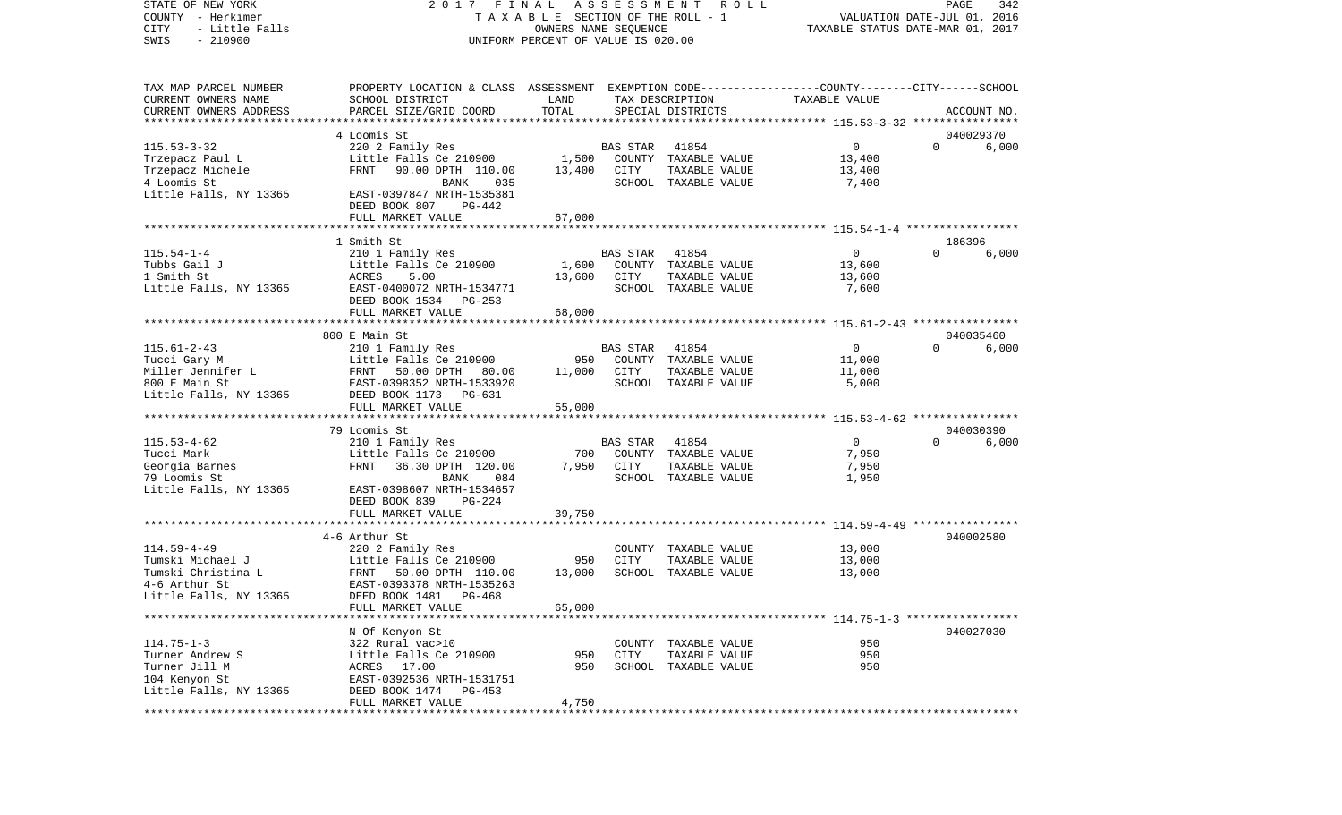STATE OF NEW YORK
COUNTY - Herkimer
CITY - Little Falls
SWIS - 210900

2017 FINAL ASSESSMENT ROLL
TAXABLE SECTION OF THE ROLL - 1
OWNERS NAME SEQUENCE
UNIFORM PERCENT OF VALUE IS 020.00

VALUATION DATE-JUL 01, 2016
TAXABLE STATUS DATE-MAR 01, 2017

| TAX MAP PARCEL NUMBER / CURRENT OWNERS NAME / CURRENT OWNERS ADDRESS | PROPERTY LOCATION & CLASS / SCHOOL DISTRICT / PARCEL SIZE/GRID COORD | ASSESSMENT LAND | TOTAL | EXEMPTION CODE / TAX DESCRIPTION / SPECIAL DISTRICTS | COUNTY TAXABLE VALUE | CITY | SCHOOL | ACCOUNT NO. |
|---|---|---|---|---|---|---|---|---|
| 115.53-3-32 | 4 Loomis St | | | | | | | 040029370 |
| Trzepacz Paul L | 220 2 Family Res | | | BAS STAR 41854 | 0 | 0 | 6,000 | |
| Trzepacz Michele | Little Falls Ce 210900 | 1,500 | | COUNTY TAXABLE VALUE | 13,400 | | | |
| 4 Loomis St | FRNT 90.00 DPTH 110.00 | | 13,400 | CITY TAXABLE VALUE | 13,400 | | | |
| Little Falls, NY 13365 | BANK 035 | | | SCHOOL TAXABLE VALUE | 7,400 | | | |
| | EAST-0397847 NRTH-1535381 | | | | | | | |
| | DEED BOOK 807 PG-442 | | | | | | | |
| | FULL MARKET VALUE | | 67,000 | | | | | |
| 115.54-1-4 | 1 Smith St | | | | | | | 186396 |
| Tubbs Gail J | 210 1 Family Res | | | BAS STAR 41854 | 0 | 0 | 6,000 | |
| 1 Smith St | Little Falls Ce 210900 | 1,600 | | COUNTY TAXABLE VALUE | 13,600 | | | |
| Little Falls, NY 13365 | ACRES 5.00 | | 13,600 | CITY TAXABLE VALUE | 13,600 | | | |
| | EAST-0400072 NRTH-1534771 | | | SCHOOL TAXABLE VALUE | 7,600 | | | |
| | DEED BOOK 1534 PG-253 | | | | | | | |
| | FULL MARKET VALUE | | 68,000 | | | | | |
| 115.61-2-43 | 800 E Main St | | | | | | | 040035460 |
| Tucci Gary M | 210 1 Family Res | | | BAS STAR 41854 | 0 | 0 | 6,000 | |
| Miller Jennifer L | Little Falls Ce 210900 | 950 | | COUNTY TAXABLE VALUE | 11,000 | | | |
| 800 E Main St | FRNT 50.00 DPTH 80.00 | | 11,000 | CITY TAXABLE VALUE | 11,000 | | | |
| Little Falls, NY 13365 | EAST-0398352 NRTH-1533920 | | | SCHOOL TAXABLE VALUE | 5,000 | | | |
| | DEED BOOK 1173 PG-631 | | | | | | | |
| | FULL MARKET VALUE | | 55,000 | | | | | |
| 115.53-4-62 | 79 Loomis St | | | | | | | 040030390 |
| Tucci Mark | 210 1 Family Res | | | BAS STAR 41854 | 0 | 0 | 6,000 | |
| Georgia Barnes | Little Falls Ce 210900 | 700 | | COUNTY TAXABLE VALUE | 7,950 | | | |
| 79 Loomis St | FRNT 36.30 DPTH 120.00 | | 7,950 | CITY TAXABLE VALUE | 7,950 | | | |
| Little Falls, NY 13365 | BANK 084 | | | SCHOOL TAXABLE VALUE | 1,950 | | | |
| | EAST-0398607 NRTH-1534657 | | | | | | | |
| | DEED BOOK 839 PG-224 | | | | | | | |
| | FULL MARKET VALUE | | 39,750 | | | | | |
| 114.59-4-49 | 4-6 Arthur St | | | | | | | 040002580 |
| Tumski Michael J | 220 2 Family Res | | | COUNTY TAXABLE VALUE | 13,000 | | | |
| Tumski Christina L | Little Falls Ce 210900 | 950 | | CITY TAXABLE VALUE | 13,000 | | | |
| 4-6 Arthur St | FRNT 50.00 DPTH 110.00 | | 13,000 | SCHOOL TAXABLE VALUE | 13,000 | | | |
| Little Falls, NY 13365 | EAST-0393378 NRTH-1535263 | | | | | | | |
| | DEED BOOK 1481 PG-468 | | | | | | | |
| | FULL MARKET VALUE | | 65,000 | | | | | |
| 114.75-1-3 | N Of Kenyon St | | | | | | | 040027030 |
| Turner Andrew S | 322 Rural vac>10 | | | COUNTY TAXABLE VALUE | 950 | | | |
| Turner Jill M | Little Falls Ce 210900 | 950 | | CITY TAXABLE VALUE | 950 | | | |
| 104 Kenyon St | ACRES 17.00 | | 950 | SCHOOL TAXABLE VALUE | 950 | | | |
| Little Falls, NY 13365 | EAST-0392536 NRTH-1531751 | | | | | | | |
| | DEED BOOK 1474 PG-453 | | | | | | | |
| | FULL MARKET VALUE | | 4,750 | | | | | |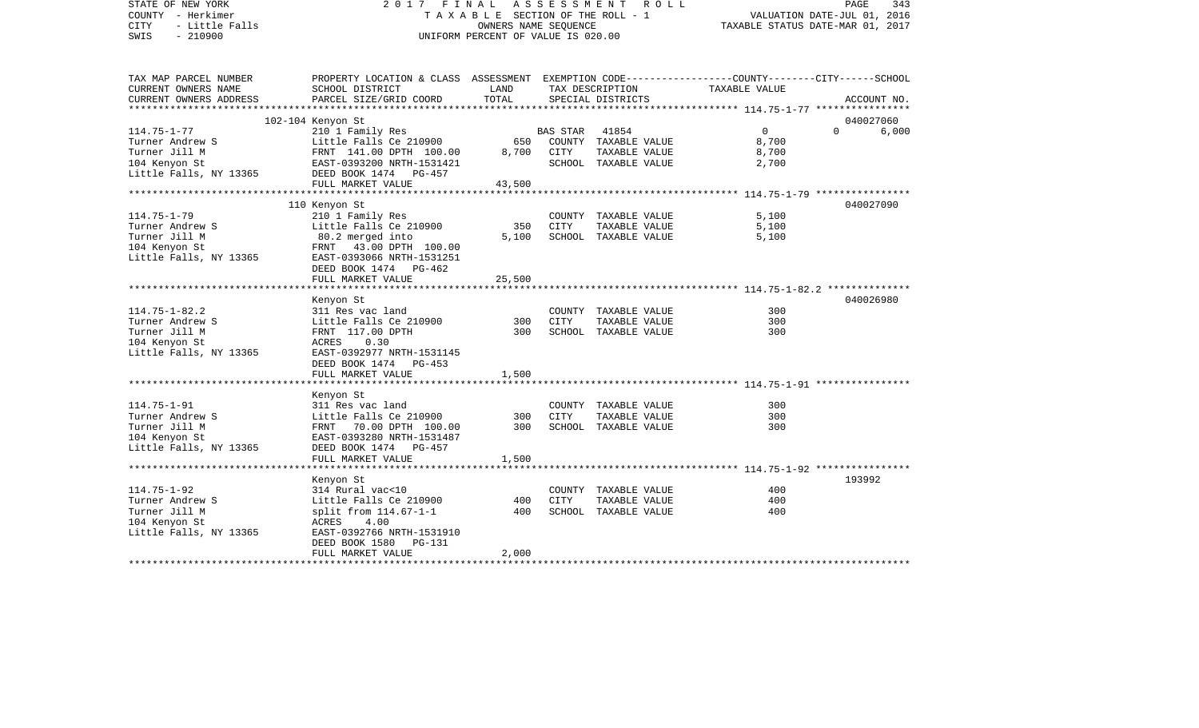STATE OF NEW YORK
COUNTY - Herkimer
CITY - Little Falls
SWIS - 210900

2 0 1 7 F I N A L A S S E S S M E N T R O L L
T A X A B L E SECTION OF THE ROLL - 1
OWNERS NAME SEQUENCE
UNIFORM PERCENT OF VALUE IS 020.00

VALUATION DATE-JUL 01, 2016
TAXABLE STATUS DATE-MAR 01, 2017

| TAX MAP PARCEL NUMBER / CURRENT OWNERS NAME / CURRENT OWNERS ADDRESS | PROPERTY LOCATION & CLASS / SCHOOL DISTRICT / PARCEL SIZE/GRID COORD | ASSESSMENT LAND | TOTAL | EXEMPTION CODE / TAX DESCRIPTION / SPECIAL DISTRICTS | COUNTY | CITY | SCHOOL / TAXABLE VALUE | ACCOUNT NO. |
|---|---|---|---|---|---|---|---|---|
| | 102-104 Kenyon St | | | | | | | 040027060 |
| 114.75-1-77 | 210 1 Family Res | | | BAS STAR 41854 | 0 | 0 | 6,000 | |
| Turner Andrew S | Little Falls Ce 210900 | 650 | | COUNTY TAXABLE VALUE | 8,700 | | | |
| Turner Jill M | FRNT 141.00 DPTH 100.00 | | 8,700 | CITY TAXABLE VALUE | | 8,700 | | |
| 104 Kenyon St | EAST-0393200 NRTH-1531421 | | | SCHOOL TAXABLE VALUE | | | 2,700 | |
| Little Falls, NY 13365 | DEED BOOK 1474 PG-457 | | | | | | | |
| | FULL MARKET VALUE | | 43,500 | | | | | |
| | 110 Kenyon St | | | | | | | 040027090 |
| 114.75-1-79 | 210 1 Family Res | | | COUNTY TAXABLE VALUE | 5,100 | | | |
| Turner Andrew S | Little Falls Ce 210900 | 350 | | CITY TAXABLE VALUE | | 5,100 | | |
| Turner Jill M | 80.2 merged into | | 5,100 | SCHOOL TAXABLE VALUE | | | 5,100 | |
| 104 Kenyon St | FRNT 43.00 DPTH 100.00 | | | | | | | |
| Little Falls, NY 13365 | EAST-0393066 NRTH-1531251 | | | | | | | |
| | DEED BOOK 1474 PG-462 | | | | | | | |
| | FULL MARKET VALUE | | 25,500 | | | | | |
| | Kenyon St | | | | | | | 040026980 |
| 114.75-1-82.2 | 311 Res vac land | | | COUNTY TAXABLE VALUE | 300 | | | |
| Turner Andrew S | Little Falls Ce 210900 | 300 | | CITY TAXABLE VALUE | | 300 | | |
| Turner Jill M | FRNT 117.00 DPTH | | 300 | SCHOOL TAXABLE VALUE | | | 300 | |
| 104 Kenyon St | ACRES 0.30 | | | | | | | |
| Little Falls, NY 13365 | EAST-0392977 NRTH-1531145 | | | | | | | |
| | DEED BOOK 1474 PG-453 | | | | | | | |
| | FULL MARKET VALUE | | 1,500 | | | | | |
| | Kenyon St | | | | | | | |
| 114.75-1-91 | 311 Res vac land | | | COUNTY TAXABLE VALUE | 300 | | | |
| Turner Andrew S | Little Falls Ce 210900 | 300 | | CITY TAXABLE VALUE | | 300 | | |
| Turner Jill M | FRNT 70.00 DPTH 100.00 | | 300 | SCHOOL TAXABLE VALUE | | | 300 | |
| 104 Kenyon St | EAST-0393280 NRTH-1531487 | | | | | | | |
| Little Falls, NY 13365 | DEED BOOK 1474 PG-457 | | | | | | | |
| | FULL MARKET VALUE | | 1,500 | | | | | |
| | Kenyon St | | | | | | | 193992 |
| 114.75-1-92 | 314 Rural vac<10 | | | COUNTY TAXABLE VALUE | 400 | | | |
| Turner Andrew S | Little Falls Ce 210900 | 400 | | CITY TAXABLE VALUE | | 400 | | |
| Turner Jill M | split from 114.67-1-1 | | 400 | SCHOOL TAXABLE VALUE | | | 400 | |
| 104 Kenyon St | ACRES 4.00 | | | | | | | |
| Little Falls, NY 13365 | EAST-0392766 NRTH-1531910 | | | | | | | |
| | DEED BOOK 1580 PG-131 | | | | | | | |
| | FULL MARKET VALUE | | 2,000 | | | | | |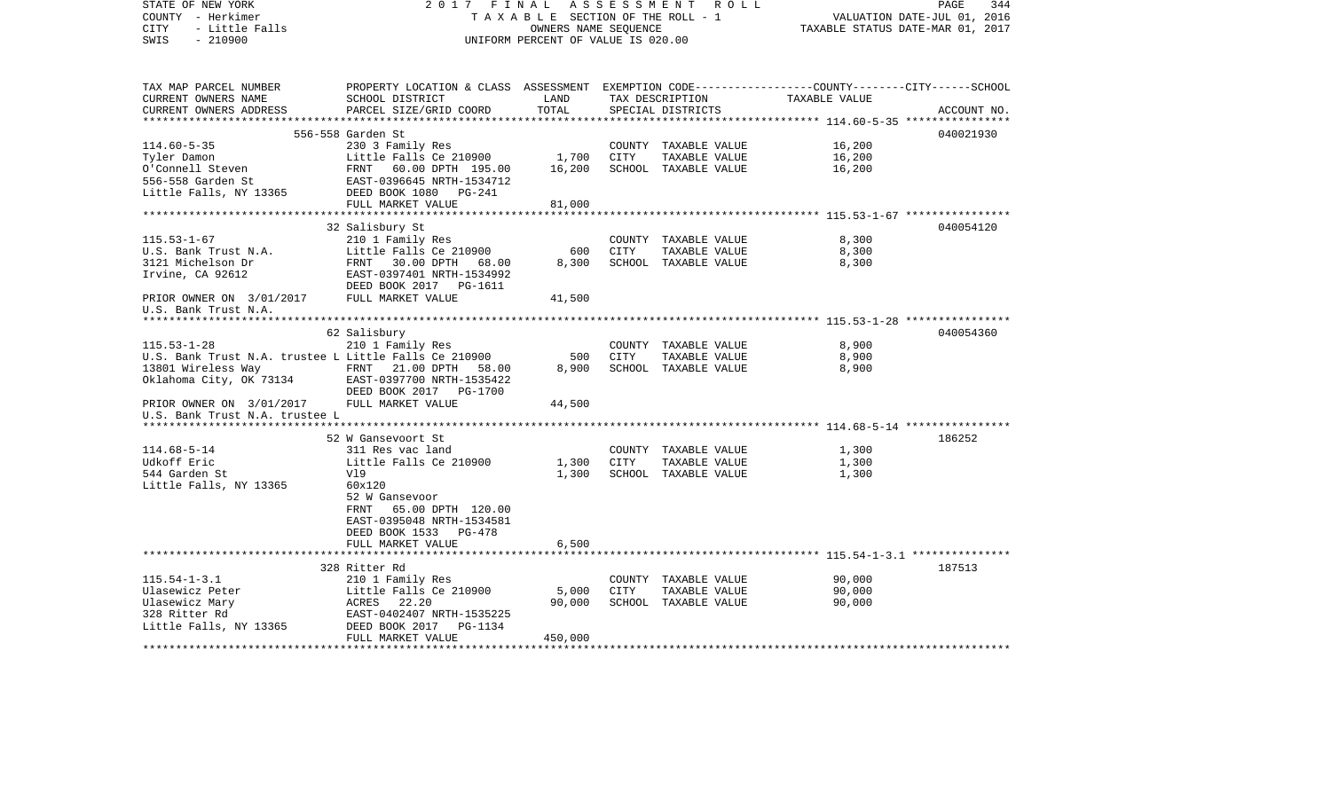STATE OF NEW YORK
COUNTY - Herkimer
CITY - Little Falls
SWIS - 210900

2017 FINAL ASSESSMENT ROLL
TAXABLE SECTION OF THE ROLL - 1
OWNERS NAME SEQUENCE
UNIFORM PERCENT OF VALUE IS 020.00

VALUATION DATE-JUL 01, 2016
TAXABLE STATUS DATE-MAR 01, 2017

| TAX MAP PARCEL NUMBER / CURRENT OWNERS NAME / CURRENT OWNERS ADDRESS | PROPERTY LOCATION & CLASS / SCHOOL DISTRICT / PARCEL SIZE/GRID COORD | ASSESSMENT LAND | TOTAL | EXEMPTION CODE / TAX DESCRIPTION / SPECIAL DISTRICTS | COUNTY / CITY / SCHOOL TAXABLE VALUE | ACCOUNT NO. |
|---|---|---|---|---|---|---|
| **114.60-5-35** | 556-558 Garden St | | | | | 040021930 |
| 114.60-5-35 | 230 3 Family Res | | | COUNTY TAXABLE VALUE | 16,200 | |
| Tyler Damon | Little Falls Ce 210900 | 1,700 | | CITY TAXABLE VALUE | 16,200 | |
| O'Connell Steven | FRNT 60.00 DPTH 195.00 | | 16,200 | SCHOOL TAXABLE VALUE | 16,200 | |
| 556-558 Garden St | EAST-0396645 NRTH-1534712 | | | | | |
| Little Falls, NY 13365 | DEED BOOK 1080 PG-241 | | | | | |
| | FULL MARKET VALUE | | 81,000 | | | |
| **115.53-1-67** | 32 Salisbury St | | | | | 040054120 |
| 115.53-1-67 | 210 1 Family Res | | | COUNTY TAXABLE VALUE | 8,300 | |
| U.S. Bank Trust N.A. | Little Falls Ce 210900 | 600 | | CITY TAXABLE VALUE | 8,300 | |
| 3121 Michelson Dr | FRNT 30.00 DPTH 68.00 | | 8,300 | SCHOOL TAXABLE VALUE | 8,300 | |
| Irvine, CA 92612 | EAST-0397401 NRTH-1534992 | | | | | |
| | DEED BOOK 2017 PG-1611 | | | | | |
| PRIOR OWNER ON 3/01/2017 | FULL MARKET VALUE | | 41,500 | | | |
| U.S. Bank Trust N.A. | | | | | | |
| **115.53-1-28** | 62 Salisbury | | | | | 040054360 |
| 115.53-1-28 | 210 1 Family Res | | | COUNTY TAXABLE VALUE | 8,900 | |
| U.S. Bank Trust N.A. trustee L | Little Falls Ce 210900 | 500 | | CITY TAXABLE VALUE | 8,900 | |
| 13801 Wireless Way | FRNT 21.00 DPTH 58.00 | | 8,900 | SCHOOL TAXABLE VALUE | 8,900 | |
| Oklahoma City, OK 73134 | EAST-0397700 NRTH-1535422 | | | | | |
| | DEED BOOK 2017 PG-1700 | | | | | |
| PRIOR OWNER ON 3/01/2017 | FULL MARKET VALUE | | 44,500 | | | |
| U.S. Bank Trust N.A. trustee L | | | | | | |
| **114.68-5-14** | 52 W Gansevoort St | | | | | 186252 |
| 114.68-5-14 | 311 Res vac land | | | COUNTY TAXABLE VALUE | 1,300 | |
| Udkoff Eric | Little Falls Ce 210900 | 1,300 | | CITY TAXABLE VALUE | 1,300 | |
| 544 Garden St | V19 | | 1,300 | SCHOOL TAXABLE VALUE | 1,300 | |
| Little Falls, NY 13365 | 60x120 | | | | | |
| | 52 W Gansevoor | | | | | |
| | FRNT 65.00 DPTH 120.00 | | | | | |
| | EAST-0395048 NRTH-1534581 | | | | | |
| | DEED BOOK 1533 PG-478 | | | | | |
| | FULL MARKET VALUE | | 6,500 | | | |
| **115.54-1-3.1** | 328 Ritter Rd | | | | | 187513 |
| 115.54-1-3.1 | 210 1 Family Res | | | COUNTY TAXABLE VALUE | 90,000 | |
| Ulasewicz Peter | Little Falls Ce 210900 | 5,000 | | CITY TAXABLE VALUE | 90,000 | |
| Ulasewicz Mary | ACRES 22.20 | | 90,000 | SCHOOL TAXABLE VALUE | 90,000 | |
| 328 Ritter Rd | EAST-0402407 NRTH-1535225 | | | | | |
| Little Falls, NY 13365 | DEED BOOK 2017 PG-1134 | | | | | |
| | FULL MARKET VALUE | | 450,000 | | | |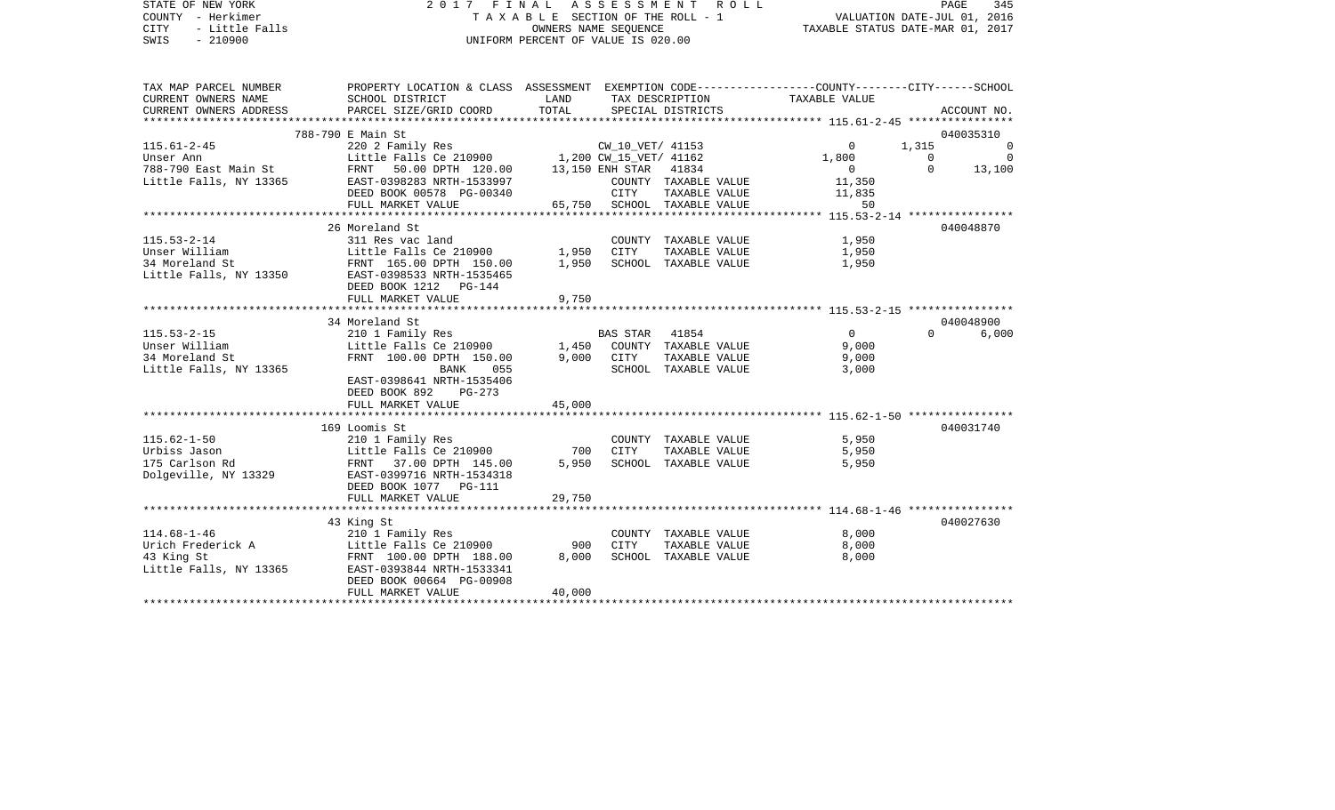STATE OF NEW YORK | 2 0 1 7 F I N A L A S S E S S M E N T R O L L
COUNTY - Herkimer | T A X A B L E SECTION OF THE ROLL - 1 | VALUATION DATE-JUL 01, 2016
CITY - Little Falls | OWNERS NAME SEQUENCE | TAXABLE STATUS DATE-MAR 01, 2017
SWIS - 210900 | UNIFORM PERCENT OF VALUE IS 020.00

| TAX MAP PARCEL NUMBER / CURRENT OWNERS NAME / CURRENT OWNERS ADDRESS | PROPERTY LOCATION & CLASS / SCHOOL DISTRICT / PARCEL SIZE/GRID COORD | ASSESSMENT LAND | TOTAL | EXEMPTION CODE / TAX DESCRIPTION / SPECIAL DISTRICTS | COUNTY TAXABLE VALUE | CITY | SCHOOL / ACCOUNT NO. |
|---|---|---|---|---|---|---|---|
| **115.61-2-45** | 788-790 E Main St | | | | | | 040035310 |
| 115.61-2-45 | 220 2 Family Res | | | CW_10_VET/ 41153 | 0 | 1,315 | 0 |
| Unser Ann | Little Falls Ce 210900 | 1,200 | | CW_15_VET/ 41162 | 1,800 | 0 | 0 |
| 788-790 East Main St | FRNT 50.00 DPTH 120.00 | | 13,150 | ENH STAR 41834 | 0 | 0 | 13,100 |
| Little Falls, NY 13365 | EAST-0398283 NRTH-1533997 | | | COUNTY TAXABLE VALUE | 11,350 | | |
| | DEED BOOK 00578 PG-00340 | | | CITY TAXABLE VALUE | 11,835 | | |
| | FULL MARKET VALUE | | 65,750 | SCHOOL TAXABLE VALUE | 50 | | |
| **115.53-2-14** | 26 Moreland St | | | | | | 040048870 |
| 115.53-2-14 | 311 Res vac land | | | COUNTY TAXABLE VALUE | 1,950 | | |
| Unser William | Little Falls Ce 210900 | 1,950 | | CITY TAXABLE VALUE | 1,950 | | |
| 34 Moreland St | FRNT 165.00 DPTH 150.00 | | 1,950 | SCHOOL TAXABLE VALUE | 1,950 | | |
| Little Falls, NY 13350 | EAST-0398533 NRTH-1535465 | | | | | | |
| | DEED BOOK 1212 PG-144 | | | | | | |
| | FULL MARKET VALUE | | 9,750 | | | | |
| **115.53-2-15** | 34 Moreland St | | | | | | 040048900 |
| 115.53-2-15 | 210 1 Family Res | | | BAS STAR 41854 | 0 | 0 | 6,000 |
| Unser William | Little Falls Ce 210900 | 1,450 | | COUNTY TAXABLE VALUE | 9,000 | | |
| 34 Moreland St | FRNT 100.00 DPTH 150.00 | | 9,000 | CITY TAXABLE VALUE | 9,000 | | |
| Little Falls, NY 13365 | BANK 055 | | | SCHOOL TAXABLE VALUE | 3,000 | | |
| | EAST-0398641 NRTH-1535406 | | | | | | |
| | DEED BOOK 892 PG-273 | | | | | | |
| | FULL MARKET VALUE | | 45,000 | | | | |
| **115.62-1-50** | 169 Loomis St | | | | | | 040031740 |
| 115.62-1-50 | 210 1 Family Res | | | COUNTY TAXABLE VALUE | 5,950 | | |
| Urbiss Jason | Little Falls Ce 210900 | 700 | | CITY TAXABLE VALUE | 5,950 | | |
| 175 Carlson Rd | FRNT 37.00 DPTH 145.00 | | 5,950 | SCHOOL TAXABLE VALUE | 5,950 | | |
| Dolgeville, NY 13329 | EAST-0399716 NRTH-1534318 | | | | | | |
| | DEED BOOK 1077 PG-111 | | | | | | |
| | FULL MARKET VALUE | | 29,750 | | | | |
| **114.68-1-46** | 43 King St | | | | | | 040027630 |
| 114.68-1-46 | 210 1 Family Res | | | COUNTY TAXABLE VALUE | 8,000 | | |
| Urich Frederick A | Little Falls Ce 210900 | 900 | | CITY TAXABLE VALUE | 8,000 | | |
| 43 King St | FRNT 100.00 DPTH 188.00 | | 8,000 | SCHOOL TAXABLE VALUE | 8,000 | | |
| Little Falls, NY 13365 | EAST-0393844 NRTH-1533341 | | | | | | |
| | DEED BOOK 00664 PG-00908 | | | | | | |
| | FULL MARKET VALUE | | 40,000 | | | | |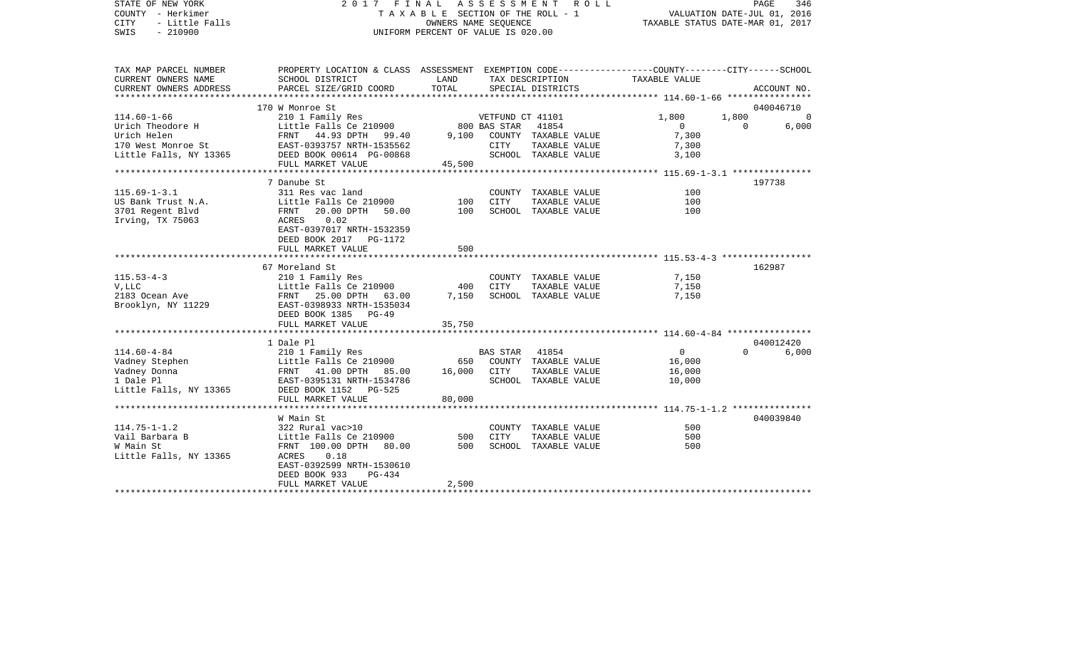STATE OF NEW YORK                2 0 1 7   F I N A L   A S S E S S M E N T   R O L L
COUNTY - Herkimer                T A X A B L E  SECTION OF THE ROLL - 1                VALUATION DATE-JUL 01, 2016
CITY   - Little Falls            OWNERS NAME SEQUENCE                                   TAXABLE STATUS DATE-MAR 01, 2017
SWIS   - 210900                  UNIFORM PERCENT OF VALUE IS 020.00

| TAX MAP PARCEL NUMBER<br>CURRENT OWNERS NAME<br>CURRENT OWNERS ADDRESS | PROPERTY LOCATION & CLASS<br>SCHOOL DISTRICT<br>PARCEL SIZE/GRID COORD | ASSESSMENT<br>LAND<br>TOTAL | EXEMPTION CODE<br>TAX DESCRIPTION<br>SPECIAL DISTRICTS | COUNTY<br>TAXABLE VALUE | CITY | SCHOOL<br>ACCOUNT NO. |
|---|---|---|---|---|---|---|
| **114.60-1-66** | 170 W Monroe St | | | | | 040046710 |
| 114.60-1-66 | 210 1 Family Res | | VETFUND CT 41101 | 1,800 | 1,800 | 0 |
| Urich Theodore H | Little Falls Ce 210900 | 800 | BAS STAR 41854 | 0 | 0 | 6,000 |
| Urich Helen | FRNT 44.93 DPTH 99.40 | 9,100 | COUNTY TAXABLE VALUE | 7,300 | | |
| 170 West Monroe St | EAST-0393757 NRTH-1535562 | | CITY TAXABLE VALUE | 7,300 | | |
| Little Falls, NY 13365 | DEED BOOK 00614 PG-00868 | | SCHOOL TAXABLE VALUE | 3,100 | | |
| | FULL MARKET VALUE | 45,500 | | | | |
| **115.69-1-3.1** | 7 Danube St | | | | | 197738 |
| 115.69-1-3.1 | 311 Res vac land | | COUNTY TAXABLE VALUE | 100 | | |
| US Bank Trust N.A. | Little Falls Ce 210900 | 100 | CITY TAXABLE VALUE | 100 | | |
| 3701 Regent Blvd | FRNT 20.00 DPTH 50.00 | 100 | SCHOOL TAXABLE VALUE | 100 | | |
| Irving, TX 75063 | ACRES 0.02 | | | | | |
| | EAST-0397017 NRTH-1532359 | | | | | |
| | DEED BOOK 2017 PG-1172 | | | | | |
| | FULL MARKET VALUE | 500 | | | | |
| **115.53-4-3** | 67 Moreland St | | | | | 162987 |
| 115.53-4-3 | 210 1 Family Res | | COUNTY TAXABLE VALUE | 7,150 | | |
| V,LLC | Little Falls Ce 210900 | 400 | CITY TAXABLE VALUE | 7,150 | | |
| 2183 Ocean Ave | FRNT 25.00 DPTH 63.00 | 7,150 | SCHOOL TAXABLE VALUE | 7,150 | | |
| Brooklyn, NY 11229 | EAST-0398933 NRTH-1535034 | | | | | |
| | DEED BOOK 1385 PG-49 | | | | | |
| | FULL MARKET VALUE | 35,750 | | | | |
| **114.60-4-84** | 1 Dale Pl | | | | | 040012420 |
| 114.60-4-84 | 210 1 Family Res | | BAS STAR 41854 | 0 | 0 | 6,000 |
| Vadney Stephen | Little Falls Ce 210900 | 650 | COUNTY TAXABLE VALUE | 16,000 | | |
| Vadney Donna | FRNT 41.00 DPTH 85.00 | 16,000 | CITY TAXABLE VALUE | 16,000 | | |
| 1 Dale Pl | EAST-0395131 NRTH-1534786 | | SCHOOL TAXABLE VALUE | 10,000 | | |
| Little Falls, NY 13365 | DEED BOOK 1152 PG-525 | | | | | |
| | FULL MARKET VALUE | 80,000 | | | | |
| **114.75-1-1.2** | W Main St | | | | | 040039840 |
| 114.75-1-1.2 | 322 Rural vac>10 | | COUNTY TAXABLE VALUE | 500 | | |
| Vail Barbara B | Little Falls Ce 210900 | 500 | CITY TAXABLE VALUE | 500 | | |
| W Main St | FRNT 100.00 DPTH 80.00 | 500 | SCHOOL TAXABLE VALUE | 500 | | |
| Little Falls, NY 13365 | ACRES 0.18 | | | | | |
| | EAST-0392599 NRTH-1530610 | | | | | |
| | DEED BOOK 933 PG-434 | | | | | |
| | FULL MARKET VALUE | 2,500 | | | | |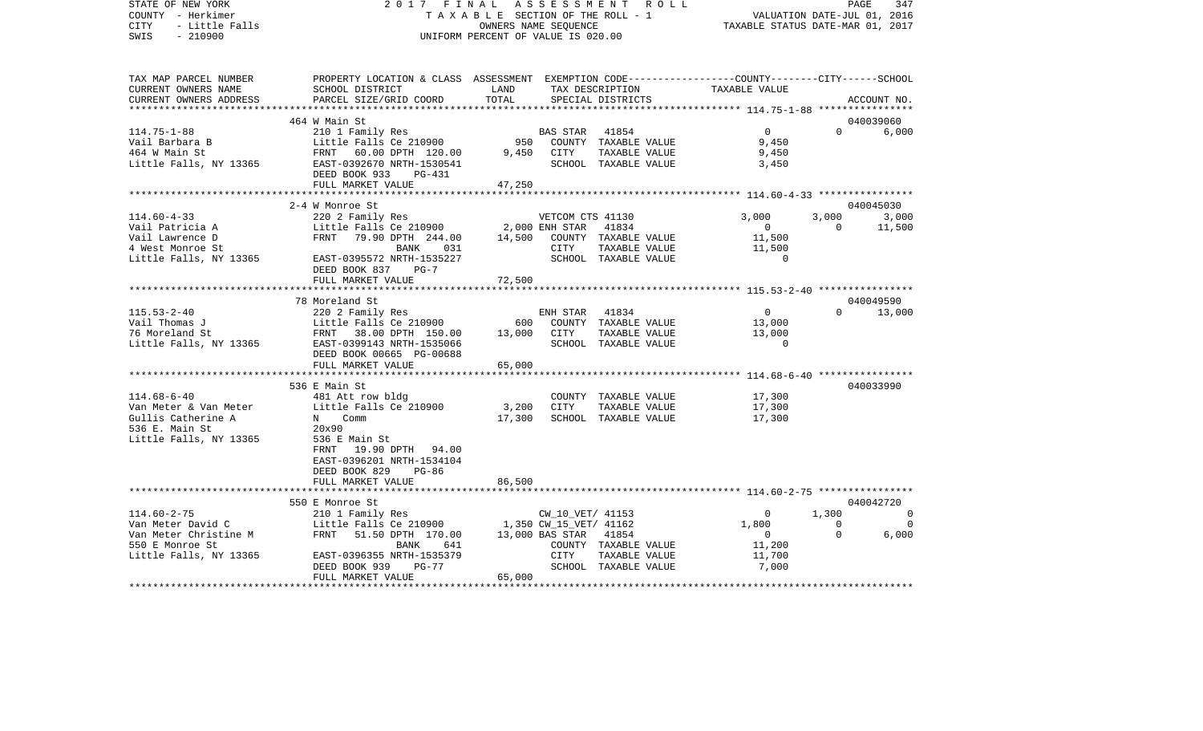STATE OF NEW YORK 2 0 1 7 F I N A L A S S E S S M E N T R O L L
COUNTY - Herkimer T A X A B L E SECTION OF THE ROLL - 1 VALUATION DATE-JUL 01, 2016
CITY - Little Falls OWNERS NAME SEQUENCE TAXABLE STATUS DATE-MAR 01, 2017
SWIS - 210900 UNIFORM PERCENT OF VALUE IS 020.00

| TAX MAP PARCEL NUMBER<br>CURRENT OWNERS NAME<br>CURRENT OWNERS ADDRESS | PROPERTY LOCATION & CLASS<br>SCHOOL DISTRICT<br>PARCEL SIZE/GRID COORD | ASSESSMENT<br>LAND<br>TOTAL | EXEMPTION CODE<br>TAX DESCRIPTION<br>SPECIAL DISTRICTS | COUNTY<br>TAXABLE VALUE | CITY | SCHOOL<br>ACCOUNT NO. |
|---|---|---|---|---|---|---|
| | 464 W Main St | | | | | 040039060 |
| 114.75-1-88 | 210 1 Family Res | | BAS STAR 41854 | 0 | 0 | 6,000 |
| Vail Barbara B | Little Falls Ce 210900 | 950 | COUNTY TAXABLE VALUE | 9,450 | | |
| 464 W Main St | FRNT 60.00 DPTH 120.00 | 9,450 | CITY TAXABLE VALUE | 9,450 | | |
| Little Falls, NY 13365 | EAST-0392670 NRTH-1530541 | | SCHOOL TAXABLE VALUE | 3,450 | | |
| | DEED BOOK 933 PG-431 | | | | | |
| | FULL MARKET VALUE | 47,250 | | | | |
| | 2-4 W Monroe St | | | | | 040045030 |
| 114.60-4-33 | 220 2 Family Res | | VETCOM CTS 41130 | 3,000 | 3,000 | 3,000 |
| Vail Patricia A | Little Falls Ce 210900 | 2,000 | ENH STAR 41834 | 0 | 0 | 11,500 |
| Vail Lawrence D | FRNT 79.90 DPTH 244.00 | 14,500 | COUNTY TAXABLE VALUE | 11,500 | | |
| 4 West Monroe St | BANK 031 | | CITY TAXABLE VALUE | 11,500 | | |
| Little Falls, NY 13365 | EAST-0395572 NRTH-1535227 | | SCHOOL TAXABLE VALUE | 0 | | |
| | DEED BOOK 837 PG-7 | | | | | |
| | FULL MARKET VALUE | 72,500 | | | | |
| | 78 Moreland St | | | | | 040049590 |
| 115.53-2-40 | 220 2 Family Res | | ENH STAR 41834 | 0 | 0 | 13,000 |
| Vail Thomas J | Little Falls Ce 210900 | 600 | COUNTY TAXABLE VALUE | 13,000 | | |
| 76 Moreland St | FRNT 38.00 DPTH 150.00 | 13,000 | CITY TAXABLE VALUE | 13,000 | | |
| Little Falls, NY 13365 | EAST-0399143 NRTH-1535066 | | SCHOOL TAXABLE VALUE | 0 | | |
| | DEED BOOK 00665 PG-00688 | | | | | |
| | FULL MARKET VALUE | 65,000 | | | | |
| | 536 E Main St | | | | | 040033990 |
| 114.68-6-40 | 481 Att row bldg | | COUNTY TAXABLE VALUE | 17,300 | | |
| Van Meter & Van Meter | Little Falls Ce 210900 | 3,200 | CITY TAXABLE VALUE | 17,300 | | |
| Gullis Catherine A | N Comm | 17,300 | SCHOOL TAXABLE VALUE | 17,300 | | |
| 536 E. Main St | 20x90 | | | | | |
| Little Falls, NY 13365 | 536 E Main St | | | | | |
| | FRNT 19.90 DPTH 94.00 | | | | | |
| | EAST-0396201 NRTH-1534104 | | | | | |
| | DEED BOOK 829 PG-86 | | | | | |
| | FULL MARKET VALUE | 86,500 | | | | |
| | 550 E Monroe St | | | | | 040042720 |
| 114.60-2-75 | 210 1 Family Res | | CW_10_VET/ 41153 | 0 | 1,300 | 0 |
| Van Meter David C | Little Falls Ce 210900 | 1,350 | CW_15_VET/ 41162 | 1,800 | 0 | 0 |
| Van Meter Christine M | FRNT 51.50 DPTH 170.00 | 13,000 | BAS STAR 41854 | 0 | 0 | 6,000 |
| 550 E Monroe St | BANK 641 | | COUNTY TAXABLE VALUE | 11,200 | | |
| Little Falls, NY 13365 | EAST-0396355 NRTH-1535379 | | CITY TAXABLE VALUE | 11,700 | | |
| | DEED BOOK 939 PG-77 | | SCHOOL TAXABLE VALUE | 7,000 | | |
| | FULL MARKET VALUE | 65,000 | | | | |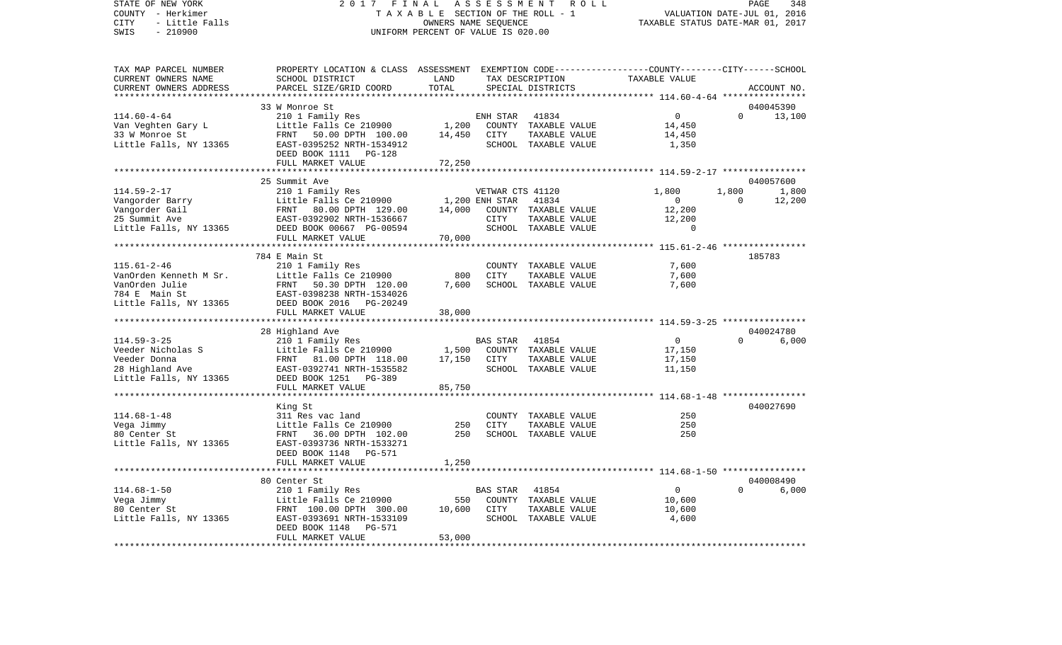STATE OF NEW YORK — COUNTY - Herkimer — CITY - Little Falls — SWIS - 210900

2017 FINAL ASSESSMENT ROLL
TAXABLE SECTION OF THE ROLL - 1
OWNERS NAME SEQUENCE
UNIFORM PERCENT OF VALUE IS 020.00

VALUATION DATE-JUL 01, 2016
TAXABLE STATUS DATE-MAR 01, 2017

| TAX MAP PARCEL NUMBER / CURRENT OWNERS NAME / CURRENT OWNERS ADDRESS | PROPERTY LOCATION & CLASS / SCHOOL DISTRICT / PARCEL SIZE/GRID COORD | ASSESSMENT LAND | ASSESSMENT TOTAL | EXEMPTION CODE / TAX DESCRIPTION / SPECIAL DISTRICTS | COUNTY TAXABLE VALUE | CITY | SCHOOL / ACCOUNT NO. |
|---|---|---|---|---|---|---|---|
| | 33 W Monroe St | | | | | | 040045390 |
| 114.60-4-64 | 210 1 Family Res | | | ENH STAR 41834 | 0 | 0 | 13,100 |
| Van Veghten Gary L | Little Falls Ce 210900 | 1,200 | | COUNTY TAXABLE VALUE | 14,450 | | |
| 33 W Monroe St | FRNT 50.00 DPTH 100.00 | | 14,450 | CITY TAXABLE VALUE | 14,450 | | |
| Little Falls, NY 13365 | EAST-0395252 NRTH-1534912 | | | SCHOOL TAXABLE VALUE | 1,350 | | |
| | DEED BOOK 1111 PG-128 | | | | | | |
| | FULL MARKET VALUE | | 72,250 | | | | |
| | 25 Summit Ave | | | | | | 040057600 |
| 114.59-2-17 | 210 1 Family Res | | | VETWAR CTS 41120 | 1,800 | 1,800 | 1,800 |
| Vangorder Barry | Little Falls Ce 210900 | 1,200 | | ENH STAR 41834 | 0 | 0 | 12,200 |
| Vangorder Gail | FRNT 80.00 DPTH 129.00 | | 14,000 | COUNTY TAXABLE VALUE | 12,200 | | |
| 25 Summit Ave | EAST-0392902 NRTH-1536667 | | | CITY TAXABLE VALUE | 12,200 | | |
| Little Falls, NY 13365 | DEED BOOK 00667 PG-00594 | | | SCHOOL TAXABLE VALUE | 0 | | |
| | FULL MARKET VALUE | | 70,000 | | | | |
| | 784 E Main St | | | | | | 185783 |
| 115.61-2-46 | 210 1 Family Res | | | COUNTY TAXABLE VALUE | 7,600 | | |
| VanOrden Kenneth M Sr. | Little Falls Ce 210900 | 800 | | CITY TAXABLE VALUE | 7,600 | | |
| VanOrden Julie | FRNT 50.30 DPTH 120.00 | | 7,600 | SCHOOL TAXABLE VALUE | 7,600 | | |
| 784 E Main St | EAST-0398238 NRTH-1534026 | | | | | | |
| Little Falls, NY 13365 | DEED BOOK 2016 PG-20249 | | | | | | |
| | FULL MARKET VALUE | | 38,000 | | | | |
| | 28 Highland Ave | | | | | | 040024780 |
| 114.59-3-25 | 210 1 Family Res | | | BAS STAR 41854 | 0 | 0 | 6,000 |
| Veeder Nicholas S | Little Falls Ce 210900 | 1,500 | | COUNTY TAXABLE VALUE | 17,150 | | |
| Veeder Donna | FRNT 81.00 DPTH 118.00 | | 17,150 | CITY TAXABLE VALUE | 17,150 | | |
| 28 Highland Ave | EAST-0392741 NRTH-1535582 | | | SCHOOL TAXABLE VALUE | 11,150 | | |
| Little Falls, NY 13365 | DEED BOOK 1251 PG-389 | | | | | | |
| | FULL MARKET VALUE | | 85,750 | | | | |
| | King St | | | | | | 040027690 |
| 114.68-1-48 | 311 Res vac land | | | COUNTY TAXABLE VALUE | 250 | | |
| Vega Jimmy | Little Falls Ce 210900 | 250 | | CITY TAXABLE VALUE | 250 | | |
| 80 Center St | FRNT 36.00 DPTH 102.00 | | 250 | SCHOOL TAXABLE VALUE | 250 | | |
| Little Falls, NY 13365 | EAST-0393736 NRTH-1533271 | | | | | | |
| | DEED BOOK 1148 PG-571 | | | | | | |
| | FULL MARKET VALUE | | 1,250 | | | | |
| | 80 Center St | | | | | | 040008490 |
| 114.68-1-50 | 210 1 Family Res | | | BAS STAR 41854 | 0 | 0 | 6,000 |
| Vega Jimmy | Little Falls Ce 210900 | 550 | | COUNTY TAXABLE VALUE | 10,600 | | |
| 80 Center St | FRNT 100.00 DPTH 300.00 | | 10,600 | CITY TAXABLE VALUE | 10,600 | | |
| Little Falls, NY 13365 | EAST-0393691 NRTH-1533109 | | | SCHOOL TAXABLE VALUE | 4,600 | | |
| | DEED BOOK 1148 PG-571 | | | | | | |
| | FULL MARKET VALUE | | 53,000 | | | | |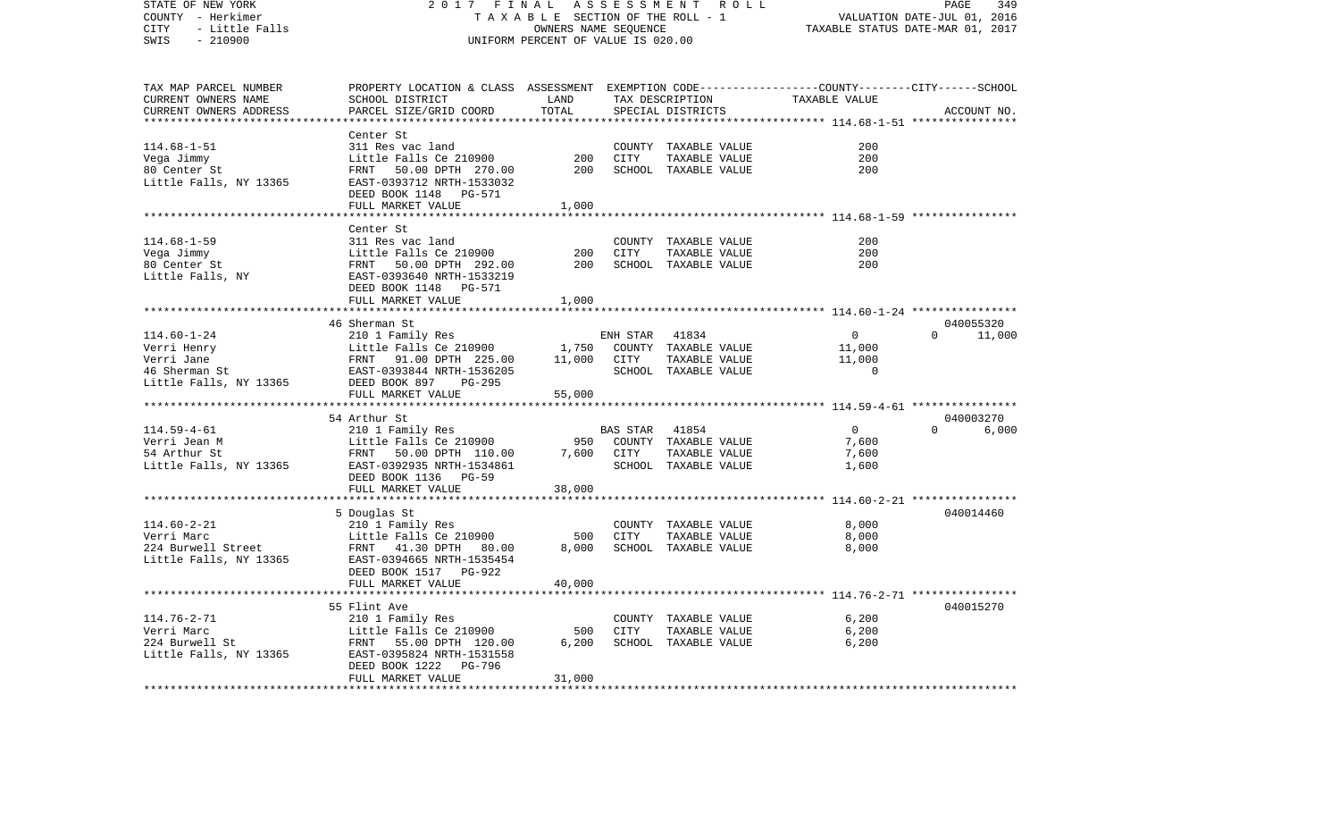STATE OF NEW YORK 2017 FINAL ASSESSMENT ROLL
COUNTY - Herkimer TAXABLE SECTION OF THE ROLL - 1 VALUATION DATE-JUL 01, 2016
CITY - Little Falls OWNERS NAME SEQUENCE TAXABLE STATUS DATE-MAR 01, 2017
SWIS - 210900 UNIFORM PERCENT OF VALUE IS 020.00

| TAX MAP PARCEL NUMBER / CURRENT OWNERS NAME / CURRENT OWNERS ADDRESS | PROPERTY LOCATION & CLASS / SCHOOL DISTRICT / PARCEL SIZE/GRID COORD | ASSESSMENT LAND | TOTAL | EXEMPTION CODE / TAX DESCRIPTION / SPECIAL DISTRICTS | COUNTY | CITY | SCHOOL | ACCOUNT NO. |
|---|---|---|---|---|---|---|---|---|
| 114.68-1-51 | Center St | | | | | | | |
| | 311 Res vac land | | | COUNTY TAXABLE VALUE | 200 | | | |
| Vega Jimmy | Little Falls Ce 210900 | 200 | | CITY TAXABLE VALUE | | 200 | | |
| 80 Center St | FRNT 50.00 DPTH 270.00 | | 200 | SCHOOL TAXABLE VALUE | | | 200 | |
| Little Falls, NY 13365 | EAST-0393712 NRTH-1533032 | | | | | | | |
| | DEED BOOK 1148 PG-571 | | | | | | | |
| | FULL MARKET VALUE | | 1,000 | | | | | |
| 114.68-1-59 | Center St | | | | | | | |
| | 311 Res vac land | | | COUNTY TAXABLE VALUE | 200 | | | |
| Vega Jimmy | Little Falls Ce 210900 | 200 | | CITY TAXABLE VALUE | | 200 | | |
| 80 Center St | FRNT 50.00 DPTH 292.00 | | 200 | SCHOOL TAXABLE VALUE | | | 200 | |
| Little Falls, NY | EAST-0393640 NRTH-1533219 | | | | | | | |
| | DEED BOOK 1148 PG-571 | | | | | | | |
| | FULL MARKET VALUE | | 1,000 | | | | | |
| 114.60-1-24 | 46 Sherman St | | | | | | | 040055320 |
| | 210 1 Family Res | | | ENH STAR 41834 | 0 | 0 | 11,000 | |
| Verri Henry | Little Falls Ce 210900 | 1,750 | | COUNTY TAXABLE VALUE | 11,000 | | | |
| Verri Jane | FRNT 91.00 DPTH 225.00 | | 11,000 | CITY TAXABLE VALUE | | 11,000 | | |
| 46 Sherman St | EAST-0393844 NRTH-1536205 | | | SCHOOL TAXABLE VALUE | | | 0 | |
| Little Falls, NY 13365 | DEED BOOK 897 PG-295 | | | | | | | |
| | FULL MARKET VALUE | | 55,000 | | | | | |
| 114.59-4-61 | 54 Arthur St | | | | | | | 040003270 |
| | 210 1 Family Res | | | BAS STAR 41854 | 0 | 0 | 6,000 | |
| Verri Jean M | Little Falls Ce 210900 | 950 | | COUNTY TAXABLE VALUE | 7,600 | | | |
| 54 Arthur St | FRNT 50.00 DPTH 110.00 | | 7,600 | CITY TAXABLE VALUE | | 7,600 | | |
| Little Falls, NY 13365 | EAST-0392935 NRTH-1534861 | | | SCHOOL TAXABLE VALUE | | | 1,600 | |
| | DEED BOOK 1136 PG-59 | | | | | | | |
| | FULL MARKET VALUE | | 38,000 | | | | | |
| 114.60-2-21 | 5 Douglas St | | | | | | | 040014460 |
| | 210 1 Family Res | | | COUNTY TAXABLE VALUE | 8,000 | | | |
| Verri Marc | Little Falls Ce 210900 | 500 | | CITY TAXABLE VALUE | | 8,000 | | |
| 224 Burwell Street | FRNT 41.30 DPTH 80.00 | | 8,000 | SCHOOL TAXABLE VALUE | | | 8,000 | |
| Little Falls, NY 13365 | EAST-0394665 NRTH-1535454 | | | | | | | |
| | DEED BOOK 1517 PG-922 | | | | | | | |
| | FULL MARKET VALUE | | 40,000 | | | | | |
| 114.76-2-71 | 55 Flint Ave | | | | | | | 040015270 |
| | 210 1 Family Res | | | COUNTY TAXABLE VALUE | 6,200 | | | |
| Verri Marc | Little Falls Ce 210900 | 500 | | CITY TAXABLE VALUE | | 6,200 | | |
| 224 Burwell St | FRNT 55.00 DPTH 120.00 | | 6,200 | SCHOOL TAXABLE VALUE | | | 6,200 | |
| Little Falls, NY 13365 | EAST-0395824 NRTH-1531558 | | | | | | | |
| | DEED BOOK 1222 PG-796 | | | | | | | |
| | FULL MARKET VALUE | | 31,000 | | | | | |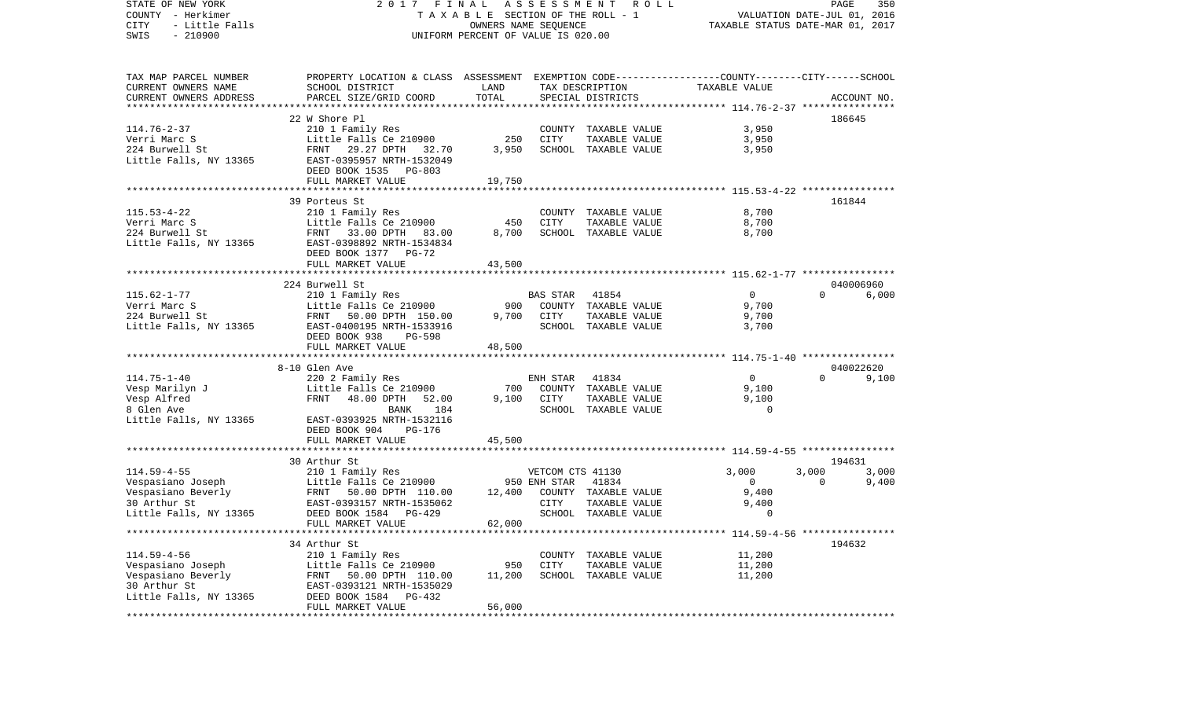STATE OF NEW YORK — 2017 FINAL ASSESSMENT ROLL — PAGE 350
COUNTY - Herkimer — TAXABLE SECTION OF THE ROLL - 1 — VALUATION DATE-JUL 01, 2016
CITY - Little Falls — OWNERS NAME SEQUENCE — TAXABLE STATUS DATE-MAR 01, 2017
SWIS - 210900 — UNIFORM PERCENT OF VALUE IS 020.00

| TAX MAP PARCEL NUMBER / CURRENT OWNERS NAME / CURRENT OWNERS ADDRESS | PROPERTY LOCATION & CLASS / SCHOOL DISTRICT / PARCEL SIZE/GRID COORD | ASSESSMENT LAND | TOTAL | EXEMPTION CODE / TAX DESCRIPTION / SPECIAL DISTRICTS | COUNTY | CITY | SCHOOL | ACCOUNT NO. |
|---|---|---|---|---|---|---|---|---|
| **114.76-2-37** | 22 W Shore Pl | | | | | | | 186645 |
| Verri Marc S | 210 1 Family Res | | | COUNTY TAXABLE VALUE | 3,950 | | | |
| 224 Burwell St | Little Falls Ce 210900 | 250 | | CITY TAXABLE VALUE | | 3,950 | | |
| Little Falls, NY 13365 | FRNT 29.27 DPTH 32.70 | | 3,950 | SCHOOL TAXABLE VALUE | | | 3,950 | |
| | EAST-0395957 NRTH-1532049 | | | | | | | |
| | DEED BOOK 1535 PG-803 | | | | | | | |
| | FULL MARKET VALUE | | 19,750 | | | | | |
| **115.53-4-22** | 39 Porteus St | | | | | | | 161844 |
| Verri Marc S | 210 1 Family Res | | | COUNTY TAXABLE VALUE | 8,700 | | | |
| 224 Burwell St | Little Falls Ce 210900 | 450 | | CITY TAXABLE VALUE | | 8,700 | | |
| Little Falls, NY 13365 | FRNT 33.00 DPTH 83.00 | | 8,700 | SCHOOL TAXABLE VALUE | | | 8,700 | |
| | EAST-0398892 NRTH-1534834 | | | | | | | |
| | DEED BOOK 1377 PG-72 | | | | | | | |
| | FULL MARKET VALUE | | 43,500 | | | | | |
| **115.62-1-77** | 224 Burwell St | | | | | | | 040006960 |
| Verri Marc S | 210 1 Family Res | | | BAS STAR 41854 | 0 | | 0 | 6,000 |
| 224 Burwell St | Little Falls Ce 210900 | 900 | | COUNTY TAXABLE VALUE | 9,700 | | | |
| Little Falls, NY 13365 | FRNT 50.00 DPTH 150.00 | | 9,700 | CITY TAXABLE VALUE | | 9,700 | | |
| | EAST-0400195 NRTH-1533916 | | | SCHOOL TAXABLE VALUE | | | 3,700 | |
| | DEED BOOK 938 PG-598 | | | | | | | |
| | FULL MARKET VALUE | | 48,500 | | | | | |
| **114.75-1-40** | 8-10 Glen Ave | | | | | | | 040022620 |
| Vesp Marilyn J | 220 2 Family Res | | | ENH STAR 41834 | 0 | | 0 | 9,100 |
| Vesp Alfred | Little Falls Ce 210900 | 700 | | COUNTY TAXABLE VALUE | 9,100 | | | |
| 8 Glen Ave | FRNT 48.00 DPTH 52.00 | | 9,100 | CITY TAXABLE VALUE | | 9,100 | | |
| Little Falls, NY 13365 | BANK 184 | | | SCHOOL TAXABLE VALUE | | | 0 | |
| | EAST-0393925 NRTH-1532116 | | | | | | | |
| | DEED BOOK 904 PG-176 | | | | | | | |
| | FULL MARKET VALUE | | 45,500 | | | | | |
| **114.59-4-55** | 30 Arthur St | | | | | | | 194631 |
| Vespasiano Joseph | 210 1 Family Res | | | VETCOM CTS 41130 | 3,000 | 3,000 | | 3,000 |
| Vespasiano Beverly | Little Falls Ce 210900 | 950 | | ENH STAR 41834 | 0 | 0 | | 9,400 |
| 30 Arthur St | FRNT 50.00 DPTH 110.00 | | 12,400 | COUNTY TAXABLE VALUE | 9,400 | | | |
| Little Falls, NY 13365 | EAST-0393157 NRTH-1535062 | | | CITY TAXABLE VALUE | | 9,400 | | |
| | DEED BOOK 1584 PG-429 | | | SCHOOL TAXABLE VALUE | | | 0 | |
| | FULL MARKET VALUE | | 62,000 | | | | | |
| **114.59-4-56** | 34 Arthur St | | | | | | | 194632 |
| Vespasiano Joseph | 210 1 Family Res | | | COUNTY TAXABLE VALUE | 11,200 | | | |
| Vespasiano Beverly | Little Falls Ce 210900 | 950 | | CITY TAXABLE VALUE | | 11,200 | | |
| 30 Arthur St | FRNT 50.00 DPTH 110.00 | | 11,200 | SCHOOL TAXABLE VALUE | | | 11,200 | |
| Little Falls, NY 13365 | EAST-0393121 NRTH-1535029 | | | | | | | |
| | DEED BOOK 1584 PG-432 | | | | | | | |
| | FULL MARKET VALUE | | 56,000 | | | | | |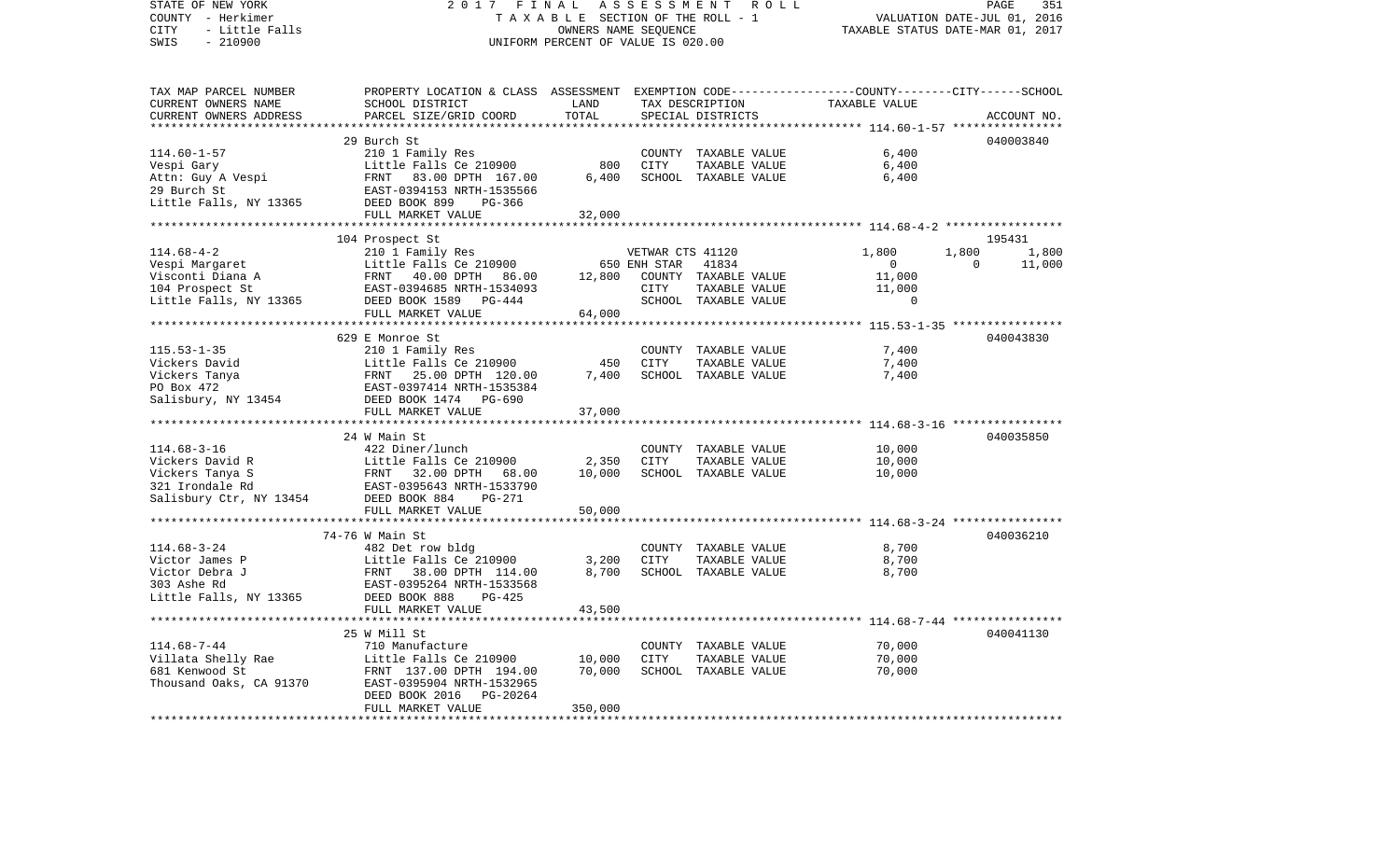STATE OF NEW YORK | 2017 FINAL ASSESSMENT ROLL | PAGE 351
COUNTY - Herkimer | TAXABLE SECTION OF THE ROLL - 1 | VALUATION DATE-JUL 01, 2016
CITY - Little Falls | OWNERS NAME SEQUENCE | TAXABLE STATUS DATE-MAR 01, 2017
SWIS - 210900 | UNIFORM PERCENT OF VALUE IS 020.00

| TAX MAP PARCEL NUMBER / CURRENT OWNERS NAME / CURRENT OWNERS ADDRESS | PROPERTY LOCATION & CLASS / SCHOOL DISTRICT / PARCEL SIZE/GRID COORD | ASSESSMENT LAND | TOTAL | EXEMPTION CODE / TAX DESCRIPTION / SPECIAL DISTRICTS | COUNTY | CITY | SCHOOL TAXABLE VALUE | ACCOUNT NO. |
|---|---|---|---|---|---|---|---|---|
| | 29 Burch St | | | | | | | 040003840 |
| 114.60-1-57 | 210 1 Family Res | | | COUNTY TAXABLE VALUE | 6,400 | | | |
| Vespi Gary | Little Falls Ce 210900 | 800 | | CITY TAXABLE VALUE | | 6,400 | | |
| Attn: Guy A Vespi | FRNT 83.00 DPTH 167.00 | | 6,400 | SCHOOL TAXABLE VALUE | | | 6,400 | |
| 29 Burch St | EAST-0394153 NRTH-1535566 | | | | | | | |
| Little Falls, NY 13365 | DEED BOOK 899 PG-366 | | | | | | | |
| | FULL MARKET VALUE | | 32,000 | | | | | |
| | 104 Prospect St | | | | | | | 195431 |
| 114.68-4-2 | 210 1 Family Res | | | VETWAR CTS 41120 | 1,800 | 1,800 | 1,800 | |
| Vespi Margaret | Little Falls Ce 210900 | 650 | | ENH STAR 41834 | 0 | 0 | 11,000 | |
| Visconti Diana A | FRNT 40.00 DPTH 86.00 | | 12,800 | COUNTY TAXABLE VALUE | 11,000 | | | |
| 104 Prospect St | EAST-0394685 NRTH-1534093 | | | CITY TAXABLE VALUE | | 11,000 | | |
| Little Falls, NY 13365 | DEED BOOK 1589 PG-444 | | | SCHOOL TAXABLE VALUE | | | 0 | |
| | FULL MARKET VALUE | | 64,000 | | | | | |
| | 629 E Monroe St | | | | | | | 040043830 |
| 115.53-1-35 | 210 1 Family Res | | | COUNTY TAXABLE VALUE | 7,400 | | | |
| Vickers David | Little Falls Ce 210900 | 450 | | CITY TAXABLE VALUE | | 7,400 | | |
| Vickers Tanya | FRNT 25.00 DPTH 120.00 | | 7,400 | SCHOOL TAXABLE VALUE | | | 7,400 | |
| PO Box 472 | EAST-0397414 NRTH-1535384 | | | | | | | |
| Salisbury, NY 13454 | DEED BOOK 1474 PG-690 | | | | | | | |
| | FULL MARKET VALUE | | 37,000 | | | | | |
| | 24 W Main St | | | | | | | 040035850 |
| 114.68-3-16 | 422 Diner/lunch | | | COUNTY TAXABLE VALUE | 10,000 | | | |
| Vickers David R | Little Falls Ce 210900 | 2,350 | | CITY TAXABLE VALUE | | 10,000 | | |
| Vickers Tanya S | FRNT 32.00 DPTH 68.00 | | 10,000 | SCHOOL TAXABLE VALUE | | | 10,000 | |
| 321 Irondale Rd | EAST-0395643 NRTH-1533790 | | | | | | | |
| Salisbury Ctr, NY 13454 | DEED BOOK 884 PG-271 | | | | | | | |
| | FULL MARKET VALUE | | 50,000 | | | | | |
| | 74-76 W Main St | | | | | | | 040036210 |
| 114.68-3-24 | 482 Det row bldg | | | COUNTY TAXABLE VALUE | 8,700 | | | |
| Victor James P | Little Falls Ce 210900 | 3,200 | | CITY TAXABLE VALUE | | 8,700 | | |
| Victor Debra J | FRNT 38.00 DPTH 114.00 | | 8,700 | SCHOOL TAXABLE VALUE | | | 8,700 | |
| 303 Ashe Rd | EAST-0395264 NRTH-1533568 | | | | | | | |
| Little Falls, NY 13365 | DEED BOOK 888 PG-425 | | | | | | | |
| | FULL MARKET VALUE | | 43,500 | | | | | |
| | 25 W Mill St | | | | | | | 040041130 |
| 114.68-7-44 | 710 Manufacture | | | COUNTY TAXABLE VALUE | 70,000 | | | |
| Villata Shelly Rae | Little Falls Ce 210900 | 10,000 | | CITY TAXABLE VALUE | | 70,000 | | |
| 681 Kenwood St | FRNT 137.00 DPTH 194.00 | | 70,000 | SCHOOL TAXABLE VALUE | | | 70,000 | |
| Thousand Oaks, CA 91370 | EAST-0395904 NRTH-1532965 | | | | | | | |
| | DEED BOOK 2016 PG-20264 | | | | | | | |
| | FULL MARKET VALUE | | 350,000 | | | | | |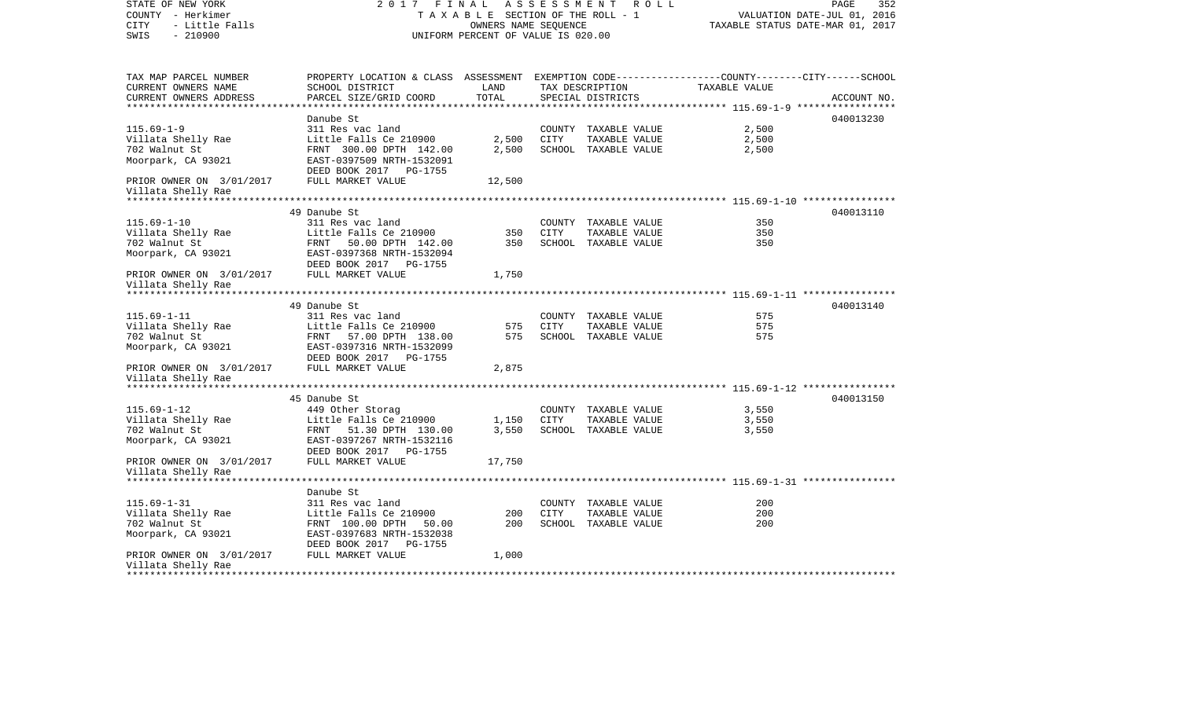STATE OF NEW YORK 2017 FINAL ASSESSMENT ROLL
COUNTY - Herkimer TAXABLE SECTION OF THE ROLL - 1 VALUATION DATE-JUL 01, 2016
CITY - Little Falls OWNERS NAME SEQUENCE TAXABLE STATUS DATE-MAR 01, 2017
SWIS - 210900 UNIFORM PERCENT OF VALUE IS 020.00

| TAX MAP PARCEL NUMBER / CURRENT OWNERS NAME / CURRENT OWNERS ADDRESS | PROPERTY LOCATION & CLASS / SCHOOL DISTRICT / PARCEL SIZE/GRID COORD | ASSESSMENT LAND | TOTAL | EXEMPTION CODE / TAX DESCRIPTION / SPECIAL DISTRICTS | TAXABLE VALUE (COUNTY / CITY / SCHOOL) | ACCOUNT NO. |
|---|---|---|---|---|---|---|
| **115.69-1-9** | Danube St | | | | | 040013230 |
| Villata Shelly Rae | 311 Res vac land | | | COUNTY TAXABLE VALUE | 2,500 | |
| 702 Walnut St | Little Falls Ce 210900 | 2,500 | | CITY TAXABLE VALUE | 2,500 | |
| Moorpark, CA 93021 | FRNT 300.00 DPTH 142.00 | | 2,500 | SCHOOL TAXABLE VALUE | 2,500 | |
| | EAST-0397509 NRTH-1532091 | | | | | |
| | DEED BOOK 2017 PG-1755 | | | | | |
| PRIOR OWNER ON 3/01/2017 Villata Shelly Rae | FULL MARKET VALUE | | 12,500 | | | |
| **115.69-1-10** | 49 Danube St | | | | | 040013110 |
| Villata Shelly Rae | 311 Res vac land | | | COUNTY TAXABLE VALUE | 350 | |
| 702 Walnut St | Little Falls Ce 210900 | 350 | | CITY TAXABLE VALUE | 350 | |
| Moorpark, CA 93021 | FRNT 50.00 DPTH 142.00 | | 350 | SCHOOL TAXABLE VALUE | 350 | |
| | EAST-0397368 NRTH-1532094 | | | | | |
| | DEED BOOK 2017 PG-1755 | | | | | |
| PRIOR OWNER ON 3/01/2017 Villata Shelly Rae | FULL MARKET VALUE | | 1,750 | | | |
| **115.69-1-11** | 49 Danube St | | | | | 040013140 |
| Villata Shelly Rae | 311 Res vac land | | | COUNTY TAXABLE VALUE | 575 | |
| 702 Walnut St | Little Falls Ce 210900 | 575 | | CITY TAXABLE VALUE | 575 | |
| Moorpark, CA 93021 | FRNT 57.00 DPTH 138.00 | | 575 | SCHOOL TAXABLE VALUE | 575 | |
| | EAST-0397316 NRTH-1532099 | | | | | |
| | DEED BOOK 2017 PG-1755 | | | | | |
| PRIOR OWNER ON 3/01/2017 Villata Shelly Rae | FULL MARKET VALUE | | 2,875 | | | |
| **115.69-1-12** | 45 Danube St | | | | | 040013150 |
| Villata Shelly Rae | 449 Other Storag | | | COUNTY TAXABLE VALUE | 3,550 | |
| 702 Walnut St | Little Falls Ce 210900 | 1,150 | | CITY TAXABLE VALUE | 3,550 | |
| Moorpark, CA 93021 | FRNT 51.30 DPTH 130.00 | | 3,550 | SCHOOL TAXABLE VALUE | 3,550 | |
| | EAST-0397267 NRTH-1532116 | | | | | |
| | DEED BOOK 2017 PG-1755 | | | | | |
| PRIOR OWNER ON 3/01/2017 Villata Shelly Rae | FULL MARKET VALUE | | 17,750 | | | |
| **115.69-1-31** | Danube St | | | | | |
| Villata Shelly Rae | 311 Res vac land | | | COUNTY TAXABLE VALUE | 200 | |
| 702 Walnut St | Little Falls Ce 210900 | 200 | | CITY TAXABLE VALUE | 200 | |
| Moorpark, CA 93021 | FRNT 100.00 DPTH 50.00 | | 200 | SCHOOL TAXABLE VALUE | 200 | |
| | EAST-0397683 NRTH-1532038 | | | | | |
| | DEED BOOK 2017 PG-1755 | | | | | |
| PRIOR OWNER ON 3/01/2017 Villata Shelly Rae | FULL MARKET VALUE | | 1,000 | | | |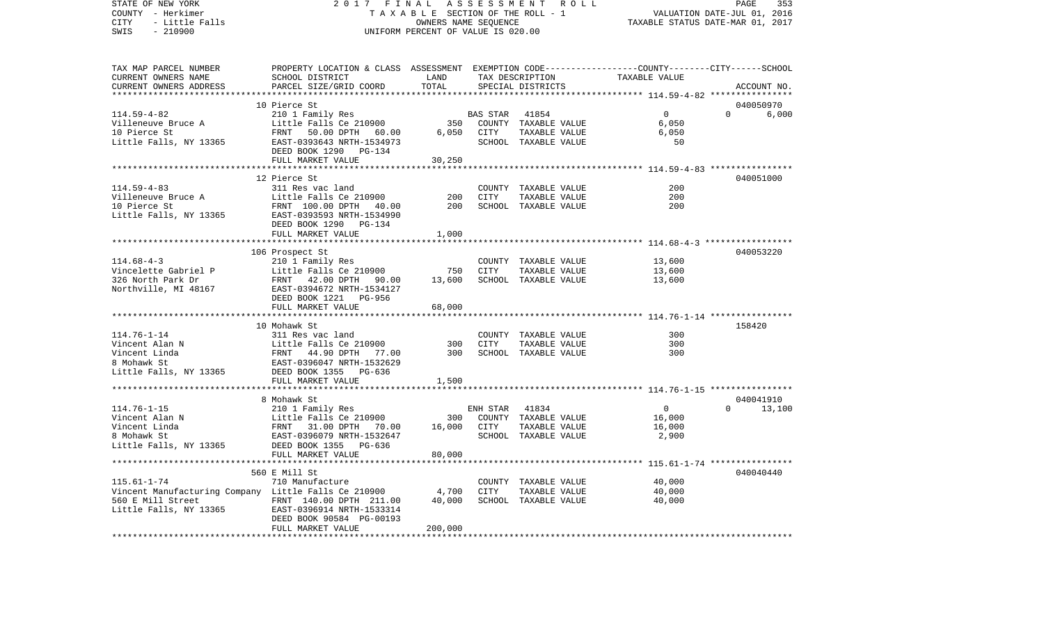STATE OF NEW YORK 2017 FINAL ASSESSMENT ROLL
COUNTY - Herkimer TAXABLE SECTION OF THE ROLL - 1 VALUATION DATE-JUL 01, 2016
CITY - Little Falls OWNERS NAME SEQUENCE TAXABLE STATUS DATE-MAR 01, 2017
SWIS - 210900 UNIFORM PERCENT OF VALUE IS 020.00

| TAX MAP PARCEL NUMBER / CURRENT OWNERS NAME / CURRENT OWNERS ADDRESS | PROPERTY LOCATION & CLASS / SCHOOL DISTRICT / PARCEL SIZE/GRID COORD | ASSESSMENT LAND | TOTAL | EXEMPTION CODE / TAX DESCRIPTION / SPECIAL DISTRICTS | COUNTY / CITY TAXABLE VALUE | SCHOOL | ACCOUNT NO. |
|---|---|---|---|---|---|---|---|
| **114.59-4-82** | 10 Pierce St | | | | | | 040050970 |
| 114.59-4-82 | 210 1 Family Res | | | BAS STAR 41854 | 0 | 0 | 6,000 |
| Villeneuve Bruce A | Little Falls Ce 210900 | 350 | | COUNTY TAXABLE VALUE | 6,050 | | |
| 10 Pierce St | FRNT 50.00 DPTH 60.00 | | 6,050 | CITY TAXABLE VALUE | 6,050 | | |
| Little Falls, NY 13365 | EAST-0393643 NRTH-1534973 | | | SCHOOL TAXABLE VALUE | 50 | | |
| | DEED BOOK 1290 PG-134 | | | | | | |
| | FULL MARKET VALUE | | 30,250 | | | | |
| **114.59-4-83** | 12 Pierce St | | | | | | 040051000 |
| 114.59-4-83 | 311 Res vac land | | | COUNTY TAXABLE VALUE | 200 | | |
| Villeneuve Bruce A | Little Falls Ce 210900 | 200 | | CITY TAXABLE VALUE | 200 | | |
| 10 Pierce St | FRNT 100.00 DPTH 40.00 | | 200 | SCHOOL TAXABLE VALUE | 200 | | |
| Little Falls, NY 13365 | EAST-0393593 NRTH-1534990 | | | | | | |
| | DEED BOOK 1290 PG-134 | | | | | | |
| | FULL MARKET VALUE | | 1,000 | | | | |
| **114.68-4-3** | 106 Prospect St | | | | | | 040053220 |
| 114.68-4-3 | 210 1 Family Res | | | COUNTY TAXABLE VALUE | 13,600 | | |
| Vincelette Gabriel P | Little Falls Ce 210900 | 750 | | CITY TAXABLE VALUE | 13,600 | | |
| 326 North Park Dr | FRNT 42.00 DPTH 90.00 | | 13,600 | SCHOOL TAXABLE VALUE | 13,600 | | |
| Northville, MI 48167 | EAST-0394672 NRTH-1534127 | | | | | | |
| | DEED BOOK 1221 PG-956 | | | | | | |
| | FULL MARKET VALUE | | 68,000 | | | | |
| **114.76-1-14** | 10 Mohawk St | | | | | | 158420 |
| 114.76-1-14 | 311 Res vac land | | | COUNTY TAXABLE VALUE | 300 | | |
| Vincent Alan N | Little Falls Ce 210900 | 300 | | CITY TAXABLE VALUE | 300 | | |
| Vincent Linda | FRNT 44.90 DPTH 77.00 | | 300 | SCHOOL TAXABLE VALUE | 300 | | |
| 8 Mohawk St | EAST-0396047 NRTH-1532629 | | | | | | |
| Little Falls, NY 13365 | DEED BOOK 1355 PG-636 | | | | | | |
| | FULL MARKET VALUE | | 1,500 | | | | |
| **114.76-1-15** | 8 Mohawk St | | | | | | 040041910 |
| 114.76-1-15 | 210 1 Family Res | | | ENH STAR 41834 | 0 | 0 | 13,100 |
| Vincent Alan N | Little Falls Ce 210900 | 300 | | COUNTY TAXABLE VALUE | 16,000 | | |
| Vincent Linda | FRNT 31.00 DPTH 70.00 | | 16,000 | CITY TAXABLE VALUE | 16,000 | | |
| 8 Mohawk St | EAST-0396079 NRTH-1532647 | | | SCHOOL TAXABLE VALUE | 2,900 | | |
| Little Falls, NY 13365 | DEED BOOK 1355 PG-636 | | | | | | |
| | FULL MARKET VALUE | | 80,000 | | | | |
| **115.61-1-74** | 560 E Mill St | | | | | | 040040440 |
| 115.61-1-74 | 710 Manufacture | | | COUNTY TAXABLE VALUE | 40,000 | | |
| Vincent Manufacturing Company | Little Falls Ce 210900 | 4,700 | | CITY TAXABLE VALUE | 40,000 | | |
| 560 E Mill Street | FRNT 140.00 DPTH 211.00 | | 40,000 | SCHOOL TAXABLE VALUE | 40,000 | | |
| Little Falls, NY 13365 | EAST-0396914 NRTH-1533314 | | | | | | |
| | DEED BOOK 90584 PG-00193 | | | | | | |
| | FULL MARKET VALUE | | 200,000 | | | | |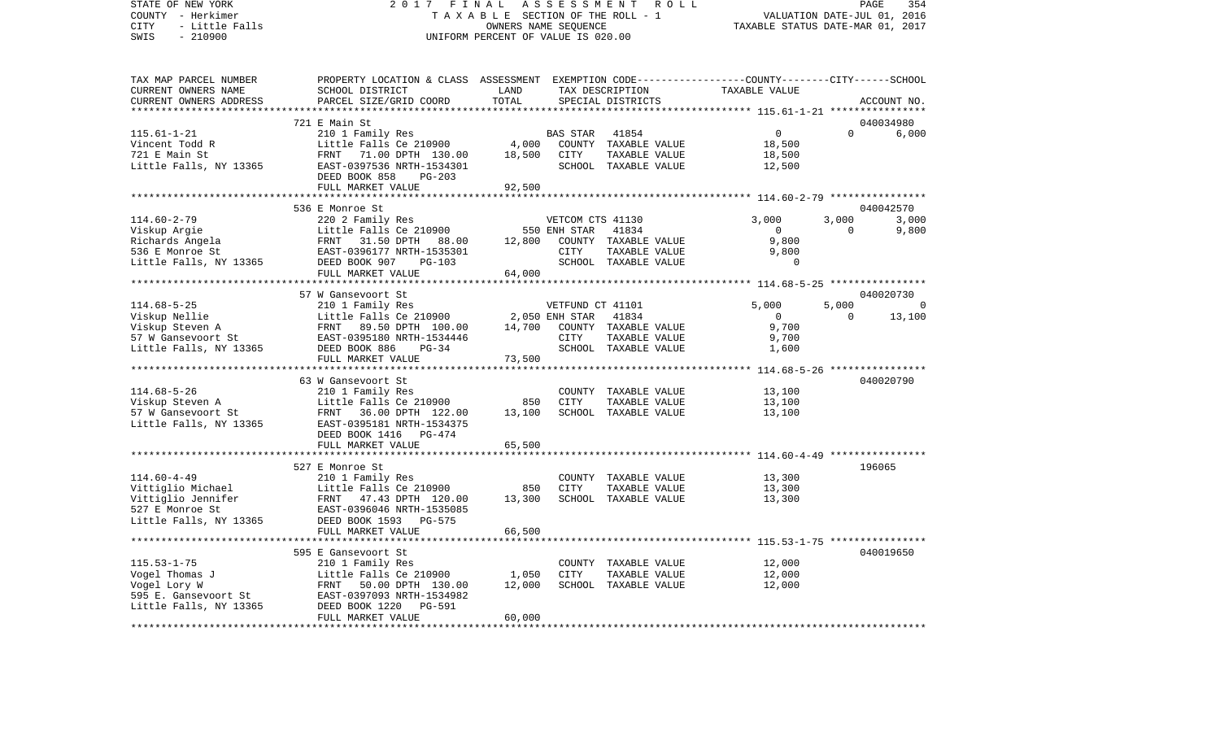STATE OF NEW YORK | COUNTY - Herkimer | CITY - Little Falls | SWIS - 210900

2017 FINAL ASSESSMENT ROLL
TAXABLE SECTION OF THE ROLL - 1
OWNERS NAME SEQUENCE
UNIFORM PERCENT OF VALUE IS 020.00

VALUATION DATE-JUL 01, 2016
TAXABLE STATUS DATE-MAR 01, 2017

| TAX MAP PARCEL NUMBER / CURRENT OWNERS NAME / CURRENT OWNERS ADDRESS | PROPERTY LOCATION & CLASS / SCHOOL DISTRICT / PARCEL SIZE/GRID COORD | ASSESSMENT LAND | TOTAL | EXEMPTION CODE / TAX DESCRIPTION / SPECIAL DISTRICTS | COUNTY TAXABLE VALUE | CITY | SCHOOL / ACCOUNT NO. |
|---|---|---|---|---|---|---|---|
| **115.61-1-21** | 721 E Main St | | | | | | 040034980 |
| Vincent Todd R | 210 1 Family Res | | | BAS STAR 41854 | 0 | 0 | 6,000 |
| 721 E Main St | Little Falls Ce 210900 | 4,000 | | COUNTY TAXABLE VALUE | 18,500 | | |
| Little Falls, NY 13365 | FRNT 71.00 DPTH 130.00 | | 18,500 | CITY TAXABLE VALUE | 18,500 | | |
| | EAST-0397536 NRTH-1534301 | | | SCHOOL TAXABLE VALUE | 12,500 | | |
| | DEED BOOK 858 PG-203 | | | | | | |
| | FULL MARKET VALUE | | 92,500 | | | | |
| **114.60-2-79** | 536 E Monroe St | | | | | | 040042570 |
| Viskup Argie | 220 2 Family Res | | | VETCOM CTS 41130 | 3,000 | 3,000 | 3,000 |
| Richards Angela | Little Falls Ce 210900 | 550 | | ENH STAR 41834 | 0 | 0 | 9,800 |
| 536 E Monroe St | FRNT 31.50 DPTH 88.00 | | 12,800 | COUNTY TAXABLE VALUE | 9,800 | | |
| Little Falls, NY 13365 | EAST-0396177 NRTH-1535301 | | | CITY TAXABLE VALUE | 9,800 | | |
| | DEED BOOK 907 PG-103 | | | SCHOOL TAXABLE VALUE | 0 | | |
| | FULL MARKET VALUE | | 64,000 | | | | |
| **114.68-5-25** | 57 W Gansevoort St | | | | | | 040020730 |
| Viskup Nellie | 210 1 Family Res | | | VETFUND CT 41101 | 5,000 | 5,000 | 0 |
| Viskup Steven A | Little Falls Ce 210900 | 2,050 | | ENH STAR 41834 | 0 | 0 | 13,100 |
| 57 W Gansevoort St | FRNT 89.50 DPTH 100.00 | | 14,700 | COUNTY TAXABLE VALUE | 9,700 | | |
| Little Falls, NY 13365 | EAST-0395180 NRTH-1534446 | | | CITY TAXABLE VALUE | 9,700 | | |
| | DEED BOOK 886 PG-34 | | | SCHOOL TAXABLE VALUE | 1,600 | | |
| | FULL MARKET VALUE | | 73,500 | | | | |
| **114.68-5-26** | 63 W Gansevoort St | | | | | | 040020790 |
| Viskup Steven A | 210 1 Family Res | | | COUNTY TAXABLE VALUE | 13,100 | | |
| 57 W Gansevoort St | Little Falls Ce 210900 | 850 | | CITY TAXABLE VALUE | 13,100 | | |
| Little Falls, NY 13365 | FRNT 36.00 DPTH 122.00 | | 13,100 | SCHOOL TAXABLE VALUE | 13,100 | | |
| | EAST-0395181 NRTH-1534375 | | | | | | |
| | DEED BOOK 1416 PG-474 | | | | | | |
| | FULL MARKET VALUE | | 65,500 | | | | |
| **114.60-4-49** | 527 E Monroe St | | | | | | 196065 |
| Vittiglio Michael | 210 1 Family Res | | | COUNTY TAXABLE VALUE | 13,300 | | |
| Vittiglio Jennifer | Little Falls Ce 210900 | 850 | | CITY TAXABLE VALUE | 13,300 | | |
| 527 E Monroe St | FRNT 47.43 DPTH 120.00 | | 13,300 | SCHOOL TAXABLE VALUE | 13,300 | | |
| Little Falls, NY 13365 | EAST-0396046 NRTH-1535085 | | | | | | |
| | DEED BOOK 1593 PG-575 | | | | | | |
| | FULL MARKET VALUE | | 66,500 | | | | |
| **115.53-1-75** | 595 E Gansevoort St | | | | | | 040019650 |
| Vogel Thomas J | 210 1 Family Res | | | COUNTY TAXABLE VALUE | 12,000 | | |
| Vogel Lory W | Little Falls Ce 210900 | 1,050 | | CITY TAXABLE VALUE | 12,000 | | |
| 595 E. Gansevoort St | FRNT 50.00 DPTH 130.00 | | 12,000 | SCHOOL TAXABLE VALUE | 12,000 | | |
| Little Falls, NY 13365 | EAST-0397093 NRTH-1534982 | | | | | | |
| | DEED BOOK 1220 PG-591 | | | | | | |
| | FULL MARKET VALUE | | 60,000 | | | | |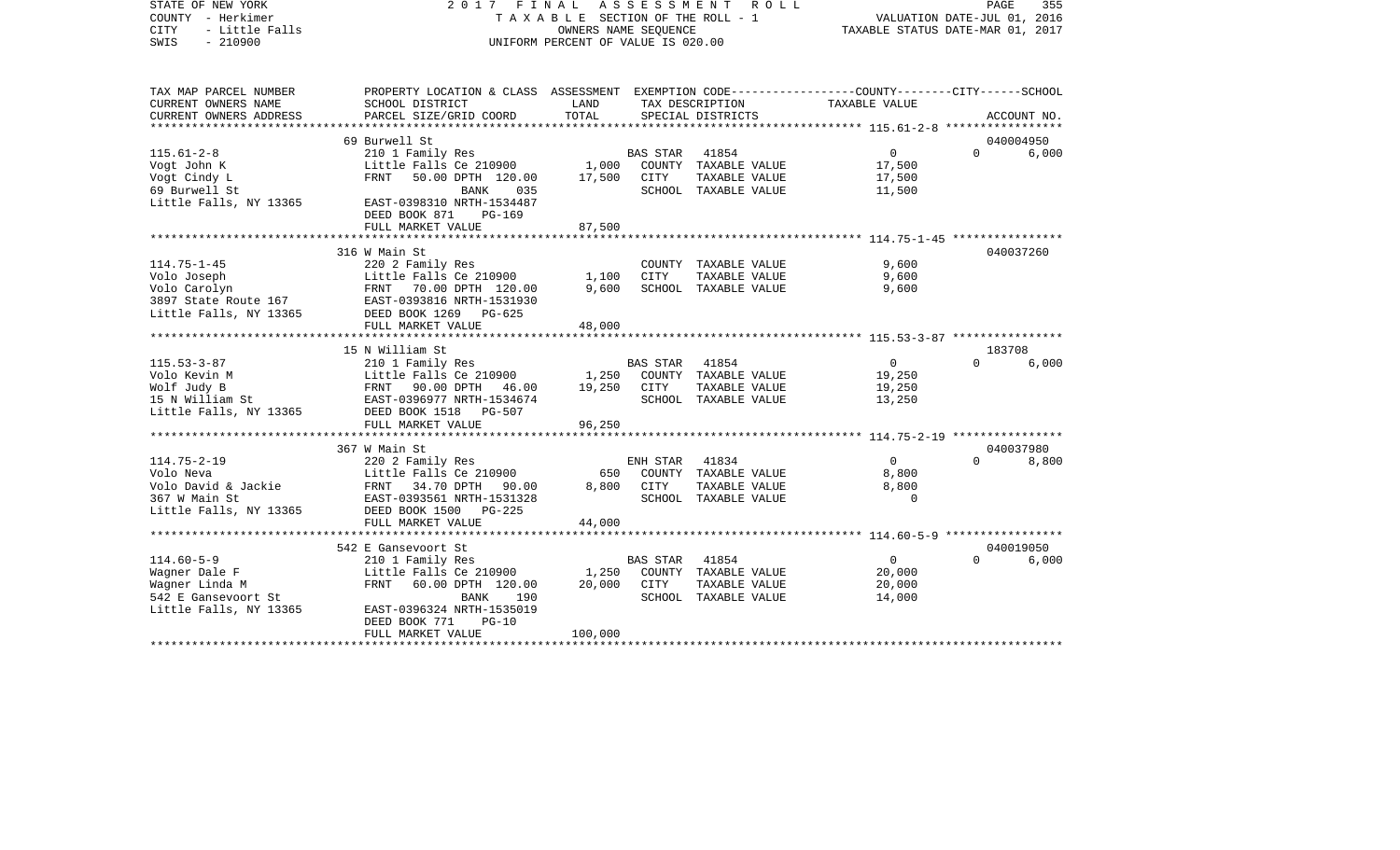STATE OF NEW YORK
COUNTY - Herkimer
CITY - Little Falls
SWIS - 210900

2017 FINAL ASSESSMENT ROLL
TAXABLE SECTION OF THE ROLL - 1
OWNERS NAME SEQUENCE
UNIFORM PERCENT OF VALUE IS 020.00

VALUATION DATE-JUL 01, 2016
TAXABLE STATUS DATE-MAR 01, 2017

| TAX MAP PARCEL NUMBER / CURRENT OWNERS NAME / CURRENT OWNERS ADDRESS | PROPERTY LOCATION & CLASS / SCHOOL DISTRICT / PARCEL SIZE/GRID COORD | ASSESSMENT LAND | TOTAL | EXEMPTION CODE / TAX DESCRIPTION / SPECIAL DISTRICTS | COUNTY / CITY / SCHOOL TAXABLE VALUE | ACCOUNT NO. |
|---|---|---|---|---|---|---|
| | 69 Burwell St | | | | | 040004950 |
| 115.61-2-8 | 210 1 Family Res | | | BAS STAR 41854 | 0 | 0 6,000 |
| Vogt John K | Little Falls Ce 210900 | 1,000 | | COUNTY TAXABLE VALUE | 17,500 | |
| Vogt Cindy L | FRNT 50.00 DPTH 120.00 | | 17,500 | CITY TAXABLE VALUE | 17,500 | |
| 69 Burwell St | BANK 035 | | | SCHOOL TAXABLE VALUE | 11,500 | |
| Little Falls, NY 13365 | EAST-0398310 NRTH-1534487 | | | | | |
| | DEED BOOK 871 PG-169 | | | | | |
| | FULL MARKET VALUE | | 87,500 | | | |
| | 316 W Main St | | | | | 040037260 |
| 114.75-1-45 | 220 2 Family Res | | | COUNTY TAXABLE VALUE | 9,600 | |
| Volo Joseph | Little Falls Ce 210900 | 1,100 | | CITY TAXABLE VALUE | 9,600 | |
| Volo Carolyn | FRNT 70.00 DPTH 120.00 | | 9,600 | SCHOOL TAXABLE VALUE | 9,600 | |
| 3897 State Route 167 | EAST-0393816 NRTH-1531930 | | | | | |
| Little Falls, NY 13365 | DEED BOOK 1269 PG-625 | | | | | |
| | FULL MARKET VALUE | | 48,000 | | | |
| | 15 N William St | | | | | 183708 |
| 115.53-3-87 | 210 1 Family Res | | | BAS STAR 41854 | 0 | 0 6,000 |
| Volo Kevin M | Little Falls Ce 210900 | 1,250 | | COUNTY TAXABLE VALUE | 19,250 | |
| Wolf Judy B | FRNT 90.00 DPTH 46.00 | | 19,250 | CITY TAXABLE VALUE | 19,250 | |
| 15 N William St | EAST-0396977 NRTH-1534674 | | | SCHOOL TAXABLE VALUE | 13,250 | |
| Little Falls, NY 13365 | DEED BOOK 1518 PG-507 | | | | | |
| | FULL MARKET VALUE | | 96,250 | | | |
| | 367 W Main St | | | | | 040037980 |
| 114.75-2-19 | 220 2 Family Res | | | ENH STAR 41834 | 0 | 0 8,800 |
| Volo Neva | Little Falls Ce 210900 | 650 | | COUNTY TAXABLE VALUE | 8,800 | |
| Volo David & Jackie | FRNT 34.70 DPTH 90.00 | | 8,800 | CITY TAXABLE VALUE | 8,800 | |
| 367 W Main St | EAST-0393561 NRTH-1531328 | | | SCHOOL TAXABLE VALUE | 0 | |
| Little Falls, NY 13365 | DEED BOOK 1500 PG-225 | | | | | |
| | FULL MARKET VALUE | | 44,000 | | | |
| | 542 E Gansevoort St | | | | | 040019050 |
| 114.60-5-9 | 210 1 Family Res | | | BAS STAR 41854 | 0 | 0 6,000 |
| Wagner Dale F | Little Falls Ce 210900 | 1,250 | | COUNTY TAXABLE VALUE | 20,000 | |
| Wagner Linda M | FRNT 60.00 DPTH 120.00 | | 20,000 | CITY TAXABLE VALUE | 20,000 | |
| 542 E Gansevoort St | BANK 190 | | | SCHOOL TAXABLE VALUE | 14,000 | |
| Little Falls, NY 13365 | EAST-0396324 NRTH-1535019 | | | | | |
| | DEED BOOK 771 PG-10 | | | | | |
| | FULL MARKET VALUE | | 100,000 | | | |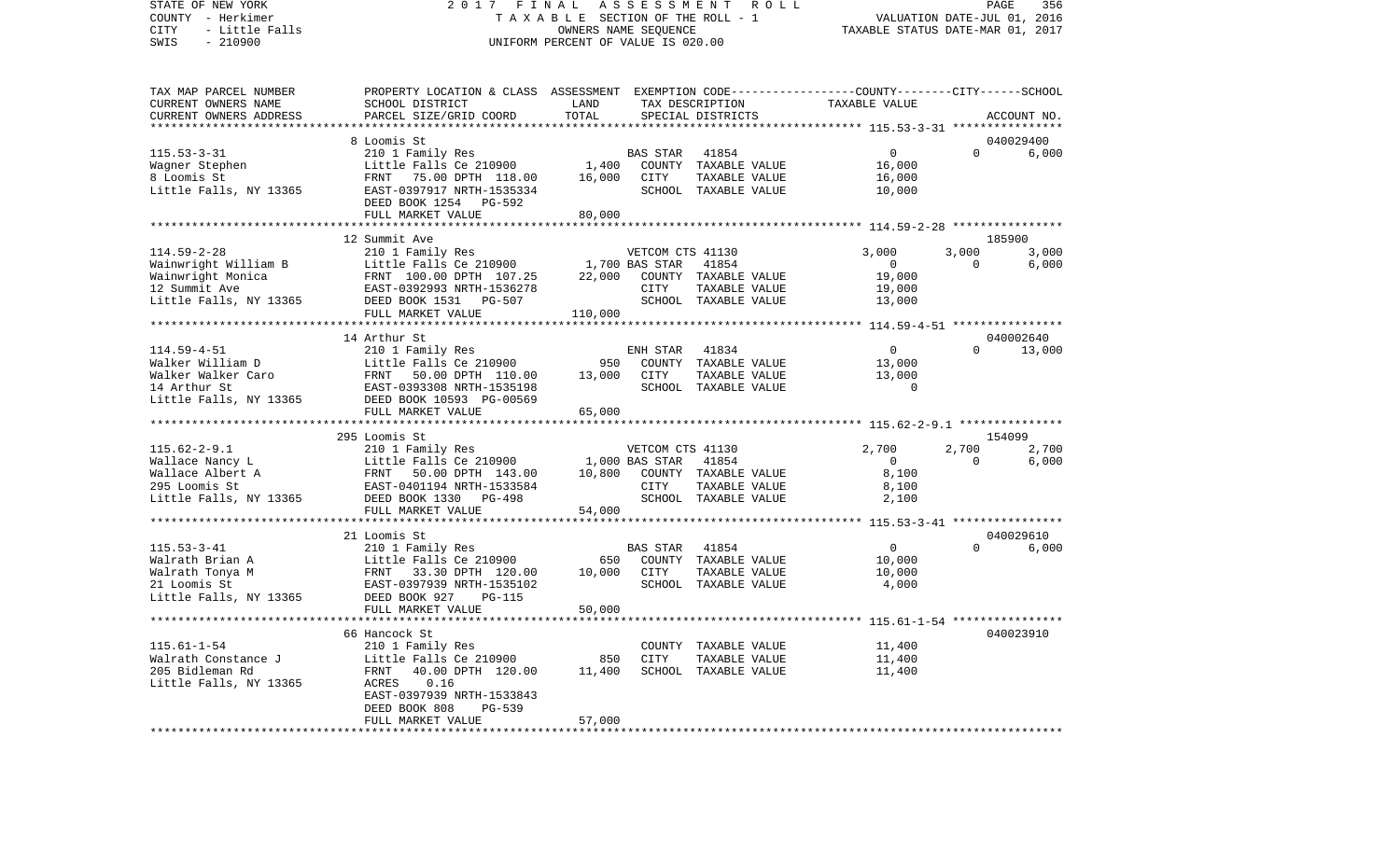STATE OF NEW YORK — 2017 FINAL ASSESSMENT ROLL — PAGE 356
COUNTY - Herkimer — TAXABLE SECTION OF THE ROLL - 1 — VALUATION DATE-JUL 01, 2016
CITY - Little Falls — OWNERS NAME SEQUENCE — TAXABLE STATUS DATE-MAR 01, 2017
SWIS - 210900 — UNIFORM PERCENT OF VALUE IS 020.00

| TAX MAP PARCEL NUMBER / CURRENT OWNERS NAME / CURRENT OWNERS ADDRESS | PROPERTY LOCATION & CLASS / SCHOOL DISTRICT / PARCEL SIZE/GRID COORD | ASSESSMENT LAND / TOTAL | EXEMPTION CODE / TAX DESCRIPTION / SPECIAL DISTRICTS | COUNTY TAXABLE VALUE | CITY | SCHOOL / ACCOUNT NO. |
|---|---|---|---|---|---|---|
| | 8 Loomis St | | | | | 040029400 |
| 115.53-3-31 | 210 1 Family Res | | BAS STAR 41854 | 0 | 0 | 6,000 |
| Wagner Stephen | Little Falls Ce 210900 | 1,400 | COUNTY TAXABLE VALUE | 16,000 | | |
| 8 Loomis St | FRNT 75.00 DPTH 118.00 | 16,000 | CITY TAXABLE VALUE | 16,000 | | |
| Little Falls, NY 13365 | EAST-0397917 NRTH-1535334 | | SCHOOL TAXABLE VALUE | 10,000 | | |
| | DEED BOOK 1254 PG-592 | | | | | |
| | FULL MARKET VALUE | 80,000 | | | | |
| | 12 Summit Ave | | | | | 185900 |
| 114.59-2-28 | 210 1 Family Res | | VETCOM CTS 41130 | 3,000 | 3,000 | 3,000 |
| Wainwright William B | Little Falls Ce 210900 | 1,700 | BAS STAR 41854 | 0 | 0 | 6,000 |
| Wainwright Monica | FRNT 100.00 DPTH 107.25 | 22,000 | COUNTY TAXABLE VALUE | 19,000 | | |
| 12 Summit Ave | EAST-0392993 NRTH-1536278 | | CITY TAXABLE VALUE | 19,000 | | |
| Little Falls, NY 13365 | DEED BOOK 1531 PG-507 | | SCHOOL TAXABLE VALUE | 13,000 | | |
| | FULL MARKET VALUE | 110,000 | | | | |
| | 14 Arthur St | | | | | 040002640 |
| 114.59-4-51 | 210 1 Family Res | | ENH STAR 41834 | 0 | 0 | 13,000 |
| Walker William D | Little Falls Ce 210900 | 950 | COUNTY TAXABLE VALUE | 13,000 | | |
| Walker Walker Caro | FRNT 50.00 DPTH 110.00 | 13,000 | CITY TAXABLE VALUE | 13,000 | | |
| 14 Arthur St | EAST-0393308 NRTH-1535198 | | SCHOOL TAXABLE VALUE | 0 | | |
| Little Falls, NY 13365 | DEED BOOK 10593 PG-00569 | | | | | |
| | FULL MARKET VALUE | 65,000 | | | | |
| | 295 Loomis St | | | | | 154099 |
| 115.62-2-9.1 | 210 1 Family Res | | VETCOM CTS 41130 | 2,700 | 2,700 | 2,700 |
| Wallace Nancy L | Little Falls Ce 210900 | 1,000 | BAS STAR 41854 | 0 | 0 | 6,000 |
| Wallace Albert A | FRNT 50.00 DPTH 143.00 | 10,800 | COUNTY TAXABLE VALUE | 8,100 | | |
| 295 Loomis St | EAST-0401194 NRTH-1533584 | | CITY TAXABLE VALUE | 8,100 | | |
| Little Falls, NY 13365 | DEED BOOK 1330 PG-498 | | SCHOOL TAXABLE VALUE | 2,100 | | |
| | FULL MARKET VALUE | 54,000 | | | | |
| | 21 Loomis St | | | | | 040029610 |
| 115.53-3-41 | 210 1 Family Res | | BAS STAR 41854 | 0 | 0 | 6,000 |
| Walrath Brian A | Little Falls Ce 210900 | 650 | COUNTY TAXABLE VALUE | 10,000 | | |
| Walrath Tonya M | FRNT 33.30 DPTH 120.00 | 10,000 | CITY TAXABLE VALUE | 10,000 | | |
| 21 Loomis St | EAST-0397939 NRTH-1535102 | | SCHOOL TAXABLE VALUE | 4,000 | | |
| Little Falls, NY 13365 | DEED BOOK 927 PG-115 | | | | | |
| | FULL MARKET VALUE | 50,000 | | | | |
| | 66 Hancock St | | | | | 040023910 |
| 115.61-1-54 | 210 1 Family Res | | COUNTY TAXABLE VALUE | 11,400 | | |
| Walrath Constance J | Little Falls Ce 210900 | 850 | CITY TAXABLE VALUE | 11,400 | | |
| 205 Bidleman Rd | FRNT 40.00 DPTH 120.00 | 11,400 | SCHOOL TAXABLE VALUE | 11,400 | | |
| Little Falls, NY 13365 | ACRES 0.16 | | | | | |
| | EAST-0397939 NRTH-1533843 | | | | | |
| | DEED BOOK 808 PG-539 | | | | | |
| | FULL MARKET VALUE | 57,000 | | | | |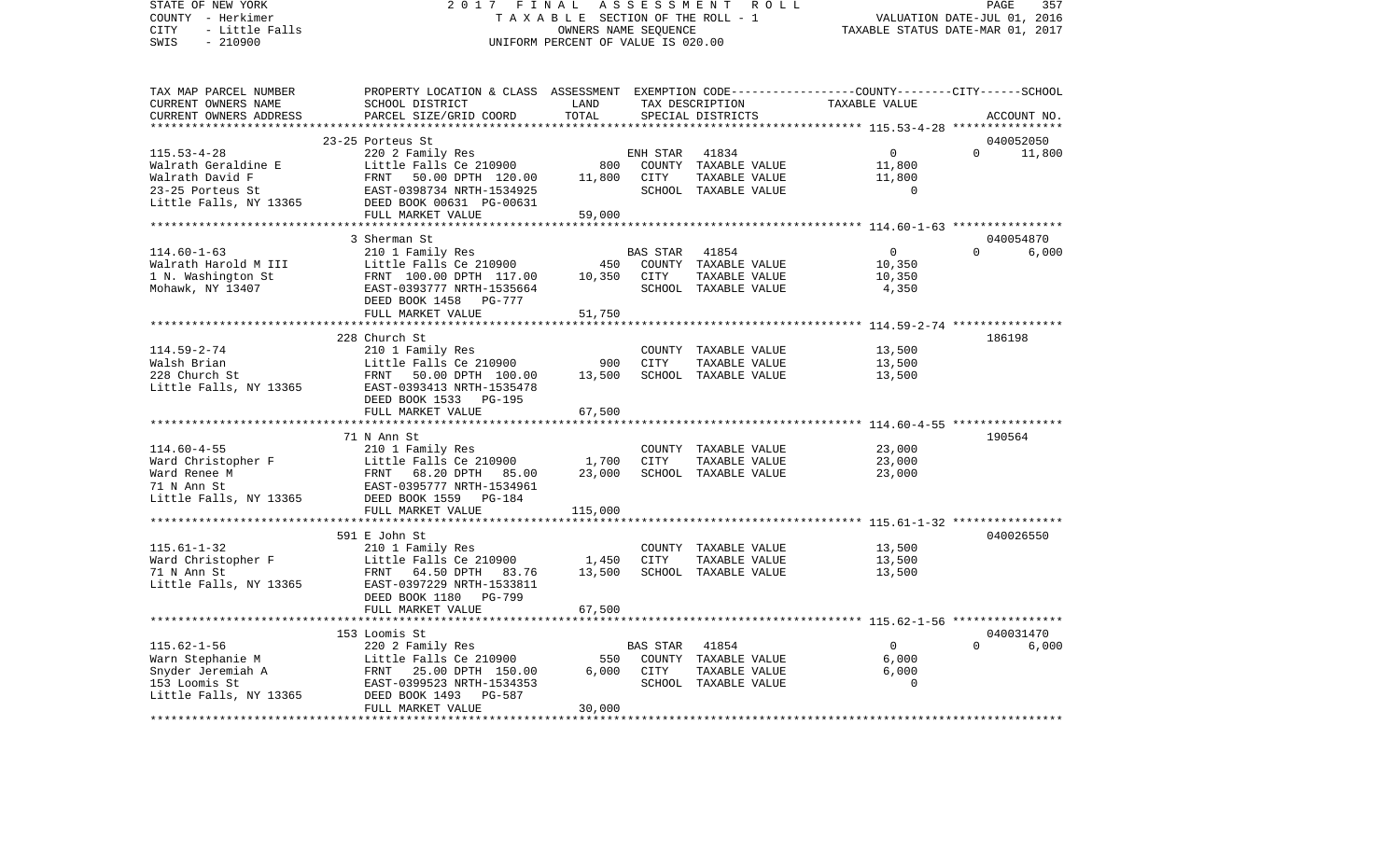STATE OF NEW YORK — 2017 FINAL ASSESSMENT ROLL
COUNTY - Herkimer — TAXABLE SECTION OF THE ROLL - 1 — VALUATION DATE-JUL 01, 2016
CITY - Little Falls — OWNERS NAME SEQUENCE — TAXABLE STATUS DATE-MAR 01, 2017
SWIS - 210900 — UNIFORM PERCENT OF VALUE IS 020.00

| TAX MAP PARCEL NUMBER / CURRENT OWNERS NAME / CURRENT OWNERS ADDRESS | PROPERTY LOCATION & CLASS / SCHOOL DISTRICT / PARCEL SIZE/GRID COORD | ASSESSMENT LAND | TOTAL | EXEMPTION CODE / TAX DESCRIPTION / SPECIAL DISTRICTS | COUNTY | CITY | SCHOOL / ACCOUNT NO. |
|---|---|---|---|---|---|---|---|
| 115.53-4-28 | 23-25 Porteus St | | | | | | 040052050 |
| Walrath Geraldine E | 220 2 Family Res | | | ENH STAR 41834 | 0 | 0 | 11,800 |
| Walrath David F | Little Falls Ce 210900 | 800 | | COUNTY TAXABLE VALUE | 11,800 | | |
| 23-25 Porteus St | FRNT 50.00 DPTH 120.00 | | 11,800 | CITY TAXABLE VALUE | | 11,800 | |
| Little Falls, NY 13365 | EAST-0398734 NRTH-1534925 | | | SCHOOL TAXABLE VALUE | | | 0 |
| | DEED BOOK 00631 PG-00631 | | | | | | |
| | FULL MARKET VALUE | | 59,000 | | | | |
| 114.60-1-63 | 3 Sherman St | | | | | | 040054870 |
| Walrath Harold M III | 210 1 Family Res | | | BAS STAR 41854 | 0 | 0 | 6,000 |
| 1 N. Washington St | Little Falls Ce 210900 | 450 | | COUNTY TAXABLE VALUE | 10,350 | | |
| Mohawk, NY 13407 | FRNT 100.00 DPTH 117.00 | | 10,350 | CITY TAXABLE VALUE | | 10,350 | |
| | EAST-0393777 NRTH-1535664 | | | SCHOOL TAXABLE VALUE | | | 4,350 |
| | DEED BOOK 1458 PG-777 | | | | | | |
| | FULL MARKET VALUE | | 51,750 | | | | |
| 114.59-2-74 | 228 Church St | | | | | | 186198 |
| Walsh Brian | 210 1 Family Res | | | COUNTY TAXABLE VALUE | 13,500 | | |
| 228 Church St | Little Falls Ce 210900 | 900 | | CITY TAXABLE VALUE | | 13,500 | |
| Little Falls, NY 13365 | FRNT 50.00 DPTH 100.00 | | 13,500 | SCHOOL TAXABLE VALUE | | | 13,500 |
| | EAST-0393413 NRTH-1535478 | | | | | | |
| | DEED BOOK 1533 PG-195 | | | | | | |
| | FULL MARKET VALUE | | 67,500 | | | | |
| 114.60-4-55 | 71 N Ann St | | | | | | 190564 |
| Ward Christopher F | 210 1 Family Res | | | COUNTY TAXABLE VALUE | 23,000 | | |
| Ward Renee M | Little Falls Ce 210900 | 1,700 | | CITY TAXABLE VALUE | | 23,000 | |
| 71 N Ann St | FRNT 68.20 DPTH 85.00 | | 23,000 | SCHOOL TAXABLE VALUE | | | 23,000 |
| Little Falls, NY 13365 | EAST-0395777 NRTH-1534961 | | | | | | |
| | DEED BOOK 1559 PG-184 | | | | | | |
| | FULL MARKET VALUE | | 115,000 | | | | |
| 115.61-1-32 | 591 E John St | | | | | | 040026550 |
| Ward Christopher F | 210 1 Family Res | | | COUNTY TAXABLE VALUE | 13,500 | | |
| 71 N Ann St | Little Falls Ce 210900 | 1,450 | | CITY TAXABLE VALUE | | 13,500 | |
| Little Falls, NY 13365 | FRNT 64.50 DPTH 83.76 | | 13,500 | SCHOOL TAXABLE VALUE | | | 13,500 |
| | EAST-0397229 NRTH-1533811 | | | | | | |
| | DEED BOOK 1180 PG-799 | | | | | | |
| | FULL MARKET VALUE | | 67,500 | | | | |
| 115.62-1-56 | 153 Loomis St | | | | | | 040031470 |
| Warn Stephanie M | 220 2 Family Res | | | BAS STAR 41854 | 0 | 0 | 6,000 |
| Snyder Jeremiah A | Little Falls Ce 210900 | 550 | | COUNTY TAXABLE VALUE | 6,000 | | |
| 153 Loomis St | FRNT 25.00 DPTH 150.00 | | 6,000 | CITY TAXABLE VALUE | | 6,000 | |
| Little Falls, NY 13365 | EAST-0399523 NRTH-1534353 | | | SCHOOL TAXABLE VALUE | | | 0 |
| | DEED BOOK 1493 PG-587 | | | | | | |
| | FULL MARKET VALUE | | 30,000 | | | | |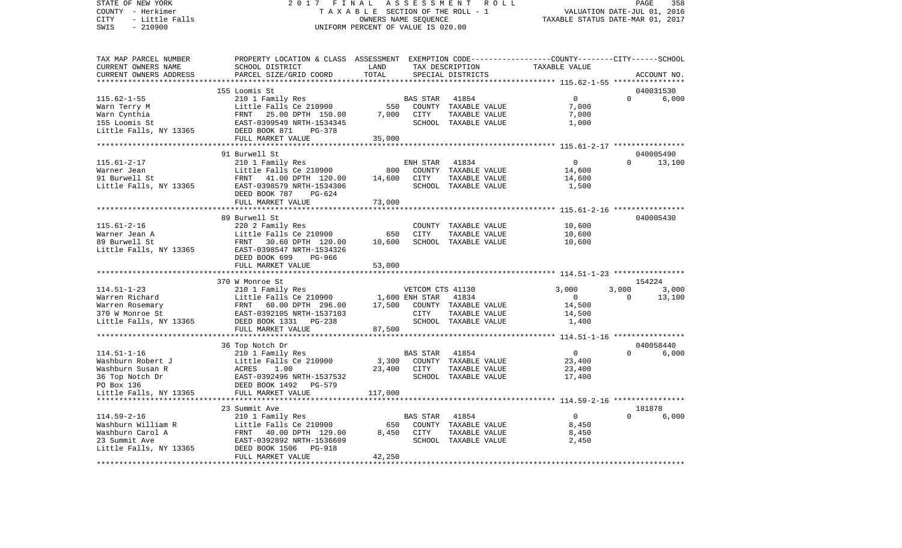STATE OF NEW YORK 2017 FINAL ASSESSMENT ROLL
COUNTY - Herkimer TAXABLE SECTION OF THE ROLL - 1 VALUATION DATE-JUL 01, 2016
CITY - Little Falls OWNERS NAME SEQUENCE TAXABLE STATUS DATE-MAR 01, 2017
SWIS - 210900 UNIFORM PERCENT OF VALUE IS 020.00

| TAX MAP PARCEL NUMBER / CURRENT OWNERS NAME / CURRENT OWNERS ADDRESS | PROPERTY LOCATION & CLASS / SCHOOL DISTRICT / PARCEL SIZE/GRID COORD | ASSESSMENT LAND | TOTAL | EXEMPTION CODE / TAX DESCRIPTION / SPECIAL DISTRICTS | COUNTY | CITY | SCHOOL / ACCOUNT NO. |
|---|---|---|---|---|---|---|---|
| **115.62-1-55** | 155 Loomis St | | | | | | 040031530 |
| 115.62-1-55 | 210 1 Family Res | | | BAS STAR 41854 | 0 | 0 | 6,000 |
| Warn Terry M | Little Falls Ce 210900 | 550 | | COUNTY TAXABLE VALUE | 7,000 | | |
| Warn Cynthia | FRNT 25.00 DPTH 150.00 | | 7,000 | CITY TAXABLE VALUE | | 7,000 | |
| 155 Loomis St | EAST-0399549 NRTH-1534345 | | | SCHOOL TAXABLE VALUE | | | 1,000 |
| Little Falls, NY 13365 | DEED BOOK 871 PG-378 | | | | | | |
| | FULL MARKET VALUE | | 35,000 | | | | |
| **115.61-2-17** | 91 Burwell St | | | | | | 040005490 |
| 115.61-2-17 | 210 1 Family Res | | | ENH STAR 41834 | 0 | 0 | 13,100 |
| Warner Jean | Little Falls Ce 210900 | 800 | | COUNTY TAXABLE VALUE | 14,600 | | |
| 91 Burwell St | FRNT 41.00 DPTH 120.00 | | 14,600 | CITY TAXABLE VALUE | | 14,600 | |
| Little Falls, NY 13365 | EAST-0398579 NRTH-1534306 | | | SCHOOL TAXABLE VALUE | | | 1,500 |
| | DEED BOOK 787 PG-624 | | | | | | |
| | FULL MARKET VALUE | | 73,000 | | | | |
| **115.61-2-16** | 89 Burwell St | | | | | | 040005430 |
| 115.61-2-16 | 220 2 Family Res | | | COUNTY TAXABLE VALUE | 10,600 | | |
| Warner Jean A | Little Falls Ce 210900 | 650 | | CITY TAXABLE VALUE | | 10,600 | |
| 89 Burwell St | FRNT 30.60 DPTH 120.00 | | 10,600 | SCHOOL TAXABLE VALUE | | | 10,600 |
| Little Falls, NY 13365 | EAST-0398547 NRTH-1534326 | | | | | | |
| | DEED BOOK 699 PG-966 | | | | | | |
| | FULL MARKET VALUE | | 53,000 | | | | |
| **114.51-1-23** | 370 W Monroe St | | | | | | 154224 |
| 114.51-1-23 | 210 1 Family Res | | | VETCOM CTS 41130 | 3,000 | 3,000 | 3,000 |
| Warren Richard | Little Falls Ce 210900 | 1,600 | | ENH STAR 41834 | 0 | 0 | 13,100 |
| Warren Rosemary | FRNT 60.00 DPTH 296.00 | | 17,500 | COUNTY TAXABLE VALUE | 14,500 | | |
| 370 W Monroe St | EAST-0392105 NRTH-1537103 | | | CITY TAXABLE VALUE | | 14,500 | |
| Little Falls, NY 13365 | DEED BOOK 1331 PG-238 | | | SCHOOL TAXABLE VALUE | | | 1,400 |
| | FULL MARKET VALUE | | 87,500 | | | | |
| **114.51-1-16** | 36 Top Notch Dr | | | | | | 040058440 |
| 114.51-1-16 | 210 1 Family Res | | | BAS STAR 41854 | 0 | 0 | 6,000 |
| Washburn Robert J | Little Falls Ce 210900 | 3,300 | | COUNTY TAXABLE VALUE | 23,400 | | |
| Washburn Susan R | ACRES 1.00 | | 23,400 | CITY TAXABLE VALUE | | 23,400 | |
| 36 Top Notch Dr | EAST-0392496 NRTH-1537532 | | | SCHOOL TAXABLE VALUE | | | 17,400 |
| PO Box 136 | DEED BOOK 1492 PG-579 | | | | | | |
| Little Falls, NY 13365 | FULL MARKET VALUE | | 117,000 | | | | |
| **114.59-2-16** | 23 Summit Ave | | | | | | 181878 |
| 114.59-2-16 | 210 1 Family Res | | | BAS STAR 41854 | 0 | 0 | 6,000 |
| Washburn William R | Little Falls Ce 210900 | 650 | | COUNTY TAXABLE VALUE | 8,450 | | |
| Washburn Carol A | FRNT 40.00 DPTH 129.00 | | 8,450 | CITY TAXABLE VALUE | | 8,450 | |
| 23 Summit Ave | EAST-0392892 NRTH-1536609 | | | SCHOOL TAXABLE VALUE | | | 2,450 |
| Little Falls, NY 13365 | DEED BOOK 1506 PG-918 | | | | | | |
| | FULL MARKET VALUE | | 42,250 | | | | |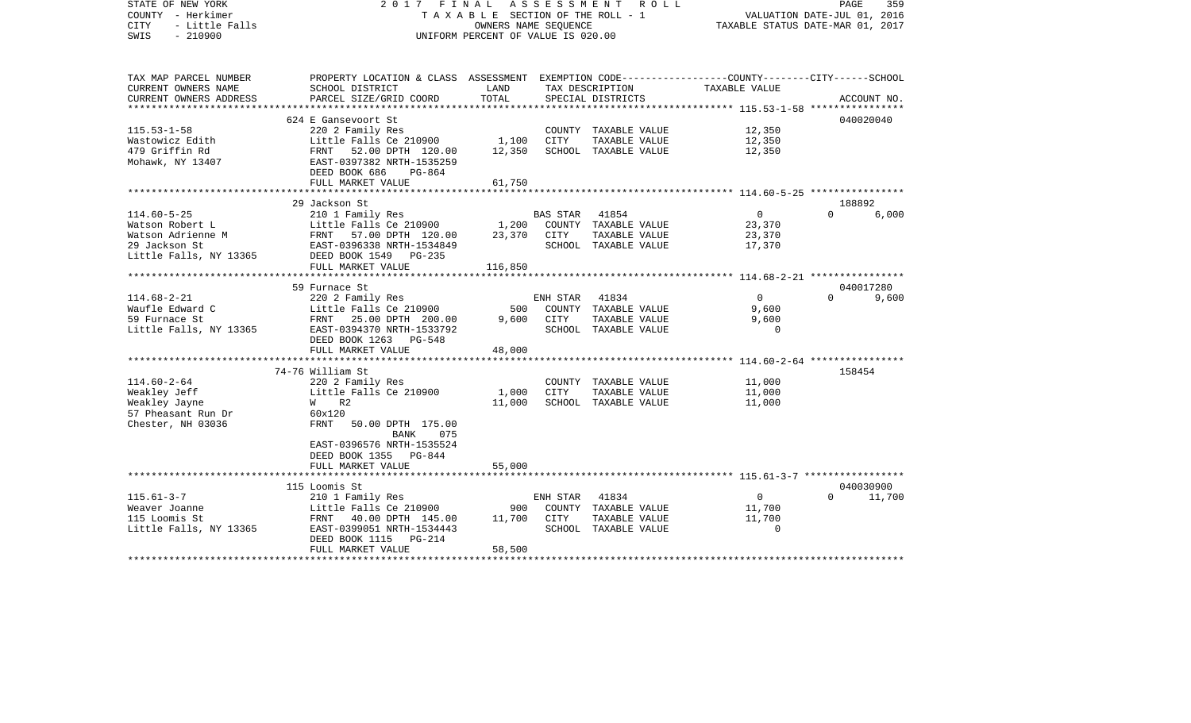STATE OF NEW YORK — 2017 FINAL ASSESSMENT ROLL — PAGE 359
COUNTY - Herkimer — TAXABLE SECTION OF THE ROLL - 1 — VALUATION DATE-JUL 01, 2016
CITY - Little Falls — OWNERS NAME SEQUENCE — TAXABLE STATUS DATE-MAR 01, 2017
SWIS - 210900 — UNIFORM PERCENT OF VALUE IS 020.00

| TAX MAP PARCEL NUMBER / CURRENT OWNERS NAME / CURRENT OWNERS ADDRESS | PROPERTY LOCATION & CLASS / SCHOOL DISTRICT / PARCEL SIZE/GRID COORD | ASSESSMENT LAND | TOTAL | EXEMPTION CODE / TAX DESCRIPTION / SPECIAL DISTRICTS | COUNTY | CITY | SCHOOL TAXABLE VALUE | ACCOUNT NO. |
|---|---|---|---|---|---|---|---|---|
| **115.53-1-58** | 624 E Gansevoort St | | | | | | | 040020040 |
| Wastowicz Edith | 220 2 Family Res | | | COUNTY TAXABLE VALUE | 12,350 | | | |
| 479 Griffin Rd | Little Falls Ce 210900 | 1,100 | | CITY TAXABLE VALUE | | 12,350 | | |
| Mohawk, NY 13407 | FRNT 52.00 DPTH 120.00 | | 12,350 | SCHOOL TAXABLE VALUE | | | 12,350 | |
| | EAST-0397382 NRTH-1535259 | | | | | | | |
| | DEED BOOK 686 PG-864 | | | | | | | |
| | FULL MARKET VALUE | | 61,750 | | | | | |
| **114.60-5-25** | 29 Jackson St | | | | | | | 188892 |
| Watson Robert L | 210 1 Family Res | | | BAS STAR 41854 | 0 | 0 | 6,000 | |
| Watson Adrienne M | Little Falls Ce 210900 | 1,200 | | COUNTY TAXABLE VALUE | 23,370 | | | |
| 29 Jackson St | FRNT 57.00 DPTH 120.00 | | 23,370 | CITY TAXABLE VALUE | | 23,370 | | |
| Little Falls, NY 13365 | EAST-0396338 NRTH-1534849 | | | SCHOOL TAXABLE VALUE | | | 17,370 | |
| | DEED BOOK 1549 PG-235 | | | | | | | |
| | FULL MARKET VALUE | | 116,850 | | | | | |
| **114.68-2-21** | 59 Furnace St | | | | | | | 040017280 |
| Waufle Edward C | 220 2 Family Res | | | ENH STAR 41834 | 0 | 0 | 9,600 | |
| 59 Furnace St | Little Falls Ce 210900 | 500 | | COUNTY TAXABLE VALUE | 9,600 | | | |
| Little Falls, NY 13365 | FRNT 25.00 DPTH 200.00 | | 9,600 | CITY TAXABLE VALUE | | 9,600 | | |
| | EAST-0394370 NRTH-1533792 | | | SCHOOL TAXABLE VALUE | | | 0 | |
| | DEED BOOK 1263 PG-548 | | | | | | | |
| | FULL MARKET VALUE | | 48,000 | | | | | |
| **114.60-2-64** | 74-76 William St | | | | | | | 158454 |
| Weakley Jeff | 220 2 Family Res | | | COUNTY TAXABLE VALUE | 11,000 | | | |
| Weakley Jayne | Little Falls Ce 210900 | 1,000 | | CITY TAXABLE VALUE | | 11,000 | | |
| 57 Pheasant Run Dr | W R2 | | 11,000 | SCHOOL TAXABLE VALUE | | | 11,000 | |
| Chester, NH 03036 | 60x120 | | | | | | | |
| | FRNT 50.00 DPTH 175.00 | | | | | | | |
| | BANK 075 | | | | | | | |
| | EAST-0396576 NRTH-1535524 | | | | | | | |
| | DEED BOOK 1355 PG-844 | | | | | | | |
| | FULL MARKET VALUE | | 55,000 | | | | | |
| **115.61-3-7** | 115 Loomis St | | | | | | | 040030900 |
| Weaver Joanne | 210 1 Family Res | | | ENH STAR 41834 | 0 | 0 | 11,700 | |
| 115 Loomis St | Little Falls Ce 210900 | 900 | | COUNTY TAXABLE VALUE | 11,700 | | | |
| Little Falls, NY 13365 | FRNT 40.00 DPTH 145.00 | | 11,700 | CITY TAXABLE VALUE | | 11,700 | | |
| | EAST-0399051 NRTH-1534443 | | | SCHOOL TAXABLE VALUE | | | 0 | |
| | DEED BOOK 1115 PG-214 | | | | | | | |
| | FULL MARKET VALUE | | 58,500 | | | | | |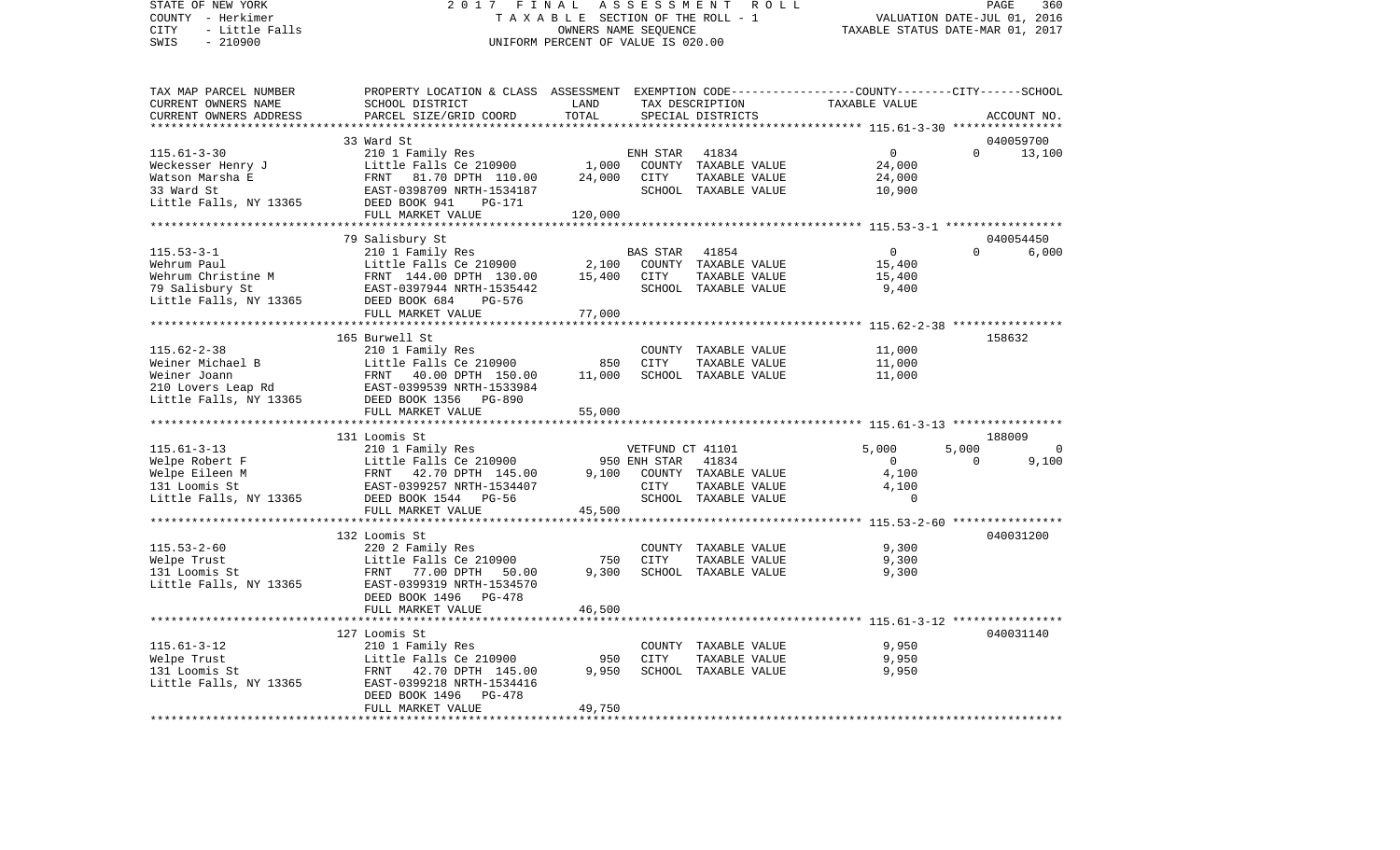STATE OF NEW YORK　　　2 0 1 7　F I N A L　A S S E S S M E N T　R O L L
COUNTY - Herkimer　　　T A X A B L E SECTION OF THE ROLL - 1　　　VALUATION DATE-JUL 01, 2016
CITY - Little Falls　　　OWNERS NAME SEQUENCE　　　TAXABLE STATUS DATE-MAR 01, 2017
SWIS - 210900　　　UNIFORM PERCENT OF VALUE IS 020.00

| TAX MAP PARCEL NUMBER / CURRENT OWNERS NAME / CURRENT OWNERS ADDRESS | PROPERTY LOCATION & CLASS / SCHOOL DISTRICT / PARCEL SIZE/GRID COORD | ASSESSMENT LAND / TOTAL | EXEMPTION CODE / TAX DESCRIPTION / SPECIAL DISTRICTS | COUNTY TAXABLE VALUE | CITY | SCHOOL / ACCOUNT NO. |
|---|---|---|---|---|---|---|
| | 33 Ward St | | | | | 040059700 |
| 115.61-3-30 | 210 1 Family Res | | ENH STAR 41834 | 0 | 0 | 13,100 |
| Weckesser Henry J | Little Falls Ce 210900 | 1,000 | COUNTY TAXABLE VALUE | 24,000 | | |
| Watson Marsha E | FRNT 81.70 DPTH 110.00 | 24,000 | CITY TAXABLE VALUE | 24,000 | | |
| 33 Ward St | EAST-0398709 NRTH-1534187 | | SCHOOL TAXABLE VALUE | 10,900 | | |
| Little Falls, NY 13365 | DEED BOOK 941 PG-171 | | | | | |
| | FULL MARKET VALUE | 120,000 | | | | |
| | 79 Salisbury St | | | | | 040054450 |
| 115.53-3-1 | 210 1 Family Res | | BAS STAR 41854 | 0 | 0 | 6,000 |
| Wehrum Paul | Little Falls Ce 210900 | 2,100 | COUNTY TAXABLE VALUE | 15,400 | | |
| Wehrum Christine M | FRNT 144.00 DPTH 130.00 | 15,400 | CITY TAXABLE VALUE | 15,400 | | |
| 79 Salisbury St | EAST-0397944 NRTH-1535442 | | SCHOOL TAXABLE VALUE | 9,400 | | |
| Little Falls, NY 13365 | DEED BOOK 684 PG-576 | | | | | |
| | FULL MARKET VALUE | 77,000 | | | | |
| | 165 Burwell St | | | | | 158632 |
| 115.62-2-38 | 210 1 Family Res | | COUNTY TAXABLE VALUE | 11,000 | | |
| Weiner Michael B | Little Falls Ce 210900 | 850 | CITY TAXABLE VALUE | 11,000 | | |
| Weiner Joann | FRNT 40.00 DPTH 150.00 | 11,000 | SCHOOL TAXABLE VALUE | 11,000 | | |
| 210 Lovers Leap Rd | EAST-0399539 NRTH-1533984 | | | | | |
| Little Falls, NY 13365 | DEED BOOK 1356 PG-890 | | | | | |
| | FULL MARKET VALUE | 55,000 | | | | |
| | 131 Loomis St | | | | | 188009 |
| 115.61-3-13 | 210 1 Family Res | | VETFUND CT 41101 | 5,000 | 5,000 | 0 |
| Welpe Robert F | Little Falls Ce 210900 | 950 | ENH STAR 41834 | 0 | 0 | 9,100 |
| Welpe Eileen M | FRNT 42.70 DPTH 145.00 | 9,100 | COUNTY TAXABLE VALUE | 4,100 | | |
| 131 Loomis St | EAST-0399257 NRTH-1534407 | | CITY TAXABLE VALUE | 4,100 | | |
| Little Falls, NY 13365 | DEED BOOK 1544 PG-56 | | SCHOOL TAXABLE VALUE | 0 | | |
| | FULL MARKET VALUE | 45,500 | | | | |
| | 132 Loomis St | | | | | 040031200 |
| 115.53-2-60 | 220 2 Family Res | | COUNTY TAXABLE VALUE | 9,300 | | |
| Welpe Trust | Little Falls Ce 210900 | 750 | CITY TAXABLE VALUE | 9,300 | | |
| 131 Loomis St | FRNT 77.00 DPTH 50.00 | 9,300 | SCHOOL TAXABLE VALUE | 9,300 | | |
| Little Falls, NY 13365 | EAST-0399319 NRTH-1534570 | | | | | |
| | DEED BOOK 1496 PG-478 | | | | | |
| | FULL MARKET VALUE | 46,500 | | | | |
| | 127 Loomis St | | | | | 040031140 |
| 115.61-3-12 | 210 1 Family Res | | COUNTY TAXABLE VALUE | 9,950 | | |
| Welpe Trust | Little Falls Ce 210900 | 950 | CITY TAXABLE VALUE | 9,950 | | |
| 131 Loomis St | FRNT 42.70 DPTH 145.00 | 9,950 | SCHOOL TAXABLE VALUE | 9,950 | | |
| Little Falls, NY 13365 | EAST-0399218 NRTH-1534416 | | | | | |
| | DEED BOOK 1496 PG-478 | | | | | |
| | FULL MARKET VALUE | 49,750 | | | | |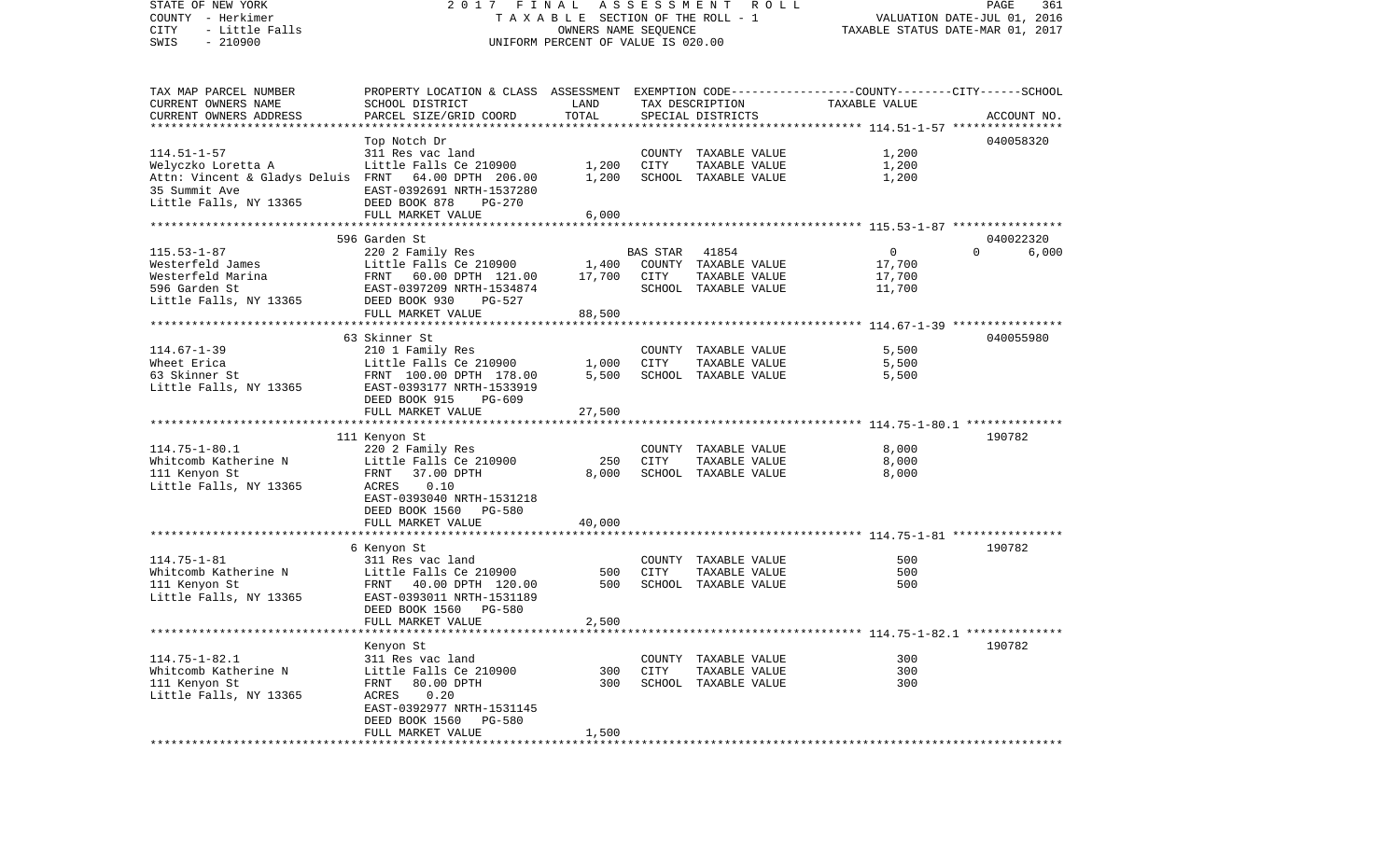STATE OF NEW YORK 2 0 1 7 F I N A L A S S E S S M E N T R O L L PAGE 361
COUNTY - Herkimer T A X A B L E SECTION OF THE ROLL - 1 VALUATION DATE-JUL 01, 2016
CITY - Little Falls OWNERS NAME SEQUENCE TAXABLE STATUS DATE-MAR 01, 2017
SWIS - 210900 UNIFORM PERCENT OF VALUE IS 020.00

| TAX MAP PARCEL NUMBER / CURRENT OWNERS NAME / CURRENT OWNERS ADDRESS | PROPERTY LOCATION & CLASS / SCHOOL DISTRICT / PARCEL SIZE/GRID COORD | ASSESSMENT LAND | TOTAL | EXEMPTION CODE / TAX DESCRIPTION / SPECIAL DISTRICTS | TAXABLE VALUE COUNTY | CITY | SCHOOL / ACCOUNT NO. |
|---|---|---|---|---|---|---|---|
| **114.51-1-57** | Top Notch Dr | | | | | | 040058320 |
| Welyczko Loretta A | 311 Res vac land | | | COUNTY TAXABLE VALUE | 1,200 | | |
| Attn: Vincent & Gladys Deluis | Little Falls Ce 210900 | 1,200 | | CITY TAXABLE VALUE | | 1,200 | |
| 35 Summit Ave | FRNT 64.00 DPTH 206.00 | | 1,200 | SCHOOL TAXABLE VALUE | | | 1,200 |
| Little Falls, NY 13365 | EAST-0392691 NRTH-1537280 | | | | | | |
| | DEED BOOK 878 PG-270 | | | | | | |
| | FULL MARKET VALUE | | 6,000 | | | | |
| **115.53-1-87** | 596 Garden St | | | | | | 040022320 |
| Westerfeld James | 220 2 Family Res | | | BAS STAR 41854 | 0 | 0 | 6,000 |
| Westerfeld Marina | Little Falls Ce 210900 | 1,400 | | COUNTY TAXABLE VALUE | 17,700 | | |
| 596 Garden St | FRNT 60.00 DPTH 121.00 | | 17,700 | CITY TAXABLE VALUE | | 17,700 | |
| Little Falls, NY 13365 | EAST-0397209 NRTH-1534874 | | | SCHOOL TAXABLE VALUE | | | 11,700 |
| | DEED BOOK 930 PG-527 | | | | | | |
| | FULL MARKET VALUE | | 88,500 | | | | |
| **114.67-1-39** | 63 Skinner St | | | | | | 040055980 |
| Wheet Erica | 210 1 Family Res | | | COUNTY TAXABLE VALUE | 5,500 | | |
| 63 Skinner St | Little Falls Ce 210900 | 1,000 | | CITY TAXABLE VALUE | | 5,500 | |
| Little Falls, NY 13365 | FRNT 100.00 DPTH 178.00 | | 5,500 | SCHOOL TAXABLE VALUE | | | 5,500 |
| | EAST-0393177 NRTH-1533919 | | | | | | |
| | DEED BOOK 915 PG-609 | | | | | | |
| | FULL MARKET VALUE | | 27,500 | | | | |
| **114.75-1-80.1** | 111 Kenyon St | | | | | | 190782 |
| Whitcomb Katherine N | 220 2 Family Res | | | COUNTY TAXABLE VALUE | 8,000 | | |
| 111 Kenyon St | Little Falls Ce 210900 | 250 | | CITY TAXABLE VALUE | | 8,000 | |
| Little Falls, NY 13365 | FRNT 37.00 DPTH | | 8,000 | SCHOOL TAXABLE VALUE | | | 8,000 |
| | ACRES 0.10 | | | | | | |
| | EAST-0393040 NRTH-1531218 | | | | | | |
| | DEED BOOK 1560 PG-580 | | | | | | |
| | FULL MARKET VALUE | | 40,000 | | | | |
| **114.75-1-81** | 6 Kenyon St | | | | | | 190782 |
| Whitcomb Katherine N | 311 Res vac land | | | COUNTY TAXABLE VALUE | 500 | | |
| 111 Kenyon St | Little Falls Ce 210900 | 500 | | CITY TAXABLE VALUE | | 500 | |
| Little Falls, NY 13365 | FRNT 40.00 DPTH 120.00 | | 500 | SCHOOL TAXABLE VALUE | | | 500 |
| | EAST-0393011 NRTH-1531189 | | | | | | |
| | DEED BOOK 1560 PG-580 | | | | | | |
| | FULL MARKET VALUE | | 2,500 | | | | |
| **114.75-1-82.1** | Kenyon St | | | | | | 190782 |
| Whitcomb Katherine N | 311 Res vac land | | | COUNTY TAXABLE VALUE | 300 | | |
| 111 Kenyon St | Little Falls Ce 210900 | 300 | | CITY TAXABLE VALUE | | 300 | |
| Little Falls, NY 13365 | FRNT 80.00 DPTH | | 300 | SCHOOL TAXABLE VALUE | | | 300 |
| | ACRES 0.20 | | | | | | |
| | EAST-0392977 NRTH-1531145 | | | | | | |
| | DEED BOOK 1560 PG-580 | | | | | | |
| | FULL MARKET VALUE | | 1,500 | | | | |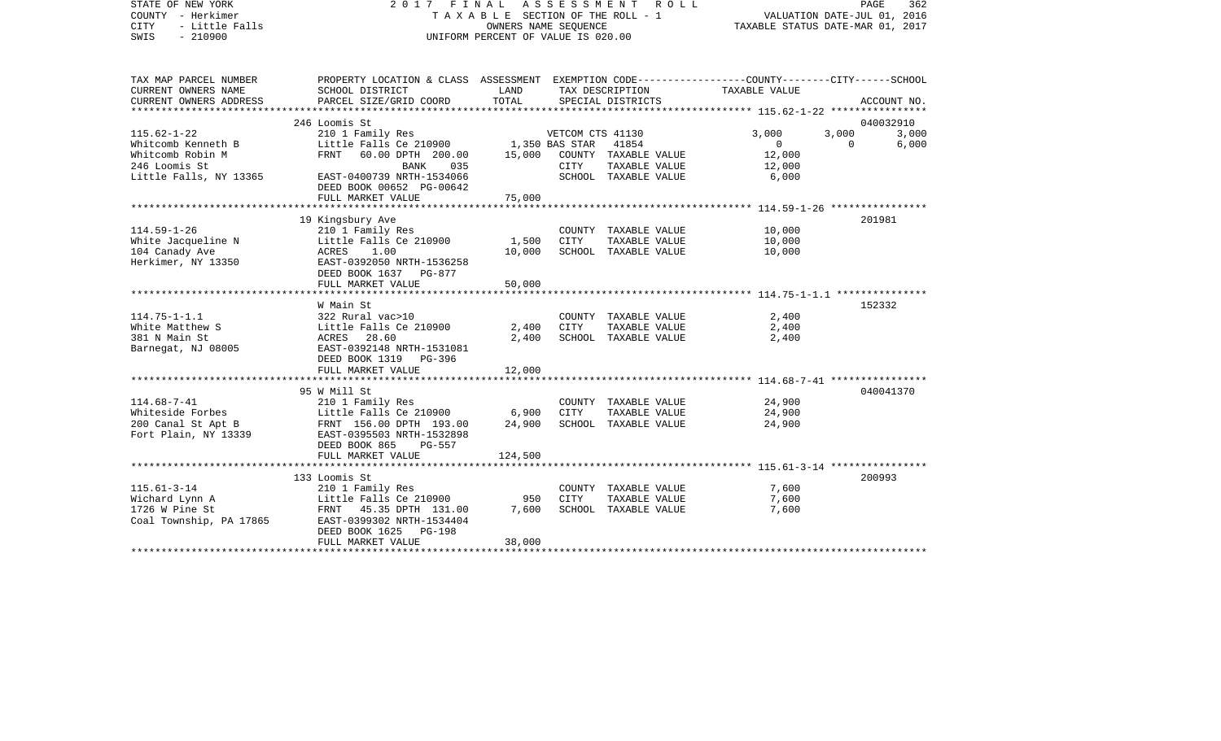STATE OF NEW YORK
COUNTY - Herkimer
CITY - Little Falls
SWIS - 210900

2017 FINAL ASSESSMENT ROLL
TAXABLE SECTION OF THE ROLL - 1
OWNERS NAME SEQUENCE
UNIFORM PERCENT OF VALUE IS 020.00

VALUATION DATE-JUL 01, 2016
TAXABLE STATUS DATE-MAR 01, 2017

| TAX MAP PARCEL NUMBER / CURRENT OWNERS NAME / CURRENT OWNERS ADDRESS | PROPERTY LOCATION & CLASS / SCHOOL DISTRICT / PARCEL SIZE/GRID COORD | ASSESSMENT LAND | ASSESSMENT TOTAL | EXEMPTION CODE / TAX DESCRIPTION / SPECIAL DISTRICTS | COUNTY TAXABLE VALUE | CITY | SCHOOL | ACCOUNT NO. |
|---|---|---|---|---|---|---|---|---|
| | 246 Loomis St | | | | | | | 040032910 |
| 115.62-1-22 | 210 1 Family Res | | | VETCOM CTS 41130 | 3,000 | 3,000 | 3,000 | |
| Whitcomb Kenneth B | Little Falls Ce 210900 | 1,350 | | BAS STAR 41854 | 0 | 0 | 6,000 | |
| Whitcomb Robin M | FRNT 60.00 DPTH 200.00 | | 15,000 | COUNTY TAXABLE VALUE | 12,000 | | | |
| 246 Loomis St | BANK 035 | | | CITY TAXABLE VALUE | 12,000 | | | |
| Little Falls, NY 13365 | EAST-0400739 NRTH-1534066 | | | SCHOOL TAXABLE VALUE | 6,000 | | | |
| | DEED BOOK 00652 PG-00642 | | | | | | | |
| | FULL MARKET VALUE | | 75,000 | | | | | |
| | 19 Kingsbury Ave | | | | | | | 201981 |
| 114.59-1-26 | 210 1 Family Res | | | COUNTY TAXABLE VALUE | 10,000 | | | |
| White Jacqueline N | Little Falls Ce 210900 | 1,500 | | CITY TAXABLE VALUE | 10,000 | | | |
| 104 Canady Ave | ACRES 1.00 | | 10,000 | SCHOOL TAXABLE VALUE | 10,000 | | | |
| Herkimer, NY 13350 | EAST-0392050 NRTH-1536258 | | | | | | | |
| | DEED BOOK 1637 PG-877 | | | | | | | |
| | FULL MARKET VALUE | | 50,000 | | | | | |
| | W Main St | | | | | | | 152332 |
| 114.75-1-1.1 | 322 Rural vac>10 | | | COUNTY TAXABLE VALUE | 2,400 | | | |
| White Matthew S | Little Falls Ce 210900 | 2,400 | | CITY TAXABLE VALUE | 2,400 | | | |
| 381 N Main St | ACRES 28.60 | | 2,400 | SCHOOL TAXABLE VALUE | 2,400 | | | |
| Barnegat, NJ 08005 | EAST-0392148 NRTH-1531081 | | | | | | | |
| | DEED BOOK 1319 PG-396 | | | | | | | |
| | FULL MARKET VALUE | | 12,000 | | | | | |
| | 95 W Mill St | | | | | | | 040041370 |
| 114.68-7-41 | 210 1 Family Res | | | COUNTY TAXABLE VALUE | 24,900 | | | |
| Whiteside Forbes | Little Falls Ce 210900 | 6,900 | | CITY TAXABLE VALUE | 24,900 | | | |
| 200 Canal St Apt B | FRNT 156.00 DPTH 193.00 | | 24,900 | SCHOOL TAXABLE VALUE | 24,900 | | | |
| Fort Plain, NY 13339 | EAST-0395503 NRTH-1532898 | | | | | | | |
| | DEED BOOK 865 PG-557 | | | | | | | |
| | FULL MARKET VALUE | | 124,500 | | | | | |
| | 133 Loomis St | | | | | | | 200993 |
| 115.61-3-14 | 210 1 Family Res | | | COUNTY TAXABLE VALUE | 7,600 | | | |
| Wichard Lynn A | Little Falls Ce 210900 | 950 | | CITY TAXABLE VALUE | 7,600 | | | |
| 1726 W Pine St | FRNT 45.35 DPTH 131.00 | | 7,600 | SCHOOL TAXABLE VALUE | 7,600 | | | |
| Coal Township, PA 17865 | EAST-0399302 NRTH-1534404 | | | | | | | |
| | DEED BOOK 1625 PG-198 | | | | | | | |
| | FULL MARKET VALUE | | 38,000 | | | | | |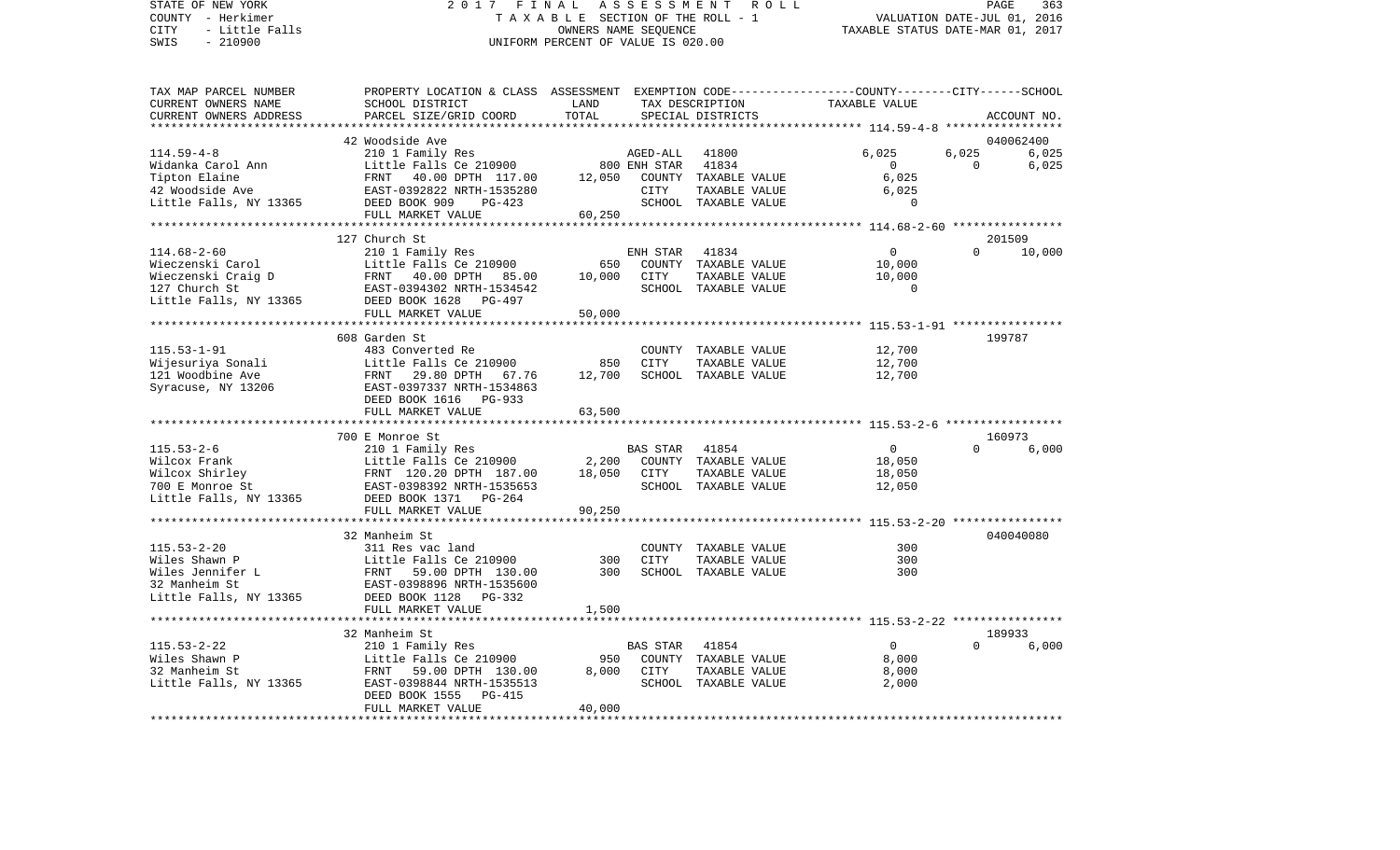STATE OF NEW YORK — 2017 FINAL ASSESSMENT ROLL — PAGE 363
COUNTY - Herkimer — TAXABLE SECTION OF THE ROLL - 1 — VALUATION DATE-JUL 01, 2016
CITY - Little Falls — OWNERS NAME SEQUENCE — TAXABLE STATUS DATE-MAR 01, 2017
SWIS - 210900 — UNIFORM PERCENT OF VALUE IS 020.00

| TAX MAP PARCEL NUMBER / CURRENT OWNERS NAME / CURRENT OWNERS ADDRESS | PROPERTY LOCATION & CLASS / SCHOOL DISTRICT / PARCEL SIZE/GRID COORD | ASSESSMENT LAND | TOTAL | EXEMPTION CODE / TAX DESCRIPTION / SPECIAL DISTRICTS | COUNTY | CITY | SCHOOL / ACCOUNT NO. |
|---|---|---|---|---|---|---|---|
| **114.59-4-8** | 42 Woodside Ave | | | | | | 040062400 |
| Widanka Carol Ann | 210 1 Family Res | | | AGED-ALL 41800 | 6,025 | 6,025 | 6,025 |
| Tipton Elaine | Little Falls Ce 210900 | 800 | | ENH STAR 41834 | 0 | 0 | 6,025 |
| 42 Woodside Ave | FRNT 40.00 DPTH 117.00 | | 12,050 | COUNTY TAXABLE VALUE | 6,025 | | |
| Little Falls, NY 13365 | EAST-0392822 NRTH-1535280 | | | CITY TAXABLE VALUE | | 6,025 | |
| | DEED BOOK 909 PG-423 | | | SCHOOL TAXABLE VALUE | | | 0 |
| | FULL MARKET VALUE | | 60,250 | | | | |
| **114.68-2-60** | 127 Church St | | | | | | 201509 |
| Wieczenski Carol | 210 1 Family Res | | | ENH STAR 41834 | 0 | 0 | 10,000 |
| Wieczenski Craig D | Little Falls Ce 210900 | 650 | | COUNTY TAXABLE VALUE | 10,000 | | |
| 127 Church St | FRNT 40.00 DPTH 85.00 | | 10,000 | CITY TAXABLE VALUE | | 10,000 | |
| Little Falls, NY 13365 | EAST-0394302 NRTH-1534542 | | | SCHOOL TAXABLE VALUE | | | 0 |
| | DEED BOOK 1628 PG-497 | | | | | | |
| | FULL MARKET VALUE | | 50,000 | | | | |
| **115.53-1-91** | 608 Garden St | | | | | | 199787 |
| Wijesuriya Sonali | 483 Converted Re | | | COUNTY TAXABLE VALUE | 12,700 | | |
| 121 Woodbine Ave | Little Falls Ce 210900 | 850 | | CITY TAXABLE VALUE | | 12,700 | |
| Syracuse, NY 13206 | FRNT 29.80 DPTH 67.76 | | 12,700 | SCHOOL TAXABLE VALUE | | | 12,700 |
| | EAST-0397337 NRTH-1534863 | | | | | | |
| | DEED BOOK 1616 PG-933 | | | | | | |
| | FULL MARKET VALUE | | 63,500 | | | | |
| **115.53-2-6** | 700 E Monroe St | | | | | | 160973 |
| Wilcox Frank | 210 1 Family Res | | | BAS STAR 41854 | 0 | 0 | 6,000 |
| Wilcox Shirley | Little Falls Ce 210900 | 2,200 | | COUNTY TAXABLE VALUE | 18,050 | | |
| 700 E Monroe St | FRNT 120.20 DPTH 187.00 | | 18,050 | CITY TAXABLE VALUE | | 18,050 | |
| Little Falls, NY 13365 | EAST-0398392 NRTH-1535653 | | | SCHOOL TAXABLE VALUE | | | 12,050 |
| | DEED BOOK 1371 PG-264 | | | | | | |
| | FULL MARKET VALUE | | 90,250 | | | | |
| **115.53-2-20** | 32 Manheim St | | | | | | 040040080 |
| Wiles Shawn P | 311 Res vac land | | | COUNTY TAXABLE VALUE | 300 | | |
| Wiles Jennifer L | Little Falls Ce 210900 | 300 | | CITY TAXABLE VALUE | | 300 | |
| 32 Manheim St | FRNT 59.00 DPTH 130.00 | | 300 | SCHOOL TAXABLE VALUE | | | 300 |
| Little Falls, NY 13365 | EAST-0398896 NRTH-1535600 | | | | | | |
| | DEED BOOK 1128 PG-332 | | | | | | |
| | FULL MARKET VALUE | | 1,500 | | | | |
| **115.53-2-22** | 32 Manheim St | | | | | | 189933 |
| Wiles Shawn P | 210 1 Family Res | | | BAS STAR 41854 | 0 | 0 | 6,000 |
| 32 Manheim St | Little Falls Ce 210900 | 950 | | COUNTY TAXABLE VALUE | 8,000 | | |
| Little Falls, NY 13365 | FRNT 59.00 DPTH 130.00 | | 8,000 | CITY TAXABLE VALUE | | 8,000 | |
| | EAST-0398844 NRTH-1535513 | | | SCHOOL TAXABLE VALUE | | | 2,000 |
| | DEED BOOK 1555 PG-415 | | | | | | |
| | FULL MARKET VALUE | | 40,000 | | | | |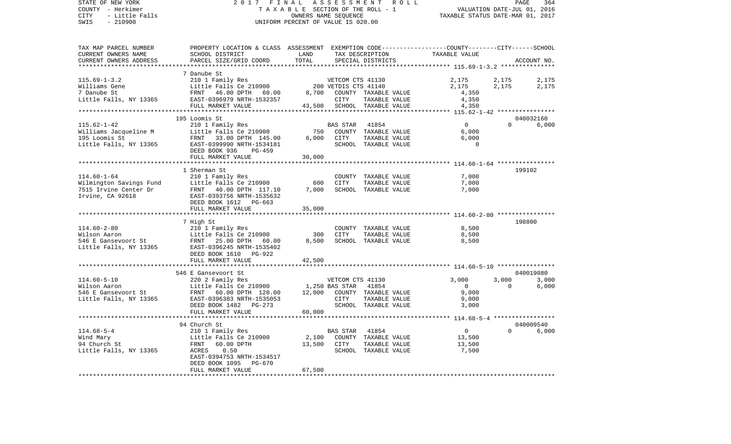STATE OF NEW YORK
COUNTY - Herkimer
CITY - Little Falls
SWIS - 210900

2017 FINAL ASSESSMENT ROLL
TAXABLE SECTION OF THE ROLL - 1
OWNERS NAME SEQUENCE
UNIFORM PERCENT OF VALUE IS 020.00

VALUATION DATE-JUL 01, 2016
TAXABLE STATUS DATE-MAR 01, 2017

| TAX MAP PARCEL NUMBER / CURRENT OWNERS NAME / CURRENT OWNERS ADDRESS | PROPERTY LOCATION & CLASS / SCHOOL DISTRICT / PARCEL SIZE/GRID COORD | ASSESSMENT LAND | TOTAL | EXEMPTION CODE / TAX DESCRIPTION / SPECIAL DISTRICTS | COUNTY TAXABLE VALUE | CITY | SCHOOL | ACCOUNT NO. |
|---|---|---|---|---|---|---|---|---|
| | 7 Danube St | | | | | | | |
| 115.69-1-3.2 | 210 1 Family Res | | | VETCOM CTS 41130 | 2,175 | 2,175 | 2,175 | |
| Williams Gene | Little Falls Ce 210900 | 200 | | VETDIS CTS 41140 | 2,175 | 2,175 | 2,175 | |
| 7 Danube St | FRNT 46.00 DPTH 60.00 | | 8,700 | COUNTY TAXABLE VALUE | 4,350 | | | |
| Little Falls, NY 13365 | EAST-0396979 NRTH-1532357 | | | CITY TAXABLE VALUE | 4,350 | | | |
| | FULL MARKET VALUE | | 43,500 | SCHOOL TAXABLE VALUE | 4,350 | | | |
| | 195 Loomis St | | | | | | | 040032160 |
| 115.62-1-42 | 210 1 Family Res | | | BAS STAR 41854 | 0 | 0 | 6,000 | |
| Williams Jacqueline M | Little Falls Ce 210900 | 750 | | COUNTY TAXABLE VALUE | 6,000 | | | |
| 195 Loomis St | FRNT 33.00 DPTH 145.00 | | 6,000 | CITY TAXABLE VALUE | 6,000 | | | |
| Little Falls, NY 13365 | EAST-0399990 NRTH-1534181 | | | SCHOOL TAXABLE VALUE | 0 | | | |
| | DEED BOOK 936 PG-459 | | | | | | | |
| | FULL MARKET VALUE | | 30,000 | | | | | |
| | 1 Sherman St | | | | | | | 199102 |
| 114.60-1-64 | 210 1 Family Res | | | COUNTY TAXABLE VALUE | 7,000 | | | |
| Wilmington Savings Fund | Little Falls Ce 210900 | 600 | | CITY TAXABLE VALUE | 7,000 | | | |
| 7515 Irvine Center Dr | FRNT 40.00 DPTH 117.10 | | 7,000 | SCHOOL TAXABLE VALUE | 7,000 | | | |
| Irvine, CA 92618 | EAST-0393756 NRTH-1535632 | | | | | | | |
| | DEED BOOK 1612 PG-663 | | | | | | | |
| | FULL MARKET VALUE | | 35,000 | | | | | |
| | 7 High St | | | | | | | 198800 |
| 114.60-2-80 | 210 1 Family Res | | | COUNTY TAXABLE VALUE | 8,500 | | | |
| Wilson Aaron | Little Falls Ce 210900 | 300 | | CITY TAXABLE VALUE | 8,500 | | | |
| 546 E Gansevoort St | FRNT 25.00 DPTH 60.00 | | 8,500 | SCHOOL TAXABLE VALUE | 8,500 | | | |
| Little Falls, NY 13365 | EAST-0396245 NRTH-1535402 | | | | | | | |
| | DEED BOOK 1610 PG-922 | | | | | | | |
| | FULL MARKET VALUE | | 42,500 | | | | | |
| | 546 E Gansevoort St | | | | | | | 040019080 |
| 114.60-5-10 | 220 2 Family Res | | | VETCOM CTS 41130 | 3,000 | 3,000 | 3,000 | |
| Wilson Aaron | Little Falls Ce 210900 | 1,250 | | BAS STAR 41854 | 0 | 0 | 6,000 | |
| 546 E Gansevoort St | FRNT 60.00 DPTH 120.00 | | 12,000 | COUNTY TAXABLE VALUE | 9,000 | | | |
| Little Falls, NY 13365 | EAST-0396383 NRTH-1535053 | | | CITY TAXABLE VALUE | 9,000 | | | |
| | DEED BOOK 1482 PG-273 | | | SCHOOL TAXABLE VALUE | 3,000 | | | |
| | FULL MARKET VALUE | | 60,000 | | | | | |
| | 94 Church St | | | | | | | 040009540 |
| 114.68-5-4 | 210 1 Family Res | | | BAS STAR 41854 | 0 | 0 | 6,000 | |
| Wind Mary | Little Falls Ce 210900 | 2,100 | | COUNTY TAXABLE VALUE | 13,500 | | | |
| 94 Church St | FRNT 60.00 DPTH | | 13,500 | CITY TAXABLE VALUE | 13,500 | | | |
| Little Falls, NY 13365 | ACRES 0.50 | | | SCHOOL TAXABLE VALUE | 7,500 | | | |
| | EAST-0394753 NRTH-1534517 | | | | | | | |
| | DEED BOOK 1095 PG-670 | | | | | | | |
| | FULL MARKET VALUE | | 67,500 | | | | | |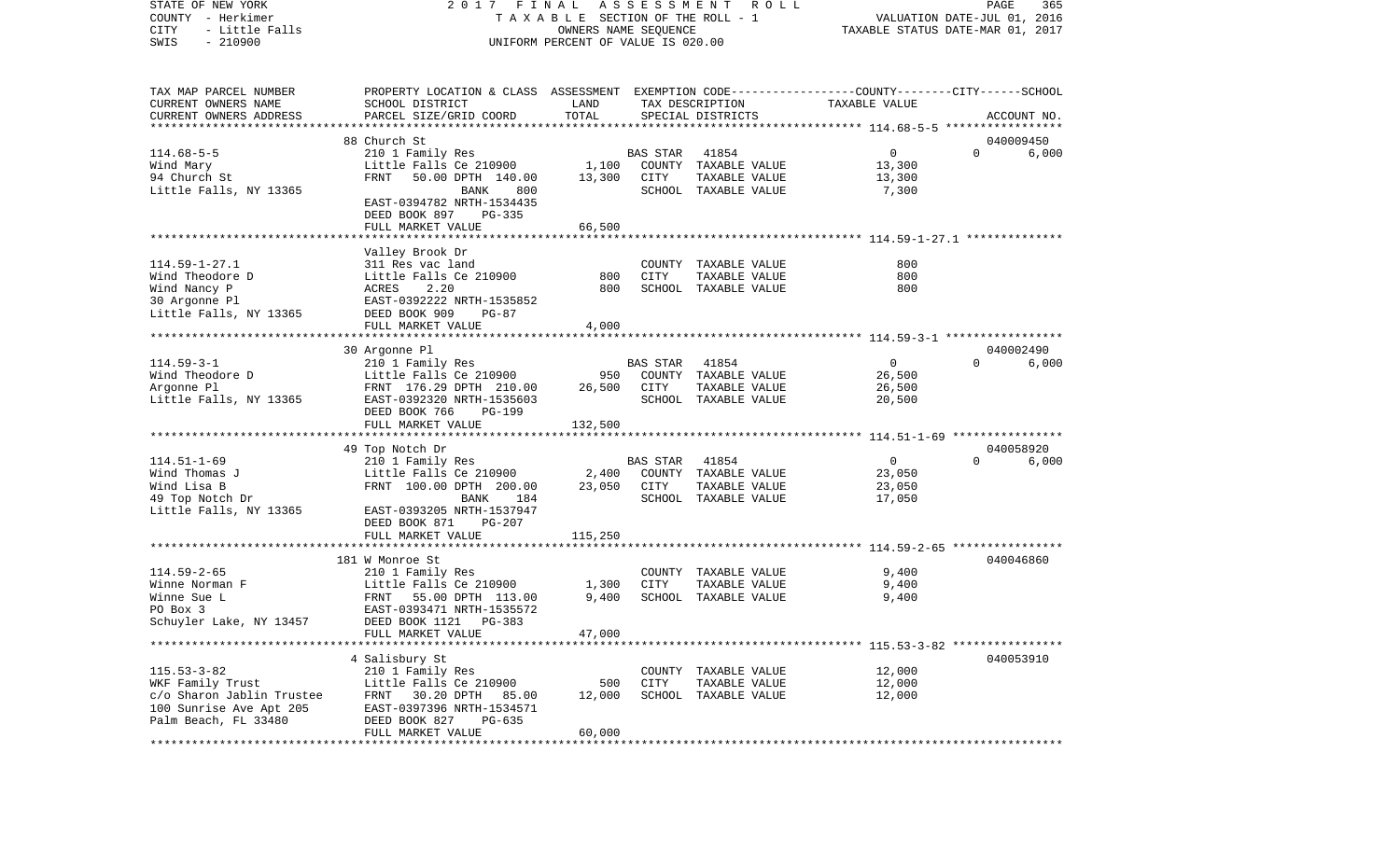STATE OF NEW YORK | 2017 FINAL ASSESSMENT ROLL | VALUATION DATE-JUL 01, 2016
COUNTY - Herkimer | TAXABLE SECTION OF THE ROLL - 1 | TAXABLE STATUS DATE-MAR 01, 2017
CITY - Little Falls | OWNERS NAME SEQUENCE
SWIS - 210900 | UNIFORM PERCENT OF VALUE IS 020.00

| TAX MAP PARCEL NUMBER / CURRENT OWNERS NAME / CURRENT OWNERS ADDRESS | PROPERTY LOCATION & CLASS / SCHOOL DISTRICT / PARCEL SIZE/GRID COORD | ASSESSMENT LAND | TOTAL | EXEMPTION CODE / TAX DESCRIPTION / SPECIAL DISTRICTS | COUNTY / CITY / SCHOOL TAXABLE VALUE | ACCOUNT NO. |
|---|---|---|---|---|---|---|
| | 88 Church St | | | | | 040009450 |
| 114.68-5-5 | 210 1 Family Res | | | BAS STAR 41854 | 0 0 6,000 | |
| Wind Mary | Little Falls Ce 210900 | 1,100 | | COUNTY TAXABLE VALUE | 13,300 | |
| 94 Church St | FRNT 50.00 DPTH 140.00 | | 13,300 | CITY TAXABLE VALUE | 13,300 | |
| Little Falls, NY 13365 | BANK 800 | | | SCHOOL TAXABLE VALUE | 7,300 | |
| | EAST-0394782 NRTH-1534435 | | | | | |
| | DEED BOOK 897 PG-335 | | | | | |
| | FULL MARKET VALUE | | 66,500 | | | |
| | Valley Brook Dr | | | | | |
| 114.59-1-27.1 | 311 Res vac land | | | COUNTY TAXABLE VALUE | 800 | |
| Wind Theodore D | Little Falls Ce 210900 | 800 | | CITY TAXABLE VALUE | 800 | |
| Wind Nancy P | ACRES 2.20 | | 800 | SCHOOL TAXABLE VALUE | 800 | |
| 30 Argonne Pl | EAST-0392222 NRTH-1535852 | | | | | |
| Little Falls, NY 13365 | DEED BOOK 909 PG-87 | | | | | |
| | FULL MARKET VALUE | | 4,000 | | | |
| | 30 Argonne Pl | | | | | 040002490 |
| 114.59-3-1 | 210 1 Family Res | | | BAS STAR 41854 | 0 0 6,000 | |
| Wind Theodore D | Little Falls Ce 210900 | 950 | | COUNTY TAXABLE VALUE | 26,500 | |
| Argonne Pl | FRNT 176.29 DPTH 210.00 | | 26,500 | CITY TAXABLE VALUE | 26,500 | |
| Little Falls, NY 13365 | EAST-0392320 NRTH-1535603 | | | SCHOOL TAXABLE VALUE | 20,500 | |
| | DEED BOOK 766 PG-199 | | | | | |
| | FULL MARKET VALUE | | 132,500 | | | |
| | 49 Top Notch Dr | | | | | 040058920 |
| 114.51-1-69 | 210 1 Family Res | | | BAS STAR 41854 | 0 0 6,000 | |
| Wind Thomas J | Little Falls Ce 210900 | 2,400 | | COUNTY TAXABLE VALUE | 23,050 | |
| Wind Lisa B | FRNT 100.00 DPTH 200.00 | | 23,050 | CITY TAXABLE VALUE | 23,050 | |
| 49 Top Notch Dr | BANK 184 | | | SCHOOL TAXABLE VALUE | 17,050 | |
| Little Falls, NY 13365 | EAST-0393205 NRTH-1537947 | | | | | |
| | DEED BOOK 871 PG-207 | | | | | |
| | FULL MARKET VALUE | | 115,250 | | | |
| | 181 W Monroe St | | | | | 040046860 |
| 114.59-2-65 | 210 1 Family Res | | | COUNTY TAXABLE VALUE | 9,400 | |
| Winne Norman F | Little Falls Ce 210900 | 1,300 | | CITY TAXABLE VALUE | 9,400 | |
| Winne Sue L | FRNT 55.00 DPTH 113.00 | | 9,400 | SCHOOL TAXABLE VALUE | 9,400 | |
| PO Box 3 | EAST-0393471 NRTH-1535572 | | | | | |
| Schuyler Lake, NY 13457 | DEED BOOK 1121 PG-383 | | | | | |
| | FULL MARKET VALUE | | 47,000 | | | |
| | 4 Salisbury St | | | | | 040053910 |
| 115.53-3-82 | 210 1 Family Res | | | COUNTY TAXABLE VALUE | 12,000 | |
| WKF Family Trust | Little Falls Ce 210900 | 500 | | CITY TAXABLE VALUE | 12,000 | |
| c/o Sharon Jablin Trustee | FRNT 30.20 DPTH 85.00 | | 12,000 | SCHOOL TAXABLE VALUE | 12,000 | |
| 100 Sunrise Ave Apt 205 | EAST-0397396 NRTH-1534571 | | | | | |
| Palm Beach, FL 33480 | DEED BOOK 827 PG-635 | | | | | |
| | FULL MARKET VALUE | | 60,000 | | | |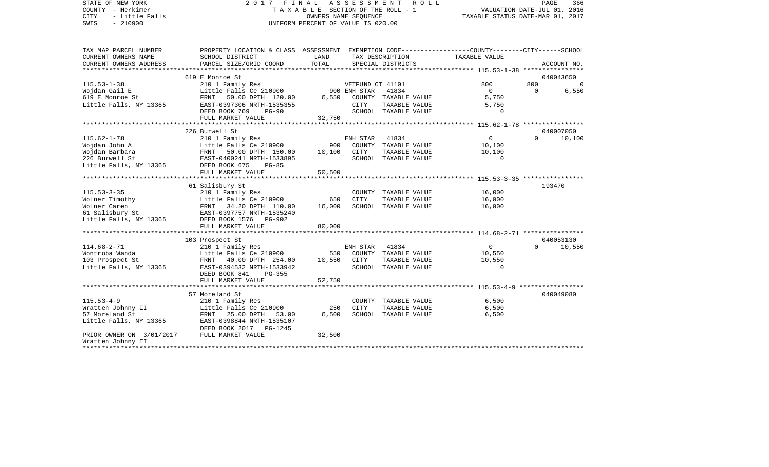STATE OF NEW YORK | 2017 FINAL ASSESSMENT ROLL | VALUATION DATE-JUL 01, 2016
COUNTY - Herkimer | TAXABLE SECTION OF THE ROLL - 1 | TAXABLE STATUS DATE-MAR 01, 2017
CITY - Little Falls | OWNERS NAME SEQUENCE
SWIS - 210900 | UNIFORM PERCENT OF VALUE IS 020.00

| TAX MAP PARCEL NUMBER / CURRENT OWNERS NAME / CURRENT OWNERS ADDRESS | PROPERTY LOCATION & CLASS / SCHOOL DISTRICT / PARCEL SIZE/GRID COORD | ASSESSMENT LAND | TOTAL | EXEMPTION CODE / TAX DESCRIPTION / SPECIAL DISTRICTS | COUNTY | CITY | SCHOOL | ACCOUNT NO. |
|---|---|---|---|---|---|---|---|---|
| **115.53-1-38** | 619 E Monroe St | | | | | | | 040043650 |
| Wojdan Gail E | 210 1 Family Res | | | VETFUND CT 41101 | 800 | 800 | 0 | |
| 619 E Monroe St | Little Falls Ce 210900 | 900 | | ENH STAR 41834 | 0 | 0 | 6,550 | |
| Little Falls, NY 13365 | FRNT 50.00 DPTH 120.00 | | 6,550 | COUNTY TAXABLE VALUE | 5,750 | | | |
| | EAST-0397306 NRTH-1535355 | | | CITY TAXABLE VALUE | | 5,750 | | |
| | DEED BOOK 769 PG-90 | | | SCHOOL TAXABLE VALUE | | | 0 | |
| | FULL MARKET VALUE | | 32,750 | | | | | |
| **115.62-1-78** | 226 Burwell St | | | | | | | 040007050 |
| Wojdan John A | 210 1 Family Res | | | ENH STAR 41834 | 0 | 0 | 10,100 | |
| Wojdan Barbara | Little Falls Ce 210900 | 900 | | COUNTY TAXABLE VALUE | 10,100 | | | |
| 226 Burwell St | FRNT 50.00 DPTH 150.00 | | 10,100 | CITY TAXABLE VALUE | | 10,100 | | |
| Little Falls, NY 13365 | EAST-0400241 NRTH-1533895 | | | SCHOOL TAXABLE VALUE | | | 0 | |
| | DEED BOOK 675 PG-85 | | | | | | | |
| | FULL MARKET VALUE | | 50,500 | | | | | |
| **115.53-3-35** | 61 Salisbury St | | | | | | | 193470 |
| Wolner Timothy | 210 1 Family Res | | | COUNTY TAXABLE VALUE | 16,000 | | | |
| Wolner Caren | Little Falls Ce 210900 | 650 | | CITY TAXABLE VALUE | | 16,000 | | |
| 61 Salisbury St | FRNT 34.20 DPTH 110.00 | | 16,000 | SCHOOL TAXABLE VALUE | | | 16,000 | |
| Little Falls, NY 13365 | EAST-0397757 NRTH-1535240 | | | | | | | |
| | DEED BOOK 1576 PG-902 | | | | | | | |
| | FULL MARKET VALUE | | 80,000 | | | | | |
| **114.68-2-71** | 103 Prospect St | | | | | | | 040053130 |
| Wontroba Wanda | 210 1 Family Res | | | ENH STAR 41834 | 0 | 0 | 10,550 | |
| 103 Prospect St | Little Falls Ce 210900 | 550 | | COUNTY TAXABLE VALUE | 10,550 | | | |
| Little Falls, NY 13365 | FRNT 40.00 DPTH 254.00 | | 10,550 | CITY TAXABLE VALUE | | 10,550 | | |
| | EAST-0394532 NRTH-1533942 | | | SCHOOL TAXABLE VALUE | | | 0 | |
| | DEED BOOK 841 PG-355 | | | | | | | |
| | FULL MARKET VALUE | | 52,750 | | | | | |
| **115.53-4-9** | 57 Moreland St | | | | | | | 040049080 |
| Wratten Johnny II | 210 1 Family Res | | | COUNTY TAXABLE VALUE | 6,500 | | | |
| 57 Moreland St | Little Falls Ce 210900 | 250 | | CITY TAXABLE VALUE | | 6,500 | | |
| Little Falls, NY 13365 | FRNT 25.00 DPTH 53.00 | | 6,500 | SCHOOL TAXABLE VALUE | | | 6,500 | |
| | EAST-0398844 NRTH-1535107 | | | | | | | |
| | DEED BOOK 2017 PG-1245 | | | | | | | |
| PRIOR OWNER ON 3/01/2017 Wratten Johnny II | FULL MARKET VALUE | | 32,500 | | | | | |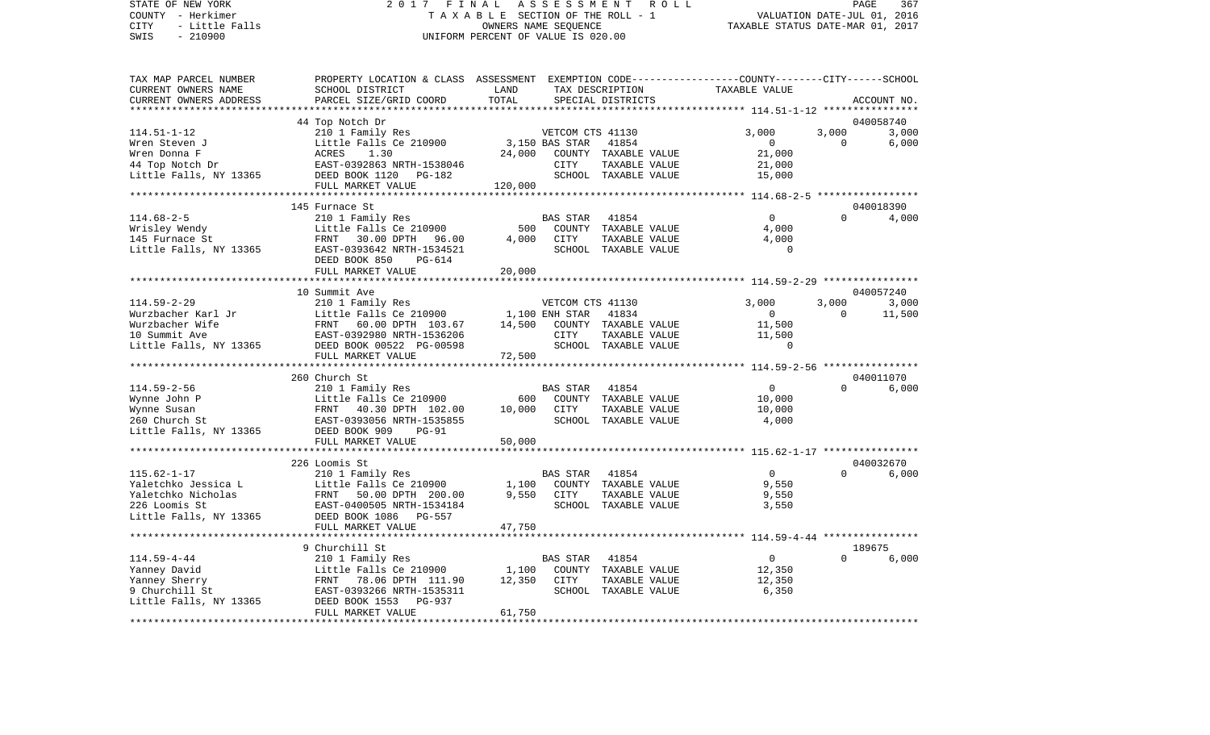STATE OF NEW YORK 2 0 1 7 F I N A L A S S E S S M E N T R O L L
COUNTY - Herkimer T A X A B L E SECTION OF THE ROLL - 1 VALUATION DATE-JUL 01, 2016
CITY - Little Falls OWNERS NAME SEQUENCE TAXABLE STATUS DATE-MAR 01, 2017
SWIS - 210900 UNIFORM PERCENT OF VALUE IS 020.00

| TAX MAP PARCEL NUMBER<br>CURRENT OWNERS NAME<br>CURRENT OWNERS ADDRESS | PROPERTY LOCATION & CLASS<br>SCHOOL DISTRICT<br>PARCEL SIZE/GRID COORD | ASSESSMENT<br>LAND<br>TOTAL | EXEMPTION CODE<br>TAX DESCRIPTION<br>SPECIAL DISTRICTS | COUNTY<br>TAXABLE VALUE | CITY | SCHOOL<br>ACCOUNT NO. |
|---|---|---|---|---|---|---|
| | 44 Top Notch Dr | | | | | 040058740 |
| 114.51-1-12 | 210 1 Family Res | | VETCOM CTS 41130 | 3,000 | 3,000 | 3,000 |
| Wren Steven J | Little Falls Ce 210900 | 3,150 | BAS STAR 41854 | 0 | 0 | 6,000 |
| Wren Donna F | ACRES 1.30 | 24,000 | COUNTY TAXABLE VALUE | 21,000 | | |
| 44 Top Notch Dr | EAST-0392863 NRTH-1538046 | | CITY TAXABLE VALUE | 21,000 | | |
| Little Falls, NY 13365 | DEED BOOK 1120 PG-182 | | SCHOOL TAXABLE VALUE | 15,000 | | |
| | FULL MARKET VALUE | 120,000 | | | | |
| | 145 Furnace St | | | | | 040018390 |
| 114.68-2-5 | 210 1 Family Res | | BAS STAR 41854 | 0 | 0 | 4,000 |
| Wrisley Wendy | Little Falls Ce 210900 | 500 | COUNTY TAXABLE VALUE | 4,000 | | |
| 145 Furnace St | FRNT 30.00 DPTH 96.00 | 4,000 | CITY TAXABLE VALUE | 4,000 | | |
| Little Falls, NY 13365 | EAST-0393642 NRTH-1534521 | | SCHOOL TAXABLE VALUE | 0 | | |
| | DEED BOOK 850 PG-614 | | | | | |
| | FULL MARKET VALUE | 20,000 | | | | |
| | 10 Summit Ave | | | | | 040057240 |
| 114.59-2-29 | 210 1 Family Res | | VETCOM CTS 41130 | 3,000 | 3,000 | 3,000 |
| Wurzbacher Karl Jr | Little Falls Ce 210900 | 1,100 | ENH STAR 41834 | 0 | 0 | 11,500 |
| Wurzbacher Wife | FRNT 60.00 DPTH 103.67 | 14,500 | COUNTY TAXABLE VALUE | 11,500 | | |
| 10 Summit Ave | EAST-0392980 NRTH-1536206 | | CITY TAXABLE VALUE | 11,500 | | |
| Little Falls, NY 13365 | DEED BOOK 00522 PG-00598 | | SCHOOL TAXABLE VALUE | 0 | | |
| | FULL MARKET VALUE | 72,500 | | | | |
| | 260 Church St | | | | | 040011070 |
| 114.59-2-56 | 210 1 Family Res | | BAS STAR 41854 | 0 | 0 | 6,000 |
| Wynne John P | Little Falls Ce 210900 | 600 | COUNTY TAXABLE VALUE | 10,000 | | |
| Wynne Susan | FRNT 40.30 DPTH 102.00 | 10,000 | CITY TAXABLE VALUE | 10,000 | | |
| 260 Church St | EAST-0393056 NRTH-1535855 | | SCHOOL TAXABLE VALUE | 4,000 | | |
| Little Falls, NY 13365 | DEED BOOK 909 PG-91 | | | | | |
| | FULL MARKET VALUE | 50,000 | | | | |
| | 226 Loomis St | | | | | 040032670 |
| 115.62-1-17 | 210 1 Family Res | | BAS STAR 41854 | 0 | 0 | 6,000 |
| Yaletchko Jessica L | Little Falls Ce 210900 | 1,100 | COUNTY TAXABLE VALUE | 9,550 | | |
| Yaletchko Nicholas | FRNT 50.00 DPTH 200.00 | 9,550 | CITY TAXABLE VALUE | 9,550 | | |
| 226 Loomis St | EAST-0400505 NRTH-1534184 | | SCHOOL TAXABLE VALUE | 3,550 | | |
| Little Falls, NY 13365 | DEED BOOK 1086 PG-557 | | | | | |
| | FULL MARKET VALUE | 47,750 | | | | |
| | 9 Churchill St | | | | | 189675 |
| 114.59-4-44 | 210 1 Family Res | | BAS STAR 41854 | 0 | 0 | 6,000 |
| Yanney David | Little Falls Ce 210900 | 1,100 | COUNTY TAXABLE VALUE | 12,350 | | |
| Yanney Sherry | FRNT 78.06 DPTH 111.90 | 12,350 | CITY TAXABLE VALUE | 12,350 | | |
| 9 Churchill St | EAST-0393266 NRTH-1535311 | | SCHOOL TAXABLE VALUE | 6,350 | | |
| Little Falls, NY 13365 | DEED BOOK 1553 PG-937 | | | | | |
| | FULL MARKET VALUE | 61,750 | | | | |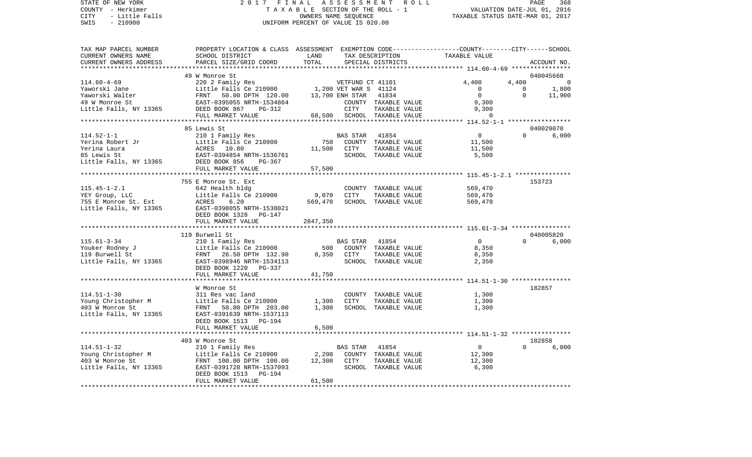STATE OF NEW YORK
COUNTY - Herkimer
CITY - Little Falls
SWIS - 210900

2017 FINAL ASSESSMENT ROLL
TAXABLE SECTION OF THE ROLL - 1
OWNERS NAME SEQUENCE
UNIFORM PERCENT OF VALUE IS 020.00

VALUATION DATE-JUL 01, 2016
TAXABLE STATUS DATE-MAR 01, 2017

| TAX MAP PARCEL NUMBER / CURRENT OWNERS NAME / CURRENT OWNERS ADDRESS | PROPERTY LOCATION & CLASS / SCHOOL DISTRICT / PARCEL SIZE/GRID COORD | ASSESSMENT LAND | TOTAL | EXEMPTION CODE / TAX DESCRIPTION / SPECIAL DISTRICTS | COUNTY TAXABLE VALUE | CITY | SCHOOL / ACCOUNT NO. |
|---|---|---|---|---|---|---|---|
| | 49 W Monroe St | | | | | | 040045660 |
| 114.60-4-69 | 220 2 Family Res | | | VETFUND CT 41101 | 4,400 | 4,400 | 0 |
| Yaworski Jane | Little Falls Ce 210900 | 1,200 | | VET WAR S 41124 | 0 | 0 | 1,800 |
| Yaworski Walter | FRNT 50.00 DPTH 120.00 | | 13,700 | ENH STAR 41834 | 0 | 0 | 11,900 |
| 49 W Monroe St | EAST-0395055 NRTH-1534864 | | | COUNTY TAXABLE VALUE | 9,300 | | |
| Little Falls, NY 13365 | DEED BOOK 867 PG-312 | | | CITY TAXABLE VALUE | 9,300 | | |
| | FULL MARKET VALUE | | 68,500 | SCHOOL TAXABLE VALUE | 0 | | |
| | 85 Lewis St | | | | | | 040029070 |
| 114.52-1-1 | 210 1 Family Res | | | BAS STAR 41854 | 0 | 0 | 6,000 |
| Yerina Robert Jr | Little Falls Ce 210900 | 750 | | COUNTY TAXABLE VALUE | 11,500 | | |
| Yerina Laura | ACRES 10.80 | | 11,500 | CITY TAXABLE VALUE | 11,500 | | |
| 85 Lewis St | EAST-0394854 NRTH-1536761 | | | SCHOOL TAXABLE VALUE | 5,500 | | |
| Little Falls, NY 13365 | DEED BOOK 856 PG-367 | | | | | | |
| | FULL MARKET VALUE | | 57,500 | | | | |
| | 755 E Monroe St. Ext | | | | | | 153723 |
| 115.45-1-2.1 | 642 Health bldg | | | COUNTY TAXABLE VALUE | 569,470 | | |
| YEY Group, LLC | Little Falls Ce 210900 | 9,070 | | CITY TAXABLE VALUE | 569,470 | | |
| 755 E Monroe St. Ext | ACRES 6.20 | | 569,470 | SCHOOL TAXABLE VALUE | 569,470 | | |
| Little Falls, NY 13365 | EAST-0398055 NRTH-1538021 | | | | | | |
| | DEED BOOK 1328 PG-147 | | | | | | |
| | FULL MARKET VALUE | | 2847,350 | | | | |
| | 119 Burwell St | | | | | | 040005820 |
| 115.61-3-34 | 210 1 Family Res | | | BAS STAR 41854 | 0 | 0 | 6,000 |
| Youker Rodney J | Little Falls Ce 210900 | 500 | | COUNTY TAXABLE VALUE | 8,350 | | |
| 119 Burwell St | FRNT 26.50 DPTH 132.90 | | 8,350 | CITY TAXABLE VALUE | 8,350 | | |
| Little Falls, NY 13365 | EAST-0398946 NRTH-1534113 | | | SCHOOL TAXABLE VALUE | 2,350 | | |
| | DEED BOOK 1220 PG-337 | | | | | | |
| | FULL MARKET VALUE | | 41,750 | | | | |
| | W Monroe St | | | | | | 182857 |
| 114.51-1-30 | 311 Res vac land | | | COUNTY TAXABLE VALUE | 1,300 | | |
| Young Christopher M | Little Falls Ce 210900 | 1,300 | | CITY TAXABLE VALUE | 1,300 | | |
| 403 W Monroe St | FRNT 50.00 DPTH 203.00 | | 1,300 | SCHOOL TAXABLE VALUE | 1,300 | | |
| Little Falls, NY 13365 | EAST-0391639 NRTH-1537113 | | | | | | |
| | DEED BOOK 1513 PG-194 | | | | | | |
| | FULL MARKET VALUE | | 6,500 | | | | |
| | 403 W Monroe St | | | | | | 182858 |
| 114.51-1-32 | 210 1 Family Res | | | BAS STAR 41854 | 0 | 0 | 6,000 |
| Young Christopher M | Little Falls Ce 210900 | 2,200 | | COUNTY TAXABLE VALUE | 12,300 | | |
| 403 W Monroe St | FRNT 100.00 DPTH 100.00 | | 12,300 | CITY TAXABLE VALUE | 12,300 | | |
| Little Falls, NY 13365 | EAST-0391728 NRTH-1537093 | | | SCHOOL TAXABLE VALUE | 6,300 | | |
| | DEED BOOK 1513 PG-194 | | | | | | |
| | FULL MARKET VALUE | | 61,500 | | | | |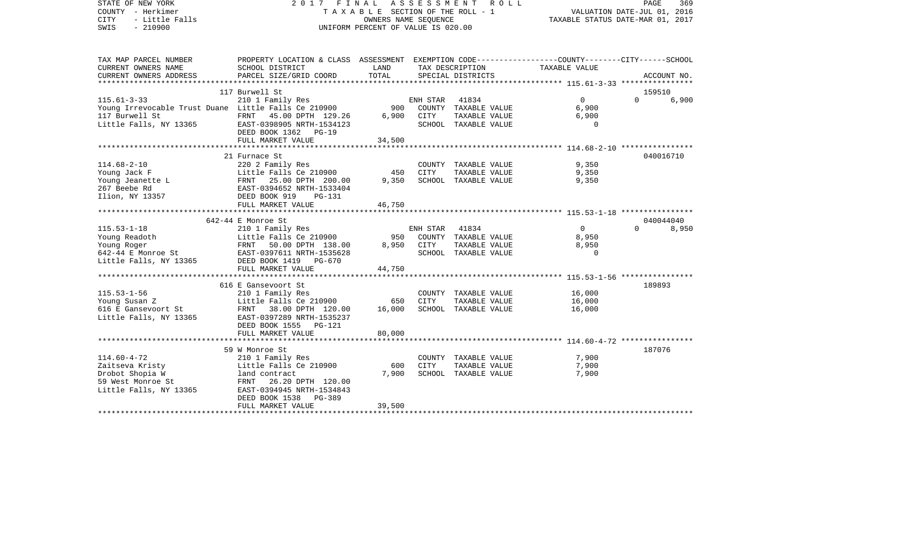STATE OF NEW YORK
COUNTY - Herkimer
CITY - Little Falls
SWIS - 210900

2017 FINAL ASSESSMENT ROLL
TAXABLE SECTION OF THE ROLL - 1
OWNERS NAME SEQUENCE
UNIFORM PERCENT OF VALUE IS 020.00

VALUATION DATE-JUL 01, 2016
TAXABLE STATUS DATE-MAR 01, 2017

| TAX MAP PARCEL NUMBER<br>CURRENT OWNERS NAME<br>CURRENT OWNERS ADDRESS | PROPERTY LOCATION & CLASS<br>SCHOOL DISTRICT<br>PARCEL SIZE/GRID COORD | ASSESSMENT<br>LAND<br>TOTAL | EXEMPTION CODE<br>TAX DESCRIPTION<br>SPECIAL DISTRICTS | COUNTY / CITY<br>TAXABLE VALUE | SCHOOL<br>ACCOUNT NO. |
|---|---|---|---|---|---|
| **115.61-3-33** | 117 Burwell St | | | | 159510 |
| 115.61-3-33 | 210 1 Family Res | | ENH STAR 41834 | 0 | 0 6,900 |
| Young Irrevocable Trust Duane | Little Falls Ce 210900 | 900 | COUNTY TAXABLE VALUE | 6,900 | |
| 117 Burwell St | FRNT 45.00 DPTH 129.26 | 6,900 | CITY TAXABLE VALUE | 6,900 | |
| Little Falls, NY 13365 | EAST-0398905 NRTH-1534123 | | SCHOOL TAXABLE VALUE | 0 | |
| | DEED BOOK 1362 PG-19 | | | | |
| | FULL MARKET VALUE | 34,500 | | | |
| **114.68-2-10** | 21 Furnace St | | | | 040016710 |
| 114.68-2-10 | 220 2 Family Res | | COUNTY TAXABLE VALUE | 9,350 | |
| Young Jack F | Little Falls Ce 210900 | 450 | CITY TAXABLE VALUE | 9,350 | |
| Young Jeanette L | FRNT 25.00 DPTH 200.00 | 9,350 | SCHOOL TAXABLE VALUE | 9,350 | |
| 267 Beebe Rd | EAST-0394652 NRTH-1533404 | | | | |
| Ilion, NY 13357 | DEED BOOK 919 PG-131 | | | | |
| | FULL MARKET VALUE | 46,750 | | | |
| **115.53-1-18** | 642-44 E Monroe St | | | | 040044040 |
| 115.53-1-18 | 210 1 Family Res | | ENH STAR 41834 | 0 | 0 8,950 |
| Young Readoth | Little Falls Ce 210900 | 950 | COUNTY TAXABLE VALUE | 8,950 | |
| Young Roger | FRNT 50.00 DPTH 138.00 | 8,950 | CITY TAXABLE VALUE | 8,950 | |
| 642-44 E Monroe St | EAST-0397611 NRTH-1535628 | | SCHOOL TAXABLE VALUE | 0 | |
| Little Falls, NY 13365 | DEED BOOK 1419 PG-670 | | | | |
| | FULL MARKET VALUE | 44,750 | | | |
| **115.53-1-56** | 616 E Gansevoort St | | | | 189893 |
| 115.53-1-56 | 210 1 Family Res | | COUNTY TAXABLE VALUE | 16,000 | |
| Young Susan Z | Little Falls Ce 210900 | 650 | CITY TAXABLE VALUE | 16,000 | |
| 616 E Gansevoort St | FRNT 38.00 DPTH 120.00 | 16,000 | SCHOOL TAXABLE VALUE | 16,000 | |
| Little Falls, NY 13365 | EAST-0397289 NRTH-1535237 | | | | |
| | DEED BOOK 1555 PG-121 | | | | |
| | FULL MARKET VALUE | 80,000 | | | |
| **114.60-4-72** | 59 W Monroe St | | | | 187076 |
| 114.60-4-72 | 210 1 Family Res | | COUNTY TAXABLE VALUE | 7,900 | |
| Zaitseva Kristy | Little Falls Ce 210900 | 600 | CITY TAXABLE VALUE | 7,900 | |
| Drobot Shopia W | land contract | 7,900 | SCHOOL TAXABLE VALUE | 7,900 | |
| 59 West Monroe St | FRNT 26.20 DPTH 120.00 | | | | |
| Little Falls, NY 13365 | EAST-0394945 NRTH-1534843 | | | | |
| | DEED BOOK 1538 PG-389 | | | | |
| | FULL MARKET VALUE | 39,500 | | | |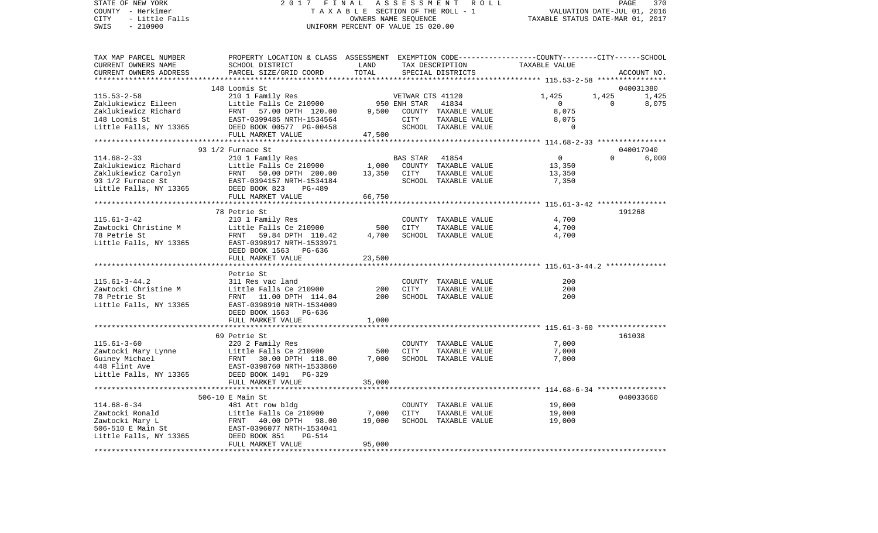STATE OF NEW YORK
COUNTY - Herkimer
CITY - Little Falls
SWIS - 210900

2017 FINAL ASSESSMENT ROLL
TAXABLE SECTION OF THE ROLL - 1
OWNERS NAME SEQUENCE
UNIFORM PERCENT OF VALUE IS 020.00

VALUATION DATE-JUL 01, 2016
TAXABLE STATUS DATE-MAR 01, 2017

| TAX MAP PARCEL NUMBER / CURRENT OWNERS NAME / CURRENT OWNERS ADDRESS | PROPERTY LOCATION & CLASS / SCHOOL DISTRICT / PARCEL SIZE/GRID COORD | ASSESSMENT LAND | TOTAL | EXEMPTION CODE / TAX DESCRIPTION / SPECIAL DISTRICTS | COUNTY | CITY | SCHOOL / ACCOUNT NO. |
|---|---|---|---|---|---|---|---|
| 115.53-2-58 | 148 Loomis St | | | | | | 040031380 |
| Zaklukiewicz Eileen | 210 1 Family Res | | | VETWAR CTS 41120 | 1,425 | 1,425 | 1,425 |
| Zaklukiewicz Richard | Little Falls Ce 210900 | 950 | | ENH STAR 41834 | 0 | 0 | 8,075 |
| 148 Loomis St | FRNT 57.00 DPTH 120.00 | | 9,500 | COUNTY TAXABLE VALUE | 8,075 | | |
| Little Falls, NY 13365 | EAST-0399485 NRTH-1534564 | | | CITY TAXABLE VALUE | | 8,075 | |
| | DEED BOOK 00577 PG-00458 | | | SCHOOL TAXABLE VALUE | | | 0 |
| | FULL MARKET VALUE | | 47,500 | | | | |
| 114.68-2-33 | 93 1/2 Furnace St | | | | | | 040017940 |
| Zaklukiewicz Richard | 210 1 Family Res | | | BAS STAR 41854 | 0 | 0 | 6,000 |
| Zaklukiewicz Carolyn | Little Falls Ce 210900 | 1,000 | | COUNTY TAXABLE VALUE | 13,350 | | |
| 93 1/2 Furnace St | FRNT 50.00 DPTH 200.00 | | 13,350 | CITY TAXABLE VALUE | | 13,350 | |
| Little Falls, NY 13365 | EAST-0394157 NRTH-1534184 | | | SCHOOL TAXABLE VALUE | | | 7,350 |
| | DEED BOOK 823 PG-489 | | | | | | |
| | FULL MARKET VALUE | | 66,750 | | | | |
| 115.61-3-42 | 78 Petrie St | | | | | | 191268 |
| Zawtocki Christine M | 210 1 Family Res | | | COUNTY TAXABLE VALUE | 4,700 | | |
| 78 Petrie St | Little Falls Ce 210900 | 500 | | CITY TAXABLE VALUE | | 4,700 | |
| Little Falls, NY 13365 | FRNT 59.84 DPTH 110.42 | | 4,700 | SCHOOL TAXABLE VALUE | | | 4,700 |
| | EAST-0398917 NRTH-1533971 | | | | | | |
| | DEED BOOK 1563 PG-636 | | | | | | |
| | FULL MARKET VALUE | | 23,500 | | | | |
| 115.61-3-44.2 | Petrie St | | | | | | |
| Zawtocki Christine M | 311 Res vac land | | | COUNTY TAXABLE VALUE | 200 | | |
| 78 Petrie St | Little Falls Ce 210900 | 200 | | CITY TAXABLE VALUE | | 200 | |
| Little Falls, NY 13365 | FRNT 11.00 DPTH 114.04 | | 200 | SCHOOL TAXABLE VALUE | | | 200 |
| | EAST-0398910 NRTH-1534009 | | | | | | |
| | DEED BOOK 1563 PG-636 | | | | | | |
| | FULL MARKET VALUE | | 1,000 | | | | |
| 115.61-3-60 | 69 Petrie St | | | | | | 161038 |
| Zawtocki Mary Lynne | 220 2 Family Res | | | COUNTY TAXABLE VALUE | 7,000 | | |
| Guiney Michael | Little Falls Ce 210900 | 500 | | CITY TAXABLE VALUE | | 7,000 | |
| 448 Flint Ave | FRNT 30.00 DPTH 118.00 | | 7,000 | SCHOOL TAXABLE VALUE | | | 7,000 |
| Little Falls, NY 13365 | EAST-0398760 NRTH-1533860 | | | | | | |
| | DEED BOOK 1491 PG-329 | | | | | | |
| | FULL MARKET VALUE | | 35,000 | | | | |
| 114.68-6-34 | 506-10 E Main St | | | | | | 040033660 |
| Zawtocki Ronald | 481 Att row bldg | | | COUNTY TAXABLE VALUE | 19,000 | | |
| Zawtocki Mary L | Little Falls Ce 210900 | 7,000 | | CITY TAXABLE VALUE | | 19,000 | |
| 506-510 E Main St | FRNT 40.00 DPTH 98.00 | | 19,000 | SCHOOL TAXABLE VALUE | | | 19,000 |
| Little Falls, NY 13365 | EAST-0396077 NRTH-1534041 | | | | | | |
| | DEED BOOK 851 PG-514 | | | | | | |
| | FULL MARKET VALUE | | 95,000 | | | | |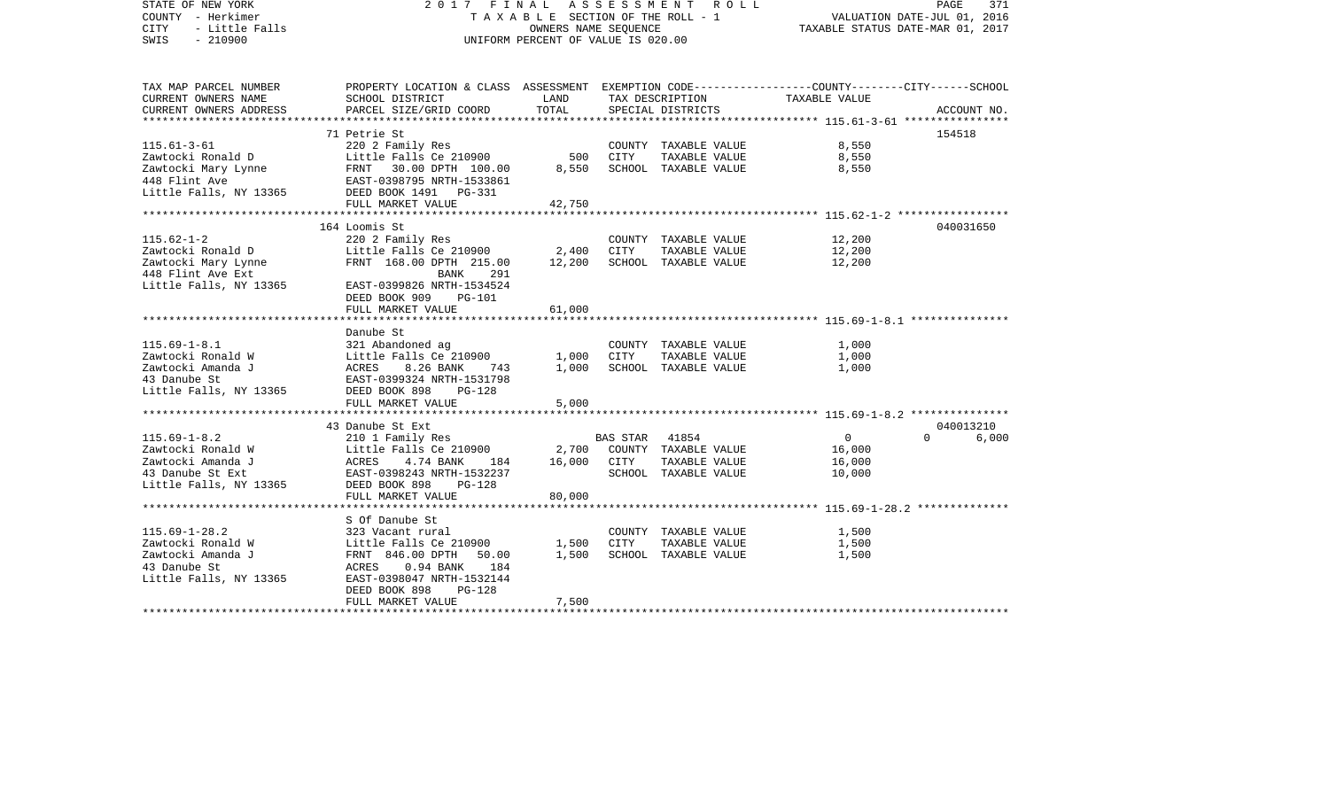STATE OF NEW YORK — 2017 FINAL ASSESSMENT ROLL — TAXABLE SECTION OF THE ROLL - 1 — OWNERS NAME SEQUENCE — UNIFORM PERCENT OF VALUE IS 020.00

COUNTY - Herkimer
CITY - Little Falls
SWIS - 210900

VALUATION DATE-JUL 01, 2016
TAXABLE STATUS DATE-MAR 01, 2017

| TAX MAP PARCEL NUMBER / CURRENT OWNERS NAME / CURRENT OWNERS ADDRESS | PROPERTY LOCATION & CLASS / SCHOOL DISTRICT / PARCEL SIZE/GRID COORD | ASSESSMENT LAND | TOTAL | EXEMPTION CODE / TAX DESCRIPTION / SPECIAL DISTRICTS | COUNTY | CITY | SCHOOL | ACCOUNT NO. |
|---|---|---|---|---|---|---|---|---|
| 115.61-3-61 | 71 Petrie St | | | | | | | 154518 |
| Zawtocki Ronald D | 220 2 Family Res | | | COUNTY TAXABLE VALUE | 8,550 | | | |
| Zawtocki Mary Lynne | Little Falls Ce 210900 | 500 | | CITY TAXABLE VALUE | | 8,550 | | |
| 448 Flint Ave | FRNT 30.00 DPTH 100.00 | | 8,550 | SCHOOL TAXABLE VALUE | | | 8,550 | |
| Little Falls, NY 13365 | EAST-0398795 NRTH-1533861 | | | | | | | |
| | DEED BOOK 1491 PG-331 | | | | | | | |
| | FULL MARKET VALUE | | 42,750 | | | | | |
| 115.62-1-2 | 164 Loomis St | | | | | | | 040031650 |
| Zawtocki Ronald D | 220 2 Family Res | | | COUNTY TAXABLE VALUE | 12,200 | | | |
| Zawtocki Mary Lynne | Little Falls Ce 210900 | 2,400 | | CITY TAXABLE VALUE | | 12,200 | | |
| 448 Flint Ave Ext | FRNT 168.00 DPTH 215.00 | | 12,200 | SCHOOL TAXABLE VALUE | | | 12,200 | |
| Little Falls, NY 13365 | BANK 291 | | | | | | | |
| | EAST-0399826 NRTH-1534524 | | | | | | | |
| | DEED BOOK 909 PG-101 | | | | | | | |
| | FULL MARKET VALUE | | 61,000 | | | | | |
| 115.69-1-8.1 | Danube St | | | | | | | |
| Zawtocki Ronald W | 321 Abandoned ag | | | COUNTY TAXABLE VALUE | 1,000 | | | |
| Zawtocki Amanda J | Little Falls Ce 210900 | 1,000 | | CITY TAXABLE VALUE | | 1,000 | | |
| 43 Danube St | ACRES 8.26 BANK 743 | | 1,000 | SCHOOL TAXABLE VALUE | | | 1,000 | |
| Little Falls, NY 13365 | EAST-0399324 NRTH-1531798 | | | | | | | |
| | DEED BOOK 898 PG-128 | | | | | | | |
| | FULL MARKET VALUE | | 5,000 | | | | | |
| 115.69-1-8.2 | 43 Danube St Ext | | | | | | | 040013210 |
| Zawtocki Ronald W | 210 1 Family Res | | | BAS STAR 41854 | 0 | 0 | 6,000 | |
| Zawtocki Amanda J | Little Falls Ce 210900 | 2,700 | | COUNTY TAXABLE VALUE | 16,000 | | | |
| 43 Danube St Ext | ACRES 4.74 BANK 184 | | 16,000 | CITY TAXABLE VALUE | | 16,000 | | |
| Little Falls, NY 13365 | EAST-0398243 NRTH-1532237 | | | SCHOOL TAXABLE VALUE | | | 10,000 | |
| | DEED BOOK 898 PG-128 | | | | | | | |
| | FULL MARKET VALUE | | 80,000 | | | | | |
| 115.69-1-28.2 | S Of Danube St | | | | | | | |
| Zawtocki Ronald W | 323 Vacant rural | | | COUNTY TAXABLE VALUE | 1,500 | | | |
| Zawtocki Amanda J | Little Falls Ce 210900 | 1,500 | | CITY TAXABLE VALUE | | 1,500 | | |
| 43 Danube St | FRNT 846.00 DPTH 50.00 | | 1,500 | SCHOOL TAXABLE VALUE | | | 1,500 | |
| Little Falls, NY 13365 | ACRES 0.94 BANK 184 | | | | | | | |
| | EAST-0398047 NRTH-1532144 | | | | | | | |
| | DEED BOOK 898 PG-128 | | | | | | | |
| | FULL MARKET VALUE | | 7,500 | | | | | |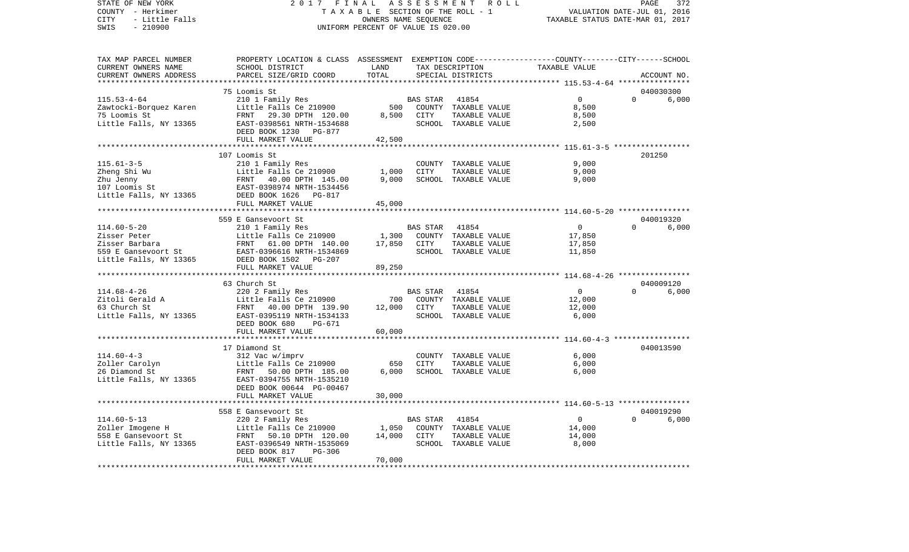STATE OF NEW YORK 2017 FINAL ASSESSMENT ROLL

COUNTY - Herkimer TAXABLE SECTION OF THE ROLL - 1 VALUATION DATE-JUL 01, 2016

CITY - Little Falls OWNERS NAME SEQUENCE TAXABLE STATUS DATE-MAR 01, 2017

SWIS - 210900 UNIFORM PERCENT OF VALUE IS 020.00

| TAX MAP PARCEL NUMBER / CURRENT OWNERS NAME / CURRENT OWNERS ADDRESS | PROPERTY LOCATION & CLASS / SCHOOL DISTRICT / PARCEL SIZE/GRID COORD | ASSESSMENT LAND | TOTAL | EXEMPTION CODE / TAX DESCRIPTION / SPECIAL DISTRICTS | COUNTY / CITY / SCHOOL TAXABLE VALUE | ACCOUNT NO. |
|---|---|---|---|---|---|---|
| **115.53-4-64** | 75 Loomis St | | | | | 040030300 |
| Zawtocki-Borquez Karen | 210 1 Family Res | | | BAS STAR 41854 | 0 / 0 | 6,000 |
| 75 Loomis St | Little Falls Ce 210900 | 500 | | COUNTY TAXABLE VALUE | 8,500 | |
| Little Falls, NY 13365 | FRNT 29.30 DPTH 120.00 | | 8,500 | CITY TAXABLE VALUE | 8,500 | |
| | EAST-0398561 NRTH-1534688 | | | SCHOOL TAXABLE VALUE | 2,500 | |
| | DEED BOOK 1230 PG-877 | | | | | |
| | FULL MARKET VALUE | | 42,500 | | | |
| **115.61-3-5** | 107 Loomis St | | | | | 201250 |
| Zheng Shi Wu | 210 1 Family Res | | | COUNTY TAXABLE VALUE | 9,000 | |
| Zhu Jenny | Little Falls Ce 210900 | 1,000 | | CITY TAXABLE VALUE | 9,000 | |
| 107 Loomis St | FRNT 40.00 DPTH 145.00 | | 9,000 | SCHOOL TAXABLE VALUE | 9,000 | |
| Little Falls, NY 13365 | EAST-0398974 NRTH-1534456 | | | | | |
| | DEED BOOK 1626 PG-817 | | | | | |
| | FULL MARKET VALUE | | 45,000 | | | |
| **114.60-5-20** | 559 E Gansevoort St | | | | | 040019320 |
| Zisser Peter | 210 1 Family Res | | | BAS STAR 41854 | 0 / 0 | 6,000 |
| Zisser Barbara | Little Falls Ce 210900 | 1,300 | | COUNTY TAXABLE VALUE | 17,850 | |
| 559 E Gansevoort St | FRNT 61.00 DPTH 140.00 | | 17,850 | CITY TAXABLE VALUE | 17,850 | |
| Little Falls, NY 13365 | EAST-0396616 NRTH-1534869 | | | SCHOOL TAXABLE VALUE | 11,850 | |
| | DEED BOOK 1502 PG-207 | | | | | |
| | FULL MARKET VALUE | | 89,250 | | | |
| **114.68-4-26** | 63 Church St | | | | | 040009120 |
| Zitoli Gerald A | 220 2 Family Res | | | BAS STAR 41854 | 0 / 0 | 6,000 |
| 63 Church St | Little Falls Ce 210900 | 700 | | COUNTY TAXABLE VALUE | 12,000 | |
| Little Falls, NY 13365 | FRNT 40.00 DPTH 139.90 | | 12,000 | CITY TAXABLE VALUE | 12,000 | |
| | EAST-0395119 NRTH-1534133 | | | SCHOOL TAXABLE VALUE | 6,000 | |
| | DEED BOOK 680 PG-671 | | | | | |
| | FULL MARKET VALUE | | 60,000 | | | |
| **114.60-4-3** | 17 Diamond St | | | | | 040013590 |
| Zoller Carolyn | 312 Vac w/imprv | | | COUNTY TAXABLE VALUE | 6,000 | |
| 26 Diamond St | Little Falls Ce 210900 | 650 | | CITY TAXABLE VALUE | 6,000 | |
| Little Falls, NY 13365 | FRNT 50.00 DPTH 185.00 | | 6,000 | SCHOOL TAXABLE VALUE | 6,000 | |
| | EAST-0394755 NRTH-1535210 | | | | | |
| | DEED BOOK 00644 PG-00467 | | | | | |
| | FULL MARKET VALUE | | 30,000 | | | |
| **114.60-5-13** | 558 E Gansevoort St | | | | | 040019290 |
| Zoller Imogene H | 220 2 Family Res | | | BAS STAR 41854 | 0 / 0 | 6,000 |
| 558 E Gansevoort St | Little Falls Ce 210900 | 1,050 | | COUNTY TAXABLE VALUE | 14,000 | |
| Little Falls, NY 13365 | FRNT 50.10 DPTH 120.00 | | 14,000 | CITY TAXABLE VALUE | 14,000 | |
| | EAST-0396549 NRTH-1535069 | | | SCHOOL TAXABLE VALUE | 8,000 | |
| | DEED BOOK 817 PG-306 | | | | | |
| | FULL MARKET VALUE | | 70,000 | | | |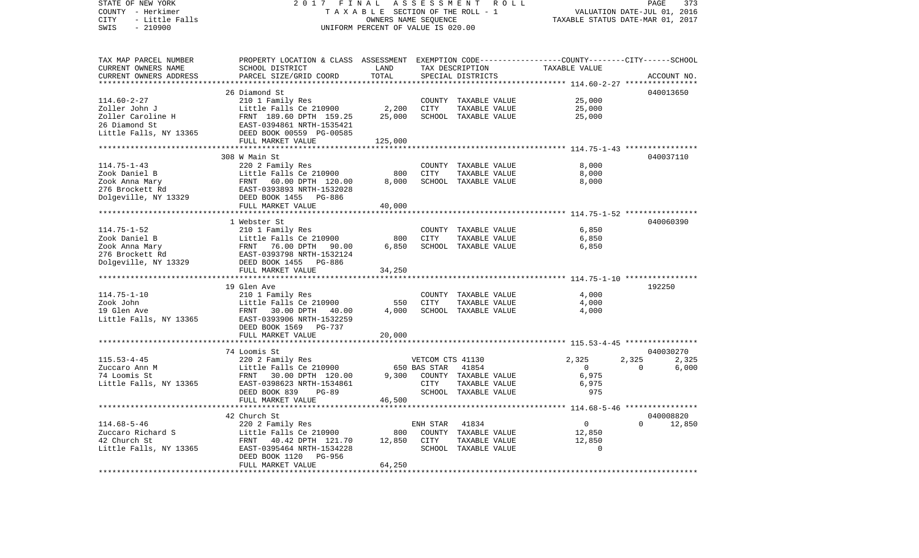STATE OF NEW YORK　　　　2 0 1 7　F I N A L　A S S E S S M E N T　R O L L
COUNTY - Herkimer　　　　T A X A B L E SECTION OF THE ROLL - 1　　　　VALUATION DATE-JUL 01, 2016
CITY - Little Falls　　　　OWNERS NAME SEQUENCE　　　　TAXABLE STATUS DATE-MAR 01, 2017
SWIS - 210900　　　　UNIFORM PERCENT OF VALUE IS 020.00

| TAX MAP PARCEL NUMBER<br>CURRENT OWNERS NAME<br>CURRENT OWNERS ADDRESS | PROPERTY LOCATION & CLASS<br>SCHOOL DISTRICT<br>PARCEL SIZE/GRID COORD | ASSESSMENT<br>LAND<br>TOTAL | EXEMPTION CODE<br>TAX DESCRIPTION<br>SPECIAL DISTRICTS | COUNTY<br>TAXABLE VALUE | CITY | SCHOOL<br>ACCOUNT NO. |
|---|---|---|---|---|---|---|
| | 26 Diamond St | | | | | 040013650 |
| 114.60-2-27 | 210 1 Family Res | | COUNTY TAXABLE VALUE | 25,000 | | |
| Zoller John J | Little Falls Ce 210900 | 2,200 | CITY TAXABLE VALUE | 25,000 | | |
| Zoller Caroline H | FRNT 189.60 DPTH 159.25 | 25,000 | SCHOOL TAXABLE VALUE | 25,000 | | |
| 26 Diamond St | EAST-0394861 NRTH-1535421 | | | | | |
| Little Falls, NY 13365 | DEED BOOK 00559 PG-00585 | | | | | |
| | FULL MARKET VALUE | 125,000 | | | | |
| | 308 W Main St | | | | | 040037110 |
| 114.75-1-43 | 220 2 Family Res | | COUNTY TAXABLE VALUE | 8,000 | | |
| Zook Daniel B | Little Falls Ce 210900 | 800 | CITY TAXABLE VALUE | 8,000 | | |
| Zook Anna Mary | FRNT 60.00 DPTH 120.00 | 8,000 | SCHOOL TAXABLE VALUE | 8,000 | | |
| 276 Brockett Rd | EAST-0393893 NRTH-1532028 | | | | | |
| Dolgeville, NY 13329 | DEED BOOK 1455 PG-886 | | | | | |
| | FULL MARKET VALUE | 40,000 | | | | |
| | 1 Webster St | | | | | 040060390 |
| 114.75-1-52 | 210 1 Family Res | | COUNTY TAXABLE VALUE | 6,850 | | |
| Zook Daniel B | Little Falls Ce 210900 | 800 | CITY TAXABLE VALUE | 6,850 | | |
| Zook Anna Mary | FRNT 76.00 DPTH 90.00 | 6,850 | SCHOOL TAXABLE VALUE | 6,850 | | |
| 276 Brockett Rd | EAST-0393798 NRTH-1532124 | | | | | |
| Dolgeville, NY 13329 | DEED BOOK 1455 PG-886 | | | | | |
| | FULL MARKET VALUE | 34,250 | | | | |
| | 19 Glen Ave | | | | | 192250 |
| 114.75-1-10 | 210 1 Family Res | | COUNTY TAXABLE VALUE | 4,000 | | |
| Zook John | Little Falls Ce 210900 | 550 | CITY TAXABLE VALUE | 4,000 | | |
| 19 Glen Ave | FRNT 30.00 DPTH 40.00 | 4,000 | SCHOOL TAXABLE VALUE | 4,000 | | |
| Little Falls, NY 13365 | EAST-0393906 NRTH-1532259 | | | | | |
| | DEED BOOK 1569 PG-737 | | | | | |
| | FULL MARKET VALUE | 20,000 | | | | |
| | 74 Loomis St | | | | | 040030270 |
| 115.53-4-45 | 220 2 Family Res | | VETCOM CTS 41130 | 2,325 | 2,325 | 2,325 |
| Zuccaro Ann M | Little Falls Ce 210900 | 650 | BAS STAR 41854 | 0 | 0 | 6,000 |
| 74 Loomis St | FRNT 30.00 DPTH 120.00 | 9,300 | COUNTY TAXABLE VALUE | 6,975 | | |
| Little Falls, NY 13365 | EAST-0398623 NRTH-1534861 | | CITY TAXABLE VALUE | 6,975 | | |
| | DEED BOOK 839 PG-89 | | SCHOOL TAXABLE VALUE | 975 | | |
| | FULL MARKET VALUE | 46,500 | | | | |
| | 42 Church St | | | | | 040008820 |
| 114.68-5-46 | 220 2 Family Res | | ENH STAR 41834 | 0 | 0 | 12,850 |
| Zuccaro Richard S | Little Falls Ce 210900 | 800 | COUNTY TAXABLE VALUE | 12,850 | | |
| 42 Church St | FRNT 40.42 DPTH 121.70 | 12,850 | CITY TAXABLE VALUE | 12,850 | | |
| Little Falls, NY 13365 | EAST-0395464 NRTH-1534228 | | SCHOOL TAXABLE VALUE | 0 | | |
| | DEED BOOK 1120 PG-956 | | | | | |
| | FULL MARKET VALUE | 64,250 | | | | |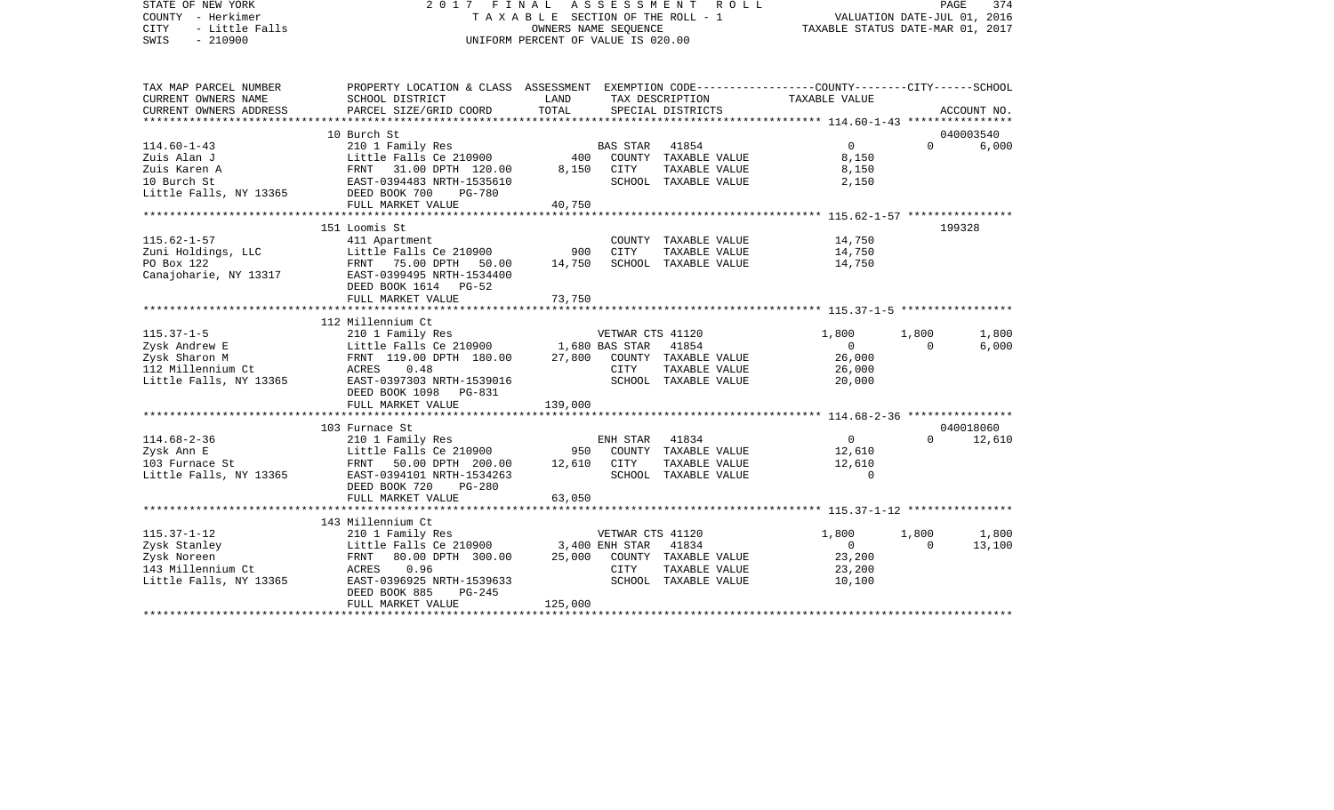STATE OF NEW YORK
COUNTY - Herkimer
CITY - Little Falls
SWIS - 210900

2017 FINAL ASSESSMENT ROLL
TAXABLE SECTION OF THE ROLL - 1
OWNERS NAME SEQUENCE
UNIFORM PERCENT OF VALUE IS 020.00

VALUATION DATE-JUL 01, 2016
TAXABLE STATUS DATE-MAR 01, 2017

| TAX MAP PARCEL NUMBER / CURRENT OWNERS NAME / CURRENT OWNERS ADDRESS | PROPERTY LOCATION & CLASS / SCHOOL DISTRICT / PARCEL SIZE/GRID COORD | ASSESSMENT LAND / TOTAL | EXEMPTION CODE / TAX DESCRIPTION / SPECIAL DISTRICTS | COUNTY TAXABLE VALUE | CITY | SCHOOL / ACCOUNT NO. |
|---|---|---|---|---|---|---|
| **114.60-1-43** | 10 Burch St | | | | | 040003540 |
| 114.60-1-43 | 210 1 Family Res | | BAS STAR 41854 | 0 | 0 | 6,000 |
| Zuis Alan J | Little Falls Ce 210900 | 400 | COUNTY TAXABLE VALUE | 8,150 | | |
| Zuis Karen A | FRNT 31.00 DPTH 120.00 | 8,150 | CITY TAXABLE VALUE | 8,150 | | |
| 10 Burch St | EAST-0394483 NRTH-1535610 | | SCHOOL TAXABLE VALUE | 2,150 | | |
| Little Falls, NY 13365 | DEED BOOK 700 PG-780 | | | | | |
| | FULL MARKET VALUE | 40,750 | | | | |
| **115.62-1-57** | 151 Loomis St | | | | | 199328 |
| 115.62-1-57 | 411 Apartment | | COUNTY TAXABLE VALUE | 14,750 | | |
| Zuni Holdings, LLC | Little Falls Ce 210900 | 900 | CITY TAXABLE VALUE | 14,750 | | |
| PO Box 122 | FRNT 75.00 DPTH 50.00 | 14,750 | SCHOOL TAXABLE VALUE | 14,750 | | |
| Canajoharie, NY 13317 | EAST-0399495 NRTH-1534400 | | | | | |
| | DEED BOOK 1614 PG-52 | | | | | |
| | FULL MARKET VALUE | 73,750 | | | | |
| **115.37-1-5** | 112 Millennium Ct | | | | | |
| 115.37-1-5 | 210 1 Family Res | | VETWAR CTS 41120 | 1,800 | 1,800 | 1,800 |
| Zysk Andrew E | Little Falls Ce 210900 | 1,680 | BAS STAR 41854 | 0 | 0 | 6,000 |
| Zysk Sharon M | FRNT 119.00 DPTH 180.00 | 27,800 | COUNTY TAXABLE VALUE | 26,000 | | |
| 112 Millennium Ct | ACRES 0.48 | | CITY TAXABLE VALUE | 26,000 | | |
| Little Falls, NY 13365 | EAST-0397303 NRTH-1539016 | | SCHOOL TAXABLE VALUE | 20,000 | | |
| | DEED BOOK 1098 PG-831 | | | | | |
| | FULL MARKET VALUE | 139,000 | | | | |
| **114.68-2-36** | 103 Furnace St | | | | | 040018060 |
| 114.68-2-36 | 210 1 Family Res | | ENH STAR 41834 | 0 | 0 | 12,610 |
| Zysk Ann E | Little Falls Ce 210900 | 950 | COUNTY TAXABLE VALUE | 12,610 | | |
| 103 Furnace St | FRNT 50.00 DPTH 200.00 | 12,610 | CITY TAXABLE VALUE | 12,610 | | |
| Little Falls, NY 13365 | EAST-0394101 NRTH-1534263 | | SCHOOL TAXABLE VALUE | 0 | | |
| | DEED BOOK 720 PG-280 | | | | | |
| | FULL MARKET VALUE | 63,050 | | | | |
| **115.37-1-12** | 143 Millennium Ct | | | | | |
| 115.37-1-12 | 210 1 Family Res | | VETWAR CTS 41120 | 1,800 | 1,800 | 1,800 |
| Zysk Stanley | Little Falls Ce 210900 | 3,400 | ENH STAR 41834 | 0 | 0 | 13,100 |
| Zysk Noreen | FRNT 80.00 DPTH 300.00 | 25,000 | COUNTY TAXABLE VALUE | 23,200 | | |
| 143 Millennium Ct | ACRES 0.96 | | CITY TAXABLE VALUE | 23,200 | | |
| Little Falls, NY 13365 | EAST-0396925 NRTH-1539633 | | SCHOOL TAXABLE VALUE | 10,100 | | |
| | DEED BOOK 885 PG-245 | | | | | |
| | FULL MARKET VALUE | 125,000 | | | | |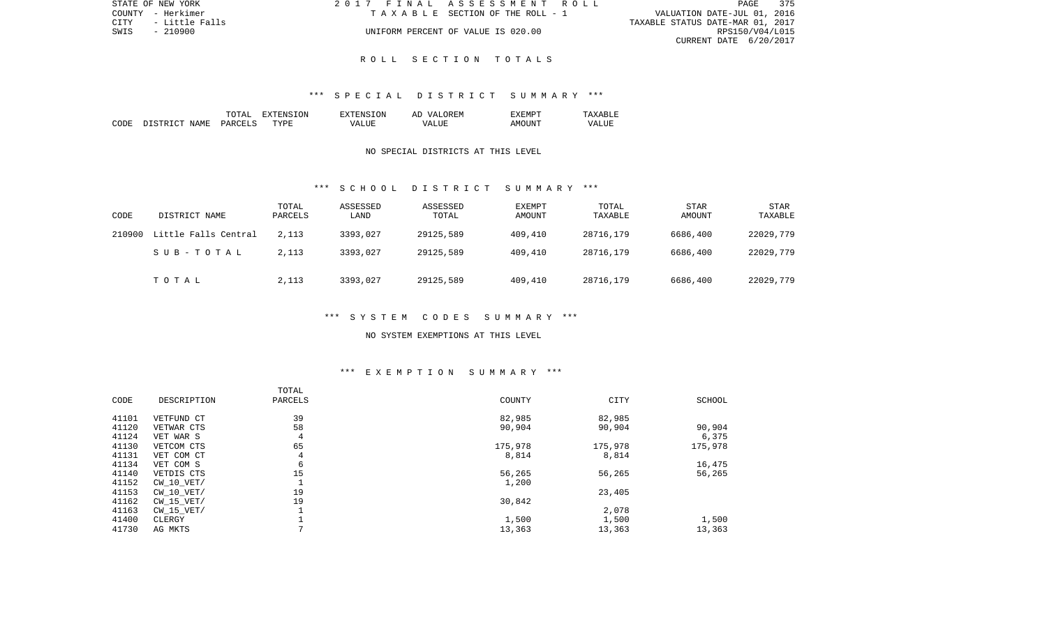STATE OF NEW YORK — 2017 FINAL ASSESSMENT ROLL — PAGE 375
COUNTY - Herkimer — TAXABLE SECTION OF THE ROLL - 1 — VALUATION DATE-JUL 01, 2016
CITY - Little Falls — TAXABLE STATUS DATE-MAR 01, 2017
SWIS - 210900 — UNIFORM PERCENT OF VALUE IS 020.00 — RPS150/V04/L015
CURRENT DATE 6/20/2017

## ROLL SECTION TOTALS

### *** SPECIAL DISTRICT SUMMARY ***

| CODE | DISTRICT NAME | TOTAL PARCELS | EXTENSION TYPE | EXTENSION VALUE | AD VALOREM VALUE | EXEMPT AMOUNT | TAXABLE VALUE |
|---|---|---|---|---|---|---|---|

NO SPECIAL DISTRICTS AT THIS LEVEL

### *** SCHOOL DISTRICT SUMMARY ***

| CODE | DISTRICT NAME | TOTAL PARCELS | ASSESSED LAND | ASSESSED TOTAL | EXEMPT AMOUNT | TOTAL TAXABLE | STAR AMOUNT | STAR TAXABLE |
|---|---|---|---|---|---|---|---|---|
| 210900 | Little Falls Central | 2,113 | 3393,027 | 29125,589 | 409,410 | 28716,179 | 6686,400 | 22029,779 |
| | SUB-TOTAL | 2,113 | 3393,027 | 29125,589 | 409,410 | 28716,179 | 6686,400 | 22029,779 |
| | TOTAL | 2,113 | 3393,027 | 29125,589 | 409,410 | 28716,179 | 6686,400 | 22029,779 |

### *** SYSTEM CODES SUMMARY ***

NO SYSTEM EXEMPTIONS AT THIS LEVEL

### *** EXEMPTION SUMMARY ***

| CODE | DESCRIPTION | TOTAL PARCELS | COUNTY | CITY | SCHOOL |
|---|---|---|---|---|---|
| 41101 | VETFUND CT | 39 | 82,985 | 82,985 | |
| 41120 | VETWAR CTS | 58 | 90,904 | 90,904 | 90,904 |
| 41124 | VET WAR S | 4 | | | 6,375 |
| 41130 | VETCOM CTS | 65 | 175,978 | 175,978 | 175,978 |
| 41131 | VET COM CT | 4 | 8,814 | 8,814 | |
| 41134 | VET COM S | 6 | | | 16,475 |
| 41140 | VETDIS CTS | 15 | 56,265 | 56,265 | 56,265 |
| 41152 | CW_10_VET/ | 1 | 1,200 | | |
| 41153 | CW_10_VET/ | 19 | | 23,405 | |
| 41162 | CW_15_VET/ | 19 | 30,842 | | |
| 41163 | CW_15_VET/ | 1 | | 2,078 | |
| 41400 | CLERGY | 1 | 1,500 | 1,500 | 1,500 |
| 41730 | AG MKTS | 7 | 13,363 | 13,363 | 13,363 |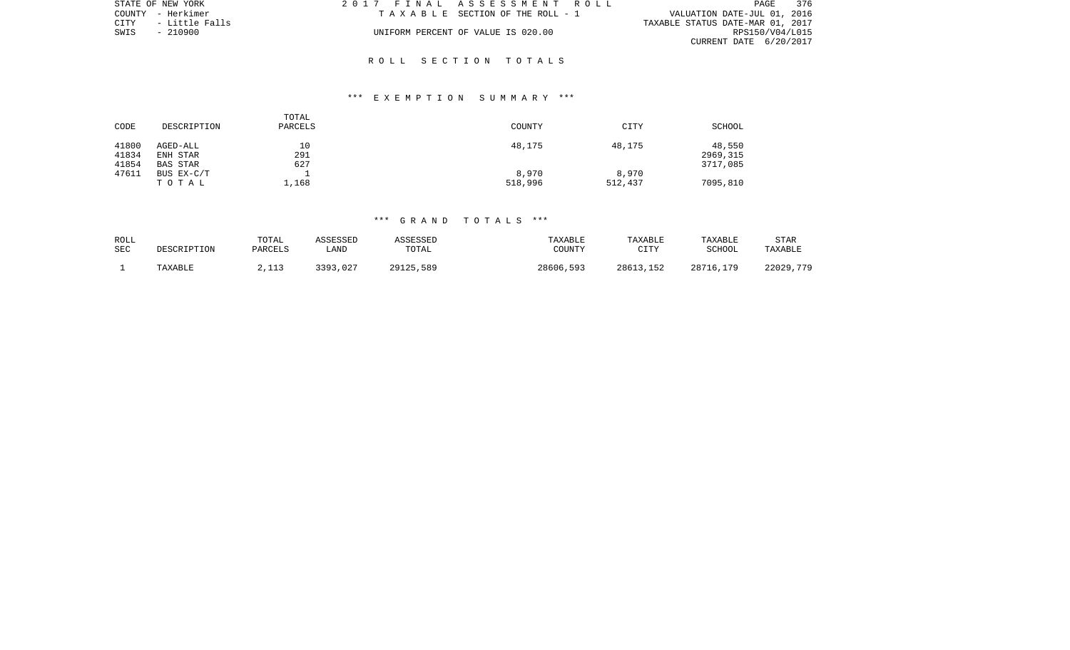STATE OF NEW YORK
COUNTY - Herkimer
CITY - Little Falls
SWIS - 210900

2017 FINAL ASSESSMENT ROLL
TAXABLE SECTION OF THE ROLL - 1
UNIFORM PERCENT OF VALUE IS 020.00

VALUATION DATE-JUL 01, 2016
TAXABLE STATUS DATE-MAR 01, 2017
RPS150/V04/L015
CURRENT DATE 6/20/2017

## ROLL SECTION TOTALS

### *** EXEMPTION SUMMARY ***

| CODE | DESCRIPTION | TOTAL PARCELS | COUNTY | CITY | SCHOOL |
|---|---|---|---|---|---|
| 41800 | AGED-ALL | 10 | 48,175 | 48,175 | 48,550 |
| 41834 | ENH STAR | 291 | | | 2969,315 |
| 41854 | BAS STAR | 627 | | | 3717,085 |
| 47611 | BUS EX-C/T | 1 | 8,970 | 8,970 | |
| | TOTAL | 1,168 | 518,996 | 512,437 | 7095,810 |

### *** GRAND TOTALS ***

| ROLL SEC | DESCRIPTION | TOTAL PARCELS | ASSESSED LAND | ASSESSED TOTAL | TAXABLE COUNTY | TAXABLE CITY | TAXABLE SCHOOL | STAR TAXABLE |
|---|---|---|---|---|---|---|---|---|
| 1 | TAXABLE | 2,113 | 3393,027 | 29125,589 | 28606,593 | 28613,152 | 28716,179 | 22029,779 |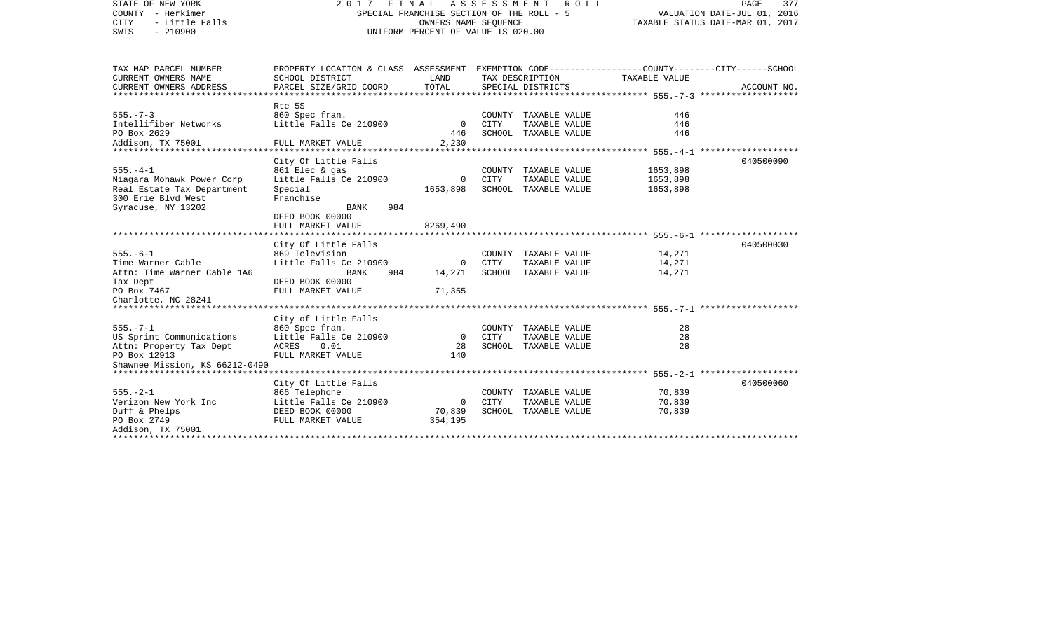STATE OF NEW YORK
COUNTY - Herkimer
CITY - Little Falls
SWIS - 210900

2 0 1 7 F I N A L A S S E S S M E N T R O L L
SPECIAL FRANCHISE SECTION OF THE ROLL - 5
OWNERS NAME SEQUENCE
UNIFORM PERCENT OF VALUE IS 020.00

VALUATION DATE-JUL 01, 2016
TAXABLE STATUS DATE-MAR 01, 2017

| TAX MAP PARCEL NUMBER<br>CURRENT OWNERS NAME<br>CURRENT OWNERS ADDRESS | PROPERTY LOCATION & CLASS<br>SCHOOL DISTRICT<br>PARCEL SIZE/GRID COORD | ASSESSMENT<br>LAND<br>TOTAL | EXEMPTION CODE<br>TAX DESCRIPTION<br>SPECIAL DISTRICTS | COUNTY--------CITY------SCHOOL<br>TAXABLE VALUE | ACCOUNT NO. |
|---|---|---|---|---|---|
| 555.-7-3 | Rte 5S | | | | |
| | 860 Spec fran. | | COUNTY TAXABLE VALUE | 446 | |
| Intellifiber Networks | Little Falls Ce 210900 | 0 | CITY TAXABLE VALUE | 446 | |
| PO Box 2629 | | 446 | SCHOOL TAXABLE VALUE | 446 | |
| Addison, TX 75001 | FULL MARKET VALUE | 2,230 | | | |
| 555.-4-1 | City Of Little Falls | | | | 040500090 |
| | 861 Elec & gas | | COUNTY TAXABLE VALUE | 1653,898 | |
| Niagara Mohawk Power Corp | Little Falls Ce 210900 | 0 | CITY TAXABLE VALUE | 1653,898 | |
| Real Estate Tax Department | Special | 1653,898 | SCHOOL TAXABLE VALUE | 1653,898 | |
| 300 Erie Blvd West | Franchise | | | | |
| Syracuse, NY 13202 | BANK 984 | | | | |
| | DEED BOOK 00000 | | | | |
| | FULL MARKET VALUE | 8269,490 | | | |
| 555.-6-1 | City Of Little Falls | | | | 040500030 |
| | 869 Television | | COUNTY TAXABLE VALUE | 14,271 | |
| Time Warner Cable | Little Falls Ce 210900 | 0 | CITY TAXABLE VALUE | 14,271 | |
| Attn: Time Warner Cable 1A6 | BANK 984 | 14,271 | SCHOOL TAXABLE VALUE | 14,271 | |
| Tax Dept | DEED BOOK 00000 | | | | |
| PO Box 7467 | FULL MARKET VALUE | 71,355 | | | |
| Charlotte, NC 28241 | | | | | |
| 555.-7-1 | City of Little Falls | | | | |
| | 860 Spec fran. | | COUNTY TAXABLE VALUE | 28 | |
| US Sprint Communications | Little Falls Ce 210900 | 0 | CITY TAXABLE VALUE | 28 | |
| Attn: Property Tax Dept | ACRES 0.01 | 28 | SCHOOL TAXABLE VALUE | 28 | |
| PO Box 12913 | FULL MARKET VALUE | 140 | | | |
| Shawnee Mission, KS 66212-0490 | | | | | |
| 555.-2-1 | City Of Little Falls | | | | 040500060 |
| | 866 Telephone | | COUNTY TAXABLE VALUE | 70,839 | |
| Verizon New York Inc | Little Falls Ce 210900 | 0 | CITY TAXABLE VALUE | 70,839 | |
| Duff & Phelps | DEED BOOK 00000 | 70,839 | SCHOOL TAXABLE VALUE | 70,839 | |
| PO Box 2749 | FULL MARKET VALUE | 354,195 | | | |
| Addison, TX 75001 | | | | | |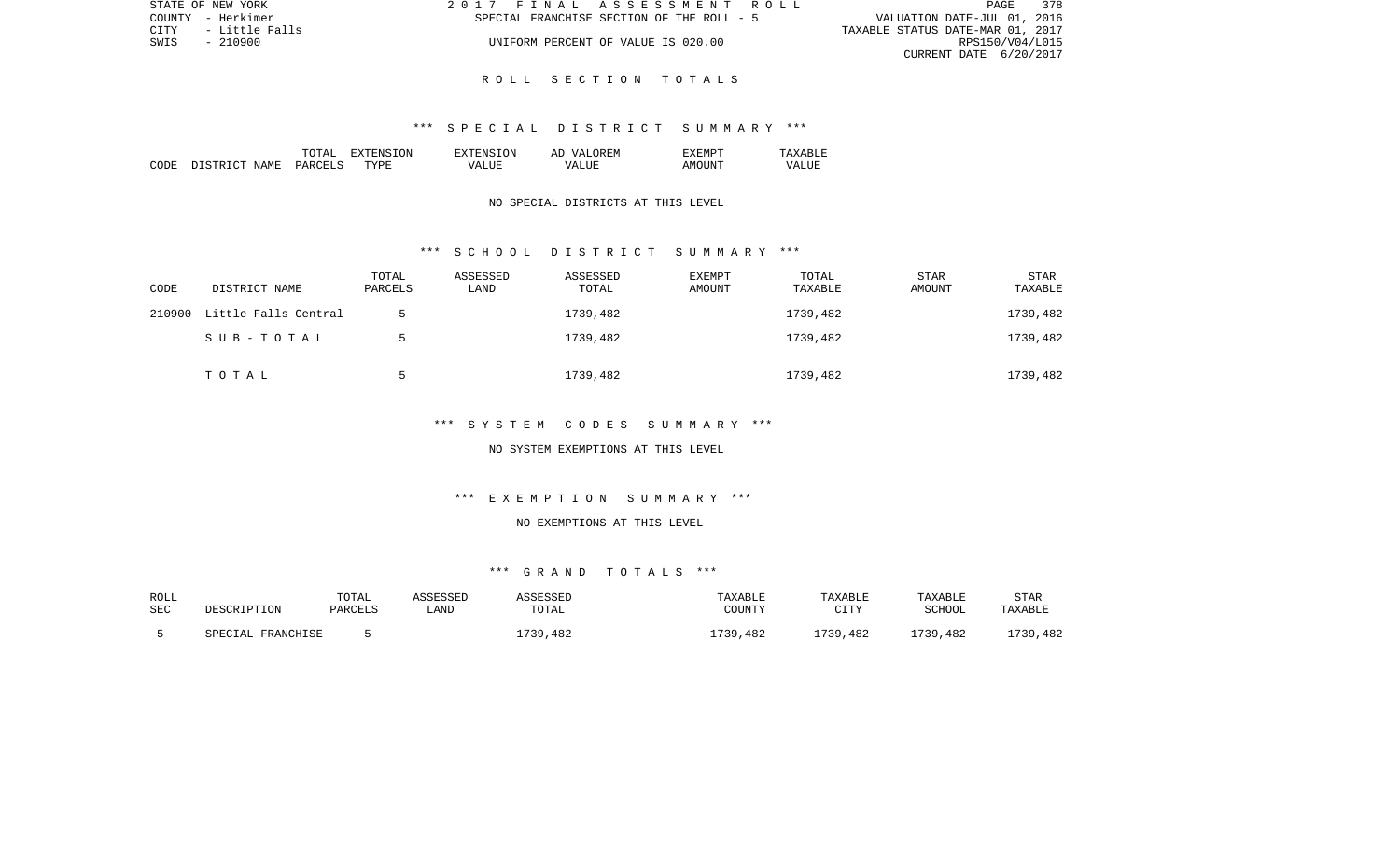STATE OF NEW YORK | 2017 FINAL ASSESSMENT ROLL
COUNTY - Herkimer | SPECIAL FRANCHISE SECTION OF THE ROLL - 5 | VALUATION DATE-JUL 01, 2016
CITY - Little Falls | TAXABLE STATUS DATE-MAR 01, 2017
SWIS - 210900 | UNIFORM PERCENT OF VALUE IS 020.00 | RPS150/V04/L015
CURRENT DATE 6/20/2017

# ROLL SECTION TOTALS

## *** SPECIAL DISTRICT SUMMARY ***

| CODE | DISTRICT NAME | TOTAL PARCELS | EXTENSION TYPE | EXTENSION VALUE | AD VALOREM VALUE | EXEMPT AMOUNT | TAXABLE VALUE |
|---|---|---|---|---|---|---|---|

NO SPECIAL DISTRICTS AT THIS LEVEL

## *** SCHOOL DISTRICT SUMMARY ***

| CODE | DISTRICT NAME | TOTAL PARCELS | ASSESSED LAND | ASSESSED TOTAL | EXEMPT AMOUNT | TOTAL TAXABLE | STAR AMOUNT | STAR TAXABLE |
|---|---|---|---|---|---|---|---|---|
| 210900 | Little Falls Central | 5 | | 1739,482 | | 1739,482 | | 1739,482 |
| | SUB-TOTAL | 5 | | 1739,482 | | 1739,482 | | 1739,482 |
| | TOTAL | 5 | | 1739,482 | | 1739,482 | | 1739,482 |

## *** SYSTEM CODES SUMMARY ***

NO SYSTEM EXEMPTIONS AT THIS LEVEL

## *** EXEMPTION SUMMARY ***

NO EXEMPTIONS AT THIS LEVEL

## *** GRAND TOTALS ***

| ROLL SEC | DESCRIPTION | TOTAL PARCELS | ASSESSED LAND | ASSESSED TOTAL | TAXABLE COUNTY | TAXABLE CITY | TAXABLE SCHOOL | STAR TAXABLE |
|---|---|---|---|---|---|---|---|---|
| 5 | SPECIAL FRANCHISE | 5 | | 1739,482 | 1739,482 | 1739,482 | 1739,482 | 1739,482 |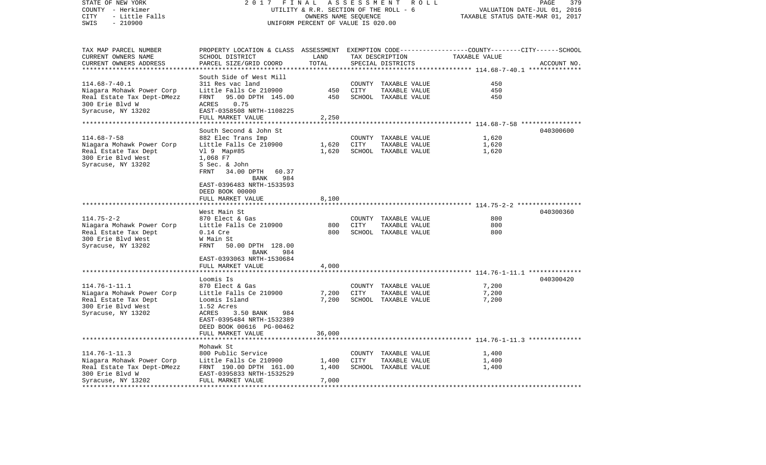STATE OF NEW YORK 2017 FINAL ASSESSMENT ROLL
COUNTY - Herkimer UTILITY & R.R. SECTION OF THE ROLL - 6 VALUATION DATE-JUL 01, 2016
CITY - Little Falls OWNERS NAME SEQUENCE TAXABLE STATUS DATE-MAR 01, 2017
SWIS - 210900 UNIFORM PERCENT OF VALUE IS 020.00

| TAX MAP PARCEL NUMBER<br>CURRENT OWNERS NAME<br>CURRENT OWNERS ADDRESS | PROPERTY LOCATION & CLASS<br>SCHOOL DISTRICT<br>PARCEL SIZE/GRID COORD | ASSESSMENT<br>LAND<br>TOTAL | EXEMPTION CODE<br>TAX DESCRIPTION<br>SPECIAL DISTRICTS | COUNTY--------CITY------SCHOOL<br>TAXABLE VALUE | ACCOUNT NO. |
|---|---|---|---|---|---|
| **114.68-7-40.1** | South Side of West Mill | | | | |
| 114.68-7-40.1 | 311 Res vac land | | COUNTY TAXABLE VALUE | 450 | |
| Niagara Mohawk Power Corp | Little Falls Ce 210900 | 450 | CITY TAXABLE VALUE | 450 | |
| Real Estate Tax Dept-DMezz | FRNT 95.00 DPTH 145.00 | 450 | SCHOOL TAXABLE VALUE | 450 | |
| 300 Erie Blvd W | ACRES 0.75 | | | | |
| Syracuse, NY 13202 | EAST-0358508 NRTH-1108225 | | | | |
| | FULL MARKET VALUE | 2,250 | | | |
| **114.68-7-58** | South Second & John St | | | | 040300600 |
| 114.68-7-58 | 882 Elec Trans Imp | | COUNTY TAXABLE VALUE | 1,620 | |
| Niagara Mohawk Power Corp | Little Falls Ce 210900 | 1,620 | CITY TAXABLE VALUE | 1,620 | |
| Real Estate Tax Dept | Vl 9 Map#85 | 1,620 | SCHOOL TAXABLE VALUE | 1,620 | |
| 300 Erie Blvd West | 1,068 F7 | | | | |
| Syracuse, NY 13202 | S Sec. & John | | | | |
| | FRNT 34.00 DPTH 60.37 | | | | |
| | BANK 984 | | | | |
| | EAST-0396483 NRTH-1533593 | | | | |
| | DEED BOOK 00000 | | | | |
| | FULL MARKET VALUE | 8,100 | | | |
| **114.75-2-2** | West Main St | | | | 040300360 |
| 114.75-2-2 | 870 Elect & Gas | | COUNTY TAXABLE VALUE | 800 | |
| Niagara Mohawk Power Corp | Little Falls Ce 210900 | 800 | CITY TAXABLE VALUE | 800 | |
| Real Estate Tax Dept | 0.14 Cre | 800 | SCHOOL TAXABLE VALUE | 800 | |
| 300 Erie Blvd West | W Main St | | | | |
| Syracuse, NY 13202 | FRNT 50.00 DPTH 128.00 | | | | |
| | BANK 984 | | | | |
| | EAST-0393063 NRTH-1530684 | | | | |
| | FULL MARKET VALUE | 4,000 | | | |
| **114.76-1-11.1** | Loomis Is | | | | 040300420 |
| 114.76-1-11.1 | 870 Elect & Gas | | COUNTY TAXABLE VALUE | 7,200 | |
| Niagara Mohawk Power Corp | Little Falls Ce 210900 | 7,200 | CITY TAXABLE VALUE | 7,200 | |
| Real Estate Tax Dept | Loomis Island | 7,200 | SCHOOL TAXABLE VALUE | 7,200 | |
| 300 Erie Blvd West | 1.52 Acres | | | | |
| Syracuse, NY 13202 | ACRES 3.50 BANK 984 | | | | |
| | EAST-0395484 NRTH-1532389 | | | | |
| | DEED BOOK 00616 PG-00462 | | | | |
| | FULL MARKET VALUE | 36,000 | | | |
| **114.76-1-11.3** | Mohawk St | | | | |
| 114.76-1-11.3 | 800 Public Service | | COUNTY TAXABLE VALUE | 1,400 | |
| Niagara Mohawk Power Corp | Little Falls Ce 210900 | 1,400 | CITY TAXABLE VALUE | 1,400 | |
| Real Estate Tax Dept-DMezz | FRNT 190.00 DPTH 161.00 | 1,400 | SCHOOL TAXABLE VALUE | 1,400 | |
| 300 Erie Blvd W | EAST-0395833 NRTH-1532529 | | | | |
| Syracuse, NY 13202 | FULL MARKET VALUE | 7,000 | | | |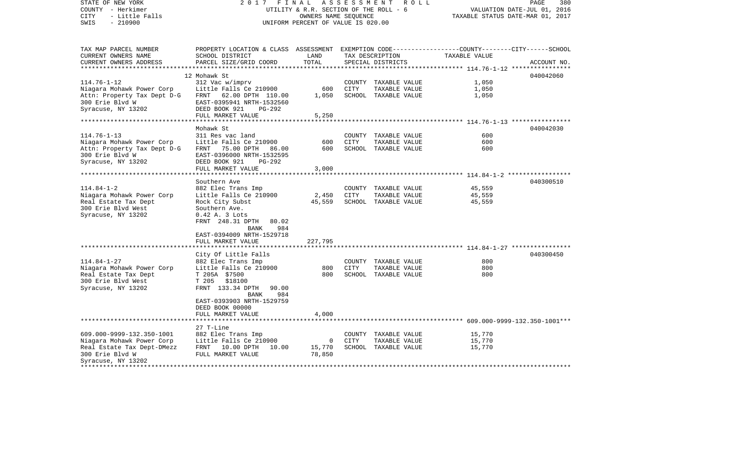STATE OF NEW YORK — 2017 FINAL ASSESSMENT ROLL — UTILITY & R.R. SECTION OF THE ROLL - 6

COUNTY - Herkimer — OWNERS NAME SEQUENCE — VALUATION DATE-JUL 01, 2016

CITY - Little Falls — UNIFORM PERCENT OF VALUE IS 020.00 — TAXABLE STATUS DATE-MAR 01, 2017

SWIS - 210900

| TAX MAP PARCEL NUMBER / CURRENT OWNERS NAME / CURRENT OWNERS ADDRESS | PROPERTY LOCATION & CLASS / SCHOOL DISTRICT / PARCEL SIZE/GRID COORD | ASSESSMENT LAND | TOTAL | EXEMPTION CODE / TAX DESCRIPTION / SPECIAL DISTRICTS | COUNTY--------CITY------SCHOOL TAXABLE VALUE | ACCOUNT NO. |
|---|---|---|---|---|---|---|
| **114.76-1-12** | 12 Mohawk St | | | | | 040042060 |
| 114.76-1-12 | 312 Vac w/imprv | | | COUNTY TAXABLE VALUE | 1,050 | |
| Niagara Mohawk Power Corp | Little Falls Ce 210900 | 600 | | CITY TAXABLE VALUE | 1,050 | |
| Attn: Property Tax Dept D-G | FRNT 62.00 DPTH 110.00 | | 1,050 | SCHOOL TAXABLE VALUE | 1,050 | |
| 300 Erie Blvd W | EAST-0395941 NRTH-1532560 | | | | | |
| Syracuse, NY 13202 | DEED BOOK 921 PG-292 | | | | | |
| | FULL MARKET VALUE | | 5,250 | | | |
| **114.76-1-13** | Mohawk St | | | | | 040042030 |
| 114.76-1-13 | 311 Res vac land | | | COUNTY TAXABLE VALUE | 600 | |
| Niagara Mohawk Power Corp | Little Falls Ce 210900 | 600 | | CITY TAXABLE VALUE | 600 | |
| Attn: Property Tax Dept D-G | FRNT 75.00 DPTH 86.00 | | 600 | SCHOOL TAXABLE VALUE | 600 | |
| 300 Erie Blvd W | EAST-0396000 NRTH-1532595 | | | | | |
| Syracuse, NY 13202 | DEED BOOK 921 PG-292 | | | | | |
| | FULL MARKET VALUE | | 3,000 | | | |
| **114.84-1-2** | Southern Ave | | | | | 040300510 |
| 114.84-1-2 | 882 Elec Trans Imp | | | COUNTY TAXABLE VALUE | 45,559 | |
| Niagara Mohawk Power Corp | Little Falls Ce 210900 | 2,450 | | CITY TAXABLE VALUE | 45,559 | |
| Real Estate Tax Dept | Rock City Subst | | 45,559 | SCHOOL TAXABLE VALUE | 45,559 | |
| 300 Erie Blvd West | Southern Ave. | | | | | |
| Syracuse, NY 13202 | 0.42 A. 3 Lots | | | | | |
| | FRNT 248.31 DPTH 80.02 | | | | | |
| | BANK 984 | | | | | |
| | EAST-0394009 NRTH-1529718 | | | | | |
| | FULL MARKET VALUE | | 227,795 | | | |
| **114.84-1-27** | City Of Little Falls | | | | | 040300450 |
| 114.84-1-27 | 882 Elec Trans Imp | | | COUNTY TAXABLE VALUE | 800 | |
| Niagara Mohawk Power Corp | Little Falls Ce 210900 | 800 | | CITY TAXABLE VALUE | 800 | |
| Real Estate Tax Dept | T 205A $7500 | | 800 | SCHOOL TAXABLE VALUE | 800 | |
| 300 Erie Blvd West | T 205 $18100 | | | | | |
| Syracuse, NY 13202 | FRNT 133.34 DPTH 90.00 | | | | | |
| | BANK 984 | | | | | |
| | EAST-0393903 NRTH-1529759 | | | | | |
| | DEED BOOK 00000 | | | | | |
| | FULL MARKET VALUE | | 4,000 | | | |
| **609.000-9999-132.350-1001** | 27 T-Line | | | | | |
| 609.000-9999-132.350-1001 | 882 Elec Trans Imp | | | COUNTY TAXABLE VALUE | 15,770 | |
| Niagara Mohawk Power Corp | Little Falls Ce 210900 | 0 | | CITY TAXABLE VALUE | 15,770 | |
| Real Estate Tax Dept-DMezz | FRNT 10.00 DPTH 10.00 | | 15,770 | SCHOOL TAXABLE VALUE | 15,770 | |
| 300 Erie Blvd W | FULL MARKET VALUE | | 78,850 | | | |
| Syracuse, NY 13202 | | | | | | |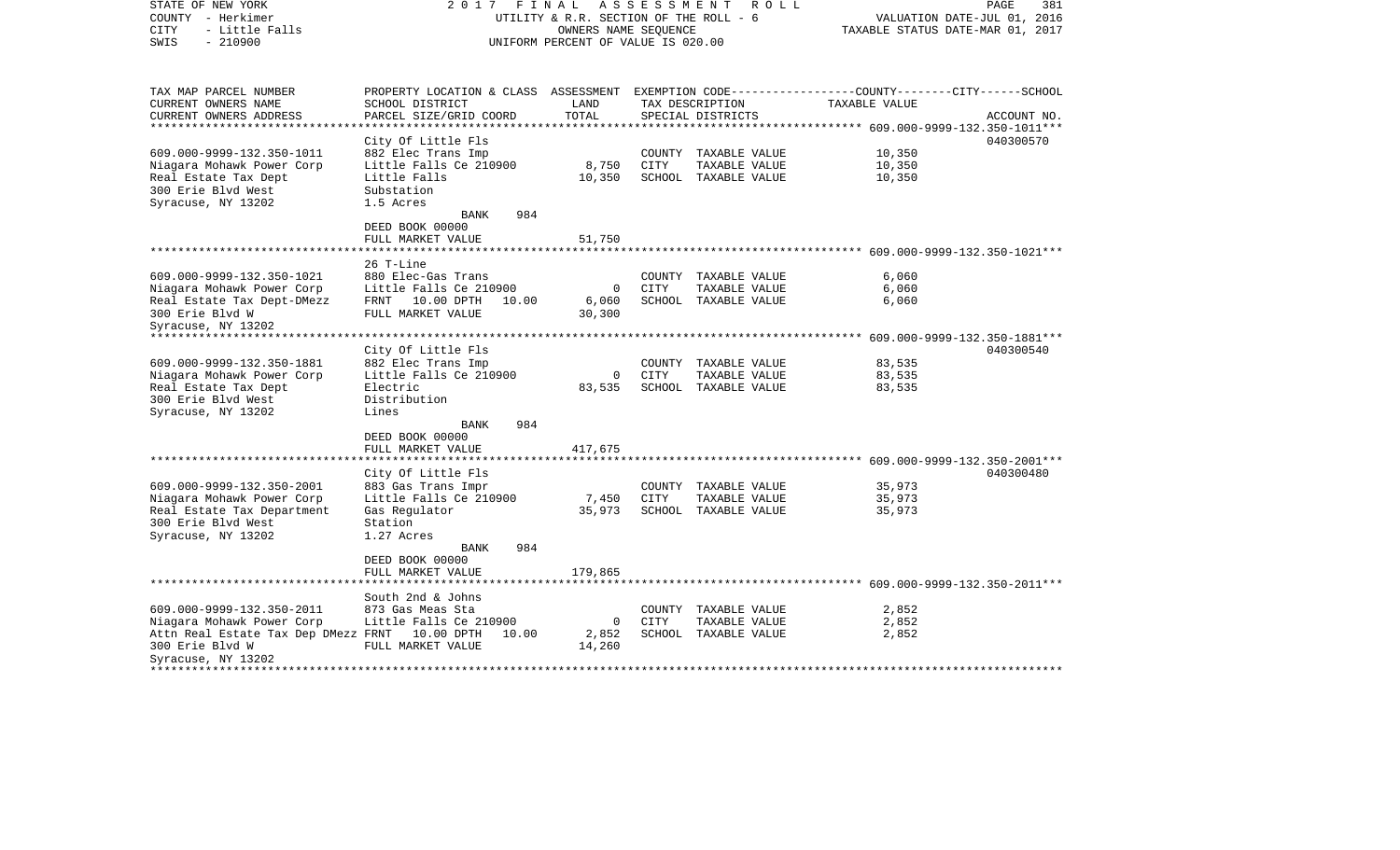STATE OF NEW YORK — 2017 FINAL ASSESSMENT ROLL — PAGE 381
COUNTY - Herkimer — UTILITY & R.R. SECTION OF THE ROLL - 6 — VALUATION DATE-JUL 01, 2016
CITY - Little Falls — OWNERS NAME SEQUENCE — TAXABLE STATUS DATE-MAR 01, 2017
SWIS - 210900 — UNIFORM PERCENT OF VALUE IS 020.00

| TAX MAP PARCEL NUMBER / CURRENT OWNERS NAME / CURRENT OWNERS ADDRESS | PROPERTY LOCATION & CLASS / SCHOOL DISTRICT / PARCEL SIZE/GRID COORD | ASSESSMENT LAND | ASSESSMENT TOTAL | EXEMPTION CODE / TAX DESCRIPTION / SPECIAL DISTRICTS | TAXABLE VALUE (COUNTY / CITY / SCHOOL) | ACCOUNT NO. |
|---|---|---|---|---|---|---|
| **609.000-9999-132.350-1011** | City Of Little Fls | | | | | 040300570 |
| 609.000-9999-132.350-1011 | 882 Elec Trans Imp | | | COUNTY TAXABLE VALUE | 10,350 | |
| Niagara Mohawk Power Corp | Little Falls Ce 210900 | 8,750 | | CITY TAXABLE VALUE | 10,350 | |
| Real Estate Tax Dept | Little Falls | | 10,350 | SCHOOL TAXABLE VALUE | 10,350 | |
| 300 Erie Blvd West | Substation | | | | | |
| Syracuse, NY 13202 | 1.5 Acres | | | | | |
| | BANK 984 | | | | | |
| | DEED BOOK 00000 | | | | | |
| | FULL MARKET VALUE | | 51,750 | | | |
| **609.000-9999-132.350-1021** | 26 T-Line | | | | | |
| 609.000-9999-132.350-1021 | 880 Elec-Gas Trans | | | COUNTY TAXABLE VALUE | 6,060 | |
| Niagara Mohawk Power Corp | Little Falls Ce 210900 | 0 | | CITY TAXABLE VALUE | 6,060 | |
| Real Estate Tax Dept-DMezz | FRNT 10.00 DPTH 10.00 | | 6,060 | SCHOOL TAXABLE VALUE | 6,060 | |
| 300 Erie Blvd W | FULL MARKET VALUE | | 30,300 | | | |
| Syracuse, NY 13202 | | | | | | |
| **609.000-9999-132.350-1881** | City Of Little Fls | | | | | 040300540 |
| 609.000-9999-132.350-1881 | 882 Elec Trans Imp | | | COUNTY TAXABLE VALUE | 83,535 | |
| Niagara Mohawk Power Corp | Little Falls Ce 210900 | 0 | | CITY TAXABLE VALUE | 83,535 | |
| Real Estate Tax Dept | Electric | | 83,535 | SCHOOL TAXABLE VALUE | 83,535 | |
| 300 Erie Blvd West | Distribution | | | | | |
| Syracuse, NY 13202 | Lines | | | | | |
| | BANK 984 | | | | | |
| | DEED BOOK 00000 | | | | | |
| | FULL MARKET VALUE | | 417,675 | | | |
| **609.000-9999-132.350-2001** | City Of Little Fls | | | | | 040300480 |
| 609.000-9999-132.350-2001 | 883 Gas Trans Impr | | | COUNTY TAXABLE VALUE | 35,973 | |
| Niagara Mohawk Power Corp | Little Falls Ce 210900 | 7,450 | | CITY TAXABLE VALUE | 35,973 | |
| Real Estate Tax Department | Gas Regulator | | 35,973 | SCHOOL TAXABLE VALUE | 35,973 | |
| 300 Erie Blvd West | Station | | | | | |
| Syracuse, NY 13202 | 1.27 Acres | | | | | |
| | BANK 984 | | | | | |
| | DEED BOOK 00000 | | | | | |
| | FULL MARKET VALUE | | 179,865 | | | |
| **609.000-9999-132.350-2011** | South 2nd & Johns | | | | | |
| 609.000-9999-132.350-2011 | 873 Gas Meas Sta | | | COUNTY TAXABLE VALUE | 2,852 | |
| Niagara Mohawk Power Corp | Little Falls Ce 210900 | 0 | | CITY TAXABLE VALUE | 2,852 | |
| Attn Real Estate Tax Dep DMezz | FRNT 10.00 DPTH 10.00 | | 2,852 | SCHOOL TAXABLE VALUE | 2,852 | |
| 300 Erie Blvd W | FULL MARKET VALUE | | 14,260 | | | |
| Syracuse, NY 13202 | | | | | | |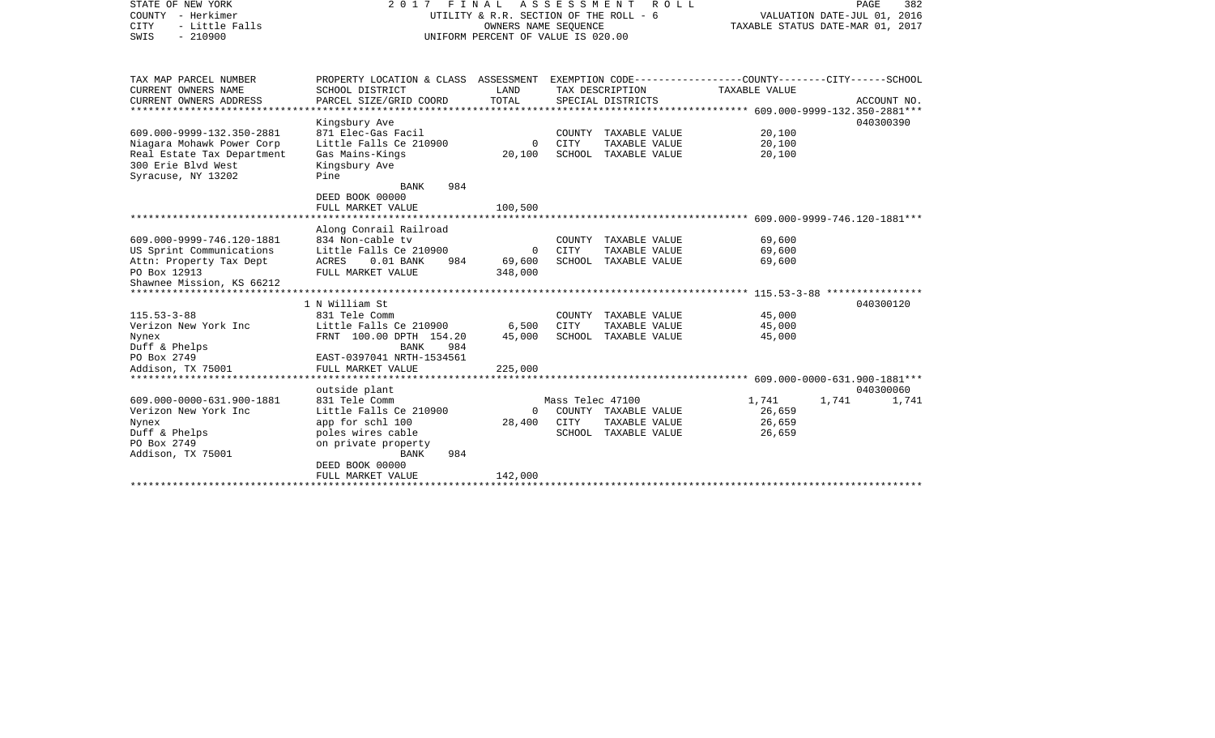STATE OF NEW YORK
COUNTY - Herkimer
CITY - Little Falls
SWIS - 210900

2 0 1 7 F I N A L A S S E S S M E N T R O L L
UTILITY & R.R. SECTION OF THE ROLL - 6
OWNERS NAME SEQUENCE
UNIFORM PERCENT OF VALUE IS 020.00

VALUATION DATE-JUL 01, 2016
TAXABLE STATUS DATE-MAR 01, 2017

| TAX MAP PARCEL NUMBER<br>CURRENT OWNERS NAME<br>CURRENT OWNERS ADDRESS | PROPERTY LOCATION & CLASS<br>SCHOOL DISTRICT<br>PARCEL SIZE/GRID COORD | ASSESSMENT<br>LAND<br>TOTAL | EXEMPTION CODE<br>TAX DESCRIPTION<br>SPECIAL DISTRICTS | COUNTY | CITY | SCHOOL<br>TAXABLE VALUE<br>ACCOUNT NO. |
|---|---|---|---|---|---|---|
| **609.000-9999-132.350-2881** | | | | | | 040300390 |
| 609.000-9999-132.350-2881 | Kingsbury Ave | | | | | |
| Niagara Mohawk Power Corp | 871 Elec-Gas Facil | | COUNTY TAXABLE VALUE | 20,100 | | |
| Real Estate Tax Department | Little Falls Ce 210900 | 0 | CITY TAXABLE VALUE | | 20,100 | |
| 300 Erie Blvd West | Gas Mains-Kings | 20,100 | SCHOOL TAXABLE VALUE | | | 20,100 |
| Syracuse, NY 13202 | Kingsbury Ave | | | | | |
| | Pine | | | | | |
| | BANK 984 | | | | | |
| | DEED BOOK 00000 | | | | | |
| | FULL MARKET VALUE | 100,500 | | | | |
| **609.000-9999-746.120-1881** | | | | | | |
| 609.000-9999-746.120-1881 | Along Conrail Railroad | | | | | |
| US Sprint Communications | 834 Non-cable tv | | COUNTY TAXABLE VALUE | 69,600 | | |
| Attn: Property Tax Dept | Little Falls Ce 210900 | 0 | CITY TAXABLE VALUE | | 69,600 | |
| PO Box 12913 | ACRES 0.01 BANK 984 | 69,600 | SCHOOL TAXABLE VALUE | | | 69,600 |
| Shawnee Mission, KS 66212 | FULL MARKET VALUE | 348,000 | | | | |
| **115.53-3-88** | | | | | | 040300120 |
| 115.53-3-88 | 1 N William St | | | | | |
| Verizon New York Inc | 831 Tele Comm | | COUNTY TAXABLE VALUE | 45,000 | | |
| Nynex | Little Falls Ce 210900 | 6,500 | CITY TAXABLE VALUE | | 45,000 | |
| Duff & Phelps | FRNT 100.00 DPTH 154.20 | 45,000 | SCHOOL TAXABLE VALUE | | | 45,000 |
| PO Box 2749 | BANK 984 | | | | | |
| Addison, TX 75001 | EAST-0397041 NRTH-1534561 | | | | | |
| | FULL MARKET VALUE | 225,000 | | | | |
| **609.000-0000-631.900-1881** | | | | | | 040300060 |
| 609.000-0000-631.900-1881 | outside plant | | | | | |
| Verizon New York Inc | 831 Tele Comm | | Mass Telec 47100 | 1,741 | 1,741 | 1,741 |
| Nynex | Little Falls Ce 210900 | 0 | COUNTY TAXABLE VALUE | 26,659 | | |
| Duff & Phelps | app for schl 100 | 28,400 | CITY TAXABLE VALUE | | 26,659 | |
| PO Box 2749 | poles wires cable | | SCHOOL TAXABLE VALUE | | | 26,659 |
| Addison, TX 75001 | on private property | | | | | |
| | BANK 984 | | | | | |
| | DEED BOOK 00000 | | | | | |
| | FULL MARKET VALUE | 142,000 | | | | |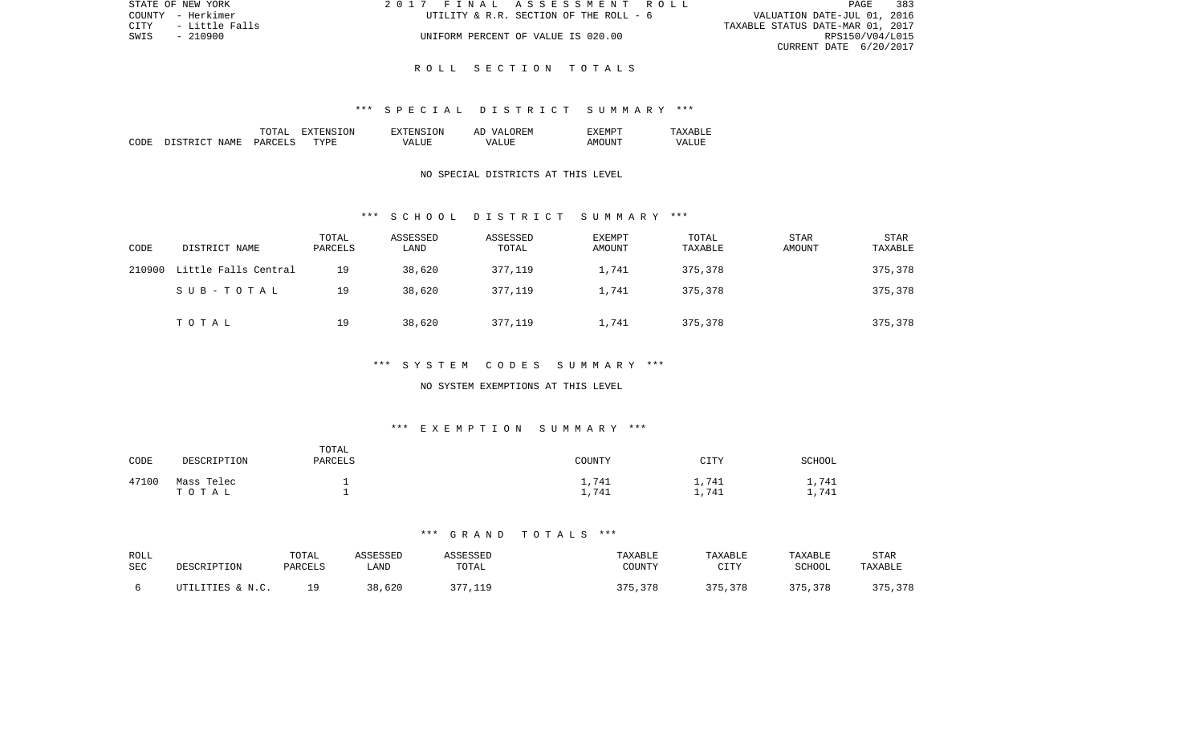STATE OF NEW YORK | 2017 FINAL ASSESSMENT ROLL | PAGE 383
COUNTY - Herkimer | UTILITY & R.R. SECTION OF THE ROLL - 6 | VALUATION DATE-JUL 01, 2016
CITY - Little Falls | | TAXABLE STATUS DATE-MAR 01, 2017
SWIS - 210900 | UNIFORM PERCENT OF VALUE IS 020.00 | RPS150/V04/L015
CURRENT DATE 6/20/2017

## ROLL SECTION TOTALS

### *** SPECIAL DISTRICT SUMMARY ***

| CODE | DISTRICT NAME | TOTAL PARCELS | EXTENSION TYPE | EXTENSION VALUE | AD VALOREM VALUE | EXEMPT AMOUNT | TAXABLE VALUE |
|---|---|---|---|---|---|---|---|

NO SPECIAL DISTRICTS AT THIS LEVEL

### *** SCHOOL DISTRICT SUMMARY ***

| CODE | DISTRICT NAME | TOTAL PARCELS | ASSESSED LAND | ASSESSED TOTAL | EXEMPT AMOUNT | TOTAL TAXABLE | STAR AMOUNT | STAR TAXABLE |
|---|---|---|---|---|---|---|---|---|
| 210900 | Little Falls Central | 19 | 38,620 | 377,119 | 1,741 | 375,378 | | 375,378 |
| | SUB-TOTAL | 19 | 38,620 | 377,119 | 1,741 | 375,378 | | 375,378 |
| | TOTAL | 19 | 38,620 | 377,119 | 1,741 | 375,378 | | 375,378 |

### *** SYSTEM CODES SUMMARY ***

NO SYSTEM EXEMPTIONS AT THIS LEVEL

### *** EXEMPTION SUMMARY ***

| CODE | DESCRIPTION | TOTAL PARCELS | COUNTY | CITY | SCHOOL |
|---|---|---|---|---|---|
| 47100 | Mass Telec | 1 | 1,741 | 1,741 | 1,741 |
| | TOTAL | 1 | 1,741 | 1,741 | 1,741 |

### *** GRAND TOTALS ***

| ROLL SEC | DESCRIPTION | TOTAL PARCELS | ASSESSED LAND | ASSESSED TOTAL | TAXABLE COUNTY | TAXABLE CITY | TAXABLE SCHOOL | STAR TAXABLE |
|---|---|---|---|---|---|---|---|---|
| 6 | UTILITIES & N.C. | 19 | 38,620 | 377,119 | 375,378 | 375,378 | 375,378 | 375,378 |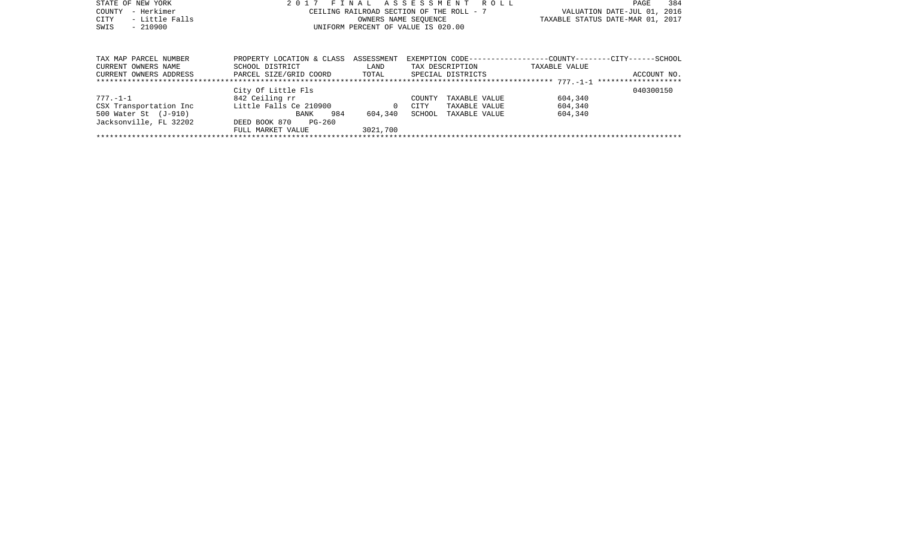STATE OF NEW YORK
COUNTY - Herkimer
CITY - Little Falls
SWIS - 210900

2017 FINAL ASSESSMENT ROLL
CEILING RAILROAD SECTION OF THE ROLL - 7
OWNERS NAME SEQUENCE
UNIFORM PERCENT OF VALUE IS 020.00

VALUATION DATE-JUL 01, 2016
TAXABLE STATUS DATE-MAR 01, 2017

| TAX MAP PARCEL NUMBER<br>CURRENT OWNERS NAME<br>CURRENT OWNERS ADDRESS | PROPERTY LOCATION & CLASS<br>SCHOOL DISTRICT<br>PARCEL SIZE/GRID COORD | ASSESSMENT<br>LAND<br>TOTAL | EXEMPTION CODE------------------COUNTY--------CITY------SCHOOL<br>TAX DESCRIPTION<br>SPECIAL DISTRICTS | TAXABLE VALUE | ACCOUNT NO. |
|---|---|---|---|---|---|
| ****************************** 777.-1-1 ******************* | | | | | |
| | City Of Little Fls | | | | 040300150 |
| 777.-1-1 | 842 Ceiling rr | | COUNTY TAXABLE VALUE | 604,340 | |
| CSX Transportation Inc | Little Falls Ce 210900 | 0 | CITY TAXABLE VALUE | 604,340 | |
| 500 Water St (J-910) | BANK 984 | 604,340 | SCHOOL TAXABLE VALUE | 604,340 | |
| Jacksonville, FL 32202 | DEED BOOK 870 PG-260 | | | | |
| | FULL MARKET VALUE | 3021,700 | | | |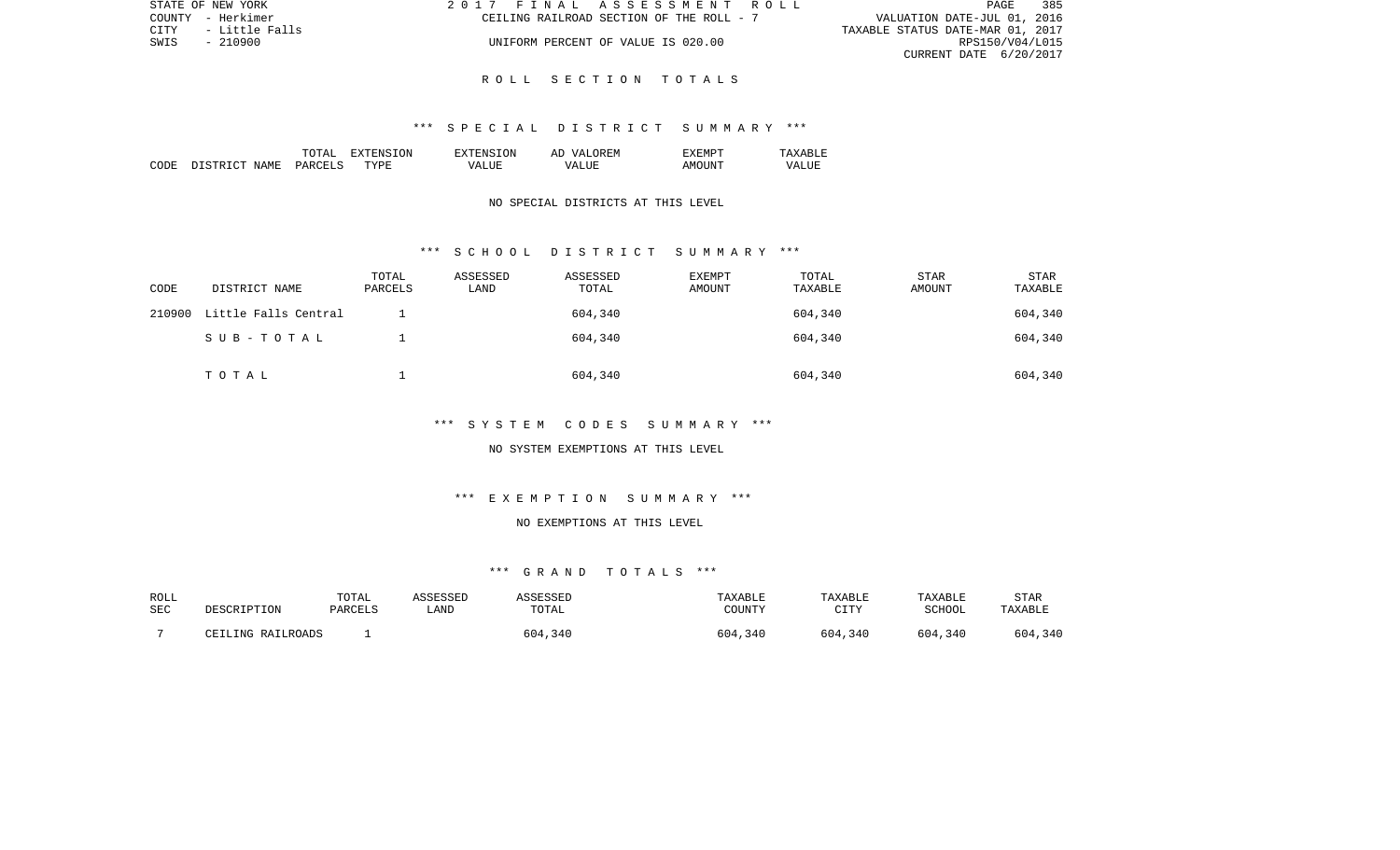STATE OF NEW YORK
COUNTY - Herkimer
CITY - Little Falls
SWIS - 210900

2017 FINAL ASSESSMENT ROLL
CEILING RAILROAD SECTION OF THE ROLL - 7
UNIFORM PERCENT OF VALUE IS 020.00

VALUATION DATE-JUL 01, 2016
TAXABLE STATUS DATE-MAR 01, 2017
RPS150/V04/L015
CURRENT DATE 6/20/2017

# ROLL SECTION TOTALS

## *** SPECIAL DISTRICT SUMMARY ***

| CODE | DISTRICT NAME | TOTAL PARCELS | EXTENSION TYPE | EXTENSION VALUE | AD VALOREM VALUE | EXEMPT AMOUNT | TAXABLE VALUE |
|---|---|---|---|---|---|---|---|

NO SPECIAL DISTRICTS AT THIS LEVEL

## *** SCHOOL DISTRICT SUMMARY ***

| CODE | DISTRICT NAME | TOTAL PARCELS | ASSESSED LAND | ASSESSED TOTAL | EXEMPT AMOUNT | TOTAL TAXABLE | STAR AMOUNT | STAR TAXABLE |
|---|---|---|---|---|---|---|---|---|
| 210900 | Little Falls Central | 1 | | 604,340 | | 604,340 | | 604,340 |
| | SUB-TOTAL | 1 | | 604,340 | | 604,340 | | 604,340 |
| | TOTAL | 1 | | 604,340 | | 604,340 | | 604,340 |

## *** SYSTEM CODES SUMMARY ***

NO SYSTEM EXEMPTIONS AT THIS LEVEL

## *** EXEMPTION SUMMARY ***

NO EXEMPTIONS AT THIS LEVEL

## *** GRAND TOTALS ***

| ROLL SEC | DESCRIPTION | TOTAL PARCELS | ASSESSED LAND | ASSESSED TOTAL | TAXABLE COUNTY | TAXABLE CITY | TAXABLE SCHOOL | STAR TAXABLE |
|---|---|---|---|---|---|---|---|---|
| 7 | CEILING RAILROADS | 1 | | 604,340 | 604,340 | 604,340 | 604,340 | 604,340 |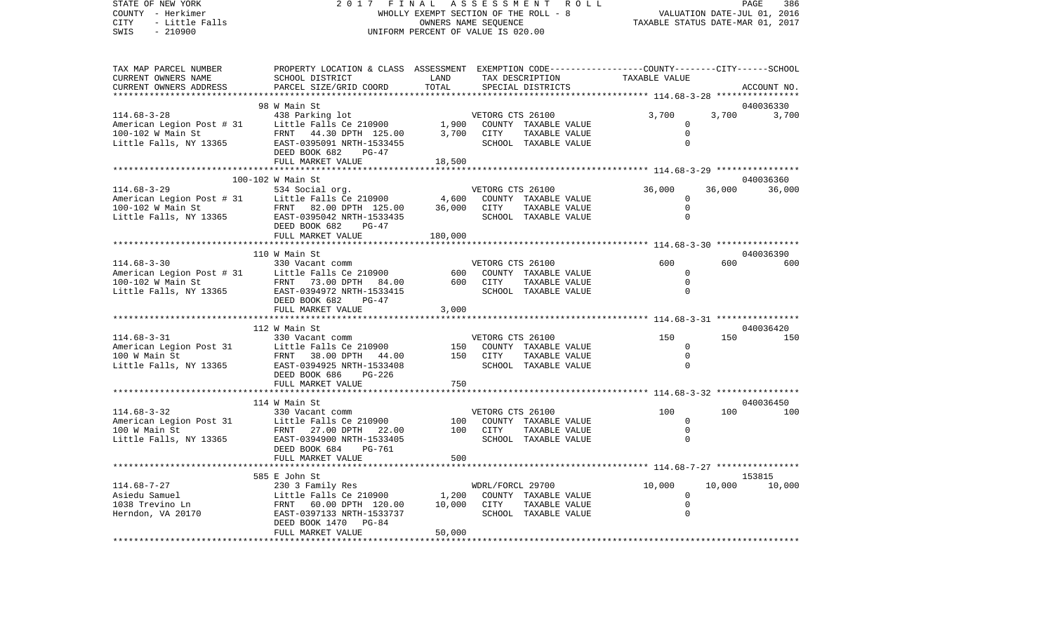STATE OF NEW YORK — 2017 FINAL ASSESSMENT ROLL — WHOLLY EXEMPT SECTION OF THE ROLL - 8 — VALUATION DATE-JUL 01, 2016
COUNTY - Herkimer — OWNERS NAME SEQUENCE — TAXABLE STATUS DATE-MAR 01, 2017
CITY - Little Falls — UNIFORM PERCENT OF VALUE IS 020.00
SWIS - 210900

| TAX MAP PARCEL NUMBER / CURRENT OWNERS NAME / CURRENT OWNERS ADDRESS | PROPERTY LOCATION & CLASS / SCHOOL DISTRICT / PARCEL SIZE/GRID COORD | ASSESSMENT LAND / TOTAL | EXEMPTION CODE / TAX DESCRIPTION / SPECIAL DISTRICTS | COUNTY TAXABLE VALUE | CITY | SCHOOL | ACCOUNT NO. |
|---|---|---|---|---|---|---|---|
| **114.68-3-28** | 98 W Main St | | | | | | 040036330 |
| | 438 Parking lot | | VETORG CTS 26100 | 3,700 | 3,700 | 3,700 | |
| American Legion Post # 31 | Little Falls Ce 210900 | 1,900 | COUNTY TAXABLE VALUE | 0 | | | |
| 100-102 W Main St | FRNT 44.30 DPTH 125.00 | 3,700 | CITY TAXABLE VALUE | 0 | | | |
| Little Falls, NY 13365 | EAST-0395091 NRTH-1533455 | | SCHOOL TAXABLE VALUE | 0 | | | |
| | DEED BOOK 682 PG-47 | | | | | | |
| | FULL MARKET VALUE | 18,500 | | | | | |
| **114.68-3-29** | 100-102 W Main St | | | | | | 040036360 |
| | 534 Social org. | | VETORG CTS 26100 | 36,000 | 36,000 | 36,000 | |
| American Legion Post # 31 | Little Falls Ce 210900 | 4,600 | COUNTY TAXABLE VALUE | 0 | | | |
| 100-102 W Main St | FRNT 82.00 DPTH 125.00 | 36,000 | CITY TAXABLE VALUE | 0 | | | |
| Little Falls, NY 13365 | EAST-0395042 NRTH-1533435 | | SCHOOL TAXABLE VALUE | 0 | | | |
| | DEED BOOK 682 PG-47 | | | | | | |
| | FULL MARKET VALUE | 180,000 | | | | | |
| **114.68-3-30** | 110 W Main St | | | | | | 040036390 |
| | 330 Vacant comm | | VETORG CTS 26100 | 600 | 600 | 600 | |
| American Legion Post # 31 | Little Falls Ce 210900 | 600 | COUNTY TAXABLE VALUE | 0 | | | |
| 100-102 W Main St | FRNT 73.00 DPTH 84.00 | 600 | CITY TAXABLE VALUE | 0 | | | |
| Little Falls, NY 13365 | EAST-0394972 NRTH-1533415 | | SCHOOL TAXABLE VALUE | 0 | | | |
| | DEED BOOK 682 PG-47 | | | | | | |
| | FULL MARKET VALUE | 3,000 | | | | | |
| **114.68-3-31** | 112 W Main St | | | | | | 040036420 |
| | 330 Vacant comm | | VETORG CTS 26100 | 150 | 150 | 150 | |
| American Legion Post 31 | Little Falls Ce 210900 | 150 | COUNTY TAXABLE VALUE | 0 | | | |
| 100 W Main St | FRNT 38.00 DPTH 44.00 | 150 | CITY TAXABLE VALUE | 0 | | | |
| Little Falls, NY 13365 | EAST-0394925 NRTH-1533408 | | SCHOOL TAXABLE VALUE | 0 | | | |
| | DEED BOOK 686 PG-226 | | | | | | |
| | FULL MARKET VALUE | 750 | | | | | |
| **114.68-3-32** | 114 W Main St | | | | | | 040036450 |
| | 330 Vacant comm | | VETORG CTS 26100 | 100 | 100 | 100 | |
| American Legion Post 31 | Little Falls Ce 210900 | 100 | COUNTY TAXABLE VALUE | 0 | | | |
| 100 W Main St | FRNT 27.00 DPTH 22.00 | 100 | CITY TAXABLE VALUE | 0 | | | |
| Little Falls, NY 13365 | EAST-0394900 NRTH-1533405 | | SCHOOL TAXABLE VALUE | 0 | | | |
| | DEED BOOK 684 PG-761 | | | | | | |
| | FULL MARKET VALUE | 500 | | | | | |
| **114.68-7-27** | 585 E John St | | | | | | 153815 |
| | 230 3 Family Res | | WDRL/FORCL 29700 | 10,000 | 10,000 | 10,000 | |
| Asiedu Samuel | Little Falls Ce 210900 | 1,200 | COUNTY TAXABLE VALUE | 0 | | | |
| 1038 Trevino Ln | FRNT 60.00 DPTH 120.00 | 10,000 | CITY TAXABLE VALUE | 0 | | | |
| Herndon, VA 20170 | EAST-0397133 NRTH-1533737 | | SCHOOL TAXABLE VALUE | 0 | | | |
| | DEED BOOK 1470 PG-84 | | | | | | |
| | FULL MARKET VALUE | 50,000 | | | | | |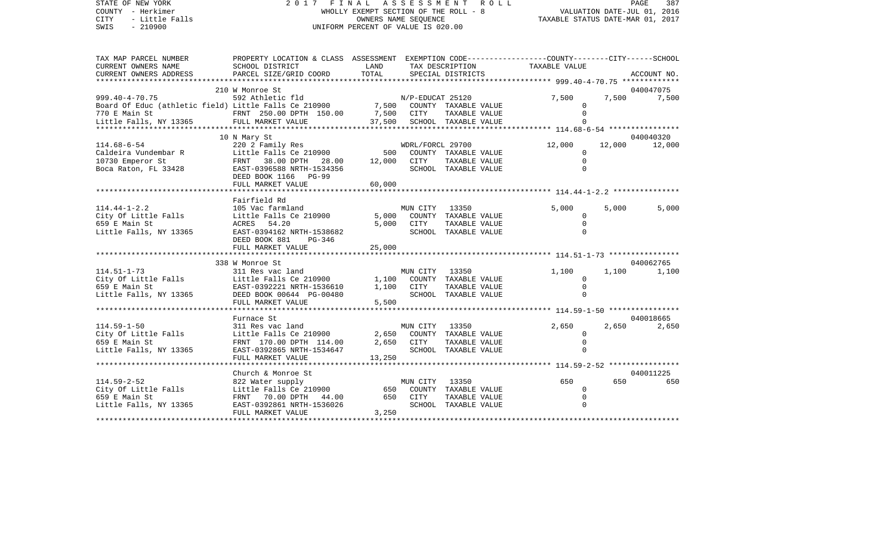STATE OF NEW YORK — COUNTY - Herkimer — CITY - Little Falls — SWIS - 210900

2017 FINAL ASSESSMENT ROLL — WHOLLY EXEMPT SECTION OF THE ROLL - 8 — OWNERS NAME SEQUENCE — UNIFORM PERCENT OF VALUE IS 020.00

VALUATION DATE-JUL 01, 2016 — TAXABLE STATUS DATE-MAR 01, 2017

| TAX MAP PARCEL NUMBER / CURRENT OWNERS NAME / CURRENT OWNERS ADDRESS | PROPERTY LOCATION & CLASS / SCHOOL DISTRICT / PARCEL SIZE/GRID COORD | ASSESSMENT LAND | TOTAL | EXEMPTION CODE / TAX DESCRIPTION / SPECIAL DISTRICTS | COUNTY | CITY | SCHOOL | ACCOUNT NO. |
|---|---|---|---|---|---|---|---|---|
| 999.40-4-70.75 | 210 W Monroe St | | | | | | | 040047075 |
| | 592 Athletic fld | | | N/P-EDUCAT 25120 | 7,500 | 7,500 | 7,500 | |
| Board Of Educ (athletic field) | Little Falls Ce 210900 | 7,500 | | COUNTY TAXABLE VALUE | 0 | | | |
| 770 E Main St | FRNT 250.00 DPTH 150.00 | | 7,500 | CITY TAXABLE VALUE | 0 | | | |
| Little Falls, NY 13365 | FULL MARKET VALUE | | 37,500 | SCHOOL TAXABLE VALUE | 0 | | | |
| 114.68-6-54 | 10 N Mary St | | | | | | | 040040320 |
| | 220 2 Family Res | | | WDRL/FORCL 29700 | 12,000 | 12,000 | 12,000 | |
| Caldeira Vundembar R | Little Falls Ce 210900 | 500 | | COUNTY TAXABLE VALUE | 0 | | | |
| 10730 Emperor St | FRNT 38.00 DPTH 28.00 | | 12,000 | CITY TAXABLE VALUE | 0 | | | |
| Boca Raton, FL 33428 | EAST-0396588 NRTH-1534356 | | | SCHOOL TAXABLE VALUE | 0 | | | |
| | DEED BOOK 1166 PG-99 | | | | | | | |
| | FULL MARKET VALUE | | 60,000 | | | | | |
| 114.44-1-2.2 | Fairfield Rd | | | | | | | |
| | 105 Vac farmland | | | MUN CITY 13350 | 5,000 | 5,000 | 5,000 | |
| City Of Little Falls | Little Falls Ce 210900 | 5,000 | | COUNTY TAXABLE VALUE | 0 | | | |
| 659 E Main St | ACRES 54.20 | | 5,000 | CITY TAXABLE VALUE | 0 | | | |
| Little Falls, NY 13365 | EAST-0394162 NRTH-1538682 | | | SCHOOL TAXABLE VALUE | 0 | | | |
| | DEED BOOK 881 PG-346 | | | | | | | |
| | FULL MARKET VALUE | | 25,000 | | | | | |
| 114.51-1-73 | 338 W Monroe St | | | | | | | 040062765 |
| | 311 Res vac land | | | MUN CITY 13350 | 1,100 | 1,100 | 1,100 | |
| City Of Little Falls | Little Falls Ce 210900 | 1,100 | | COUNTY TAXABLE VALUE | 0 | | | |
| 659 E Main St | EAST-0392221 NRTH-1536610 | | 1,100 | CITY TAXABLE VALUE | 0 | | | |
| Little Falls, NY 13365 | DEED BOOK 00644 PG-00480 | | | SCHOOL TAXABLE VALUE | 0 | | | |
| | FULL MARKET VALUE | | 5,500 | | | | | |
| 114.59-1-50 | Furnace St | | | | | | | 040018665 |
| | 311 Res vac land | | | MUN CITY 13350 | 2,650 | 2,650 | 2,650 | |
| City Of Little Falls | Little Falls Ce 210900 | 2,650 | | COUNTY TAXABLE VALUE | 0 | | | |
| 659 E Main St | FRNT 170.00 DPTH 114.00 | | 2,650 | CITY TAXABLE VALUE | 0 | | | |
| Little Falls, NY 13365 | EAST-0392865 NRTH-1534647 | | | SCHOOL TAXABLE VALUE | 0 | | | |
| | FULL MARKET VALUE | | 13,250 | | | | | |
| 114.59-2-52 | Church & Monroe St | | | | | | | 040011225 |
| | 822 Water supply | | | MUN CITY 13350 | 650 | 650 | 650 | |
| City Of Little Falls | Little Falls Ce 210900 | 650 | | COUNTY TAXABLE VALUE | 0 | | | |
| 659 E Main St | FRNT 70.00 DPTH 44.00 | | 650 | CITY TAXABLE VALUE | 0 | | | |
| Little Falls, NY 13365 | EAST-0392861 NRTH-1536026 | | | SCHOOL TAXABLE VALUE | 0 | | | |
| | FULL MARKET VALUE | | 3,250 | | | | | |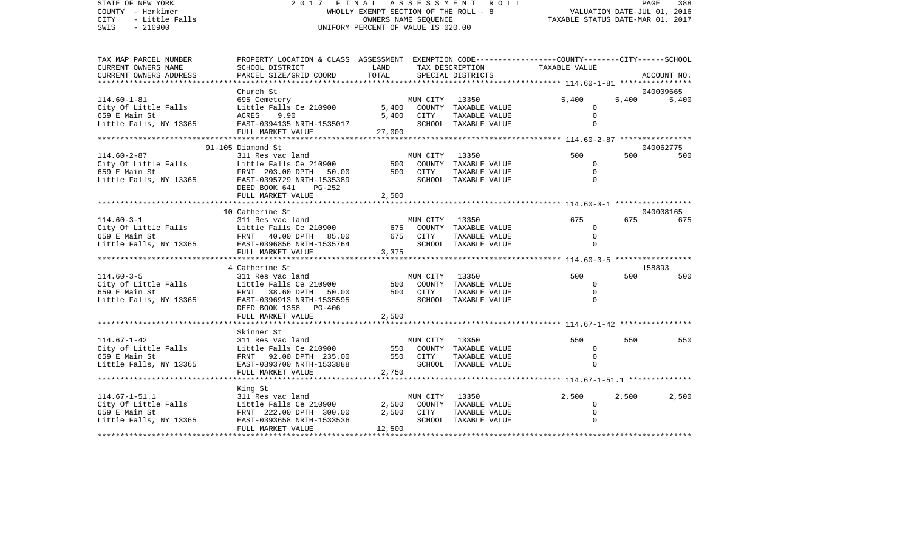STATE OF NEW YORK  
COUNTY - Herkimer  
CITY - Little Falls  
SWIS - 210900

2 0 1 7 F I N A L A S S E S S M E N T R O L L  
WHOLLY EXEMPT SECTION OF THE ROLL - 8  
OWNERS NAME SEQUENCE  
UNIFORM PERCENT OF VALUE IS 020.00

VALUATION DATE-JUL 01, 2016  
TAXABLE STATUS DATE-MAR 01, 2017

| TAX MAP PARCEL NUMBER / CURRENT OWNERS NAME / CURRENT OWNERS ADDRESS | PROPERTY LOCATION & CLASS / SCHOOL DISTRICT / PARCEL SIZE/GRID COORD | ASSESSMENT LAND / TOTAL | EXEMPTION CODE / TAX DESCRIPTION / SPECIAL DISTRICTS | COUNTY TAXABLE VALUE | CITY | SCHOOL | ACCOUNT NO. |
|---|---|---|---|---|---|---|---|
| **114.60-1-81** | Church St | | | | | | 040009665 |
| 114.60-1-81 | 695 Cemetery | | MUN CITY 13350 | 5,400 | 5,400 | 5,400 | |
| City Of Little Falls | Little Falls Ce 210900 | 5,400 | COUNTY TAXABLE VALUE | 0 | | | |
| 659 E Main St | ACRES 9.90 | 5,400 | CITY TAXABLE VALUE | 0 | | | |
| Little Falls, NY 13365 | EAST-0394135 NRTH-1535017 | | SCHOOL TAXABLE VALUE | 0 | | | |
| | FULL MARKET VALUE | 27,000 | | | | | |
| **114.60-2-87** | 91-105 Diamond St | | | | | | 040062775 |
| 114.60-2-87 | 311 Res vac land | | MUN CITY 13350 | 500 | 500 | 500 | |
| City Of Little Falls | Little Falls Ce 210900 | 500 | COUNTY TAXABLE VALUE | 0 | | | |
| 659 E Main St | FRNT 203.00 DPTH 50.00 | 500 | CITY TAXABLE VALUE | 0 | | | |
| Little Falls, NY 13365 | EAST-0395729 NRTH-1535389 | | SCHOOL TAXABLE VALUE | 0 | | | |
| | DEED BOOK 641 PG-252 | | | | | | |
| | FULL MARKET VALUE | 2,500 | | | | | |
| **114.60-3-1** | 10 Catherine St | | | | | | 040008165 |
| 114.60-3-1 | 311 Res vac land | | MUN CITY 13350 | 675 | 675 | 675 | |
| City Of Little Falls | Little Falls Ce 210900 | 675 | COUNTY TAXABLE VALUE | 0 | | | |
| 659 E Main St | FRNT 40.00 DPTH 85.00 | 675 | CITY TAXABLE VALUE | 0 | | | |
| Little Falls, NY 13365 | EAST-0396856 NRTH-1535764 | | SCHOOL TAXABLE VALUE | 0 | | | |
| | FULL MARKET VALUE | 3,375 | | | | | |
| **114.60-3-5** | 4 Catherine St | | | | | | 158893 |
| 114.60-3-5 | 311 Res vac land | | MUN CITY 13350 | 500 | 500 | 500 | |
| City of Little Falls | Little Falls Ce 210900 | 500 | COUNTY TAXABLE VALUE | 0 | | | |
| 659 E Main St | FRNT 38.60 DPTH 50.00 | 500 | CITY TAXABLE VALUE | 0 | | | |
| Little Falls, NY 13365 | EAST-0396913 NRTH-1535595 | | SCHOOL TAXABLE VALUE | 0 | | | |
| | DEED BOOK 1358 PG-406 | | | | | | |
| | FULL MARKET VALUE | 2,500 | | | | | |
| **114.67-1-42** | Skinner St | | | | | | |
| 114.67-1-42 | 311 Res vac land | | MUN CITY 13350 | 550 | 550 | 550 | |
| City of Little Falls | Little Falls Ce 210900 | 550 | COUNTY TAXABLE VALUE | 0 | | | |
| 659 E Main St | FRNT 92.00 DPTH 235.00 | 550 | CITY TAXABLE VALUE | 0 | | | |
| Little Falls, NY 13365 | EAST-0393700 NRTH-1533888 | | SCHOOL TAXABLE VALUE | 0 | | | |
| | FULL MARKET VALUE | 2,750 | | | | | |
| **114.67-1-51.1** | King St | | | | | | |
| 114.67-1-51.1 | 311 Res vac land | | MUN CITY 13350 | 2,500 | 2,500 | 2,500 | |
| City Of Little Falls | Little Falls Ce 210900 | 2,500 | COUNTY TAXABLE VALUE | 0 | | | |
| 659 E Main St | FRNT 222.00 DPTH 300.00 | 2,500 | CITY TAXABLE VALUE | 0 | | | |
| Little Falls, NY 13365 | EAST-0393658 NRTH-1533536 | | SCHOOL TAXABLE VALUE | 0 | | | |
| | FULL MARKET VALUE | 12,500 | | | | | |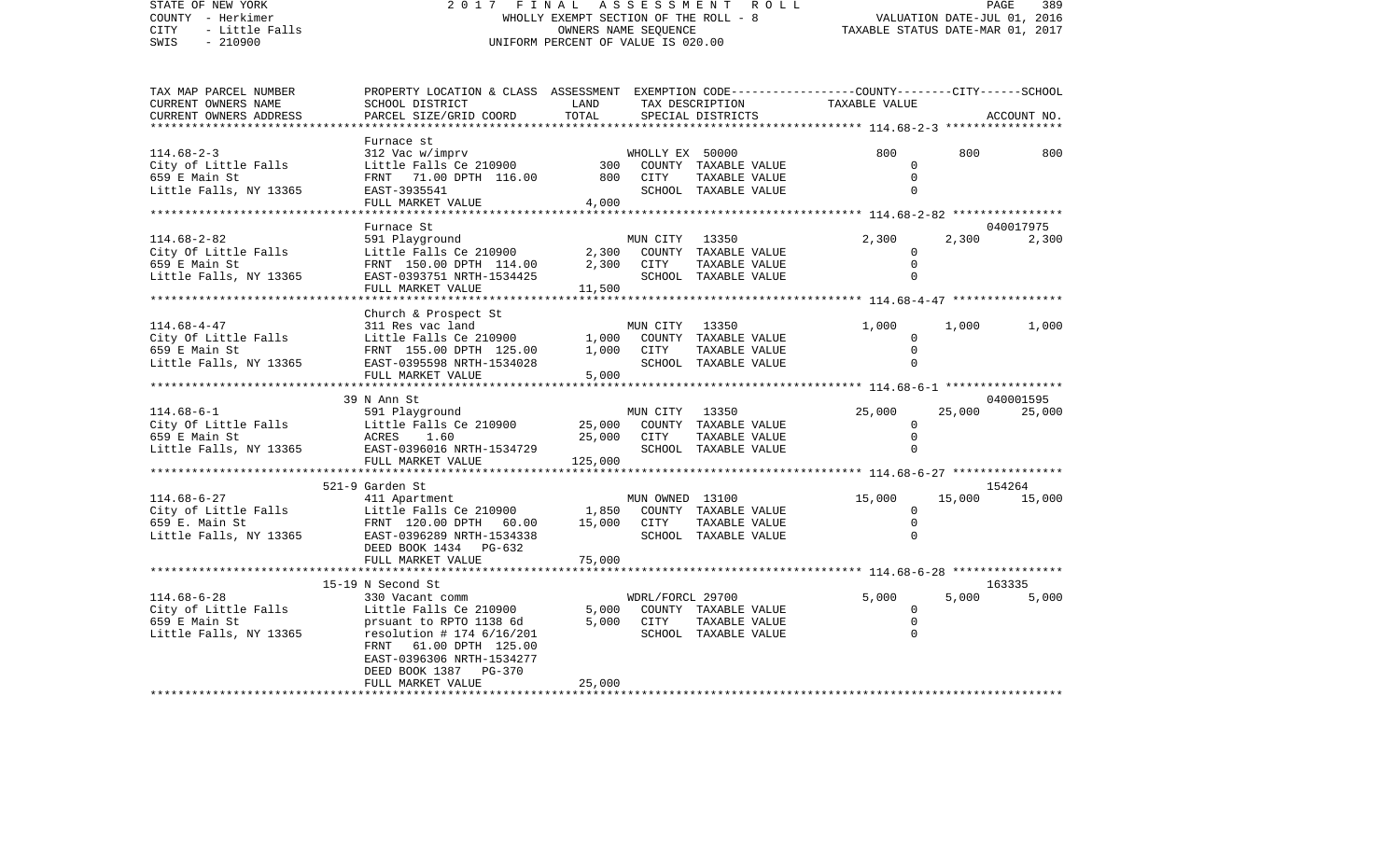STATE OF NEW YORK
COUNTY - Herkimer
CITY - Little Falls
SWIS - 210900

2017 FINAL ASSESSMENT ROLL
WHOLLY EXEMPT SECTION OF THE ROLL - 8
OWNERS NAME SEQUENCE
UNIFORM PERCENT OF VALUE IS 020.00

VALUATION DATE-JUL 01, 2016
TAXABLE STATUS DATE-MAR 01, 2017

| TAX MAP PARCEL NUMBER / CURRENT OWNERS NAME / CURRENT OWNERS ADDRESS | PROPERTY LOCATION & CLASS / SCHOOL DISTRICT / PARCEL SIZE/GRID COORD | ASSESSMENT LAND | TOTAL | EXEMPTION CODE / TAX DESCRIPTION / SPECIAL DISTRICTS | COUNTY TAXABLE VALUE | CITY | SCHOOL | ACCOUNT NO. |
|---|---|---|---|---|---|---|---|---|
| 114.68-2-3 | Furnace st | | | | | | | |
| | 312 Vac w/imprv | | | WHOLLY EX 50000 | 800 | 800 | 800 | |
| City of Little Falls | Little Falls Ce 210900 | 300 | | COUNTY TAXABLE VALUE | 0 | | | |
| 659 E Main St | FRNT 71.00 DPTH 116.00 | | 800 | CITY TAXABLE VALUE | 0 | | | |
| Little Falls, NY 13365 | EAST-3935541 | | | SCHOOL TAXABLE VALUE | 0 | | | |
| | FULL MARKET VALUE | | 4,000 | | | | | |
| 114.68-2-82 | Furnace St | | | | | | | 040017975 |
| | 591 Playground | | | MUN CITY 13350 | 2,300 | 2,300 | 2,300 | |
| City Of Little Falls | Little Falls Ce 210900 | 2,300 | | COUNTY TAXABLE VALUE | 0 | | | |
| 659 E Main St | FRNT 150.00 DPTH 114.00 | | 2,300 | CITY TAXABLE VALUE | 0 | | | |
| Little Falls, NY 13365 | EAST-0393751 NRTH-1534425 | | | SCHOOL TAXABLE VALUE | 0 | | | |
| | FULL MARKET VALUE | | 11,500 | | | | | |
| 114.68-4-47 | Church & Prospect St | | | | | | | |
| | 311 Res vac land | | | MUN CITY 13350 | 1,000 | 1,000 | 1,000 | |
| City Of Little Falls | Little Falls Ce 210900 | 1,000 | | COUNTY TAXABLE VALUE | 0 | | | |
| 659 E Main St | FRNT 155.00 DPTH 125.00 | | 1,000 | CITY TAXABLE VALUE | 0 | | | |
| Little Falls, NY 13365 | EAST-0395598 NRTH-1534028 | | | SCHOOL TAXABLE VALUE | 0 | | | |
| | FULL MARKET VALUE | | 5,000 | | | | | |
| 114.68-6-1 | 39 N Ann St | | | | | | | 040001595 |
| | 591 Playground | | | MUN CITY 13350 | 25,000 | 25,000 | 25,000 | |
| City Of Little Falls | Little Falls Ce 210900 | 25,000 | | COUNTY TAXABLE VALUE | 0 | | | |
| 659 E Main St | ACRES 1.60 | | 25,000 | CITY TAXABLE VALUE | 0 | | | |
| Little Falls, NY 13365 | EAST-0396016 NRTH-1534729 | | | SCHOOL TAXABLE VALUE | 0 | | | |
| | FULL MARKET VALUE | | 125,000 | | | | | |
| 114.68-6-27 | 521-9 Garden St | | | | | | | 154264 |
| | 411 Apartment | | | MUN OWNED 13100 | 15,000 | 15,000 | 15,000 | |
| City of Little Falls | Little Falls Ce 210900 | 1,850 | | COUNTY TAXABLE VALUE | 0 | | | |
| 659 E. Main St | FRNT 120.00 DPTH 60.00 | | 15,000 | CITY TAXABLE VALUE | 0 | | | |
| Little Falls, NY 13365 | EAST-0396289 NRTH-1534338 | | | SCHOOL TAXABLE VALUE | 0 | | | |
| | DEED BOOK 1434 PG-632 | | | | | | | |
| | FULL MARKET VALUE | | 75,000 | | | | | |
| 114.68-6-28 | 15-19 N Second St | | | | | | | 163335 |
| | 330 Vacant comm | | | WDRL/FORCL 29700 | 5,000 | 5,000 | 5,000 | |
| City of Little Falls | Little Falls Ce 210900 | 5,000 | | COUNTY TAXABLE VALUE | 0 | | | |
| 659 E Main St | prsuant to RPTO 1138 6d | | 5,000 | CITY TAXABLE VALUE | 0 | | | |
| Little Falls, NY 13365 | resolution # 174 6/16/201 | | | SCHOOL TAXABLE VALUE | 0 | | | |
| | FRNT 61.00 DPTH 125.00 | | | | | | | |
| | EAST-0396306 NRTH-1534277 | | | | | | | |
| | DEED BOOK 1387 PG-370 | | | | | | | |
| | FULL MARKET VALUE | | 25,000 | | | | | |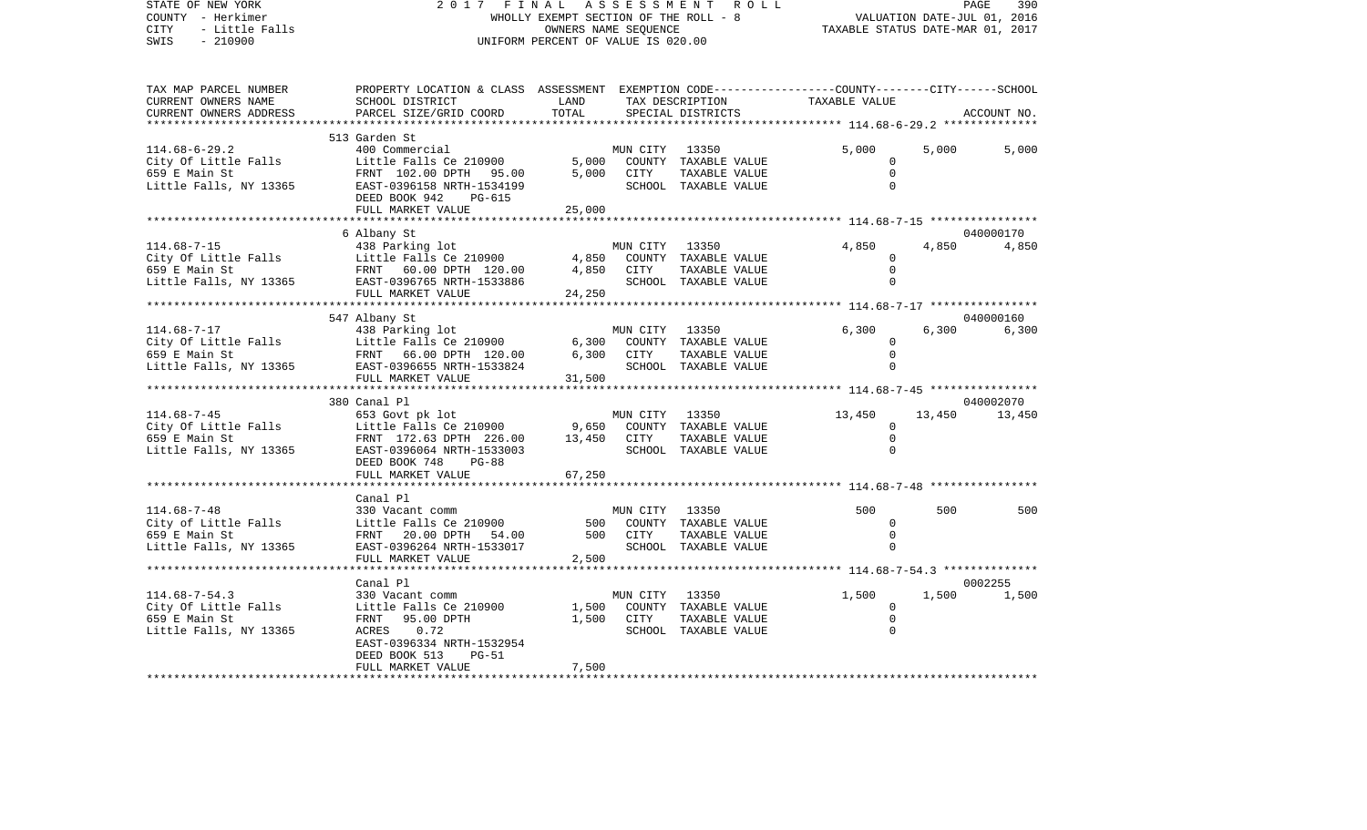STATE OF NEW YORK | 2017 FINAL ASSESSMENT ROLL | PAGE 390
COUNTY - Herkimer | WHOLLY EXEMPT SECTION OF THE ROLL - 8 | VALUATION DATE-JUL 01, 2016
CITY - Little Falls | OWNERS NAME SEQUENCE | TAXABLE STATUS DATE-MAR 01, 2017
SWIS - 210900 | UNIFORM PERCENT OF VALUE IS 020.00

| TAX MAP PARCEL NUMBER / CURRENT OWNERS NAME / CURRENT OWNERS ADDRESS | PROPERTY LOCATION & CLASS / SCHOOL DISTRICT / PARCEL SIZE/GRID COORD | ASSESSMENT LAND | TOTAL | EXEMPTION CODE / TAX DESCRIPTION / SPECIAL DISTRICTS | COUNTY | CITY | SCHOOL / ACCOUNT NO. |
|---|---|---|---|---|---|---|---|
| 114.68-6-29.2 | 513 Garden St | | | | | | |
| | 400 Commercial | | | MUN CITY 13350 | 5,000 | 5,000 | 5,000 |
| City Of Little Falls | Little Falls Ce 210900 | 5,000 | | COUNTY TAXABLE VALUE | 0 | | |
| 659 E Main St | FRNT 102.00 DPTH 95.00 | | 5,000 | CITY TAXABLE VALUE | | 0 | |
| Little Falls, NY 13365 | EAST-0396158 NRTH-1534199 | | | SCHOOL TAXABLE VALUE | | | 0 |
| | DEED BOOK 942 PG-615 | | | | | | |
| | FULL MARKET VALUE | | 25,000 | | | | |
| 114.68-7-15 | 6 Albany St | | | | | | 040000170 |
| | 438 Parking lot | | | MUN CITY 13350 | 4,850 | 4,850 | 4,850 |
| City Of Little Falls | Little Falls Ce 210900 | 4,850 | | COUNTY TAXABLE VALUE | 0 | | |
| 659 E Main St | FRNT 60.00 DPTH 120.00 | | 4,850 | CITY TAXABLE VALUE | | 0 | |
| Little Falls, NY 13365 | EAST-0396765 NRTH-1533886 | | | SCHOOL TAXABLE VALUE | | | 0 |
| | FULL MARKET VALUE | | 24,250 | | | | |
| 114.68-7-17 | 547 Albany St | | | | | | 040000160 |
| | 438 Parking lot | | | MUN CITY 13350 | 6,300 | 6,300 | 6,300 |
| City Of Little Falls | Little Falls Ce 210900 | 6,300 | | COUNTY TAXABLE VALUE | 0 | | |
| 659 E Main St | FRNT 66.00 DPTH 120.00 | | 6,300 | CITY TAXABLE VALUE | | 0 | |
| Little Falls, NY 13365 | EAST-0396655 NRTH-1533824 | | | SCHOOL TAXABLE VALUE | | | 0 |
| | FULL MARKET VALUE | | 31,500 | | | | |
| 114.68-7-45 | 380 Canal Pl | | | | | | 040002070 |
| | 653 Govt pk lot | | | MUN CITY 13350 | 13,450 | 13,450 | 13,450 |
| City Of Little Falls | Little Falls Ce 210900 | 9,650 | | COUNTY TAXABLE VALUE | 0 | | |
| 659 E Main St | FRNT 172.63 DPTH 226.00 | | 13,450 | CITY TAXABLE VALUE | | 0 | |
| Little Falls, NY 13365 | EAST-0396064 NRTH-1533003 | | | SCHOOL TAXABLE VALUE | | | 0 |
| | DEED BOOK 748 PG-88 | | | | | | |
| | FULL MARKET VALUE | | 67,250 | | | | |
| 114.68-7-48 | Canal Pl | | | | | | |
| | 330 Vacant comm | | | MUN CITY 13350 | 500 | 500 | 500 |
| City of Little Falls | Little Falls Ce 210900 | 500 | | COUNTY TAXABLE VALUE | 0 | | |
| 659 E Main St | FRNT 20.00 DPTH 54.00 | | 500 | CITY TAXABLE VALUE | | 0 | |
| Little Falls, NY 13365 | EAST-0396264 NRTH-1533017 | | | SCHOOL TAXABLE VALUE | | | 0 |
| | FULL MARKET VALUE | | 2,500 | | | | |
| 114.68-7-54.3 | Canal Pl | | | | | | 0002255 |
| | 330 Vacant comm | | | MUN CITY 13350 | 1,500 | 1,500 | 1,500 |
| City Of Little Falls | Little Falls Ce 210900 | 1,500 | | COUNTY TAXABLE VALUE | 0 | | |
| 659 E Main St | FRNT 95.00 DPTH | | 1,500 | CITY TAXABLE VALUE | | 0 | |
| Little Falls, NY 13365 | ACRES 0.72 | | | SCHOOL TAXABLE VALUE | | | 0 |
| | EAST-0396334 NRTH-1532954 | | | | | | |
| | DEED BOOK 513 PG-51 | | | | | | |
| | FULL MARKET VALUE | | 7,500 | | | | |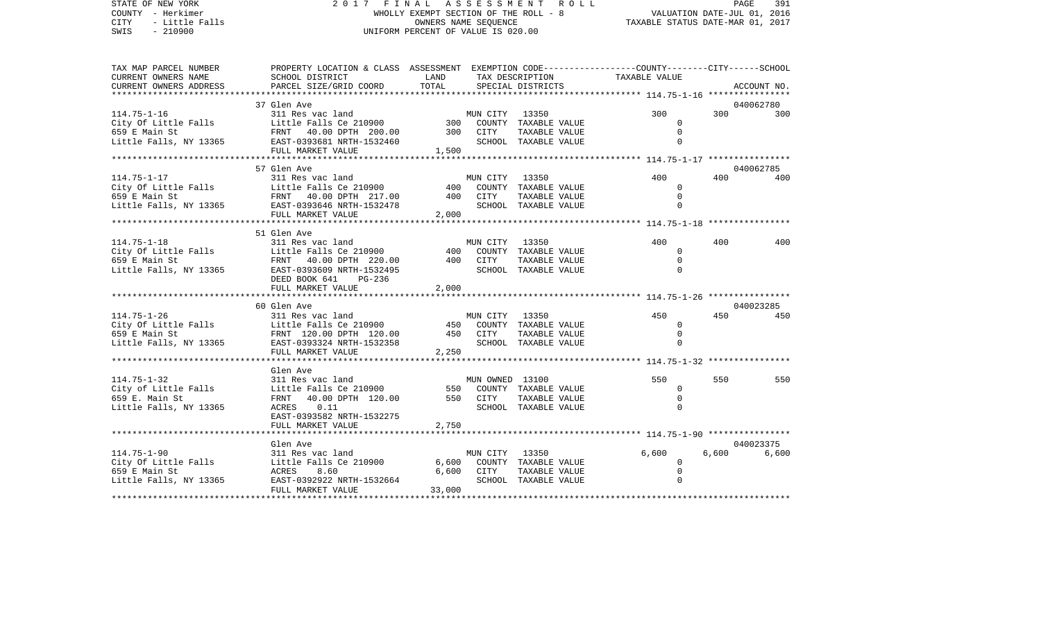STATE OF NEW YORK
COUNTY - Herkimer
CITY - Little Falls
SWIS - 210900

2 0 1 7 F I N A L A S S E S S M E N T R O L L
WHOLLY EXEMPT SECTION OF THE ROLL - 8
OWNERS NAME SEQUENCE
UNIFORM PERCENT OF VALUE IS 020.00

VALUATION DATE-JUL 01, 2016
TAXABLE STATUS DATE-MAR 01, 2017

| TAX MAP PARCEL NUMBER / CURRENT OWNERS NAME / CURRENT OWNERS ADDRESS | PROPERTY LOCATION & CLASS / SCHOOL DISTRICT / PARCEL SIZE/GRID COORD | ASSESSMENT LAND | TOTAL | EXEMPTION CODE / TAX DESCRIPTION / SPECIAL DISTRICTS | COUNTY TAXABLE VALUE | CITY | SCHOOL | ACCOUNT NO. |
|---|---|---|---|---|---|---|---|---|
| 114.75-1-16 | 37 Glen Ave | | | | | | | 040062780 |
| City Of Little Falls | 311 Res vac land | | | MUN CITY 13350 | 300 | 300 | 300 | |
| 659 E Main St | Little Falls Ce 210900 | 300 | | COUNTY TAXABLE VALUE | 0 | | | |
| Little Falls, NY 13365 | FRNT 40.00 DPTH 200.00 | | 300 | CITY TAXABLE VALUE | 0 | | | |
| | EAST-0393681 NRTH-1532460 | | | SCHOOL TAXABLE VALUE | 0 | | | |
| | FULL MARKET VALUE | | 1,500 | | | | | |
| 114.75-1-17 | 57 Glen Ave | | | | | | | 040062785 |
| City Of Little Falls | 311 Res vac land | | | MUN CITY 13350 | 400 | 400 | 400 | |
| 659 E Main St | Little Falls Ce 210900 | 400 | | COUNTY TAXABLE VALUE | 0 | | | |
| Little Falls, NY 13365 | FRNT 40.00 DPTH 217.00 | | 400 | CITY TAXABLE VALUE | 0 | | | |
| | EAST-0393646 NRTH-1532478 | | | SCHOOL TAXABLE VALUE | 0 | | | |
| | FULL MARKET VALUE | | 2,000 | | | | | |
| 114.75-1-18 | 51 Glen Ave | | | | | | | |
| City Of Little Falls | 311 Res vac land | | | MUN CITY 13350 | 400 | 400 | 400 | |
| 659 E Main St | Little Falls Ce 210900 | 400 | | COUNTY TAXABLE VALUE | 0 | | | |
| Little Falls, NY 13365 | FRNT 40.00 DPTH 220.00 | | 400 | CITY TAXABLE VALUE | 0 | | | |
| | EAST-0393609 NRTH-1532495 | | | SCHOOL TAXABLE VALUE | 0 | | | |
| | DEED BOOK 641 PG-236 | | | | | | | |
| | FULL MARKET VALUE | | 2,000 | | | | | |
| 114.75-1-26 | 60 Glen Ave | | | | | | | 040023285 |
| City Of Little Falls | 311 Res vac land | | | MUN CITY 13350 | 450 | 450 | 450 | |
| 659 E Main St | Little Falls Ce 210900 | 450 | | COUNTY TAXABLE VALUE | 0 | | | |
| Little Falls, NY 13365 | FRNT 120.00 DPTH 120.00 | | 450 | CITY TAXABLE VALUE | 0 | | | |
| | EAST-0393324 NRTH-1532358 | | | SCHOOL TAXABLE VALUE | 0 | | | |
| | FULL MARKET VALUE | | 2,250 | | | | | |
| 114.75-1-32 | Glen Ave | | | | | | | |
| City of Little Falls | 311 Res vac land | | | MUN OWNED 13100 | 550 | 550 | 550 | |
| 659 E. Main St | Little Falls Ce 210900 | 550 | | COUNTY TAXABLE VALUE | 0 | | | |
| Little Falls, NY 13365 | FRNT 40.00 DPTH 120.00 | | 550 | CITY TAXABLE VALUE | 0 | | | |
| | ACRES 0.11 | | | SCHOOL TAXABLE VALUE | 0 | | | |
| | EAST-0393582 NRTH-1532275 | | | | | | | |
| | FULL MARKET VALUE | | 2,750 | | | | | |
| 114.75-1-90 | Glen Ave | | | | | | | 040023375 |
| City Of Little Falls | 311 Res vac land | | | MUN CITY 13350 | 6,600 | 6,600 | 6,600 | |
| 659 E Main St | Little Falls Ce 210900 | 6,600 | | COUNTY TAXABLE VALUE | 0 | | | |
| Little Falls, NY 13365 | ACRES 8.60 | | 6,600 | CITY TAXABLE VALUE | 0 | | | |
| | EAST-0392922 NRTH-1532664 | | | SCHOOL TAXABLE VALUE | 0 | | | |
| | FULL MARKET VALUE | | 33,000 | | | | | |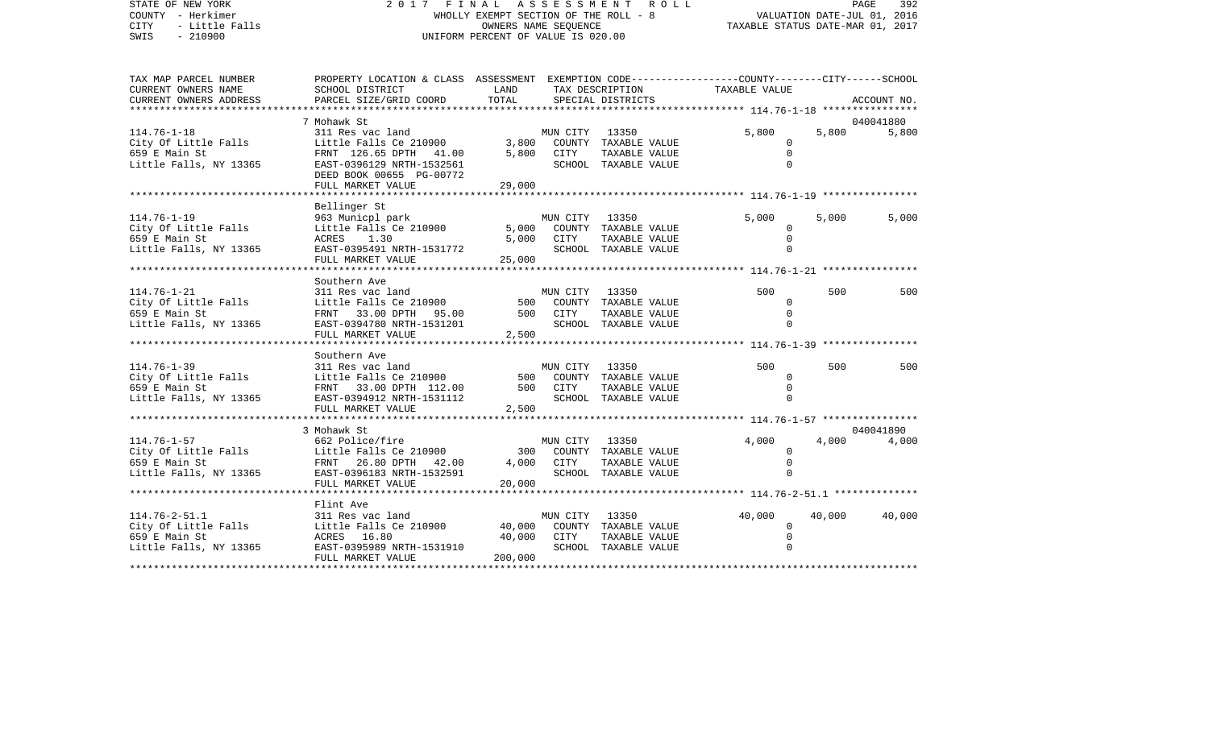STATE OF NEW YORK — 2017 FINAL ASSESSMENT ROLL — PAGE 392
COUNTY - Herkimer — WHOLLY EXEMPT SECTION OF THE ROLL - 8 — VALUATION DATE-JUL 01, 2016
CITY - Little Falls — OWNERS NAME SEQUENCE — TAXABLE STATUS DATE-MAR 01, 2017
SWIS - 210900 — UNIFORM PERCENT OF VALUE IS 020.00

| TAX MAP PARCEL NUMBER / CURRENT OWNERS NAME / CURRENT OWNERS ADDRESS | PROPERTY LOCATION & CLASS / SCHOOL DISTRICT / PARCEL SIZE/GRID COORD | ASSESSMENT LAND | TOTAL | EXEMPTION CODE / TAX DESCRIPTION / SPECIAL DISTRICTS | COUNTY TAXABLE VALUE | CITY | SCHOOL | ACCOUNT NO. |
|---|---|---|---|---|---|---|---|---|
| **114.76-1-18** | 7 Mohawk St | | | | | | | 040041880 |
| 114.76-1-18 | 311 Res vac land | | | MUN CITY 13350 | 5,800 | 5,800 | 5,800 | |
| City Of Little Falls | Little Falls Ce 210900 | 3,800 | | COUNTY TAXABLE VALUE | 0 | | | |
| 659 E Main St | FRNT 126.65 DPTH 41.00 | | 5,800 | CITY TAXABLE VALUE | 0 | | | |
| Little Falls, NY 13365 | EAST-0396129 NRTH-1532561 | | | SCHOOL TAXABLE VALUE | 0 | | | |
| | DEED BOOK 00655 PG-00772 | | | | | | | |
| | FULL MARKET VALUE | | 29,000 | | | | | |
| **114.76-1-19** | Bellinger St | | | | | | | |
| 114.76-1-19 | 963 Municpl park | | | MUN CITY 13350 | 5,000 | 5,000 | 5,000 | |
| City Of Little Falls | Little Falls Ce 210900 | 5,000 | | COUNTY TAXABLE VALUE | 0 | | | |
| 659 E Main St | ACRES 1.30 | | 5,000 | CITY TAXABLE VALUE | 0 | | | |
| Little Falls, NY 13365 | EAST-0395491 NRTH-1531772 | | | SCHOOL TAXABLE VALUE | 0 | | | |
| | FULL MARKET VALUE | | 25,000 | | | | | |
| **114.76-1-21** | Southern Ave | | | | | | | |
| 114.76-1-21 | 311 Res vac land | | | MUN CITY 13350 | 500 | 500 | 500 | |
| City Of Little Falls | Little Falls Ce 210900 | 500 | | COUNTY TAXABLE VALUE | 0 | | | |
| 659 E Main St | FRNT 33.00 DPTH 95.00 | | 500 | CITY TAXABLE VALUE | 0 | | | |
| Little Falls, NY 13365 | EAST-0394780 NRTH-1531201 | | | SCHOOL TAXABLE VALUE | 0 | | | |
| | FULL MARKET VALUE | | 2,500 | | | | | |
| **114.76-1-39** | Southern Ave | | | | | | | |
| 114.76-1-39 | 311 Res vac land | | | MUN CITY 13350 | 500 | 500 | 500 | |
| City Of Little Falls | Little Falls Ce 210900 | 500 | | COUNTY TAXABLE VALUE | 0 | | | |
| 659 E Main St | FRNT 33.00 DPTH 112.00 | | 500 | CITY TAXABLE VALUE | 0 | | | |
| Little Falls, NY 13365 | EAST-0394912 NRTH-1531112 | | | SCHOOL TAXABLE VALUE | 0 | | | |
| | FULL MARKET VALUE | | 2,500 | | | | | |
| **114.76-1-57** | 3 Mohawk St | | | | | | | 040041890 |
| 114.76-1-57 | 662 Police/fire | | | MUN CITY 13350 | 4,000 | 4,000 | 4,000 | |
| City Of Little Falls | Little Falls Ce 210900 | 300 | | COUNTY TAXABLE VALUE | 0 | | | |
| 659 E Main St | FRNT 26.80 DPTH 42.00 | | 4,000 | CITY TAXABLE VALUE | 0 | | | |
| Little Falls, NY 13365 | EAST-0396183 NRTH-1532591 | | | SCHOOL TAXABLE VALUE | 0 | | | |
| | FULL MARKET VALUE | | 20,000 | | | | | |
| **114.76-2-51.1** | Flint Ave | | | | | | | |
| 114.76-2-51.1 | 311 Res vac land | | | MUN CITY 13350 | 40,000 | 40,000 | 40,000 | |
| City Of Little Falls | Little Falls Ce 210900 | 40,000 | | COUNTY TAXABLE VALUE | 0 | | | |
| 659 E Main St | ACRES 16.80 | | 40,000 | CITY TAXABLE VALUE | 0 | | | |
| Little Falls, NY 13365 | EAST-0395989 NRTH-1531910 | | | SCHOOL TAXABLE VALUE | 0 | | | |
| | FULL MARKET VALUE | | 200,000 | | | | | |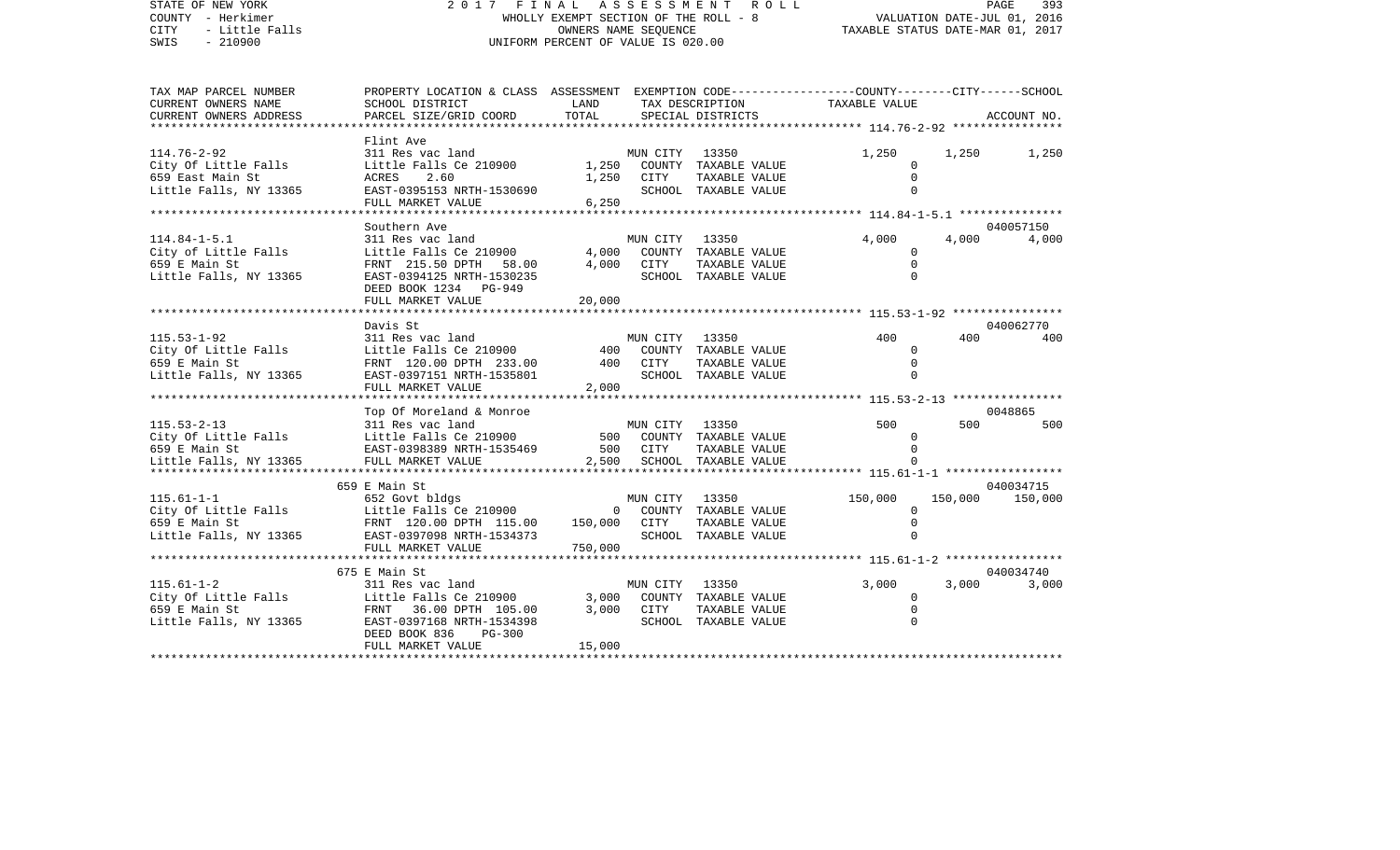STATE OF NEW YORK | 2017 FINAL ASSESSMENT ROLL
COUNTY - Herkimer | WHOLLY EXEMPT SECTION OF THE ROLL - 8 | VALUATION DATE-JUL 01, 2016
CITY - Little Falls | OWNERS NAME SEQUENCE | TAXABLE STATUS DATE-MAR 01, 2017
SWIS - 210900 | UNIFORM PERCENT OF VALUE IS 020.00

| TAX MAP PARCEL NUMBER / CURRENT OWNERS NAME / CURRENT OWNERS ADDRESS | PROPERTY LOCATION & CLASS / SCHOOL DISTRICT / PARCEL SIZE/GRID COORD | ASSESSMENT LAND | TOTAL | EXEMPTION CODE / TAX DESCRIPTION / SPECIAL DISTRICTS | COUNTY | CITY | SCHOOL | ACCOUNT NO. |
|---|---|---|---|---|---|---|---|---|
| **114.76-2-92** | Flint Ave | | | | | | | |
| | 311 Res vac land | | | MUN CITY 13350 | 1,250 | 1,250 | 1,250 | |
| City Of Little Falls | Little Falls Ce 210900 | 1,250 | | COUNTY TAXABLE VALUE | 0 | | | |
| 659 East Main St | ACRES 2.60 | | 1,250 | CITY TAXABLE VALUE | 0 | | | |
| Little Falls, NY 13365 | EAST-0395153 NRTH-1530690 | | | SCHOOL TAXABLE VALUE | 0 | | | |
| | FULL MARKET VALUE | | 6,250 | | | | | |
| **114.84-1-5.1** | Southern Ave | | | | | | | 040057150 |
| | 311 Res vac land | | | MUN CITY 13350 | 4,000 | 4,000 | 4,000 | |
| City of Little Falls | Little Falls Ce 210900 | 4,000 | | COUNTY TAXABLE VALUE | 0 | | | |
| 659 E Main St | FRNT 215.50 DPTH 58.00 | | 4,000 | CITY TAXABLE VALUE | 0 | | | |
| Little Falls, NY 13365 | EAST-0394125 NRTH-1530235 | | | SCHOOL TAXABLE VALUE | 0 | | | |
| | DEED BOOK 1234 PG-949 | | | | | | | |
| | FULL MARKET VALUE | | 20,000 | | | | | |
| **115.53-1-92** | Davis St | | | | | | | 040062770 |
| | 311 Res vac land | | | MUN CITY 13350 | 400 | 400 | 400 | |
| City Of Little Falls | Little Falls Ce 210900 | 400 | | COUNTY TAXABLE VALUE | 0 | | | |
| 659 E Main St | FRNT 120.00 DPTH 233.00 | | 400 | CITY TAXABLE VALUE | 0 | | | |
| Little Falls, NY 13365 | EAST-0397151 NRTH-1535801 | | | SCHOOL TAXABLE VALUE | 0 | | | |
| | FULL MARKET VALUE | | 2,000 | | | | | |
| **115.53-2-13** | Top Of Moreland & Monroe | | | | | | | 0048865 |
| | 311 Res vac land | | | MUN CITY 13350 | 500 | 500 | 500 | |
| City Of Little Falls | Little Falls Ce 210900 | 500 | | COUNTY TAXABLE VALUE | 0 | | | |
| 659 E Main St | EAST-0398389 NRTH-1535469 | | 500 | CITY TAXABLE VALUE | 0 | | | |
| Little Falls, NY 13365 | FULL MARKET VALUE | | 2,500 | SCHOOL TAXABLE VALUE | 0 | | | |
| **115.61-1-1** | 659 E Main St | | | | | | | 040034715 |
| | 652 Govt bldgs | | | MUN CITY 13350 | 150,000 | 150,000 | 150,000 | |
| City Of Little Falls | Little Falls Ce 210900 | 0 | | COUNTY TAXABLE VALUE | 0 | | | |
| 659 E Main St | FRNT 120.00 DPTH 115.00 | | 150,000 | CITY TAXABLE VALUE | 0 | | | |
| Little Falls, NY 13365 | EAST-0397098 NRTH-1534373 | | | SCHOOL TAXABLE VALUE | 0 | | | |
| | FULL MARKET VALUE | | 750,000 | | | | | |
| **115.61-1-2** | 675 E Main St | | | | | | | 040034740 |
| | 311 Res vac land | | | MUN CITY 13350 | 3,000 | 3,000 | 3,000 | |
| City Of Little Falls | Little Falls Ce 210900 | 3,000 | | COUNTY TAXABLE VALUE | 0 | | | |
| 659 E Main St | FRNT 36.00 DPTH 105.00 | | 3,000 | CITY TAXABLE VALUE | 0 | | | |
| Little Falls, NY 13365 | EAST-0397168 NRTH-1534398 | | | SCHOOL TAXABLE VALUE | 0 | | | |
| | DEED BOOK 836 PG-300 | | | | | | | |
| | FULL MARKET VALUE | | 15,000 | | | | | |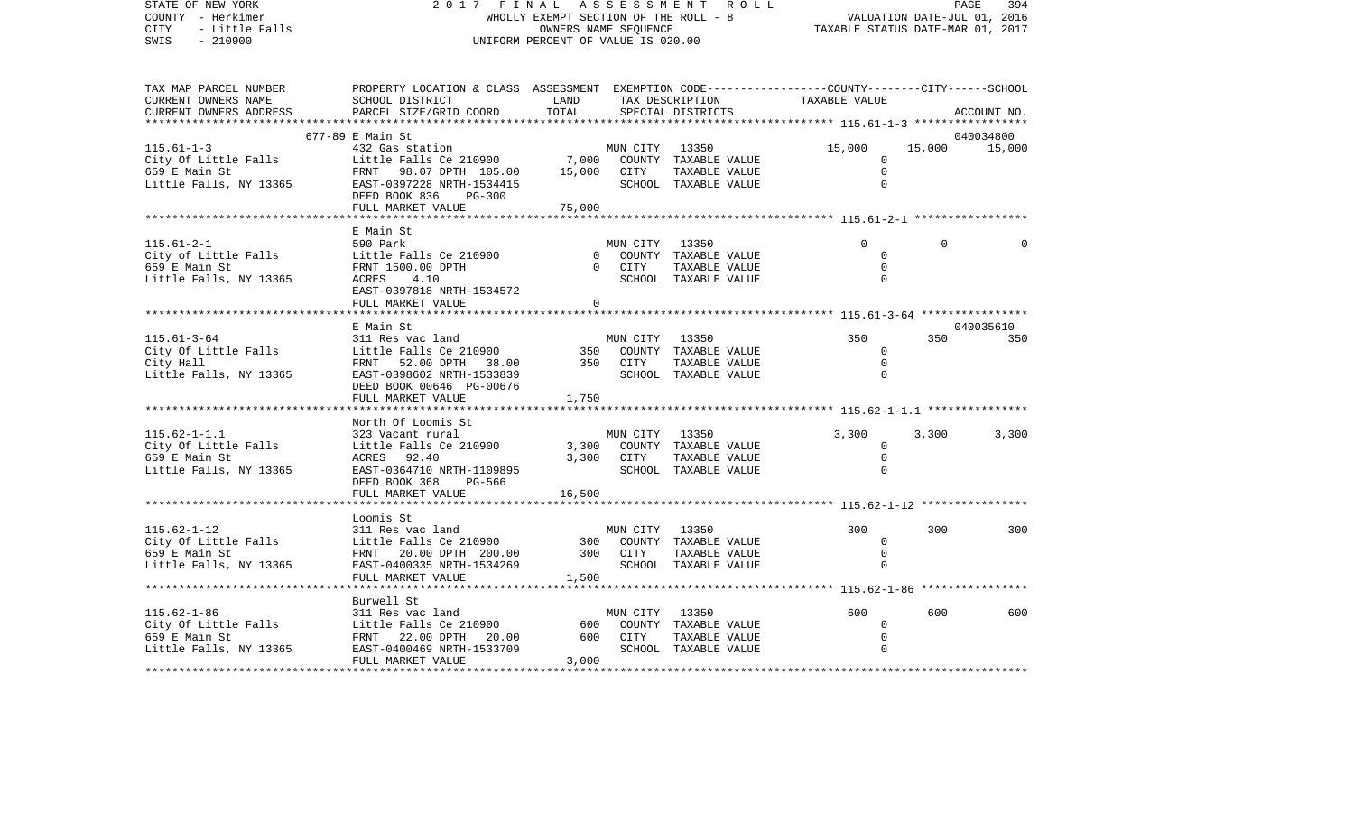STATE OF NEW YORK | 2017 FINAL ASSESSMENT ROLL | PAGE 394
COUNTY - Herkimer | WHOLLY EXEMPT SECTION OF THE ROLL - 8 | VALUATION DATE-JUL 01, 2016
CITY - Little Falls | OWNERS NAME SEQUENCE | TAXABLE STATUS DATE-MAR 01, 2017
SWIS - 210900 | UNIFORM PERCENT OF VALUE IS 020.00

| TAX MAP PARCEL NUMBER / CURRENT OWNERS NAME / CURRENT OWNERS ADDRESS | PROPERTY LOCATION & CLASS / SCHOOL DISTRICT / PARCEL SIZE/GRID COORD | ASSESSMENT LAND | TOTAL | EXEMPTION CODE / TAX DESCRIPTION / SPECIAL DISTRICTS | COUNTY | CITY | SCHOOL | ACCOUNT NO. |
|---|---|---|---|---|---|---|---|---|
| | 677-89 E Main St | | | | | | | 040034800 |
| 115.61-1-3 | 432 Gas station | | | MUN CITY 13350 | 15,000 | 15,000 | 15,000 | |
| City Of Little Falls | Little Falls Ce 210900 | 7,000 | | COUNTY TAXABLE VALUE | 0 | | | |
| 659 E Main St | FRNT 98.07 DPTH 105.00 | | 15,000 | CITY TAXABLE VALUE | | 0 | | |
| Little Falls, NY 13365 | EAST-0397228 NRTH-1534415 | | | SCHOOL TAXABLE VALUE | | | 0 | |
| | DEED BOOK 836 PG-300 | | | | | | | |
| | FULL MARKET VALUE | | 75,000 | | | | | |
| | E Main St | | | | | | | |
| 115.61-2-1 | 590 Park | | | MUN CITY 13350 | 0 | 0 | 0 | |
| City of Little Falls | Little Falls Ce 210900 | 0 | | COUNTY TAXABLE VALUE | 0 | | | |
| 659 E Main St | FRNT 1500.00 DPTH | | 0 | CITY TAXABLE VALUE | | 0 | | |
| Little Falls, NY 13365 | ACRES 4.10 | | | SCHOOL TAXABLE VALUE | | | 0 | |
| | EAST-0397818 NRTH-1534572 | | | | | | | |
| | FULL MARKET VALUE | | 0 | | | | | |
| | E Main St | | | | | | | 040035610 |
| 115.61-3-64 | 311 Res vac land | | | MUN CITY 13350 | 350 | 350 | 350 | |
| City Of Little Falls | Little Falls Ce 210900 | 350 | | COUNTY TAXABLE VALUE | 0 | | | |
| City Hall | FRNT 52.00 DPTH 38.00 | | 350 | CITY TAXABLE VALUE | | 0 | | |
| Little Falls, NY 13365 | EAST-0398602 NRTH-1533839 | | | SCHOOL TAXABLE VALUE | | | 0 | |
| | DEED BOOK 00646 PG-00676 | | | | | | | |
| | FULL MARKET VALUE | | 1,750 | | | | | |
| | North Of Loomis St | | | | | | | |
| 115.62-1-1.1 | 323 Vacant rural | | | MUN CITY 13350 | 3,300 | 3,300 | 3,300 | |
| City Of Little Falls | Little Falls Ce 210900 | 3,300 | | COUNTY TAXABLE VALUE | 0 | | | |
| 659 E Main St | ACRES 92.40 | | 3,300 | CITY TAXABLE VALUE | | 0 | | |
| Little Falls, NY 13365 | EAST-0364710 NRTH-1109895 | | | SCHOOL TAXABLE VALUE | | | 0 | |
| | DEED BOOK 368 PG-566 | | | | | | | |
| | FULL MARKET VALUE | | 16,500 | | | | | |
| | Loomis St | | | | | | | |
| 115.62-1-12 | 311 Res vac land | | | MUN CITY 13350 | 300 | 300 | 300 | |
| City Of Little Falls | Little Falls Ce 210900 | 300 | | COUNTY TAXABLE VALUE | 0 | | | |
| 659 E Main St | FRNT 20.00 DPTH 200.00 | | 300 | CITY TAXABLE VALUE | | 0 | | |
| Little Falls, NY 13365 | EAST-0400335 NRTH-1534269 | | | SCHOOL TAXABLE VALUE | | | 0 | |
| | FULL MARKET VALUE | | 1,500 | | | | | |
| | Burwell St | | | | | | | |
| 115.62-1-86 | 311 Res vac land | | | MUN CITY 13350 | 600 | 600 | 600 | |
| City Of Little Falls | Little Falls Ce 210900 | 600 | | COUNTY TAXABLE VALUE | 0 | | | |
| 659 E Main St | FRNT 22.00 DPTH 20.00 | | 600 | CITY TAXABLE VALUE | | 0 | | |
| Little Falls, NY 13365 | EAST-0400469 NRTH-1533709 | | | SCHOOL TAXABLE VALUE | | | 0 | |
| | FULL MARKET VALUE | | 3,000 | | | | | |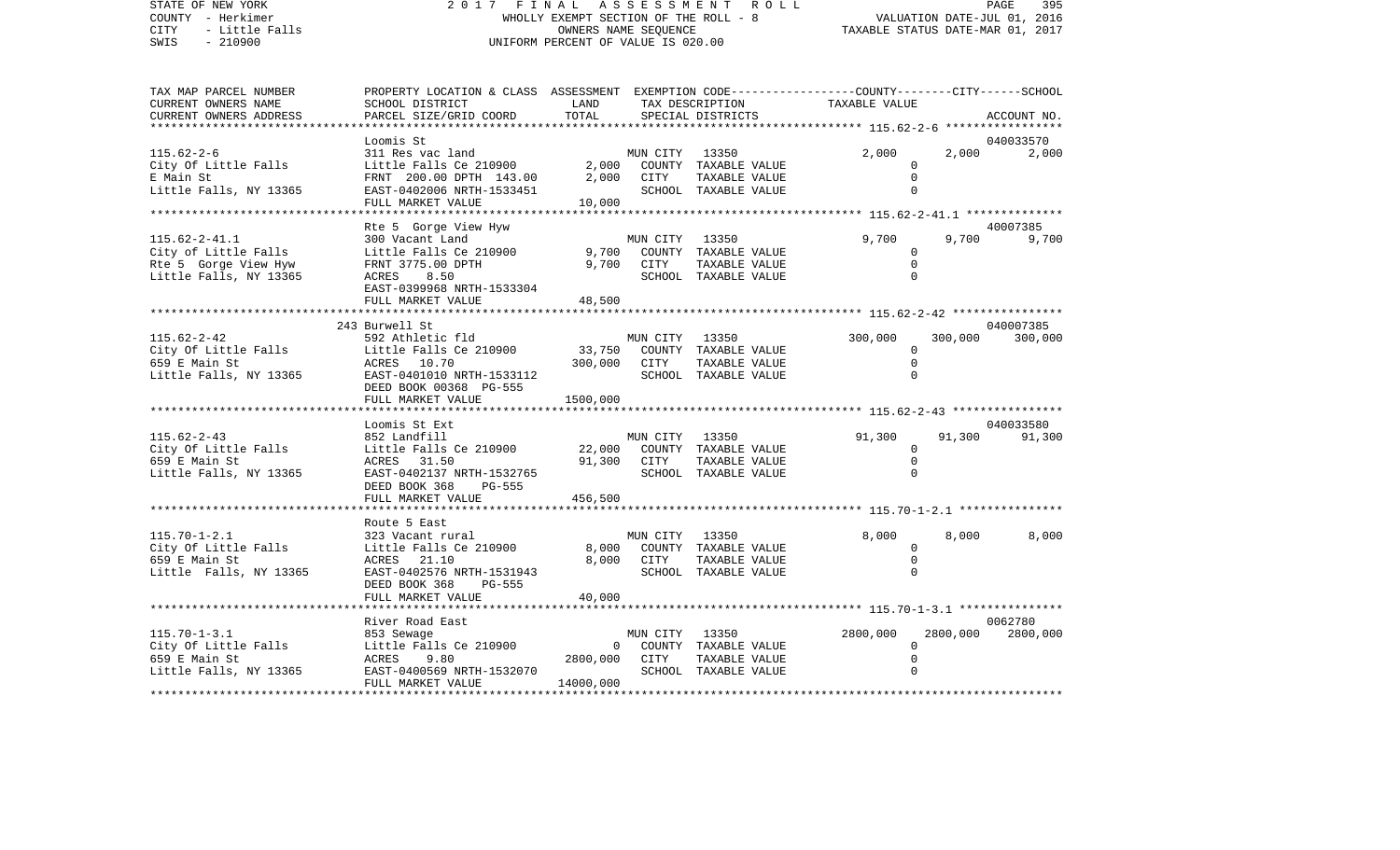STATE OF NEW YORK — 2017 FINAL ASSESSMENT ROLL — PAGE 395
COUNTY - Herkimer — WHOLLY EXEMPT SECTION OF THE ROLL - 8 — VALUATION DATE-JUL 01, 2016
CITY - Little Falls — OWNERS NAME SEQUENCE — TAXABLE STATUS DATE-MAR 01, 2017
SWIS - 210900 — UNIFORM PERCENT OF VALUE IS 020.00

| TAX MAP PARCEL NUMBER / CURRENT OWNERS NAME / CURRENT OWNERS ADDRESS | PROPERTY LOCATION & CLASS / SCHOOL DISTRICT / PARCEL SIZE/GRID COORD | ASSESSMENT LAND | TOTAL | EXEMPTION CODE / TAX DESCRIPTION / SPECIAL DISTRICTS | COUNTY | CITY | SCHOOL | ACCOUNT NO. |
|---|---|---|---|---|---|---|---|---|
| 115.62-2-6 | Loomis St | | | | | | | 040033570 |
| | 311 Res vac land | | | MUN CITY 13350 | 2,000 | 2,000 | 2,000 | |
| City Of Little Falls | Little Falls Ce 210900 | 2,000 | | COUNTY TAXABLE VALUE | 0 | | | |
| E Main St | FRNT 200.00 DPTH 143.00 | | 2,000 | CITY TAXABLE VALUE | | 0 | | |
| Little Falls, NY 13365 | EAST-0402006 NRTH-1533451 | | | SCHOOL TAXABLE VALUE | | | 0 | |
| | FULL MARKET VALUE | | 10,000 | | | | | |
| 115.62-2-41.1 | Rte 5 Gorge View Hyw | | | | | | | 40007385 |
| | 300 Vacant Land | | | MUN CITY 13350 | 9,700 | 9,700 | 9,700 | |
| City of Little Falls | Little Falls Ce 210900 | 9,700 | | COUNTY TAXABLE VALUE | 0 | | | |
| Rte 5 Gorge View Hyw | FRNT 3775.00 DPTH | | 9,700 | CITY TAXABLE VALUE | | 0 | | |
| Little Falls, NY 13365 | ACRES 8.50 | | | SCHOOL TAXABLE VALUE | | | 0 | |
| | EAST-0399968 NRTH-1533304 | | | | | | | |
| | FULL MARKET VALUE | | 48,500 | | | | | |
| 115.62-2-42 | 243 Burwell St | | | | | | | 040007385 |
| | 592 Athletic fld | | | MUN CITY 13350 | 300,000 | 300,000 | 300,000 | |
| City Of Little Falls | Little Falls Ce 210900 | 33,750 | | COUNTY TAXABLE VALUE | 0 | | | |
| 659 E Main St | ACRES 10.70 | | 300,000 | CITY TAXABLE VALUE | | 0 | | |
| Little Falls, NY 13365 | EAST-0401010 NRTH-1533112 | | | SCHOOL TAXABLE VALUE | | | 0 | |
| | DEED BOOK 00368 PG-555 | | | | | | | |
| | FULL MARKET VALUE | | 1500,000 | | | | | |
| 115.62-2-43 | Loomis St Ext | | | | | | | 040033580 |
| | 852 Landfill | | | MUN CITY 13350 | 91,300 | 91,300 | 91,300 | |
| City Of Little Falls | Little Falls Ce 210900 | 22,000 | | COUNTY TAXABLE VALUE | 0 | | | |
| 659 E Main St | ACRES 31.50 | | 91,300 | CITY TAXABLE VALUE | | 0 | | |
| Little Falls, NY 13365 | EAST-0402137 NRTH-1532765 | | | SCHOOL TAXABLE VALUE | | | 0 | |
| | DEED BOOK 368 PG-555 | | | | | | | |
| | FULL MARKET VALUE | | 456,500 | | | | | |
| 115.70-1-2.1 | Route 5 East | | | | | | | |
| | 323 Vacant rural | | | MUN CITY 13350 | 8,000 | 8,000 | 8,000 | |
| City Of Little Falls | Little Falls Ce 210900 | 8,000 | | COUNTY TAXABLE VALUE | 0 | | | |
| 659 E Main St | ACRES 21.10 | | 8,000 | CITY TAXABLE VALUE | | 0 | | |
| Little Falls, NY 13365 | EAST-0402576 NRTH-1531943 | | | SCHOOL TAXABLE VALUE | | | 0 | |
| | DEED BOOK 368 PG-555 | | | | | | | |
| | FULL MARKET VALUE | | 40,000 | | | | | |
| 115.70-1-3.1 | River Road East | | | | | | | 0062780 |
| | 853 Sewage | | | MUN CITY 13350 | 2800,000 | 2800,000 | 2800,000 | |
| City Of Little Falls | Little Falls Ce 210900 | 0 | | COUNTY TAXABLE VALUE | 0 | | | |
| 659 E Main St | ACRES 9.80 | | 2800,000 | CITY TAXABLE VALUE | | 0 | | |
| Little Falls, NY 13365 | EAST-0400569 NRTH-1532070 | | | SCHOOL TAXABLE VALUE | | | 0 | |
| | FULL MARKET VALUE | | 14000,000 | | | | | |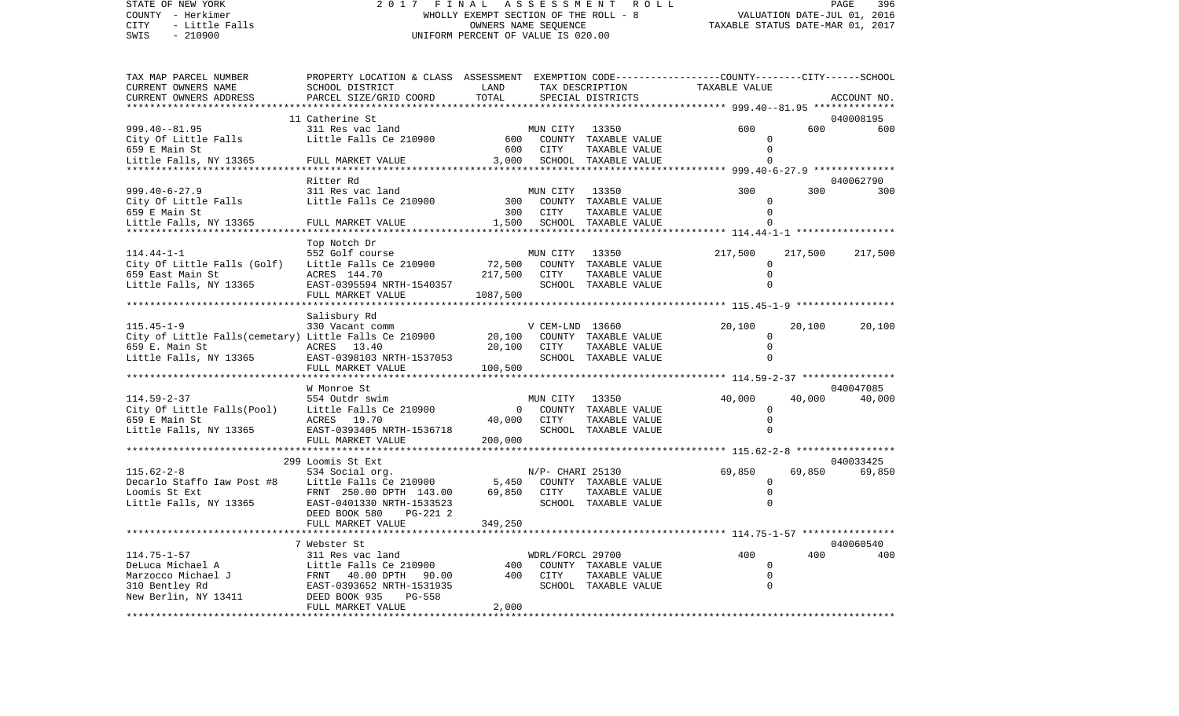STATE OF NEW YORK 2017 FINAL ASSESSMENT ROLL
COUNTY - Herkimer WHOLLY EXEMPT SECTION OF THE ROLL - 8 VALUATION DATE-JUL 01, 2016
CITY - Little Falls OWNERS NAME SEQUENCE TAXABLE STATUS DATE-MAR 01, 2017
SWIS - 210900 UNIFORM PERCENT OF VALUE IS 020.00

| TAX MAP PARCEL NUMBER / CURRENT OWNERS NAME / CURRENT OWNERS ADDRESS | PROPERTY LOCATION & CLASS / SCHOOL DISTRICT / PARCEL SIZE/GRID COORD | ASSESSMENT LAND | TOTAL | EXEMPTION CODE / TAX DESCRIPTION / SPECIAL DISTRICTS | COUNTY | CITY | SCHOOL / ACCOUNT NO. |
|---|---|---|---|---|---|---|---|
| 999.40--81.95 | 11 Catherine St | | | | | | 040008195 |
| City Of Little Falls | 311 Res vac land | | | MUN CITY 13350 | 600 | 600 | 600 |
| 659 E Main St | Little Falls Ce 210900 | 600 | | COUNTY TAXABLE VALUE | 0 | | |
| Little Falls, NY 13365 | | | 600 | CITY TAXABLE VALUE | | 0 | |
| | FULL MARKET VALUE | | 3,000 | SCHOOL TAXABLE VALUE | | | 0 |
| 999.40-6-27.9 | Ritter Rd | | | | | | 040062790 |
| City Of Little Falls | 311 Res vac land | | | MUN CITY 13350 | 300 | 300 | 300 |
| 659 E Main St | Little Falls Ce 210900 | 300 | | COUNTY TAXABLE VALUE | 0 | | |
| Little Falls, NY 13365 | | | 300 | CITY TAXABLE VALUE | | 0 | |
| | FULL MARKET VALUE | | 1,500 | SCHOOL TAXABLE VALUE | | | 0 |
| 114.44-1-1 | Top Notch Dr | | | | | | |
| City Of Little Falls (Golf) | 552 Golf course | | | MUN CITY 13350 | 217,500 | 217,500 | 217,500 |
| 659 East Main St | Little Falls Ce 210900 | 72,500 | | COUNTY TAXABLE VALUE | 0 | | |
| Little Falls, NY 13365 | ACRES 144.70 | | 217,500 | CITY TAXABLE VALUE | | 0 | |
| | EAST-0395594 NRTH-1540357 | | | SCHOOL TAXABLE VALUE | | | 0 |
| | FULL MARKET VALUE | | 1087,500 | | | | |
| 115.45-1-9 | Salisbury Rd | | | | | | |
| City of Little Falls(cemetary) | 330 Vacant comm | | | V CEM-LND 13660 | 20,100 | 20,100 | 20,100 |
| 659 E. Main St | Little Falls Ce 210900 | 20,100 | | COUNTY TAXABLE VALUE | 0 | | |
| Little Falls, NY 13365 | ACRES 13.40 | | 20,100 | CITY TAXABLE VALUE | | 0 | |
| | EAST-0398103 NRTH-1537053 | | | SCHOOL TAXABLE VALUE | | | 0 |
| | FULL MARKET VALUE | | 100,500 | | | | |
| 114.59-2-37 | W Monroe St | | | | | | 040047085 |
| City Of Little Falls(Pool) | 554 Outdr swim | | | MUN CITY 13350 | 40,000 | 40,000 | 40,000 |
| 659 E Main St | Little Falls Ce 210900 | 0 | | COUNTY TAXABLE VALUE | 0 | | |
| Little Falls, NY 13365 | ACRES 19.70 | | 40,000 | CITY TAXABLE VALUE | | 0 | |
| | EAST-0393405 NRTH-1536718 | | | SCHOOL TAXABLE VALUE | | | 0 |
| | FULL MARKET VALUE | | 200,000 | | | | |
| 115.62-2-8 | 299 Loomis St Ext | | | | | | 040033425 |
| Decarlo Staffo Iaw Post #8 | 534 Social org. | | | N/P- CHARI 25130 | 69,850 | 69,850 | 69,850 |
| Loomis St Ext | Little Falls Ce 210900 | 5,450 | | COUNTY TAXABLE VALUE | 0 | | |
| Little Falls, NY 13365 | FRNT 250.00 DPTH 143.00 | | 69,850 | CITY TAXABLE VALUE | | 0 | |
| | EAST-0401330 NRTH-1533523 | | | SCHOOL TAXABLE VALUE | | | 0 |
| | DEED BOOK 580 PG-221 2 | | | | | | |
| | FULL MARKET VALUE | | 349,250 | | | | |
| 114.75-1-57 | 7 Webster St | | | | | | 040060540 |
| DeLuca Michael A | 311 Res vac land | | | WDRL/FORCL 29700 | 400 | 400 | 400 |
| Marzocco Michael J | Little Falls Ce 210900 | 400 | | COUNTY TAXABLE VALUE | 0 | | |
| 310 Bentley Rd | FRNT 40.00 DPTH 90.00 | | 400 | CITY TAXABLE VALUE | | 0 | |
| New Berlin, NY 13411 | EAST-0393652 NRTH-1531935 | | | SCHOOL TAXABLE VALUE | | | 0 |
| | DEED BOOK 935 PG-558 | | | | | | |
| | FULL MARKET VALUE | | 2,000 | | | | |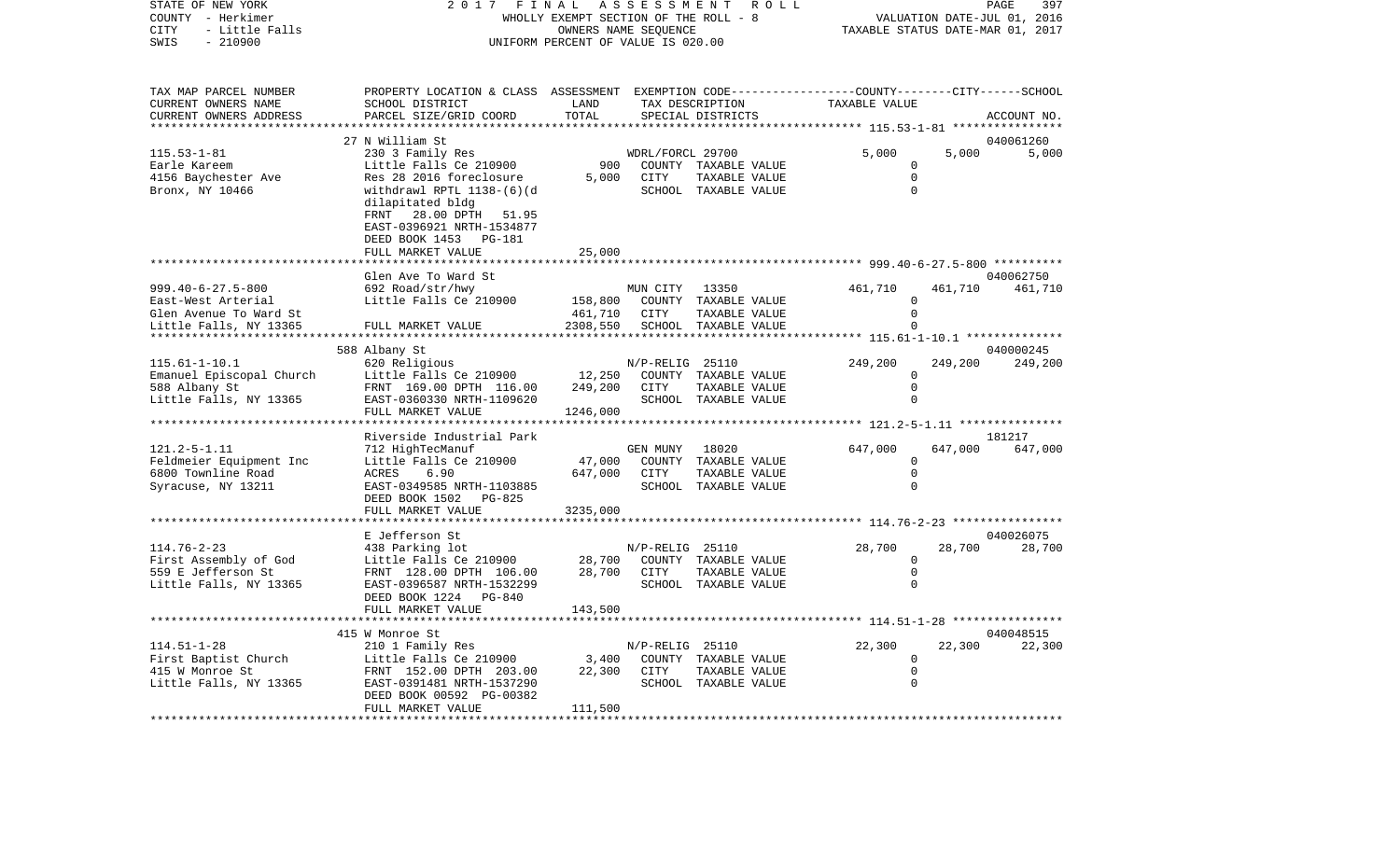STATE OF NEW YORK — 2017 FINAL ASSESSMENT ROLL — PAGE 397
COUNTY - Herkimer — WHOLLY EXEMPT SECTION OF THE ROLL - 8 — VALUATION DATE-JUL 01, 2016
CITY - Little Falls — OWNERS NAME SEQUENCE — TAXABLE STATUS DATE-MAR 01, 2017
SWIS - 210900 — UNIFORM PERCENT OF VALUE IS 020.00

| TAX MAP PARCEL NUMBER / CURRENT OWNERS NAME / CURRENT OWNERS ADDRESS | PROPERTY LOCATION & CLASS / SCHOOL DISTRICT / PARCEL SIZE/GRID COORD | ASSESSMENT LAND | TOTAL | EXEMPTION CODE / TAX DESCRIPTION / SPECIAL DISTRICTS | COUNTY | CITY | SCHOOL / ACCOUNT NO. |
|---|---|---|---|---|---|---|---|
| 115.53-1-81 | 27 N William St | | | | | | 040061260 |
| Earle Kareem | 230 3 Family Res | | | WDRL/FORCL 29700 | 5,000 | 5,000 | 5,000 |
| 4156 Baychester Ave | Little Falls Ce 210900 | 900 | | COUNTY TAXABLE VALUE | 0 | | |
| Bronx, NY 10466 | Res 28 2016 foreclosure | | 5,000 | CITY TAXABLE VALUE | 0 | | |
| | withdrawl RPTL 1138-(6)(d | | | SCHOOL TAXABLE VALUE | 0 | | |
| | dilapitated bldg | | | | | | |
| | FRNT 28.00 DPTH 51.95 | | | | | | |
| | EAST-0396921 NRTH-1534877 | | | | | | |
| | DEED BOOK 1453 PG-181 | | | | | | |
| | FULL MARKET VALUE | | 25,000 | | | | |
| 999.40-6-27.5-800 | Glen Ave To Ward St | | | | | | 040062750 |
| East-West Arterial | 692 Road/str/hwy | | | MUN CITY 13350 | 461,710 | 461,710 | 461,710 |
| Glen Avenue To Ward St | Little Falls Ce 210900 | 158,800 | | COUNTY TAXABLE VALUE | 0 | | |
| Little Falls, NY 13365 | | | 461,710 | CITY TAXABLE VALUE | 0 | | |
| | FULL MARKET VALUE | | 2308,550 | SCHOOL TAXABLE VALUE | 0 | | |
| 115.61-1-10.1 | 588 Albany St | | | | | | 040000245 |
| Emanuel Episcopal Church | 620 Religious | | | N/P-RELIG 25110 | 249,200 | 249,200 | 249,200 |
| 588 Albany St | Little Falls Ce 210900 | 12,250 | | COUNTY TAXABLE VALUE | 0 | | |
| Little Falls, NY 13365 | FRNT 169.00 DPTH 116.00 | | 249,200 | CITY TAXABLE VALUE | 0 | | |
| | EAST-0360330 NRTH-1109620 | | | SCHOOL TAXABLE VALUE | 0 | | |
| | FULL MARKET VALUE | | 1246,000 | | | | |
| 121.2-5-1.11 | Riverside Industrial Park | | | | | | 181217 |
| Feldmeier Equipment Inc | 712 HighTecManuf | | | GEN MUNY 18020 | 647,000 | 647,000 | 647,000 |
| 6800 Townline Road | Little Falls Ce 210900 | 47,000 | | COUNTY TAXABLE VALUE | 0 | | |
| Syracuse, NY 13211 | ACRES 6.90 | | 647,000 | CITY TAXABLE VALUE | 0 | | |
| | EAST-0349585 NRTH-1103885 | | | SCHOOL TAXABLE VALUE | 0 | | |
| | DEED BOOK 1502 PG-825 | | | | | | |
| | FULL MARKET VALUE | | 3235,000 | | | | |
| 114.76-2-23 | E Jefferson St | | | | | | 040026075 |
| First Assembly of God | 438 Parking lot | | | N/P-RELIG 25110 | 28,700 | 28,700 | 28,700 |
| 559 E Jefferson St | Little Falls Ce 210900 | 28,700 | | COUNTY TAXABLE VALUE | 0 | | |
| Little Falls, NY 13365 | FRNT 128.00 DPTH 106.00 | | 28,700 | CITY TAXABLE VALUE | 0 | | |
| | EAST-0396587 NRTH-1532299 | | | SCHOOL TAXABLE VALUE | 0 | | |
| | DEED BOOK 1224 PG-840 | | | | | | |
| | FULL MARKET VALUE | | 143,500 | | | | |
| 114.51-1-28 | 415 W Monroe St | | | | | | 040048515 |
| First Baptist Church | 210 1 Family Res | | | N/P-RELIG 25110 | 22,300 | 22,300 | 22,300 |
| 415 W Monroe St | Little Falls Ce 210900 | 3,400 | | COUNTY TAXABLE VALUE | 0 | | |
| Little Falls, NY 13365 | FRNT 152.00 DPTH 203.00 | | 22,300 | CITY TAXABLE VALUE | 0 | | |
| | EAST-0391481 NRTH-1537290 | | | SCHOOL TAXABLE VALUE | 0 | | |
| | DEED BOOK 00592 PG-00382 | | | | | | |
| | FULL MARKET VALUE | | 111,500 | | | | |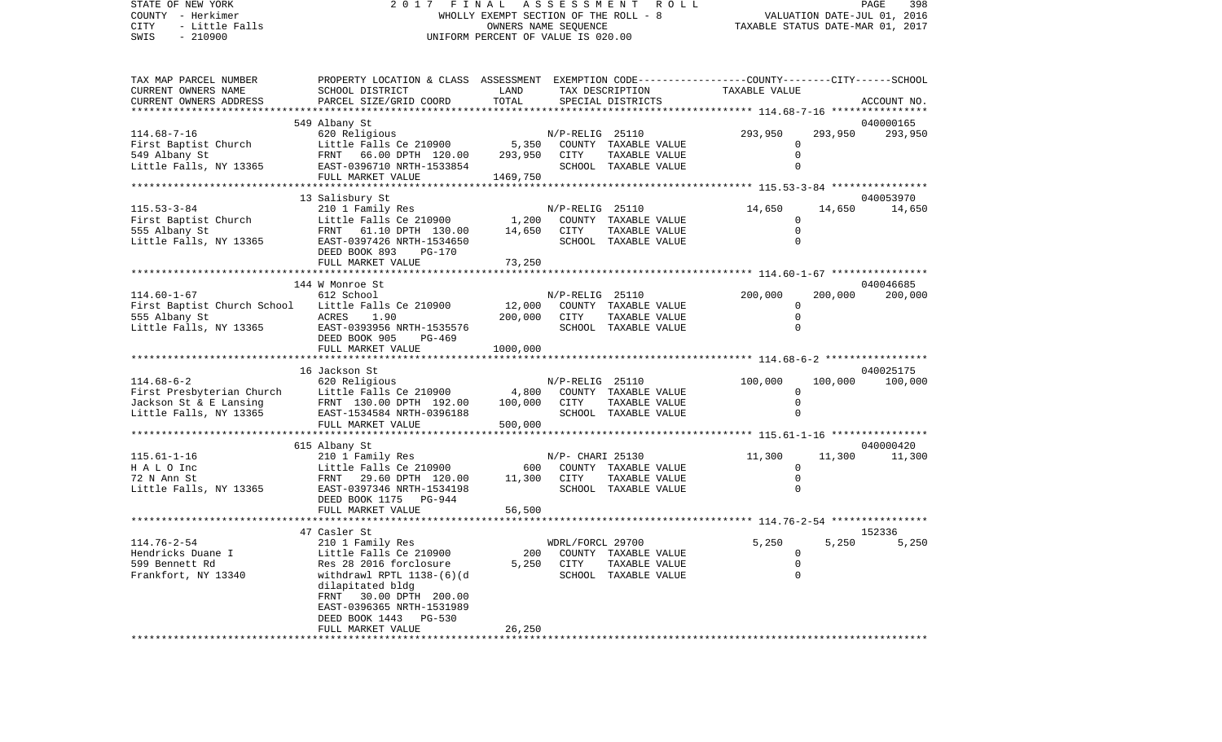STATE OF NEW YORK — 2017 FINAL ASSESSMENT ROLL — PAGE 398
COUNTY - Herkimer — WHOLLY EXEMPT SECTION OF THE ROLL - 8 — VALUATION DATE-JUL 01, 2016
CITY - Little Falls — OWNERS NAME SEQUENCE — TAXABLE STATUS DATE-MAR 01, 2017
SWIS - 210900 — UNIFORM PERCENT OF VALUE IS 020.00

| TAX MAP PARCEL NUMBER / CURRENT OWNERS NAME / CURRENT OWNERS ADDRESS | PROPERTY LOCATION & CLASS / SCHOOL DISTRICT / PARCEL SIZE/GRID COORD | ASSESSMENT LAND | TOTAL | EXEMPTION CODE / TAX DESCRIPTION / SPECIAL DISTRICTS | COUNTY | CITY | SCHOOL / ACCOUNT NO. |
|---|---|---|---|---|---|---|---|
| **114.68-7-16** | 549 Albany St | | | | | | 040000165 |
| 114.68-7-16 | 620 Religious | | | N/P-RELIG 25110 | 293,950 | 293,950 | 293,950 |
| First Baptist Church | Little Falls Ce 210900 | 5,350 | | COUNTY TAXABLE VALUE | 0 | | |
| 549 Albany St | FRNT 66.00 DPTH 120.00 | | 293,950 | CITY TAXABLE VALUE | | 0 | |
| Little Falls, NY 13365 | EAST-0396710 NRTH-1533854 | | | SCHOOL TAXABLE VALUE | | | 0 |
| | FULL MARKET VALUE | | 1469,750 | | | | |
| **115.53-3-84** | 13 Salisbury St | | | | | | 040053970 |
| 115.53-3-84 | 210 1 Family Res | | | N/P-RELIG 25110 | 14,650 | 14,650 | 14,650 |
| First Baptist Church | Little Falls Ce 210900 | 1,200 | | COUNTY TAXABLE VALUE | 0 | | |
| 555 Albany St | FRNT 61.10 DPTH 130.00 | | 14,650 | CITY TAXABLE VALUE | | 0 | |
| Little Falls, NY 13365 | EAST-0397426 NRTH-1534650 | | | SCHOOL TAXABLE VALUE | | | 0 |
| | DEED BOOK 893 PG-170 | | | | | | |
| | FULL MARKET VALUE | | 73,250 | | | | |
| **114.60-1-67** | 144 W Monroe St | | | | | | 040046685 |
| 114.60-1-67 | 612 School | | | N/P-RELIG 25110 | 200,000 | 200,000 | 200,000 |
| First Baptist Church School | Little Falls Ce 210900 | 12,000 | | COUNTY TAXABLE VALUE | 0 | | |
| 555 Albany St | ACRES 1.90 | | 200,000 | CITY TAXABLE VALUE | | 0 | |
| Little Falls, NY 13365 | EAST-0393956 NRTH-1535576 | | | SCHOOL TAXABLE VALUE | | | 0 |
| | DEED BOOK 905 PG-469 | | | | | | |
| | FULL MARKET VALUE | | 1000,000 | | | | |
| **114.68-6-2** | 16 Jackson St | | | | | | 040025175 |
| 114.68-6-2 | 620 Religious | | | N/P-RELIG 25110 | 100,000 | 100,000 | 100,000 |
| First Presbyterian Church | Little Falls Ce 210900 | 4,800 | | COUNTY TAXABLE VALUE | 0 | | |
| Jackson St & E Lansing | FRNT 130.00 DPTH 192.00 | | 100,000 | CITY TAXABLE VALUE | | 0 | |
| Little Falls, NY 13365 | EAST-1534584 NRTH-0396188 | | | SCHOOL TAXABLE VALUE | | | 0 |
| | FULL MARKET VALUE | | 500,000 | | | | |
| **115.61-1-16** | 615 Albany St | | | | | | 040000420 |
| 115.61-1-16 | 210 1 Family Res | | | N/P- CHARI 25130 | 11,300 | 11,300 | 11,300 |
| H A L O Inc | Little Falls Ce 210900 | 600 | | COUNTY TAXABLE VALUE | 0 | | |
| 72 N Ann St | FRNT 29.60 DPTH 120.00 | | 11,300 | CITY TAXABLE VALUE | | 0 | |
| Little Falls, NY 13365 | EAST-0397346 NRTH-1534198 | | | SCHOOL TAXABLE VALUE | | | 0 |
| | DEED BOOK 1175 PG-944 | | | | | | |
| | FULL MARKET VALUE | | 56,500 | | | | |
| **114.76-2-54** | 47 Casler St | | | | | | 152336 |
| 114.76-2-54 | 210 1 Family Res | | | WDRL/FORCL 29700 | 5,250 | 5,250 | 5,250 |
| Hendricks Duane I | Little Falls Ce 210900 | 200 | | COUNTY TAXABLE VALUE | 0 | | |
| 599 Bennett Rd | Res 28 2016 forclosure | | 5,250 | CITY TAXABLE VALUE | | 0 | |
| Frankfort, NY 13340 | withdrawl RPTL 1138-(6)(d | | | SCHOOL TAXABLE VALUE | | | 0 |
| | dilapitated bldg | | | | | | |
| | FRNT 30.00 DPTH 200.00 | | | | | | |
| | EAST-0396365 NRTH-1531989 | | | | | | |
| | DEED BOOK 1443 PG-530 | | | | | | |
| | FULL MARKET VALUE | | 26,250 | | | | |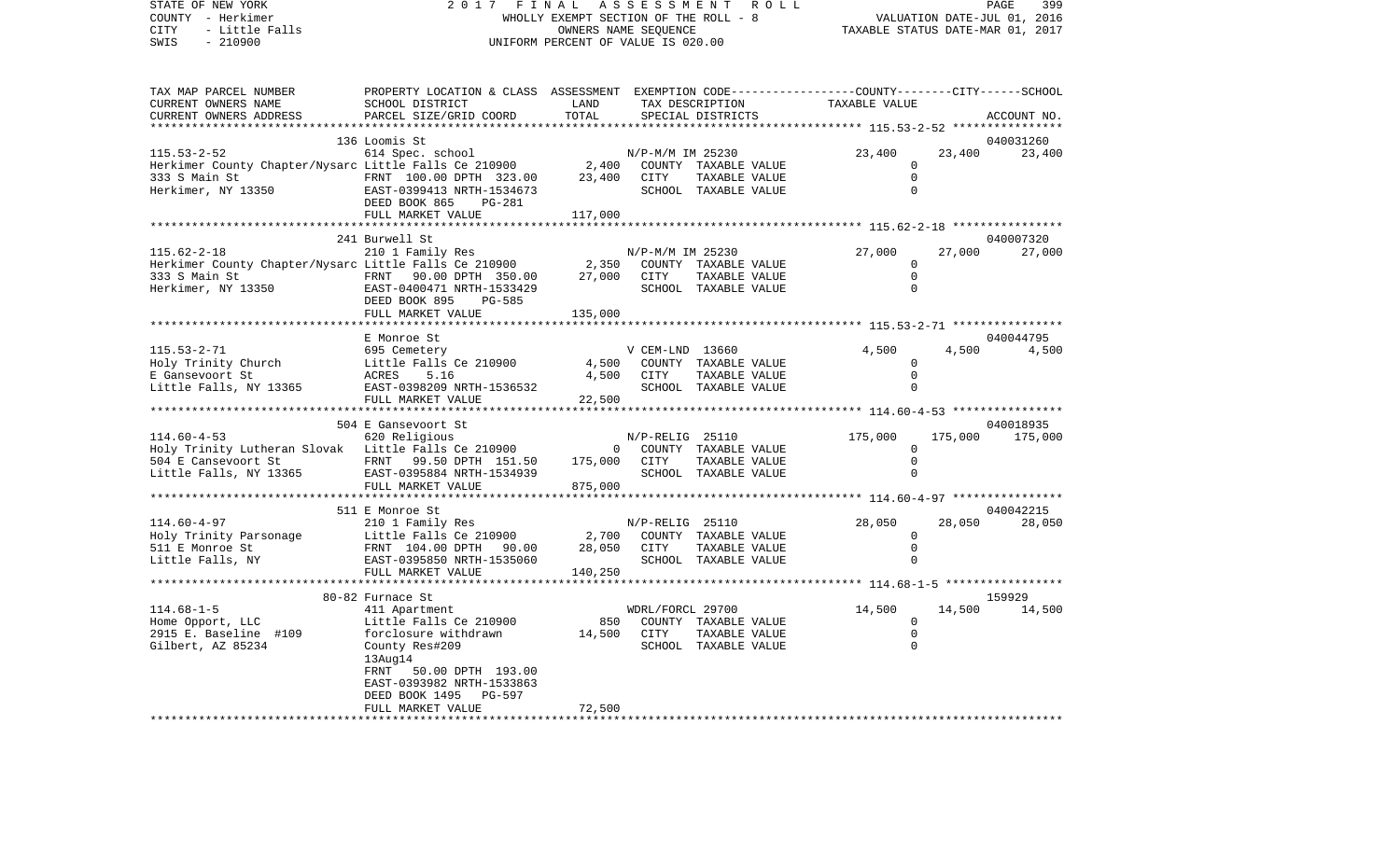STATE OF NEW YORK — 2017 FINAL ASSESSMENT ROLL — WHOLLY EXEMPT SECTION OF THE ROLL - 8 — VALUATION DATE-JUL 01, 2016
COUNTY - Herkimer — OWNERS NAME SEQUENCE — TAXABLE STATUS DATE-MAR 01, 2017
CITY - Little Falls — UNIFORM PERCENT OF VALUE IS 020.00
SWIS - 210900

| TAX MAP PARCEL NUMBER / CURRENT OWNERS NAME / CURRENT OWNERS ADDRESS | PROPERTY LOCATION & CLASS / SCHOOL DISTRICT / PARCEL SIZE/GRID COORD | ASSESSMENT LAND | TOTAL | EXEMPTION CODE / TAX DESCRIPTION / SPECIAL DISTRICTS | COUNTY TAXABLE VALUE | CITY | SCHOOL | ACCOUNT NO. |
|---|---|---|---|---|---|---|---|---|
| **115.53-2-52** | 136 Loomis St | | | | | | | 040031260 |
| | 614 Spec. school | | | N/P-M/M IM 25230 | 23,400 | 23,400 | 23,400 | |
| Herkimer County Chapter/Nysarc | Little Falls Ce 210900 | 2,400 | | COUNTY TAXABLE VALUE | 0 | | | |
| 333 S Main St | FRNT 100.00 DPTH 323.00 | | 23,400 | CITY TAXABLE VALUE | 0 | | | |
| Herkimer, NY 13350 | EAST-0399413 NRTH-1534673 | | | SCHOOL TAXABLE VALUE | 0 | | | |
| | DEED BOOK 865 PG-281 | | | | | | | |
| | FULL MARKET VALUE | | 117,000 | | | | | |
| **115.62-2-18** | 241 Burwell St | | | | | | | 040007320 |
| | 210 1 Family Res | | | N/P-M/M IM 25230 | 27,000 | 27,000 | 27,000 | |
| Herkimer County Chapter/Nysarc | Little Falls Ce 210900 | 2,350 | | COUNTY TAXABLE VALUE | 0 | | | |
| 333 S Main St | FRNT 90.00 DPTH 350.00 | | 27,000 | CITY TAXABLE VALUE | 0 | | | |
| Herkimer, NY 13350 | EAST-0400471 NRTH-1533429 | | | SCHOOL TAXABLE VALUE | 0 | | | |
| | DEED BOOK 895 PG-585 | | | | | | | |
| | FULL MARKET VALUE | | 135,000 | | | | | |
| **115.53-2-71** | E Monroe St | | | | | | | 040044795 |
| | 695 Cemetery | | | V CEM-LND 13660 | 4,500 | 4,500 | 4,500 | |
| Holy Trinity Church | Little Falls Ce 210900 | 4,500 | | COUNTY TAXABLE VALUE | 0 | | | |
| E Gansevoort St | ACRES 5.16 | | 4,500 | CITY TAXABLE VALUE | 0 | | | |
| Little Falls, NY 13365 | EAST-0398209 NRTH-1536532 | | | SCHOOL TAXABLE VALUE | 0 | | | |
| | FULL MARKET VALUE | | 22,500 | | | | | |
| **114.60-4-53** | 504 E Gansevoort St | | | | | | | 040018935 |
| | 620 Religious | | | N/P-RELIG 25110 | 175,000 | 175,000 | 175,000 | |
| Holy Trinity Lutheran Slovak | Little Falls Ce 210900 | 0 | | COUNTY TAXABLE VALUE | 0 | | | |
| 504 E Gansevoort St | FRNT 99.50 DPTH 151.50 | | 175,000 | CITY TAXABLE VALUE | 0 | | | |
| Little Falls, NY 13365 | EAST-0395884 NRTH-1534939 | | | SCHOOL TAXABLE VALUE | 0 | | | |
| | FULL MARKET VALUE | | 875,000 | | | | | |
| **114.60-4-97** | 511 E Monroe St | | | | | | | 040042215 |
| | 210 1 Family Res | | | N/P-RELIG 25110 | 28,050 | 28,050 | 28,050 | |
| Holy Trinity Parsonage | Little Falls Ce 210900 | 2,700 | | COUNTY TAXABLE VALUE | 0 | | | |
| 511 E Monroe St | FRNT 104.00 DPTH 90.00 | | 28,050 | CITY TAXABLE VALUE | 0 | | | |
| Little Falls, NY | EAST-0395850 NRTH-1535060 | | | SCHOOL TAXABLE VALUE | 0 | | | |
| | FULL MARKET VALUE | | 140,250 | | | | | |
| **114.68-1-5** | 80-82 Furnace St | | | | | | | 159929 |
| | 411 Apartment | | | WDRL/FORCL 29700 | 14,500 | 14,500 | 14,500 | |
| Home Opport, LLC | Little Falls Ce 210900 | 850 | | COUNTY TAXABLE VALUE | 0 | | | |
| 2915 E. Baseline #109 | forclosure withdrawn | | 14,500 | CITY TAXABLE VALUE | 0 | | | |
| Gilbert, AZ 85234 | County Res#209 | | | SCHOOL TAXABLE VALUE | 0 | | | |
| | 13Aug14 | | | | | | | |
| | FRNT 50.00 DPTH 193.00 | | | | | | | |
| | EAST-0393982 NRTH-1533863 | | | | | | | |
| | DEED BOOK 1495 PG-597 | | | | | | | |
| | FULL MARKET VALUE | | 72,500 | | | | | |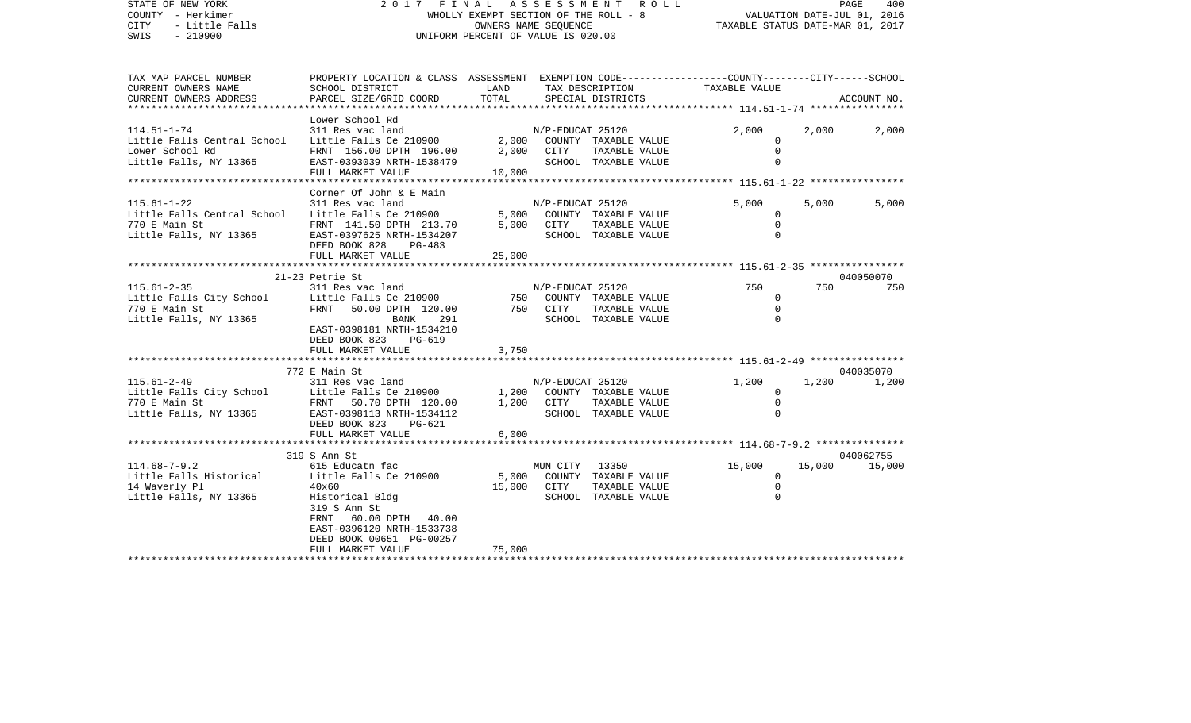STATE OF NEW YORK · COUNTY - Herkimer · CITY - Little Falls · SWIS - 210900

**2017 FINAL ASSESSMENT ROLL**
WHOLLY EXEMPT SECTION OF THE ROLL - 8
OWNERS NAME SEQUENCE
UNIFORM PERCENT OF VALUE IS 020.00

VALUATION DATE-JUL 01, 2016
TAXABLE STATUS DATE-MAR 01, 2017

| TAX MAP PARCEL NUMBER / CURRENT OWNERS NAME / CURRENT OWNERS ADDRESS | PROPERTY LOCATION & CLASS / SCHOOL DISTRICT / PARCEL SIZE/GRID COORD | ASSESSMENT LAND / TOTAL | EXEMPTION CODE / TAX DESCRIPTION / SPECIAL DISTRICTS | COUNTY TAXABLE VALUE | CITY | SCHOOL / ACCOUNT NO. |
|---|---|---|---|---|---|---|
| 114.51-1-74 | Lower School Rd | | | | | |
| | 311 Res vac land | | N/P-EDUCAT 25120 | 2,000 | 2,000 | 2,000 |
| Little Falls Central School | Little Falls Ce 210900 | 2,000 | COUNTY TAXABLE VALUE | 0 | | |
| Lower School Rd | FRNT 156.00 DPTH 196.00 | 2,000 | CITY TAXABLE VALUE | 0 | | |
| Little Falls, NY 13365 | EAST-0393039 NRTH-1538479 | | SCHOOL TAXABLE VALUE | 0 | | |
| | FULL MARKET VALUE | 10,000 | | | | |
| 115.61-1-22 | Corner Of John & E Main | | | | | |
| | 311 Res vac land | | N/P-EDUCAT 25120 | 5,000 | 5,000 | 5,000 |
| Little Falls Central School | Little Falls Ce 210900 | 5,000 | COUNTY TAXABLE VALUE | 0 | | |
| 770 E Main St | FRNT 141.50 DPTH 213.70 | 5,000 | CITY TAXABLE VALUE | 0 | | |
| Little Falls, NY 13365 | EAST-0397625 NRTH-1534207 | | SCHOOL TAXABLE VALUE | 0 | | |
| | DEED BOOK 828 PG-483 | | | | | |
| | FULL MARKET VALUE | 25,000 | | | | |
| 115.61-2-35 | 21-23 Petrie St | | | | | 040050070 |
| | 311 Res vac land | | N/P-EDUCAT 25120 | 750 | 750 | 750 |
| Little Falls City School | Little Falls Ce 210900 | 750 | COUNTY TAXABLE VALUE | 0 | | |
| 770 E Main St | FRNT 50.00 DPTH 120.00 | 750 | CITY TAXABLE VALUE | 0 | | |
| Little Falls, NY 13365 | BANK 291 | | SCHOOL TAXABLE VALUE | 0 | | |
| | EAST-0398181 NRTH-1534210 | | | | | |
| | DEED BOOK 823 PG-619 | | | | | |
| | FULL MARKET VALUE | 3,750 | | | | |
| 115.61-2-49 | 772 E Main St | | | | | 040035070 |
| | 311 Res vac land | | N/P-EDUCAT 25120 | 1,200 | 1,200 | 1,200 |
| Little Falls City School | Little Falls Ce 210900 | 1,200 | COUNTY TAXABLE VALUE | 0 | | |
| 770 E Main St | FRNT 50.70 DPTH 120.00 | 1,200 | CITY TAXABLE VALUE | 0 | | |
| Little Falls, NY 13365 | EAST-0398113 NRTH-1534112 | | SCHOOL TAXABLE VALUE | 0 | | |
| | DEED BOOK 823 PG-621 | | | | | |
| | FULL MARKET VALUE | 6,000 | | | | |
| 114.68-7-9.2 | 319 S Ann St | | | | | 040062755 |
| | 615 Educatn fac | | MUN CITY 13350 | 15,000 | 15,000 | 15,000 |
| Little Falls Historical | Little Falls Ce 210900 | 5,000 | COUNTY TAXABLE VALUE | 0 | | |
| 14 Waverly Pl | 40x60 | 15,000 | CITY TAXABLE VALUE | 0 | | |
| Little Falls, NY 13365 | Historical Bldg | | SCHOOL TAXABLE VALUE | 0 | | |
| | 319 S Ann St | | | | | |
| | FRNT 60.00 DPTH 40.00 | | | | | |
| | EAST-0396120 NRTH-1533738 | | | | | |
| | DEED BOOK 00651 PG-00257 | | | | | |
| | FULL MARKET VALUE | 75,000 | | | | |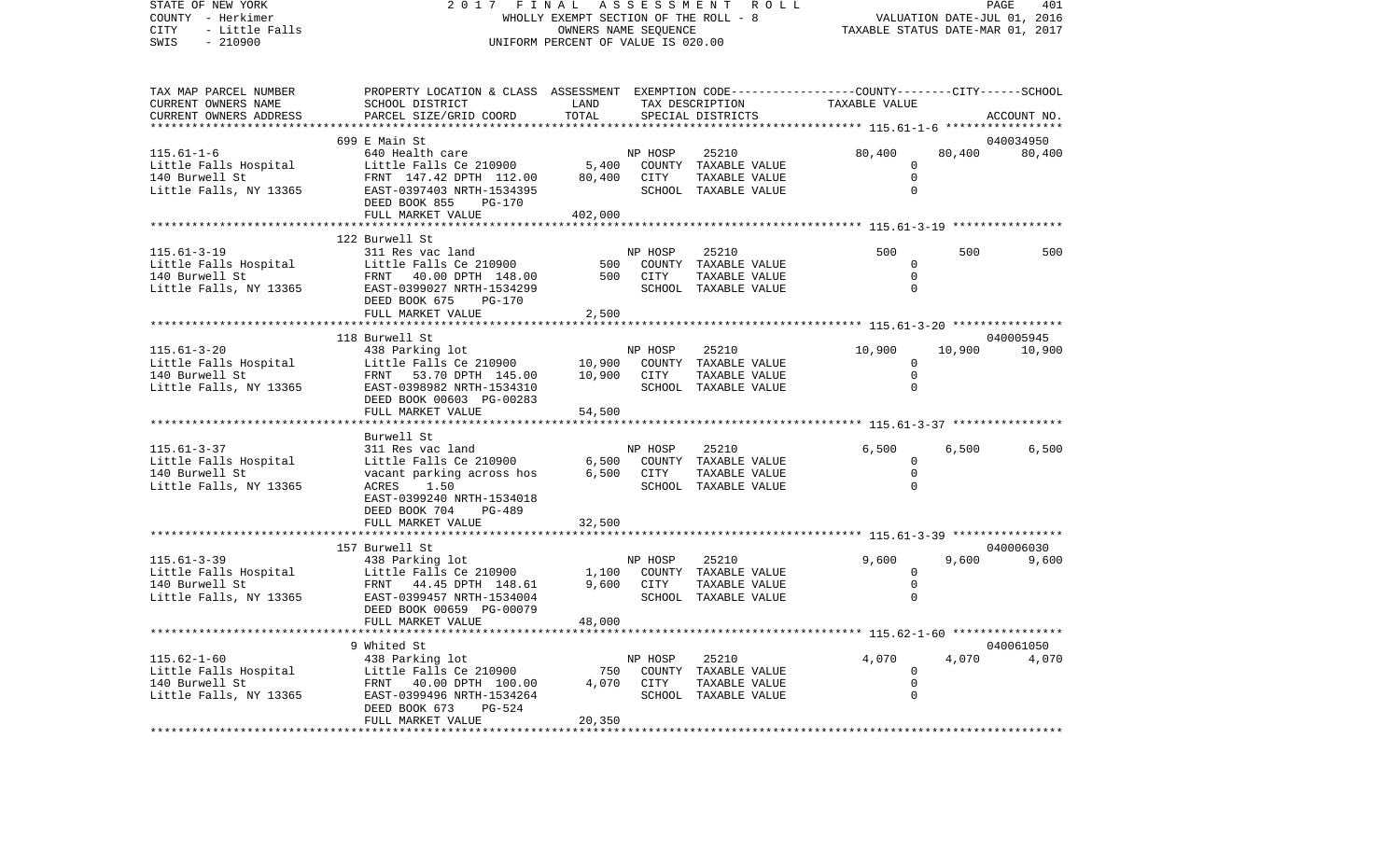STATE OF NEW YORK — 2017 FINAL ASSESSMENT ROLL
COUNTY - Herkimer — WHOLLY EXEMPT SECTION OF THE ROLL - 8 — VALUATION DATE-JUL 01, 2016
CITY - Little Falls — OWNERS NAME SEQUENCE — TAXABLE STATUS DATE-MAR 01, 2017
SWIS - 210900 — UNIFORM PERCENT OF VALUE IS 020.00

| TAX MAP PARCEL NUMBER / CURRENT OWNERS NAME / CURRENT OWNERS ADDRESS | PROPERTY LOCATION & CLASS / SCHOOL DISTRICT / PARCEL SIZE/GRID COORD | ASSESSMENT LAND | TOTAL | EXEMPTION CODE / TAX DESCRIPTION / SPECIAL DISTRICTS | COUNTY | CITY | SCHOOL / ACCOUNT NO. |
|---|---|---|---|---|---|---|---|
| 115.61-1-6 | 699 E Main St | | | | | | 040034950 |
| | 640 Health care | | | NP HOSP 25210 | 80,400 | 80,400 | 80,400 |
| Little Falls Hospital | Little Falls Ce 210900 | 5,400 | | COUNTY TAXABLE VALUE | 0 | | |
| 140 Burwell St | FRNT 147.42 DPTH 112.00 | | 80,400 | CITY TAXABLE VALUE | | 0 | |
| Little Falls, NY 13365 | EAST-0397403 NRTH-1534395 | | | SCHOOL TAXABLE VALUE | | | 0 |
| | DEED BOOK 855 PG-170 | | | | | | |
| | FULL MARKET VALUE | | 402,000 | | | | |
| 115.61-3-19 | 122 Burwell St | | | | | | |
| | 311 Res vac land | | | NP HOSP 25210 | 500 | 500 | 500 |
| Little Falls Hospital | Little Falls Ce 210900 | 500 | | COUNTY TAXABLE VALUE | 0 | | |
| 140 Burwell St | FRNT 40.00 DPTH 148.00 | | 500 | CITY TAXABLE VALUE | | 0 | |
| Little Falls, NY 13365 | EAST-0399027 NRTH-1534299 | | | SCHOOL TAXABLE VALUE | | | 0 |
| | DEED BOOK 675 PG-170 | | | | | | |
| | FULL MARKET VALUE | | 2,500 | | | | |
| 115.61-3-20 | 118 Burwell St | | | | | | 040005945 |
| | 438 Parking lot | | | NP HOSP 25210 | 10,900 | 10,900 | 10,900 |
| Little Falls Hospital | Little Falls Ce 210900 | 10,900 | | COUNTY TAXABLE VALUE | 0 | | |
| 140 Burwell St | FRNT 53.70 DPTH 145.00 | | 10,900 | CITY TAXABLE VALUE | | 0 | |
| Little Falls, NY 13365 | EAST-0398982 NRTH-1534310 | | | SCHOOL TAXABLE VALUE | | | 0 |
| | DEED BOOK 00603 PG-00283 | | | | | | |
| | FULL MARKET VALUE | | 54,500 | | | | |
| 115.61-3-37 | Burwell St | | | | | | |
| | 311 Res vac land | | | NP HOSP 25210 | 6,500 | 6,500 | 6,500 |
| Little Falls Hospital | Little Falls Ce 210900 | 6,500 | | COUNTY TAXABLE VALUE | 0 | | |
| 140 Burwell St | vacant parking across hos | | 6,500 | CITY TAXABLE VALUE | | 0 | |
| Little Falls, NY 13365 | ACRES 1.50 | | | SCHOOL TAXABLE VALUE | | | 0 |
| | EAST-0399240 NRTH-1534018 | | | | | | |
| | DEED BOOK 704 PG-489 | | | | | | |
| | FULL MARKET VALUE | | 32,500 | | | | |
| 115.61-3-39 | 157 Burwell St | | | | | | 040006030 |
| | 438 Parking lot | | | NP HOSP 25210 | 9,600 | 9,600 | 9,600 |
| Little Falls Hospital | Little Falls Ce 210900 | 1,100 | | COUNTY TAXABLE VALUE | 0 | | |
| 140 Burwell St | FRNT 44.45 DPTH 148.61 | | 9,600 | CITY TAXABLE VALUE | | 0 | |
| Little Falls, NY 13365 | EAST-0399457 NRTH-1534004 | | | SCHOOL TAXABLE VALUE | | | 0 |
| | DEED BOOK 00659 PG-00079 | | | | | | |
| | FULL MARKET VALUE | | 48,000 | | | | |
| 115.62-1-60 | 9 Whited St | | | | | | 040061050 |
| | 438 Parking lot | | | NP HOSP 25210 | 4,070 | 4,070 | 4,070 |
| Little Falls Hospital | Little Falls Ce 210900 | 750 | | COUNTY TAXABLE VALUE | 0 | | |
| 140 Burwell St | FRNT 40.00 DPTH 100.00 | | 4,070 | CITY TAXABLE VALUE | | 0 | |
| Little Falls, NY 13365 | EAST-0399496 NRTH-1534264 | | | SCHOOL TAXABLE VALUE | | | 0 |
| | DEED BOOK 673 PG-524 | | | | | | |
| | FULL MARKET VALUE | | 20,350 | | | | |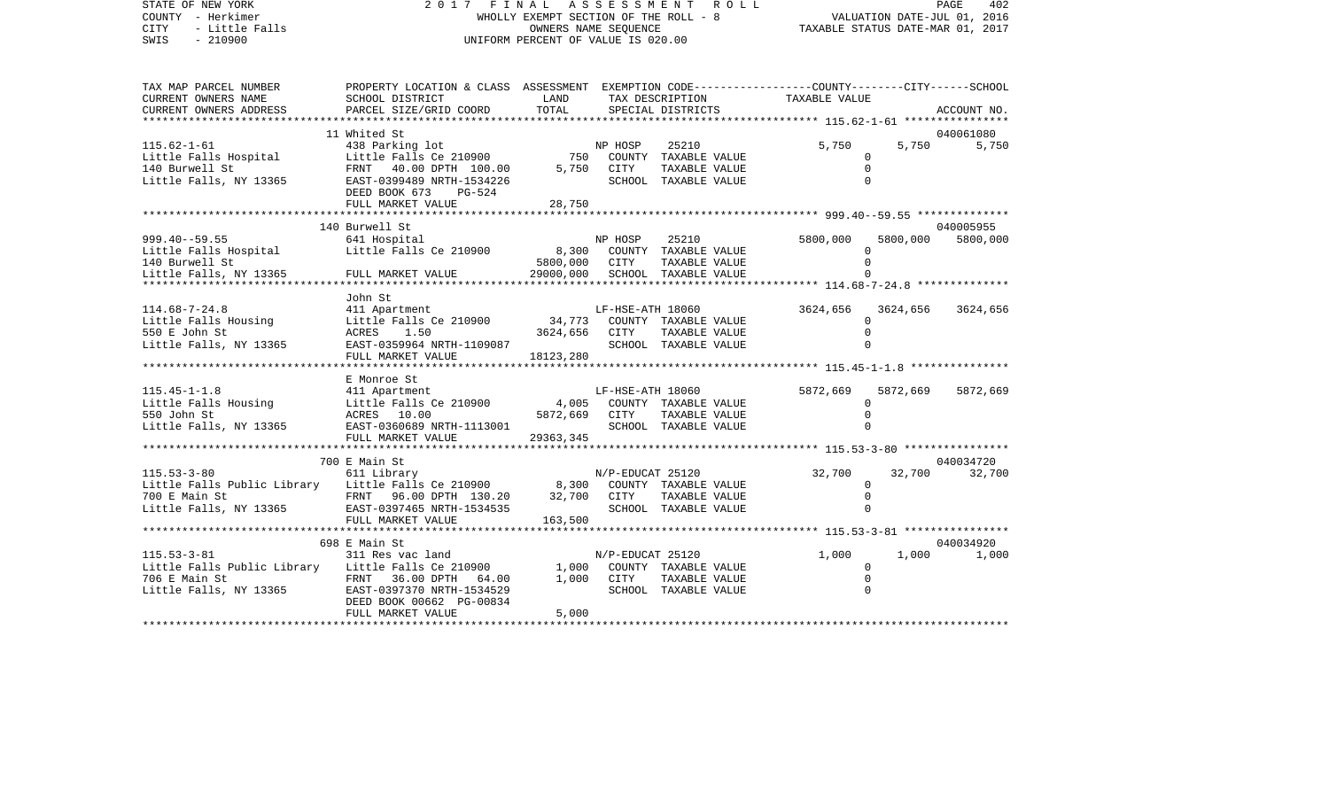STATE OF NEW YORK 2017 FINAL ASSESSMENT ROLL
COUNTY - Herkimer WHOLLY EXEMPT SECTION OF THE ROLL - 8 VALUATION DATE-JUL 01, 2016
CITY - Little Falls OWNERS NAME SEQUENCE TAXABLE STATUS DATE-MAR 01, 2017
SWIS - 210900 UNIFORM PERCENT OF VALUE IS 020.00

| TAX MAP PARCEL NUMBER / CURRENT OWNERS NAME / CURRENT OWNERS ADDRESS | PROPERTY LOCATION & CLASS / SCHOOL DISTRICT / PARCEL SIZE/GRID COORD | ASSESSMENT LAND | TOTAL | EXEMPTION CODE / TAX DESCRIPTION / SPECIAL DISTRICTS | COUNTY | CITY | SCHOOL | ACCOUNT NO. |
|---|---|---|---|---|---|---|---|---|
| 115.62-1-61 | 11 Whited St | | | | | | | 040061080 |
| | 438 Parking lot | | | NP HOSP 25210 | 5,750 | 5,750 | 5,750 | |
| Little Falls Hospital | Little Falls Ce 210900 | 750 | | COUNTY TAXABLE VALUE | 0 | | | |
| 140 Burwell St | FRNT 40.00 DPTH 100.00 | | 5,750 | CITY TAXABLE VALUE | | 0 | | |
| Little Falls, NY 13365 | EAST-0399489 NRTH-1534226 | | | SCHOOL TAXABLE VALUE | | | 0 | |
| | DEED BOOK 673 PG-524 | | | | | | | |
| | FULL MARKET VALUE | | 28,750 | | | | | |
| 999.40--59.55 | 140 Burwell St | | | | | | | 040005955 |
| | 641 Hospital | | | NP HOSP 25210 | 5800,000 | 5800,000 | 5800,000 | |
| Little Falls Hospital | Little Falls Ce 210900 | 8,300 | | COUNTY TAXABLE VALUE | 0 | | | |
| 140 Burwell St | | | 5800,000 | CITY TAXABLE VALUE | | 0 | | |
| Little Falls, NY 13365 | FULL MARKET VALUE | | 29000,000 | SCHOOL TAXABLE VALUE | | | 0 | |
| 114.68-7-24.8 | John St | | | | | | | |
| | 411 Apartment | | | LF-HSE-ATH 18060 | 3624,656 | 3624,656 | 3624,656 | |
| Little Falls Housing | Little Falls Ce 210900 | 34,773 | | COUNTY TAXABLE VALUE | 0 | | | |
| 550 E John St | ACRES 1.50 | | 3624,656 | CITY TAXABLE VALUE | | 0 | | |
| Little Falls, NY 13365 | EAST-0359964 NRTH-1109087 | | | SCHOOL TAXABLE VALUE | | | 0 | |
| | FULL MARKET VALUE | | 18123,280 | | | | | |
| 115.45-1-1.8 | E Monroe St | | | | | | | |
| | 411 Apartment | | | LF-HSE-ATH 18060 | 5872,669 | 5872,669 | 5872,669 | |
| Little Falls Housing | Little Falls Ce 210900 | 4,005 | | COUNTY TAXABLE VALUE | 0 | | | |
| 550 John St | ACRES 10.00 | | 5872,669 | CITY TAXABLE VALUE | | 0 | | |
| Little Falls, NY 13365 | EAST-0360689 NRTH-1113001 | | | SCHOOL TAXABLE VALUE | | | 0 | |
| | FULL MARKET VALUE | | 29363,345 | | | | | |
| 115.53-3-80 | 700 E Main St | | | | | | | 040034720 |
| | 611 Library | | | N/P-EDUCAT 25120 | 32,700 | 32,700 | 32,700 | |
| Little Falls Public Library | Little Falls Ce 210900 | 8,300 | | COUNTY TAXABLE VALUE | 0 | | | |
| 700 E Main St | FRNT 96.00 DPTH 130.20 | | 32,700 | CITY TAXABLE VALUE | | 0 | | |
| Little Falls, NY 13365 | EAST-0397465 NRTH-1534535 | | | SCHOOL TAXABLE VALUE | | | 0 | |
| | FULL MARKET VALUE | | 163,500 | | | | | |
| 115.53-3-81 | 698 E Main St | | | | | | | 040034920 |
| | 311 Res vac land | | | N/P-EDUCAT 25120 | 1,000 | 1,000 | 1,000 | |
| Little Falls Public Library | Little Falls Ce 210900 | 1,000 | | COUNTY TAXABLE VALUE | 0 | | | |
| 706 E Main St | FRNT 36.00 DPTH 64.00 | | 1,000 | CITY TAXABLE VALUE | | 0 | | |
| Little Falls, NY 13365 | EAST-0397370 NRTH-1534529 | | | SCHOOL TAXABLE VALUE | | | 0 | |
| | DEED BOOK 00662 PG-00834 | | | | | | | |
| | FULL MARKET VALUE | | 5,000 | | | | | |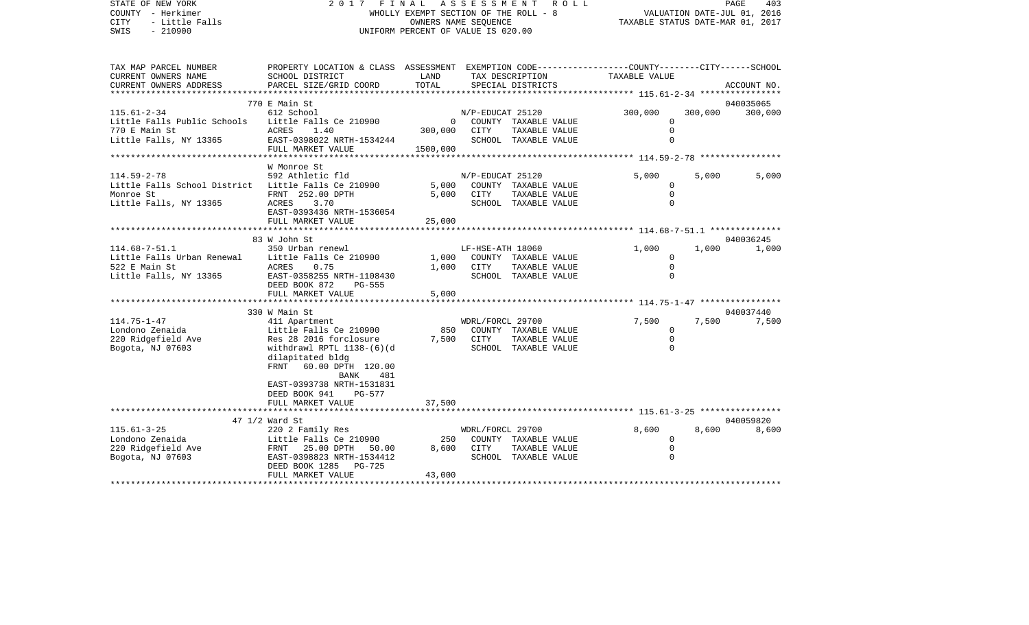STATE OF NEW YORK 2017 FINAL ASSESSMENT ROLL
COUNTY - Herkimer WHOLLY EXEMPT SECTION OF THE ROLL - 8 VALUATION DATE-JUL 01, 2016
CITY - Little Falls OWNERS NAME SEQUENCE TAXABLE STATUS DATE-MAR 01, 2017
SWIS - 210900 UNIFORM PERCENT OF VALUE IS 020.00

| TAX MAP PARCEL NUMBER / CURRENT OWNERS NAME / CURRENT OWNERS ADDRESS | PROPERTY LOCATION & CLASS / SCHOOL DISTRICT / PARCEL SIZE/GRID COORD | ASSESSMENT LAND / TOTAL | EXEMPTION CODE / TAX DESCRIPTION / SPECIAL DISTRICTS | COUNTY | CITY | SCHOOL / ACCOUNT NO. |
|---|---|---|---|---|---|---|
| | 770 E Main St | | | | | 040035065 |
| 115.61-2-34 | 612 School | | N/P-EDUCAT 25120 | 300,000 | 300,000 | 300,000 |
| Little Falls Public Schools | Little Falls Ce 210900 | 0 | COUNTY TAXABLE VALUE | 0 | | |
| 770 E Main St | ACRES 1.40 | 300,000 | CITY TAXABLE VALUE | 0 | | |
| Little Falls, NY 13365 | EAST-0398022 NRTH-1534244 | | SCHOOL TAXABLE VALUE | 0 | | |
| | FULL MARKET VALUE | 1500,000 | | | | |
| | W Monroe St | | | | | |
| 114.59-2-78 | 592 Athletic fld | | N/P-EDUCAT 25120 | 5,000 | 5,000 | 5,000 |
| Little Falls School District | Little Falls Ce 210900 | 5,000 | COUNTY TAXABLE VALUE | 0 | | |
| Monroe St | FRNT 252.00 DPTH | 5,000 | CITY TAXABLE VALUE | 0 | | |
| Little Falls, NY 13365 | ACRES 3.70 | | SCHOOL TAXABLE VALUE | 0 | | |
| | EAST-0393436 NRTH-1536054 | | | | | |
| | FULL MARKET VALUE | 25,000 | | | | |
| | 83 W John St | | | | | 040036245 |
| 114.68-7-51.1 | 350 Urban renewl | | LF-HSE-ATH 18060 | 1,000 | 1,000 | 1,000 |
| Little Falls Urban Renewal | Little Falls Ce 210900 | 1,000 | COUNTY TAXABLE VALUE | 0 | | |
| 522 E Main St | ACRES 0.75 | 1,000 | CITY TAXABLE VALUE | 0 | | |
| Little Falls, NY 13365 | EAST-0358255 NRTH-1108430 | | SCHOOL TAXABLE VALUE | 0 | | |
| | DEED BOOK 872 PG-555 | | | | | |
| | FULL MARKET VALUE | 5,000 | | | | |
| | 330 W Main St | | | | | 040037440 |
| 114.75-1-47 | 411 Apartment | | WDRL/FORCL 29700 | 7,500 | 7,500 | 7,500 |
| Londono Zenaida | Little Falls Ce 210900 | 850 | COUNTY TAXABLE VALUE | 0 | | |
| 220 Ridgefield Ave | Res 28 2016 forclosure | 7,500 | CITY TAXABLE VALUE | 0 | | |
| Bogota, NJ 07603 | withdrawl RPTL 1138-(6)(d | | SCHOOL TAXABLE VALUE | 0 | | |
| | dilapitated bldg | | | | | |
| | FRNT 60.00 DPTH 120.00 | | | | | |
| | BANK 481 | | | | | |
| | EAST-0393738 NRTH-1531831 | | | | | |
| | DEED BOOK 941 PG-577 | | | | | |
| | FULL MARKET VALUE | 37,500 | | | | |
| | 47 1/2 Ward St | | | | | 040059820 |
| 115.61-3-25 | 220 2 Family Res | | WDRL/FORCL 29700 | 8,600 | 8,600 | 8,600 |
| Londono Zenaida | Little Falls Ce 210900 | 250 | COUNTY TAXABLE VALUE | 0 | | |
| 220 Ridgefield Ave | FRNT 25.00 DPTH 50.00 | 8,600 | CITY TAXABLE VALUE | 0 | | |
| Bogota, NJ 07603 | EAST-0398823 NRTH-1534412 | | SCHOOL TAXABLE VALUE | 0 | | |
| | DEED BOOK 1285 PG-725 | | | | | |
| | FULL MARKET VALUE | 43,000 | | | | |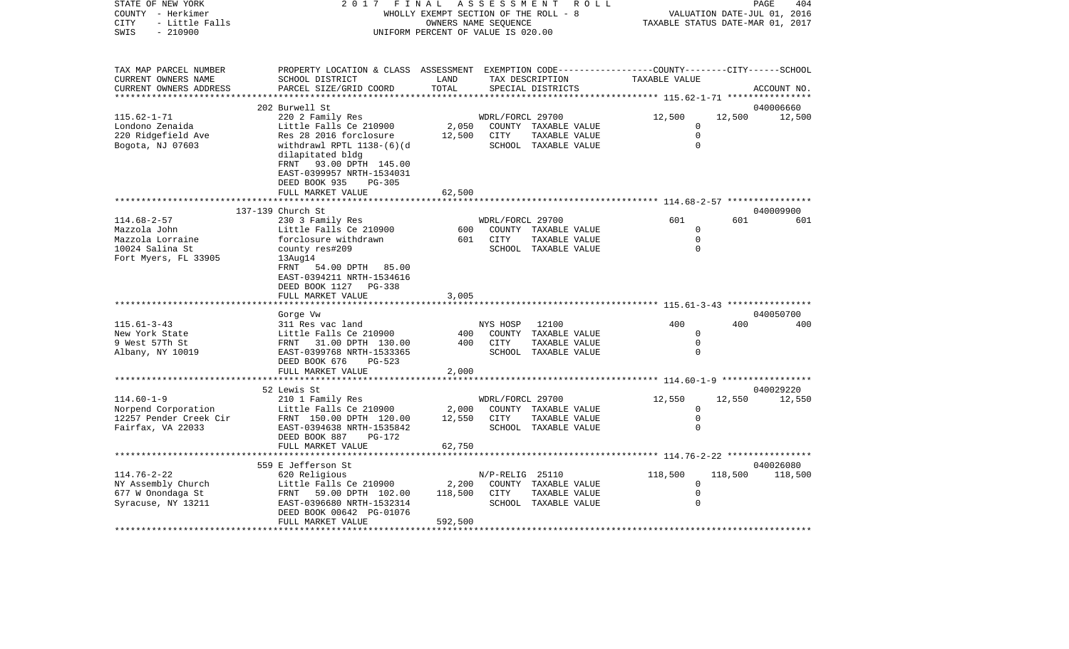STATE OF NEW YORK — 2017 FINAL ASSESSMENT ROLL
COUNTY - Herkimer — WHOLLY EXEMPT SECTION OF THE ROLL - 8 — VALUATION DATE-JUL 01, 2016
CITY - Little Falls — OWNERS NAME SEQUENCE — TAXABLE STATUS DATE-MAR 01, 2017
SWIS - 210900 — UNIFORM PERCENT OF VALUE IS 020.00

| TAX MAP PARCEL NUMBER / CURRENT OWNERS NAME / CURRENT OWNERS ADDRESS | PROPERTY LOCATION & CLASS / SCHOOL DISTRICT / PARCEL SIZE/GRID COORD | ASSESSMENT LAND / TOTAL | EXEMPTION CODE / TAX DESCRIPTION / SPECIAL DISTRICTS | COUNTY | CITY | SCHOOL / ACCOUNT NO. |
|---|---|---|---|---|---|---|
| **115.62-1-71** | 202 Burwell St | | | | | 040006660 |
| Londono Zenaida | 220 2 Family Res | | WDRL/FORCL 29700 | 12,500 | 12,500 | 12,500 |
| 220 Ridgefield Ave | Little Falls Ce 210900 | 2,050 | COUNTY TAXABLE VALUE | 0 | | |
| Bogota, NJ 07603 | Res 28 2016 forclosure | 12,500 | CITY TAXABLE VALUE | | 0 | |
| | withdrawl RPTL 1138-(6)(d | | SCHOOL TAXABLE VALUE | | | 0 |
| | dilapitated bldg | | | | | |
| | FRNT 93.00 DPTH 145.00 | | | | | |
| | EAST-0399957 NRTH-1534031 | | | | | |
| | DEED BOOK 935 PG-305 | | | | | |
| | FULL MARKET VALUE | 62,500 | | | | |
| **114.68-2-57** | 137-139 Church St | | | | | 040009900 |
| Mazzola John | 230 3 Family Res | | WDRL/FORCL 29700 | 601 | 601 | 601 |
| Mazzola Lorraine | Little Falls Ce 210900 | 600 | COUNTY TAXABLE VALUE | 0 | | |
| 10024 Salina St | forclosure withdrawn | 601 | CITY TAXABLE VALUE | | 0 | |
| Fort Myers, FL 33905 | county res#209 | | SCHOOL TAXABLE VALUE | | | 0 |
| | 13Aug14 | | | | | |
| | FRNT 54.00 DPTH 85.00 | | | | | |
| | EAST-0394211 NRTH-1534616 | | | | | |
| | DEED BOOK 1127 PG-338 | | | | | |
| | FULL MARKET VALUE | 3,005 | | | | |
| **115.61-3-43** | Gorge Vw | | | | | 040050700 |
| New York State | 311 Res vac land | | NYS HOSP 12100 | 400 | 400 | 400 |
| 9 West 57Th St | Little Falls Ce 210900 | 400 | COUNTY TAXABLE VALUE | 0 | | |
| Albany, NY 10019 | FRNT 31.00 DPTH 130.00 | 400 | CITY TAXABLE VALUE | | 0 | |
| | EAST-0399768 NRTH-1533365 | | SCHOOL TAXABLE VALUE | | | 0 |
| | DEED BOOK 676 PG-523 | | | | | |
| | FULL MARKET VALUE | 2,000 | | | | |
| **114.60-1-9** | 52 Lewis St | | | | | 040029220 |
| Norpend Corporation | 210 1 Family Res | | WDRL/FORCL 29700 | 12,550 | 12,550 | 12,550 |
| 12257 Pender Creek Cir | Little Falls Ce 210900 | 2,000 | COUNTY TAXABLE VALUE | 0 | | |
| Fairfax, VA 22033 | FRNT 150.00 DPTH 120.00 | 12,550 | CITY TAXABLE VALUE | | 0 | |
| | EAST-0394638 NRTH-1535842 | | SCHOOL TAXABLE VALUE | | | 0 |
| | DEED BOOK 887 PG-172 | | | | | |
| | FULL MARKET VALUE | 62,750 | | | | |
| **114.76-2-22** | 559 E Jefferson St | | | | | 040026080 |
| NY Assembly Church | 620 Religious | | N/P-RELIG 25110 | 118,500 | 118,500 | 118,500 |
| 677 W Onondaga St | Little Falls Ce 210900 | 2,200 | COUNTY TAXABLE VALUE | 0 | | |
| Syracuse, NY 13211 | FRNT 59.00 DPTH 102.00 | 118,500 | CITY TAXABLE VALUE | | 0 | |
| | EAST-0396680 NRTH-1532314 | | SCHOOL TAXABLE VALUE | | | 0 |
| | DEED BOOK 00642 PG-01076 | | | | | |
| | FULL MARKET VALUE | 592,500 | | | | |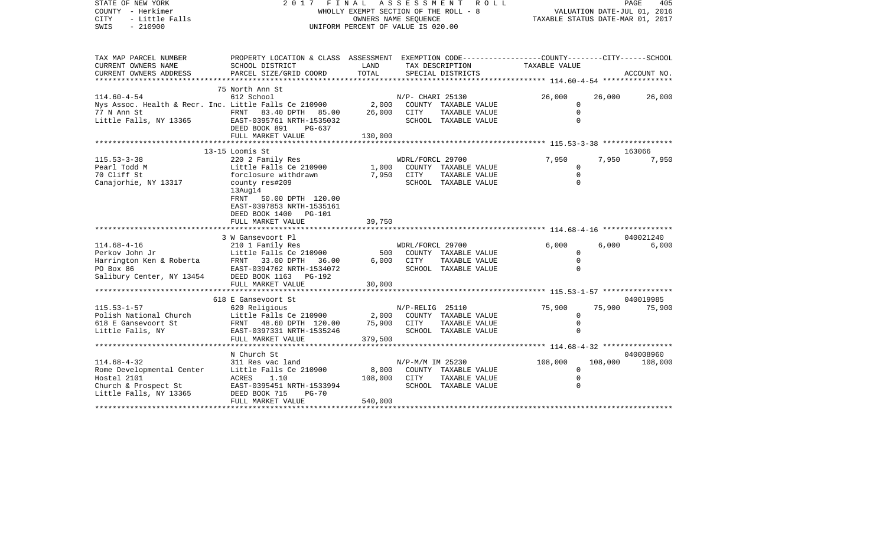STATE OF NEW YORK — 2017 FINAL ASSESSMENT ROLL
COUNTY - Herkimer — WHOLLY EXEMPT SECTION OF THE ROLL - 8 — VALUATION DATE-JUL 01, 2016
CITY - Little Falls — OWNERS NAME SEQUENCE — TAXABLE STATUS DATE-MAR 01, 2017
SWIS - 210900 — UNIFORM PERCENT OF VALUE IS 020.00

| TAX MAP PARCEL NUMBER / CURRENT OWNERS NAME / CURRENT OWNERS ADDRESS | PROPERTY LOCATION & CLASS / SCHOOL DISTRICT / PARCEL SIZE/GRID COORD | ASSESSMENT LAND / TOTAL | EXEMPTION CODE / TAX DESCRIPTION / SPECIAL DISTRICTS | COUNTY TAXABLE VALUE | CITY | SCHOOL / ACCOUNT NO. |
|---|---|---|---|---|---|---|
| **114.60-4-54** | 75 North Ann St | | | | | |
| 114.60-4-54 | 612 School | | N/P- CHARI 25130 | 26,000 | 26,000 | 26,000 |
| Nys Assoc. Health & Recr. Inc. | Little Falls Ce 210900 | 2,000 | COUNTY TAXABLE VALUE | 0 | | |
| 77 N Ann St | FRNT 83.40 DPTH 85.00 | 26,000 | CITY TAXABLE VALUE | 0 | | |
| Little Falls, NY 13365 | EAST-0395761 NRTH-1535032 | | SCHOOL TAXABLE VALUE | 0 | | |
| | DEED BOOK 891 PG-637 | | | | | |
| | FULL MARKET VALUE | 130,000 | | | | |
| **115.53-3-38** | 13-15 Loomis St | | | | | 163066 |
| 115.53-3-38 | 220 2 Family Res | | WDRL/FORCL 29700 | 7,950 | 7,950 | 7,950 |
| Pearl Todd M | Little Falls Ce 210900 | 1,000 | COUNTY TAXABLE VALUE | 0 | | |
| 70 Cliff St | forclosure withdrawn | 7,950 | CITY TAXABLE VALUE | 0 | | |
| Canajorhie, NY 13317 | county res#209 | | SCHOOL TAXABLE VALUE | 0 | | |
| | 13Aug14 | | | | | |
| | FRNT 50.00 DPTH 120.00 | | | | | |
| | EAST-0397853 NRTH-1535161 | | | | | |
| | DEED BOOK 1400 PG-101 | | | | | |
| | FULL MARKET VALUE | 39,750 | | | | |
| **114.68-4-16** | 3 W Gansevoort Pl | | | | | 040021240 |
| 114.68-4-16 | 210 1 Family Res | | WDRL/FORCL 29700 | 6,000 | 6,000 | 6,000 |
| Perkov John Jr | Little Falls Ce 210900 | 500 | COUNTY TAXABLE VALUE | 0 | | |
| Harrington Ken & Roberta | FRNT 33.00 DPTH 36.00 | 6,000 | CITY TAXABLE VALUE | 0 | | |
| PO Box 86 | EAST-0394762 NRTH-1534072 | | SCHOOL TAXABLE VALUE | 0 | | |
| Salibury Center, NY 13454 | DEED BOOK 1163 PG-192 | | | | | |
| | FULL MARKET VALUE | 30,000 | | | | |
| **115.53-1-57** | 618 E Gansevoort St | | | | | 040019985 |
| 115.53-1-57 | 620 Religious | | N/P-RELIG 25110 | 75,900 | 75,900 | 75,900 |
| Polish National Church | Little Falls Ce 210900 | 2,000 | COUNTY TAXABLE VALUE | 0 | | |
| 618 E Gansevoort St | FRNT 48.60 DPTH 120.00 | 75,900 | CITY TAXABLE VALUE | 0 | | |
| Little Falls, NY | EAST-0397331 NRTH-1535246 | | SCHOOL TAXABLE VALUE | 0 | | |
| | FULL MARKET VALUE | 379,500 | | | | |
| **114.68-4-32** | N Church St | | | | | 040008960 |
| 114.68-4-32 | 311 Res vac land | | N/P-M/M IM 25230 | 108,000 | 108,000 | 108,000 |
| Rome Developmental Center | Little Falls Ce 210900 | 8,000 | COUNTY TAXABLE VALUE | 0 | | |
| Hostel 2101 | ACRES 1.10 | 108,000 | CITY TAXABLE VALUE | 0 | | |
| Church & Prospect St | EAST-0395451 NRTH-1533994 | | SCHOOL TAXABLE VALUE | 0 | | |
| Little Falls, NY 13365 | DEED BOOK 715 PG-70 | | | | | |
| | FULL MARKET VALUE | 540,000 | | | | |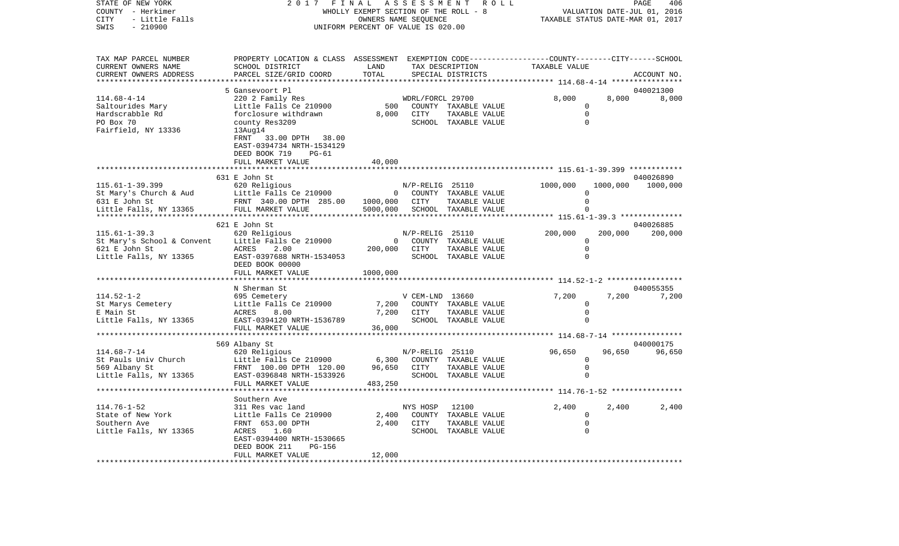STATE OF NEW YORK | COUNTY - Herkimer | CITY - Little Falls | SWIS - 210900

2017 FINAL ASSESSMENT ROLL
WHOLLY EXEMPT SECTION OF THE ROLL - 8
OWNERS NAME SEQUENCE
UNIFORM PERCENT OF VALUE IS 020.00

VALUATION DATE-JUL 01, 2016
TAXABLE STATUS DATE-MAR 01, 2017

| TAX MAP PARCEL NUMBER / CURRENT OWNERS NAME / CURRENT OWNERS ADDRESS | PROPERTY LOCATION & CLASS / SCHOOL DISTRICT / PARCEL SIZE/GRID COORD | ASSESSMENT LAND | TOTAL | EXEMPTION CODE / TAX DESCRIPTION / SPECIAL DISTRICTS | COUNTY TAXABLE VALUE | CITY | SCHOOL / ACCOUNT NO. |
|---|---|---|---|---|---|---|---|
| 114.68-4-14 | 5 Gansevoort Pl | | | | | | 040021300 |
| Saltourides Mary | 220 2 Family Res | | | WDRL/FORCL 29700 | 8,000 | 8,000 | 8,000 |
| Hardscrabble Rd | Little Falls Ce 210900 | 500 | | COUNTY TAXABLE VALUE | 0 | | |
| PO Box 70 | forclosure withdrawn | | 8,000 | CITY TAXABLE VALUE | | 0 | |
| Fairfield, NY 13336 | county Res3209 | | | SCHOOL TAXABLE VALUE | | | 0 |
| | 13Aug14 | | | | | | |
| | FRNT 33.00 DPTH 38.00 | | | | | | |
| | EAST-0394734 NRTH-1534129 | | | | | | |
| | DEED BOOK 719 PG-61 | | | | | | |
| | FULL MARKET VALUE | | 40,000 | | | | |
| 115.61-1-39.399 | 631 E John St | | | | | | 040026890 |
| St Mary's Church & Aud | 620 Religious | | | N/P-RELIG 25110 | 1000,000 | 1000,000 | 1000,000 |
| 631 E John St | Little Falls Ce 210900 | 0 | | COUNTY TAXABLE VALUE | 0 | | |
| Little Falls, NY 13365 | FRNT 340.00 DPTH 285.00 | | 1000,000 | CITY TAXABLE VALUE | | 0 | |
| | FULL MARKET VALUE | | 5000,000 | SCHOOL TAXABLE VALUE | | | 0 |
| 115.61-1-39.3 | 621 E John St | | | | | | 040026885 |
| St Mary's School & Convent | 620 Religious | | | N/P-RELIG 25110 | 200,000 | 200,000 | 200,000 |
| 621 E John St | Little Falls Ce 210900 | 0 | | COUNTY TAXABLE VALUE | 0 | | |
| Little Falls, NY 13365 | ACRES 2.00 | | 200,000 | CITY TAXABLE VALUE | | 0 | |
| | EAST-0397688 NRTH-1534053 | | | SCHOOL TAXABLE VALUE | | | 0 |
| | DEED BOOK 00000 | | | | | | |
| | FULL MARKET VALUE | | 1000,000 | | | | |
| 114.52-1-2 | N Sherman St | | | | | | 040055355 |
| St Marys Cemetery | 695 Cemetery | | | V CEM-LND 13660 | 7,200 | 7,200 | 7,200 |
| E Main St | Little Falls Ce 210900 | 7,200 | | COUNTY TAXABLE VALUE | 0 | | |
| Little Falls, NY 13365 | ACRES 8.00 | | 7,200 | CITY TAXABLE VALUE | | 0 | |
| | EAST-0394120 NRTH-1536789 | | | SCHOOL TAXABLE VALUE | | | 0 |
| | FULL MARKET VALUE | | 36,000 | | | | |
| 114.68-7-14 | 569 Albany St | | | | | | 040000175 |
| St Pauls Univ Church | 620 Religious | | | N/P-RELIG 25110 | 96,650 | 96,650 | 96,650 |
| 569 Albany St | Little Falls Ce 210900 | 6,300 | | COUNTY TAXABLE VALUE | 0 | | |
| Little Falls, NY 13365 | FRNT 100.00 DPTH 120.00 | | 96,650 | CITY TAXABLE VALUE | | 0 | |
| | EAST-0396848 NRTH-1533926 | | | SCHOOL TAXABLE VALUE | | | 0 |
| | FULL MARKET VALUE | | 483,250 | | | | |
| 114.76-1-52 | Southern Ave | | | | | | |
| State of New York | 311 Res vac land | | | NYS HOSP 12100 | 2,400 | 2,400 | 2,400 |
| Southern Ave | Little Falls Ce 210900 | 2,400 | | COUNTY TAXABLE VALUE | 0 | | |
| Little Falls, NY 13365 | FRNT 653.00 DPTH | | 2,400 | CITY TAXABLE VALUE | | 0 | |
| | ACRES 1.60 | | | SCHOOL TAXABLE VALUE | | | 0 |
| | EAST-0394400 NRTH-1530665 | | | | | | |
| | DEED BOOK 211 PG-156 | | | | | | |
| | FULL MARKET VALUE | | 12,000 | | | | |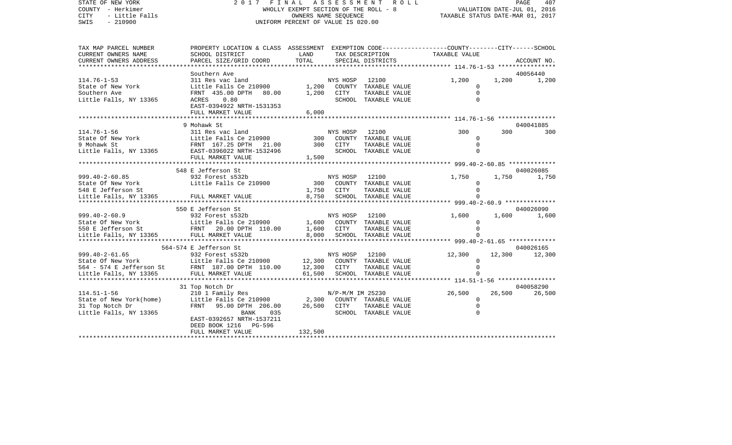STATE OF NEW YORK | 2 0 1 7 F I N A L A S S E S S M E N T R O L L | PAGE 407
COUNTY - Herkimer | WHOLLY EXEMPT SECTION OF THE ROLL - 8 | VALUATION DATE-JUL 01, 2016
CITY - Little Falls | OWNERS NAME SEQUENCE | TAXABLE STATUS DATE-MAR 01, 2017
SWIS - 210900 | UNIFORM PERCENT OF VALUE IS 020.00

```
TAX MAP PARCEL NUMBER     PROPERTY LOCATION & CLASS  ASSESSMENT  EXEMPTION CODE-----------------COUNTY--------CITY------SCHOOL
CURRENT OWNERS NAME       SCHOOL DISTRICT              LAND      TAX DESCRIPTION            TAXABLE VALUE
CURRENT OWNERS ADDRESS    PARCEL SIZE/GRID COORD       TOTAL     SPECIAL DISTRICTS                                    ACCOUNT NO.
******************************************************************************************** 114.76-1-53 ****************
                          Southern Ave                                                                                40056440
114.76-1-53               311 Res vac land                       NYS HOSP   12100               1,200     1,200     1,200
State of New York         Little Falls Ce 210900       1,200     COUNTY  TAXABLE VALUE              0
Southern Ave              FRNT 435.00 DPTH  80.00      1,200     CITY    TAXABLE VALUE              0
Little Falls, NY 13365    ACRES    0.80                          SCHOOL  TAXABLE VALUE              0
                          EAST-0394922 NRTH-1531353
                          FULL MARKET VALUE            6,000
******************************************************************************************** 114.76-1-56 ****************
                          9 Mohawk St                                                                                 040041885
114.76-1-56               311 Res vac land                       NYS HOSP   12100                 300       300       300
State Of New York         Little Falls Ce 210900         300     COUNTY  TAXABLE VALUE              0
9 Mohawk St               FRNT 167.25 DPTH  21.00        300     CITY    TAXABLE VALUE              0
Little Falls, NY 13365    EAST-0396022 NRTH-1532496              SCHOOL  TAXABLE VALUE              0
                          FULL MARKET VALUE            1,500
******************************************************************************************** 999.40-2-60.85 *************
                          548 E Jefferson St                                                                          040026085
999.40-2-60.85            932 Forest s532b                       NYS HOSP   12100               1,750     1,750     1,750
State Of New York         Little Falls Ce 210900         300     COUNTY  TAXABLE VALUE              0
548 E Jefferson St                                     1,750     CITY    TAXABLE VALUE              0
Little Falls, NY 13365    FULL MARKET VALUE            8,750     SCHOOL  TAXABLE VALUE              0
******************************************************************************************** 999.40-2-60.9 **************
                          550 E Jefferson St                                                                          040026090
999.40-2-60.9             932 Forest s532b                       NYS HOSP   12100               1,600     1,600     1,600
State Of New York         Little Falls Ce 210900       1,600     COUNTY  TAXABLE VALUE              0
550 E Jefferson St        FRNT  20.00 DPTH 110.00      1,600     CITY    TAXABLE VALUE              0
Little Falls, NY 13365    FULL MARKET VALUE            8,000     SCHOOL  TAXABLE VALUE              0
******************************************************************************************** 999.40-2-61.65 *************
                          564-574 E Jefferson St                                                                      040026165
999.40-2-61.65            932 Forest s532b                       NYS HOSP   12100              12,300    12,300    12,300
State Of New York         Little Falls Ce 210900      12,300     COUNTY  TAXABLE VALUE              0
564 - 574 E Jefferson St  FRNT 187.00 DPTH 110.00     12,300     CITY    TAXABLE VALUE              0
Little Falls, NY 13365    FULL MARKET VALUE           61,500     SCHOOL  TAXABLE VALUE              0
******************************************************************************************** 114.51-1-56 ****************
                          31 Top Notch Dr                                                                             040058290
114.51-1-56               210 1 Family Res                       N/P-M/M IM 25230              26,500    26,500    26,500
State of New York(home)   Little Falls Ce 210900       2,300     COUNTY  TAXABLE VALUE              0
31 Top Notch Dr           FRNT  95.00 DPTH 206.00     26,500     CITY    TAXABLE VALUE              0
Little Falls, NY 13365                BANK    035                SCHOOL  TAXABLE VALUE              0
                          EAST-0392657 NRTH-1537211
                          DEED BOOK 1216   PG-596
                          FULL MARKET VALUE          132,500
*****************************************************************************************************************************
```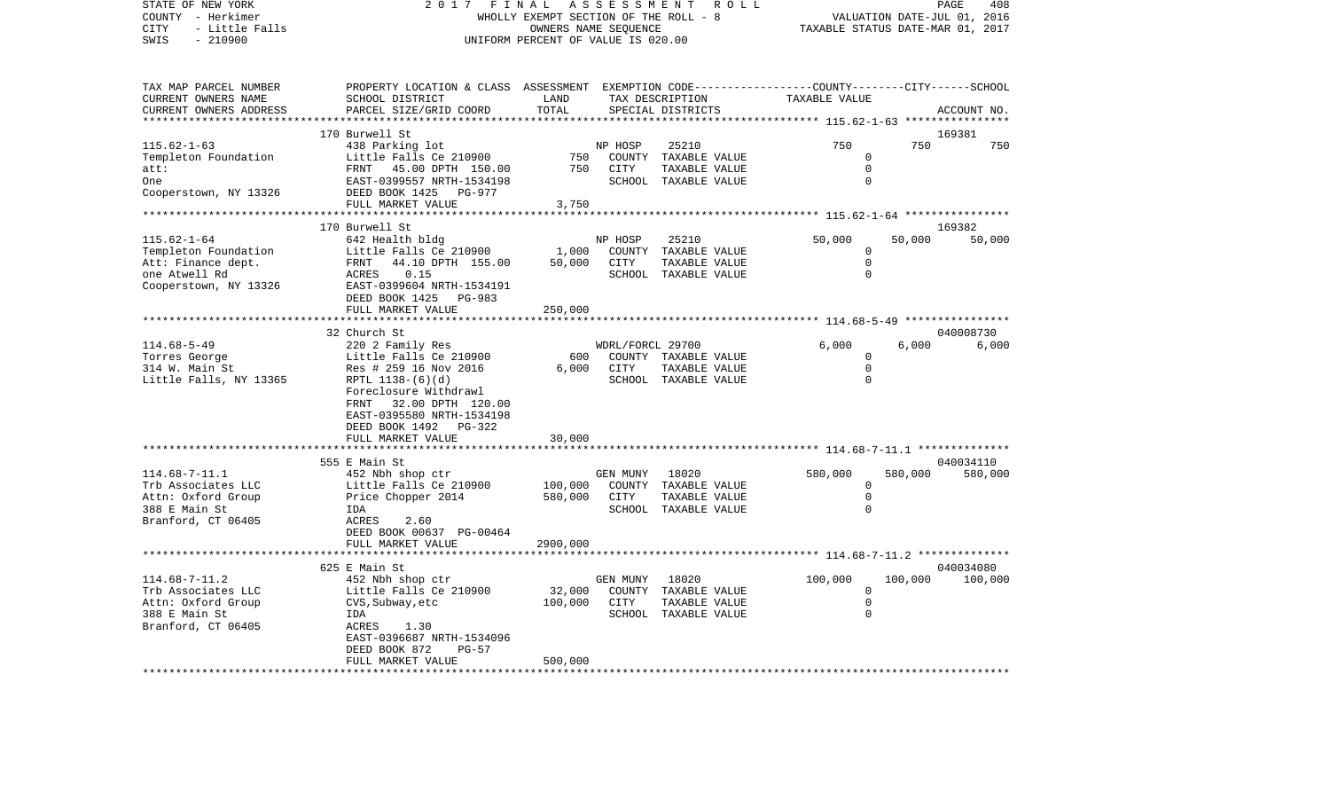STATE OF NEW YORK
COUNTY - Herkimer
CITY - Little Falls
SWIS - 210900

2 0 1 7 F I N A L A S S E S S M E N T R O L L
WHOLLY EXEMPT SECTION OF THE ROLL - 8
OWNERS NAME SEQUENCE
UNIFORM PERCENT OF VALUE IS 020.00

VALUATION DATE-JUL 01, 2016
TAXABLE STATUS DATE-MAR 01, 2017

| TAX MAP PARCEL NUMBER / CURRENT OWNERS NAME / CURRENT OWNERS ADDRESS | PROPERTY LOCATION & CLASS / SCHOOL DISTRICT / PARCEL SIZE/GRID COORD | ASSESSMENT LAND | TOTAL | EXEMPTION CODE / TAX DESCRIPTION / SPECIAL DISTRICTS | COUNTY TAXABLE VALUE | CITY | SCHOOL / ACCOUNT NO. |
|---|---|---|---|---|---|---|---|
| | 170 Burwell St | | | | | | 169381 |
| 115.62-1-63 | 438 Parking lot | | | NP HOSP 25210 | 750 | 750 | 750 |
| Templeton Foundation | Little Falls Ce 210900 | 750 | | COUNTY TAXABLE VALUE | 0 | | |
| att: | FRNT 45.00 DPTH 150.00 | | 750 | CITY TAXABLE VALUE | 0 | | |
| One | EAST-0399557 NRTH-1534198 | | | SCHOOL TAXABLE VALUE | 0 | | |
| Cooperstown, NY 13326 | DEED BOOK 1425 PG-977 | | | | | | |
| | FULL MARKET VALUE | | 3,750 | | | | |
| | 170 Burwell St | | | | | | 169382 |
| 115.62-1-64 | 642 Health bldg | | | NP HOSP 25210 | 50,000 | 50,000 | 50,000 |
| Templeton Foundation | Little Falls Ce 210900 | 1,000 | | COUNTY TAXABLE VALUE | 0 | | |
| Att: Finance dept. | FRNT 44.10 DPTH 155.00 | | 50,000 | CITY TAXABLE VALUE | 0 | | |
| one Atwell Rd | ACRES 0.15 | | | SCHOOL TAXABLE VALUE | 0 | | |
| Cooperstown, NY 13326 | EAST-0399604 NRTH-1534191 | | | | | | |
| | DEED BOOK 1425 PG-983 | | | | | | |
| | FULL MARKET VALUE | | 250,000 | | | | |
| | 32 Church St | | | | | | 040008730 |
| 114.68-5-49 | 220 2 Family Res | | | WDRL/FORCL 29700 | 6,000 | 6,000 | 6,000 |
| Torres George | Little Falls Ce 210900 | 600 | | COUNTY TAXABLE VALUE | 0 | | |
| 314 W. Main St | Res # 259 16 Nov 2016 | | 6,000 | CITY TAXABLE VALUE | 0 | | |
| Little Falls, NY 13365 | RPTL 1138-(6)(d) | | | SCHOOL TAXABLE VALUE | 0 | | |
| | Foreclosure Withdrawl | | | | | | |
| | FRNT 32.00 DPTH 120.00 | | | | | | |
| | EAST-0395580 NRTH-1534198 | | | | | | |
| | DEED BOOK 1492 PG-322 | | | | | | |
| | FULL MARKET VALUE | | 30,000 | | | | |
| | 555 E Main St | | | | | | 040034110 |
| 114.68-7-11.1 | 452 Nbh shop ctr | | | GEN MUNY 18020 | 580,000 | 580,000 | 580,000 |
| Trb Associates LLC | Little Falls Ce 210900 | 100,000 | | COUNTY TAXABLE VALUE | 0 | | |
| Attn: Oxford Group | Price Chopper 2014 | | 580,000 | CITY TAXABLE VALUE | 0 | | |
| 388 E Main St | IDA | | | SCHOOL TAXABLE VALUE | 0 | | |
| Branford, CT 06405 | ACRES 2.60 | | | | | | |
| | DEED BOOK 00637 PG-00464 | | | | | | |
| | FULL MARKET VALUE | | 2900,000 | | | | |
| | 625 E Main St | | | | | | 040034080 |
| 114.68-7-11.2 | 452 Nbh shop ctr | | | GEN MUNY 18020 | 100,000 | 100,000 | 100,000 |
| Trb Associates LLC | Little Falls Ce 210900 | 32,000 | | COUNTY TAXABLE VALUE | 0 | | |
| Attn: Oxford Group | CVS,Subway,etc | | 100,000 | CITY TAXABLE VALUE | 0 | | |
| 388 E Main St | IDA | | | SCHOOL TAXABLE VALUE | 0 | | |
| Branford, CT 06405 | ACRES 1.30 | | | | | | |
| | EAST-0396687 NRTH-1534096 | | | | | | |
| | DEED BOOK 872 PG-57 | | | | | | |
| | FULL MARKET VALUE | | 500,000 | | | | |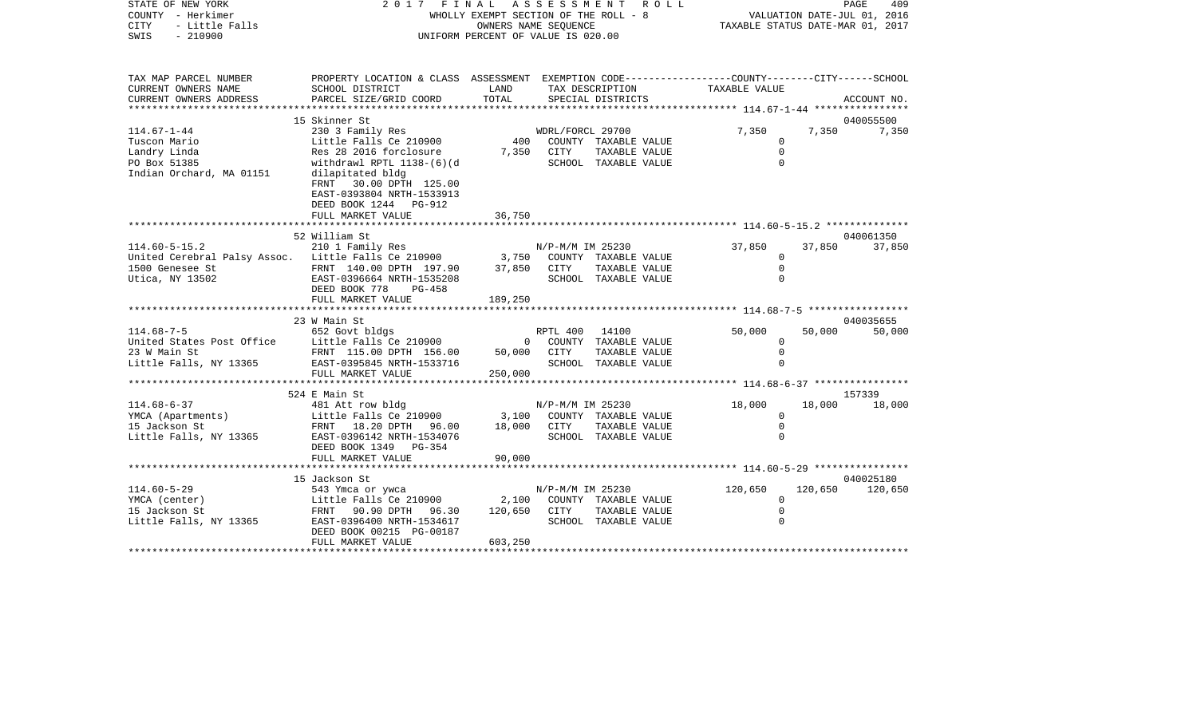STATE OF NEW YORK — 2017 FINAL ASSESSMENT ROLL — WHOLLY EXEMPT SECTION OF THE ROLL - 8
COUNTY - Herkimer — OWNERS NAME SEQUENCE — VALUATION DATE-JUL 01, 2016
CITY - Little Falls — UNIFORM PERCENT OF VALUE IS 020.00 — TAXABLE STATUS DATE-MAR 01, 2017
SWIS - 210900

| TAX MAP PARCEL NUMBER / CURRENT OWNERS NAME / CURRENT OWNERS ADDRESS | PROPERTY LOCATION & CLASS / SCHOOL DISTRICT / PARCEL SIZE/GRID COORD | ASSESSMENT LAND / TOTAL | EXEMPTION CODE / TAX DESCRIPTION / SPECIAL DISTRICTS | COUNTY TAXABLE VALUE | CITY | SCHOOL / ACCOUNT NO. |
|---|---|---|---|---|---|---|
| 15 Skinner St | | | | | | 040055500 |
| 114.67-1-44 | 230 3 Family Res | | WDRL/FORCL 29700 | 7,350 | 7,350 | 7,350 |
| Tuscon Mario | Little Falls Ce 210900 | 400 | COUNTY TAXABLE VALUE | 0 | | |
| Landry Linda | Res 28 2016 forclosure | 7,350 | CITY TAXABLE VALUE | 0 | | |
| PO Box 51385 | withdrawl RPTL 1138-(6)(d | | SCHOOL TAXABLE VALUE | 0 | | |
| Indian Orchard, MA 01151 | dilapitated bldg | | | | | |
| | FRNT 30.00 DPTH 125.00 | | | | | |
| | EAST-0393804 NRTH-1533913 | | | | | |
| | DEED BOOK 1244 PG-912 | | | | | |
| | FULL MARKET VALUE | 36,750 | | | | |
| 52 William St | | | | | | 040061350 |
| 114.60-5-15.2 | 210 1 Family Res | | N/P-M/M IM 25230 | 37,850 | 37,850 | 37,850 |
| United Cerebral Palsy Assoc. | Little Falls Ce 210900 | 3,750 | COUNTY TAXABLE VALUE | 0 | | |
| 1500 Genesee St | FRNT 140.00 DPTH 197.90 | 37,850 | CITY TAXABLE VALUE | 0 | | |
| Utica, NY 13502 | EAST-0396664 NRTH-1535208 | | SCHOOL TAXABLE VALUE | 0 | | |
| | DEED BOOK 778 PG-458 | | | | | |
| | FULL MARKET VALUE | 189,250 | | | | |
| 23 W Main St | | | | | | 040035655 |
| 114.68-7-5 | 652 Govt bldgs | | RPTL 400 14100 | 50,000 | 50,000 | 50,000 |
| United States Post Office | Little Falls Ce 210900 | 0 | COUNTY TAXABLE VALUE | 0 | | |
| 23 W Main St | FRNT 115.00 DPTH 156.00 | 50,000 | CITY TAXABLE VALUE | 0 | | |
| Little Falls, NY 13365 | EAST-0395845 NRTH-1533716 | | SCHOOL TAXABLE VALUE | 0 | | |
| | FULL MARKET VALUE | 250,000 | | | | |
| 524 E Main St | | | | | | 157339 |
| 114.68-6-37 | 481 Att row bldg | | N/P-M/M IM 25230 | 18,000 | 18,000 | 18,000 |
| YMCA (Apartments) | Little Falls Ce 210900 | 3,100 | COUNTY TAXABLE VALUE | 0 | | |
| 15 Jackson St | FRNT 18.20 DPTH 96.00 | 18,000 | CITY TAXABLE VALUE | 0 | | |
| Little Falls, NY 13365 | EAST-0396142 NRTH-1534076 | | SCHOOL TAXABLE VALUE | 0 | | |
| | DEED BOOK 1349 PG-354 | | | | | |
| | FULL MARKET VALUE | 90,000 | | | | |
| 15 Jackson St | | | | | | 040025180 |
| 114.60-5-29 | 543 Ymca or ywca | | N/P-M/M IM 25230 | 120,650 | 120,650 | 120,650 |
| YMCA (center) | Little Falls Ce 210900 | 2,100 | COUNTY TAXABLE VALUE | 0 | | |
| 15 Jackson St | FRNT 90.90 DPTH 96.30 | 120,650 | CITY TAXABLE VALUE | 0 | | |
| Little Falls, NY 13365 | EAST-0396400 NRTH-1534617 | | SCHOOL TAXABLE VALUE | 0 | | |
| | DEED BOOK 00215 PG-00187 | | | | | |
| | FULL MARKET VALUE | 603,250 | | | | |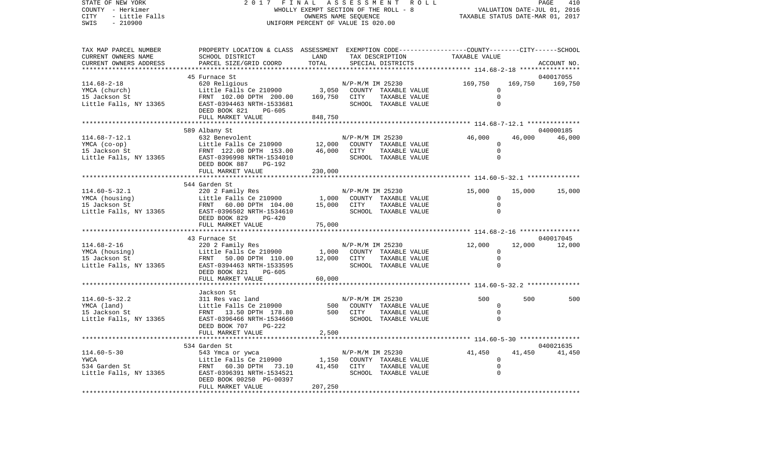STATE OF NEW YORK 2017 FINAL ASSESSMENT ROLL
COUNTY - Herkimer WHOLLY EXEMPT SECTION OF THE ROLL - 8 VALUATION DATE-JUL 01, 2016
CITY - Little Falls OWNERS NAME SEQUENCE TAXABLE STATUS DATE-MAR 01, 2017
SWIS - 210900 UNIFORM PERCENT OF VALUE IS 020.00

| TAX MAP PARCEL NUMBER / CURRENT OWNERS NAME / CURRENT OWNERS ADDRESS | PROPERTY LOCATION & CLASS / SCHOOL DISTRICT / PARCEL SIZE/GRID COORD | ASSESSMENT LAND | TOTAL | EXEMPTION CODE / TAX DESCRIPTION / SPECIAL DISTRICTS | COUNTY TAXABLE VALUE | CITY | SCHOOL / ACCOUNT NO. |
|---|---|---|---|---|---|---|---|
| **114.68-2-18** | 45 Furnace St | | | | | | 040017055 |
| 114.68-2-18 | 620 Religious | | | N/P-M/M IM 25230 | 169,750 | 169,750 | 169,750 |
| YMCA (church) | Little Falls Ce 210900 | 3,050 | | COUNTY TAXABLE VALUE | 0 | | |
| 15 Jackson St | FRNT 102.00 DPTH 200.00 | | 169,750 | CITY TAXABLE VALUE | 0 | | |
| Little Falls, NY 13365 | EAST-0394463 NRTH-1533681 | | | SCHOOL TAXABLE VALUE | 0 | | |
| | DEED BOOK 821 PG-605 | | | | | | |
| | FULL MARKET VALUE | | 848,750 | | | | |
| **114.68-7-12.1** | 589 Albany St | | | | | | 040000185 |
| 114.68-7-12.1 | 632 Benevolent | | | N/P-M/M IM 25230 | 46,000 | 46,000 | 46,000 |
| YMCA (co-op) | Little Falls Ce 210900 | 12,000 | | COUNTY TAXABLE VALUE | 0 | | |
| 15 Jackson St | FRNT 122.00 DPTH 153.00 | | 46,000 | CITY TAXABLE VALUE | 0 | | |
| Little Falls, NY 13365 | EAST-0396998 NRTH-1534010 | | | SCHOOL TAXABLE VALUE | 0 | | |
| | DEED BOOK 887 PG-192 | | | | | | |
| | FULL MARKET VALUE | | 230,000 | | | | |
| **114.60-5-32.1** | 544 Garden St | | | | | | |
| 114.60-5-32.1 | 220 2 Family Res | | | N/P-M/M IM 25230 | 15,000 | 15,000 | 15,000 |
| YMCA (housing) | Little Falls Ce 210900 | 1,000 | | COUNTY TAXABLE VALUE | 0 | | |
| 15 Jackson St | FRNT 60.00 DPTH 104.00 | | 15,000 | CITY TAXABLE VALUE | 0 | | |
| Little Falls, NY 13365 | EAST-0396502 NRTH-1534610 | | | SCHOOL TAXABLE VALUE | 0 | | |
| | DEED BOOK 829 PG-420 | | | | | | |
| | FULL MARKET VALUE | | 75,000 | | | | |
| **114.68-2-16** | 43 Furnace St | | | | | | 040017045 |
| 114.68-2-16 | 220 2 Family Res | | | N/P-M/M IM 25230 | 12,000 | 12,000 | 12,000 |
| YMCA (housing) | Little Falls Ce 210900 | 1,000 | | COUNTY TAXABLE VALUE | 0 | | |
| 15 Jackson St | FRNT 50.00 DPTH 110.00 | | 12,000 | CITY TAXABLE VALUE | 0 | | |
| Little Falls, NY 13365 | EAST-0394463 NRTH-1533595 | | | SCHOOL TAXABLE VALUE | 0 | | |
| | DEED BOOK 821 PG-605 | | | | | | |
| | FULL MARKET VALUE | | 60,000 | | | | |
| **114.60-5-32.2** | Jackson St | | | | | | |
| 114.60-5-32.2 | 311 Res vac land | | | N/P-M/M IM 25230 | 500 | 500 | 500 |
| YMCA (land) | Little Falls Ce 210900 | 500 | | COUNTY TAXABLE VALUE | 0 | | |
| 15 Jackson St | FRNT 13.50 DPTH 178.80 | | 500 | CITY TAXABLE VALUE | 0 | | |
| Little Falls, NY 13365 | EAST-0396466 NRTH-1534660 | | | SCHOOL TAXABLE VALUE | 0 | | |
| | DEED BOOK 707 PG-222 | | | | | | |
| | FULL MARKET VALUE | | 2,500 | | | | |
| **114.60-5-30** | 534 Garden St | | | | | | 040021635 |
| 114.60-5-30 | 543 Ymca or ywca | | | N/P-M/M IM 25230 | 41,450 | 41,450 | 41,450 |
| YWCA | Little Falls Ce 210900 | 1,150 | | COUNTY TAXABLE VALUE | 0 | | |
| 534 Garden St | FRNT 60.30 DPTH 73.10 | | 41,450 | CITY TAXABLE VALUE | 0 | | |
| Little Falls, NY 13365 | EAST-0396391 NRTH-1534521 | | | SCHOOL TAXABLE VALUE | 0 | | |
| | DEED BOOK 00250 PG-00397 | | | | | | |
| | FULL MARKET VALUE | | 207,250 | | | | |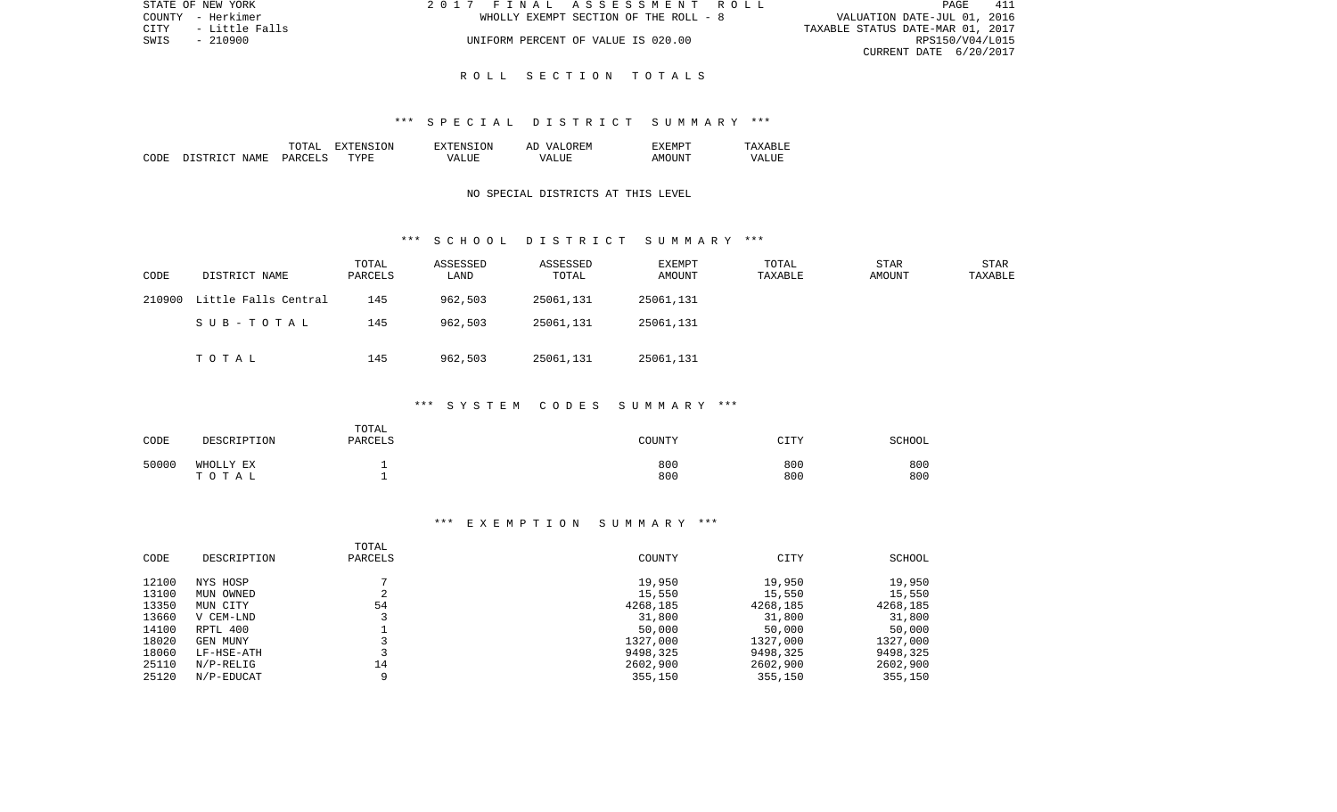STATE OF NEW YORK
COUNTY - Herkimer
CITY - Little Falls
SWIS - 210900

2017 FINAL ASSESSMENT ROLL
WHOLLY EXEMPT SECTION OF THE ROLL - 8
UNIFORM PERCENT OF VALUE IS 020.00

VALUATION DATE-JUL 01, 2016
TAXABLE STATUS DATE-MAR 01, 2017
RPS150/V04/L015
CURRENT DATE 6/20/2017

## ROLL SECTION TOTALS

### *** SPECIAL DISTRICT SUMMARY ***

| CODE | DISTRICT NAME | TOTAL PARCELS | EXTENSION TYPE | EXTENSION VALUE | AD VALOREM VALUE | EXEMPT AMOUNT | TAXABLE VALUE |
|---|---|---|---|---|---|---|---|

NO SPECIAL DISTRICTS AT THIS LEVEL

### *** SCHOOL DISTRICT SUMMARY ***

| CODE | DISTRICT NAME | TOTAL PARCELS | ASSESSED LAND | ASSESSED TOTAL | EXEMPT AMOUNT | TOTAL TAXABLE | STAR AMOUNT | STAR TAXABLE |
|---|---|---|---|---|---|---|---|---|
| 210900 | Little Falls Central | 145 | 962,503 | 25061,131 | 25061,131 | | | |
| | SUB-TOTAL | 145 | 962,503 | 25061,131 | 25061,131 | | | |
| | TOTAL | 145 | 962,503 | 25061,131 | 25061,131 | | | |

### *** SYSTEM CODES SUMMARY ***

| CODE | DESCRIPTION | TOTAL PARCELS | COUNTY | CITY | SCHOOL |
|---|---|---|---|---|---|
| 50000 | WHOLLY EX | 1 | 800 | 800 | 800 |
| | TOTAL | 1 | 800 | 800 | 800 |

### *** EXEMPTION SUMMARY ***

| CODE | DESCRIPTION | TOTAL PARCELS | COUNTY | CITY | SCHOOL |
|---|---|---|---|---|---|
| 12100 | NYS HOSP | 7 | 19,950 | 19,950 | 19,950 |
| 13100 | MUN OWNED | 2 | 15,550 | 15,550 | 15,550 |
| 13350 | MUN CITY | 54 | 4268,185 | 4268,185 | 4268,185 |
| 13660 | V CEM-LND | 3 | 31,800 | 31,800 | 31,800 |
| 14100 | RPTL 400 | 1 | 50,000 | 50,000 | 50,000 |
| 18020 | GEN MUNY | 3 | 1327,000 | 1327,000 | 1327,000 |
| 18060 | LF-HSE-ATH | 3 | 9498,325 | 9498,325 | 9498,325 |
| 25110 | N/P-RELIG | 14 | 2602,900 | 2602,900 | 2602,900 |
| 25120 | N/P-EDUCAT | 9 | 355,150 | 355,150 | 355,150 |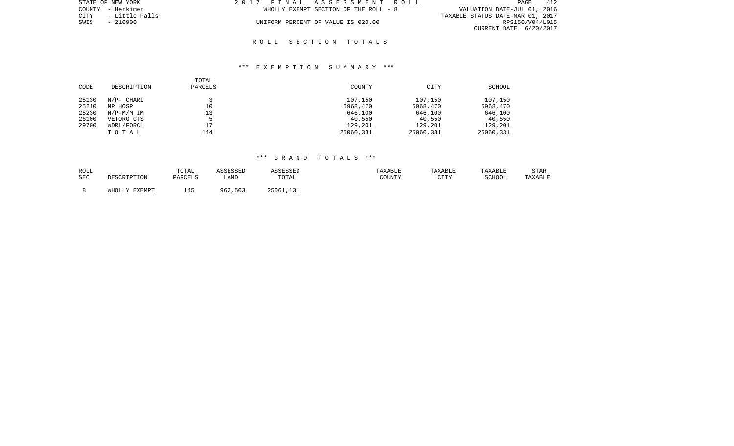## R O L L   S E C T I O N   T O T A L S

### *** E X E M P T I O N   S U M M A R Y ***

| CODE | DESCRIPTION | TOTAL PARCELS | COUNTY | CITY | SCHOOL |
|---|---|---|---|---|---|
| 25130 | N/P- CHARI | 3 | 107,150 | 107,150 | 107,150 |
| 25210 | NP HOSP | 10 | 5968,470 | 5968,470 | 5968,470 |
| 25230 | N/P-M/M IM | 13 | 646,100 | 646,100 | 646,100 |
| 26100 | VETORG CTS | 5 | 40,550 | 40,550 | 40,550 |
| 29700 | WDRL/FORCL | 17 | 129,201 | 129,201 | 129,201 |
| | T O T A L | 144 | 25060,331 | 25060,331 | 25060,331 |

### *** G R A N D   T O T A L S ***

| ROLL SEC | DESCRIPTION | TOTAL PARCELS | ASSESSED LAND | ASSESSED TOTAL | TAXABLE COUNTY | TAXABLE CITY | TAXABLE SCHOOL | STAR TAXABLE |
|---|---|---|---|---|---|---|---|---|
| 8 | WHOLLY EXEMPT | 145 | 962,503 | 25061,131 | | | | |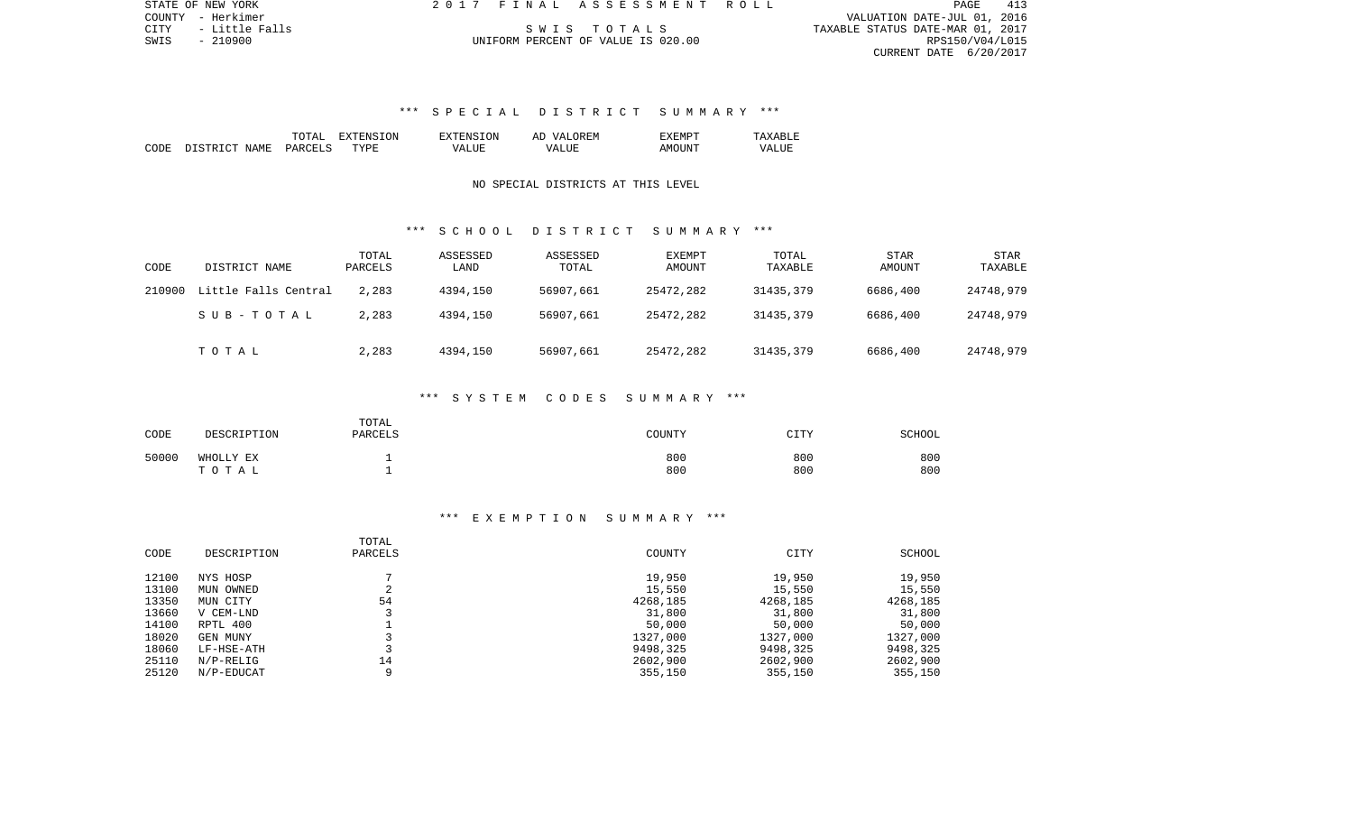STATE OF NEW YORK
COUNTY - Herkimer
CITY - Little Falls
SWIS - 210900

2 0 1 7 F I N A L A S S E S S M E N T R O L L

S W I S T O T A L S
UNIFORM PERCENT OF VALUE IS 020.00

VALUATION DATE-JUL 01, 2016
TAXABLE STATUS DATE-MAR 01, 2017
RPS150/V04/L015
CURRENT DATE 6/20/2017

### *** S P E C I A L D I S T R I C T S U M M A R Y ***

| CODE | DISTRICT NAME | TOTAL PARCELS | EXTENSION TYPE | EXTENSION VALUE | AD VALOREM VALUE | EXEMPT AMOUNT | TAXABLE VALUE |
|---|---|---|---|---|---|---|---|

NO SPECIAL DISTRICTS AT THIS LEVEL

### *** S C H O O L D I S T R I C T S U M M A R Y ***

| CODE | DISTRICT NAME | TOTAL PARCELS | ASSESSED LAND | ASSESSED TOTAL | EXEMPT AMOUNT | TOTAL TAXABLE | STAR AMOUNT | STAR TAXABLE |
|---|---|---|---|---|---|---|---|---|
| 210900 | Little Falls Central | 2,283 | 4394,150 | 56907,661 | 25472,282 | 31435,379 | 6686,400 | 24748,979 |
| | S U B - T O T A L | 2,283 | 4394,150 | 56907,661 | 25472,282 | 31435,379 | 6686,400 | 24748,979 |
| | T O T A L | 2,283 | 4394,150 | 56907,661 | 25472,282 | 31435,379 | 6686,400 | 24748,979 |

### *** S Y S T E M C O D E S S U M M A R Y ***

| CODE | DESCRIPTION | TOTAL PARCELS | COUNTY | CITY | SCHOOL |
|---|---|---|---|---|---|
| 50000 | WHOLLY EX | 1 | 800 | 800 | 800 |
| | T O T A L | 1 | 800 | 800 | 800 |

### *** E X E M P T I O N S U M M A R Y ***

| CODE | DESCRIPTION | TOTAL PARCELS | COUNTY | CITY | SCHOOL |
|---|---|---|---|---|---|
| 12100 | NYS HOSP | 7 | 19,950 | 19,950 | 19,950 |
| 13100 | MUN OWNED | 2 | 15,550 | 15,550 | 15,550 |
| 13350 | MUN CITY | 54 | 4268,185 | 4268,185 | 4268,185 |
| 13660 | V CEM-LND | 3 | 31,800 | 31,800 | 31,800 |
| 14100 | RPTL 400 | 1 | 50,000 | 50,000 | 50,000 |
| 18020 | GEN MUNY | 3 | 1327,000 | 1327,000 | 1327,000 |
| 18060 | LF-HSE-ATH | 3 | 9498,325 | 9498,325 | 9498,325 |
| 25110 | N/P-RELIG | 14 | 2602,900 | 2602,900 | 2602,900 |
| 25120 | N/P-EDUCAT | 9 | 355,150 | 355,150 | 355,150 |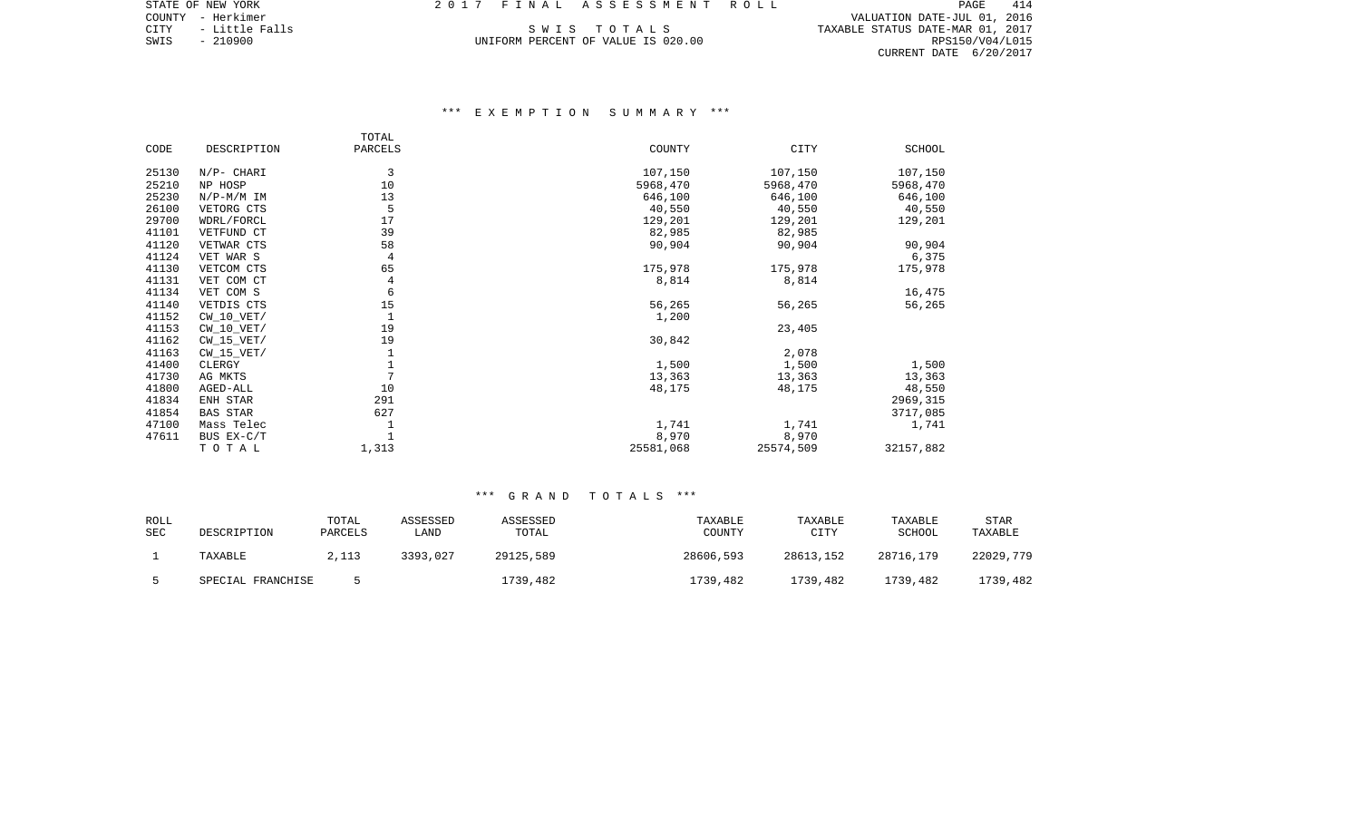STATE OF NEW YORK
COUNTY - Herkimer
CITY - Little Falls
SWIS - 210900

2017 FINAL ASSESSMENT ROLL

SWIS TOTALS

UNIFORM PERCENT OF VALUE IS 020.00

VALUATION DATE-JUL 01, 2016
TAXABLE STATUS DATE-MAR 01, 2017
RPS150/V04/L015
CURRENT DATE 6/20/2017

## *** EXEMPTION SUMMARY ***

| CODE | DESCRIPTION | TOTAL PARCELS | COUNTY | CITY | SCHOOL |
|---|---|---|---|---|---|
| 25130 | N/P- CHARI | 3 | 107,150 | 107,150 | 107,150 |
| 25210 | NP HOSP | 10 | 5968,470 | 5968,470 | 5968,470 |
| 25230 | N/P-M/M IM | 13 | 646,100 | 646,100 | 646,100 |
| 26100 | VETORG CTS | 5 | 40,550 | 40,550 | 40,550 |
| 29700 | WDRL/FORCL | 17 | 129,201 | 129,201 | 129,201 |
| 41101 | VETFUND CT | 39 | 82,985 | 82,985 | |
| 41120 | VETWAR CTS | 58 | 90,904 | 90,904 | 90,904 |
| 41124 | VET WAR S | 4 | | | 6,375 |
| 41130 | VETCOM CTS | 65 | 175,978 | 175,978 | 175,978 |
| 41131 | VET COM CT | 4 | 8,814 | 8,814 | |
| 41134 | VET COM S | 6 | | | 16,475 |
| 41140 | VETDIS CTS | 15 | 56,265 | 56,265 | 56,265 |
| 41152 | CW_10_VET/ | 1 | 1,200 | | |
| 41153 | CW_10_VET/ | 19 | | 23,405 | |
| 41162 | CW_15_VET/ | 19 | 30,842 | | |
| 41163 | CW_15_VET/ | 1 | | 2,078 | |
| 41400 | CLERGY | 1 | 1,500 | 1,500 | 1,500 |
| 41730 | AG MKTS | 7 | 13,363 | 13,363 | 13,363 |
| 41800 | AGED-ALL | 10 | 48,175 | 48,175 | 48,550 |
| 41834 | ENH STAR | 291 | | | 2969,315 |
| 41854 | BAS STAR | 627 | | | 3717,085 |
| 47100 | Mass Telec | 1 | 1,741 | 1,741 | 1,741 |
| 47611 | BUS EX-C/T | 1 | 8,970 | 8,970 | |
| | TOTAL | 1,313 | 25581,068 | 25574,509 | 32157,882 |

## *** GRAND TOTALS ***

| ROLL SEC | DESCRIPTION | TOTAL PARCELS | ASSESSED LAND | ASSESSED TOTAL | TAXABLE COUNTY | TAXABLE CITY | TAXABLE SCHOOL | STAR TAXABLE |
|---|---|---|---|---|---|---|---|---|
| 1 | TAXABLE | 2,113 | 3393,027 | 29125,589 | 28606,593 | 28613,152 | 28716,179 | 22029,779 |
| 5 | SPECIAL FRANCHISE | 5 | | 1739,482 | 1739,482 | 1739,482 | 1739,482 | 1739,482 |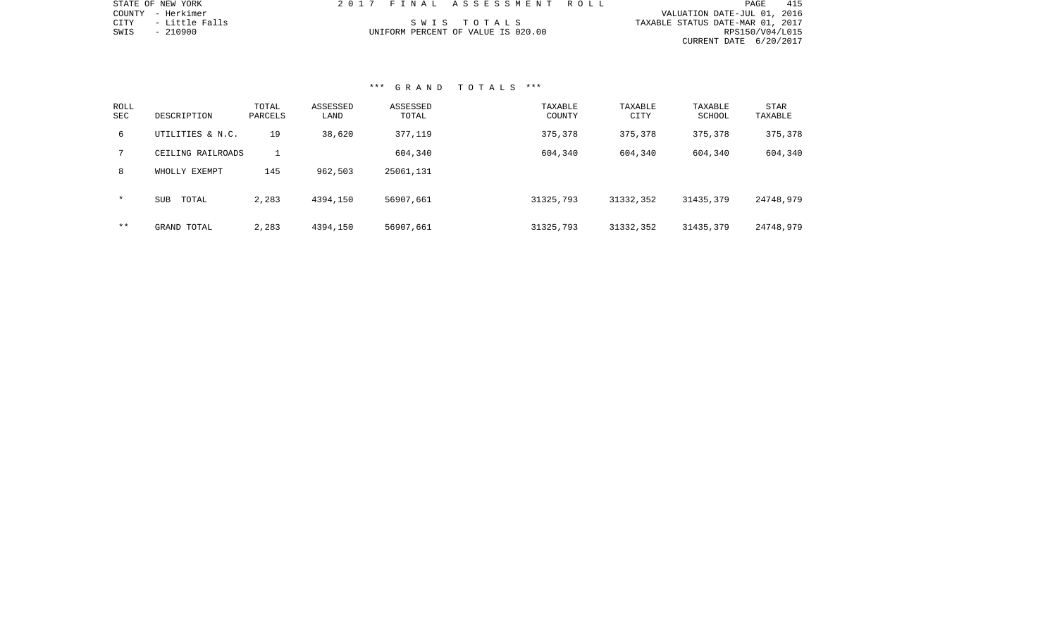STATE OF NEW YORK
COUNTY - Herkimer
CITY - Little Falls
SWIS - 210900

2 0 1 7 F I N A L A S S E S S M E N T R O L L

S W I S T O T A L S
UNIFORM PERCENT OF VALUE IS 020.00

VALUATION DATE-JUL 01, 2016
TAXABLE STATUS DATE-MAR 01, 2017
RPS150/V04/L015
CURRENT DATE 6/20/2017

### *** G R A N D T O T A L S ***

| ROLL SEC | DESCRIPTION | TOTAL PARCELS | ASSESSED LAND | ASSESSED TOTAL | TAXABLE COUNTY | TAXABLE CITY | TAXABLE SCHOOL | STAR TAXABLE |
|---|---|---|---|---|---|---|---|---|
| 6 | UTILITIES & N.C. | 19 | 38,620 | 377,119 | 375,378 | 375,378 | 375,378 | 375,378 |
| 7 | CEILING RAILROADS | 1 | | 604,340 | 604,340 | 604,340 | 604,340 | 604,340 |
| 8 | WHOLLY EXEMPT | 145 | 962,503 | 25061,131 | | | | |
| * | SUB TOTAL | 2,283 | 4394,150 | 56907,661 | 31325,793 | 31332,352 | 31435,379 | 24748,979 |
| ** | GRAND TOTAL | 2,283 | 4394,150 | 56907,661 | 31325,793 | 31332,352 | 31435,379 | 24748,979 |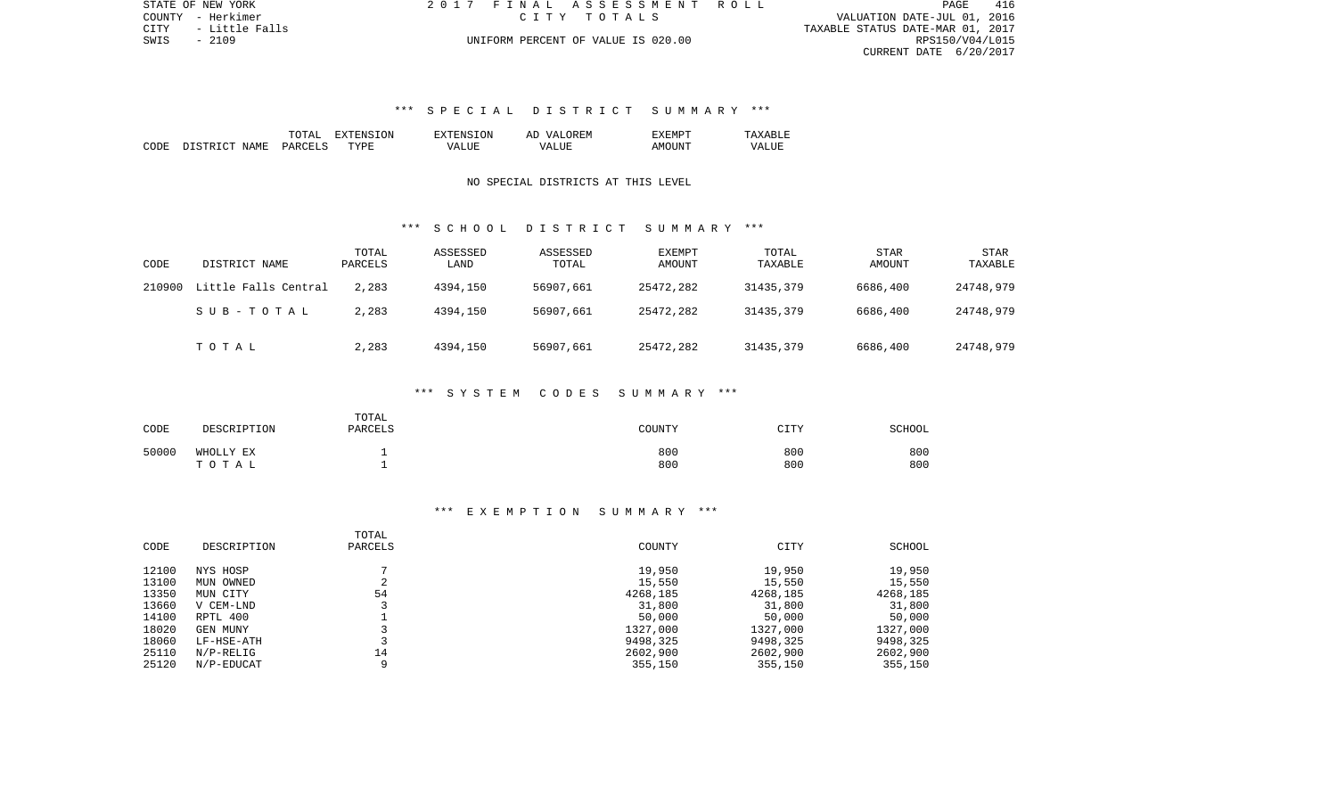STATE OF NEW YORK
COUNTY - Herkimer
CITY - Little Falls
SWIS - 2109

2017 FINAL ASSESSMENT ROLL
CITY TOTALS
UNIFORM PERCENT OF VALUE IS 020.00

VALUATION DATE-JUL 01, 2016
TAXABLE STATUS DATE-MAR 01, 2017
RPS150/V04/L015
CURRENT DATE 6/20/2017

### *** SPECIAL DISTRICT SUMMARY ***

| CODE | DISTRICT NAME | TOTAL PARCELS | EXTENSION TYPE | EXTENSION VALUE | AD VALOREM VALUE | EXEMPT AMOUNT | TAXABLE VALUE |
|---|---|---|---|---|---|---|---|

NO SPECIAL DISTRICTS AT THIS LEVEL

### *** SCHOOL DISTRICT SUMMARY ***

| CODE | DISTRICT NAME | TOTAL PARCELS | ASSESSED LAND | ASSESSED TOTAL | EXEMPT AMOUNT | TOTAL TAXABLE | STAR AMOUNT | STAR TAXABLE |
|---|---|---|---|---|---|---|---|---|
| 210900 | Little Falls Central | 2,283 | 4394,150 | 56907,661 | 25472,282 | 31435,379 | 6686,400 | 24748,979 |
| | SUB-TOTAL | 2,283 | 4394,150 | 56907,661 | 25472,282 | 31435,379 | 6686,400 | 24748,979 |
| | TOTAL | 2,283 | 4394,150 | 56907,661 | 25472,282 | 31435,379 | 6686,400 | 24748,979 |

### *** SYSTEM CODES SUMMARY ***

| CODE | DESCRIPTION | TOTAL PARCELS | COUNTY | CITY | SCHOOL |
|---|---|---|---|---|---|
| 50000 | WHOLLY EX | 1 | 800 | 800 | 800 |
| | TOTAL | 1 | 800 | 800 | 800 |

### *** EXEMPTION SUMMARY ***

| CODE | DESCRIPTION | TOTAL PARCELS | COUNTY | CITY | SCHOOL |
|---|---|---|---|---|---|
| 12100 | NYS HOSP | 7 | 19,950 | 19,950 | 19,950 |
| 13100 | MUN OWNED | 2 | 15,550 | 15,550 | 15,550 |
| 13350 | MUN CITY | 54 | 4268,185 | 4268,185 | 4268,185 |
| 13660 | V CEM-LND | 3 | 31,800 | 31,800 | 31,800 |
| 14100 | RPTL 400 | 1 | 50,000 | 50,000 | 50,000 |
| 18020 | GEN MUNY | 3 | 1327,000 | 1327,000 | 1327,000 |
| 18060 | LF-HSE-ATH | 3 | 9498,325 | 9498,325 | 9498,325 |
| 25110 | N/P-RELIG | 14 | 2602,900 | 2602,900 | 2602,900 |
| 25120 | N/P-EDUCAT | 9 | 355,150 | 355,150 | 355,150 |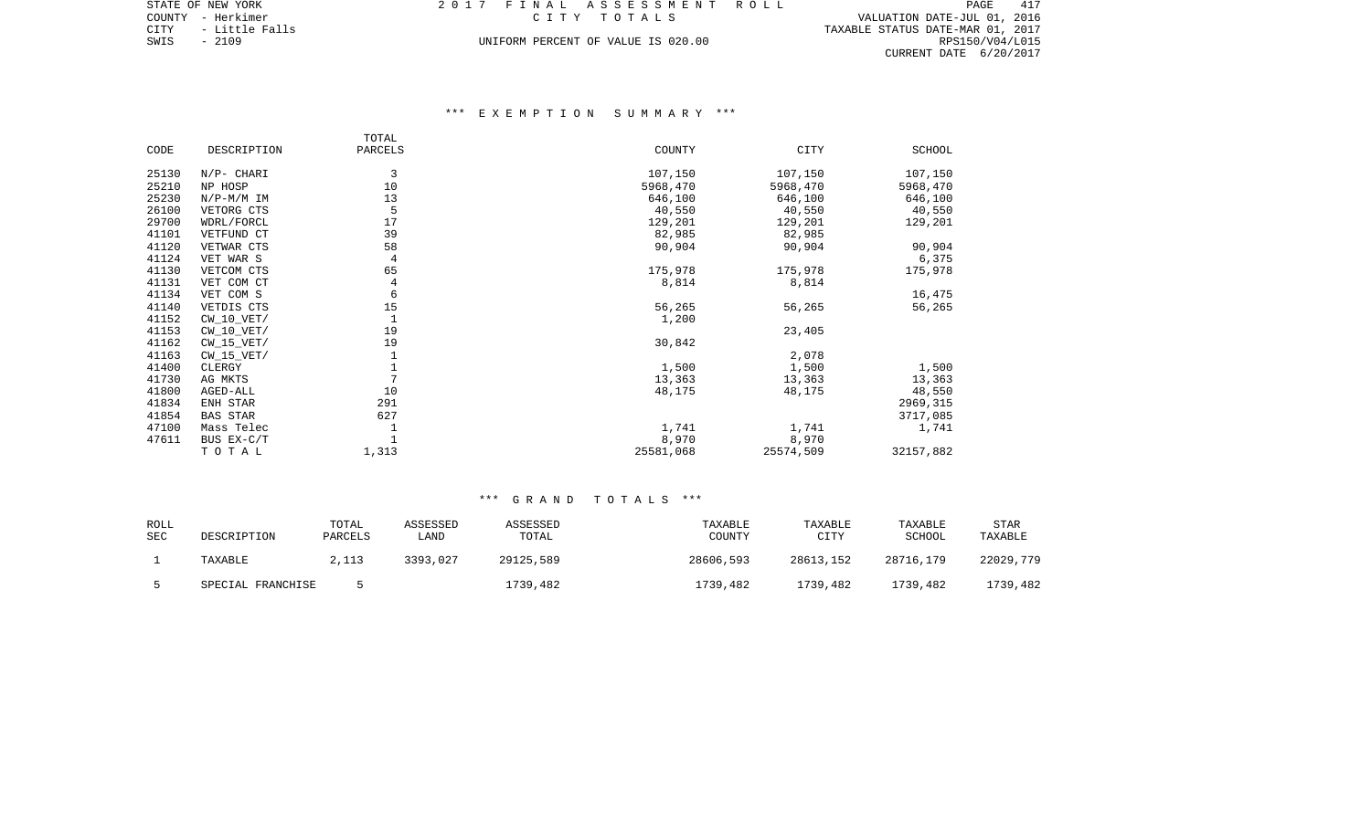## *** EXEMPTION SUMMARY ***

| CODE | DESCRIPTION | TOTAL PARCELS | COUNTY | CITY | SCHOOL |
|---|---|---|---|---|---|
| 25130 | N/P- CHARI | 3 | 107,150 | 107,150 | 107,150 |
| 25210 | NP HOSP | 10 | 5968,470 | 5968,470 | 5968,470 |
| 25230 | N/P-M/M IM | 13 | 646,100 | 646,100 | 646,100 |
| 26100 | VETORG CTS | 5 | 40,550 | 40,550 | 40,550 |
| 29700 | WDRL/FORCL | 17 | 129,201 | 129,201 | 129,201 |
| 41101 | VETFUND CT | 39 | 82,985 | 82,985 | |
| 41120 | VETWAR CTS | 58 | 90,904 | 90,904 | 90,904 |
| 41124 | VET WAR S | 4 | | | 6,375 |
| 41130 | VETCOM CTS | 65 | 175,978 | 175,978 | 175,978 |
| 41131 | VET COM CT | 4 | 8,814 | 8,814 | |
| 41134 | VET COM S | 6 | | | 16,475 |
| 41140 | VETDIS CTS | 15 | 56,265 | 56,265 | 56,265 |
| 41152 | CW_10_VET/ | 1 | 1,200 | | |
| 41153 | CW_10_VET/ | 19 | | 23,405 | |
| 41162 | CW_15_VET/ | 19 | 30,842 | | |
| 41163 | CW_15_VET/ | 1 | | 2,078 | |
| 41400 | CLERGY | 1 | 1,500 | 1,500 | 1,500 |
| 41730 | AG MKTS | 7 | 13,363 | 13,363 | 13,363 |
| 41800 | AGED-ALL | 10 | 48,175 | 48,175 | 48,550 |
| 41834 | ENH STAR | 291 | | | 2969,315 |
| 41854 | BAS STAR | 627 | | | 3717,085 |
| 47100 | Mass Telec | 1 | 1,741 | 1,741 | 1,741 |
| 47611 | BUS EX-C/T | 1 | 8,970 | 8,970 | |
| | T O T A L | 1,313 | 25581,068 | 25574,509 | 32157,882 |

## *** GRAND TOTALS ***

| ROLL SEC | DESCRIPTION | TOTAL PARCELS | ASSESSED LAND | ASSESSED TOTAL | TAXABLE COUNTY | TAXABLE CITY | TAXABLE SCHOOL | STAR TAXABLE |
|---|---|---|---|---|---|---|---|---|
| 1 | TAXABLE | 2,113 | 3393,027 | 29125,589 | 28606,593 | 28613,152 | 28716,179 | 22029,779 |
| 5 | SPECIAL FRANCHISE | 5 | | 1739,482 | 1739,482 | 1739,482 | 1739,482 | 1739,482 |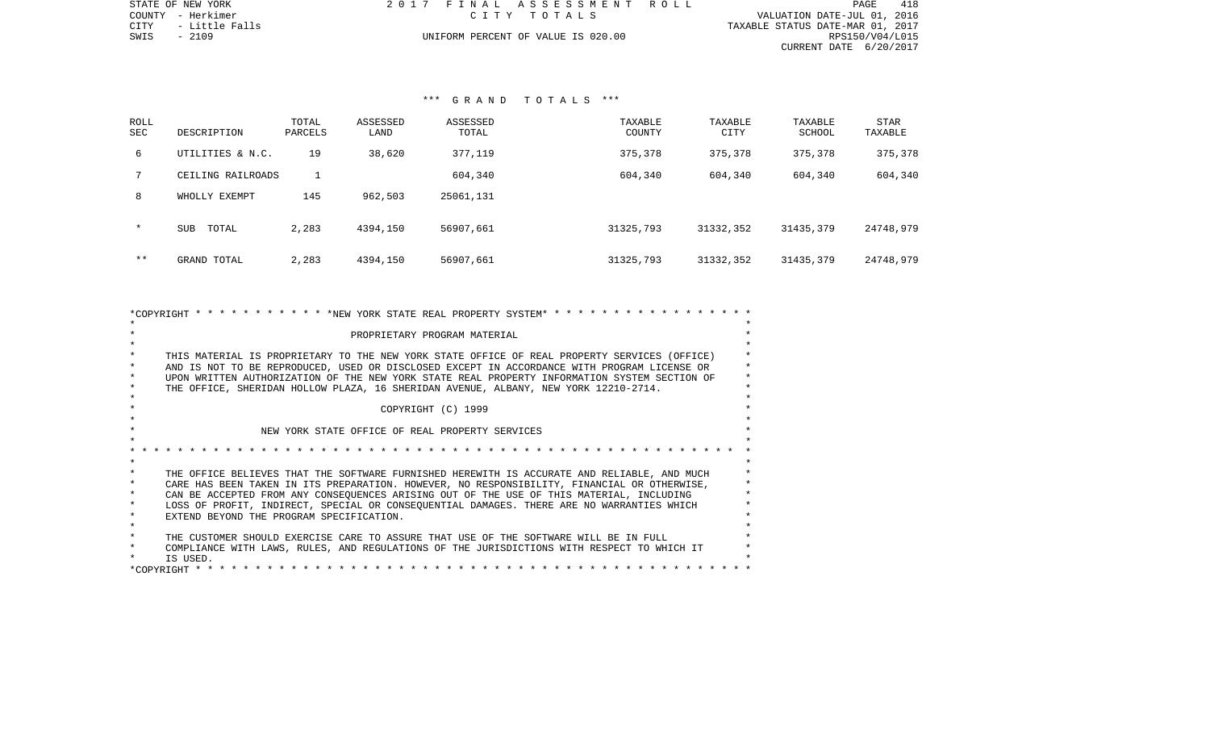STATE OF NEW YORK
COUNTY - Herkimer
CITY - Little Falls
SWIS - 2109

2017 FINAL ASSESSMENT ROLL
CITY TOTALS
UNIFORM PERCENT OF VALUE IS 020.00

VALUATION DATE-JUL 01, 2016
TAXABLE STATUS DATE-MAR 01, 2017
RPS150/V04/L015
CURRENT DATE 6/20/2017

*** GRAND TOTALS ***

| ROLL SEC | DESCRIPTION | TOTAL PARCELS | ASSESSED LAND | ASSESSED TOTAL | TAXABLE COUNTY | TAXABLE CITY | TAXABLE SCHOOL | STAR TAXABLE |
|---|---|---|---|---|---|---|---|---|
| 6 | UTILITIES & N.C. | 19 | 38,620 | 377,119 | 375,378 | 375,378 | 375,378 | 375,378 |
| 7 | CEILING RAILROADS | 1 | | 604,340 | 604,340 | 604,340 | 604,340 | 604,340 |
| 8 | WHOLLY EXEMPT | 145 | 962,503 | 25061,131 | | | | |
| * | SUB TOTAL | 2,283 | 4394,150 | 56907,661 | 31325,793 | 31332,352 | 31435,379 | 24748,979 |
| ** | GRAND TOTAL | 2,283 | 4394,150 | 56907,661 | 31325,793 | 31332,352 | 31435,379 | 24748,979 |

*COPYRIGHT * * * * * * * * * * * *NEW YORK STATE REAL PROPERTY SYSTEM* * * * * * * * * * * * * * * * * *

PROPRIETARY PROGRAM MATERIAL

THIS MATERIAL IS PROPRIETARY TO THE NEW YORK STATE OFFICE OF REAL PROPERTY SERVICES (OFFICE) AND IS NOT TO BE REPRODUCED, USED OR DISCLOSED EXCEPT IN ACCORDANCE WITH PROGRAM LICENSE OR UPON WRITTEN AUTHORIZATION OF THE NEW YORK STATE REAL PROPERTY INFORMATION SYSTEM SECTION OF THE OFFICE, SHERIDAN HOLLOW PLAZA, 16 SHERIDAN AVENUE, ALBANY, NEW YORK 12210-2714.

COPYRIGHT (C) 1999

NEW YORK STATE OFFICE OF REAL PROPERTY SERVICES

THE OFFICE BELIEVES THAT THE SOFTWARE FURNISHED HEREWITH IS ACCURATE AND RELIABLE, AND MUCH CARE HAS BEEN TAKEN IN ITS PREPARATION. HOWEVER, NO RESPONSIBILITY, FINANCIAL OR OTHERWISE, CAN BE ACCEPTED FROM ANY CONSEQUENCES ARISING OUT OF THE USE OF THIS MATERIAL, INCLUDING LOSS OF PROFIT, INDIRECT, SPECIAL OR CONSEQUENTIAL DAMAGES. THERE ARE NO WARRANTIES WHICH EXTEND BEYOND THE PROGRAM SPECIFICATION.

THE CUSTOMER SHOULD EXERCISE CARE TO ASSURE THAT USE OF THE SOFTWARE WILL BE IN FULL COMPLIANCE WITH LAWS, RULES, AND REGULATIONS OF THE JURISDICTIONS WITH RESPECT TO WHICH IT IS USED.

*COPYRIGHT * * * * * * * * * * * * * * * * * * * * * * * * * * * * * * * * * * * * * * * * * * * * * *